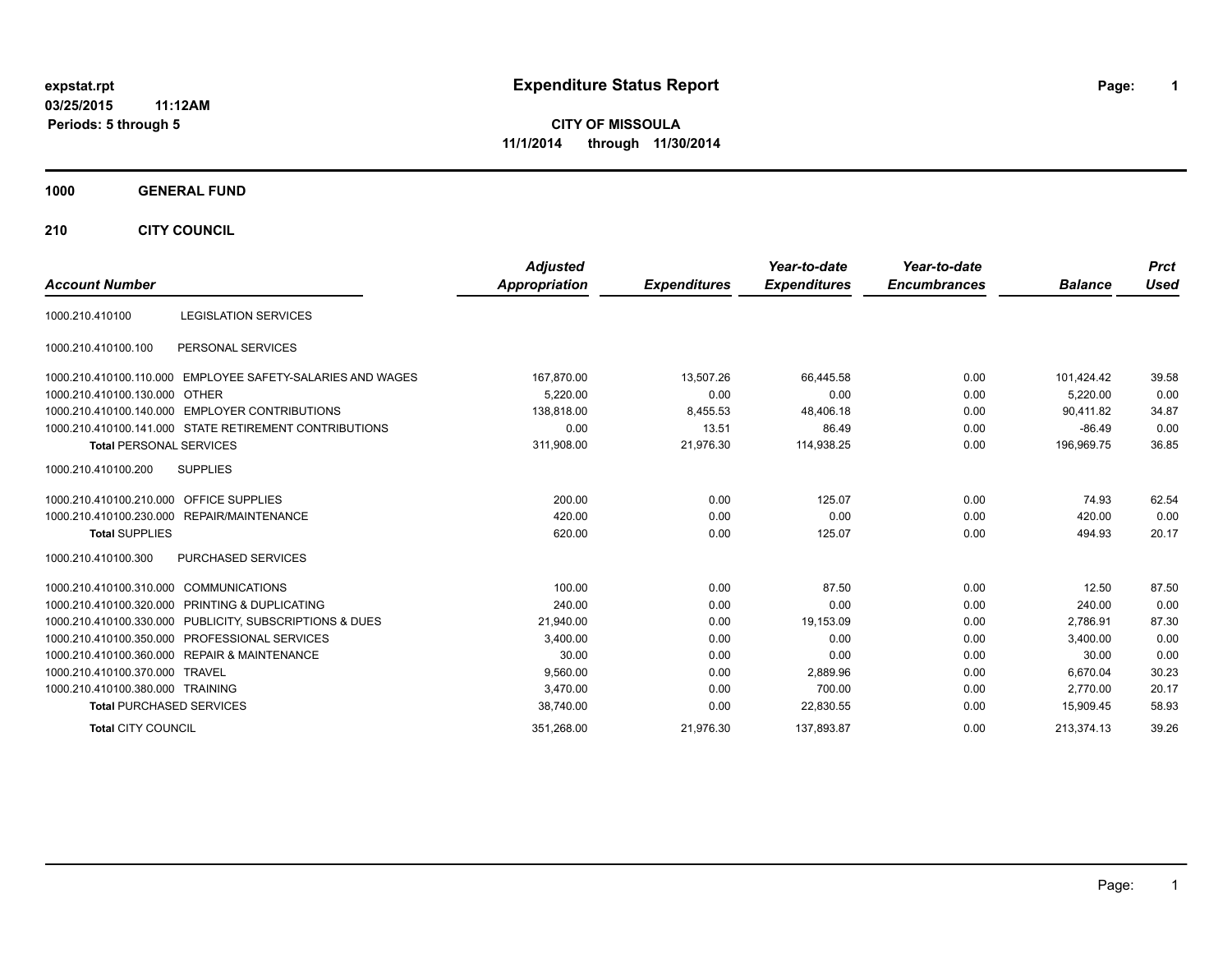expstat.rpt
03/25/2015 11:12AM
Periods: 5 through 5

# Expenditure Status Report

**CITY OF MISSOULA**
**11/1/2014 through 11/30/2014**

## 1000 GENERAL FUND

## 210 CITY COUNCIL

| Account Number | | Adjusted Appropriation | Expenditures | Year-to-date Expenditures | Year-to-date Encumbrances | Balance | Prct Used |
|---|---|---|---|---|---|---|---|
| 1000.210.410100 | LEGISLATION SERVICES | | | | | | |
| 1000.210.410100.100 | PERSONAL SERVICES | | | | | | |
| 1000.210.410100.110.000 | EMPLOYEE SAFETY-SALARIES AND WAGES | 167,870.00 | 13,507.26 | 66,445.58 | 0.00 | 101,424.42 | 39.58 |
| 1000.210.410100.130.000 | OTHER | 5,220.00 | 0.00 | 0.00 | 0.00 | 5,220.00 | 0.00 |
| 1000.210.410100.140.000 | EMPLOYER CONTRIBUTIONS | 138,818.00 | 8,455.53 | 48,406.18 | 0.00 | 90,411.82 | 34.87 |
| 1000.210.410100.141.000 | STATE RETIREMENT CONTRIBUTIONS | 0.00 | 13.51 | 86.49 | 0.00 | -86.49 | 0.00 |
| **Total** PERSONAL SERVICES | | 311,908.00 | 21,976.30 | 114,938.25 | 0.00 | 196,969.75 | 36.85 |
| 1000.210.410100.200 | SUPPLIES | | | | | | |
| 1000.210.410100.210.000 | OFFICE SUPPLIES | 200.00 | 0.00 | 125.07 | 0.00 | 74.93 | 62.54 |
| 1000.210.410100.230.000 | REPAIR/MAINTENANCE | 420.00 | 0.00 | 0.00 | 0.00 | 420.00 | 0.00 |
| **Total** SUPPLIES | | 620.00 | 0.00 | 125.07 | 0.00 | 494.93 | 20.17 |
| 1000.210.410100.300 | PURCHASED SERVICES | | | | | | |
| 1000.210.410100.310.000 | COMMUNICATIONS | 100.00 | 0.00 | 87.50 | 0.00 | 12.50 | 87.50 |
| 1000.210.410100.320.000 | PRINTING & DUPLICATING | 240.00 | 0.00 | 0.00 | 0.00 | 240.00 | 0.00 |
| 1000.210.410100.330.000 | PUBLICITY, SUBSCRIPTIONS & DUES | 21,940.00 | 0.00 | 19,153.09 | 0.00 | 2,786.91 | 87.30 |
| 1000.210.410100.350.000 | PROFESSIONAL SERVICES | 3,400.00 | 0.00 | 0.00 | 0.00 | 3,400.00 | 0.00 |
| 1000.210.410100.360.000 | REPAIR & MAINTENANCE | 30.00 | 0.00 | 0.00 | 0.00 | 30.00 | 0.00 |
| 1000.210.410100.370.000 | TRAVEL | 9,560.00 | 0.00 | 2,889.96 | 0.00 | 6,670.04 | 30.23 |
| 1000.210.410100.380.000 | TRAINING | 3,470.00 | 0.00 | 700.00 | 0.00 | 2,770.00 | 20.17 |
| **Total** PURCHASED SERVICES | | 38,740.00 | 0.00 | 22,830.55 | 0.00 | 15,909.45 | 58.93 |
| **Total** CITY COUNCIL | | 351,268.00 | 21,976.30 | 137,893.87 | 0.00 | 213,374.13 | 39.26 |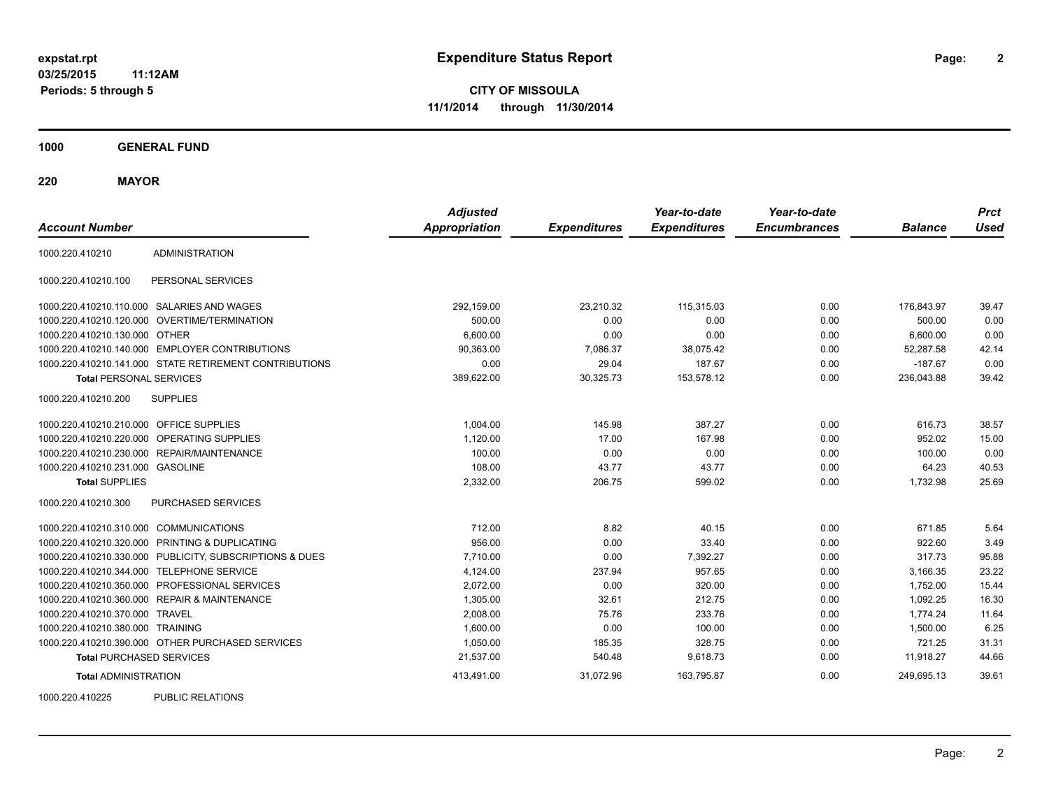expstat.rpt
03/25/2015 11:12AM
Periods: 5 through 5

# Expenditure Status Report

**CITY OF MISSOULA**
**11/1/2014 through 11/30/2014**

**1000 GENERAL FUND**

**220 MAYOR**

| Account Number | | Adjusted Appropriation | Expenditures | Year-to-date Expenditures | Year-to-date Encumbrances | Balance | Prct Used |
|---|---|---|---|---|---|---|---|
| 1000.220.410210 | ADMINISTRATION | | | | | | |
| 1000.220.410210.100 | PERSONAL SERVICES | | | | | | |
| 1000.220.410210.110.000 | SALARIES AND WAGES | 292,159.00 | 23,210.32 | 115,315.03 | 0.00 | 176,843.97 | 39.47 |
| 1000.220.410210.120.000 | OVERTIME/TERMINATION | 500.00 | 0.00 | 0.00 | 0.00 | 500.00 | 0.00 |
| 1000.220.410210.130.000 | OTHER | 6,600.00 | 0.00 | 0.00 | 0.00 | 6,600.00 | 0.00 |
| 1000.220.410210.140.000 | EMPLOYER CONTRIBUTIONS | 90,363.00 | 7,086.37 | 38,075.42 | 0.00 | 52,287.58 | 42.14 |
| 1000.220.410210.141.000 | STATE RETIREMENT CONTRIBUTIONS | 0.00 | 29.04 | 187.67 | 0.00 | -187.67 | 0.00 |
| **Total** PERSONAL SERVICES | | 389,622.00 | 30,325.73 | 153,578.12 | 0.00 | 236,043.88 | 39.42 |
| 1000.220.410210.200 | SUPPLIES | | | | | | |
| 1000.220.410210.210.000 | OFFICE SUPPLIES | 1,004.00 | 145.98 | 387.27 | 0.00 | 616.73 | 38.57 |
| 1000.220.410210.220.000 | OPERATING SUPPLIES | 1,120.00 | 17.00 | 167.98 | 0.00 | 952.02 | 15.00 |
| 1000.220.410210.230.000 | REPAIR/MAINTENANCE | 100.00 | 0.00 | 0.00 | 0.00 | 100.00 | 0.00 |
| 1000.220.410210.231.000 | GASOLINE | 108.00 | 43.77 | 43.77 | 0.00 | 64.23 | 40.53 |
| **Total** SUPPLIES | | 2,332.00 | 206.75 | 599.02 | 0.00 | 1,732.98 | 25.69 |
| 1000.220.410210.300 | PURCHASED SERVICES | | | | | | |
| 1000.220.410210.310.000 | COMMUNICATIONS | 712.00 | 8.82 | 40.15 | 0.00 | 671.85 | 5.64 |
| 1000.220.410210.320.000 | PRINTING & DUPLICATING | 956.00 | 0.00 | 33.40 | 0.00 | 922.60 | 3.49 |
| 1000.220.410210.330.000 | PUBLICITY, SUBSCRIPTIONS & DUES | 7,710.00 | 0.00 | 7,392.27 | 0.00 | 317.73 | 95.88 |
| 1000.220.410210.344.000 | TELEPHONE SERVICE | 4,124.00 | 237.94 | 957.65 | 0.00 | 3,166.35 | 23.22 |
| 1000.220.410210.350.000 | PROFESSIONAL SERVICES | 2,072.00 | 0.00 | 320.00 | 0.00 | 1,752.00 | 15.44 |
| 1000.220.410210.360.000 | REPAIR & MAINTENANCE | 1,305.00 | 32.61 | 212.75 | 0.00 | 1,092.25 | 16.30 |
| 1000.220.410210.370.000 | TRAVEL | 2,008.00 | 75.76 | 233.76 | 0.00 | 1,774.24 | 11.64 |
| 1000.220.410210.380.000 | TRAINING | 1,600.00 | 0.00 | 100.00 | 0.00 | 1,500.00 | 6.25 |
| 1000.220.410210.390.000 | OTHER PURCHASED SERVICES | 1,050.00 | 185.35 | 328.75 | 0.00 | 721.25 | 31.31 |
| **Total** PURCHASED SERVICES | | 21,537.00 | 540.48 | 9,618.73 | 0.00 | 11,918.27 | 44.66 |
| **Total** ADMINISTRATION | | 413,491.00 | 31,072.96 | 163,795.87 | 0.00 | 249,695.13 | 39.61 |
| 1000.220.410225 | PUBLIC RELATIONS | | | | | | |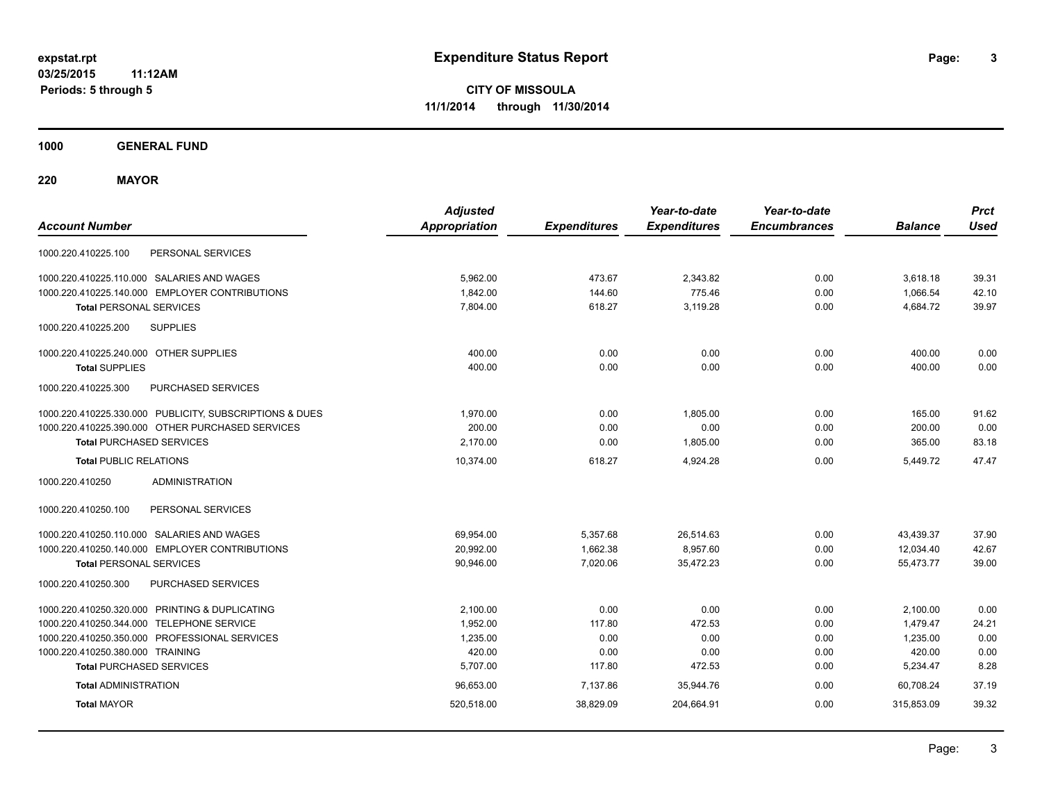**expstat.rpt**
**03/25/2015 11:12AM**
**Periods: 5 through 5**

# Expenditure Status Report

**CITY OF MISSOULA**
**11/1/2014 through 11/30/2014**

## 1000 GENERAL FUND

## 220 MAYOR

| Account Number | | Adjusted Appropriation | Expenditures | Year-to-date Expenditures | Year-to-date Encumbrances | Balance | Prct Used |
|---|---|---|---|---|---|---|---|
| 1000.220.410225.100 | PERSONAL SERVICES | | | | | | |
| 1000.220.410225.110.000 | SALARIES AND WAGES | 5,962.00 | 473.67 | 2,343.82 | 0.00 | 3,618.18 | 39.31 |
| 1000.220.410225.140.000 | EMPLOYER CONTRIBUTIONS | 1,842.00 | 144.60 | 775.46 | 0.00 | 1,066.54 | 42.10 |
| **Total** PERSONAL SERVICES | | 7,804.00 | 618.27 | 3,119.28 | 0.00 | 4,684.72 | 39.97 |
| 1000.220.410225.200 | SUPPLIES | | | | | | |
| 1000.220.410225.240.000 | OTHER SUPPLIES | 400.00 | 0.00 | 0.00 | 0.00 | 400.00 | 0.00 |
| **Total** SUPPLIES | | 400.00 | 0.00 | 0.00 | 0.00 | 400.00 | 0.00 |
| 1000.220.410225.300 | PURCHASED SERVICES | | | | | | |
| 1000.220.410225.330.000 | PUBLICITY, SUBSCRIPTIONS & DUES | 1,970.00 | 0.00 | 1,805.00 | 0.00 | 165.00 | 91.62 |
| 1000.220.410225.390.000 | OTHER PURCHASED SERVICES | 200.00 | 0.00 | 0.00 | 0.00 | 200.00 | 0.00 |
| **Total** PURCHASED SERVICES | | 2,170.00 | 0.00 | 1,805.00 | 0.00 | 365.00 | 83.18 |
| **Total** PUBLIC RELATIONS | | 10,374.00 | 618.27 | 4,924.28 | 0.00 | 5,449.72 | 47.47 |
| 1000.220.410250 | ADMINISTRATION | | | | | | |
| 1000.220.410250.100 | PERSONAL SERVICES | | | | | | |
| 1000.220.410250.110.000 | SALARIES AND WAGES | 69,954.00 | 5,357.68 | 26,514.63 | 0.00 | 43,439.37 | 37.90 |
| 1000.220.410250.140.000 | EMPLOYER CONTRIBUTIONS | 20,992.00 | 1,662.38 | 8,957.60 | 0.00 | 12,034.40 | 42.67 |
| **Total** PERSONAL SERVICES | | 90,946.00 | 7,020.06 | 35,472.23 | 0.00 | 55,473.77 | 39.00 |
| 1000.220.410250.300 | PURCHASED SERVICES | | | | | | |
| 1000.220.410250.320.000 | PRINTING & DUPLICATING | 2,100.00 | 0.00 | 0.00 | 0.00 | 2,100.00 | 0.00 |
| 1000.220.410250.344.000 | TELEPHONE SERVICE | 1,952.00 | 117.80 | 472.53 | 0.00 | 1,479.47 | 24.21 |
| 1000.220.410250.350.000 | PROFESSIONAL SERVICES | 1,235.00 | 0.00 | 0.00 | 0.00 | 1,235.00 | 0.00 |
| 1000.220.410250.380.000 | TRAINING | 420.00 | 0.00 | 0.00 | 0.00 | 420.00 | 0.00 |
| **Total** PURCHASED SERVICES | | 5,707.00 | 117.80 | 472.53 | 0.00 | 5,234.47 | 8.28 |
| **Total** ADMINISTRATION | | 96,653.00 | 7,137.86 | 35,944.76 | 0.00 | 60,708.24 | 37.19 |
| **Total** MAYOR | | 520,518.00 | 38,829.09 | 204,664.91 | 0.00 | 315,853.09 | 39.32 |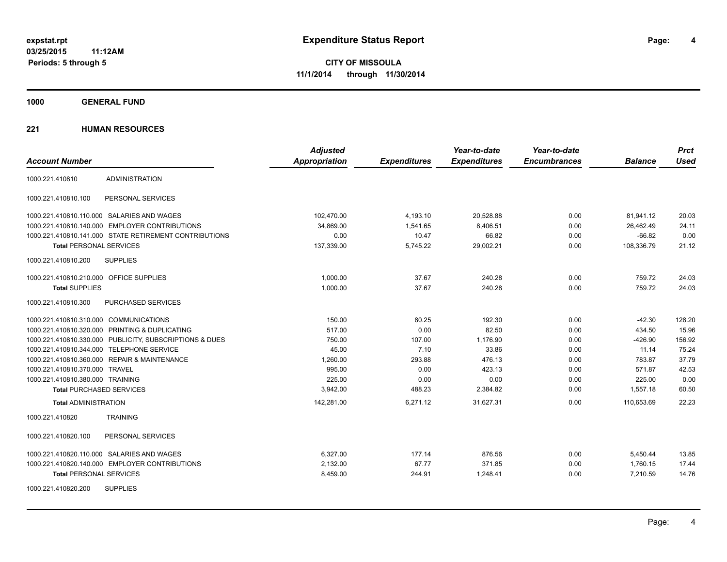# Expenditure Status Report

expstat.rpt
03/25/2015 11:12AM
Periods: 5 through 5

**CITY OF MISSOULA**
**11/1/2014 through 11/30/2014**

## 1000 GENERAL FUND

## 221 HUMAN RESOURCES

| Account Number | | Adjusted Appropriation | Expenditures | Year-to-date Expenditures | Year-to-date Encumbrances | Balance | Prct Used |
|---|---|---|---|---|---|---|---|
| 1000.221.410810 | ADMINISTRATION | | | | | | |
| 1000.221.410810.100 | PERSONAL SERVICES | | | | | | |
| 1000.221.410810.110.000 | SALARIES AND WAGES | 102,470.00 | 4,193.10 | 20,528.88 | 0.00 | 81,941.12 | 20.03 |
| 1000.221.410810.140.000 | EMPLOYER CONTRIBUTIONS | 34,869.00 | 1,541.65 | 8,406.51 | 0.00 | 26,462.49 | 24.11 |
| 1000.221.410810.141.000 | STATE RETIREMENT CONTRIBUTIONS | 0.00 | 10.47 | 66.82 | 0.00 | -66.82 | 0.00 |
| **Total** PERSONAL SERVICES | | 137,339.00 | 5,745.22 | 29,002.21 | 0.00 | 108,336.79 | 21.12 |
| 1000.221.410810.200 | SUPPLIES | | | | | | |
| 1000.221.410810.210.000 | OFFICE SUPPLIES | 1,000.00 | 37.67 | 240.28 | 0.00 | 759.72 | 24.03 |
| **Total** SUPPLIES | | 1,000.00 | 37.67 | 240.28 | 0.00 | 759.72 | 24.03 |
| 1000.221.410810.300 | PURCHASED SERVICES | | | | | | |
| 1000.221.410810.310.000 | COMMUNICATIONS | 150.00 | 80.25 | 192.30 | 0.00 | -42.30 | 128.20 |
| 1000.221.410810.320.000 | PRINTING & DUPLICATING | 517.00 | 0.00 | 82.50 | 0.00 | 434.50 | 15.96 |
| 1000.221.410810.330.000 | PUBLICITY, SUBSCRIPTIONS & DUES | 750.00 | 107.00 | 1,176.90 | 0.00 | -426.90 | 156.92 |
| 1000.221.410810.344.000 | TELEPHONE SERVICE | 45.00 | 7.10 | 33.86 | 0.00 | 11.14 | 75.24 |
| 1000.221.410810.360.000 | REPAIR & MAINTENANCE | 1,260.00 | 293.88 | 476.13 | 0.00 | 783.87 | 37.79 |
| 1000.221.410810.370.000 | TRAVEL | 995.00 | 0.00 | 423.13 | 0.00 | 571.87 | 42.53 |
| 1000.221.410810.380.000 | TRAINING | 225.00 | 0.00 | 0.00 | 0.00 | 225.00 | 0.00 |
| **Total** PURCHASED SERVICES | | 3,942.00 | 488.23 | 2,384.82 | 0.00 | 1,557.18 | 60.50 |
| **Total** ADMINISTRATION | | 142,281.00 | 6,271.12 | 31,627.31 | 0.00 | 110,653.69 | 22.23 |
| 1000.221.410820 | TRAINING | | | | | | |
| 1000.221.410820.100 | PERSONAL SERVICES | | | | | | |
| 1000.221.410820.110.000 | SALARIES AND WAGES | 6,327.00 | 177.14 | 876.56 | 0.00 | 5,450.44 | 13.85 |
| 1000.221.410820.140.000 | EMPLOYER CONTRIBUTIONS | 2,132.00 | 67.77 | 371.85 | 0.00 | 1,760.15 | 17.44 |
| **Total** PERSONAL SERVICES | | 8,459.00 | 244.91 | 1,248.41 | 0.00 | 7,210.59 | 14.76 |
| 1000.221.410820.200 | SUPPLIES | | | | | | |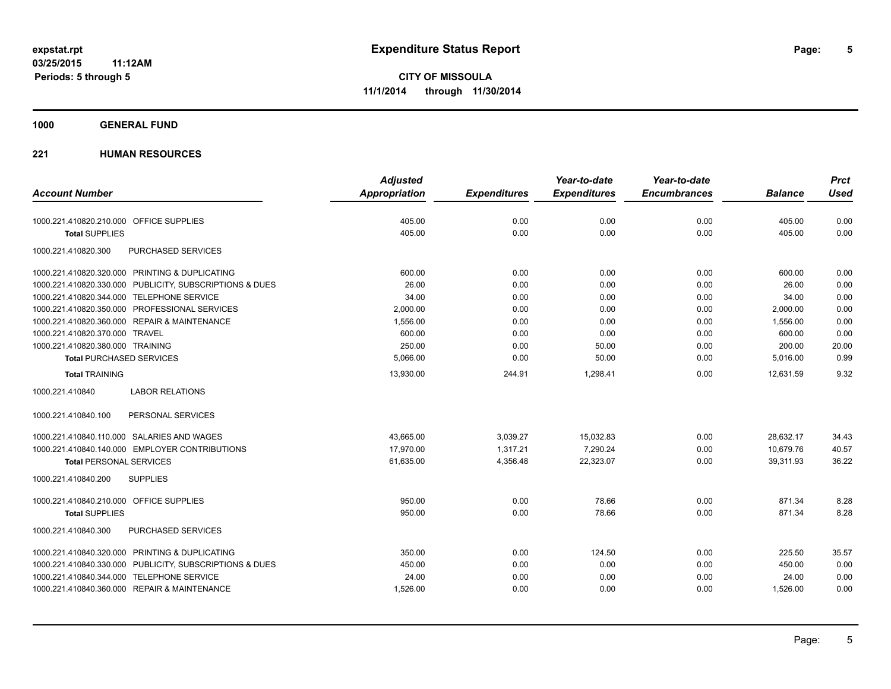# Expenditure Status Report

expstat.rpt
03/25/2015 11:12AM
Periods: 5 through 5

**CITY OF MISSOULA**
**11/1/2014 through 11/30/2014**

## 1000 GENERAL FUND

## 221 HUMAN RESOURCES

| Account Number | | Adjusted Appropriation | Expenditures | Year-to-date Expenditures | Year-to-date Encumbrances | Balance | Prct Used |
|---|---|---|---|---|---|---|---|
| 1000.221.410820.210.000 | OFFICE SUPPLIES | 405.00 | 0.00 | 0.00 | 0.00 | 405.00 | 0.00 |
| **Total** SUPPLIES | | 405.00 | 0.00 | 0.00 | 0.00 | 405.00 | 0.00 |
| 1000.221.410820.300 | PURCHASED SERVICES | | | | | | |
| 1000.221.410820.320.000 | PRINTING & DUPLICATING | 600.00 | 0.00 | 0.00 | 0.00 | 600.00 | 0.00 |
| 1000.221.410820.330.000 | PUBLICITY, SUBSCRIPTIONS & DUES | 26.00 | 0.00 | 0.00 | 0.00 | 26.00 | 0.00 |
| 1000.221.410820.344.000 | TELEPHONE SERVICE | 34.00 | 0.00 | 0.00 | 0.00 | 34.00 | 0.00 |
| 1000.221.410820.350.000 | PROFESSIONAL SERVICES | 2,000.00 | 0.00 | 0.00 | 0.00 | 2,000.00 | 0.00 |
| 1000.221.410820.360.000 | REPAIR & MAINTENANCE | 1,556.00 | 0.00 | 0.00 | 0.00 | 1,556.00 | 0.00 |
| 1000.221.410820.370.000 | TRAVEL | 600.00 | 0.00 | 0.00 | 0.00 | 600.00 | 0.00 |
| 1000.221.410820.380.000 | TRAINING | 250.00 | 0.00 | 50.00 | 0.00 | 200.00 | 20.00 |
| **Total** PURCHASED SERVICES | | 5,066.00 | 0.00 | 50.00 | 0.00 | 5,016.00 | 0.99 |
| **Total** TRAINING | | 13,930.00 | 244.91 | 1,298.41 | 0.00 | 12,631.59 | 9.32 |
| 1000.221.410840 | LABOR RELATIONS | | | | | | |
| 1000.221.410840.100 | PERSONAL SERVICES | | | | | | |
| 1000.221.410840.110.000 | SALARIES AND WAGES | 43,665.00 | 3,039.27 | 15,032.83 | 0.00 | 28,632.17 | 34.43 |
| 1000.221.410840.140.000 | EMPLOYER CONTRIBUTIONS | 17,970.00 | 1,317.21 | 7,290.24 | 0.00 | 10,679.76 | 40.57 |
| **Total** PERSONAL SERVICES | | 61,635.00 | 4,356.48 | 22,323.07 | 0.00 | 39,311.93 | 36.22 |
| 1000.221.410840.200 | SUPPLIES | | | | | | |
| 1000.221.410840.210.000 | OFFICE SUPPLIES | 950.00 | 0.00 | 78.66 | 0.00 | 871.34 | 8.28 |
| **Total** SUPPLIES | | 950.00 | 0.00 | 78.66 | 0.00 | 871.34 | 8.28 |
| 1000.221.410840.300 | PURCHASED SERVICES | | | | | | |
| 1000.221.410840.320.000 | PRINTING & DUPLICATING | 350.00 | 0.00 | 124.50 | 0.00 | 225.50 | 35.57 |
| 1000.221.410840.330.000 | PUBLICITY, SUBSCRIPTIONS & DUES | 450.00 | 0.00 | 0.00 | 0.00 | 450.00 | 0.00 |
| 1000.221.410840.344.000 | TELEPHONE SERVICE | 24.00 | 0.00 | 0.00 | 0.00 | 24.00 | 0.00 |
| 1000.221.410840.360.000 | REPAIR & MAINTENANCE | 1,526.00 | 0.00 | 0.00 | 0.00 | 1,526.00 | 0.00 |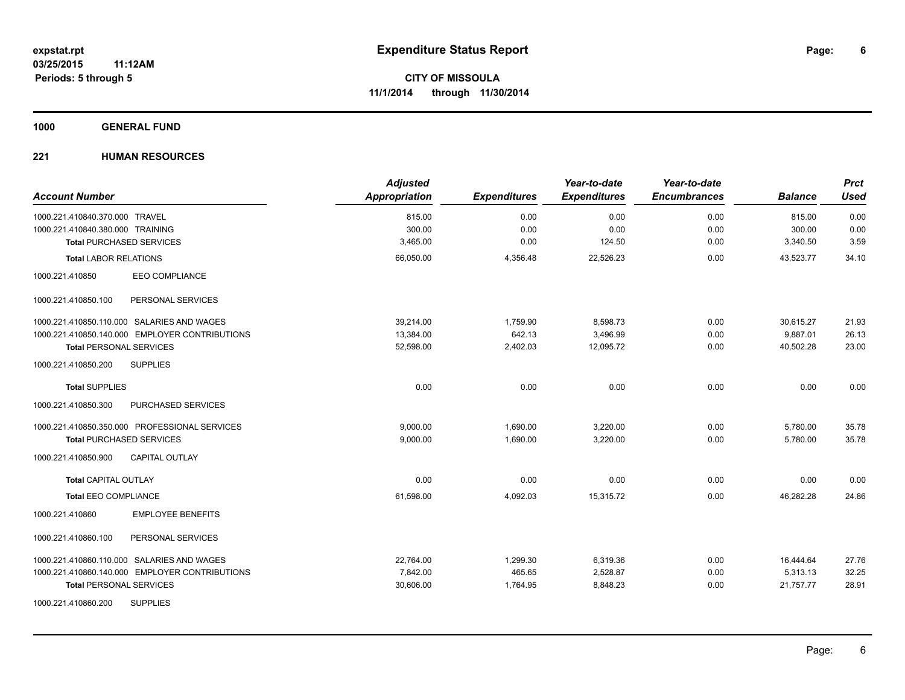**expstat.rpt**
**03/25/2015 11:12AM**
**Periods: 5 through 5**

# Expenditure Status Report

**CITY OF MISSOULA**
**11/1/2014 through 11/30/2014**

## 1000 GENERAL FUND

### 221 HUMAN RESOURCES

| Account Number | Adjusted Appropriation | Expenditures | Year-to-date Expenditures | Year-to-date Encumbrances | Balance | Prct Used |
|---|---|---|---|---|---|---|
| 1000.221.410840.370.000 TRAVEL | 815.00 | 0.00 | 0.00 | 0.00 | 815.00 | 0.00 |
| 1000.221.410840.380.000 TRAINING | 300.00 | 0.00 | 0.00 | 0.00 | 300.00 | 0.00 |
| **Total** PURCHASED SERVICES | 3,465.00 | 0.00 | 124.50 | 0.00 | 3,340.50 | 3.59 |
| **Total** LABOR RELATIONS | 66,050.00 | 4,356.48 | 22,526.23 | 0.00 | 43,523.77 | 34.10 |
| 1000.221.410850 EEO COMPLIANCE | | | | | | |
| 1000.221.410850.100 PERSONAL SERVICES | | | | | | |
| 1000.221.410850.110.000 SALARIES AND WAGES | 39,214.00 | 1,759.90 | 8,598.73 | 0.00 | 30,615.27 | 21.93 |
| 1000.221.410850.140.000 EMPLOYER CONTRIBUTIONS | 13,384.00 | 642.13 | 3,496.99 | 0.00 | 9,887.01 | 26.13 |
| **Total** PERSONAL SERVICES | 52,598.00 | 2,402.03 | 12,095.72 | 0.00 | 40,502.28 | 23.00 |
| 1000.221.410850.200 SUPPLIES | | | | | | |
| **Total** SUPPLIES | 0.00 | 0.00 | 0.00 | 0.00 | 0.00 | 0.00 |
| 1000.221.410850.300 PURCHASED SERVICES | | | | | | |
| 1000.221.410850.350.000 PROFESSIONAL SERVICES | 9,000.00 | 1,690.00 | 3,220.00 | 0.00 | 5,780.00 | 35.78 |
| **Total** PURCHASED SERVICES | 9,000.00 | 1,690.00 | 3,220.00 | 0.00 | 5,780.00 | 35.78 |
| 1000.221.410850.900 CAPITAL OUTLAY | | | | | | |
| **Total** CAPITAL OUTLAY | 0.00 | 0.00 | 0.00 | 0.00 | 0.00 | 0.00 |
| **Total** EEO COMPLIANCE | 61,598.00 | 4,092.03 | 15,315.72 | 0.00 | 46,282.28 | 24.86 |
| 1000.221.410860 EMPLOYEE BENEFITS | | | | | | |
| 1000.221.410860.100 PERSONAL SERVICES | | | | | | |
| 1000.221.410860.110.000 SALARIES AND WAGES | 22,764.00 | 1,299.30 | 6,319.36 | 0.00 | 16,444.64 | 27.76 |
| 1000.221.410860.140.000 EMPLOYER CONTRIBUTIONS | 7,842.00 | 465.65 | 2,528.87 | 0.00 | 5,313.13 | 32.25 |
| **Total** PERSONAL SERVICES | 30,606.00 | 1,764.95 | 8,848.23 | 0.00 | 21,757.77 | 28.91 |
| 1000.221.410860.200 SUPPLIES | | | | | | |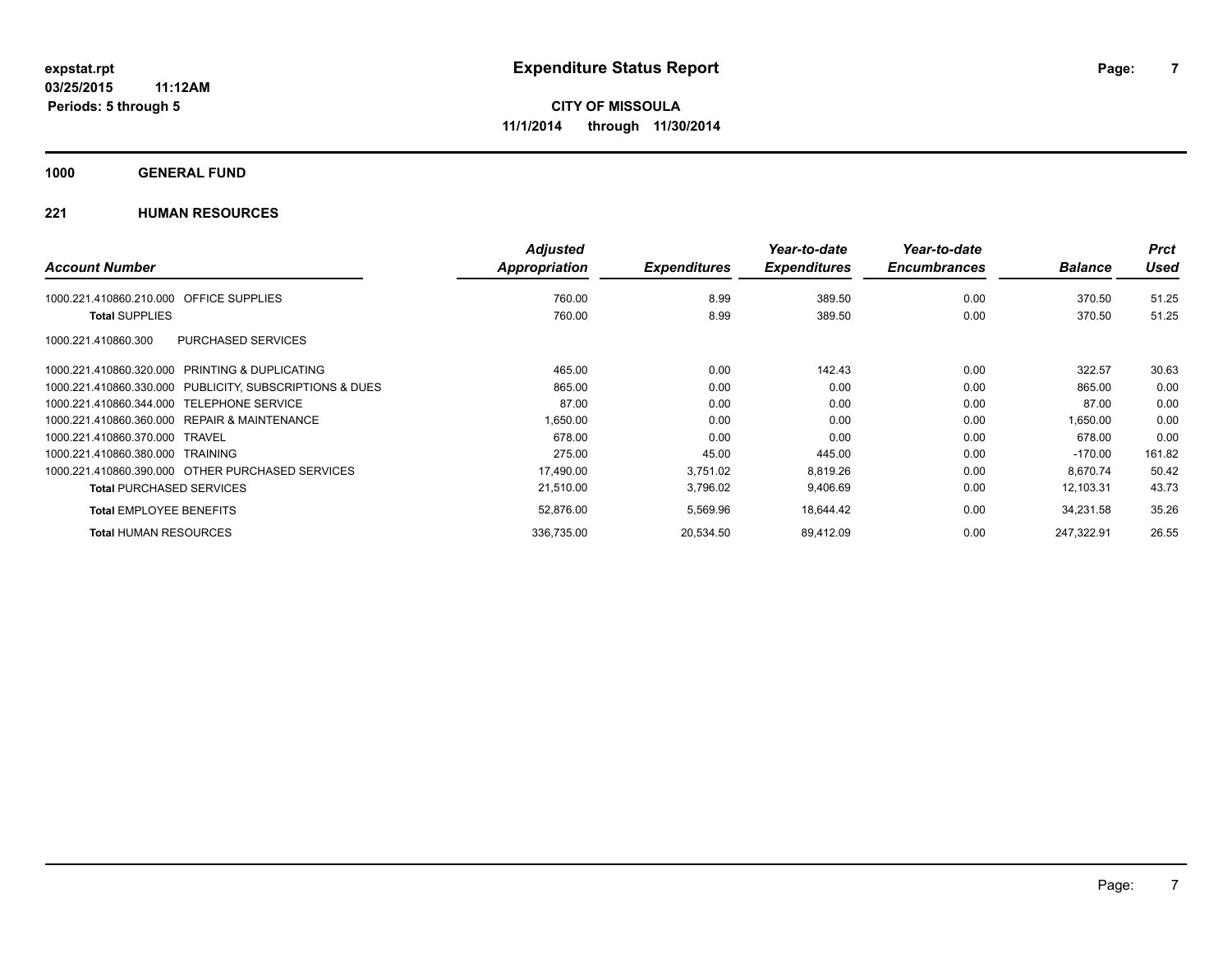# Expenditure Status Report

expstat.rpt
03/25/2015 11:12AM
Periods: 5 through 5

**CITY OF MISSOULA**
**11/1/2014 through 11/30/2014**

## 1000 GENERAL FUND

### 221 HUMAN RESOURCES

| Account Number | | Adjusted Appropriation | Expenditures | Year-to-date Expenditures | Year-to-date Encumbrances | Balance | Prct Used |
|---|---|---|---|---|---|---|---|
| 1000.221.410860.210.000 | OFFICE SUPPLIES | 760.00 | 8.99 | 389.50 | 0.00 | 370.50 | 51.25 |
| **Total** SUPPLIES | | 760.00 | 8.99 | 389.50 | 0.00 | 370.50 | 51.25 |
| 1000.221.410860.300 | PURCHASED SERVICES | | | | | | |
| 1000.221.410860.320.000 | PRINTING & DUPLICATING | 465.00 | 0.00 | 142.43 | 0.00 | 322.57 | 30.63 |
| 1000.221.410860.330.000 | PUBLICITY, SUBSCRIPTIONS & DUES | 865.00 | 0.00 | 0.00 | 0.00 | 865.00 | 0.00 |
| 1000.221.410860.344.000 | TELEPHONE SERVICE | 87.00 | 0.00 | 0.00 | 0.00 | 87.00 | 0.00 |
| 1000.221.410860.360.000 | REPAIR & MAINTENANCE | 1,650.00 | 0.00 | 0.00 | 0.00 | 1,650.00 | 0.00 |
| 1000.221.410860.370.000 | TRAVEL | 678.00 | 0.00 | 0.00 | 0.00 | 678.00 | 0.00 |
| 1000.221.410860.380.000 | TRAINING | 275.00 | 45.00 | 445.00 | 0.00 | -170.00 | 161.82 |
| 1000.221.410860.390.000 | OTHER PURCHASED SERVICES | 17,490.00 | 3,751.02 | 8,819.26 | 0.00 | 8,670.74 | 50.42 |
| **Total** PURCHASED SERVICES | | 21,510.00 | 3,796.02 | 9,406.69 | 0.00 | 12,103.31 | 43.73 |
| **Total** EMPLOYEE BENEFITS | | 52,876.00 | 5,569.96 | 18,644.42 | 0.00 | 34,231.58 | 35.26 |
| **Total** HUMAN RESOURCES | | 336,735.00 | 20,534.50 | 89,412.09 | 0.00 | 247,322.91 | 26.55 |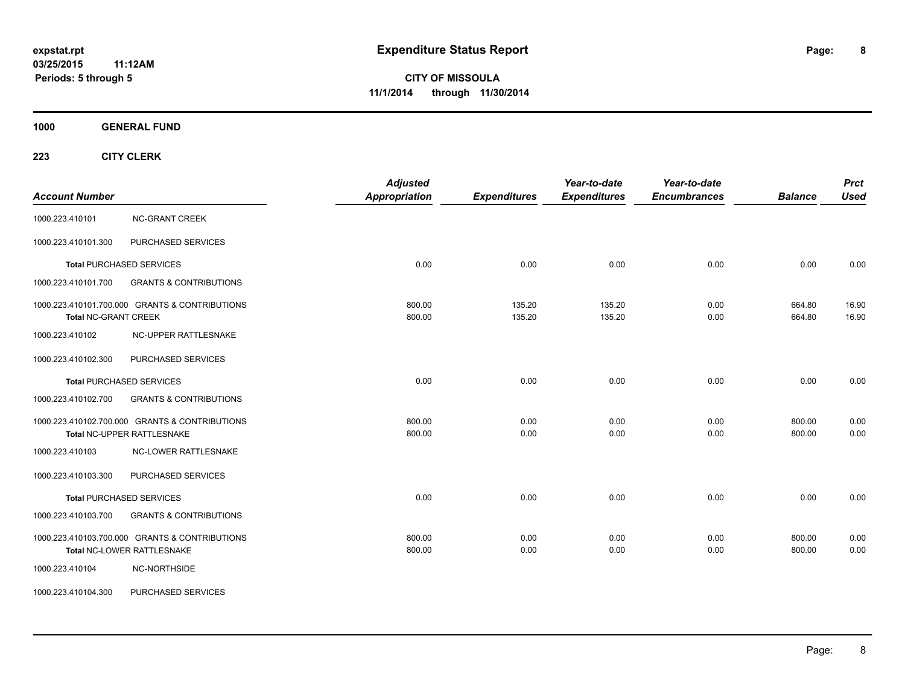**expstat.rpt**
**03/25/2015 11:12AM**
**Periods: 5 through 5**

# Expenditure Status Report

**CITY OF MISSOULA**
**11/1/2014 through 11/30/2014**

## 1000 GENERAL FUND

### 223 CITY CLERK

| Account Number | | Adjusted Appropriation | Expenditures | Year-to-date Expenditures | Year-to-date Encumbrances | Balance | Prct Used |
|---|---|---|---|---|---|---|---|
| 1000.223.410101 | NC-GRANT CREEK | | | | | | |
| 1000.223.410101.300 | PURCHASED SERVICES | | | | | | |
| **Total** PURCHASED SERVICES | | 0.00 | 0.00 | 0.00 | 0.00 | 0.00 | 0.00 |
| 1000.223.410101.700 | GRANTS & CONTRIBUTIONS | | | | | | |
| 1000.223.410101.700.000 | GRANTS & CONTRIBUTIONS | 800.00 | 135.20 | 135.20 | 0.00 | 664.80 | 16.90 |
| **Total** NC-GRANT CREEK | | 800.00 | 135.20 | 135.20 | 0.00 | 664.80 | 16.90 |
| 1000.223.410102 | NC-UPPER RATTLESNAKE | | | | | | |
| 1000.223.410102.300 | PURCHASED SERVICES | | | | | | |
| **Total** PURCHASED SERVICES | | 0.00 | 0.00 | 0.00 | 0.00 | 0.00 | 0.00 |
| 1000.223.410102.700 | GRANTS & CONTRIBUTIONS | | | | | | |
| 1000.223.410102.700.000 | GRANTS & CONTRIBUTIONS | 800.00 | 0.00 | 0.00 | 0.00 | 800.00 | 0.00 |
| **Total** NC-UPPER RATTLESNAKE | | 800.00 | 0.00 | 0.00 | 0.00 | 800.00 | 0.00 |
| 1000.223.410103 | NC-LOWER RATTLESNAKE | | | | | | |
| 1000.223.410103.300 | PURCHASED SERVICES | | | | | | |
| **Total** PURCHASED SERVICES | | 0.00 | 0.00 | 0.00 | 0.00 | 0.00 | 0.00 |
| 1000.223.410103.700 | GRANTS & CONTRIBUTIONS | | | | | | |
| 1000.223.410103.700.000 | GRANTS & CONTRIBUTIONS | 800.00 | 0.00 | 0.00 | 0.00 | 800.00 | 0.00 |
| **Total** NC-LOWER RATTLESNAKE | | 800.00 | 0.00 | 0.00 | 0.00 | 800.00 | 0.00 |
| 1000.223.410104 | NC-NORTHSIDE | | | | | | |
| 1000.223.410104.300 | PURCHASED SERVICES | | | | | | |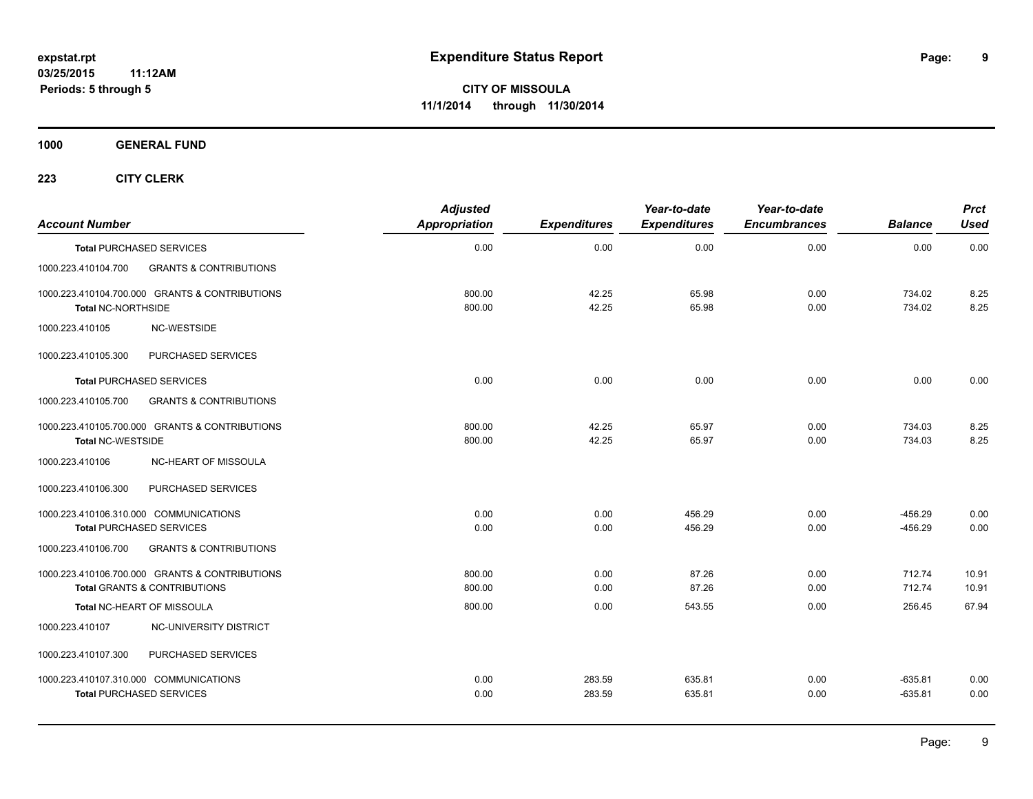# Expenditure Status Report

expstat.rpt
03/25/2015 11:12AM
Periods: 5 through 5

**CITY OF MISSOULA**
**11/1/2014 through 11/30/2014**

**1000 GENERAL FUND**

**223 CITY CLERK**

| Account Number | | Adjusted Appropriation | Expenditures | Year-to-date Expenditures | Year-to-date Encumbrances | Balance | Prct Used |
|---|---|---|---|---|---|---|---|
| **Total** PURCHASED SERVICES | | 0.00 | 0.00 | 0.00 | 0.00 | 0.00 | 0.00 |
| 1000.223.410104.700 | GRANTS & CONTRIBUTIONS | | | | | | |
| 1000.223.410104.700.000 GRANTS & CONTRIBUTIONS | | 800.00 | 42.25 | 65.98 | 0.00 | 734.02 | 8.25 |
| **Total** NC-NORTHSIDE | | 800.00 | 42.25 | 65.98 | 0.00 | 734.02 | 8.25 |
| 1000.223.410105 | NC-WESTSIDE | | | | | | |
| 1000.223.410105.300 | PURCHASED SERVICES | | | | | | |
| **Total** PURCHASED SERVICES | | 0.00 | 0.00 | 0.00 | 0.00 | 0.00 | 0.00 |
| 1000.223.410105.700 | GRANTS & CONTRIBUTIONS | | | | | | |
| 1000.223.410105.700.000 GRANTS & CONTRIBUTIONS | | 800.00 | 42.25 | 65.97 | 0.00 | 734.03 | 8.25 |
| **Total** NC-WESTSIDE | | 800.00 | 42.25 | 65.97 | 0.00 | 734.03 | 8.25 |
| 1000.223.410106 | NC-HEART OF MISSOULA | | | | | | |
| 1000.223.410106.300 | PURCHASED SERVICES | | | | | | |
| 1000.223.410106.310.000 COMMUNICATIONS | | 0.00 | 0.00 | 456.29 | 0.00 | -456.29 | 0.00 |
| **Total** PURCHASED SERVICES | | 0.00 | 0.00 | 456.29 | 0.00 | -456.29 | 0.00 |
| 1000.223.410106.700 | GRANTS & CONTRIBUTIONS | | | | | | |
| 1000.223.410106.700.000 GRANTS & CONTRIBUTIONS | | 800.00 | 0.00 | 87.26 | 0.00 | 712.74 | 10.91 |
| **Total** GRANTS & CONTRIBUTIONS | | 800.00 | 0.00 | 87.26 | 0.00 | 712.74 | 10.91 |
| **Total** NC-HEART OF MISSOULA | | 800.00 | 0.00 | 543.55 | 0.00 | 256.45 | 67.94 |
| 1000.223.410107 | NC-UNIVERSITY DISTRICT | | | | | | |
| 1000.223.410107.300 | PURCHASED SERVICES | | | | | | |
| 1000.223.410107.310.000 COMMUNICATIONS | | 0.00 | 283.59 | 635.81 | 0.00 | -635.81 | 0.00 |
| **Total** PURCHASED SERVICES | | 0.00 | 283.59 | 635.81 | 0.00 | -635.81 | 0.00 |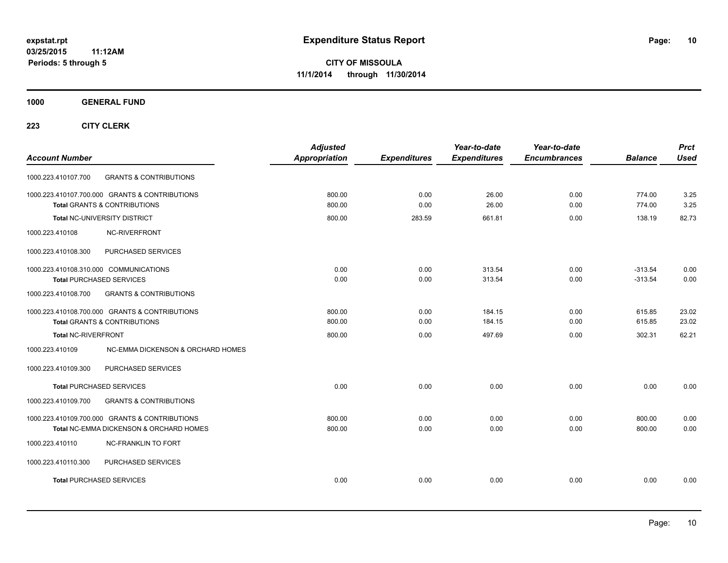expstat.rpt
03/25/2015 11:12AM
Periods: 5 through 5

# Expenditure Status Report

**CITY OF MISSOULA**
**11/1/2014 through 11/30/2014**

## 1000 GENERAL FUND

### 223 CITY CLERK

| Account Number | | Adjusted Appropriation | Expenditures | Year-to-date Expenditures | Year-to-date Encumbrances | Balance | Prct Used |
|---|---|---|---|---|---|---|---|
| 1000.223.410107.700 | GRANTS & CONTRIBUTIONS | | | | | | |
| 1000.223.410107.700.000 GRANTS & CONTRIBUTIONS | | 800.00 | 0.00 | 26.00 | 0.00 | 774.00 | 3.25 |
| Total GRANTS & CONTRIBUTIONS | | 800.00 | 0.00 | 26.00 | 0.00 | 774.00 | 3.25 |
| Total NC-UNIVERSITY DISTRICT | | 800.00 | 283.59 | 661.81 | 0.00 | 138.19 | 82.73 |
| 1000.223.410108 | NC-RIVERFRONT | | | | | | |
| 1000.223.410108.300 | PURCHASED SERVICES | | | | | | |
| 1000.223.410108.310.000 COMMUNICATIONS | | 0.00 | 0.00 | 313.54 | 0.00 | -313.54 | 0.00 |
| Total PURCHASED SERVICES | | 0.00 | 0.00 | 313.54 | 0.00 | -313.54 | 0.00 |
| 1000.223.410108.700 | GRANTS & CONTRIBUTIONS | | | | | | |
| 1000.223.410108.700.000 GRANTS & CONTRIBUTIONS | | 800.00 | 0.00 | 184.15 | 0.00 | 615.85 | 23.02 |
| Total GRANTS & CONTRIBUTIONS | | 800.00 | 0.00 | 184.15 | 0.00 | 615.85 | 23.02 |
| Total NC-RIVERFRONT | | 800.00 | 0.00 | 497.69 | 0.00 | 302.31 | 62.21 |
| 1000.223.410109 | NC-EMMA DICKENSON & ORCHARD HOMES | | | | | | |
| 1000.223.410109.300 | PURCHASED SERVICES | | | | | | |
| Total PURCHASED SERVICES | | 0.00 | 0.00 | 0.00 | 0.00 | 0.00 | 0.00 |
| 1000.223.410109.700 | GRANTS & CONTRIBUTIONS | | | | | | |
| 1000.223.410109.700.000 GRANTS & CONTRIBUTIONS | | 800.00 | 0.00 | 0.00 | 0.00 | 800.00 | 0.00 |
| Total NC-EMMA DICKENSON & ORCHARD HOMES | | 800.00 | 0.00 | 0.00 | 0.00 | 800.00 | 0.00 |
| 1000.223.410110 | NC-FRANKLIN TO FORT | | | | | | |
| 1000.223.410110.300 | PURCHASED SERVICES | | | | | | |
| Total PURCHASED SERVICES | | 0.00 | 0.00 | 0.00 | 0.00 | 0.00 | 0.00 |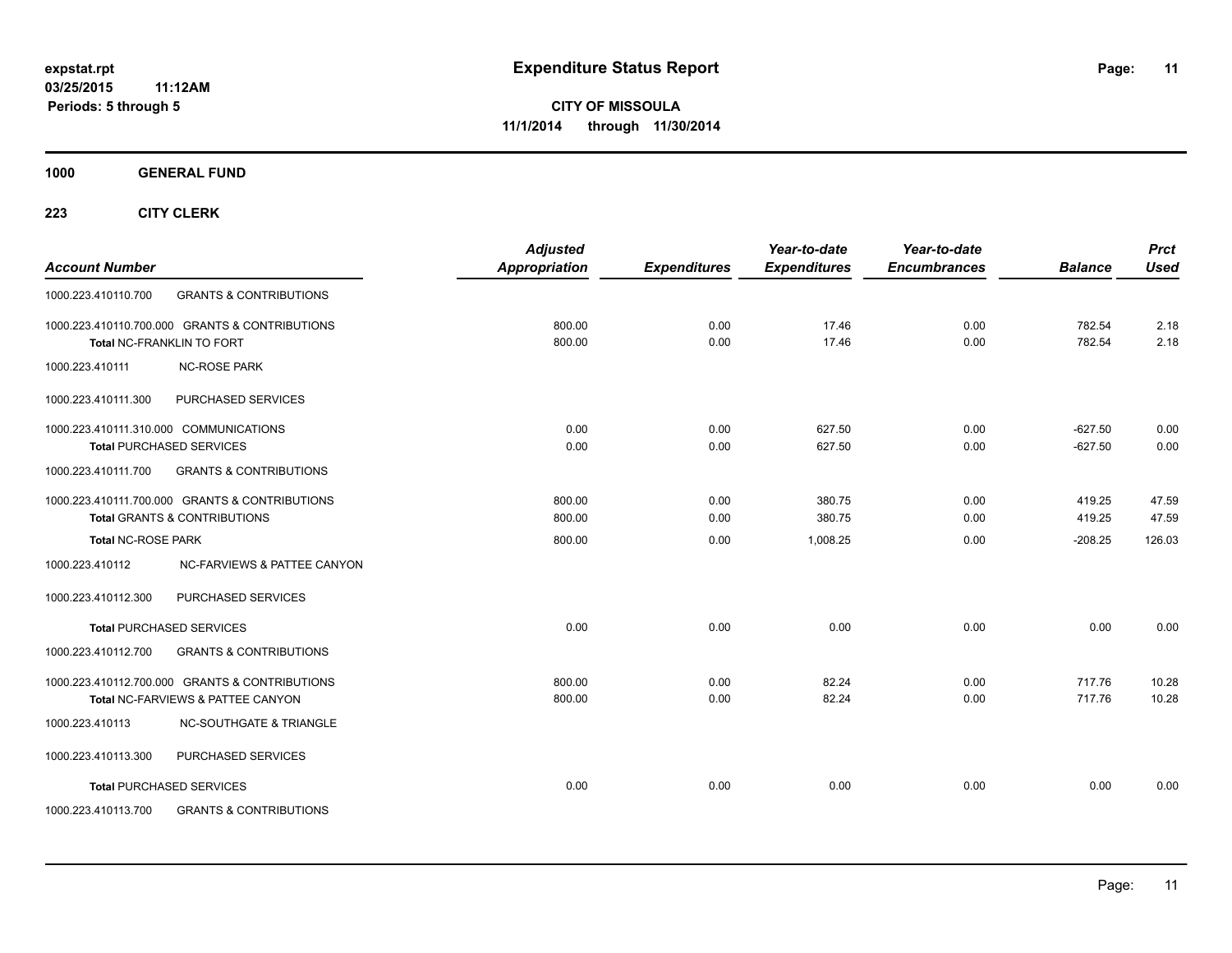# Expenditure Status Report

expstat.rpt
03/25/2015 11:12AM
Periods: 5 through 5

**CITY OF MISSOULA**
**11/1/2014 through 11/30/2014**

**1000 GENERAL FUND**

**223 CITY CLERK**

| Account Number | | Adjusted Appropriation | Expenditures | Year-to-date Expenditures | Year-to-date Encumbrances | Balance | Prct Used |
|---|---|---|---|---|---|---|---|
| 1000.223.410110.700 | GRANTS & CONTRIBUTIONS | | | | | | |
| 1000.223.410110.700.000 GRANTS & CONTRIBUTIONS | | 800.00 | 0.00 | 17.46 | 0.00 | 782.54 | 2.18 |
| Total NC-FRANKLIN TO FORT | | 800.00 | 0.00 | 17.46 | 0.00 | 782.54 | 2.18 |
| 1000.223.410111 | NC-ROSE PARK | | | | | | |
| 1000.223.410111.300 | PURCHASED SERVICES | | | | | | |
| 1000.223.410111.310.000 COMMUNICATIONS | | 0.00 | 0.00 | 627.50 | 0.00 | -627.50 | 0.00 |
| **Total** PURCHASED SERVICES | | 0.00 | 0.00 | 627.50 | 0.00 | -627.50 | 0.00 |
| 1000.223.410111.700 | GRANTS & CONTRIBUTIONS | | | | | | |
| 1000.223.410111.700.000 GRANTS & CONTRIBUTIONS | | 800.00 | 0.00 | 380.75 | 0.00 | 419.25 | 47.59 |
| **Total** GRANTS & CONTRIBUTIONS | | 800.00 | 0.00 | 380.75 | 0.00 | 419.25 | 47.59 |
| **Total** NC-ROSE PARK | | 800.00 | 0.00 | 1,008.25 | 0.00 | -208.25 | 126.03 |
| 1000.223.410112 | NC-FARVIEWS & PATTEE CANYON | | | | | | |
| 1000.223.410112.300 | PURCHASED SERVICES | | | | | | |
| **Total** PURCHASED SERVICES | | 0.00 | 0.00 | 0.00 | 0.00 | 0.00 | 0.00 |
| 1000.223.410112.700 | GRANTS & CONTRIBUTIONS | | | | | | |
| 1000.223.410112.700.000 GRANTS & CONTRIBUTIONS | | 800.00 | 0.00 | 82.24 | 0.00 | 717.76 | 10.28 |
| Total NC-FARVIEWS & PATTEE CANYON | | 800.00 | 0.00 | 82.24 | 0.00 | 717.76 | 10.28 |
| 1000.223.410113 | NC-SOUTHGATE & TRIANGLE | | | | | | |
| 1000.223.410113.300 | PURCHASED SERVICES | | | | | | |
| **Total** PURCHASED SERVICES | | 0.00 | 0.00 | 0.00 | 0.00 | 0.00 | 0.00 |
| 1000.223.410113.700 | GRANTS & CONTRIBUTIONS | | | | | | |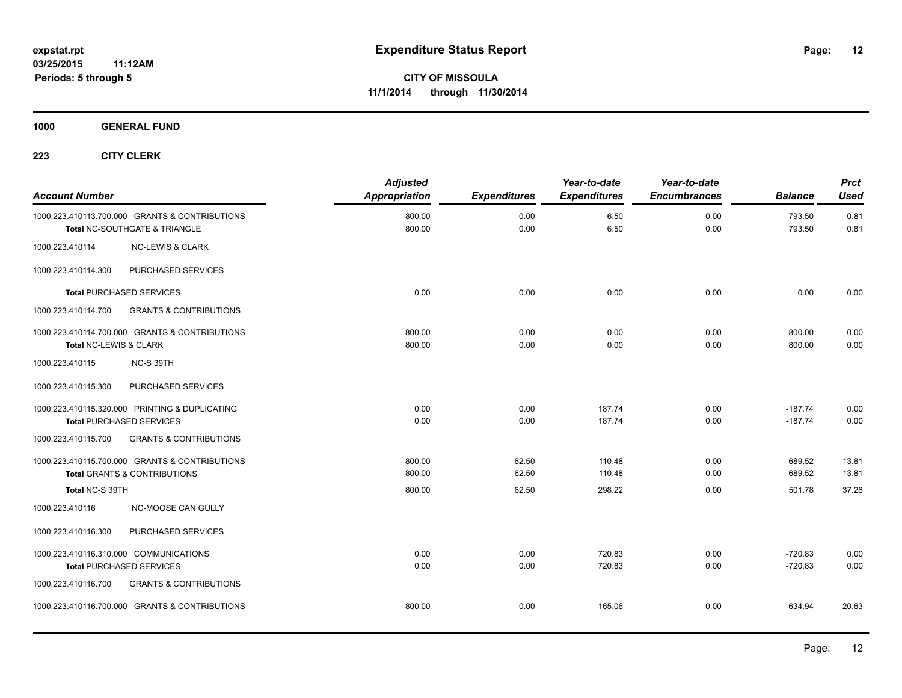**Expenditure Status Report**

**CITY OF MISSOULA**
**11/1/2014 through 11/30/2014**

expstat.rpt
03/25/2015 11:12AM
Periods: 5 through 5

## 1000 GENERAL FUND

### 223 CITY CLERK

| Account Number | Adjusted Appropriation | Expenditures | Year-to-date Expenditures | Year-to-date Encumbrances | Balance | Prct Used |
|---|---|---|---|---|---|---|
| 1000.223.410113.700.000 GRANTS & CONTRIBUTIONS | 800.00 | 0.00 | 6.50 | 0.00 | 793.50 | 0.81 |
| **Total** NC-SOUTHGATE & TRIANGLE | 800.00 | 0.00 | 6.50 | 0.00 | 793.50 | 0.81 |
| 1000.223.410114 NC-LEWIS & CLARK | | | | | | |
| 1000.223.410114.300 PURCHASED SERVICES | | | | | | |
| **Total** PURCHASED SERVICES | 0.00 | 0.00 | 0.00 | 0.00 | 0.00 | 0.00 |
| 1000.223.410114.700 GRANTS & CONTRIBUTIONS | | | | | | |
| 1000.223.410114.700.000 GRANTS & CONTRIBUTIONS | 800.00 | 0.00 | 0.00 | 0.00 | 800.00 | 0.00 |
| **Total NC-LEWIS & CLARK** | 800.00 | 0.00 | 0.00 | 0.00 | 800.00 | 0.00 |
| 1000.223.410115 NC-S 39TH | | | | | | |
| 1000.223.410115.300 PURCHASED SERVICES | | | | | | |
| 1000.223.410115.320.000 PRINTING & DUPLICATING | 0.00 | 0.00 | 187.74 | 0.00 | -187.74 | 0.00 |
| **Total** PURCHASED SERVICES | 0.00 | 0.00 | 187.74 | 0.00 | -187.74 | 0.00 |
| 1000.223.410115.700 GRANTS & CONTRIBUTIONS | | | | | | |
| 1000.223.410115.700.000 GRANTS & CONTRIBUTIONS | 800.00 | 62.50 | 110.48 | 0.00 | 689.52 | 13.81 |
| **Total** GRANTS & CONTRIBUTIONS | 800.00 | 62.50 | 110.48 | 0.00 | 689.52 | 13.81 |
| **Total NC-S 39TH** | 800.00 | 62.50 | 298.22 | 0.00 | 501.78 | 37.28 |
| 1000.223.410116 NC-MOOSE CAN GULLY | | | | | | |
| 1000.223.410116.300 PURCHASED SERVICES | | | | | | |
| 1000.223.410116.310.000 COMMUNICATIONS | 0.00 | 0.00 | 720.83 | 0.00 | -720.83 | 0.00 |
| **Total** PURCHASED SERVICES | 0.00 | 0.00 | 720.83 | 0.00 | -720.83 | 0.00 |
| 1000.223.410116.700 GRANTS & CONTRIBUTIONS | | | | | | |
| 1000.223.410116.700.000 GRANTS & CONTRIBUTIONS | 800.00 | 0.00 | 165.06 | 0.00 | 634.94 | 20.63 |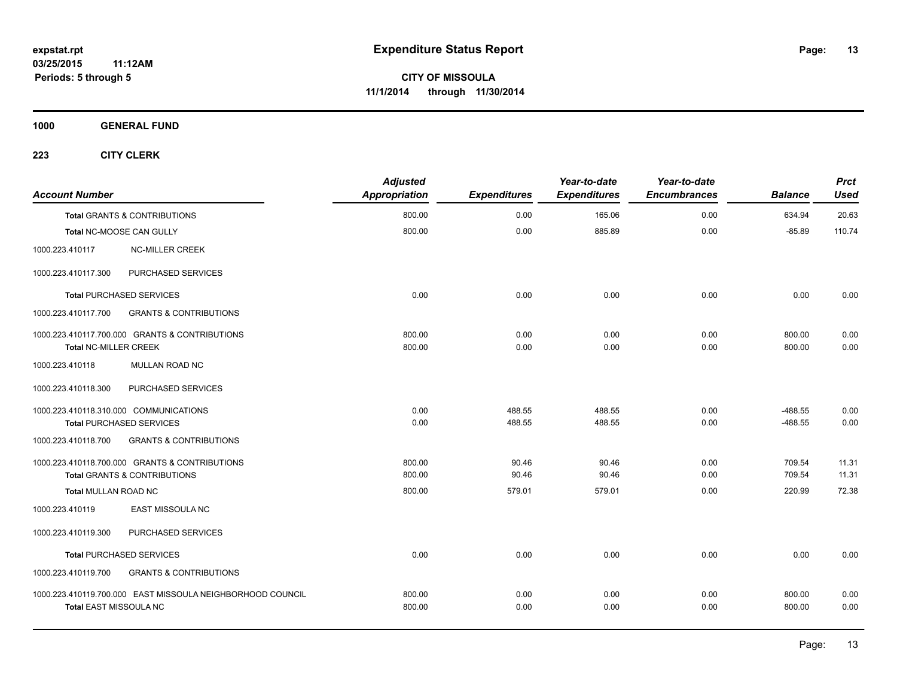**expstat.rpt**
**03/25/2015 11:12AM**
**Periods: 5 through 5**

# Expenditure Status Report

**CITY OF MISSOULA**
**11/1/2014 through 11/30/2014**

## 1000 GENERAL FUND

### 223 CITY CLERK

| Account Number | Adjusted Appropriation | Expenditures | Year-to-date Expenditures | Year-to-date Encumbrances | Balance | Prct Used |
|---|---|---|---|---|---|---|
| **Total** GRANTS & CONTRIBUTIONS | 800.00 | 0.00 | 165.06 | 0.00 | 634.94 | 20.63 |
| **Total** NC-MOOSE CAN GULLY | 800.00 | 0.00 | 885.89 | 0.00 | -85.89 | 110.74 |
| 1000.223.410117 NC-MILLER CREEK | | | | | | |
| 1000.223.410117.300 PURCHASED SERVICES | | | | | | |
| **Total** PURCHASED SERVICES | 0.00 | 0.00 | 0.00 | 0.00 | 0.00 | 0.00 |
| 1000.223.410117.700 GRANTS & CONTRIBUTIONS | | | | | | |
| 1000.223.410117.700.000 GRANTS & CONTRIBUTIONS | 800.00 | 0.00 | 0.00 | 0.00 | 800.00 | 0.00 |
| **Total** NC-MILLER CREEK | 800.00 | 0.00 | 0.00 | 0.00 | 800.00 | 0.00 |
| 1000.223.410118 MULLAN ROAD NC | | | | | | |
| 1000.223.410118.300 PURCHASED SERVICES | | | | | | |
| 1000.223.410118.310.000 COMMUNICATIONS | 0.00 | 488.55 | 488.55 | 0.00 | -488.55 | 0.00 |
| **Total** PURCHASED SERVICES | 0.00 | 488.55 | 488.55 | 0.00 | -488.55 | 0.00 |
| 1000.223.410118.700 GRANTS & CONTRIBUTIONS | | | | | | |
| 1000.223.410118.700.000 GRANTS & CONTRIBUTIONS | 800.00 | 90.46 | 90.46 | 0.00 | 709.54 | 11.31 |
| **Total** GRANTS & CONTRIBUTIONS | 800.00 | 90.46 | 90.46 | 0.00 | 709.54 | 11.31 |
| **Total** MULLAN ROAD NC | 800.00 | 579.01 | 579.01 | 0.00 | 220.99 | 72.38 |
| 1000.223.410119 EAST MISSOULA NC | | | | | | |
| 1000.223.410119.300 PURCHASED SERVICES | | | | | | |
| **Total** PURCHASED SERVICES | 0.00 | 0.00 | 0.00 | 0.00 | 0.00 | 0.00 |
| 1000.223.410119.700 GRANTS & CONTRIBUTIONS | | | | | | |
| 1000.223.410119.700.000 EAST MISSOULA NEIGHBORHOOD COUNCIL | 800.00 | 0.00 | 0.00 | 0.00 | 800.00 | 0.00 |
| **Total** EAST MISSOULA NC | 800.00 | 0.00 | 0.00 | 0.00 | 800.00 | 0.00 |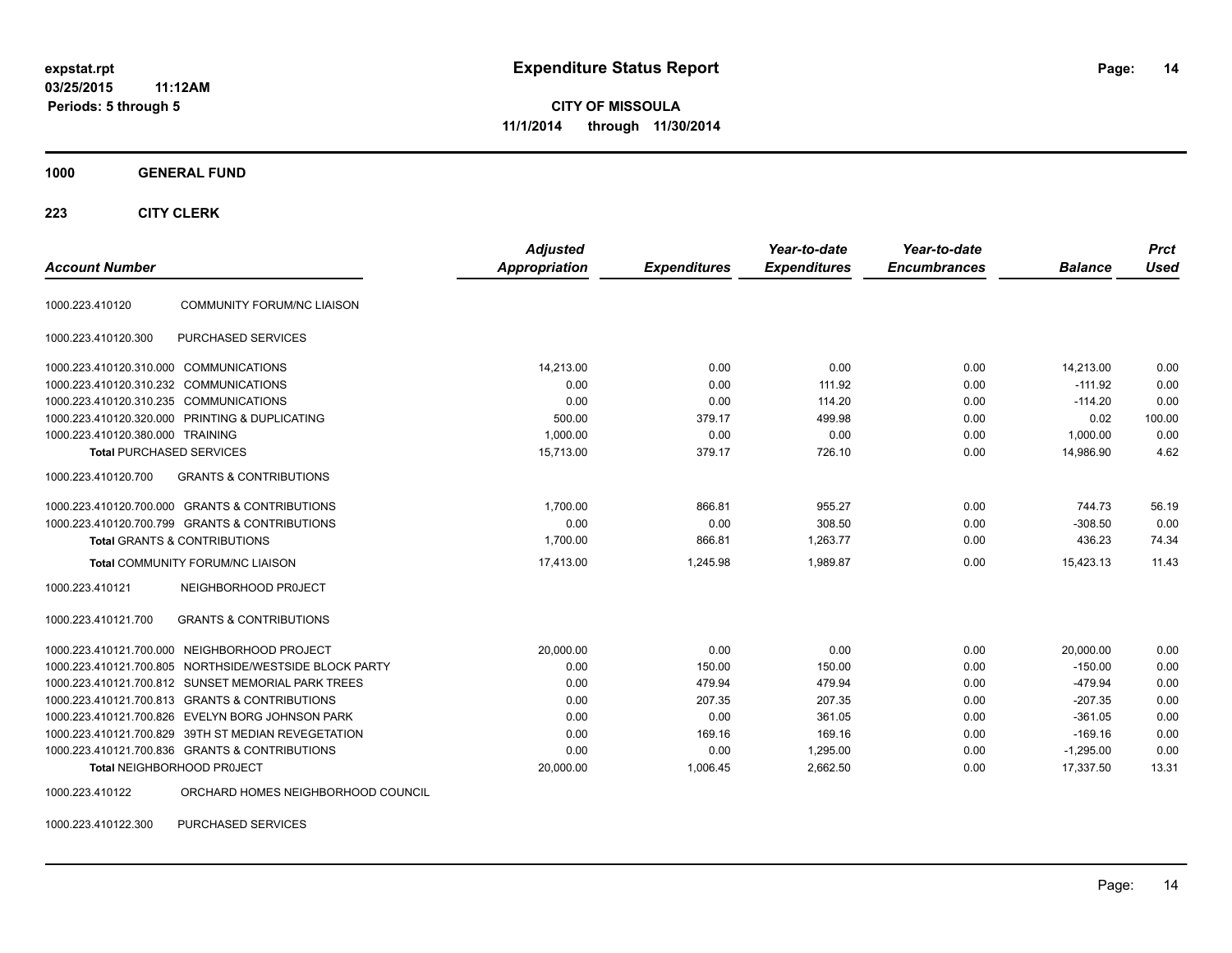**expstat.rpt**
**03/25/2015 11:12AM**
**Periods: 5 through 5**

# Expenditure Status Report

**CITY OF MISSOULA**
**11/1/2014 through 11/30/2014**

## 1000 GENERAL FUND

### 223 CITY CLERK

| Account Number | | Adjusted Appropriation | Expenditures | Year-to-date Expenditures | Year-to-date Encumbrances | Balance | Prct Used |
|---|---|---|---|---|---|---|---|
| 1000.223.410120 | COMMUNITY FORUM/NC LIAISON | | | | | | |
| 1000.223.410120.300 | PURCHASED SERVICES | | | | | | |
| 1000.223.410120.310.000 | COMMUNICATIONS | 14,213.00 | 0.00 | 0.00 | 0.00 | 14,213.00 | 0.00 |
| 1000.223.410120.310.232 | COMMUNICATIONS | 0.00 | 0.00 | 111.92 | 0.00 | -111.92 | 0.00 |
| 1000.223.410120.310.235 | COMMUNICATIONS | 0.00 | 0.00 | 114.20 | 0.00 | -114.20 | 0.00 |
| 1000.223.410120.320.000 | PRINTING & DUPLICATING | 500.00 | 379.17 | 499.98 | 0.00 | 0.02 | 100.00 |
| 1000.223.410120.380.000 | TRAINING | 1,000.00 | 0.00 | 0.00 | 0.00 | 1,000.00 | 0.00 |
| **Total** PURCHASED SERVICES | | 15,713.00 | 379.17 | 726.10 | 0.00 | 14,986.90 | 4.62 |
| 1000.223.410120.700 | GRANTS & CONTRIBUTIONS | | | | | | |
| 1000.223.410120.700.000 | GRANTS & CONTRIBUTIONS | 1,700.00 | 866.81 | 955.27 | 0.00 | 744.73 | 56.19 |
| 1000.223.410120.700.799 | GRANTS & CONTRIBUTIONS | 0.00 | 0.00 | 308.50 | 0.00 | -308.50 | 0.00 |
| **Total** GRANTS & CONTRIBUTIONS | | 1,700.00 | 866.81 | 1,263.77 | 0.00 | 436.23 | 74.34 |
| **Total** COMMUNITY FORUM/NC LIAISON | | 17,413.00 | 1,245.98 | 1,989.87 | 0.00 | 15,423.13 | 11.43 |
| 1000.223.410121 | NEIGHBORHOOD PR0JECT | | | | | | |
| 1000.223.410121.700 | GRANTS & CONTRIBUTIONS | | | | | | |
| 1000.223.410121.700.000 | NEIGHBORHOOD PROJECT | 20,000.00 | 0.00 | 0.00 | 0.00 | 20,000.00 | 0.00 |
| 1000.223.410121.700.805 | NORTHSIDE/WESTSIDE BLOCK PARTY | 0.00 | 150.00 | 150.00 | 0.00 | -150.00 | 0.00 |
| 1000.223.410121.700.812 | SUNSET MEMORIAL PARK TREES | 0.00 | 479.94 | 479.94 | 0.00 | -479.94 | 0.00 |
| 1000.223.410121.700.813 | GRANTS & CONTRIBUTIONS | 0.00 | 207.35 | 207.35 | 0.00 | -207.35 | 0.00 |
| 1000.223.410121.700.826 | EVELYN BORG JOHNSON PARK | 0.00 | 0.00 | 361.05 | 0.00 | -361.05 | 0.00 |
| 1000.223.410121.700.829 | 39TH ST MEDIAN REVEGETATION | 0.00 | 169.16 | 169.16 | 0.00 | -169.16 | 0.00 |
| 1000.223.410121.700.836 | GRANTS & CONTRIBUTIONS | 0.00 | 0.00 | 1,295.00 | 0.00 | -1,295.00 | 0.00 |
| **Total** NEIGHBORHOOD PR0JECT | | 20,000.00 | 1,006.45 | 2,662.50 | 0.00 | 17,337.50 | 13.31 |
| 1000.223.410122 | ORCHARD HOMES NEIGHBORHOOD COUNCIL | | | | | | |
| 1000.223.410122.300 | PURCHASED SERVICES | | | | | | |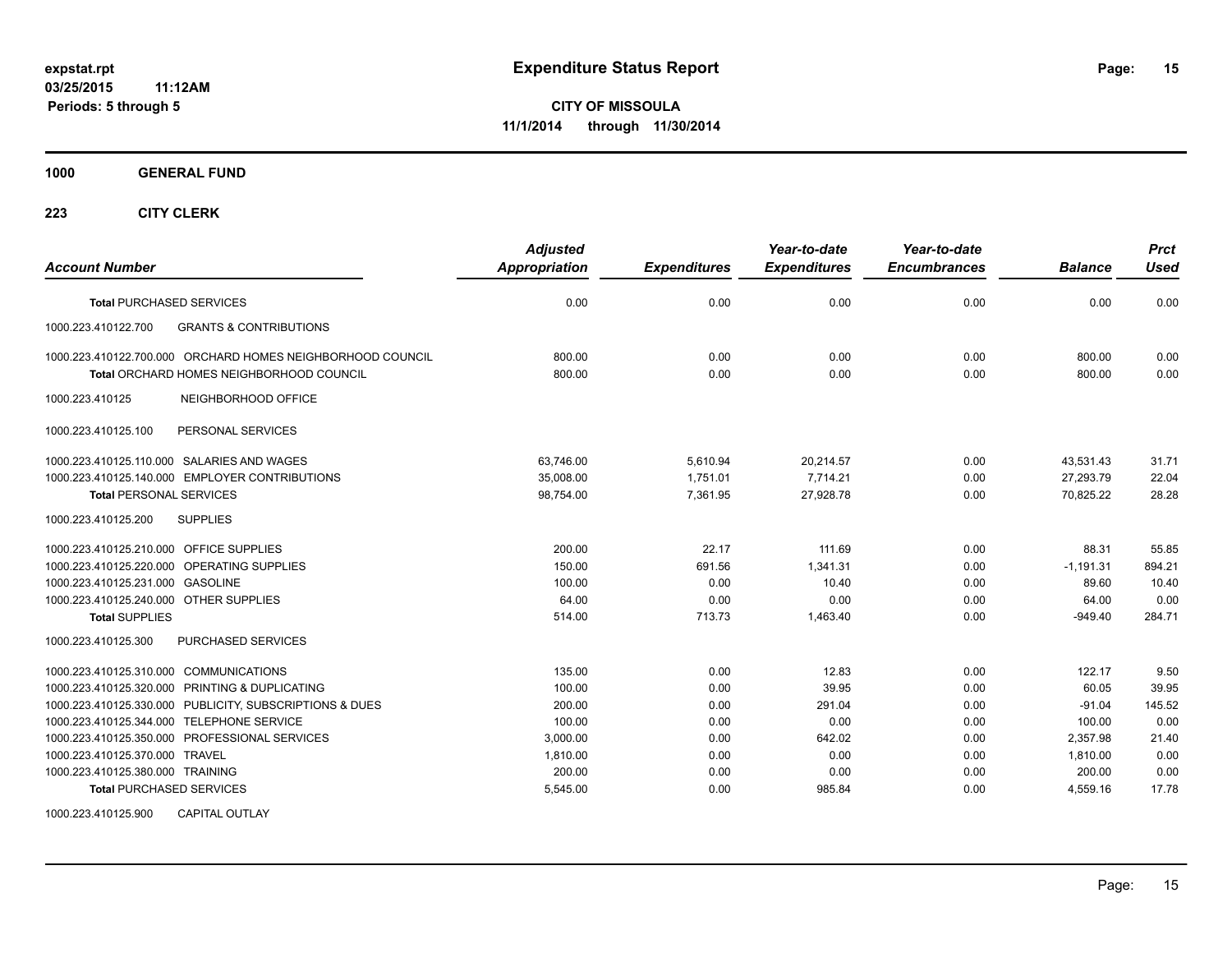expstat.rpt
03/25/2015 11:12AM
Periods: 5 through 5

# Expenditure Status Report

**CITY OF MISSOULA**
**11/1/2014 through 11/30/2014**

## 1000 GENERAL FUND

### 223 CITY CLERK

| Account Number | Adjusted Appropriation | Expenditures | Year-to-date Expenditures | Year-to-date Encumbrances | Balance | Prct Used |
|---|---|---|---|---|---|---|
| **Total** PURCHASED SERVICES | 0.00 | 0.00 | 0.00 | 0.00 | 0.00 | 0.00 |
| 1000.223.410122.700 GRANTS & CONTRIBUTIONS | | | | | | |
| 1000.223.410122.700.000 ORCHARD HOMES NEIGHBORHOOD COUNCIL | 800.00 | 0.00 | 0.00 | 0.00 | 800.00 | 0.00 |
| **Total** ORCHARD HOMES NEIGHBORHOOD COUNCIL | 800.00 | 0.00 | 0.00 | 0.00 | 800.00 | 0.00 |
| 1000.223.410125 NEIGHBORHOOD OFFICE | | | | | | |
| 1000.223.410125.100 PERSONAL SERVICES | | | | | | |
| 1000.223.410125.110.000 SALARIES AND WAGES | 63,746.00 | 5,610.94 | 20,214.57 | 0.00 | 43,531.43 | 31.71 |
| 1000.223.410125.140.000 EMPLOYER CONTRIBUTIONS | 35,008.00 | 1,751.01 | 7,714.21 | 0.00 | 27,293.79 | 22.04 |
| **Total** PERSONAL SERVICES | 98,754.00 | 7,361.95 | 27,928.78 | 0.00 | 70,825.22 | 28.28 |
| 1000.223.410125.200 SUPPLIES | | | | | | |
| 1000.223.410125.210.000 OFFICE SUPPLIES | 200.00 | 22.17 | 111.69 | 0.00 | 88.31 | 55.85 |
| 1000.223.410125.220.000 OPERATING SUPPLIES | 150.00 | 691.56 | 1,341.31 | 0.00 | -1,191.31 | 894.21 |
| 1000.223.410125.231.000 GASOLINE | 100.00 | 0.00 | 10.40 | 0.00 | 89.60 | 10.40 |
| 1000.223.410125.240.000 OTHER SUPPLIES | 64.00 | 0.00 | 0.00 | 0.00 | 64.00 | 0.00 |
| **Total** SUPPLIES | 514.00 | 713.73 | 1,463.40 | 0.00 | -949.40 | 284.71 |
| 1000.223.410125.300 PURCHASED SERVICES | | | | | | |
| 1000.223.410125.310.000 COMMUNICATIONS | 135.00 | 0.00 | 12.83 | 0.00 | 122.17 | 9.50 |
| 1000.223.410125.320.000 PRINTING & DUPLICATING | 100.00 | 0.00 | 39.95 | 0.00 | 60.05 | 39.95 |
| 1000.223.410125.330.000 PUBLICITY, SUBSCRIPTIONS & DUES | 200.00 | 0.00 | 291.04 | 0.00 | -91.04 | 145.52 |
| 1000.223.410125.344.000 TELEPHONE SERVICE | 100.00 | 0.00 | 0.00 | 0.00 | 100.00 | 0.00 |
| 1000.223.410125.350.000 PROFESSIONAL SERVICES | 3,000.00 | 0.00 | 642.02 | 0.00 | 2,357.98 | 21.40 |
| 1000.223.410125.370.000 TRAVEL | 1,810.00 | 0.00 | 0.00 | 0.00 | 1,810.00 | 0.00 |
| 1000.223.410125.380.000 TRAINING | 200.00 | 0.00 | 0.00 | 0.00 | 200.00 | 0.00 |
| **Total** PURCHASED SERVICES | 5,545.00 | 0.00 | 985.84 | 0.00 | 4,559.16 | 17.78 |
| 1000.223.410125.900 CAPITAL OUTLAY | | | | | | |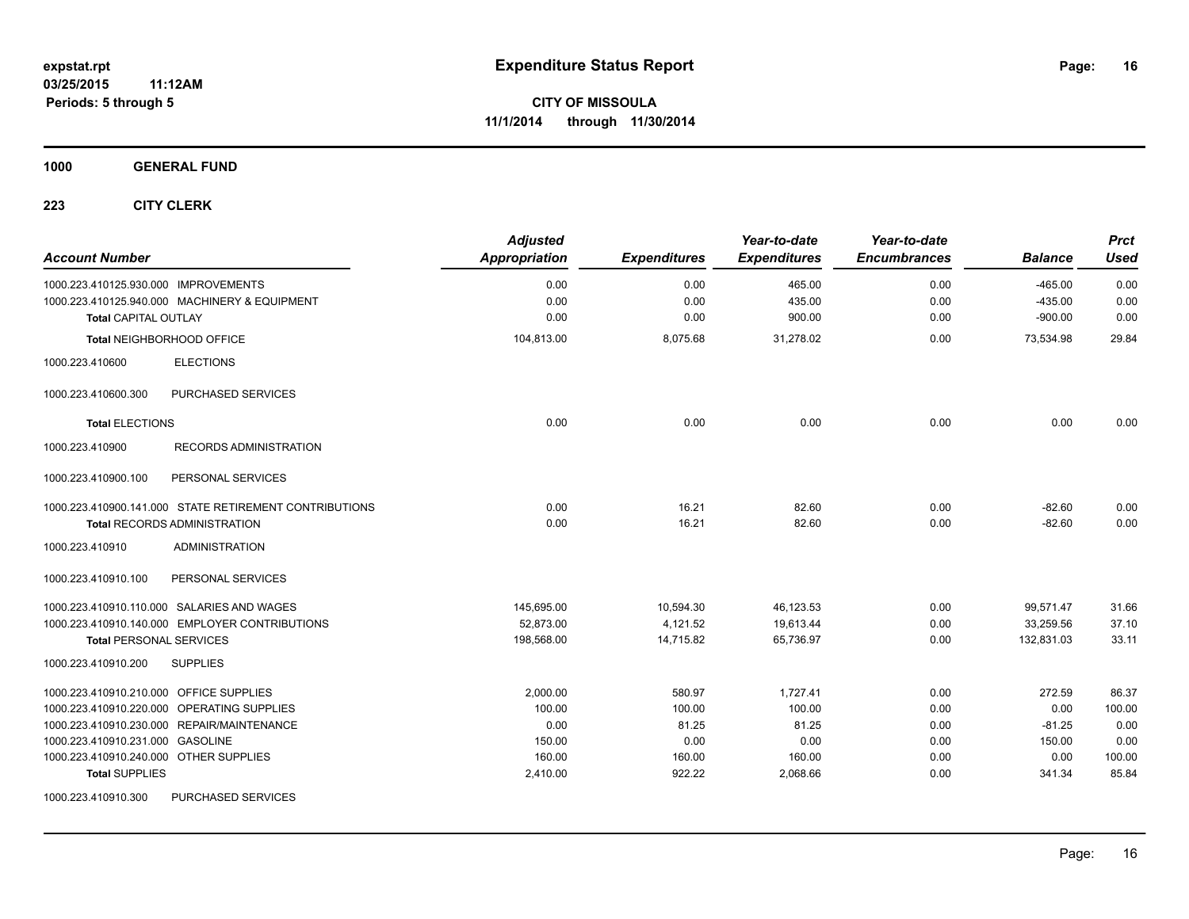expstat.rpt
03/25/2015 11:12AM
Periods: 5 through 5

# Expenditure Status Report

**CITY OF MISSOULA**
**11/1/2014 through 11/30/2014**

## 1000 GENERAL FUND

### 223 CITY CLERK

| Account Number | Adjusted Appropriation | Expenditures | Year-to-date Expenditures | Year-to-date Encumbrances | Balance | Prct Used |
|---|---|---|---|---|---|---|
| 1000.223.410125.930.000 IMPROVEMENTS | 0.00 | 0.00 | 465.00 | 0.00 | -465.00 | 0.00 |
| 1000.223.410125.940.000 MACHINERY & EQUIPMENT | 0.00 | 0.00 | 435.00 | 0.00 | -435.00 | 0.00 |
| **Total** CAPITAL OUTLAY | 0.00 | 0.00 | 900.00 | 0.00 | -900.00 | 0.00 |
| **Total** NEIGHBORHOOD OFFICE | 104,813.00 | 8,075.68 | 31,278.02 | 0.00 | 73,534.98 | 29.84 |
| 1000.223.410600 ELECTIONS | | | | | | |
| 1000.223.410600.300 PURCHASED SERVICES | | | | | | |
| **Total** ELECTIONS | 0.00 | 0.00 | 0.00 | 0.00 | 0.00 | 0.00 |
| 1000.223.410900 RECORDS ADMINISTRATION | | | | | | |
| 1000.223.410900.100 PERSONAL SERVICES | | | | | | |
| 1000.223.410900.141.000 STATE RETIREMENT CONTRIBUTIONS | 0.00 | 16.21 | 82.60 | 0.00 | -82.60 | 0.00 |
| **Total** RECORDS ADMINISTRATION | 0.00 | 16.21 | 82.60 | 0.00 | -82.60 | 0.00 |
| 1000.223.410910 ADMINISTRATION | | | | | | |
| 1000.223.410910.100 PERSONAL SERVICES | | | | | | |
| 1000.223.410910.110.000 SALARIES AND WAGES | 145,695.00 | 10,594.30 | 46,123.53 | 0.00 | 99,571.47 | 31.66 |
| 1000.223.410910.140.000 EMPLOYER CONTRIBUTIONS | 52,873.00 | 4,121.52 | 19,613.44 | 0.00 | 33,259.56 | 37.10 |
| **Total** PERSONAL SERVICES | 198,568.00 | 14,715.82 | 65,736.97 | 0.00 | 132,831.03 | 33.11 |
| 1000.223.410910.200 SUPPLIES | | | | | | |
| 1000.223.410910.210.000 OFFICE SUPPLIES | 2,000.00 | 580.97 | 1,727.41 | 0.00 | 272.59 | 86.37 |
| 1000.223.410910.220.000 OPERATING SUPPLIES | 100.00 | 100.00 | 100.00 | 0.00 | 0.00 | 100.00 |
| 1000.223.410910.230.000 REPAIR/MAINTENANCE | 0.00 | 81.25 | 81.25 | 0.00 | -81.25 | 0.00 |
| 1000.223.410910.231.000 GASOLINE | 150.00 | 0.00 | 0.00 | 0.00 | 150.00 | 0.00 |
| 1000.223.410910.240.000 OTHER SUPPLIES | 160.00 | 160.00 | 160.00 | 0.00 | 0.00 | 100.00 |
| **Total** SUPPLIES | 2,410.00 | 922.22 | 2,068.66 | 0.00 | 341.34 | 85.84 |
| 1000.223.410910.300 PURCHASED SERVICES | | | | | | |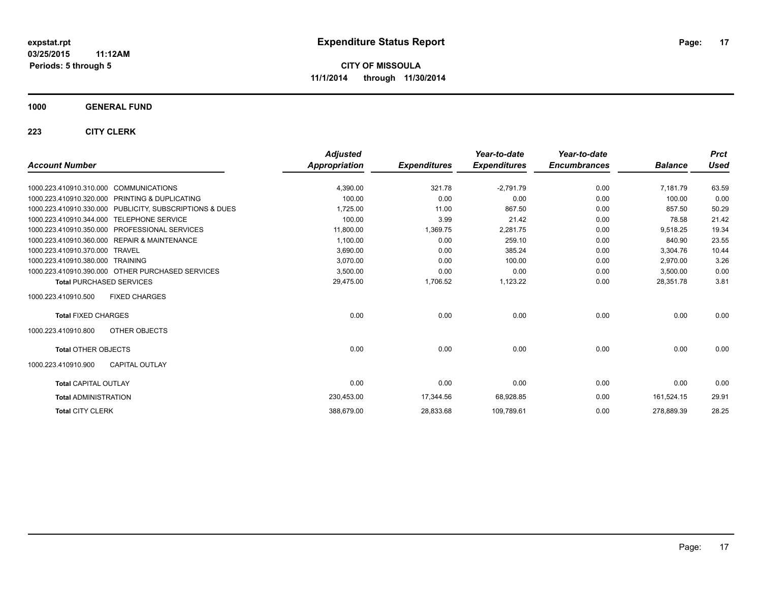# Expenditure Status Report

expstat.rpt
03/25/2015 11:12AM
Periods: 5 through 5

**CITY OF MISSOULA**
**11/1/2014 through 11/30/2014**

## 1000 GENERAL FUND

### 223 CITY CLERK

| Account Number | | Adjusted Appropriation | Expenditures | Year-to-date Expenditures | Year-to-date Encumbrances | Balance | Prct Used |
|---|---|---|---|---|---|---|---|
| 1000.223.410910.310.000 | COMMUNICATIONS | 4,390.00 | 321.78 | -2,791.79 | 0.00 | 7,181.79 | 63.59 |
| 1000.223.410910.320.000 | PRINTING & DUPLICATING | 100.00 | 0.00 | 0.00 | 0.00 | 100.00 | 0.00 |
| 1000.223.410910.330.000 | PUBLICITY, SUBSCRIPTIONS & DUES | 1,725.00 | 11.00 | 867.50 | 0.00 | 857.50 | 50.29 |
| 1000.223.410910.344.000 | TELEPHONE SERVICE | 100.00 | 3.99 | 21.42 | 0.00 | 78.58 | 21.42 |
| 1000.223.410910.350.000 | PROFESSIONAL SERVICES | 11,800.00 | 1,369.75 | 2,281.75 | 0.00 | 9,518.25 | 19.34 |
| 1000.223.410910.360.000 | REPAIR & MAINTENANCE | 1,100.00 | 0.00 | 259.10 | 0.00 | 840.90 | 23.55 |
| 1000.223.410910.370.000 | TRAVEL | 3,690.00 | 0.00 | 385.24 | 0.00 | 3,304.76 | 10.44 |
| 1000.223.410910.380.000 | TRAINING | 3,070.00 | 0.00 | 100.00 | 0.00 | 2,970.00 | 3.26 |
| 1000.223.410910.390.000 | OTHER PURCHASED SERVICES | 3,500.00 | 0.00 | 0.00 | 0.00 | 3,500.00 | 0.00 |
| **Total** PURCHASED SERVICES | | 29,475.00 | 1,706.52 | 1,123.22 | 0.00 | 28,351.78 | 3.81 |
| 1000.223.410910.500 | FIXED CHARGES | | | | | | |
| **Total** FIXED CHARGES | | 0.00 | 0.00 | 0.00 | 0.00 | 0.00 | 0.00 |
| 1000.223.410910.800 | OTHER OBJECTS | | | | | | |
| **Total** OTHER OBJECTS | | 0.00 | 0.00 | 0.00 | 0.00 | 0.00 | 0.00 |
| 1000.223.410910.900 | CAPITAL OUTLAY | | | | | | |
| **Total** CAPITAL OUTLAY | | 0.00 | 0.00 | 0.00 | 0.00 | 0.00 | 0.00 |
| **Total** ADMINISTRATION | | 230,453.00 | 17,344.56 | 68,928.85 | 0.00 | 161,524.15 | 29.91 |
| **Total** CITY CLERK | | 388,679.00 | 28,833.68 | 109,789.61 | 0.00 | 278,889.39 | 28.25 |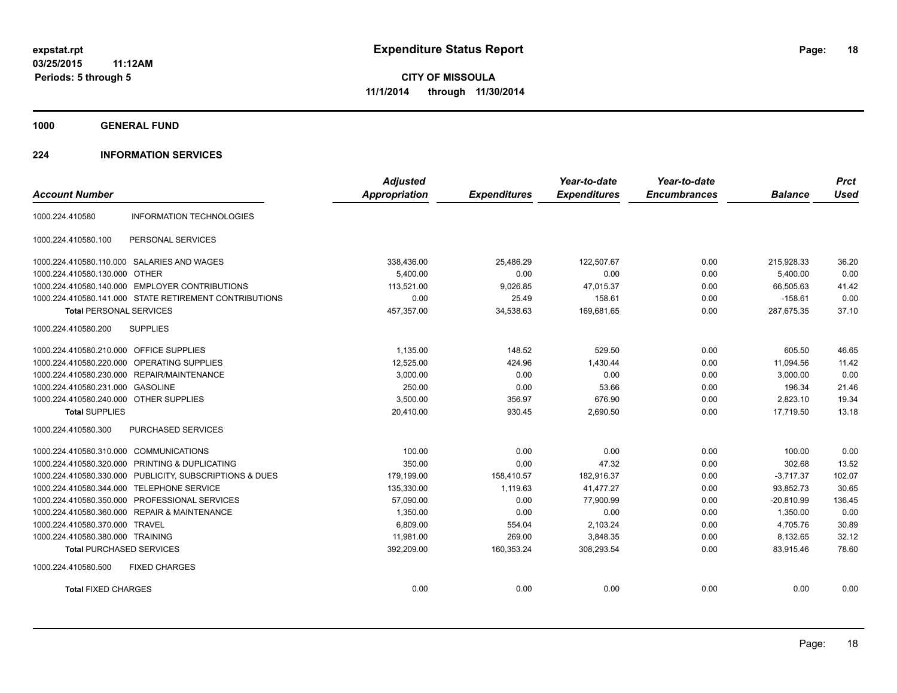# Expenditure Status Report

expstat.rpt
03/25/2015 11:12AM
Periods: 5 through 5

**CITY OF MISSOULA**
**11/1/2014 through 11/30/2014**

## 1000 GENERAL FUND

## 224 INFORMATION SERVICES

| Account Number | | Adjusted Appropriation | Expenditures | Year-to-date Expenditures | Year-to-date Encumbrances | Balance | Prct Used |
|---|---|---|---|---|---|---|---|
| 1000.224.410580 | INFORMATION TECHNOLOGIES | | | | | | |
| 1000.224.410580.100 | PERSONAL SERVICES | | | | | | |
| 1000.224.410580.110.000 | SALARIES AND WAGES | 338,436.00 | 25,486.29 | 122,507.67 | 0.00 | 215,928.33 | 36.20 |
| 1000.224.410580.130.000 | OTHER | 5,400.00 | 0.00 | 0.00 | 0.00 | 5,400.00 | 0.00 |
| 1000.224.410580.140.000 | EMPLOYER CONTRIBUTIONS | 113,521.00 | 9,026.85 | 47,015.37 | 0.00 | 66,505.63 | 41.42 |
| 1000.224.410580.141.000 | STATE RETIREMENT CONTRIBUTIONS | 0.00 | 25.49 | 158.61 | 0.00 | -158.61 | 0.00 |
| **Total** PERSONAL SERVICES | | 457,357.00 | 34,538.63 | 169,681.65 | 0.00 | 287,675.35 | 37.10 |
| 1000.224.410580.200 | SUPPLIES | | | | | | |
| 1000.224.410580.210.000 | OFFICE SUPPLIES | 1,135.00 | 148.52 | 529.50 | 0.00 | 605.50 | 46.65 |
| 1000.224.410580.220.000 | OPERATING SUPPLIES | 12,525.00 | 424.96 | 1,430.44 | 0.00 | 11,094.56 | 11.42 |
| 1000.224.410580.230.000 | REPAIR/MAINTENANCE | 3,000.00 | 0.00 | 0.00 | 0.00 | 3,000.00 | 0.00 |
| 1000.224.410580.231.000 | GASOLINE | 250.00 | 0.00 | 53.66 | 0.00 | 196.34 | 21.46 |
| 1000.224.410580.240.000 | OTHER SUPPLIES | 3,500.00 | 356.97 | 676.90 | 0.00 | 2,823.10 | 19.34 |
| **Total** SUPPLIES | | 20,410.00 | 930.45 | 2,690.50 | 0.00 | 17,719.50 | 13.18 |
| 1000.224.410580.300 | PURCHASED SERVICES | | | | | | |
| 1000.224.410580.310.000 | COMMUNICATIONS | 100.00 | 0.00 | 0.00 | 0.00 | 100.00 | 0.00 |
| 1000.224.410580.320.000 | PRINTING & DUPLICATING | 350.00 | 0.00 | 47.32 | 0.00 | 302.68 | 13.52 |
| 1000.224.410580.330.000 | PUBLICITY, SUBSCRIPTIONS & DUES | 179,199.00 | 158,410.57 | 182,916.37 | 0.00 | -3,717.37 | 102.07 |
| 1000.224.410580.344.000 | TELEPHONE SERVICE | 135,330.00 | 1,119.63 | 41,477.27 | 0.00 | 93,852.73 | 30.65 |
| 1000.224.410580.350.000 | PROFESSIONAL SERVICES | 57,090.00 | 0.00 | 77,900.99 | 0.00 | -20,810.99 | 136.45 |
| 1000.224.410580.360.000 | REPAIR & MAINTENANCE | 1,350.00 | 0.00 | 0.00 | 0.00 | 1,350.00 | 0.00 |
| 1000.224.410580.370.000 | TRAVEL | 6,809.00 | 554.04 | 2,103.24 | 0.00 | 4,705.76 | 30.89 |
| 1000.224.410580.380.000 | TRAINING | 11,981.00 | 269.00 | 3,848.35 | 0.00 | 8,132.65 | 32.12 |
| **Total** PURCHASED SERVICES | | 392,209.00 | 160,353.24 | 308,293.54 | 0.00 | 83,915.46 | 78.60 |
| 1000.224.410580.500 | FIXED CHARGES | | | | | | |
| **Total** FIXED CHARGES | | 0.00 | 0.00 | 0.00 | 0.00 | 0.00 | 0.00 |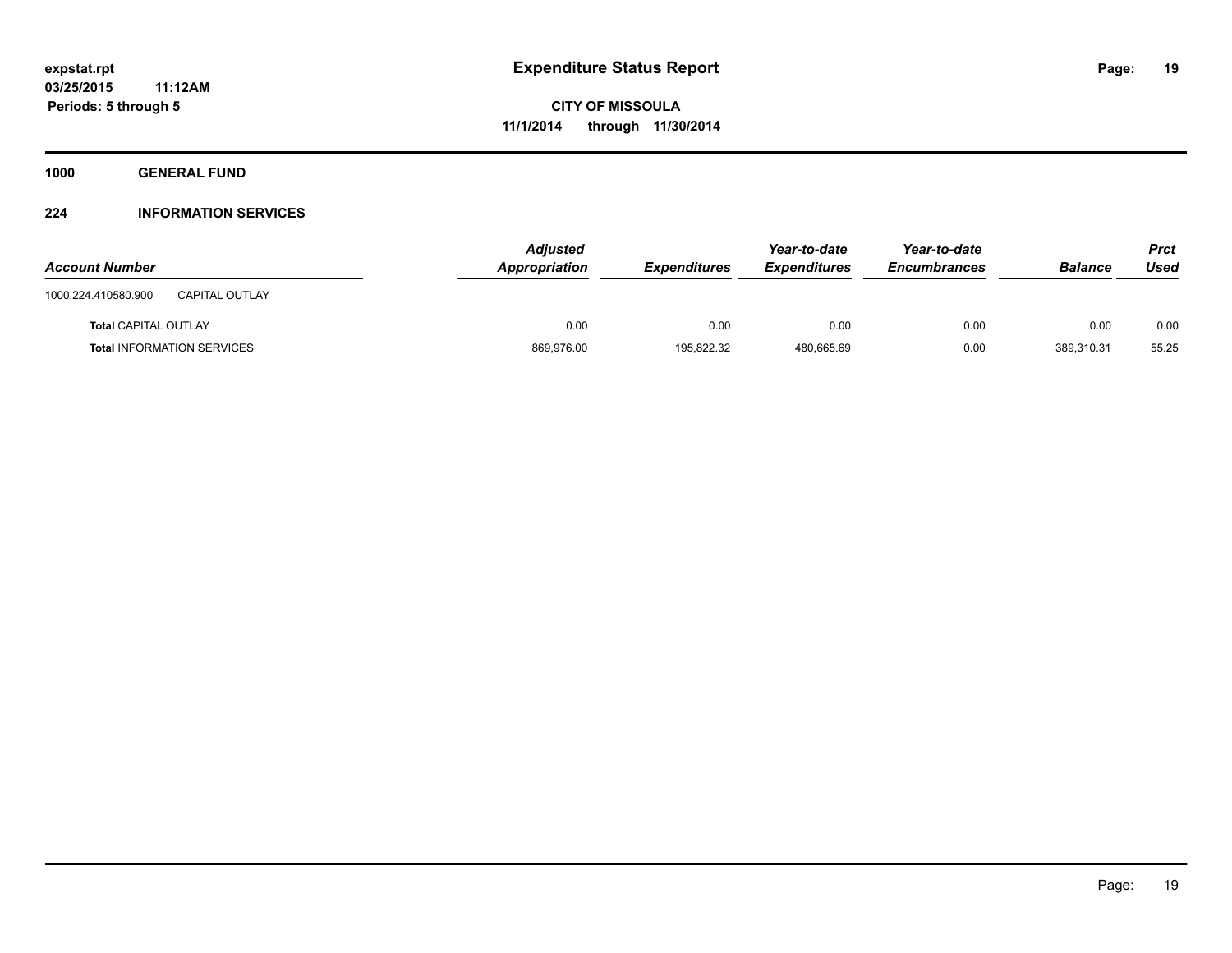**Expenditure Status Report**

**CITY OF MISSOULA**
**11/1/2014 through 11/30/2014**

expstat.rpt
03/25/2015 11:12AM
Periods: 5 through 5

**1000 GENERAL FUND**

**224 INFORMATION SERVICES**

| Account Number | | Adjusted Appropriation | Expenditures | Year-to-date Expenditures | Year-to-date Encumbrances | Balance | Prct Used |
|---|---|---|---|---|---|---|---|
| 1000.224.410580.900 | CAPITAL OUTLAY | | | | | | |
| Total CAPITAL OUTLAY | | 0.00 | 0.00 | 0.00 | 0.00 | 0.00 | 0.00 |
| Total INFORMATION SERVICES | | 869,976.00 | 195,822.32 | 480,665.69 | 0.00 | 389,310.31 | 55.25 |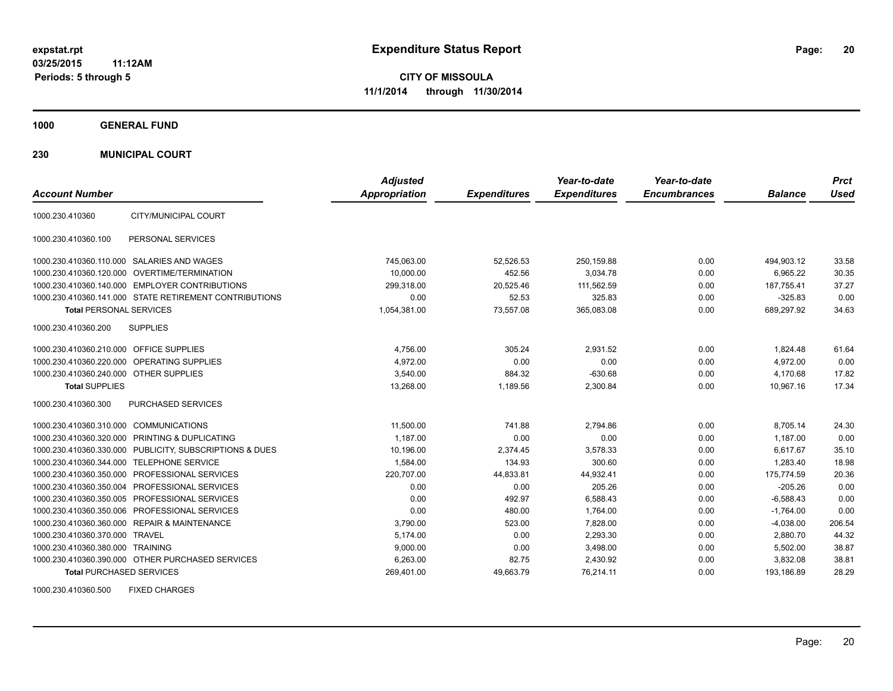**expstat.rpt**
**03/25/2015 11:12AM**
**Periods: 5 through 5**

# Expenditure Status Report

**CITY OF MISSOULA**
**11/1/2014 through 11/30/2014**

## 1000 GENERAL FUND

### 230 MUNICIPAL COURT

| Account Number | | Adjusted Appropriation | Expenditures | Year-to-date Expenditures | Year-to-date Encumbrances | Balance | Prct Used |
|---|---|---|---|---|---|---|---|
| 1000.230.410360 | CITY/MUNICIPAL COURT | | | | | | |
| 1000.230.410360.100 | PERSONAL SERVICES | | | | | | |
| 1000.230.410360.110.000 | SALARIES AND WAGES | 745,063.00 | 52,526.53 | 250,159.88 | 0.00 | 494,903.12 | 33.58 |
| 1000.230.410360.120.000 | OVERTIME/TERMINATION | 10,000.00 | 452.56 | 3,034.78 | 0.00 | 6,965.22 | 30.35 |
| 1000.230.410360.140.000 | EMPLOYER CONTRIBUTIONS | 299,318.00 | 20,525.46 | 111,562.59 | 0.00 | 187,755.41 | 37.27 |
| 1000.230.410360.141.000 | STATE RETIREMENT CONTRIBUTIONS | 0.00 | 52.53 | 325.83 | 0.00 | -325.83 | 0.00 |
| **Total** PERSONAL SERVICES | | 1,054,381.00 | 73,557.08 | 365,083.08 | 0.00 | 689,297.92 | 34.63 |
| 1000.230.410360.200 | SUPPLIES | | | | | | |
| 1000.230.410360.210.000 | OFFICE SUPPLIES | 4,756.00 | 305.24 | 2,931.52 | 0.00 | 1,824.48 | 61.64 |
| 1000.230.410360.220.000 | OPERATING SUPPLIES | 4,972.00 | 0.00 | 0.00 | 0.00 | 4,972.00 | 0.00 |
| 1000.230.410360.240.000 | OTHER SUPPLIES | 3,540.00 | 884.32 | -630.68 | 0.00 | 4,170.68 | 17.82 |
| **Total** SUPPLIES | | 13,268.00 | 1,189.56 | 2,300.84 | 0.00 | 10,967.16 | 17.34 |
| 1000.230.410360.300 | PURCHASED SERVICES | | | | | | |
| 1000.230.410360.310.000 | COMMUNICATIONS | 11,500.00 | 741.88 | 2,794.86 | 0.00 | 8,705.14 | 24.30 |
| 1000.230.410360.320.000 | PRINTING & DUPLICATING | 1,187.00 | 0.00 | 0.00 | 0.00 | 1,187.00 | 0.00 |
| 1000.230.410360.330.000 | PUBLICITY, SUBSCRIPTIONS & DUES | 10,196.00 | 2,374.45 | 3,578.33 | 0.00 | 6,617.67 | 35.10 |
| 1000.230.410360.344.000 | TELEPHONE SERVICE | 1,584.00 | 134.93 | 300.60 | 0.00 | 1,283.40 | 18.98 |
| 1000.230.410360.350.000 | PROFESSIONAL SERVICES | 220,707.00 | 44,833.81 | 44,932.41 | 0.00 | 175,774.59 | 20.36 |
| 1000.230.410360.350.004 | PROFESSIONAL SERVICES | 0.00 | 0.00 | 205.26 | 0.00 | -205.26 | 0.00 |
| 1000.230.410360.350.005 | PROFESSIONAL SERVICES | 0.00 | 492.97 | 6,588.43 | 0.00 | -6,588.43 | 0.00 |
| 1000.230.410360.350.006 | PROFESSIONAL SERVICES | 0.00 | 480.00 | 1,764.00 | 0.00 | -1,764.00 | 0.00 |
| 1000.230.410360.360.000 | REPAIR & MAINTENANCE | 3,790.00 | 523.00 | 7,828.00 | 0.00 | -4,038.00 | 206.54 |
| 1000.230.410360.370.000 | TRAVEL | 5,174.00 | 0.00 | 2,293.30 | 0.00 | 2,880.70 | 44.32 |
| 1000.230.410360.380.000 | TRAINING | 9,000.00 | 0.00 | 3,498.00 | 0.00 | 5,502.00 | 38.87 |
| 1000.230.410360.390.000 | OTHER PURCHASED SERVICES | 6,263.00 | 82.75 | 2,430.92 | 0.00 | 3,832.08 | 38.81 |
| **Total** PURCHASED SERVICES | | 269,401.00 | 49,663.79 | 76,214.11 | 0.00 | 193,186.89 | 28.29 |
| 1000.230.410360.500 | FIXED CHARGES | | | | | | |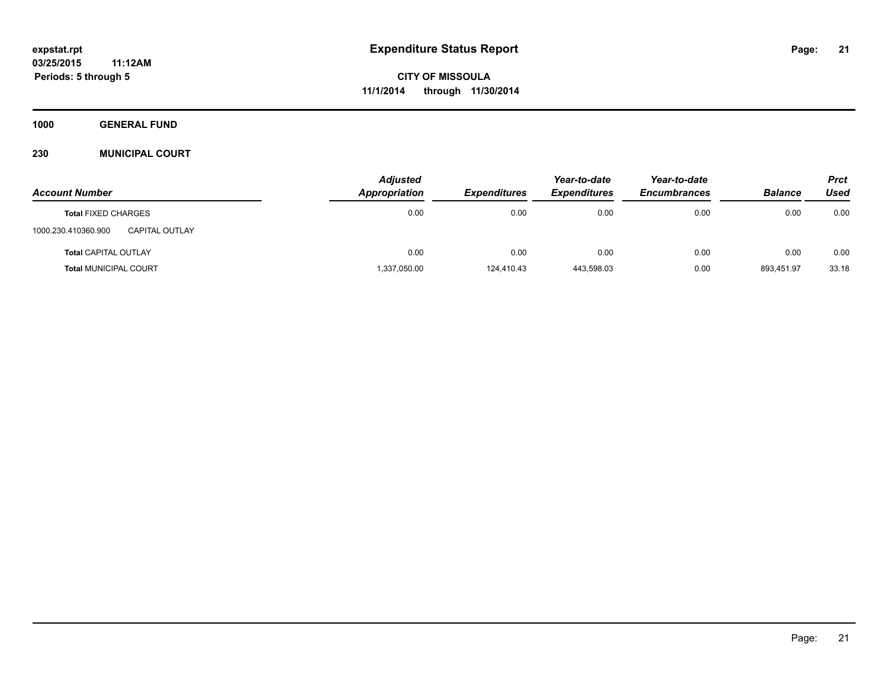# Expenditure Status Report

expstat.rpt
03/25/2015 11:12AM
Periods: 5 through 5

**CITY OF MISSOULA**
**11/1/2014 through 11/30/2014**

**1000 GENERAL FUND**

**230 MUNICIPAL COURT**

| Account Number | Adjusted Appropriation | Expenditures | Year-to-date Expenditures | Year-to-date Encumbrances | Balance | Prct Used |
|---|---|---|---|---|---|---|
| **Total** FIXED CHARGES | 0.00 | 0.00 | 0.00 | 0.00 | 0.00 | 0.00 |
| 1000.230.410360.900 CAPITAL OUTLAY | | | | | | |
| **Total** CAPITAL OUTLAY | 0.00 | 0.00 | 0.00 | 0.00 | 0.00 | 0.00 |
| **Total** MUNICIPAL COURT | 1,337,050.00 | 124,410.43 | 443,598.03 | 0.00 | 893,451.97 | 33.18 |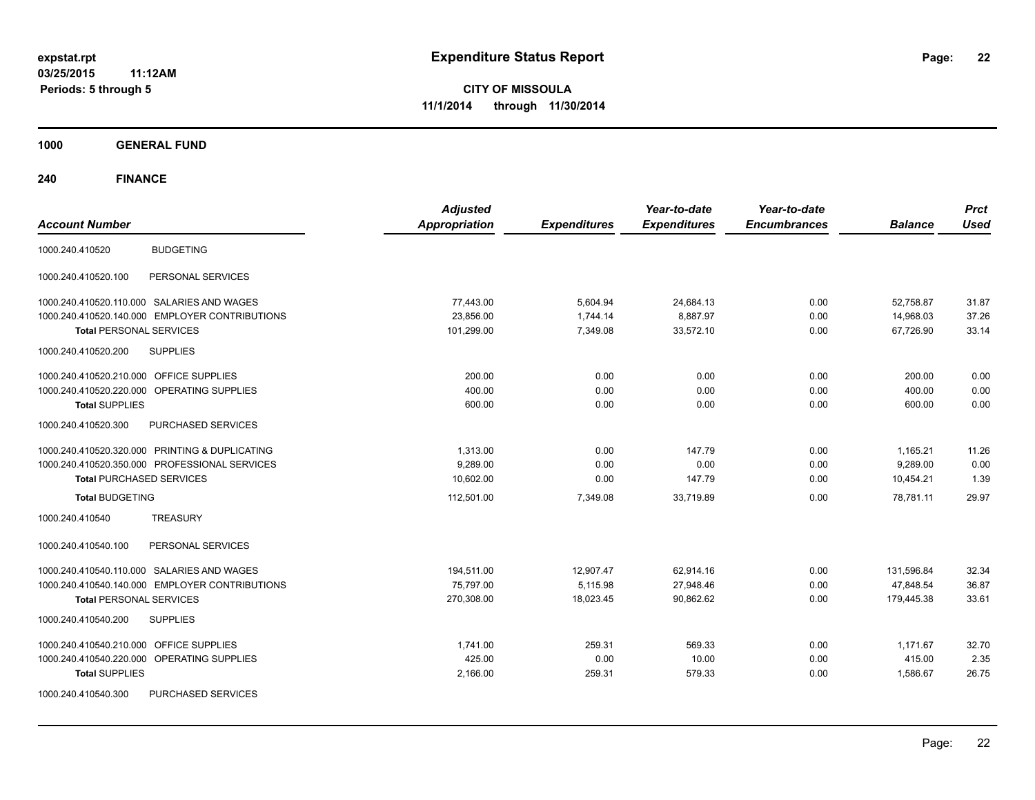**expstat.rpt**
**03/25/2015 11:12AM**
**Periods: 5 through 5**

# Expenditure Status Report

**CITY OF MISSOULA**
**11/1/2014 through 11/30/2014**

## 1000 GENERAL FUND

### 240 FINANCE

| Account Number | | Adjusted Appropriation | Expenditures | Year-to-date Expenditures | Year-to-date Encumbrances | Balance | Prct Used |
|---|---|---|---|---|---|---|---|
| 1000.240.410520 | BUDGETING | | | | | | |
| 1000.240.410520.100 | PERSONAL SERVICES | | | | | | |
| 1000.240.410520.110.000 | SALARIES AND WAGES | 77,443.00 | 5,604.94 | 24,684.13 | 0.00 | 52,758.87 | 31.87 |
| 1000.240.410520.140.000 | EMPLOYER CONTRIBUTIONS | 23,856.00 | 1,744.14 | 8,887.97 | 0.00 | 14,968.03 | 37.26 |
| **Total** PERSONAL SERVICES | | 101,299.00 | 7,349.08 | 33,572.10 | 0.00 | 67,726.90 | 33.14 |
| 1000.240.410520.200 | SUPPLIES | | | | | | |
| 1000.240.410520.210.000 | OFFICE SUPPLIES | 200.00 | 0.00 | 0.00 | 0.00 | 200.00 | 0.00 |
| 1000.240.410520.220.000 | OPERATING SUPPLIES | 400.00 | 0.00 | 0.00 | 0.00 | 400.00 | 0.00 |
| **Total** SUPPLIES | | 600.00 | 0.00 | 0.00 | 0.00 | 600.00 | 0.00 |
| 1000.240.410520.300 | PURCHASED SERVICES | | | | | | |
| 1000.240.410520.320.000 | PRINTING & DUPLICATING | 1,313.00 | 0.00 | 147.79 | 0.00 | 1,165.21 | 11.26 |
| 1000.240.410520.350.000 | PROFESSIONAL SERVICES | 9,289.00 | 0.00 | 0.00 | 0.00 | 9,289.00 | 0.00 |
| **Total** PURCHASED SERVICES | | 10,602.00 | 0.00 | 147.79 | 0.00 | 10,454.21 | 1.39 |
| **Total** BUDGETING | | 112,501.00 | 7,349.08 | 33,719.89 | 0.00 | 78,781.11 | 29.97 |
| 1000.240.410540 | TREASURY | | | | | | |
| 1000.240.410540.100 | PERSONAL SERVICES | | | | | | |
| 1000.240.410540.110.000 | SALARIES AND WAGES | 194,511.00 | 12,907.47 | 62,914.16 | 0.00 | 131,596.84 | 32.34 |
| 1000.240.410540.140.000 | EMPLOYER CONTRIBUTIONS | 75,797.00 | 5,115.98 | 27,948.46 | 0.00 | 47,848.54 | 36.87 |
| **Total** PERSONAL SERVICES | | 270,308.00 | 18,023.45 | 90,862.62 | 0.00 | 179,445.38 | 33.61 |
| 1000.240.410540.200 | SUPPLIES | | | | | | |
| 1000.240.410540.210.000 | OFFICE SUPPLIES | 1,741.00 | 259.31 | 569.33 | 0.00 | 1,171.67 | 32.70 |
| 1000.240.410540.220.000 | OPERATING SUPPLIES | 425.00 | 0.00 | 10.00 | 0.00 | 415.00 | 2.35 |
| **Total** SUPPLIES | | 2,166.00 | 259.31 | 579.33 | 0.00 | 1,586.67 | 26.75 |
| 1000.240.410540.300 | PURCHASED SERVICES | | | | | | |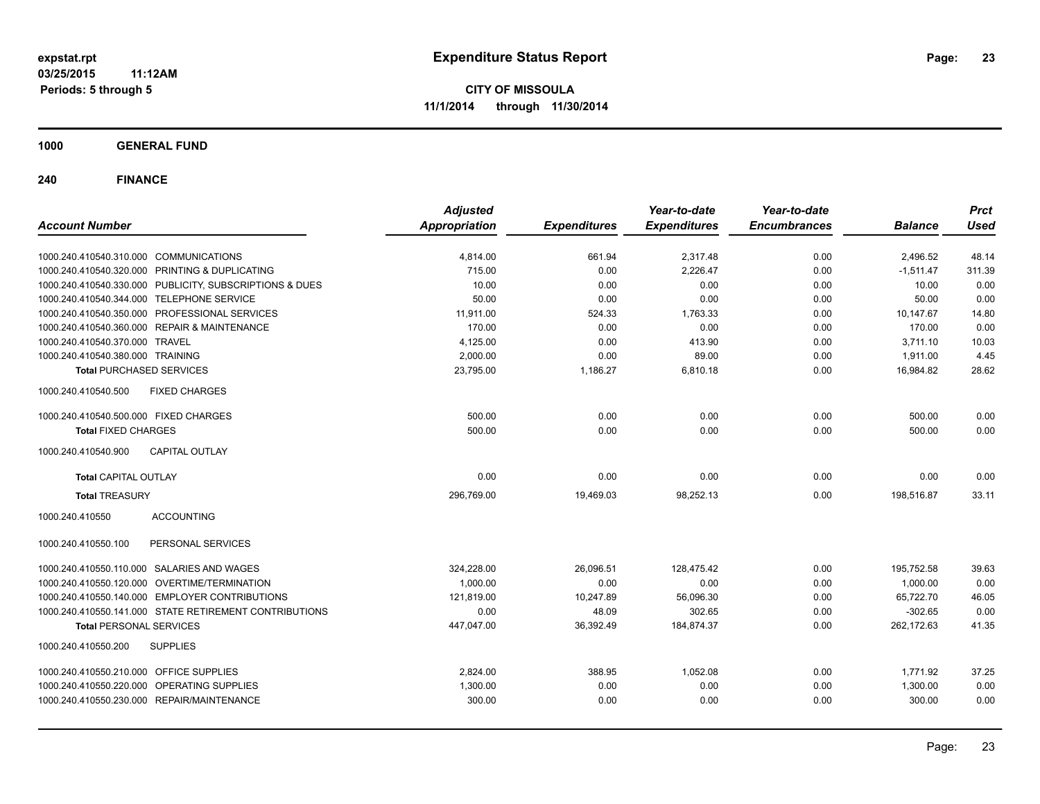# Expenditure Status Report

**CITY OF MISSOULA**

**11/1/2014 through 11/30/2014**

expstat.rpt
03/25/2015 11:12AM
Periods: 5 through 5

**1000 GENERAL FUND**

**240 FINANCE**

| Account Number | Adjusted Appropriation | Expenditures | Year-to-date Expenditures | Year-to-date Encumbrances | Balance | Prct Used |
|---|---|---|---|---|---|---|
| 1000.240.410540.310.000 COMMUNICATIONS | 4,814.00 | 661.94 | 2,317.48 | 0.00 | 2,496.52 | 48.14 |
| 1000.240.410540.320.000 PRINTING & DUPLICATING | 715.00 | 0.00 | 2,226.47 | 0.00 | -1,511.47 | 311.39 |
| 1000.240.410540.330.000 PUBLICITY, SUBSCRIPTIONS & DUES | 10.00 | 0.00 | 0.00 | 0.00 | 10.00 | 0.00 |
| 1000.240.410540.344.000 TELEPHONE SERVICE | 50.00 | 0.00 | 0.00 | 0.00 | 50.00 | 0.00 |
| 1000.240.410540.350.000 PROFESSIONAL SERVICES | 11,911.00 | 524.33 | 1,763.33 | 0.00 | 10,147.67 | 14.80 |
| 1000.240.410540.360.000 REPAIR & MAINTENANCE | 170.00 | 0.00 | 0.00 | 0.00 | 170.00 | 0.00 |
| 1000.240.410540.370.000 TRAVEL | 4,125.00 | 0.00 | 413.90 | 0.00 | 3,711.10 | 10.03 |
| 1000.240.410540.380.000 TRAINING | 2,000.00 | 0.00 | 89.00 | 0.00 | 1,911.00 | 4.45 |
| **Total** PURCHASED SERVICES | 23,795.00 | 1,186.27 | 6,810.18 | 0.00 | 16,984.82 | 28.62 |
| 1000.240.410540.500 FIXED CHARGES | | | | | | |
| 1000.240.410540.500.000 FIXED CHARGES | 500.00 | 0.00 | 0.00 | 0.00 | 500.00 | 0.00 |
| **Total** FIXED CHARGES | 500.00 | 0.00 | 0.00 | 0.00 | 500.00 | 0.00 |
| 1000.240.410540.900 CAPITAL OUTLAY | | | | | | |
| **Total** CAPITAL OUTLAY | 0.00 | 0.00 | 0.00 | 0.00 | 0.00 | 0.00 |
| **Total** TREASURY | 296,769.00 | 19,469.03 | 98,252.13 | 0.00 | 198,516.87 | 33.11 |
| 1000.240.410550 ACCOUNTING | | | | | | |
| 1000.240.410550.100 PERSONAL SERVICES | | | | | | |
| 1000.240.410550.110.000 SALARIES AND WAGES | 324,228.00 | 26,096.51 | 128,475.42 | 0.00 | 195,752.58 | 39.63 |
| 1000.240.410550.120.000 OVERTIME/TERMINATION | 1,000.00 | 0.00 | 0.00 | 0.00 | 1,000.00 | 0.00 |
| 1000.240.410550.140.000 EMPLOYER CONTRIBUTIONS | 121,819.00 | 10,247.89 | 56,096.30 | 0.00 | 65,722.70 | 46.05 |
| 1000.240.410550.141.000 STATE RETIREMENT CONTRIBUTIONS | 0.00 | 48.09 | 302.65 | 0.00 | -302.65 | 0.00 |
| **Total** PERSONAL SERVICES | 447,047.00 | 36,392.49 | 184,874.37 | 0.00 | 262,172.63 | 41.35 |
| 1000.240.410550.200 SUPPLIES | | | | | | |
| 1000.240.410550.210.000 OFFICE SUPPLIES | 2,824.00 | 388.95 | 1,052.08 | 0.00 | 1,771.92 | 37.25 |
| 1000.240.410550.220.000 OPERATING SUPPLIES | 1,300.00 | 0.00 | 0.00 | 0.00 | 1,300.00 | 0.00 |
| 1000.240.410550.230.000 REPAIR/MAINTENANCE | 300.00 | 0.00 | 0.00 | 0.00 | 300.00 | 0.00 |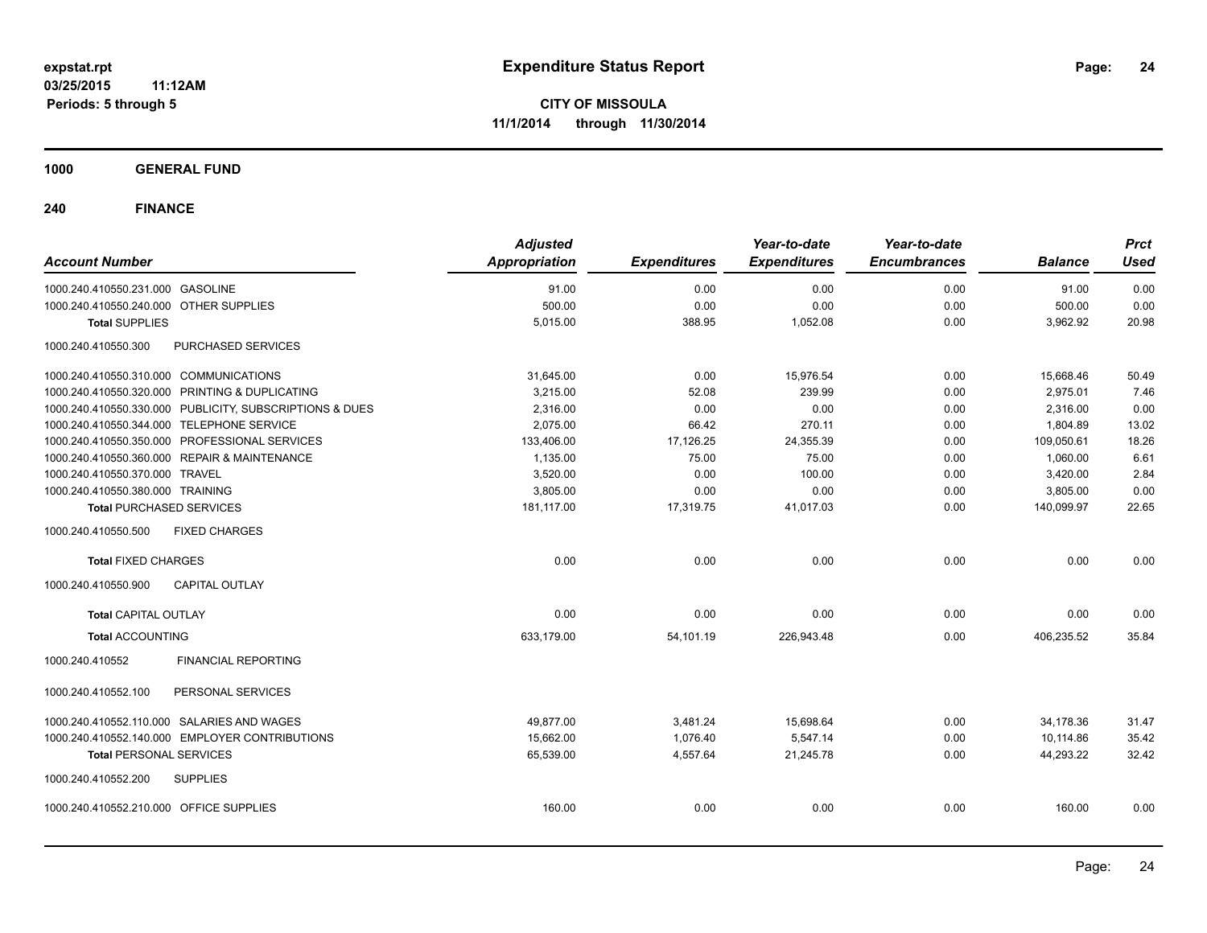expstat.rpt
03/25/2015 11:12AM
Periods: 5 through 5

# Expenditure Status Report

**CITY OF MISSOULA**
**11/1/2014 through 11/30/2014**

## 1000 GENERAL FUND

## 240 FINANCE

| Account Number | Adjusted Appropriation | Expenditures | Year-to-date Expenditures | Year-to-date Encumbrances | Balance | Prct Used |
|---|---|---|---|---|---|---|
| 1000.240.410550.231.000 GASOLINE | 91.00 | 0.00 | 0.00 | 0.00 | 91.00 | 0.00 |
| 1000.240.410550.240.000 OTHER SUPPLIES | 500.00 | 0.00 | 0.00 | 0.00 | 500.00 | 0.00 |
| **Total** SUPPLIES | 5,015.00 | 388.95 | 1,052.08 | 0.00 | 3,962.92 | 20.98 |
| 1000.240.410550.300 PURCHASED SERVICES | | | | | | |
| 1000.240.410550.310.000 COMMUNICATIONS | 31,645.00 | 0.00 | 15,976.54 | 0.00 | 15,668.46 | 50.49 |
| 1000.240.410550.320.000 PRINTING & DUPLICATING | 3,215.00 | 52.08 | 239.99 | 0.00 | 2,975.01 | 7.46 |
| 1000.240.410550.330.000 PUBLICITY, SUBSCRIPTIONS & DUES | 2,316.00 | 0.00 | 0.00 | 0.00 | 2,316.00 | 0.00 |
| 1000.240.410550.344.000 TELEPHONE SERVICE | 2,075.00 | 66.42 | 270.11 | 0.00 | 1,804.89 | 13.02 |
| 1000.240.410550.350.000 PROFESSIONAL SERVICES | 133,406.00 | 17,126.25 | 24,355.39 | 0.00 | 109,050.61 | 18.26 |
| 1000.240.410550.360.000 REPAIR & MAINTENANCE | 1,135.00 | 75.00 | 75.00 | 0.00 | 1,060.00 | 6.61 |
| 1000.240.410550.370.000 TRAVEL | 3,520.00 | 0.00 | 100.00 | 0.00 | 3,420.00 | 2.84 |
| 1000.240.410550.380.000 TRAINING | 3,805.00 | 0.00 | 0.00 | 0.00 | 3,805.00 | 0.00 |
| **Total** PURCHASED SERVICES | 181,117.00 | 17,319.75 | 41,017.03 | 0.00 | 140,099.97 | 22.65 |
| 1000.240.410550.500 FIXED CHARGES | | | | | | |
| **Total** FIXED CHARGES | 0.00 | 0.00 | 0.00 | 0.00 | 0.00 | 0.00 |
| 1000.240.410550.900 CAPITAL OUTLAY | | | | | | |
| **Total** CAPITAL OUTLAY | 0.00 | 0.00 | 0.00 | 0.00 | 0.00 | 0.00 |
| **Total** ACCOUNTING | 633,179.00 | 54,101.19 | 226,943.48 | 0.00 | 406,235.52 | 35.84 |
| 1000.240.410552 FINANCIAL REPORTING | | | | | | |
| 1000.240.410552.100 PERSONAL SERVICES | | | | | | |
| 1000.240.410552.110.000 SALARIES AND WAGES | 49,877.00 | 3,481.24 | 15,698.64 | 0.00 | 34,178.36 | 31.47 |
| 1000.240.410552.140.000 EMPLOYER CONTRIBUTIONS | 15,662.00 | 1,076.40 | 5,547.14 | 0.00 | 10,114.86 | 35.42 |
| **Total** PERSONAL SERVICES | 65,539.00 | 4,557.64 | 21,245.78 | 0.00 | 44,293.22 | 32.42 |
| 1000.240.410552.200 SUPPLIES | | | | | | |
| 1000.240.410552.210.000 OFFICE SUPPLIES | 160.00 | 0.00 | 0.00 | 0.00 | 160.00 | 0.00 |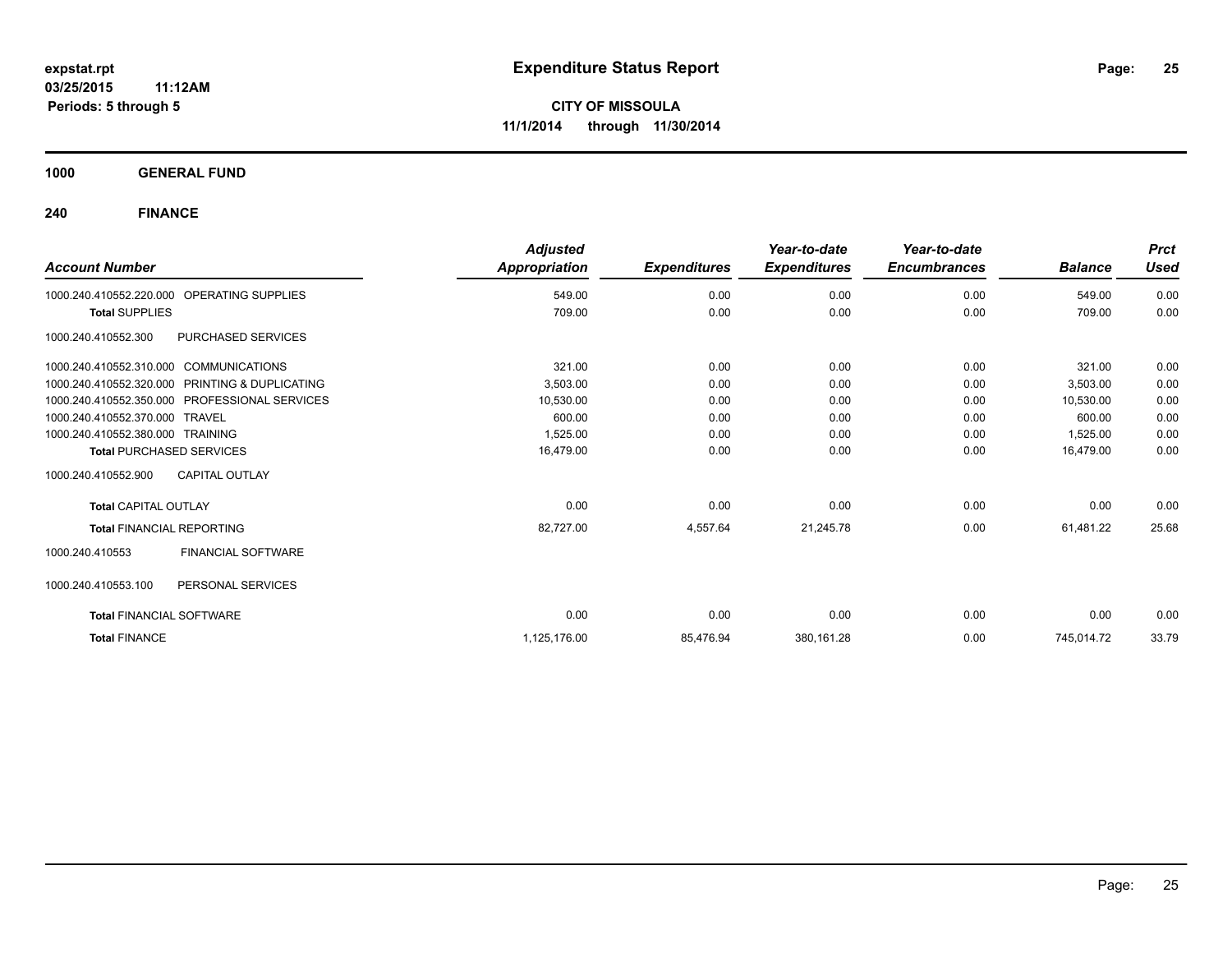# Expenditure Status Report

expstat.rpt
03/25/2015 11:12AM
Periods: 5 through 5

**CITY OF MISSOULA**
**11/1/2014 through 11/30/2014**

**1000 GENERAL FUND**

**240 FINANCE**

| Account Number | | Adjusted Appropriation | Expenditures | Year-to-date Expenditures | Year-to-date Encumbrances | Balance | Prct Used |
|---|---|---|---|---|---|---|---|
| 1000.240.410552.220.000 | OPERATING SUPPLIES | 549.00 | 0.00 | 0.00 | 0.00 | 549.00 | 0.00 |
| **Total** SUPPLIES | | 709.00 | 0.00 | 0.00 | 0.00 | 709.00 | 0.00 |
| 1000.240.410552.300 | PURCHASED SERVICES | | | | | | |
| 1000.240.410552.310.000 | COMMUNICATIONS | 321.00 | 0.00 | 0.00 | 0.00 | 321.00 | 0.00 |
| 1000.240.410552.320.000 | PRINTING & DUPLICATING | 3,503.00 | 0.00 | 0.00 | 0.00 | 3,503.00 | 0.00 |
| 1000.240.410552.350.000 | PROFESSIONAL SERVICES | 10,530.00 | 0.00 | 0.00 | 0.00 | 10,530.00 | 0.00 |
| 1000.240.410552.370.000 | TRAVEL | 600.00 | 0.00 | 0.00 | 0.00 | 600.00 | 0.00 |
| 1000.240.410552.380.000 | TRAINING | 1,525.00 | 0.00 | 0.00 | 0.00 | 1,525.00 | 0.00 |
| **Total** PURCHASED SERVICES | | 16,479.00 | 0.00 | 0.00 | 0.00 | 16,479.00 | 0.00 |
| 1000.240.410552.900 | CAPITAL OUTLAY | | | | | | |
| **Total** CAPITAL OUTLAY | | 0.00 | 0.00 | 0.00 | 0.00 | 0.00 | 0.00 |
| **Total** FINANCIAL REPORTING | | 82,727.00 | 4,557.64 | 21,245.78 | 0.00 | 61,481.22 | 25.68 |
| 1000.240.410553 | FINANCIAL SOFTWARE | | | | | | |
| 1000.240.410553.100 | PERSONAL SERVICES | | | | | | |
| **Total** FINANCIAL SOFTWARE | | 0.00 | 0.00 | 0.00 | 0.00 | 0.00 | 0.00 |
| **Total** FINANCE | | 1,125,176.00 | 85,476.94 | 380,161.28 | 0.00 | 745,014.72 | 33.79 |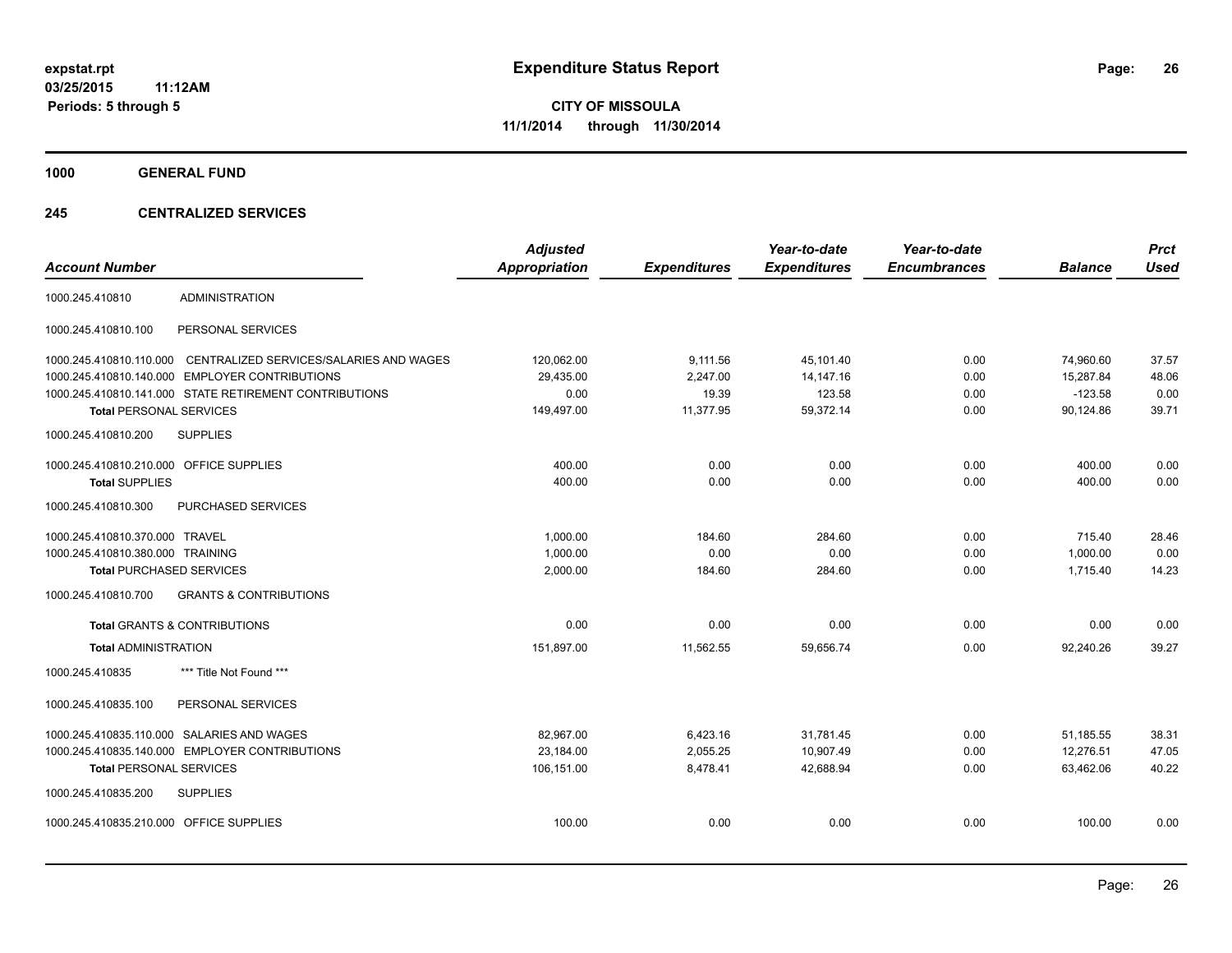**expstat.rpt**
**03/25/2015 11:12AM**
**Periods: 5 through 5**

# Expenditure Status Report

**CITY OF MISSOULA**
**11/1/2014 through 11/30/2014**

## 1000 GENERAL FUND

### 245 CENTRALIZED SERVICES

| Account Number | | Adjusted Appropriation | Expenditures | Year-to-date Expenditures | Year-to-date Encumbrances | Balance | Prct Used |
|---|---|---|---|---|---|---|---|
| 1000.245.410810 | ADMINISTRATION | | | | | | |
| 1000.245.410810.100 | PERSONAL SERVICES | | | | | | |
| 1000.245.410810.110.000 | CENTRALIZED SERVICES/SALARIES AND WAGES | 120,062.00 | 9,111.56 | 45,101.40 | 0.00 | 74,960.60 | 37.57 |
| 1000.245.410810.140.000 | EMPLOYER CONTRIBUTIONS | 29,435.00 | 2,247.00 | 14,147.16 | 0.00 | 15,287.84 | 48.06 |
| 1000.245.410810.141.000 | STATE RETIREMENT CONTRIBUTIONS | 0.00 | 19.39 | 123.58 | 0.00 | -123.58 | 0.00 |
| **Total** PERSONAL SERVICES | | 149,497.00 | 11,377.95 | 59,372.14 | 0.00 | 90,124.86 | 39.71 |
| 1000.245.410810.200 | SUPPLIES | | | | | | |
| 1000.245.410810.210.000 | OFFICE SUPPLIES | 400.00 | 0.00 | 0.00 | 0.00 | 400.00 | 0.00 |
| **Total** SUPPLIES | | 400.00 | 0.00 | 0.00 | 0.00 | 400.00 | 0.00 |
| 1000.245.410810.300 | PURCHASED SERVICES | | | | | | |
| 1000.245.410810.370.000 | TRAVEL | 1,000.00 | 184.60 | 284.60 | 0.00 | 715.40 | 28.46 |
| 1000.245.410810.380.000 | TRAINING | 1,000.00 | 0.00 | 0.00 | 0.00 | 1,000.00 | 0.00 |
| **Total** PURCHASED SERVICES | | 2,000.00 | 184.60 | 284.60 | 0.00 | 1,715.40 | 14.23 |
| 1000.245.410810.700 | GRANTS & CONTRIBUTIONS | | | | | | |
| **Total** GRANTS & CONTRIBUTIONS | | 0.00 | 0.00 | 0.00 | 0.00 | 0.00 | 0.00 |
| **Total** ADMINISTRATION | | 151,897.00 | 11,562.55 | 59,656.74 | 0.00 | 92,240.26 | 39.27 |
| 1000.245.410835 | *** Title Not Found *** | | | | | | |
| 1000.245.410835.100 | PERSONAL SERVICES | | | | | | |
| 1000.245.410835.110.000 | SALARIES AND WAGES | 82,967.00 | 6,423.16 | 31,781.45 | 0.00 | 51,185.55 | 38.31 |
| 1000.245.410835.140.000 | EMPLOYER CONTRIBUTIONS | 23,184.00 | 2,055.25 | 10,907.49 | 0.00 | 12,276.51 | 47.05 |
| **Total** PERSONAL SERVICES | | 106,151.00 | 8,478.41 | 42,688.94 | 0.00 | 63,462.06 | 40.22 |
| 1000.245.410835.200 | SUPPLIES | | | | | | |
| 1000.245.410835.210.000 | OFFICE SUPPLIES | 100.00 | 0.00 | 0.00 | 0.00 | 100.00 | 0.00 |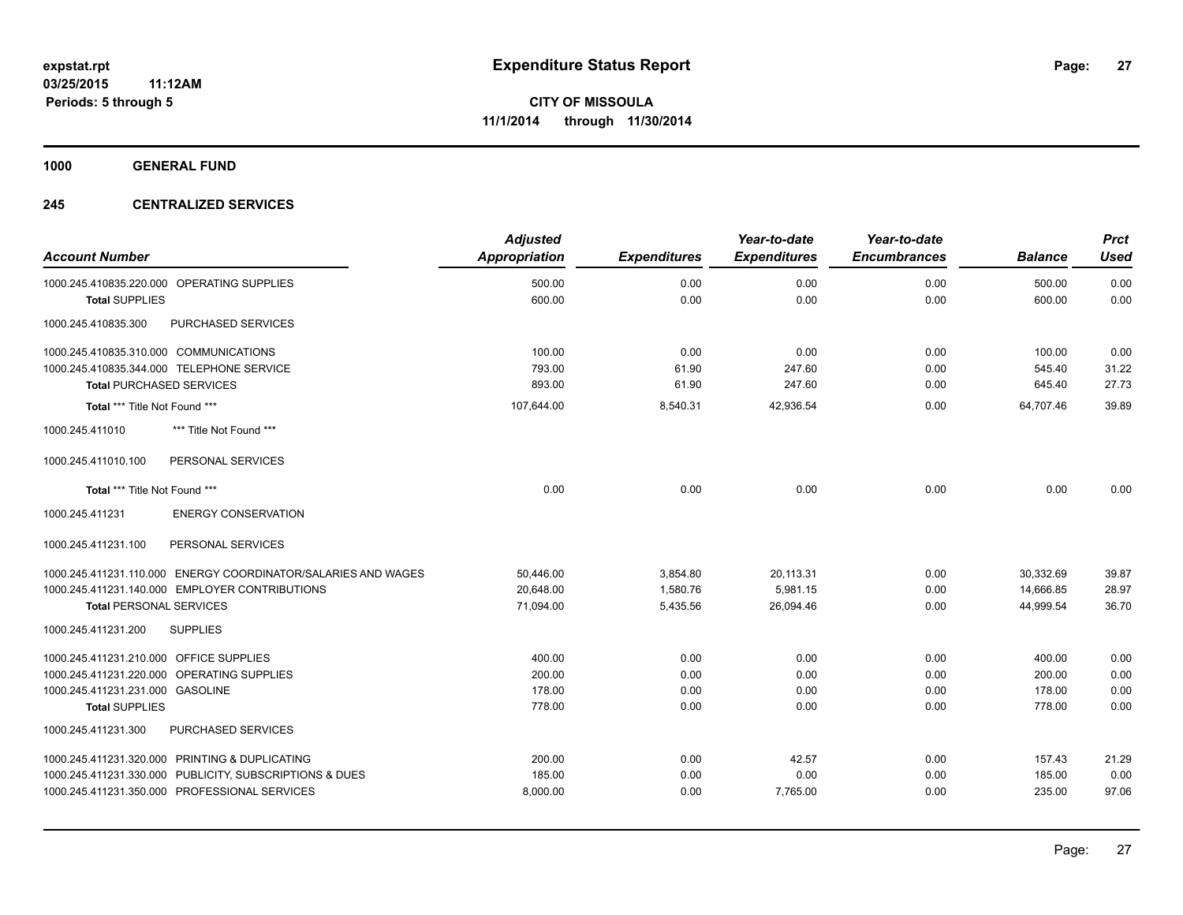**expstat.rpt**
**03/25/2015 11:12AM**
**Periods: 5 through 5**

# Expenditure Status Report

**CITY OF MISSOULA**
**11/1/2014 through 11/30/2014**

## 1000 GENERAL FUND

### 245 CENTRALIZED SERVICES

| Account Number | Adjusted Appropriation | Expenditures | Year-to-date Expenditures | Year-to-date Encumbrances | Balance | Prct Used |
|---|---|---|---|---|---|---|
| 1000.245.410835.220.000 OPERATING SUPPLIES | 500.00 | 0.00 | 0.00 | 0.00 | 500.00 | 0.00 |
| **Total** SUPPLIES | 600.00 | 0.00 | 0.00 | 0.00 | 600.00 | 0.00 |
| 1000.245.410835.300 PURCHASED SERVICES | | | | | | |
| 1000.245.410835.310.000 COMMUNICATIONS | 100.00 | 0.00 | 0.00 | 0.00 | 100.00 | 0.00 |
| 1000.245.410835.344.000 TELEPHONE SERVICE | 793.00 | 61.90 | 247.60 | 0.00 | 545.40 | 31.22 |
| **Total** PURCHASED SERVICES | 893.00 | 61.90 | 247.60 | 0.00 | 645.40 | 27.73 |
| **Total** *** Title Not Found *** | 107,644.00 | 8,540.31 | 42,936.54 | 0.00 | 64,707.46 | 39.89 |
| 1000.245.411010 *** Title Not Found *** | | | | | | |
| 1000.245.411010.100 PERSONAL SERVICES | | | | | | |
| **Total** *** Title Not Found *** | 0.00 | 0.00 | 0.00 | 0.00 | 0.00 | 0.00 |
| 1000.245.411231 ENERGY CONSERVATION | | | | | | |
| 1000.245.411231.100 PERSONAL SERVICES | | | | | | |
| 1000.245.411231.110.000 ENERGY COORDINATOR/SALARIES AND WAGES | 50,446.00 | 3,854.80 | 20,113.31 | 0.00 | 30,332.69 | 39.87 |
| 1000.245.411231.140.000 EMPLOYER CONTRIBUTIONS | 20,648.00 | 1,580.76 | 5,981.15 | 0.00 | 14,666.85 | 28.97 |
| **Total** PERSONAL SERVICES | 71,094.00 | 5,435.56 | 26,094.46 | 0.00 | 44,999.54 | 36.70 |
| 1000.245.411231.200 SUPPLIES | | | | | | |
| 1000.245.411231.210.000 OFFICE SUPPLIES | 400.00 | 0.00 | 0.00 | 0.00 | 400.00 | 0.00 |
| 1000.245.411231.220.000 OPERATING SUPPLIES | 200.00 | 0.00 | 0.00 | 0.00 | 200.00 | 0.00 |
| 1000.245.411231.231.000 GASOLINE | 178.00 | 0.00 | 0.00 | 0.00 | 178.00 | 0.00 |
| **Total** SUPPLIES | 778.00 | 0.00 | 0.00 | 0.00 | 778.00 | 0.00 |
| 1000.245.411231.300 PURCHASED SERVICES | | | | | | |
| 1000.245.411231.320.000 PRINTING & DUPLICATING | 200.00 | 0.00 | 42.57 | 0.00 | 157.43 | 21.29 |
| 1000.245.411231.330.000 PUBLICITY, SUBSCRIPTIONS & DUES | 185.00 | 0.00 | 0.00 | 0.00 | 185.00 | 0.00 |
| 1000.245.411231.350.000 PROFESSIONAL SERVICES | 8,000.00 | 0.00 | 7,765.00 | 0.00 | 235.00 | 97.06 |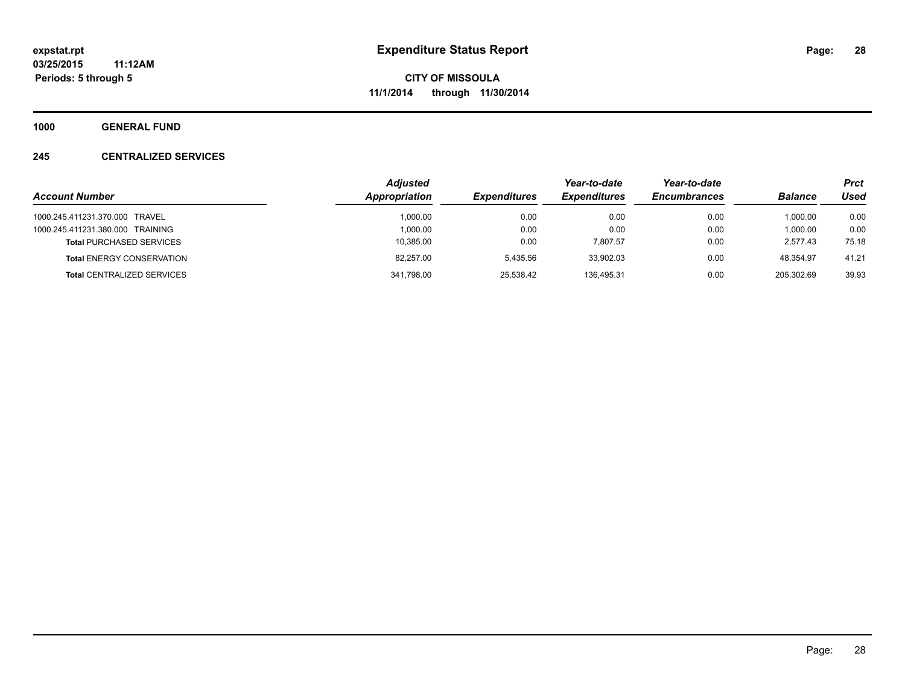**expstat.rpt**
**03/25/2015 11:12AM**
**Periods: 5 through 5**

# Expenditure Status Report

**CITY OF MISSOULA**
**11/1/2014 through 11/30/2014**

## 1000 GENERAL FUND

## 245 CENTRALIZED SERVICES

| Account Number | Adjusted Appropriation | Expenditures | Year-to-date Expenditures | Year-to-date Encumbrances | Balance | Prct Used |
|---|---|---|---|---|---|---|
| 1000.245.411231.370.000 TRAVEL | 1,000.00 | 0.00 | 0.00 | 0.00 | 1,000.00 | 0.00 |
| 1000.245.411231.380.000 TRAINING | 1,000.00 | 0.00 | 0.00 | 0.00 | 1,000.00 | 0.00 |
| **Total** PURCHASED SERVICES | 10,385.00 | 0.00 | 7,807.57 | 0.00 | 2,577.43 | 75.18 |
| **Total** ENERGY CONSERVATION | 82,257.00 | 5,435.56 | 33,902.03 | 0.00 | 48,354.97 | 41.21 |
| **Total** CENTRALIZED SERVICES | 341,798.00 | 25,538.42 | 136,495.31 | 0.00 | 205,302.69 | 39.93 |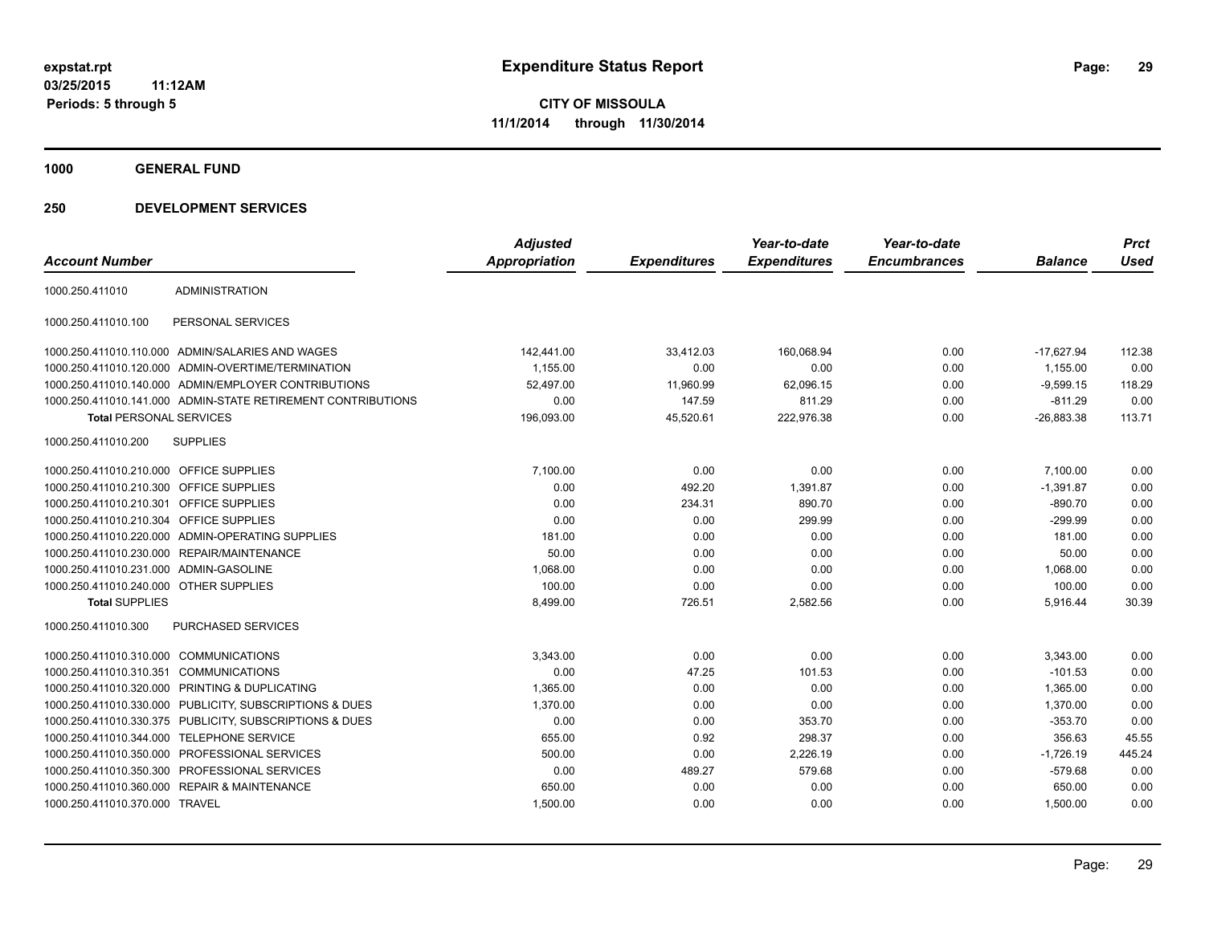# Expenditure Status Report

expstat.rpt
03/25/2015 11:12AM
Periods: 5 through 5

**CITY OF MISSOULA**
**11/1/2014 through 11/30/2014**

## 1000 GENERAL FUND

## 250 DEVELOPMENT SERVICES

| Account Number | | Adjusted Appropriation | Expenditures | Year-to-date Expenditures | Year-to-date Encumbrances | Balance | Prct Used |
|---|---|---|---|---|---|---|---|
| 1000.250.411010 | ADMINISTRATION | | | | | | |
| 1000.250.411010.100 | PERSONAL SERVICES | | | | | | |
| 1000.250.411010.110.000 | ADMIN/SALARIES AND WAGES | 142,441.00 | 33,412.03 | 160,068.94 | 0.00 | -17,627.94 | 112.38 |
| 1000.250.411010.120.000 | ADMIN-OVERTIME/TERMINATION | 1,155.00 | 0.00 | 0.00 | 0.00 | 1,155.00 | 0.00 |
| 1000.250.411010.140.000 | ADMIN/EMPLOYER CONTRIBUTIONS | 52,497.00 | 11,960.99 | 62,096.15 | 0.00 | -9,599.15 | 118.29 |
| 1000.250.411010.141.000 | ADMIN-STATE RETIREMENT CONTRIBUTIONS | 0.00 | 147.59 | 811.29 | 0.00 | -811.29 | 0.00 |
| **Total** PERSONAL SERVICES | | 196,093.00 | 45,520.61 | 222,976.38 | 0.00 | -26,883.38 | 113.71 |
| 1000.250.411010.200 | SUPPLIES | | | | | | |
| 1000.250.411010.210.000 | OFFICE SUPPLIES | 7,100.00 | 0.00 | 0.00 | 0.00 | 7,100.00 | 0.00 |
| 1000.250.411010.210.300 | OFFICE SUPPLIES | 0.00 | 492.20 | 1,391.87 | 0.00 | -1,391.87 | 0.00 |
| 1000.250.411010.210.301 | OFFICE SUPPLIES | 0.00 | 234.31 | 890.70 | 0.00 | -890.70 | 0.00 |
| 1000.250.411010.210.304 | OFFICE SUPPLIES | 0.00 | 0.00 | 299.99 | 0.00 | -299.99 | 0.00 |
| 1000.250.411010.220.000 | ADMIN-OPERATING SUPPLIES | 181.00 | 0.00 | 0.00 | 0.00 | 181.00 | 0.00 |
| 1000.250.411010.230.000 | REPAIR/MAINTENANCE | 50.00 | 0.00 | 0.00 | 0.00 | 50.00 | 0.00 |
| 1000.250.411010.231.000 | ADMIN-GASOLINE | 1,068.00 | 0.00 | 0.00 | 0.00 | 1,068.00 | 0.00 |
| 1000.250.411010.240.000 | OTHER SUPPLIES | 100.00 | 0.00 | 0.00 | 0.00 | 100.00 | 0.00 |
| **Total** SUPPLIES | | 8,499.00 | 726.51 | 2,582.56 | 0.00 | 5,916.44 | 30.39 |
| 1000.250.411010.300 | PURCHASED SERVICES | | | | | | |
| 1000.250.411010.310.000 | COMMUNICATIONS | 3,343.00 | 0.00 | 0.00 | 0.00 | 3,343.00 | 0.00 |
| 1000.250.411010.310.351 | COMMUNICATIONS | 0.00 | 47.25 | 101.53 | 0.00 | -101.53 | 0.00 |
| 1000.250.411010.320.000 | PRINTING & DUPLICATING | 1,365.00 | 0.00 | 0.00 | 0.00 | 1,365.00 | 0.00 |
| 1000.250.411010.330.000 | PUBLICITY, SUBSCRIPTIONS & DUES | 1,370.00 | 0.00 | 0.00 | 0.00 | 1,370.00 | 0.00 |
| 1000.250.411010.330.375 | PUBLICITY, SUBSCRIPTIONS & DUES | 0.00 | 0.00 | 353.70 | 0.00 | -353.70 | 0.00 |
| 1000.250.411010.344.000 | TELEPHONE SERVICE | 655.00 | 0.92 | 298.37 | 0.00 | 356.63 | 45.55 |
| 1000.250.411010.350.000 | PROFESSIONAL SERVICES | 500.00 | 0.00 | 2,226.19 | 0.00 | -1,726.19 | 445.24 |
| 1000.250.411010.350.300 | PROFESSIONAL SERVICES | 0.00 | 489.27 | 579.68 | 0.00 | -579.68 | 0.00 |
| 1000.250.411010.360.000 | REPAIR & MAINTENANCE | 650.00 | 0.00 | 0.00 | 0.00 | 650.00 | 0.00 |
| 1000.250.411010.370.000 | TRAVEL | 1,500.00 | 0.00 | 0.00 | 0.00 | 1,500.00 | 0.00 |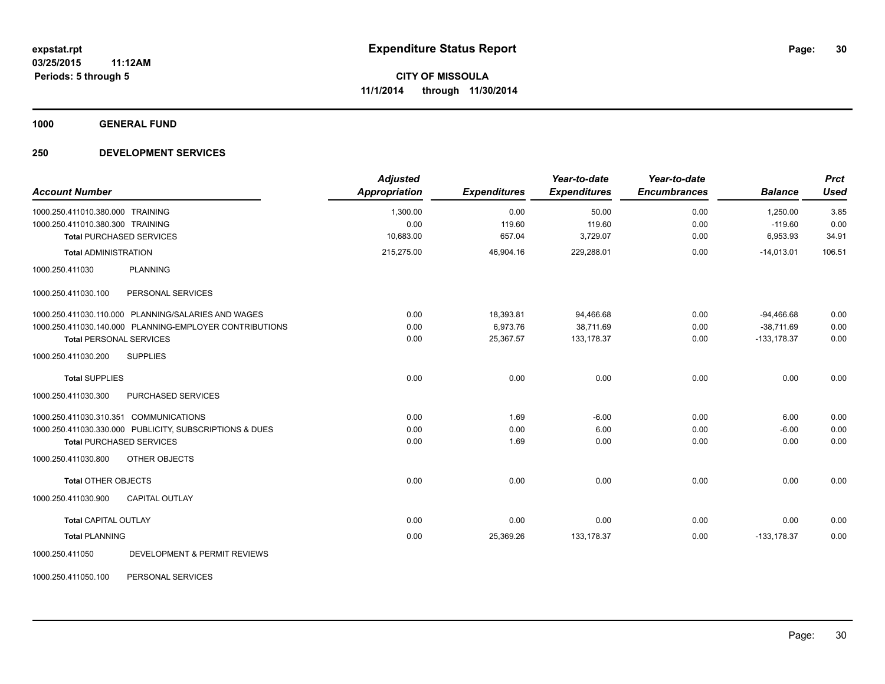**expstat.rpt**
**03/25/2015 11:12AM**
**Periods: 5 through 5**

# Expenditure Status Report

**CITY OF MISSOULA**
**11/1/2014 through 11/30/2014**

## 1000 GENERAL FUND

## 250 DEVELOPMENT SERVICES

| Account Number | | Adjusted Appropriation | Expenditures | Year-to-date Expenditures | Year-to-date Encumbrances | Balance | Prct Used |
|---|---|---|---|---|---|---|---|
| 1000.250.411010.380.000 | TRAINING | 1,300.00 | 0.00 | 50.00 | 0.00 | 1,250.00 | 3.85 |
| 1000.250.411010.380.300 | TRAINING | 0.00 | 119.60 | 119.60 | 0.00 | -119.60 | 0.00 |
| **Total** PURCHASED SERVICES | | 10,683.00 | 657.04 | 3,729.07 | 0.00 | 6,953.93 | 34.91 |
| **Total** ADMINISTRATION | | 215,275.00 | 46,904.16 | 229,288.01 | 0.00 | -14,013.01 | 106.51 |
| 1000.250.411030 | PLANNING | | | | | | |
| 1000.250.411030.100 | PERSONAL SERVICES | | | | | | |
| 1000.250.411030.110.000 | PLANNING/SALARIES AND WAGES | 0.00 | 18,393.81 | 94,466.68 | 0.00 | -94,466.68 | 0.00 |
| 1000.250.411030.140.000 | PLANNING-EMPLOYER CONTRIBUTIONS | 0.00 | 6,973.76 | 38,711.69 | 0.00 | -38,711.69 | 0.00 |
| **Total** PERSONAL SERVICES | | 0.00 | 25,367.57 | 133,178.37 | 0.00 | -133,178.37 | 0.00 |
| 1000.250.411030.200 | SUPPLIES | | | | | | |
| **Total** SUPPLIES | | 0.00 | 0.00 | 0.00 | 0.00 | 0.00 | 0.00 |
| 1000.250.411030.300 | PURCHASED SERVICES | | | | | | |
| 1000.250.411030.310.351 | COMMUNICATIONS | 0.00 | 1.69 | -6.00 | 0.00 | 6.00 | 0.00 |
| 1000.250.411030.330.000 | PUBLICITY, SUBSCRIPTIONS & DUES | 0.00 | 0.00 | 6.00 | 0.00 | -6.00 | 0.00 |
| **Total** PURCHASED SERVICES | | 0.00 | 1.69 | 0.00 | 0.00 | 0.00 | 0.00 |
| 1000.250.411030.800 | OTHER OBJECTS | | | | | | |
| **Total** OTHER OBJECTS | | 0.00 | 0.00 | 0.00 | 0.00 | 0.00 | 0.00 |
| 1000.250.411030.900 | CAPITAL OUTLAY | | | | | | |
| **Total** CAPITAL OUTLAY | | 0.00 | 0.00 | 0.00 | 0.00 | 0.00 | 0.00 |
| **Total** PLANNING | | 0.00 | 25,369.26 | 133,178.37 | 0.00 | -133,178.37 | 0.00 |
| 1000.250.411050 | DEVELOPMENT & PERMIT REVIEWS | | | | | | |
| 1000.250.411050.100 | PERSONAL SERVICES | | | | | | |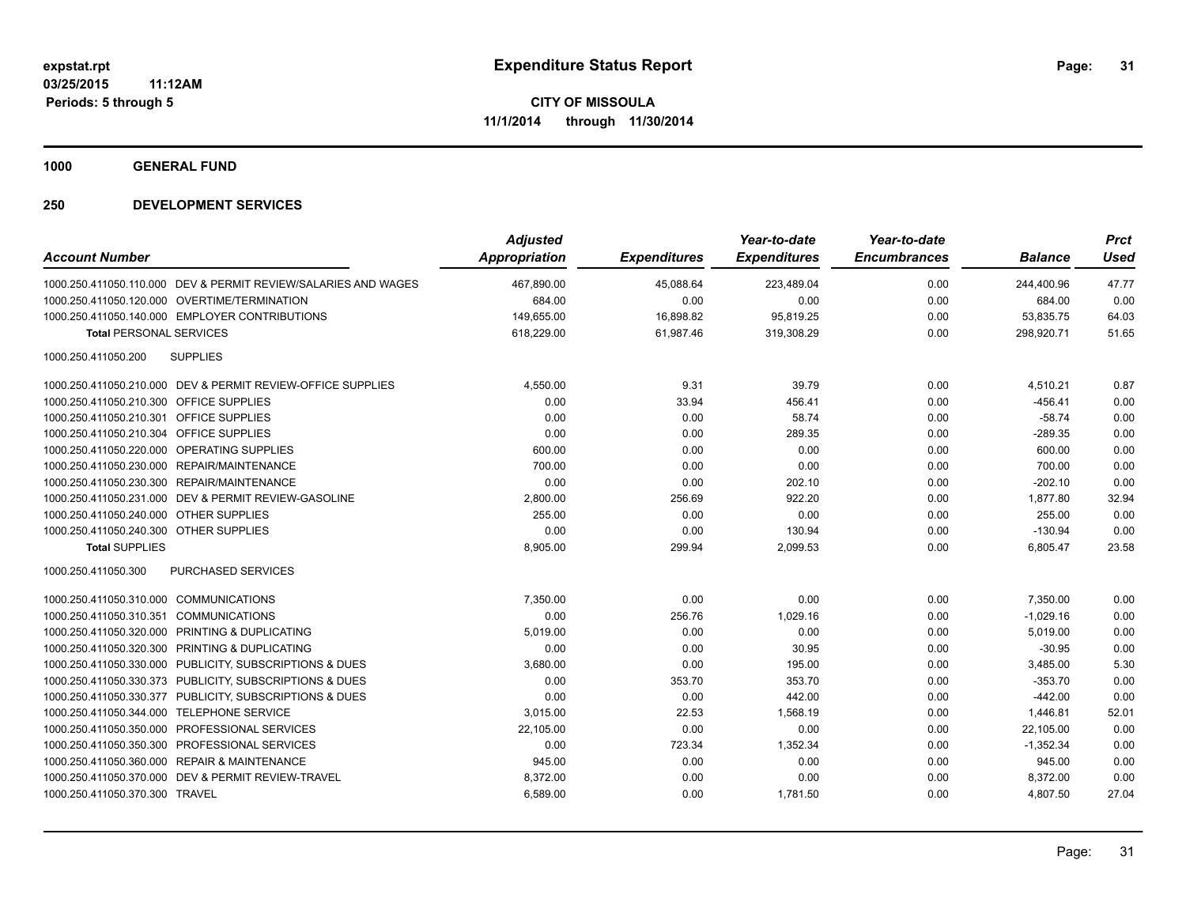# Expenditure Status Report

expstat.rpt
03/25/2015 11:12AM
Periods: 5 through 5

**CITY OF MISSOULA**
**11/1/2014 through 11/30/2014**

## 1000 GENERAL FUND

## 250 DEVELOPMENT SERVICES

| Account Number | | Adjusted Appropriation | Expenditures | Year-to-date Expenditures | Year-to-date Encumbrances | Balance | Prct Used |
|---|---|---|---|---|---|---|---|
| 1000.250.411050.110.000 | DEV & PERMIT REVIEW/SALARIES AND WAGES | 467,890.00 | 45,088.64 | 223,489.04 | 0.00 | 244,400.96 | 47.77 |
| 1000.250.411050.120.000 | OVERTIME/TERMINATION | 684.00 | 0.00 | 0.00 | 0.00 | 684.00 | 0.00 |
| 1000.250.411050.140.000 | EMPLOYER CONTRIBUTIONS | 149,655.00 | 16,898.82 | 95,819.25 | 0.00 | 53,835.75 | 64.03 |
| **Total** PERSONAL SERVICES | | 618,229.00 | 61,987.46 | 319,308.29 | 0.00 | 298,920.71 | 51.65 |
| 1000.250.411050.200 | SUPPLIES | | | | | | |
| 1000.250.411050.210.000 | DEV & PERMIT REVIEW-OFFICE SUPPLIES | 4,550.00 | 9.31 | 39.79 | 0.00 | 4,510.21 | 0.87 |
| 1000.250.411050.210.300 | OFFICE SUPPLIES | 0.00 | 33.94 | 456.41 | 0.00 | -456.41 | 0.00 |
| 1000.250.411050.210.301 | OFFICE SUPPLIES | 0.00 | 0.00 | 58.74 | 0.00 | -58.74 | 0.00 |
| 1000.250.411050.210.304 | OFFICE SUPPLIES | 0.00 | 0.00 | 289.35 | 0.00 | -289.35 | 0.00 |
| 1000.250.411050.220.000 | OPERATING SUPPLIES | 600.00 | 0.00 | 0.00 | 0.00 | 600.00 | 0.00 |
| 1000.250.411050.230.000 | REPAIR/MAINTENANCE | 700.00 | 0.00 | 0.00 | 0.00 | 700.00 | 0.00 |
| 1000.250.411050.230.300 | REPAIR/MAINTENANCE | 0.00 | 0.00 | 202.10 | 0.00 | -202.10 | 0.00 |
| 1000.250.411050.231.000 | DEV & PERMIT REVIEW-GASOLINE | 2,800.00 | 256.69 | 922.20 | 0.00 | 1,877.80 | 32.94 |
| 1000.250.411050.240.000 | OTHER SUPPLIES | 255.00 | 0.00 | 0.00 | 0.00 | 255.00 | 0.00 |
| 1000.250.411050.240.300 | OTHER SUPPLIES | 0.00 | 0.00 | 130.94 | 0.00 | -130.94 | 0.00 |
| **Total** SUPPLIES | | 8,905.00 | 299.94 | 2,099.53 | 0.00 | 6,805.47 | 23.58 |
| 1000.250.411050.300 | PURCHASED SERVICES | | | | | | |
| 1000.250.411050.310.000 | COMMUNICATIONS | 7,350.00 | 0.00 | 0.00 | 0.00 | 7,350.00 | 0.00 |
| 1000.250.411050.310.351 | COMMUNICATIONS | 0.00 | 256.76 | 1,029.16 | 0.00 | -1,029.16 | 0.00 |
| 1000.250.411050.320.000 | PRINTING & DUPLICATING | 5,019.00 | 0.00 | 0.00 | 0.00 | 5,019.00 | 0.00 |
| 1000.250.411050.320.300 | PRINTING & DUPLICATING | 0.00 | 0.00 | 30.95 | 0.00 | -30.95 | 0.00 |
| 1000.250.411050.330.000 | PUBLICITY, SUBSCRIPTIONS & DUES | 3,680.00 | 0.00 | 195.00 | 0.00 | 3,485.00 | 5.30 |
| 1000.250.411050.330.373 | PUBLICITY, SUBSCRIPTIONS & DUES | 0.00 | 353.70 | 353.70 | 0.00 | -353.70 | 0.00 |
| 1000.250.411050.330.377 | PUBLICITY, SUBSCRIPTIONS & DUES | 0.00 | 0.00 | 442.00 | 0.00 | -442.00 | 0.00 |
| 1000.250.411050.344.000 | TELEPHONE SERVICE | 3,015.00 | 22.53 | 1,568.19 | 0.00 | 1,446.81 | 52.01 |
| 1000.250.411050.350.000 | PROFESSIONAL SERVICES | 22,105.00 | 0.00 | 0.00 | 0.00 | 22,105.00 | 0.00 |
| 1000.250.411050.350.300 | PROFESSIONAL SERVICES | 0.00 | 723.34 | 1,352.34 | 0.00 | -1,352.34 | 0.00 |
| 1000.250.411050.360.000 | REPAIR & MAINTENANCE | 945.00 | 0.00 | 0.00 | 0.00 | 945.00 | 0.00 |
| 1000.250.411050.370.000 | DEV & PERMIT REVIEW-TRAVEL | 8,372.00 | 0.00 | 0.00 | 0.00 | 8,372.00 | 0.00 |
| 1000.250.411050.370.300 | TRAVEL | 6,589.00 | 0.00 | 1,781.50 | 0.00 | 4,807.50 | 27.04 |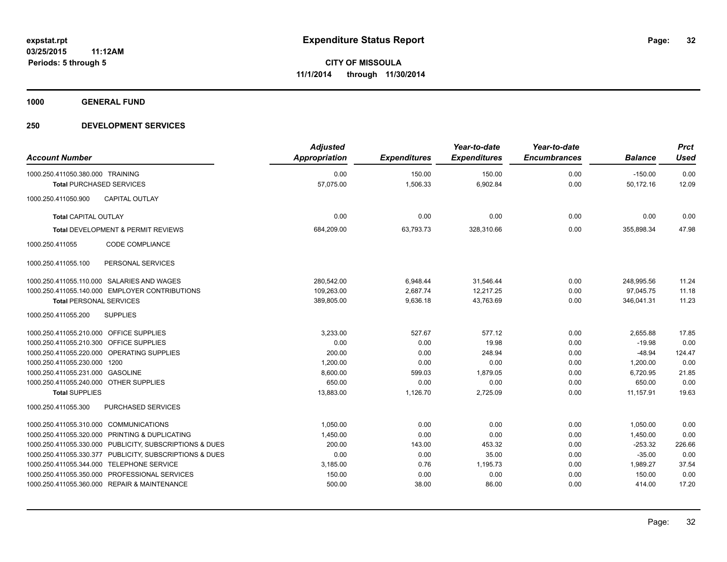**expstat.rpt**
**03/25/2015 11:12AM**
**Periods: 5 through 5**

# Expenditure Status Report

**CITY OF MISSOULA**
**11/1/2014 through 11/30/2014**

## 1000 GENERAL FUND

## 250 DEVELOPMENT SERVICES

| Account Number | | Adjusted Appropriation | Expenditures | Year-to-date Expenditures | Year-to-date Encumbrances | Balance | Prct Used |
|---|---|---|---|---|---|---|---|
| 1000.250.411050.380.000 | TRAINING | 0.00 | 150.00 | 150.00 | 0.00 | -150.00 | 0.00 |
| **Total** PURCHASED SERVICES | | 57,075.00 | 1,506.33 | 6,902.84 | 0.00 | 50,172.16 | 12.09 |
| 1000.250.411050.900 | CAPITAL OUTLAY | | | | | | |
| **Total** CAPITAL OUTLAY | | 0.00 | 0.00 | 0.00 | 0.00 | 0.00 | 0.00 |
| **Total** DEVELOPMENT & PERMIT REVIEWS | | 684,209.00 | 63,793.73 | 328,310.66 | 0.00 | 355,898.34 | 47.98 |
| 1000.250.411055 | CODE COMPLIANCE | | | | | | |
| 1000.250.411055.100 | PERSONAL SERVICES | | | | | | |
| 1000.250.411055.110.000 | SALARIES AND WAGES | 280,542.00 | 6,948.44 | 31,546.44 | 0.00 | 248,995.56 | 11.24 |
| 1000.250.411055.140.000 | EMPLOYER CONTRIBUTIONS | 109,263.00 | 2,687.74 | 12,217.25 | 0.00 | 97,045.75 | 11.18 |
| **Total** PERSONAL SERVICES | | 389,805.00 | 9,636.18 | 43,763.69 | 0.00 | 346,041.31 | 11.23 |
| 1000.250.411055.200 | SUPPLIES | | | | | | |
| 1000.250.411055.210.000 | OFFICE SUPPLIES | 3,233.00 | 527.67 | 577.12 | 0.00 | 2,655.88 | 17.85 |
| 1000.250.411055.210.300 | OFFICE SUPPLIES | 0.00 | 0.00 | 19.98 | 0.00 | -19.98 | 0.00 |
| 1000.250.411055.220.000 | OPERATING SUPPLIES | 200.00 | 0.00 | 248.94 | 0.00 | -48.94 | 124.47 |
| 1000.250.411055.230.000 | 1200 | 1,200.00 | 0.00 | 0.00 | 0.00 | 1,200.00 | 0.00 |
| 1000.250.411055.231.000 | GASOLINE | 8,600.00 | 599.03 | 1,879.05 | 0.00 | 6,720.95 | 21.85 |
| 1000.250.411055.240.000 | OTHER SUPPLIES | 650.00 | 0.00 | 0.00 | 0.00 | 650.00 | 0.00 |
| **Total** SUPPLIES | | 13,883.00 | 1,126.70 | 2,725.09 | 0.00 | 11,157.91 | 19.63 |
| 1000.250.411055.300 | PURCHASED SERVICES | | | | | | |
| 1000.250.411055.310.000 | COMMUNICATIONS | 1,050.00 | 0.00 | 0.00 | 0.00 | 1,050.00 | 0.00 |
| 1000.250.411055.320.000 | PRINTING & DUPLICATING | 1,450.00 | 0.00 | 0.00 | 0.00 | 1,450.00 | 0.00 |
| 1000.250.411055.330.000 | PUBLICITY, SUBSCRIPTIONS & DUES | 200.00 | 143.00 | 453.32 | 0.00 | -253.32 | 226.66 |
| 1000.250.411055.330.377 | PUBLICITY, SUBSCRIPTIONS & DUES | 0.00 | 0.00 | 35.00 | 0.00 | -35.00 | 0.00 |
| 1000.250.411055.344.000 | TELEPHONE SERVICE | 3,185.00 | 0.76 | 1,195.73 | 0.00 | 1,989.27 | 37.54 |
| 1000.250.411055.350.000 | PROFESSIONAL SERVICES | 150.00 | 0.00 | 0.00 | 0.00 | 150.00 | 0.00 |
| 1000.250.411055.360.000 | REPAIR & MAINTENANCE | 500.00 | 38.00 | 86.00 | 0.00 | 414.00 | 17.20 |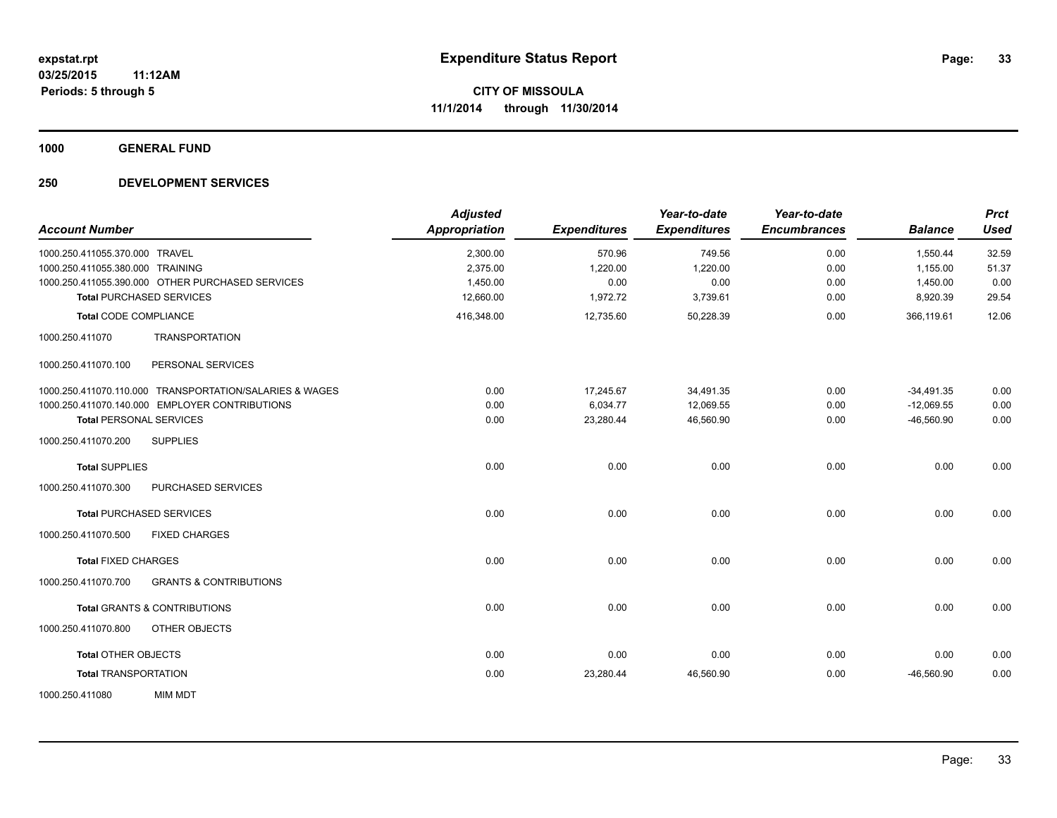expstat.rpt
03/25/2015 11:12AM
Periods: 5 through 5

# Expenditure Status Report

**CITY OF MISSOULA**
**11/1/2014 through 11/30/2014**

## 1000 GENERAL FUND

## 250 DEVELOPMENT SERVICES

| Account Number | Adjusted Appropriation | Expenditures | Year-to-date Expenditures | Year-to-date Encumbrances | Balance | Prct Used |
|---|---|---|---|---|---|---|
| 1000.250.411055.370.000 TRAVEL | 2,300.00 | 570.96 | 749.56 | 0.00 | 1,550.44 | 32.59 |
| 1000.250.411055.380.000 TRAINING | 2,375.00 | 1,220.00 | 1,220.00 | 0.00 | 1,155.00 | 51.37 |
| 1000.250.411055.390.000 OTHER PURCHASED SERVICES | 1,450.00 | 0.00 | 0.00 | 0.00 | 1,450.00 | 0.00 |
| **Total** PURCHASED SERVICES | 12,660.00 | 1,972.72 | 3,739.61 | 0.00 | 8,920.39 | 29.54 |
| **Total** CODE COMPLIANCE | 416,348.00 | 12,735.60 | 50,228.39 | 0.00 | 366,119.61 | 12.06 |
| 1000.250.411070 TRANSPORTATION | | | | | | |
| 1000.250.411070.100 PERSONAL SERVICES | | | | | | |
| 1000.250.411070.110.000 TRANSPORTATION/SALARIES & WAGES | 0.00 | 17,245.67 | 34,491.35 | 0.00 | -34,491.35 | 0.00 |
| 1000.250.411070.140.000 EMPLOYER CONTRIBUTIONS | 0.00 | 6,034.77 | 12,069.55 | 0.00 | -12,069.55 | 0.00 |
| **Total** PERSONAL SERVICES | 0.00 | 23,280.44 | 46,560.90 | 0.00 | -46,560.90 | 0.00 |
| 1000.250.411070.200 SUPPLIES | | | | | | |
| **Total** SUPPLIES | 0.00 | 0.00 | 0.00 | 0.00 | 0.00 | 0.00 |
| 1000.250.411070.300 PURCHASED SERVICES | | | | | | |
| **Total** PURCHASED SERVICES | 0.00 | 0.00 | 0.00 | 0.00 | 0.00 | 0.00 |
| 1000.250.411070.500 FIXED CHARGES | | | | | | |
| **Total** FIXED CHARGES | 0.00 | 0.00 | 0.00 | 0.00 | 0.00 | 0.00 |
| 1000.250.411070.700 GRANTS & CONTRIBUTIONS | | | | | | |
| **Total** GRANTS & CONTRIBUTIONS | 0.00 | 0.00 | 0.00 | 0.00 | 0.00 | 0.00 |
| 1000.250.411070.800 OTHER OBJECTS | | | | | | |
| **Total** OTHER OBJECTS | 0.00 | 0.00 | 0.00 | 0.00 | 0.00 | 0.00 |
| **Total** TRANSPORTATION | 0.00 | 23,280.44 | 46,560.90 | 0.00 | -46,560.90 | 0.00 |
| 1000.250.411080 MIM MDT | | | | | | |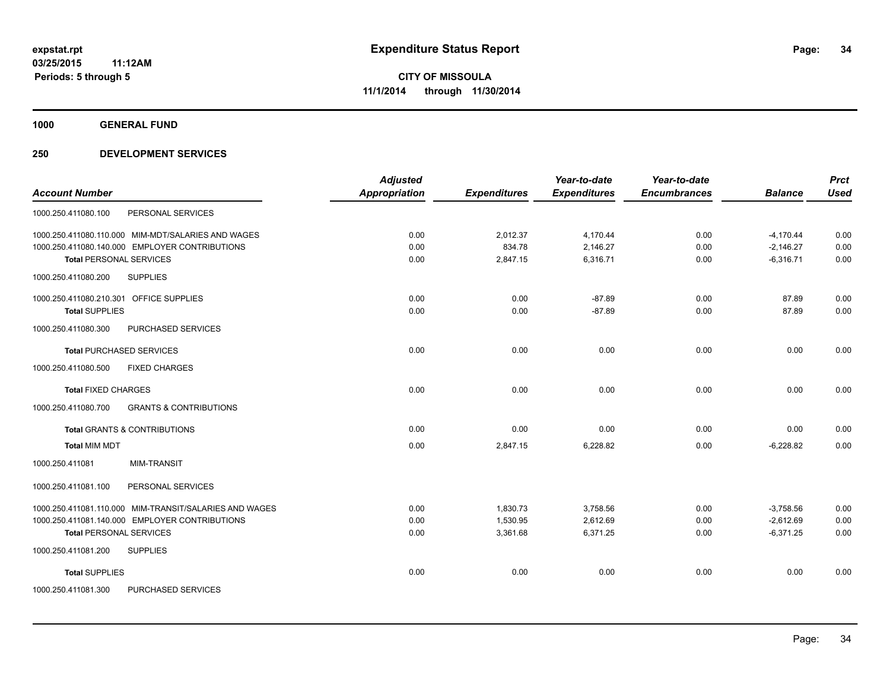# Expenditure Status Report

expstat.rpt
03/25/2015 11:12AM
Periods: 5 through 5

**CITY OF MISSOULA**
**11/1/2014 through 11/30/2014**

## 1000 GENERAL FUND

## 250 DEVELOPMENT SERVICES

| Account Number | Adjusted Appropriation | Expenditures | Year-to-date Expenditures | Year-to-date Encumbrances | Balance | Prct Used |
|---|---|---|---|---|---|---|
| 1000.250.411080.100 PERSONAL SERVICES | | | | | | |
| 1000.250.411080.110.000 MIM-MDT/SALARIES AND WAGES | 0.00 | 2,012.37 | 4,170.44 | 0.00 | -4,170.44 | 0.00 |
| 1000.250.411080.140.000 EMPLOYER CONTRIBUTIONS | 0.00 | 834.78 | 2,146.27 | 0.00 | -2,146.27 | 0.00 |
| **Total** PERSONAL SERVICES | 0.00 | 2,847.15 | 6,316.71 | 0.00 | -6,316.71 | 0.00 |
| 1000.250.411080.200 SUPPLIES | | | | | | |
| 1000.250.411080.210.301 OFFICE SUPPLIES | 0.00 | 0.00 | -87.89 | 0.00 | 87.89 | 0.00 |
| **Total** SUPPLIES | 0.00 | 0.00 | -87.89 | 0.00 | 87.89 | 0.00 |
| 1000.250.411080.300 PURCHASED SERVICES | | | | | | |
| **Total** PURCHASED SERVICES | 0.00 | 0.00 | 0.00 | 0.00 | 0.00 | 0.00 |
| 1000.250.411080.500 FIXED CHARGES | | | | | | |
| **Total** FIXED CHARGES | 0.00 | 0.00 | 0.00 | 0.00 | 0.00 | 0.00 |
| 1000.250.411080.700 GRANTS & CONTRIBUTIONS | | | | | | |
| **Total** GRANTS & CONTRIBUTIONS | 0.00 | 0.00 | 0.00 | 0.00 | 0.00 | 0.00 |
| **Total MIM MDT** | 0.00 | 2,847.15 | 6,228.82 | 0.00 | -6,228.82 | 0.00 |
| 1000.250.411081 MIM-TRANSIT | | | | | | |
| 1000.250.411081.100 PERSONAL SERVICES | | | | | | |
| 1000.250.411081.110.000 MIM-TRANSIT/SALARIES AND WAGES | 0.00 | 1,830.73 | 3,758.56 | 0.00 | -3,758.56 | 0.00 |
| 1000.250.411081.140.000 EMPLOYER CONTRIBUTIONS | 0.00 | 1,530.95 | 2,612.69 | 0.00 | -2,612.69 | 0.00 |
| **Total** PERSONAL SERVICES | 0.00 | 3,361.68 | 6,371.25 | 0.00 | -6,371.25 | 0.00 |
| 1000.250.411081.200 SUPPLIES | | | | | | |
| **Total** SUPPLIES | 0.00 | 0.00 | 0.00 | 0.00 | 0.00 | 0.00 |
| 1000.250.411081.300 PURCHASED SERVICES | | | | | | |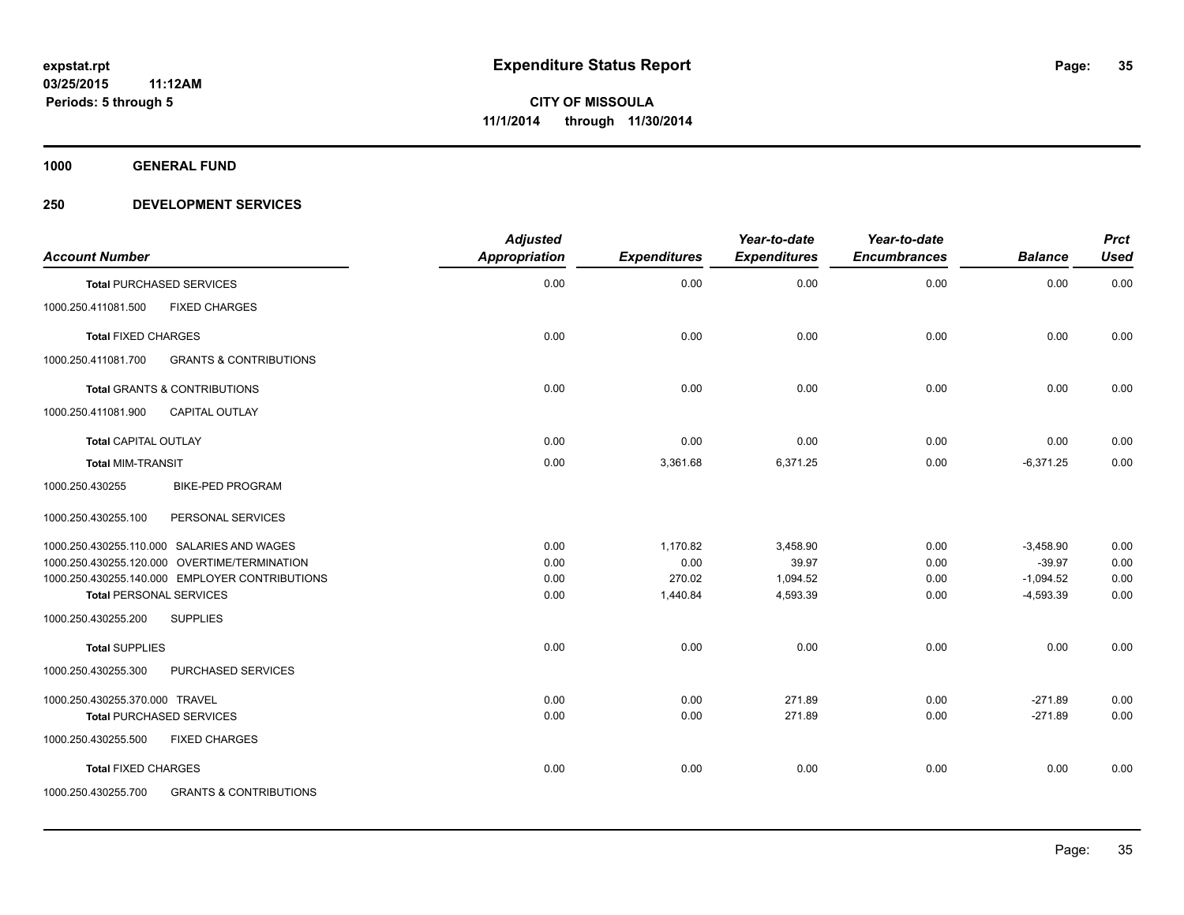# Expenditure Status Report

expstat.rpt
03/25/2015 11:12AM
Periods: 5 through 5

**CITY OF MISSOULA**
**11/1/2014 through 11/30/2014**

## 1000 GENERAL FUND

## 250 DEVELOPMENT SERVICES

| Account Number | | Adjusted Appropriation | Expenditures | Year-to-date Expenditures | Year-to-date Encumbrances | Balance | Prct Used |
|---|---|---|---|---|---|---|---|
| **Total** PURCHASED SERVICES | | 0.00 | 0.00 | 0.00 | 0.00 | 0.00 | 0.00 |
| 1000.250.411081.500 | FIXED CHARGES | | | | | | |
| **Total** FIXED CHARGES | | 0.00 | 0.00 | 0.00 | 0.00 | 0.00 | 0.00 |
| 1000.250.411081.700 | GRANTS & CONTRIBUTIONS | | | | | | |
| **Total** GRANTS & CONTRIBUTIONS | | 0.00 | 0.00 | 0.00 | 0.00 | 0.00 | 0.00 |
| 1000.250.411081.900 | CAPITAL OUTLAY | | | | | | |
| **Total** CAPITAL OUTLAY | | 0.00 | 0.00 | 0.00 | 0.00 | 0.00 | 0.00 |
| **Total** MIM-TRANSIT | | 0.00 | 3,361.68 | 6,371.25 | 0.00 | -6,371.25 | 0.00 |
| 1000.250.430255 | BIKE-PED PROGRAM | | | | | | |
| 1000.250.430255.100 | PERSONAL SERVICES | | | | | | |
| 1000.250.430255.110.000 | SALARIES AND WAGES | 0.00 | 1,170.82 | 3,458.90 | 0.00 | -3,458.90 | 0.00 |
| 1000.250.430255.120.000 | OVERTIME/TERMINATION | 0.00 | 0.00 | 39.97 | 0.00 | -39.97 | 0.00 |
| 1000.250.430255.140.000 | EMPLOYER CONTRIBUTIONS | 0.00 | 270.02 | 1,094.52 | 0.00 | -1,094.52 | 0.00 |
| **Total** PERSONAL SERVICES | | 0.00 | 1,440.84 | 4,593.39 | 0.00 | -4,593.39 | 0.00 |
| 1000.250.430255.200 | SUPPLIES | | | | | | |
| **Total** SUPPLIES | | 0.00 | 0.00 | 0.00 | 0.00 | 0.00 | 0.00 |
| 1000.250.430255.300 | PURCHASED SERVICES | | | | | | |
| 1000.250.430255.370.000 | TRAVEL | 0.00 | 0.00 | 271.89 | 0.00 | -271.89 | 0.00 |
| **Total** PURCHASED SERVICES | | 0.00 | 0.00 | 271.89 | 0.00 | -271.89 | 0.00 |
| 1000.250.430255.500 | FIXED CHARGES | | | | | | |
| **Total** FIXED CHARGES | | 0.00 | 0.00 | 0.00 | 0.00 | 0.00 | 0.00 |
| 1000.250.430255.700 | GRANTS & CONTRIBUTIONS | | | | | | |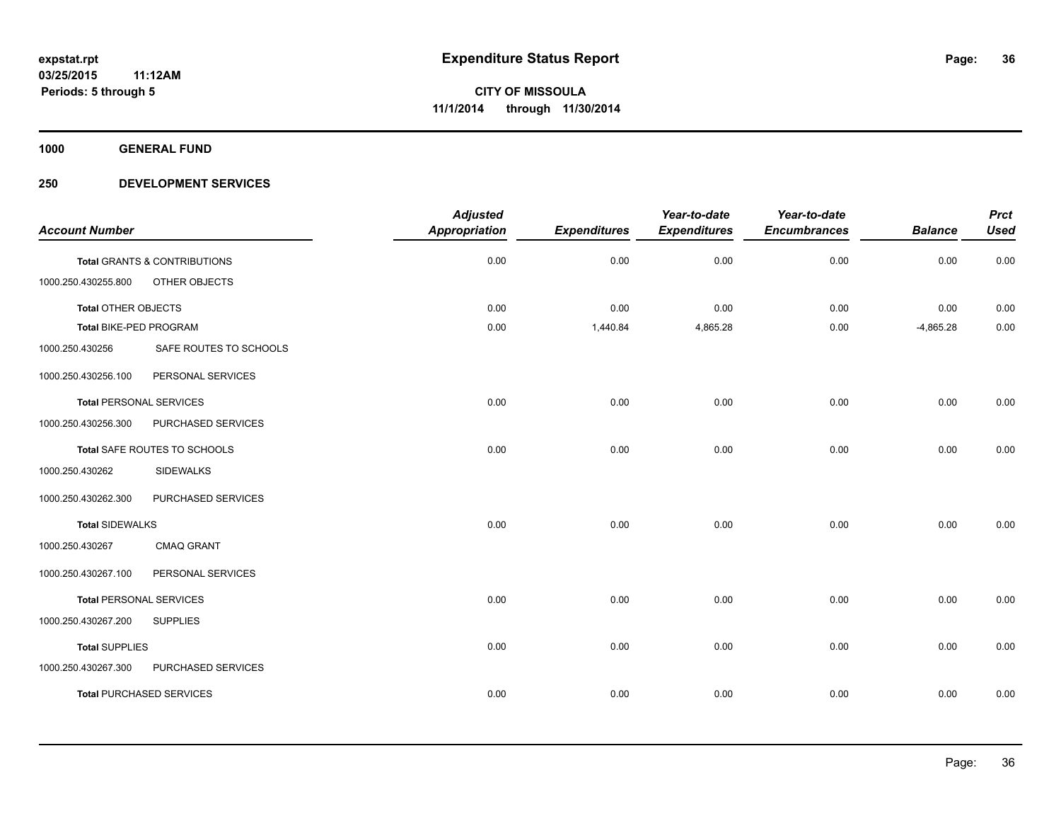**expstat.rpt**
**03/25/2015 11:12AM**
**Periods: 5 through 5**

# Expenditure Status Report

**CITY OF MISSOULA**
**11/1/2014 through 11/30/2014**

## 1000 GENERAL FUND

## 250 DEVELOPMENT SERVICES

| Account Number | | Adjusted Appropriation | Expenditures | Year-to-date Expenditures | Year-to-date Encumbrances | Balance | Prct Used |
|---|---|---|---|---|---|---|---|
| **Total** GRANTS & CONTRIBUTIONS | | 0.00 | 0.00 | 0.00 | 0.00 | 0.00 | 0.00 |
| 1000.250.430255.800 | OTHER OBJECTS | | | | | | |
| **Total** OTHER OBJECTS | | 0.00 | 0.00 | 0.00 | 0.00 | 0.00 | 0.00 |
| **Total** BIKE-PED PROGRAM | | 0.00 | 1,440.84 | 4,865.28 | 0.00 | -4,865.28 | 0.00 |
| 1000.250.430256 | SAFE ROUTES TO SCHOOLS | | | | | | |
| 1000.250.430256.100 | PERSONAL SERVICES | | | | | | |
| **Total** PERSONAL SERVICES | | 0.00 | 0.00 | 0.00 | 0.00 | 0.00 | 0.00 |
| 1000.250.430256.300 | PURCHASED SERVICES | | | | | | |
| **Total** SAFE ROUTES TO SCHOOLS | | 0.00 | 0.00 | 0.00 | 0.00 | 0.00 | 0.00 |
| 1000.250.430262 | SIDEWALKS | | | | | | |
| 1000.250.430262.300 | PURCHASED SERVICES | | | | | | |
| **Total** SIDEWALKS | | 0.00 | 0.00 | 0.00 | 0.00 | 0.00 | 0.00 |
| 1000.250.430267 | CMAQ GRANT | | | | | | |
| 1000.250.430267.100 | PERSONAL SERVICES | | | | | | |
| **Total** PERSONAL SERVICES | | 0.00 | 0.00 | 0.00 | 0.00 | 0.00 | 0.00 |
| 1000.250.430267.200 | SUPPLIES | | | | | | |
| **Total** SUPPLIES | | 0.00 | 0.00 | 0.00 | 0.00 | 0.00 | 0.00 |
| 1000.250.430267.300 | PURCHASED SERVICES | | | | | | |
| **Total** PURCHASED SERVICES | | 0.00 | 0.00 | 0.00 | 0.00 | 0.00 | 0.00 |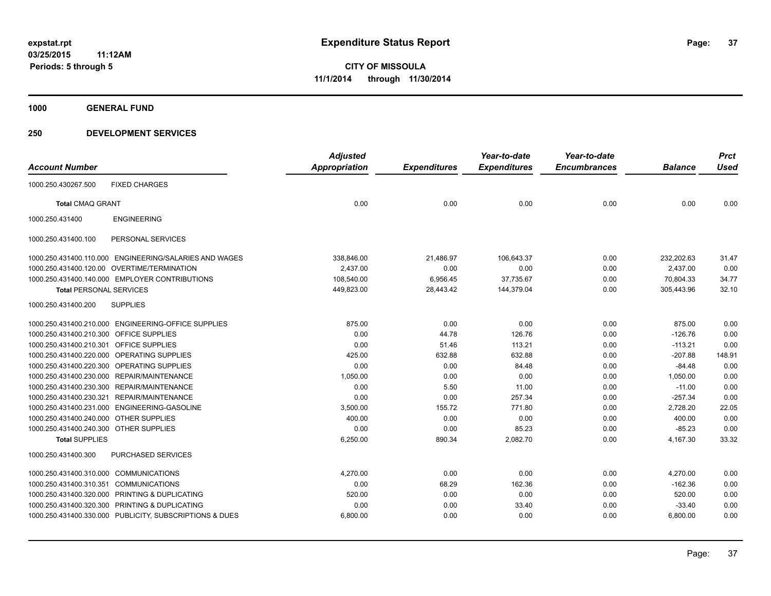# Expenditure Status Report

expstat.rpt
03/25/2015 11:12AM
Periods: 5 through 5

**CITY OF MISSOULA**
**11/1/2014 through 11/30/2014**

**1000 GENERAL FUND**

**250 DEVELOPMENT SERVICES**

| Account Number | | Adjusted Appropriation | Expenditures | Year-to-date Expenditures | Year-to-date Encumbrances | Balance | Prct Used |
|---|---|---|---|---|---|---|---|
| 1000.250.430267.500 | FIXED CHARGES | | | | | | |
| **Total** CMAQ GRANT | | 0.00 | 0.00 | 0.00 | 0.00 | 0.00 | 0.00 |
| 1000.250.431400 | ENGINEERING | | | | | | |
| 1000.250.431400.100 | PERSONAL SERVICES | | | | | | |
| 1000.250.431400.110.000 | ENGINEERING/SALARIES AND WAGES | 338,846.00 | 21,486.97 | 106,643.37 | 0.00 | 232,202.63 | 31.47 |
| 1000.250.431400.120.00 | OVERTIME/TERMINATION | 2,437.00 | 0.00 | 0.00 | 0.00 | 2,437.00 | 0.00 |
| 1000.250.431400.140.000 | EMPLOYER CONTRIBUTIONS | 108,540.00 | 6,956.45 | 37,735.67 | 0.00 | 70,804.33 | 34.77 |
| **Total** PERSONAL SERVICES | | 449,823.00 | 28,443.42 | 144,379.04 | 0.00 | 305,443.96 | 32.10 |
| 1000.250.431400.200 | SUPPLIES | | | | | | |
| 1000.250.431400.210.000 | ENGINEERING-OFFICE SUPPLIES | 875.00 | 0.00 | 0.00 | 0.00 | 875.00 | 0.00 |
| 1000.250.431400.210.300 | OFFICE SUPPLIES | 0.00 | 44.78 | 126.76 | 0.00 | -126.76 | 0.00 |
| 1000.250.431400.210.301 | OFFICE SUPPLIES | 0.00 | 51.46 | 113.21 | 0.00 | -113.21 | 0.00 |
| 1000.250.431400.220.000 | OPERATING SUPPLIES | 425.00 | 632.88 | 632.88 | 0.00 | -207.88 | 148.91 |
| 1000.250.431400.220.300 | OPERATING SUPPLIES | 0.00 | 0.00 | 84.48 | 0.00 | -84.48 | 0.00 |
| 1000.250.431400.230.000 | REPAIR/MAINTENANCE | 1,050.00 | 0.00 | 0.00 | 0.00 | 1,050.00 | 0.00 |
| 1000.250.431400.230.300 | REPAIR/MAINTENANCE | 0.00 | 5.50 | 11.00 | 0.00 | -11.00 | 0.00 |
| 1000.250.431400.230.321 | REPAIR/MAINTENANCE | 0.00 | 0.00 | 257.34 | 0.00 | -257.34 | 0.00 |
| 1000.250.431400.231.000 | ENGINEERING-GASOLINE | 3,500.00 | 155.72 | 771.80 | 0.00 | 2,728.20 | 22.05 |
| 1000.250.431400.240.000 | OTHER SUPPLIES | 400.00 | 0.00 | 0.00 | 0.00 | 400.00 | 0.00 |
| 1000.250.431400.240.300 | OTHER SUPPLIES | 0.00 | 0.00 | 85.23 | 0.00 | -85.23 | 0.00 |
| **Total** SUPPLIES | | 6,250.00 | 890.34 | 2,082.70 | 0.00 | 4,167.30 | 33.32 |
| 1000.250.431400.300 | PURCHASED SERVICES | | | | | | |
| 1000.250.431400.310.000 | COMMUNICATIONS | 4,270.00 | 0.00 | 0.00 | 0.00 | 4,270.00 | 0.00 |
| 1000.250.431400.310.351 | COMMUNICATIONS | 0.00 | 68.29 | 162.36 | 0.00 | -162.36 | 0.00 |
| 1000.250.431400.320.000 | PRINTING & DUPLICATING | 520.00 | 0.00 | 0.00 | 0.00 | 520.00 | 0.00 |
| 1000.250.431400.320.300 | PRINTING & DUPLICATING | 0.00 | 0.00 | 33.40 | 0.00 | -33.40 | 0.00 |
| 1000.250.431400.330.000 | PUBLICITY, SUBSCRIPTIONS & DUES | 6,800.00 | 0.00 | 0.00 | 0.00 | 6,800.00 | 0.00 |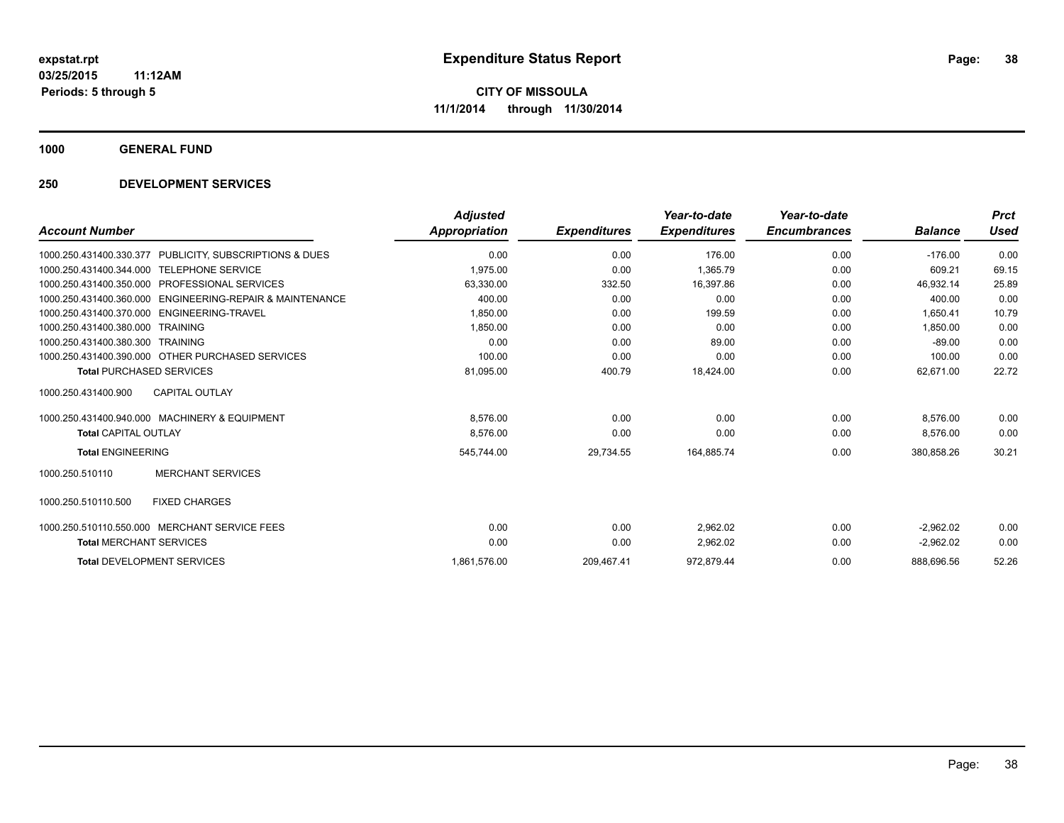**expstat.rpt**
**03/25/2015 11:12AM**
**Periods: 5 through 5**

# Expenditure Status Report

**CITY OF MISSOULA**
**11/1/2014 through 11/30/2014**

## 1000 GENERAL FUND

## 250 DEVELOPMENT SERVICES

| Account Number | | Adjusted Appropriation | Expenditures | Year-to-date Expenditures | Year-to-date Encumbrances | Balance | Prct Used |
|---|---|---|---|---|---|---|---|
| 1000.250.431400.330.377 | PUBLICITY, SUBSCRIPTIONS & DUES | 0.00 | 0.00 | 176.00 | 0.00 | -176.00 | 0.00 |
| 1000.250.431400.344.000 | TELEPHONE SERVICE | 1,975.00 | 0.00 | 1,365.79 | 0.00 | 609.21 | 69.15 |
| 1000.250.431400.350.000 | PROFESSIONAL SERVICES | 63,330.00 | 332.50 | 16,397.86 | 0.00 | 46,932.14 | 25.89 |
| 1000.250.431400.360.000 | ENGINEERING-REPAIR & MAINTENANCE | 400.00 | 0.00 | 0.00 | 0.00 | 400.00 | 0.00 |
| 1000.250.431400.370.000 | ENGINEERING-TRAVEL | 1,850.00 | 0.00 | 199.59 | 0.00 | 1,650.41 | 10.79 |
| 1000.250.431400.380.000 | TRAINING | 1,850.00 | 0.00 | 0.00 | 0.00 | 1,850.00 | 0.00 |
| 1000.250.431400.380.300 | TRAINING | 0.00 | 0.00 | 89.00 | 0.00 | -89.00 | 0.00 |
| 1000.250.431400.390.000 | OTHER PURCHASED SERVICES | 100.00 | 0.00 | 0.00 | 0.00 | 100.00 | 0.00 |
| **Total** PURCHASED SERVICES | | 81,095.00 | 400.79 | 18,424.00 | 0.00 | 62,671.00 | 22.72 |
| 1000.250.431400.900 | CAPITAL OUTLAY | | | | | | |
| 1000.250.431400.940.000 | MACHINERY & EQUIPMENT | 8,576.00 | 0.00 | 0.00 | 0.00 | 8,576.00 | 0.00 |
| **Total** CAPITAL OUTLAY | | 8,576.00 | 0.00 | 0.00 | 0.00 | 8,576.00 | 0.00 |
| **Total** ENGINEERING | | 545,744.00 | 29,734.55 | 164,885.74 | 0.00 | 380,858.26 | 30.21 |
| 1000.250.510110 | MERCHANT SERVICES | | | | | | |
| 1000.250.510110.500 | FIXED CHARGES | | | | | | |
| 1000.250.510110.550.000 | MERCHANT SERVICE FEES | 0.00 | 0.00 | 2,962.02 | 0.00 | -2,962.02 | 0.00 |
| **Total** MERCHANT SERVICES | | 0.00 | 0.00 | 2,962.02 | 0.00 | -2,962.02 | 0.00 |
| **Total** DEVELOPMENT SERVICES | | 1,861,576.00 | 209,467.41 | 972,879.44 | 0.00 | 888,696.56 | 52.26 |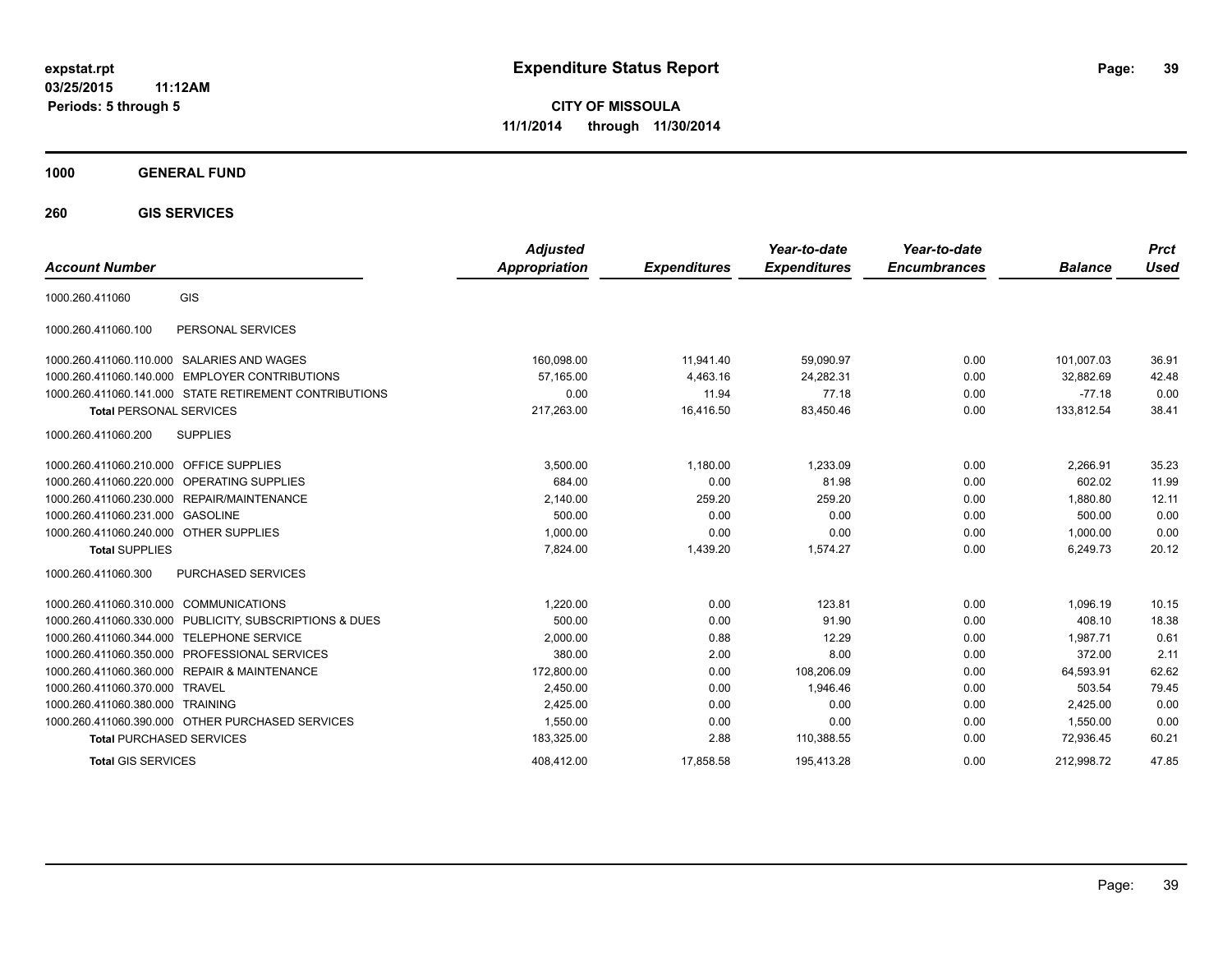**expstat.rpt**
**03/25/2015 11:12AM**
**Periods: 5 through 5**

# Expenditure Status Report

**CITY OF MISSOULA**
**11/1/2014 through 11/30/2014**

## 1000 GENERAL FUND

### 260 GIS SERVICES

| Account Number | | Adjusted Appropriation | Expenditures | Year-to-date Expenditures | Year-to-date Encumbrances | Balance | Prct Used |
|---|---|---|---|---|---|---|---|
| 1000.260.411060 | GIS | | | | | | |
| 1000.260.411060.100 | PERSONAL SERVICES | | | | | | |
| 1000.260.411060.110.000 | SALARIES AND WAGES | 160,098.00 | 11,941.40 | 59,090.97 | 0.00 | 101,007.03 | 36.91 |
| 1000.260.411060.140.000 | EMPLOYER CONTRIBUTIONS | 57,165.00 | 4,463.16 | 24,282.31 | 0.00 | 32,882.69 | 42.48 |
| 1000.260.411060.141.000 | STATE RETIREMENT CONTRIBUTIONS | 0.00 | 11.94 | 77.18 | 0.00 | -77.18 | 0.00 |
| **Total** PERSONAL SERVICES | | 217,263.00 | 16,416.50 | 83,450.46 | 0.00 | 133,812.54 | 38.41 |
| 1000.260.411060.200 | SUPPLIES | | | | | | |
| 1000.260.411060.210.000 | OFFICE SUPPLIES | 3,500.00 | 1,180.00 | 1,233.09 | 0.00 | 2,266.91 | 35.23 |
| 1000.260.411060.220.000 | OPERATING SUPPLIES | 684.00 | 0.00 | 81.98 | 0.00 | 602.02 | 11.99 |
| 1000.260.411060.230.000 | REPAIR/MAINTENANCE | 2,140.00 | 259.20 | 259.20 | 0.00 | 1,880.80 | 12.11 |
| 1000.260.411060.231.000 | GASOLINE | 500.00 | 0.00 | 0.00 | 0.00 | 500.00 | 0.00 |
| 1000.260.411060.240.000 | OTHER SUPPLIES | 1,000.00 | 0.00 | 0.00 | 0.00 | 1,000.00 | 0.00 |
| **Total** SUPPLIES | | 7,824.00 | 1,439.20 | 1,574.27 | 0.00 | 6,249.73 | 20.12 |
| 1000.260.411060.300 | PURCHASED SERVICES | | | | | | |
| 1000.260.411060.310.000 | COMMUNICATIONS | 1,220.00 | 0.00 | 123.81 | 0.00 | 1,096.19 | 10.15 |
| 1000.260.411060.330.000 | PUBLICITY, SUBSCRIPTIONS & DUES | 500.00 | 0.00 | 91.90 | 0.00 | 408.10 | 18.38 |
| 1000.260.411060.344.000 | TELEPHONE SERVICE | 2,000.00 | 0.88 | 12.29 | 0.00 | 1,987.71 | 0.61 |
| 1000.260.411060.350.000 | PROFESSIONAL SERVICES | 380.00 | 2.00 | 8.00 | 0.00 | 372.00 | 2.11 |
| 1000.260.411060.360.000 | REPAIR & MAINTENANCE | 172,800.00 | 0.00 | 108,206.09 | 0.00 | 64,593.91 | 62.62 |
| 1000.260.411060.370.000 | TRAVEL | 2,450.00 | 0.00 | 1,946.46 | 0.00 | 503.54 | 79.45 |
| 1000.260.411060.380.000 | TRAINING | 2,425.00 | 0.00 | 0.00 | 0.00 | 2,425.00 | 0.00 |
| 1000.260.411060.390.000 | OTHER PURCHASED SERVICES | 1,550.00 | 0.00 | 0.00 | 0.00 | 1,550.00 | 0.00 |
| **Total** PURCHASED SERVICES | | 183,325.00 | 2.88 | 110,388.55 | 0.00 | 72,936.45 | 60.21 |
| **Total** GIS SERVICES | | 408,412.00 | 17,858.58 | 195,413.28 | 0.00 | 212,998.72 | 47.85 |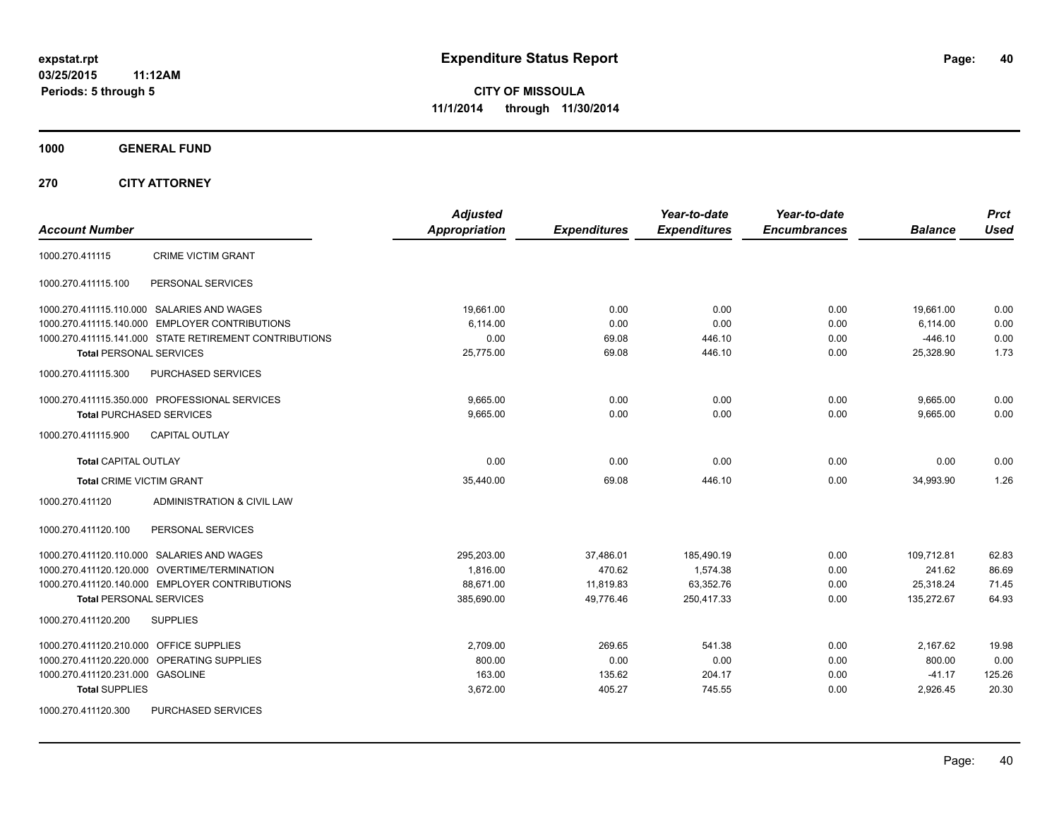**expstat.rpt**
**03/25/2015 11:12AM**
**Periods: 5 through 5**

# Expenditure Status Report

**CITY OF MISSOULA**
**11/1/2014 through 11/30/2014**

## 1000 GENERAL FUND

### 270 CITY ATTORNEY

| Account Number | | Adjusted Appropriation | Expenditures | Year-to-date Expenditures | Year-to-date Encumbrances | Balance | Prct Used |
|---|---|---|---|---|---|---|---|
| 1000.270.411115 | CRIME VICTIM GRANT | | | | | | |
| 1000.270.411115.100 | PERSONAL SERVICES | | | | | | |
| 1000.270.411115.110.000 | SALARIES AND WAGES | 19,661.00 | 0.00 | 0.00 | 0.00 | 19,661.00 | 0.00 |
| 1000.270.411115.140.000 | EMPLOYER CONTRIBUTIONS | 6,114.00 | 0.00 | 0.00 | 0.00 | 6,114.00 | 0.00 |
| 1000.270.411115.141.000 | STATE RETIREMENT CONTRIBUTIONS | 0.00 | 69.08 | 446.10 | 0.00 | -446.10 | 0.00 |
| **Total** PERSONAL SERVICES | | 25,775.00 | 69.08 | 446.10 | 0.00 | 25,328.90 | 1.73 |
| 1000.270.411115.300 | PURCHASED SERVICES | | | | | | |
| 1000.270.411115.350.000 | PROFESSIONAL SERVICES | 9,665.00 | 0.00 | 0.00 | 0.00 | 9,665.00 | 0.00 |
| **Total** PURCHASED SERVICES | | 9,665.00 | 0.00 | 0.00 | 0.00 | 9,665.00 | 0.00 |
| 1000.270.411115.900 | CAPITAL OUTLAY | | | | | | |
| **Total** CAPITAL OUTLAY | | 0.00 | 0.00 | 0.00 | 0.00 | 0.00 | 0.00 |
| **Total** CRIME VICTIM GRANT | | 35,440.00 | 69.08 | 446.10 | 0.00 | 34,993.90 | 1.26 |
| 1000.270.411120 | ADMINISTRATION & CIVIL LAW | | | | | | |
| 1000.270.411120.100 | PERSONAL SERVICES | | | | | | |
| 1000.270.411120.110.000 | SALARIES AND WAGES | 295,203.00 | 37,486.01 | 185,490.19 | 0.00 | 109,712.81 | 62.83 |
| 1000.270.411120.120.000 | OVERTIME/TERMINATION | 1,816.00 | 470.62 | 1,574.38 | 0.00 | 241.62 | 86.69 |
| 1000.270.411120.140.000 | EMPLOYER CONTRIBUTIONS | 88,671.00 | 11,819.83 | 63,352.76 | 0.00 | 25,318.24 | 71.45 |
| **Total** PERSONAL SERVICES | | 385,690.00 | 49,776.46 | 250,417.33 | 0.00 | 135,272.67 | 64.93 |
| 1000.270.411120.200 | SUPPLIES | | | | | | |
| 1000.270.411120.210.000 | OFFICE SUPPLIES | 2,709.00 | 269.65 | 541.38 | 0.00 | 2,167.62 | 19.98 |
| 1000.270.411120.220.000 | OPERATING SUPPLIES | 800.00 | 0.00 | 0.00 | 0.00 | 800.00 | 0.00 |
| 1000.270.411120.231.000 | GASOLINE | 163.00 | 135.62 | 204.17 | 0.00 | -41.17 | 125.26 |
| **Total** SUPPLIES | | 3,672.00 | 405.27 | 745.55 | 0.00 | 2,926.45 | 20.30 |
| 1000.270.411120.300 | PURCHASED SERVICES | | | | | | |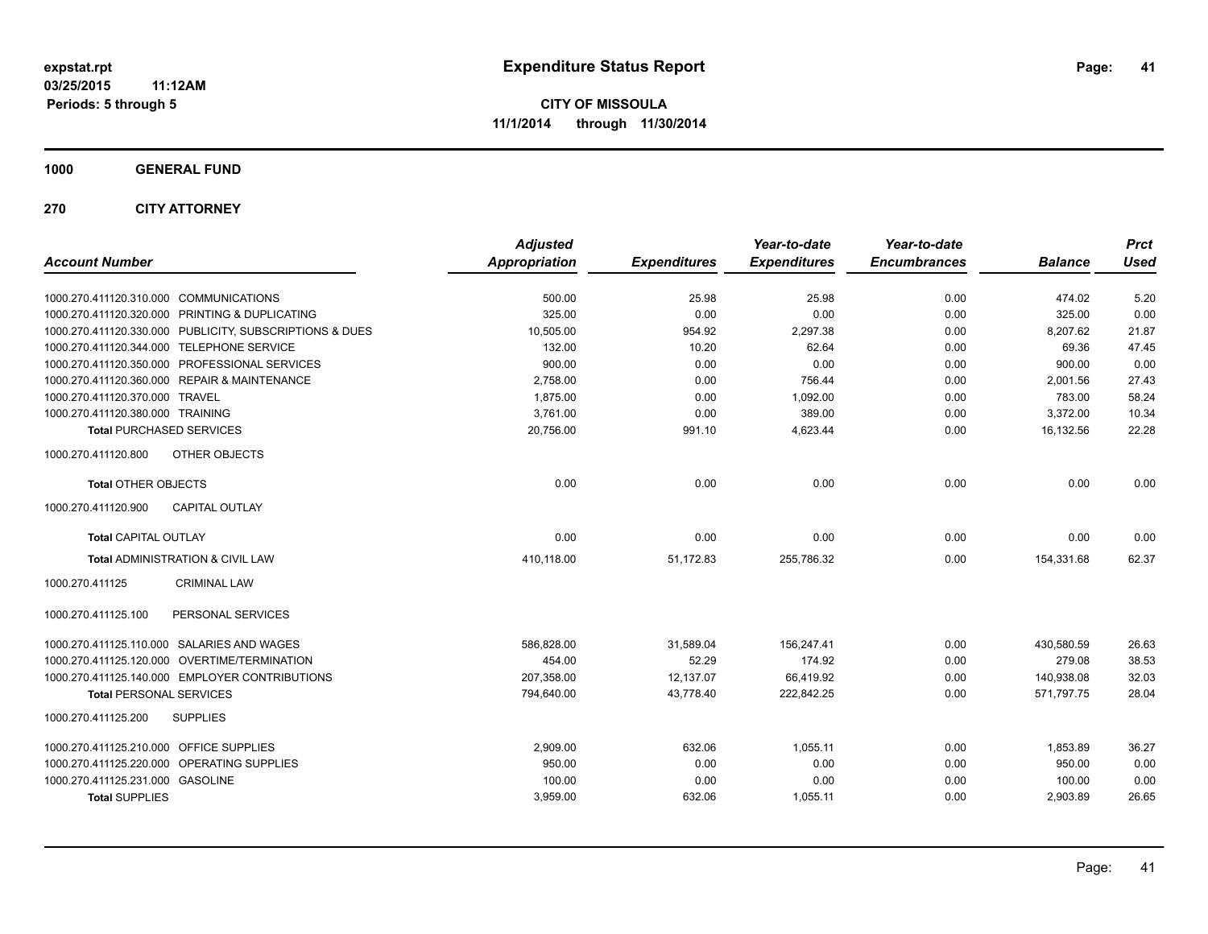expstat.rpt
03/25/2015 11:12AM
Periods: 5 through 5

# Expenditure Status Report

**CITY OF MISSOULA**
**11/1/2014 through 11/30/2014**

**1000 GENERAL FUND**

**270 CITY ATTORNEY**

| Account Number | Adjusted Appropriation | Expenditures | Year-to-date Expenditures | Year-to-date Encumbrances | Balance | Prct Used |
|---|---|---|---|---|---|---|
| 1000.270.411120.310.000 COMMUNICATIONS | 500.00 | 25.98 | 25.98 | 0.00 | 474.02 | 5.20 |
| 1000.270.411120.320.000 PRINTING & DUPLICATING | 325.00 | 0.00 | 0.00 | 0.00 | 325.00 | 0.00 |
| 1000.270.411120.330.000 PUBLICITY, SUBSCRIPTIONS & DUES | 10,505.00 | 954.92 | 2,297.38 | 0.00 | 8,207.62 | 21.87 |
| 1000.270.411120.344.000 TELEPHONE SERVICE | 132.00 | 10.20 | 62.64 | 0.00 | 69.36 | 47.45 |
| 1000.270.411120.350.000 PROFESSIONAL SERVICES | 900.00 | 0.00 | 0.00 | 0.00 | 900.00 | 0.00 |
| 1000.270.411120.360.000 REPAIR & MAINTENANCE | 2,758.00 | 0.00 | 756.44 | 0.00 | 2,001.56 | 27.43 |
| 1000.270.411120.370.000 TRAVEL | 1,875.00 | 0.00 | 1,092.00 | 0.00 | 783.00 | 58.24 |
| 1000.270.411120.380.000 TRAINING | 3,761.00 | 0.00 | 389.00 | 0.00 | 3,372.00 | 10.34 |
| **Total** PURCHASED SERVICES | 20,756.00 | 991.10 | 4,623.44 | 0.00 | 16,132.56 | 22.28 |
| 1000.270.411120.800 OTHER OBJECTS | | | | | | |
| **Total** OTHER OBJECTS | 0.00 | 0.00 | 0.00 | 0.00 | 0.00 | 0.00 |
| 1000.270.411120.900 CAPITAL OUTLAY | | | | | | |
| **Total** CAPITAL OUTLAY | 0.00 | 0.00 | 0.00 | 0.00 | 0.00 | 0.00 |
| **Total** ADMINISTRATION & CIVIL LAW | 410,118.00 | 51,172.83 | 255,786.32 | 0.00 | 154,331.68 | 62.37 |
| 1000.270.411125 CRIMINAL LAW | | | | | | |
| 1000.270.411125.100 PERSONAL SERVICES | | | | | | |
| 1000.270.411125.110.000 SALARIES AND WAGES | 586,828.00 | 31,589.04 | 156,247.41 | 0.00 | 430,580.59 | 26.63 |
| 1000.270.411125.120.000 OVERTIME/TERMINATION | 454.00 | 52.29 | 174.92 | 0.00 | 279.08 | 38.53 |
| 1000.270.411125.140.000 EMPLOYER CONTRIBUTIONS | 207,358.00 | 12,137.07 | 66,419.92 | 0.00 | 140,938.08 | 32.03 |
| **Total** PERSONAL SERVICES | 794,640.00 | 43,778.40 | 222,842.25 | 0.00 | 571,797.75 | 28.04 |
| 1000.270.411125.200 SUPPLIES | | | | | | |
| 1000.270.411125.210.000 OFFICE SUPPLIES | 2,909.00 | 632.06 | 1,055.11 | 0.00 | 1,853.89 | 36.27 |
| 1000.270.411125.220.000 OPERATING SUPPLIES | 950.00 | 0.00 | 0.00 | 0.00 | 950.00 | 0.00 |
| 1000.270.411125.231.000 GASOLINE | 100.00 | 0.00 | 0.00 | 0.00 | 100.00 | 0.00 |
| **Total** SUPPLIES | 3,959.00 | 632.06 | 1,055.11 | 0.00 | 2,903.89 | 26.65 |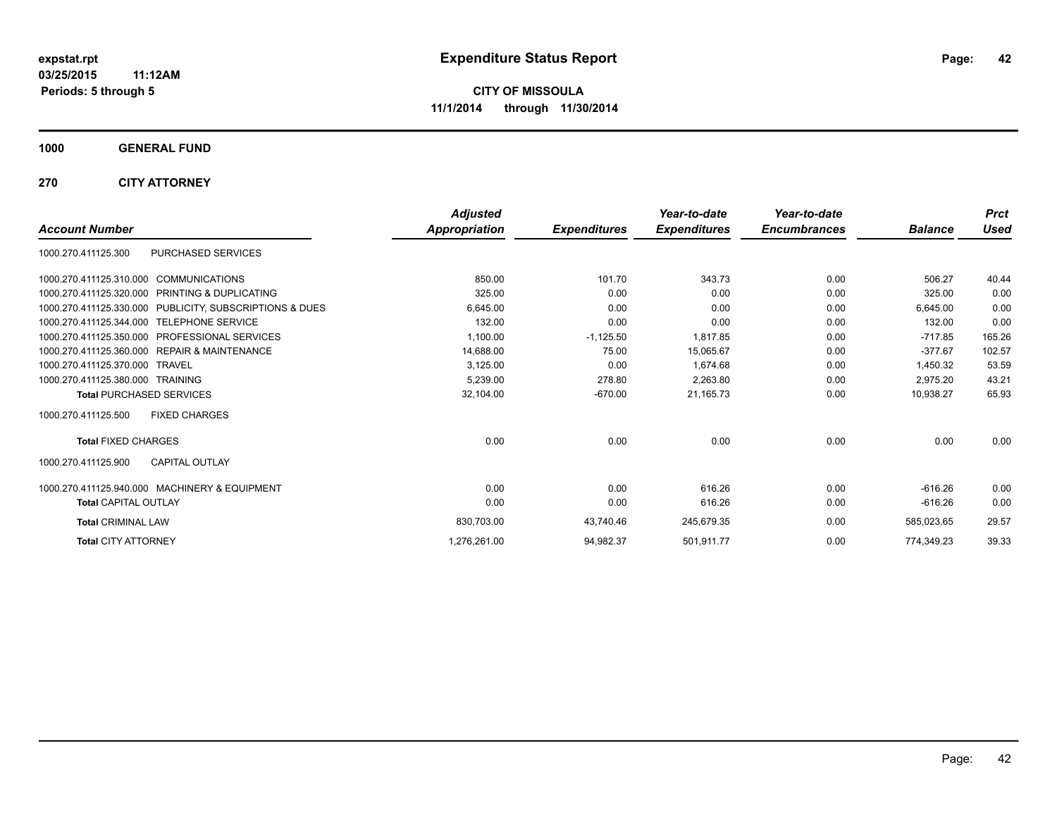expstat.rpt
03/25/2015 11:12AM
Periods: 5 through 5

# Expenditure Status Report

**CITY OF MISSOULA**
**11/1/2014 through 11/30/2014**

## 1000 GENERAL FUND

## 270 CITY ATTORNEY

| Account Number | | Adjusted Appropriation | Expenditures | Year-to-date Expenditures | Year-to-date Encumbrances | Balance | Prct Used |
|---|---|---|---|---|---|---|---|
| 1000.270.411125.300 | PURCHASED SERVICES | | | | | | |
| 1000.270.411125.310.000 | COMMUNICATIONS | 850.00 | 101.70 | 343.73 | 0.00 | 506.27 | 40.44 |
| 1000.270.411125.320.000 | PRINTING & DUPLICATING | 325.00 | 0.00 | 0.00 | 0.00 | 325.00 | 0.00 |
| 1000.270.411125.330.000 | PUBLICITY, SUBSCRIPTIONS & DUES | 6,645.00 | 0.00 | 0.00 | 0.00 | 6,645.00 | 0.00 |
| 1000.270.411125.344.000 | TELEPHONE SERVICE | 132.00 | 0.00 | 0.00 | 0.00 | 132.00 | 0.00 |
| 1000.270.411125.350.000 | PROFESSIONAL SERVICES | 1,100.00 | -1,125.50 | 1,817.85 | 0.00 | -717.85 | 165.26 |
| 1000.270.411125.360.000 | REPAIR & MAINTENANCE | 14,688.00 | 75.00 | 15,065.67 | 0.00 | -377.67 | 102.57 |
| 1000.270.411125.370.000 | TRAVEL | 3,125.00 | 0.00 | 1,674.68 | 0.00 | 1,450.32 | 53.59 |
| 1000.270.411125.380.000 | TRAINING | 5,239.00 | 278.80 | 2,263.80 | 0.00 | 2,975.20 | 43.21 |
| **Total** PURCHASED SERVICES | | 32,104.00 | -670.00 | 21,165.73 | 0.00 | 10,938.27 | 65.93 |
| 1000.270.411125.500 | FIXED CHARGES | | | | | | |
| **Total** FIXED CHARGES | | 0.00 | 0.00 | 0.00 | 0.00 | 0.00 | 0.00 |
| 1000.270.411125.900 | CAPITAL OUTLAY | | | | | | |
| 1000.270.411125.940.000 | MACHINERY & EQUIPMENT | 0.00 | 0.00 | 616.26 | 0.00 | -616.26 | 0.00 |
| **Total** CAPITAL OUTLAY | | 0.00 | 0.00 | 616.26 | 0.00 | -616.26 | 0.00 |
| **Total** CRIMINAL LAW | | 830,703.00 | 43,740.46 | 245,679.35 | 0.00 | 585,023.65 | 29.57 |
| **Total** CITY ATTORNEY | | 1,276,261.00 | 94,982.37 | 501,911.77 | 0.00 | 774,349.23 | 39.33 |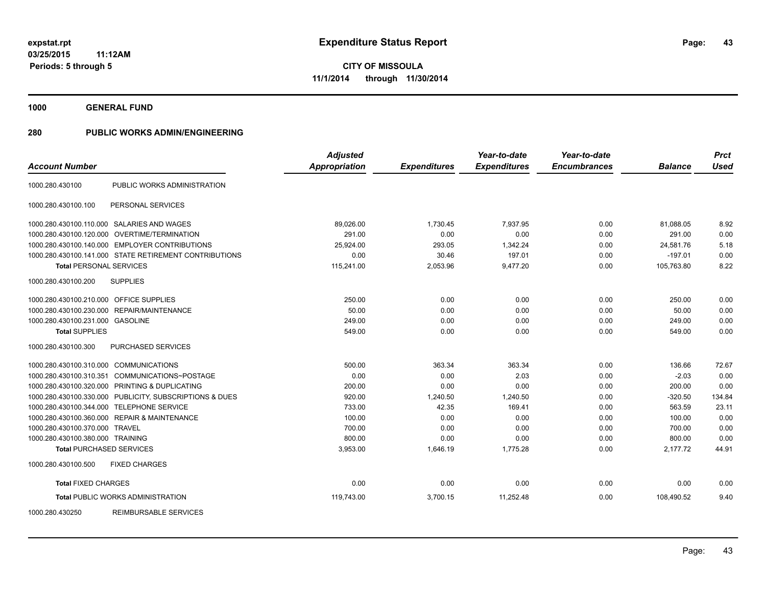expstat.rpt
03/25/2015 11:12AM
Periods: 5 through 5

# Expenditure Status Report

**CITY OF MISSOULA**
**11/1/2014 through 11/30/2014**

## 1000 GENERAL FUND

## 280 PUBLIC WORKS ADMIN/ENGINEERING

| Account Number | | Adjusted Appropriation | Expenditures | Year-to-date Expenditures | Year-to-date Encumbrances | Balance | Prct Used |
|---|---|---|---|---|---|---|---|
| 1000.280.430100 | PUBLIC WORKS ADMINISTRATION | | | | | | |
| 1000.280.430100.100 | PERSONAL SERVICES | | | | | | |
| 1000.280.430100.110.000 | SALARIES AND WAGES | 89,026.00 | 1,730.45 | 7,937.95 | 0.00 | 81,088.05 | 8.92 |
| 1000.280.430100.120.000 | OVERTIME/TERMINATION | 291.00 | 0.00 | 0.00 | 0.00 | 291.00 | 0.00 |
| 1000.280.430100.140.000 | EMPLOYER CONTRIBUTIONS | 25,924.00 | 293.05 | 1,342.24 | 0.00 | 24,581.76 | 5.18 |
| 1000.280.430100.141.000 | STATE RETIREMENT CONTRIBUTIONS | 0.00 | 30.46 | 197.01 | 0.00 | -197.01 | 0.00 |
| **Total** PERSONAL SERVICES | | 115,241.00 | 2,053.96 | 9,477.20 | 0.00 | 105,763.80 | 8.22 |
| 1000.280.430100.200 | SUPPLIES | | | | | | |
| 1000.280.430100.210.000 | OFFICE SUPPLIES | 250.00 | 0.00 | 0.00 | 0.00 | 250.00 | 0.00 |
| 1000.280.430100.230.000 | REPAIR/MAINTENANCE | 50.00 | 0.00 | 0.00 | 0.00 | 50.00 | 0.00 |
| 1000.280.430100.231.000 | GASOLINE | 249.00 | 0.00 | 0.00 | 0.00 | 249.00 | 0.00 |
| **Total** SUPPLIES | | 549.00 | 0.00 | 0.00 | 0.00 | 549.00 | 0.00 |
| 1000.280.430100.300 | PURCHASED SERVICES | | | | | | |
| 1000.280.430100.310.000 | COMMUNICATIONS | 500.00 | 363.34 | 363.34 | 0.00 | 136.66 | 72.67 |
| 1000.280.430100.310.351 | COMMUNICATIONS~POSTAGE | 0.00 | 0.00 | 2.03 | 0.00 | -2.03 | 0.00 |
| 1000.280.430100.320.000 | PRINTING & DUPLICATING | 200.00 | 0.00 | 0.00 | 0.00 | 200.00 | 0.00 |
| 1000.280.430100.330.000 | PUBLICITY, SUBSCRIPTIONS & DUES | 920.00 | 1,240.50 | 1,240.50 | 0.00 | -320.50 | 134.84 |
| 1000.280.430100.344.000 | TELEPHONE SERVICE | 733.00 | 42.35 | 169.41 | 0.00 | 563.59 | 23.11 |
| 1000.280.430100.360.000 | REPAIR & MAINTENANCE | 100.00 | 0.00 | 0.00 | 0.00 | 100.00 | 0.00 |
| 1000.280.430100.370.000 | TRAVEL | 700.00 | 0.00 | 0.00 | 0.00 | 700.00 | 0.00 |
| 1000.280.430100.380.000 | TRAINING | 800.00 | 0.00 | 0.00 | 0.00 | 800.00 | 0.00 |
| **Total** PURCHASED SERVICES | | 3,953.00 | 1,646.19 | 1,775.28 | 0.00 | 2,177.72 | 44.91 |
| 1000.280.430100.500 | FIXED CHARGES | | | | | | |
| **Total** FIXED CHARGES | | 0.00 | 0.00 | 0.00 | 0.00 | 0.00 | 0.00 |
| **Total** PUBLIC WORKS ADMINISTRATION | | 119,743.00 | 3,700.15 | 11,252.48 | 0.00 | 108,490.52 | 9.40 |
| 1000.280.430250 | REIMBURSABLE SERVICES | | | | | | |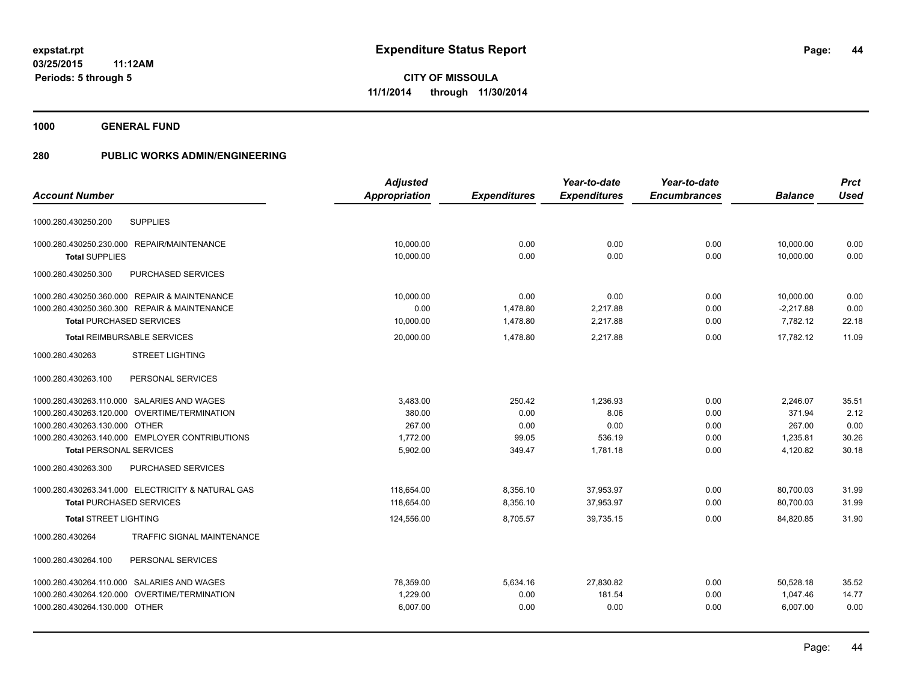**expstat.rpt**
**03/25/2015 11:12AM**
**Periods: 5 through 5**

# Expenditure Status Report

**CITY OF MISSOULA**
**11/1/2014 through 11/30/2014**

## 1000 GENERAL FUND

## 280 PUBLIC WORKS ADMIN/ENGINEERING

| Account Number | | Adjusted Appropriation | Expenditures | Year-to-date Expenditures | Year-to-date Encumbrances | Balance | Prct Used |
|---|---|---|---|---|---|---|---|
| 1000.280.430250.200 | SUPPLIES | | | | | | |
| 1000.280.430250.230.000 | REPAIR/MAINTENANCE | 10,000.00 | 0.00 | 0.00 | 0.00 | 10,000.00 | 0.00 |
| **Total** SUPPLIES | | 10,000.00 | 0.00 | 0.00 | 0.00 | 10,000.00 | 0.00 |
| 1000.280.430250.300 | PURCHASED SERVICES | | | | | | |
| 1000.280.430250.360.000 | REPAIR & MAINTENANCE | 10,000.00 | 0.00 | 0.00 | 0.00 | 10,000.00 | 0.00 |
| 1000.280.430250.360.300 | REPAIR & MAINTENANCE | 0.00 | 1,478.80 | 2,217.88 | 0.00 | -2,217.88 | 0.00 |
| **Total** PURCHASED SERVICES | | 10,000.00 | 1,478.80 | 2,217.88 | 0.00 | 7,782.12 | 22.18 |
| **Total** REIMBURSABLE SERVICES | | 20,000.00 | 1,478.80 | 2,217.88 | 0.00 | 17,782.12 | 11.09 |
| 1000.280.430263 | STREET LIGHTING | | | | | | |
| 1000.280.430263.100 | PERSONAL SERVICES | | | | | | |
| 1000.280.430263.110.000 | SALARIES AND WAGES | 3,483.00 | 250.42 | 1,236.93 | 0.00 | 2,246.07 | 35.51 |
| 1000.280.430263.120.000 | OVERTIME/TERMINATION | 380.00 | 0.00 | 8.06 | 0.00 | 371.94 | 2.12 |
| 1000.280.430263.130.000 | OTHER | 267.00 | 0.00 | 0.00 | 0.00 | 267.00 | 0.00 |
| 1000.280.430263.140.000 | EMPLOYER CONTRIBUTIONS | 1,772.00 | 99.05 | 536.19 | 0.00 | 1,235.81 | 30.26 |
| **Total** PERSONAL SERVICES | | 5,902.00 | 349.47 | 1,781.18 | 0.00 | 4,120.82 | 30.18 |
| 1000.280.430263.300 | PURCHASED SERVICES | | | | | | |
| 1000.280.430263.341.000 | ELECTRICITY & NATURAL GAS | 118,654.00 | 8,356.10 | 37,953.97 | 0.00 | 80,700.03 | 31.99 |
| **Total** PURCHASED SERVICES | | 118,654.00 | 8,356.10 | 37,953.97 | 0.00 | 80,700.03 | 31.99 |
| **Total** STREET LIGHTING | | 124,556.00 | 8,705.57 | 39,735.15 | 0.00 | 84,820.85 | 31.90 |
| 1000.280.430264 | TRAFFIC SIGNAL MAINTENANCE | | | | | | |
| 1000.280.430264.100 | PERSONAL SERVICES | | | | | | |
| 1000.280.430264.110.000 | SALARIES AND WAGES | 78,359.00 | 5,634.16 | 27,830.82 | 0.00 | 50,528.18 | 35.52 |
| 1000.280.430264.120.000 | OVERTIME/TERMINATION | 1,229.00 | 0.00 | 181.54 | 0.00 | 1,047.46 | 14.77 |
| 1000.280.430264.130.000 | OTHER | 6,007.00 | 0.00 | 0.00 | 0.00 | 6,007.00 | 0.00 |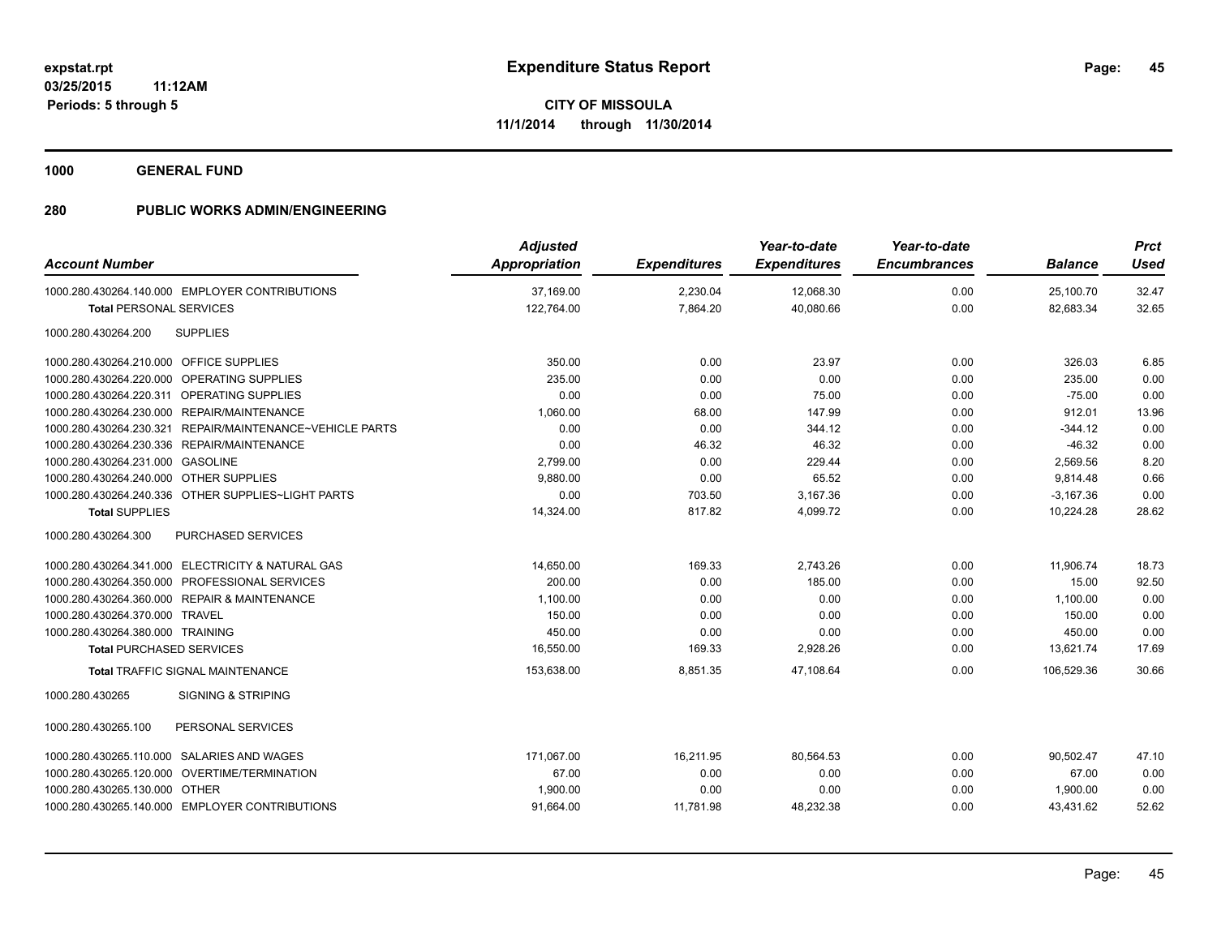**expstat.rpt**
**03/25/2015 11:12AM**
**Periods: 5 through 5**

# Expenditure Status Report

**CITY OF MISSOULA**
**11/1/2014 through 11/30/2014**

**1000 GENERAL FUND**

## 280 PUBLIC WORKS ADMIN/ENGINEERING

| Account Number | Adjusted Appropriation | Expenditures | Year-to-date Expenditures | Year-to-date Encumbrances | Balance | Prct Used |
|---|---|---|---|---|---|---|
| 1000.280.430264.140.000 EMPLOYER CONTRIBUTIONS | 37,169.00 | 2,230.04 | 12,068.30 | 0.00 | 25,100.70 | 32.47 |
| **Total** PERSONAL SERVICES | 122,764.00 | 7,864.20 | 40,080.66 | 0.00 | 82,683.34 | 32.65 |
| 1000.280.430264.200 SUPPLIES | | | | | | |
| 1000.280.430264.210.000 OFFICE SUPPLIES | 350.00 | 0.00 | 23.97 | 0.00 | 326.03 | 6.85 |
| 1000.280.430264.220.000 OPERATING SUPPLIES | 235.00 | 0.00 | 0.00 | 0.00 | 235.00 | 0.00 |
| 1000.280.430264.220.311 OPERATING SUPPLIES | 0.00 | 0.00 | 75.00 | 0.00 | -75.00 | 0.00 |
| 1000.280.430264.230.000 REPAIR/MAINTENANCE | 1,060.00 | 68.00 | 147.99 | 0.00 | 912.01 | 13.96 |
| 1000.280.430264.230.321 REPAIR/MAINTENANCE~VEHICLE PARTS | 0.00 | 0.00 | 344.12 | 0.00 | -344.12 | 0.00 |
| 1000.280.430264.230.336 REPAIR/MAINTENANCE | 0.00 | 46.32 | 46.32 | 0.00 | -46.32 | 0.00 |
| 1000.280.430264.231.000 GASOLINE | 2,799.00 | 0.00 | 229.44 | 0.00 | 2,569.56 | 8.20 |
| 1000.280.430264.240.000 OTHER SUPPLIES | 9,880.00 | 0.00 | 65.52 | 0.00 | 9,814.48 | 0.66 |
| 1000.280.430264.240.336 OTHER SUPPLIES~LIGHT PARTS | 0.00 | 703.50 | 3,167.36 | 0.00 | -3,167.36 | 0.00 |
| **Total** SUPPLIES | 14,324.00 | 817.82 | 4,099.72 | 0.00 | 10,224.28 | 28.62 |
| 1000.280.430264.300 PURCHASED SERVICES | | | | | | |
| 1000.280.430264.341.000 ELECTRICITY & NATURAL GAS | 14,650.00 | 169.33 | 2,743.26 | 0.00 | 11,906.74 | 18.73 |
| 1000.280.430264.350.000 PROFESSIONAL SERVICES | 200.00 | 0.00 | 185.00 | 0.00 | 15.00 | 92.50 |
| 1000.280.430264.360.000 REPAIR & MAINTENANCE | 1,100.00 | 0.00 | 0.00 | 0.00 | 1,100.00 | 0.00 |
| 1000.280.430264.370.000 TRAVEL | 150.00 | 0.00 | 0.00 | 0.00 | 150.00 | 0.00 |
| 1000.280.430264.380.000 TRAINING | 450.00 | 0.00 | 0.00 | 0.00 | 450.00 | 0.00 |
| **Total** PURCHASED SERVICES | 16,550.00 | 169.33 | 2,928.26 | 0.00 | 13,621.74 | 17.69 |
| **Total** TRAFFIC SIGNAL MAINTENANCE | 153,638.00 | 8,851.35 | 47,108.64 | 0.00 | 106,529.36 | 30.66 |
| 1000.280.430265 SIGNING & STRIPING | | | | | | |
| 1000.280.430265.100 PERSONAL SERVICES | | | | | | |
| 1000.280.430265.110.000 SALARIES AND WAGES | 171,067.00 | 16,211.95 | 80,564.53 | 0.00 | 90,502.47 | 47.10 |
| 1000.280.430265.120.000 OVERTIME/TERMINATION | 67.00 | 0.00 | 0.00 | 0.00 | 67.00 | 0.00 |
| 1000.280.430265.130.000 OTHER | 1,900.00 | 0.00 | 0.00 | 0.00 | 1,900.00 | 0.00 |
| 1000.280.430265.140.000 EMPLOYER CONTRIBUTIONS | 91,664.00 | 11,781.98 | 48,232.38 | 0.00 | 43,431.62 | 52.62 |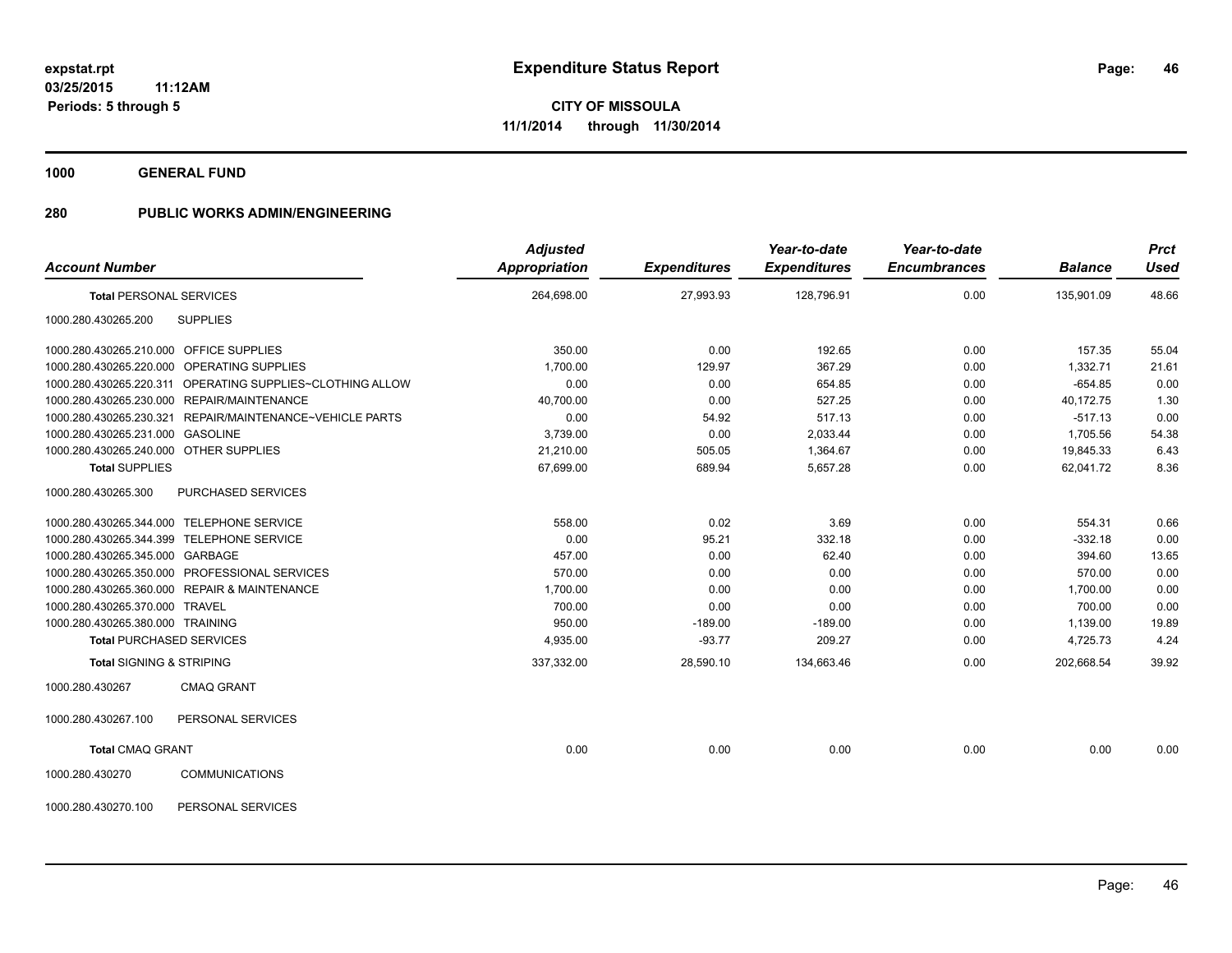**expstat.rpt**
**03/25/2015 11:12AM**
**Periods: 5 through 5**

# Expenditure Status Report

**CITY OF MISSOULA**
**11/1/2014 through 11/30/2014**

## 1000 GENERAL FUND

## 280 PUBLIC WORKS ADMIN/ENGINEERING

| Account Number | | Adjusted Appropriation | Expenditures | Year-to-date Expenditures | Year-to-date Encumbrances | Balance | Prct Used |
|---|---|---|---|---|---|---|---|
| **Total PERSONAL SERVICES** | | 264,698.00 | 27,993.93 | 128,796.91 | 0.00 | 135,901.09 | 48.66 |
| 1000.280.430265.200 | SUPPLIES | | | | | | |
| 1000.280.430265.210.000 | OFFICE SUPPLIES | 350.00 | 0.00 | 192.65 | 0.00 | 157.35 | 55.04 |
| 1000.280.430265.220.000 | OPERATING SUPPLIES | 1,700.00 | 129.97 | 367.29 | 0.00 | 1,332.71 | 21.61 |
| 1000.280.430265.220.311 | OPERATING SUPPLIES~CLOTHING ALLOW | 0.00 | 0.00 | 654.85 | 0.00 | -654.85 | 0.00 |
| 1000.280.430265.230.000 | REPAIR/MAINTENANCE | 40,700.00 | 0.00 | 527.25 | 0.00 | 40,172.75 | 1.30 |
| 1000.280.430265.230.321 | REPAIR/MAINTENANCE~VEHICLE PARTS | 0.00 | 54.92 | 517.13 | 0.00 | -517.13 | 0.00 |
| 1000.280.430265.231.000 | GASOLINE | 3,739.00 | 0.00 | 2,033.44 | 0.00 | 1,705.56 | 54.38 |
| 1000.280.430265.240.000 | OTHER SUPPLIES | 21,210.00 | 505.05 | 1,364.67 | 0.00 | 19,845.33 | 6.43 |
| **Total SUPPLIES** | | 67,699.00 | 689.94 | 5,657.28 | 0.00 | 62,041.72 | 8.36 |
| 1000.280.430265.300 | PURCHASED SERVICES | | | | | | |
| 1000.280.430265.344.000 | TELEPHONE SERVICE | 558.00 | 0.02 | 3.69 | 0.00 | 554.31 | 0.66 |
| 1000.280.430265.344.399 | TELEPHONE SERVICE | 0.00 | 95.21 | 332.18 | 0.00 | -332.18 | 0.00 |
| 1000.280.430265.345.000 | GARBAGE | 457.00 | 0.00 | 62.40 | 0.00 | 394.60 | 13.65 |
| 1000.280.430265.350.000 | PROFESSIONAL SERVICES | 570.00 | 0.00 | 0.00 | 0.00 | 570.00 | 0.00 |
| 1000.280.430265.360.000 | REPAIR & MAINTENANCE | 1,700.00 | 0.00 | 0.00 | 0.00 | 1,700.00 | 0.00 |
| 1000.280.430265.370.000 | TRAVEL | 700.00 | 0.00 | 0.00 | 0.00 | 700.00 | 0.00 |
| 1000.280.430265.380.000 | TRAINING | 950.00 | -189.00 | -189.00 | 0.00 | 1,139.00 | 19.89 |
| **Total PURCHASED SERVICES** | | 4,935.00 | -93.77 | 209.27 | 0.00 | 4,725.73 | 4.24 |
| **Total SIGNING & STRIPING** | | 337,332.00 | 28,590.10 | 134,663.46 | 0.00 | 202,668.54 | 39.92 |
| 1000.280.430267 | CMAQ GRANT | | | | | | |
| 1000.280.430267.100 | PERSONAL SERVICES | | | | | | |
| **Total CMAQ GRANT** | | 0.00 | 0.00 | 0.00 | 0.00 | 0.00 | 0.00 |
| 1000.280.430270 | COMMUNICATIONS | | | | | | |
| 1000.280.430270.100 | PERSONAL SERVICES | | | | | | |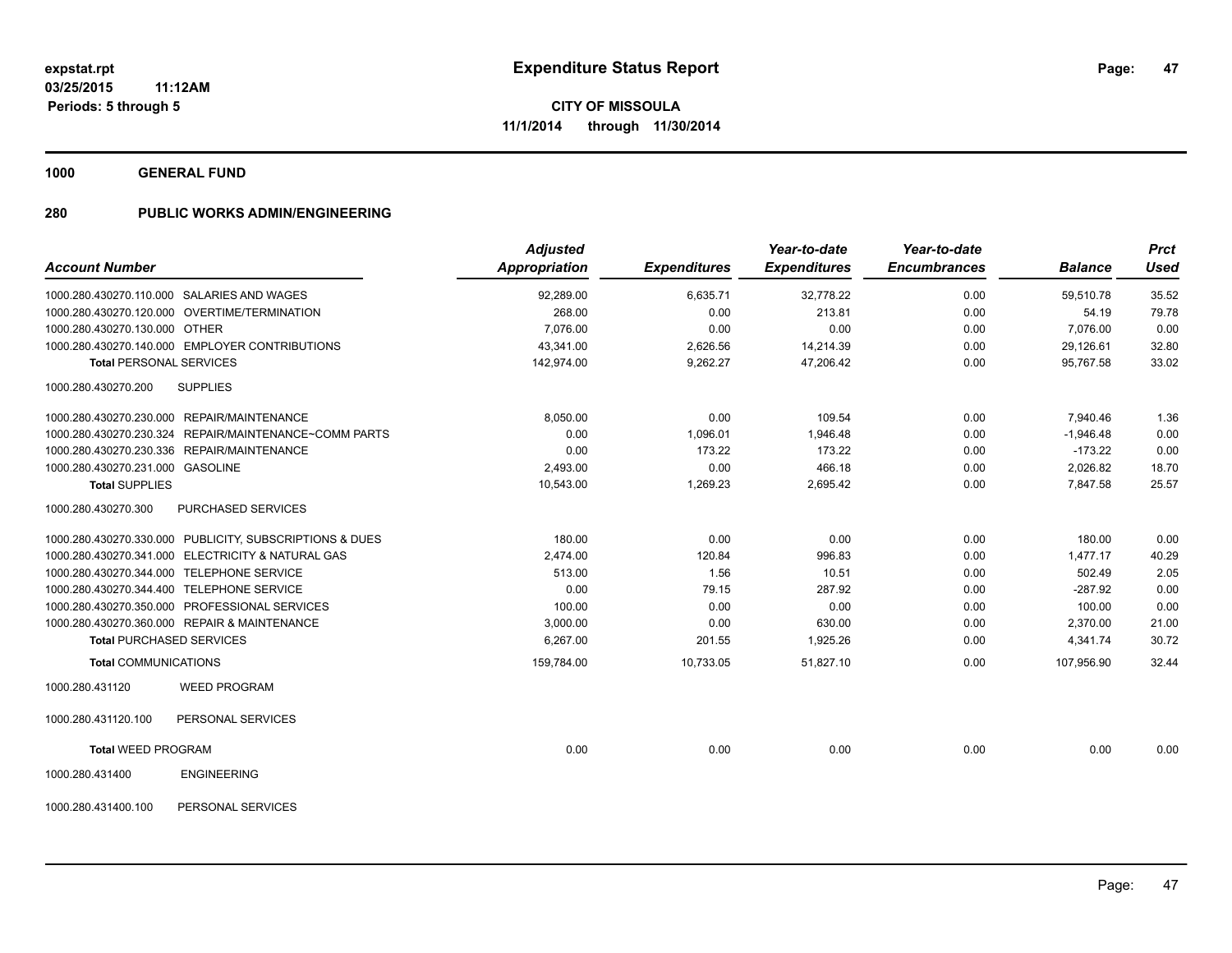**expstat.rpt**
**03/25/2015 11:12AM**
**Periods: 5 through 5**

# Expenditure Status Report

**CITY OF MISSOULA**
**11/1/2014 through 11/30/2014**

## 1000 GENERAL FUND

## 280 PUBLIC WORKS ADMIN/ENGINEERING

| Account Number | | Adjusted Appropriation | Expenditures | Year-to-date Expenditures | Year-to-date Encumbrances | Balance | Prct Used |
|---|---|---|---|---|---|---|---|
| 1000.280.430270.110.000 | SALARIES AND WAGES | 92,289.00 | 6,635.71 | 32,778.22 | 0.00 | 59,510.78 | 35.52 |
| 1000.280.430270.120.000 | OVERTIME/TERMINATION | 268.00 | 0.00 | 213.81 | 0.00 | 54.19 | 79.78 |
| 1000.280.430270.130.000 | OTHER | 7,076.00 | 0.00 | 0.00 | 0.00 | 7,076.00 | 0.00 |
| 1000.280.430270.140.000 | EMPLOYER CONTRIBUTIONS | 43,341.00 | 2,626.56 | 14,214.39 | 0.00 | 29,126.61 | 32.80 |
| **Total** PERSONAL SERVICES | | 142,974.00 | 9,262.27 | 47,206.42 | 0.00 | 95,767.58 | 33.02 |
| 1000.280.430270.200 | SUPPLIES | | | | | | |
| 1000.280.430270.230.000 | REPAIR/MAINTENANCE | 8,050.00 | 0.00 | 109.54 | 0.00 | 7,940.46 | 1.36 |
| 1000.280.430270.230.324 | REPAIR/MAINTENANCE~COMM PARTS | 0.00 | 1,096.01 | 1,946.48 | 0.00 | -1,946.48 | 0.00 |
| 1000.280.430270.230.336 | REPAIR/MAINTENANCE | 0.00 | 173.22 | 173.22 | 0.00 | -173.22 | 0.00 |
| 1000.280.430270.231.000 | GASOLINE | 2,493.00 | 0.00 | 466.18 | 0.00 | 2,026.82 | 18.70 |
| **Total** SUPPLIES | | 10,543.00 | 1,269.23 | 2,695.42 | 0.00 | 7,847.58 | 25.57 |
| 1000.280.430270.300 | PURCHASED SERVICES | | | | | | |
| 1000.280.430270.330.000 | PUBLICITY, SUBSCRIPTIONS & DUES | 180.00 | 0.00 | 0.00 | 0.00 | 180.00 | 0.00 |
| 1000.280.430270.341.000 | ELECTRICITY & NATURAL GAS | 2,474.00 | 120.84 | 996.83 | 0.00 | 1,477.17 | 40.29 |
| 1000.280.430270.344.000 | TELEPHONE SERVICE | 513.00 | 1.56 | 10.51 | 0.00 | 502.49 | 2.05 |
| 1000.280.430270.344.400 | TELEPHONE SERVICE | 0.00 | 79.15 | 287.92 | 0.00 | -287.92 | 0.00 |
| 1000.280.430270.350.000 | PROFESSIONAL SERVICES | 100.00 | 0.00 | 0.00 | 0.00 | 100.00 | 0.00 |
| 1000.280.430270.360.000 | REPAIR & MAINTENANCE | 3,000.00 | 0.00 | 630.00 | 0.00 | 2,370.00 | 21.00 |
| **Total** PURCHASED SERVICES | | 6,267.00 | 201.55 | 1,925.26 | 0.00 | 4,341.74 | 30.72 |
| **Total** COMMUNICATIONS | | 159,784.00 | 10,733.05 | 51,827.10 | 0.00 | 107,956.90 | 32.44 |
| 1000.280.431120 | WEED PROGRAM | | | | | | |
| 1000.280.431120.100 | PERSONAL SERVICES | | | | | | |
| **Total** WEED PROGRAM | | 0.00 | 0.00 | 0.00 | 0.00 | 0.00 | 0.00 |
| 1000.280.431400 | ENGINEERING | | | | | | |
| 1000.280.431400.100 | PERSONAL SERVICES | | | | | | |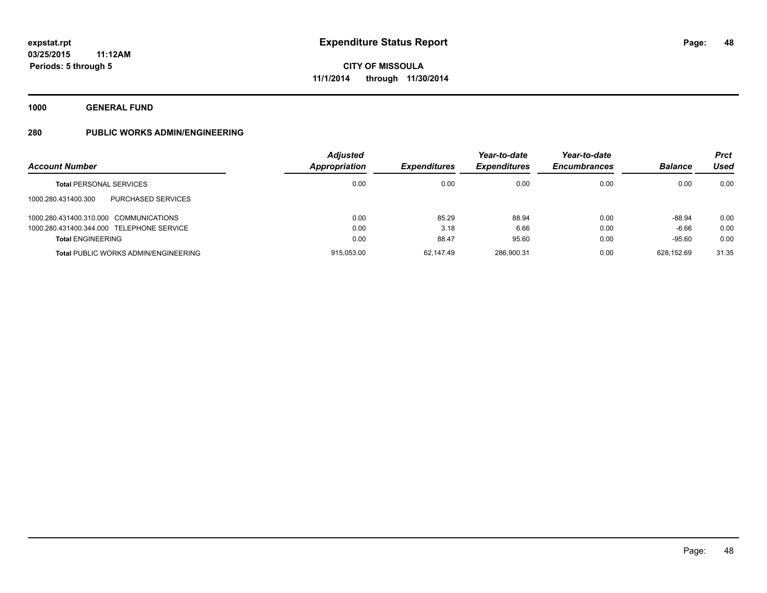# Expenditure Status Report

**expstat.rpt**
**03/25/2015 11:12AM**
**Periods: 5 through 5**

**CITY OF MISSOULA**
**11/1/2014 through 11/30/2014**

**1000 GENERAL FUND**

**280 PUBLIC WORKS ADMIN/ENGINEERING**

| Account Number | Adjusted Appropriation | Expenditures | Year-to-date Expenditures | Year-to-date Encumbrances | Balance | Prct Used |
|---|---|---|---|---|---|---|
| **Total** PERSONAL SERVICES | 0.00 | 0.00 | 0.00 | 0.00 | 0.00 | 0.00 |
| 1000.280.431400.300 PURCHASED SERVICES | | | | | | |
| 1000.280.431400.310.000 COMMUNICATIONS | 0.00 | 85.29 | 88.94 | 0.00 | -88.94 | 0.00 |
| 1000.280.431400.344.000 TELEPHONE SERVICE | 0.00 | 3.18 | 6.66 | 0.00 | -6.66 | 0.00 |
| **Total** ENGINEERING | 0.00 | 88.47 | 95.60 | 0.00 | -95.60 | 0.00 |
| **Total** PUBLIC WORKS ADMIN/ENGINEERING | 915,053.00 | 62,147.49 | 286,900.31 | 0.00 | 628,152.69 | 31.35 |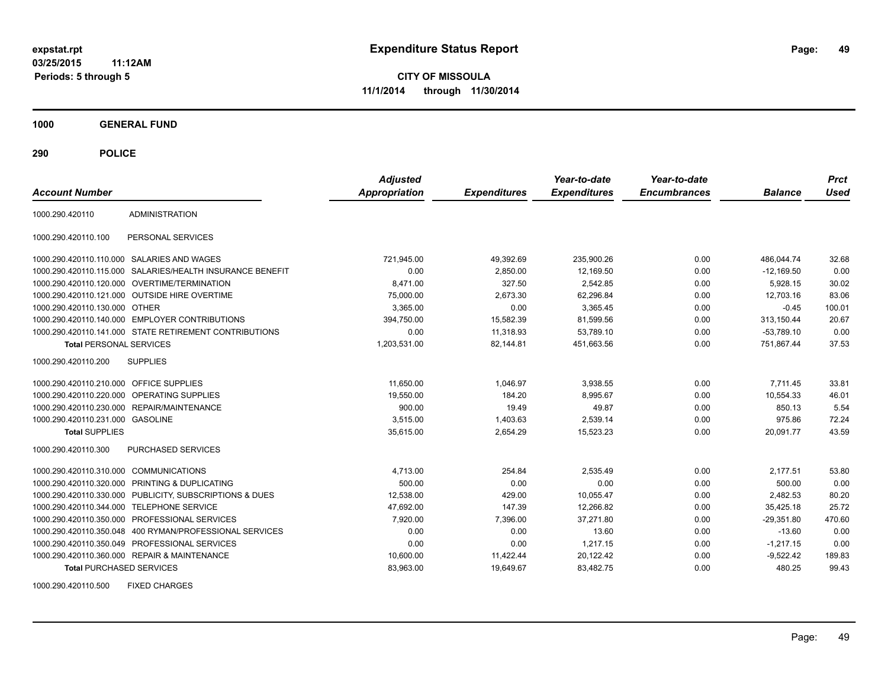**expstat.rpt**
**03/25/2015 11:12AM**
**Periods: 5 through 5**

# Expenditure Status Report

**CITY OF MISSOULA**
**11/1/2014 through 11/30/2014**

## 1000 GENERAL FUND

## 290 POLICE

| Account Number | | Adjusted Appropriation | Expenditures | Year-to-date Expenditures | Year-to-date Encumbrances | Balance | Prct Used |
|---|---|---|---|---|---|---|---|
| 1000.290.420110 | ADMINISTRATION | | | | | | |
| 1000.290.420110.100 | PERSONAL SERVICES | | | | | | |
| 1000.290.420110.110.000 | SALARIES AND WAGES | 721,945.00 | 49,392.69 | 235,900.26 | 0.00 | 486,044.74 | 32.68 |
| 1000.290.420110.115.000 | SALARIES/HEALTH INSURANCE BENEFIT | 0.00 | 2,850.00 | 12,169.50 | 0.00 | -12,169.50 | 0.00 |
| 1000.290.420110.120.000 | OVERTIME/TERMINATION | 8,471.00 | 327.50 | 2,542.85 | 0.00 | 5,928.15 | 30.02 |
| 1000.290.420110.121.000 | OUTSIDE HIRE OVERTIME | 75,000.00 | 2,673.30 | 62,296.84 | 0.00 | 12,703.16 | 83.06 |
| 1000.290.420110.130.000 | OTHER | 3,365.00 | 0.00 | 3,365.45 | 0.00 | -0.45 | 100.01 |
| 1000.290.420110.140.000 | EMPLOYER CONTRIBUTIONS | 394,750.00 | 15,582.39 | 81,599.56 | 0.00 | 313,150.44 | 20.67 |
| 1000.290.420110.141.000 | STATE RETIREMENT CONTRIBUTIONS | 0.00 | 11,318.93 | 53,789.10 | 0.00 | -53,789.10 | 0.00 |
| **Total** PERSONAL SERVICES | | 1,203,531.00 | 82,144.81 | 451,663.56 | 0.00 | 751,867.44 | 37.53 |
| 1000.290.420110.200 | SUPPLIES | | | | | | |
| 1000.290.420110.210.000 | OFFICE SUPPLIES | 11,650.00 | 1,046.97 | 3,938.55 | 0.00 | 7,711.45 | 33.81 |
| 1000.290.420110.220.000 | OPERATING SUPPLIES | 19,550.00 | 184.20 | 8,995.67 | 0.00 | 10,554.33 | 46.01 |
| 1000.290.420110.230.000 | REPAIR/MAINTENANCE | 900.00 | 19.49 | 49.87 | 0.00 | 850.13 | 5.54 |
| 1000.290.420110.231.000 | GASOLINE | 3,515.00 | 1,403.63 | 2,539.14 | 0.00 | 975.86 | 72.24 |
| **Total** SUPPLIES | | 35,615.00 | 2,654.29 | 15,523.23 | 0.00 | 20,091.77 | 43.59 |
| 1000.290.420110.300 | PURCHASED SERVICES | | | | | | |
| 1000.290.420110.310.000 | COMMUNICATIONS | 4,713.00 | 254.84 | 2,535.49 | 0.00 | 2,177.51 | 53.80 |
| 1000.290.420110.320.000 | PRINTING & DUPLICATING | 500.00 | 0.00 | 0.00 | 0.00 | 500.00 | 0.00 |
| 1000.290.420110.330.000 | PUBLICITY, SUBSCRIPTIONS & DUES | 12,538.00 | 429.00 | 10,055.47 | 0.00 | 2,482.53 | 80.20 |
| 1000.290.420110.344.000 | TELEPHONE SERVICE | 47,692.00 | 147.39 | 12,266.82 | 0.00 | 35,425.18 | 25.72 |
| 1000.290.420110.350.000 | PROFESSIONAL SERVICES | 7,920.00 | 7,396.00 | 37,271.80 | 0.00 | -29,351.80 | 470.60 |
| 1000.290.420110.350.048 | 400 RYMAN/PROFESSIONAL SERVICES | 0.00 | 0.00 | 13.60 | 0.00 | -13.60 | 0.00 |
| 1000.290.420110.350.049 | PROFESSIONAL SERVICES | 0.00 | 0.00 | 1,217.15 | 0.00 | -1,217.15 | 0.00 |
| 1000.290.420110.360.000 | REPAIR & MAINTENANCE | 10,600.00 | 11,422.44 | 20,122.42 | 0.00 | -9,522.42 | 189.83 |
| **Total** PURCHASED SERVICES | | 83,963.00 | 19,649.67 | 83,482.75 | 0.00 | 480.25 | 99.43 |
| 1000.290.420110.500 | FIXED CHARGES | | | | | | |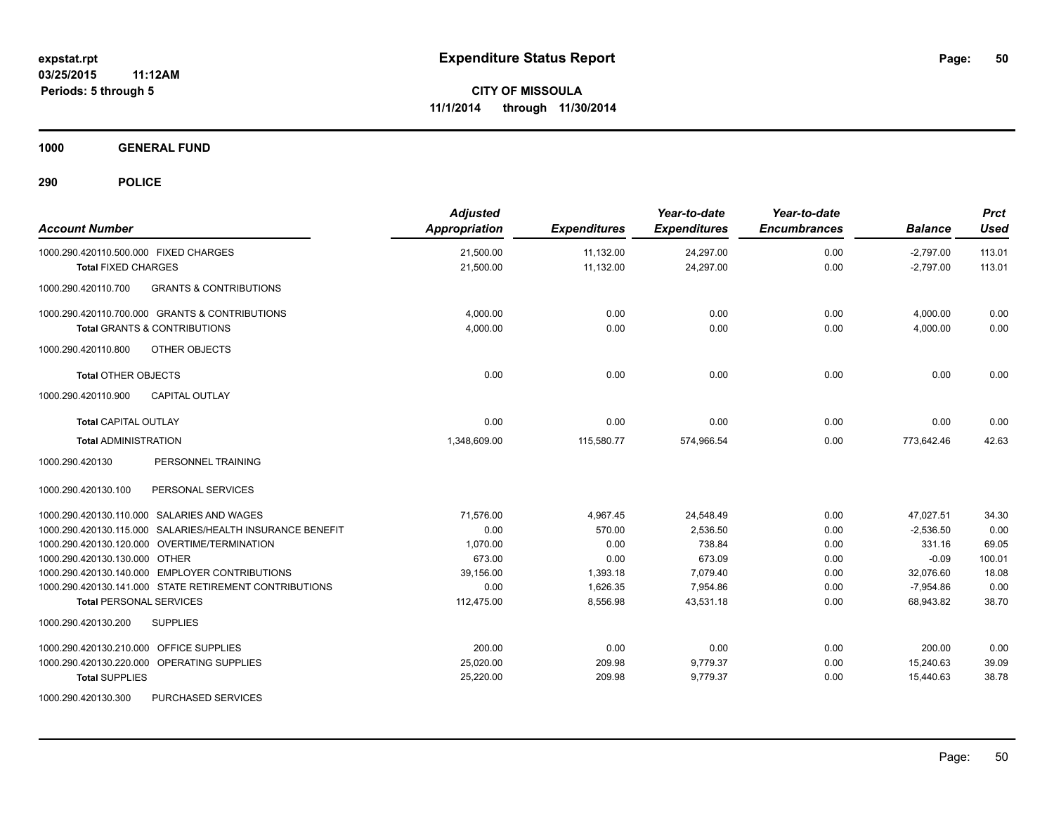**expstat.rpt**
**03/25/2015 11:12AM**
**Periods: 5 through 5**

# Expenditure Status Report

**CITY OF MISSOULA**
**11/1/2014 through 11/30/2014**

## 1000 GENERAL FUND

## 290 POLICE

| Account Number | Adjusted Appropriation | Expenditures | Year-to-date Expenditures | Year-to-date Encumbrances | Balance | Prct Used |
|---|---|---|---|---|---|---|
| 1000.290.420110.500.000 FIXED CHARGES | 21,500.00 | 11,132.00 | 24,297.00 | 0.00 | -2,797.00 | 113.01 |
| **Total** FIXED CHARGES | 21,500.00 | 11,132.00 | 24,297.00 | 0.00 | -2,797.00 | 113.01 |
| 1000.290.420110.700 GRANTS & CONTRIBUTIONS | | | | | | |
| 1000.290.420110.700.000 GRANTS & CONTRIBUTIONS | 4,000.00 | 0.00 | 0.00 | 0.00 | 4,000.00 | 0.00 |
| **Total** GRANTS & CONTRIBUTIONS | 4,000.00 | 0.00 | 0.00 | 0.00 | 4,000.00 | 0.00 |
| 1000.290.420110.800 OTHER OBJECTS | | | | | | |
| **Total** OTHER OBJECTS | 0.00 | 0.00 | 0.00 | 0.00 | 0.00 | 0.00 |
| 1000.290.420110.900 CAPITAL OUTLAY | | | | | | |
| **Total** CAPITAL OUTLAY | 0.00 | 0.00 | 0.00 | 0.00 | 0.00 | 0.00 |
| **Total** ADMINISTRATION | 1,348,609.00 | 115,580.77 | 574,966.54 | 0.00 | 773,642.46 | 42.63 |
| 1000.290.420130 PERSONNEL TRAINING | | | | | | |
| 1000.290.420130.100 PERSONAL SERVICES | | | | | | |
| 1000.290.420130.110.000 SALARIES AND WAGES | 71,576.00 | 4,967.45 | 24,548.49 | 0.00 | 47,027.51 | 34.30 |
| 1000.290.420130.115.000 SALARIES/HEALTH INSURANCE BENEFIT | 0.00 | 570.00 | 2,536.50 | 0.00 | -2,536.50 | 0.00 |
| 1000.290.420130.120.000 OVERTIME/TERMINATION | 1,070.00 | 0.00 | 738.84 | 0.00 | 331.16 | 69.05 |
| 1000.290.420130.130.000 OTHER | 673.00 | 0.00 | 673.09 | 0.00 | -0.09 | 100.01 |
| 1000.290.420130.140.000 EMPLOYER CONTRIBUTIONS | 39,156.00 | 1,393.18 | 7,079.40 | 0.00 | 32,076.60 | 18.08 |
| 1000.290.420130.141.000 STATE RETIREMENT CONTRIBUTIONS | 0.00 | 1,626.35 | 7,954.86 | 0.00 | -7,954.86 | 0.00 |
| **Total** PERSONAL SERVICES | 112,475.00 | 8,556.98 | 43,531.18 | 0.00 | 68,943.82 | 38.70 |
| 1000.290.420130.200 SUPPLIES | | | | | | |
| 1000.290.420130.210.000 OFFICE SUPPLIES | 200.00 | 0.00 | 0.00 | 0.00 | 200.00 | 0.00 |
| 1000.290.420130.220.000 OPERATING SUPPLIES | 25,020.00 | 209.98 | 9,779.37 | 0.00 | 15,240.63 | 39.09 |
| **Total** SUPPLIES | 25,220.00 | 209.98 | 9,779.37 | 0.00 | 15,440.63 | 38.78 |
| 1000.290.420130.300 PURCHASED SERVICES | | | | | | |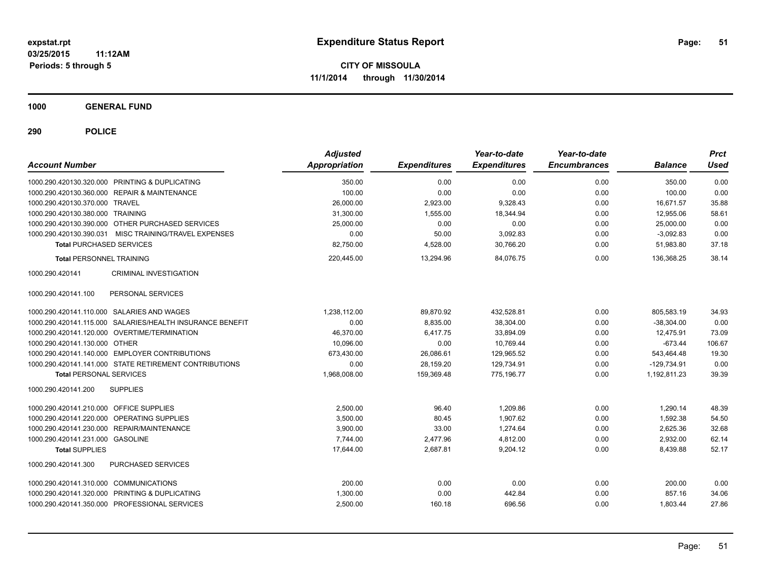**expstat.rpt**
**03/25/2015 11:12AM**
**Periods: 5 through 5**

# Expenditure Status Report

**CITY OF MISSOULA**
**11/1/2014 through 11/30/2014**

## 1000 GENERAL FUND

### 290 POLICE

| Account Number | | Adjusted Appropriation | Expenditures | Year-to-date Expenditures | Year-to-date Encumbrances | Balance | Prct Used |
|---|---|---|---|---|---|---|---|
| 1000.290.420130.320.000 | PRINTING & DUPLICATING | 350.00 | 0.00 | 0.00 | 0.00 | 350.00 | 0.00 |
| 1000.290.420130.360.000 | REPAIR & MAINTENANCE | 100.00 | 0.00 | 0.00 | 0.00 | 100.00 | 0.00 |
| 1000.290.420130.370.000 | TRAVEL | 26,000.00 | 2,923.00 | 9,328.43 | 0.00 | 16,671.57 | 35.88 |
| 1000.290.420130.380.000 | TRAINING | 31,300.00 | 1,555.00 | 18,344.94 | 0.00 | 12,955.06 | 58.61 |
| 1000.290.420130.390.000 | OTHER PURCHASED SERVICES | 25,000.00 | 0.00 | 0.00 | 0.00 | 25,000.00 | 0.00 |
| 1000.290.420130.390.031 | MISC TRAINING/TRAVEL EXPENSES | 0.00 | 50.00 | 3,092.83 | 0.00 | -3,092.83 | 0.00 |
| **Total** PURCHASED SERVICES | | 82,750.00 | 4,528.00 | 30,766.20 | 0.00 | 51,983.80 | 37.18 |
| **Total** PERSONNEL TRAINING | | 220,445.00 | 13,294.96 | 84,076.75 | 0.00 | 136,368.25 | 38.14 |
| 1000.290.420141 | CRIMINAL INVESTIGATION | | | | | | |
| 1000.290.420141.100 | PERSONAL SERVICES | | | | | | |
| 1000.290.420141.110.000 | SALARIES AND WAGES | 1,238,112.00 | 89,870.92 | 432,528.81 | 0.00 | 805,583.19 | 34.93 |
| 1000.290.420141.115.000 | SALARIES/HEALTH INSURANCE BENEFIT | 0.00 | 8,835.00 | 38,304.00 | 0.00 | -38,304.00 | 0.00 |
| 1000.290.420141.120.000 | OVERTIME/TERMINATION | 46,370.00 | 6,417.75 | 33,894.09 | 0.00 | 12,475.91 | 73.09 |
| 1000.290.420141.130.000 | OTHER | 10,096.00 | 0.00 | 10,769.44 | 0.00 | -673.44 | 106.67 |
| 1000.290.420141.140.000 | EMPLOYER CONTRIBUTIONS | 673,430.00 | 26,086.61 | 129,965.52 | 0.00 | 543,464.48 | 19.30 |
| 1000.290.420141.141.000 | STATE RETIREMENT CONTRIBUTIONS | 0.00 | 28,159.20 | 129,734.91 | 0.00 | -129,734.91 | 0.00 |
| **Total** PERSONAL SERVICES | | 1,968,008.00 | 159,369.48 | 775,196.77 | 0.00 | 1,192,811.23 | 39.39 |
| 1000.290.420141.200 | SUPPLIES | | | | | | |
| 1000.290.420141.210.000 | OFFICE SUPPLIES | 2,500.00 | 96.40 | 1,209.86 | 0.00 | 1,290.14 | 48.39 |
| 1000.290.420141.220.000 | OPERATING SUPPLIES | 3,500.00 | 80.45 | 1,907.62 | 0.00 | 1,592.38 | 54.50 |
| 1000.290.420141.230.000 | REPAIR/MAINTENANCE | 3,900.00 | 33.00 | 1,274.64 | 0.00 | 2,625.36 | 32.68 |
| 1000.290.420141.231.000 | GASOLINE | 7,744.00 | 2,477.96 | 4,812.00 | 0.00 | 2,932.00 | 62.14 |
| **Total** SUPPLIES | | 17,644.00 | 2,687.81 | 9,204.12 | 0.00 | 8,439.88 | 52.17 |
| 1000.290.420141.300 | PURCHASED SERVICES | | | | | | |
| 1000.290.420141.310.000 | COMMUNICATIONS | 200.00 | 0.00 | 0.00 | 0.00 | 200.00 | 0.00 |
| 1000.290.420141.320.000 | PRINTING & DUPLICATING | 1,300.00 | 0.00 | 442.84 | 0.00 | 857.16 | 34.06 |
| 1000.290.420141.350.000 | PROFESSIONAL SERVICES | 2,500.00 | 160.18 | 696.56 | 0.00 | 1,803.44 | 27.86 |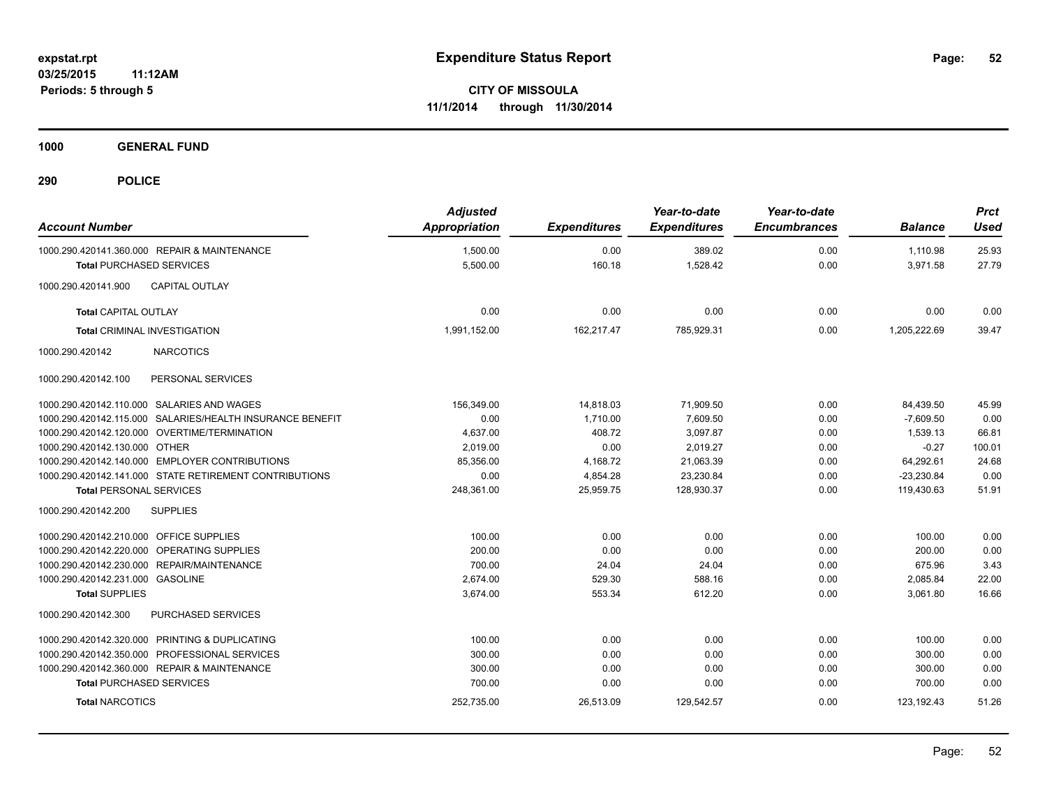**expstat.rpt**
**03/25/2015 11:12AM**
**Periods: 5 through 5**

# Expenditure Status Report

**CITY OF MISSOULA**
**11/1/2014 through 11/30/2014**

## 1000 GENERAL FUND

## 290 POLICE

| Account Number | Adjusted Appropriation | Expenditures | Year-to-date Expenditures | Year-to-date Encumbrances | Balance | Prct Used |
|---|---|---|---|---|---|---|
| 1000.290.420141.360.000 REPAIR & MAINTENANCE | 1,500.00 | 0.00 | 389.02 | 0.00 | 1,110.98 | 25.93 |
| **Total** PURCHASED SERVICES | 5,500.00 | 160.18 | 1,528.42 | 0.00 | 3,971.58 | 27.79 |
| 1000.290.420141.900 CAPITAL OUTLAY | | | | | | |
| **Total** CAPITAL OUTLAY | 0.00 | 0.00 | 0.00 | 0.00 | 0.00 | 0.00 |
| **Total** CRIMINAL INVESTIGATION | 1,991,152.00 | 162,217.47 | 785,929.31 | 0.00 | 1,205,222.69 | 39.47 |
| 1000.290.420142 NARCOTICS | | | | | | |
| 1000.290.420142.100 PERSONAL SERVICES | | | | | | |
| 1000.290.420142.110.000 SALARIES AND WAGES | 156,349.00 | 14,818.03 | 71,909.50 | 0.00 | 84,439.50 | 45.99 |
| 1000.290.420142.115.000 SALARIES/HEALTH INSURANCE BENEFIT | 0.00 | 1,710.00 | 7,609.50 | 0.00 | -7,609.50 | 0.00 |
| 1000.290.420142.120.000 OVERTIME/TERMINATION | 4,637.00 | 408.72 | 3,097.87 | 0.00 | 1,539.13 | 66.81 |
| 1000.290.420142.130.000 OTHER | 2,019.00 | 0.00 | 2,019.27 | 0.00 | -0.27 | 100.01 |
| 1000.290.420142.140.000 EMPLOYER CONTRIBUTIONS | 85,356.00 | 4,168.72 | 21,063.39 | 0.00 | 64,292.61 | 24.68 |
| 1000.290.420142.141.000 STATE RETIREMENT CONTRIBUTIONS | 0.00 | 4,854.28 | 23,230.84 | 0.00 | -23,230.84 | 0.00 |
| **Total** PERSONAL SERVICES | 248,361.00 | 25,959.75 | 128,930.37 | 0.00 | 119,430.63 | 51.91 |
| 1000.290.420142.200 SUPPLIES | | | | | | |
| 1000.290.420142.210.000 OFFICE SUPPLIES | 100.00 | 0.00 | 0.00 | 0.00 | 100.00 | 0.00 |
| 1000.290.420142.220.000 OPERATING SUPPLIES | 200.00 | 0.00 | 0.00 | 0.00 | 200.00 | 0.00 |
| 1000.290.420142.230.000 REPAIR/MAINTENANCE | 700.00 | 24.04 | 24.04 | 0.00 | 675.96 | 3.43 |
| 1000.290.420142.231.000 GASOLINE | 2,674.00 | 529.30 | 588.16 | 0.00 | 2,085.84 | 22.00 |
| **Total** SUPPLIES | 3,674.00 | 553.34 | 612.20 | 0.00 | 3,061.80 | 16.66 |
| 1000.290.420142.300 PURCHASED SERVICES | | | | | | |
| 1000.290.420142.320.000 PRINTING & DUPLICATING | 100.00 | 0.00 | 0.00 | 0.00 | 100.00 | 0.00 |
| 1000.290.420142.350.000 PROFESSIONAL SERVICES | 300.00 | 0.00 | 0.00 | 0.00 | 300.00 | 0.00 |
| 1000.290.420142.360.000 REPAIR & MAINTENANCE | 300.00 | 0.00 | 0.00 | 0.00 | 300.00 | 0.00 |
| **Total** PURCHASED SERVICES | 700.00 | 0.00 | 0.00 | 0.00 | 700.00 | 0.00 |
| **Total** NARCOTICS | 252,735.00 | 26,513.09 | 129,542.57 | 0.00 | 123,192.43 | 51.26 |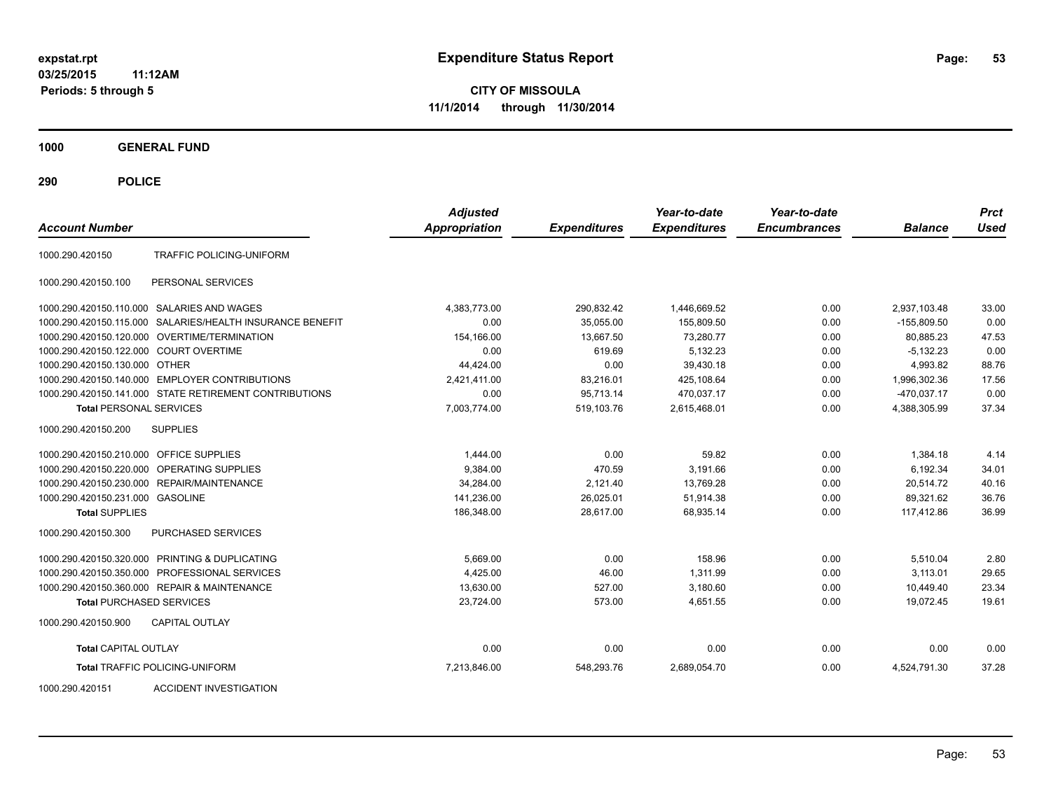# Expenditure Status Report

expstat.rpt
03/25/2015 11:12AM
Periods: 5 through 5

**CITY OF MISSOULA**
**11/1/2014 through 11/30/2014**

## 1000 GENERAL FUND

## 290 POLICE

| Account Number | | Adjusted Appropriation | Expenditures | Year-to-date Expenditures | Year-to-date Encumbrances | Balance | Prct Used |
|---|---|---|---|---|---|---|---|
| 1000.290.420150 | TRAFFIC POLICING-UNIFORM | | | | | | |
| 1000.290.420150.100 | PERSONAL SERVICES | | | | | | |
| 1000.290.420150.110.000 | SALARIES AND WAGES | 4,383,773.00 | 290,832.42 | 1,446,669.52 | 0.00 | 2,937,103.48 | 33.00 |
| 1000.290.420150.115.000 | SALARIES/HEALTH INSURANCE BENEFIT | 0.00 | 35,055.00 | 155,809.50 | 0.00 | -155,809.50 | 0.00 |
| 1000.290.420150.120.000 | OVERTIME/TERMINATION | 154,166.00 | 13,667.50 | 73,280.77 | 0.00 | 80,885.23 | 47.53 |
| 1000.290.420150.122.000 | COURT OVERTIME | 0.00 | 619.69 | 5,132.23 | 0.00 | -5,132.23 | 0.00 |
| 1000.290.420150.130.000 | OTHER | 44,424.00 | 0.00 | 39,430.18 | 0.00 | 4,993.82 | 88.76 |
| 1000.290.420150.140.000 | EMPLOYER CONTRIBUTIONS | 2,421,411.00 | 83,216.01 | 425,108.64 | 0.00 | 1,996,302.36 | 17.56 |
| 1000.290.420150.141.000 | STATE RETIREMENT CONTRIBUTIONS | 0.00 | 95,713.14 | 470,037.17 | 0.00 | -470,037.17 | 0.00 |
| **Total** PERSONAL SERVICES | | 7,003,774.00 | 519,103.76 | 2,615,468.01 | 0.00 | 4,388,305.99 | 37.34 |
| 1000.290.420150.200 | SUPPLIES | | | | | | |
| 1000.290.420150.210.000 | OFFICE SUPPLIES | 1,444.00 | 0.00 | 59.82 | 0.00 | 1,384.18 | 4.14 |
| 1000.290.420150.220.000 | OPERATING SUPPLIES | 9,384.00 | 470.59 | 3,191.66 | 0.00 | 6,192.34 | 34.01 |
| 1000.290.420150.230.000 | REPAIR/MAINTENANCE | 34,284.00 | 2,121.40 | 13,769.28 | 0.00 | 20,514.72 | 40.16 |
| 1000.290.420150.231.000 | GASOLINE | 141,236.00 | 26,025.01 | 51,914.38 | 0.00 | 89,321.62 | 36.76 |
| **Total** SUPPLIES | | 186,348.00 | 28,617.00 | 68,935.14 | 0.00 | 117,412.86 | 36.99 |
| 1000.290.420150.300 | PURCHASED SERVICES | | | | | | |
| 1000.290.420150.320.000 | PRINTING & DUPLICATING | 5,669.00 | 0.00 | 158.96 | 0.00 | 5,510.04 | 2.80 |
| 1000.290.420150.350.000 | PROFESSIONAL SERVICES | 4,425.00 | 46.00 | 1,311.99 | 0.00 | 3,113.01 | 29.65 |
| 1000.290.420150.360.000 | REPAIR & MAINTENANCE | 13,630.00 | 527.00 | 3,180.60 | 0.00 | 10,449.40 | 23.34 |
| **Total** PURCHASED SERVICES | | 23,724.00 | 573.00 | 4,651.55 | 0.00 | 19,072.45 | 19.61 |
| 1000.290.420150.900 | CAPITAL OUTLAY | | | | | | |
| **Total** CAPITAL OUTLAY | | 0.00 | 0.00 | 0.00 | 0.00 | 0.00 | 0.00 |
| **Total** TRAFFIC POLICING-UNIFORM | | 7,213,846.00 | 548,293.76 | 2,689,054.70 | 0.00 | 4,524,791.30 | 37.28 |
| 1000.290.420151 | ACCIDENT INVESTIGATION | | | | | | |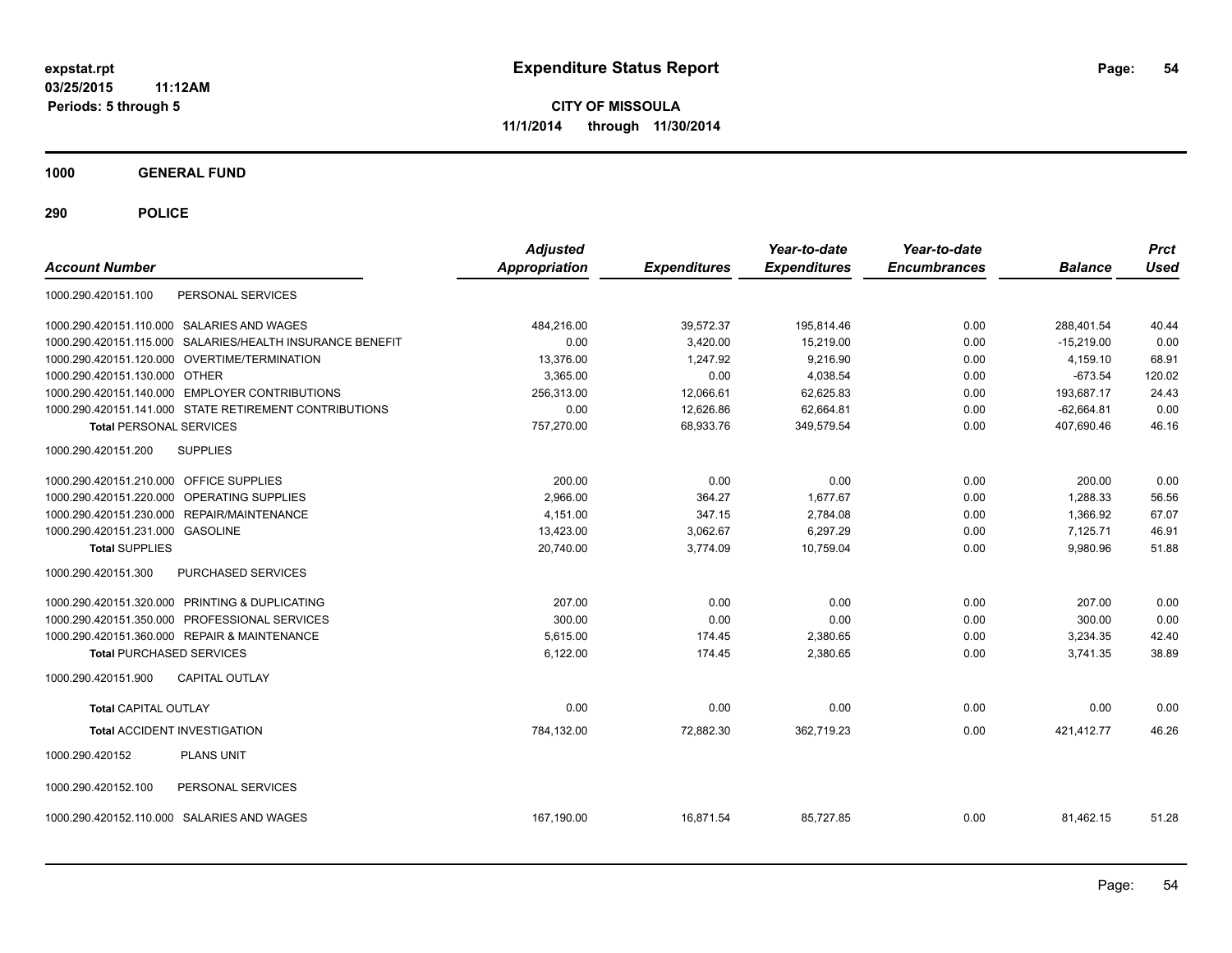expstat.rpt
03/25/2015 11:12AM
Periods: 5 through 5

# Expenditure Status Report

**CITY OF MISSOULA**
**11/1/2014 through 11/30/2014**

## 1000 GENERAL FUND

## 290 POLICE

| Account Number | Adjusted Appropriation | Expenditures | Year-to-date Expenditures | Year-to-date Encumbrances | Balance | Prct Used |
|---|---|---|---|---|---|---|
| 1000.290.420151.100 PERSONAL SERVICES | | | | | | |
| 1000.290.420151.110.000 SALARIES AND WAGES | 484,216.00 | 39,572.37 | 195,814.46 | 0.00 | 288,401.54 | 40.44 |
| 1000.290.420151.115.000 SALARIES/HEALTH INSURANCE BENEFIT | 0.00 | 3,420.00 | 15,219.00 | 0.00 | -15,219.00 | 0.00 |
| 1000.290.420151.120.000 OVERTIME/TERMINATION | 13,376.00 | 1,247.92 | 9,216.90 | 0.00 | 4,159.10 | 68.91 |
| 1000.290.420151.130.000 OTHER | 3,365.00 | 0.00 | 4,038.54 | 0.00 | -673.54 | 120.02 |
| 1000.290.420151.140.000 EMPLOYER CONTRIBUTIONS | 256,313.00 | 12,066.61 | 62,625.83 | 0.00 | 193,687.17 | 24.43 |
| 1000.290.420151.141.000 STATE RETIREMENT CONTRIBUTIONS | 0.00 | 12,626.86 | 62,664.81 | 0.00 | -62,664.81 | 0.00 |
| **Total** PERSONAL SERVICES | 757,270.00 | 68,933.76 | 349,579.54 | 0.00 | 407,690.46 | 46.16 |
| 1000.290.420151.200 SUPPLIES | | | | | | |
| 1000.290.420151.210.000 OFFICE SUPPLIES | 200.00 | 0.00 | 0.00 | 0.00 | 200.00 | 0.00 |
| 1000.290.420151.220.000 OPERATING SUPPLIES | 2,966.00 | 364.27 | 1,677.67 | 0.00 | 1,288.33 | 56.56 |
| 1000.290.420151.230.000 REPAIR/MAINTENANCE | 4,151.00 | 347.15 | 2,784.08 | 0.00 | 1,366.92 | 67.07 |
| 1000.290.420151.231.000 GASOLINE | 13,423.00 | 3,062.67 | 6,297.29 | 0.00 | 7,125.71 | 46.91 |
| **Total** SUPPLIES | 20,740.00 | 3,774.09 | 10,759.04 | 0.00 | 9,980.96 | 51.88 |
| 1000.290.420151.300 PURCHASED SERVICES | | | | | | |
| 1000.290.420151.320.000 PRINTING & DUPLICATING | 207.00 | 0.00 | 0.00 | 0.00 | 207.00 | 0.00 |
| 1000.290.420151.350.000 PROFESSIONAL SERVICES | 300.00 | 0.00 | 0.00 | 0.00 | 300.00 | 0.00 |
| 1000.290.420151.360.000 REPAIR & MAINTENANCE | 5,615.00 | 174.45 | 2,380.65 | 0.00 | 3,234.35 | 42.40 |
| **Total** PURCHASED SERVICES | 6,122.00 | 174.45 | 2,380.65 | 0.00 | 3,741.35 | 38.89 |
| 1000.290.420151.900 CAPITAL OUTLAY | | | | | | |
| **Total** CAPITAL OUTLAY | 0.00 | 0.00 | 0.00 | 0.00 | 0.00 | 0.00 |
| **Total** ACCIDENT INVESTIGATION | 784,132.00 | 72,882.30 | 362,719.23 | 0.00 | 421,412.77 | 46.26 |
| 1000.290.420152 PLANS UNIT | | | | | | |
| 1000.290.420152.100 PERSONAL SERVICES | | | | | | |
| 1000.290.420152.110.000 SALARIES AND WAGES | 167,190.00 | 16,871.54 | 85,727.85 | 0.00 | 81,462.15 | 51.28 |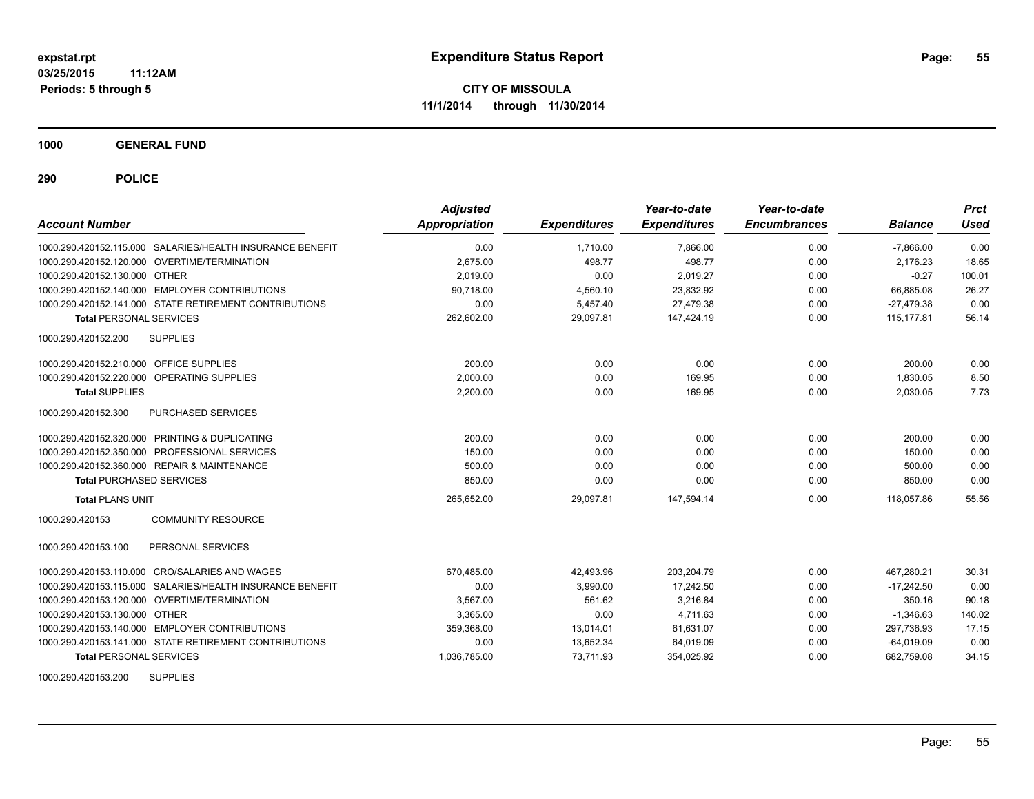# Expenditure Status Report

expstat.rpt
03/25/2015 11:12AM
Periods: 5 through 5

**CITY OF MISSOULA**
**11/1/2014 through 11/30/2014**

## 1000 GENERAL FUND

## 290 POLICE

| Account Number | Adjusted Appropriation | Expenditures | Year-to-date Expenditures | Year-to-date Encumbrances | Balance | Prct Used |
|---|---|---|---|---|---|---|
| 1000.290.420152.115.000 SALARIES/HEALTH INSURANCE BENEFIT | 0.00 | 1,710.00 | 7,866.00 | 0.00 | -7,866.00 | 0.00 |
| 1000.290.420152.120.000 OVERTIME/TERMINATION | 2,675.00 | 498.77 | 498.77 | 0.00 | 2,176.23 | 18.65 |
| 1000.290.420152.130.000 OTHER | 2,019.00 | 0.00 | 2,019.27 | 0.00 | -0.27 | 100.01 |
| 1000.290.420152.140.000 EMPLOYER CONTRIBUTIONS | 90,718.00 | 4,560.10 | 23,832.92 | 0.00 | 66,885.08 | 26.27 |
| 1000.290.420152.141.000 STATE RETIREMENT CONTRIBUTIONS | 0.00 | 5,457.40 | 27,479.38 | 0.00 | -27,479.38 | 0.00 |
| **Total** PERSONAL SERVICES | 262,602.00 | 29,097.81 | 147,424.19 | 0.00 | 115,177.81 | 56.14 |
| 1000.290.420152.200 SUPPLIES | | | | | | |
| 1000.290.420152.210.000 OFFICE SUPPLIES | 200.00 | 0.00 | 0.00 | 0.00 | 200.00 | 0.00 |
| 1000.290.420152.220.000 OPERATING SUPPLIES | 2,000.00 | 0.00 | 169.95 | 0.00 | 1,830.05 | 8.50 |
| **Total** SUPPLIES | 2,200.00 | 0.00 | 169.95 | 0.00 | 2,030.05 | 7.73 |
| 1000.290.420152.300 PURCHASED SERVICES | | | | | | |
| 1000.290.420152.320.000 PRINTING & DUPLICATING | 200.00 | 0.00 | 0.00 | 0.00 | 200.00 | 0.00 |
| 1000.290.420152.350.000 PROFESSIONAL SERVICES | 150.00 | 0.00 | 0.00 | 0.00 | 150.00 | 0.00 |
| 1000.290.420152.360.000 REPAIR & MAINTENANCE | 500.00 | 0.00 | 0.00 | 0.00 | 500.00 | 0.00 |
| **Total** PURCHASED SERVICES | 850.00 | 0.00 | 0.00 | 0.00 | 850.00 | 0.00 |
| **Total** PLANS UNIT | 265,652.00 | 29,097.81 | 147,594.14 | 0.00 | 118,057.86 | 55.56 |
| 1000.290.420153 COMMUNITY RESOURCE | | | | | | |
| 1000.290.420153.100 PERSONAL SERVICES | | | | | | |
| 1000.290.420153.110.000 CRO/SALARIES AND WAGES | 670,485.00 | 42,493.96 | 203,204.79 | 0.00 | 467,280.21 | 30.31 |
| 1000.290.420153.115.000 SALARIES/HEALTH INSURANCE BENEFIT | 0.00 | 3,990.00 | 17,242.50 | 0.00 | -17,242.50 | 0.00 |
| 1000.290.420153.120.000 OVERTIME/TERMINATION | 3,567.00 | 561.62 | 3,216.84 | 0.00 | 350.16 | 90.18 |
| 1000.290.420153.130.000 OTHER | 3,365.00 | 0.00 | 4,711.63 | 0.00 | -1,346.63 | 140.02 |
| 1000.290.420153.140.000 EMPLOYER CONTRIBUTIONS | 359,368.00 | 13,014.01 | 61,631.07 | 0.00 | 297,736.93 | 17.15 |
| 1000.290.420153.141.000 STATE RETIREMENT CONTRIBUTIONS | 0.00 | 13,652.34 | 64,019.09 | 0.00 | -64,019.09 | 0.00 |
| **Total** PERSONAL SERVICES | 1,036,785.00 | 73,711.93 | 354,025.92 | 0.00 | 682,759.08 | 34.15 |
| 1000.290.420153.200 SUPPLIES | | | | | | |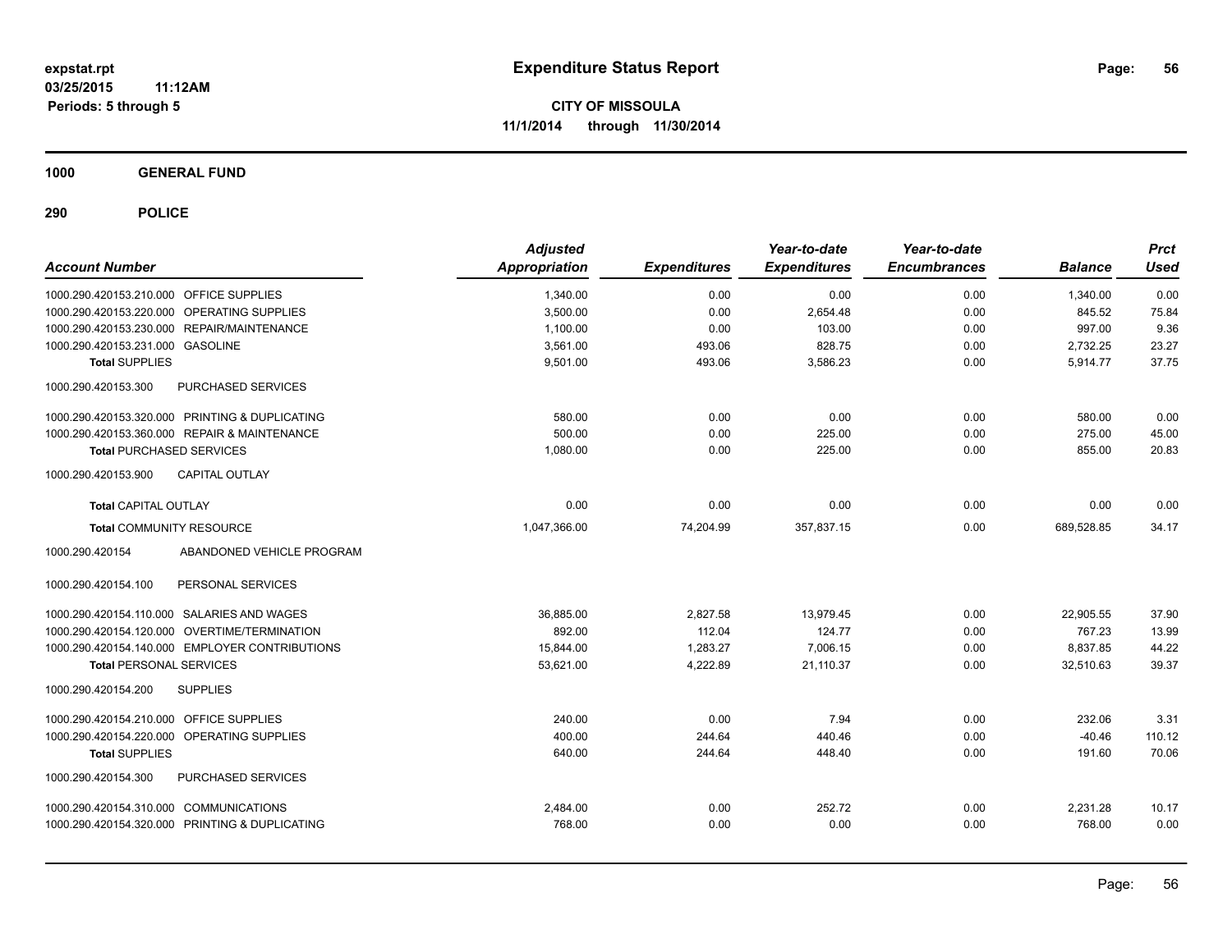# Expenditure Status Report

expstat.rpt
03/25/2015 11:12AM
Periods: 5 through 5

**CITY OF MISSOULA**
**11/1/2014 through 11/30/2014**

**1000 GENERAL FUND**

**290 POLICE**

| Account Number | Adjusted Appropriation | Expenditures | Year-to-date Expenditures | Year-to-date Encumbrances | Balance | Prct Used |
|---|---|---|---|---|---|---|
| 1000.290.420153.210.000 OFFICE SUPPLIES | 1,340.00 | 0.00 | 0.00 | 0.00 | 1,340.00 | 0.00 |
| 1000.290.420153.220.000 OPERATING SUPPLIES | 3,500.00 | 0.00 | 2,654.48 | 0.00 | 845.52 | 75.84 |
| 1000.290.420153.230.000 REPAIR/MAINTENANCE | 1,100.00 | 0.00 | 103.00 | 0.00 | 997.00 | 9.36 |
| 1000.290.420153.231.000 GASOLINE | 3,561.00 | 493.06 | 828.75 | 0.00 | 2,732.25 | 23.27 |
| **Total SUPPLIES** | 9,501.00 | 493.06 | 3,586.23 | 0.00 | 5,914.77 | 37.75 |
| 1000.290.420153.300 PURCHASED SERVICES | | | | | | |
| 1000.290.420153.320.000 PRINTING & DUPLICATING | 580.00 | 0.00 | 0.00 | 0.00 | 580.00 | 0.00 |
| 1000.290.420153.360.000 REPAIR & MAINTENANCE | 500.00 | 0.00 | 225.00 | 0.00 | 275.00 | 45.00 |
| **Total PURCHASED SERVICES** | 1,080.00 | 0.00 | 225.00 | 0.00 | 855.00 | 20.83 |
| 1000.290.420153.900 CAPITAL OUTLAY | | | | | | |
| **Total CAPITAL OUTLAY** | 0.00 | 0.00 | 0.00 | 0.00 | 0.00 | 0.00 |
| **Total COMMUNITY RESOURCE** | 1,047,366.00 | 74,204.99 | 357,837.15 | 0.00 | 689,528.85 | 34.17 |
| 1000.290.420154 ABANDONED VEHICLE PROGRAM | | | | | | |
| 1000.290.420154.100 PERSONAL SERVICES | | | | | | |
| 1000.290.420154.110.000 SALARIES AND WAGES | 36,885.00 | 2,827.58 | 13,979.45 | 0.00 | 22,905.55 | 37.90 |
| 1000.290.420154.120.000 OVERTIME/TERMINATION | 892.00 | 112.04 | 124.77 | 0.00 | 767.23 | 13.99 |
| 1000.290.420154.140.000 EMPLOYER CONTRIBUTIONS | 15,844.00 | 1,283.27 | 7,006.15 | 0.00 | 8,837.85 | 44.22 |
| **Total PERSONAL SERVICES** | 53,621.00 | 4,222.89 | 21,110.37 | 0.00 | 32,510.63 | 39.37 |
| 1000.290.420154.200 SUPPLIES | | | | | | |
| 1000.290.420154.210.000 OFFICE SUPPLIES | 240.00 | 0.00 | 7.94 | 0.00 | 232.06 | 3.31 |
| 1000.290.420154.220.000 OPERATING SUPPLIES | 400.00 | 244.64 | 440.46 | 0.00 | -40.46 | 110.12 |
| **Total SUPPLIES** | 640.00 | 244.64 | 448.40 | 0.00 | 191.60 | 70.06 |
| 1000.290.420154.300 PURCHASED SERVICES | | | | | | |
| 1000.290.420154.310.000 COMMUNICATIONS | 2,484.00 | 0.00 | 252.72 | 0.00 | 2,231.28 | 10.17 |
| 1000.290.420154.320.000 PRINTING & DUPLICATING | 768.00 | 0.00 | 0.00 | 0.00 | 768.00 | 0.00 |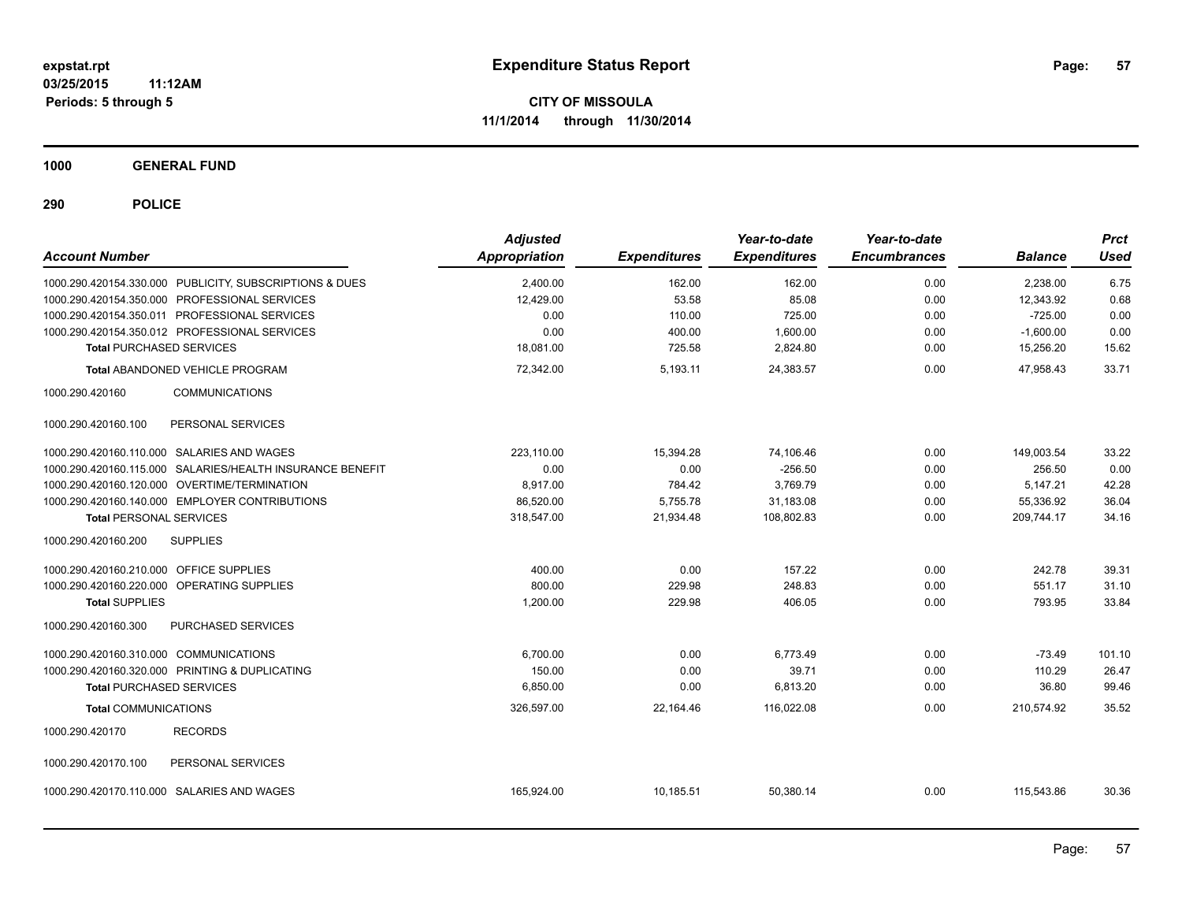**expstat.rpt**
**03/25/2015 11:12AM**
**Periods: 5 through 5**

# Expenditure Status Report

**CITY OF MISSOULA**
**11/1/2014 through 11/30/2014**

## 1000 GENERAL FUND

### 290 POLICE

| Account Number | Adjusted Appropriation | Expenditures | Year-to-date Expenditures | Year-to-date Encumbrances | Balance | Prct Used |
|---|---|---|---|---|---|---|
| 1000.290.420154.330.000 PUBLICITY, SUBSCRIPTIONS & DUES | 2,400.00 | 162.00 | 162.00 | 0.00 | 2,238.00 | 6.75 |
| 1000.290.420154.350.000 PROFESSIONAL SERVICES | 12,429.00 | 53.58 | 85.08 | 0.00 | 12,343.92 | 0.68 |
| 1000.290.420154.350.011 PROFESSIONAL SERVICES | 0.00 | 110.00 | 725.00 | 0.00 | -725.00 | 0.00 |
| 1000.290.420154.350.012 PROFESSIONAL SERVICES | 0.00 | 400.00 | 1,600.00 | 0.00 | -1,600.00 | 0.00 |
| **Total** PURCHASED SERVICES | 18,081.00 | 725.58 | 2,824.80 | 0.00 | 15,256.20 | 15.62 |
| **Total** ABANDONED VEHICLE PROGRAM | 72,342.00 | 5,193.11 | 24,383.57 | 0.00 | 47,958.43 | 33.71 |
| 1000.290.420160 COMMUNICATIONS | | | | | | |
| 1000.290.420160.100 PERSONAL SERVICES | | | | | | |
| 1000.290.420160.110.000 SALARIES AND WAGES | 223,110.00 | 15,394.28 | 74,106.46 | 0.00 | 149,003.54 | 33.22 |
| 1000.290.420160.115.000 SALARIES/HEALTH INSURANCE BENEFIT | 0.00 | 0.00 | -256.50 | 0.00 | 256.50 | 0.00 |
| 1000.290.420160.120.000 OVERTIME/TERMINATION | 8,917.00 | 784.42 | 3,769.79 | 0.00 | 5,147.21 | 42.28 |
| 1000.290.420160.140.000 EMPLOYER CONTRIBUTIONS | 86,520.00 | 5,755.78 | 31,183.08 | 0.00 | 55,336.92 | 36.04 |
| **Total** PERSONAL SERVICES | 318,547.00 | 21,934.48 | 108,802.83 | 0.00 | 209,744.17 | 34.16 |
| 1000.290.420160.200 SUPPLIES | | | | | | |
| 1000.290.420160.210.000 OFFICE SUPPLIES | 400.00 | 0.00 | 157.22 | 0.00 | 242.78 | 39.31 |
| 1000.290.420160.220.000 OPERATING SUPPLIES | 800.00 | 229.98 | 248.83 | 0.00 | 551.17 | 31.10 |
| **Total** SUPPLIES | 1,200.00 | 229.98 | 406.05 | 0.00 | 793.95 | 33.84 |
| 1000.290.420160.300 PURCHASED SERVICES | | | | | | |
| 1000.290.420160.310.000 COMMUNICATIONS | 6,700.00 | 0.00 | 6,773.49 | 0.00 | -73.49 | 101.10 |
| 1000.290.420160.320.000 PRINTING & DUPLICATING | 150.00 | 0.00 | 39.71 | 0.00 | 110.29 | 26.47 |
| **Total** PURCHASED SERVICES | 6,850.00 | 0.00 | 6,813.20 | 0.00 | 36.80 | 99.46 |
| **Total** COMMUNICATIONS | 326,597.00 | 22,164.46 | 116,022.08 | 0.00 | 210,574.92 | 35.52 |
| 1000.290.420170 RECORDS | | | | | | |
| 1000.290.420170.100 PERSONAL SERVICES | | | | | | |
| 1000.290.420170.110.000 SALARIES AND WAGES | 165,924.00 | 10,185.51 | 50,380.14 | 0.00 | 115,543.86 | 30.36 |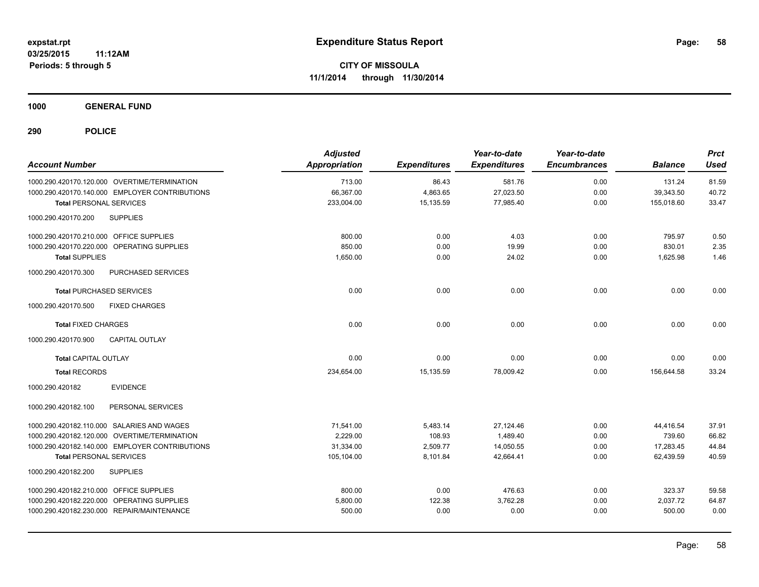**Expenditure Status Report**

**CITY OF MISSOULA**

**11/1/2014 through 11/30/2014**

expstat.rpt
03/25/2015 11:12AM
Periods: 5 through 5

## 1000 GENERAL FUND

## 290 POLICE

| Account Number | Adjusted Appropriation | Expenditures | Year-to-date Expenditures | Year-to-date Encumbrances | Balance | Prct Used |
|---|---|---|---|---|---|---|
| 1000.290.420170.120.000 OVERTIME/TERMINATION | 713.00 | 86.43 | 581.76 | 0.00 | 131.24 | 81.59 |
| 1000.290.420170.140.000 EMPLOYER CONTRIBUTIONS | 66,367.00 | 4,863.65 | 27,023.50 | 0.00 | 39,343.50 | 40.72 |
| **Total** PERSONAL SERVICES | 233,004.00 | 15,135.59 | 77,985.40 | 0.00 | 155,018.60 | 33.47 |
| 1000.290.420170.200 SUPPLIES | | | | | | |
| 1000.290.420170.210.000 OFFICE SUPPLIES | 800.00 | 0.00 | 4.03 | 0.00 | 795.97 | 0.50 |
| 1000.290.420170.220.000 OPERATING SUPPLIES | 850.00 | 0.00 | 19.99 | 0.00 | 830.01 | 2.35 |
| **Total SUPPLIES** | 1,650.00 | 0.00 | 24.02 | 0.00 | 1,625.98 | 1.46 |
| 1000.290.420170.300 PURCHASED SERVICES | | | | | | |
| **Total** PURCHASED SERVICES | 0.00 | 0.00 | 0.00 | 0.00 | 0.00 | 0.00 |
| 1000.290.420170.500 FIXED CHARGES | | | | | | |
| **Total** FIXED CHARGES | 0.00 | 0.00 | 0.00 | 0.00 | 0.00 | 0.00 |
| 1000.290.420170.900 CAPITAL OUTLAY | | | | | | |
| **Total** CAPITAL OUTLAY | 0.00 | 0.00 | 0.00 | 0.00 | 0.00 | 0.00 |
| **Total** RECORDS | 234,654.00 | 15,135.59 | 78,009.42 | 0.00 | 156,644.58 | 33.24 |
| 1000.290.420182 EVIDENCE | | | | | | |
| 1000.290.420182.100 PERSONAL SERVICES | | | | | | |
| 1000.290.420182.110.000 SALARIES AND WAGES | 71,541.00 | 5,483.14 | 27,124.46 | 0.00 | 44,416.54 | 37.91 |
| 1000.290.420182.120.000 OVERTIME/TERMINATION | 2,229.00 | 108.93 | 1,489.40 | 0.00 | 739.60 | 66.82 |
| 1000.290.420182.140.000 EMPLOYER CONTRIBUTIONS | 31,334.00 | 2,509.77 | 14,050.55 | 0.00 | 17,283.45 | 44.84 |
| **Total** PERSONAL SERVICES | 105,104.00 | 8,101.84 | 42,664.41 | 0.00 | 62,439.59 | 40.59 |
| 1000.290.420182.200 SUPPLIES | | | | | | |
| 1000.290.420182.210.000 OFFICE SUPPLIES | 800.00 | 0.00 | 476.63 | 0.00 | 323.37 | 59.58 |
| 1000.290.420182.220.000 OPERATING SUPPLIES | 5,800.00 | 122.38 | 3,762.28 | 0.00 | 2,037.72 | 64.87 |
| 1000.290.420182.230.000 REPAIR/MAINTENANCE | 500.00 | 0.00 | 0.00 | 0.00 | 500.00 | 0.00 |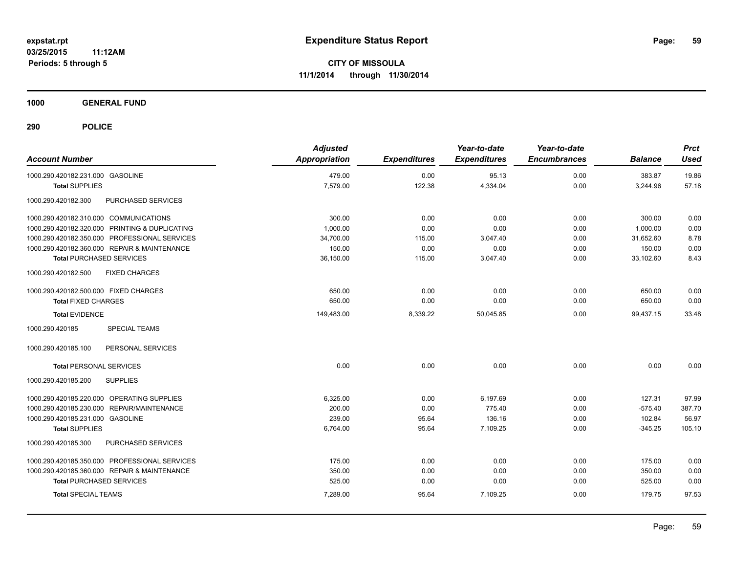expstat.rpt
03/25/2015 11:12AM
Periods: 5 through 5

# Expenditure Status Report

**CITY OF MISSOULA**
**11/1/2014 through 11/30/2014**

**1000 GENERAL FUND**

**290 POLICE**

| Account Number | | Adjusted Appropriation | Expenditures | Year-to-date Expenditures | Year-to-date Encumbrances | Balance | Prct Used |
|---|---|---|---|---|---|---|---|
| 1000.290.420182.231.000 | GASOLINE | 479.00 | 0.00 | 95.13 | 0.00 | 383.87 | 19.86 |
| **Total** SUPPLIES | | 7,579.00 | 122.38 | 4,334.04 | 0.00 | 3,244.96 | 57.18 |
| 1000.290.420182.300 | PURCHASED SERVICES | | | | | | |
| 1000.290.420182.310.000 | COMMUNICATIONS | 300.00 | 0.00 | 0.00 | 0.00 | 300.00 | 0.00 |
| 1000.290.420182.320.000 | PRINTING & DUPLICATING | 1,000.00 | 0.00 | 0.00 | 0.00 | 1,000.00 | 0.00 |
| 1000.290.420182.350.000 | PROFESSIONAL SERVICES | 34,700.00 | 115.00 | 3,047.40 | 0.00 | 31,652.60 | 8.78 |
| 1000.290.420182.360.000 | REPAIR & MAINTENANCE | 150.00 | 0.00 | 0.00 | 0.00 | 150.00 | 0.00 |
| **Total** PURCHASED SERVICES | | 36,150.00 | 115.00 | 3,047.40 | 0.00 | 33,102.60 | 8.43 |
| 1000.290.420182.500 | FIXED CHARGES | | | | | | |
| 1000.290.420182.500.000 | FIXED CHARGES | 650.00 | 0.00 | 0.00 | 0.00 | 650.00 | 0.00 |
| **Total** FIXED CHARGES | | 650.00 | 0.00 | 0.00 | 0.00 | 650.00 | 0.00 |
| **Total** EVIDENCE | | 149,483.00 | 8,339.22 | 50,045.85 | 0.00 | 99,437.15 | 33.48 |
| 1000.290.420185 | SPECIAL TEAMS | | | | | | |
| 1000.290.420185.100 | PERSONAL SERVICES | | | | | | |
| **Total** PERSONAL SERVICES | | 0.00 | 0.00 | 0.00 | 0.00 | 0.00 | 0.00 |
| 1000.290.420185.200 | SUPPLIES | | | | | | |
| 1000.290.420185.220.000 | OPERATING SUPPLIES | 6,325.00 | 0.00 | 6,197.69 | 0.00 | 127.31 | 97.99 |
| 1000.290.420185.230.000 | REPAIR/MAINTENANCE | 200.00 | 0.00 | 775.40 | 0.00 | -575.40 | 387.70 |
| 1000.290.420185.231.000 | GASOLINE | 239.00 | 95.64 | 136.16 | 0.00 | 102.84 | 56.97 |
| **Total** SUPPLIES | | 6,764.00 | 95.64 | 7,109.25 | 0.00 | -345.25 | 105.10 |
| 1000.290.420185.300 | PURCHASED SERVICES | | | | | | |
| 1000.290.420185.350.000 | PROFESSIONAL SERVICES | 175.00 | 0.00 | 0.00 | 0.00 | 175.00 | 0.00 |
| 1000.290.420185.360.000 | REPAIR & MAINTENANCE | 350.00 | 0.00 | 0.00 | 0.00 | 350.00 | 0.00 |
| **Total** PURCHASED SERVICES | | 525.00 | 0.00 | 0.00 | 0.00 | 525.00 | 0.00 |
| **Total** SPECIAL TEAMS | | 7,289.00 | 95.64 | 7,109.25 | 0.00 | 179.75 | 97.53 |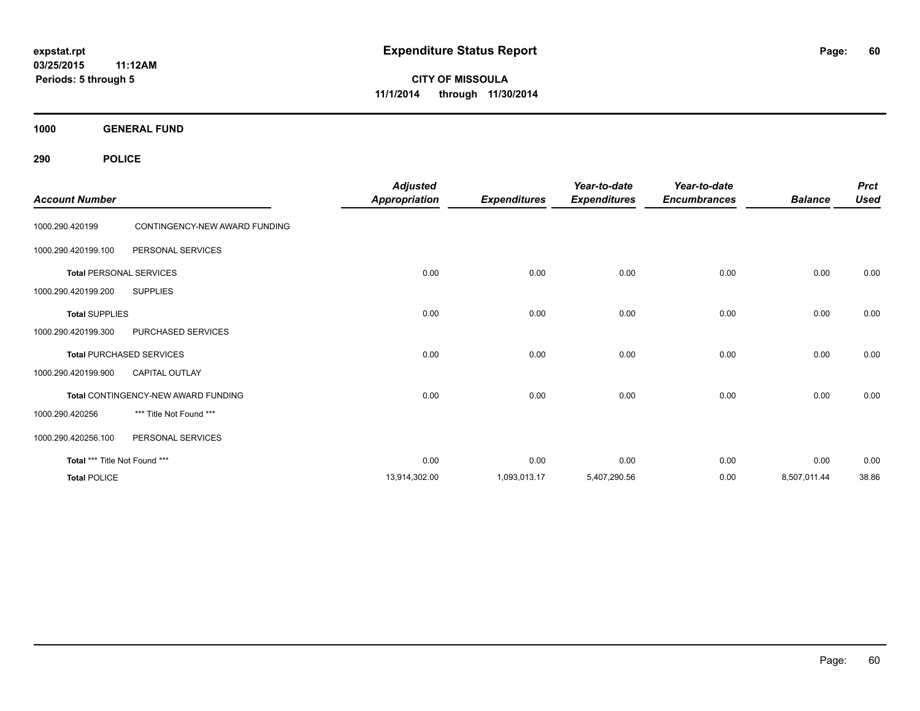**expstat.rpt**
**03/25/2015 11:12AM**
**Periods: 5 through 5**

# Expenditure Status Report

**CITY OF MISSOULA**
**11/1/2014 through 11/30/2014**

## 1000 GENERAL FUND

## 290 POLICE

| Account Number | | Adjusted Appropriation | Expenditures | Year-to-date Expenditures | Year-to-date Encumbrances | Balance | Prct Used |
|---|---|---|---|---|---|---|---|
| 1000.290.420199 | CONTINGENCY-NEW AWARD FUNDING | | | | | | |
| 1000.290.420199.100 | PERSONAL SERVICES | | | | | | |
| **Total** PERSONAL SERVICES | | 0.00 | 0.00 | 0.00 | 0.00 | 0.00 | 0.00 |
| 1000.290.420199.200 | SUPPLIES | | | | | | |
| **Total** SUPPLIES | | 0.00 | 0.00 | 0.00 | 0.00 | 0.00 | 0.00 |
| 1000.290.420199.300 | PURCHASED SERVICES | | | | | | |
| **Total** PURCHASED SERVICES | | 0.00 | 0.00 | 0.00 | 0.00 | 0.00 | 0.00 |
| 1000.290.420199.900 | CAPITAL OUTLAY | | | | | | |
| **Total** CONTINGENCY-NEW AWARD FUNDING | | 0.00 | 0.00 | 0.00 | 0.00 | 0.00 | 0.00 |
| 1000.290.420256 | *** Title Not Found *** | | | | | | |
| 1000.290.420256.100 | PERSONAL SERVICES | | | | | | |
| **Total** *** Title Not Found *** | | 0.00 | 0.00 | 0.00 | 0.00 | 0.00 | 0.00 |
| **Total** POLICE | | 13,914,302.00 | 1,093,013.17 | 5,407,290.56 | 0.00 | 8,507,011.44 | 38.86 |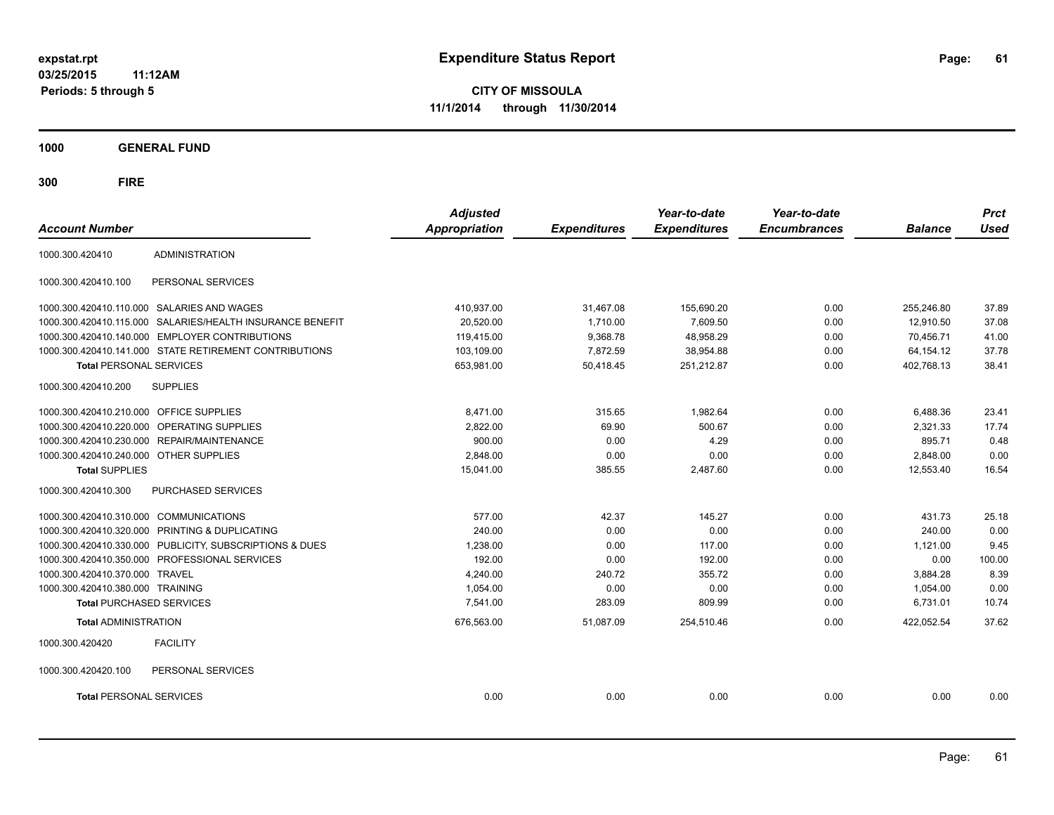expstat.rpt
03/25/2015 11:12AM
Periods: 5 through 5

# Expenditure Status Report

**CITY OF MISSOULA**
**11/1/2014 through 11/30/2014**

## 1000 GENERAL FUND

## 300 FIRE

| Account Number | | Adjusted Appropriation | Expenditures | Year-to-date Expenditures | Year-to-date Encumbrances | Balance | Prct Used |
|---|---|---|---|---|---|---|---|
| 1000.300.420410 | ADMINISTRATION | | | | | | |
| 1000.300.420410.100 | PERSONAL SERVICES | | | | | | |
| 1000.300.420410.110.000 | SALARIES AND WAGES | 410,937.00 | 31,467.08 | 155,690.20 | 0.00 | 255,246.80 | 37.89 |
| 1000.300.420410.115.000 | SALARIES/HEALTH INSURANCE BENEFIT | 20,520.00 | 1,710.00 | 7,609.50 | 0.00 | 12,910.50 | 37.08 |
| 1000.300.420410.140.000 | EMPLOYER CONTRIBUTIONS | 119,415.00 | 9,368.78 | 48,958.29 | 0.00 | 70,456.71 | 41.00 |
| 1000.300.420410.141.000 | STATE RETIREMENT CONTRIBUTIONS | 103,109.00 | 7,872.59 | 38,954.88 | 0.00 | 64,154.12 | 37.78 |
| **Total** PERSONAL SERVICES | | 653,981.00 | 50,418.45 | 251,212.87 | 0.00 | 402,768.13 | 38.41 |
| 1000.300.420410.200 | SUPPLIES | | | | | | |
| 1000.300.420410.210.000 | OFFICE SUPPLIES | 8,471.00 | 315.65 | 1,982.64 | 0.00 | 6,488.36 | 23.41 |
| 1000.300.420410.220.000 | OPERATING SUPPLIES | 2,822.00 | 69.90 | 500.67 | 0.00 | 2,321.33 | 17.74 |
| 1000.300.420410.230.000 | REPAIR/MAINTENANCE | 900.00 | 0.00 | 4.29 | 0.00 | 895.71 | 0.48 |
| 1000.300.420410.240.000 | OTHER SUPPLIES | 2,848.00 | 0.00 | 0.00 | 0.00 | 2,848.00 | 0.00 |
| **Total** SUPPLIES | | 15,041.00 | 385.55 | 2,487.60 | 0.00 | 12,553.40 | 16.54 |
| 1000.300.420410.300 | PURCHASED SERVICES | | | | | | |
| 1000.300.420410.310.000 | COMMUNICATIONS | 577.00 | 42.37 | 145.27 | 0.00 | 431.73 | 25.18 |
| 1000.300.420410.320.000 | PRINTING & DUPLICATING | 240.00 | 0.00 | 0.00 | 0.00 | 240.00 | 0.00 |
| 1000.300.420410.330.000 | PUBLICITY, SUBSCRIPTIONS & DUES | 1,238.00 | 0.00 | 117.00 | 0.00 | 1,121.00 | 9.45 |
| 1000.300.420410.350.000 | PROFESSIONAL SERVICES | 192.00 | 0.00 | 192.00 | 0.00 | 0.00 | 100.00 |
| 1000.300.420410.370.000 | TRAVEL | 4,240.00 | 240.72 | 355.72 | 0.00 | 3,884.28 | 8.39 |
| 1000.300.420410.380.000 | TRAINING | 1,054.00 | 0.00 | 0.00 | 0.00 | 1,054.00 | 0.00 |
| **Total** PURCHASED SERVICES | | 7,541.00 | 283.09 | 809.99 | 0.00 | 6,731.01 | 10.74 |
| **Total** ADMINISTRATION | | 676,563.00 | 51,087.09 | 254,510.46 | 0.00 | 422,052.54 | 37.62 |
| 1000.300.420420 | FACILITY | | | | | | |
| 1000.300.420420.100 | PERSONAL SERVICES | | | | | | |
| **Total** PERSONAL SERVICES | | 0.00 | 0.00 | 0.00 | 0.00 | 0.00 | 0.00 |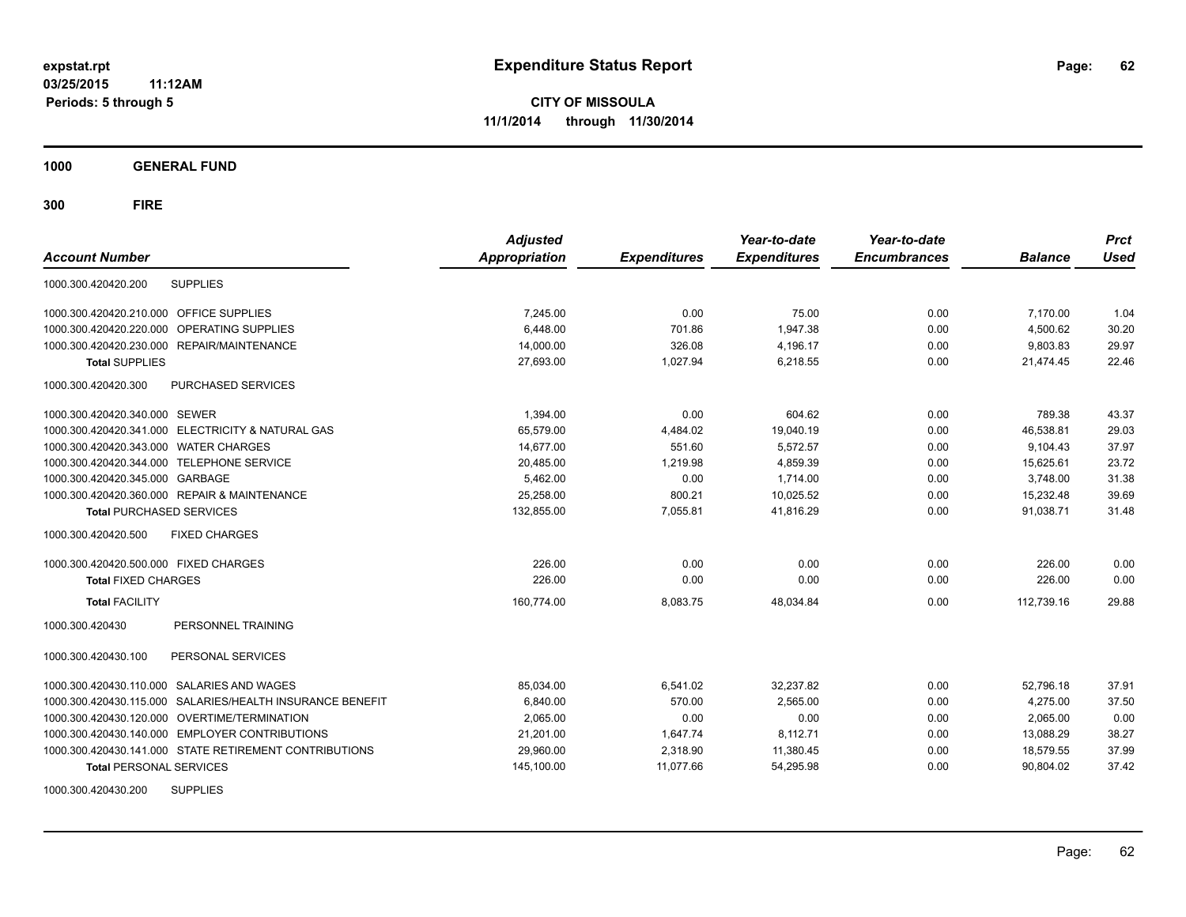**expstat.rpt**
**03/25/2015 11:12AM**
**Periods: 5 through 5**

# Expenditure Status Report

**CITY OF MISSOULA**
**11/1/2014 through 11/30/2014**

## 1000 GENERAL FUND

## 300 FIRE

| Account Number | | Adjusted Appropriation | Expenditures | Year-to-date Expenditures | Year-to-date Encumbrances | Balance | Prct Used |
|---|---|---|---|---|---|---|---|
| 1000.300.420420.200 | SUPPLIES | | | | | | |
| 1000.300.420420.210.000 | OFFICE SUPPLIES | 7,245.00 | 0.00 | 75.00 | 0.00 | 7,170.00 | 1.04 |
| 1000.300.420420.220.000 | OPERATING SUPPLIES | 6,448.00 | 701.86 | 1,947.38 | 0.00 | 4,500.62 | 30.20 |
| 1000.300.420420.230.000 | REPAIR/MAINTENANCE | 14,000.00 | 326.08 | 4,196.17 | 0.00 | 9,803.83 | 29.97 |
| **Total** SUPPLIES | | 27,693.00 | 1,027.94 | 6,218.55 | 0.00 | 21,474.45 | 22.46 |
| 1000.300.420420.300 | PURCHASED SERVICES | | | | | | |
| 1000.300.420420.340.000 | SEWER | 1,394.00 | 0.00 | 604.62 | 0.00 | 789.38 | 43.37 |
| 1000.300.420420.341.000 | ELECTRICITY & NATURAL GAS | 65,579.00 | 4,484.02 | 19,040.19 | 0.00 | 46,538.81 | 29.03 |
| 1000.300.420420.343.000 | WATER CHARGES | 14,677.00 | 551.60 | 5,572.57 | 0.00 | 9,104.43 | 37.97 |
| 1000.300.420420.344.000 | TELEPHONE SERVICE | 20,485.00 | 1,219.98 | 4,859.39 | 0.00 | 15,625.61 | 23.72 |
| 1000.300.420420.345.000 | GARBAGE | 5,462.00 | 0.00 | 1,714.00 | 0.00 | 3,748.00 | 31.38 |
| 1000.300.420420.360.000 | REPAIR & MAINTENANCE | 25,258.00 | 800.21 | 10,025.52 | 0.00 | 15,232.48 | 39.69 |
| **Total** PURCHASED SERVICES | | 132,855.00 | 7,055.81 | 41,816.29 | 0.00 | 91,038.71 | 31.48 |
| 1000.300.420420.500 | FIXED CHARGES | | | | | | |
| 1000.300.420420.500.000 | FIXED CHARGES | 226.00 | 0.00 | 0.00 | 0.00 | 226.00 | 0.00 |
| **Total** FIXED CHARGES | | 226.00 | 0.00 | 0.00 | 0.00 | 226.00 | 0.00 |
| **Total** FACILITY | | 160,774.00 | 8,083.75 | 48,034.84 | 0.00 | 112,739.16 | 29.88 |
| 1000.300.420430 | PERSONNEL TRAINING | | | | | | |
| 1000.300.420430.100 | PERSONAL SERVICES | | | | | | |
| 1000.300.420430.110.000 | SALARIES AND WAGES | 85,034.00 | 6,541.02 | 32,237.82 | 0.00 | 52,796.18 | 37.91 |
| 1000.300.420430.115.000 | SALARIES/HEALTH INSURANCE BENEFIT | 6,840.00 | 570.00 | 2,565.00 | 0.00 | 4,275.00 | 37.50 |
| 1000.300.420430.120.000 | OVERTIME/TERMINATION | 2,065.00 | 0.00 | 0.00 | 0.00 | 2,065.00 | 0.00 |
| 1000.300.420430.140.000 | EMPLOYER CONTRIBUTIONS | 21,201.00 | 1,647.74 | 8,112.71 | 0.00 | 13,088.29 | 38.27 |
| 1000.300.420430.141.000 | STATE RETIREMENT CONTRIBUTIONS | 29,960.00 | 2,318.90 | 11,380.45 | 0.00 | 18,579.55 | 37.99 |
| **Total** PERSONAL SERVICES | | 145,100.00 | 11,077.66 | 54,295.98 | 0.00 | 90,804.02 | 37.42 |
| 1000.300.420430.200 | SUPPLIES | | | | | | |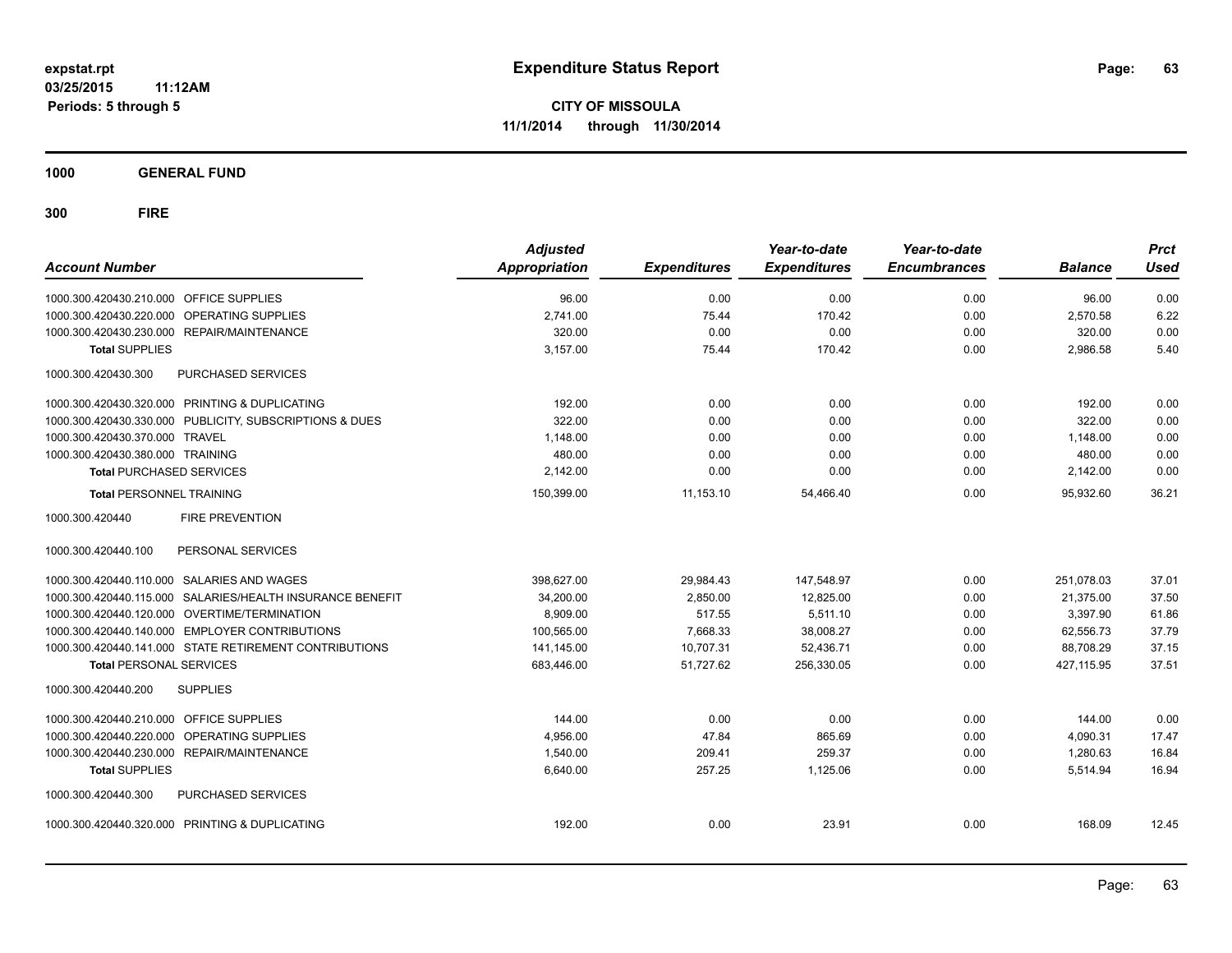**expstat.rpt**
**03/25/2015 11:12AM**
**Periods: 5 through 5**

# Expenditure Status Report

**CITY OF MISSOULA**
**11/1/2014 through 11/30/2014**

## 1000 GENERAL FUND

## 300 FIRE

| Account Number | Adjusted Appropriation | Expenditures | Year-to-date Expenditures | Year-to-date Encumbrances | Balance | Prct Used |
|---|---|---|---|---|---|---|
| 1000.300.420430.210.000 OFFICE SUPPLIES | 96.00 | 0.00 | 0.00 | 0.00 | 96.00 | 0.00 |
| 1000.300.420430.220.000 OPERATING SUPPLIES | 2,741.00 | 75.44 | 170.42 | 0.00 | 2,570.58 | 6.22 |
| 1000.300.420430.230.000 REPAIR/MAINTENANCE | 320.00 | 0.00 | 0.00 | 0.00 | 320.00 | 0.00 |
| **Total** SUPPLIES | 3,157.00 | 75.44 | 170.42 | 0.00 | 2,986.58 | 5.40 |
| 1000.300.420430.300 PURCHASED SERVICES | | | | | | |
| 1000.300.420430.320.000 PRINTING & DUPLICATING | 192.00 | 0.00 | 0.00 | 0.00 | 192.00 | 0.00 |
| 1000.300.420430.330.000 PUBLICITY, SUBSCRIPTIONS & DUES | 322.00 | 0.00 | 0.00 | 0.00 | 322.00 | 0.00 |
| 1000.300.420430.370.000 TRAVEL | 1,148.00 | 0.00 | 0.00 | 0.00 | 1,148.00 | 0.00 |
| 1000.300.420430.380.000 TRAINING | 480.00 | 0.00 | 0.00 | 0.00 | 480.00 | 0.00 |
| **Total** PURCHASED SERVICES | 2,142.00 | 0.00 | 0.00 | 0.00 | 2,142.00 | 0.00 |
| **Total** PERSONNEL TRAINING | 150,399.00 | 11,153.10 | 54,466.40 | 0.00 | 95,932.60 | 36.21 |
| 1000.300.420440 FIRE PREVENTION | | | | | | |
| 1000.300.420440.100 PERSONAL SERVICES | | | | | | |
| 1000.300.420440.110.000 SALARIES AND WAGES | 398,627.00 | 29,984.43 | 147,548.97 | 0.00 | 251,078.03 | 37.01 |
| 1000.300.420440.115.000 SALARIES/HEALTH INSURANCE BENEFIT | 34,200.00 | 2,850.00 | 12,825.00 | 0.00 | 21,375.00 | 37.50 |
| 1000.300.420440.120.000 OVERTIME/TERMINATION | 8,909.00 | 517.55 | 5,511.10 | 0.00 | 3,397.90 | 61.86 |
| 1000.300.420440.140.000 EMPLOYER CONTRIBUTIONS | 100,565.00 | 7,668.33 | 38,008.27 | 0.00 | 62,556.73 | 37.79 |
| 1000.300.420440.141.000 STATE RETIREMENT CONTRIBUTIONS | 141,145.00 | 10,707.31 | 52,436.71 | 0.00 | 88,708.29 | 37.15 |
| **Total** PERSONAL SERVICES | 683,446.00 | 51,727.62 | 256,330.05 | 0.00 | 427,115.95 | 37.51 |
| 1000.300.420440.200 SUPPLIES | | | | | | |
| 1000.300.420440.210.000 OFFICE SUPPLIES | 144.00 | 0.00 | 0.00 | 0.00 | 144.00 | 0.00 |
| 1000.300.420440.220.000 OPERATING SUPPLIES | 4,956.00 | 47.84 | 865.69 | 0.00 | 4,090.31 | 17.47 |
| 1000.300.420440.230.000 REPAIR/MAINTENANCE | 1,540.00 | 209.41 | 259.37 | 0.00 | 1,280.63 | 16.84 |
| **Total** SUPPLIES | 6,640.00 | 257.25 | 1,125.06 | 0.00 | 5,514.94 | 16.94 |
| 1000.300.420440.300 PURCHASED SERVICES | | | | | | |
| 1000.300.420440.320.000 PRINTING & DUPLICATING | 192.00 | 0.00 | 23.91 | 0.00 | 168.09 | 12.45 |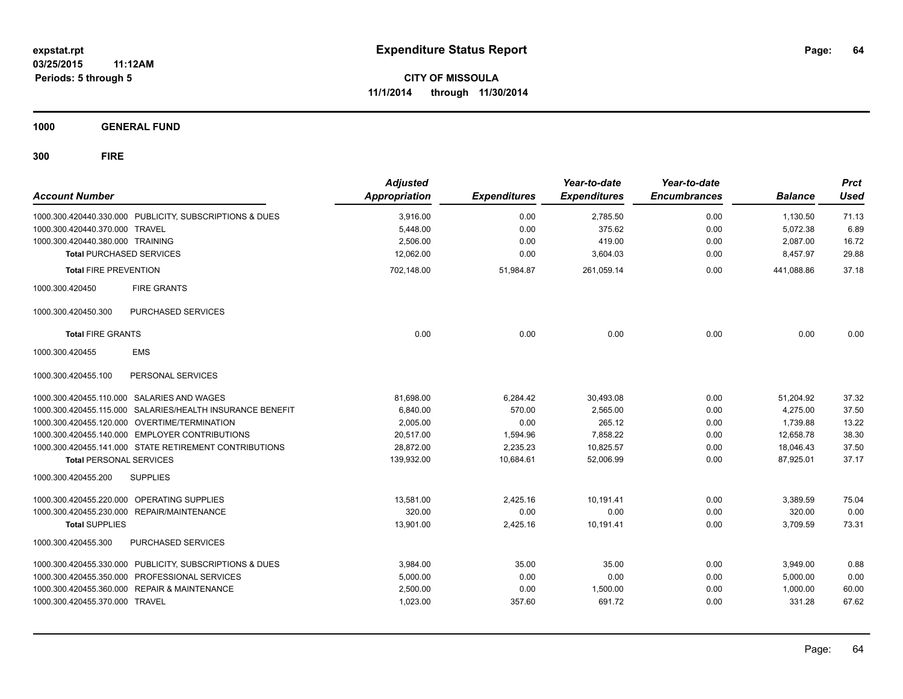**expstat.rpt**
**03/25/2015 11:12AM**
**Periods: 5 through 5**

# Expenditure Status Report

**CITY OF MISSOULA**
**11/1/2014 through 11/30/2014**

## 1000 GENERAL FUND

### 300 FIRE

| Account Number | Adjusted Appropriation | Expenditures | Year-to-date Expenditures | Year-to-date Encumbrances | Balance | Prct Used |
|---|---|---|---|---|---|---|
| 1000.300.420440.330.000 PUBLICITY, SUBSCRIPTIONS & DUES | 3,916.00 | 0.00 | 2,785.50 | 0.00 | 1,130.50 | 71.13 |
| 1000.300.420440.370.000 TRAVEL | 5,448.00 | 0.00 | 375.62 | 0.00 | 5,072.38 | 6.89 |
| 1000.300.420440.380.000 TRAINING | 2,506.00 | 0.00 | 419.00 | 0.00 | 2,087.00 | 16.72 |
| **Total** PURCHASED SERVICES | 12,062.00 | 0.00 | 3,604.03 | 0.00 | 8,457.97 | 29.88 |
| **Total** FIRE PREVENTION | 702,148.00 | 51,984.87 | 261,059.14 | 0.00 | 441,088.86 | 37.18 |
| 1000.300.420450 FIRE GRANTS | | | | | | |
| 1000.300.420450.300 PURCHASED SERVICES | | | | | | |
| **Total** FIRE GRANTS | 0.00 | 0.00 | 0.00 | 0.00 | 0.00 | 0.00 |
| 1000.300.420455 EMS | | | | | | |
| 1000.300.420455.100 PERSONAL SERVICES | | | | | | |
| 1000.300.420455.110.000 SALARIES AND WAGES | 81,698.00 | 6,284.42 | 30,493.08 | 0.00 | 51,204.92 | 37.32 |
| 1000.300.420455.115.000 SALARIES/HEALTH INSURANCE BENEFIT | 6,840.00 | 570.00 | 2,565.00 | 0.00 | 4,275.00 | 37.50 |
| 1000.300.420455.120.000 OVERTIME/TERMINATION | 2,005.00 | 0.00 | 265.12 | 0.00 | 1,739.88 | 13.22 |
| 1000.300.420455.140.000 EMPLOYER CONTRIBUTIONS | 20,517.00 | 1,594.96 | 7,858.22 | 0.00 | 12,658.78 | 38.30 |
| 1000.300.420455.141.000 STATE RETIREMENT CONTRIBUTIONS | 28,872.00 | 2,235.23 | 10,825.57 | 0.00 | 18,046.43 | 37.50 |
| **Total** PERSONAL SERVICES | 139,932.00 | 10,684.61 | 52,006.99 | 0.00 | 87,925.01 | 37.17 |
| 1000.300.420455.200 SUPPLIES | | | | | | |
| 1000.300.420455.220.000 OPERATING SUPPLIES | 13,581.00 | 2,425.16 | 10,191.41 | 0.00 | 3,389.59 | 75.04 |
| 1000.300.420455.230.000 REPAIR/MAINTENANCE | 320.00 | 0.00 | 0.00 | 0.00 | 320.00 | 0.00 |
| **Total** SUPPLIES | 13,901.00 | 2,425.16 | 10,191.41 | 0.00 | 3,709.59 | 73.31 |
| 1000.300.420455.300 PURCHASED SERVICES | | | | | | |
| 1000.300.420455.330.000 PUBLICITY, SUBSCRIPTIONS & DUES | 3,984.00 | 35.00 | 35.00 | 0.00 | 3,949.00 | 0.88 |
| 1000.300.420455.350.000 PROFESSIONAL SERVICES | 5,000.00 | 0.00 | 0.00 | 0.00 | 5,000.00 | 0.00 |
| 1000.300.420455.360.000 REPAIR & MAINTENANCE | 2,500.00 | 0.00 | 1,500.00 | 0.00 | 1,000.00 | 60.00 |
| 1000.300.420455.370.000 TRAVEL | 1,023.00 | 357.60 | 691.72 | 0.00 | 331.28 | 67.62 |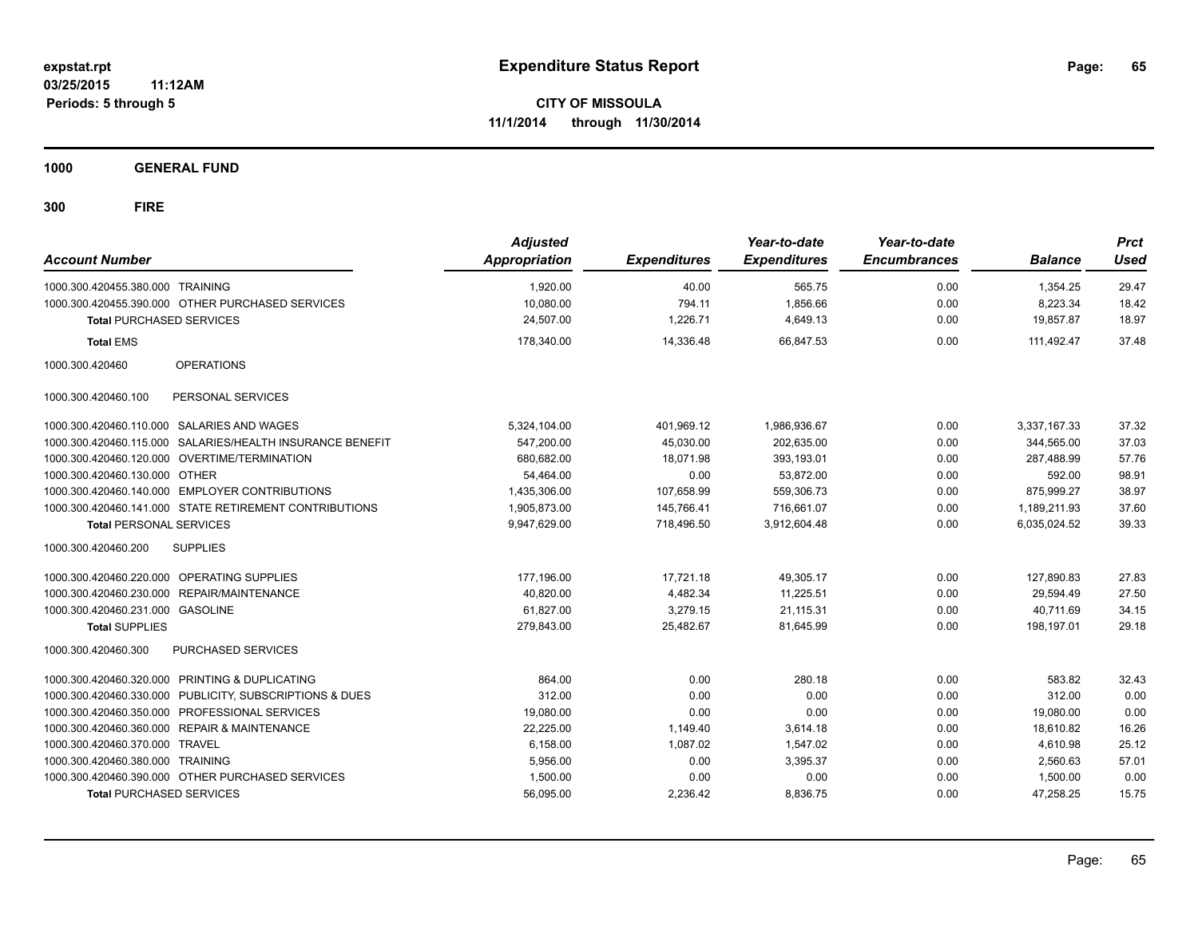expstat.rpt
03/25/2015 11:12AM
Periods: 5 through 5

# Expenditure Status Report

**CITY OF MISSOULA**
**11/1/2014 through 11/30/2014**

**1000 GENERAL FUND**

**300 FIRE**

| Account Number | | Adjusted Appropriation | Expenditures | Year-to-date Expenditures | Year-to-date Encumbrances | Balance | Prct Used |
|---|---|---|---|---|---|---|---|
| 1000.300.420455.380.000 | TRAINING | 1,920.00 | 40.00 | 565.75 | 0.00 | 1,354.25 | 29.47 |
| 1000.300.420455.390.000 | OTHER PURCHASED SERVICES | 10,080.00 | 794.11 | 1,856.66 | 0.00 | 8,223.34 | 18.42 |
| **Total** PURCHASED SERVICES | | 24,507.00 | 1,226.71 | 4,649.13 | 0.00 | 19,857.87 | 18.97 |
| **Total** EMS | | 178,340.00 | 14,336.48 | 66,847.53 | 0.00 | 111,492.47 | 37.48 |
| 1000.300.420460 | OPERATIONS | | | | | | |
| 1000.300.420460.100 | PERSONAL SERVICES | | | | | | |
| 1000.300.420460.110.000 | SALARIES AND WAGES | 5,324,104.00 | 401,969.12 | 1,986,936.67 | 0.00 | 3,337,167.33 | 37.32 |
| 1000.300.420460.115.000 | SALARIES/HEALTH INSURANCE BENEFIT | 547,200.00 | 45,030.00 | 202,635.00 | 0.00 | 344,565.00 | 37.03 |
| 1000.300.420460.120.000 | OVERTIME/TERMINATION | 680,682.00 | 18,071.98 | 393,193.01 | 0.00 | 287,488.99 | 57.76 |
| 1000.300.420460.130.000 | OTHER | 54,464.00 | 0.00 | 53,872.00 | 0.00 | 592.00 | 98.91 |
| 1000.300.420460.140.000 | EMPLOYER CONTRIBUTIONS | 1,435,306.00 | 107,658.99 | 559,306.73 | 0.00 | 875,999.27 | 38.97 |
| 1000.300.420460.141.000 | STATE RETIREMENT CONTRIBUTIONS | 1,905,873.00 | 145,766.41 | 716,661.07 | 0.00 | 1,189,211.93 | 37.60 |
| **Total** PERSONAL SERVICES | | 9,947,629.00 | 718,496.50 | 3,912,604.48 | 0.00 | 6,035,024.52 | 39.33 |
| 1000.300.420460.200 | SUPPLIES | | | | | | |
| 1000.300.420460.220.000 | OPERATING SUPPLIES | 177,196.00 | 17,721.18 | 49,305.17 | 0.00 | 127,890.83 | 27.83 |
| 1000.300.420460.230.000 | REPAIR/MAINTENANCE | 40,820.00 | 4,482.34 | 11,225.51 | 0.00 | 29,594.49 | 27.50 |
| 1000.300.420460.231.000 | GASOLINE | 61,827.00 | 3,279.15 | 21,115.31 | 0.00 | 40,711.69 | 34.15 |
| **Total** SUPPLIES | | 279,843.00 | 25,482.67 | 81,645.99 | 0.00 | 198,197.01 | 29.18 |
| 1000.300.420460.300 | PURCHASED SERVICES | | | | | | |
| 1000.300.420460.320.000 | PRINTING & DUPLICATING | 864.00 | 0.00 | 280.18 | 0.00 | 583.82 | 32.43 |
| 1000.300.420460.330.000 | PUBLICITY, SUBSCRIPTIONS & DUES | 312.00 | 0.00 | 0.00 | 0.00 | 312.00 | 0.00 |
| 1000.300.420460.350.000 | PROFESSIONAL SERVICES | 19,080.00 | 0.00 | 0.00 | 0.00 | 19,080.00 | 0.00 |
| 1000.300.420460.360.000 | REPAIR & MAINTENANCE | 22,225.00 | 1,149.40 | 3,614.18 | 0.00 | 18,610.82 | 16.26 |
| 1000.300.420460.370.000 | TRAVEL | 6,158.00 | 1,087.02 | 1,547.02 | 0.00 | 4,610.98 | 25.12 |
| 1000.300.420460.380.000 | TRAINING | 5,956.00 | 0.00 | 3,395.37 | 0.00 | 2,560.63 | 57.01 |
| 1000.300.420460.390.000 | OTHER PURCHASED SERVICES | 1,500.00 | 0.00 | 0.00 | 0.00 | 1,500.00 | 0.00 |
| **Total** PURCHASED SERVICES | | 56,095.00 | 2,236.42 | 8,836.75 | 0.00 | 47,258.25 | 15.75 |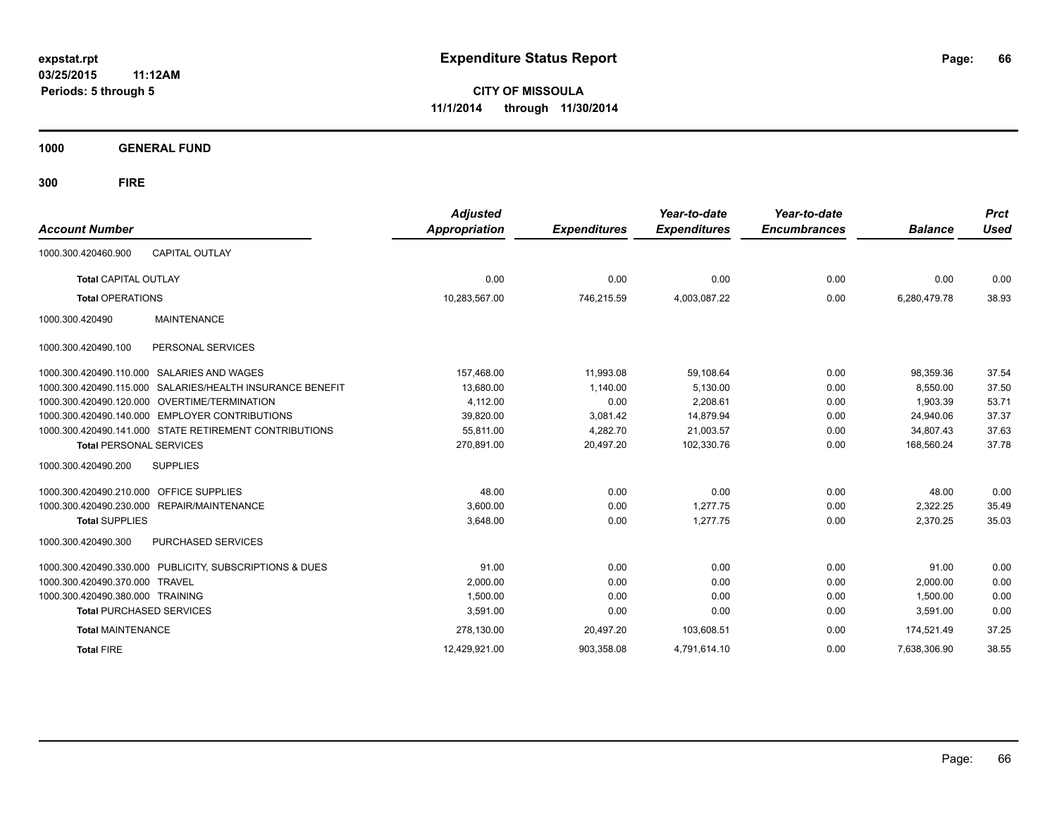# Expenditure Status Report

expstat.rpt
03/25/2015 11:12AM
Periods: 5 through 5

**CITY OF MISSOULA**
**11/1/2014 through 11/30/2014**

**1000 GENERAL FUND**

**300 FIRE**

| Account Number | | Adjusted Appropriation | Expenditures | Year-to-date Expenditures | Year-to-date Encumbrances | Balance | Prct Used |
|---|---|---|---|---|---|---|---|
| 1000.300.420460.900 | CAPITAL OUTLAY | | | | | | |
| **Total** CAPITAL OUTLAY | | 0.00 | 0.00 | 0.00 | 0.00 | 0.00 | 0.00 |
| **Total** OPERATIONS | | 10,283,567.00 | 746,215.59 | 4,003,087.22 | 0.00 | 6,280,479.78 | 38.93 |
| 1000.300.420490 | MAINTENANCE | | | | | | |
| 1000.300.420490.100 | PERSONAL SERVICES | | | | | | |
| 1000.300.420490.110.000 | SALARIES AND WAGES | 157,468.00 | 11,993.08 | 59,108.64 | 0.00 | 98,359.36 | 37.54 |
| 1000.300.420490.115.000 | SALARIES/HEALTH INSURANCE BENEFIT | 13,680.00 | 1,140.00 | 5,130.00 | 0.00 | 8,550.00 | 37.50 |
| 1000.300.420490.120.000 | OVERTIME/TERMINATION | 4,112.00 | 0.00 | 2,208.61 | 0.00 | 1,903.39 | 53.71 |
| 1000.300.420490.140.000 | EMPLOYER CONTRIBUTIONS | 39,820.00 | 3,081.42 | 14,879.94 | 0.00 | 24,940.06 | 37.37 |
| 1000.300.420490.141.000 | STATE RETIREMENT CONTRIBUTIONS | 55,811.00 | 4,282.70 | 21,003.57 | 0.00 | 34,807.43 | 37.63 |
| **Total** PERSONAL SERVICES | | 270,891.00 | 20,497.20 | 102,330.76 | 0.00 | 168,560.24 | 37.78 |
| 1000.300.420490.200 | SUPPLIES | | | | | | |
| 1000.300.420490.210.000 | OFFICE SUPPLIES | 48.00 | 0.00 | 0.00 | 0.00 | 48.00 | 0.00 |
| 1000.300.420490.230.000 | REPAIR/MAINTENANCE | 3,600.00 | 0.00 | 1,277.75 | 0.00 | 2,322.25 | 35.49 |
| **Total** SUPPLIES | | 3,648.00 | 0.00 | 1,277.75 | 0.00 | 2,370.25 | 35.03 |
| 1000.300.420490.300 | PURCHASED SERVICES | | | | | | |
| 1000.300.420490.330.000 | PUBLICITY, SUBSCRIPTIONS & DUES | 91.00 | 0.00 | 0.00 | 0.00 | 91.00 | 0.00 |
| 1000.300.420490.370.000 | TRAVEL | 2,000.00 | 0.00 | 0.00 | 0.00 | 2,000.00 | 0.00 |
| 1000.300.420490.380.000 | TRAINING | 1,500.00 | 0.00 | 0.00 | 0.00 | 1,500.00 | 0.00 |
| **Total** PURCHASED SERVICES | | 3,591.00 | 0.00 | 0.00 | 0.00 | 3,591.00 | 0.00 |
| **Total** MAINTENANCE | | 278,130.00 | 20,497.20 | 103,608.51 | 0.00 | 174,521.49 | 37.25 |
| **Total** FIRE | | 12,429,921.00 | 903,358.08 | 4,791,614.10 | 0.00 | 7,638,306.90 | 38.55 |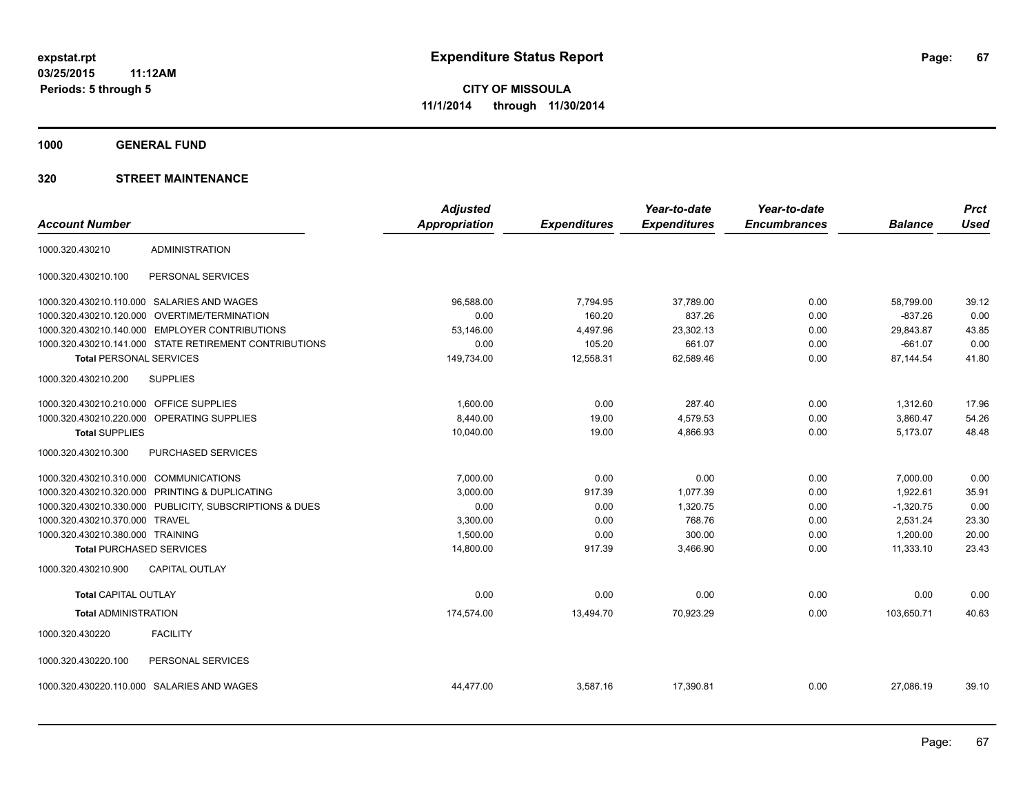expstat.rpt
03/25/2015 11:12AM
Periods: 5 through 5

# Expenditure Status Report

**CITY OF MISSOULA**
**11/1/2014 through 11/30/2014**

## 1000 GENERAL FUND

## 320 STREET MAINTENANCE

| Account Number | | Adjusted Appropriation | Expenditures | Year-to-date Expenditures | Year-to-date Encumbrances | Balance | Prct Used |
|---|---|---|---|---|---|---|---|
| 1000.320.430210 | ADMINISTRATION | | | | | | |
| 1000.320.430210.100 | PERSONAL SERVICES | | | | | | |
| 1000.320.430210.110.000 | SALARIES AND WAGES | 96,588.00 | 7,794.95 | 37,789.00 | 0.00 | 58,799.00 | 39.12 |
| 1000.320.430210.120.000 | OVERTIME/TERMINATION | 0.00 | 160.20 | 837.26 | 0.00 | -837.26 | 0.00 |
| 1000.320.430210.140.000 | EMPLOYER CONTRIBUTIONS | 53,146.00 | 4,497.96 | 23,302.13 | 0.00 | 29,843.87 | 43.85 |
| 1000.320.430210.141.000 | STATE RETIREMENT CONTRIBUTIONS | 0.00 | 105.20 | 661.07 | 0.00 | -661.07 | 0.00 |
| **Total** PERSONAL SERVICES | | 149,734.00 | 12,558.31 | 62,589.46 | 0.00 | 87,144.54 | 41.80 |
| 1000.320.430210.200 | SUPPLIES | | | | | | |
| 1000.320.430210.210.000 | OFFICE SUPPLIES | 1,600.00 | 0.00 | 287.40 | 0.00 | 1,312.60 | 17.96 |
| 1000.320.430210.220.000 | OPERATING SUPPLIES | 8,440.00 | 19.00 | 4,579.53 | 0.00 | 3,860.47 | 54.26 |
| **Total** SUPPLIES | | 10,040.00 | 19.00 | 4,866.93 | 0.00 | 5,173.07 | 48.48 |
| 1000.320.430210.300 | PURCHASED SERVICES | | | | | | |
| 1000.320.430210.310.000 | COMMUNICATIONS | 7,000.00 | 0.00 | 0.00 | 0.00 | 7,000.00 | 0.00 |
| 1000.320.430210.320.000 | PRINTING & DUPLICATING | 3,000.00 | 917.39 | 1,077.39 | 0.00 | 1,922.61 | 35.91 |
| 1000.320.430210.330.000 | PUBLICITY, SUBSCRIPTIONS & DUES | 0.00 | 0.00 | 1,320.75 | 0.00 | -1,320.75 | 0.00 |
| 1000.320.430210.370.000 | TRAVEL | 3,300.00 | 0.00 | 768.76 | 0.00 | 2,531.24 | 23.30 |
| 1000.320.430210.380.000 | TRAINING | 1,500.00 | 0.00 | 300.00 | 0.00 | 1,200.00 | 20.00 |
| **Total** PURCHASED SERVICES | | 14,800.00 | 917.39 | 3,466.90 | 0.00 | 11,333.10 | 23.43 |
| 1000.320.430210.900 | CAPITAL OUTLAY | | | | | | |
| **Total** CAPITAL OUTLAY | | 0.00 | 0.00 | 0.00 | 0.00 | 0.00 | 0.00 |
| **Total** ADMINISTRATION | | 174,574.00 | 13,494.70 | 70,923.29 | 0.00 | 103,650.71 | 40.63 |
| 1000.320.430220 | FACILITY | | | | | | |
| 1000.320.430220.100 | PERSONAL SERVICES | | | | | | |
| 1000.320.430220.110.000 | SALARIES AND WAGES | 44,477.00 | 3,587.16 | 17,390.81 | 0.00 | 27,086.19 | 39.10 |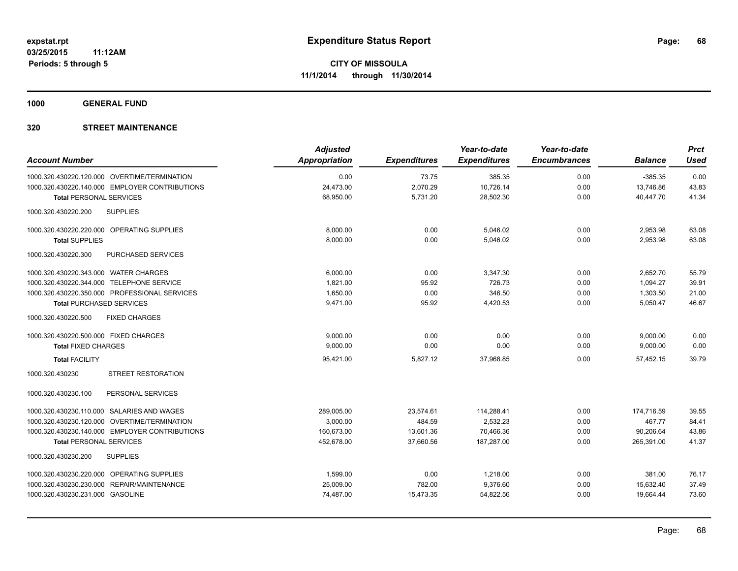# Expenditure Status Report

expstat.rpt
03/25/2015 11:12AM
Periods: 5 through 5

**CITY OF MISSOULA**
**11/1/2014 through 11/30/2014**

## 1000 GENERAL FUND

## 320 STREET MAINTENANCE

| Account Number | Adjusted Appropriation | Expenditures | Year-to-date Expenditures | Year-to-date Encumbrances | Balance | Prct Used |
|---|---|---|---|---|---|---|
| 1000.320.430220.120.000 OVERTIME/TERMINATION | 0.00 | 73.75 | 385.35 | 0.00 | -385.35 | 0.00 |
| 1000.320.430220.140.000 EMPLOYER CONTRIBUTIONS | 24,473.00 | 2,070.29 | 10,726.14 | 0.00 | 13,746.86 | 43.83 |
| **Total** PERSONAL SERVICES | 68,950.00 | 5,731.20 | 28,502.30 | 0.00 | 40,447.70 | 41.34 |
| 1000.320.430220.200 SUPPLIES | | | | | | |
| 1000.320.430220.220.000 OPERATING SUPPLIES | 8,000.00 | 0.00 | 5,046.02 | 0.00 | 2,953.98 | 63.08 |
| **Total** SUPPLIES | 8,000.00 | 0.00 | 5,046.02 | 0.00 | 2,953.98 | 63.08 |
| 1000.320.430220.300 PURCHASED SERVICES | | | | | | |
| 1000.320.430220.343.000 WATER CHARGES | 6,000.00 | 0.00 | 3,347.30 | 0.00 | 2,652.70 | 55.79 |
| 1000.320.430220.344.000 TELEPHONE SERVICE | 1,821.00 | 95.92 | 726.73 | 0.00 | 1,094.27 | 39.91 |
| 1000.320.430220.350.000 PROFESSIONAL SERVICES | 1,650.00 | 0.00 | 346.50 | 0.00 | 1,303.50 | 21.00 |
| **Total** PURCHASED SERVICES | 9,471.00 | 95.92 | 4,420.53 | 0.00 | 5,050.47 | 46.67 |
| 1000.320.430220.500 FIXED CHARGES | | | | | | |
| 1000.320.430220.500.000 FIXED CHARGES | 9,000.00 | 0.00 | 0.00 | 0.00 | 9,000.00 | 0.00 |
| **Total** FIXED CHARGES | 9,000.00 | 0.00 | 0.00 | 0.00 | 9,000.00 | 0.00 |
| **Total** FACILITY | 95,421.00 | 5,827.12 | 37,968.85 | 0.00 | 57,452.15 | 39.79 |
| 1000.320.430230 STREET RESTORATION | | | | | | |
| 1000.320.430230.100 PERSONAL SERVICES | | | | | | |
| 1000.320.430230.110.000 SALARIES AND WAGES | 289,005.00 | 23,574.61 | 114,288.41 | 0.00 | 174,716.59 | 39.55 |
| 1000.320.430230.120.000 OVERTIME/TERMINATION | 3,000.00 | 484.59 | 2,532.23 | 0.00 | 467.77 | 84.41 |
| 1000.320.430230.140.000 EMPLOYER CONTRIBUTIONS | 160,673.00 | 13,601.36 | 70,466.36 | 0.00 | 90,206.64 | 43.86 |
| **Total** PERSONAL SERVICES | 452,678.00 | 37,660.56 | 187,287.00 | 0.00 | 265,391.00 | 41.37 |
| 1000.320.430230.200 SUPPLIES | | | | | | |
| 1000.320.430230.220.000 OPERATING SUPPLIES | 1,599.00 | 0.00 | 1,218.00 | 0.00 | 381.00 | 76.17 |
| 1000.320.430230.230.000 REPAIR/MAINTENANCE | 25,009.00 | 782.00 | 9,376.60 | 0.00 | 15,632.40 | 37.49 |
| 1000.320.430230.231.000 GASOLINE | 74,487.00 | 15,473.35 | 54,822.56 | 0.00 | 19,664.44 | 73.60 |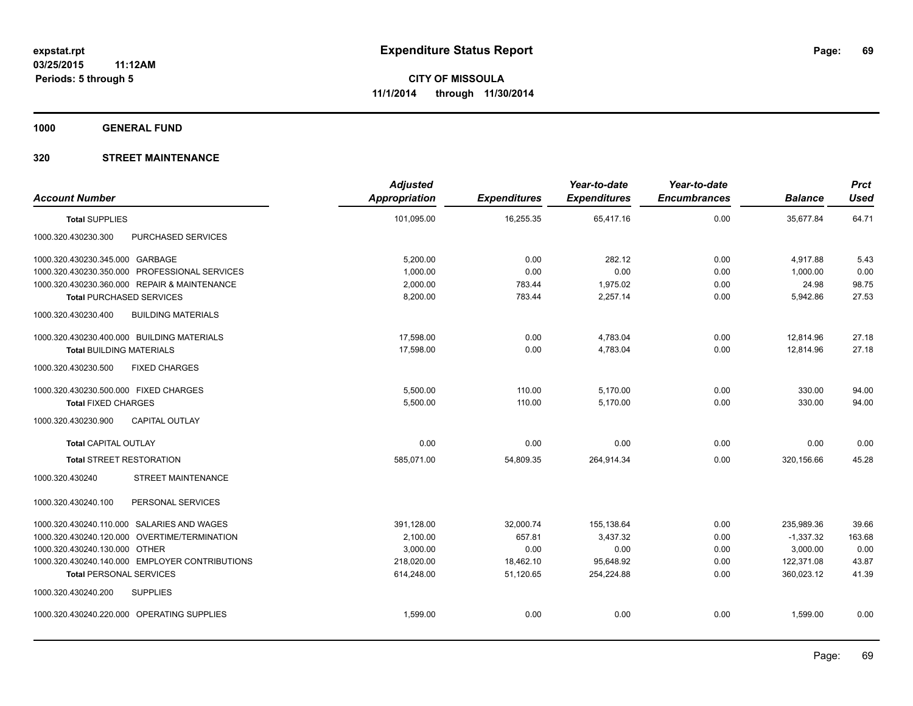expstat.rpt
03/25/2015 11:12AM
Periods: 5 through 5

# Expenditure Status Report

**CITY OF MISSOULA**
**11/1/2014 through 11/30/2014**

**1000 GENERAL FUND**

**320 STREET MAINTENANCE**

| Account Number | | Adjusted Appropriation | Expenditures | Year-to-date Expenditures | Year-to-date Encumbrances | Balance | Prct Used |
|---|---|---|---|---|---|---|---|
| **Total** SUPPLIES | | 101,095.00 | 16,255.35 | 65,417.16 | 0.00 | 35,677.84 | 64.71 |
| 1000.320.430230.300 | PURCHASED SERVICES | | | | | | |
| 1000.320.430230.345.000 | GARBAGE | 5,200.00 | 0.00 | 282.12 | 0.00 | 4,917.88 | 5.43 |
| 1000.320.430230.350.000 | PROFESSIONAL SERVICES | 1,000.00 | 0.00 | 0.00 | 0.00 | 1,000.00 | 0.00 |
| 1000.320.430230.360.000 | REPAIR & MAINTENANCE | 2,000.00 | 783.44 | 1,975.02 | 0.00 | 24.98 | 98.75 |
| **Total** PURCHASED SERVICES | | 8,200.00 | 783.44 | 2,257.14 | 0.00 | 5,942.86 | 27.53 |
| 1000.320.430230.400 | BUILDING MATERIALS | | | | | | |
| 1000.320.430230.400.000 | BUILDING MATERIALS | 17,598.00 | 0.00 | 4,783.04 | 0.00 | 12,814.96 | 27.18 |
| **Total** BUILDING MATERIALS | | 17,598.00 | 0.00 | 4,783.04 | 0.00 | 12,814.96 | 27.18 |
| 1000.320.430230.500 | FIXED CHARGES | | | | | | |
| 1000.320.430230.500.000 | FIXED CHARGES | 5,500.00 | 110.00 | 5,170.00 | 0.00 | 330.00 | 94.00 |
| **Total** FIXED CHARGES | | 5,500.00 | 110.00 | 5,170.00 | 0.00 | 330.00 | 94.00 |
| 1000.320.430230.900 | CAPITAL OUTLAY | | | | | | |
| **Total** CAPITAL OUTLAY | | 0.00 | 0.00 | 0.00 | 0.00 | 0.00 | 0.00 |
| **Total** STREET RESTORATION | | 585,071.00 | 54,809.35 | 264,914.34 | 0.00 | 320,156.66 | 45.28 |
| 1000.320.430240 | STREET MAINTENANCE | | | | | | |
| 1000.320.430240.100 | PERSONAL SERVICES | | | | | | |
| 1000.320.430240.110.000 | SALARIES AND WAGES | 391,128.00 | 32,000.74 | 155,138.64 | 0.00 | 235,989.36 | 39.66 |
| 1000.320.430240.120.000 | OVERTIME/TERMINATION | 2,100.00 | 657.81 | 3,437.32 | 0.00 | -1,337.32 | 163.68 |
| 1000.320.430240.130.000 | OTHER | 3,000.00 | 0.00 | 0.00 | 0.00 | 3,000.00 | 0.00 |
| 1000.320.430240.140.000 | EMPLOYER CONTRIBUTIONS | 218,020.00 | 18,462.10 | 95,648.92 | 0.00 | 122,371.08 | 43.87 |
| **Total** PERSONAL SERVICES | | 614,248.00 | 51,120.65 | 254,224.88 | 0.00 | 360,023.12 | 41.39 |
| 1000.320.430240.200 | SUPPLIES | | | | | | |
| 1000.320.430240.220.000 | OPERATING SUPPLIES | 1,599.00 | 0.00 | 0.00 | 0.00 | 1,599.00 | 0.00 |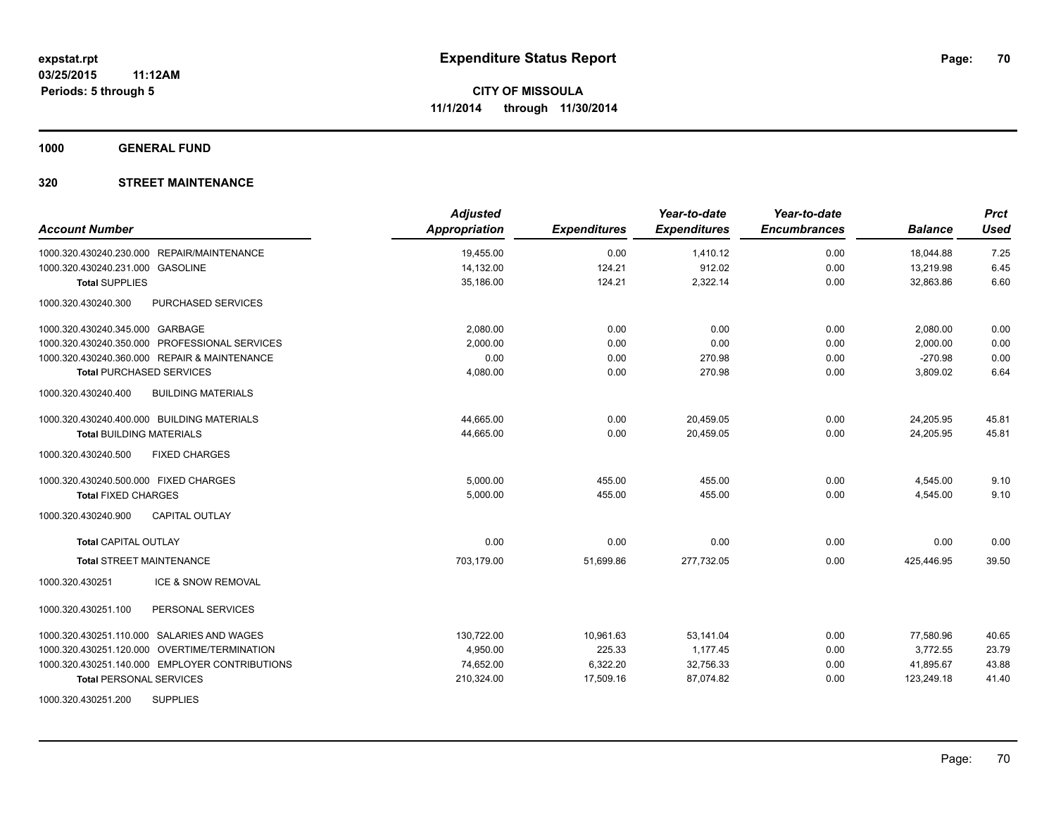**expstat.rpt**
**03/25/2015 11:12AM**
**Periods: 5 through 5**

# Expenditure Status Report

**CITY OF MISSOULA**
**11/1/2014 through 11/30/2014**

## 1000 GENERAL FUND

## 320 STREET MAINTENANCE

| Account Number | Adjusted Appropriation | Expenditures | Year-to-date Expenditures | Year-to-date Encumbrances | Balance | Prct Used |
|---|---|---|---|---|---|---|
| 1000.320.430240.230.000 REPAIR/MAINTENANCE | 19,455.00 | 0.00 | 1,410.12 | 0.00 | 18,044.88 | 7.25 |
| 1000.320.430240.231.000 GASOLINE | 14,132.00 | 124.21 | 912.02 | 0.00 | 13,219.98 | 6.45 |
| **Total** SUPPLIES | 35,186.00 | 124.21 | 2,322.14 | 0.00 | 32,863.86 | 6.60 |
| 1000.320.430240.300 PURCHASED SERVICES | | | | | | |
| 1000.320.430240.345.000 GARBAGE | 2,080.00 | 0.00 | 0.00 | 0.00 | 2,080.00 | 0.00 |
| 1000.320.430240.350.000 PROFESSIONAL SERVICES | 2,000.00 | 0.00 | 0.00 | 0.00 | 2,000.00 | 0.00 |
| 1000.320.430240.360.000 REPAIR & MAINTENANCE | 0.00 | 0.00 | 270.98 | 0.00 | -270.98 | 0.00 |
| **Total** PURCHASED SERVICES | 4,080.00 | 0.00 | 270.98 | 0.00 | 3,809.02 | 6.64 |
| 1000.320.430240.400 BUILDING MATERIALS | | | | | | |
| 1000.320.430240.400.000 BUILDING MATERIALS | 44,665.00 | 0.00 | 20,459.05 | 0.00 | 24,205.95 | 45.81 |
| **Total** BUILDING MATERIALS | 44,665.00 | 0.00 | 20,459.05 | 0.00 | 24,205.95 | 45.81 |
| 1000.320.430240.500 FIXED CHARGES | | | | | | |
| 1000.320.430240.500.000 FIXED CHARGES | 5,000.00 | 455.00 | 455.00 | 0.00 | 4,545.00 | 9.10 |
| **Total** FIXED CHARGES | 5,000.00 | 455.00 | 455.00 | 0.00 | 4,545.00 | 9.10 |
| 1000.320.430240.900 CAPITAL OUTLAY | | | | | | |
| **Total** CAPITAL OUTLAY | 0.00 | 0.00 | 0.00 | 0.00 | 0.00 | 0.00 |
| **Total** STREET MAINTENANCE | 703,179.00 | 51,699.86 | 277,732.05 | 0.00 | 425,446.95 | 39.50 |
| 1000.320.430251 ICE & SNOW REMOVAL | | | | | | |
| 1000.320.430251.100 PERSONAL SERVICES | | | | | | |
| 1000.320.430251.110.000 SALARIES AND WAGES | 130,722.00 | 10,961.63 | 53,141.04 | 0.00 | 77,580.96 | 40.65 |
| 1000.320.430251.120.000 OVERTIME/TERMINATION | 4,950.00 | 225.33 | 1,177.45 | 0.00 | 3,772.55 | 23.79 |
| 1000.320.430251.140.000 EMPLOYER CONTRIBUTIONS | 74,652.00 | 6,322.20 | 32,756.33 | 0.00 | 41,895.67 | 43.88 |
| **Total** PERSONAL SERVICES | 210,324.00 | 17,509.16 | 87,074.82 | 0.00 | 123,249.18 | 41.40 |
| 1000.320.430251.200 SUPPLIES | | | | | | |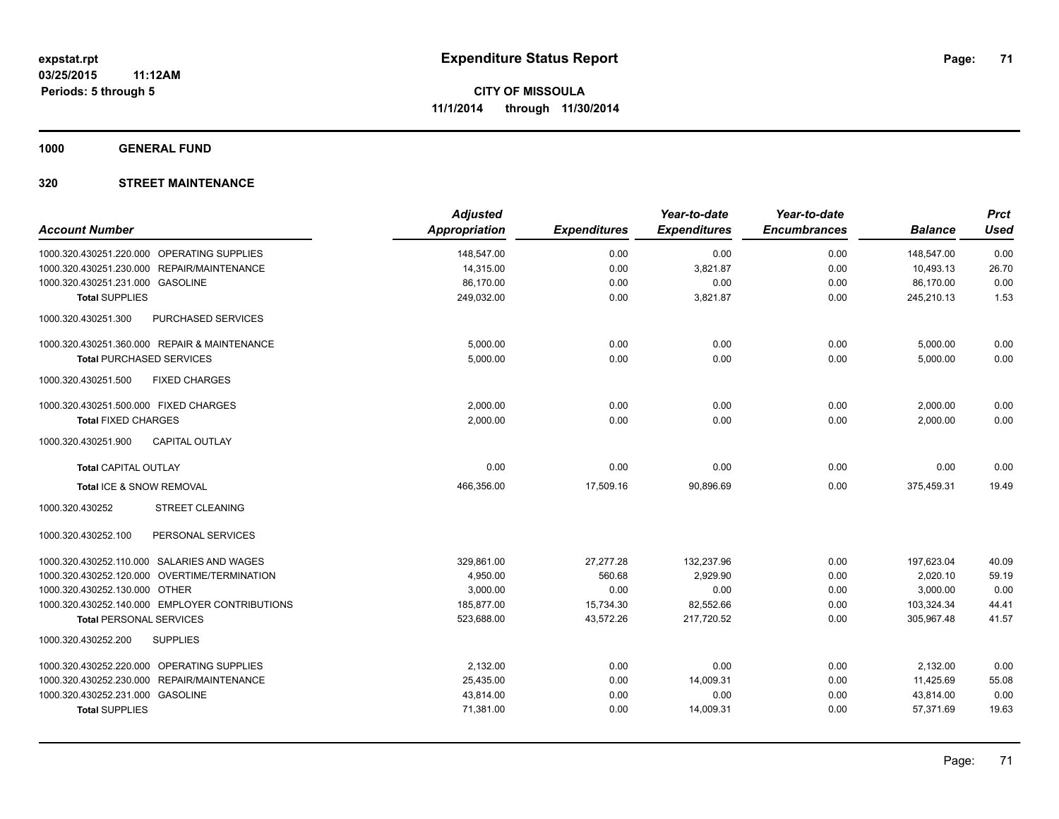# Expenditure Status Report

**CITY OF MISSOULA**
**11/1/2014 through 11/30/2014**

expstat.rpt
03/25/2015 11:12AM
Periods: 5 through 5

**1000 GENERAL FUND**

**320 STREET MAINTENANCE**

| Account Number | | Adjusted Appropriation | Expenditures | Year-to-date Expenditures | Year-to-date Encumbrances | Balance | Prct Used |
|---|---|---|---|---|---|---|---|
| 1000.320.430251.220.000 | OPERATING SUPPLIES | 148,547.00 | 0.00 | 0.00 | 0.00 | 148,547.00 | 0.00 |
| 1000.320.430251.230.000 | REPAIR/MAINTENANCE | 14,315.00 | 0.00 | 3,821.87 | 0.00 | 10,493.13 | 26.70 |
| 1000.320.430251.231.000 | GASOLINE | 86,170.00 | 0.00 | 0.00 | 0.00 | 86,170.00 | 0.00 |
| **Total SUPPLIES** | | 249,032.00 | 0.00 | 3,821.87 | 0.00 | 245,210.13 | 1.53 |
| 1000.320.430251.300 | PURCHASED SERVICES | | | | | | |
| 1000.320.430251.360.000 | REPAIR & MAINTENANCE | 5,000.00 | 0.00 | 0.00 | 0.00 | 5,000.00 | 0.00 |
| **Total PURCHASED SERVICES** | | 5,000.00 | 0.00 | 0.00 | 0.00 | 5,000.00 | 0.00 |
| 1000.320.430251.500 | FIXED CHARGES | | | | | | |
| 1000.320.430251.500.000 | FIXED CHARGES | 2,000.00 | 0.00 | 0.00 | 0.00 | 2,000.00 | 0.00 |
| **Total FIXED CHARGES** | | 2,000.00 | 0.00 | 0.00 | 0.00 | 2,000.00 | 0.00 |
| 1000.320.430251.900 | CAPITAL OUTLAY | | | | | | |
| **Total CAPITAL OUTLAY** | | 0.00 | 0.00 | 0.00 | 0.00 | 0.00 | 0.00 |
| **Total ICE & SNOW REMOVAL** | | 466,356.00 | 17,509.16 | 90,896.69 | 0.00 | 375,459.31 | 19.49 |
| 1000.320.430252 | STREET CLEANING | | | | | | |
| 1000.320.430252.100 | PERSONAL SERVICES | | | | | | |
| 1000.320.430252.110.000 | SALARIES AND WAGES | 329,861.00 | 27,277.28 | 132,237.96 | 0.00 | 197,623.04 | 40.09 |
| 1000.320.430252.120.000 | OVERTIME/TERMINATION | 4,950.00 | 560.68 | 2,929.90 | 0.00 | 2,020.10 | 59.19 |
| 1000.320.430252.130.000 | OTHER | 3,000.00 | 0.00 | 0.00 | 0.00 | 3,000.00 | 0.00 |
| 1000.320.430252.140.000 | EMPLOYER CONTRIBUTIONS | 185,877.00 | 15,734.30 | 82,552.66 | 0.00 | 103,324.34 | 44.41 |
| **Total PERSONAL SERVICES** | | 523,688.00 | 43,572.26 | 217,720.52 | 0.00 | 305,967.48 | 41.57 |
| 1000.320.430252.200 | SUPPLIES | | | | | | |
| 1000.320.430252.220.000 | OPERATING SUPPLIES | 2,132.00 | 0.00 | 0.00 | 0.00 | 2,132.00 | 0.00 |
| 1000.320.430252.230.000 | REPAIR/MAINTENANCE | 25,435.00 | 0.00 | 14,009.31 | 0.00 | 11,425.69 | 55.08 |
| 1000.320.430252.231.000 | GASOLINE | 43,814.00 | 0.00 | 0.00 | 0.00 | 43,814.00 | 0.00 |
| **Total SUPPLIES** | | 71,381.00 | 0.00 | 14,009.31 | 0.00 | 57,371.69 | 19.63 |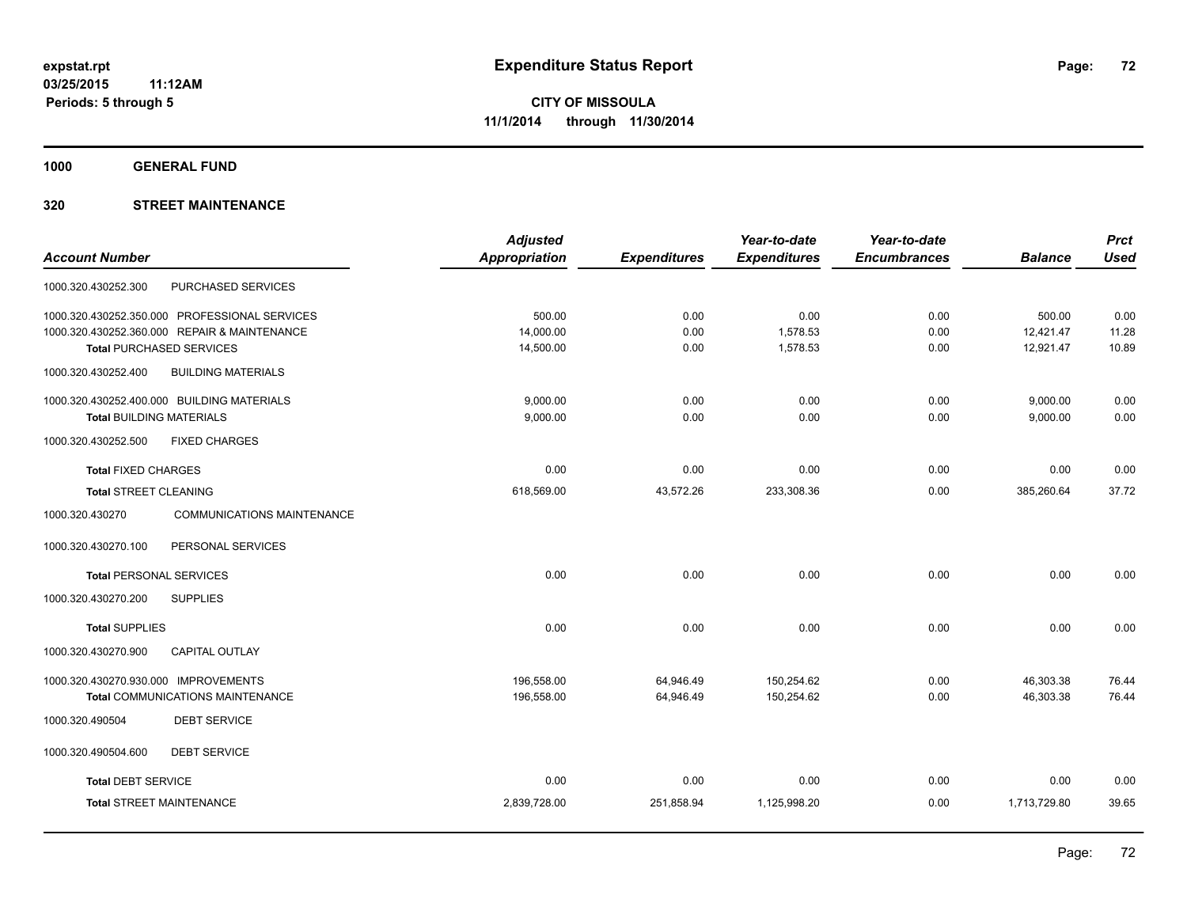**expstat.rpt**
**03/25/2015 11:12AM**
**Periods: 5 through 5**

# Expenditure Status Report

**CITY OF MISSOULA**
**11/1/2014 through 11/30/2014**

## 1000 GENERAL FUND

## 320 STREET MAINTENANCE

| Account Number | | Adjusted Appropriation | Expenditures | Year-to-date Expenditures | Year-to-date Encumbrances | Balance | Prct Used |
|---|---|---|---|---|---|---|---|
| 1000.320.430252.300 | PURCHASED SERVICES | | | | | | |
| 1000.320.430252.350.000 | PROFESSIONAL SERVICES | 500.00 | 0.00 | 0.00 | 0.00 | 500.00 | 0.00 |
| 1000.320.430252.360.000 | REPAIR & MAINTENANCE | 14,000.00 | 0.00 | 1,578.53 | 0.00 | 12,421.47 | 11.28 |
| **Total** PURCHASED SERVICES | | 14,500.00 | 0.00 | 1,578.53 | 0.00 | 12,921.47 | 10.89 |
| 1000.320.430252.400 | BUILDING MATERIALS | | | | | | |
| 1000.320.430252.400.000 | BUILDING MATERIALS | 9,000.00 | 0.00 | 0.00 | 0.00 | 9,000.00 | 0.00 |
| **Total** BUILDING MATERIALS | | 9,000.00 | 0.00 | 0.00 | 0.00 | 9,000.00 | 0.00 |
| 1000.320.430252.500 | FIXED CHARGES | | | | | | |
| **Total** FIXED CHARGES | | 0.00 | 0.00 | 0.00 | 0.00 | 0.00 | 0.00 |
| **Total** STREET CLEANING | | 618,569.00 | 43,572.26 | 233,308.36 | 0.00 | 385,260.64 | 37.72 |
| 1000.320.430270 | COMMUNICATIONS MAINTENANCE | | | | | | |
| 1000.320.430270.100 | PERSONAL SERVICES | | | | | | |
| **Total** PERSONAL SERVICES | | 0.00 | 0.00 | 0.00 | 0.00 | 0.00 | 0.00 |
| 1000.320.430270.200 | SUPPLIES | | | | | | |
| **Total** SUPPLIES | | 0.00 | 0.00 | 0.00 | 0.00 | 0.00 | 0.00 |
| 1000.320.430270.900 | CAPITAL OUTLAY | | | | | | |
| 1000.320.430270.930.000 | IMPROVEMENTS | 196,558.00 | 64,946.49 | 150,254.62 | 0.00 | 46,303.38 | 76.44 |
| **Total** COMMUNICATIONS MAINTENANCE | | 196,558.00 | 64,946.49 | 150,254.62 | 0.00 | 46,303.38 | 76.44 |
| 1000.320.490504 | DEBT SERVICE | | | | | | |
| 1000.320.490504.600 | DEBT SERVICE | | | | | | |
| **Total** DEBT SERVICE | | 0.00 | 0.00 | 0.00 | 0.00 | 0.00 | 0.00 |
| **Total** STREET MAINTENANCE | | 2,839,728.00 | 251,858.94 | 1,125,998.20 | 0.00 | 1,713,729.80 | 39.65 |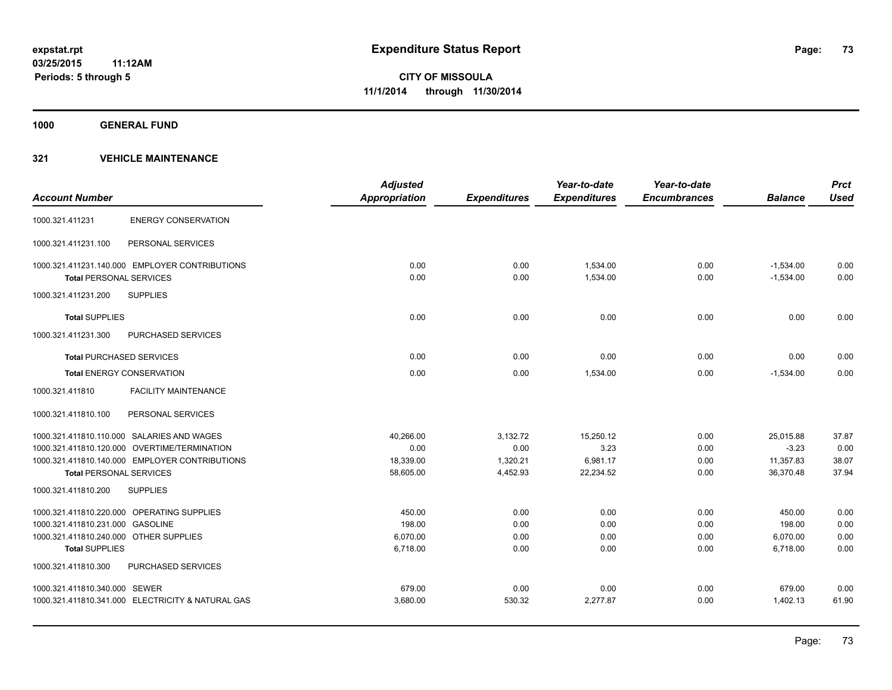expstat.rpt
03/25/2015 11:12AM
Periods: 5 through 5

# Expenditure Status Report

**CITY OF MISSOULA**
**11/1/2014 through 11/30/2014**

## 1000 GENERAL FUND

## 321 VEHICLE MAINTENANCE

| Account Number | | Adjusted Appropriation | Expenditures | Year-to-date Expenditures | Year-to-date Encumbrances | Balance | Prct Used |
|---|---|---|---|---|---|---|---|
| 1000.321.411231 | ENERGY CONSERVATION | | | | | | |
| 1000.321.411231.100 | PERSONAL SERVICES | | | | | | |
| 1000.321.411231.140.000 | EMPLOYER CONTRIBUTIONS | 0.00 | 0.00 | 1,534.00 | 0.00 | -1,534.00 | 0.00 |
| **Total** PERSONAL SERVICES | | 0.00 | 0.00 | 1,534.00 | 0.00 | -1,534.00 | 0.00 |
| 1000.321.411231.200 | SUPPLIES | | | | | | |
| **Total** SUPPLIES | | 0.00 | 0.00 | 0.00 | 0.00 | 0.00 | 0.00 |
| 1000.321.411231.300 | PURCHASED SERVICES | | | | | | |
| **Total** PURCHASED SERVICES | | 0.00 | 0.00 | 0.00 | 0.00 | 0.00 | 0.00 |
| **Total** ENERGY CONSERVATION | | 0.00 | 0.00 | 1,534.00 | 0.00 | -1,534.00 | 0.00 |
| 1000.321.411810 | FACILITY MAINTENANCE | | | | | | |
| 1000.321.411810.100 | PERSONAL SERVICES | | | | | | |
| 1000.321.411810.110.000 | SALARIES AND WAGES | 40,266.00 | 3,132.72 | 15,250.12 | 0.00 | 25,015.88 | 37.87 |
| 1000.321.411810.120.000 | OVERTIME/TERMINATION | 0.00 | 0.00 | 3.23 | 0.00 | -3.23 | 0.00 |
| 1000.321.411810.140.000 | EMPLOYER CONTRIBUTIONS | 18,339.00 | 1,320.21 | 6,981.17 | 0.00 | 11,357.83 | 38.07 |
| **Total** PERSONAL SERVICES | | 58,605.00 | 4,452.93 | 22,234.52 | 0.00 | 36,370.48 | 37.94 |
| 1000.321.411810.200 | SUPPLIES | | | | | | |
| 1000.321.411810.220.000 | OPERATING SUPPLIES | 450.00 | 0.00 | 0.00 | 0.00 | 450.00 | 0.00 |
| 1000.321.411810.231.000 | GASOLINE | 198.00 | 0.00 | 0.00 | 0.00 | 198.00 | 0.00 |
| 1000.321.411810.240.000 | OTHER SUPPLIES | 6,070.00 | 0.00 | 0.00 | 0.00 | 6,070.00 | 0.00 |
| **Total** SUPPLIES | | 6,718.00 | 0.00 | 0.00 | 0.00 | 6,718.00 | 0.00 |
| 1000.321.411810.300 | PURCHASED SERVICES | | | | | | |
| 1000.321.411810.340.000 | SEWER | 679.00 | 0.00 | 0.00 | 0.00 | 679.00 | 0.00 |
| 1000.321.411810.341.000 | ELECTRICITY & NATURAL GAS | 3,680.00 | 530.32 | 2,277.87 | 0.00 | 1,402.13 | 61.90 |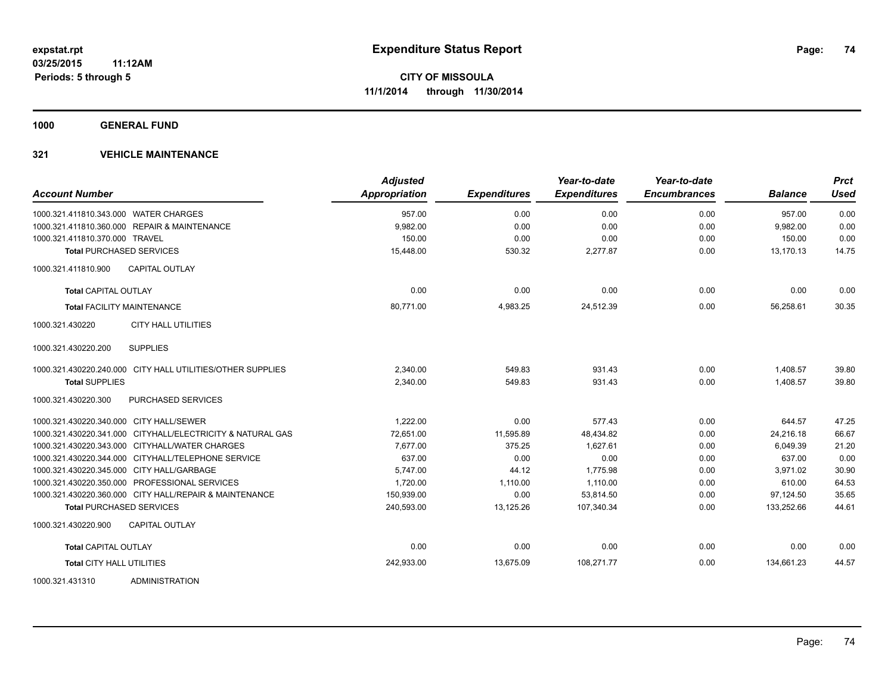expstat.rpt
03/25/2015 11:12AM
Periods: 5 through 5

# Expenditure Status Report

**CITY OF MISSOULA**
**11/1/2014 through 11/30/2014**

**1000 GENERAL FUND**

**321 VEHICLE MAINTENANCE**

| Account Number | Adjusted Appropriation | Expenditures | Year-to-date Expenditures | Year-to-date Encumbrances | Balance | Prct Used |
|---|---|---|---|---|---|---|
| 1000.321.411810.343.000 WATER CHARGES | 957.00 | 0.00 | 0.00 | 0.00 | 957.00 | 0.00 |
| 1000.321.411810.360.000 REPAIR & MAINTENANCE | 9,982.00 | 0.00 | 0.00 | 0.00 | 9,982.00 | 0.00 |
| 1000.321.411810.370.000 TRAVEL | 150.00 | 0.00 | 0.00 | 0.00 | 150.00 | 0.00 |
| **Total** PURCHASED SERVICES | 15,448.00 | 530.32 | 2,277.87 | 0.00 | 13,170.13 | 14.75 |
| 1000.321.411810.900 CAPITAL OUTLAY | | | | | | |
| **Total** CAPITAL OUTLAY | 0.00 | 0.00 | 0.00 | 0.00 | 0.00 | 0.00 |
| **Total** FACILITY MAINTENANCE | 80,771.00 | 4,983.25 | 24,512.39 | 0.00 | 56,258.61 | 30.35 |
| 1000.321.430220 CITY HALL UTILITIES | | | | | | |
| 1000.321.430220.200 SUPPLIES | | | | | | |
| 1000.321.430220.240.000 CITY HALL UTILITIES/OTHER SUPPLIES | 2,340.00 | 549.83 | 931.43 | 0.00 | 1,408.57 | 39.80 |
| **Total** SUPPLIES | 2,340.00 | 549.83 | 931.43 | 0.00 | 1,408.57 | 39.80 |
| 1000.321.430220.300 PURCHASED SERVICES | | | | | | |
| 1000.321.430220.340.000 CITY HALL/SEWER | 1,222.00 | 0.00 | 577.43 | 0.00 | 644.57 | 47.25 |
| 1000.321.430220.341.000 CITYHALL/ELECTRICITY & NATURAL GAS | 72,651.00 | 11,595.89 | 48,434.82 | 0.00 | 24,216.18 | 66.67 |
| 1000.321.430220.343.000 CITYHALL/WATER CHARGES | 7,677.00 | 375.25 | 1,627.61 | 0.00 | 6,049.39 | 21.20 |
| 1000.321.430220.344.000 CITYHALL/TELEPHONE SERVICE | 637.00 | 0.00 | 0.00 | 0.00 | 637.00 | 0.00 |
| 1000.321.430220.345.000 CITY HALL/GARBAGE | 5,747.00 | 44.12 | 1,775.98 | 0.00 | 3,971.02 | 30.90 |
| 1000.321.430220.350.000 PROFESSIONAL SERVICES | 1,720.00 | 1,110.00 | 1,110.00 | 0.00 | 610.00 | 64.53 |
| 1000.321.430220.360.000 CITY HALL/REPAIR & MAINTENANCE | 150,939.00 | 0.00 | 53,814.50 | 0.00 | 97,124.50 | 35.65 |
| **Total** PURCHASED SERVICES | 240,593.00 | 13,125.26 | 107,340.34 | 0.00 | 133,252.66 | 44.61 |
| 1000.321.430220.900 CAPITAL OUTLAY | | | | | | |
| **Total** CAPITAL OUTLAY | 0.00 | 0.00 | 0.00 | 0.00 | 0.00 | 0.00 |
| **Total** CITY HALL UTILITIES | 242,933.00 | 13,675.09 | 108,271.77 | 0.00 | 134,661.23 | 44.57 |
| 1000.321.431310 ADMINISTRATION | | | | | | |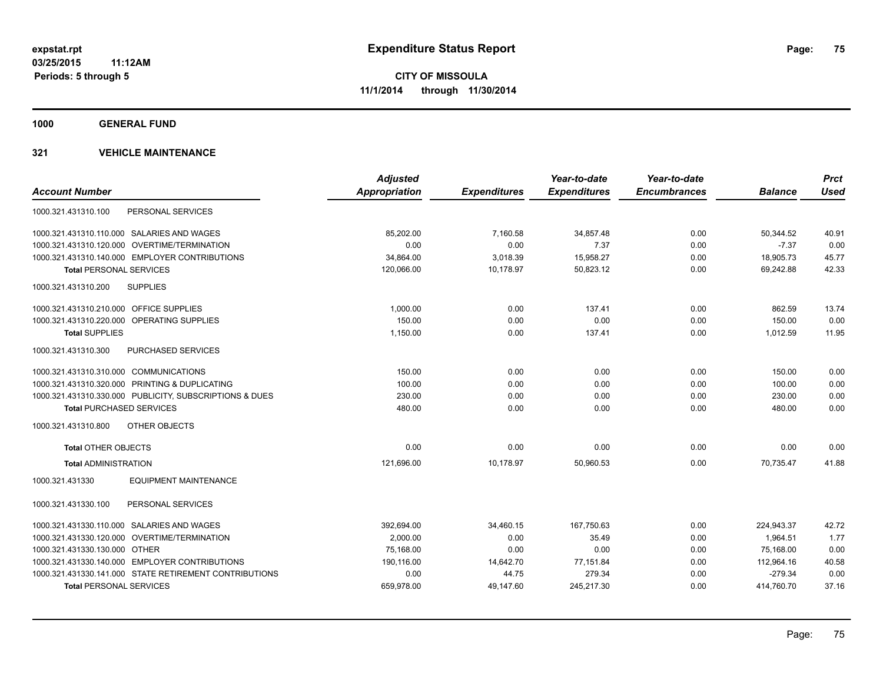**expstat.rpt**
**03/25/2015 11:12AM**
**Periods: 5 through 5**

# Expenditure Status Report

**CITY OF MISSOULA**
**11/1/2014 through 11/30/2014**

## 1000 GENERAL FUND

### 321 VEHICLE MAINTENANCE

| Account Number | Adjusted Appropriation | Expenditures | Year-to-date Expenditures | Year-to-date Encumbrances | Balance | Prct Used |
|---|---|---|---|---|---|---|
| 1000.321.431310.100 PERSONAL SERVICES | | | | | | |
| 1000.321.431310.110.000 SALARIES AND WAGES | 85,202.00 | 7,160.58 | 34,857.48 | 0.00 | 50,344.52 | 40.91 |
| 1000.321.431310.120.000 OVERTIME/TERMINATION | 0.00 | 0.00 | 7.37 | 0.00 | -7.37 | 0.00 |
| 1000.321.431310.140.000 EMPLOYER CONTRIBUTIONS | 34,864.00 | 3,018.39 | 15,958.27 | 0.00 | 18,905.73 | 45.77 |
| **Total** PERSONAL SERVICES | 120,066.00 | 10,178.97 | 50,823.12 | 0.00 | 69,242.88 | 42.33 |
| 1000.321.431310.200 SUPPLIES | | | | | | |
| 1000.321.431310.210.000 OFFICE SUPPLIES | 1,000.00 | 0.00 | 137.41 | 0.00 | 862.59 | 13.74 |
| 1000.321.431310.220.000 OPERATING SUPPLIES | 150.00 | 0.00 | 0.00 | 0.00 | 150.00 | 0.00 |
| **Total SUPPLIES** | 1,150.00 | 0.00 | 137.41 | 0.00 | 1,012.59 | 11.95 |
| 1000.321.431310.300 PURCHASED SERVICES | | | | | | |
| 1000.321.431310.310.000 COMMUNICATIONS | 150.00 | 0.00 | 0.00 | 0.00 | 150.00 | 0.00 |
| 1000.321.431310.320.000 PRINTING & DUPLICATING | 100.00 | 0.00 | 0.00 | 0.00 | 100.00 | 0.00 |
| 1000.321.431310.330.000 PUBLICITY, SUBSCRIPTIONS & DUES | 230.00 | 0.00 | 0.00 | 0.00 | 230.00 | 0.00 |
| **Total** PURCHASED SERVICES | 480.00 | 0.00 | 0.00 | 0.00 | 480.00 | 0.00 |
| 1000.321.431310.800 OTHER OBJECTS | | | | | | |
| **Total** OTHER OBJECTS | 0.00 | 0.00 | 0.00 | 0.00 | 0.00 | 0.00 |
| **Total** ADMINISTRATION | 121,696.00 | 10,178.97 | 50,960.53 | 0.00 | 70,735.47 | 41.88 |
| 1000.321.431330 EQUIPMENT MAINTENANCE | | | | | | |
| 1000.321.431330.100 PERSONAL SERVICES | | | | | | |
| 1000.321.431330.110.000 SALARIES AND WAGES | 392,694.00 | 34,460.15 | 167,750.63 | 0.00 | 224,943.37 | 42.72 |
| 1000.321.431330.120.000 OVERTIME/TERMINATION | 2,000.00 | 0.00 | 35.49 | 0.00 | 1,964.51 | 1.77 |
| 1000.321.431330.130.000 OTHER | 75,168.00 | 0.00 | 0.00 | 0.00 | 75,168.00 | 0.00 |
| 1000.321.431330.140.000 EMPLOYER CONTRIBUTIONS | 190,116.00 | 14,642.70 | 77,151.84 | 0.00 | 112,964.16 | 40.58 |
| 1000.321.431330.141.000 STATE RETIREMENT CONTRIBUTIONS | 0.00 | 44.75 | 279.34 | 0.00 | -279.34 | 0.00 |
| **Total** PERSONAL SERVICES | 659,978.00 | 49,147.60 | 245,217.30 | 0.00 | 414,760.70 | 37.16 |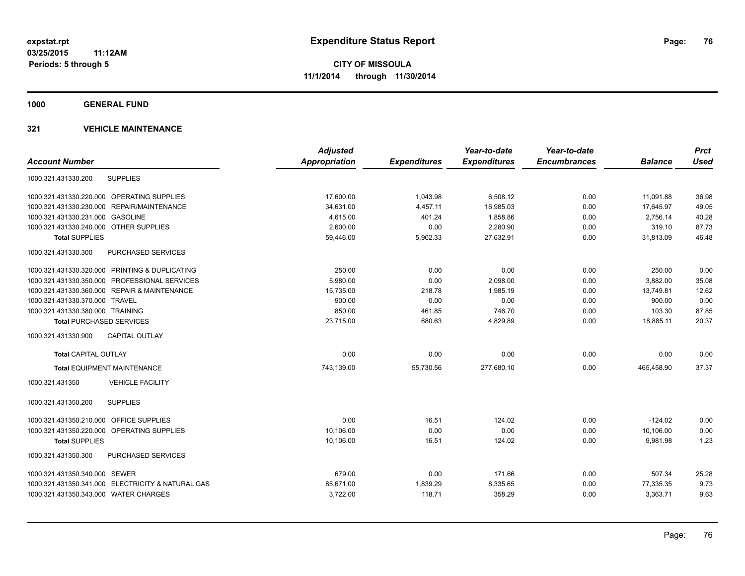**expstat.rpt**
**03/25/2015 11:12AM**
**Periods: 5 through 5**

# Expenditure Status Report

**CITY OF MISSOULA**
**11/1/2014 through 11/30/2014**

## 1000 GENERAL FUND

### 321 VEHICLE MAINTENANCE

| Account Number | Adjusted Appropriation | Expenditures | Year-to-date Expenditures | Year-to-date Encumbrances | Balance | Prct Used |
|---|---|---|---|---|---|---|
| 1000.321.431330.200 SUPPLIES | | | | | | |
| 1000.321.431330.220.000 OPERATING SUPPLIES | 17,600.00 | 1,043.98 | 6,508.12 | 0.00 | 11,091.88 | 36.98 |
| 1000.321.431330.230.000 REPAIR/MAINTENANCE | 34,631.00 | 4,457.11 | 16,985.03 | 0.00 | 17,645.97 | 49.05 |
| 1000.321.431330.231.000 GASOLINE | 4,615.00 | 401.24 | 1,858.86 | 0.00 | 2,756.14 | 40.28 |
| 1000.321.431330.240.000 OTHER SUPPLIES | 2,600.00 | 0.00 | 2,280.90 | 0.00 | 319.10 | 87.73 |
| **Total** SUPPLIES | 59,446.00 | 5,902.33 | 27,632.91 | 0.00 | 31,813.09 | 46.48 |
| 1000.321.431330.300 PURCHASED SERVICES | | | | | | |
| 1000.321.431330.320.000 PRINTING & DUPLICATING | 250.00 | 0.00 | 0.00 | 0.00 | 250.00 | 0.00 |
| 1000.321.431330.350.000 PROFESSIONAL SERVICES | 5,980.00 | 0.00 | 2,098.00 | 0.00 | 3,882.00 | 35.08 |
| 1000.321.431330.360.000 REPAIR & MAINTENANCE | 15,735.00 | 218.78 | 1,985.19 | 0.00 | 13,749.81 | 12.62 |
| 1000.321.431330.370.000 TRAVEL | 900.00 | 0.00 | 0.00 | 0.00 | 900.00 | 0.00 |
| 1000.321.431330.380.000 TRAINING | 850.00 | 461.85 | 746.70 | 0.00 | 103.30 | 87.85 |
| **Total** PURCHASED SERVICES | 23,715.00 | 680.63 | 4,829.89 | 0.00 | 18,885.11 | 20.37 |
| 1000.321.431330.900 CAPITAL OUTLAY | | | | | | |
| **Total** CAPITAL OUTLAY | 0.00 | 0.00 | 0.00 | 0.00 | 0.00 | 0.00 |
| **Total** EQUIPMENT MAINTENANCE | 743,139.00 | 55,730.56 | 277,680.10 | 0.00 | 465,458.90 | 37.37 |
| 1000.321.431350 VEHICLE FACILITY | | | | | | |
| 1000.321.431350.200 SUPPLIES | | | | | | |
| 1000.321.431350.210.000 OFFICE SUPPLIES | 0.00 | 16.51 | 124.02 | 0.00 | -124.02 | 0.00 |
| 1000.321.431350.220.000 OPERATING SUPPLIES | 10,106.00 | 0.00 | 0.00 | 0.00 | 10,106.00 | 0.00 |
| **Total** SUPPLIES | 10,106.00 | 16.51 | 124.02 | 0.00 | 9,981.98 | 1.23 |
| 1000.321.431350.300 PURCHASED SERVICES | | | | | | |
| 1000.321.431350.340.000 SEWER | 679.00 | 0.00 | 171.66 | 0.00 | 507.34 | 25.28 |
| 1000.321.431350.341.000 ELECTRICITY & NATURAL GAS | 85,671.00 | 1,839.29 | 8,335.65 | 0.00 | 77,335.35 | 9.73 |
| 1000.321.431350.343.000 WATER CHARGES | 3,722.00 | 118.71 | 358.29 | 0.00 | 3,363.71 | 9.63 |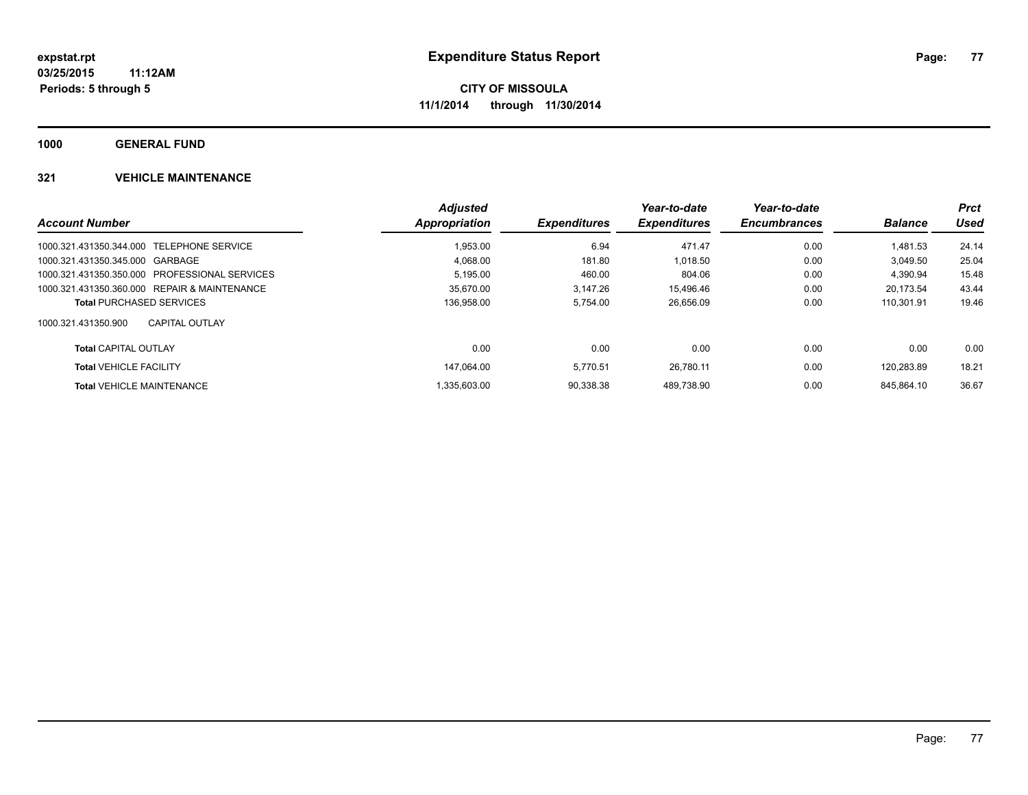# Expenditure Status Report

expstat.rpt
03/25/2015 11:12AM
Periods: 5 through 5

**CITY OF MISSOULA**
**11/1/2014 through 11/30/2014**

## 1000 GENERAL FUND

### 321 VEHICLE MAINTENANCE

| Account Number | Adjusted Appropriation | Expenditures | Year-to-date Expenditures | Year-to-date Encumbrances | Balance | Prct Used |
|---|---|---|---|---|---|---|
| 1000.321.431350.344.000 TELEPHONE SERVICE | 1,953.00 | 6.94 | 471.47 | 0.00 | 1,481.53 | 24.14 |
| 1000.321.431350.345.000 GARBAGE | 4,068.00 | 181.80 | 1,018.50 | 0.00 | 3,049.50 | 25.04 |
| 1000.321.431350.350.000 PROFESSIONAL SERVICES | 5,195.00 | 460.00 | 804.06 | 0.00 | 4,390.94 | 15.48 |
| 1000.321.431350.360.000 REPAIR & MAINTENANCE | 35,670.00 | 3,147.26 | 15,496.46 | 0.00 | 20,173.54 | 43.44 |
| **Total** PURCHASED SERVICES | 136,958.00 | 5,754.00 | 26,656.09 | 0.00 | 110,301.91 | 19.46 |
| 1000.321.431350.900 CAPITAL OUTLAY | | | | | | |
| **Total** CAPITAL OUTLAY | 0.00 | 0.00 | 0.00 | 0.00 | 0.00 | 0.00 |
| **Total** VEHICLE FACILITY | 147,064.00 | 5,770.51 | 26,780.11 | 0.00 | 120,283.89 | 18.21 |
| **Total** VEHICLE MAINTENANCE | 1,335,603.00 | 90,338.38 | 489,738.90 | 0.00 | 845,864.10 | 36.67 |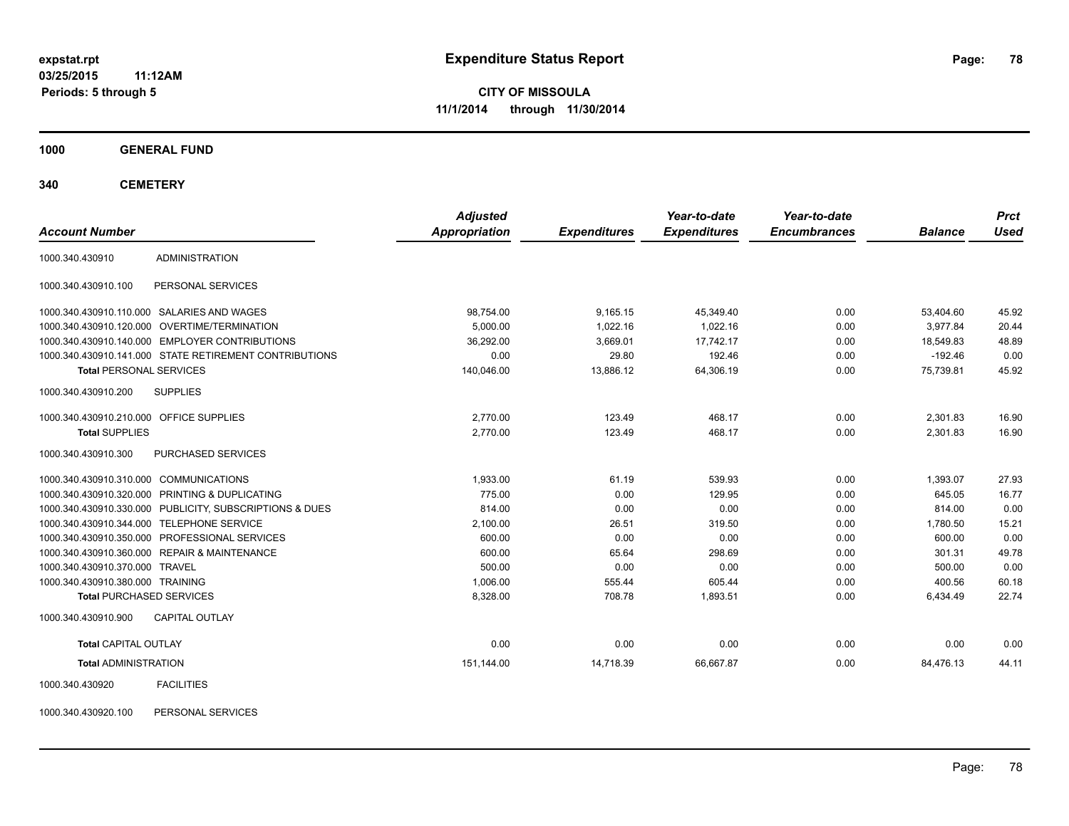**expstat.rpt**
**03/25/2015 11:12AM**
**Periods: 5 through 5**

# Expenditure Status Report

**CITY OF MISSOULA**
**11/1/2014 through 11/30/2014**

## 1000 GENERAL FUND

## 340 CEMETERY

| Account Number | | Adjusted Appropriation | Expenditures | Year-to-date Expenditures | Year-to-date Encumbrances | Balance | Prct Used |
|---|---|---|---|---|---|---|---|
| 1000.340.430910 | ADMINISTRATION | | | | | | |
| 1000.340.430910.100 | PERSONAL SERVICES | | | | | | |
| 1000.340.430910.110.000 | SALARIES AND WAGES | 98,754.00 | 9,165.15 | 45,349.40 | 0.00 | 53,404.60 | 45.92 |
| 1000.340.430910.120.000 | OVERTIME/TERMINATION | 5,000.00 | 1,022.16 | 1,022.16 | 0.00 | 3,977.84 | 20.44 |
| 1000.340.430910.140.000 | EMPLOYER CONTRIBUTIONS | 36,292.00 | 3,669.01 | 17,742.17 | 0.00 | 18,549.83 | 48.89 |
| 1000.340.430910.141.000 | STATE RETIREMENT CONTRIBUTIONS | 0.00 | 29.80 | 192.46 | 0.00 | -192.46 | 0.00 |
| **Total** PERSONAL SERVICES | | 140,046.00 | 13,886.12 | 64,306.19 | 0.00 | 75,739.81 | 45.92 |
| 1000.340.430910.200 | SUPPLIES | | | | | | |
| 1000.340.430910.210.000 | OFFICE SUPPLIES | 2,770.00 | 123.49 | 468.17 | 0.00 | 2,301.83 | 16.90 |
| **Total** SUPPLIES | | 2,770.00 | 123.49 | 468.17 | 0.00 | 2,301.83 | 16.90 |
| 1000.340.430910.300 | PURCHASED SERVICES | | | | | | |
| 1000.340.430910.310.000 | COMMUNICATIONS | 1,933.00 | 61.19 | 539.93 | 0.00 | 1,393.07 | 27.93 |
| 1000.340.430910.320.000 | PRINTING & DUPLICATING | 775.00 | 0.00 | 129.95 | 0.00 | 645.05 | 16.77 |
| 1000.340.430910.330.000 | PUBLICITY, SUBSCRIPTIONS & DUES | 814.00 | 0.00 | 0.00 | 0.00 | 814.00 | 0.00 |
| 1000.340.430910.344.000 | TELEPHONE SERVICE | 2,100.00 | 26.51 | 319.50 | 0.00 | 1,780.50 | 15.21 |
| 1000.340.430910.350.000 | PROFESSIONAL SERVICES | 600.00 | 0.00 | 0.00 | 0.00 | 600.00 | 0.00 |
| 1000.340.430910.360.000 | REPAIR & MAINTENANCE | 600.00 | 65.64 | 298.69 | 0.00 | 301.31 | 49.78 |
| 1000.340.430910.370.000 | TRAVEL | 500.00 | 0.00 | 0.00 | 0.00 | 500.00 | 0.00 |
| 1000.340.430910.380.000 | TRAINING | 1,006.00 | 555.44 | 605.44 | 0.00 | 400.56 | 60.18 |
| **Total** PURCHASED SERVICES | | 8,328.00 | 708.78 | 1,893.51 | 0.00 | 6,434.49 | 22.74 |
| 1000.340.430910.900 | CAPITAL OUTLAY | | | | | | |
| **Total** CAPITAL OUTLAY | | 0.00 | 0.00 | 0.00 | 0.00 | 0.00 | 0.00 |
| **Total** ADMINISTRATION | | 151,144.00 | 14,718.39 | 66,667.87 | 0.00 | 84,476.13 | 44.11 |
| 1000.340.430920 | FACILITIES | | | | | | |
| 1000.340.430920.100 | PERSONAL SERVICES | | | | | | |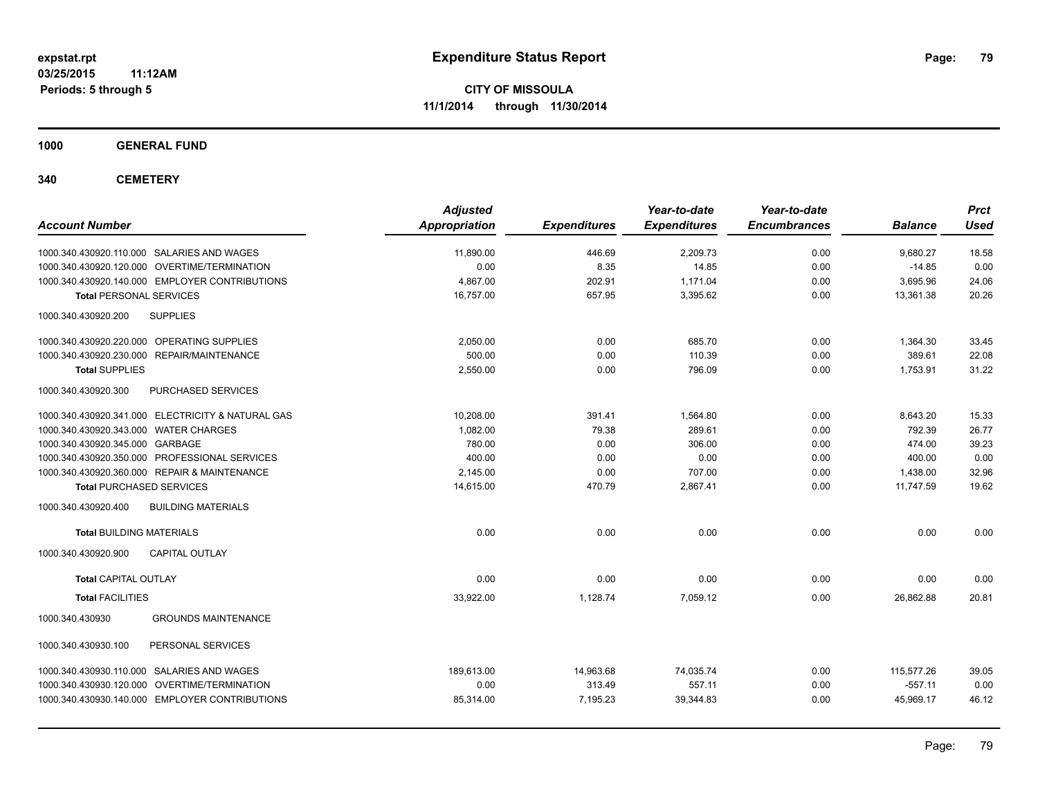**expstat.rpt**
**03/25/2015 11:12AM**
**Periods: 5 through 5**

# Expenditure Status Report

**CITY OF MISSOULA**
**11/1/2014 through 11/30/2014**

## 1000 GENERAL FUND

## 340 CEMETERY

| Account Number | Adjusted Appropriation | Expenditures | Year-to-date Expenditures | Year-to-date Encumbrances | Balance | Prct Used |
|---|---|---|---|---|---|---|
| 1000.340.430920.110.000 SALARIES AND WAGES | 11,890.00 | 446.69 | 2,209.73 | 0.00 | 9,680.27 | 18.58 |
| 1000.340.430920.120.000 OVERTIME/TERMINATION | 0.00 | 8.35 | 14.85 | 0.00 | -14.85 | 0.00 |
| 1000.340.430920.140.000 EMPLOYER CONTRIBUTIONS | 4,867.00 | 202.91 | 1,171.04 | 0.00 | 3,695.96 | 24.06 |
| **Total** PERSONAL SERVICES | 16,757.00 | 657.95 | 3,395.62 | 0.00 | 13,361.38 | 20.26 |
| 1000.340.430920.200 SUPPLIES | | | | | | |
| 1000.340.430920.220.000 OPERATING SUPPLIES | 2,050.00 | 0.00 | 685.70 | 0.00 | 1,364.30 | 33.45 |
| 1000.340.430920.230.000 REPAIR/MAINTENANCE | 500.00 | 0.00 | 110.39 | 0.00 | 389.61 | 22.08 |
| **Total** SUPPLIES | 2,550.00 | 0.00 | 796.09 | 0.00 | 1,753.91 | 31.22 |
| 1000.340.430920.300 PURCHASED SERVICES | | | | | | |
| 1000.340.430920.341.000 ELECTRICITY & NATURAL GAS | 10,208.00 | 391.41 | 1,564.80 | 0.00 | 8,643.20 | 15.33 |
| 1000.340.430920.343.000 WATER CHARGES | 1,082.00 | 79.38 | 289.61 | 0.00 | 792.39 | 26.77 |
| 1000.340.430920.345.000 GARBAGE | 780.00 | 0.00 | 306.00 | 0.00 | 474.00 | 39.23 |
| 1000.340.430920.350.000 PROFESSIONAL SERVICES | 400.00 | 0.00 | 0.00 | 0.00 | 400.00 | 0.00 |
| 1000.340.430920.360.000 REPAIR & MAINTENANCE | 2,145.00 | 0.00 | 707.00 | 0.00 | 1,438.00 | 32.96 |
| **Total** PURCHASED SERVICES | 14,615.00 | 470.79 | 2,867.41 | 0.00 | 11,747.59 | 19.62 |
| 1000.340.430920.400 BUILDING MATERIALS | | | | | | |
| **Total** BUILDING MATERIALS | 0.00 | 0.00 | 0.00 | 0.00 | 0.00 | 0.00 |
| 1000.340.430920.900 CAPITAL OUTLAY | | | | | | |
| **Total** CAPITAL OUTLAY | 0.00 | 0.00 | 0.00 | 0.00 | 0.00 | 0.00 |
| **Total** FACILITIES | 33,922.00 | 1,128.74 | 7,059.12 | 0.00 | 26,862.88 | 20.81 |
| 1000.340.430930 GROUNDS MAINTENANCE | | | | | | |
| 1000.340.430930.100 PERSONAL SERVICES | | | | | | |
| 1000.340.430930.110.000 SALARIES AND WAGES | 189,613.00 | 14,963.68 | 74,035.74 | 0.00 | 115,577.26 | 39.05 |
| 1000.340.430930.120.000 OVERTIME/TERMINATION | 0.00 | 313.49 | 557.11 | 0.00 | -557.11 | 0.00 |
| 1000.340.430930.140.000 EMPLOYER CONTRIBUTIONS | 85,314.00 | 7,195.23 | 39,344.83 | 0.00 | 45,969.17 | 46.12 |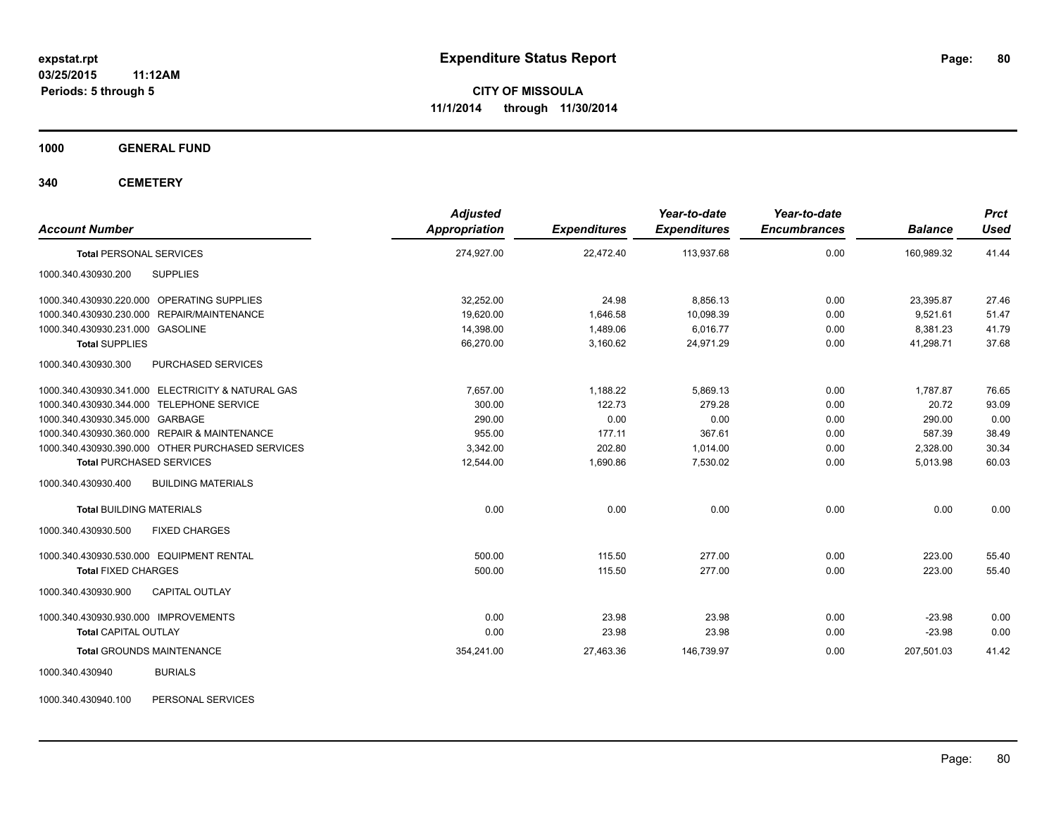**expstat.rpt**
**03/25/2015 11:12AM**
**Periods: 5 through 5**

# Expenditure Status Report

**CITY OF MISSOULA**
**11/1/2014 through 11/30/2014**

## 1000 GENERAL FUND

## 340 CEMETERY

| Account Number | | Adjusted Appropriation | Expenditures | Year-to-date Expenditures | Year-to-date Encumbrances | Balance | Prct Used |
|---|---|---|---|---|---|---|---|
| **Total** PERSONAL SERVICES | | 274,927.00 | 22,472.40 | 113,937.68 | 0.00 | 160,989.32 | 41.44 |
| 1000.340.430930.200 | SUPPLIES | | | | | | |
| 1000.340.430930.220.000 | OPERATING SUPPLIES | 32,252.00 | 24.98 | 8,856.13 | 0.00 | 23,395.87 | 27.46 |
| 1000.340.430930.230.000 | REPAIR/MAINTENANCE | 19,620.00 | 1,646.58 | 10,098.39 | 0.00 | 9,521.61 | 51.47 |
| 1000.340.430930.231.000 | GASOLINE | 14,398.00 | 1,489.06 | 6,016.77 | 0.00 | 8,381.23 | 41.79 |
| **Total** SUPPLIES | | 66,270.00 | 3,160.62 | 24,971.29 | 0.00 | 41,298.71 | 37.68 |
| 1000.340.430930.300 | PURCHASED SERVICES | | | | | | |
| 1000.340.430930.341.000 | ELECTRICITY & NATURAL GAS | 7,657.00 | 1,188.22 | 5,869.13 | 0.00 | 1,787.87 | 76.65 |
| 1000.340.430930.344.000 | TELEPHONE SERVICE | 300.00 | 122.73 | 279.28 | 0.00 | 20.72 | 93.09 |
| 1000.340.430930.345.000 | GARBAGE | 290.00 | 0.00 | 0.00 | 0.00 | 290.00 | 0.00 |
| 1000.340.430930.360.000 | REPAIR & MAINTENANCE | 955.00 | 177.11 | 367.61 | 0.00 | 587.39 | 38.49 |
| 1000.340.430930.390.000 | OTHER PURCHASED SERVICES | 3,342.00 | 202.80 | 1,014.00 | 0.00 | 2,328.00 | 30.34 |
| **Total** PURCHASED SERVICES | | 12,544.00 | 1,690.86 | 7,530.02 | 0.00 | 5,013.98 | 60.03 |
| 1000.340.430930.400 | BUILDING MATERIALS | | | | | | |
| **Total** BUILDING MATERIALS | | 0.00 | 0.00 | 0.00 | 0.00 | 0.00 | 0.00 |
| 1000.340.430930.500 | FIXED CHARGES | | | | | | |
| 1000.340.430930.530.000 | EQUIPMENT RENTAL | 500.00 | 115.50 | 277.00 | 0.00 | 223.00 | 55.40 |
| **Total** FIXED CHARGES | | 500.00 | 115.50 | 277.00 | 0.00 | 223.00 | 55.40 |
| 1000.340.430930.900 | CAPITAL OUTLAY | | | | | | |
| 1000.340.430930.930.000 | IMPROVEMENTS | 0.00 | 23.98 | 23.98 | 0.00 | -23.98 | 0.00 |
| **Total** CAPITAL OUTLAY | | 0.00 | 23.98 | 23.98 | 0.00 | -23.98 | 0.00 |
| **Total** GROUNDS MAINTENANCE | | 354,241.00 | 27,463.36 | 146,739.97 | 0.00 | 207,501.03 | 41.42 |
| 1000.340.430940 | BURIALS | | | | | | |
| 1000.340.430940.100 | PERSONAL SERVICES | | | | | | |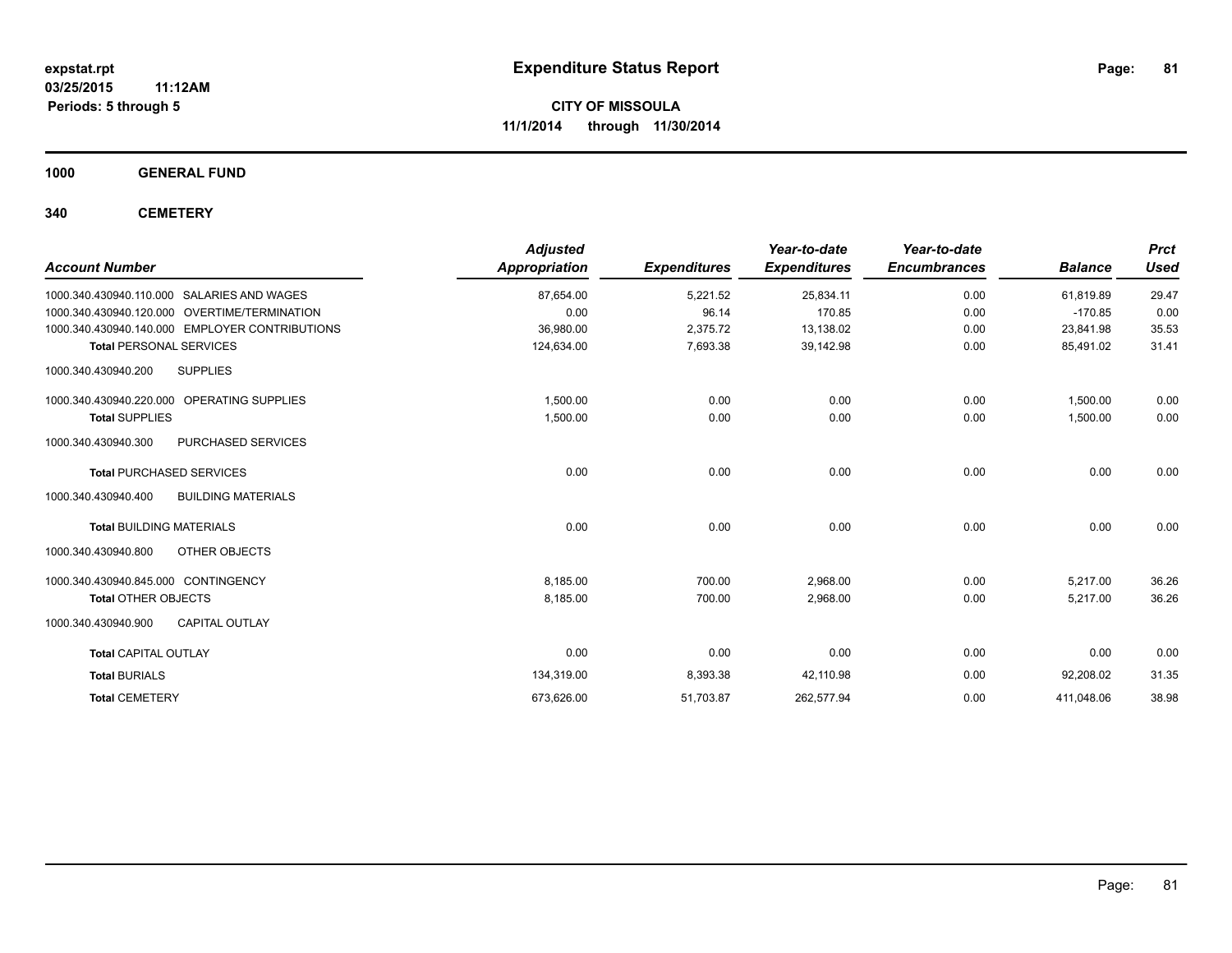**expstat.rpt**
**03/25/2015 11:12AM**
**Periods: 5 through 5**

# Expenditure Status Report

**CITY OF MISSOULA**
**11/1/2014 through 11/30/2014**

## 1000 GENERAL FUND

## 340 CEMETERY

| Account Number | Adjusted Appropriation | Expenditures | Year-to-date Expenditures | Year-to-date Encumbrances | Balance | Prct Used |
|---|---|---|---|---|---|---|
| 1000.340.430940.110.000 SALARIES AND WAGES | 87,654.00 | 5,221.52 | 25,834.11 | 0.00 | 61,819.89 | 29.47 |
| 1000.340.430940.120.000 OVERTIME/TERMINATION | 0.00 | 96.14 | 170.85 | 0.00 | -170.85 | 0.00 |
| 1000.340.430940.140.000 EMPLOYER CONTRIBUTIONS | 36,980.00 | 2,375.72 | 13,138.02 | 0.00 | 23,841.98 | 35.53 |
| **Total** PERSONAL SERVICES | 124,634.00 | 7,693.38 | 39,142.98 | 0.00 | 85,491.02 | 31.41 |
| 1000.340.430940.200 SUPPLIES | | | | | | |
| 1000.340.430940.220.000 OPERATING SUPPLIES | 1,500.00 | 0.00 | 0.00 | 0.00 | 1,500.00 | 0.00 |
| **Total** SUPPLIES | 1,500.00 | 0.00 | 0.00 | 0.00 | 1,500.00 | 0.00 |
| 1000.340.430940.300 PURCHASED SERVICES | | | | | | |
| **Total** PURCHASED SERVICES | 0.00 | 0.00 | 0.00 | 0.00 | 0.00 | 0.00 |
| 1000.340.430940.400 BUILDING MATERIALS | | | | | | |
| **Total** BUILDING MATERIALS | 0.00 | 0.00 | 0.00 | 0.00 | 0.00 | 0.00 |
| 1000.340.430940.800 OTHER OBJECTS | | | | | | |
| 1000.340.430940.845.000 CONTINGENCY | 8,185.00 | 700.00 | 2,968.00 | 0.00 | 5,217.00 | 36.26 |
| **Total** OTHER OBJECTS | 8,185.00 | 700.00 | 2,968.00 | 0.00 | 5,217.00 | 36.26 |
| 1000.340.430940.900 CAPITAL OUTLAY | | | | | | |
| **Total** CAPITAL OUTLAY | 0.00 | 0.00 | 0.00 | 0.00 | 0.00 | 0.00 |
| **Total** BURIALS | 134,319.00 | 8,393.38 | 42,110.98 | 0.00 | 92,208.02 | 31.35 |
| **Total** CEMETERY | 673,626.00 | 51,703.87 | 262,577.94 | 0.00 | 411,048.06 | 38.98 |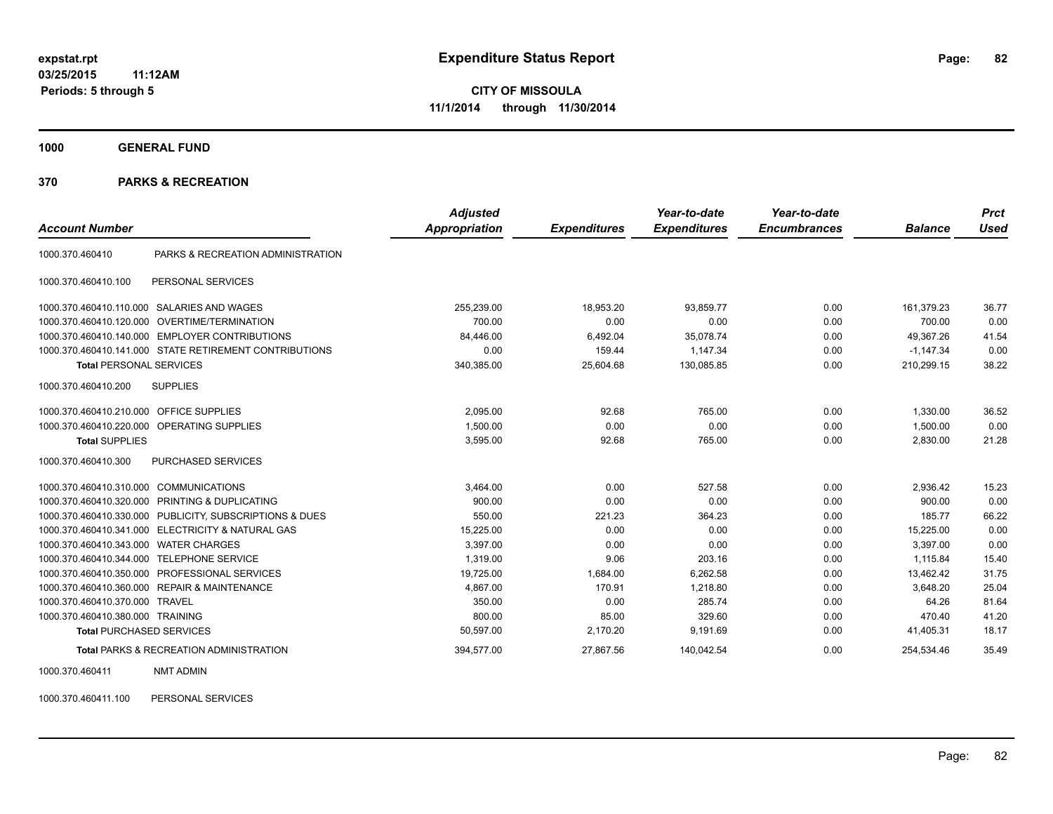expstat.rpt
03/25/2015 11:12AM
Periods: 5 through 5

# Expenditure Status Report

**CITY OF MISSOULA**
**11/1/2014 through 11/30/2014**

**1000 GENERAL FUND**

**370 PARKS & RECREATION**

| Account Number | | Adjusted Appropriation | Expenditures | Year-to-date Expenditures | Year-to-date Encumbrances | Balance | Prct Used |
|---|---|---|---|---|---|---|---|
| 1000.370.460410 | PARKS & RECREATION ADMINISTRATION | | | | | | |
| 1000.370.460410.100 | PERSONAL SERVICES | | | | | | |
| 1000.370.460410.110.000 | SALARIES AND WAGES | 255,239.00 | 18,953.20 | 93,859.77 | 0.00 | 161,379.23 | 36.77 |
| 1000.370.460410.120.000 | OVERTIME/TERMINATION | 700.00 | 0.00 | 0.00 | 0.00 | 700.00 | 0.00 |
| 1000.370.460410.140.000 | EMPLOYER CONTRIBUTIONS | 84,446.00 | 6,492.04 | 35,078.74 | 0.00 | 49,367.26 | 41.54 |
| 1000.370.460410.141.000 | STATE RETIREMENT CONTRIBUTIONS | 0.00 | 159.44 | 1,147.34 | 0.00 | -1,147.34 | 0.00 |
| **Total** PERSONAL SERVICES | | 340,385.00 | 25,604.68 | 130,085.85 | 0.00 | 210,299.15 | 38.22 |
| 1000.370.460410.200 | SUPPLIES | | | | | | |
| 1000.370.460410.210.000 | OFFICE SUPPLIES | 2,095.00 | 92.68 | 765.00 | 0.00 | 1,330.00 | 36.52 |
| 1000.370.460410.220.000 | OPERATING SUPPLIES | 1,500.00 | 0.00 | 0.00 | 0.00 | 1,500.00 | 0.00 |
| **Total** SUPPLIES | | 3,595.00 | 92.68 | 765.00 | 0.00 | 2,830.00 | 21.28 |
| 1000.370.460410.300 | PURCHASED SERVICES | | | | | | |
| 1000.370.460410.310.000 | COMMUNICATIONS | 3,464.00 | 0.00 | 527.58 | 0.00 | 2,936.42 | 15.23 |
| 1000.370.460410.320.000 | PRINTING & DUPLICATING | 900.00 | 0.00 | 0.00 | 0.00 | 900.00 | 0.00 |
| 1000.370.460410.330.000 | PUBLICITY, SUBSCRIPTIONS & DUES | 550.00 | 221.23 | 364.23 | 0.00 | 185.77 | 66.22 |
| 1000.370.460410.341.000 | ELECTRICITY & NATURAL GAS | 15,225.00 | 0.00 | 0.00 | 0.00 | 15,225.00 | 0.00 |
| 1000.370.460410.343.000 | WATER CHARGES | 3,397.00 | 0.00 | 0.00 | 0.00 | 3,397.00 | 0.00 |
| 1000.370.460410.344.000 | TELEPHONE SERVICE | 1,319.00 | 9.06 | 203.16 | 0.00 | 1,115.84 | 15.40 |
| 1000.370.460410.350.000 | PROFESSIONAL SERVICES | 19,725.00 | 1,684.00 | 6,262.58 | 0.00 | 13,462.42 | 31.75 |
| 1000.370.460410.360.000 | REPAIR & MAINTENANCE | 4,867.00 | 170.91 | 1,218.80 | 0.00 | 3,648.20 | 25.04 |
| 1000.370.460410.370.000 | TRAVEL | 350.00 | 0.00 | 285.74 | 0.00 | 64.26 | 81.64 |
| 1000.370.460410.380.000 | TRAINING | 800.00 | 85.00 | 329.60 | 0.00 | 470.40 | 41.20 |
| **Total** PURCHASED SERVICES | | 50,597.00 | 2,170.20 | 9,191.69 | 0.00 | 41,405.31 | 18.17 |
| **Total** PARKS & RECREATION ADMINISTRATION | | 394,577.00 | 27,867.56 | 140,042.54 | 0.00 | 254,534.46 | 35.49 |
| 1000.370.460411 | NMT ADMIN | | | | | | |
| 1000.370.460411.100 | PERSONAL SERVICES | | | | | | |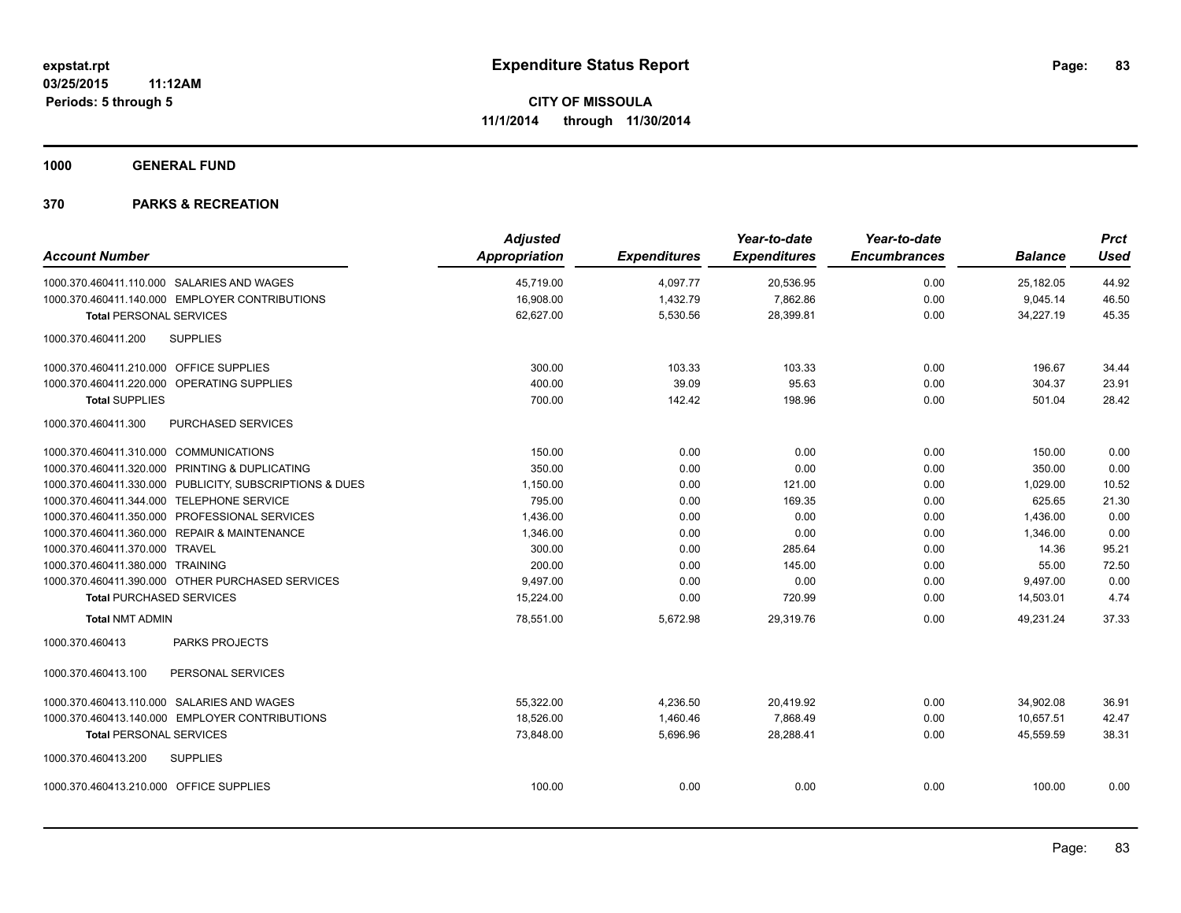**expstat.rpt**
**03/25/2015 11:12AM**
**Periods: 5 through 5**

# Expenditure Status Report

**CITY OF MISSOULA**
**11/1/2014 through 11/30/2014**

## 1000 GENERAL FUND

## 370 PARKS & RECREATION

| Account Number | Adjusted Appropriation | Expenditures | Year-to-date Expenditures | Year-to-date Encumbrances | Balance | Prct Used |
|---|---|---|---|---|---|---|
| 1000.370.460411.110.000 SALARIES AND WAGES | 45,719.00 | 4,097.77 | 20,536.95 | 0.00 | 25,182.05 | 44.92 |
| 1000.370.460411.140.000 EMPLOYER CONTRIBUTIONS | 16,908.00 | 1,432.79 | 7,862.86 | 0.00 | 9,045.14 | 46.50 |
| **Total** PERSONAL SERVICES | 62,627.00 | 5,530.56 | 28,399.81 | 0.00 | 34,227.19 | 45.35 |
| 1000.370.460411.200 SUPPLIES | | | | | | |
| 1000.370.460411.210.000 OFFICE SUPPLIES | 300.00 | 103.33 | 103.33 | 0.00 | 196.67 | 34.44 |
| 1000.370.460411.220.000 OPERATING SUPPLIES | 400.00 | 39.09 | 95.63 | 0.00 | 304.37 | 23.91 |
| **Total** SUPPLIES | 700.00 | 142.42 | 198.96 | 0.00 | 501.04 | 28.42 |
| 1000.370.460411.300 PURCHASED SERVICES | | | | | | |
| 1000.370.460411.310.000 COMMUNICATIONS | 150.00 | 0.00 | 0.00 | 0.00 | 150.00 | 0.00 |
| 1000.370.460411.320.000 PRINTING & DUPLICATING | 350.00 | 0.00 | 0.00 | 0.00 | 350.00 | 0.00 |
| 1000.370.460411.330.000 PUBLICITY, SUBSCRIPTIONS & DUES | 1,150.00 | 0.00 | 121.00 | 0.00 | 1,029.00 | 10.52 |
| 1000.370.460411.344.000 TELEPHONE SERVICE | 795.00 | 0.00 | 169.35 | 0.00 | 625.65 | 21.30 |
| 1000.370.460411.350.000 PROFESSIONAL SERVICES | 1,436.00 | 0.00 | 0.00 | 0.00 | 1,436.00 | 0.00 |
| 1000.370.460411.360.000 REPAIR & MAINTENANCE | 1,346.00 | 0.00 | 0.00 | 0.00 | 1,346.00 | 0.00 |
| 1000.370.460411.370.000 TRAVEL | 300.00 | 0.00 | 285.64 | 0.00 | 14.36 | 95.21 |
| 1000.370.460411.380.000 TRAINING | 200.00 | 0.00 | 145.00 | 0.00 | 55.00 | 72.50 |
| 1000.370.460411.390.000 OTHER PURCHASED SERVICES | 9,497.00 | 0.00 | 0.00 | 0.00 | 9,497.00 | 0.00 |
| **Total** PURCHASED SERVICES | 15,224.00 | 0.00 | 720.99 | 0.00 | 14,503.01 | 4.74 |
| **Total** NMT ADMIN | 78,551.00 | 5,672.98 | 29,319.76 | 0.00 | 49,231.24 | 37.33 |
| 1000.370.460413 PARKS PROJECTS | | | | | | |
| 1000.370.460413.100 PERSONAL SERVICES | | | | | | |
| 1000.370.460413.110.000 SALARIES AND WAGES | 55,322.00 | 4,236.50 | 20,419.92 | 0.00 | 34,902.08 | 36.91 |
| 1000.370.460413.140.000 EMPLOYER CONTRIBUTIONS | 18,526.00 | 1,460.46 | 7,868.49 | 0.00 | 10,657.51 | 42.47 |
| **Total** PERSONAL SERVICES | 73,848.00 | 5,696.96 | 28,288.41 | 0.00 | 45,559.59 | 38.31 |
| 1000.370.460413.200 SUPPLIES | | | | | | |
| 1000.370.460413.210.000 OFFICE SUPPLIES | 100.00 | 0.00 | 0.00 | 0.00 | 100.00 | 0.00 |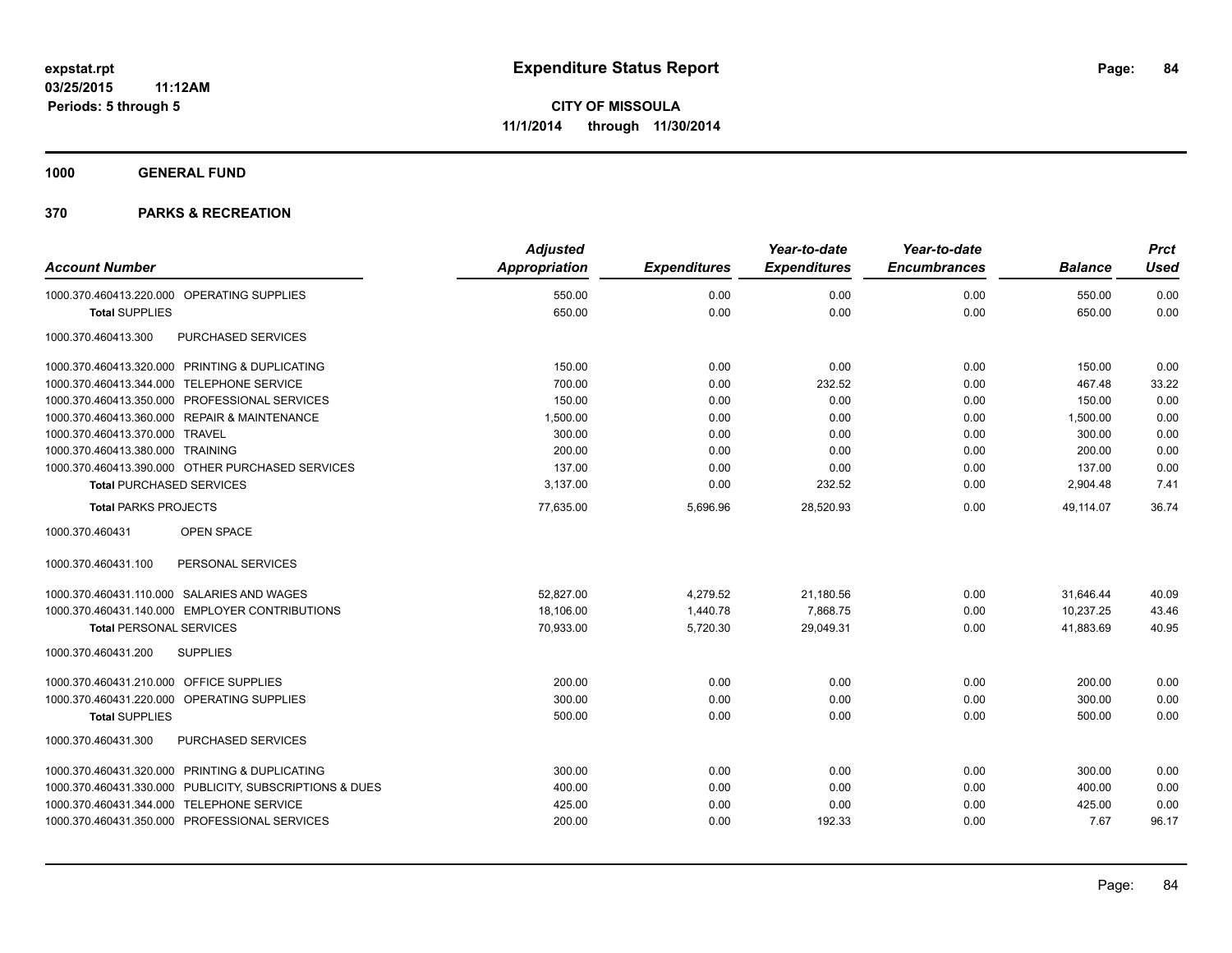# Expenditure Status Report

expstat.rpt
03/25/2015 11:12AM
Periods: 5 through 5

**CITY OF MISSOULA**
**11/1/2014 through 11/30/2014**

## 1000 GENERAL FUND

## 370 PARKS & RECREATION

| Account Number | Adjusted Appropriation | Expenditures | Year-to-date Expenditures | Year-to-date Encumbrances | Balance | Prct Used |
|---|---|---|---|---|---|---|
| 1000.370.460413.220.000 OPERATING SUPPLIES | 550.00 | 0.00 | 0.00 | 0.00 | 550.00 | 0.00 |
| **Total** SUPPLIES | 650.00 | 0.00 | 0.00 | 0.00 | 650.00 | 0.00 |
| 1000.370.460413.300 PURCHASED SERVICES | | | | | | |
| 1000.370.460413.320.000 PRINTING & DUPLICATING | 150.00 | 0.00 | 0.00 | 0.00 | 150.00 | 0.00 |
| 1000.370.460413.344.000 TELEPHONE SERVICE | 700.00 | 0.00 | 232.52 | 0.00 | 467.48 | 33.22 |
| 1000.370.460413.350.000 PROFESSIONAL SERVICES | 150.00 | 0.00 | 0.00 | 0.00 | 150.00 | 0.00 |
| 1000.370.460413.360.000 REPAIR & MAINTENANCE | 1,500.00 | 0.00 | 0.00 | 0.00 | 1,500.00 | 0.00 |
| 1000.370.460413.370.000 TRAVEL | 300.00 | 0.00 | 0.00 | 0.00 | 300.00 | 0.00 |
| 1000.370.460413.380.000 TRAINING | 200.00 | 0.00 | 0.00 | 0.00 | 200.00 | 0.00 |
| 1000.370.460413.390.000 OTHER PURCHASED SERVICES | 137.00 | 0.00 | 0.00 | 0.00 | 137.00 | 0.00 |
| **Total** PURCHASED SERVICES | 3,137.00 | 0.00 | 232.52 | 0.00 | 2,904.48 | 7.41 |
| **Total** PARKS PROJECTS | 77,635.00 | 5,696.96 | 28,520.93 | 0.00 | 49,114.07 | 36.74 |
| 1000.370.460431 OPEN SPACE | | | | | | |
| 1000.370.460431.100 PERSONAL SERVICES | | | | | | |
| 1000.370.460431.110.000 SALARIES AND WAGES | 52,827.00 | 4,279.52 | 21,180.56 | 0.00 | 31,646.44 | 40.09 |
| 1000.370.460431.140.000 EMPLOYER CONTRIBUTIONS | 18,106.00 | 1,440.78 | 7,868.75 | 0.00 | 10,237.25 | 43.46 |
| **Total** PERSONAL SERVICES | 70,933.00 | 5,720.30 | 29,049.31 | 0.00 | 41,883.69 | 40.95 |
| 1000.370.460431.200 SUPPLIES | | | | | | |
| 1000.370.460431.210.000 OFFICE SUPPLIES | 200.00 | 0.00 | 0.00 | 0.00 | 200.00 | 0.00 |
| 1000.370.460431.220.000 OPERATING SUPPLIES | 300.00 | 0.00 | 0.00 | 0.00 | 300.00 | 0.00 |
| **Total** SUPPLIES | 500.00 | 0.00 | 0.00 | 0.00 | 500.00 | 0.00 |
| 1000.370.460431.300 PURCHASED SERVICES | | | | | | |
| 1000.370.460431.320.000 PRINTING & DUPLICATING | 300.00 | 0.00 | 0.00 | 0.00 | 300.00 | 0.00 |
| 1000.370.460431.330.000 PUBLICITY, SUBSCRIPTIONS & DUES | 400.00 | 0.00 | 0.00 | 0.00 | 400.00 | 0.00 |
| 1000.370.460431.344.000 TELEPHONE SERVICE | 425.00 | 0.00 | 0.00 | 0.00 | 425.00 | 0.00 |
| 1000.370.460431.350.000 PROFESSIONAL SERVICES | 200.00 | 0.00 | 192.33 | 0.00 | 7.67 | 96.17 |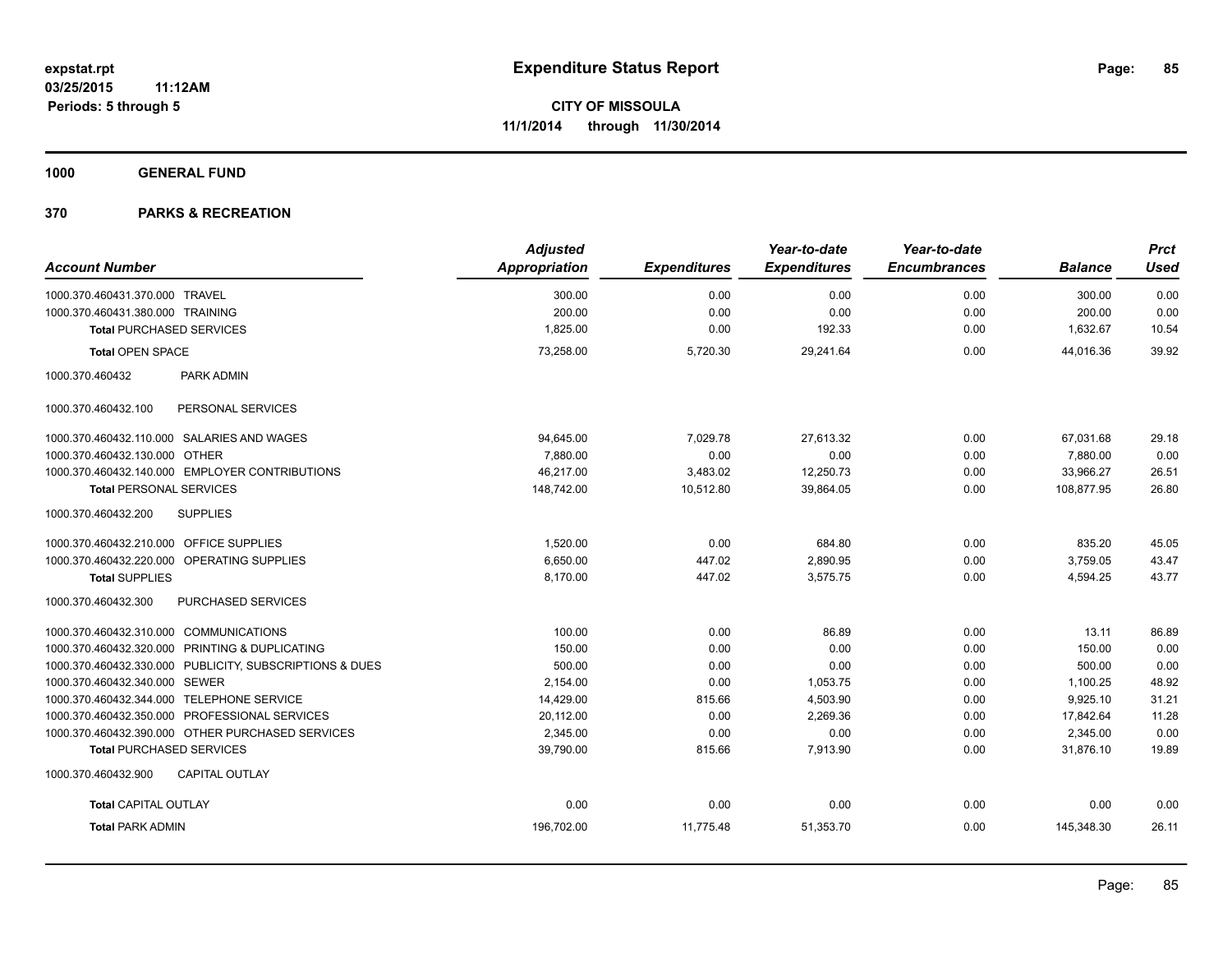expstat.rpt
03/25/2015 11:12AM
Periods: 5 through 5

# Expenditure Status Report

**CITY OF MISSOULA**
**11/1/2014 through 11/30/2014**

**1000 GENERAL FUND**

**370 PARKS & RECREATION**

| Account Number | Adjusted Appropriation | Expenditures | Year-to-date Expenditures | Year-to-date Encumbrances | Balance | Prct Used |
|---|---|---|---|---|---|---|
| 1000.370.460431.370.000 TRAVEL | 300.00 | 0.00 | 0.00 | 0.00 | 300.00 | 0.00 |
| 1000.370.460431.380.000 TRAINING | 200.00 | 0.00 | 0.00 | 0.00 | 200.00 | 0.00 |
| **Total** PURCHASED SERVICES | 1,825.00 | 0.00 | 192.33 | 0.00 | 1,632.67 | 10.54 |
| **Total** OPEN SPACE | 73,258.00 | 5,720.30 | 29,241.64 | 0.00 | 44,016.36 | 39.92 |
| 1000.370.460432 PARK ADMIN | | | | | | |
| 1000.370.460432.100 PERSONAL SERVICES | | | | | | |
| 1000.370.460432.110.000 SALARIES AND WAGES | 94,645.00 | 7,029.78 | 27,613.32 | 0.00 | 67,031.68 | 29.18 |
| 1000.370.460432.130.000 OTHER | 7,880.00 | 0.00 | 0.00 | 0.00 | 7,880.00 | 0.00 |
| 1000.370.460432.140.000 EMPLOYER CONTRIBUTIONS | 46,217.00 | 3,483.02 | 12,250.73 | 0.00 | 33,966.27 | 26.51 |
| **Total** PERSONAL SERVICES | 148,742.00 | 10,512.80 | 39,864.05 | 0.00 | 108,877.95 | 26.80 |
| 1000.370.460432.200 SUPPLIES | | | | | | |
| 1000.370.460432.210.000 OFFICE SUPPLIES | 1,520.00 | 0.00 | 684.80 | 0.00 | 835.20 | 45.05 |
| 1000.370.460432.220.000 OPERATING SUPPLIES | 6,650.00 | 447.02 | 2,890.95 | 0.00 | 3,759.05 | 43.47 |
| **Total** SUPPLIES | 8,170.00 | 447.02 | 3,575.75 | 0.00 | 4,594.25 | 43.77 |
| 1000.370.460432.300 PURCHASED SERVICES | | | | | | |
| 1000.370.460432.310.000 COMMUNICATIONS | 100.00 | 0.00 | 86.89 | 0.00 | 13.11 | 86.89 |
| 1000.370.460432.320.000 PRINTING & DUPLICATING | 150.00 | 0.00 | 0.00 | 0.00 | 150.00 | 0.00 |
| 1000.370.460432.330.000 PUBLICITY, SUBSCRIPTIONS & DUES | 500.00 | 0.00 | 0.00 | 0.00 | 500.00 | 0.00 |
| 1000.370.460432.340.000 SEWER | 2,154.00 | 0.00 | 1,053.75 | 0.00 | 1,100.25 | 48.92 |
| 1000.370.460432.344.000 TELEPHONE SERVICE | 14,429.00 | 815.66 | 4,503.90 | 0.00 | 9,925.10 | 31.21 |
| 1000.370.460432.350.000 PROFESSIONAL SERVICES | 20,112.00 | 0.00 | 2,269.36 | 0.00 | 17,842.64 | 11.28 |
| 1000.370.460432.390.000 OTHER PURCHASED SERVICES | 2,345.00 | 0.00 | 0.00 | 0.00 | 2,345.00 | 0.00 |
| **Total** PURCHASED SERVICES | 39,790.00 | 815.66 | 7,913.90 | 0.00 | 31,876.10 | 19.89 |
| 1000.370.460432.900 CAPITAL OUTLAY | | | | | | |
| **Total** CAPITAL OUTLAY | 0.00 | 0.00 | 0.00 | 0.00 | 0.00 | 0.00 |
| **Total** PARK ADMIN | 196,702.00 | 11,775.48 | 51,353.70 | 0.00 | 145,348.30 | 26.11 |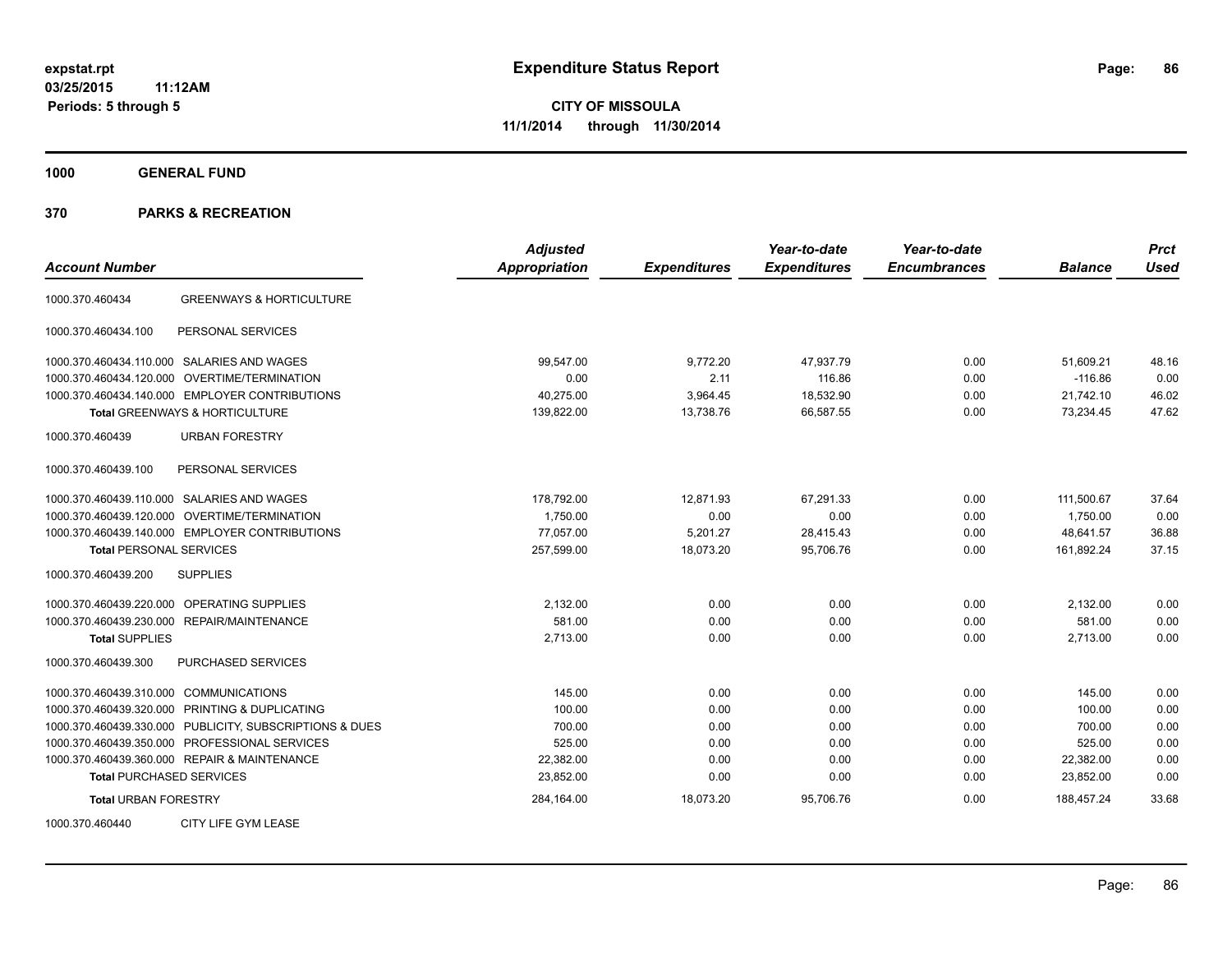# Expenditure Status Report

expstat.rpt
03/25/2015 11:12AM
Periods: 5 through 5

**CITY OF MISSOULA**
**11/1/2014 through 11/30/2014**

## 1000 GENERAL FUND

## 370 PARKS & RECREATION

| Account Number | | Adjusted Appropriation | Expenditures | Year-to-date Expenditures | Year-to-date Encumbrances | Balance | Prct Used |
|---|---|---|---|---|---|---|---|
| 1000.370.460434 | GREENWAYS & HORTICULTURE | | | | | | |
| 1000.370.460434.100 | PERSONAL SERVICES | | | | | | |
| 1000.370.460434.110.000 | SALARIES AND WAGES | 99,547.00 | 9,772.20 | 47,937.79 | 0.00 | 51,609.21 | 48.16 |
| 1000.370.460434.120.000 | OVERTIME/TERMINATION | 0.00 | 2.11 | 116.86 | 0.00 | -116.86 | 0.00 |
| 1000.370.460434.140.000 | EMPLOYER CONTRIBUTIONS | 40,275.00 | 3,964.45 | 18,532.90 | 0.00 | 21,742.10 | 46.02 |
| **Total** GREENWAYS & HORTICULTURE | | 139,822.00 | 13,738.76 | 66,587.55 | 0.00 | 73,234.45 | 47.62 |
| 1000.370.460439 | URBAN FORESTRY | | | | | | |
| 1000.370.460439.100 | PERSONAL SERVICES | | | | | | |
| 1000.370.460439.110.000 | SALARIES AND WAGES | 178,792.00 | 12,871.93 | 67,291.33 | 0.00 | 111,500.67 | 37.64 |
| 1000.370.460439.120.000 | OVERTIME/TERMINATION | 1,750.00 | 0.00 | 0.00 | 0.00 | 1,750.00 | 0.00 |
| 1000.370.460439.140.000 | EMPLOYER CONTRIBUTIONS | 77,057.00 | 5,201.27 | 28,415.43 | 0.00 | 48,641.57 | 36.88 |
| **Total** PERSONAL SERVICES | | 257,599.00 | 18,073.20 | 95,706.76 | 0.00 | 161,892.24 | 37.15 |
| 1000.370.460439.200 | SUPPLIES | | | | | | |
| 1000.370.460439.220.000 | OPERATING SUPPLIES | 2,132.00 | 0.00 | 0.00 | 0.00 | 2,132.00 | 0.00 |
| 1000.370.460439.230.000 | REPAIR/MAINTENANCE | 581.00 | 0.00 | 0.00 | 0.00 | 581.00 | 0.00 |
| **Total** SUPPLIES | | 2,713.00 | 0.00 | 0.00 | 0.00 | 2,713.00 | 0.00 |
| 1000.370.460439.300 | PURCHASED SERVICES | | | | | | |
| 1000.370.460439.310.000 | COMMUNICATIONS | 145.00 | 0.00 | 0.00 | 0.00 | 145.00 | 0.00 |
| 1000.370.460439.320.000 | PRINTING & DUPLICATING | 100.00 | 0.00 | 0.00 | 0.00 | 100.00 | 0.00 |
| 1000.370.460439.330.000 | PUBLICITY, SUBSCRIPTIONS & DUES | 700.00 | 0.00 | 0.00 | 0.00 | 700.00 | 0.00 |
| 1000.370.460439.350.000 | PROFESSIONAL SERVICES | 525.00 | 0.00 | 0.00 | 0.00 | 525.00 | 0.00 |
| 1000.370.460439.360.000 | REPAIR & MAINTENANCE | 22,382.00 | 0.00 | 0.00 | 0.00 | 22,382.00 | 0.00 |
| **Total** PURCHASED SERVICES | | 23,852.00 | 0.00 | 0.00 | 0.00 | 23,852.00 | 0.00 |
| **Total** URBAN FORESTRY | | 284,164.00 | 18,073.20 | 95,706.76 | 0.00 | 188,457.24 | 33.68 |
| 1000.370.460440 | CITY LIFE GYM LEASE | | | | | | |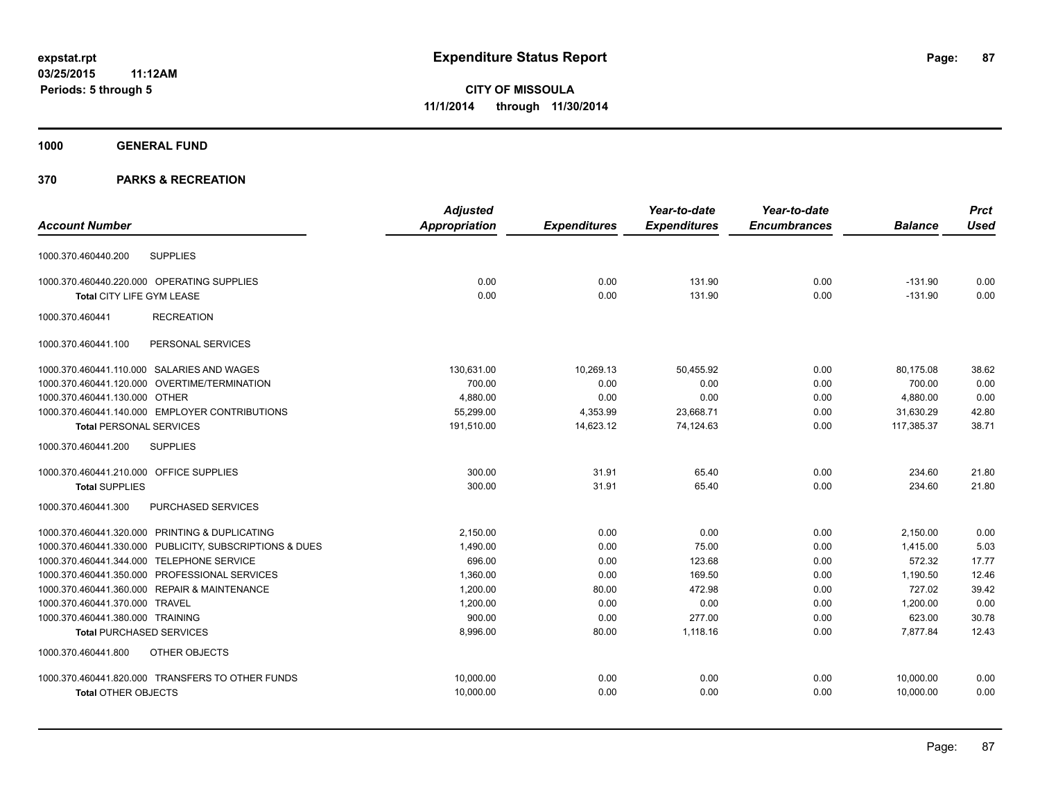**expstat.rpt**
**03/25/2015 11:12AM**
**Periods: 5 through 5**

# Expenditure Status Report

**CITY OF MISSOULA**
**11/1/2014 through 11/30/2014**

## 1000 GENERAL FUND

## 370 PARKS & RECREATION

| Account Number | | Adjusted Appropriation | Expenditures | Year-to-date Expenditures | Year-to-date Encumbrances | Balance | Prct Used |
|---|---|---|---|---|---|---|---|
| 1000.370.460440.200 | SUPPLIES | | | | | | |
| 1000.370.460440.220.000 | OPERATING SUPPLIES | 0.00 | 0.00 | 131.90 | 0.00 | -131.90 | 0.00 |
| **Total** CITY LIFE GYM LEASE | | 0.00 | 0.00 | 131.90 | 0.00 | -131.90 | 0.00 |
| 1000.370.460441 | RECREATION | | | | | | |
| 1000.370.460441.100 | PERSONAL SERVICES | | | | | | |
| 1000.370.460441.110.000 | SALARIES AND WAGES | 130,631.00 | 10,269.13 | 50,455.92 | 0.00 | 80,175.08 | 38.62 |
| 1000.370.460441.120.000 | OVERTIME/TERMINATION | 700.00 | 0.00 | 0.00 | 0.00 | 700.00 | 0.00 |
| 1000.370.460441.130.000 | OTHER | 4,880.00 | 0.00 | 0.00 | 0.00 | 4,880.00 | 0.00 |
| 1000.370.460441.140.000 | EMPLOYER CONTRIBUTIONS | 55,299.00 | 4,353.99 | 23,668.71 | 0.00 | 31,630.29 | 42.80 |
| **Total** PERSONAL SERVICES | | 191,510.00 | 14,623.12 | 74,124.63 | 0.00 | 117,385.37 | 38.71 |
| 1000.370.460441.200 | SUPPLIES | | | | | | |
| 1000.370.460441.210.000 | OFFICE SUPPLIES | 300.00 | 31.91 | 65.40 | 0.00 | 234.60 | 21.80 |
| **Total** SUPPLIES | | 300.00 | 31.91 | 65.40 | 0.00 | 234.60 | 21.80 |
| 1000.370.460441.300 | PURCHASED SERVICES | | | | | | |
| 1000.370.460441.320.000 | PRINTING & DUPLICATING | 2,150.00 | 0.00 | 0.00 | 0.00 | 2,150.00 | 0.00 |
| 1000.370.460441.330.000 | PUBLICITY, SUBSCRIPTIONS & DUES | 1,490.00 | 0.00 | 75.00 | 0.00 | 1,415.00 | 5.03 |
| 1000.370.460441.344.000 | TELEPHONE SERVICE | 696.00 | 0.00 | 123.68 | 0.00 | 572.32 | 17.77 |
| 1000.370.460441.350.000 | PROFESSIONAL SERVICES | 1,360.00 | 0.00 | 169.50 | 0.00 | 1,190.50 | 12.46 |
| 1000.370.460441.360.000 | REPAIR & MAINTENANCE | 1,200.00 | 80.00 | 472.98 | 0.00 | 727.02 | 39.42 |
| 1000.370.460441.370.000 | TRAVEL | 1,200.00 | 0.00 | 0.00 | 0.00 | 1,200.00 | 0.00 |
| 1000.370.460441.380.000 | TRAINING | 900.00 | 0.00 | 277.00 | 0.00 | 623.00 | 30.78 |
| **Total** PURCHASED SERVICES | | 8,996.00 | 80.00 | 1,118.16 | 0.00 | 7,877.84 | 12.43 |
| 1000.370.460441.800 | OTHER OBJECTS | | | | | | |
| 1000.370.460441.820.000 | TRANSFERS TO OTHER FUNDS | 10,000.00 | 0.00 | 0.00 | 0.00 | 10,000.00 | 0.00 |
| **Total** OTHER OBJECTS | | 10,000.00 | 0.00 | 0.00 | 0.00 | 10,000.00 | 0.00 |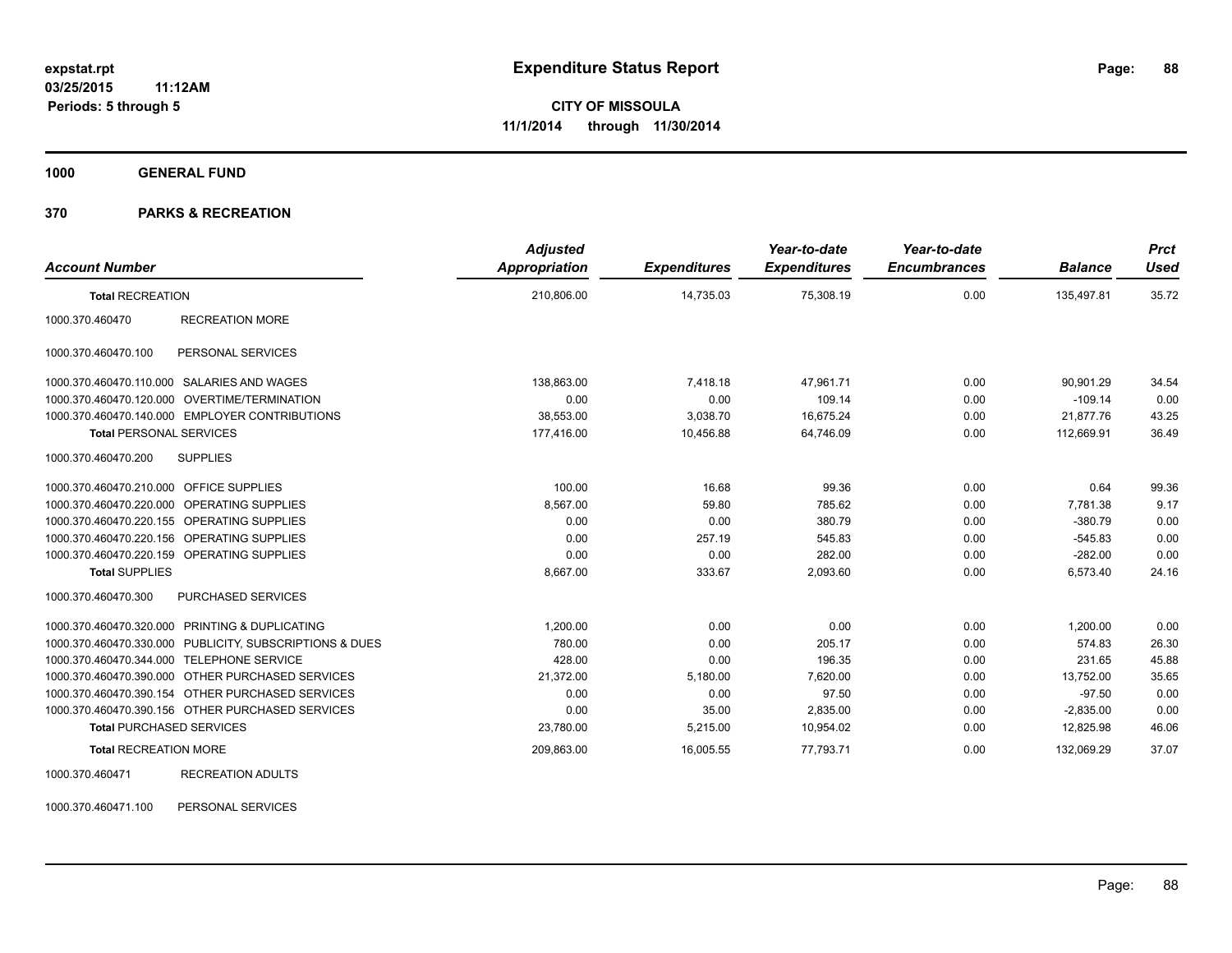expstat.rpt
03/25/2015 11:12AM
Periods: 5 through 5

# Expenditure Status Report

**CITY OF MISSOULA**
**11/1/2014 through 11/30/2014**

## 1000 GENERAL FUND

### 370 PARKS & RECREATION

| Account Number | | Adjusted Appropriation | Expenditures | Year-to-date Expenditures | Year-to-date Encumbrances | Balance | Prct Used |
|---|---|---|---|---|---|---|---|
| **Total RECREATION** | | 210,806.00 | 14,735.03 | 75,308.19 | 0.00 | 135,497.81 | 35.72 |
| 1000.370.460470 | RECREATION MORE | | | | | | |
| 1000.370.460470.100 | PERSONAL SERVICES | | | | | | |
| 1000.370.460470.110.000 | SALARIES AND WAGES | 138,863.00 | 7,418.18 | 47,961.71 | 0.00 | 90,901.29 | 34.54 |
| 1000.370.460470.120.000 | OVERTIME/TERMINATION | 0.00 | 0.00 | 109.14 | 0.00 | -109.14 | 0.00 |
| 1000.370.460470.140.000 | EMPLOYER CONTRIBUTIONS | 38,553.00 | 3,038.70 | 16,675.24 | 0.00 | 21,877.76 | 43.25 |
| **Total PERSONAL SERVICES** | | 177,416.00 | 10,456.88 | 64,746.09 | 0.00 | 112,669.91 | 36.49 |
| 1000.370.460470.200 | SUPPLIES | | | | | | |
| 1000.370.460470.210.000 | OFFICE SUPPLIES | 100.00 | 16.68 | 99.36 | 0.00 | 0.64 | 99.36 |
| 1000.370.460470.220.000 | OPERATING SUPPLIES | 8,567.00 | 59.80 | 785.62 | 0.00 | 7,781.38 | 9.17 |
| 1000.370.460470.220.155 | OPERATING SUPPLIES | 0.00 | 0.00 | 380.79 | 0.00 | -380.79 | 0.00 |
| 1000.370.460470.220.156 | OPERATING SUPPLIES | 0.00 | 257.19 | 545.83 | 0.00 | -545.83 | 0.00 |
| 1000.370.460470.220.159 | OPERATING SUPPLIES | 0.00 | 0.00 | 282.00 | 0.00 | -282.00 | 0.00 |
| **Total SUPPLIES** | | 8,667.00 | 333.67 | 2,093.60 | 0.00 | 6,573.40 | 24.16 |
| 1000.370.460470.300 | PURCHASED SERVICES | | | | | | |
| 1000.370.460470.320.000 | PRINTING & DUPLICATING | 1,200.00 | 0.00 | 0.00 | 0.00 | 1,200.00 | 0.00 |
| 1000.370.460470.330.000 | PUBLICITY, SUBSCRIPTIONS & DUES | 780.00 | 0.00 | 205.17 | 0.00 | 574.83 | 26.30 |
| 1000.370.460470.344.000 | TELEPHONE SERVICE | 428.00 | 0.00 | 196.35 | 0.00 | 231.65 | 45.88 |
| 1000.370.460470.390.000 | OTHER PURCHASED SERVICES | 21,372.00 | 5,180.00 | 7,620.00 | 0.00 | 13,752.00 | 35.65 |
| 1000.370.460470.390.154 | OTHER PURCHASED SERVICES | 0.00 | 0.00 | 97.50 | 0.00 | -97.50 | 0.00 |
| 1000.370.460470.390.156 | OTHER PURCHASED SERVICES | 0.00 | 35.00 | 2,835.00 | 0.00 | -2,835.00 | 0.00 |
| **Total PURCHASED SERVICES** | | 23,780.00 | 5,215.00 | 10,954.02 | 0.00 | 12,825.98 | 46.06 |
| **Total RECREATION MORE** | | 209,863.00 | 16,005.55 | 77,793.71 | 0.00 | 132,069.29 | 37.07 |
| 1000.370.460471 | RECREATION ADULTS | | | | | | |
| 1000.370.460471.100 | PERSONAL SERVICES | | | | | | |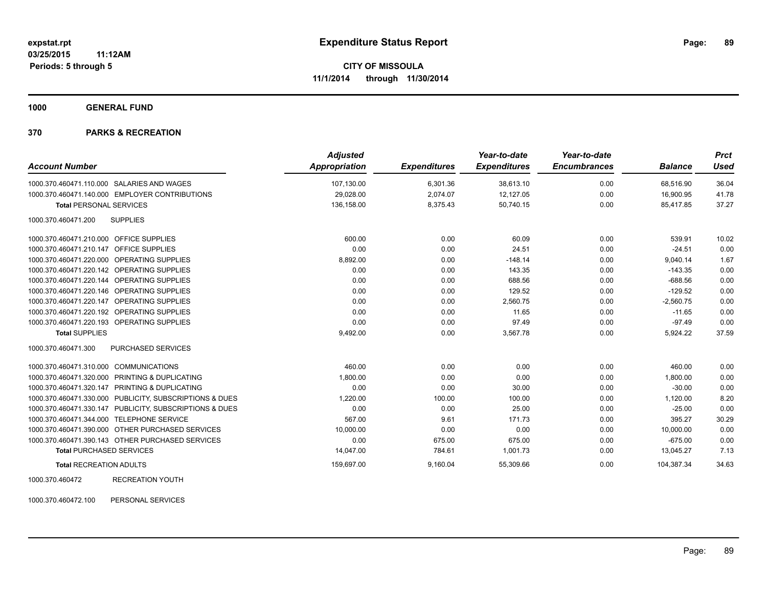# Expenditure Status Report

expstat.rpt
03/25/2015 11:12AM
Periods: 5 through 5

**CITY OF MISSOULA**
**11/1/2014 through 11/30/2014**

## 1000 GENERAL FUND

## 370 PARKS & RECREATION

| Account Number | Adjusted Appropriation | Expenditures | Year-to-date Expenditures | Year-to-date Encumbrances | Balance | Prct Used |
|---|---|---|---|---|---|---|
| 1000.370.460471.110.000 SALARIES AND WAGES | 107,130.00 | 6,301.36 | 38,613.10 | 0.00 | 68,516.90 | 36.04 |
| 1000.370.460471.140.000 EMPLOYER CONTRIBUTIONS | 29,028.00 | 2,074.07 | 12,127.05 | 0.00 | 16,900.95 | 41.78 |
| **Total** PERSONAL SERVICES | 136,158.00 | 8,375.43 | 50,740.15 | 0.00 | 85,417.85 | 37.27 |
| 1000.370.460471.200 SUPPLIES | | | | | | |
| 1000.370.460471.210.000 OFFICE SUPPLIES | 600.00 | 0.00 | 60.09 | 0.00 | 539.91 | 10.02 |
| 1000.370.460471.210.147 OFFICE SUPPLIES | 0.00 | 0.00 | 24.51 | 0.00 | -24.51 | 0.00 |
| 1000.370.460471.220.000 OPERATING SUPPLIES | 8,892.00 | 0.00 | -148.14 | 0.00 | 9,040.14 | 1.67 |
| 1000.370.460471.220.142 OPERATING SUPPLIES | 0.00 | 0.00 | 143.35 | 0.00 | -143.35 | 0.00 |
| 1000.370.460471.220.144 OPERATING SUPPLIES | 0.00 | 0.00 | 688.56 | 0.00 | -688.56 | 0.00 |
| 1000.370.460471.220.146 OPERATING SUPPLIES | 0.00 | 0.00 | 129.52 | 0.00 | -129.52 | 0.00 |
| 1000.370.460471.220.147 OPERATING SUPPLIES | 0.00 | 0.00 | 2,560.75 | 0.00 | -2,560.75 | 0.00 |
| 1000.370.460471.220.192 OPERATING SUPPLIES | 0.00 | 0.00 | 11.65 | 0.00 | -11.65 | 0.00 |
| 1000.370.460471.220.193 OPERATING SUPPLIES | 0.00 | 0.00 | 97.49 | 0.00 | -97.49 | 0.00 |
| **Total** SUPPLIES | 9,492.00 | 0.00 | 3,567.78 | 0.00 | 5,924.22 | 37.59 |
| 1000.370.460471.300 PURCHASED SERVICES | | | | | | |
| 1000.370.460471.310.000 COMMUNICATIONS | 460.00 | 0.00 | 0.00 | 0.00 | 460.00 | 0.00 |
| 1000.370.460471.320.000 PRINTING & DUPLICATING | 1,800.00 | 0.00 | 0.00 | 0.00 | 1,800.00 | 0.00 |
| 1000.370.460471.320.147 PRINTING & DUPLICATING | 0.00 | 0.00 | 30.00 | 0.00 | -30.00 | 0.00 |
| 1000.370.460471.330.000 PUBLICITY, SUBSCRIPTIONS & DUES | 1,220.00 | 100.00 | 100.00 | 0.00 | 1,120.00 | 8.20 |
| 1000.370.460471.330.147 PUBLICITY, SUBSCRIPTIONS & DUES | 0.00 | 0.00 | 25.00 | 0.00 | -25.00 | 0.00 |
| 1000.370.460471.344.000 TELEPHONE SERVICE | 567.00 | 9.61 | 171.73 | 0.00 | 395.27 | 30.29 |
| 1000.370.460471.390.000 OTHER PURCHASED SERVICES | 10,000.00 | 0.00 | 0.00 | 0.00 | 10,000.00 | 0.00 |
| 1000.370.460471.390.143 OTHER PURCHASED SERVICES | 0.00 | 675.00 | 675.00 | 0.00 | -675.00 | 0.00 |
| **Total** PURCHASED SERVICES | 14,047.00 | 784.61 | 1,001.73 | 0.00 | 13,045.27 | 7.13 |
| **Total** RECREATION ADULTS | 159,697.00 | 9,160.04 | 55,309.66 | 0.00 | 104,387.34 | 34.63 |

1000.370.460472 RECREATION YOUTH

1000.370.460472.100 PERSONAL SERVICES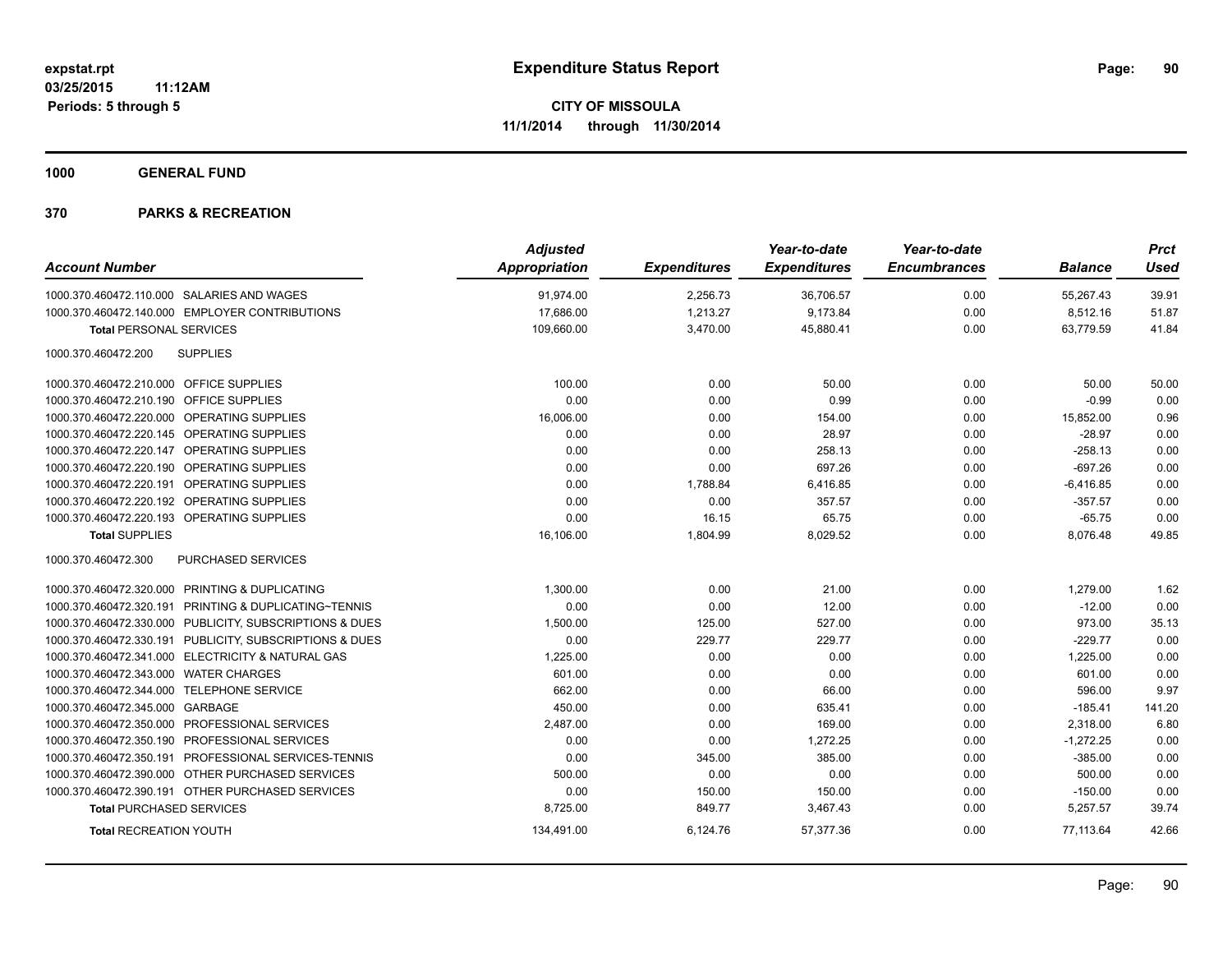**Expenditure Status Report**

**CITY OF MISSOULA**
**11/1/2014 through 11/30/2014**

expstat.rpt
03/25/2015 11:12AM
Periods: 5 through 5

## 1000 GENERAL FUND

## 370 PARKS & RECREATION

| Account Number | | Adjusted Appropriation | Expenditures | Year-to-date Expenditures | Year-to-date Encumbrances | Balance | Prct Used |
|---|---|---|---|---|---|---|---|
| 1000.370.460472.110.000 | SALARIES AND WAGES | 91,974.00 | 2,256.73 | 36,706.57 | 0.00 | 55,267.43 | 39.91 |
| 1000.370.460472.140.000 | EMPLOYER CONTRIBUTIONS | 17,686.00 | 1,213.27 | 9,173.84 | 0.00 | 8,512.16 | 51.87 |
| **Total** PERSONAL SERVICES | | 109,660.00 | 3,470.00 | 45,880.41 | 0.00 | 63,779.59 | 41.84 |
| 1000.370.460472.200 | SUPPLIES | | | | | | |
| 1000.370.460472.210.000 | OFFICE SUPPLIES | 100.00 | 0.00 | 50.00 | 0.00 | 50.00 | 50.00 |
| 1000.370.460472.210.190 | OFFICE SUPPLIES | 0.00 | 0.00 | 0.99 | 0.00 | -0.99 | 0.00 |
| 1000.370.460472.220.000 | OPERATING SUPPLIES | 16,006.00 | 0.00 | 154.00 | 0.00 | 15,852.00 | 0.96 |
| 1000.370.460472.220.145 | OPERATING SUPPLIES | 0.00 | 0.00 | 28.97 | 0.00 | -28.97 | 0.00 |
| 1000.370.460472.220.147 | OPERATING SUPPLIES | 0.00 | 0.00 | 258.13 | 0.00 | -258.13 | 0.00 |
| 1000.370.460472.220.190 | OPERATING SUPPLIES | 0.00 | 0.00 | 697.26 | 0.00 | -697.26 | 0.00 |
| 1000.370.460472.220.191 | OPERATING SUPPLIES | 0.00 | 1,788.84 | 6,416.85 | 0.00 | -6,416.85 | 0.00 |
| 1000.370.460472.220.192 | OPERATING SUPPLIES | 0.00 | 0.00 | 357.57 | 0.00 | -357.57 | 0.00 |
| 1000.370.460472.220.193 | OPERATING SUPPLIES | 0.00 | 16.15 | 65.75 | 0.00 | -65.75 | 0.00 |
| **Total** SUPPLIES | | 16,106.00 | 1,804.99 | 8,029.52 | 0.00 | 8,076.48 | 49.85 |
| 1000.370.460472.300 | PURCHASED SERVICES | | | | | | |
| 1000.370.460472.320.000 | PRINTING & DUPLICATING | 1,300.00 | 0.00 | 21.00 | 0.00 | 1,279.00 | 1.62 |
| 1000.370.460472.320.191 | PRINTING & DUPLICATING~TENNIS | 0.00 | 0.00 | 12.00 | 0.00 | -12.00 | 0.00 |
| 1000.370.460472.330.000 | PUBLICITY, SUBSCRIPTIONS & DUES | 1,500.00 | 125.00 | 527.00 | 0.00 | 973.00 | 35.13 |
| 1000.370.460472.330.191 | PUBLICITY, SUBSCRIPTIONS & DUES | 0.00 | 229.77 | 229.77 | 0.00 | -229.77 | 0.00 |
| 1000.370.460472.341.000 | ELECTRICITY & NATURAL GAS | 1,225.00 | 0.00 | 0.00 | 0.00 | 1,225.00 | 0.00 |
| 1000.370.460472.343.000 | WATER CHARGES | 601.00 | 0.00 | 0.00 | 0.00 | 601.00 | 0.00 |
| 1000.370.460472.344.000 | TELEPHONE SERVICE | 662.00 | 0.00 | 66.00 | 0.00 | 596.00 | 9.97 |
| 1000.370.460472.345.000 | GARBAGE | 450.00 | 0.00 | 635.41 | 0.00 | -185.41 | 141.20 |
| 1000.370.460472.350.000 | PROFESSIONAL SERVICES | 2,487.00 | 0.00 | 169.00 | 0.00 | 2,318.00 | 6.80 |
| 1000.370.460472.350.190 | PROFESSIONAL SERVICES | 0.00 | 0.00 | 1,272.25 | 0.00 | -1,272.25 | 0.00 |
| 1000.370.460472.350.191 | PROFESSIONAL SERVICES-TENNIS | 0.00 | 345.00 | 385.00 | 0.00 | -385.00 | 0.00 |
| 1000.370.460472.390.000 | OTHER PURCHASED SERVICES | 500.00 | 0.00 | 0.00 | 0.00 | 500.00 | 0.00 |
| 1000.370.460472.390.191 | OTHER PURCHASED SERVICES | 0.00 | 150.00 | 150.00 | 0.00 | -150.00 | 0.00 |
| **Total** PURCHASED SERVICES | | 8,725.00 | 849.77 | 3,467.43 | 0.00 | 5,257.57 | 39.74 |
| **Total** RECREATION YOUTH | | 134,491.00 | 6,124.76 | 57,377.36 | 0.00 | 77,113.64 | 42.66 |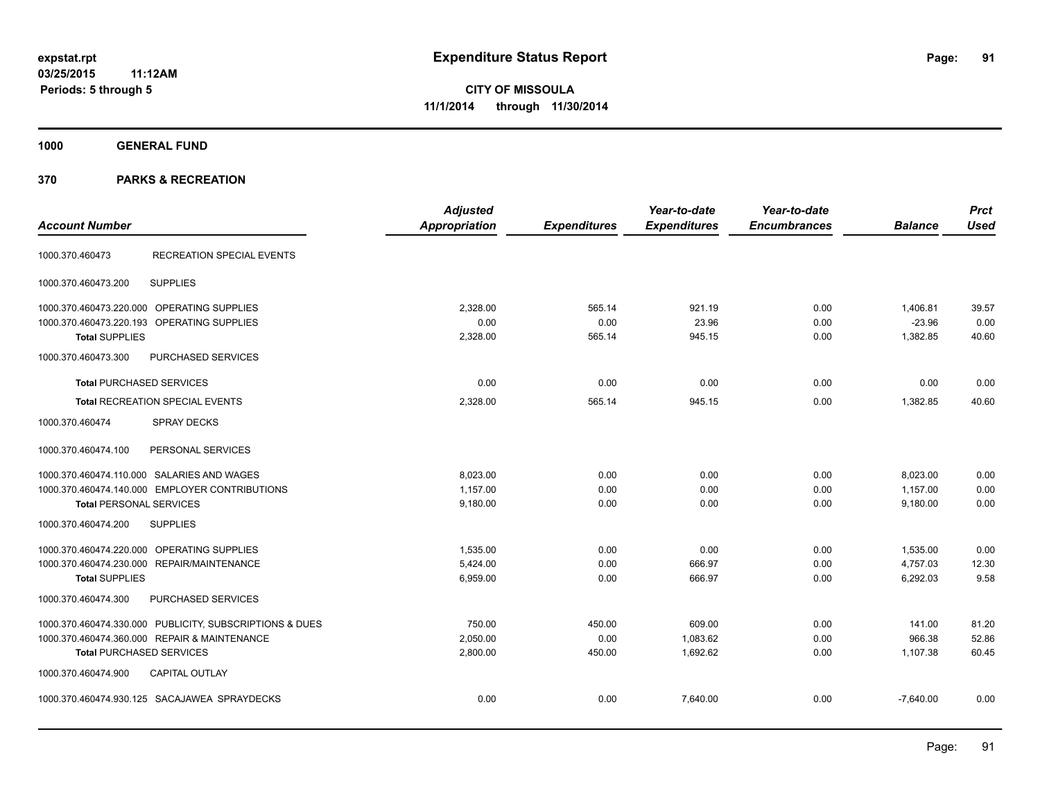**expstat.rpt**
**03/25/2015 11:12AM**
**Periods: 5 through 5**

# Expenditure Status Report

**CITY OF MISSOULA**
**11/1/2014 through 11/30/2014**

## 1000 GENERAL FUND

## 370 PARKS & RECREATION

| Account Number | | Adjusted Appropriation | Expenditures | Year-to-date Expenditures | Year-to-date Encumbrances | Balance | Prct Used |
|---|---|---|---|---|---|---|---|
| 1000.370.460473 | RECREATION SPECIAL EVENTS | | | | | | |
| 1000.370.460473.200 | SUPPLIES | | | | | | |
| 1000.370.460473.220.000 | OPERATING SUPPLIES | 2,328.00 | 565.14 | 921.19 | 0.00 | 1,406.81 | 39.57 |
| 1000.370.460473.220.193 | OPERATING SUPPLIES | 0.00 | 0.00 | 23.96 | 0.00 | -23.96 | 0.00 |
| **Total** SUPPLIES | | 2,328.00 | 565.14 | 945.15 | 0.00 | 1,382.85 | 40.60 |
| 1000.370.460473.300 | PURCHASED SERVICES | | | | | | |
| **Total** PURCHASED SERVICES | | 0.00 | 0.00 | 0.00 | 0.00 | 0.00 | 0.00 |
| **Total** RECREATION SPECIAL EVENTS | | 2,328.00 | 565.14 | 945.15 | 0.00 | 1,382.85 | 40.60 |
| 1000.370.460474 | SPRAY DECKS | | | | | | |
| 1000.370.460474.100 | PERSONAL SERVICES | | | | | | |
| 1000.370.460474.110.000 | SALARIES AND WAGES | 8,023.00 | 0.00 | 0.00 | 0.00 | 8,023.00 | 0.00 |
| 1000.370.460474.140.000 | EMPLOYER CONTRIBUTIONS | 1,157.00 | 0.00 | 0.00 | 0.00 | 1,157.00 | 0.00 |
| **Total** PERSONAL SERVICES | | 9,180.00 | 0.00 | 0.00 | 0.00 | 9,180.00 | 0.00 |
| 1000.370.460474.200 | SUPPLIES | | | | | | |
| 1000.370.460474.220.000 | OPERATING SUPPLIES | 1,535.00 | 0.00 | 0.00 | 0.00 | 1,535.00 | 0.00 |
| 1000.370.460474.230.000 | REPAIR/MAINTENANCE | 5,424.00 | 0.00 | 666.97 | 0.00 | 4,757.03 | 12.30 |
| **Total** SUPPLIES | | 6,959.00 | 0.00 | 666.97 | 0.00 | 6,292.03 | 9.58 |
| 1000.370.460474.300 | PURCHASED SERVICES | | | | | | |
| 1000.370.460474.330.000 | PUBLICITY, SUBSCRIPTIONS & DUES | 750.00 | 450.00 | 609.00 | 0.00 | 141.00 | 81.20 |
| 1000.370.460474.360.000 | REPAIR & MAINTENANCE | 2,050.00 | 0.00 | 1,083.62 | 0.00 | 966.38 | 52.86 |
| **Total** PURCHASED SERVICES | | 2,800.00 | 450.00 | 1,692.62 | 0.00 | 1,107.38 | 60.45 |
| 1000.370.460474.900 | CAPITAL OUTLAY | | | | | | |
| 1000.370.460474.930.125 | SACAJAWEA SPRAYDECKS | 0.00 | 0.00 | 7,640.00 | 0.00 | -7,640.00 | 0.00 |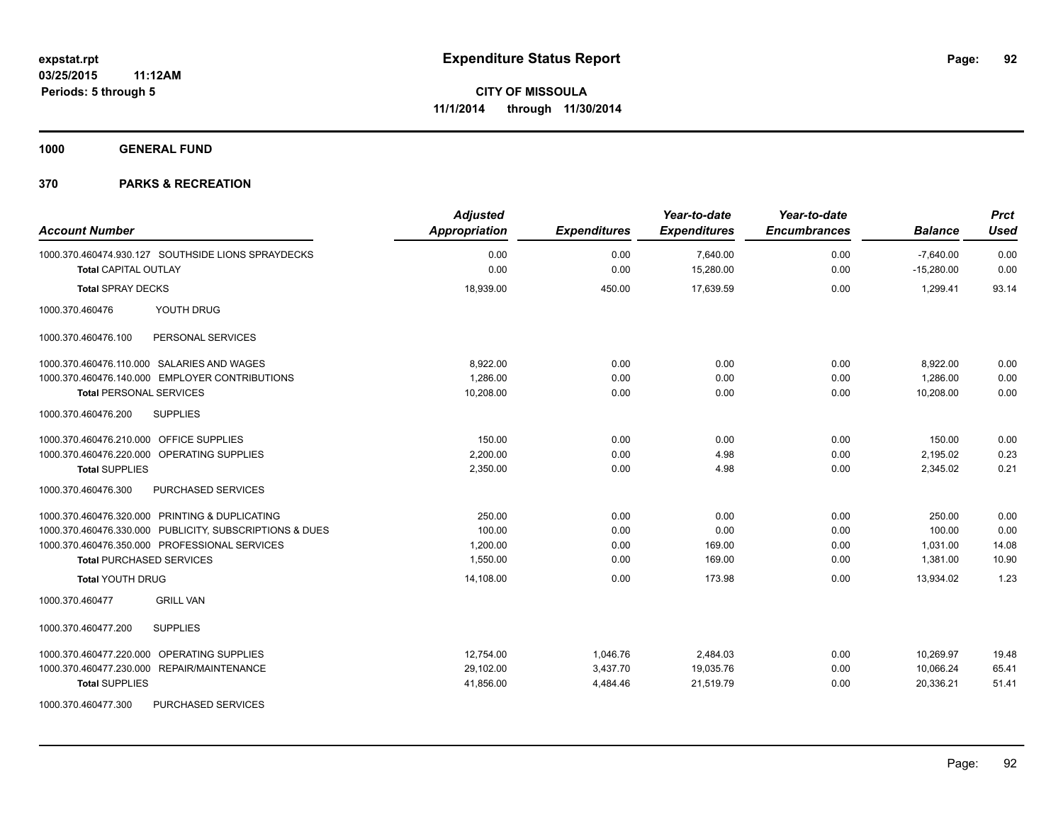**expstat.rpt**
**03/25/2015 11:12AM**
**Periods: 5 through 5**

# Expenditure Status Report

**CITY OF MISSOULA**
**11/1/2014 through 11/30/2014**

## 1000 GENERAL FUND

## 370 PARKS & RECREATION

| Account Number | Adjusted Appropriation | Expenditures | Year-to-date Expenditures | Year-to-date Encumbrances | Balance | Prct Used |
|---|---|---|---|---|---|---|
| 1000.370.460474.930.127 SOUTHSIDE LIONS SPRAYDECKS | 0.00 | 0.00 | 7,640.00 | 0.00 | -7,640.00 | 0.00 |
| **Total** CAPITAL OUTLAY | 0.00 | 0.00 | 15,280.00 | 0.00 | -15,280.00 | 0.00 |
| **Total** SPRAY DECKS | 18,939.00 | 450.00 | 17,639.59 | 0.00 | 1,299.41 | 93.14 |
| 1000.370.460476 YOUTH DRUG | | | | | | |
| 1000.370.460476.100 PERSONAL SERVICES | | | | | | |
| 1000.370.460476.110.000 SALARIES AND WAGES | 8,922.00 | 0.00 | 0.00 | 0.00 | 8,922.00 | 0.00 |
| 1000.370.460476.140.000 EMPLOYER CONTRIBUTIONS | 1,286.00 | 0.00 | 0.00 | 0.00 | 1,286.00 | 0.00 |
| **Total** PERSONAL SERVICES | 10,208.00 | 0.00 | 0.00 | 0.00 | 10,208.00 | 0.00 |
| 1000.370.460476.200 SUPPLIES | | | | | | |
| 1000.370.460476.210.000 OFFICE SUPPLIES | 150.00 | 0.00 | 0.00 | 0.00 | 150.00 | 0.00 |
| 1000.370.460476.220.000 OPERATING SUPPLIES | 2,200.00 | 0.00 | 4.98 | 0.00 | 2,195.02 | 0.23 |
| **Total** SUPPLIES | 2,350.00 | 0.00 | 4.98 | 0.00 | 2,345.02 | 0.21 |
| 1000.370.460476.300 PURCHASED SERVICES | | | | | | |
| 1000.370.460476.320.000 PRINTING & DUPLICATING | 250.00 | 0.00 | 0.00 | 0.00 | 250.00 | 0.00 |
| 1000.370.460476.330.000 PUBLICITY, SUBSCRIPTIONS & DUES | 100.00 | 0.00 | 0.00 | 0.00 | 100.00 | 0.00 |
| 1000.370.460476.350.000 PROFESSIONAL SERVICES | 1,200.00 | 0.00 | 169.00 | 0.00 | 1,031.00 | 14.08 |
| **Total** PURCHASED SERVICES | 1,550.00 | 0.00 | 169.00 | 0.00 | 1,381.00 | 10.90 |
| **Total** YOUTH DRUG | 14,108.00 | 0.00 | 173.98 | 0.00 | 13,934.02 | 1.23 |
| 1000.370.460477 GRILL VAN | | | | | | |
| 1000.370.460477.200 SUPPLIES | | | | | | |
| 1000.370.460477.220.000 OPERATING SUPPLIES | 12,754.00 | 1,046.76 | 2,484.03 | 0.00 | 10,269.97 | 19.48 |
| 1000.370.460477.230.000 REPAIR/MAINTENANCE | 29,102.00 | 3,437.70 | 19,035.76 | 0.00 | 10,066.24 | 65.41 |
| **Total** SUPPLIES | 41,856.00 | 4,484.46 | 21,519.79 | 0.00 | 20,336.21 | 51.41 |
| 1000.370.460477.300 PURCHASED SERVICES | | | | | | |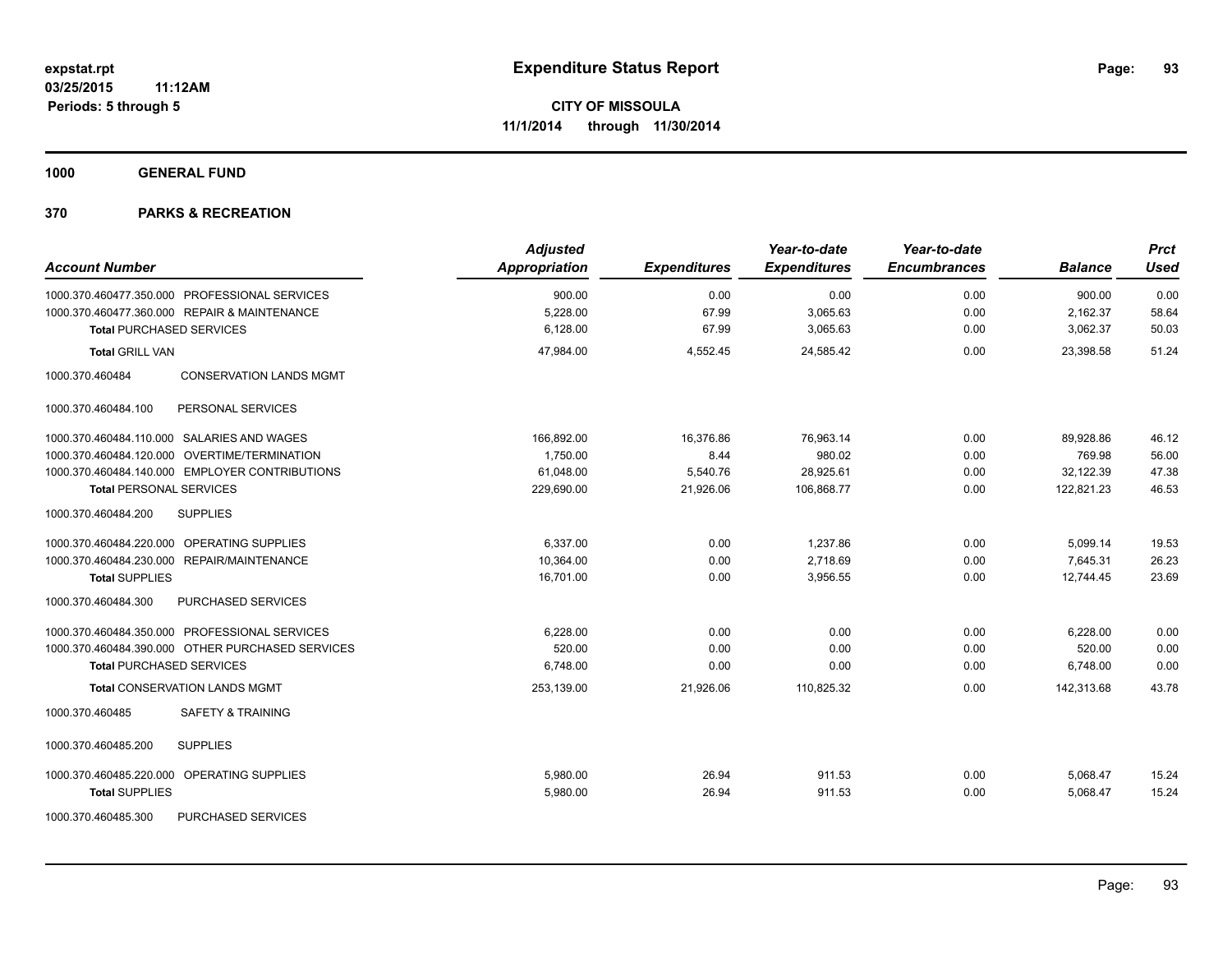**expstat.rpt**
**03/25/2015 11:12AM**
**Periods: 5 through 5**

# Expenditure Status Report

**CITY OF MISSOULA**
**11/1/2014 through 11/30/2014**

## 1000 GENERAL FUND

## 370 PARKS & RECREATION

| Account Number | | Adjusted Appropriation | Expenditures | Year-to-date Expenditures | Year-to-date Encumbrances | Balance | Prct Used |
|---|---|---|---|---|---|---|---|
| 1000.370.460477.350.000 | PROFESSIONAL SERVICES | 900.00 | 0.00 | 0.00 | 0.00 | 900.00 | 0.00 |
| 1000.370.460477.360.000 | REPAIR & MAINTENANCE | 5,228.00 | 67.99 | 3,065.63 | 0.00 | 2,162.37 | 58.64 |
| **Total** PURCHASED SERVICES | | 6,128.00 | 67.99 | 3,065.63 | 0.00 | 3,062.37 | 50.03 |
| **Total** GRILL VAN | | 47,984.00 | 4,552.45 | 24,585.42 | 0.00 | 23,398.58 | 51.24 |
| 1000.370.460484 | CONSERVATION LANDS MGMT | | | | | | |
| 1000.370.460484.100 | PERSONAL SERVICES | | | | | | |
| 1000.370.460484.110.000 | SALARIES AND WAGES | 166,892.00 | 16,376.86 | 76,963.14 | 0.00 | 89,928.86 | 46.12 |
| 1000.370.460484.120.000 | OVERTIME/TERMINATION | 1,750.00 | 8.44 | 980.02 | 0.00 | 769.98 | 56.00 |
| 1000.370.460484.140.000 | EMPLOYER CONTRIBUTIONS | 61,048.00 | 5,540.76 | 28,925.61 | 0.00 | 32,122.39 | 47.38 |
| **Total** PERSONAL SERVICES | | 229,690.00 | 21,926.06 | 106,868.77 | 0.00 | 122,821.23 | 46.53 |
| 1000.370.460484.200 | SUPPLIES | | | | | | |
| 1000.370.460484.220.000 | OPERATING SUPPLIES | 6,337.00 | 0.00 | 1,237.86 | 0.00 | 5,099.14 | 19.53 |
| 1000.370.460484.230.000 | REPAIR/MAINTENANCE | 10,364.00 | 0.00 | 2,718.69 | 0.00 | 7,645.31 | 26.23 |
| **Total** SUPPLIES | | 16,701.00 | 0.00 | 3,956.55 | 0.00 | 12,744.45 | 23.69 |
| 1000.370.460484.300 | PURCHASED SERVICES | | | | | | |
| 1000.370.460484.350.000 | PROFESSIONAL SERVICES | 6,228.00 | 0.00 | 0.00 | 0.00 | 6,228.00 | 0.00 |
| 1000.370.460484.390.000 | OTHER PURCHASED SERVICES | 520.00 | 0.00 | 0.00 | 0.00 | 520.00 | 0.00 |
| **Total** PURCHASED SERVICES | | 6,748.00 | 0.00 | 0.00 | 0.00 | 6,748.00 | 0.00 |
| **Total** CONSERVATION LANDS MGMT | | 253,139.00 | 21,926.06 | 110,825.32 | 0.00 | 142,313.68 | 43.78 |
| 1000.370.460485 | SAFETY & TRAINING | | | | | | |
| 1000.370.460485.200 | SUPPLIES | | | | | | |
| 1000.370.460485.220.000 | OPERATING SUPPLIES | 5,980.00 | 26.94 | 911.53 | 0.00 | 5,068.47 | 15.24 |
| **Total** SUPPLIES | | 5,980.00 | 26.94 | 911.53 | 0.00 | 5,068.47 | 15.24 |
| 1000.370.460485.300 | PURCHASED SERVICES | | | | | | |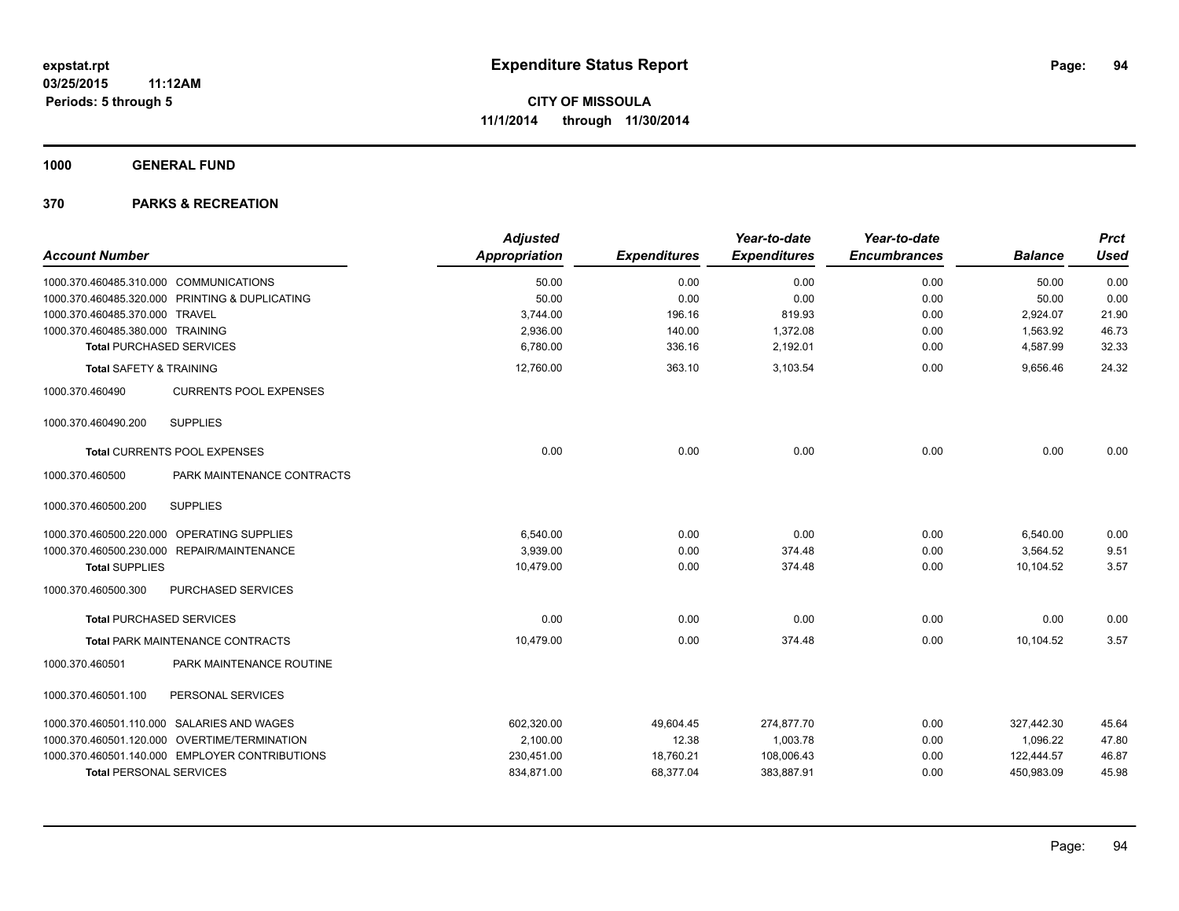# Expenditure Status Report

expstat.rpt
03/25/2015 11:12AM
Periods: 5 through 5

**CITY OF MISSOULA**
**11/1/2014 through 11/30/2014**

## 1000 GENERAL FUND

## 370 PARKS & RECREATION

| Account Number | Adjusted Appropriation | Expenditures | Year-to-date Expenditures | Year-to-date Encumbrances | Balance | Prct Used |
|---|---|---|---|---|---|---|
| 1000.370.460485.310.000 COMMUNICATIONS | 50.00 | 0.00 | 0.00 | 0.00 | 50.00 | 0.00 |
| 1000.370.460485.320.000 PRINTING & DUPLICATING | 50.00 | 0.00 | 0.00 | 0.00 | 50.00 | 0.00 |
| 1000.370.460485.370.000 TRAVEL | 3,744.00 | 196.16 | 819.93 | 0.00 | 2,924.07 | 21.90 |
| 1000.370.460485.380.000 TRAINING | 2,936.00 | 140.00 | 1,372.08 | 0.00 | 1,563.92 | 46.73 |
| **Total** PURCHASED SERVICES | 6,780.00 | 336.16 | 2,192.01 | 0.00 | 4,587.99 | 32.33 |
| **Total** SAFETY & TRAINING | 12,760.00 | 363.10 | 3,103.54 | 0.00 | 9,656.46 | 24.32 |
| 1000.370.460490 CURRENTS POOL EXPENSES | | | | | | |
| 1000.370.460490.200 SUPPLIES | | | | | | |
| **Total** CURRENTS POOL EXPENSES | 0.00 | 0.00 | 0.00 | 0.00 | 0.00 | 0.00 |
| 1000.370.460500 PARK MAINTENANCE CONTRACTS | | | | | | |
| 1000.370.460500.200 SUPPLIES | | | | | | |
| 1000.370.460500.220.000 OPERATING SUPPLIES | 6,540.00 | 0.00 | 0.00 | 0.00 | 6,540.00 | 0.00 |
| 1000.370.460500.230.000 REPAIR/MAINTENANCE | 3,939.00 | 0.00 | 374.48 | 0.00 | 3,564.52 | 9.51 |
| **Total** SUPPLIES | 10,479.00 | 0.00 | 374.48 | 0.00 | 10,104.52 | 3.57 |
| 1000.370.460500.300 PURCHASED SERVICES | | | | | | |
| **Total** PURCHASED SERVICES | 0.00 | 0.00 | 0.00 | 0.00 | 0.00 | 0.00 |
| **Total** PARK MAINTENANCE CONTRACTS | 10,479.00 | 0.00 | 374.48 | 0.00 | 10,104.52 | 3.57 |
| 1000.370.460501 PARK MAINTENANCE ROUTINE | | | | | | |
| 1000.370.460501.100 PERSONAL SERVICES | | | | | | |
| 1000.370.460501.110.000 SALARIES AND WAGES | 602,320.00 | 49,604.45 | 274,877.70 | 0.00 | 327,442.30 | 45.64 |
| 1000.370.460501.120.000 OVERTIME/TERMINATION | 2,100.00 | 12.38 | 1,003.78 | 0.00 | 1,096.22 | 47.80 |
| 1000.370.460501.140.000 EMPLOYER CONTRIBUTIONS | 230,451.00 | 18,760.21 | 108,006.43 | 0.00 | 122,444.57 | 46.87 |
| **Total** PERSONAL SERVICES | 834,871.00 | 68,377.04 | 383,887.91 | 0.00 | 450,983.09 | 45.98 |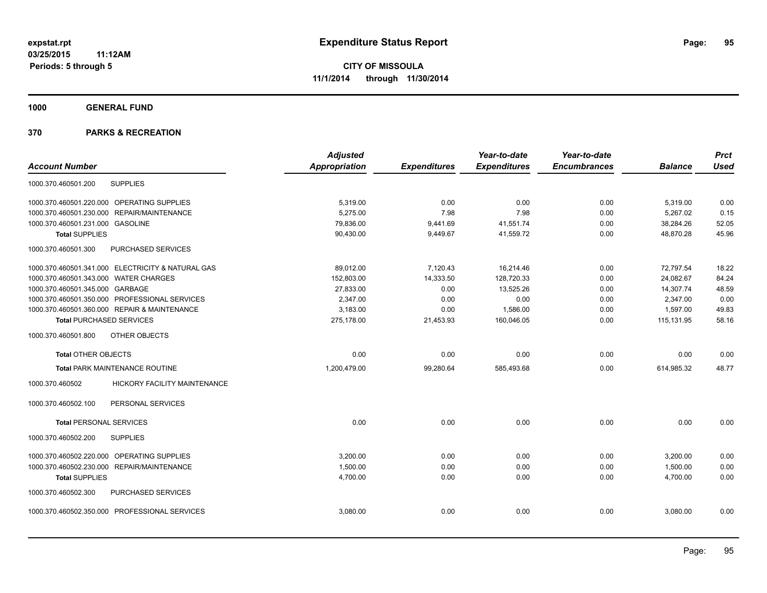**expstat.rpt**
**03/25/2015 11:12AM**
**Periods: 5 through 5**

# Expenditure Status Report

**CITY OF MISSOULA**
**11/1/2014 through 11/30/2014**

## 1000 GENERAL FUND

## 370 PARKS & RECREATION

| Account Number | | Adjusted Appropriation | Expenditures | Year-to-date Expenditures | Year-to-date Encumbrances | Balance | Prct Used |
|---|---|---|---|---|---|---|---|
| 1000.370.460501.200 | SUPPLIES | | | | | | |
| 1000.370.460501.220.000 | OPERATING SUPPLIES | 5,319.00 | 0.00 | 0.00 | 0.00 | 5,319.00 | 0.00 |
| 1000.370.460501.230.000 | REPAIR/MAINTENANCE | 5,275.00 | 7.98 | 7.98 | 0.00 | 5,267.02 | 0.15 |
| 1000.370.460501.231.000 | GASOLINE | 79,836.00 | 9,441.69 | 41,551.74 | 0.00 | 38,284.26 | 52.05 |
| **Total** SUPPLIES | | 90,430.00 | 9,449.67 | 41,559.72 | 0.00 | 48,870.28 | 45.96 |
| 1000.370.460501.300 | PURCHASED SERVICES | | | | | | |
| 1000.370.460501.341.000 | ELECTRICITY & NATURAL GAS | 89,012.00 | 7,120.43 | 16,214.46 | 0.00 | 72,797.54 | 18.22 |
| 1000.370.460501.343.000 | WATER CHARGES | 152,803.00 | 14,333.50 | 128,720.33 | 0.00 | 24,082.67 | 84.24 |
| 1000.370.460501.345.000 | GARBAGE | 27,833.00 | 0.00 | 13,525.26 | 0.00 | 14,307.74 | 48.59 |
| 1000.370.460501.350.000 | PROFESSIONAL SERVICES | 2,347.00 | 0.00 | 0.00 | 0.00 | 2,347.00 | 0.00 |
| 1000.370.460501.360.000 | REPAIR & MAINTENANCE | 3,183.00 | 0.00 | 1,586.00 | 0.00 | 1,597.00 | 49.83 |
| **Total** PURCHASED SERVICES | | 275,178.00 | 21,453.93 | 160,046.05 | 0.00 | 115,131.95 | 58.16 |
| 1000.370.460501.800 | OTHER OBJECTS | | | | | | |
| **Total** OTHER OBJECTS | | 0.00 | 0.00 | 0.00 | 0.00 | 0.00 | 0.00 |
| **Total** PARK MAINTENANCE ROUTINE | | 1,200,479.00 | 99,280.64 | 585,493.68 | 0.00 | 614,985.32 | 48.77 |
| 1000.370.460502 | HICKORY FACILITY MAINTENANCE | | | | | | |
| 1000.370.460502.100 | PERSONAL SERVICES | | | | | | |
| **Total** PERSONAL SERVICES | | 0.00 | 0.00 | 0.00 | 0.00 | 0.00 | 0.00 |
| 1000.370.460502.200 | SUPPLIES | | | | | | |
| 1000.370.460502.220.000 | OPERATING SUPPLIES | 3,200.00 | 0.00 | 0.00 | 0.00 | 3,200.00 | 0.00 |
| 1000.370.460502.230.000 | REPAIR/MAINTENANCE | 1,500.00 | 0.00 | 0.00 | 0.00 | 1,500.00 | 0.00 |
| **Total** SUPPLIES | | 4,700.00 | 0.00 | 0.00 | 0.00 | 4,700.00 | 0.00 |
| 1000.370.460502.300 | PURCHASED SERVICES | | | | | | |
| 1000.370.460502.350.000 | PROFESSIONAL SERVICES | 3,080.00 | 0.00 | 0.00 | 0.00 | 3,080.00 | 0.00 |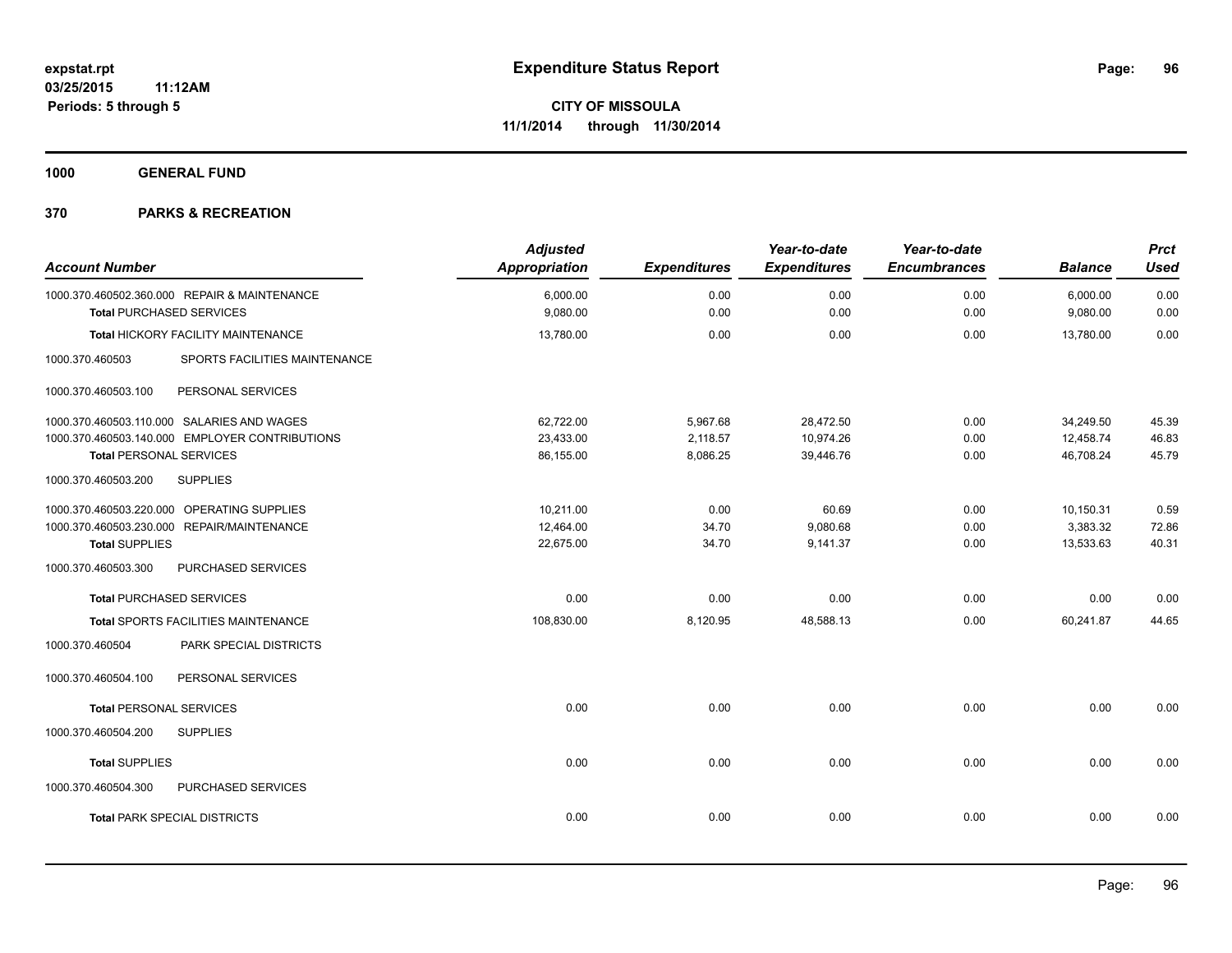**expstat.rpt**
**03/25/2015 11:12AM**
**Periods: 5 through 5**

# Expenditure Status Report

**CITY OF MISSOULA**
**11/1/2014 through 11/30/2014**

## 1000 GENERAL FUND

## 370 PARKS & RECREATION

| Account Number | Adjusted Appropriation | Expenditures | Year-to-date Expenditures | Year-to-date Encumbrances | Balance | Prct Used |
|---|---|---|---|---|---|---|
| 1000.370.460502.360.000 REPAIR & MAINTENANCE | 6,000.00 | 0.00 | 0.00 | 0.00 | 6,000.00 | 0.00 |
| **Total** PURCHASED SERVICES | 9,080.00 | 0.00 | 0.00 | 0.00 | 9,080.00 | 0.00 |
| **Total** HICKORY FACILITY MAINTENANCE | 13,780.00 | 0.00 | 0.00 | 0.00 | 13,780.00 | 0.00 |
| 1000.370.460503 SPORTS FACILITIES MAINTENANCE | | | | | | |
| 1000.370.460503.100 PERSONAL SERVICES | | | | | | |
| 1000.370.460503.110.000 SALARIES AND WAGES | 62,722.00 | 5,967.68 | 28,472.50 | 0.00 | 34,249.50 | 45.39 |
| 1000.370.460503.140.000 EMPLOYER CONTRIBUTIONS | 23,433.00 | 2,118.57 | 10,974.26 | 0.00 | 12,458.74 | 46.83 |
| **Total** PERSONAL SERVICES | 86,155.00 | 8,086.25 | 39,446.76 | 0.00 | 46,708.24 | 45.79 |
| 1000.370.460503.200 SUPPLIES | | | | | | |
| 1000.370.460503.220.000 OPERATING SUPPLIES | 10,211.00 | 0.00 | 60.69 | 0.00 | 10,150.31 | 0.59 |
| 1000.370.460503.230.000 REPAIR/MAINTENANCE | 12,464.00 | 34.70 | 9,080.68 | 0.00 | 3,383.32 | 72.86 |
| **Total** SUPPLIES | 22,675.00 | 34.70 | 9,141.37 | 0.00 | 13,533.63 | 40.31 |
| 1000.370.460503.300 PURCHASED SERVICES | | | | | | |
| **Total** PURCHASED SERVICES | 0.00 | 0.00 | 0.00 | 0.00 | 0.00 | 0.00 |
| **Total** SPORTS FACILITIES MAINTENANCE | 108,830.00 | 8,120.95 | 48,588.13 | 0.00 | 60,241.87 | 44.65 |
| 1000.370.460504 PARK SPECIAL DISTRICTS | | | | | | |
| 1000.370.460504.100 PERSONAL SERVICES | | | | | | |
| **Total** PERSONAL SERVICES | 0.00 | 0.00 | 0.00 | 0.00 | 0.00 | 0.00 |
| 1000.370.460504.200 SUPPLIES | | | | | | |
| **Total** SUPPLIES | 0.00 | 0.00 | 0.00 | 0.00 | 0.00 | 0.00 |
| 1000.370.460504.300 PURCHASED SERVICES | | | | | | |
| **Total** PARK SPECIAL DISTRICTS | 0.00 | 0.00 | 0.00 | 0.00 | 0.00 | 0.00 |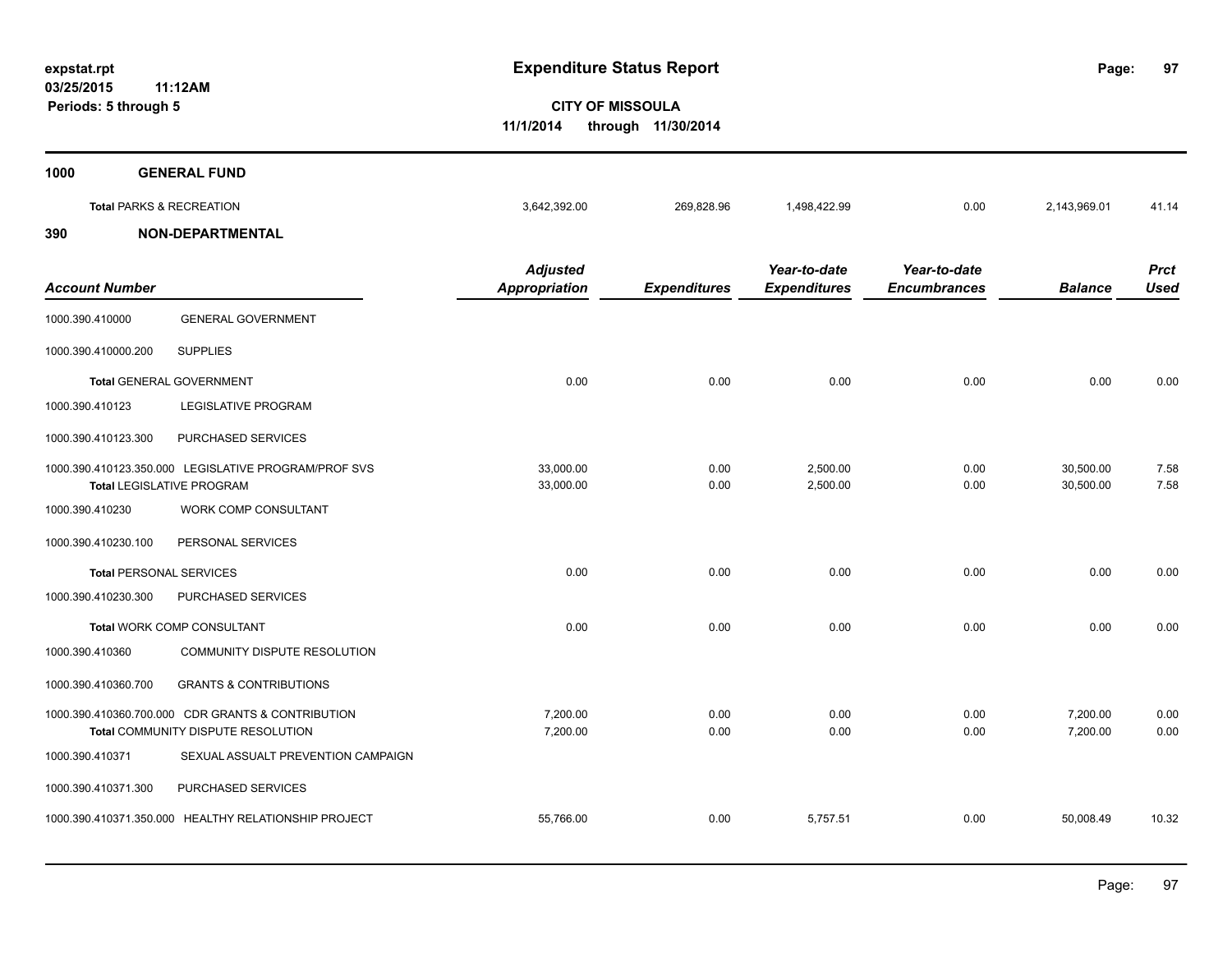**expstat.rpt**
**03/25/2015 11:12AM**
**Periods: 5 through 5**

# Expenditure Status Report

**CITY OF MISSOULA**
**11/1/2014 through 11/30/2014**

## 1000 GENERAL FUND

| | Adjusted Appropriation | Expenditures | Year-to-date Expenditures | Year-to-date Encumbrances | Balance | Prct Used |
|---|---|---|---|---|---|---|
| **Total** PARKS & RECREATION | 3,642,392.00 | 269,828.96 | 1,498,422.99 | 0.00 | 2,143,969.01 | 41.14 |

## 390 NON-DEPARTMENTAL

| Account Number | | Adjusted Appropriation | Expenditures | Year-to-date Expenditures | Year-to-date Encumbrances | Balance | Prct Used |
|---|---|---|---|---|---|---|---|
| 1000.390.410000 | GENERAL GOVERNMENT | | | | | | |
| 1000.390.410000.200 | SUPPLIES | | | | | | |
| **Total** GENERAL GOVERNMENT | | 0.00 | 0.00 | 0.00 | 0.00 | 0.00 | 0.00 |
| 1000.390.410123 | LEGISLATIVE PROGRAM | | | | | | |
| 1000.390.410123.300 | PURCHASED SERVICES | | | | | | |
| 1000.390.410123.350.000 | LEGISLATIVE PROGRAM/PROF SVS | 33,000.00 | 0.00 | 2,500.00 | 0.00 | 30,500.00 | 7.58 |
| **Total** LEGISLATIVE PROGRAM | | 33,000.00 | 0.00 | 2,500.00 | 0.00 | 30,500.00 | 7.58 |
| 1000.390.410230 | WORK COMP CONSULTANT | | | | | | |
| 1000.390.410230.100 | PERSONAL SERVICES | | | | | | |
| **Total** PERSONAL SERVICES | | 0.00 | 0.00 | 0.00 | 0.00 | 0.00 | 0.00 |
| 1000.390.410230.300 | PURCHASED SERVICES | | | | | | |
| **Total** WORK COMP CONSULTANT | | 0.00 | 0.00 | 0.00 | 0.00 | 0.00 | 0.00 |
| 1000.390.410360 | COMMUNITY DISPUTE RESOLUTION | | | | | | |
| 1000.390.410360.700 | GRANTS & CONTRIBUTIONS | | | | | | |
| 1000.390.410360.700.000 | CDR GRANTS & CONTRIBUTION | 7,200.00 | 0.00 | 0.00 | 0.00 | 7,200.00 | 0.00 |
| **Total** COMMUNITY DISPUTE RESOLUTION | | 7,200.00 | 0.00 | 0.00 | 0.00 | 7,200.00 | 0.00 |
| 1000.390.410371 | SEXUAL ASSUALT PREVENTION CAMPAIGN | | | | | | |
| 1000.390.410371.300 | PURCHASED SERVICES | | | | | | |
| 1000.390.410371.350.000 | HEALTHY RELATIONSHIP PROJECT | 55,766.00 | 0.00 | 5,757.51 | 0.00 | 50,008.49 | 10.32 |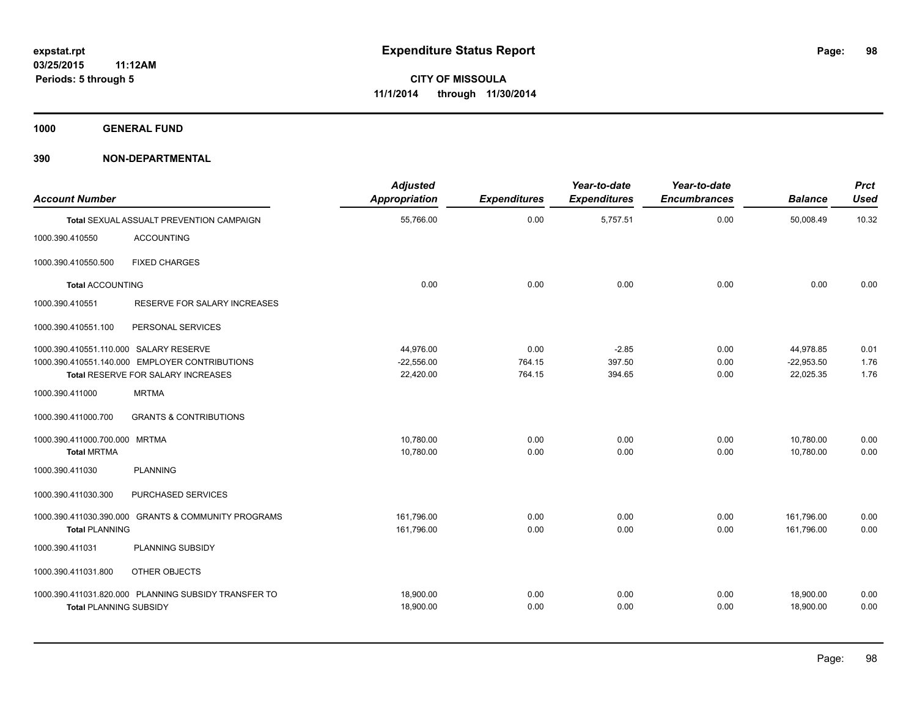**expstat.rpt**
**03/25/2015 11:12AM**
**Periods: 5 through 5**

# Expenditure Status Report

**CITY OF MISSOULA**
**11/1/2014 through 11/30/2014**

## 1000 GENERAL FUND

## 390 NON-DEPARTMENTAL

| Account Number | | Adjusted Appropriation | Expenditures | Year-to-date Expenditures | Year-to-date Encumbrances | Balance | Prct Used |
|---|---|---|---|---|---|---|---|
| Total SEXUAL ASSUALT PREVENTION CAMPAIGN | | 55,766.00 | 0.00 | 5,757.51 | 0.00 | 50,008.49 | 10.32 |
| 1000.390.410550 | ACCOUNTING | | | | | | |
| 1000.390.410550.500 | FIXED CHARGES | | | | | | |
| Total ACCOUNTING | | 0.00 | 0.00 | 0.00 | 0.00 | 0.00 | 0.00 |
| 1000.390.410551 | RESERVE FOR SALARY INCREASES | | | | | | |
| 1000.390.410551.100 | PERSONAL SERVICES | | | | | | |
| 1000.390.410551.110.000 | SALARY RESERVE | 44,976.00 | 0.00 | -2.85 | 0.00 | 44,978.85 | 0.01 |
| 1000.390.410551.140.000 | EMPLOYER CONTRIBUTIONS | -22,556.00 | 764.15 | 397.50 | 0.00 | -22,953.50 | 1.76 |
| Total RESERVE FOR SALARY INCREASES | | 22,420.00 | 764.15 | 394.65 | 0.00 | 22,025.35 | 1.76 |
| 1000.390.411000 | MRTMA | | | | | | |
| 1000.390.411000.700 | GRANTS & CONTRIBUTIONS | | | | | | |
| 1000.390.411000.700.000 | MRTMA | 10,780.00 | 0.00 | 0.00 | 0.00 | 10,780.00 | 0.00 |
| Total MRTMA | | 10,780.00 | 0.00 | 0.00 | 0.00 | 10,780.00 | 0.00 |
| 1000.390.411030 | PLANNING | | | | | | |
| 1000.390.411030.300 | PURCHASED SERVICES | | | | | | |
| 1000.390.411030.390.000 | GRANTS & COMMUNITY PROGRAMS | 161,796.00 | 0.00 | 0.00 | 0.00 | 161,796.00 | 0.00 |
| Total PLANNING | | 161,796.00 | 0.00 | 0.00 | 0.00 | 161,796.00 | 0.00 |
| 1000.390.411031 | PLANNING SUBSIDY | | | | | | |
| 1000.390.411031.800 | OTHER OBJECTS | | | | | | |
| 1000.390.411031.820.000 | PLANNING SUBSIDY TRANSFER TO | 18,900.00 | 0.00 | 0.00 | 0.00 | 18,900.00 | 0.00 |
| Total PLANNING SUBSIDY | | 18,900.00 | 0.00 | 0.00 | 0.00 | 18,900.00 | 0.00 |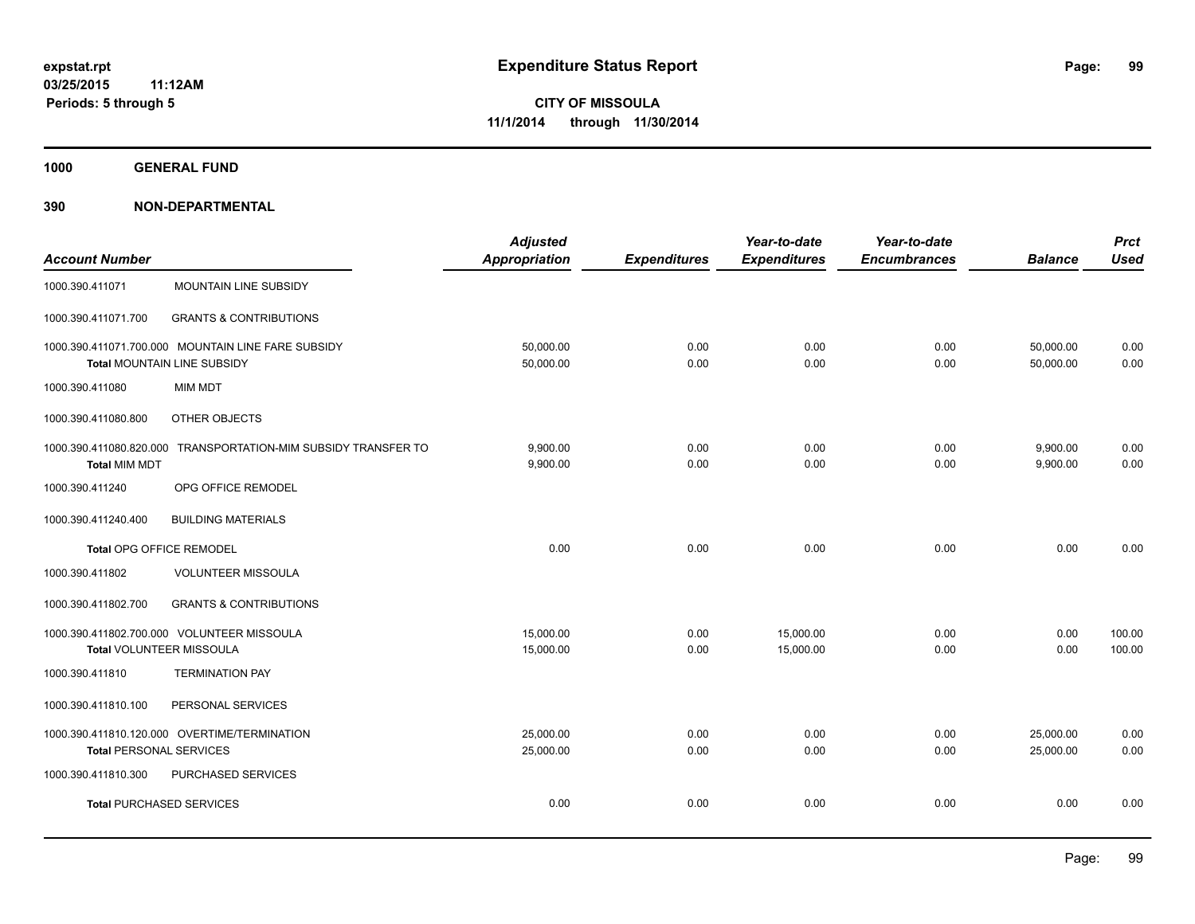expstat.rpt
03/25/2015 11:12AM
Periods: 5 through 5

# Expenditure Status Report

**CITY OF MISSOULA**
**11/1/2014 through 11/30/2014**

## 1000 GENERAL FUND

## 390 NON-DEPARTMENTAL

| Account Number | | Adjusted Appropriation | Expenditures | Year-to-date Expenditures | Year-to-date Encumbrances | Balance | Prct Used |
|---|---|---|---|---|---|---|---|
| 1000.390.411071 | MOUNTAIN LINE SUBSIDY | | | | | | |
| 1000.390.411071.700 | GRANTS & CONTRIBUTIONS | | | | | | |
| 1000.390.411071.700.000 | MOUNTAIN LINE FARE SUBSIDY | 50,000.00 | 0.00 | 0.00 | 0.00 | 50,000.00 | 0.00 |
| **Total** MOUNTAIN LINE SUBSIDY | | 50,000.00 | 0.00 | 0.00 | 0.00 | 50,000.00 | 0.00 |
| 1000.390.411080 | MIM MDT | | | | | | |
| 1000.390.411080.800 | OTHER OBJECTS | | | | | | |
| 1000.390.411080.820.000 | TRANSPORTATION-MIM SUBSIDY TRANSFER TO | 9,900.00 | 0.00 | 0.00 | 0.00 | 9,900.00 | 0.00 |
| **Total** MIM MDT | | 9,900.00 | 0.00 | 0.00 | 0.00 | 9,900.00 | 0.00 |
| 1000.390.411240 | OPG OFFICE REMODEL | | | | | | |
| 1000.390.411240.400 | BUILDING MATERIALS | | | | | | |
| **Total** OPG OFFICE REMODEL | | 0.00 | 0.00 | 0.00 | 0.00 | 0.00 | 0.00 |
| 1000.390.411802 | VOLUNTEER MISSOULA | | | | | | |
| 1000.390.411802.700 | GRANTS & CONTRIBUTIONS | | | | | | |
| 1000.390.411802.700.000 | VOLUNTEER MISSOULA | 15,000.00 | 0.00 | 15,000.00 | 0.00 | 0.00 | 100.00 |
| **Total** VOLUNTEER MISSOULA | | 15,000.00 | 0.00 | 15,000.00 | 0.00 | 0.00 | 100.00 |
| 1000.390.411810 | TERMINATION PAY | | | | | | |
| 1000.390.411810.100 | PERSONAL SERVICES | | | | | | |
| 1000.390.411810.120.000 | OVERTIME/TERMINATION | 25,000.00 | 0.00 | 0.00 | 0.00 | 25,000.00 | 0.00 |
| **Total** PERSONAL SERVICES | | 25,000.00 | 0.00 | 0.00 | 0.00 | 25,000.00 | 0.00 |
| 1000.390.411810.300 | PURCHASED SERVICES | | | | | | |
| **Total** PURCHASED SERVICES | | 0.00 | 0.00 | 0.00 | 0.00 | 0.00 | 0.00 |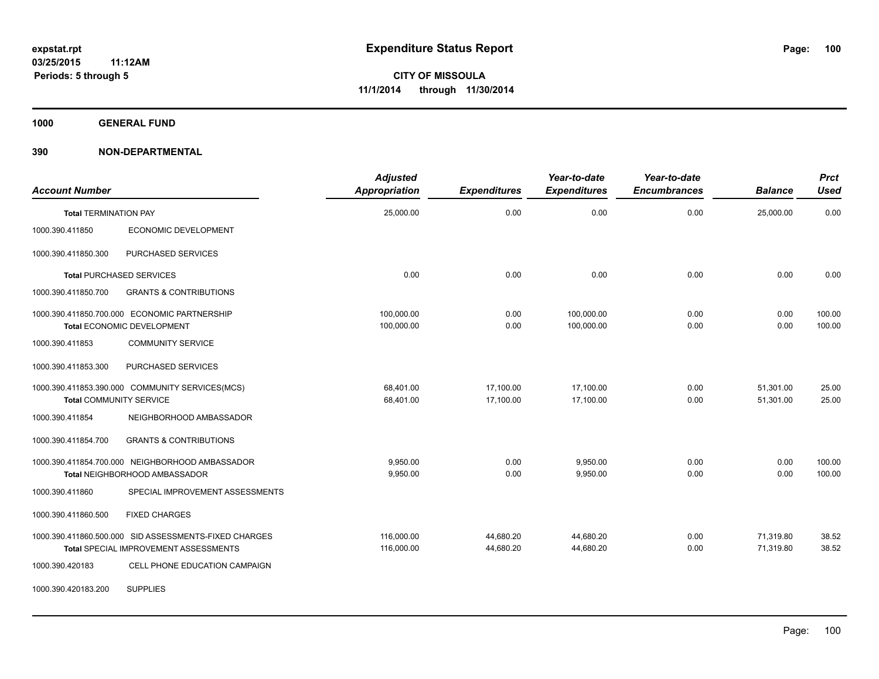# Expenditure Status Report

expstat.rpt
03/25/2015 11:12AM
Periods: 5 through 5

**CITY OF MISSOULA**
**11/1/2014 through 11/30/2014**

**1000 GENERAL FUND**

**390 NON-DEPARTMENTAL**

| Account Number | | Adjusted Appropriation | Expenditures | Year-to-date Expenditures | Year-to-date Encumbrances | Balance | Prct Used |
|---|---|---|---|---|---|---|---|
| **Total** TERMINATION PAY | | 25,000.00 | 0.00 | 0.00 | 0.00 | 25,000.00 | 0.00 |
| 1000.390.411850 | ECONOMIC DEVELOPMENT | | | | | | |
| 1000.390.411850.300 | PURCHASED SERVICES | | | | | | |
| **Total** PURCHASED SERVICES | | 0.00 | 0.00 | 0.00 | 0.00 | 0.00 | 0.00 |
| 1000.390.411850.700 | GRANTS & CONTRIBUTIONS | | | | | | |
| 1000.390.411850.700.000 | ECONOMIC PARTNERSHIP | 100,000.00 | 0.00 | 100,000.00 | 0.00 | 0.00 | 100.00 |
| **Total** ECONOMIC DEVELOPMENT | | 100,000.00 | 0.00 | 100,000.00 | 0.00 | 0.00 | 100.00 |
| 1000.390.411853 | COMMUNITY SERVICE | | | | | | |
| 1000.390.411853.300 | PURCHASED SERVICES | | | | | | |
| 1000.390.411853.390.000 | COMMUNITY SERVICES(MCS) | 68,401.00 | 17,100.00 | 17,100.00 | 0.00 | 51,301.00 | 25.00 |
| **Total** COMMUNITY SERVICE | | 68,401.00 | 17,100.00 | 17,100.00 | 0.00 | 51,301.00 | 25.00 |
| 1000.390.411854 | NEIGHBORHOOD AMBASSADOR | | | | | | |
| 1000.390.411854.700 | GRANTS & CONTRIBUTIONS | | | | | | |
| 1000.390.411854.700.000 | NEIGHBORHOOD AMBASSADOR | 9,950.00 | 0.00 | 9,950.00 | 0.00 | 0.00 | 100.00 |
| **Total** NEIGHBORHOOD AMBASSADOR | | 9,950.00 | 0.00 | 9,950.00 | 0.00 | 0.00 | 100.00 |
| 1000.390.411860 | SPECIAL IMPROVEMENT ASSESSMENTS | | | | | | |
| 1000.390.411860.500 | FIXED CHARGES | | | | | | |
| 1000.390.411860.500.000 | SID ASSESSMENTS-FIXED CHARGES | 116,000.00 | 44,680.20 | 44,680.20 | 0.00 | 71,319.80 | 38.52 |
| **Total** SPECIAL IMPROVEMENT ASSESSMENTS | | 116,000.00 | 44,680.20 | 44,680.20 | 0.00 | 71,319.80 | 38.52 |
| 1000.390.420183 | CELL PHONE EDUCATION CAMPAIGN | | | | | | |
| 1000.390.420183.200 | SUPPLIES | | | | | | |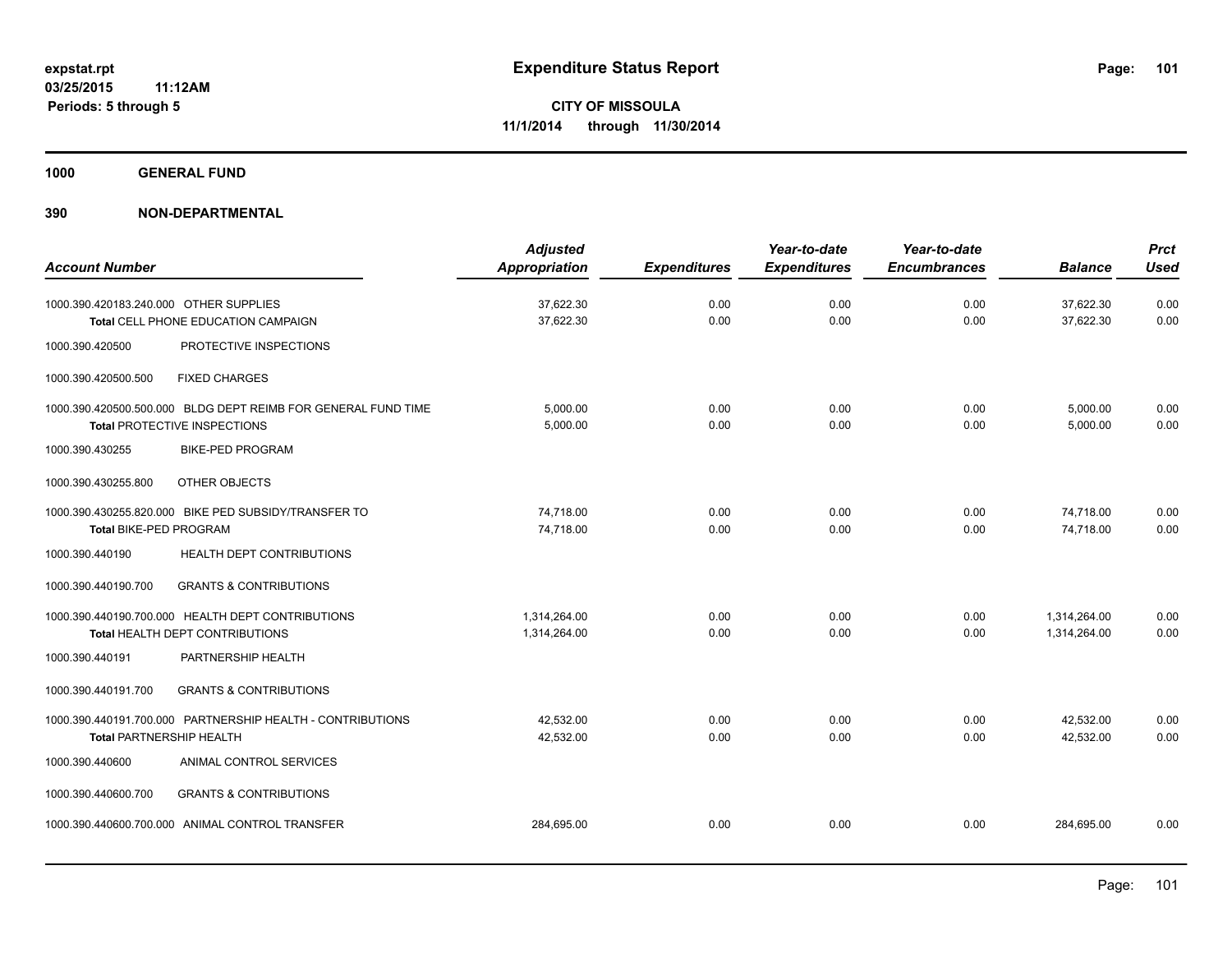expstat.rpt
03/25/2015 11:12AM
Periods: 5 through 5

# Expenditure Status Report

**CITY OF MISSOULA**
**11/1/2014 through 11/30/2014**

## 1000 GENERAL FUND

## 390 NON-DEPARTMENTAL

| Account Number | | Adjusted Appropriation | Expenditures | Year-to-date Expenditures | Year-to-date Encumbrances | Balance | Prct Used |
|---|---|---|---|---|---|---|---|
| 1000.390.420183.240.000 | OTHER SUPPLIES | 37,622.30 | 0.00 | 0.00 | 0.00 | 37,622.30 | 0.00 |
| | Total CELL PHONE EDUCATION CAMPAIGN | 37,622.30 | 0.00 | 0.00 | 0.00 | 37,622.30 | 0.00 |
| 1000.390.420500 | PROTECTIVE INSPECTIONS | | | | | | |
| 1000.390.420500.500 | FIXED CHARGES | | | | | | |
| 1000.390.420500.500.000 | BLDG DEPT REIMB FOR GENERAL FUND TIME | 5,000.00 | 0.00 | 0.00 | 0.00 | 5,000.00 | 0.00 |
| | Total PROTECTIVE INSPECTIONS | 5,000.00 | 0.00 | 0.00 | 0.00 | 5,000.00 | 0.00 |
| 1000.390.430255 | BIKE-PED PROGRAM | | | | | | |
| 1000.390.430255.800 | OTHER OBJECTS | | | | | | |
| 1000.390.430255.820.000 | BIKE PED SUBSIDY/TRANSFER TO | 74,718.00 | 0.00 | 0.00 | 0.00 | 74,718.00 | 0.00 |
| | Total BIKE-PED PROGRAM | 74,718.00 | 0.00 | 0.00 | 0.00 | 74,718.00 | 0.00 |
| 1000.390.440190 | HEALTH DEPT CONTRIBUTIONS | | | | | | |
| 1000.390.440190.700 | GRANTS & CONTRIBUTIONS | | | | | | |
| 1000.390.440190.700.000 | HEALTH DEPT CONTRIBUTIONS | 1,314,264.00 | 0.00 | 0.00 | 0.00 | 1,314,264.00 | 0.00 |
| | Total HEALTH DEPT CONTRIBUTIONS | 1,314,264.00 | 0.00 | 0.00 | 0.00 | 1,314,264.00 | 0.00 |
| 1000.390.440191 | PARTNERSHIP HEALTH | | | | | | |
| 1000.390.440191.700 | GRANTS & CONTRIBUTIONS | | | | | | |
| 1000.390.440191.700.000 | PARTNERSHIP HEALTH - CONTRIBUTIONS | 42,532.00 | 0.00 | 0.00 | 0.00 | 42,532.00 | 0.00 |
| | Total PARTNERSHIP HEALTH | 42,532.00 | 0.00 | 0.00 | 0.00 | 42,532.00 | 0.00 |
| 1000.390.440600 | ANIMAL CONTROL SERVICES | | | | | | |
| 1000.390.440600.700 | GRANTS & CONTRIBUTIONS | | | | | | |
| 1000.390.440600.700.000 | ANIMAL CONTROL TRANSFER | 284,695.00 | 0.00 | 0.00 | 0.00 | 284,695.00 | 0.00 |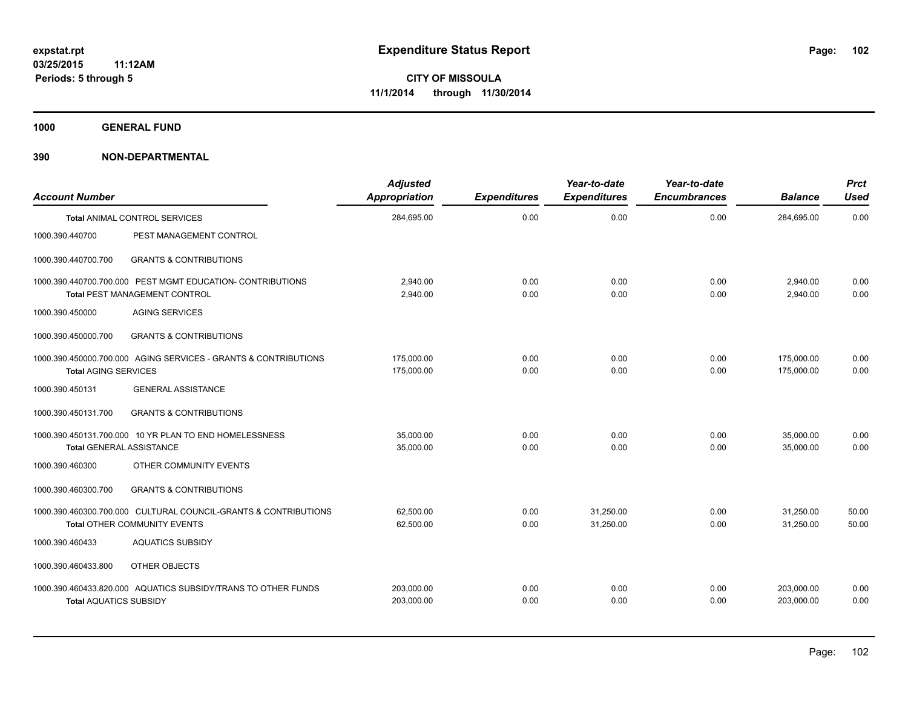expstat.rpt
03/25/2015 11:12AM
Periods: 5 through 5

# Expenditure Status Report

**CITY OF MISSOULA**
**11/1/2014 through 11/30/2014**

## 1000 GENERAL FUND

## 390 NON-DEPARTMENTAL

| Account Number | | Adjusted Appropriation | Expenditures | Year-to-date Expenditures | Year-to-date Encumbrances | Balance | Prct Used |
|---|---|---|---|---|---|---|---|
| **Total** ANIMAL CONTROL SERVICES | | 284,695.00 | 0.00 | 0.00 | 0.00 | 284,695.00 | 0.00 |
| 1000.390.440700 | PEST MANAGEMENT CONTROL | | | | | | |
| 1000.390.440700.700 | GRANTS & CONTRIBUTIONS | | | | | | |
| 1000.390.440700.700.000 | PEST MGMT EDUCATION- CONTRIBUTIONS | 2,940.00 | 0.00 | 0.00 | 0.00 | 2,940.00 | 0.00 |
| **Total** PEST MANAGEMENT CONTROL | | 2,940.00 | 0.00 | 0.00 | 0.00 | 2,940.00 | 0.00 |
| 1000.390.450000 | AGING SERVICES | | | | | | |
| 1000.390.450000.700 | GRANTS & CONTRIBUTIONS | | | | | | |
| 1000.390.450000.700.000 | AGING SERVICES - GRANTS & CONTRIBUTIONS | 175,000.00 | 0.00 | 0.00 | 0.00 | 175,000.00 | 0.00 |
| **Total** AGING SERVICES | | 175,000.00 | 0.00 | 0.00 | 0.00 | 175,000.00 | 0.00 |
| 1000.390.450131 | GENERAL ASSISTANCE | | | | | | |
| 1000.390.450131.700 | GRANTS & CONTRIBUTIONS | | | | | | |
| 1000.390.450131.700.000 | 10 YR PLAN TO END HOMELESSNESS | 35,000.00 | 0.00 | 0.00 | 0.00 | 35,000.00 | 0.00 |
| **Total** GENERAL ASSISTANCE | | 35,000.00 | 0.00 | 0.00 | 0.00 | 35,000.00 | 0.00 |
| 1000.390.460300 | OTHER COMMUNITY EVENTS | | | | | | |
| 1000.390.460300.700 | GRANTS & CONTRIBUTIONS | | | | | | |
| 1000.390.460300.700.000 | CULTURAL COUNCIL-GRANTS & CONTRIBUTIONS | 62,500.00 | 0.00 | 31,250.00 | 0.00 | 31,250.00 | 50.00 |
| **Total** OTHER COMMUNITY EVENTS | | 62,500.00 | 0.00 | 31,250.00 | 0.00 | 31,250.00 | 50.00 |
| 1000.390.460433 | AQUATICS SUBSIDY | | | | | | |
| 1000.390.460433.800 | OTHER OBJECTS | | | | | | |
| 1000.390.460433.820.000 | AQUATICS SUBSIDY/TRANS TO OTHER FUNDS | 203,000.00 | 0.00 | 0.00 | 0.00 | 203,000.00 | 0.00 |
| **Total** AQUATICS SUBSIDY | | 203,000.00 | 0.00 | 0.00 | 0.00 | 203,000.00 | 0.00 |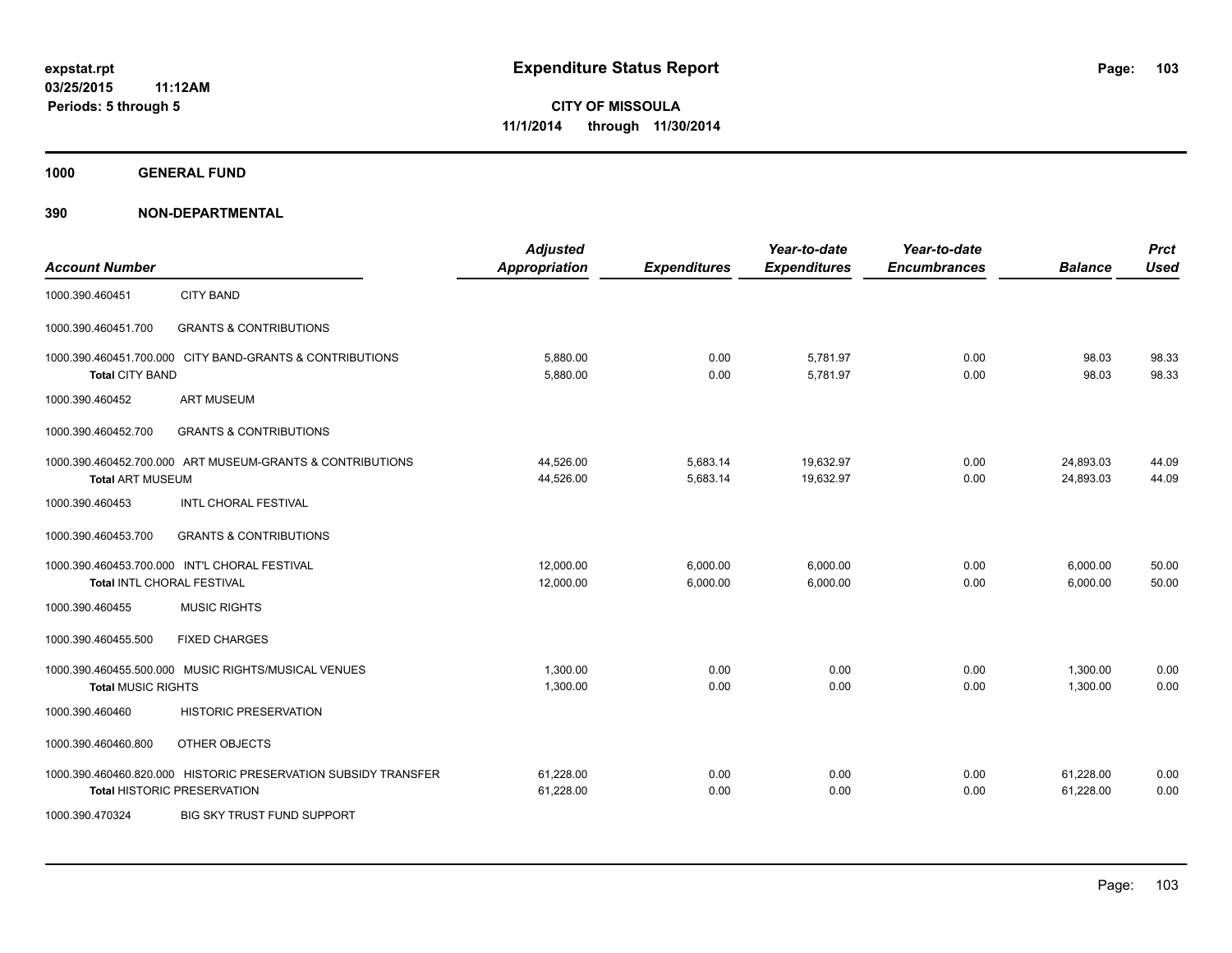**expstat.rpt**
**03/25/2015 11:12AM**
**Periods: 5 through 5**

# Expenditure Status Report

**CITY OF MISSOULA**
**11/1/2014 through 11/30/2014**

## 1000 GENERAL FUND

## 390 NON-DEPARTMENTAL

| Account Number | | Adjusted Appropriation | Expenditures | Year-to-date Expenditures | Year-to-date Encumbrances | Balance | Prct Used |
|---|---|---|---|---|---|---|---|
| 1000.390.460451 | CITY BAND | | | | | | |
| 1000.390.460451.700 | GRANTS & CONTRIBUTIONS | | | | | | |
| 1000.390.460451.700.000 | CITY BAND-GRANTS & CONTRIBUTIONS | 5,880.00 | 0.00 | 5,781.97 | 0.00 | 98.03 | 98.33 |
| **Total** CITY BAND | | 5,880.00 | 0.00 | 5,781.97 | 0.00 | 98.03 | 98.33 |
| 1000.390.460452 | ART MUSEUM | | | | | | |
| 1000.390.460452.700 | GRANTS & CONTRIBUTIONS | | | | | | |
| 1000.390.460452.700.000 | ART MUSEUM-GRANTS & CONTRIBUTIONS | 44,526.00 | 5,683.14 | 19,632.97 | 0.00 | 24,893.03 | 44.09 |
| **Total** ART MUSEUM | | 44,526.00 | 5,683.14 | 19,632.97 | 0.00 | 24,893.03 | 44.09 |
| 1000.390.460453 | INTL CHORAL FESTIVAL | | | | | | |
| 1000.390.460453.700 | GRANTS & CONTRIBUTIONS | | | | | | |
| 1000.390.460453.700.000 | INT'L CHORAL FESTIVAL | 12,000.00 | 6,000.00 | 6,000.00 | 0.00 | 6,000.00 | 50.00 |
| **Total** INTL CHORAL FESTIVAL | | 12,000.00 | 6,000.00 | 6,000.00 | 0.00 | 6,000.00 | 50.00 |
| 1000.390.460455 | MUSIC RIGHTS | | | | | | |
| 1000.390.460455.500 | FIXED CHARGES | | | | | | |
| 1000.390.460455.500.000 | MUSIC RIGHTS/MUSICAL VENUES | 1,300.00 | 0.00 | 0.00 | 0.00 | 1,300.00 | 0.00 |
| **Total** MUSIC RIGHTS | | 1,300.00 | 0.00 | 0.00 | 0.00 | 1,300.00 | 0.00 |
| 1000.390.460460 | HISTORIC PRESERVATION | | | | | | |
| 1000.390.460460.800 | OTHER OBJECTS | | | | | | |
| 1000.390.460460.820.000 | HISTORIC PRESERVATION SUBSIDY TRANSFER | 61,228.00 | 0.00 | 0.00 | 0.00 | 61,228.00 | 0.00 |
| **Total** HISTORIC PRESERVATION | | 61,228.00 | 0.00 | 0.00 | 0.00 | 61,228.00 | 0.00 |
| 1000.390.470324 | BIG SKY TRUST FUND SUPPORT | | | | | | |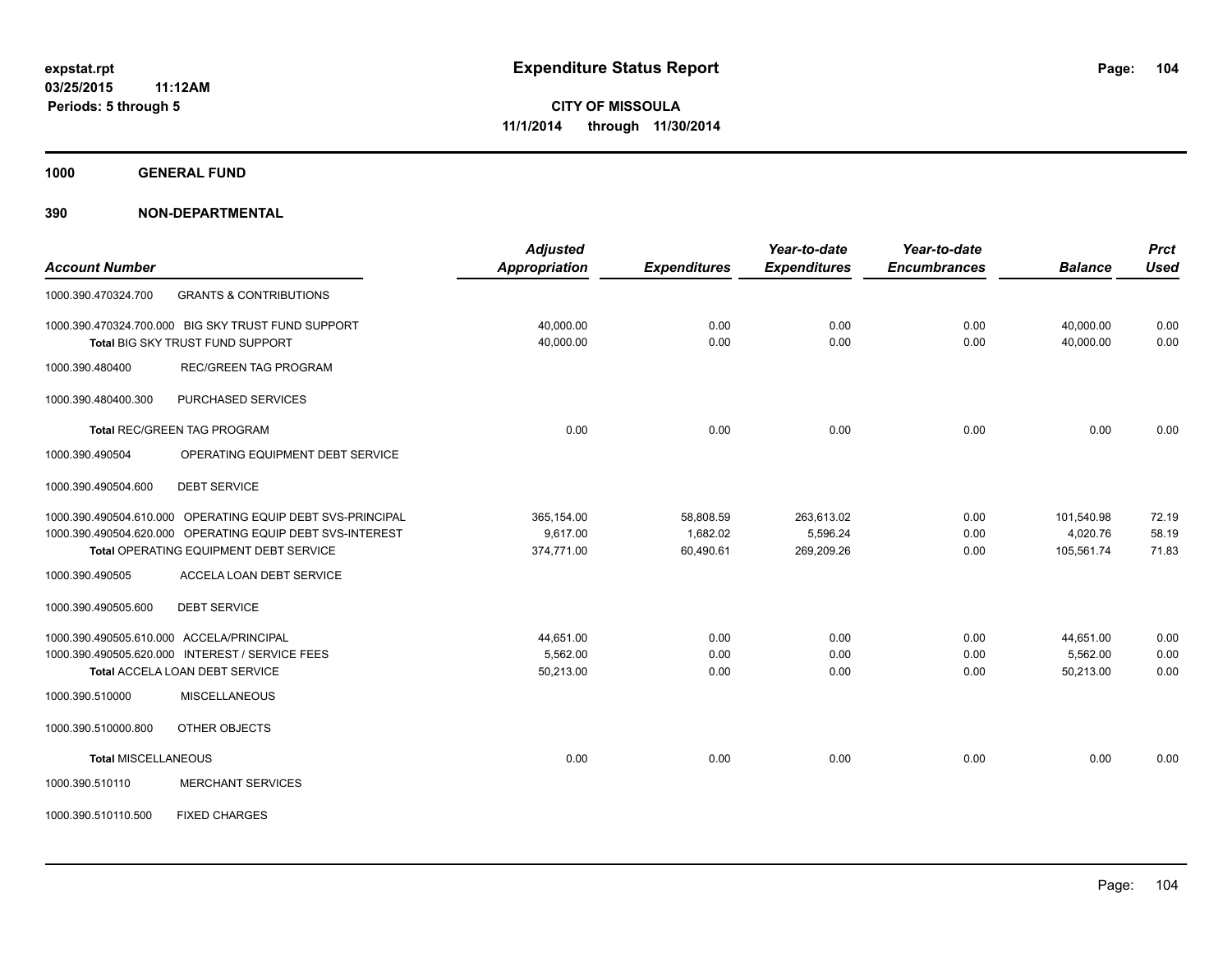**expstat.rpt**
**03/25/2015 11:12AM**
**Periods: 5 through 5**

# Expenditure Status Report

**CITY OF MISSOULA**
**11/1/2014 through 11/30/2014**

## 1000 GENERAL FUND

## 390 NON-DEPARTMENTAL

| Account Number | | Adjusted Appropriation | Expenditures | Year-to-date Expenditures | Year-to-date Encumbrances | Balance | Prct Used |
|---|---|---|---|---|---|---|---|
| 1000.390.470324.700 | GRANTS & CONTRIBUTIONS | | | | | | |
| 1000.390.470324.700.000 | BIG SKY TRUST FUND SUPPORT | 40,000.00 | 0.00 | 0.00 | 0.00 | 40,000.00 | 0.00 |
| | **Total** BIG SKY TRUST FUND SUPPORT | 40,000.00 | 0.00 | 0.00 | 0.00 | 40,000.00 | 0.00 |
| 1000.390.480400 | REC/GREEN TAG PROGRAM | | | | | | |
| 1000.390.480400.300 | PURCHASED SERVICES | | | | | | |
| | **Total** REC/GREEN TAG PROGRAM | 0.00 | 0.00 | 0.00 | 0.00 | 0.00 | 0.00 |
| 1000.390.490504 | OPERATING EQUIPMENT DEBT SERVICE | | | | | | |
| 1000.390.490504.600 | DEBT SERVICE | | | | | | |
| 1000.390.490504.610.000 | OPERATING EQUIP DEBT SVS-PRINCIPAL | 365,154.00 | 58,808.59 | 263,613.02 | 0.00 | 101,540.98 | 72.19 |
| 1000.390.490504.620.000 | OPERATING EQUIP DEBT SVS-INTEREST | 9,617.00 | 1,682.02 | 5,596.24 | 0.00 | 4,020.76 | 58.19 |
| | **Total** OPERATING EQUIPMENT DEBT SERVICE | 374,771.00 | 60,490.61 | 269,209.26 | 0.00 | 105,561.74 | 71.83 |
| 1000.390.490505 | ACCELA LOAN DEBT SERVICE | | | | | | |
| 1000.390.490505.600 | DEBT SERVICE | | | | | | |
| 1000.390.490505.610.000 | ACCELA/PRINCIPAL | 44,651.00 | 0.00 | 0.00 | 0.00 | 44,651.00 | 0.00 |
| 1000.390.490505.620.000 | INTEREST / SERVICE FEES | 5,562.00 | 0.00 | 0.00 | 0.00 | 5,562.00 | 0.00 |
| | **Total** ACCELA LOAN DEBT SERVICE | 50,213.00 | 0.00 | 0.00 | 0.00 | 50,213.00 | 0.00 |
| 1000.390.510000 | MISCELLANEOUS | | | | | | |
| 1000.390.510000.800 | OTHER OBJECTS | | | | | | |
| | **Total MISCELLANEOUS** | 0.00 | 0.00 | 0.00 | 0.00 | 0.00 | 0.00 |
| 1000.390.510110 | MERCHANT SERVICES | | | | | | |
| 1000.390.510110.500 | FIXED CHARGES | | | | | | |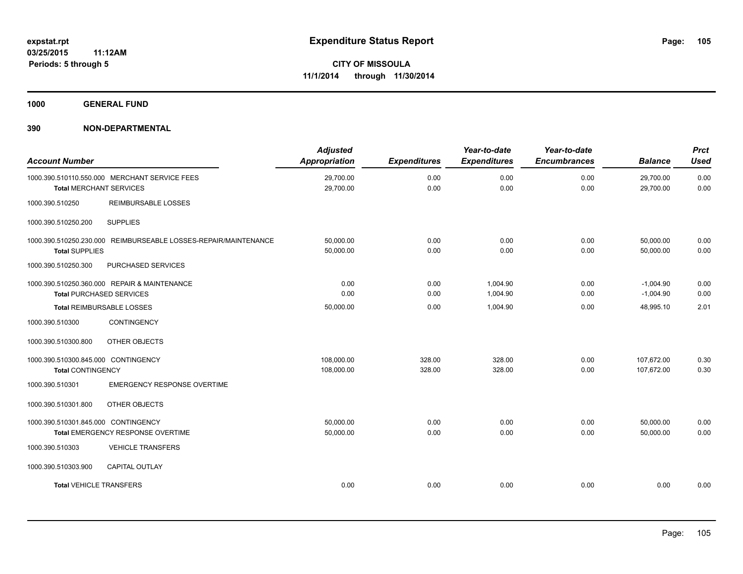**expstat.rpt**
**03/25/2015 11:12AM**
**Periods: 5 through 5**

# Expenditure Status Report

**CITY OF MISSOULA**
**11/1/2014 through 11/30/2014**

## 1000 GENERAL FUND

## 390 NON-DEPARTMENTAL

| Account Number | | Adjusted Appropriation | Expenditures | Year-to-date Expenditures | Year-to-date Encumbrances | Balance | Prct Used |
|---|---|---|---|---|---|---|---|
| 1000.390.510110.550.000 | MERCHANT SERVICE FEES | 29,700.00 | 0.00 | 0.00 | 0.00 | 29,700.00 | 0.00 |
| **Total** MERCHANT SERVICES | | 29,700.00 | 0.00 | 0.00 | 0.00 | 29,700.00 | 0.00 |
| 1000.390.510250 | REIMBURSABLE LOSSES | | | | | | |
| 1000.390.510250.200 | SUPPLIES | | | | | | |
| 1000.390.510250.230.000 | REIMBURSEABLE LOSSES-REPAIR/MAINTENANCE | 50,000.00 | 0.00 | 0.00 | 0.00 | 50,000.00 | 0.00 |
| **Total** SUPPLIES | | 50,000.00 | 0.00 | 0.00 | 0.00 | 50,000.00 | 0.00 |
| 1000.390.510250.300 | PURCHASED SERVICES | | | | | | |
| 1000.390.510250.360.000 | REPAIR & MAINTENANCE | 0.00 | 0.00 | 1,004.90 | 0.00 | -1,004.90 | 0.00 |
| **Total** PURCHASED SERVICES | | 0.00 | 0.00 | 1,004.90 | 0.00 | -1,004.90 | 0.00 |
| **Total** REIMBURSABLE LOSSES | | 50,000.00 | 0.00 | 1,004.90 | 0.00 | 48,995.10 | 2.01 |
| 1000.390.510300 | CONTINGENCY | | | | | | |
| 1000.390.510300.800 | OTHER OBJECTS | | | | | | |
| 1000.390.510300.845.000 | CONTINGENCY | 108,000.00 | 328.00 | 328.00 | 0.00 | 107,672.00 | 0.30 |
| **Total** CONTINGENCY | | 108,000.00 | 328.00 | 328.00 | 0.00 | 107,672.00 | 0.30 |
| 1000.390.510301 | EMERGENCY RESPONSE OVERTIME | | | | | | |
| 1000.390.510301.800 | OTHER OBJECTS | | | | | | |
| 1000.390.510301.845.000 | CONTINGENCY | 50,000.00 | 0.00 | 0.00 | 0.00 | 50,000.00 | 0.00 |
| **Total** EMERGENCY RESPONSE OVERTIME | | 50,000.00 | 0.00 | 0.00 | 0.00 | 50,000.00 | 0.00 |
| 1000.390.510303 | VEHICLE TRANSFERS | | | | | | |
| 1000.390.510303.900 | CAPITAL OUTLAY | | | | | | |
| **Total** VEHICLE TRANSFERS | | 0.00 | 0.00 | 0.00 | 0.00 | 0.00 | 0.00 |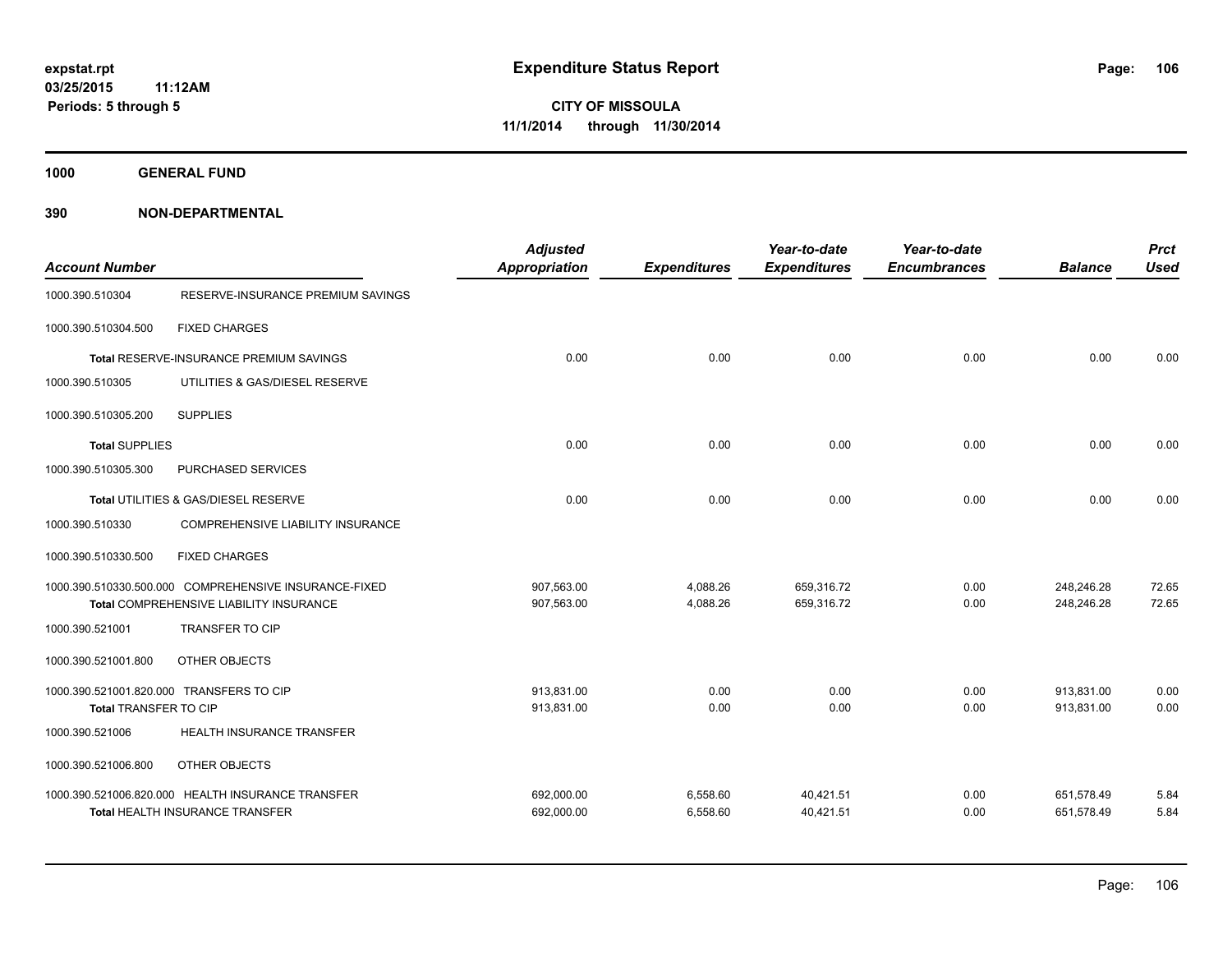**expstat.rpt**
**03/25/2015 11:12AM**
**Periods: 5 through 5**

# Expenditure Status Report

**CITY OF MISSOULA**
**11/1/2014 through 11/30/2014**

## 1000 GENERAL FUND

## 390 NON-DEPARTMENTAL

| Account Number | | Adjusted Appropriation | Expenditures | Year-to-date Expenditures | Year-to-date Encumbrances | Balance | Prct Used |
|---|---|---|---|---|---|---|---|
| 1000.390.510304 | RESERVE-INSURANCE PREMIUM SAVINGS | | | | | | |
| 1000.390.510304.500 | FIXED CHARGES | | | | | | |
| **Total** RESERVE-INSURANCE PREMIUM SAVINGS | | 0.00 | 0.00 | 0.00 | 0.00 | 0.00 | 0.00 |
| 1000.390.510305 | UTILITIES & GAS/DIESEL RESERVE | | | | | | |
| 1000.390.510305.200 | SUPPLIES | | | | | | |
| **Total** SUPPLIES | | 0.00 | 0.00 | 0.00 | 0.00 | 0.00 | 0.00 |
| 1000.390.510305.300 | PURCHASED SERVICES | | | | | | |
| **Total** UTILITIES & GAS/DIESEL RESERVE | | 0.00 | 0.00 | 0.00 | 0.00 | 0.00 | 0.00 |
| 1000.390.510330 | COMPREHENSIVE LIABILITY INSURANCE | | | | | | |
| 1000.390.510330.500 | FIXED CHARGES | | | | | | |
| 1000.390.510330.500.000 | COMPREHENSIVE INSURANCE-FIXED | 907,563.00 | 4,088.26 | 659,316.72 | 0.00 | 248,246.28 | 72.65 |
| **Total** COMPREHENSIVE LIABILITY INSURANCE | | 907,563.00 | 4,088.26 | 659,316.72 | 0.00 | 248,246.28 | 72.65 |
| 1000.390.521001 | TRANSFER TO CIP | | | | | | |
| 1000.390.521001.800 | OTHER OBJECTS | | | | | | |
| 1000.390.521001.820.000 | TRANSFERS TO CIP | 913,831.00 | 0.00 | 0.00 | 0.00 | 913,831.00 | 0.00 |
| **Total** TRANSFER TO CIP | | 913,831.00 | 0.00 | 0.00 | 0.00 | 913,831.00 | 0.00 |
| 1000.390.521006 | HEALTH INSURANCE TRANSFER | | | | | | |
| 1000.390.521006.800 | OTHER OBJECTS | | | | | | |
| 1000.390.521006.820.000 | HEALTH INSURANCE TRANSFER | 692,000.00 | 6,558.60 | 40,421.51 | 0.00 | 651,578.49 | 5.84 |
| **Total** HEALTH INSURANCE TRANSFER | | 692,000.00 | 6,558.60 | 40,421.51 | 0.00 | 651,578.49 | 5.84 |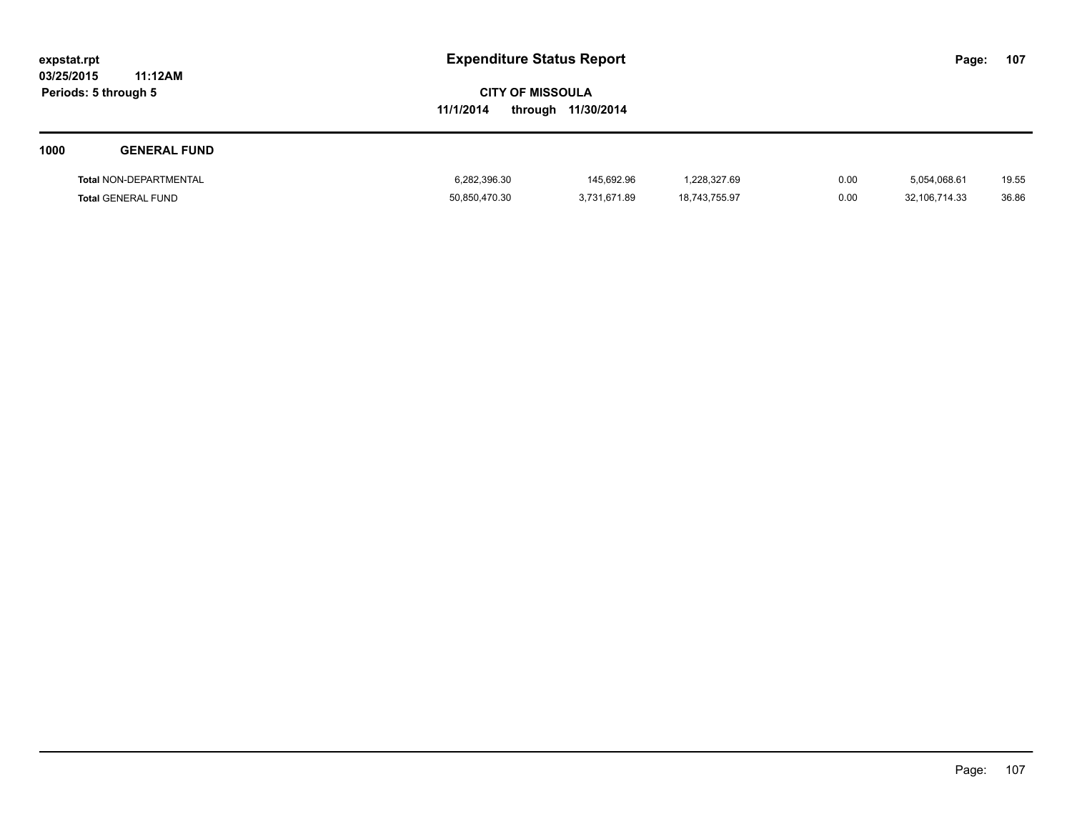# Expenditure Status Report

expstat.rpt
03/25/2015 11:12AM
Periods: 5 through 5

**CITY OF MISSOULA**
**11/1/2014 through 11/30/2014**

## 1000 GENERAL FUND

| | | | | | | |
|---|---|---|---|---|---|---|
| **Total** NON-DEPARTMENTAL | 6,282,396.30 | 145,692.96 | 1,228,327.69 | 0.00 | 5,054,068.61 | 19.55 |
| **Total** GENERAL FUND | 50,850,470.30 | 3,731,671.89 | 18,743,755.97 | 0.00 | 32,106,714.33 | 36.86 |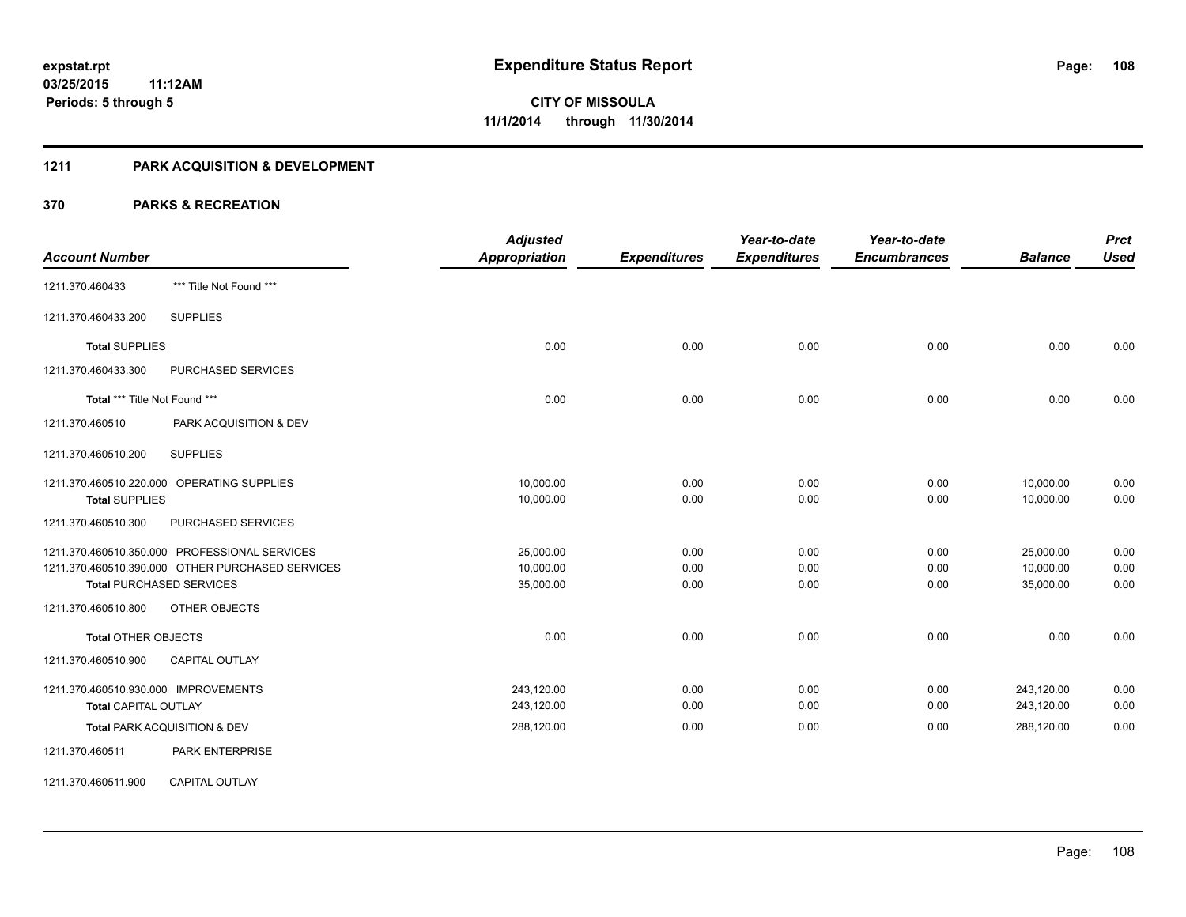**expstat.rpt**
**03/25/2015 11:12AM**
**Periods: 5 through 5**

# Expenditure Status Report

**CITY OF MISSOULA**
**11/1/2014 through 11/30/2014**

## 1211 PARK ACQUISITION & DEVELOPMENT

## 370 PARKS & RECREATION

| Account Number | | Adjusted Appropriation | Expenditures | Year-to-date Expenditures | Year-to-date Encumbrances | Balance | Prct Used |
|---|---|---|---|---|---|---|---|
| 1211.370.460433 | *** Title Not Found *** | | | | | | |
| 1211.370.460433.200 | SUPPLIES | | | | | | |
| **Total** SUPPLIES | | 0.00 | 0.00 | 0.00 | 0.00 | 0.00 | 0.00 |
| 1211.370.460433.300 | PURCHASED SERVICES | | | | | | |
| **Total** *** Title Not Found *** | | 0.00 | 0.00 | 0.00 | 0.00 | 0.00 | 0.00 |
| 1211.370.460510 | PARK ACQUISITION & DEV | | | | | | |
| 1211.370.460510.200 | SUPPLIES | | | | | | |
| 1211.370.460510.220.000 | OPERATING SUPPLIES | 10,000.00 | 0.00 | 0.00 | 0.00 | 10,000.00 | 0.00 |
| **Total** SUPPLIES | | 10,000.00 | 0.00 | 0.00 | 0.00 | 10,000.00 | 0.00 |
| 1211.370.460510.300 | PURCHASED SERVICES | | | | | | |
| 1211.370.460510.350.000 | PROFESSIONAL SERVICES | 25,000.00 | 0.00 | 0.00 | 0.00 | 25,000.00 | 0.00 |
| 1211.370.460510.390.000 | OTHER PURCHASED SERVICES | 10,000.00 | 0.00 | 0.00 | 0.00 | 10,000.00 | 0.00 |
| **Total** PURCHASED SERVICES | | 35,000.00 | 0.00 | 0.00 | 0.00 | 35,000.00 | 0.00 |
| 1211.370.460510.800 | OTHER OBJECTS | | | | | | |
| **Total** OTHER OBJECTS | | 0.00 | 0.00 | 0.00 | 0.00 | 0.00 | 0.00 |
| 1211.370.460510.900 | CAPITAL OUTLAY | | | | | | |
| 1211.370.460510.930.000 | IMPROVEMENTS | 243,120.00 | 0.00 | 0.00 | 0.00 | 243,120.00 | 0.00 |
| **Total** CAPITAL OUTLAY | | 243,120.00 | 0.00 | 0.00 | 0.00 | 243,120.00 | 0.00 |
| **Total** PARK ACQUISITION & DEV | | 288,120.00 | 0.00 | 0.00 | 0.00 | 288,120.00 | 0.00 |
| 1211.370.460511 | PARK ENTERPRISE | | | | | | |
| 1211.370.460511.900 | CAPITAL OUTLAY | | | | | | |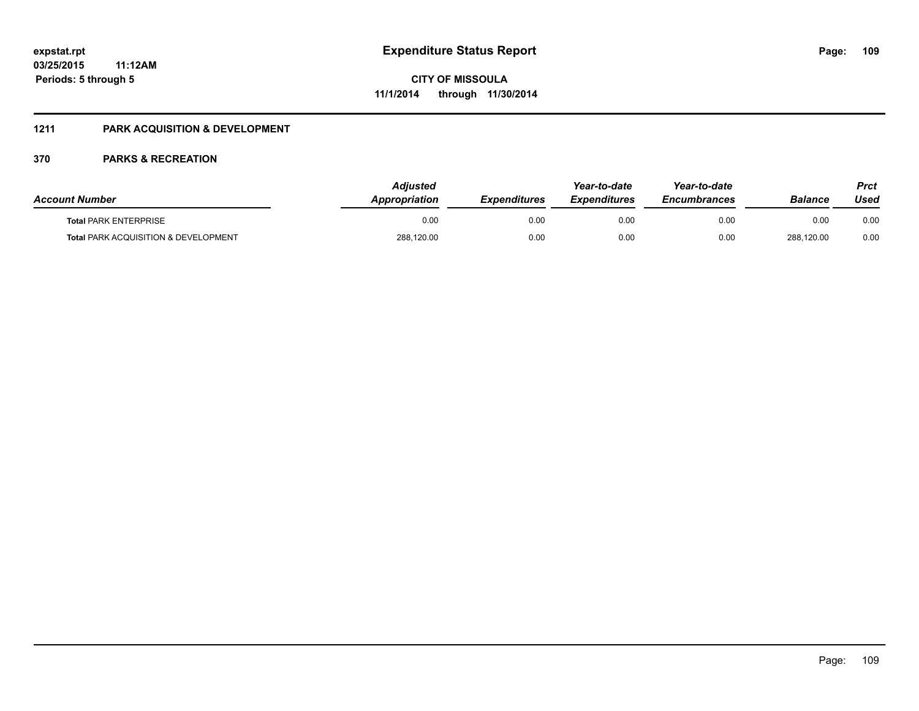# Expenditure Status Report

expstat.rpt
03/25/2015 11:12AM
Periods: 5 through 5

CITY OF MISSOULA
11/1/2014 through 11/30/2014

## 1211 PARK ACQUISITION & DEVELOPMENT

### 370 PARKS & RECREATION

| Account Number | Adjusted Appropriation | Expenditures | Year-to-date Expenditures | Year-to-date Encumbrances | Balance | Prct Used |
|---|---|---|---|---|---|---|
| **Total** PARK ENTERPRISE | 0.00 | 0.00 | 0.00 | 0.00 | 0.00 | 0.00 |
| **Total** PARK ACQUISITION & DEVELOPMENT | 288,120.00 | 0.00 | 0.00 | 0.00 | 288,120.00 | 0.00 |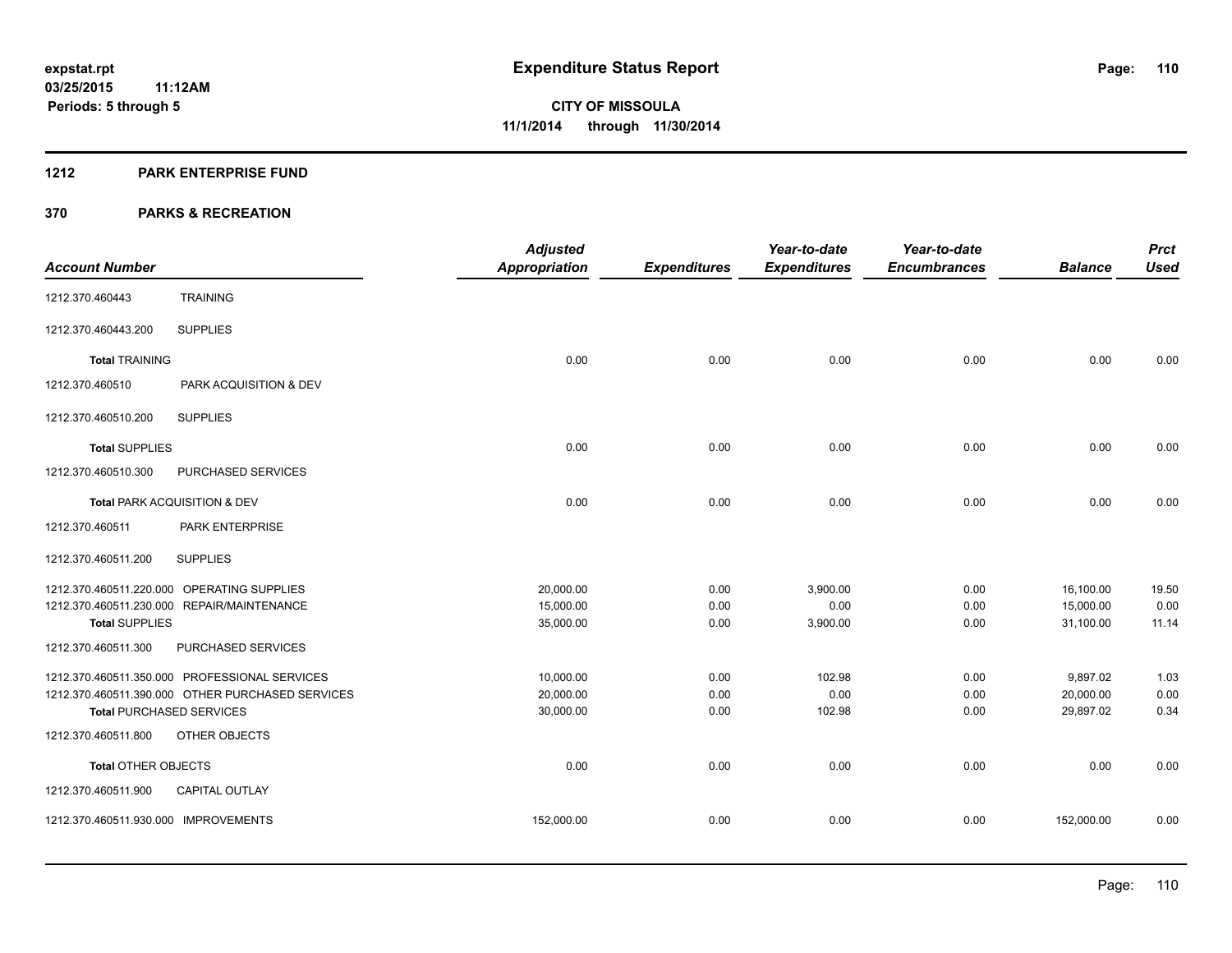# Expenditure Status Report

expstat.rpt
03/25/2015 11:12AM
Periods: 5 through 5

**CITY OF MISSOULA**
**11/1/2014 through 11/30/2014**

## 1212 PARK ENTERPRISE FUND

## 370 PARKS & RECREATION

| Account Number | | Adjusted Appropriation | Expenditures | Year-to-date Expenditures | Year-to-date Encumbrances | Balance | Prct Used |
|---|---|---|---|---|---|---|---|
| 1212.370.460443 | TRAINING | | | | | | |
| 1212.370.460443.200 | SUPPLIES | | | | | | |
| **Total** TRAINING | | 0.00 | 0.00 | 0.00 | 0.00 | 0.00 | 0.00 |
| 1212.370.460510 | PARK ACQUISITION & DEV | | | | | | |
| 1212.370.460510.200 | SUPPLIES | | | | | | |
| **Total** SUPPLIES | | 0.00 | 0.00 | 0.00 | 0.00 | 0.00 | 0.00 |
| 1212.370.460510.300 | PURCHASED SERVICES | | | | | | |
| **Total** PARK ACQUISITION & DEV | | 0.00 | 0.00 | 0.00 | 0.00 | 0.00 | 0.00 |
| 1212.370.460511 | PARK ENTERPRISE | | | | | | |
| 1212.370.460511.200 | SUPPLIES | | | | | | |
| 1212.370.460511.220.000 | OPERATING SUPPLIES | 20,000.00 | 0.00 | 3,900.00 | 0.00 | 16,100.00 | 19.50 |
| 1212.370.460511.230.000 | REPAIR/MAINTENANCE | 15,000.00 | 0.00 | 0.00 | 0.00 | 15,000.00 | 0.00 |
| **Total** SUPPLIES | | 35,000.00 | 0.00 | 3,900.00 | 0.00 | 31,100.00 | 11.14 |
| 1212.370.460511.300 | PURCHASED SERVICES | | | | | | |
| 1212.370.460511.350.000 | PROFESSIONAL SERVICES | 10,000.00 | 0.00 | 102.98 | 0.00 | 9,897.02 | 1.03 |
| 1212.370.460511.390.000 | OTHER PURCHASED SERVICES | 20,000.00 | 0.00 | 0.00 | 0.00 | 20,000.00 | 0.00 |
| **Total** PURCHASED SERVICES | | 30,000.00 | 0.00 | 102.98 | 0.00 | 29,897.02 | 0.34 |
| 1212.370.460511.800 | OTHER OBJECTS | | | | | | |
| **Total** OTHER OBJECTS | | 0.00 | 0.00 | 0.00 | 0.00 | 0.00 | 0.00 |
| 1212.370.460511.900 | CAPITAL OUTLAY | | | | | | |
| 1212.370.460511.930.000 | IMPROVEMENTS | 152,000.00 | 0.00 | 0.00 | 0.00 | 152,000.00 | 0.00 |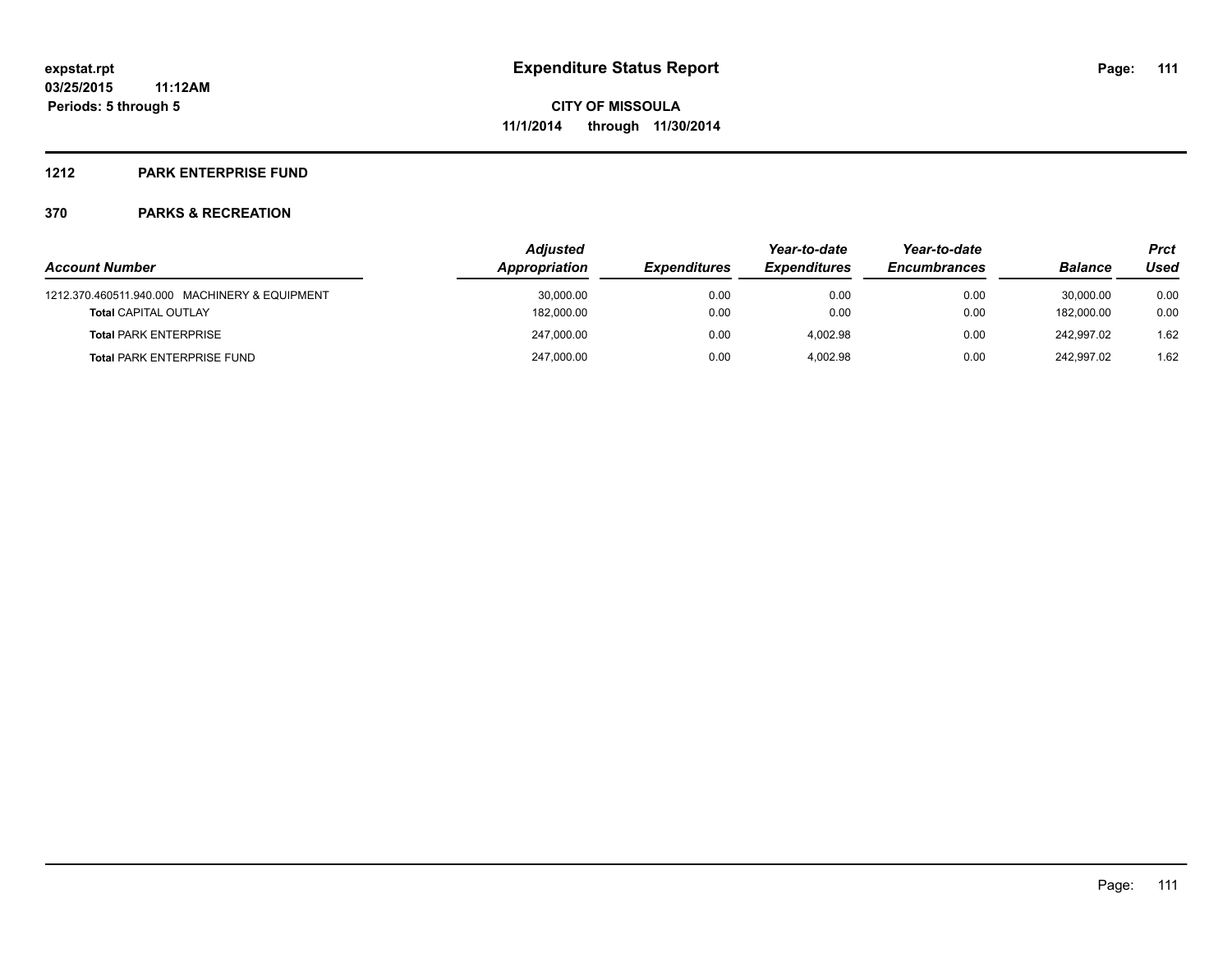# Expenditure Status Report

expstat.rpt
03/25/2015 11:12AM
Periods: 5 through 5

CITY OF MISSOULA
11/1/2014 through 11/30/2014

## 1212 PARK ENTERPRISE FUND

### 370 PARKS & RECREATION

| Account Number | Adjusted Appropriation | Expenditures | Year-to-date Expenditures | Year-to-date Encumbrances | Balance | Prct Used |
|---|---|---|---|---|---|---|
| 1212.370.460511.940.000 MACHINERY & EQUIPMENT | 30,000.00 | 0.00 | 0.00 | 0.00 | 30,000.00 | 0.00 |
| **Total** CAPITAL OUTLAY | 182,000.00 | 0.00 | 0.00 | 0.00 | 182,000.00 | 0.00 |
| **Total** PARK ENTERPRISE | 247,000.00 | 0.00 | 4,002.98 | 0.00 | 242,997.02 | 1.62 |
| **Total** PARK ENTERPRISE FUND | 247,000.00 | 0.00 | 4,002.98 | 0.00 | 242,997.02 | 1.62 |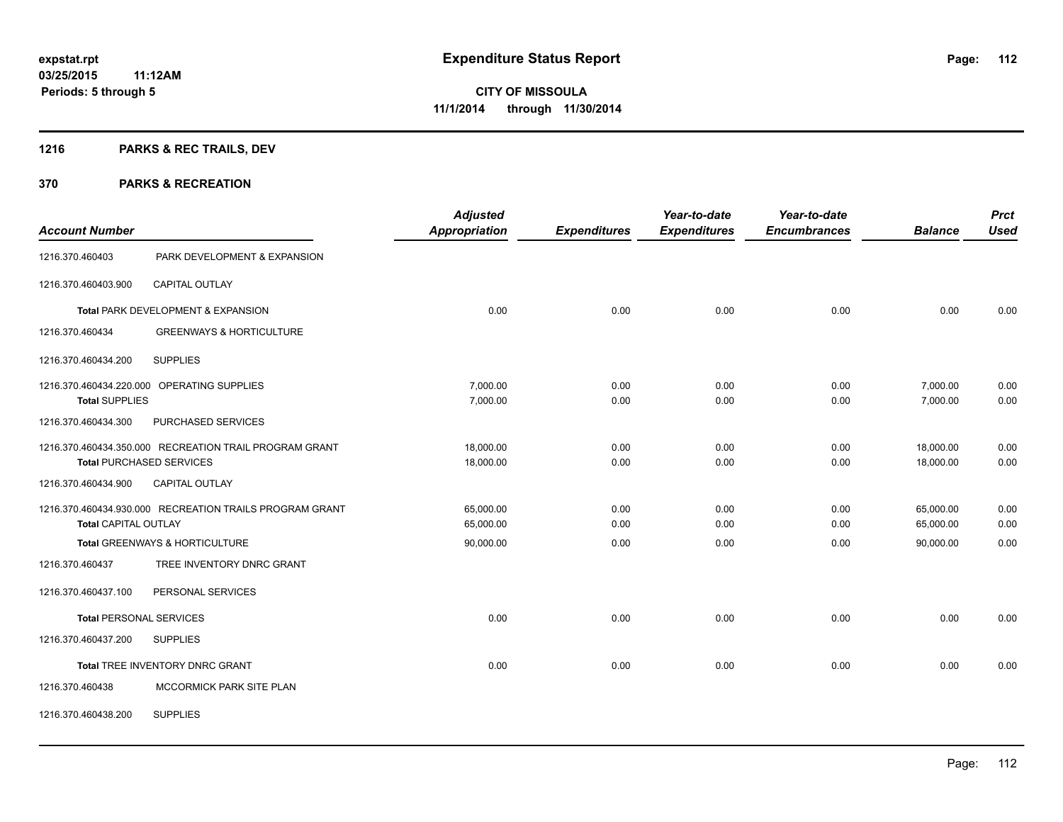**expstat.rpt**
**03/25/2015 11:12AM**
**Periods: 5 through 5**

# Expenditure Status Report

**CITY OF MISSOULA**
**11/1/2014 through 11/30/2014**

## 1216 PARKS & REC TRAILS, DEV

## 370 PARKS & RECREATION

| Account Number | | Adjusted Appropriation | Expenditures | Year-to-date Expenditures | Year-to-date Encumbrances | Balance | Prct Used |
|---|---|---|---|---|---|---|---|
| 1216.370.460403 | PARK DEVELOPMENT & EXPANSION | | | | | | |
| 1216.370.460403.900 | CAPITAL OUTLAY | | | | | | |
| Total PARK DEVELOPMENT & EXPANSION | | 0.00 | 0.00 | 0.00 | 0.00 | 0.00 | 0.00 |
| 1216.370.460434 | GREENWAYS & HORTICULTURE | | | | | | |
| 1216.370.460434.200 | SUPPLIES | | | | | | |
| 1216.370.460434.220.000 | OPERATING SUPPLIES | 7,000.00 | 0.00 | 0.00 | 0.00 | 7,000.00 | 0.00 |
| Total SUPPLIES | | 7,000.00 | 0.00 | 0.00 | 0.00 | 7,000.00 | 0.00 |
| 1216.370.460434.300 | PURCHASED SERVICES | | | | | | |
| 1216.370.460434.350.000 | RECREATION TRAIL PROGRAM GRANT | 18,000.00 | 0.00 | 0.00 | 0.00 | 18,000.00 | 0.00 |
| Total PURCHASED SERVICES | | 18,000.00 | 0.00 | 0.00 | 0.00 | 18,000.00 | 0.00 |
| 1216.370.460434.900 | CAPITAL OUTLAY | | | | | | |
| 1216.370.460434.930.000 | RECREATION TRAILS PROGRAM GRANT | 65,000.00 | 0.00 | 0.00 | 0.00 | 65,000.00 | 0.00 |
| Total CAPITAL OUTLAY | | 65,000.00 | 0.00 | 0.00 | 0.00 | 65,000.00 | 0.00 |
| Total GREENWAYS & HORTICULTURE | | 90,000.00 | 0.00 | 0.00 | 0.00 | 90,000.00 | 0.00 |
| 1216.370.460437 | TREE INVENTORY DNRC GRANT | | | | | | |
| 1216.370.460437.100 | PERSONAL SERVICES | | | | | | |
| Total PERSONAL SERVICES | | 0.00 | 0.00 | 0.00 | 0.00 | 0.00 | 0.00 |
| 1216.370.460437.200 | SUPPLIES | | | | | | |
| Total TREE INVENTORY DNRC GRANT | | 0.00 | 0.00 | 0.00 | 0.00 | 0.00 | 0.00 |
| 1216.370.460438 | MCCORMICK PARK SITE PLAN | | | | | | |
| 1216.370.460438.200 | SUPPLIES | | | | | | |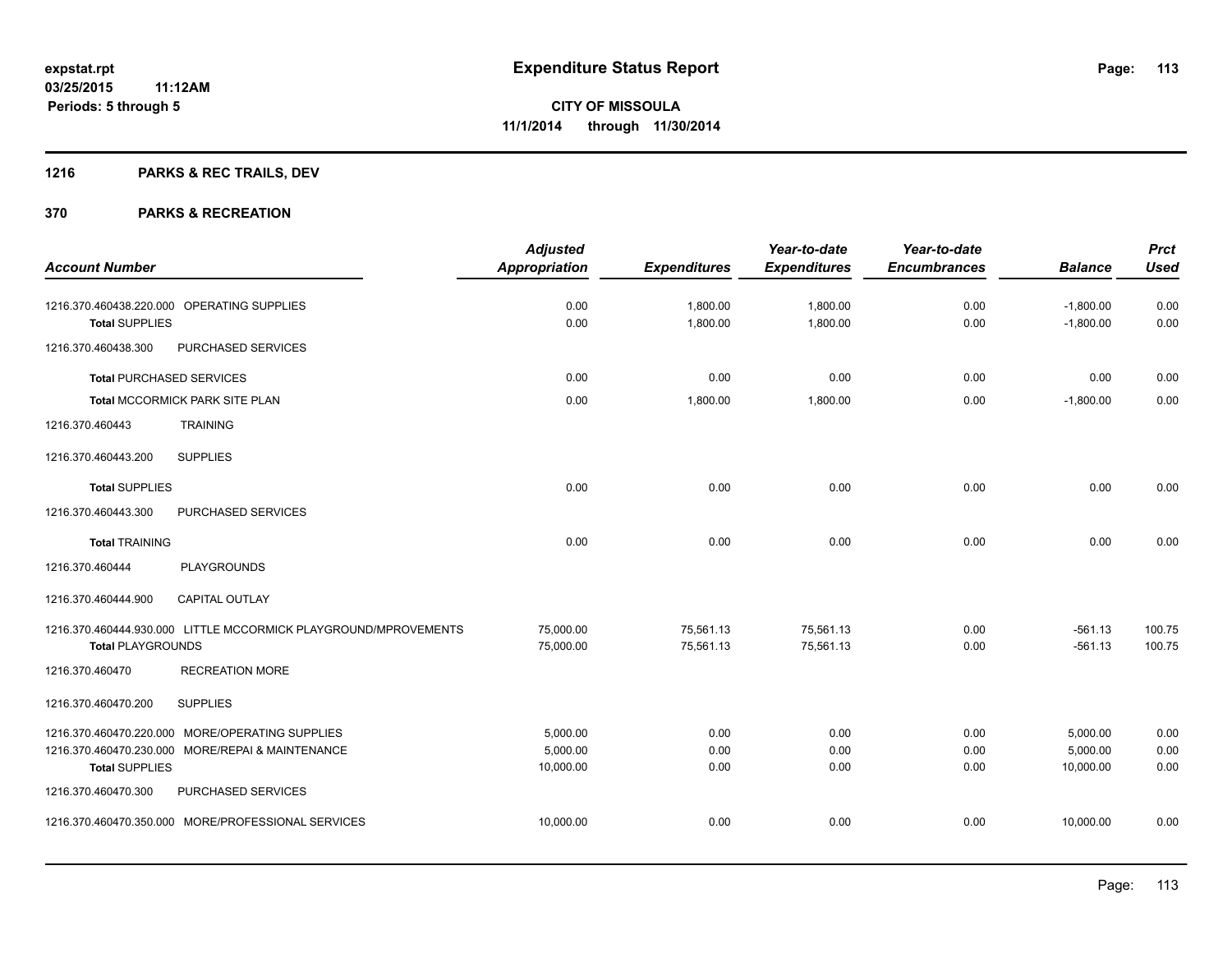# Expenditure Status Report

expstat.rpt
03/25/2015 11:12AM
Periods: 5 through 5

**CITY OF MISSOULA**
**11/1/2014 through 11/30/2014**

## 1216 PARKS & REC TRAILS, DEV

## 370 PARKS & RECREATION

| Account Number | Adjusted Appropriation | Expenditures | Year-to-date Expenditures | Year-to-date Encumbrances | Balance | Prct Used |
|---|---|---|---|---|---|---|
| 1216.370.460438.220.000 OPERATING SUPPLIES | 0.00 | 1,800.00 | 1,800.00 | 0.00 | -1,800.00 | 0.00 |
| **Total** SUPPLIES | 0.00 | 1,800.00 | 1,800.00 | 0.00 | -1,800.00 | 0.00 |
| 1216.370.460438.300 PURCHASED SERVICES | | | | | | |
| **Total** PURCHASED SERVICES | 0.00 | 0.00 | 0.00 | 0.00 | 0.00 | 0.00 |
| **Total** MCCORMICK PARK SITE PLAN | 0.00 | 1,800.00 | 1,800.00 | 0.00 | -1,800.00 | 0.00 |
| 1216.370.460443 TRAINING | | | | | | |
| 1216.370.460443.200 SUPPLIES | | | | | | |
| **Total** SUPPLIES | 0.00 | 0.00 | 0.00 | 0.00 | 0.00 | 0.00 |
| 1216.370.460443.300 PURCHASED SERVICES | | | | | | |
| **Total** TRAINING | 0.00 | 0.00 | 0.00 | 0.00 | 0.00 | 0.00 |
| 1216.370.460444 PLAYGROUNDS | | | | | | |
| 1216.370.460444.900 CAPITAL OUTLAY | | | | | | |
| 1216.370.460444.930.000 LITTLE MCCORMICK PLAYGROUND/MPROVEMENTS | 75,000.00 | 75,561.13 | 75,561.13 | 0.00 | -561.13 | 100.75 |
| **Total** PLAYGROUNDS | 75,000.00 | 75,561.13 | 75,561.13 | 0.00 | -561.13 | 100.75 |
| 1216.370.460470 RECREATION MORE | | | | | | |
| 1216.370.460470.200 SUPPLIES | | | | | | |
| 1216.370.460470.220.000 MORE/OPERATING SUPPLIES | 5,000.00 | 0.00 | 0.00 | 0.00 | 5,000.00 | 0.00 |
| 1216.370.460470.230.000 MORE/REPAI & MAINTENANCE | 5,000.00 | 0.00 | 0.00 | 0.00 | 5,000.00 | 0.00 |
| **Total** SUPPLIES | 10,000.00 | 0.00 | 0.00 | 0.00 | 10,000.00 | 0.00 |
| 1216.370.460470.300 PURCHASED SERVICES | | | | | | |
| 1216.370.460470.350.000 MORE/PROFESSIONAL SERVICES | 10,000.00 | 0.00 | 0.00 | 0.00 | 10,000.00 | 0.00 |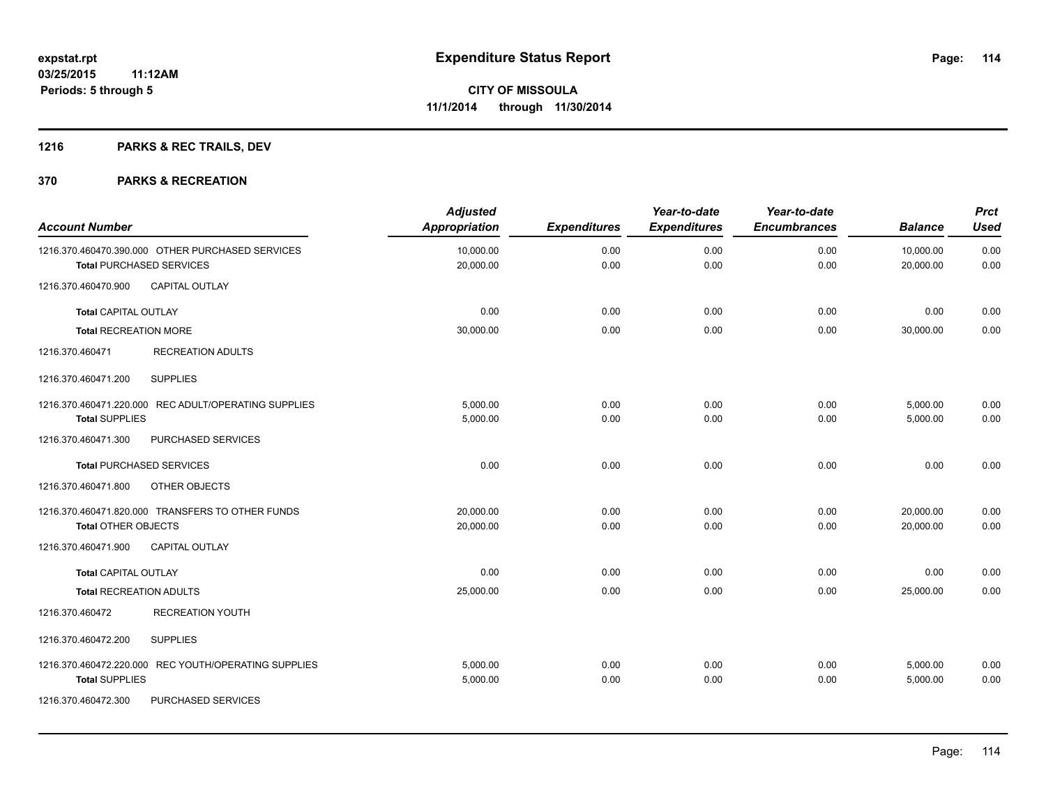**expstat.rpt**
**03/25/2015 11:12AM**
**Periods: 5 through 5**

# Expenditure Status Report

**CITY OF MISSOULA**
**11/1/2014 through 11/30/2014**

## 1216 PARKS & REC TRAILS, DEV

## 370 PARKS & RECREATION

| Account Number | Adjusted Appropriation | Expenditures | Year-to-date Expenditures | Year-to-date Encumbrances | Balance | Prct Used |
|---|---|---|---|---|---|---|
| 1216.370.460470.390.000 OTHER PURCHASED SERVICES | 10,000.00 | 0.00 | 0.00 | 0.00 | 10,000.00 | 0.00 |
| **Total** PURCHASED SERVICES | 20,000.00 | 0.00 | 0.00 | 0.00 | 20,000.00 | 0.00 |
| 1216.370.460470.900 CAPITAL OUTLAY | | | | | | |
| **Total** CAPITAL OUTLAY | 0.00 | 0.00 | 0.00 | 0.00 | 0.00 | 0.00 |
| **Total** RECREATION MORE | 30,000.00 | 0.00 | 0.00 | 0.00 | 30,000.00 | 0.00 |
| 1216.370.460471 RECREATION ADULTS | | | | | | |
| 1216.370.460471.200 SUPPLIES | | | | | | |
| 1216.370.460471.220.000 REC ADULT/OPERATING SUPPLIES | 5,000.00 | 0.00 | 0.00 | 0.00 | 5,000.00 | 0.00 |
| **Total** SUPPLIES | 5,000.00 | 0.00 | 0.00 | 0.00 | 5,000.00 | 0.00 |
| 1216.370.460471.300 PURCHASED SERVICES | | | | | | |
| **Total** PURCHASED SERVICES | 0.00 | 0.00 | 0.00 | 0.00 | 0.00 | 0.00 |
| 1216.370.460471.800 OTHER OBJECTS | | | | | | |
| 1216.370.460471.820.000 TRANSFERS TO OTHER FUNDS | 20,000.00 | 0.00 | 0.00 | 0.00 | 20,000.00 | 0.00 |
| **Total** OTHER OBJECTS | 20,000.00 | 0.00 | 0.00 | 0.00 | 20,000.00 | 0.00 |
| 1216.370.460471.900 CAPITAL OUTLAY | | | | | | |
| **Total** CAPITAL OUTLAY | 0.00 | 0.00 | 0.00 | 0.00 | 0.00 | 0.00 |
| **Total** RECREATION ADULTS | 25,000.00 | 0.00 | 0.00 | 0.00 | 25,000.00 | 0.00 |
| 1216.370.460472 RECREATION YOUTH | | | | | | |
| 1216.370.460472.200 SUPPLIES | | | | | | |
| 1216.370.460472.220.000 REC YOUTH/OPERATING SUPPLIES | 5,000.00 | 0.00 | 0.00 | 0.00 | 5,000.00 | 0.00 |
| **Total** SUPPLIES | 5,000.00 | 0.00 | 0.00 | 0.00 | 5,000.00 | 0.00 |
| 1216.370.460472.300 PURCHASED SERVICES | | | | | | |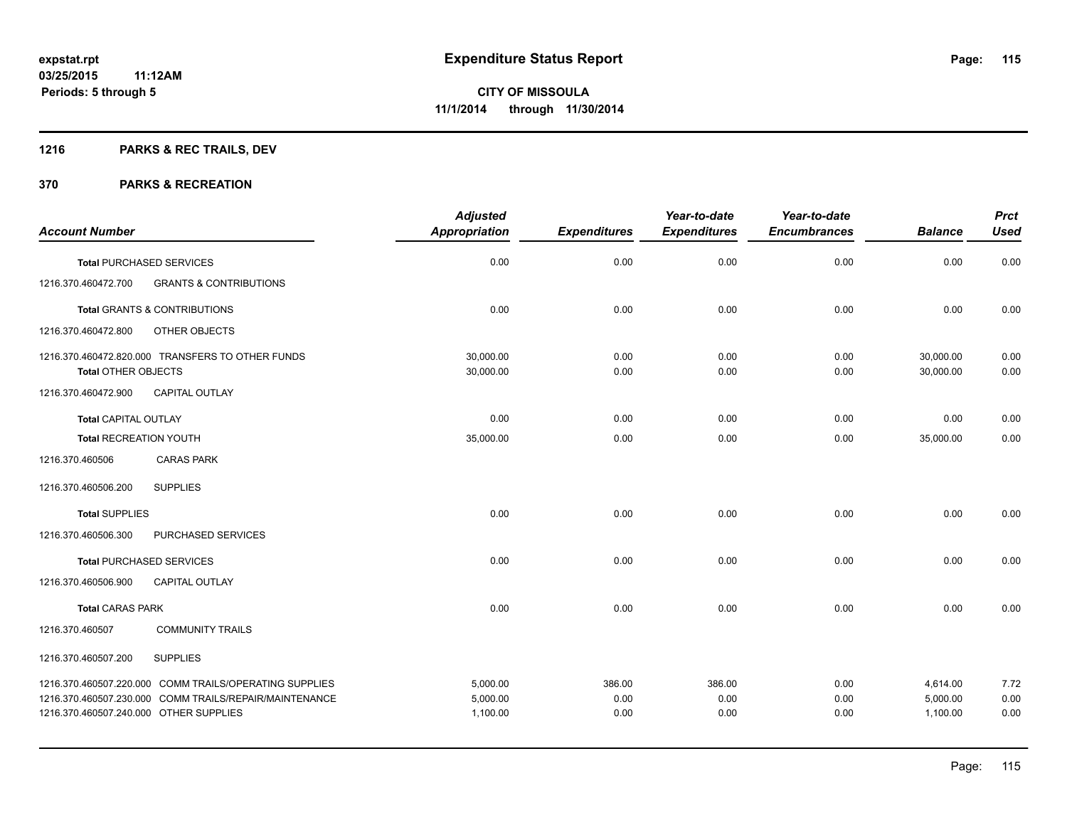# Expenditure Status Report

expstat.rpt
03/25/2015 11:12AM
Periods: 5 through 5

**CITY OF MISSOULA**
**11/1/2014 through 11/30/2014**

## 1216 PARKS & REC TRAILS, DEV

## 370 PARKS & RECREATION

| Account Number | Adjusted Appropriation | Expenditures | Year-to-date Expenditures | Year-to-date Encumbrances | Balance | Prct Used |
|---|---|---|---|---|---|---|
| **Total** PURCHASED SERVICES | 0.00 | 0.00 | 0.00 | 0.00 | 0.00 | 0.00 |
| 1216.370.460472.700 GRANTS & CONTRIBUTIONS | | | | | | |
| **Total** GRANTS & CONTRIBUTIONS | 0.00 | 0.00 | 0.00 | 0.00 | 0.00 | 0.00 |
| 1216.370.460472.800 OTHER OBJECTS | | | | | | |
| 1216.370.460472.820.000 TRANSFERS TO OTHER FUNDS | 30,000.00 | 0.00 | 0.00 | 0.00 | 30,000.00 | 0.00 |
| **Total** OTHER OBJECTS | 30,000.00 | 0.00 | 0.00 | 0.00 | 30,000.00 | 0.00 |
| 1216.370.460472.900 CAPITAL OUTLAY | | | | | | |
| **Total** CAPITAL OUTLAY | 0.00 | 0.00 | 0.00 | 0.00 | 0.00 | 0.00 |
| **Total** RECREATION YOUTH | 35,000.00 | 0.00 | 0.00 | 0.00 | 35,000.00 | 0.00 |
| 1216.370.460506 CARAS PARK | | | | | | |
| 1216.370.460506.200 SUPPLIES | | | | | | |
| **Total** SUPPLIES | 0.00 | 0.00 | 0.00 | 0.00 | 0.00 | 0.00 |
| 1216.370.460506.300 PURCHASED SERVICES | | | | | | |
| **Total** PURCHASED SERVICES | 0.00 | 0.00 | 0.00 | 0.00 | 0.00 | 0.00 |
| 1216.370.460506.900 CAPITAL OUTLAY | | | | | | |
| **Total** CARAS PARK | 0.00 | 0.00 | 0.00 | 0.00 | 0.00 | 0.00 |
| 1216.370.460507 COMMUNITY TRAILS | | | | | | |
| 1216.370.460507.200 SUPPLIES | | | | | | |
| 1216.370.460507.220.000 COMM TRAILS/OPERATING SUPPLIES | 5,000.00 | 386.00 | 386.00 | 0.00 | 4,614.00 | 7.72 |
| 1216.370.460507.230.000 COMM TRAILS/REPAIR/MAINTENANCE | 5,000.00 | 0.00 | 0.00 | 0.00 | 5,000.00 | 0.00 |
| 1216.370.460507.240.000 OTHER SUPPLIES | 1,100.00 | 0.00 | 0.00 | 0.00 | 1,100.00 | 0.00 |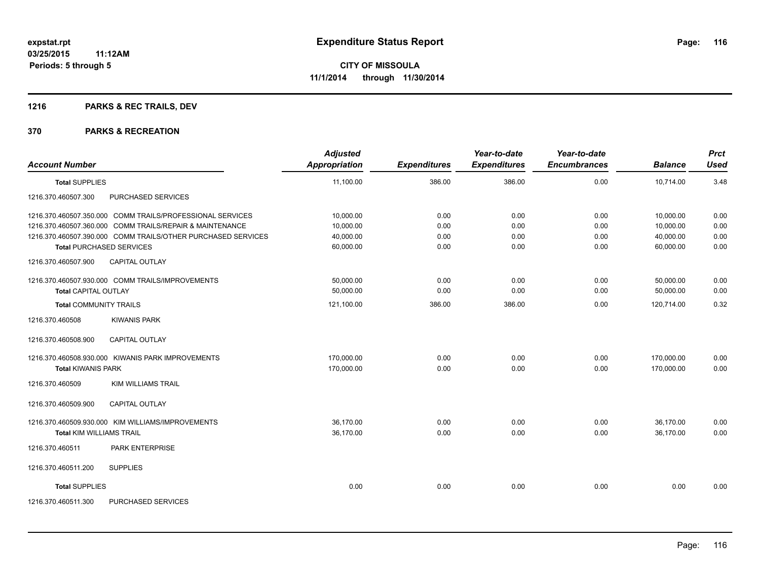# Expenditure Status Report

expstat.rpt
03/25/2015 11:12AM
Periods: 5 through 5

**CITY OF MISSOULA**
**11/1/2014 through 11/30/2014**

## 1216 PARKS & REC TRAILS, DEV

## 370 PARKS & RECREATION

| Account Number | Adjusted Appropriation | Expenditures | Year-to-date Expenditures | Year-to-date Encumbrances | Balance | Prct Used |
|---|---|---|---|---|---|---|
| **Total SUPPLIES** | 11,100.00 | 386.00 | 386.00 | 0.00 | 10,714.00 | 3.48 |
| 1216.370.460507.300 PURCHASED SERVICES | | | | | | |
| 1216.370.460507.350.000 COMM TRAILS/PROFESSIONAL SERVICES | 10,000.00 | 0.00 | 0.00 | 0.00 | 10,000.00 | 0.00 |
| 1216.370.460507.360.000 COMM TRAILS/REPAIR & MAINTENANCE | 10,000.00 | 0.00 | 0.00 | 0.00 | 10,000.00 | 0.00 |
| 1216.370.460507.390.000 COMM TRAILS/OTHER PURCHASED SERVICES | 40,000.00 | 0.00 | 0.00 | 0.00 | 40,000.00 | 0.00 |
| **Total PURCHASED SERVICES** | 60,000.00 | 0.00 | 0.00 | 0.00 | 60,000.00 | 0.00 |
| 1216.370.460507.900 CAPITAL OUTLAY | | | | | | |
| 1216.370.460507.930.000 COMM TRAILS/IMPROVEMENTS | 50,000.00 | 0.00 | 0.00 | 0.00 | 50,000.00 | 0.00 |
| **Total CAPITAL OUTLAY** | 50,000.00 | 0.00 | 0.00 | 0.00 | 50,000.00 | 0.00 |
| **Total COMMUNITY TRAILS** | 121,100.00 | 386.00 | 386.00 | 0.00 | 120,714.00 | 0.32 |
| 1216.370.460508 KIWANIS PARK | | | | | | |
| 1216.370.460508.900 CAPITAL OUTLAY | | | | | | |
| 1216.370.460508.930.000 KIWANIS PARK IMPROVEMENTS | 170,000.00 | 0.00 | 0.00 | 0.00 | 170,000.00 | 0.00 |
| **Total KIWANIS PARK** | 170,000.00 | 0.00 | 0.00 | 0.00 | 170,000.00 | 0.00 |
| 1216.370.460509 KIM WILLIAMS TRAIL | | | | | | |
| 1216.370.460509.900 CAPITAL OUTLAY | | | | | | |
| 1216.370.460509.930.000 KIM WILLIAMS/IMPROVEMENTS | 36,170.00 | 0.00 | 0.00 | 0.00 | 36,170.00 | 0.00 |
| **Total KIM WILLIAMS TRAIL** | 36,170.00 | 0.00 | 0.00 | 0.00 | 36,170.00 | 0.00 |
| 1216.370.460511 PARK ENTERPRISE | | | | | | |
| 1216.370.460511.200 SUPPLIES | | | | | | |
| **Total SUPPLIES** | 0.00 | 0.00 | 0.00 | 0.00 | 0.00 | 0.00 |
| 1216.370.460511.300 PURCHASED SERVICES | | | | | | |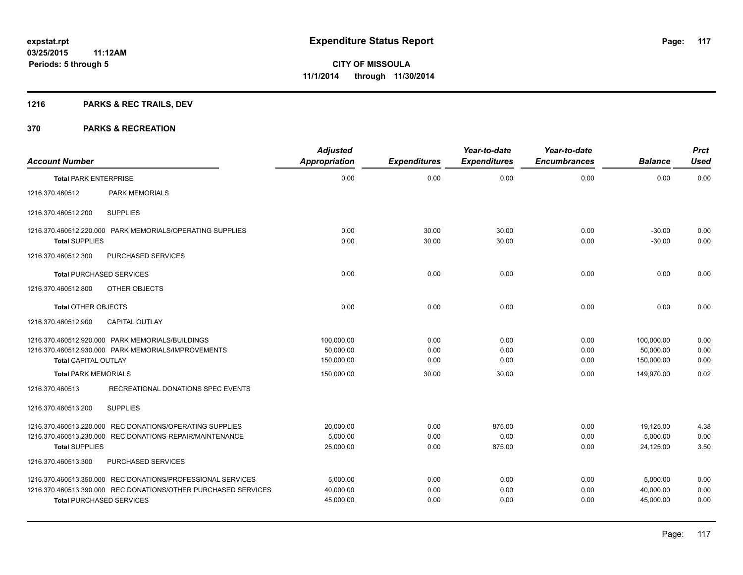**Expenditure Status Report**

**CITY OF MISSOULA**

**11/1/2014 through 11/30/2014**

expstat.rpt
03/25/2015 11:12AM
Periods: 5 through 5

## 1216 PARKS & REC TRAILS, DEV

## 370 PARKS & RECREATION

| Account Number | | Adjusted Appropriation | Expenditures | Year-to-date Expenditures | Year-to-date Encumbrances | Balance | Prct Used |
|---|---|---|---|---|---|---|---|
| **Total** PARK ENTERPRISE | | 0.00 | 0.00 | 0.00 | 0.00 | 0.00 | 0.00 |
| 1216.370.460512 | PARK MEMORIALS | | | | | | |
| 1216.370.460512.200 | SUPPLIES | | | | | | |
| 1216.370.460512.220.000 | PARK MEMORIALS/OPERATING SUPPLIES | 0.00 | 30.00 | 30.00 | 0.00 | -30.00 | 0.00 |
| **Total** SUPPLIES | | 0.00 | 30.00 | 30.00 | 0.00 | -30.00 | 0.00 |
| 1216.370.460512.300 | PURCHASED SERVICES | | | | | | |
| **Total** PURCHASED SERVICES | | 0.00 | 0.00 | 0.00 | 0.00 | 0.00 | 0.00 |
| 1216.370.460512.800 | OTHER OBJECTS | | | | | | |
| **Total** OTHER OBJECTS | | 0.00 | 0.00 | 0.00 | 0.00 | 0.00 | 0.00 |
| 1216.370.460512.900 | CAPITAL OUTLAY | | | | | | |
| 1216.370.460512.920.000 | PARK MEMORIALS/BUILDINGS | 100,000.00 | 0.00 | 0.00 | 0.00 | 100,000.00 | 0.00 |
| 1216.370.460512.930.000 | PARK MEMORIALS/IMPROVEMENTS | 50,000.00 | 0.00 | 0.00 | 0.00 | 50,000.00 | 0.00 |
| **Total** CAPITAL OUTLAY | | 150,000.00 | 0.00 | 0.00 | 0.00 | 150,000.00 | 0.00 |
| **Total** PARK MEMORIALS | | 150,000.00 | 30.00 | 30.00 | 0.00 | 149,970.00 | 0.02 |
| 1216.370.460513 | RECREATIONAL DONATIONS SPEC EVENTS | | | | | | |
| 1216.370.460513.200 | SUPPLIES | | | | | | |
| 1216.370.460513.220.000 | REC DONATIONS/OPERATING SUPPLIES | 20,000.00 | 0.00 | 875.00 | 0.00 | 19,125.00 | 4.38 |
| 1216.370.460513.230.000 | REC DONATIONS-REPAIR/MAINTENANCE | 5,000.00 | 0.00 | 0.00 | 0.00 | 5,000.00 | 0.00 |
| **Total** SUPPLIES | | 25,000.00 | 0.00 | 875.00 | 0.00 | 24,125.00 | 3.50 |
| 1216.370.460513.300 | PURCHASED SERVICES | | | | | | |
| 1216.370.460513.350.000 | REC DONATIONS/PROFESSIONAL SERVICES | 5,000.00 | 0.00 | 0.00 | 0.00 | 5,000.00 | 0.00 |
| 1216.370.460513.390.000 | REC DONATIONS/OTHER PURCHASED SERVICES | 40,000.00 | 0.00 | 0.00 | 0.00 | 40,000.00 | 0.00 |
| **Total** PURCHASED SERVICES | | 45,000.00 | 0.00 | 0.00 | 0.00 | 45,000.00 | 0.00 |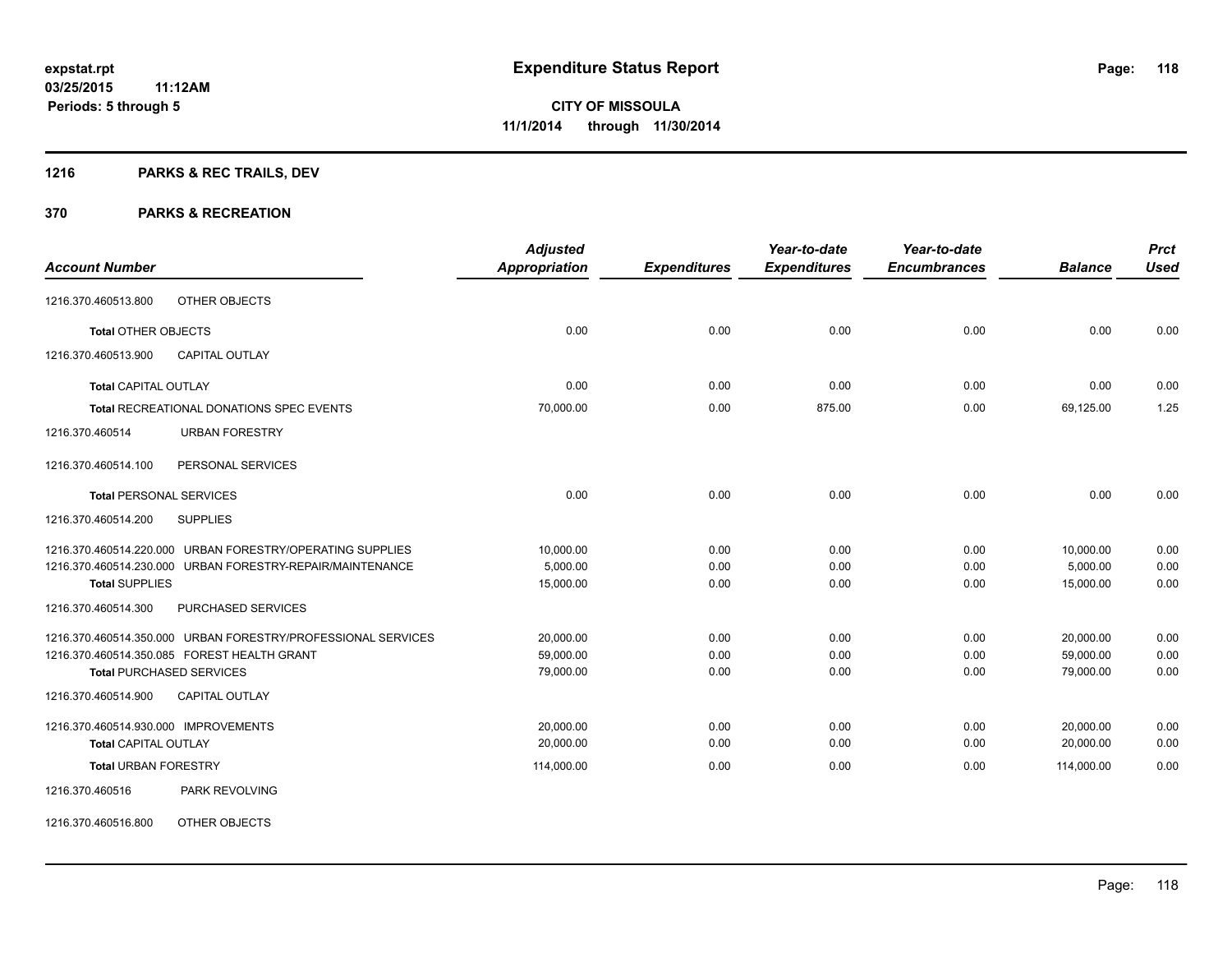# Expenditure Status Report

**expstat.rpt**
**03/25/2015 11:12AM**
**Periods: 5 through 5**

**CITY OF MISSOULA**
**11/1/2014 through 11/30/2014**

## 1216 PARKS & REC TRAILS, DEV

## 370 PARKS & RECREATION

| Account Number | | Adjusted Appropriation | Expenditures | Year-to-date Expenditures | Year-to-date Encumbrances | Balance | Prct Used |
|---|---|---|---|---|---|---|---|
| 1216.370.460513.800 | OTHER OBJECTS | | | | | | |
| **Total** OTHER OBJECTS | | 0.00 | 0.00 | 0.00 | 0.00 | 0.00 | 0.00 |
| 1216.370.460513.900 | CAPITAL OUTLAY | | | | | | |
| **Total** CAPITAL OUTLAY | | 0.00 | 0.00 | 0.00 | 0.00 | 0.00 | 0.00 |
| **Total** RECREATIONAL DONATIONS SPEC EVENTS | | 70,000.00 | 0.00 | 875.00 | 0.00 | 69,125.00 | 1.25 |
| 1216.370.460514 | URBAN FORESTRY | | | | | | |
| 1216.370.460514.100 | PERSONAL SERVICES | | | | | | |
| **Total** PERSONAL SERVICES | | 0.00 | 0.00 | 0.00 | 0.00 | 0.00 | 0.00 |
| 1216.370.460514.200 | SUPPLIES | | | | | | |
| 1216.370.460514.220.000 | URBAN FORESTRY/OPERATING SUPPLIES | 10,000.00 | 0.00 | 0.00 | 0.00 | 10,000.00 | 0.00 |
| 1216.370.460514.230.000 | URBAN FORESTRY-REPAIR/MAINTENANCE | 5,000.00 | 0.00 | 0.00 | 0.00 | 5,000.00 | 0.00 |
| **Total** SUPPLIES | | 15,000.00 | 0.00 | 0.00 | 0.00 | 15,000.00 | 0.00 |
| 1216.370.460514.300 | PURCHASED SERVICES | | | | | | |
| 1216.370.460514.350.000 | URBAN FORESTRY/PROFESSIONAL SERVICES | 20,000.00 | 0.00 | 0.00 | 0.00 | 20,000.00 | 0.00 |
| 1216.370.460514.350.085 | FOREST HEALTH GRANT | 59,000.00 | 0.00 | 0.00 | 0.00 | 59,000.00 | 0.00 |
| **Total** PURCHASED SERVICES | | 79,000.00 | 0.00 | 0.00 | 0.00 | 79,000.00 | 0.00 |
| 1216.370.460514.900 | CAPITAL OUTLAY | | | | | | |
| 1216.370.460514.930.000 | IMPROVEMENTS | 20,000.00 | 0.00 | 0.00 | 0.00 | 20,000.00 | 0.00 |
| **Total** CAPITAL OUTLAY | | 20,000.00 | 0.00 | 0.00 | 0.00 | 20,000.00 | 0.00 |
| **Total** URBAN FORESTRY | | 114,000.00 | 0.00 | 0.00 | 0.00 | 114,000.00 | 0.00 |
| 1216.370.460516 | PARK REVOLVING | | | | | | |
| 1216.370.460516.800 | OTHER OBJECTS | | | | | | |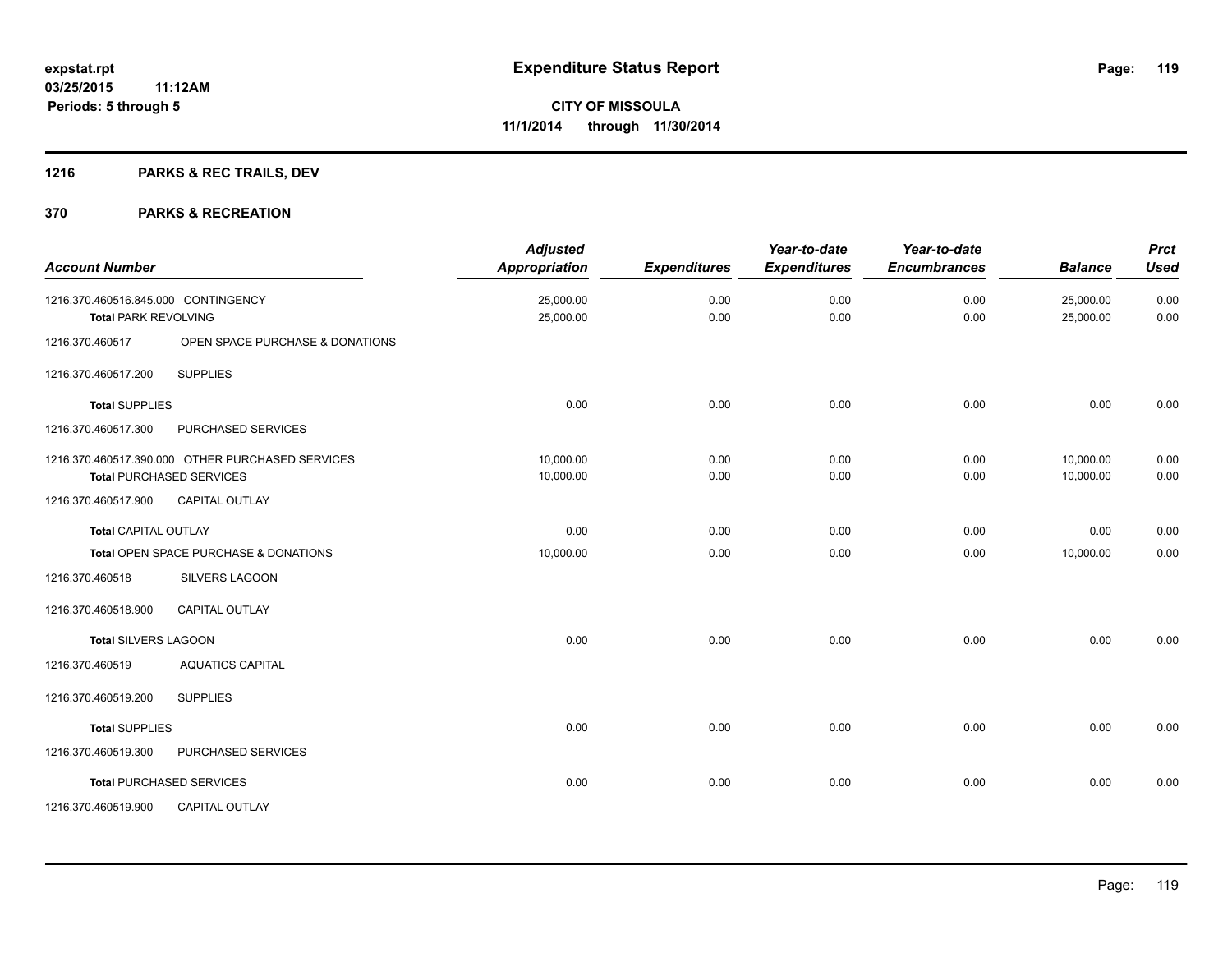**expstat.rpt**
**03/25/2015 11:12AM**
**Periods: 5 through 5**

# Expenditure Status Report

**CITY OF MISSOULA**
**11/1/2014 through 11/30/2014**

## 1216 PARKS & REC TRAILS, DEV

## 370 PARKS & RECREATION

| Account Number | | Adjusted Appropriation | Expenditures | Year-to-date Expenditures | Year-to-date Encumbrances | Balance | Prct Used |
|---|---|---|---|---|---|---|---|
| 1216.370.460516.845.000 | CONTINGENCY | 25,000.00 | 0.00 | 0.00 | 0.00 | 25,000.00 | 0.00 |
| **Total** PARK REVOLVING | | 25,000.00 | 0.00 | 0.00 | 0.00 | 25,000.00 | 0.00 |
| 1216.370.460517 | OPEN SPACE PURCHASE & DONATIONS | | | | | | |
| 1216.370.460517.200 | SUPPLIES | | | | | | |
| **Total** SUPPLIES | | 0.00 | 0.00 | 0.00 | 0.00 | 0.00 | 0.00 |
| 1216.370.460517.300 | PURCHASED SERVICES | | | | | | |
| 1216.370.460517.390.000 | OTHER PURCHASED SERVICES | 10,000.00 | 0.00 | 0.00 | 0.00 | 10,000.00 | 0.00 |
| **Total** PURCHASED SERVICES | | 10,000.00 | 0.00 | 0.00 | 0.00 | 10,000.00 | 0.00 |
| 1216.370.460517.900 | CAPITAL OUTLAY | | | | | | |
| **Total** CAPITAL OUTLAY | | 0.00 | 0.00 | 0.00 | 0.00 | 0.00 | 0.00 |
| **Total** OPEN SPACE PURCHASE & DONATIONS | | 10,000.00 | 0.00 | 0.00 | 0.00 | 10,000.00 | 0.00 |
| 1216.370.460518 | SILVERS LAGOON | | | | | | |
| 1216.370.460518.900 | CAPITAL OUTLAY | | | | | | |
| **Total** SILVERS LAGOON | | 0.00 | 0.00 | 0.00 | 0.00 | 0.00 | 0.00 |
| 1216.370.460519 | AQUATICS CAPITAL | | | | | | |
| 1216.370.460519.200 | SUPPLIES | | | | | | |
| **Total** SUPPLIES | | 0.00 | 0.00 | 0.00 | 0.00 | 0.00 | 0.00 |
| 1216.370.460519.300 | PURCHASED SERVICES | | | | | | |
| **Total** PURCHASED SERVICES | | 0.00 | 0.00 | 0.00 | 0.00 | 0.00 | 0.00 |
| 1216.370.460519.900 | CAPITAL OUTLAY | | | | | | |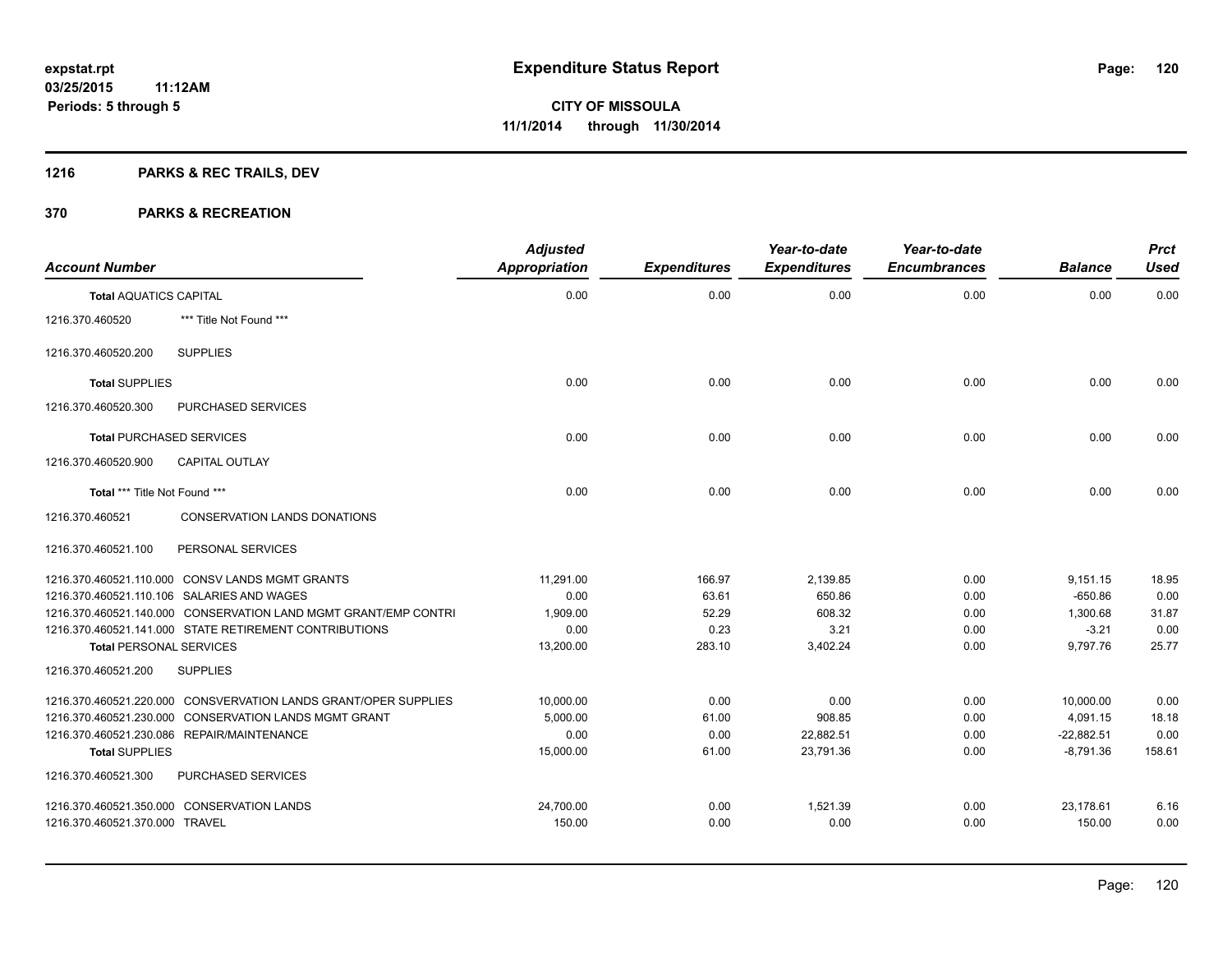**expstat.rpt**
**03/25/2015 11:12AM**
**Periods: 5 through 5**

# Expenditure Status Report

**CITY OF MISSOULA**
**11/1/2014 through 11/30/2014**

## 1216 PARKS & REC TRAILS, DEV

## 370 PARKS & RECREATION

| Account Number | | Adjusted Appropriation | Expenditures | Year-to-date Expenditures | Year-to-date Encumbrances | Balance | Prct Used |
|---|---|---|---|---|---|---|---|
| **Total** AQUATICS CAPITAL | | 0.00 | 0.00 | 0.00 | 0.00 | 0.00 | 0.00 |
| 1216.370.460520 | *** Title Not Found *** | | | | | | |
| 1216.370.460520.200 | SUPPLIES | | | | | | |
| **Total** SUPPLIES | | 0.00 | 0.00 | 0.00 | 0.00 | 0.00 | 0.00 |
| 1216.370.460520.300 | PURCHASED SERVICES | | | | | | |
| **Total** PURCHASED SERVICES | | 0.00 | 0.00 | 0.00 | 0.00 | 0.00 | 0.00 |
| 1216.370.460520.900 | CAPITAL OUTLAY | | | | | | |
| **Total** *** Title Not Found *** | | 0.00 | 0.00 | 0.00 | 0.00 | 0.00 | 0.00 |
| 1216.370.460521 | CONSERVATION LANDS DONATIONS | | | | | | |
| 1216.370.460521.100 | PERSONAL SERVICES | | | | | | |
| 1216.370.460521.110.000 | CONSV LANDS MGMT GRANTS | 11,291.00 | 166.97 | 2,139.85 | 0.00 | 9,151.15 | 18.95 |
| 1216.370.460521.110.106 | SALARIES AND WAGES | 0.00 | 63.61 | 650.86 | 0.00 | -650.86 | 0.00 |
| 1216.370.460521.140.000 | CONSERVATION LAND MGMT GRANT/EMP CONTRI | 1,909.00 | 52.29 | 608.32 | 0.00 | 1,300.68 | 31.87 |
| 1216.370.460521.141.000 | STATE RETIREMENT CONTRIBUTIONS | 0.00 | 0.23 | 3.21 | 0.00 | -3.21 | 0.00 |
| **Total** PERSONAL SERVICES | | 13,200.00 | 283.10 | 3,402.24 | 0.00 | 9,797.76 | 25.77 |
| 1216.370.460521.200 | SUPPLIES | | | | | | |
| 1216.370.460521.220.000 | CONSVERVATION LANDS GRANT/OPER SUPPLIES | 10,000.00 | 0.00 | 0.00 | 0.00 | 10,000.00 | 0.00 |
| 1216.370.460521.230.000 | CONSERVATION LANDS MGMT GRANT | 5,000.00 | 61.00 | 908.85 | 0.00 | 4,091.15 | 18.18 |
| 1216.370.460521.230.086 | REPAIR/MAINTENANCE | 0.00 | 0.00 | 22,882.51 | 0.00 | -22,882.51 | 0.00 |
| **Total** SUPPLIES | | 15,000.00 | 61.00 | 23,791.36 | 0.00 | -8,791.36 | 158.61 |
| 1216.370.460521.300 | PURCHASED SERVICES | | | | | | |
| 1216.370.460521.350.000 | CONSERVATION LANDS | 24,700.00 | 0.00 | 1,521.39 | 0.00 | 23,178.61 | 6.16 |
| 1216.370.460521.370.000 | TRAVEL | 150.00 | 0.00 | 0.00 | 0.00 | 150.00 | 0.00 |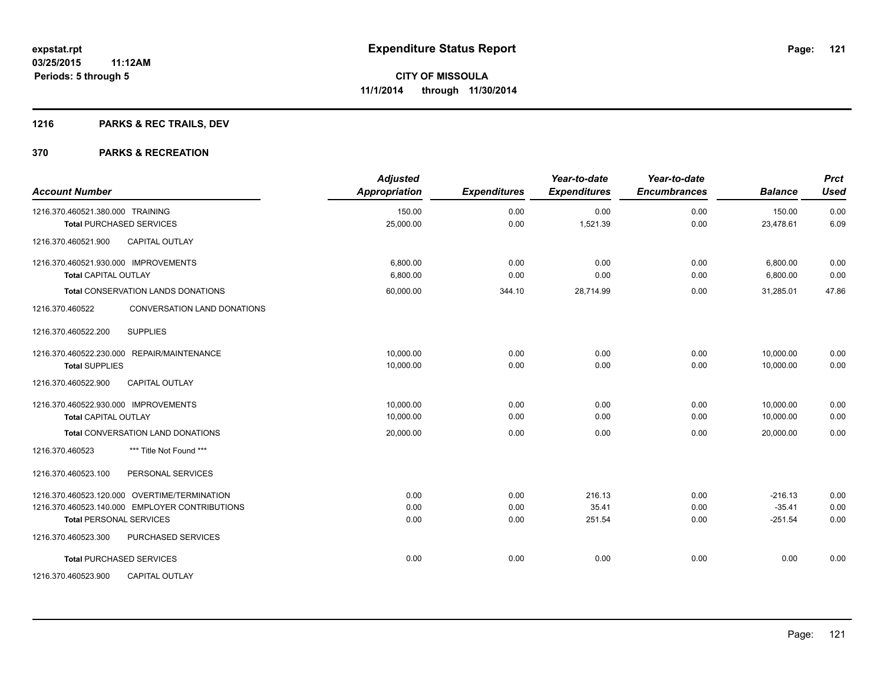**Expenditure Status Report**

expstat.rpt
03/25/2015 11:12AM
Periods: 5 through 5

**CITY OF MISSOULA**
**11/1/2014 through 11/30/2014**

## 1216 PARKS & REC TRAILS, DEV

## 370 PARKS & RECREATION

| Account Number | Adjusted Appropriation | Expenditures | Year-to-date Expenditures | Year-to-date Encumbrances | Balance | Prct Used |
|---|---|---|---|---|---|---|
| 1216.370.460521.380.000 TRAINING | 150.00 | 0.00 | 0.00 | 0.00 | 150.00 | 0.00 |
| **Total** PURCHASED SERVICES | 25,000.00 | 0.00 | 1,521.39 | 0.00 | 23,478.61 | 6.09 |
| 1216.370.460521.900 CAPITAL OUTLAY | | | | | | |
| 1216.370.460521.930.000 IMPROVEMENTS | 6,800.00 | 0.00 | 0.00 | 0.00 | 6,800.00 | 0.00 |
| **Total** CAPITAL OUTLAY | 6,800.00 | 0.00 | 0.00 | 0.00 | 6,800.00 | 0.00 |
| **Total** CONSERVATION LANDS DONATIONS | 60,000.00 | 344.10 | 28,714.99 | 0.00 | 31,285.01 | 47.86 |
| 1216.370.460522 CONVERSATION LAND DONATIONS | | | | | | |
| 1216.370.460522.200 SUPPLIES | | | | | | |
| 1216.370.460522.230.000 REPAIR/MAINTENANCE | 10,000.00 | 0.00 | 0.00 | 0.00 | 10,000.00 | 0.00 |
| **Total** SUPPLIES | 10,000.00 | 0.00 | 0.00 | 0.00 | 10,000.00 | 0.00 |
| 1216.370.460522.900 CAPITAL OUTLAY | | | | | | |
| 1216.370.460522.930.000 IMPROVEMENTS | 10,000.00 | 0.00 | 0.00 | 0.00 | 10,000.00 | 0.00 |
| **Total** CAPITAL OUTLAY | 10,000.00 | 0.00 | 0.00 | 0.00 | 10,000.00 | 0.00 |
| **Total** CONVERSATION LAND DONATIONS | 20,000.00 | 0.00 | 0.00 | 0.00 | 20,000.00 | 0.00 |
| 1216.370.460523 *** Title Not Found *** | | | | | | |
| 1216.370.460523.100 PERSONAL SERVICES | | | | | | |
| 1216.370.460523.120.000 OVERTIME/TERMINATION | 0.00 | 0.00 | 216.13 | 0.00 | -216.13 | 0.00 |
| 1216.370.460523.140.000 EMPLOYER CONTRIBUTIONS | 0.00 | 0.00 | 35.41 | 0.00 | -35.41 | 0.00 |
| **Total** PERSONAL SERVICES | 0.00 | 0.00 | 251.54 | 0.00 | -251.54 | 0.00 |
| 1216.370.460523.300 PURCHASED SERVICES | | | | | | |
| **Total** PURCHASED SERVICES | 0.00 | 0.00 | 0.00 | 0.00 | 0.00 | 0.00 |
| 1216.370.460523.900 CAPITAL OUTLAY | | | | | | |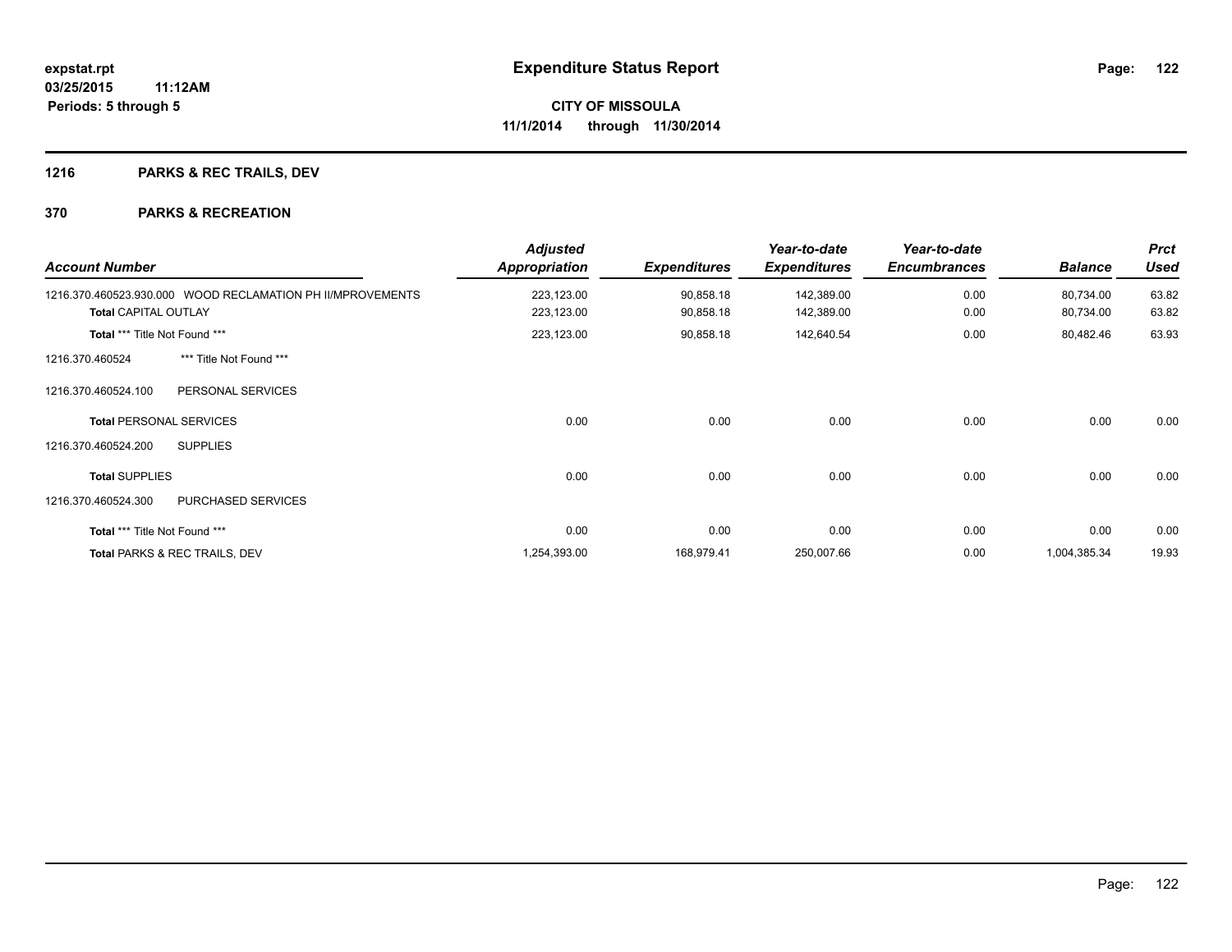**expstat.rpt**
**03/25/2015 11:12AM**
**Periods: 5 through 5**

# Expenditure Status Report

**CITY OF MISSOULA**
**11/1/2014 through 11/30/2014**

## 1216 PARKS & REC TRAILS, DEV

## 370 PARKS & RECREATION

| Account Number | | Adjusted Appropriation | Expenditures | Year-to-date Expenditures | Year-to-date Encumbrances | Balance | Prct Used |
|---|---|---|---|---|---|---|---|
| 1216.370.460523.930.000 | WOOD RECLAMATION PH II/MPROVEMENTS | 223,123.00 | 90,858.18 | 142,389.00 | 0.00 | 80,734.00 | 63.82 |
| **Total** CAPITAL OUTLAY | | 223,123.00 | 90,858.18 | 142,389.00 | 0.00 | 80,734.00 | 63.82 |
| **Total** *** Title Not Found *** | | 223,123.00 | 90,858.18 | 142,640.54 | 0.00 | 80,482.46 | 63.93 |
| 1216.370.460524 | *** Title Not Found *** | | | | | | |
| 1216.370.460524.100 | PERSONAL SERVICES | | | | | | |
| **Total** PERSONAL SERVICES | | 0.00 | 0.00 | 0.00 | 0.00 | 0.00 | 0.00 |
| 1216.370.460524.200 | SUPPLIES | | | | | | |
| **Total** SUPPLIES | | 0.00 | 0.00 | 0.00 | 0.00 | 0.00 | 0.00 |
| 1216.370.460524.300 | PURCHASED SERVICES | | | | | | |
| **Total** *** Title Not Found *** | | 0.00 | 0.00 | 0.00 | 0.00 | 0.00 | 0.00 |
| **Total** PARKS & REC TRAILS, DEV | | 1,254,393.00 | 168,979.41 | 250,007.66 | 0.00 | 1,004,385.34 | 19.93 |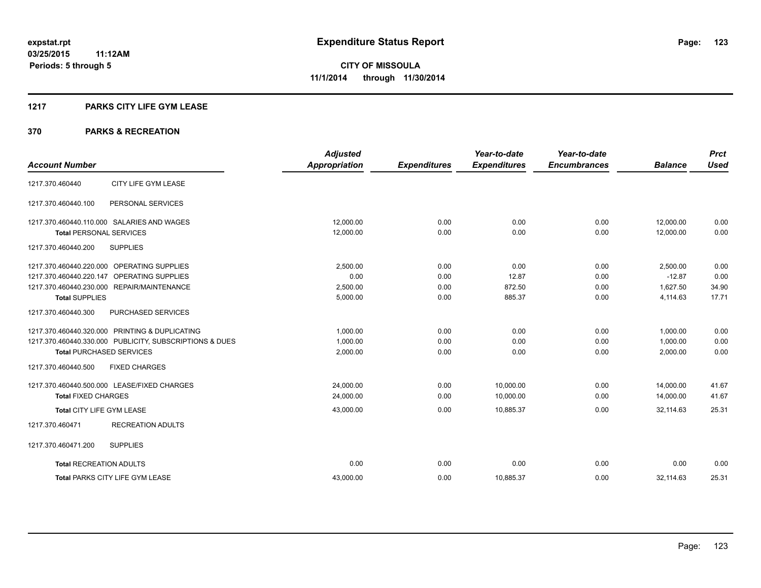# Expenditure Status Report

expstat.rpt
03/25/2015 11:12AM
Periods: 5 through 5

**CITY OF MISSOULA**
**11/1/2014 through 11/30/2014**

## 1217 PARKS CITY LIFE GYM LEASE

## 370 PARKS & RECREATION

| Account Number | | Adjusted Appropriation | Expenditures | Year-to-date Expenditures | Year-to-date Encumbrances | Balance | Prct Used |
|---|---|---|---|---|---|---|---|
| 1217.370.460440 | CITY LIFE GYM LEASE | | | | | | |
| 1217.370.460440.100 | PERSONAL SERVICES | | | | | | |
| 1217.370.460440.110.000 | SALARIES AND WAGES | 12,000.00 | 0.00 | 0.00 | 0.00 | 12,000.00 | 0.00 |
| **Total** PERSONAL SERVICES | | 12,000.00 | 0.00 | 0.00 | 0.00 | 12,000.00 | 0.00 |
| 1217.370.460440.200 | SUPPLIES | | | | | | |
| 1217.370.460440.220.000 | OPERATING SUPPLIES | 2,500.00 | 0.00 | 0.00 | 0.00 | 2,500.00 | 0.00 |
| 1217.370.460440.220.147 | OPERATING SUPPLIES | 0.00 | 0.00 | 12.87 | 0.00 | -12.87 | 0.00 |
| 1217.370.460440.230.000 | REPAIR/MAINTENANCE | 2,500.00 | 0.00 | 872.50 | 0.00 | 1,627.50 | 34.90 |
| **Total** SUPPLIES | | 5,000.00 | 0.00 | 885.37 | 0.00 | 4,114.63 | 17.71 |
| 1217.370.460440.300 | PURCHASED SERVICES | | | | | | |
| 1217.370.460440.320.000 | PRINTING & DUPLICATING | 1,000.00 | 0.00 | 0.00 | 0.00 | 1,000.00 | 0.00 |
| 1217.370.460440.330.000 | PUBLICITY, SUBSCRIPTIONS & DUES | 1,000.00 | 0.00 | 0.00 | 0.00 | 1,000.00 | 0.00 |
| **Total** PURCHASED SERVICES | | 2,000.00 | 0.00 | 0.00 | 0.00 | 2,000.00 | 0.00 |
| 1217.370.460440.500 | FIXED CHARGES | | | | | | |
| 1217.370.460440.500.000 | LEASE/FIXED CHARGES | 24,000.00 | 0.00 | 10,000.00 | 0.00 | 14,000.00 | 41.67 |
| **Total** FIXED CHARGES | | 24,000.00 | 0.00 | 10,000.00 | 0.00 | 14,000.00 | 41.67 |
| **Total** CITY LIFE GYM LEASE | | 43,000.00 | 0.00 | 10,885.37 | 0.00 | 32,114.63 | 25.31 |
| 1217.370.460471 | RECREATION ADULTS | | | | | | |
| 1217.370.460471.200 | SUPPLIES | | | | | | |
| **Total** RECREATION ADULTS | | 0.00 | 0.00 | 0.00 | 0.00 | 0.00 | 0.00 |
| **Total** PARKS CITY LIFE GYM LEASE | | 43,000.00 | 0.00 | 10,885.37 | 0.00 | 32,114.63 | 25.31 |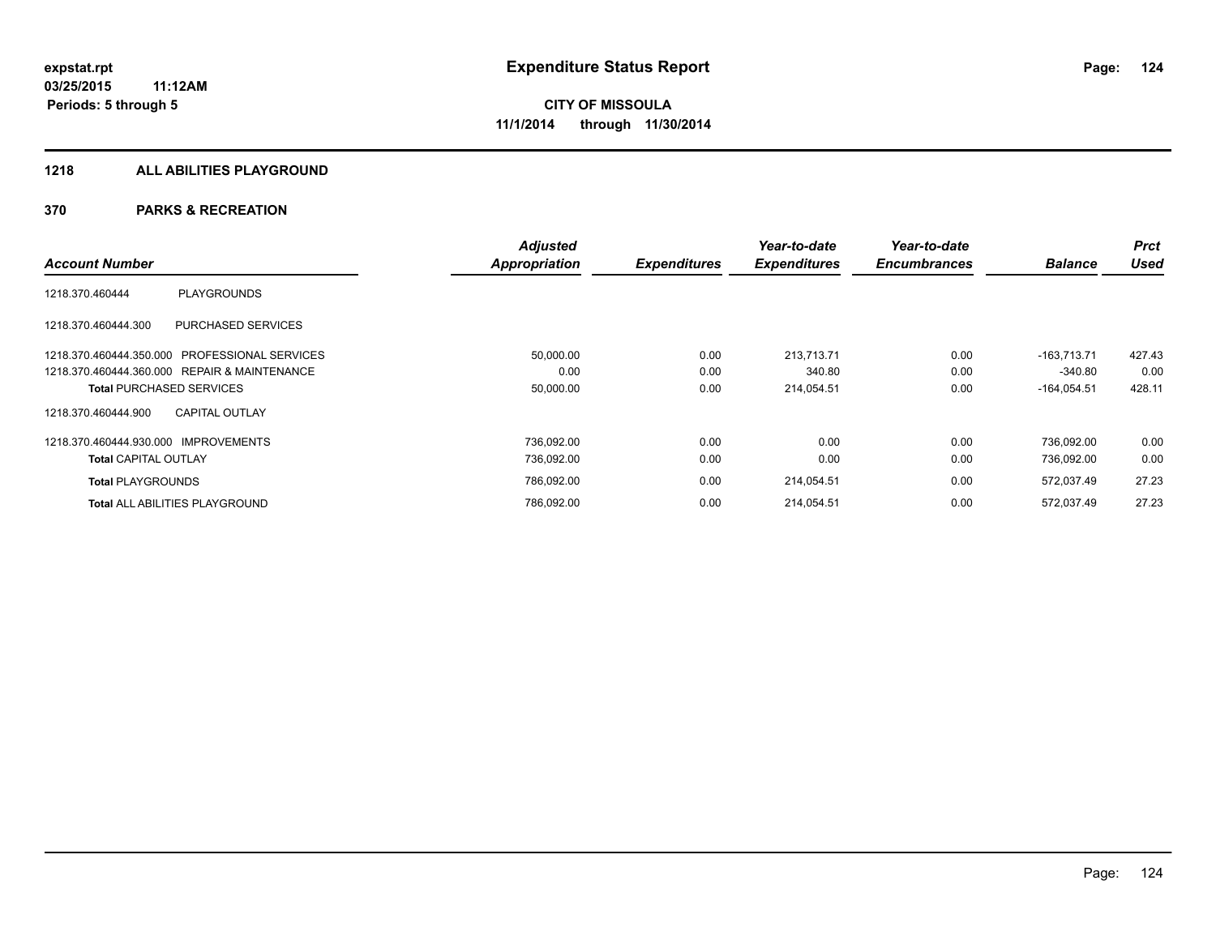**expstat.rpt**
**03/25/2015 11:12AM**
**Periods: 5 through 5**

# Expenditure Status Report

**CITY OF MISSOULA**
**11/1/2014 through 11/30/2014**

## 1218 ALL ABILITIES PLAYGROUND

## 370 PARKS & RECREATION

| Account Number | | Adjusted Appropriation | Expenditures | Year-to-date Expenditures | Year-to-date Encumbrances | Balance | Prct Used |
|---|---|---|---|---|---|---|---|
| 1218.370.460444 | PLAYGROUNDS | | | | | | |
| 1218.370.460444.300 | PURCHASED SERVICES | | | | | | |
| 1218.370.460444.350.000 | PROFESSIONAL SERVICES | 50,000.00 | 0.00 | 213,713.71 | 0.00 | -163,713.71 | 427.43 |
| 1218.370.460444.360.000 | REPAIR & MAINTENANCE | 0.00 | 0.00 | 340.80 | 0.00 | -340.80 | 0.00 |
| **Total** PURCHASED SERVICES | | 50,000.00 | 0.00 | 214,054.51 | 0.00 | -164,054.51 | 428.11 |
| 1218.370.460444.900 | CAPITAL OUTLAY | | | | | | |
| 1218.370.460444.930.000 | IMPROVEMENTS | 736,092.00 | 0.00 | 0.00 | 0.00 | 736,092.00 | 0.00 |
| **Total** CAPITAL OUTLAY | | 736,092.00 | 0.00 | 0.00 | 0.00 | 736,092.00 | 0.00 |
| **Total** PLAYGROUNDS | | 786,092.00 | 0.00 | 214,054.51 | 0.00 | 572,037.49 | 27.23 |
| **Total** ALL ABILITIES PLAYGROUND | | 786,092.00 | 0.00 | 214,054.51 | 0.00 | 572,037.49 | 27.23 |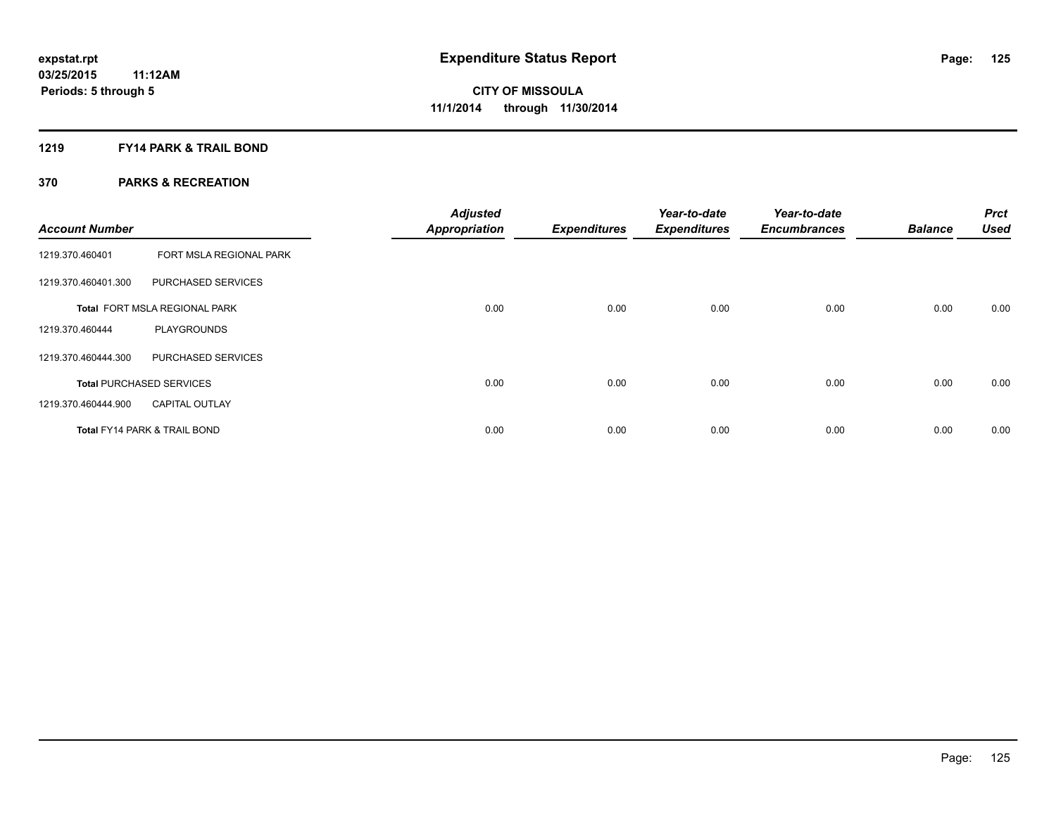**expstat.rpt**
**03/25/2015 11:12AM**
**Periods: 5 through 5**

# Expenditure Status Report

**CITY OF MISSOULA**
**11/1/2014 through 11/30/2014**

## 1219 FY14 PARK & TRAIL BOND

### 370 PARKS & RECREATION

| Account Number | | Adjusted Appropriation | Expenditures | Year-to-date Expenditures | Year-to-date Encumbrances | Balance | Prct Used |
|---|---|---|---|---|---|---|---|
| 1219.370.460401 | FORT MSLA REGIONAL PARK | | | | | | |
| 1219.370.460401.300 | PURCHASED SERVICES | | | | | | |
| **Total** FORT MSLA REGIONAL PARK | | 0.00 | 0.00 | 0.00 | 0.00 | 0.00 | 0.00 |
| 1219.370.460444 | PLAYGROUNDS | | | | | | |
| 1219.370.460444.300 | PURCHASED SERVICES | | | | | | |
| **Total** PURCHASED SERVICES | | 0.00 | 0.00 | 0.00 | 0.00 | 0.00 | 0.00 |
| 1219.370.460444.900 | CAPITAL OUTLAY | | | | | | |
| **Total** FY14 PARK & TRAIL BOND | | 0.00 | 0.00 | 0.00 | 0.00 | 0.00 | 0.00 |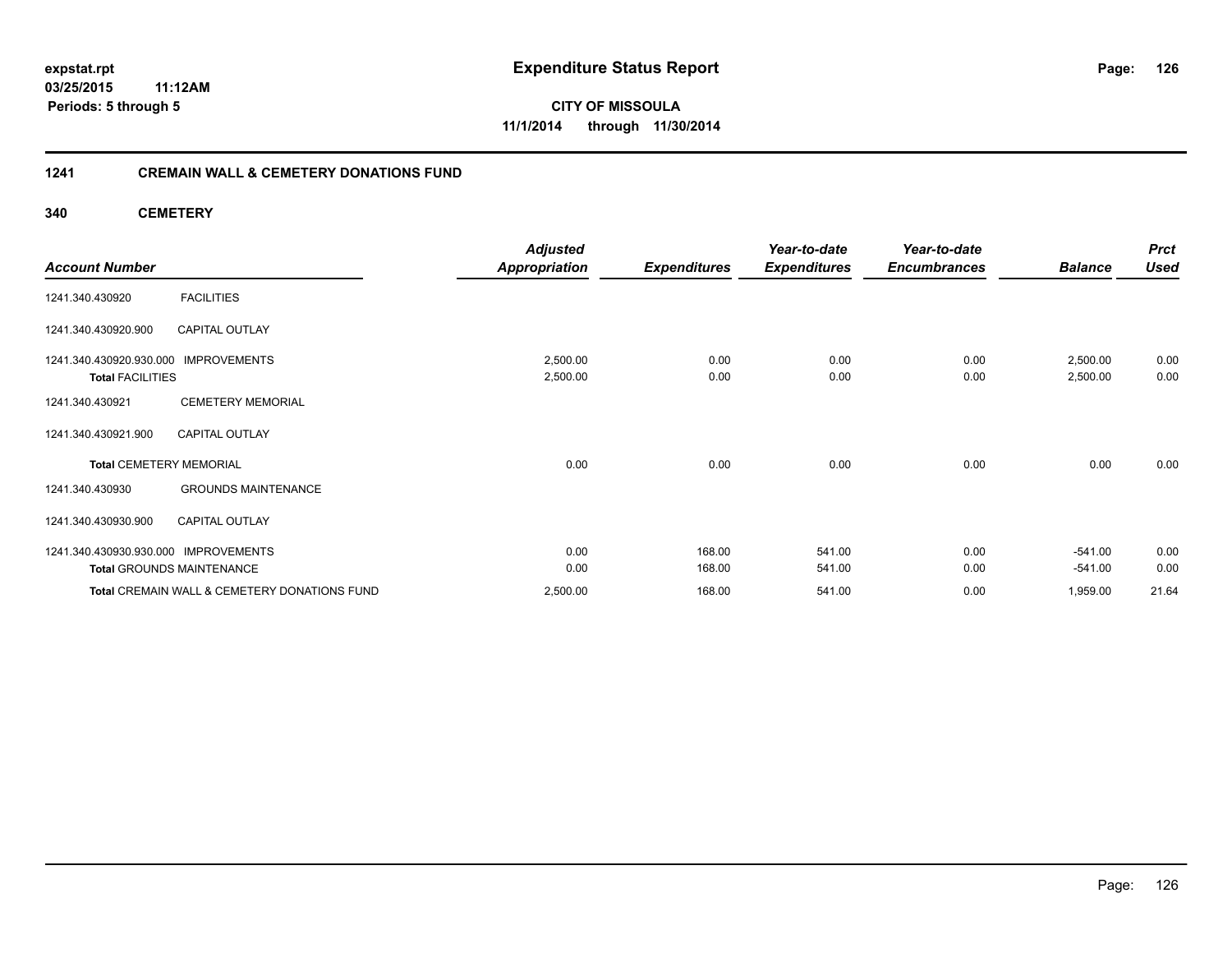# Expenditure Status Report

**expstat.rpt**
**03/25/2015 11:12AM**
**Periods: 5 through 5**

**CITY OF MISSOULA**
**11/1/2014 through 11/30/2014**

## 1241 CREMAIN WALL & CEMETERY DONATIONS FUND

### 340 CEMETERY

| Account Number | | Adjusted Appropriation | Expenditures | Year-to-date Expenditures | Year-to-date Encumbrances | Balance | Prct Used |
|---|---|---|---|---|---|---|---|
| 1241.340.430920 | FACILITIES | | | | | | |
| 1241.340.430920.900 | CAPITAL OUTLAY | | | | | | |
| 1241.340.430920.930.000 | IMPROVEMENTS | 2,500.00 | 0.00 | 0.00 | 0.00 | 2,500.00 | 0.00 |
| **Total** FACILITIES | | 2,500.00 | 0.00 | 0.00 | 0.00 | 2,500.00 | 0.00 |
| 1241.340.430921 | CEMETERY MEMORIAL | | | | | | |
| 1241.340.430921.900 | CAPITAL OUTLAY | | | | | | |
| **Total** CEMETERY MEMORIAL | | 0.00 | 0.00 | 0.00 | 0.00 | 0.00 | 0.00 |
| 1241.340.430930 | GROUNDS MAINTENANCE | | | | | | |
| 1241.340.430930.900 | CAPITAL OUTLAY | | | | | | |
| 1241.340.430930.930.000 | IMPROVEMENTS | 0.00 | 168.00 | 541.00 | 0.00 | -541.00 | 0.00 |
| **Total** GROUNDS MAINTENANCE | | 0.00 | 168.00 | 541.00 | 0.00 | -541.00 | 0.00 |
| **Total** CREMAIN WALL & CEMETERY DONATIONS FUND | | 2,500.00 | 168.00 | 541.00 | 0.00 | 1,959.00 | 21.64 |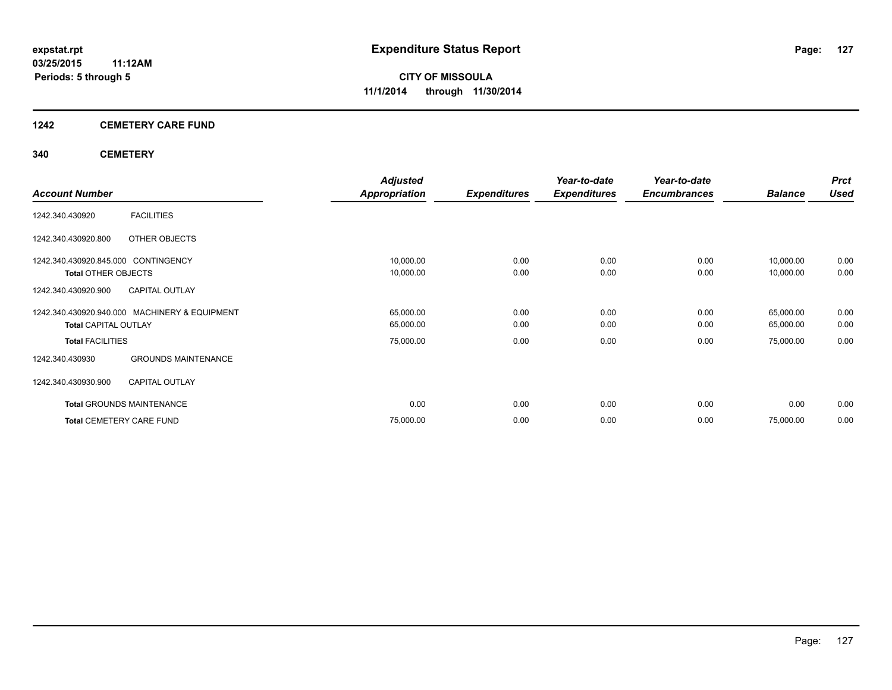**expstat.rpt**
**03/25/2015 11:12AM**
**Periods: 5 through 5**

# Expenditure Status Report

**CITY OF MISSOULA**
**11/1/2014 through 11/30/2014**

## 1242 CEMETERY CARE FUND

## 340 CEMETERY

| Account Number | | Adjusted Appropriation | Expenditures | Year-to-date Expenditures | Year-to-date Encumbrances | Balance | Prct Used |
|---|---|---|---|---|---|---|---|
| 1242.340.430920 | FACILITIES | | | | | | |
| 1242.340.430920.800 | OTHER OBJECTS | | | | | | |
| 1242.340.430920.845.000 | CONTINGENCY | 10,000.00 | 0.00 | 0.00 | 0.00 | 10,000.00 | 0.00 |
| **Total** OTHER OBJECTS | | 10,000.00 | 0.00 | 0.00 | 0.00 | 10,000.00 | 0.00 |
| 1242.340.430920.900 | CAPITAL OUTLAY | | | | | | |
| 1242.340.430920.940.000 | MACHINERY & EQUIPMENT | 65,000.00 | 0.00 | 0.00 | 0.00 | 65,000.00 | 0.00 |
| **Total** CAPITAL OUTLAY | | 65,000.00 | 0.00 | 0.00 | 0.00 | 65,000.00 | 0.00 |
| **Total** FACILITIES | | 75,000.00 | 0.00 | 0.00 | 0.00 | 75,000.00 | 0.00 |
| 1242.340.430930 | GROUNDS MAINTENANCE | | | | | | |
| 1242.340.430930.900 | CAPITAL OUTLAY | | | | | | |
| **Total** GROUNDS MAINTENANCE | | 0.00 | 0.00 | 0.00 | 0.00 | 0.00 | 0.00 |
| **Total** CEMETERY CARE FUND | | 75,000.00 | 0.00 | 0.00 | 0.00 | 75,000.00 | 0.00 |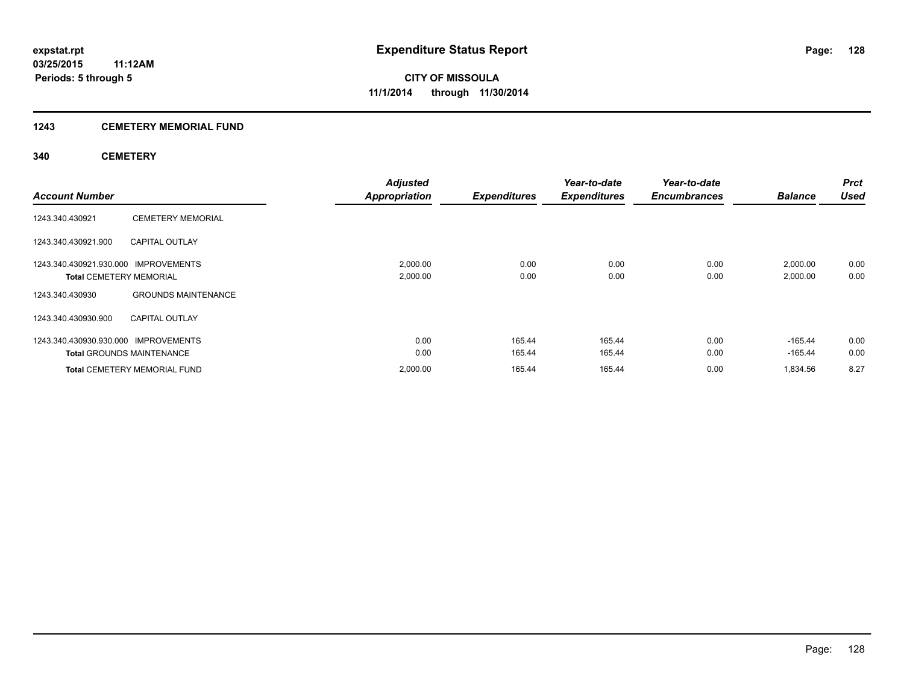expstat.rpt
03/25/2015 11:12AM
Periods: 5 through 5

# Expenditure Status Report

**CITY OF MISSOULA**
**11/1/2014 through 11/30/2014**

## 1243 CEMETERY MEMORIAL FUND

### 340 CEMETERY

| Account Number | | Adjusted Appropriation | Expenditures | Year-to-date Expenditures | Year-to-date Encumbrances | Balance | Prct Used |
|---|---|---|---|---|---|---|---|
| 1243.340.430921 | CEMETERY MEMORIAL | | | | | | |
| 1243.340.430921.900 | CAPITAL OUTLAY | | | | | | |
| 1243.340.430921.930.000 | IMPROVEMENTS | 2,000.00 | 0.00 | 0.00 | 0.00 | 2,000.00 | 0.00 |
| **Total** CEMETERY MEMORIAL | | 2,000.00 | 0.00 | 0.00 | 0.00 | 2,000.00 | 0.00 |
| 1243.340.430930 | GROUNDS MAINTENANCE | | | | | | |
| 1243.340.430930.900 | CAPITAL OUTLAY | | | | | | |
| 1243.340.430930.930.000 | IMPROVEMENTS | 0.00 | 165.44 | 165.44 | 0.00 | -165.44 | 0.00 |
| **Total** GROUNDS MAINTENANCE | | 0.00 | 165.44 | 165.44 | 0.00 | -165.44 | 0.00 |
| **Total** CEMETERY MEMORIAL FUND | | 2,000.00 | 165.44 | 165.44 | 0.00 | 1,834.56 | 8.27 |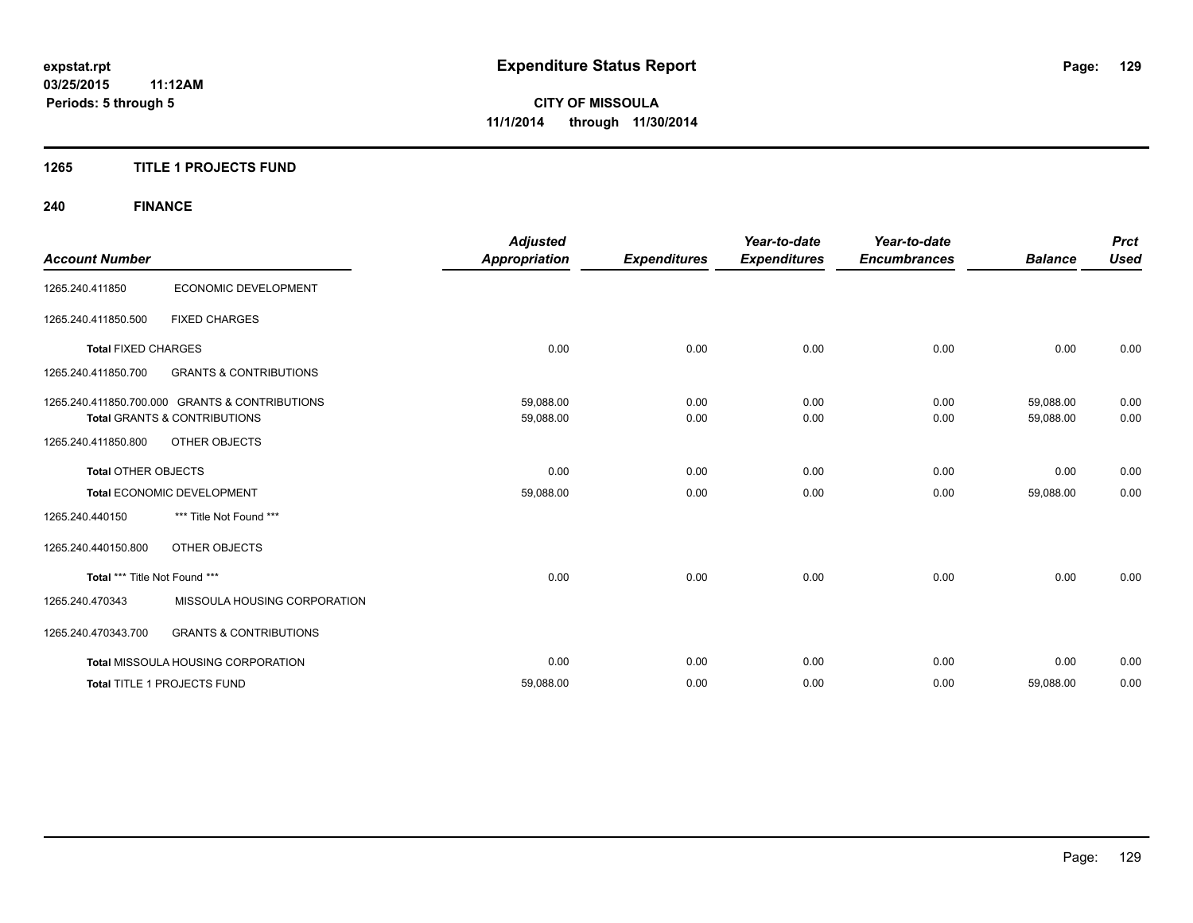**expstat.rpt**
**03/25/2015 11:12AM**
**Periods: 5 through 5**

# Expenditure Status Report

**CITY OF MISSOULA**
**11/1/2014 through 11/30/2014**

## 1265 TITLE 1 PROJECTS FUND

### 240 FINANCE

| Account Number | | Adjusted Appropriation | Expenditures | Year-to-date Expenditures | Year-to-date Encumbrances | Balance | Prct Used |
|---|---|---|---|---|---|---|---|
| 1265.240.411850 | ECONOMIC DEVELOPMENT | | | | | | |
| 1265.240.411850.500 | FIXED CHARGES | | | | | | |
| **Total** FIXED CHARGES | | 0.00 | 0.00 | 0.00 | 0.00 | 0.00 | 0.00 |
| 1265.240.411850.700 | GRANTS & CONTRIBUTIONS | | | | | | |
| 1265.240.411850.700.000 | GRANTS & CONTRIBUTIONS | 59,088.00 | 0.00 | 0.00 | 0.00 | 59,088.00 | 0.00 |
| **Total** GRANTS & CONTRIBUTIONS | | 59,088.00 | 0.00 | 0.00 | 0.00 | 59,088.00 | 0.00 |
| 1265.240.411850.800 | OTHER OBJECTS | | | | | | |
| **Total** OTHER OBJECTS | | 0.00 | 0.00 | 0.00 | 0.00 | 0.00 | 0.00 |
| **Total** ECONOMIC DEVELOPMENT | | 59,088.00 | 0.00 | 0.00 | 0.00 | 59,088.00 | 0.00 |
| 1265.240.440150 | *** Title Not Found *** | | | | | | |
| 1265.240.440150.800 | OTHER OBJECTS | | | | | | |
| **Total** *** Title Not Found *** | | 0.00 | 0.00 | 0.00 | 0.00 | 0.00 | 0.00 |
| 1265.240.470343 | MISSOULA HOUSING CORPORATION | | | | | | |
| 1265.240.470343.700 | GRANTS & CONTRIBUTIONS | | | | | | |
| **Total** MISSOULA HOUSING CORPORATION | | 0.00 | 0.00 | 0.00 | 0.00 | 0.00 | 0.00 |
| **Total** TITLE 1 PROJECTS FUND | | 59,088.00 | 0.00 | 0.00 | 0.00 | 59,088.00 | 0.00 |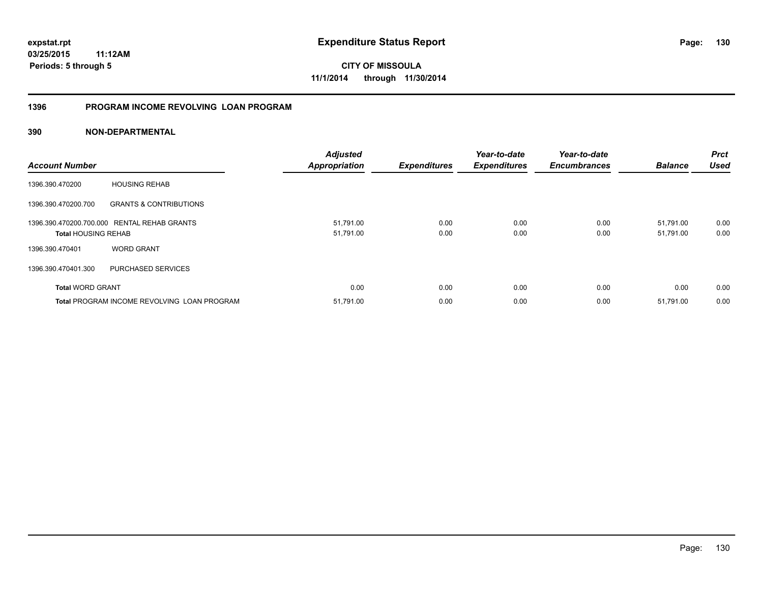# Expenditure Status Report

**expstat.rpt**
**03/25/2015 11:12AM**
**Periods: 5 through 5**

**CITY OF MISSOULA**
**11/1/2014 through 11/30/2014**

## 1396 PROGRAM INCOME REVOLVING LOAN PROGRAM

### 390 NON-DEPARTMENTAL

| Account Number | | Adjusted Appropriation | Expenditures | Year-to-date Expenditures | Year-to-date Encumbrances | Balance | Prct Used |
|---|---|---|---|---|---|---|---|
| 1396.390.470200 | HOUSING REHAB | | | | | | |
| 1396.390.470200.700 | GRANTS & CONTRIBUTIONS | | | | | | |
| 1396.390.470200.700.000 | RENTAL REHAB GRANTS | 51,791.00 | 0.00 | 0.00 | 0.00 | 51,791.00 | 0.00 |
| **Total** HOUSING REHAB | | 51,791.00 | 0.00 | 0.00 | 0.00 | 51,791.00 | 0.00 |
| 1396.390.470401 | WORD GRANT | | | | | | |
| 1396.390.470401.300 | PURCHASED SERVICES | | | | | | |
| **Total** WORD GRANT | | 0.00 | 0.00 | 0.00 | 0.00 | 0.00 | 0.00 |
| **Total** PROGRAM INCOME REVOLVING LOAN PROGRAM | | 51,791.00 | 0.00 | 0.00 | 0.00 | 51,791.00 | 0.00 |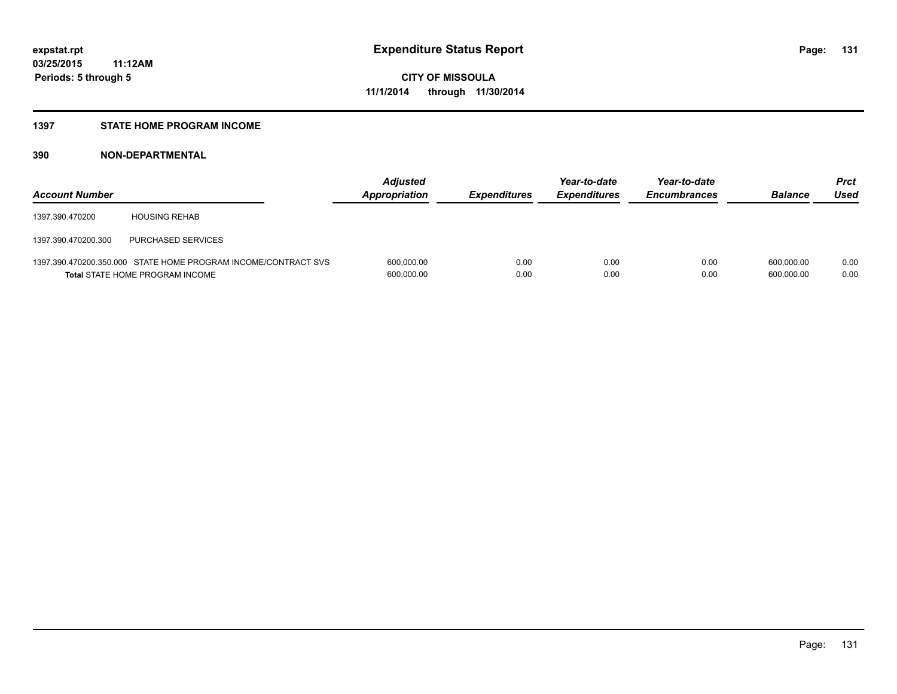**expstat.rpt**
**03/25/2015 11:12AM**
**Periods: 5 through 5**

# Expenditure Status Report

**CITY OF MISSOULA**
**11/1/2014 through 11/30/2014**

## 1397 STATE HOME PROGRAM INCOME

### 390 NON-DEPARTMENTAL

| Account Number | | Adjusted Appropriation | Expenditures | Year-to-date Expenditures | Year-to-date Encumbrances | Balance | Prct Used |
|---|---|---|---|---|---|---|---|
| 1397.390.470200 | HOUSING REHAB | | | | | | |
| 1397.390.470200.300 | PURCHASED SERVICES | | | | | | |
| 1397.390.470200.350.000 | STATE HOME PROGRAM INCOME/CONTRACT SVS | 600,000.00 | 0.00 | 0.00 | 0.00 | 600,000.00 | 0.00 |
| **Total** STATE HOME PROGRAM INCOME | | 600,000.00 | 0.00 | 0.00 | 0.00 | 600,000.00 | 0.00 |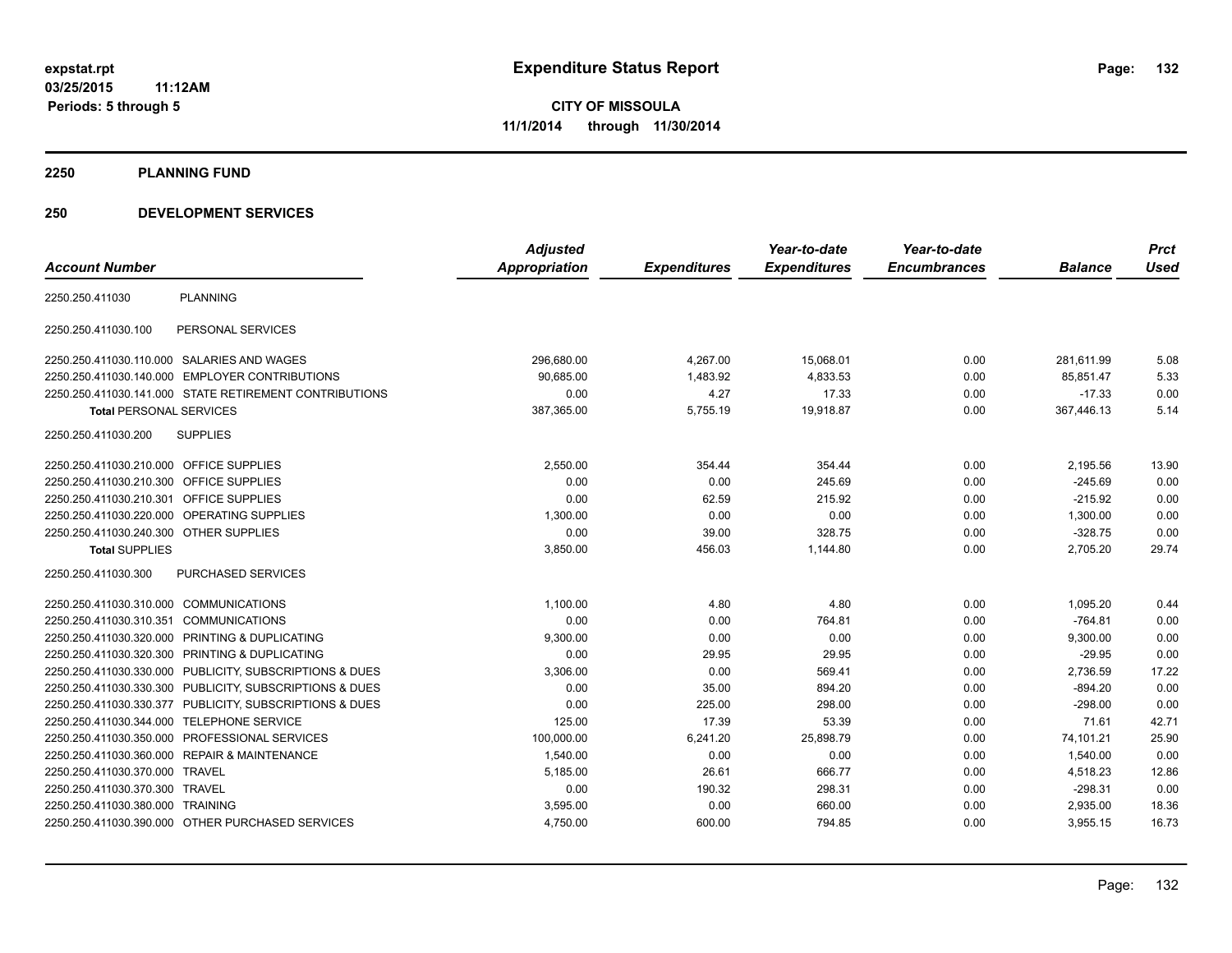**expstat.rpt**
**03/25/2015 11:12AM**
**Periods: 5 through 5**

# Expenditure Status Report

**CITY OF MISSOULA**
**11/1/2014 through 11/30/2014**

## 2250 PLANNING FUND

## 250 DEVELOPMENT SERVICES

| Account Number | | Adjusted Appropriation | Expenditures | Year-to-date Expenditures | Year-to-date Encumbrances | Balance | Prct Used |
|---|---|---|---|---|---|---|---|
| 2250.250.411030 | PLANNING | | | | | | |
| 2250.250.411030.100 | PERSONAL SERVICES | | | | | | |
| 2250.250.411030.110.000 | SALARIES AND WAGES | 296,680.00 | 4,267.00 | 15,068.01 | 0.00 | 281,611.99 | 5.08 |
| 2250.250.411030.140.000 | EMPLOYER CONTRIBUTIONS | 90,685.00 | 1,483.92 | 4,833.53 | 0.00 | 85,851.47 | 5.33 |
| 2250.250.411030.141.000 | STATE RETIREMENT CONTRIBUTIONS | 0.00 | 4.27 | 17.33 | 0.00 | -17.33 | 0.00 |
| **Total** PERSONAL SERVICES | | 387,365.00 | 5,755.19 | 19,918.87 | 0.00 | 367,446.13 | 5.14 |
| 2250.250.411030.200 | SUPPLIES | | | | | | |
| 2250.250.411030.210.000 | OFFICE SUPPLIES | 2,550.00 | 354.44 | 354.44 | 0.00 | 2,195.56 | 13.90 |
| 2250.250.411030.210.300 | OFFICE SUPPLIES | 0.00 | 0.00 | 245.69 | 0.00 | -245.69 | 0.00 |
| 2250.250.411030.210.301 | OFFICE SUPPLIES | 0.00 | 62.59 | 215.92 | 0.00 | -215.92 | 0.00 |
| 2250.250.411030.220.000 | OPERATING SUPPLIES | 1,300.00 | 0.00 | 0.00 | 0.00 | 1,300.00 | 0.00 |
| 2250.250.411030.240.300 | OTHER SUPPLIES | 0.00 | 39.00 | 328.75 | 0.00 | -328.75 | 0.00 |
| **Total** SUPPLIES | | 3,850.00 | 456.03 | 1,144.80 | 0.00 | 2,705.20 | 29.74 |
| 2250.250.411030.300 | PURCHASED SERVICES | | | | | | |
| 2250.250.411030.310.000 | COMMUNICATIONS | 1,100.00 | 4.80 | 4.80 | 0.00 | 1,095.20 | 0.44 |
| 2250.250.411030.310.351 | COMMUNICATIONS | 0.00 | 0.00 | 764.81 | 0.00 | -764.81 | 0.00 |
| 2250.250.411030.320.000 | PRINTING & DUPLICATING | 9,300.00 | 0.00 | 0.00 | 0.00 | 9,300.00 | 0.00 |
| 2250.250.411030.320.300 | PRINTING & DUPLICATING | 0.00 | 29.95 | 29.95 | 0.00 | -29.95 | 0.00 |
| 2250.250.411030.330.000 | PUBLICITY, SUBSCRIPTIONS & DUES | 3,306.00 | 0.00 | 569.41 | 0.00 | 2,736.59 | 17.22 |
| 2250.250.411030.330.300 | PUBLICITY, SUBSCRIPTIONS & DUES | 0.00 | 35.00 | 894.20 | 0.00 | -894.20 | 0.00 |
| 2250.250.411030.330.377 | PUBLICITY, SUBSCRIPTIONS & DUES | 0.00 | 225.00 | 298.00 | 0.00 | -298.00 | 0.00 |
| 2250.250.411030.344.000 | TELEPHONE SERVICE | 125.00 | 17.39 | 53.39 | 0.00 | 71.61 | 42.71 |
| 2250.250.411030.350.000 | PROFESSIONAL SERVICES | 100,000.00 | 6,241.20 | 25,898.79 | 0.00 | 74,101.21 | 25.90 |
| 2250.250.411030.360.000 | REPAIR & MAINTENANCE | 1,540.00 | 0.00 | 0.00 | 0.00 | 1,540.00 | 0.00 |
| 2250.250.411030.370.000 | TRAVEL | 5,185.00 | 26.61 | 666.77 | 0.00 | 4,518.23 | 12.86 |
| 2250.250.411030.370.300 | TRAVEL | 0.00 | 190.32 | 298.31 | 0.00 | -298.31 | 0.00 |
| 2250.250.411030.380.000 | TRAINING | 3,595.00 | 0.00 | 660.00 | 0.00 | 2,935.00 | 18.36 |
| 2250.250.411030.390.000 | OTHER PURCHASED SERVICES | 4,750.00 | 600.00 | 794.85 | 0.00 | 3,955.15 | 16.73 |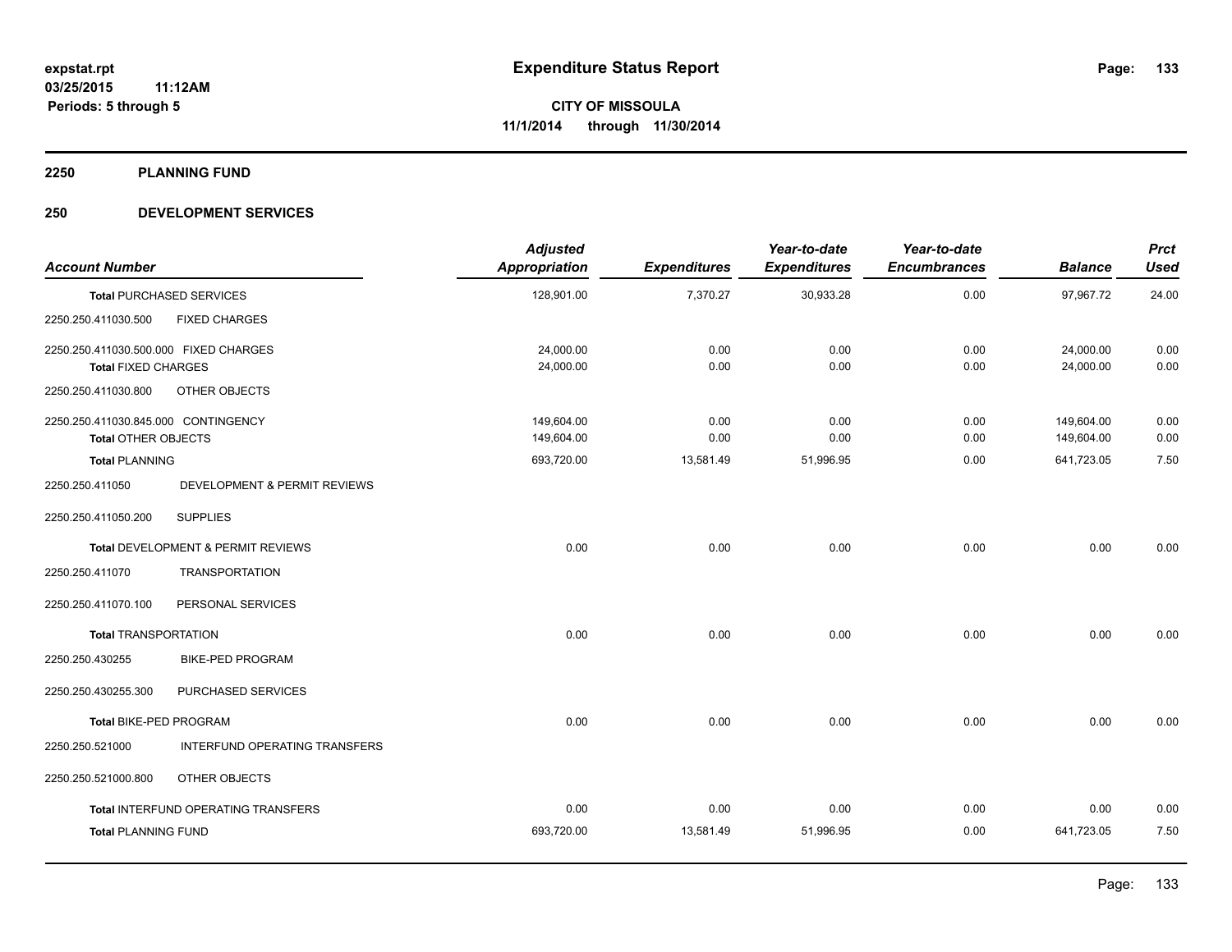# Expenditure Status Report

expstat.rpt
03/25/2015 11:12AM
Periods: 5 through 5

**CITY OF MISSOULA**
**11/1/2014 through 11/30/2014**

## 2250 PLANNING FUND

### 250 DEVELOPMENT SERVICES

| Account Number | | Adjusted Appropriation | Expenditures | Year-to-date Expenditures | Year-to-date Encumbrances | Balance | Prct Used |
|---|---|---|---|---|---|---|---|
| **Total** PURCHASED SERVICES | | 128,901.00 | 7,370.27 | 30,933.28 | 0.00 | 97,967.72 | 24.00 |
| 2250.250.411030.500 | FIXED CHARGES | | | | | | |
| 2250.250.411030.500.000 | FIXED CHARGES | 24,000.00 | 0.00 | 0.00 | 0.00 | 24,000.00 | 0.00 |
| **Total** FIXED CHARGES | | 24,000.00 | 0.00 | 0.00 | 0.00 | 24,000.00 | 0.00 |
| 2250.250.411030.800 | OTHER OBJECTS | | | | | | |
| 2250.250.411030.845.000 | CONTINGENCY | 149,604.00 | 0.00 | 0.00 | 0.00 | 149,604.00 | 0.00 |
| **Total** OTHER OBJECTS | | 149,604.00 | 0.00 | 0.00 | 0.00 | 149,604.00 | 0.00 |
| **Total** PLANNING | | 693,720.00 | 13,581.49 | 51,996.95 | 0.00 | 641,723.05 | 7.50 |
| 2250.250.411050 | DEVELOPMENT & PERMIT REVIEWS | | | | | | |
| 2250.250.411050.200 | SUPPLIES | | | | | | |
| **Total** DEVELOPMENT & PERMIT REVIEWS | | 0.00 | 0.00 | 0.00 | 0.00 | 0.00 | 0.00 |
| 2250.250.411070 | TRANSPORTATION | | | | | | |
| 2250.250.411070.100 | PERSONAL SERVICES | | | | | | |
| **Total** TRANSPORTATION | | 0.00 | 0.00 | 0.00 | 0.00 | 0.00 | 0.00 |
| 2250.250.430255 | BIKE-PED PROGRAM | | | | | | |
| 2250.250.430255.300 | PURCHASED SERVICES | | | | | | |
| **Total** BIKE-PED PROGRAM | | 0.00 | 0.00 | 0.00 | 0.00 | 0.00 | 0.00 |
| 2250.250.521000 | INTERFUND OPERATING TRANSFERS | | | | | | |
| 2250.250.521000.800 | OTHER OBJECTS | | | | | | |
| **Total** INTERFUND OPERATING TRANSFERS | | 0.00 | 0.00 | 0.00 | 0.00 | 0.00 | 0.00 |
| **Total** PLANNING FUND | | 693,720.00 | 13,581.49 | 51,996.95 | 0.00 | 641,723.05 | 7.50 |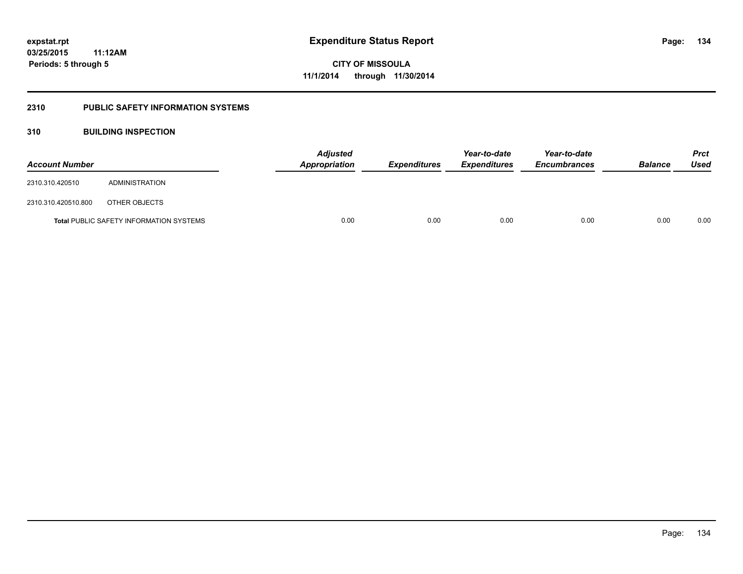# Expenditure Status Report

expstat.rpt
03/25/2015 11:12AM
Periods: 5 through 5

**CITY OF MISSOULA**
**11/1/2014 through 11/30/2014**

## 2310 PUBLIC SAFETY INFORMATION SYSTEMS

## 310 BUILDING INSPECTION

| Account Number | | Adjusted Appropriation | Expenditures | Year-to-date Expenditures | Year-to-date Encumbrances | Balance | Prct Used |
|---|---|---|---|---|---|---|---|
| 2310.310.420510 | ADMINISTRATION | | | | | | |
| 2310.310.420510.800 | OTHER OBJECTS | | | | | | |
| **Total** PUBLIC SAFETY INFORMATION SYSTEMS | | 0.00 | 0.00 | 0.00 | 0.00 | 0.00 | 0.00 |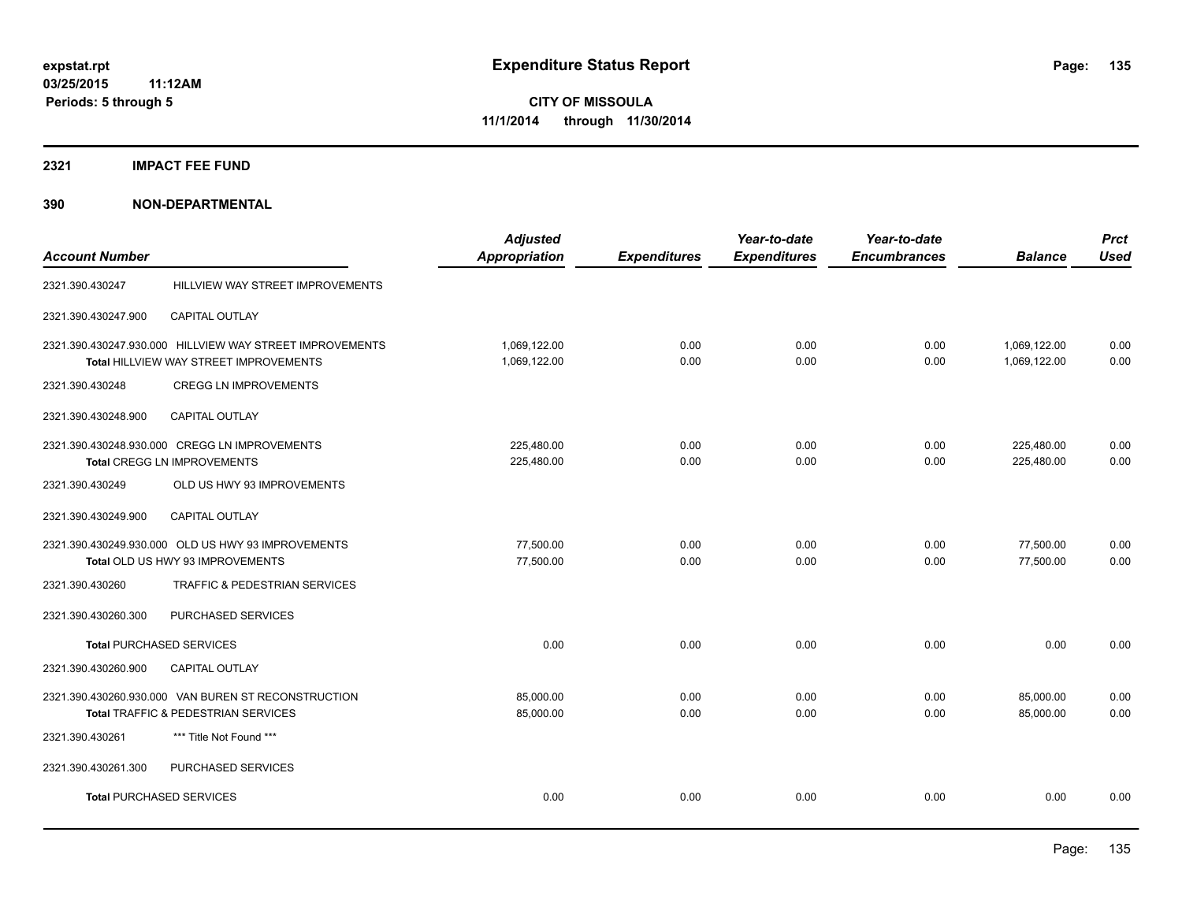**expstat.rpt**
**03/25/2015 11:12AM**
**Periods: 5 through 5**

# Expenditure Status Report

**CITY OF MISSOULA**
**11/1/2014 through 11/30/2014**

## 2321 IMPACT FEE FUND

## 390 NON-DEPARTMENTAL

| Account Number | | Adjusted Appropriation | Expenditures | Year-to-date Expenditures | Year-to-date Encumbrances | Balance | Prct Used |
|---|---|---|---|---|---|---|---|
| 2321.390.430247 | HILLVIEW WAY STREET IMPROVEMENTS | | | | | | |
| 2321.390.430247.900 | CAPITAL OUTLAY | | | | | | |
| 2321.390.430247.930.000 | HILLVIEW WAY STREET IMPROVEMENTS | 1,069,122.00 | 0.00 | 0.00 | 0.00 | 1,069,122.00 | 0.00 |
| | Total HILLVIEW WAY STREET IMPROVEMENTS | 1,069,122.00 | 0.00 | 0.00 | 0.00 | 1,069,122.00 | 0.00 |
| 2321.390.430248 | CREGG LN IMPROVEMENTS | | | | | | |
| 2321.390.430248.900 | CAPITAL OUTLAY | | | | | | |
| 2321.390.430248.930.000 | CREGG LN IMPROVEMENTS | 225,480.00 | 0.00 | 0.00 | 0.00 | 225,480.00 | 0.00 |
| | Total CREGG LN IMPROVEMENTS | 225,480.00 | 0.00 | 0.00 | 0.00 | 225,480.00 | 0.00 |
| 2321.390.430249 | OLD US HWY 93 IMPROVEMENTS | | | | | | |
| 2321.390.430249.900 | CAPITAL OUTLAY | | | | | | |
| 2321.390.430249.930.000 | OLD US HWY 93 IMPROVEMENTS | 77,500.00 | 0.00 | 0.00 | 0.00 | 77,500.00 | 0.00 |
| | Total OLD US HWY 93 IMPROVEMENTS | 77,500.00 | 0.00 | 0.00 | 0.00 | 77,500.00 | 0.00 |
| 2321.390.430260 | TRAFFIC & PEDESTRIAN SERVICES | | | | | | |
| 2321.390.430260.300 | PURCHASED SERVICES | | | | | | |
| | Total PURCHASED SERVICES | 0.00 | 0.00 | 0.00 | 0.00 | 0.00 | 0.00 |
| 2321.390.430260.900 | CAPITAL OUTLAY | | | | | | |
| 2321.390.430260.930.000 | VAN BUREN ST RECONSTRUCTION | 85,000.00 | 0.00 | 0.00 | 0.00 | 85,000.00 | 0.00 |
| | Total TRAFFIC & PEDESTRIAN SERVICES | 85,000.00 | 0.00 | 0.00 | 0.00 | 85,000.00 | 0.00 |
| 2321.390.430261 | *** Title Not Found *** | | | | | | |
| 2321.390.430261.300 | PURCHASED SERVICES | | | | | | |
| | Total PURCHASED SERVICES | 0.00 | 0.00 | 0.00 | 0.00 | 0.00 | 0.00 |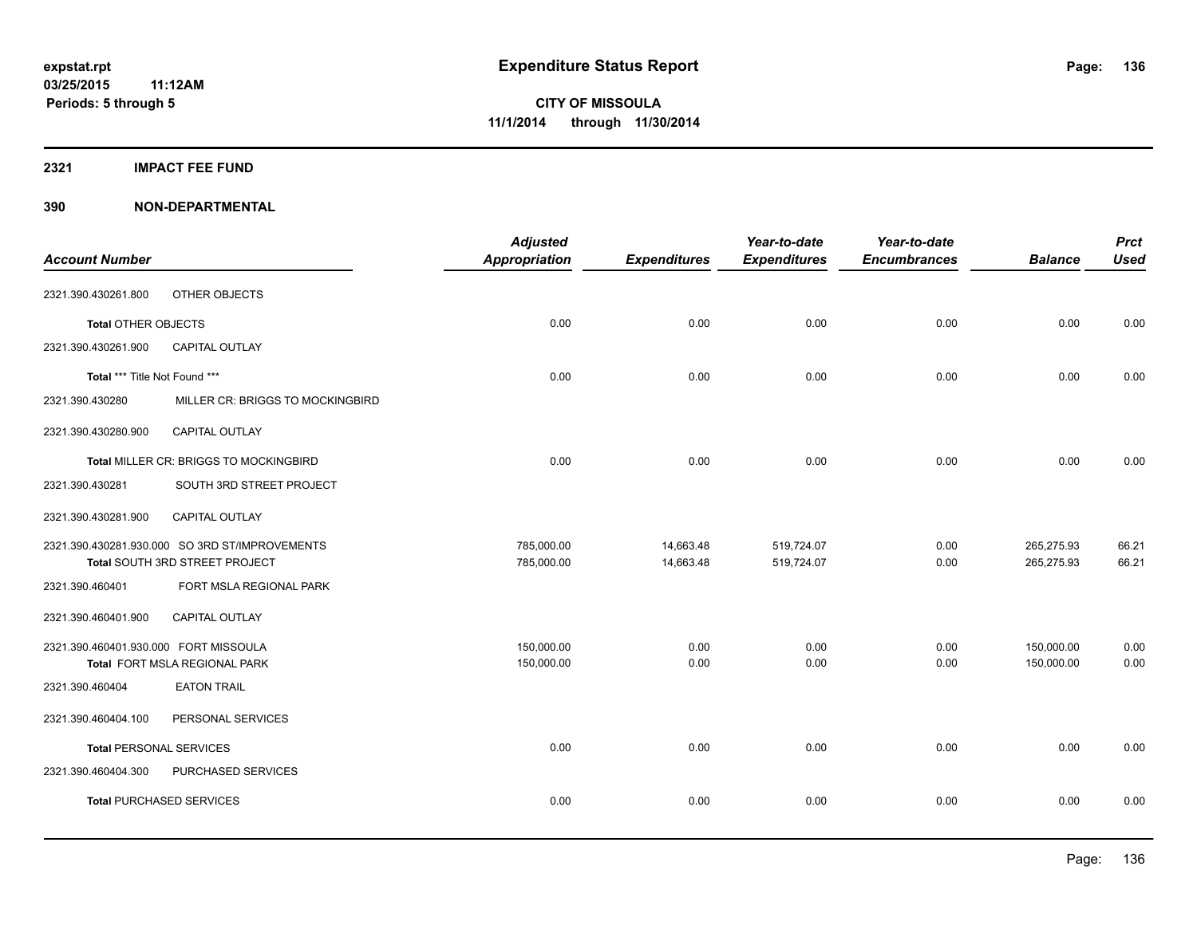**expstat.rpt**
**03/25/2015 11:12AM**
**Periods: 5 through 5**

# Expenditure Status Report

**CITY OF MISSOULA**
**11/1/2014 through 11/30/2014**

## 2321 IMPACT FEE FUND

## 390 NON-DEPARTMENTAL

| Account Number | | Adjusted Appropriation | Expenditures | Year-to-date Expenditures | Year-to-date Encumbrances | Balance | Prct Used |
|---|---|---|---|---|---|---|---|
| 2321.390.430261.800 | OTHER OBJECTS | | | | | | |
| **Total** OTHER OBJECTS | | 0.00 | 0.00 | 0.00 | 0.00 | 0.00 | 0.00 |
| 2321.390.430261.900 | CAPITAL OUTLAY | | | | | | |
| **Total** *** Title Not Found *** | | 0.00 | 0.00 | 0.00 | 0.00 | 0.00 | 0.00 |
| 2321.390.430280 | MILLER CR: BRIGGS TO MOCKINGBIRD | | | | | | |
| 2321.390.430280.900 | CAPITAL OUTLAY | | | | | | |
| **Total** MILLER CR: BRIGGS TO MOCKINGBIRD | | 0.00 | 0.00 | 0.00 | 0.00 | 0.00 | 0.00 |
| 2321.390.430281 | SOUTH 3RD STREET PROJECT | | | | | | |
| 2321.390.430281.900 | CAPITAL OUTLAY | | | | | | |
| 2321.390.430281.930.000 | SO 3RD ST/IMPROVEMENTS | 785,000.00 | 14,663.48 | 519,724.07 | 0.00 | 265,275.93 | 66.21 |
| **Total** SOUTH 3RD STREET PROJECT | | 785,000.00 | 14,663.48 | 519,724.07 | 0.00 | 265,275.93 | 66.21 |
| 2321.390.460401 | FORT MSLA REGIONAL PARK | | | | | | |
| 2321.390.460401.900 | CAPITAL OUTLAY | | | | | | |
| 2321.390.460401.930.000 | FORT MISSOULA | 150,000.00 | 0.00 | 0.00 | 0.00 | 150,000.00 | 0.00 |
| **Total** FORT MSLA REGIONAL PARK | | 150,000.00 | 0.00 | 0.00 | 0.00 | 150,000.00 | 0.00 |
| 2321.390.460404 | EATON TRAIL | | | | | | |
| 2321.390.460404.100 | PERSONAL SERVICES | | | | | | |
| **Total** PERSONAL SERVICES | | 0.00 | 0.00 | 0.00 | 0.00 | 0.00 | 0.00 |
| 2321.390.460404.300 | PURCHASED SERVICES | | | | | | |
| **Total** PURCHASED SERVICES | | 0.00 | 0.00 | 0.00 | 0.00 | 0.00 | 0.00 |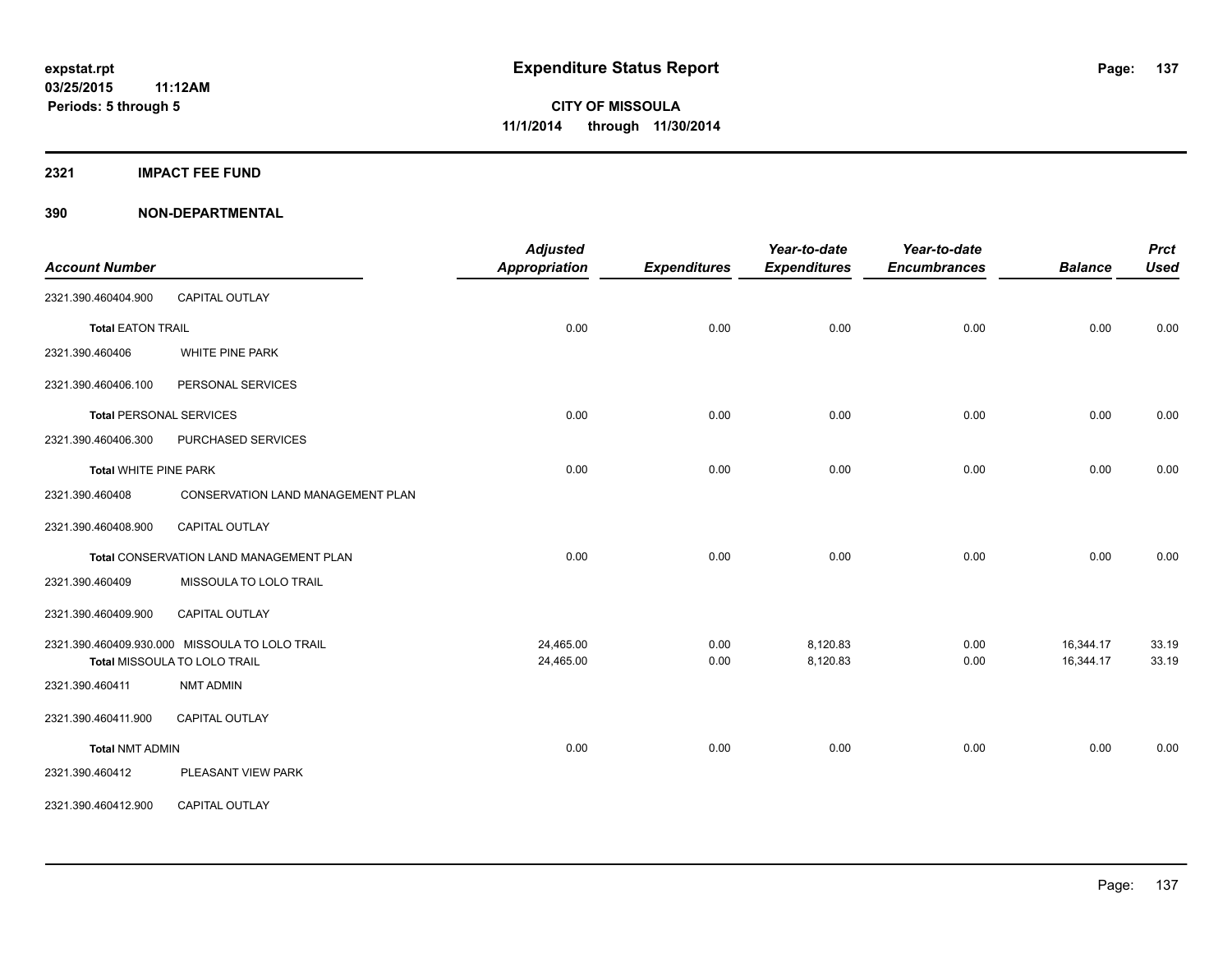# Expenditure Status Report

**CITY OF MISSOULA**
**11/1/2014 through 11/30/2014**

expstat.rpt
03/25/2015 11:12AM
Periods: 5 through 5

## 2321 IMPACT FEE FUND

### 390 NON-DEPARTMENTAL

| Account Number | | Adjusted Appropriation | Expenditures | Year-to-date Expenditures | Year-to-date Encumbrances | Balance | Prct Used |
|---|---|---|---|---|---|---|---|
| 2321.390.460404.900 | CAPITAL OUTLAY | | | | | | |
| **Total** EATON TRAIL | | 0.00 | 0.00 | 0.00 | 0.00 | 0.00 | 0.00 |
| 2321.390.460406 | WHITE PINE PARK | | | | | | |
| 2321.390.460406.100 | PERSONAL SERVICES | | | | | | |
| **Total** PERSONAL SERVICES | | 0.00 | 0.00 | 0.00 | 0.00 | 0.00 | 0.00 |
| 2321.390.460406.300 | PURCHASED SERVICES | | | | | | |
| **Total** WHITE PINE PARK | | 0.00 | 0.00 | 0.00 | 0.00 | 0.00 | 0.00 |
| 2321.390.460408 | CONSERVATION LAND MANAGEMENT PLAN | | | | | | |
| 2321.390.460408.900 | CAPITAL OUTLAY | | | | | | |
| **Total** CONSERVATION LAND MANAGEMENT PLAN | | 0.00 | 0.00 | 0.00 | 0.00 | 0.00 | 0.00 |
| 2321.390.460409 | MISSOULA TO LOLO TRAIL | | | | | | |
| 2321.390.460409.900 | CAPITAL OUTLAY | | | | | | |
| 2321.390.460409.930.000 | MISSOULA TO LOLO TRAIL | 24,465.00 | 0.00 | 8,120.83 | 0.00 | 16,344.17 | 33.19 |
| **Total** MISSOULA TO LOLO TRAIL | | 24,465.00 | 0.00 | 8,120.83 | 0.00 | 16,344.17 | 33.19 |
| 2321.390.460411 | NMT ADMIN | | | | | | |
| 2321.390.460411.900 | CAPITAL OUTLAY | | | | | | |
| **Total** NMT ADMIN | | 0.00 | 0.00 | 0.00 | 0.00 | 0.00 | 0.00 |
| 2321.390.460412 | PLEASANT VIEW PARK | | | | | | |
| 2321.390.460412.900 | CAPITAL OUTLAY | | | | | | |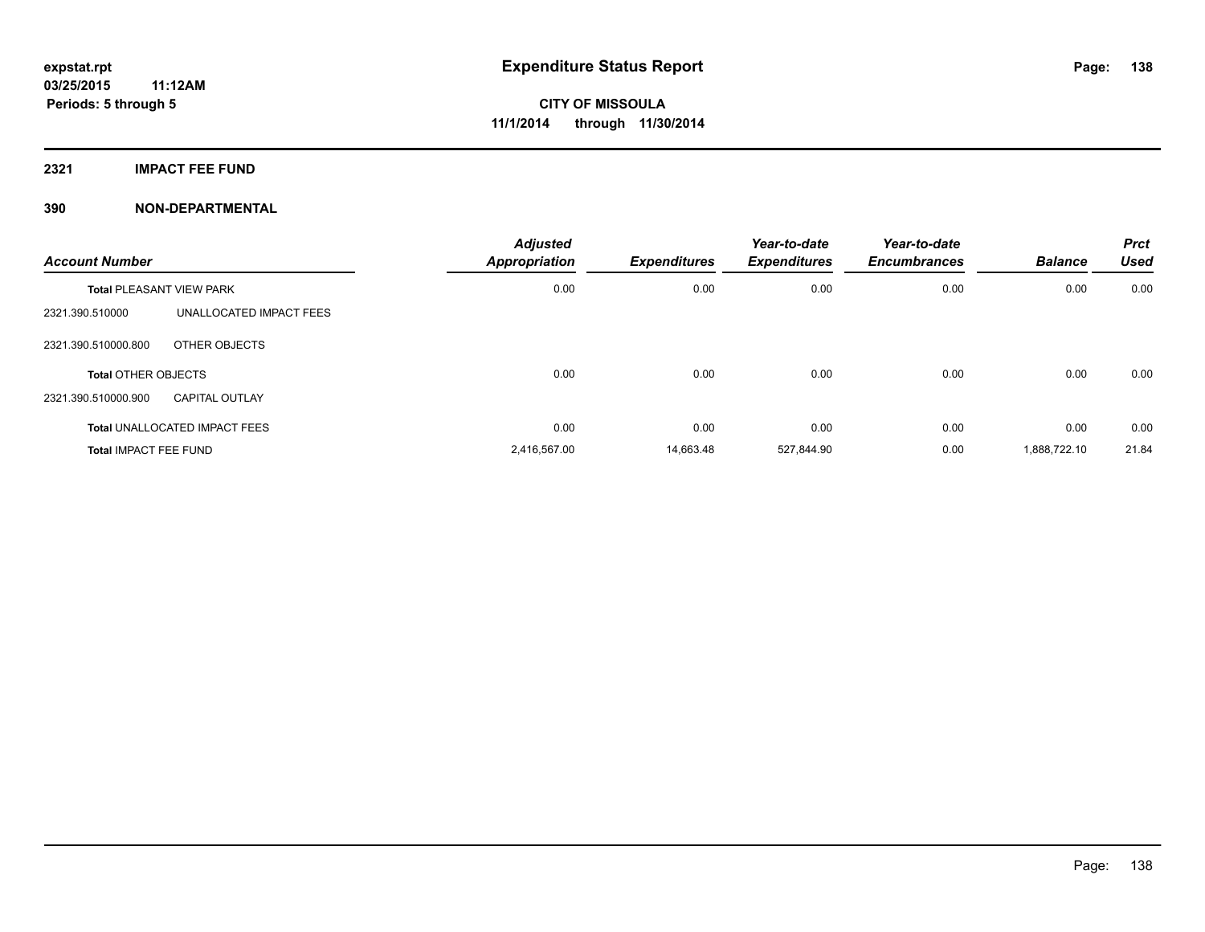**Expenditure Status Report**

**CITY OF MISSOULA**
**11/1/2014 through 11/30/2014**

expstat.rpt
03/25/2015 11:12AM
Periods: 5 through 5

## 2321 IMPACT FEE FUND

## 390 NON-DEPARTMENTAL

| Account Number | | Adjusted Appropriation | Expenditures | Year-to-date Expenditures | Year-to-date Encumbrances | Balance | Prct Used |
|---|---|---|---|---|---|---|---|
| **Total** PLEASANT VIEW PARK | | 0.00 | 0.00 | 0.00 | 0.00 | 0.00 | 0.00 |
| 2321.390.510000 | UNALLOCATED IMPACT FEES | | | | | | |
| 2321.390.510000.800 | OTHER OBJECTS | | | | | | |
| **Total** OTHER OBJECTS | | 0.00 | 0.00 | 0.00 | 0.00 | 0.00 | 0.00 |
| 2321.390.510000.900 | CAPITAL OUTLAY | | | | | | |
| **Total** UNALLOCATED IMPACT FEES | | 0.00 | 0.00 | 0.00 | 0.00 | 0.00 | 0.00 |
| **Total** IMPACT FEE FUND | | 2,416,567.00 | 14,663.48 | 527,844.90 | 0.00 | 1,888,722.10 | 21.84 |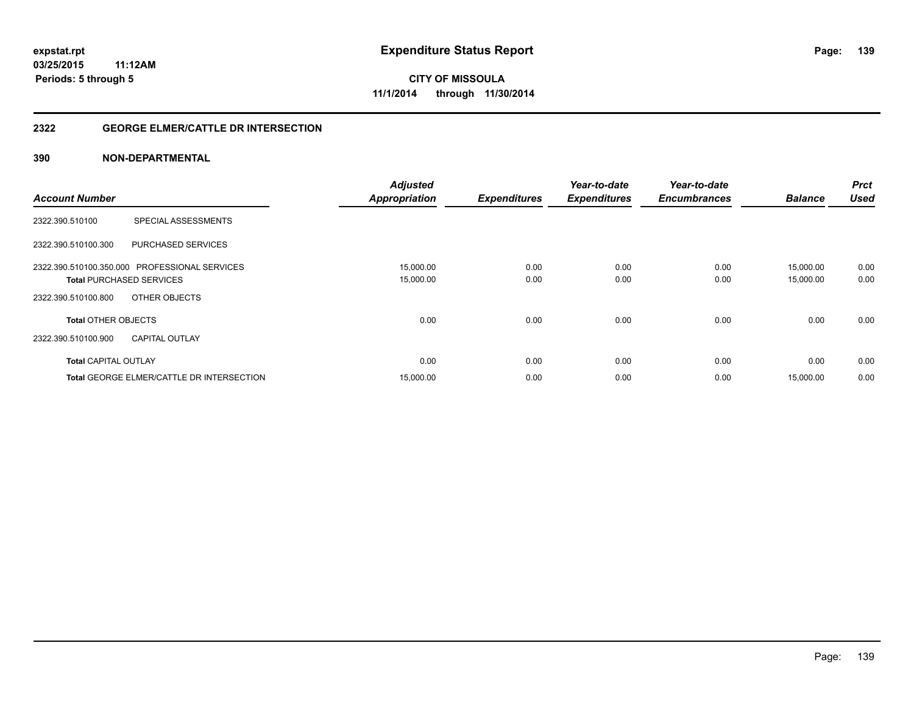expstat.rpt
03/25/2015 11:12AM
Periods: 5 through 5

# Expenditure Status Report

**CITY OF MISSOULA**
**11/1/2014 through 11/30/2014**

## 2322 GEORGE ELMER/CATTLE DR INTERSECTION

### 390 NON-DEPARTMENTAL

| Account Number | | Adjusted Appropriation | Expenditures | Year-to-date Expenditures | Year-to-date Encumbrances | Balance | Prct Used |
|---|---|---|---|---|---|---|---|
| 2322.390.510100 | SPECIAL ASSESSMENTS | | | | | | |
| 2322.390.510100.300 | PURCHASED SERVICES | | | | | | |
| 2322.390.510100.350.000 | PROFESSIONAL SERVICES | 15,000.00 | 0.00 | 0.00 | 0.00 | 15,000.00 | 0.00 |
| **Total** PURCHASED SERVICES | | 15,000.00 | 0.00 | 0.00 | 0.00 | 15,000.00 | 0.00 |
| 2322.390.510100.800 | OTHER OBJECTS | | | | | | |
| **Total** OTHER OBJECTS | | 0.00 | 0.00 | 0.00 | 0.00 | 0.00 | 0.00 |
| 2322.390.510100.900 | CAPITAL OUTLAY | | | | | | |
| **Total** CAPITAL OUTLAY | | 0.00 | 0.00 | 0.00 | 0.00 | 0.00 | 0.00 |
| **Total** GEORGE ELMER/CATTLE DR INTERSECTION | | 15,000.00 | 0.00 | 0.00 | 0.00 | 15,000.00 | 0.00 |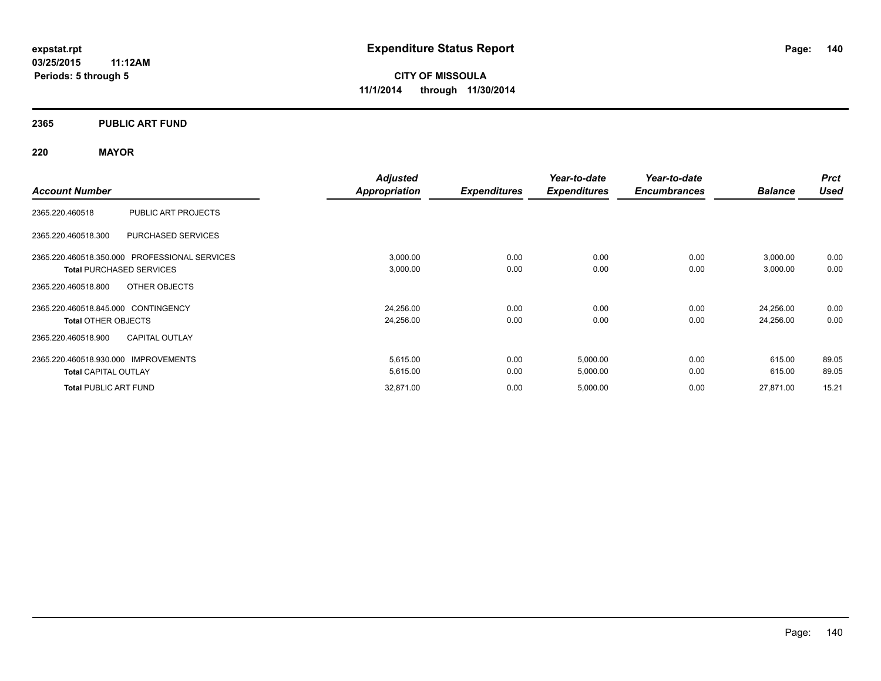**expstat.rpt**
**03/25/2015 11:12AM**
**Periods: 5 through 5**

# Expenditure Status Report

**CITY OF MISSOULA**
**11/1/2014 through 11/30/2014**

## 2365 PUBLIC ART FUND

## 220 MAYOR

| Account Number | | Adjusted Appropriation | Expenditures | Year-to-date Expenditures | Year-to-date Encumbrances | Balance | Prct Used |
|---|---|---|---|---|---|---|---|
| 2365.220.460518 | PUBLIC ART PROJECTS | | | | | | |
| 2365.220.460518.300 | PURCHASED SERVICES | | | | | | |
| 2365.220.460518.350.000 | PROFESSIONAL SERVICES | 3,000.00 | 0.00 | 0.00 | 0.00 | 3,000.00 | 0.00 |
| **Total** PURCHASED SERVICES | | 3,000.00 | 0.00 | 0.00 | 0.00 | 3,000.00 | 0.00 |
| 2365.220.460518.800 | OTHER OBJECTS | | | | | | |
| 2365.220.460518.845.000 | CONTINGENCY | 24,256.00 | 0.00 | 0.00 | 0.00 | 24,256.00 | 0.00 |
| **Total** OTHER OBJECTS | | 24,256.00 | 0.00 | 0.00 | 0.00 | 24,256.00 | 0.00 |
| 2365.220.460518.900 | CAPITAL OUTLAY | | | | | | |
| 2365.220.460518.930.000 | IMPROVEMENTS | 5,615.00 | 0.00 | 5,000.00 | 0.00 | 615.00 | 89.05 |
| **Total** CAPITAL OUTLAY | | 5,615.00 | 0.00 | 5,000.00 | 0.00 | 615.00 | 89.05 |
| **Total** PUBLIC ART FUND | | 32,871.00 | 0.00 | 5,000.00 | 0.00 | 27,871.00 | 15.21 |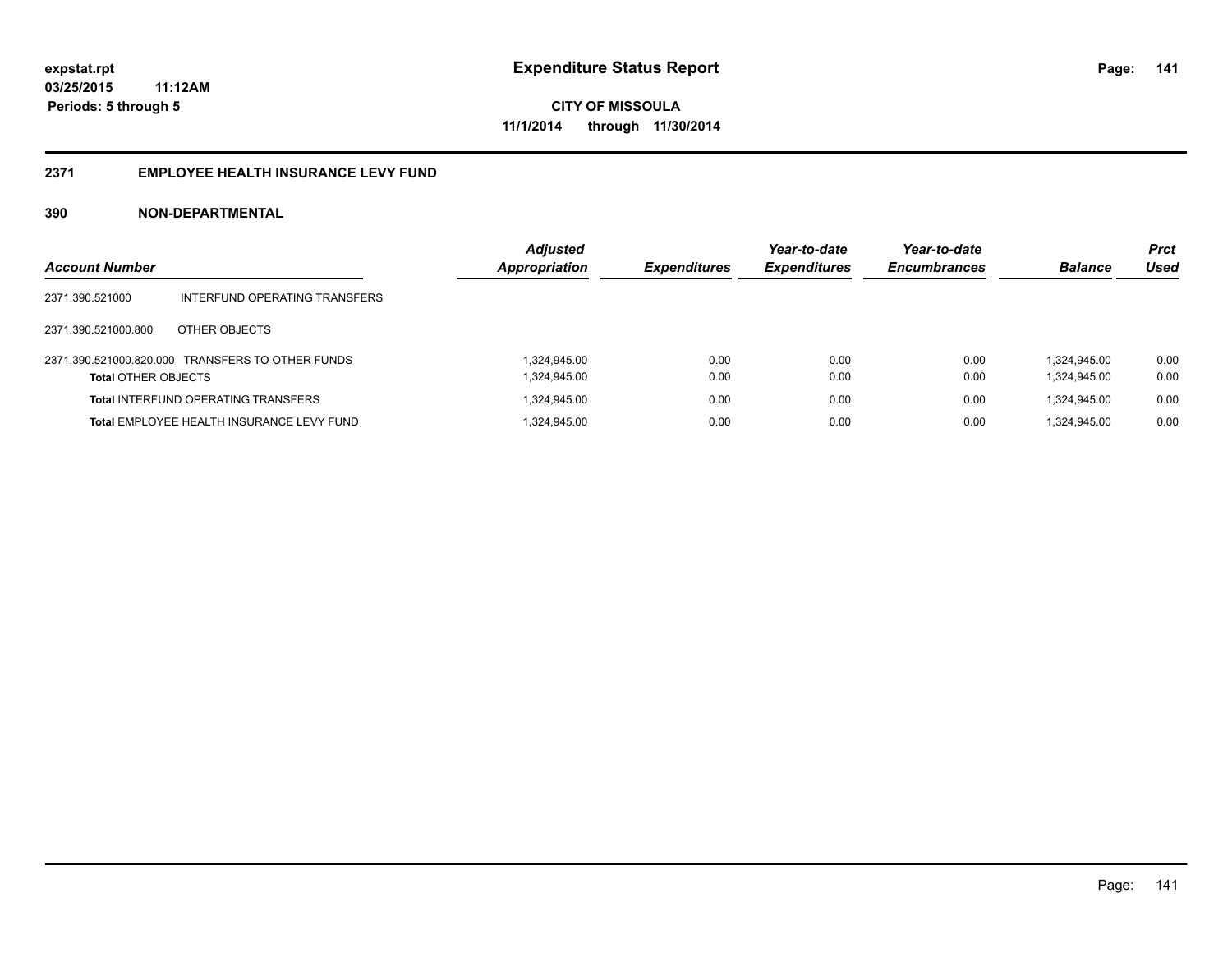expstat.rpt
03/25/2015 11:12AM
Periods: 5 through 5

# Expenditure Status Report

CITY OF MISSOULA
11/1/2014 through 11/30/2014

## 2371 EMPLOYEE HEALTH INSURANCE LEVY FUND

### 390 NON-DEPARTMENTAL

| Account Number | | Adjusted Appropriation | Expenditures | Year-to-date Expenditures | Year-to-date Encumbrances | Balance | Prct Used |
|---|---|---|---|---|---|---|---|
| 2371.390.521000 | INTERFUND OPERATING TRANSFERS | | | | | | |
| 2371.390.521000.800 | OTHER OBJECTS | | | | | | |
| 2371.390.521000.820.000 | TRANSFERS TO OTHER FUNDS | 1,324,945.00 | 0.00 | 0.00 | 0.00 | 1,324,945.00 | 0.00 |
| **Total** OTHER OBJECTS | | 1,324,945.00 | 0.00 | 0.00 | 0.00 | 1,324,945.00 | 0.00 |
| **Total** INTERFUND OPERATING TRANSFERS | | 1,324,945.00 | 0.00 | 0.00 | 0.00 | 1,324,945.00 | 0.00 |
| **Total** EMPLOYEE HEALTH INSURANCE LEVY FUND | | 1,324,945.00 | 0.00 | 0.00 | 0.00 | 1,324,945.00 | 0.00 |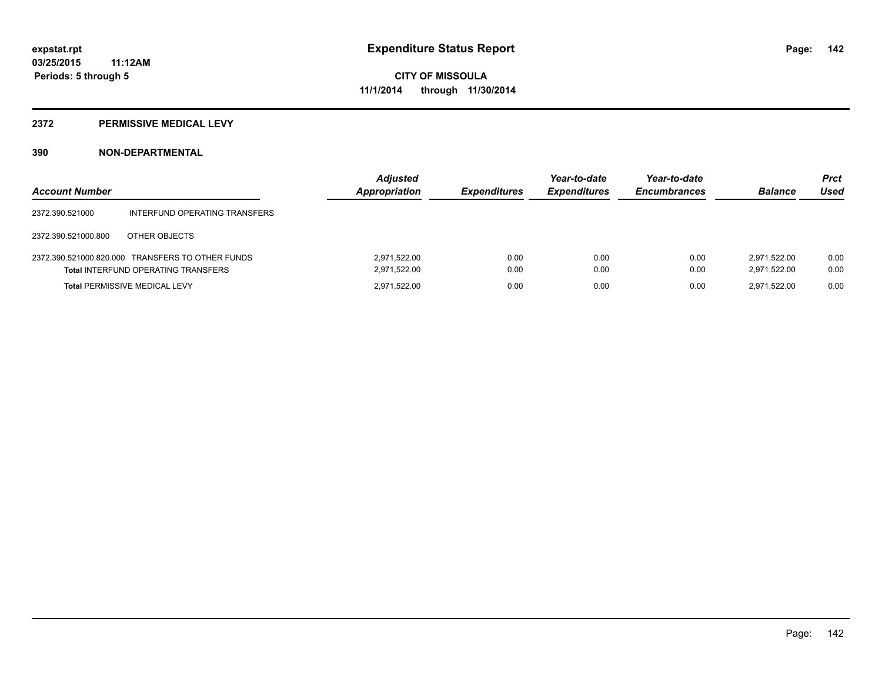expstat.rpt
03/25/2015 11:12AM
Periods: 5 through 5

# Expenditure Status Report

**CITY OF MISSOULA**
**11/1/2014 through 11/30/2014**

## 2372 PERMISSIVE MEDICAL LEVY

### 390 NON-DEPARTMENTAL

| Account Number | | Adjusted Appropriation | Expenditures | Year-to-date Expenditures | Year-to-date Encumbrances | Balance | Prct Used |
|---|---|---|---|---|---|---|---|
| 2372.390.521000 | INTERFUND OPERATING TRANSFERS | | | | | | |
| 2372.390.521000.800 | OTHER OBJECTS | | | | | | |
| 2372.390.521000.820.000 | TRANSFERS TO OTHER FUNDS | 2,971,522.00 | 0.00 | 0.00 | 0.00 | 2,971,522.00 | 0.00 |
| **Total** INTERFUND OPERATING TRANSFERS | | 2,971,522.00 | 0.00 | 0.00 | 0.00 | 2,971,522.00 | 0.00 |
| **Total** PERMISSIVE MEDICAL LEVY | | 2,971,522.00 | 0.00 | 0.00 | 0.00 | 2,971,522.00 | 0.00 |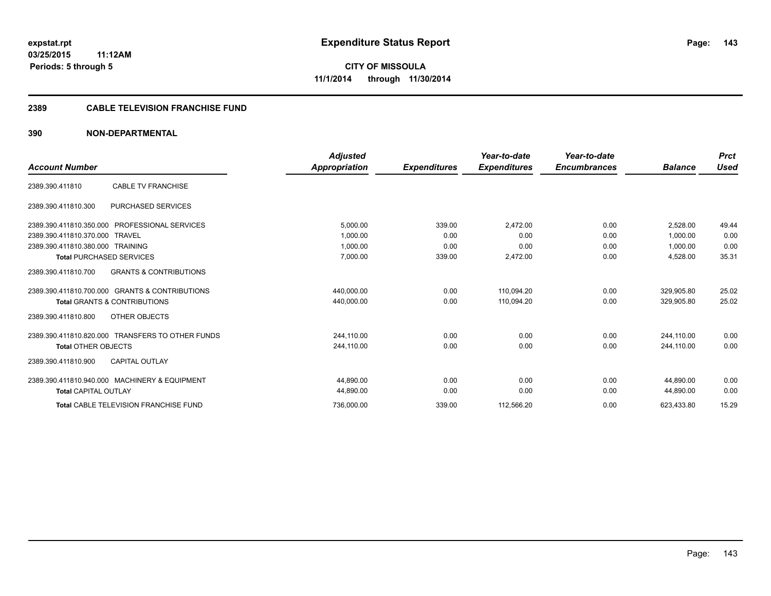**expstat.rpt**
**03/25/2015 11:12AM**
**Periods: 5 through 5**

# Expenditure Status Report

**CITY OF MISSOULA**
**11/1/2014 through 11/30/2014**

## 2389 CABLE TELEVISION FRANCHISE FUND

### 390 NON-DEPARTMENTAL

| Account Number | | Adjusted Appropriation | Expenditures | Year-to-date Expenditures | Year-to-date Encumbrances | Balance | Prct Used |
|---|---|---|---|---|---|---|---|
| 2389.390.411810 | CABLE TV FRANCHISE | | | | | | |
| 2389.390.411810.300 | PURCHASED SERVICES | | | | | | |
| 2389.390.411810.350.000 | PROFESSIONAL SERVICES | 5,000.00 | 339.00 | 2,472.00 | 0.00 | 2,528.00 | 49.44 |
| 2389.390.411810.370.000 | TRAVEL | 1,000.00 | 0.00 | 0.00 | 0.00 | 1,000.00 | 0.00 |
| 2389.390.411810.380.000 | TRAINING | 1,000.00 | 0.00 | 0.00 | 0.00 | 1,000.00 | 0.00 |
| **Total** PURCHASED SERVICES | | 7,000.00 | 339.00 | 2,472.00 | 0.00 | 4,528.00 | 35.31 |
| 2389.390.411810.700 | GRANTS & CONTRIBUTIONS | | | | | | |
| 2389.390.411810.700.000 | GRANTS & CONTRIBUTIONS | 440,000.00 | 0.00 | 110,094.20 | 0.00 | 329,905.80 | 25.02 |
| **Total** GRANTS & CONTRIBUTIONS | | 440,000.00 | 0.00 | 110,094.20 | 0.00 | 329,905.80 | 25.02 |
| 2389.390.411810.800 | OTHER OBJECTS | | | | | | |
| 2389.390.411810.820.000 | TRANSFERS TO OTHER FUNDS | 244,110.00 | 0.00 | 0.00 | 0.00 | 244,110.00 | 0.00 |
| **Total** OTHER OBJECTS | | 244,110.00 | 0.00 | 0.00 | 0.00 | 244,110.00 | 0.00 |
| 2389.390.411810.900 | CAPITAL OUTLAY | | | | | | |
| 2389.390.411810.940.000 | MACHINERY & EQUIPMENT | 44,890.00 | 0.00 | 0.00 | 0.00 | 44,890.00 | 0.00 |
| **Total** CAPITAL OUTLAY | | 44,890.00 | 0.00 | 0.00 | 0.00 | 44,890.00 | 0.00 |
| **Total** CABLE TELEVISION FRANCHISE FUND | | 736,000.00 | 339.00 | 112,566.20 | 0.00 | 623,433.80 | 15.29 |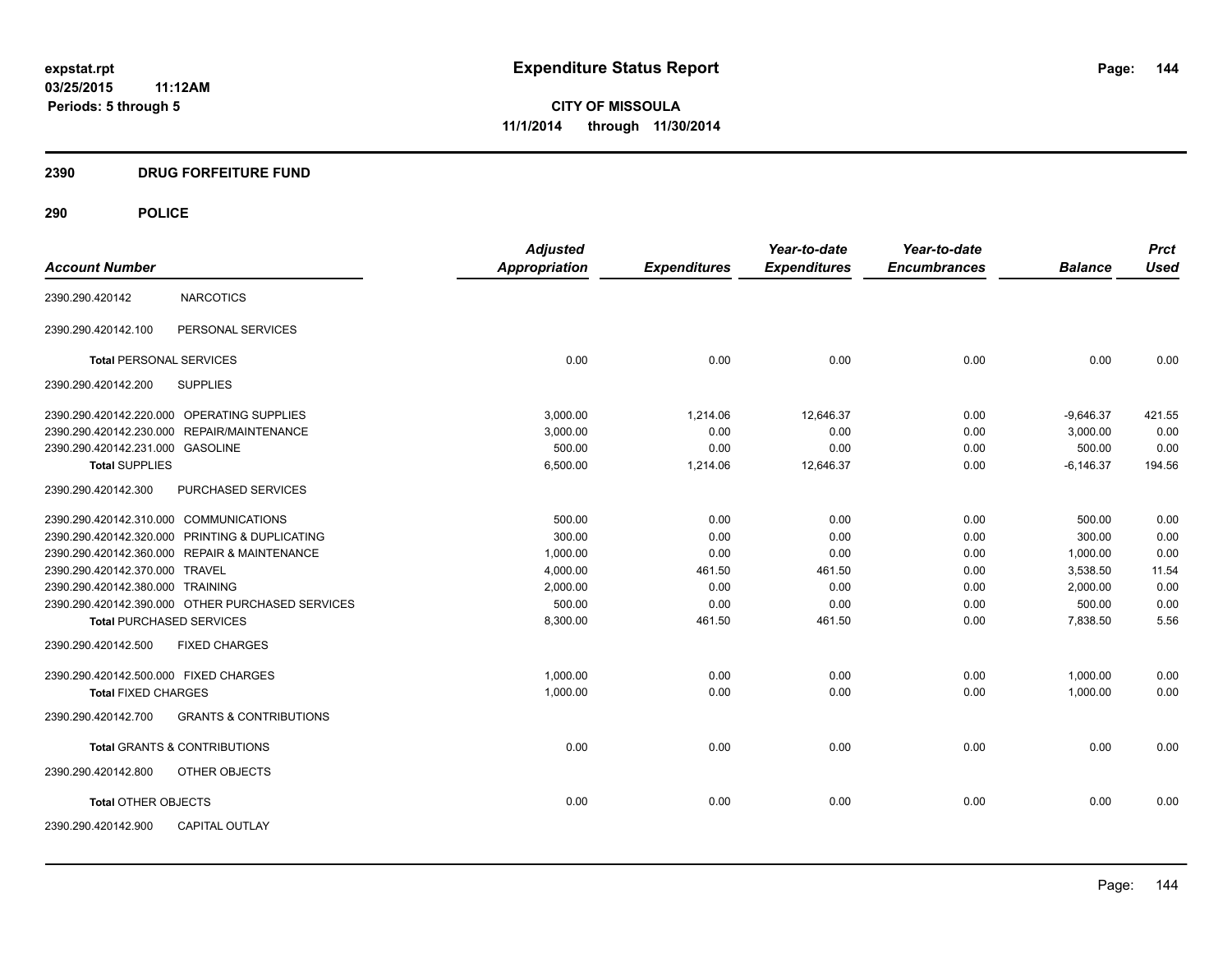# Expenditure Status Report

expstat.rpt
03/25/2015 11:12AM
Periods: 5 through 5

**CITY OF MISSOULA**
**11/1/2014 through 11/30/2014**

## 2390 DRUG FORFEITURE FUND

## 290 POLICE

| Account Number | | Adjusted Appropriation | Expenditures | Year-to-date Expenditures | Year-to-date Encumbrances | Balance | Prct Used |
|---|---|---|---|---|---|---|---|
| 2390.290.420142 | NARCOTICS | | | | | | |
| 2390.290.420142.100 | PERSONAL SERVICES | | | | | | |
| **Total** PERSONAL SERVICES | | 0.00 | 0.00 | 0.00 | 0.00 | 0.00 | 0.00 |
| 2390.290.420142.200 | SUPPLIES | | | | | | |
| 2390.290.420142.220.000 | OPERATING SUPPLIES | 3,000.00 | 1,214.06 | 12,646.37 | 0.00 | -9,646.37 | 421.55 |
| 2390.290.420142.230.000 | REPAIR/MAINTENANCE | 3,000.00 | 0.00 | 0.00 | 0.00 | 3,000.00 | 0.00 |
| 2390.290.420142.231.000 | GASOLINE | 500.00 | 0.00 | 0.00 | 0.00 | 500.00 | 0.00 |
| **Total** SUPPLIES | | 6,500.00 | 1,214.06 | 12,646.37 | 0.00 | -6,146.37 | 194.56 |
| 2390.290.420142.300 | PURCHASED SERVICES | | | | | | |
| 2390.290.420142.310.000 | COMMUNICATIONS | 500.00 | 0.00 | 0.00 | 0.00 | 500.00 | 0.00 |
| 2390.290.420142.320.000 | PRINTING & DUPLICATING | 300.00 | 0.00 | 0.00 | 0.00 | 300.00 | 0.00 |
| 2390.290.420142.360.000 | REPAIR & MAINTENANCE | 1,000.00 | 0.00 | 0.00 | 0.00 | 1,000.00 | 0.00 |
| 2390.290.420142.370.000 | TRAVEL | 4,000.00 | 461.50 | 461.50 | 0.00 | 3,538.50 | 11.54 |
| 2390.290.420142.380.000 | TRAINING | 2,000.00 | 0.00 | 0.00 | 0.00 | 2,000.00 | 0.00 |
| 2390.290.420142.390.000 | OTHER PURCHASED SERVICES | 500.00 | 0.00 | 0.00 | 0.00 | 500.00 | 0.00 |
| **Total** PURCHASED SERVICES | | 8,300.00 | 461.50 | 461.50 | 0.00 | 7,838.50 | 5.56 |
| 2390.290.420142.500 | FIXED CHARGES | | | | | | |
| 2390.290.420142.500.000 | FIXED CHARGES | 1,000.00 | 0.00 | 0.00 | 0.00 | 1,000.00 | 0.00 |
| **Total** FIXED CHARGES | | 1,000.00 | 0.00 | 0.00 | 0.00 | 1,000.00 | 0.00 |
| 2390.290.420142.700 | GRANTS & CONTRIBUTIONS | | | | | | |
| **Total** GRANTS & CONTRIBUTIONS | | 0.00 | 0.00 | 0.00 | 0.00 | 0.00 | 0.00 |
| 2390.290.420142.800 | OTHER OBJECTS | | | | | | |
| **Total** OTHER OBJECTS | | 0.00 | 0.00 | 0.00 | 0.00 | 0.00 | 0.00 |
| 2390.290.420142.900 | CAPITAL OUTLAY | | | | | | |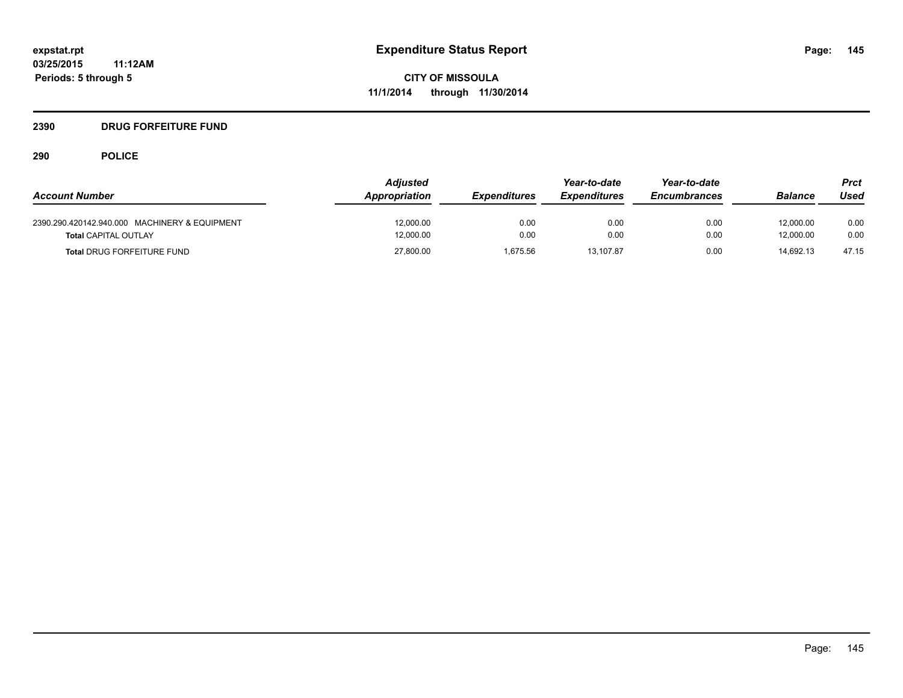expstat.rpt
03/25/2015 11:12AM
Periods: 5 through 5

# Expenditure Status Report

**CITY OF MISSOULA**
**11/1/2014 through 11/30/2014**

## 2390 DRUG FORFEITURE FUND

## 290 POLICE

| Account Number | Adjusted Appropriation | Expenditures | Year-to-date Expenditures | Year-to-date Encumbrances | Balance | Prct Used |
|---|---|---|---|---|---|---|
| 2390.290.420142.940.000 MACHINERY & EQUIPMENT | 12,000.00 | 0.00 | 0.00 | 0.00 | 12,000.00 | 0.00 |
| **Total** CAPITAL OUTLAY | 12,000.00 | 0.00 | 0.00 | 0.00 | 12,000.00 | 0.00 |
| **Total** DRUG FORFEITURE FUND | 27,800.00 | 1,675.56 | 13,107.87 | 0.00 | 14,692.13 | 47.15 |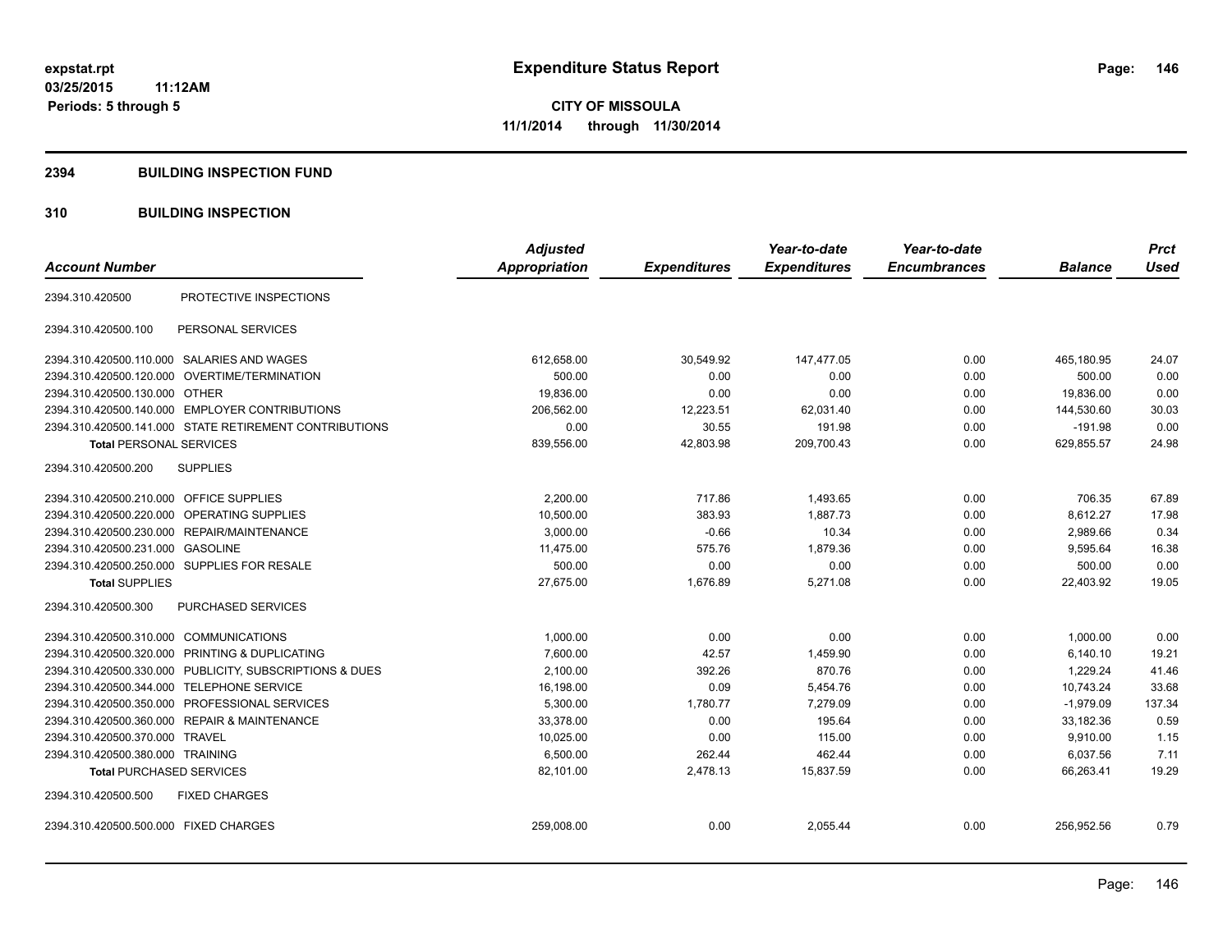# Expenditure Status Report

**CITY OF MISSOULA**

**11/1/2014 through 11/30/2014**

expstat.rpt
03/25/2015 11:12AM
Periods: 5 through 5

## 2394 BUILDING INSPECTION FUND

## 310 BUILDING INSPECTION

| Account Number | | Adjusted Appropriation | Expenditures | Year-to-date Expenditures | Year-to-date Encumbrances | Balance | Prct Used |
|---|---|---|---|---|---|---|---|
| 2394.310.420500 | PROTECTIVE INSPECTIONS | | | | | | |
| 2394.310.420500.100 | PERSONAL SERVICES | | | | | | |
| 2394.310.420500.110.000 | SALARIES AND WAGES | 612,658.00 | 30,549.92 | 147,477.05 | 0.00 | 465,180.95 | 24.07 |
| 2394.310.420500.120.000 | OVERTIME/TERMINATION | 500.00 | 0.00 | 0.00 | 0.00 | 500.00 | 0.00 |
| 2394.310.420500.130.000 | OTHER | 19,836.00 | 0.00 | 0.00 | 0.00 | 19,836.00 | 0.00 |
| 2394.310.420500.140.000 | EMPLOYER CONTRIBUTIONS | 206,562.00 | 12,223.51 | 62,031.40 | 0.00 | 144,530.60 | 30.03 |
| 2394.310.420500.141.000 | STATE RETIREMENT CONTRIBUTIONS | 0.00 | 30.55 | 191.98 | 0.00 | -191.98 | 0.00 |
| **Total** PERSONAL SERVICES | | 839,556.00 | 42,803.98 | 209,700.43 | 0.00 | 629,855.57 | 24.98 |
| 2394.310.420500.200 | SUPPLIES | | | | | | |
| 2394.310.420500.210.000 | OFFICE SUPPLIES | 2,200.00 | 717.86 | 1,493.65 | 0.00 | 706.35 | 67.89 |
| 2394.310.420500.220.000 | OPERATING SUPPLIES | 10,500.00 | 383.93 | 1,887.73 | 0.00 | 8,612.27 | 17.98 |
| 2394.310.420500.230.000 | REPAIR/MAINTENANCE | 3,000.00 | -0.66 | 10.34 | 0.00 | 2,989.66 | 0.34 |
| 2394.310.420500.231.000 | GASOLINE | 11,475.00 | 575.76 | 1,879.36 | 0.00 | 9,595.64 | 16.38 |
| 2394.310.420500.250.000 | SUPPLIES FOR RESALE | 500.00 | 0.00 | 0.00 | 0.00 | 500.00 | 0.00 |
| **Total** SUPPLIES | | 27,675.00 | 1,676.89 | 5,271.08 | 0.00 | 22,403.92 | 19.05 |
| 2394.310.420500.300 | PURCHASED SERVICES | | | | | | |
| 2394.310.420500.310.000 | COMMUNICATIONS | 1,000.00 | 0.00 | 0.00 | 0.00 | 1,000.00 | 0.00 |
| 2394.310.420500.320.000 | PRINTING & DUPLICATING | 7,600.00 | 42.57 | 1,459.90 | 0.00 | 6,140.10 | 19.21 |
| 2394.310.420500.330.000 | PUBLICITY, SUBSCRIPTIONS & DUES | 2,100.00 | 392.26 | 870.76 | 0.00 | 1,229.24 | 41.46 |
| 2394.310.420500.344.000 | TELEPHONE SERVICE | 16,198.00 | 0.09 | 5,454.76 | 0.00 | 10,743.24 | 33.68 |
| 2394.310.420500.350.000 | PROFESSIONAL SERVICES | 5,300.00 | 1,780.77 | 7,279.09 | 0.00 | -1,979.09 | 137.34 |
| 2394.310.420500.360.000 | REPAIR & MAINTENANCE | 33,378.00 | 0.00 | 195.64 | 0.00 | 33,182.36 | 0.59 |
| 2394.310.420500.370.000 | TRAVEL | 10,025.00 | 0.00 | 115.00 | 0.00 | 9,910.00 | 1.15 |
| 2394.310.420500.380.000 | TRAINING | 6,500.00 | 262.44 | 462.44 | 0.00 | 6,037.56 | 7.11 |
| **Total** PURCHASED SERVICES | | 82,101.00 | 2,478.13 | 15,837.59 | 0.00 | 66,263.41 | 19.29 |
| 2394.310.420500.500 | FIXED CHARGES | | | | | | |
| 2394.310.420500.500.000 | FIXED CHARGES | 259,008.00 | 0.00 | 2,055.44 | 0.00 | 256,952.56 | 0.79 |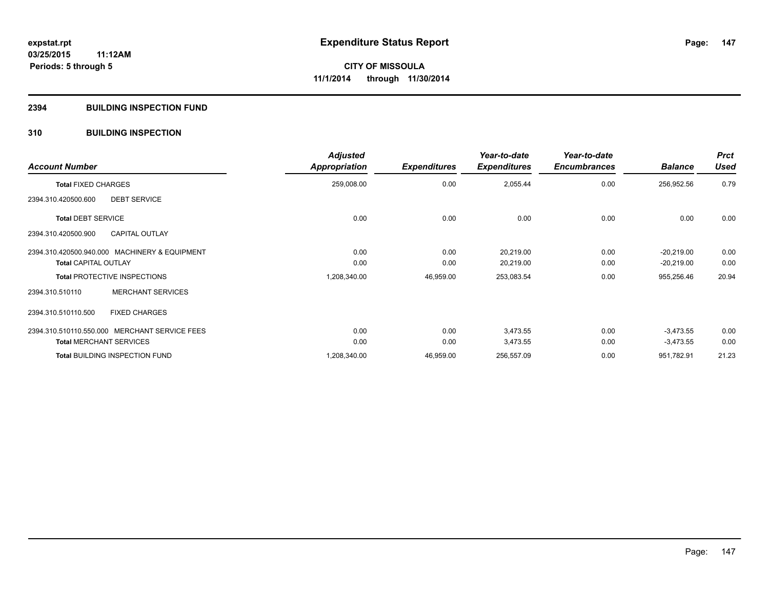# Expenditure Status Report

expstat.rpt
03/25/2015 11:12AM
Periods: 5 through 5

**CITY OF MISSOULA**
**11/1/2014 through 11/30/2014**

## 2394 BUILDING INSPECTION FUND

## 310 BUILDING INSPECTION

| Account Number | | Adjusted Appropriation | Expenditures | Year-to-date Expenditures | Year-to-date Encumbrances | Balance | Prct Used |
|---|---|---|---|---|---|---|---|
| **Total** FIXED CHARGES | | 259,008.00 | 0.00 | 2,055.44 | 0.00 | 256,952.56 | 0.79 |
| 2394.310.420500.600 | DEBT SERVICE | | | | | | |
| **Total** DEBT SERVICE | | 0.00 | 0.00 | 0.00 | 0.00 | 0.00 | 0.00 |
| 2394.310.420500.900 | CAPITAL OUTLAY | | | | | | |
| 2394.310.420500.940.000 | MACHINERY & EQUIPMENT | 0.00 | 0.00 | 20,219.00 | 0.00 | -20,219.00 | 0.00 |
| **Total** CAPITAL OUTLAY | | 0.00 | 0.00 | 20,219.00 | 0.00 | -20,219.00 | 0.00 |
| **Total** PROTECTIVE INSPECTIONS | | 1,208,340.00 | 46,959.00 | 253,083.54 | 0.00 | 955,256.46 | 20.94 |
| 2394.310.510110 | MERCHANT SERVICES | | | | | | |
| 2394.310.510110.500 | FIXED CHARGES | | | | | | |
| 2394.310.510110.550.000 | MERCHANT SERVICE FEES | 0.00 | 0.00 | 3,473.55 | 0.00 | -3,473.55 | 0.00 |
| **Total** MERCHANT SERVICES | | 0.00 | 0.00 | 3,473.55 | 0.00 | -3,473.55 | 0.00 |
| **Total** BUILDING INSPECTION FUND | | 1,208,340.00 | 46,959.00 | 256,557.09 | 0.00 | 951,782.91 | 21.23 |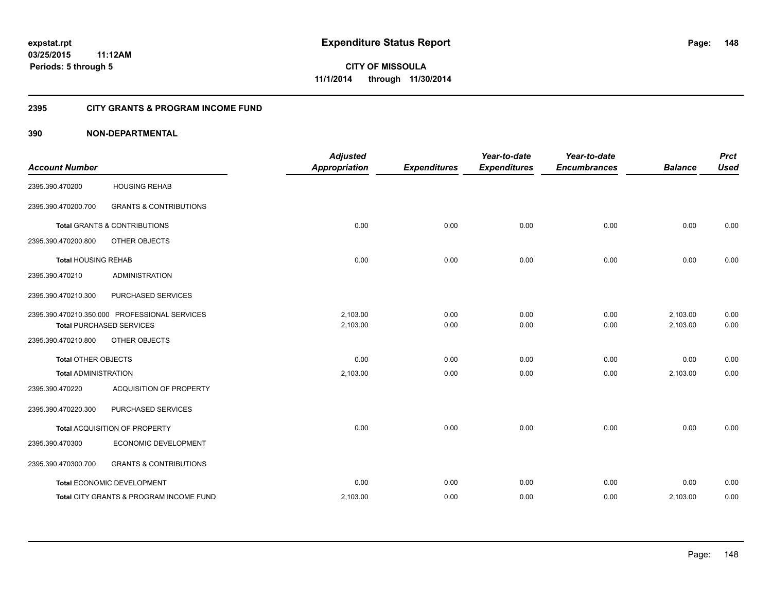# Expenditure Status Report

**CITY OF MISSOULA**
**11/1/2014 through 11/30/2014**

expstat.rpt
03/25/2015 11:12AM
Periods: 5 through 5

## 2395 CITY GRANTS & PROGRAM INCOME FUND

### 390 NON-DEPARTMENTAL

| Account Number | | Adjusted Appropriation | Expenditures | Year-to-date Expenditures | Year-to-date Encumbrances | Balance | Prct Used |
|---|---|---|---|---|---|---|---|
| 2395.390.470200 | HOUSING REHAB | | | | | | |
| 2395.390.470200.700 | GRANTS & CONTRIBUTIONS | | | | | | |
| **Total** GRANTS & CONTRIBUTIONS | | 0.00 | 0.00 | 0.00 | 0.00 | 0.00 | 0.00 |
| 2395.390.470200.800 | OTHER OBJECTS | | | | | | |
| **Total** HOUSING REHAB | | 0.00 | 0.00 | 0.00 | 0.00 | 0.00 | 0.00 |
| 2395.390.470210 | ADMINISTRATION | | | | | | |
| 2395.390.470210.300 | PURCHASED SERVICES | | | | | | |
| 2395.390.470210.350.000 | PROFESSIONAL SERVICES | 2,103.00 | 0.00 | 0.00 | 0.00 | 2,103.00 | 0.00 |
| **Total** PURCHASED SERVICES | | 2,103.00 | 0.00 | 0.00 | 0.00 | 2,103.00 | 0.00 |
| 2395.390.470210.800 | OTHER OBJECTS | | | | | | |
| **Total** OTHER OBJECTS | | 0.00 | 0.00 | 0.00 | 0.00 | 0.00 | 0.00 |
| **Total** ADMINISTRATION | | 2,103.00 | 0.00 | 0.00 | 0.00 | 2,103.00 | 0.00 |
| 2395.390.470220 | ACQUISITION OF PROPERTY | | | | | | |
| 2395.390.470220.300 | PURCHASED SERVICES | | | | | | |
| **Total** ACQUISITION OF PROPERTY | | 0.00 | 0.00 | 0.00 | 0.00 | 0.00 | 0.00 |
| 2395.390.470300 | ECONOMIC DEVELOPMENT | | | | | | |
| 2395.390.470300.700 | GRANTS & CONTRIBUTIONS | | | | | | |
| **Total** ECONOMIC DEVELOPMENT | | 0.00 | 0.00 | 0.00 | 0.00 | 0.00 | 0.00 |
| **Total** CITY GRANTS & PROGRAM INCOME FUND | | 2,103.00 | 0.00 | 0.00 | 0.00 | 2,103.00 | 0.00 |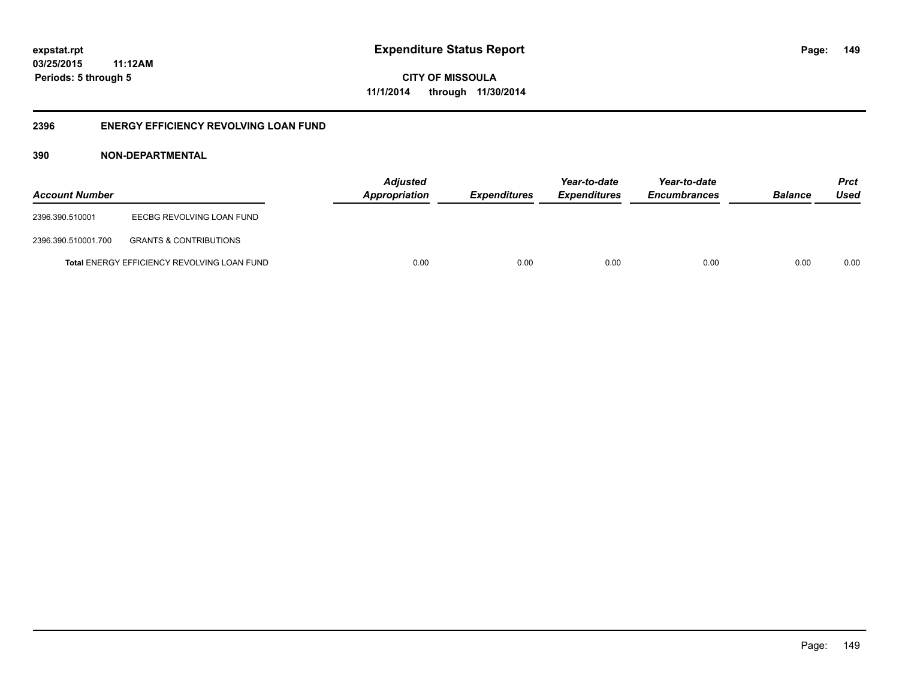# Expenditure Status Report

**CITY OF MISSOULA**
**11/1/2014 through 11/30/2014**

expstat.rpt
03/25/2015 11:12AM
Periods: 5 through 5

## 2396 ENERGY EFFICIENCY REVOLVING LOAN FUND

### 390 NON-DEPARTMENTAL

| Account Number | | Adjusted Appropriation | Expenditures | Year-to-date Expenditures | Year-to-date Encumbrances | Balance | Prct Used |
|---|---|---|---|---|---|---|---|
| 2396.390.510001 | EECBG REVOLVING LOAN FUND | | | | | | |
| 2396.390.510001.700 | GRANTS & CONTRIBUTIONS | | | | | | |
| **Total** ENERGY EFFICIENCY REVOLVING LOAN FUND | | 0.00 | 0.00 | 0.00 | 0.00 | 0.00 | 0.00 |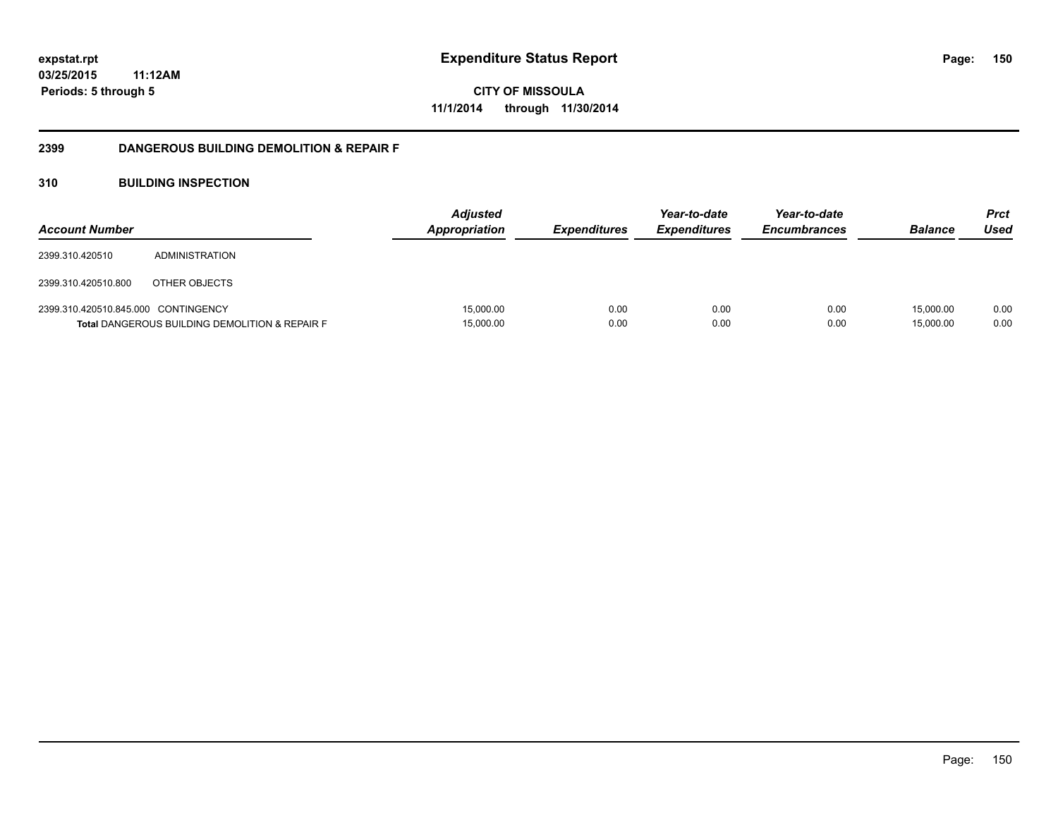# Expenditure Status Report

expstat.rpt
03/25/2015 11:12AM
Periods: 5 through 5

**CITY OF MISSOULA**
**11/1/2014 through 11/30/2014**

## 2399 DANGEROUS BUILDING DEMOLITION & REPAIR F

### 310 BUILDING INSPECTION

| Account Number | | Adjusted Appropriation | Expenditures | Year-to-date Expenditures | Year-to-date Encumbrances | Balance | Prct Used |
|---|---|---|---|---|---|---|---|
| 2399.310.420510 | ADMINISTRATION | | | | | | |
| 2399.310.420510.800 | OTHER OBJECTS | | | | | | |
| 2399.310.420510.845.000 | CONTINGENCY | 15,000.00 | 0.00 | 0.00 | 0.00 | 15,000.00 | 0.00 |
| **Total** DANGEROUS BUILDING DEMOLITION & REPAIR F | | 15,000.00 | 0.00 | 0.00 | 0.00 | 15,000.00 | 0.00 |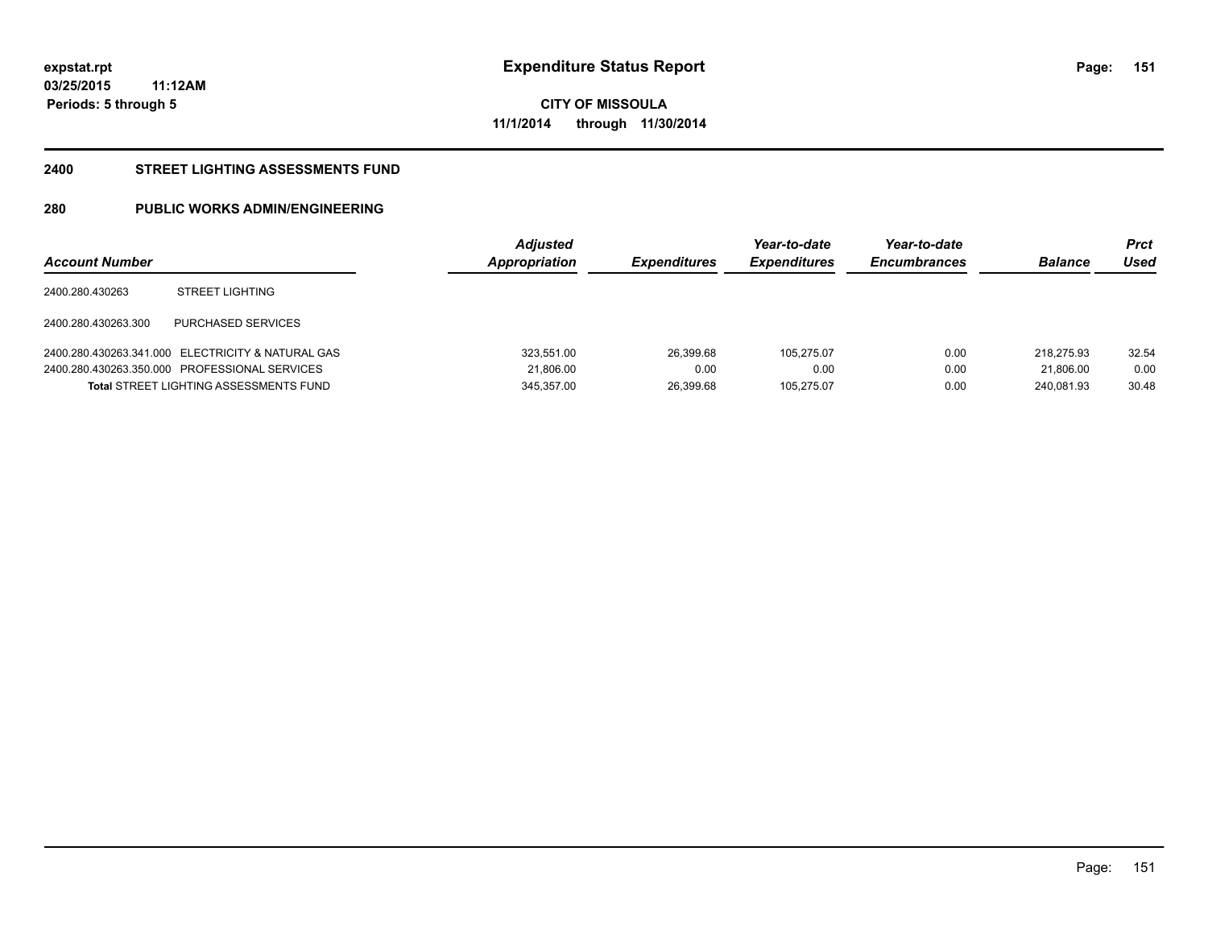expstat.rpt
03/25/2015 11:12AM
Periods: 5 through 5

# Expenditure Status Report

**CITY OF MISSOULA**
**11/1/2014 through 11/30/2014**

## 2400 STREET LIGHTING ASSESSMENTS FUND

## 280 PUBLIC WORKS ADMIN/ENGINEERING

| Account Number | | Adjusted Appropriation | Expenditures | Year-to-date Expenditures | Year-to-date Encumbrances | Balance | Prct Used |
|---|---|---|---|---|---|---|---|
| 2400.280.430263 | STREET LIGHTING | | | | | | |
| 2400.280.430263.300 | PURCHASED SERVICES | | | | | | |
| 2400.280.430263.341.000 | ELECTRICITY & NATURAL GAS | 323,551.00 | 26,399.68 | 105,275.07 | 0.00 | 218,275.93 | 32.54 |
| 2400.280.430263.350.000 | PROFESSIONAL SERVICES | 21,806.00 | 0.00 | 0.00 | 0.00 | 21,806.00 | 0.00 |
| **Total** STREET LIGHTING ASSESSMENTS FUND | | 345,357.00 | 26,399.68 | 105,275.07 | 0.00 | 240,081.93 | 30.48 |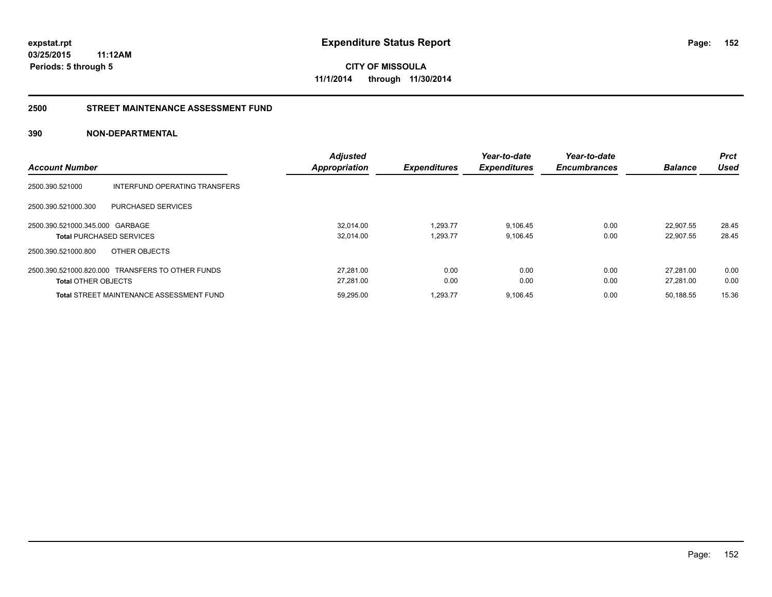**expstat.rpt**
**03/25/2015 11:12AM**
**Periods: 5 through 5**

# Expenditure Status Report

**CITY OF MISSOULA**
**11/1/2014 through 11/30/2014**

## 2500 STREET MAINTENANCE ASSESSMENT FUND

## 390 NON-DEPARTMENTAL

| Account Number | | Adjusted Appropriation | Expenditures | Year-to-date Expenditures | Year-to-date Encumbrances | Balance | Prct Used |
|---|---|---|---|---|---|---|---|
| 2500.390.521000 | INTERFUND OPERATING TRANSFERS | | | | | | |
| 2500.390.521000.300 | PURCHASED SERVICES | | | | | | |
| 2500.390.521000.345.000 | GARBAGE | 32,014.00 | 1,293.77 | 9,106.45 | 0.00 | 22,907.55 | 28.45 |
| **Total** PURCHASED SERVICES | | 32,014.00 | 1,293.77 | 9,106.45 | 0.00 | 22,907.55 | 28.45 |
| 2500.390.521000.800 | OTHER OBJECTS | | | | | | |
| 2500.390.521000.820.000 | TRANSFERS TO OTHER FUNDS | 27,281.00 | 0.00 | 0.00 | 0.00 | 27,281.00 | 0.00 |
| **Total** OTHER OBJECTS | | 27,281.00 | 0.00 | 0.00 | 0.00 | 27,281.00 | 0.00 |
| **Total** STREET MAINTENANCE ASSESSMENT FUND | | 59,295.00 | 1,293.77 | 9,106.45 | 0.00 | 50,188.55 | 15.36 |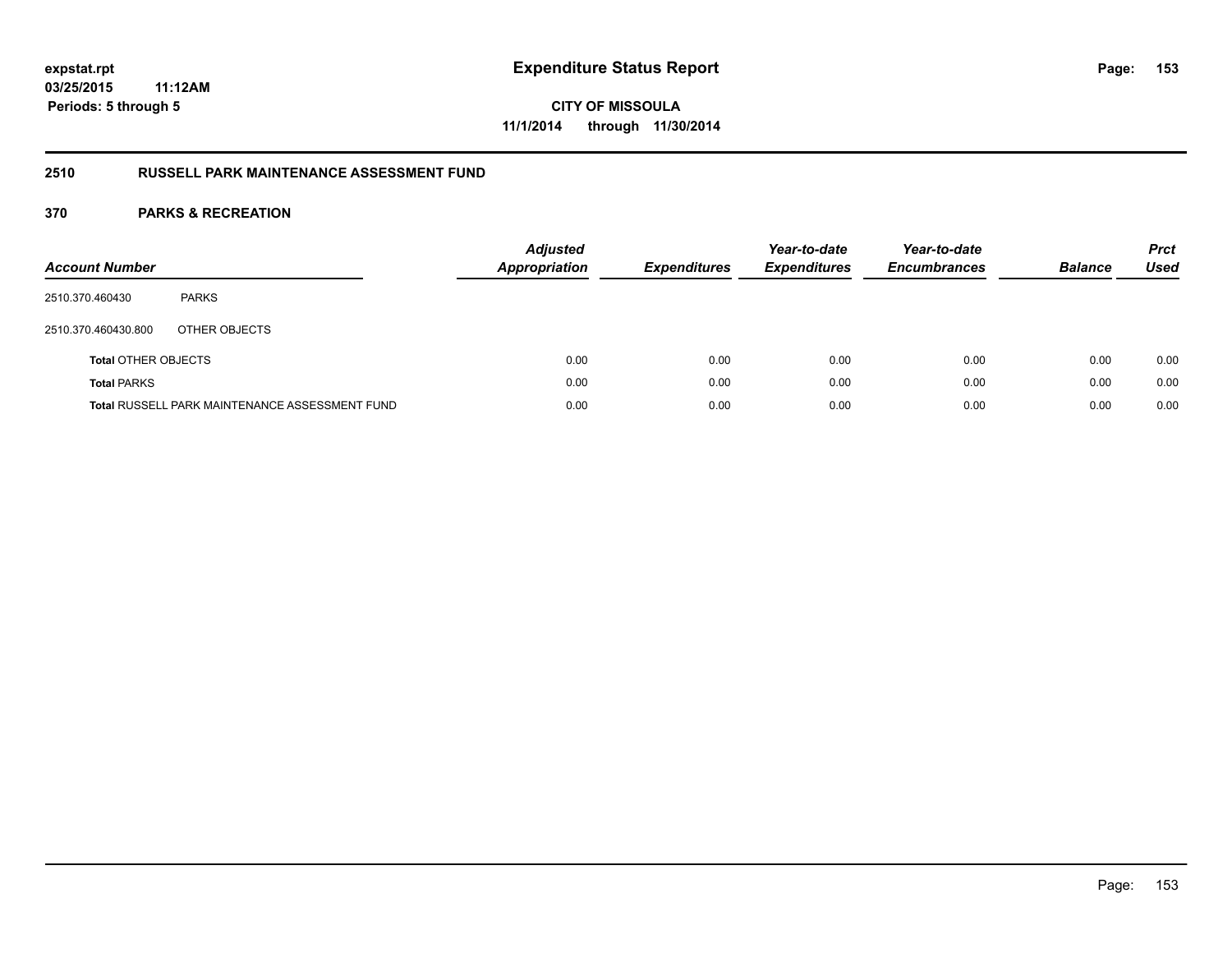expstat.rpt
03/25/2015 11:12AM
Periods: 5 through 5

# Expenditure Status Report

CITY OF MISSOULA
11/1/2014 through 11/30/2014

## 2510 RUSSELL PARK MAINTENANCE ASSESSMENT FUND

### 370 PARKS & RECREATION

| Account Number | | Adjusted Appropriation | Expenditures | Year-to-date Expenditures | Year-to-date Encumbrances | Balance | Prct Used |
|---|---|---|---|---|---|---|---|
| 2510.370.460430 | PARKS | | | | | | |
| 2510.370.460430.800 | OTHER OBJECTS | | | | | | |
| **Total** OTHER OBJECTS | | 0.00 | 0.00 | 0.00 | 0.00 | 0.00 | 0.00 |
| **Total** PARKS | | 0.00 | 0.00 | 0.00 | 0.00 | 0.00 | 0.00 |
| **Total** RUSSELL PARK MAINTENANCE ASSESSMENT FUND | | 0.00 | 0.00 | 0.00 | 0.00 | 0.00 | 0.00 |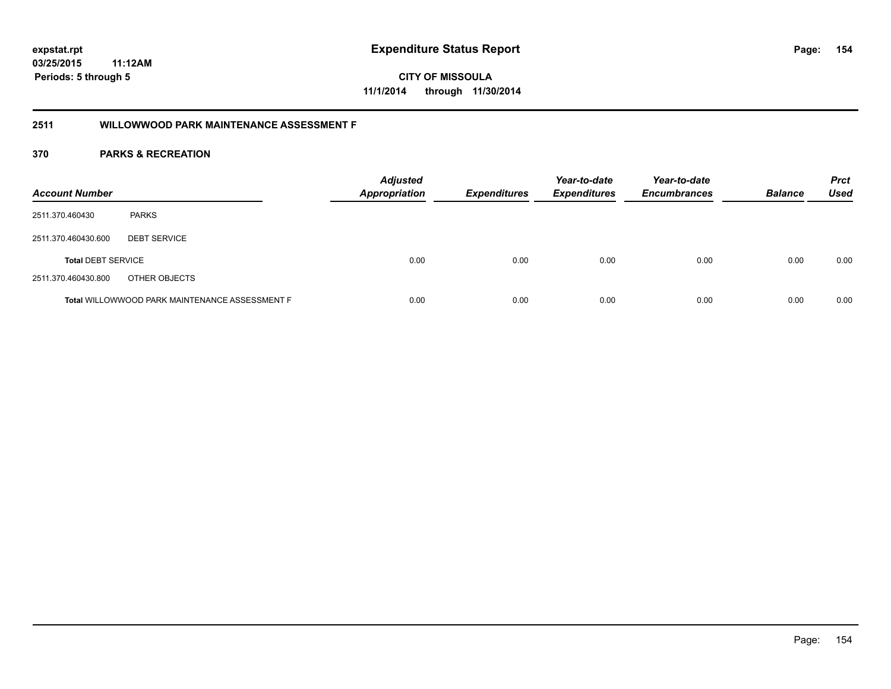expstat.rpt
03/25/2015 11:12AM
Periods: 5 through 5

# Expenditure Status Report

CITY OF MISSOULA
11/1/2014 through 11/30/2014

## 2511 WILLOWWOOD PARK MAINTENANCE ASSESSMENT F

## 370 PARKS & RECREATION

| Account Number | | Adjusted Appropriation | Expenditures | Year-to-date Expenditures | Year-to-date Encumbrances | Balance | Prct Used |
|---|---|---|---|---|---|---|---|
| 2511.370.460430 | PARKS | | | | | | |
| 2511.370.460430.600 | DEBT SERVICE | | | | | | |
| **Total** DEBT SERVICE | | 0.00 | 0.00 | 0.00 | 0.00 | 0.00 | 0.00 |
| 2511.370.460430.800 | OTHER OBJECTS | | | | | | |
| **Total** WILLOWWOOD PARK MAINTENANCE ASSESSMENT F | | 0.00 | 0.00 | 0.00 | 0.00 | 0.00 | 0.00 |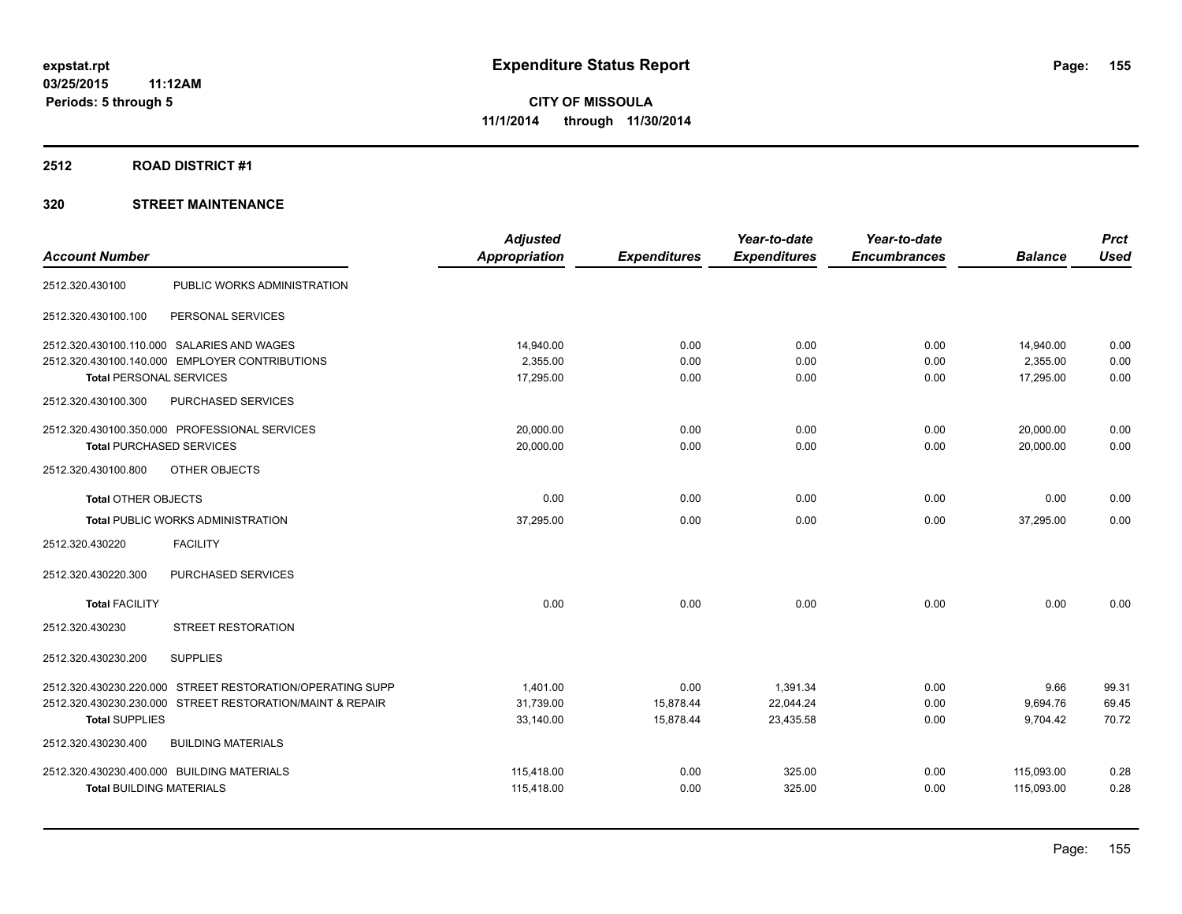expstat.rpt
03/25/2015 11:12AM
Periods: 5 through 5

# Expenditure Status Report

**CITY OF MISSOULA**
**11/1/2014 through 11/30/2014**

## 2512 ROAD DISTRICT #1

## 320 STREET MAINTENANCE

| Account Number | | Adjusted Appropriation | Expenditures | Year-to-date Expenditures | Year-to-date Encumbrances | Balance | Prct Used |
|---|---|---|---|---|---|---|---|
| 2512.320.430100 | PUBLIC WORKS ADMINISTRATION | | | | | | |
| 2512.320.430100.100 | PERSONAL SERVICES | | | | | | |
| 2512.320.430100.110.000 | SALARIES AND WAGES | 14,940.00 | 0.00 | 0.00 | 0.00 | 14,940.00 | 0.00 |
| 2512.320.430100.140.000 | EMPLOYER CONTRIBUTIONS | 2,355.00 | 0.00 | 0.00 | 0.00 | 2,355.00 | 0.00 |
| **Total** PERSONAL SERVICES | | 17,295.00 | 0.00 | 0.00 | 0.00 | 17,295.00 | 0.00 |
| 2512.320.430100.300 | PURCHASED SERVICES | | | | | | |
| 2512.320.430100.350.000 | PROFESSIONAL SERVICES | 20,000.00 | 0.00 | 0.00 | 0.00 | 20,000.00 | 0.00 |
| **Total** PURCHASED SERVICES | | 20,000.00 | 0.00 | 0.00 | 0.00 | 20,000.00 | 0.00 |
| 2512.320.430100.800 | OTHER OBJECTS | | | | | | |
| **Total** OTHER OBJECTS | | 0.00 | 0.00 | 0.00 | 0.00 | 0.00 | 0.00 |
| **Total** PUBLIC WORKS ADMINISTRATION | | 37,295.00 | 0.00 | 0.00 | 0.00 | 37,295.00 | 0.00 |
| 2512.320.430220 | FACILITY | | | | | | |
| 2512.320.430220.300 | PURCHASED SERVICES | | | | | | |
| **Total** FACILITY | | 0.00 | 0.00 | 0.00 | 0.00 | 0.00 | 0.00 |
| 2512.320.430230 | STREET RESTORATION | | | | | | |
| 2512.320.430230.200 | SUPPLIES | | | | | | |
| 2512.320.430230.220.000 | STREET RESTORATION/OPERATING SUPP | 1,401.00 | 0.00 | 1,391.34 | 0.00 | 9.66 | 99.31 |
| 2512.320.430230.230.000 | STREET RESTORATION/MAINT & REPAIR | 31,739.00 | 15,878.44 | 22,044.24 | 0.00 | 9,694.76 | 69.45 |
| **Total** SUPPLIES | | 33,140.00 | 15,878.44 | 23,435.58 | 0.00 | 9,704.42 | 70.72 |
| 2512.320.430230.400 | BUILDING MATERIALS | | | | | | |
| 2512.320.430230.400.000 | BUILDING MATERIALS | 115,418.00 | 0.00 | 325.00 | 0.00 | 115,093.00 | 0.28 |
| **Total** BUILDING MATERIALS | | 115,418.00 | 0.00 | 325.00 | 0.00 | 115,093.00 | 0.28 |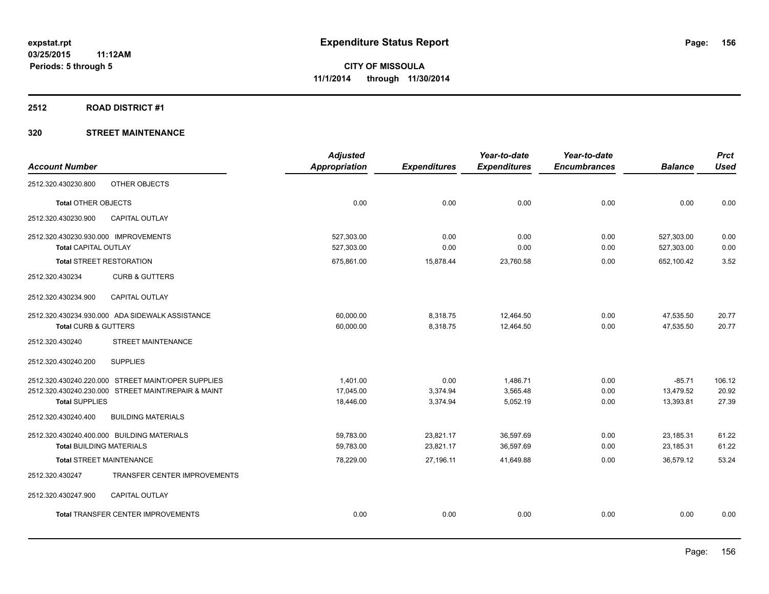# Expenditure Status Report

expstat.rpt
03/25/2015 11:12AM
Periods: 5 through 5

**CITY OF MISSOULA**
**11/1/2014 through 11/30/2014**

## 2512 ROAD DISTRICT #1

## 320 STREET MAINTENANCE

| Account Number | | Adjusted Appropriation | Expenditures | Year-to-date Expenditures | Year-to-date Encumbrances | Balance | Prct Used |
|---|---|---|---|---|---|---|---|
| 2512.320.430230.800 | OTHER OBJECTS | | | | | | |
| **Total** OTHER OBJECTS | | 0.00 | 0.00 | 0.00 | 0.00 | 0.00 | 0.00 |
| 2512.320.430230.900 | CAPITAL OUTLAY | | | | | | |
| 2512.320.430230.930.000 | IMPROVEMENTS | 527,303.00 | 0.00 | 0.00 | 0.00 | 527,303.00 | 0.00 |
| **Total** CAPITAL OUTLAY | | 527,303.00 | 0.00 | 0.00 | 0.00 | 527,303.00 | 0.00 |
| **Total** STREET RESTORATION | | 675,861.00 | 15,878.44 | 23,760.58 | 0.00 | 652,100.42 | 3.52 |
| 2512.320.430234 | CURB & GUTTERS | | | | | | |
| 2512.320.430234.900 | CAPITAL OUTLAY | | | | | | |
| 2512.320.430234.930.000 | ADA SIDEWALK ASSISTANCE | 60,000.00 | 8,318.75 | 12,464.50 | 0.00 | 47,535.50 | 20.77 |
| **Total** CURB & GUTTERS | | 60,000.00 | 8,318.75 | 12,464.50 | 0.00 | 47,535.50 | 20.77 |
| 2512.320.430240 | STREET MAINTENANCE | | | | | | |
| 2512.320.430240.200 | SUPPLIES | | | | | | |
| 2512.320.430240.220.000 | STREET MAINT/OPER SUPPLIES | 1,401.00 | 0.00 | 1,486.71 | 0.00 | -85.71 | 106.12 |
| 2512.320.430240.230.000 | STREET MAINT/REPAIR & MAINT | 17,045.00 | 3,374.94 | 3,565.48 | 0.00 | 13,479.52 | 20.92 |
| **Total** SUPPLIES | | 18,446.00 | 3,374.94 | 5,052.19 | 0.00 | 13,393.81 | 27.39 |
| 2512.320.430240.400 | BUILDING MATERIALS | | | | | | |
| 2512.320.430240.400.000 | BUILDING MATERIALS | 59,783.00 | 23,821.17 | 36,597.69 | 0.00 | 23,185.31 | 61.22 |
| **Total** BUILDING MATERIALS | | 59,783.00 | 23,821.17 | 36,597.69 | 0.00 | 23,185.31 | 61.22 |
| **Total** STREET MAINTENANCE | | 78,229.00 | 27,196.11 | 41,649.88 | 0.00 | 36,579.12 | 53.24 |
| 2512.320.430247 | TRANSFER CENTER IMPROVEMENTS | | | | | | |
| 2512.320.430247.900 | CAPITAL OUTLAY | | | | | | |
| **Total** TRANSFER CENTER IMPROVEMENTS | | 0.00 | 0.00 | 0.00 | 0.00 | 0.00 | 0.00 |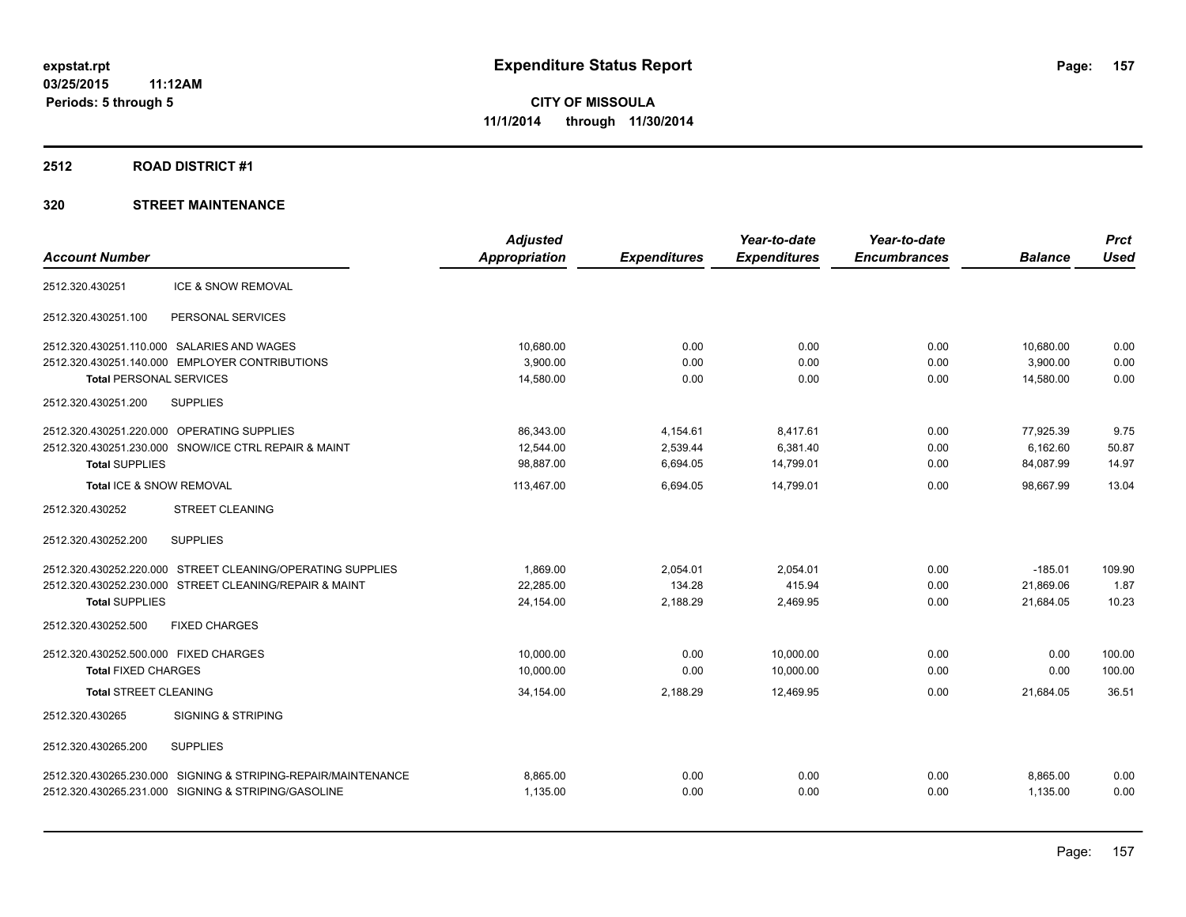expstat.rpt
03/25/2015 11:12AM
Periods: 5 through 5

# Expenditure Status Report

**CITY OF MISSOULA**
**11/1/2014 through 11/30/2014**

## 2512 ROAD DISTRICT #1

### 320 STREET MAINTENANCE

| Account Number | | Adjusted Appropriation | Expenditures | Year-to-date Expenditures | Year-to-date Encumbrances | Balance | Prct Used |
|---|---|---|---|---|---|---|---|
| 2512.320.430251 | ICE & SNOW REMOVAL | | | | | | |
| 2512.320.430251.100 | PERSONAL SERVICES | | | | | | |
| 2512.320.430251.110.000 | SALARIES AND WAGES | 10,680.00 | 0.00 | 0.00 | 0.00 | 10,680.00 | 0.00 |
| 2512.320.430251.140.000 | EMPLOYER CONTRIBUTIONS | 3,900.00 | 0.00 | 0.00 | 0.00 | 3,900.00 | 0.00 |
| **Total** PERSONAL SERVICES | | 14,580.00 | 0.00 | 0.00 | 0.00 | 14,580.00 | 0.00 |
| 2512.320.430251.200 | SUPPLIES | | | | | | |
| 2512.320.430251.220.000 | OPERATING SUPPLIES | 86,343.00 | 4,154.61 | 8,417.61 | 0.00 | 77,925.39 | 9.75 |
| 2512.320.430251.230.000 | SNOW/ICE CTRL REPAIR & MAINT | 12,544.00 | 2,539.44 | 6,381.40 | 0.00 | 6,162.60 | 50.87 |
| **Total** SUPPLIES | | 98,887.00 | 6,694.05 | 14,799.01 | 0.00 | 84,087.99 | 14.97 |
| **Total** ICE & SNOW REMOVAL | | 113,467.00 | 6,694.05 | 14,799.01 | 0.00 | 98,667.99 | 13.04 |
| 2512.320.430252 | STREET CLEANING | | | | | | |
| 2512.320.430252.200 | SUPPLIES | | | | | | |
| 2512.320.430252.220.000 | STREET CLEANING/OPERATING SUPPLIES | 1,869.00 | 2,054.01 | 2,054.01 | 0.00 | -185.01 | 109.90 |
| 2512.320.430252.230.000 | STREET CLEANING/REPAIR & MAINT | 22,285.00 | 134.28 | 415.94 | 0.00 | 21,869.06 | 1.87 |
| **Total** SUPPLIES | | 24,154.00 | 2,188.29 | 2,469.95 | 0.00 | 21,684.05 | 10.23 |
| 2512.320.430252.500 | FIXED CHARGES | | | | | | |
| 2512.320.430252.500.000 | FIXED CHARGES | 10,000.00 | 0.00 | 10,000.00 | 0.00 | 0.00 | 100.00 |
| **Total** FIXED CHARGES | | 10,000.00 | 0.00 | 10,000.00 | 0.00 | 0.00 | 100.00 |
| **Total** STREET CLEANING | | 34,154.00 | 2,188.29 | 12,469.95 | 0.00 | 21,684.05 | 36.51 |
| 2512.320.430265 | SIGNING & STRIPING | | | | | | |
| 2512.320.430265.200 | SUPPLIES | | | | | | |
| 2512.320.430265.230.000 | SIGNING & STRIPING-REPAIR/MAINTENANCE | 8,865.00 | 0.00 | 0.00 | 0.00 | 8,865.00 | 0.00 |
| 2512.320.430265.231.000 | SIGNING & STRIPING/GASOLINE | 1,135.00 | 0.00 | 0.00 | 0.00 | 1,135.00 | 0.00 |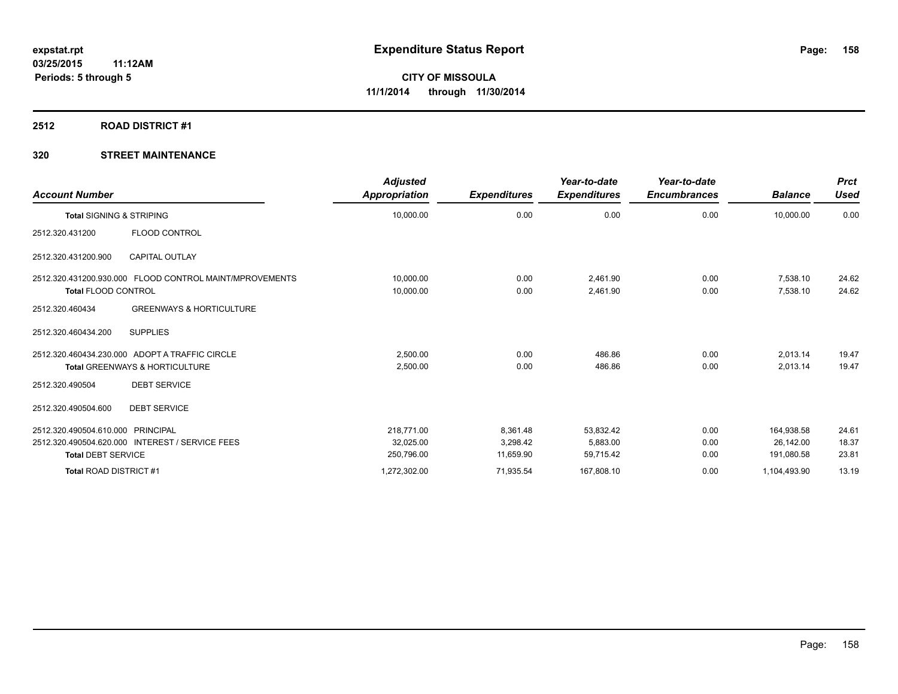# Expenditure Status Report

**CITY OF MISSOULA**
**11/1/2014 through 11/30/2014**

expstat.rpt
03/25/2015 11:12AM
Periods: 5 through 5

## 2512 ROAD DISTRICT #1

### 320 STREET MAINTENANCE

| Account Number | | Adjusted Appropriation | Expenditures | Year-to-date Expenditures | Year-to-date Encumbrances | Balance | Prct Used |
|---|---|---|---|---|---|---|---|
| **Total** SIGNING & STRIPING | | 10,000.00 | 0.00 | 0.00 | 0.00 | 10,000.00 | 0.00 |
| 2512.320.431200 | FLOOD CONTROL | | | | | | |
| 2512.320.431200.900 | CAPITAL OUTLAY | | | | | | |
| 2512.320.431200.930.000 | FLOOD CONTROL MAINT/MPROVEMENTS | 10,000.00 | 0.00 | 2,461.90 | 0.00 | 7,538.10 | 24.62 |
| **Total** FLOOD CONTROL | | 10,000.00 | 0.00 | 2,461.90 | 0.00 | 7,538.10 | 24.62 |
| 2512.320.460434 | GREENWAYS & HORTICULTURE | | | | | | |
| 2512.320.460434.200 | SUPPLIES | | | | | | |
| 2512.320.460434.230.000 | ADOPT A TRAFFIC CIRCLE | 2,500.00 | 0.00 | 486.86 | 0.00 | 2,013.14 | 19.47 |
| **Total** GREENWAYS & HORTICULTURE | | 2,500.00 | 0.00 | 486.86 | 0.00 | 2,013.14 | 19.47 |
| 2512.320.490504 | DEBT SERVICE | | | | | | |
| 2512.320.490504.600 | DEBT SERVICE | | | | | | |
| 2512.320.490504.610.000 | PRINCIPAL | 218,771.00 | 8,361.48 | 53,832.42 | 0.00 | 164,938.58 | 24.61 |
| 2512.320.490504.620.000 | INTEREST / SERVICE FEES | 32,025.00 | 3,298.42 | 5,883.00 | 0.00 | 26,142.00 | 18.37 |
| **Total** DEBT SERVICE | | 250,796.00 | 11,659.90 | 59,715.42 | 0.00 | 191,080.58 | 23.81 |
| **Total** ROAD DISTRICT #1 | | 1,272,302.00 | 71,935.54 | 167,808.10 | 0.00 | 1,104,493.90 | 13.19 |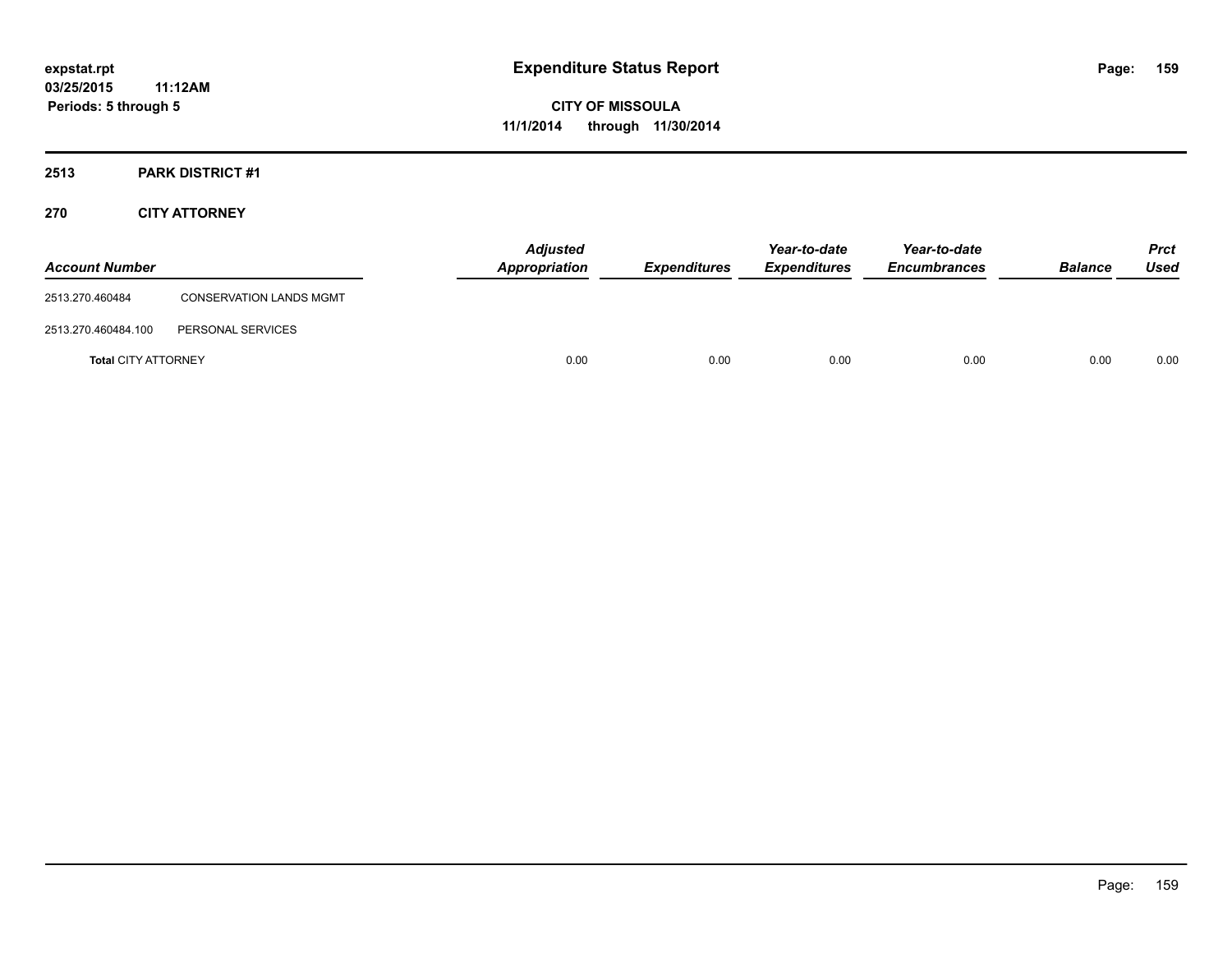# Expenditure Status Report

**expstat.rpt**
**03/25/2015 11:12AM**
**Periods: 5 through 5**

**CITY OF MISSOULA**
**11/1/2014 through 11/30/2014**

## 2513 PARK DISTRICT #1

### 270 CITY ATTORNEY

| Account Number | | Adjusted Appropriation | Expenditures | Year-to-date Expenditures | Year-to-date Encumbrances | Balance | Prct Used |
|---|---|---|---|---|---|---|---|
| 2513.270.460484 | CONSERVATION LANDS MGMT | | | | | | |
| 2513.270.460484.100 | PERSONAL SERVICES | | | | | | |
| **Total** CITY ATTORNEY | | 0.00 | 0.00 | 0.00 | 0.00 | 0.00 | 0.00 |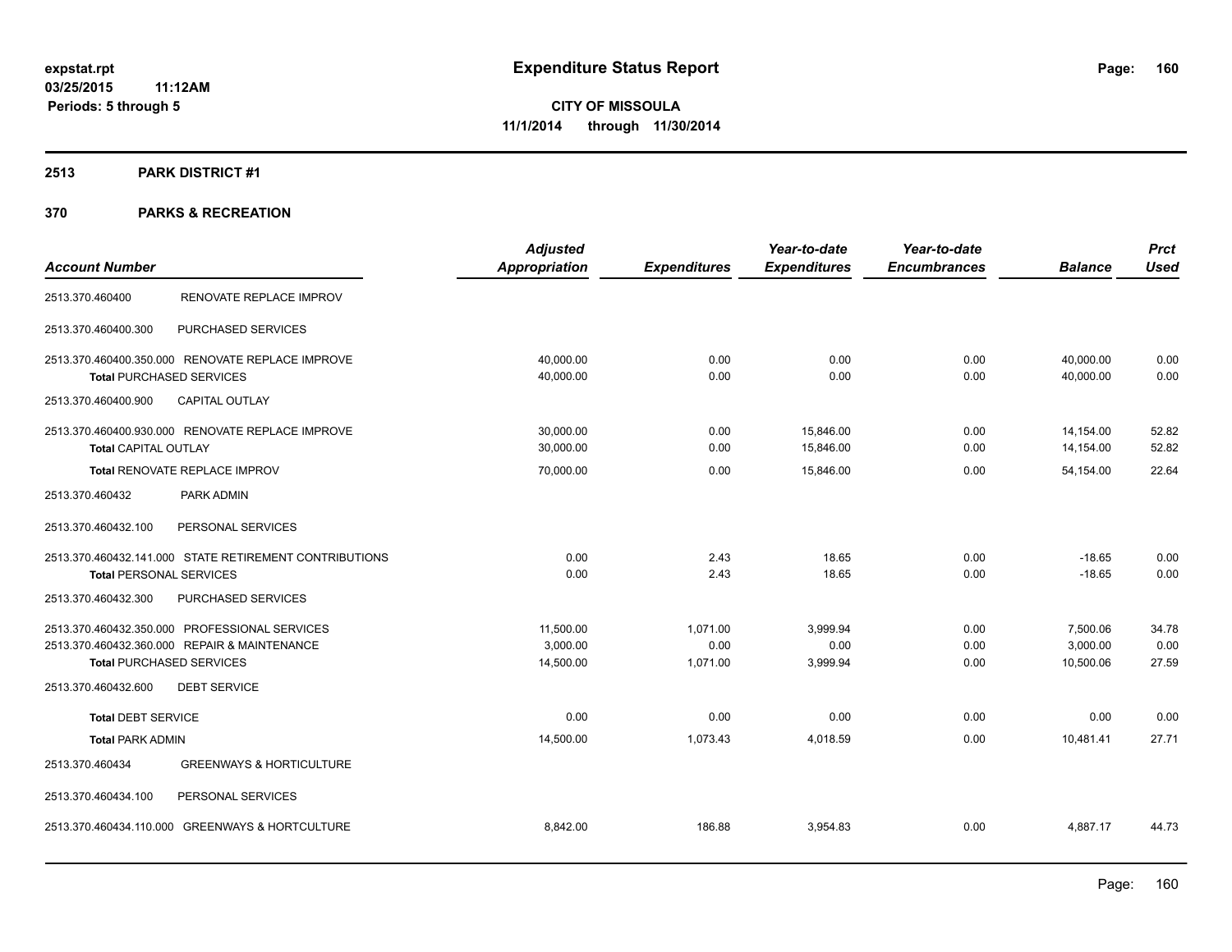**expstat.rpt**
**03/25/2015 11:12AM**
**Periods: 5 through 5**

# Expenditure Status Report

**CITY OF MISSOULA**
**11/1/2014 through 11/30/2014**

## 2513 PARK DISTRICT #1

## 370 PARKS & RECREATION

| Account Number | | Adjusted Appropriation | Expenditures | Year-to-date Expenditures | Year-to-date Encumbrances | Balance | Prct Used |
|---|---|---|---|---|---|---|---|
| 2513.370.460400 | RENOVATE REPLACE IMPROV | | | | | | |
| 2513.370.460400.300 | PURCHASED SERVICES | | | | | | |
| 2513.370.460400.350.000 | RENOVATE REPLACE IMPROVE | 40,000.00 | 0.00 | 0.00 | 0.00 | 40,000.00 | 0.00 |
| **Total** PURCHASED SERVICES | | 40,000.00 | 0.00 | 0.00 | 0.00 | 40,000.00 | 0.00 |
| 2513.370.460400.900 | CAPITAL OUTLAY | | | | | | |
| 2513.370.460400.930.000 | RENOVATE REPLACE IMPROVE | 30,000.00 | 0.00 | 15,846.00 | 0.00 | 14,154.00 | 52.82 |
| **Total** CAPITAL OUTLAY | | 30,000.00 | 0.00 | 15,846.00 | 0.00 | 14,154.00 | 52.82 |
| **Total** RENOVATE REPLACE IMPROV | | 70,000.00 | 0.00 | 15,846.00 | 0.00 | 54,154.00 | 22.64 |
| 2513.370.460432 | PARK ADMIN | | | | | | |
| 2513.370.460432.100 | PERSONAL SERVICES | | | | | | |
| 2513.370.460432.141.000 | STATE RETIREMENT CONTRIBUTIONS | 0.00 | 2.43 | 18.65 | 0.00 | -18.65 | 0.00 |
| **Total** PERSONAL SERVICES | | 0.00 | 2.43 | 18.65 | 0.00 | -18.65 | 0.00 |
| 2513.370.460432.300 | PURCHASED SERVICES | | | | | | |
| 2513.370.460432.350.000 | PROFESSIONAL SERVICES | 11,500.00 | 1,071.00 | 3,999.94 | 0.00 | 7,500.06 | 34.78 |
| 2513.370.460432.360.000 | REPAIR & MAINTENANCE | 3,000.00 | 0.00 | 0.00 | 0.00 | 3,000.00 | 0.00 |
| **Total** PURCHASED SERVICES | | 14,500.00 | 1,071.00 | 3,999.94 | 0.00 | 10,500.06 | 27.59 |
| 2513.370.460432.600 | DEBT SERVICE | | | | | | |
| **Total** DEBT SERVICE | | 0.00 | 0.00 | 0.00 | 0.00 | 0.00 | 0.00 |
| **Total** PARK ADMIN | | 14,500.00 | 1,073.43 | 4,018.59 | 0.00 | 10,481.41 | 27.71 |
| 2513.370.460434 | GREENWAYS & HORTICULTURE | | | | | | |
| 2513.370.460434.100 | PERSONAL SERVICES | | | | | | |
| 2513.370.460434.110.000 | GREENWAYS & HORTCULTURE | 8,842.00 | 186.88 | 3,954.83 | 0.00 | 4,887.17 | 44.73 |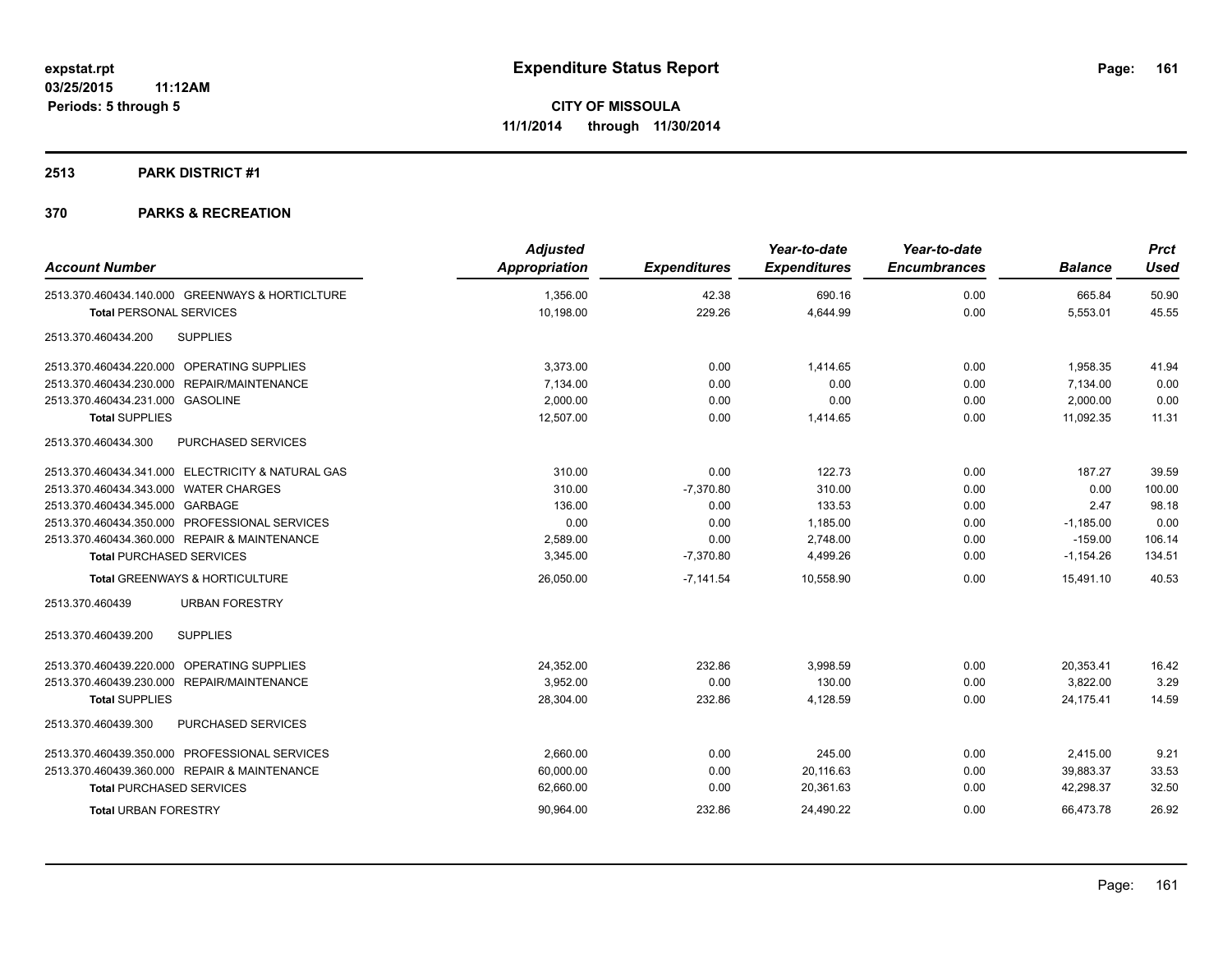# Expenditure Status Report

expstat.rpt
03/25/2015 11:12AM
Periods: 5 through 5

**CITY OF MISSOULA**
**11/1/2014 through 11/30/2014**

## 2513 PARK DISTRICT #1

## 370 PARKS & RECREATION

| Account Number | Adjusted Appropriation | Expenditures | Year-to-date Expenditures | Year-to-date Encumbrances | Balance | Prct Used |
|---|---|---|---|---|---|---|
| 2513.370.460434.140.000 GREENWAYS & HORTICLTURE | 1,356.00 | 42.38 | 690.16 | 0.00 | 665.84 | 50.90 |
| **Total** PERSONAL SERVICES | 10,198.00 | 229.26 | 4,644.99 | 0.00 | 5,553.01 | 45.55 |
| 2513.370.460434.200 SUPPLIES | | | | | | |
| 2513.370.460434.220.000 OPERATING SUPPLIES | 3,373.00 | 0.00 | 1,414.65 | 0.00 | 1,958.35 | 41.94 |
| 2513.370.460434.230.000 REPAIR/MAINTENANCE | 7,134.00 | 0.00 | 0.00 | 0.00 | 7,134.00 | 0.00 |
| 2513.370.460434.231.000 GASOLINE | 2,000.00 | 0.00 | 0.00 | 0.00 | 2,000.00 | 0.00 |
| **Total** SUPPLIES | 12,507.00 | 0.00 | 1,414.65 | 0.00 | 11,092.35 | 11.31 |
| 2513.370.460434.300 PURCHASED SERVICES | | | | | | |
| 2513.370.460434.341.000 ELECTRICITY & NATURAL GAS | 310.00 | 0.00 | 122.73 | 0.00 | 187.27 | 39.59 |
| 2513.370.460434.343.000 WATER CHARGES | 310.00 | -7,370.80 | 310.00 | 0.00 | 0.00 | 100.00 |
| 2513.370.460434.345.000 GARBAGE | 136.00 | 0.00 | 133.53 | 0.00 | 2.47 | 98.18 |
| 2513.370.460434.350.000 PROFESSIONAL SERVICES | 0.00 | 0.00 | 1,185.00 | 0.00 | -1,185.00 | 0.00 |
| 2513.370.460434.360.000 REPAIR & MAINTENANCE | 2,589.00 | 0.00 | 2,748.00 | 0.00 | -159.00 | 106.14 |
| **Total** PURCHASED SERVICES | 3,345.00 | -7,370.80 | 4,499.26 | 0.00 | -1,154.26 | 134.51 |
| **Total** GREENWAYS & HORTICULTURE | 26,050.00 | -7,141.54 | 10,558.90 | 0.00 | 15,491.10 | 40.53 |
| 2513.370.460439 URBAN FORESTRY | | | | | | |
| 2513.370.460439.200 SUPPLIES | | | | | | |
| 2513.370.460439.220.000 OPERATING SUPPLIES | 24,352.00 | 232.86 | 3,998.59 | 0.00 | 20,353.41 | 16.42 |
| 2513.370.460439.230.000 REPAIR/MAINTENANCE | 3,952.00 | 0.00 | 130.00 | 0.00 | 3,822.00 | 3.29 |
| **Total** SUPPLIES | 28,304.00 | 232.86 | 4,128.59 | 0.00 | 24,175.41 | 14.59 |
| 2513.370.460439.300 PURCHASED SERVICES | | | | | | |
| 2513.370.460439.350.000 PROFESSIONAL SERVICES | 2,660.00 | 0.00 | 245.00 | 0.00 | 2,415.00 | 9.21 |
| 2513.370.460439.360.000 REPAIR & MAINTENANCE | 60,000.00 | 0.00 | 20,116.63 | 0.00 | 39,883.37 | 33.53 |
| **Total** PURCHASED SERVICES | 62,660.00 | 0.00 | 20,361.63 | 0.00 | 42,298.37 | 32.50 |
| **Total** URBAN FORESTRY | 90,964.00 | 232.86 | 24,490.22 | 0.00 | 66,473.78 | 26.92 |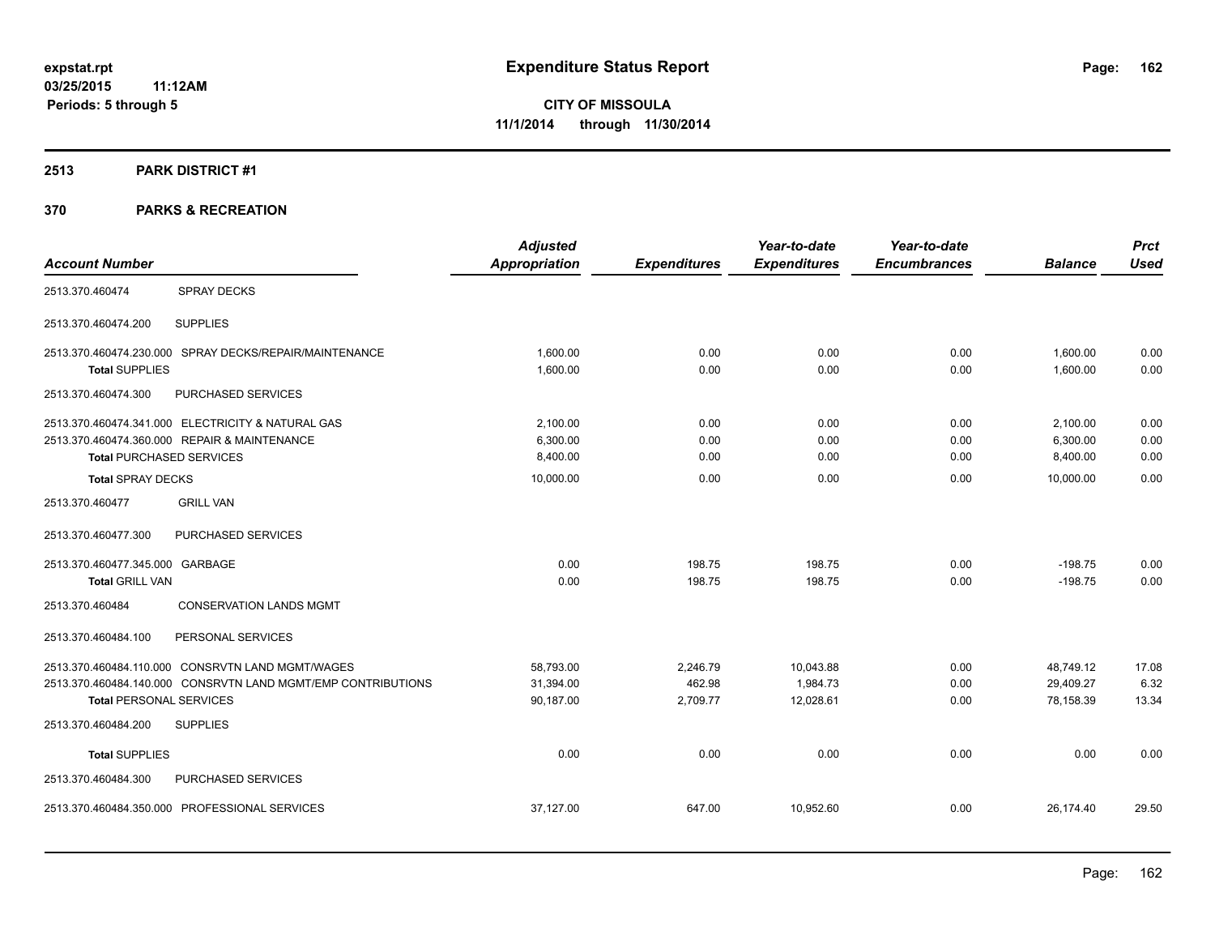expstat.rpt
03/25/2015 11:12AM
Periods: 5 through 5

# Expenditure Status Report

**CITY OF MISSOULA**
**11/1/2014 through 11/30/2014**

## 2513 PARK DISTRICT #1

## 370 PARKS & RECREATION

| Account Number | | Adjusted Appropriation | Expenditures | Year-to-date Expenditures | Year-to-date Encumbrances | Balance | Prct Used |
|---|---|---|---|---|---|---|---|
| 2513.370.460474 | SPRAY DECKS | | | | | | |
| 2513.370.460474.200 | SUPPLIES | | | | | | |
| 2513.370.460474.230.000 | SPRAY DECKS/REPAIR/MAINTENANCE | 1,600.00 | 0.00 | 0.00 | 0.00 | 1,600.00 | 0.00 |
| **Total SUPPLIES** | | 1,600.00 | 0.00 | 0.00 | 0.00 | 1,600.00 | 0.00 |
| 2513.370.460474.300 | PURCHASED SERVICES | | | | | | |
| 2513.370.460474.341.000 | ELECTRICITY & NATURAL GAS | 2,100.00 | 0.00 | 0.00 | 0.00 | 2,100.00 | 0.00 |
| 2513.370.460474.360.000 | REPAIR & MAINTENANCE | 6,300.00 | 0.00 | 0.00 | 0.00 | 6,300.00 | 0.00 |
| **Total PURCHASED SERVICES** | | 8,400.00 | 0.00 | 0.00 | 0.00 | 8,400.00 | 0.00 |
| **Total SPRAY DECKS** | | 10,000.00 | 0.00 | 0.00 | 0.00 | 10,000.00 | 0.00 |
| 2513.370.460477 | GRILL VAN | | | | | | |
| 2513.370.460477.300 | PURCHASED SERVICES | | | | | | |
| 2513.370.460477.345.000 | GARBAGE | 0.00 | 198.75 | 198.75 | 0.00 | -198.75 | 0.00 |
| **Total GRILL VAN** | | 0.00 | 198.75 | 198.75 | 0.00 | -198.75 | 0.00 |
| 2513.370.460484 | CONSERVATION LANDS MGMT | | | | | | |
| 2513.370.460484.100 | PERSONAL SERVICES | | | | | | |
| 2513.370.460484.110.000 | CONSRVTN LAND MGMT/WAGES | 58,793.00 | 2,246.79 | 10,043.88 | 0.00 | 48,749.12 | 17.08 |
| 2513.370.460484.140.000 | CONSRVTN LAND MGMT/EMP CONTRIBUTIONS | 31,394.00 | 462.98 | 1,984.73 | 0.00 | 29,409.27 | 6.32 |
| **Total PERSONAL SERVICES** | | 90,187.00 | 2,709.77 | 12,028.61 | 0.00 | 78,158.39 | 13.34 |
| 2513.370.460484.200 | SUPPLIES | | | | | | |
| **Total SUPPLIES** | | 0.00 | 0.00 | 0.00 | 0.00 | 0.00 | 0.00 |
| 2513.370.460484.300 | PURCHASED SERVICES | | | | | | |
| 2513.370.460484.350.000 | PROFESSIONAL SERVICES | 37,127.00 | 647.00 | 10,952.60 | 0.00 | 26,174.40 | 29.50 |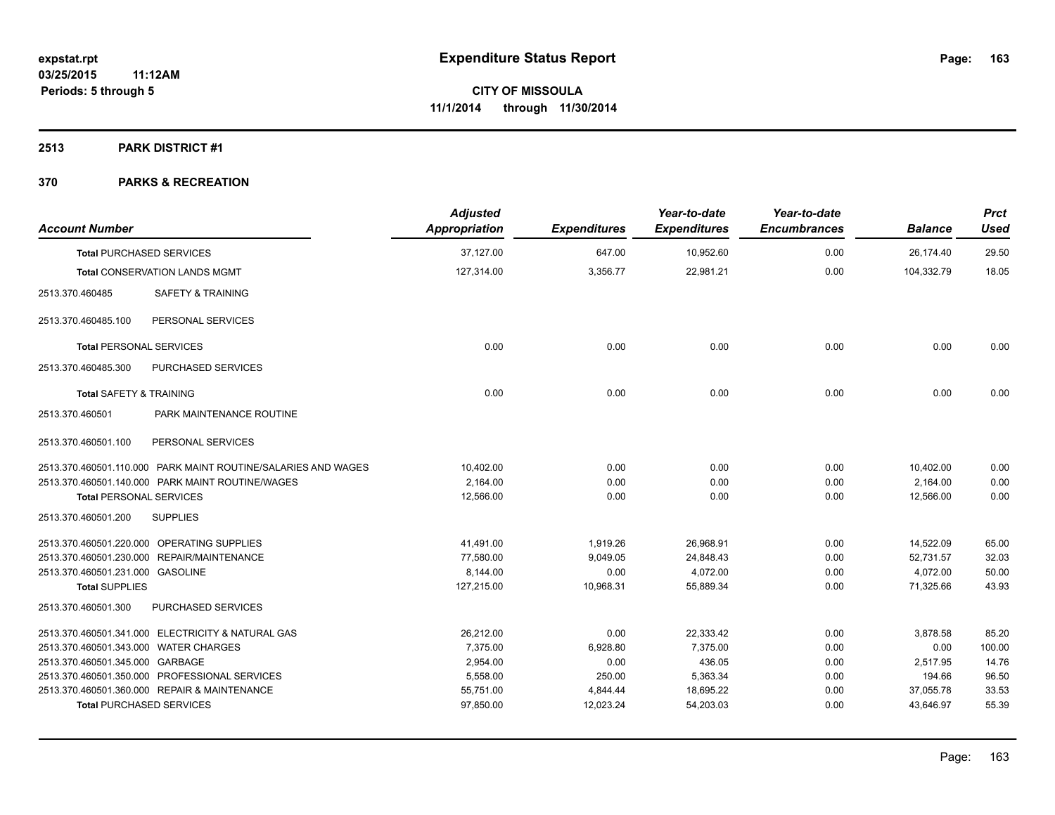**expstat.rpt**
**03/25/2015 11:12AM**
**Periods: 5 through 5**

# Expenditure Status Report

**CITY OF MISSOULA**
**11/1/2014 through 11/30/2014**

## 2513 PARK DISTRICT #1

## 370 PARKS & RECREATION

| Account Number | | Adjusted Appropriation | Expenditures | Year-to-date Expenditures | Year-to-date Encumbrances | Balance | Prct Used |
|---|---|---|---|---|---|---|---|
| **Total** PURCHASED SERVICES | | 37,127.00 | 647.00 | 10,952.60 | 0.00 | 26,174.40 | 29.50 |
| **Total** CONSERVATION LANDS MGMT | | 127,314.00 | 3,356.77 | 22,981.21 | 0.00 | 104,332.79 | 18.05 |
| 2513.370.460485 | SAFETY & TRAINING | | | | | | |
| 2513.370.460485.100 | PERSONAL SERVICES | | | | | | |
| **Total** PERSONAL SERVICES | | 0.00 | 0.00 | 0.00 | 0.00 | 0.00 | 0.00 |
| 2513.370.460485.300 | PURCHASED SERVICES | | | | | | |
| **Total** SAFETY & TRAINING | | 0.00 | 0.00 | 0.00 | 0.00 | 0.00 | 0.00 |
| 2513.370.460501 | PARK MAINTENANCE ROUTINE | | | | | | |
| 2513.370.460501.100 | PERSONAL SERVICES | | | | | | |
| 2513.370.460501.110.000 | PARK MAINT ROUTINE/SALARIES AND WAGES | 10,402.00 | 0.00 | 0.00 | 0.00 | 10,402.00 | 0.00 |
| 2513.370.460501.140.000 | PARK MAINT ROUTINE/WAGES | 2,164.00 | 0.00 | 0.00 | 0.00 | 2,164.00 | 0.00 |
| **Total** PERSONAL SERVICES | | 12,566.00 | 0.00 | 0.00 | 0.00 | 12,566.00 | 0.00 |
| 2513.370.460501.200 | SUPPLIES | | | | | | |
| 2513.370.460501.220.000 | OPERATING SUPPLIES | 41,491.00 | 1,919.26 | 26,968.91 | 0.00 | 14,522.09 | 65.00 |
| 2513.370.460501.230.000 | REPAIR/MAINTENANCE | 77,580.00 | 9,049.05 | 24,848.43 | 0.00 | 52,731.57 | 32.03 |
| 2513.370.460501.231.000 | GASOLINE | 8,144.00 | 0.00 | 4,072.00 | 0.00 | 4,072.00 | 50.00 |
| **Total** SUPPLIES | | 127,215.00 | 10,968.31 | 55,889.34 | 0.00 | 71,325.66 | 43.93 |
| 2513.370.460501.300 | PURCHASED SERVICES | | | | | | |
| 2513.370.460501.341.000 | ELECTRICITY & NATURAL GAS | 26,212.00 | 0.00 | 22,333.42 | 0.00 | 3,878.58 | 85.20 |
| 2513.370.460501.343.000 | WATER CHARGES | 7,375.00 | 6,928.80 | 7,375.00 | 0.00 | 0.00 | 100.00 |
| 2513.370.460501.345.000 | GARBAGE | 2,954.00 | 0.00 | 436.05 | 0.00 | 2,517.95 | 14.76 |
| 2513.370.460501.350.000 | PROFESSIONAL SERVICES | 5,558.00 | 250.00 | 5,363.34 | 0.00 | 194.66 | 96.50 |
| 2513.370.460501.360.000 | REPAIR & MAINTENANCE | 55,751.00 | 4,844.44 | 18,695.22 | 0.00 | 37,055.78 | 33.53 |
| **Total** PURCHASED SERVICES | | 97,850.00 | 12,023.24 | 54,203.03 | 0.00 | 43,646.97 | 55.39 |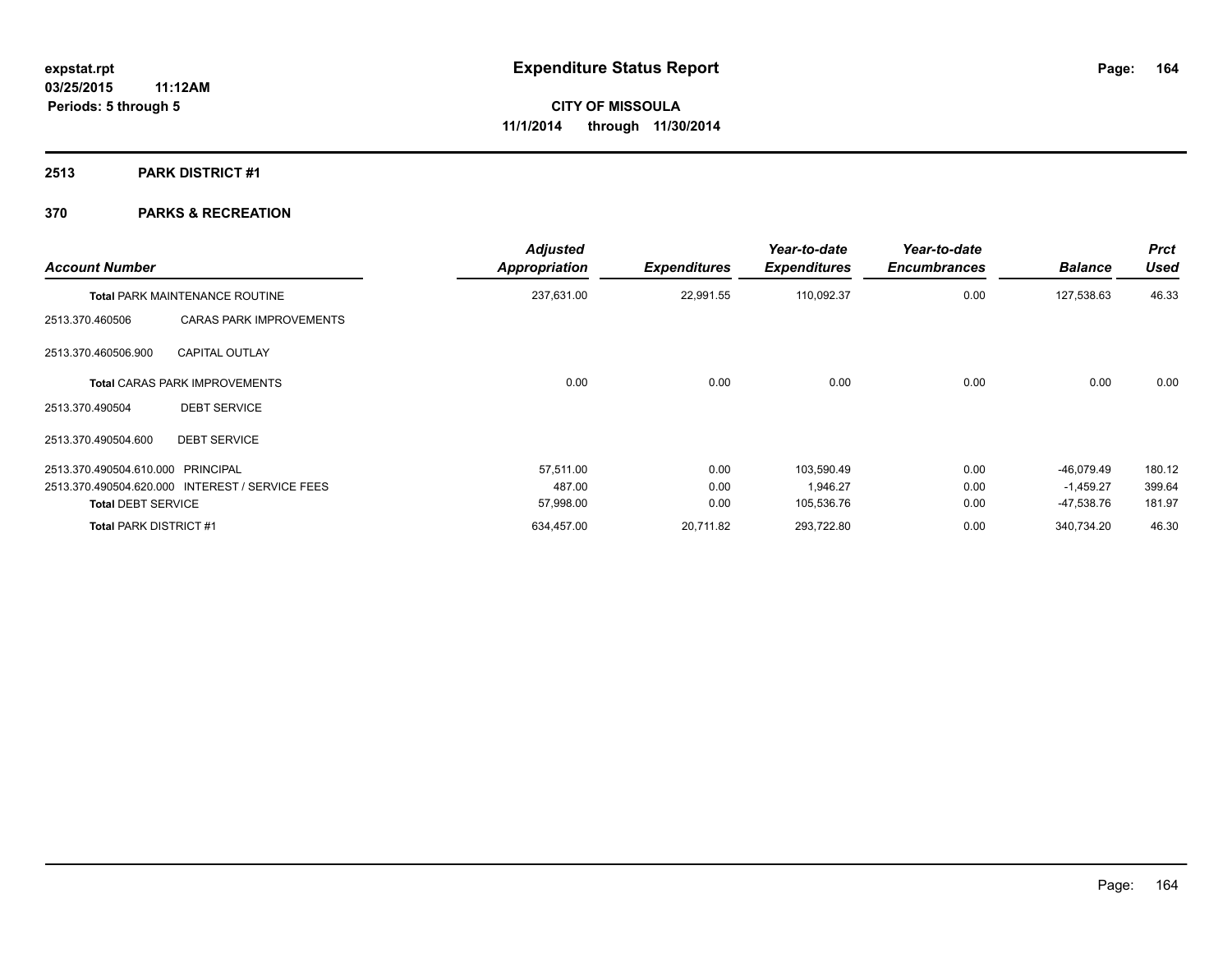**expstat.rpt**
**03/25/2015 11:12AM**
**Periods: 5 through 5**

# Expenditure Status Report

**CITY OF MISSOULA**
**11/1/2014 through 11/30/2014**

## 2513 PARK DISTRICT #1

## 370 PARKS & RECREATION

| Account Number | | Adjusted Appropriation | Expenditures | Year-to-date Expenditures | Year-to-date Encumbrances | Balance | Prct Used |
|---|---|---|---|---|---|---|---|
| **Total** PARK MAINTENANCE ROUTINE | | 237,631.00 | 22,991.55 | 110,092.37 | 0.00 | 127,538.63 | 46.33 |
| 2513.370.460506 | CARAS PARK IMPROVEMENTS | | | | | | |
| 2513.370.460506.900 | CAPITAL OUTLAY | | | | | | |
| **Total** CARAS PARK IMPROVEMENTS | | 0.00 | 0.00 | 0.00 | 0.00 | 0.00 | 0.00 |
| 2513.370.490504 | DEBT SERVICE | | | | | | |
| 2513.370.490504.600 | DEBT SERVICE | | | | | | |
| 2513.370.490504.610.000 | PRINCIPAL | 57,511.00 | 0.00 | 103,590.49 | 0.00 | -46,079.49 | 180.12 |
| 2513.370.490504.620.000 | INTEREST / SERVICE FEES | 487.00 | 0.00 | 1,946.27 | 0.00 | -1,459.27 | 399.64 |
| **Total** DEBT SERVICE | | 57,998.00 | 0.00 | 105,536.76 | 0.00 | -47,538.76 | 181.97 |
| **Total** PARK DISTRICT #1 | | 634,457.00 | 20,711.82 | 293,722.80 | 0.00 | 340,734.20 | 46.30 |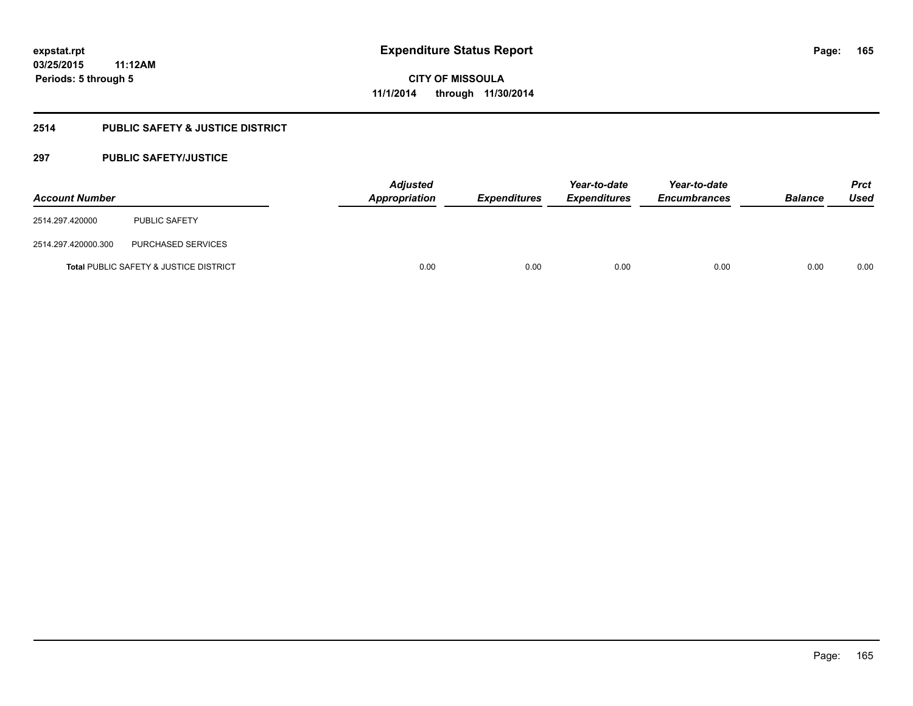**expstat.rpt**
**03/25/2015 11:12AM**
**Periods: 5 through 5**

# Expenditure Status Report

**CITY OF MISSOULA**
**11/1/2014 through 11/30/2014**

## 2514 PUBLIC SAFETY & JUSTICE DISTRICT

### 297 PUBLIC SAFETY/JUSTICE

| Account Number | | Adjusted Appropriation | Expenditures | Year-to-date Expenditures | Year-to-date Encumbrances | Balance | Prct Used |
|---|---|---|---|---|---|---|---|
| 2514.297.420000 | PUBLIC SAFETY | | | | | | |
| 2514.297.420000.300 | PURCHASED SERVICES | | | | | | |
| **Total** PUBLIC SAFETY & JUSTICE DISTRICT | | 0.00 | 0.00 | 0.00 | 0.00 | 0.00 | 0.00 |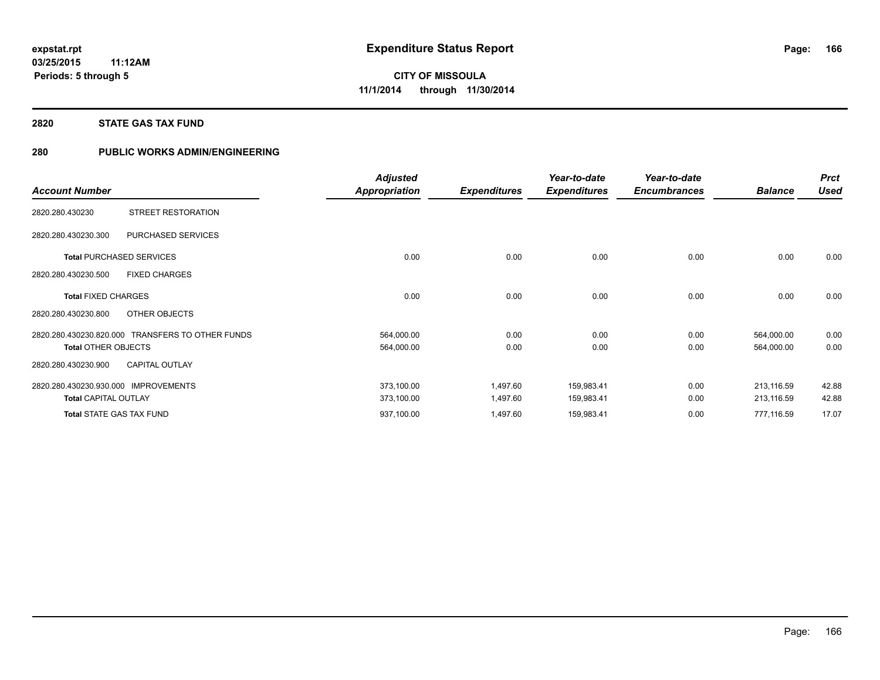expstat.rpt
03/25/2015 11:12AM
Periods: 5 through 5

# Expenditure Status Report

**CITY OF MISSOULA**
**11/1/2014 through 11/30/2014**

## 2820 STATE GAS TAX FUND

## 280 PUBLIC WORKS ADMIN/ENGINEERING

| Account Number | | Adjusted Appropriation | Expenditures | Year-to-date Expenditures | Year-to-date Encumbrances | Balance | Prct Used |
|---|---|---|---|---|---|---|---|
| 2820.280.430230 | STREET RESTORATION | | | | | | |
| 2820.280.430230.300 | PURCHASED SERVICES | | | | | | |
| **Total** PURCHASED SERVICES | | 0.00 | 0.00 | 0.00 | 0.00 | 0.00 | 0.00 |
| 2820.280.430230.500 | FIXED CHARGES | | | | | | |
| **Total** FIXED CHARGES | | 0.00 | 0.00 | 0.00 | 0.00 | 0.00 | 0.00 |
| 2820.280.430230.800 | OTHER OBJECTS | | | | | | |
| 2820.280.430230.820.000 | TRANSFERS TO OTHER FUNDS | 564,000.00 | 0.00 | 0.00 | 0.00 | 564,000.00 | 0.00 |
| **Total** OTHER OBJECTS | | 564,000.00 | 0.00 | 0.00 | 0.00 | 564,000.00 | 0.00 |
| 2820.280.430230.900 | CAPITAL OUTLAY | | | | | | |
| 2820.280.430230.930.000 | IMPROVEMENTS | 373,100.00 | 1,497.60 | 159,983.41 | 0.00 | 213,116.59 | 42.88 |
| **Total** CAPITAL OUTLAY | | 373,100.00 | 1,497.60 | 159,983.41 | 0.00 | 213,116.59 | 42.88 |
| **Total** STATE GAS TAX FUND | | 937,100.00 | 1,497.60 | 159,983.41 | 0.00 | 777,116.59 | 17.07 |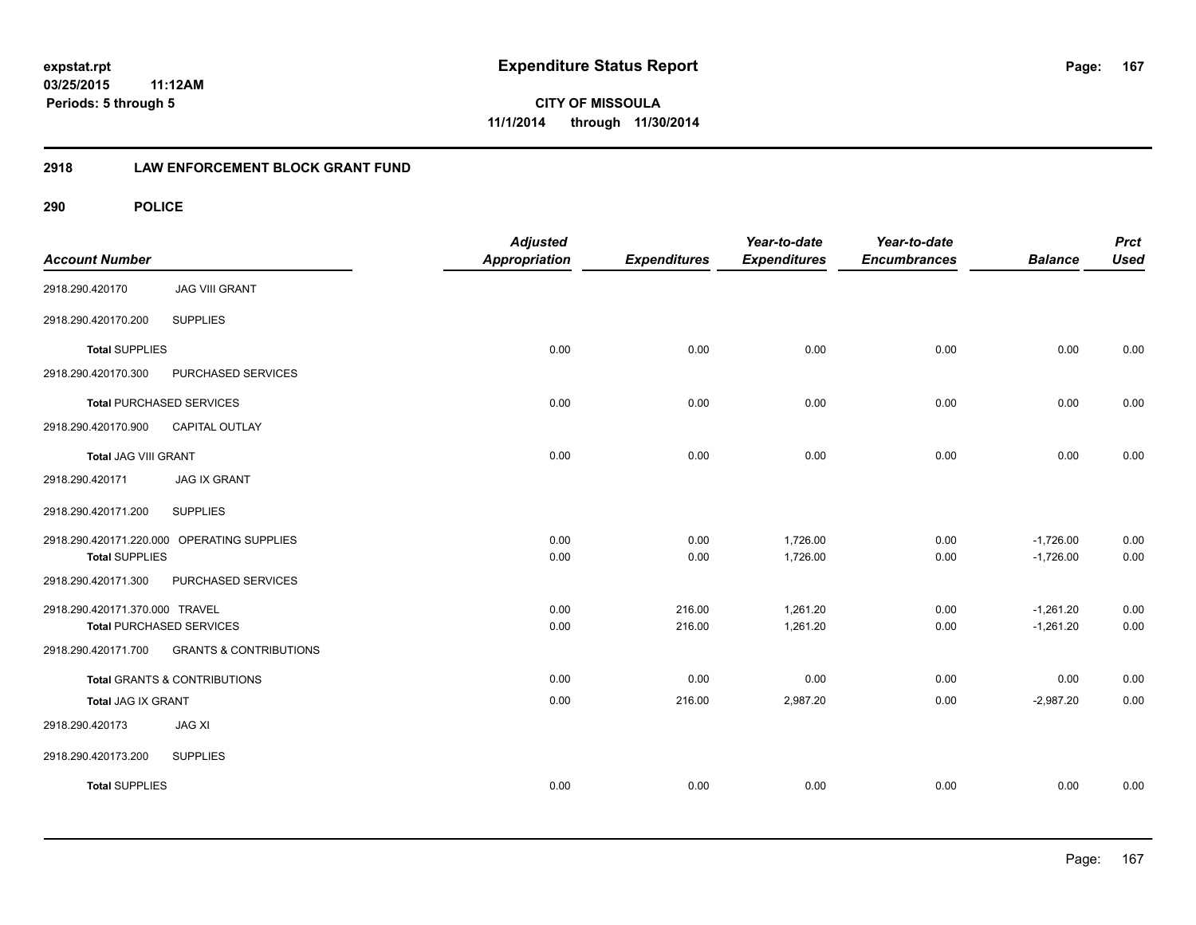# Expenditure Status Report

expstat.rpt
03/25/2015 11:12AM
Periods: 5 through 5

**CITY OF MISSOULA**
**11/1/2014 through 11/30/2014**

## 2918 LAW ENFORCEMENT BLOCK GRANT FUND

### 290 POLICE

| Account Number | | Adjusted Appropriation | Expenditures | Year-to-date Expenditures | Year-to-date Encumbrances | Balance | Prct Used |
|---|---|---|---|---|---|---|---|
| 2918.290.420170 | JAG VIII GRANT | | | | | | |
| 2918.290.420170.200 | SUPPLIES | | | | | | |
| **Total** SUPPLIES | | 0.00 | 0.00 | 0.00 | 0.00 | 0.00 | 0.00 |
| 2918.290.420170.300 | PURCHASED SERVICES | | | | | | |
| **Total** PURCHASED SERVICES | | 0.00 | 0.00 | 0.00 | 0.00 | 0.00 | 0.00 |
| 2918.290.420170.900 | CAPITAL OUTLAY | | | | | | |
| **Total** JAG VIII GRANT | | 0.00 | 0.00 | 0.00 | 0.00 | 0.00 | 0.00 |
| 2918.290.420171 | JAG IX GRANT | | | | | | |
| 2918.290.420171.200 | SUPPLIES | | | | | | |
| 2918.290.420171.220.000 | OPERATING SUPPLIES | 0.00 | 0.00 | 1,726.00 | 0.00 | -1,726.00 | 0.00 |
| **Total** SUPPLIES | | 0.00 | 0.00 | 1,726.00 | 0.00 | -1,726.00 | 0.00 |
| 2918.290.420171.300 | PURCHASED SERVICES | | | | | | |
| 2918.290.420171.370.000 | TRAVEL | 0.00 | 216.00 | 1,261.20 | 0.00 | -1,261.20 | 0.00 |
| **Total** PURCHASED SERVICES | | 0.00 | 216.00 | 1,261.20 | 0.00 | -1,261.20 | 0.00 |
| 2918.290.420171.700 | GRANTS & CONTRIBUTIONS | | | | | | |
| **Total** GRANTS & CONTRIBUTIONS | | 0.00 | 0.00 | 0.00 | 0.00 | 0.00 | 0.00 |
| **Total** JAG IX GRANT | | 0.00 | 216.00 | 2,987.20 | 0.00 | -2,987.20 | 0.00 |
| 2918.290.420173 | JAG XI | | | | | | |
| 2918.290.420173.200 | SUPPLIES | | | | | | |
| **Total** SUPPLIES | | 0.00 | 0.00 | 0.00 | 0.00 | 0.00 | 0.00 |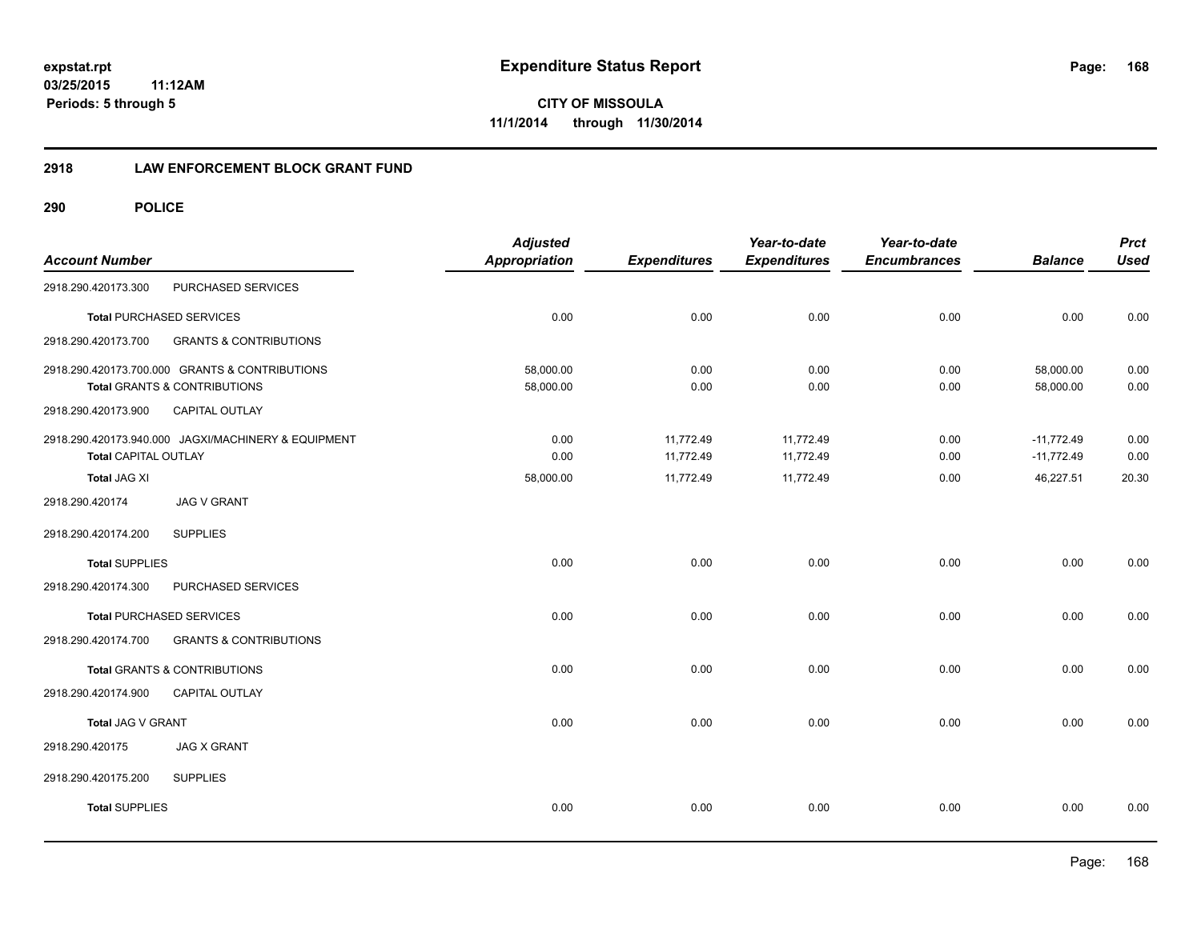expstat.rpt
03/25/2015 11:12AM
Periods: 5 through 5

# Expenditure Status Report

**CITY OF MISSOULA**
**11/1/2014 through 11/30/2014**

## 2918 LAW ENFORCEMENT BLOCK GRANT FUND

## 290 POLICE

| Account Number | | Adjusted Appropriation | Expenditures | Year-to-date Expenditures | Year-to-date Encumbrances | Balance | Prct Used |
|---|---|---|---|---|---|---|---|
| 2918.290.420173.300 | PURCHASED SERVICES | | | | | | |
| **Total** PURCHASED SERVICES | | 0.00 | 0.00 | 0.00 | 0.00 | 0.00 | 0.00 |
| 2918.290.420173.700 | GRANTS & CONTRIBUTIONS | | | | | | |
| 2918.290.420173.700.000 GRANTS & CONTRIBUTIONS | | 58,000.00 | 0.00 | 0.00 | 0.00 | 58,000.00 | 0.00 |
| **Total** GRANTS & CONTRIBUTIONS | | 58,000.00 | 0.00 | 0.00 | 0.00 | 58,000.00 | 0.00 |
| 2918.290.420173.900 | CAPITAL OUTLAY | | | | | | |
| 2918.290.420173.940.000 JAGXI/MACHINERY & EQUIPMENT | | 0.00 | 11,772.49 | 11,772.49 | 0.00 | -11,772.49 | 0.00 |
| **Total** CAPITAL OUTLAY | | 0.00 | 11,772.49 | 11,772.49 | 0.00 | -11,772.49 | 0.00 |
| **Total** JAG XI | | 58,000.00 | 11,772.49 | 11,772.49 | 0.00 | 46,227.51 | 20.30 |
| 2918.290.420174 | JAG V GRANT | | | | | | |
| 2918.290.420174.200 | SUPPLIES | | | | | | |
| **Total** SUPPLIES | | 0.00 | 0.00 | 0.00 | 0.00 | 0.00 | 0.00 |
| 2918.290.420174.300 | PURCHASED SERVICES | | | | | | |
| **Total** PURCHASED SERVICES | | 0.00 | 0.00 | 0.00 | 0.00 | 0.00 | 0.00 |
| 2918.290.420174.700 | GRANTS & CONTRIBUTIONS | | | | | | |
| **Total** GRANTS & CONTRIBUTIONS | | 0.00 | 0.00 | 0.00 | 0.00 | 0.00 | 0.00 |
| 2918.290.420174.900 | CAPITAL OUTLAY | | | | | | |
| **Total** JAG V GRANT | | 0.00 | 0.00 | 0.00 | 0.00 | 0.00 | 0.00 |
| 2918.290.420175 | JAG X GRANT | | | | | | |
| 2918.290.420175.200 | SUPPLIES | | | | | | |
| **Total** SUPPLIES | | 0.00 | 0.00 | 0.00 | 0.00 | 0.00 | 0.00 |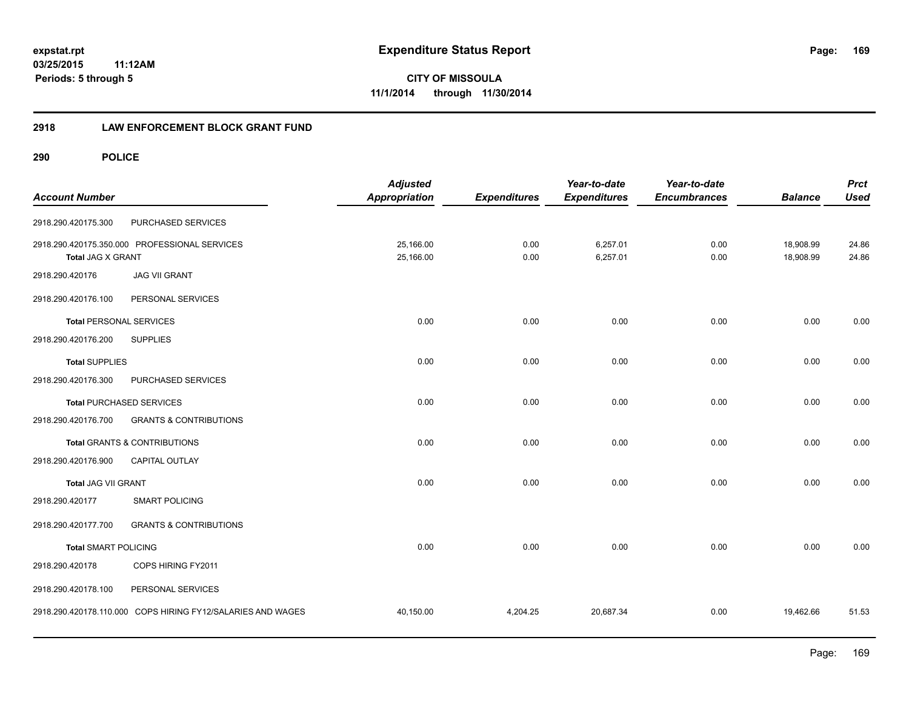# Expenditure Status Report

expstat.rpt
03/25/2015 11:12AM
Periods: 5 through 5

**CITY OF MISSOULA**
**11/1/2014 through 11/30/2014**

## 2918 LAW ENFORCEMENT BLOCK GRANT FUND

### 290 POLICE

| Account Number | | Adjusted Appropriation | Expenditures | Year-to-date Expenditures | Year-to-date Encumbrances | Balance | Prct Used |
|---|---|---|---|---|---|---|---|
| 2918.290.420175.300 | PURCHASED SERVICES | | | | | | |
| 2918.290.420175.350.000 | PROFESSIONAL SERVICES | 25,166.00 | 0.00 | 6,257.01 | 0.00 | 18,908.99 | 24.86 |
| **Total** JAG X GRANT | | 25,166.00 | 0.00 | 6,257.01 | 0.00 | 18,908.99 | 24.86 |
| 2918.290.420176 | JAG VII GRANT | | | | | | |
| 2918.290.420176.100 | PERSONAL SERVICES | | | | | | |
| **Total** PERSONAL SERVICES | | 0.00 | 0.00 | 0.00 | 0.00 | 0.00 | 0.00 |
| 2918.290.420176.200 | SUPPLIES | | | | | | |
| **Total** SUPPLIES | | 0.00 | 0.00 | 0.00 | 0.00 | 0.00 | 0.00 |
| 2918.290.420176.300 | PURCHASED SERVICES | | | | | | |
| **Total** PURCHASED SERVICES | | 0.00 | 0.00 | 0.00 | 0.00 | 0.00 | 0.00 |
| 2918.290.420176.700 | GRANTS & CONTRIBUTIONS | | | | | | |
| **Total** GRANTS & CONTRIBUTIONS | | 0.00 | 0.00 | 0.00 | 0.00 | 0.00 | 0.00 |
| 2918.290.420176.900 | CAPITAL OUTLAY | | | | | | |
| **Total** JAG VII GRANT | | 0.00 | 0.00 | 0.00 | 0.00 | 0.00 | 0.00 |
| 2918.290.420177 | SMART POLICING | | | | | | |
| 2918.290.420177.700 | GRANTS & CONTRIBUTIONS | | | | | | |
| **Total** SMART POLICING | | 0.00 | 0.00 | 0.00 | 0.00 | 0.00 | 0.00 |
| 2918.290.420178 | COPS HIRING FY2011 | | | | | | |
| 2918.290.420178.100 | PERSONAL SERVICES | | | | | | |
| 2918.290.420178.110.000 | COPS HIRING FY12/SALARIES AND WAGES | 40,150.00 | 4,204.25 | 20,687.34 | 0.00 | 19,462.66 | 51.53 |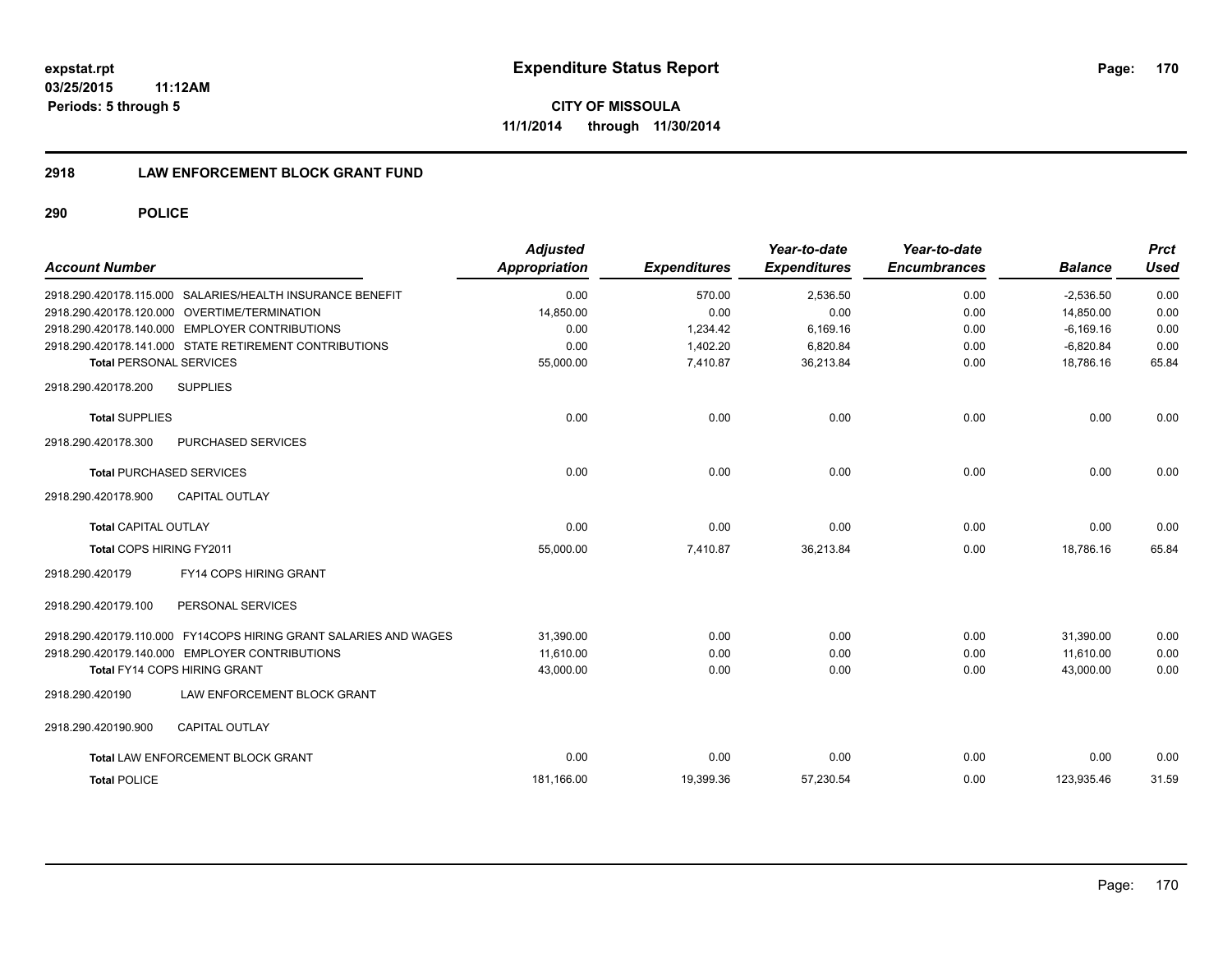**expstat.rpt**
**03/25/2015 11:12AM**
**Periods: 5 through 5**

# Expenditure Status Report

**CITY OF MISSOULA**
**11/1/2014 through 11/30/2014**

## 2918 LAW ENFORCEMENT BLOCK GRANT FUND

### 290 POLICE

| Account Number | Adjusted Appropriation | Expenditures | Year-to-date Expenditures | Year-to-date Encumbrances | Balance | Prct Used |
|---|---|---|---|---|---|---|
| 2918.290.420178.115.000 SALARIES/HEALTH INSURANCE BENEFIT | 0.00 | 570.00 | 2,536.50 | 0.00 | -2,536.50 | 0.00 |
| 2918.290.420178.120.000 OVERTIME/TERMINATION | 14,850.00 | 0.00 | 0.00 | 0.00 | 14,850.00 | 0.00 |
| 2918.290.420178.140.000 EMPLOYER CONTRIBUTIONS | 0.00 | 1,234.42 | 6,169.16 | 0.00 | -6,169.16 | 0.00 |
| 2918.290.420178.141.000 STATE RETIREMENT CONTRIBUTIONS | 0.00 | 1,402.20 | 6,820.84 | 0.00 | -6,820.84 | 0.00 |
| **Total** PERSONAL SERVICES | 55,000.00 | 7,410.87 | 36,213.84 | 0.00 | 18,786.16 | 65.84 |
| 2918.290.420178.200 SUPPLIES | | | | | | |
| **Total** SUPPLIES | 0.00 | 0.00 | 0.00 | 0.00 | 0.00 | 0.00 |
| 2918.290.420178.300 PURCHASED SERVICES | | | | | | |
| **Total** PURCHASED SERVICES | 0.00 | 0.00 | 0.00 | 0.00 | 0.00 | 0.00 |
| 2918.290.420178.900 CAPITAL OUTLAY | | | | | | |
| **Total** CAPITAL OUTLAY | 0.00 | 0.00 | 0.00 | 0.00 | 0.00 | 0.00 |
| **Total** COPS HIRING FY2011 | 55,000.00 | 7,410.87 | 36,213.84 | 0.00 | 18,786.16 | 65.84 |
| 2918.290.420179 FY14 COPS HIRING GRANT | | | | | | |
| 2918.290.420179.100 PERSONAL SERVICES | | | | | | |
| 2918.290.420179.110.000 FY14COPS HIRING GRANT SALARIES AND WAGES | 31,390.00 | 0.00 | 0.00 | 0.00 | 31,390.00 | 0.00 |
| 2918.290.420179.140.000 EMPLOYER CONTRIBUTIONS | 11,610.00 | 0.00 | 0.00 | 0.00 | 11,610.00 | 0.00 |
| **Total** FY14 COPS HIRING GRANT | 43,000.00 | 0.00 | 0.00 | 0.00 | 43,000.00 | 0.00 |
| 2918.290.420190 LAW ENFORCEMENT BLOCK GRANT | | | | | | |
| 2918.290.420190.900 CAPITAL OUTLAY | | | | | | |
| **Total** LAW ENFORCEMENT BLOCK GRANT | 0.00 | 0.00 | 0.00 | 0.00 | 0.00 | 0.00 |
| **Total** POLICE | 181,166.00 | 19,399.36 | 57,230.54 | 0.00 | 123,935.46 | 31.59 |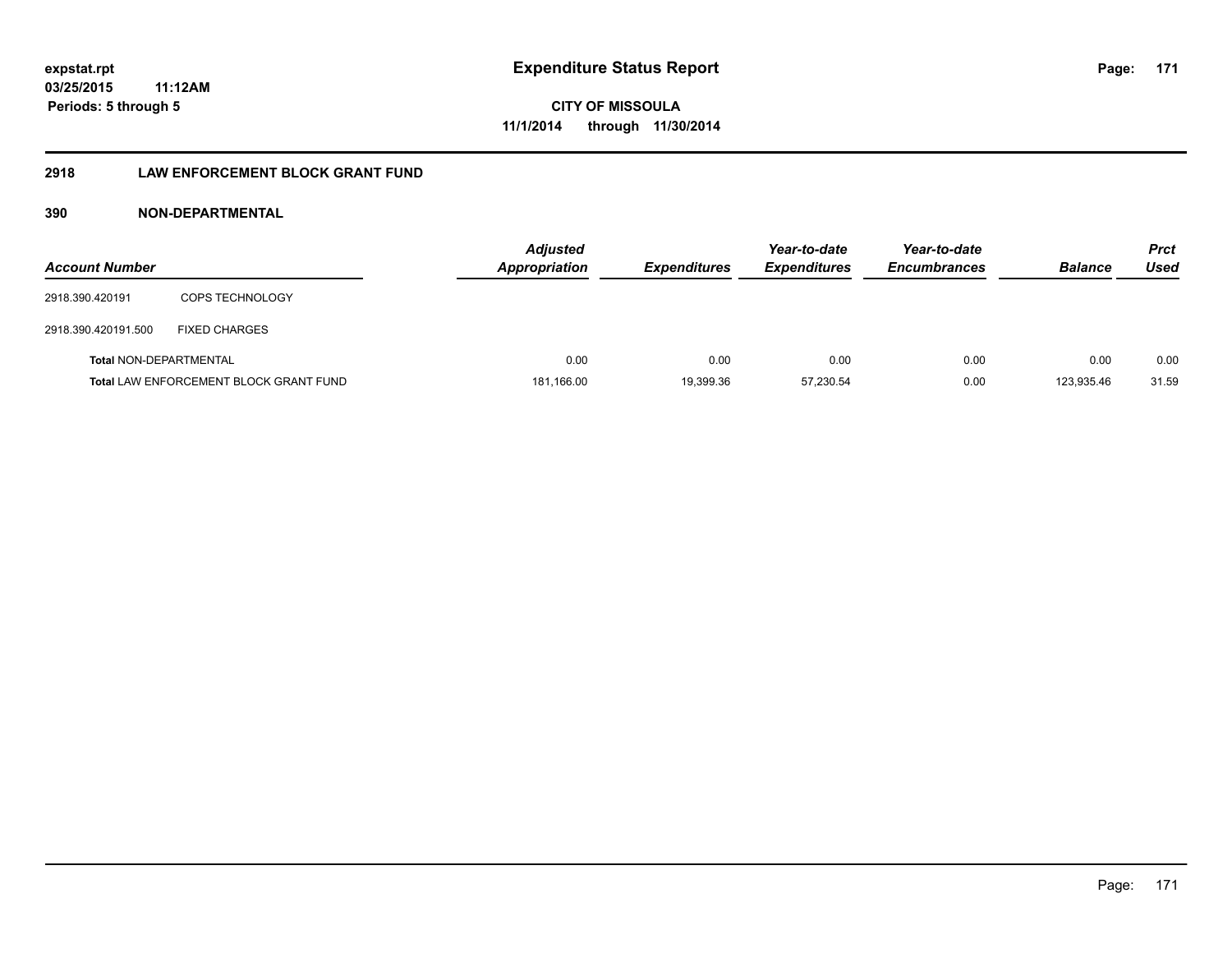expstat.rpt
03/25/2015 11:12AM
Periods: 5 through 5

# Expenditure Status Report

CITY OF MISSOULA
11/1/2014 through 11/30/2014

## 2918 LAW ENFORCEMENT BLOCK GRANT FUND

### 390 NON-DEPARTMENTAL

| Account Number | | Adjusted Appropriation | Expenditures | Year-to-date Expenditures | Year-to-date Encumbrances | Balance | Prct Used |
|---|---|---|---|---|---|---|---|
| 2918.390.420191 | COPS TECHNOLOGY | | | | | | |
| 2918.390.420191.500 | FIXED CHARGES | | | | | | |
| Total NON-DEPARTMENTAL | | 0.00 | 0.00 | 0.00 | 0.00 | 0.00 | 0.00 |
| Total LAW ENFORCEMENT BLOCK GRANT FUND | | 181,166.00 | 19,399.36 | 57,230.54 | 0.00 | 123,935.46 | 31.59 |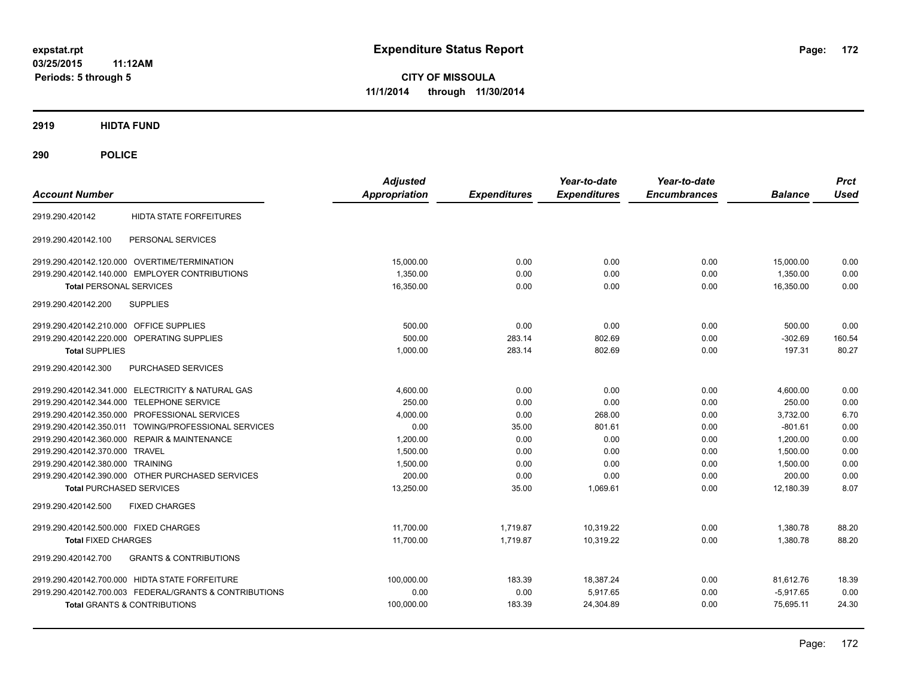# Expenditure Status Report

expstat.rpt
03/25/2015 11:12AM
Periods: 5 through 5

**CITY OF MISSOULA**
**11/1/2014 through 11/30/2014**

## 2919 HIDTA FUND

## 290 POLICE

| Account Number | | Adjusted Appropriation | Expenditures | Year-to-date Expenditures | Year-to-date Encumbrances | Balance | Prct Used |
|---|---|---|---|---|---|---|---|
| 2919.290.420142 | HIDTA STATE FORFEITURES | | | | | | |
| 2919.290.420142.100 | PERSONAL SERVICES | | | | | | |
| 2919.290.420142.120.000 | OVERTIME/TERMINATION | 15,000.00 | 0.00 | 0.00 | 0.00 | 15,000.00 | 0.00 |
| 2919.290.420142.140.000 | EMPLOYER CONTRIBUTIONS | 1,350.00 | 0.00 | 0.00 | 0.00 | 1,350.00 | 0.00 |
| **Total** PERSONAL SERVICES | | 16,350.00 | 0.00 | 0.00 | 0.00 | 16,350.00 | 0.00 |
| 2919.290.420142.200 | SUPPLIES | | | | | | |
| 2919.290.420142.210.000 | OFFICE SUPPLIES | 500.00 | 0.00 | 0.00 | 0.00 | 500.00 | 0.00 |
| 2919.290.420142.220.000 | OPERATING SUPPLIES | 500.00 | 283.14 | 802.69 | 0.00 | -302.69 | 160.54 |
| **Total** SUPPLIES | | 1,000.00 | 283.14 | 802.69 | 0.00 | 197.31 | 80.27 |
| 2919.290.420142.300 | PURCHASED SERVICES | | | | | | |
| 2919.290.420142.341.000 | ELECTRICITY & NATURAL GAS | 4,600.00 | 0.00 | 0.00 | 0.00 | 4,600.00 | 0.00 |
| 2919.290.420142.344.000 | TELEPHONE SERVICE | 250.00 | 0.00 | 0.00 | 0.00 | 250.00 | 0.00 |
| 2919.290.420142.350.000 | PROFESSIONAL SERVICES | 4,000.00 | 0.00 | 268.00 | 0.00 | 3,732.00 | 6.70 |
| 2919.290.420142.350.011 | TOWING/PROFESSIONAL SERVICES | 0.00 | 35.00 | 801.61 | 0.00 | -801.61 | 0.00 |
| 2919.290.420142.360.000 | REPAIR & MAINTENANCE | 1,200.00 | 0.00 | 0.00 | 0.00 | 1,200.00 | 0.00 |
| 2919.290.420142.370.000 | TRAVEL | 1,500.00 | 0.00 | 0.00 | 0.00 | 1,500.00 | 0.00 |
| 2919.290.420142.380.000 | TRAINING | 1,500.00 | 0.00 | 0.00 | 0.00 | 1,500.00 | 0.00 |
| 2919.290.420142.390.000 | OTHER PURCHASED SERVICES | 200.00 | 0.00 | 0.00 | 0.00 | 200.00 | 0.00 |
| **Total** PURCHASED SERVICES | | 13,250.00 | 35.00 | 1,069.61 | 0.00 | 12,180.39 | 8.07 |
| 2919.290.420142.500 | FIXED CHARGES | | | | | | |
| 2919.290.420142.500.000 | FIXED CHARGES | 11,700.00 | 1,719.87 | 10,319.22 | 0.00 | 1,380.78 | 88.20 |
| **Total** FIXED CHARGES | | 11,700.00 | 1,719.87 | 10,319.22 | 0.00 | 1,380.78 | 88.20 |
| 2919.290.420142.700 | GRANTS & CONTRIBUTIONS | | | | | | |
| 2919.290.420142.700.000 | HIDTA STATE FORFEITURE | 100,000.00 | 183.39 | 18,387.24 | 0.00 | 81,612.76 | 18.39 |
| 2919.290.420142.700.003 | FEDERAL/GRANTS & CONTRIBUTIONS | 0.00 | 0.00 | 5,917.65 | 0.00 | -5,917.65 | 0.00 |
| **Total** GRANTS & CONTRIBUTIONS | | 100,000.00 | 183.39 | 24,304.89 | 0.00 | 75,695.11 | 24.30 |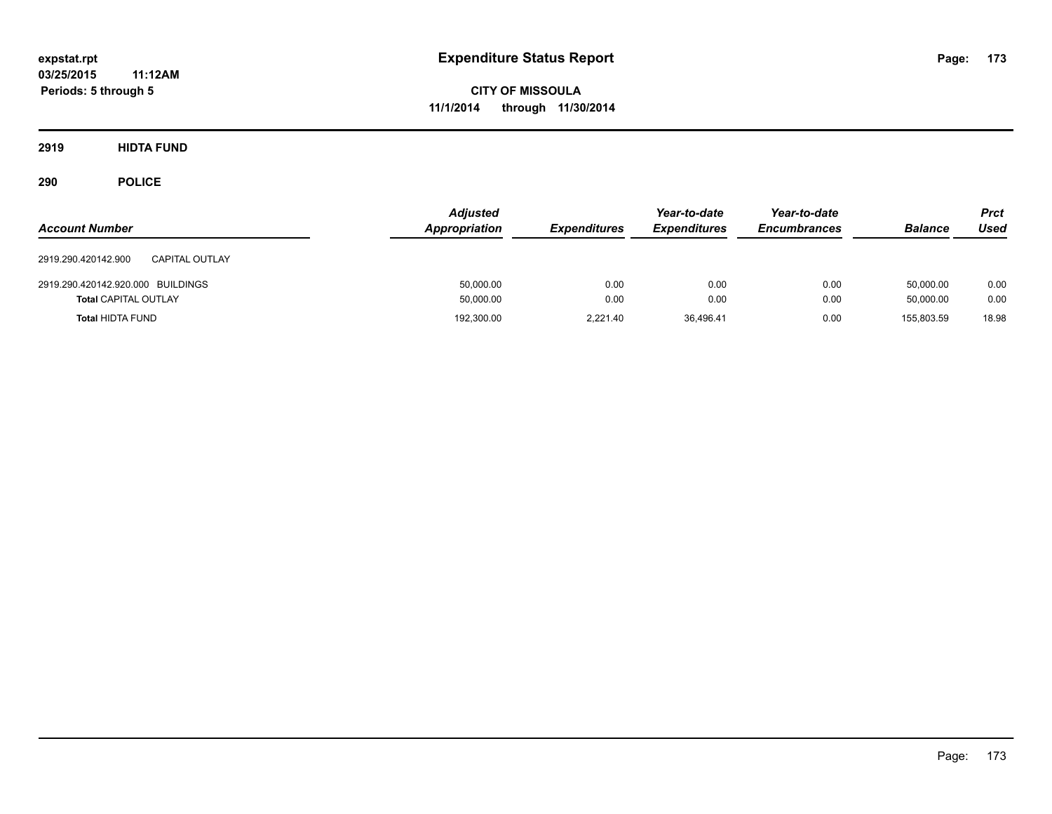expstat.rpt
03/25/2015 11:12AM
Periods: 5 through 5

# Expenditure Status Report

CITY OF MISSOULA
11/1/2014 through 11/30/2014

## 2919 HIDTA FUND

## 290 POLICE

| Account Number | | Adjusted Appropriation | Expenditures | Year-to-date Expenditures | Year-to-date Encumbrances | Balance | Prct Used |
|---|---|---|---|---|---|---|---|
| 2919.290.420142.900 | CAPITAL OUTLAY | | | | | | |
| 2919.290.420142.920.000 | BUILDINGS | 50,000.00 | 0.00 | 0.00 | 0.00 | 50,000.00 | 0.00 |
| **Total** CAPITAL OUTLAY | | 50,000.00 | 0.00 | 0.00 | 0.00 | 50,000.00 | 0.00 |
| **Total** HIDTA FUND | | 192,300.00 | 2,221.40 | 36,496.41 | 0.00 | 155,803.59 | 18.98 |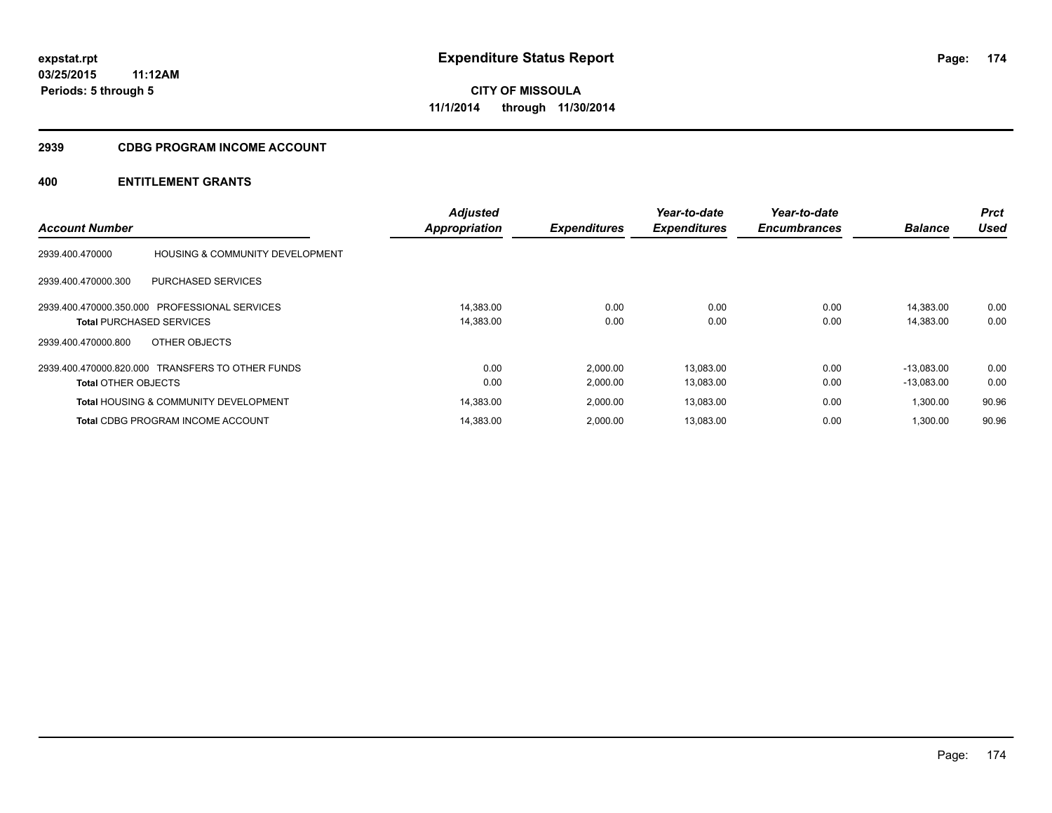# Expenditure Status Report

**expstat.rpt**
**03/25/2015 11:12AM**
**Periods: 5 through 5**

**CITY OF MISSOULA**
**11/1/2014 through 11/30/2014**

## 2939 CDBG PROGRAM INCOME ACCOUNT

## 400 ENTITLEMENT GRANTS

| Account Number | | Adjusted Appropriation | Expenditures | Year-to-date Expenditures | Year-to-date Encumbrances | Balance | Prct Used |
|---|---|---|---|---|---|---|---|
| 2939.400.470000 | HOUSING & COMMUNITY DEVELOPMENT | | | | | | |
| 2939.400.470000.300 | PURCHASED SERVICES | | | | | | |
| 2939.400.470000.350.000 | PROFESSIONAL SERVICES | 14,383.00 | 0.00 | 0.00 | 0.00 | 14,383.00 | 0.00 |
| **Total** PURCHASED SERVICES | | 14,383.00 | 0.00 | 0.00 | 0.00 | 14,383.00 | 0.00 |
| 2939.400.470000.800 | OTHER OBJECTS | | | | | | |
| 2939.400.470000.820.000 | TRANSFERS TO OTHER FUNDS | 0.00 | 2,000.00 | 13,083.00 | 0.00 | -13,083.00 | 0.00 |
| **Total** OTHER OBJECTS | | 0.00 | 2,000.00 | 13,083.00 | 0.00 | -13,083.00 | 0.00 |
| **Total** HOUSING & COMMUNITY DEVELOPMENT | | 14,383.00 | 2,000.00 | 13,083.00 | 0.00 | 1,300.00 | 90.96 |
| **Total** CDBG PROGRAM INCOME ACCOUNT | | 14,383.00 | 2,000.00 | 13,083.00 | 0.00 | 1,300.00 | 90.96 |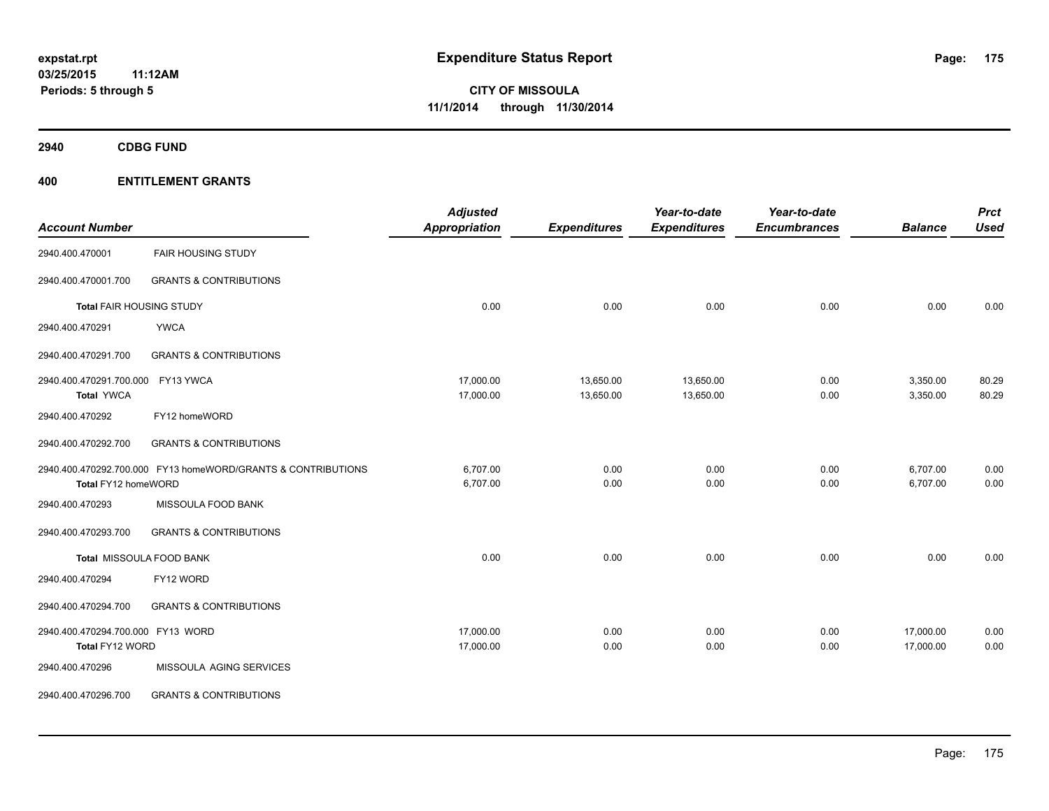expstat.rpt
03/25/2015 11:12AM
Periods: 5 through 5

# Expenditure Status Report

**CITY OF MISSOULA**
**11/1/2014 through 11/30/2014**

## 2940 CDBG FUND

## 400 ENTITLEMENT GRANTS

| Account Number | | Adjusted Appropriation | Expenditures | Year-to-date Expenditures | Year-to-date Encumbrances | Balance | Prct Used |
|---|---|---|---|---|---|---|---|
| 2940.400.470001 | FAIR HOUSING STUDY | | | | | | |
| 2940.400.470001.700 | GRANTS & CONTRIBUTIONS | | | | | | |
| **Total** FAIR HOUSING STUDY | | 0.00 | 0.00 | 0.00 | 0.00 | 0.00 | 0.00 |
| 2940.400.470291 | YWCA | | | | | | |
| 2940.400.470291.700 | GRANTS & CONTRIBUTIONS | | | | | | |
| 2940.400.470291.700.000 | FY13 YWCA | 17,000.00 | 13,650.00 | 13,650.00 | 0.00 | 3,350.00 | 80.29 |
| **Total** YWCA | | 17,000.00 | 13,650.00 | 13,650.00 | 0.00 | 3,350.00 | 80.29 |
| 2940.400.470292 | FY12 homeWORD | | | | | | |
| 2940.400.470292.700 | GRANTS & CONTRIBUTIONS | | | | | | |
| 2940.400.470292.700.000 | FY13 homeWORD/GRANTS & CONTRIBUTIONS | 6,707.00 | 0.00 | 0.00 | 0.00 | 6,707.00 | 0.00 |
| **Total** FY12 homeWORD | | 6,707.00 | 0.00 | 0.00 | 0.00 | 6,707.00 | 0.00 |
| 2940.400.470293 | MISSOULA FOOD BANK | | | | | | |
| 2940.400.470293.700 | GRANTS & CONTRIBUTIONS | | | | | | |
| **Total** MISSOULA FOOD BANK | | 0.00 | 0.00 | 0.00 | 0.00 | 0.00 | 0.00 |
| 2940.400.470294 | FY12 WORD | | | | | | |
| 2940.400.470294.700 | GRANTS & CONTRIBUTIONS | | | | | | |
| 2940.400.470294.700.000 | FY13 WORD | 17,000.00 | 0.00 | 0.00 | 0.00 | 17,000.00 | 0.00 |
| **Total** FY12 WORD | | 17,000.00 | 0.00 | 0.00 | 0.00 | 17,000.00 | 0.00 |
| 2940.400.470296 | MISSOULA AGING SERVICES | | | | | | |
| 2940.400.470296.700 | GRANTS & CONTRIBUTIONS | | | | | | |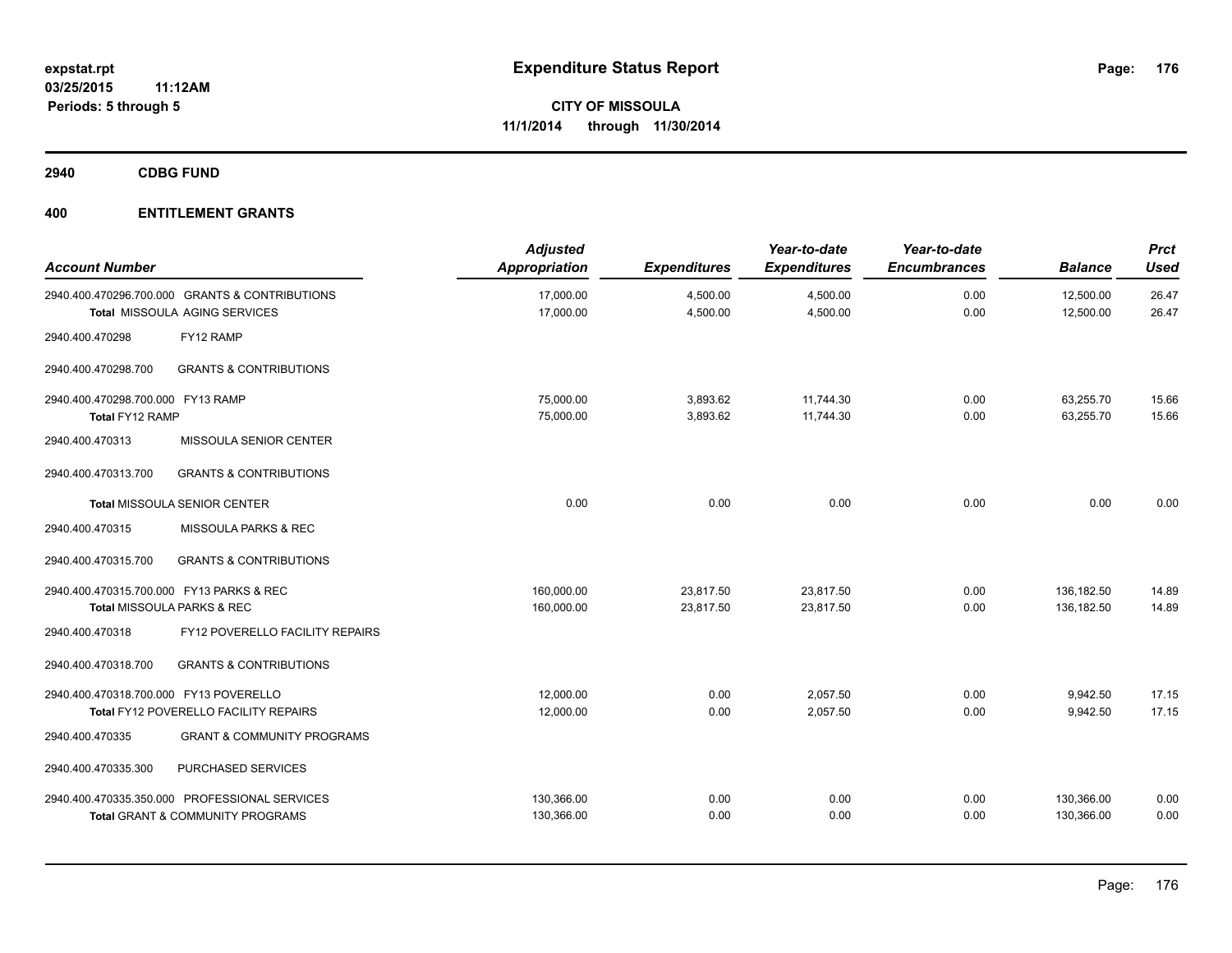# Expenditure Status Report

expstat.rpt
03/25/2015 11:12AM
Periods: 5 through 5

**CITY OF MISSOULA**
**11/1/2014 through 11/30/2014**

## 2940 CDBG FUND

## 400 ENTITLEMENT GRANTS

| Account Number | | Adjusted Appropriation | Expenditures | Year-to-date Expenditures | Year-to-date Encumbrances | Balance | Prct Used |
|---|---|---|---|---|---|---|---|
| 2940.400.470296.700.000 | GRANTS & CONTRIBUTIONS | 17,000.00 | 4,500.00 | 4,500.00 | 0.00 | 12,500.00 | 26.47 |
| **Total** MISSOULA AGING SERVICES | | 17,000.00 | 4,500.00 | 4,500.00 | 0.00 | 12,500.00 | 26.47 |
| 2940.400.470298 | FY12 RAMP | | | | | | |
| 2940.400.470298.700 | GRANTS & CONTRIBUTIONS | | | | | | |
| 2940.400.470298.700.000 | FY13 RAMP | 75,000.00 | 3,893.62 | 11,744.30 | 0.00 | 63,255.70 | 15.66 |
| **Total** FY12 RAMP | | 75,000.00 | 3,893.62 | 11,744.30 | 0.00 | 63,255.70 | 15.66 |
| 2940.400.470313 | MISSOULA SENIOR CENTER | | | | | | |
| 2940.400.470313.700 | GRANTS & CONTRIBUTIONS | | | | | | |
| **Total** MISSOULA SENIOR CENTER | | 0.00 | 0.00 | 0.00 | 0.00 | 0.00 | 0.00 |
| 2940.400.470315 | MISSOULA PARKS & REC | | | | | | |
| 2940.400.470315.700 | GRANTS & CONTRIBUTIONS | | | | | | |
| 2940.400.470315.700.000 | FY13 PARKS & REC | 160,000.00 | 23,817.50 | 23,817.50 | 0.00 | 136,182.50 | 14.89 |
| **Total** MISSOULA PARKS & REC | | 160,000.00 | 23,817.50 | 23,817.50 | 0.00 | 136,182.50 | 14.89 |
| 2940.400.470318 | FY12 POVERELLO FACILITY REPAIRS | | | | | | |
| 2940.400.470318.700 | GRANTS & CONTRIBUTIONS | | | | | | |
| 2940.400.470318.700.000 | FY13 POVERELLO | 12,000.00 | 0.00 | 2,057.50 | 0.00 | 9,942.50 | 17.15 |
| **Total** FY12 POVERELLO FACILITY REPAIRS | | 12,000.00 | 0.00 | 2,057.50 | 0.00 | 9,942.50 | 17.15 |
| 2940.400.470335 | GRANT & COMMUNITY PROGRAMS | | | | | | |
| 2940.400.470335.300 | PURCHASED SERVICES | | | | | | |
| 2940.400.470335.350.000 | PROFESSIONAL SERVICES | 130,366.00 | 0.00 | 0.00 | 0.00 | 130,366.00 | 0.00 |
| **Total** GRANT & COMMUNITY PROGRAMS | | 130,366.00 | 0.00 | 0.00 | 0.00 | 130,366.00 | 0.00 |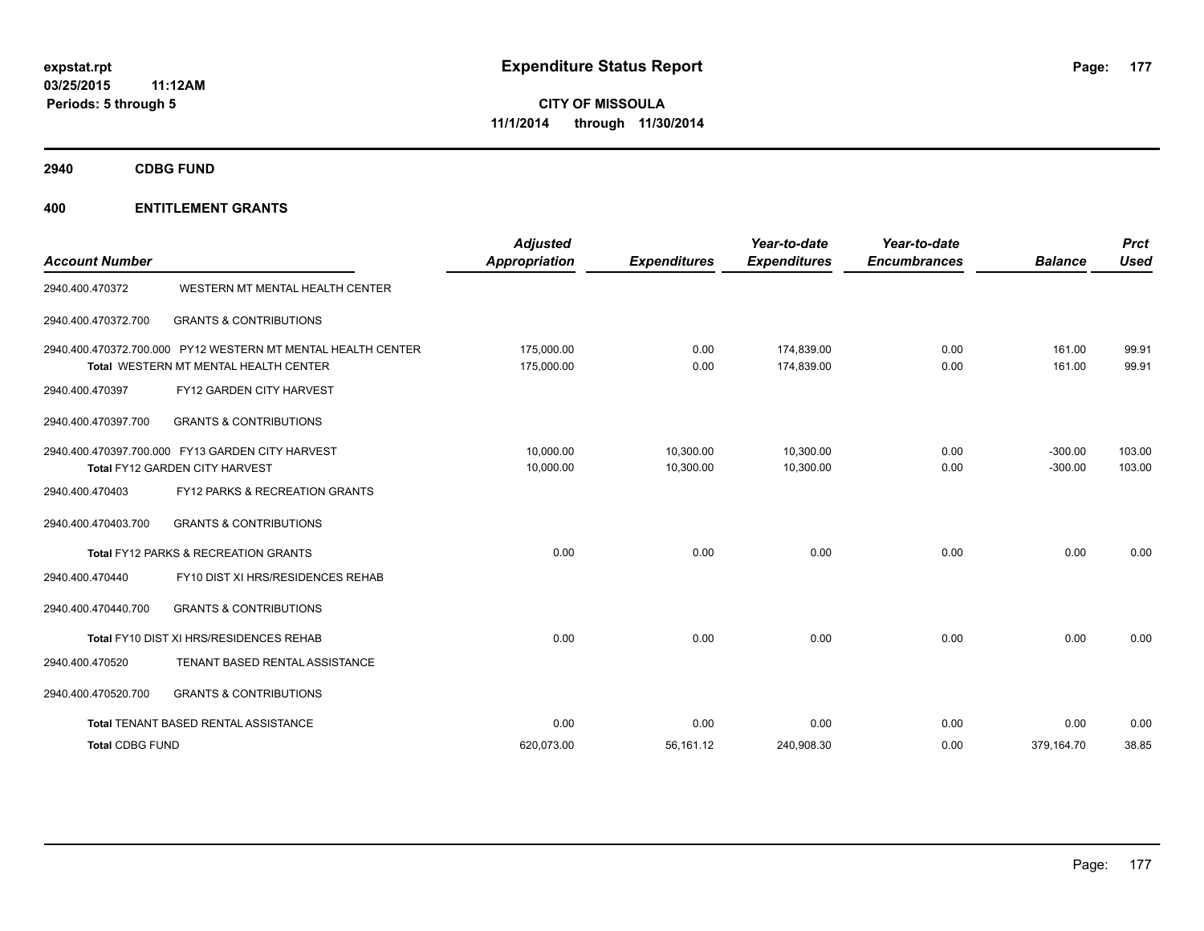**expstat.rpt**
**03/25/2015 11:12AM**
**Periods: 5 through 5**

# Expenditure Status Report

**CITY OF MISSOULA**
**11/1/2014 through 11/30/2014**

## 2940 CDBG FUND

## 400 ENTITLEMENT GRANTS

| Account Number | | Adjusted Appropriation | Expenditures | Year-to-date Expenditures | Year-to-date Encumbrances | Balance | Prct Used |
|---|---|---|---|---|---|---|---|
| 2940.400.470372 | WESTERN MT MENTAL HEALTH CENTER | | | | | | |
| 2940.400.470372.700 | GRANTS & CONTRIBUTIONS | | | | | | |
| 2940.400.470372.700.000 | PY12 WESTERN MT MENTAL HEALTH CENTER | 175,000.00 | 0.00 | 174,839.00 | 0.00 | 161.00 | 99.91 |
| | **Total** WESTERN MT MENTAL HEALTH CENTER | 175,000.00 | 0.00 | 174,839.00 | 0.00 | 161.00 | 99.91 |
| 2940.400.470397 | FY12 GARDEN CITY HARVEST | | | | | | |
| 2940.400.470397.700 | GRANTS & CONTRIBUTIONS | | | | | | |
| 2940.400.470397.700.000 | FY13 GARDEN CITY HARVEST | 10,000.00 | 10,300.00 | 10,300.00 | 0.00 | -300.00 | 103.00 |
| | **Total** FY12 GARDEN CITY HARVEST | 10,000.00 | 10,300.00 | 10,300.00 | 0.00 | -300.00 | 103.00 |
| 2940.400.470403 | FY12 PARKS & RECREATION GRANTS | | | | | | |
| 2940.400.470403.700 | GRANTS & CONTRIBUTIONS | | | | | | |
| | **Total** FY12 PARKS & RECREATION GRANTS | 0.00 | 0.00 | 0.00 | 0.00 | 0.00 | 0.00 |
| 2940.400.470440 | FY10 DIST XI HRS/RESIDENCES REHAB | | | | | | |
| 2940.400.470440.700 | GRANTS & CONTRIBUTIONS | | | | | | |
| | **Total** FY10 DIST XI HRS/RESIDENCES REHAB | 0.00 | 0.00 | 0.00 | 0.00 | 0.00 | 0.00 |
| 2940.400.470520 | TENANT BASED RENTAL ASSISTANCE | | | | | | |
| 2940.400.470520.700 | GRANTS & CONTRIBUTIONS | | | | | | |
| | **Total** TENANT BASED RENTAL ASSISTANCE | 0.00 | 0.00 | 0.00 | 0.00 | 0.00 | 0.00 |
| **Total** CDBG FUND | | 620,073.00 | 56,161.12 | 240,908.30 | 0.00 | 379,164.70 | 38.85 |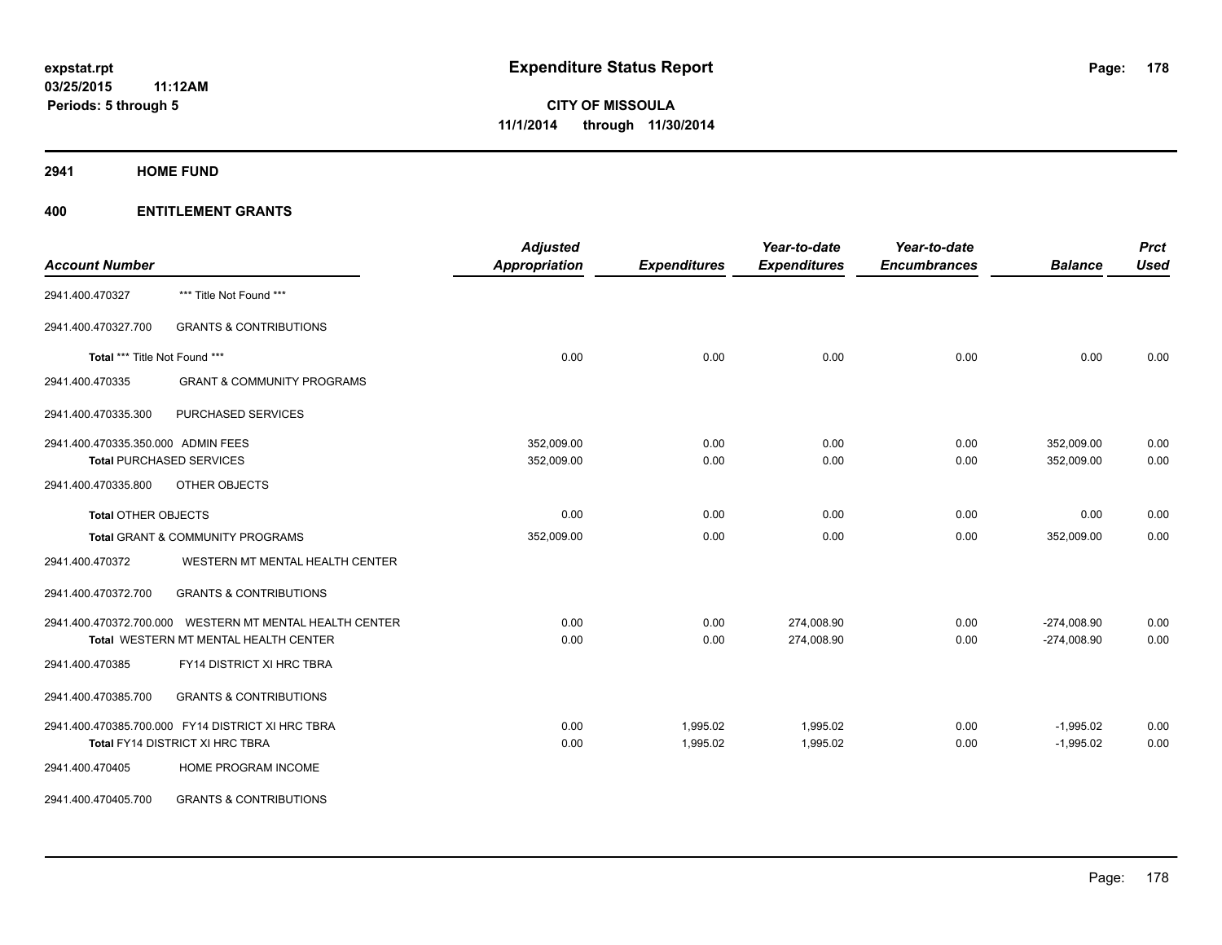expstat.rpt
03/25/2015 11:12AM
Periods: 5 through 5

# Expenditure Status Report

CITY OF MISSOULA
11/1/2014 through 11/30/2014

## 2941 HOME FUND

### 400 ENTITLEMENT GRANTS

| Account Number | | Adjusted Appropriation | Expenditures | Year-to-date Expenditures | Year-to-date Encumbrances | Balance | Prct Used |
|---|---|---|---|---|---|---|---|
| 2941.400.470327 | *** Title Not Found *** | | | | | | |
| 2941.400.470327.700 | GRANTS & CONTRIBUTIONS | | | | | | |
| **Total** *** Title Not Found *** | | 0.00 | 0.00 | 0.00 | 0.00 | 0.00 | 0.00 |
| 2941.400.470335 | GRANT & COMMUNITY PROGRAMS | | | | | | |
| 2941.400.470335.300 | PURCHASED SERVICES | | | | | | |
| 2941.400.470335.350.000 | ADMIN FEES | 352,009.00 | 0.00 | 0.00 | 0.00 | 352,009.00 | 0.00 |
| **Total** PURCHASED SERVICES | | 352,009.00 | 0.00 | 0.00 | 0.00 | 352,009.00 | 0.00 |
| 2941.400.470335.800 | OTHER OBJECTS | | | | | | |
| **Total** OTHER OBJECTS | | 0.00 | 0.00 | 0.00 | 0.00 | 0.00 | 0.00 |
| **Total** GRANT & COMMUNITY PROGRAMS | | 352,009.00 | 0.00 | 0.00 | 0.00 | 352,009.00 | 0.00 |
| 2941.400.470372 | WESTERN MT MENTAL HEALTH CENTER | | | | | | |
| 2941.400.470372.700 | GRANTS & CONTRIBUTIONS | | | | | | |
| 2941.400.470372.700.000 | WESTERN MT MENTAL HEALTH CENTER | 0.00 | 0.00 | 274,008.90 | 0.00 | -274,008.90 | 0.00 |
| **Total** WESTERN MT MENTAL HEALTH CENTER | | 0.00 | 0.00 | 274,008.90 | 0.00 | -274,008.90 | 0.00 |
| 2941.400.470385 | FY14 DISTRICT XI HRC TBRA | | | | | | |
| 2941.400.470385.700 | GRANTS & CONTRIBUTIONS | | | | | | |
| 2941.400.470385.700.000 | FY14 DISTRICT XI HRC TBRA | 0.00 | 1,995.02 | 1,995.02 | 0.00 | -1,995.02 | 0.00 |
| **Total** FY14 DISTRICT XI HRC TBRA | | 0.00 | 1,995.02 | 1,995.02 | 0.00 | -1,995.02 | 0.00 |
| 2941.400.470405 | HOME PROGRAM INCOME | | | | | | |
| 2941.400.470405.700 | GRANTS & CONTRIBUTIONS | | | | | | |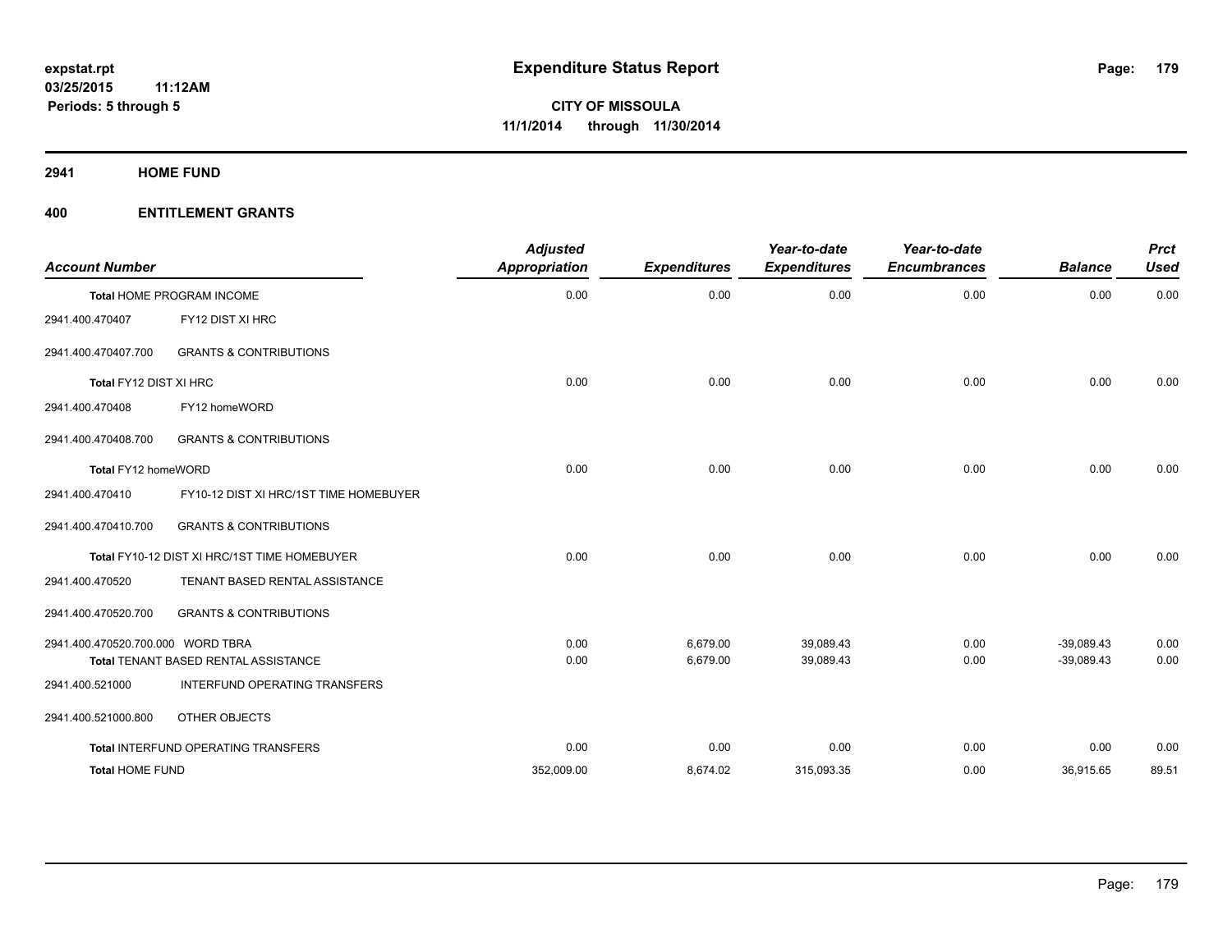expstat.rpt
03/25/2015 11:12AM
Periods: 5 through 5

# Expenditure Status Report

**CITY OF MISSOULA**
**11/1/2014 through 11/30/2014**

## 2941 HOME FUND

## 400 ENTITLEMENT GRANTS

| Account Number | | Adjusted Appropriation | Expenditures | Year-to-date Expenditures | Year-to-date Encumbrances | Balance | Prct Used |
|---|---|---|---|---|---|---|---|
| Total HOME PROGRAM INCOME | | 0.00 | 0.00 | 0.00 | 0.00 | 0.00 | 0.00 |
| 2941.400.470407 | FY12 DIST XI HRC | | | | | | |
| 2941.400.470407.700 | GRANTS & CONTRIBUTIONS | | | | | | |
| Total FY12 DIST XI HRC | | 0.00 | 0.00 | 0.00 | 0.00 | 0.00 | 0.00 |
| 2941.400.470408 | FY12 homeWORD | | | | | | |
| 2941.400.470408.700 | GRANTS & CONTRIBUTIONS | | | | | | |
| Total FY12 homeWORD | | 0.00 | 0.00 | 0.00 | 0.00 | 0.00 | 0.00 |
| 2941.400.470410 | FY10-12 DIST XI HRC/1ST TIME HOMEBUYER | | | | | | |
| 2941.400.470410.700 | GRANTS & CONTRIBUTIONS | | | | | | |
| Total FY10-12 DIST XI HRC/1ST TIME HOMEBUYER | | 0.00 | 0.00 | 0.00 | 0.00 | 0.00 | 0.00 |
| 2941.400.470520 | TENANT BASED RENTAL ASSISTANCE | | | | | | |
| 2941.400.470520.700 | GRANTS & CONTRIBUTIONS | | | | | | |
| 2941.400.470520.700.000 | WORD TBRA | 0.00 | 6,679.00 | 39,089.43 | 0.00 | -39,089.43 | 0.00 |
| Total TENANT BASED RENTAL ASSISTANCE | | 0.00 | 6,679.00 | 39,089.43 | 0.00 | -39,089.43 | 0.00 |
| 2941.400.521000 | INTERFUND OPERATING TRANSFERS | | | | | | |
| 2941.400.521000.800 | OTHER OBJECTS | | | | | | |
| Total INTERFUND OPERATING TRANSFERS | | 0.00 | 0.00 | 0.00 | 0.00 | 0.00 | 0.00 |
| **Total HOME FUND** | | 352,009.00 | 8,674.02 | 315,093.35 | 0.00 | 36,915.65 | 89.51 |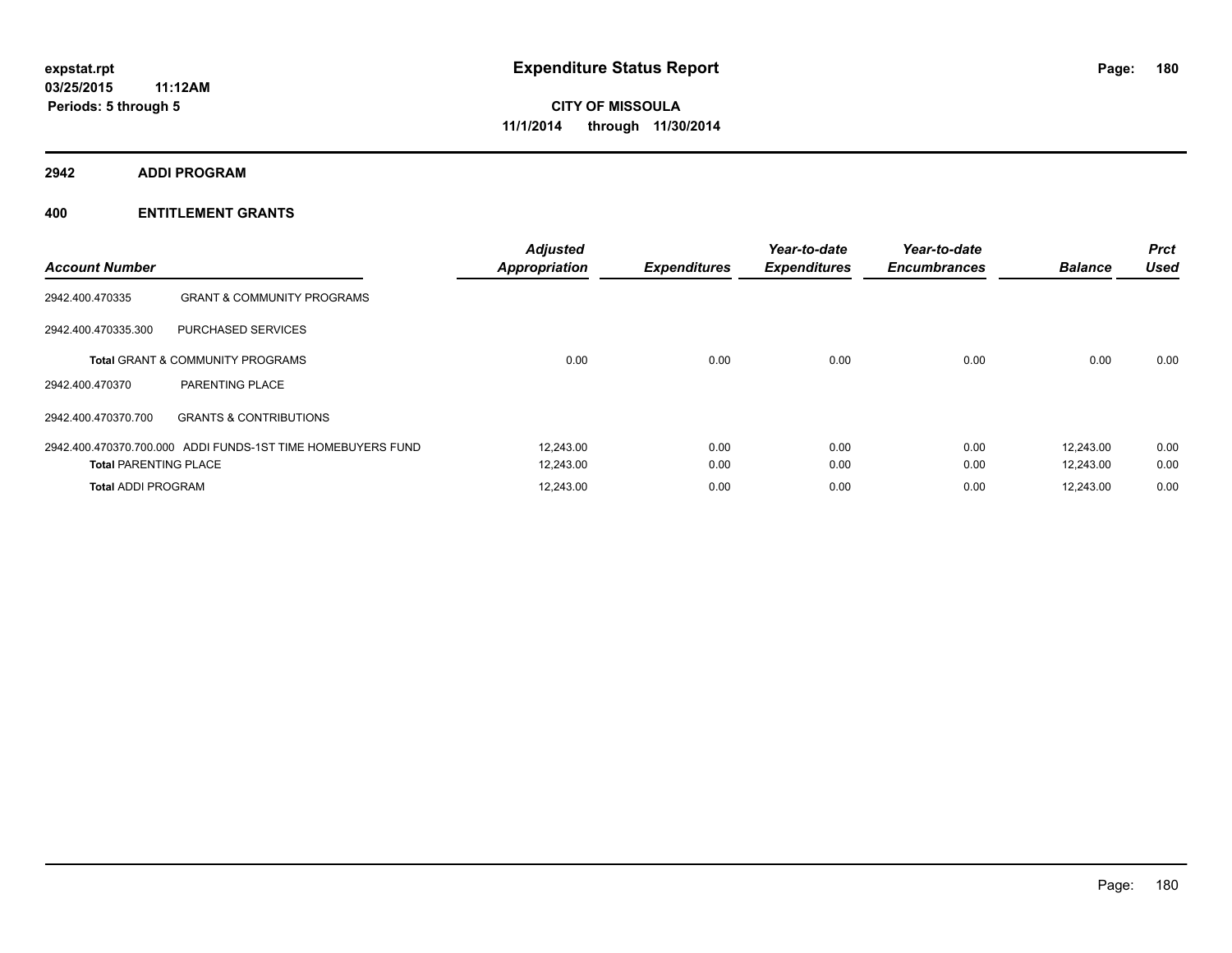**expstat.rpt**
**03/25/2015 11:12AM**
**Periods: 5 through 5**

# Expenditure Status Report

**CITY OF MISSOULA**
**11/1/2014 through 11/30/2014**

## 2942 ADDI PROGRAM

## 400 ENTITLEMENT GRANTS

| Account Number | | Adjusted Appropriation | Expenditures | Year-to-date Expenditures | Year-to-date Encumbrances | Balance | Prct Used |
|---|---|---|---|---|---|---|---|
| 2942.400.470335 | GRANT & COMMUNITY PROGRAMS | | | | | | |
| 2942.400.470335.300 | PURCHASED SERVICES | | | | | | |
| **Total** GRANT & COMMUNITY PROGRAMS | | 0.00 | 0.00 | 0.00 | 0.00 | 0.00 | 0.00 |
| 2942.400.470370 | PARENTING PLACE | | | | | | |
| 2942.400.470370.700 | GRANTS & CONTRIBUTIONS | | | | | | |
| 2942.400.470370.700.000 | ADDI FUNDS-1ST TIME HOMEBUYERS FUND | 12,243.00 | 0.00 | 0.00 | 0.00 | 12,243.00 | 0.00 |
| **Total** PARENTING PLACE | | 12,243.00 | 0.00 | 0.00 | 0.00 | 12,243.00 | 0.00 |
| **Total** ADDI PROGRAM | | 12,243.00 | 0.00 | 0.00 | 0.00 | 12,243.00 | 0.00 |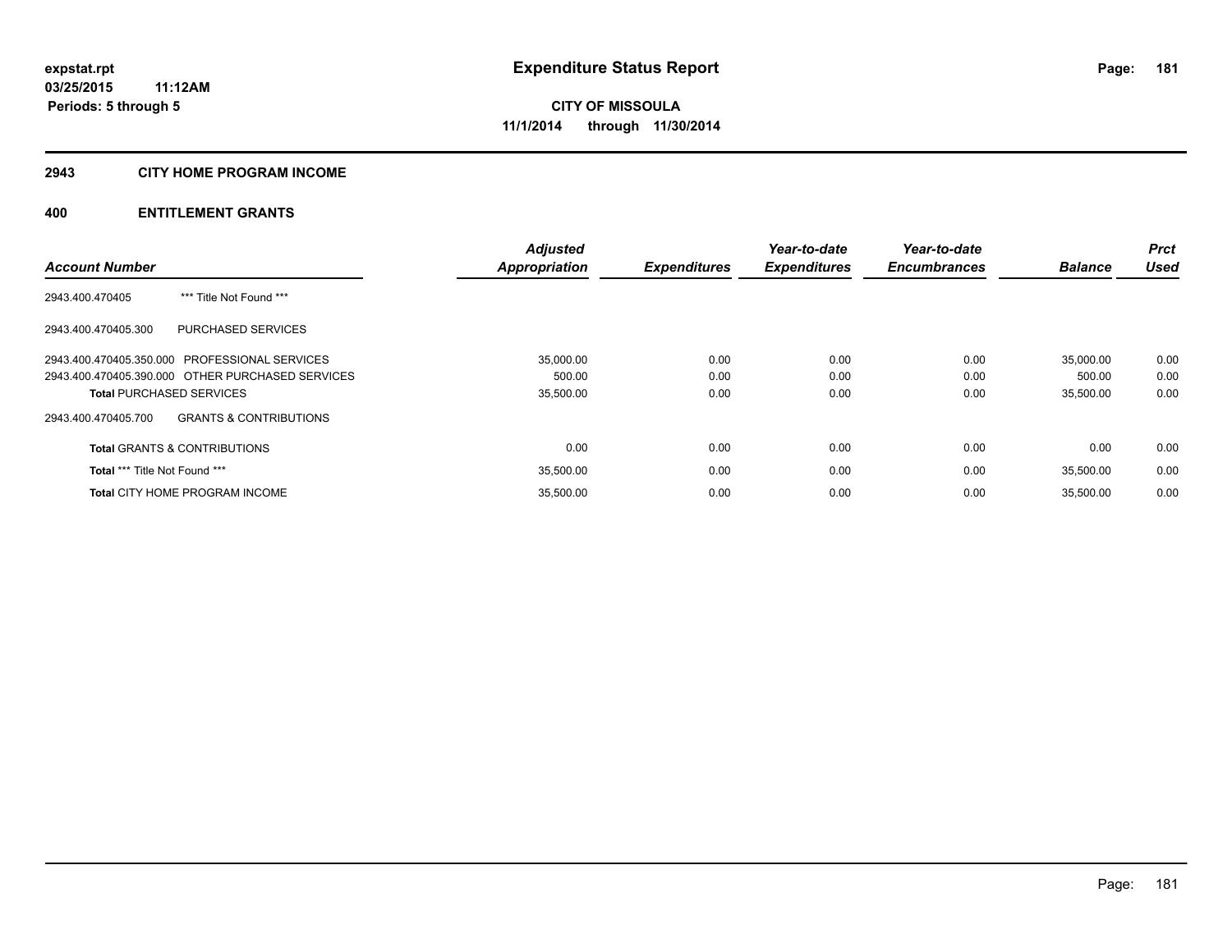**expstat.rpt**
**03/25/2015 11:12AM**
**Periods: 5 through 5**

# Expenditure Status Report

**CITY OF MISSOULA**
**11/1/2014 through 11/30/2014**

## 2943 CITY HOME PROGRAM INCOME

## 400 ENTITLEMENT GRANTS

| Account Number | | Adjusted Appropriation | Expenditures | Year-to-date Expenditures | Year-to-date Encumbrances | Balance | Prct Used |
|---|---|---|---|---|---|---|---|
| 2943.400.470405 | *** Title Not Found *** | | | | | | |
| 2943.400.470405.300 | PURCHASED SERVICES | | | | | | |
| 2943.400.470405.350.000 | PROFESSIONAL SERVICES | 35,000.00 | 0.00 | 0.00 | 0.00 | 35,000.00 | 0.00 |
| 2943.400.470405.390.000 | OTHER PURCHASED SERVICES | 500.00 | 0.00 | 0.00 | 0.00 | 500.00 | 0.00 |
| **Total** PURCHASED SERVICES | | 35,500.00 | 0.00 | 0.00 | 0.00 | 35,500.00 | 0.00 |
| 2943.400.470405.700 | GRANTS & CONTRIBUTIONS | | | | | | |
| **Total** GRANTS & CONTRIBUTIONS | | 0.00 | 0.00 | 0.00 | 0.00 | 0.00 | 0.00 |
| **Total** *** Title Not Found *** | | 35,500.00 | 0.00 | 0.00 | 0.00 | 35,500.00 | 0.00 |
| **Total** CITY HOME PROGRAM INCOME | | 35,500.00 | 0.00 | 0.00 | 0.00 | 35,500.00 | 0.00 |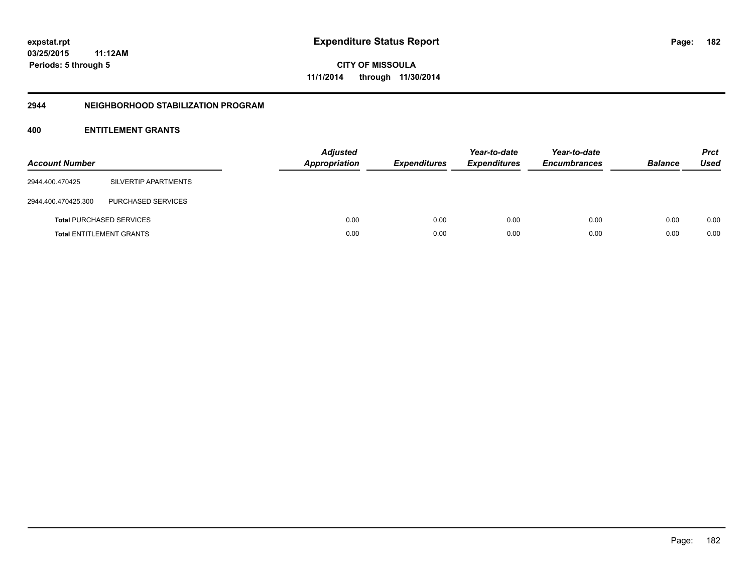# Expenditure Status Report

**CITY OF MISSOULA**

**11/1/2014 through 11/30/2014**

expstat.rpt
03/25/2015 11:12AM
Periods: 5 through 5

## 2944 NEIGHBORHOOD STABILIZATION PROGRAM

### 400 ENTITLEMENT GRANTS

| Account Number | | Adjusted Appropriation | Expenditures | Year-to-date Expenditures | Year-to-date Encumbrances | Balance | Prct Used |
|---|---|---|---|---|---|---|---|
| 2944.400.470425 | SILVERTIP APARTMENTS | | | | | | |
| 2944.400.470425.300 | PURCHASED SERVICES | | | | | | |
| **Total** PURCHASED SERVICES | | 0.00 | 0.00 | 0.00 | 0.00 | 0.00 | 0.00 |
| **Total** ENTITLEMENT GRANTS | | 0.00 | 0.00 | 0.00 | 0.00 | 0.00 | 0.00 |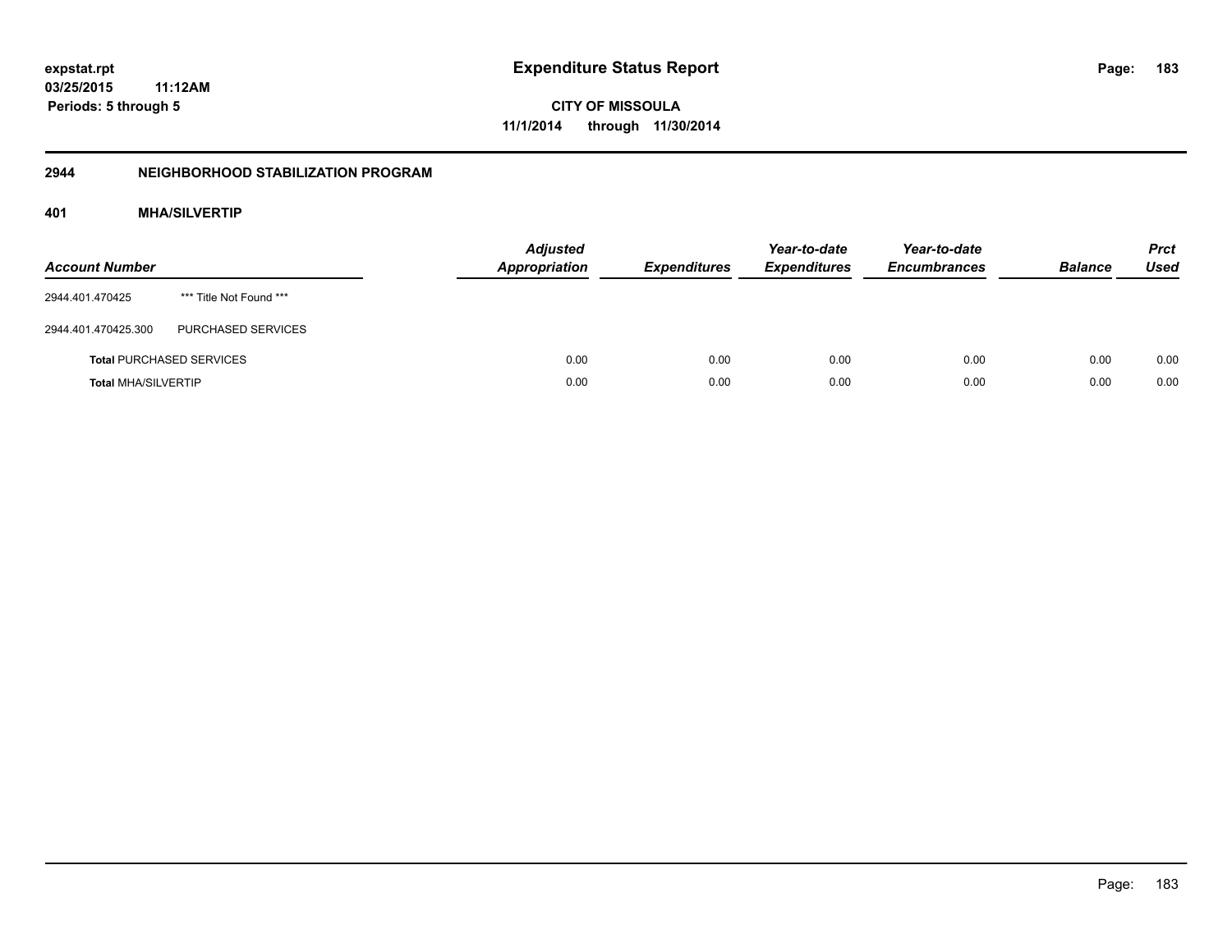expstat.rpt
03/25/2015 11:12AM
Periods: 5 through 5

# Expenditure Status Report

CITY OF MISSOULA
11/1/2014 through 11/30/2014

## 2944 NEIGHBORHOOD STABILIZATION PROGRAM

### 401 MHA/SILVERTIP

| Account Number | | Adjusted Appropriation | Expenditures | Year-to-date Expenditures | Year-to-date Encumbrances | Balance | Prct Used |
|---|---|---|---|---|---|---|---|
| 2944.401.470425 | *** Title Not Found *** | | | | | | |
| 2944.401.470425.300 | PURCHASED SERVICES | | | | | | |
| **Total** PURCHASED SERVICES | | 0.00 | 0.00 | 0.00 | 0.00 | 0.00 | 0.00 |
| **Total** MHA/SILVERTIP | | 0.00 | 0.00 | 0.00 | 0.00 | 0.00 | 0.00 |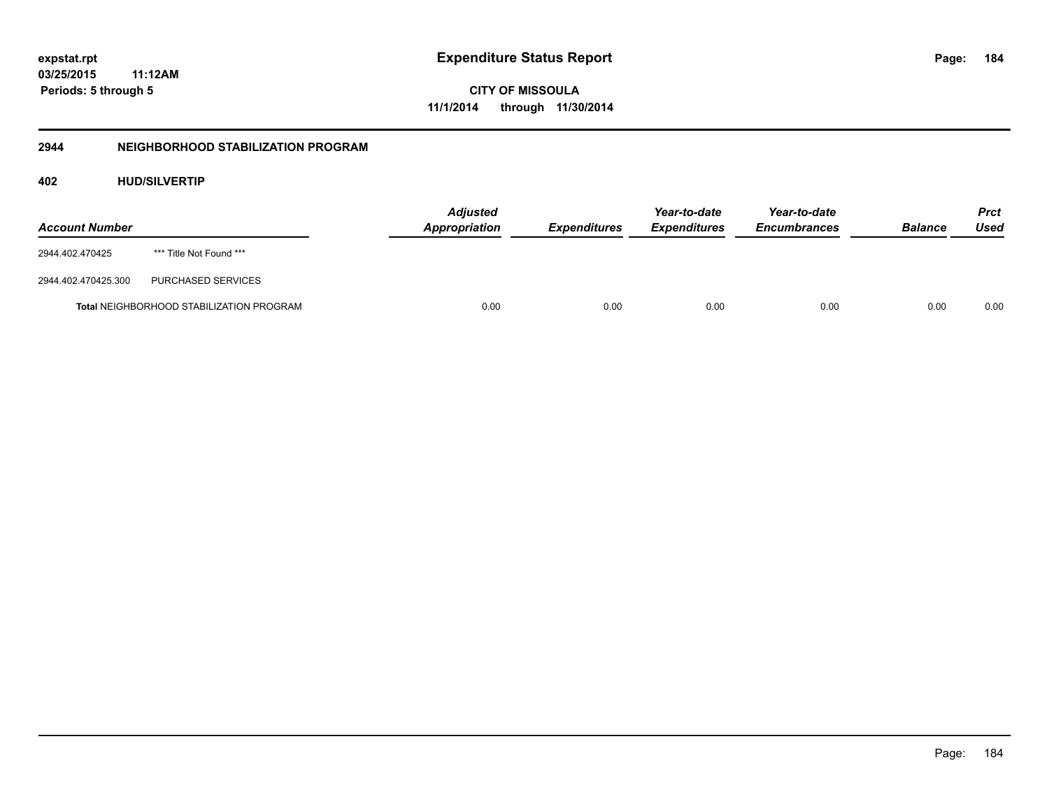# Expenditure Status Report

expstat.rpt
03/25/2015 11:12AM
Periods: 5 through 5

CITY OF MISSOULA
11/1/2014 through 11/30/2014

## 2944 NEIGHBORHOOD STABILIZATION PROGRAM

### 402 HUD/SILVERTIP

| Account Number | | Adjusted Appropriation | Expenditures | Year-to-date Expenditures | Year-to-date Encumbrances | Balance | Prct Used |
|---|---|---|---|---|---|---|---|
| 2944.402.470425 | *** Title Not Found *** | | | | | | |
| 2944.402.470425.300 | PURCHASED SERVICES | | | | | | |
| **Total** NEIGHBORHOOD STABILIZATION PROGRAM | | 0.00 | 0.00 | 0.00 | 0.00 | 0.00 | 0.00 |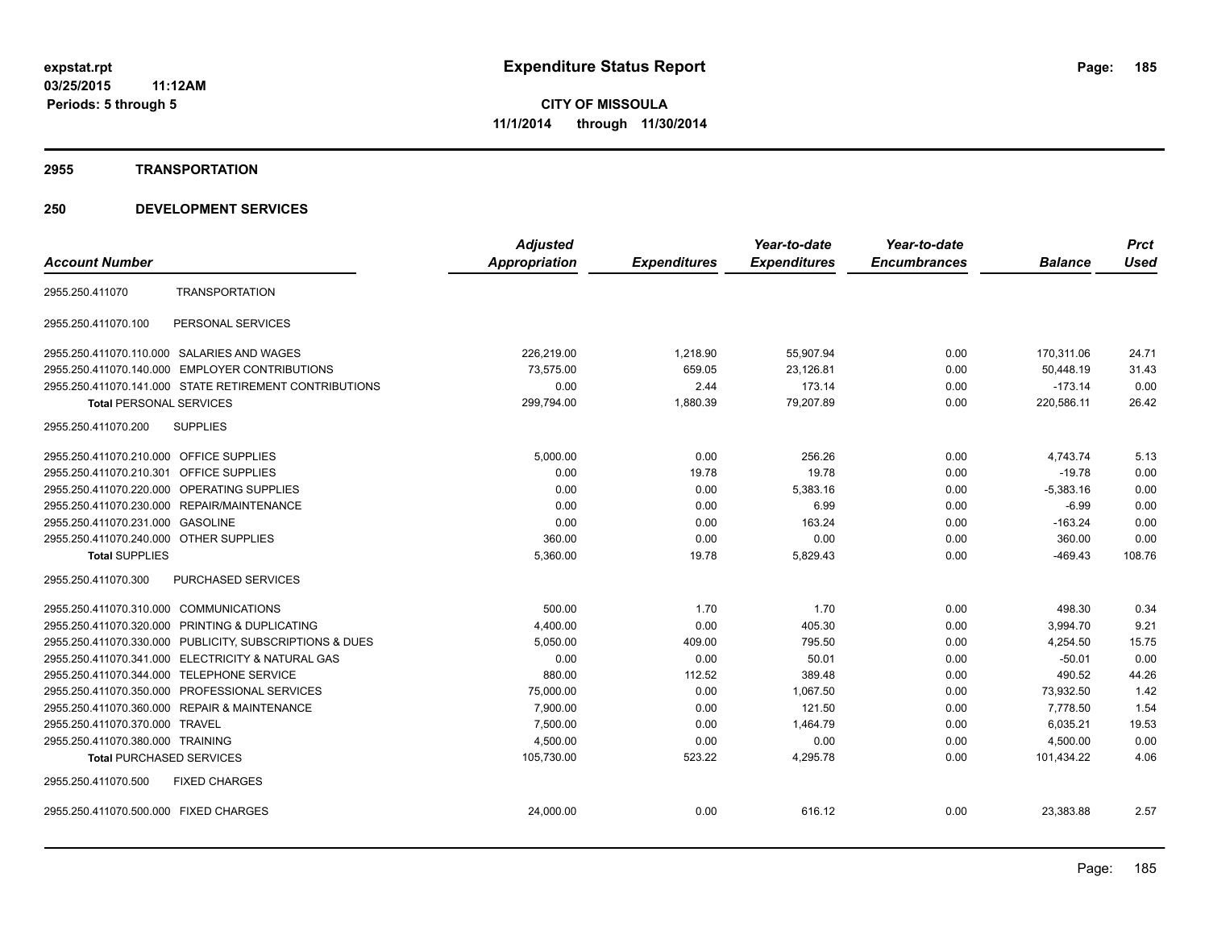expstat.rpt
03/25/2015 11:12AM
Periods: 5 through 5

# Expenditure Status Report

**CITY OF MISSOULA**
**11/1/2014 through 11/30/2014**

## 2955 TRANSPORTATION

## 250 DEVELOPMENT SERVICES

| Account Number | | Adjusted Appropriation | Expenditures | Year-to-date Expenditures | Year-to-date Encumbrances | Balance | Prct Used |
|---|---|---|---|---|---|---|---|
| 2955.250.411070 | TRANSPORTATION | | | | | | |
| 2955.250.411070.100 | PERSONAL SERVICES | | | | | | |
| 2955.250.411070.110.000 | SALARIES AND WAGES | 226,219.00 | 1,218.90 | 55,907.94 | 0.00 | 170,311.06 | 24.71 |
| 2955.250.411070.140.000 | EMPLOYER CONTRIBUTIONS | 73,575.00 | 659.05 | 23,126.81 | 0.00 | 50,448.19 | 31.43 |
| 2955.250.411070.141.000 | STATE RETIREMENT CONTRIBUTIONS | 0.00 | 2.44 | 173.14 | 0.00 | -173.14 | 0.00 |
| **Total** PERSONAL SERVICES | | 299,794.00 | 1,880.39 | 79,207.89 | 0.00 | 220,586.11 | 26.42 |
| 2955.250.411070.200 | SUPPLIES | | | | | | |
| 2955.250.411070.210.000 | OFFICE SUPPLIES | 5,000.00 | 0.00 | 256.26 | 0.00 | 4,743.74 | 5.13 |
| 2955.250.411070.210.301 | OFFICE SUPPLIES | 0.00 | 19.78 | 19.78 | 0.00 | -19.78 | 0.00 |
| 2955.250.411070.220.000 | OPERATING SUPPLIES | 0.00 | 0.00 | 5,383.16 | 0.00 | -5,383.16 | 0.00 |
| 2955.250.411070.230.000 | REPAIR/MAINTENANCE | 0.00 | 0.00 | 6.99 | 0.00 | -6.99 | 0.00 |
| 2955.250.411070.231.000 | GASOLINE | 0.00 | 0.00 | 163.24 | 0.00 | -163.24 | 0.00 |
| 2955.250.411070.240.000 | OTHER SUPPLIES | 360.00 | 0.00 | 0.00 | 0.00 | 360.00 | 0.00 |
| **Total** SUPPLIES | | 5,360.00 | 19.78 | 5,829.43 | 0.00 | -469.43 | 108.76 |
| 2955.250.411070.300 | PURCHASED SERVICES | | | | | | |
| 2955.250.411070.310.000 | COMMUNICATIONS | 500.00 | 1.70 | 1.70 | 0.00 | 498.30 | 0.34 |
| 2955.250.411070.320.000 | PRINTING & DUPLICATING | 4,400.00 | 0.00 | 405.30 | 0.00 | 3,994.70 | 9.21 |
| 2955.250.411070.330.000 | PUBLICITY, SUBSCRIPTIONS & DUES | 5,050.00 | 409.00 | 795.50 | 0.00 | 4,254.50 | 15.75 |
| 2955.250.411070.341.000 | ELECTRICITY & NATURAL GAS | 0.00 | 0.00 | 50.01 | 0.00 | -50.01 | 0.00 |
| 2955.250.411070.344.000 | TELEPHONE SERVICE | 880.00 | 112.52 | 389.48 | 0.00 | 490.52 | 44.26 |
| 2955.250.411070.350.000 | PROFESSIONAL SERVICES | 75,000.00 | 0.00 | 1,067.50 | 0.00 | 73,932.50 | 1.42 |
| 2955.250.411070.360.000 | REPAIR & MAINTENANCE | 7,900.00 | 0.00 | 121.50 | 0.00 | 7,778.50 | 1.54 |
| 2955.250.411070.370.000 | TRAVEL | 7,500.00 | 0.00 | 1,464.79 | 0.00 | 6,035.21 | 19.53 |
| 2955.250.411070.380.000 | TRAINING | 4,500.00 | 0.00 | 0.00 | 0.00 | 4,500.00 | 0.00 |
| **Total** PURCHASED SERVICES | | 105,730.00 | 523.22 | 4,295.78 | 0.00 | 101,434.22 | 4.06 |
| 2955.250.411070.500 | FIXED CHARGES | | | | | | |
| 2955.250.411070.500.000 | FIXED CHARGES | 24,000.00 | 0.00 | 616.12 | 0.00 | 23,383.88 | 2.57 |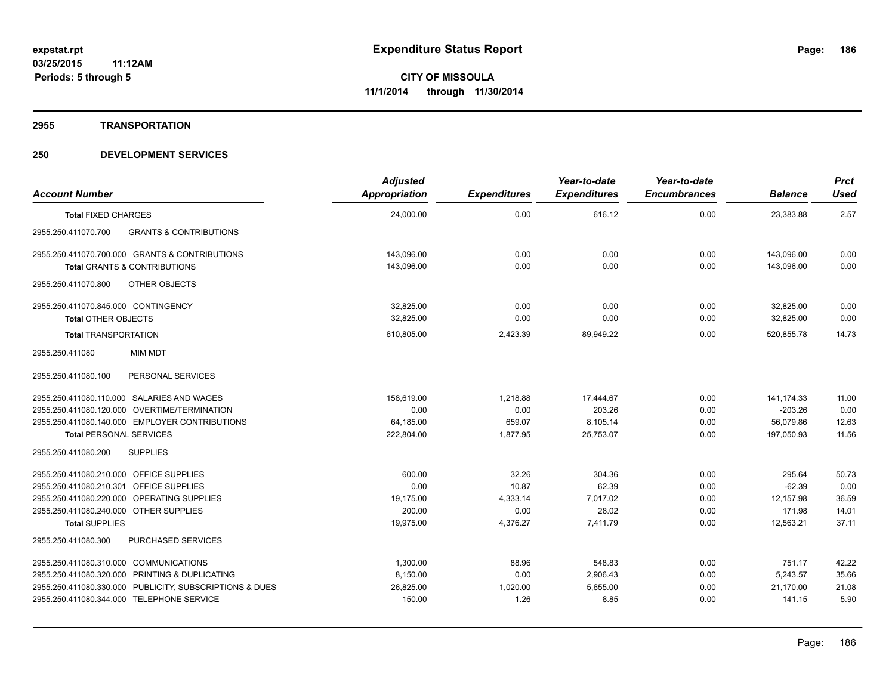expstat.rpt
03/25/2015 11:12AM
Periods: 5 through 5

# Expenditure Status Report

**CITY OF MISSOULA**
**11/1/2014 through 11/30/2014**

## 2955 TRANSPORTATION

## 250 DEVELOPMENT SERVICES

| Account Number | Adjusted Appropriation | Expenditures | Year-to-date Expenditures | Year-to-date Encumbrances | Balance | Prct Used |
|---|---|---|---|---|---|---|
| **Total** FIXED CHARGES | 24,000.00 | 0.00 | 616.12 | 0.00 | 23,383.88 | 2.57 |
| 2955.250.411070.700 GRANTS & CONTRIBUTIONS | | | | | | |
| 2955.250.411070.700.000 GRANTS & CONTRIBUTIONS | 143,096.00 | 0.00 | 0.00 | 0.00 | 143,096.00 | 0.00 |
| **Total** GRANTS & CONTRIBUTIONS | 143,096.00 | 0.00 | 0.00 | 0.00 | 143,096.00 | 0.00 |
| 2955.250.411070.800 OTHER OBJECTS | | | | | | |
| 2955.250.411070.845.000 CONTINGENCY | 32,825.00 | 0.00 | 0.00 | 0.00 | 32,825.00 | 0.00 |
| **Total** OTHER OBJECTS | 32,825.00 | 0.00 | 0.00 | 0.00 | 32,825.00 | 0.00 |
| **Total** TRANSPORTATION | 610,805.00 | 2,423.39 | 89,949.22 | 0.00 | 520,855.78 | 14.73 |
| 2955.250.411080 MIM MDT | | | | | | |
| 2955.250.411080.100 PERSONAL SERVICES | | | | | | |
| 2955.250.411080.110.000 SALARIES AND WAGES | 158,619.00 | 1,218.88 | 17,444.67 | 0.00 | 141,174.33 | 11.00 |
| 2955.250.411080.120.000 OVERTIME/TERMINATION | 0.00 | 0.00 | 203.26 | 0.00 | -203.26 | 0.00 |
| 2955.250.411080.140.000 EMPLOYER CONTRIBUTIONS | 64,185.00 | 659.07 | 8,105.14 | 0.00 | 56,079.86 | 12.63 |
| **Total** PERSONAL SERVICES | 222,804.00 | 1,877.95 | 25,753.07 | 0.00 | 197,050.93 | 11.56 |
| 2955.250.411080.200 SUPPLIES | | | | | | |
| 2955.250.411080.210.000 OFFICE SUPPLIES | 600.00 | 32.26 | 304.36 | 0.00 | 295.64 | 50.73 |
| 2955.250.411080.210.301 OFFICE SUPPLIES | 0.00 | 10.87 | 62.39 | 0.00 | -62.39 | 0.00 |
| 2955.250.411080.220.000 OPERATING SUPPLIES | 19,175.00 | 4,333.14 | 7,017.02 | 0.00 | 12,157.98 | 36.59 |
| 2955.250.411080.240.000 OTHER SUPPLIES | 200.00 | 0.00 | 28.02 | 0.00 | 171.98 | 14.01 |
| **Total** SUPPLIES | 19,975.00 | 4,376.27 | 7,411.79 | 0.00 | 12,563.21 | 37.11 |
| 2955.250.411080.300 PURCHASED SERVICES | | | | | | |
| 2955.250.411080.310.000 COMMUNICATIONS | 1,300.00 | 88.96 | 548.83 | 0.00 | 751.17 | 42.22 |
| 2955.250.411080.320.000 PRINTING & DUPLICATING | 8,150.00 | 0.00 | 2,906.43 | 0.00 | 5,243.57 | 35.66 |
| 2955.250.411080.330.000 PUBLICITY, SUBSCRIPTIONS & DUES | 26,825.00 | 1,020.00 | 5,655.00 | 0.00 | 21,170.00 | 21.08 |
| 2955.250.411080.344.000 TELEPHONE SERVICE | 150.00 | 1.26 | 8.85 | 0.00 | 141.15 | 5.90 |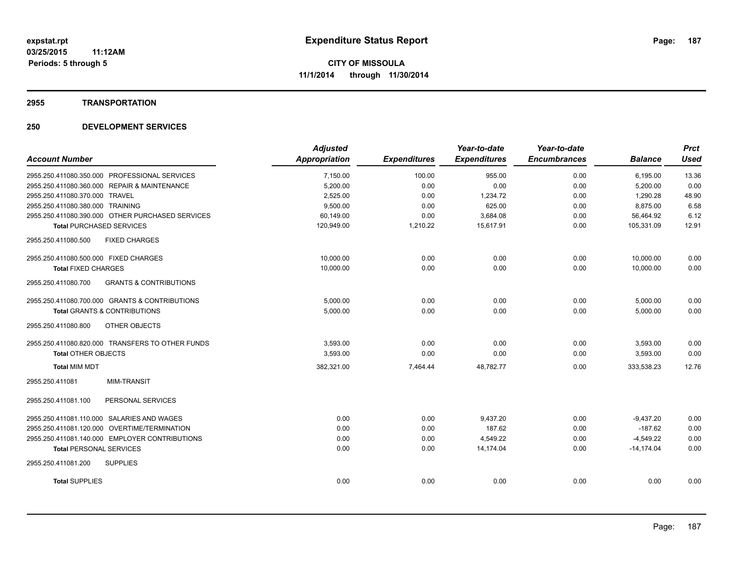# Expenditure Status Report

**CITY OF MISSOULA**
**11/1/2014 through 11/30/2014**

expstat.rpt
03/25/2015 11:12AM
Periods: 5 through 5

## 2955 TRANSPORTATION

## 250 DEVELOPMENT SERVICES

| Account Number | Adjusted Appropriation | Expenditures | Year-to-date Expenditures | Year-to-date Encumbrances | Balance | Prct Used |
|---|---|---|---|---|---|---|
| 2955.250.411080.350.000 PROFESSIONAL SERVICES | 7,150.00 | 100.00 | 955.00 | 0.00 | 6,195.00 | 13.36 |
| 2955.250.411080.360.000 REPAIR & MAINTENANCE | 5,200.00 | 0.00 | 0.00 | 0.00 | 5,200.00 | 0.00 |
| 2955.250.411080.370.000 TRAVEL | 2,525.00 | 0.00 | 1,234.72 | 0.00 | 1,290.28 | 48.90 |
| 2955.250.411080.380.000 TRAINING | 9,500.00 | 0.00 | 625.00 | 0.00 | 8,875.00 | 6.58 |
| 2955.250.411080.390.000 OTHER PURCHASED SERVICES | 60,149.00 | 0.00 | 3,684.08 | 0.00 | 56,464.92 | 6.12 |
| **Total** PURCHASED SERVICES | 120,949.00 | 1,210.22 | 15,617.91 | 0.00 | 105,331.09 | 12.91 |
| 2955.250.411080.500 FIXED CHARGES | | | | | | |
| 2955.250.411080.500.000 FIXED CHARGES | 10,000.00 | 0.00 | 0.00 | 0.00 | 10,000.00 | 0.00 |
| **Total** FIXED CHARGES | 10,000.00 | 0.00 | 0.00 | 0.00 | 10,000.00 | 0.00 |
| 2955.250.411080.700 GRANTS & CONTRIBUTIONS | | | | | | |
| 2955.250.411080.700.000 GRANTS & CONTRIBUTIONS | 5,000.00 | 0.00 | 0.00 | 0.00 | 5,000.00 | 0.00 |
| **Total** GRANTS & CONTRIBUTIONS | 5,000.00 | 0.00 | 0.00 | 0.00 | 5,000.00 | 0.00 |
| 2955.250.411080.800 OTHER OBJECTS | | | | | | |
| 2955.250.411080.820.000 TRANSFERS TO OTHER FUNDS | 3,593.00 | 0.00 | 0.00 | 0.00 | 3,593.00 | 0.00 |
| **Total** OTHER OBJECTS | 3,593.00 | 0.00 | 0.00 | 0.00 | 3,593.00 | 0.00 |
| **Total** MIM MDT | 382,321.00 | 7,464.44 | 48,782.77 | 0.00 | 333,538.23 | 12.76 |
| 2955.250.411081 MIM-TRANSIT | | | | | | |
| 2955.250.411081.100 PERSONAL SERVICES | | | | | | |
| 2955.250.411081.110.000 SALARIES AND WAGES | 0.00 | 0.00 | 9,437.20 | 0.00 | -9,437.20 | 0.00 |
| 2955.250.411081.120.000 OVERTIME/TERMINATION | 0.00 | 0.00 | 187.62 | 0.00 | -187.62 | 0.00 |
| 2955.250.411081.140.000 EMPLOYER CONTRIBUTIONS | 0.00 | 0.00 | 4,549.22 | 0.00 | -4,549.22 | 0.00 |
| **Total** PERSONAL SERVICES | 0.00 | 0.00 | 14,174.04 | 0.00 | -14,174.04 | 0.00 |
| 2955.250.411081.200 SUPPLIES | | | | | | |
| **Total** SUPPLIES | 0.00 | 0.00 | 0.00 | 0.00 | 0.00 | 0.00 |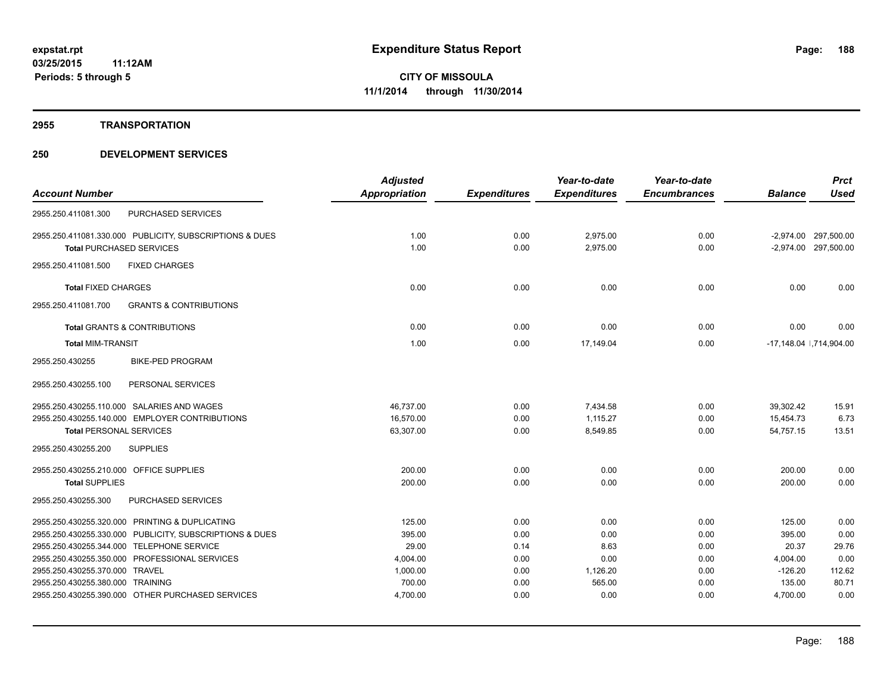**expstat.rpt**
**03/25/2015 11:12AM**
**Periods: 5 through 5**

# Expenditure Status Report

**CITY OF MISSOULA**
**11/1/2014 through 11/30/2014**

## 2955 TRANSPORTATION

## 250 DEVELOPMENT SERVICES

| Account Number | | Adjusted Appropriation | Expenditures | Year-to-date Expenditures | Year-to-date Encumbrances | Balance | Prct Used |
|---|---|---|---|---|---|---|---|
| 2955.250.411081.300 | PURCHASED SERVICES | | | | | | |
| 2955.250.411081.330.000 | PUBLICITY, SUBSCRIPTIONS & DUES | 1.00 | 0.00 | 2,975.00 | 0.00 | -2,974.00 | 297,500.00 |
| **Total** PURCHASED SERVICES | | 1.00 | 0.00 | 2,975.00 | 0.00 | -2,974.00 | 297,500.00 |
| 2955.250.411081.500 | FIXED CHARGES | | | | | | |
| **Total** FIXED CHARGES | | 0.00 | 0.00 | 0.00 | 0.00 | 0.00 | 0.00 |
| 2955.250.411081.700 | GRANTS & CONTRIBUTIONS | | | | | | |
| **Total** GRANTS & CONTRIBUTIONS | | 0.00 | 0.00 | 0.00 | 0.00 | 0.00 | 0.00 |
| **Total** MIM-TRANSIT | | 1.00 | 0.00 | 17,149.04 | 0.00 | -17,148.04 | 1,714,904.00 |
| 2955.250.430255 | BIKE-PED PROGRAM | | | | | | |
| 2955.250.430255.100 | PERSONAL SERVICES | | | | | | |
| 2955.250.430255.110.000 | SALARIES AND WAGES | 46,737.00 | 0.00 | 7,434.58 | 0.00 | 39,302.42 | 15.91 |
| 2955.250.430255.140.000 | EMPLOYER CONTRIBUTIONS | 16,570.00 | 0.00 | 1,115.27 | 0.00 | 15,454.73 | 6.73 |
| **Total** PERSONAL SERVICES | | 63,307.00 | 0.00 | 8,549.85 | 0.00 | 54,757.15 | 13.51 |
| 2955.250.430255.200 | SUPPLIES | | | | | | |
| 2955.250.430255.210.000 | OFFICE SUPPLIES | 200.00 | 0.00 | 0.00 | 0.00 | 200.00 | 0.00 |
| **Total** SUPPLIES | | 200.00 | 0.00 | 0.00 | 0.00 | 200.00 | 0.00 |
| 2955.250.430255.300 | PURCHASED SERVICES | | | | | | |
| 2955.250.430255.320.000 | PRINTING & DUPLICATING | 125.00 | 0.00 | 0.00 | 0.00 | 125.00 | 0.00 |
| 2955.250.430255.330.000 | PUBLICITY, SUBSCRIPTIONS & DUES | 395.00 | 0.00 | 0.00 | 0.00 | 395.00 | 0.00 |
| 2955.250.430255.344.000 | TELEPHONE SERVICE | 29.00 | 0.14 | 8.63 | 0.00 | 20.37 | 29.76 |
| 2955.250.430255.350.000 | PROFESSIONAL SERVICES | 4,004.00 | 0.00 | 0.00 | 0.00 | 4,004.00 | 0.00 |
| 2955.250.430255.370.000 | TRAVEL | 1,000.00 | 0.00 | 1,126.20 | 0.00 | -126.20 | 112.62 |
| 2955.250.430255.380.000 | TRAINING | 700.00 | 0.00 | 565.00 | 0.00 | 135.00 | 80.71 |
| 2955.250.430255.390.000 | OTHER PURCHASED SERVICES | 4,700.00 | 0.00 | 0.00 | 0.00 | 4,700.00 | 0.00 |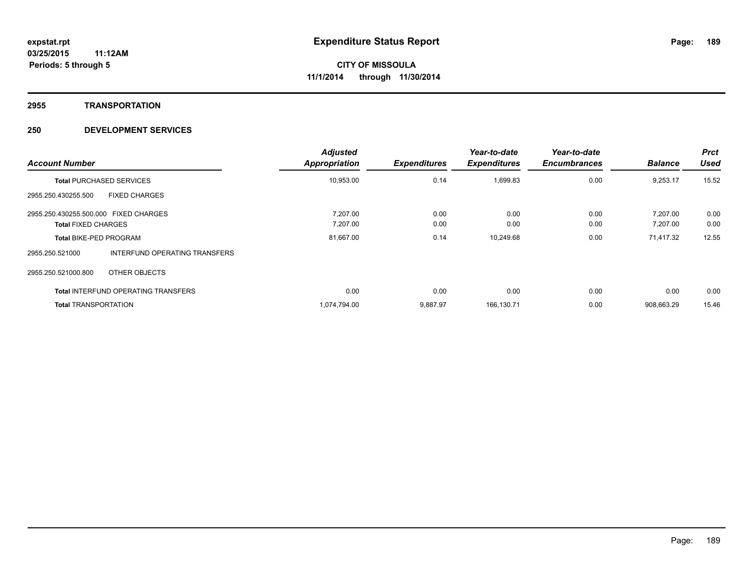# Expenditure Status Report

**CITY OF MISSOULA**
**11/1/2014 through 11/30/2014**

expstat.rpt
03/25/2015 11:12AM
Periods: 5 through 5

## 2955 TRANSPORTATION

## 250 DEVELOPMENT SERVICES

| Account Number | | Adjusted Appropriation | Expenditures | Year-to-date Expenditures | Year-to-date Encumbrances | Balance | Prct Used |
|---|---|---|---|---|---|---|---|
| **Total** PURCHASED SERVICES | | 10,953.00 | 0.14 | 1,699.83 | 0.00 | 9,253.17 | 15.52 |
| 2955.250.430255.500 | FIXED CHARGES | | | | | | |
| 2955.250.430255.500.000 | FIXED CHARGES | 7,207.00 | 0.00 | 0.00 | 0.00 | 7,207.00 | 0.00 |
| **Total** FIXED CHARGES | | 7,207.00 | 0.00 | 0.00 | 0.00 | 7,207.00 | 0.00 |
| **Total** BIKE-PED PROGRAM | | 81,667.00 | 0.14 | 10,249.68 | 0.00 | 71,417.32 | 12.55 |
| 2955.250.521000 | INTERFUND OPERATING TRANSFERS | | | | | | |
| 2955.250.521000.800 | OTHER OBJECTS | | | | | | |
| **Total** INTERFUND OPERATING TRANSFERS | | 0.00 | 0.00 | 0.00 | 0.00 | 0.00 | 0.00 |
| **Total** TRANSPORTATION | | 1,074,794.00 | 9,887.97 | 166,130.71 | 0.00 | 908,663.29 | 15.46 |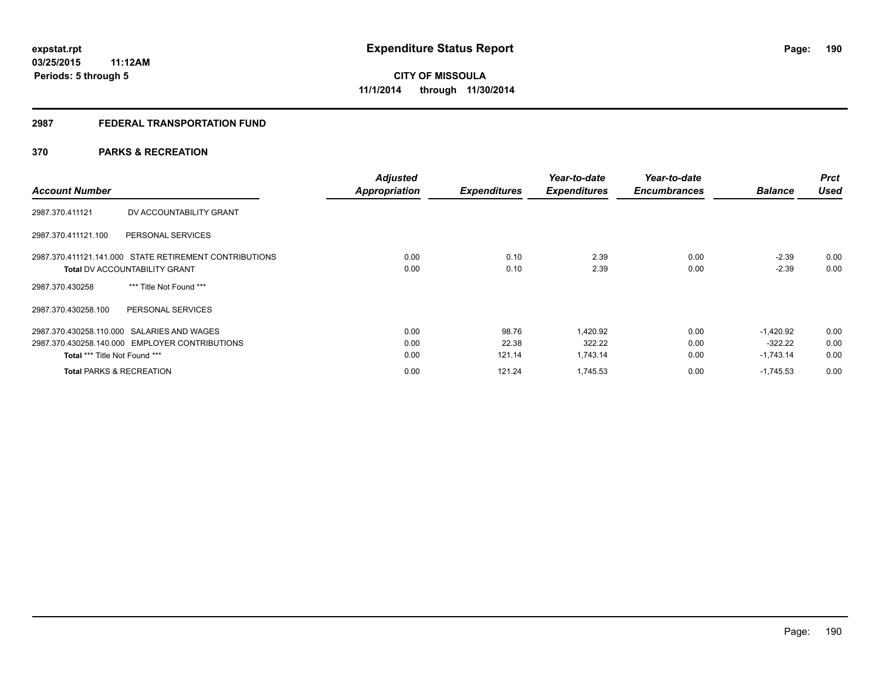**expstat.rpt**
**03/25/2015 11:12AM**
**Periods: 5 through 5**

# Expenditure Status Report

**CITY OF MISSOULA**
**11/1/2014 through 11/30/2014**

## 2987 FEDERAL TRANSPORTATION FUND

## 370 PARKS & RECREATION

| Account Number | | Adjusted Appropriation | Expenditures | Year-to-date Expenditures | Year-to-date Encumbrances | Balance | Prct Used |
|---|---|---|---|---|---|---|---|
| 2987.370.411121 | DV ACCOUNTABILITY GRANT | | | | | | |
| 2987.370.411121.100 | PERSONAL SERVICES | | | | | | |
| 2987.370.411121.141.000 | STATE RETIREMENT CONTRIBUTIONS | 0.00 | 0.10 | 2.39 | 0.00 | -2.39 | 0.00 |
| **Total** DV ACCOUNTABILITY GRANT | | 0.00 | 0.10 | 2.39 | 0.00 | -2.39 | 0.00 |
| 2987.370.430258 | *** Title Not Found *** | | | | | | |
| 2987.370.430258.100 | PERSONAL SERVICES | | | | | | |
| 2987.370.430258.110.000 | SALARIES AND WAGES | 0.00 | 98.76 | 1,420.92 | 0.00 | -1,420.92 | 0.00 |
| 2987.370.430258.140.000 | EMPLOYER CONTRIBUTIONS | 0.00 | 22.38 | 322.22 | 0.00 | -322.22 | 0.00 |
| **Total** *** Title Not Found *** | | 0.00 | 121.14 | 1,743.14 | 0.00 | -1,743.14 | 0.00 |
| **Total** PARKS & RECREATION | | 0.00 | 121.24 | 1,745.53 | 0.00 | -1,745.53 | 0.00 |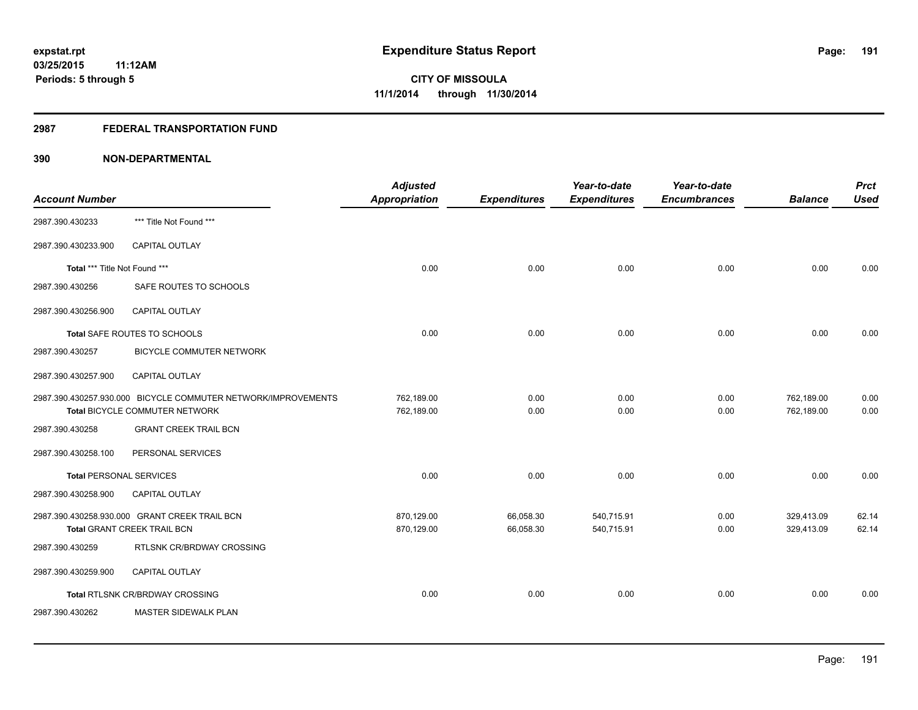# Expenditure Status Report

expstat.rpt
03/25/2015 11:12AM
Periods: 5 through 5

**CITY OF MISSOULA**
**11/1/2014 through 11/30/2014**

## 2987 FEDERAL TRANSPORTATION FUND

## 390 NON-DEPARTMENTAL

| Account Number | | Adjusted Appropriation | Expenditures | Year-to-date Expenditures | Year-to-date Encumbrances | Balance | Prct Used |
|---|---|---|---|---|---|---|---|
| 2987.390.430233 | *** Title Not Found *** | | | | | | |
| 2987.390.430233.900 | CAPITAL OUTLAY | | | | | | |
| **Total** *** Title Not Found *** | | 0.00 | 0.00 | 0.00 | 0.00 | 0.00 | 0.00 |
| 2987.390.430256 | SAFE ROUTES TO SCHOOLS | | | | | | |
| 2987.390.430256.900 | CAPITAL OUTLAY | | | | | | |
| **Total** SAFE ROUTES TO SCHOOLS | | 0.00 | 0.00 | 0.00 | 0.00 | 0.00 | 0.00 |
| 2987.390.430257 | BICYCLE COMMUTER NETWORK | | | | | | |
| 2987.390.430257.900 | CAPITAL OUTLAY | | | | | | |
| 2987.390.430257.930.000 | BICYCLE COMMUTER NETWORK/IMPROVEMENTS | 762,189.00 | 0.00 | 0.00 | 0.00 | 762,189.00 | 0.00 |
| **Total** BICYCLE COMMUTER NETWORK | | 762,189.00 | 0.00 | 0.00 | 0.00 | 762,189.00 | 0.00 |
| 2987.390.430258 | GRANT CREEK TRAIL BCN | | | | | | |
| 2987.390.430258.100 | PERSONAL SERVICES | | | | | | |
| **Total** PERSONAL SERVICES | | 0.00 | 0.00 | 0.00 | 0.00 | 0.00 | 0.00 |
| 2987.390.430258.900 | CAPITAL OUTLAY | | | | | | |
| 2987.390.430258.930.000 | GRANT CREEK TRAIL BCN | 870,129.00 | 66,058.30 | 540,715.91 | 0.00 | 329,413.09 | 62.14 |
| **Total** GRANT CREEK TRAIL BCN | | 870,129.00 | 66,058.30 | 540,715.91 | 0.00 | 329,413.09 | 62.14 |
| 2987.390.430259 | RTLSNK CR/BRDWAY CROSSING | | | | | | |
| 2987.390.430259.900 | CAPITAL OUTLAY | | | | | | |
| **Total** RTLSNK CR/BRDWAY CROSSING | | 0.00 | 0.00 | 0.00 | 0.00 | 0.00 | 0.00 |
| 2987.390.430262 | MASTER SIDEWALK PLAN | | | | | | |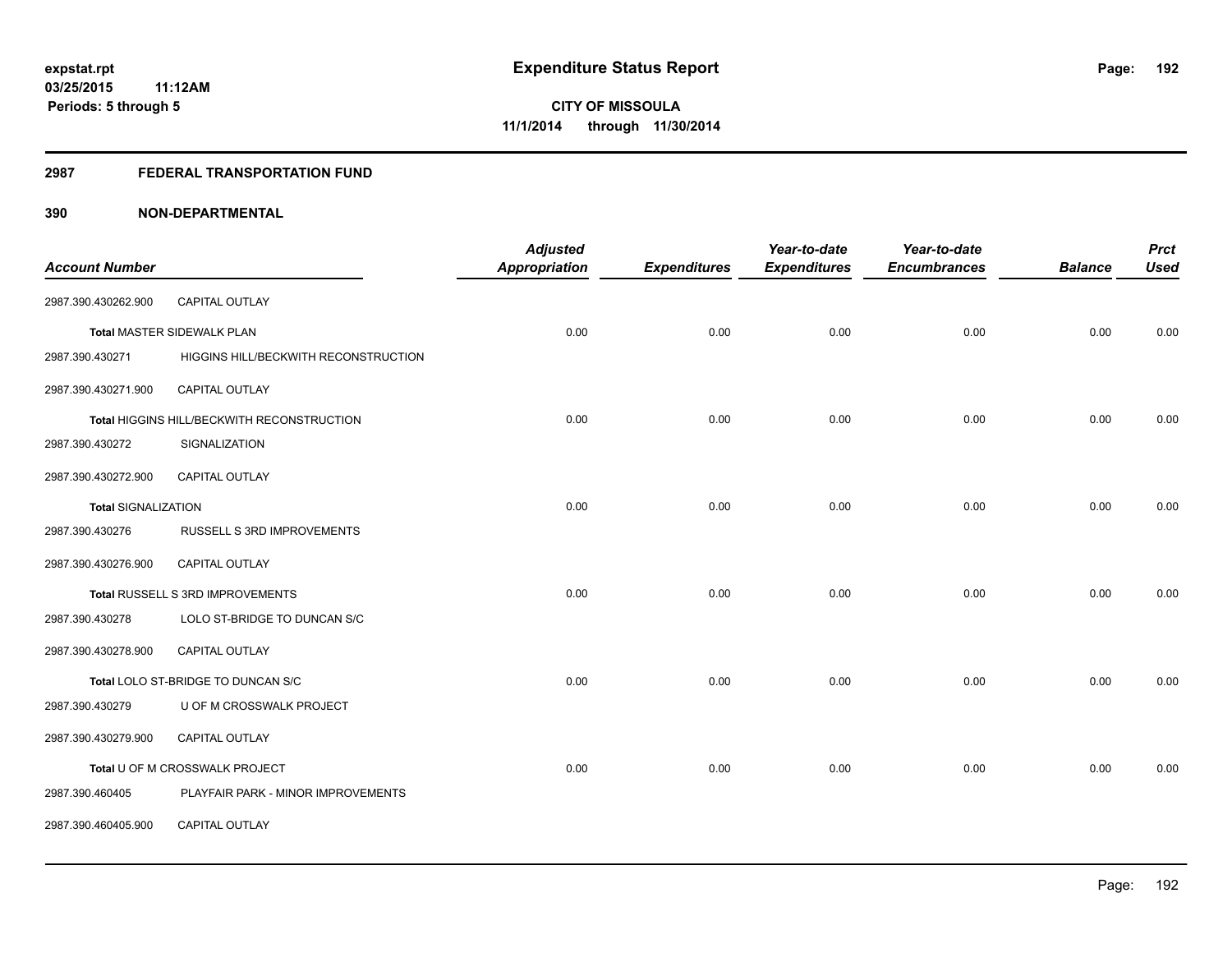**expstat.rpt**
**03/25/2015 11:12AM**
**Periods: 5 through 5**

# Expenditure Status Report

**CITY OF MISSOULA**
**11/1/2014 through 11/30/2014**

## 2987 FEDERAL TRANSPORTATION FUND

## 390 NON-DEPARTMENTAL

| Account Number | | Adjusted Appropriation | Expenditures | Year-to-date Expenditures | Year-to-date Encumbrances | Balance | Prct Used |
|---|---|---|---|---|---|---|---|
| 2987.390.430262.900 | CAPITAL OUTLAY | | | | | | |
| Total MASTER SIDEWALK PLAN | | 0.00 | 0.00 | 0.00 | 0.00 | 0.00 | 0.00 |
| 2987.390.430271 | HIGGINS HILL/BECKWITH RECONSTRUCTION | | | | | | |
| 2987.390.430271.900 | CAPITAL OUTLAY | | | | | | |
| Total HIGGINS HILL/BECKWITH RECONSTRUCTION | | 0.00 | 0.00 | 0.00 | 0.00 | 0.00 | 0.00 |
| 2987.390.430272 | SIGNALIZATION | | | | | | |
| 2987.390.430272.900 | CAPITAL OUTLAY | | | | | | |
| Total SIGNALIZATION | | 0.00 | 0.00 | 0.00 | 0.00 | 0.00 | 0.00 |
| 2987.390.430276 | RUSSELL S 3RD IMPROVEMENTS | | | | | | |
| 2987.390.430276.900 | CAPITAL OUTLAY | | | | | | |
| Total RUSSELL S 3RD IMPROVEMENTS | | 0.00 | 0.00 | 0.00 | 0.00 | 0.00 | 0.00 |
| 2987.390.430278 | LOLO ST-BRIDGE TO DUNCAN S/C | | | | | | |
| 2987.390.430278.900 | CAPITAL OUTLAY | | | | | | |
| Total LOLO ST-BRIDGE TO DUNCAN S/C | | 0.00 | 0.00 | 0.00 | 0.00 | 0.00 | 0.00 |
| 2987.390.430279 | U OF M CROSSWALK PROJECT | | | | | | |
| 2987.390.430279.900 | CAPITAL OUTLAY | | | | | | |
| Total U OF M CROSSWALK PROJECT | | 0.00 | 0.00 | 0.00 | 0.00 | 0.00 | 0.00 |
| 2987.390.460405 | PLAYFAIR PARK - MINOR IMPROVEMENTS | | | | | | |
| 2987.390.460405.900 | CAPITAL OUTLAY | | | | | | |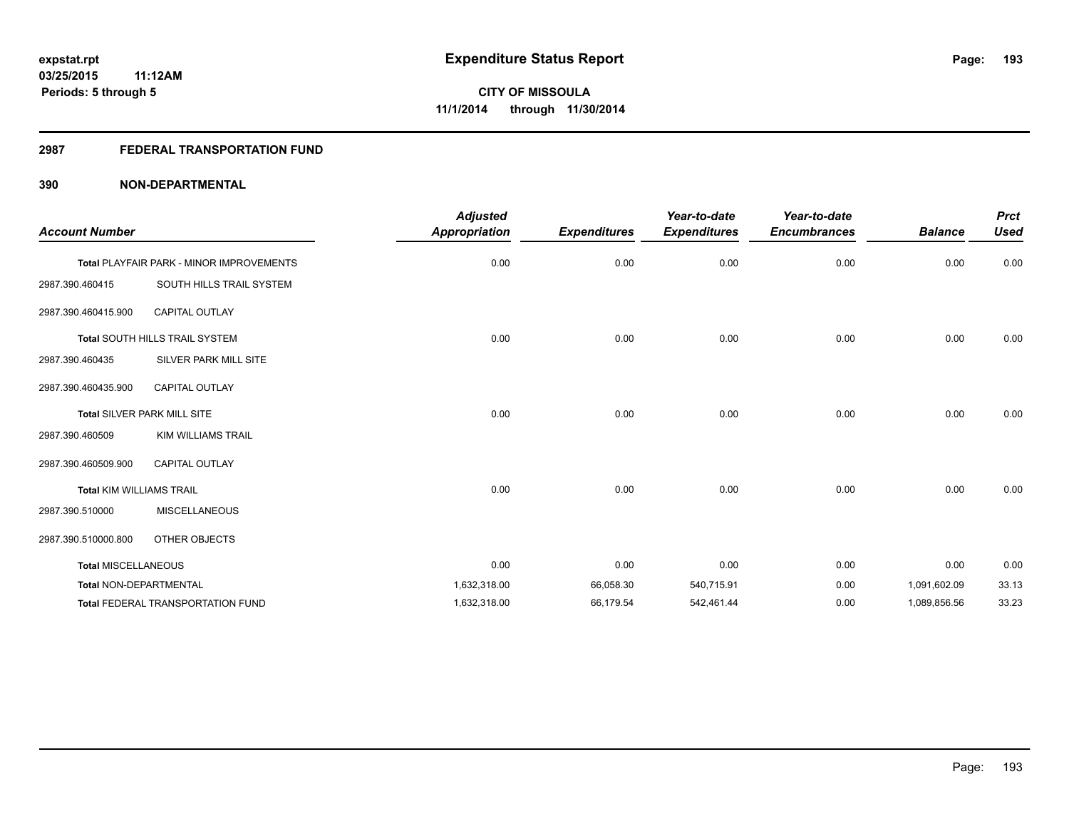expstat.rpt
03/25/2015 11:12AM
Periods: 5 through 5

# Expenditure Status Report

CITY OF MISSOULA
11/1/2014 through 11/30/2014

## 2987 FEDERAL TRANSPORTATION FUND

### 390 NON-DEPARTMENTAL

| Account Number | | Adjusted Appropriation | Expenditures | Year-to-date Expenditures | Year-to-date Encumbrances | Balance | Prct Used |
|---|---|---|---|---|---|---|---|
| Total PLAYFAIR PARK - MINOR IMPROVEMENTS | | 0.00 | 0.00 | 0.00 | 0.00 | 0.00 | 0.00 |
| 2987.390.460415 | SOUTH HILLS TRAIL SYSTEM | | | | | | |
| 2987.390.460415.900 | CAPITAL OUTLAY | | | | | | |
| Total SOUTH HILLS TRAIL SYSTEM | | 0.00 | 0.00 | 0.00 | 0.00 | 0.00 | 0.00 |
| 2987.390.460435 | SILVER PARK MILL SITE | | | | | | |
| 2987.390.460435.900 | CAPITAL OUTLAY | | | | | | |
| Total SILVER PARK MILL SITE | | 0.00 | 0.00 | 0.00 | 0.00 | 0.00 | 0.00 |
| 2987.390.460509 | KIM WILLIAMS TRAIL | | | | | | |
| 2987.390.460509.900 | CAPITAL OUTLAY | | | | | | |
| Total KIM WILLIAMS TRAIL | | 0.00 | 0.00 | 0.00 | 0.00 | 0.00 | 0.00 |
| 2987.390.510000 | MISCELLANEOUS | | | | | | |
| 2987.390.510000.800 | OTHER OBJECTS | | | | | | |
| Total MISCELLANEOUS | | 0.00 | 0.00 | 0.00 | 0.00 | 0.00 | 0.00 |
| Total NON-DEPARTMENTAL | | 1,632,318.00 | 66,058.30 | 540,715.91 | 0.00 | 1,091,602.09 | 33.13 |
| Total FEDERAL TRANSPORTATION FUND | | 1,632,318.00 | 66,179.54 | 542,461.44 | 0.00 | 1,089,856.56 | 33.23 |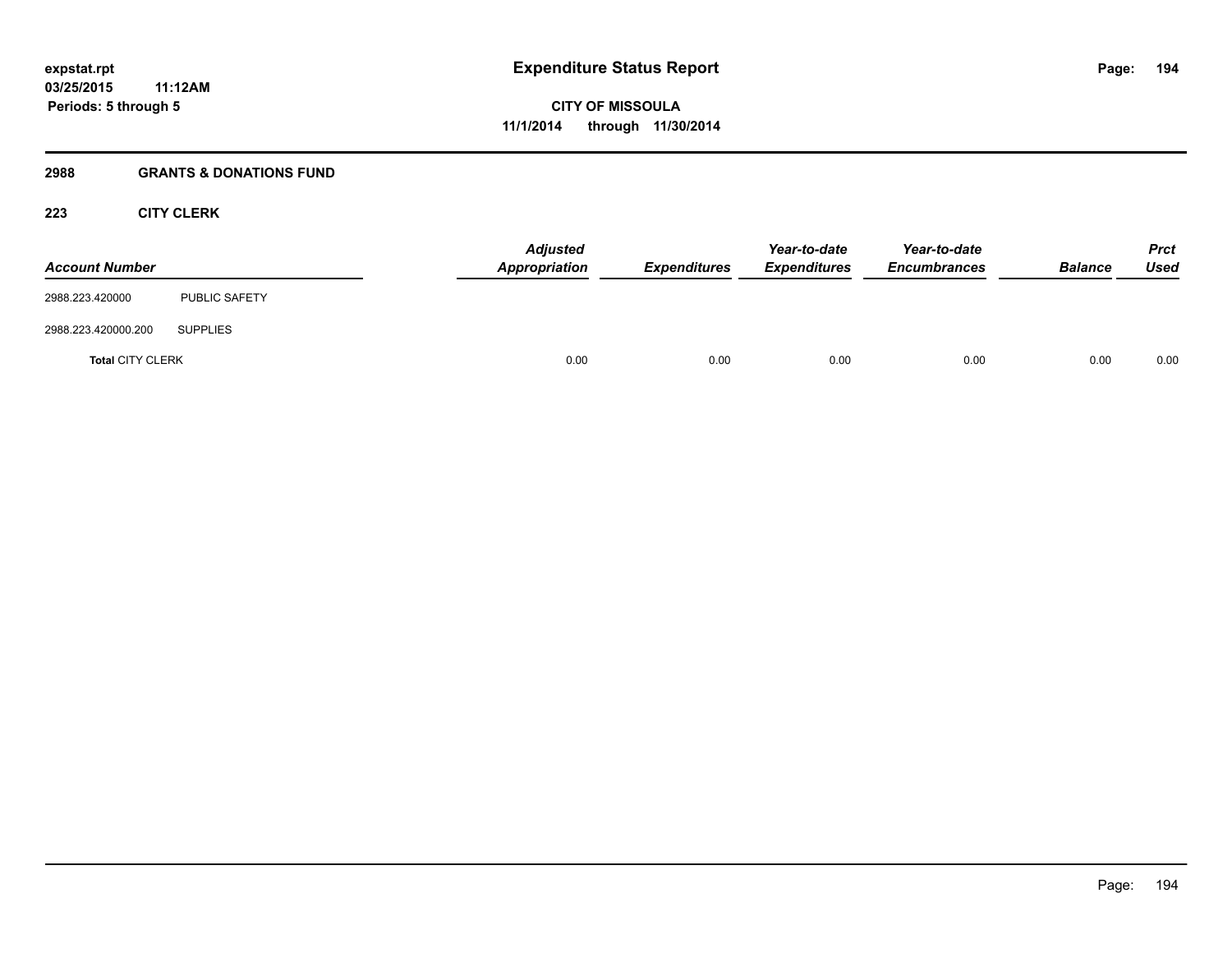# Expenditure Status Report

expstat.rpt
03/25/2015 11:12AM
Periods: 5 through 5

CITY OF MISSOULA
11/1/2014 through 11/30/2014

## 2988 GRANTS & DONATIONS FUND

### 223 CITY CLERK

| Account Number | | Adjusted Appropriation | Expenditures | Year-to-date Expenditures | Year-to-date Encumbrances | Balance | Prct Used |
|---|---|---|---|---|---|---|---|
| 2988.223.420000 | PUBLIC SAFETY | | | | | | |
| 2988.223.420000.200 | SUPPLIES | | | | | | |
| **Total** CITY CLERK | | 0.00 | 0.00 | 0.00 | 0.00 | 0.00 | 0.00 |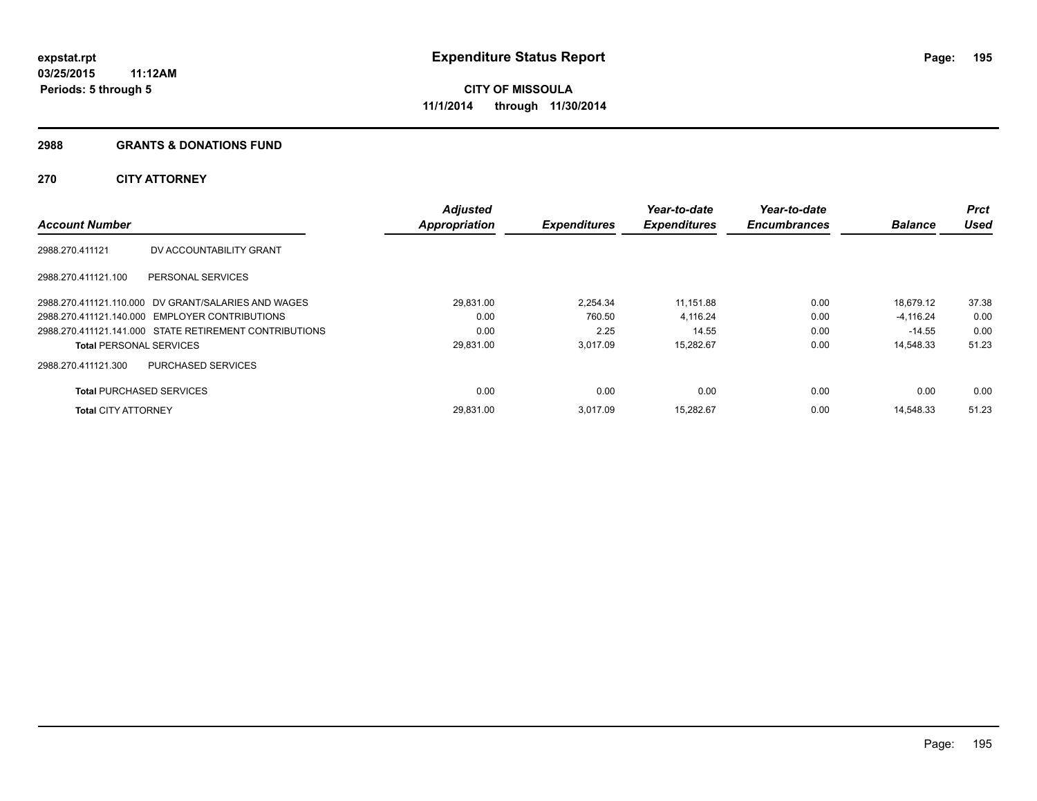**expstat.rpt**
**03/25/2015 11:12AM**
**Periods: 5 through 5**

# Expenditure Status Report

**CITY OF MISSOULA**
**11/1/2014 through 11/30/2014**

## 2988 GRANTS & DONATIONS FUND

## 270 CITY ATTORNEY

| Account Number | | Adjusted Appropriation | Expenditures | Year-to-date Expenditures | Year-to-date Encumbrances | Balance | Prct Used |
|---|---|---|---|---|---|---|---|
| 2988.270.411121 | DV ACCOUNTABILITY GRANT | | | | | | |
| 2988.270.411121.100 | PERSONAL SERVICES | | | | | | |
| 2988.270.411121.110.000 | DV GRANT/SALARIES AND WAGES | 29,831.00 | 2,254.34 | 11,151.88 | 0.00 | 18,679.12 | 37.38 |
| 2988.270.411121.140.000 | EMPLOYER CONTRIBUTIONS | 0.00 | 760.50 | 4,116.24 | 0.00 | -4,116.24 | 0.00 |
| 2988.270.411121.141.000 | STATE RETIREMENT CONTRIBUTIONS | 0.00 | 2.25 | 14.55 | 0.00 | -14.55 | 0.00 |
| **Total** PERSONAL SERVICES | | 29,831.00 | 3,017.09 | 15,282.67 | 0.00 | 14,548.33 | 51.23 |
| 2988.270.411121.300 | PURCHASED SERVICES | | | | | | |
| **Total** PURCHASED SERVICES | | 0.00 | 0.00 | 0.00 | 0.00 | 0.00 | 0.00 |
| **Total** CITY ATTORNEY | | 29,831.00 | 3,017.09 | 15,282.67 | 0.00 | 14,548.33 | 51.23 |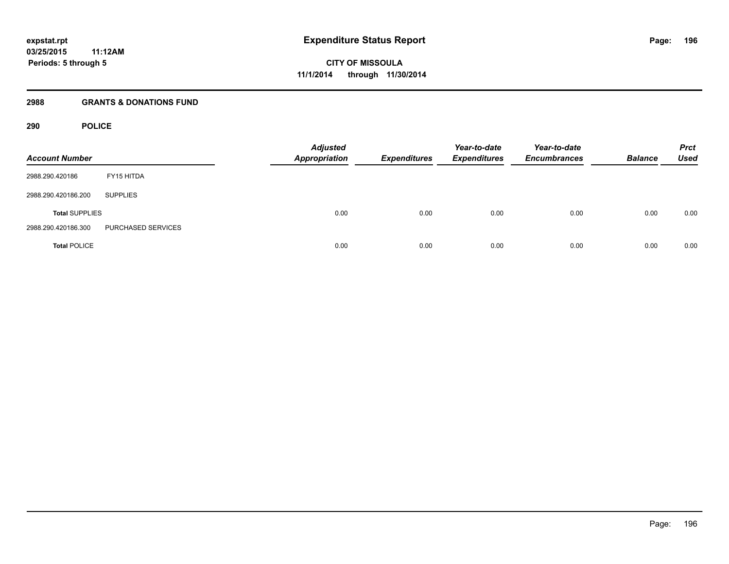# Expenditure Status Report

**CITY OF MISSOULA**
**11/1/2014 through 11/30/2014**

expstat.rpt
03/25/2015 11:12AM
Periods: 5 through 5

## 2988 GRANTS & DONATIONS FUND

### 290 POLICE

| Account Number | | Adjusted Appropriation | Expenditures | Year-to-date Expenditures | Year-to-date Encumbrances | Balance | Prct Used |
|---|---|---|---|---|---|---|---|
| 2988.290.420186 | FY15 HITDA | | | | | | |
| 2988.290.420186.200 | SUPPLIES | | | | | | |
| **Total SUPPLIES** | | 0.00 | 0.00 | 0.00 | 0.00 | 0.00 | 0.00 |
| 2988.290.420186.300 | PURCHASED SERVICES | | | | | | |
| **Total POLICE** | | 0.00 | 0.00 | 0.00 | 0.00 | 0.00 | 0.00 |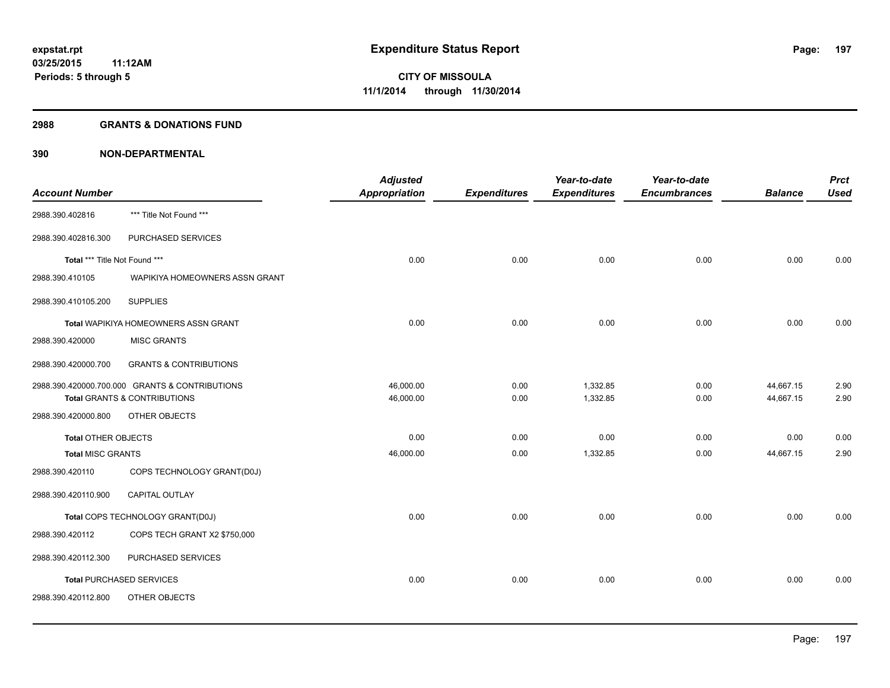**expstat.rpt**
**03/25/2015 11:12AM**
**Periods: 5 through 5**

# Expenditure Status Report

**CITY OF MISSOULA**
**11/1/2014 through 11/30/2014**

## 2988 GRANTS & DONATIONS FUND

## 390 NON-DEPARTMENTAL

| Account Number | | Adjusted Appropriation | Expenditures | Year-to-date Expenditures | Year-to-date Encumbrances | Balance | Prct Used |
|---|---|---|---|---|---|---|---|
| 2988.390.402816 | *** Title Not Found *** | | | | | | |
| 2988.390.402816.300 | PURCHASED SERVICES | | | | | | |
| **Total** *** Title Not Found *** | | 0.00 | 0.00 | 0.00 | 0.00 | 0.00 | 0.00 |
| 2988.390.410105 | WAPIKIYA HOMEOWNERS ASSN GRANT | | | | | | |
| 2988.390.410105.200 | SUPPLIES | | | | | | |
| **Total** WAPIKIYA HOMEOWNERS ASSN GRANT | | 0.00 | 0.00 | 0.00 | 0.00 | 0.00 | 0.00 |
| 2988.390.420000 | MISC GRANTS | | | | | | |
| 2988.390.420000.700 | GRANTS & CONTRIBUTIONS | | | | | | |
| 2988.390.420000.700.000 | GRANTS & CONTRIBUTIONS | 46,000.00 | 0.00 | 1,332.85 | 0.00 | 44,667.15 | 2.90 |
| **Total** GRANTS & CONTRIBUTIONS | | 46,000.00 | 0.00 | 1,332.85 | 0.00 | 44,667.15 | 2.90 |
| 2988.390.420000.800 | OTHER OBJECTS | | | | | | |
| **Total** OTHER OBJECTS | | 0.00 | 0.00 | 0.00 | 0.00 | 0.00 | 0.00 |
| **Total** MISC GRANTS | | 46,000.00 | 0.00 | 1,332.85 | 0.00 | 44,667.15 | 2.90 |
| 2988.390.420110 | COPS TECHNOLOGY GRANT(D0J) | | | | | | |
| 2988.390.420110.900 | CAPITAL OUTLAY | | | | | | |
| **Total** COPS TECHNOLOGY GRANT(D0J) | | 0.00 | 0.00 | 0.00 | 0.00 | 0.00 | 0.00 |
| 2988.390.420112 | COPS TECH GRANT X2 $750,000 | | | | | | |
| 2988.390.420112.300 | PURCHASED SERVICES | | | | | | |
| **Total** PURCHASED SERVICES | | 0.00 | 0.00 | 0.00 | 0.00 | 0.00 | 0.00 |
| 2988.390.420112.800 | OTHER OBJECTS | | | | | | |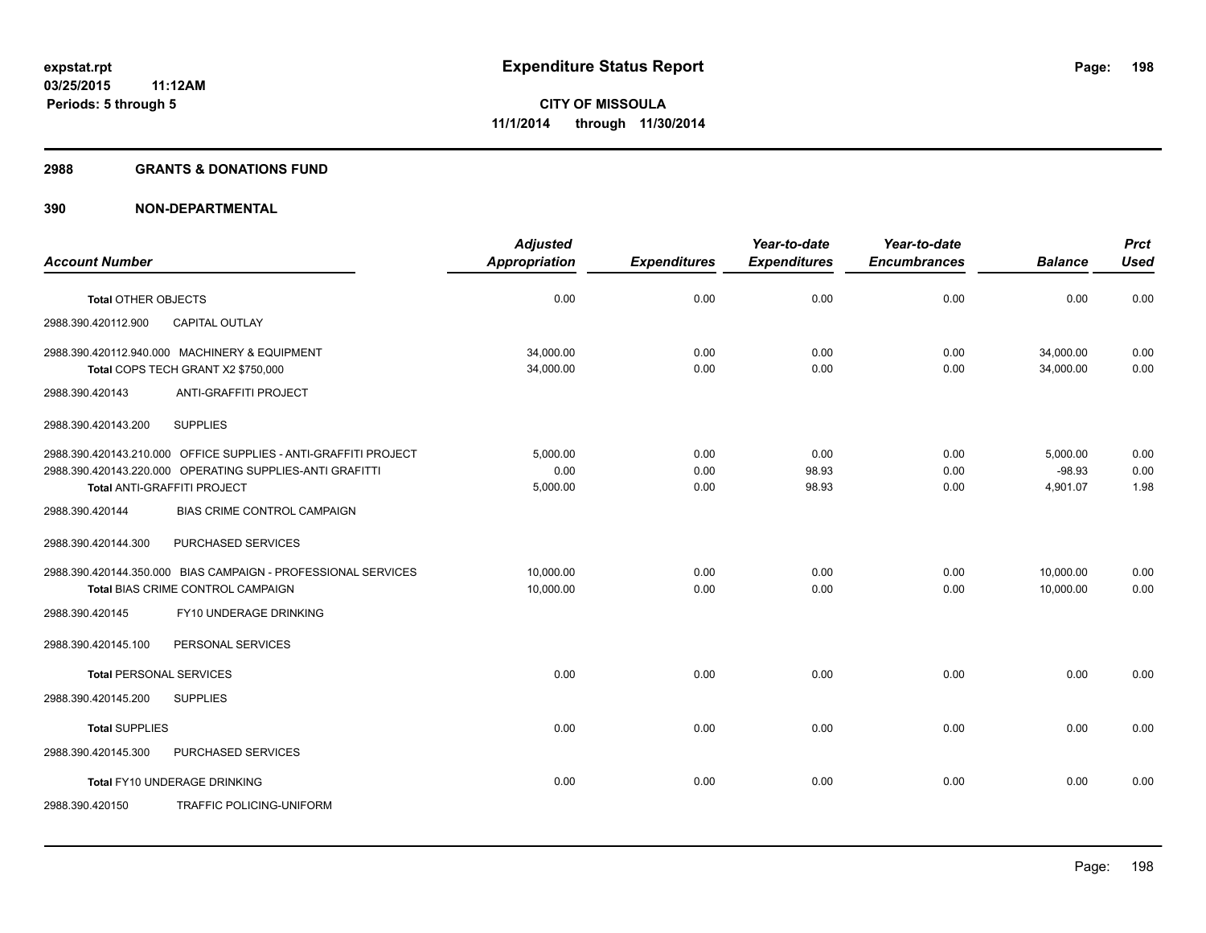**expstat.rpt**
**03/25/2015 11:12AM**
**Periods: 5 through 5**

# Expenditure Status Report

**CITY OF MISSOULA**
**11/1/2014 through 11/30/2014**

## 2988 GRANTS & DONATIONS FUND

## 390 NON-DEPARTMENTAL

| Account Number | Adjusted Appropriation | Expenditures | Year-to-date Expenditures | Year-to-date Encumbrances | Balance | Prct Used |
|---|---|---|---|---|---|---|
| **Total** OTHER OBJECTS | 0.00 | 0.00 | 0.00 | 0.00 | 0.00 | 0.00 |
| 2988.390.420112.900 CAPITAL OUTLAY | | | | | | |
| 2988.390.420112.940.000 MACHINERY & EQUIPMENT | 34,000.00 | 0.00 | 0.00 | 0.00 | 34,000.00 | 0.00 |
| **Total** COPS TECH GRANT X2 $750,000 | 34,000.00 | 0.00 | 0.00 | 0.00 | 34,000.00 | 0.00 |
| 2988.390.420143 ANTI-GRAFFITI PROJECT | | | | | | |
| 2988.390.420143.200 SUPPLIES | | | | | | |
| 2988.390.420143.210.000 OFFICE SUPPLIES - ANTI-GRAFFITI PROJECT | 5,000.00 | 0.00 | 0.00 | 0.00 | 5,000.00 | 0.00 |
| 2988.390.420143.220.000 OPERATING SUPPLIES-ANTI GRAFITTI | 0.00 | 0.00 | 98.93 | 0.00 | -98.93 | 0.00 |
| **Total** ANTI-GRAFFITI PROJECT | 5,000.00 | 0.00 | 98.93 | 0.00 | 4,901.07 | 1.98 |
| 2988.390.420144 BIAS CRIME CONTROL CAMPAIGN | | | | | | |
| 2988.390.420144.300 PURCHASED SERVICES | | | | | | |
| 2988.390.420144.350.000 BIAS CAMPAIGN - PROFESSIONAL SERVICES | 10,000.00 | 0.00 | 0.00 | 0.00 | 10,000.00 | 0.00 |
| **Total** BIAS CRIME CONTROL CAMPAIGN | 10,000.00 | 0.00 | 0.00 | 0.00 | 10,000.00 | 0.00 |
| 2988.390.420145 FY10 UNDERAGE DRINKING | | | | | | |
| 2988.390.420145.100 PERSONAL SERVICES | | | | | | |
| **Total** PERSONAL SERVICES | 0.00 | 0.00 | 0.00 | 0.00 | 0.00 | 0.00 |
| 2988.390.420145.200 SUPPLIES | | | | | | |
| **Total** SUPPLIES | 0.00 | 0.00 | 0.00 | 0.00 | 0.00 | 0.00 |
| 2988.390.420145.300 PURCHASED SERVICES | | | | | | |
| **Total** FY10 UNDERAGE DRINKING | 0.00 | 0.00 | 0.00 | 0.00 | 0.00 | 0.00 |
| 2988.390.420150 TRAFFIC POLICING-UNIFORM | | | | | | |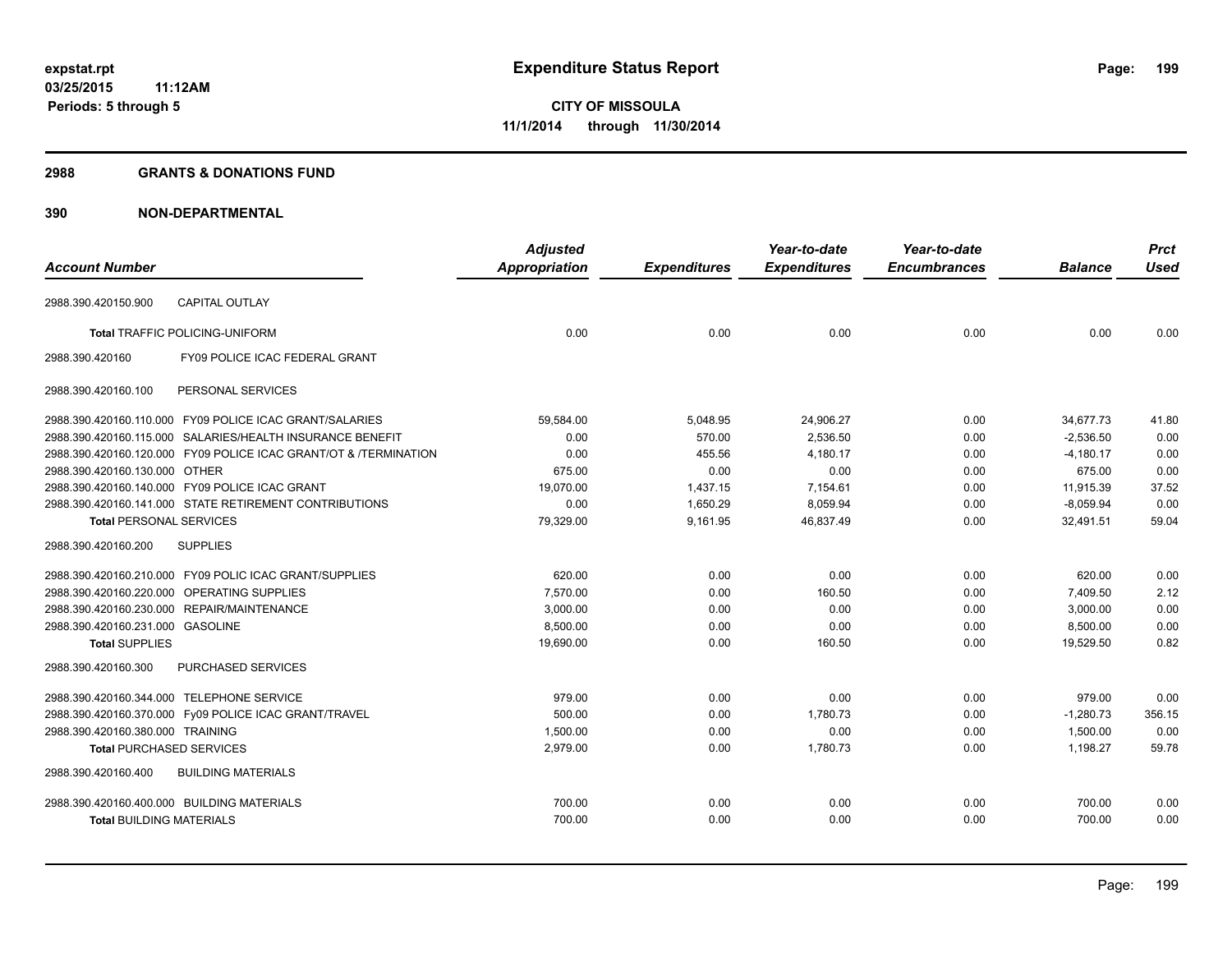**expstat.rpt**
**03/25/2015 11:12AM**
**Periods: 5 through 5**

# Expenditure Status Report

**CITY OF MISSOULA**
**11/1/2014 through 11/30/2014**

## 2988 GRANTS & DONATIONS FUND

## 390 NON-DEPARTMENTAL

| Account Number | | Adjusted Appropriation | Expenditures | Year-to-date Expenditures | Year-to-date Encumbrances | Balance | Prct Used |
|---|---|---|---|---|---|---|---|
| 2988.390.420150.900 | CAPITAL OUTLAY | | | | | | |
| **Total** TRAFFIC POLICING-UNIFORM | | 0.00 | 0.00 | 0.00 | 0.00 | 0.00 | 0.00 |
| 2988.390.420160 | FY09 POLICE ICAC FEDERAL GRANT | | | | | | |
| 2988.390.420160.100 | PERSONAL SERVICES | | | | | | |
| 2988.390.420160.110.000 | FY09 POLICE ICAC GRANT/SALARIES | 59,584.00 | 5,048.95 | 24,906.27 | 0.00 | 34,677.73 | 41.80 |
| 2988.390.420160.115.000 | SALARIES/HEALTH INSURANCE BENEFIT | 0.00 | 570.00 | 2,536.50 | 0.00 | -2,536.50 | 0.00 |
| 2988.390.420160.120.000 | FY09 POLICE ICAC GRANT/OT & /TERMINATION | 0.00 | 455.56 | 4,180.17 | 0.00 | -4,180.17 | 0.00 |
| 2988.390.420160.130.000 | OTHER | 675.00 | 0.00 | 0.00 | 0.00 | 675.00 | 0.00 |
| 2988.390.420160.140.000 | FY09 POLICE ICAC GRANT | 19,070.00 | 1,437.15 | 7,154.61 | 0.00 | 11,915.39 | 37.52 |
| 2988.390.420160.141.000 | STATE RETIREMENT CONTRIBUTIONS | 0.00 | 1,650.29 | 8,059.94 | 0.00 | -8,059.94 | 0.00 |
| **Total** PERSONAL SERVICES | | 79,329.00 | 9,161.95 | 46,837.49 | 0.00 | 32,491.51 | 59.04 |
| 2988.390.420160.200 | SUPPLIES | | | | | | |
| 2988.390.420160.210.000 | FY09 POLIC ICAC GRANT/SUPPLIES | 620.00 | 0.00 | 0.00 | 0.00 | 620.00 | 0.00 |
| 2988.390.420160.220.000 | OPERATING SUPPLIES | 7,570.00 | 0.00 | 160.50 | 0.00 | 7,409.50 | 2.12 |
| 2988.390.420160.230.000 | REPAIR/MAINTENANCE | 3,000.00 | 0.00 | 0.00 | 0.00 | 3,000.00 | 0.00 |
| 2988.390.420160.231.000 | GASOLINE | 8,500.00 | 0.00 | 0.00 | 0.00 | 8,500.00 | 0.00 |
| **Total** SUPPLIES | | 19,690.00 | 0.00 | 160.50 | 0.00 | 19,529.50 | 0.82 |
| 2988.390.420160.300 | PURCHASED SERVICES | | | | | | |
| 2988.390.420160.344.000 | TELEPHONE SERVICE | 979.00 | 0.00 | 0.00 | 0.00 | 979.00 | 0.00 |
| 2988.390.420160.370.000 | Fy09 POLICE ICAC GRANT/TRAVEL | 500.00 | 0.00 | 1,780.73 | 0.00 | -1,280.73 | 356.15 |
| 2988.390.420160.380.000 | TRAINING | 1,500.00 | 0.00 | 0.00 | 0.00 | 1,500.00 | 0.00 |
| **Total** PURCHASED SERVICES | | 2,979.00 | 0.00 | 1,780.73 | 0.00 | 1,198.27 | 59.78 |
| 2988.390.420160.400 | BUILDING MATERIALS | | | | | | |
| 2988.390.420160.400.000 | BUILDING MATERIALS | 700.00 | 0.00 | 0.00 | 0.00 | 700.00 | 0.00 |
| **Total** BUILDING MATERIALS | | 700.00 | 0.00 | 0.00 | 0.00 | 700.00 | 0.00 |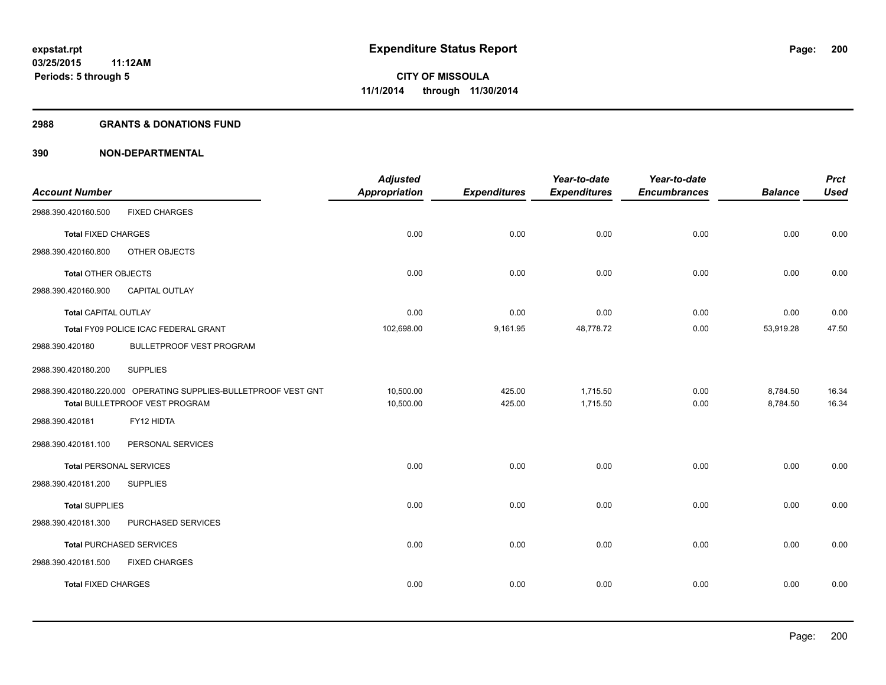# Expenditure Status Report

expstat.rpt
03/25/2015 11:12AM
Periods: 5 through 5

**CITY OF MISSOULA**
**11/1/2014 through 11/30/2014**

## 2988 GRANTS & DONATIONS FUND

## 390 NON-DEPARTMENTAL

| Account Number | Adjusted Appropriation | Expenditures | Year-to-date Expenditures | Year-to-date Encumbrances | Balance | Prct Used |
|---|---|---|---|---|---|---|
| 2988.390.420160.500 FIXED CHARGES | | | | | | |
| **Total** FIXED CHARGES | 0.00 | 0.00 | 0.00 | 0.00 | 0.00 | 0.00 |
| 2988.390.420160.800 OTHER OBJECTS | | | | | | |
| **Total** OTHER OBJECTS | 0.00 | 0.00 | 0.00 | 0.00 | 0.00 | 0.00 |
| 2988.390.420160.900 CAPITAL OUTLAY | | | | | | |
| **Total** CAPITAL OUTLAY | 0.00 | 0.00 | 0.00 | 0.00 | 0.00 | 0.00 |
| Total FY09 POLICE ICAC FEDERAL GRANT | 102,698.00 | 9,161.95 | 48,778.72 | 0.00 | 53,919.28 | 47.50 |
| 2988.390.420180 BULLETPROOF VEST PROGRAM | | | | | | |
| 2988.390.420180.200 SUPPLIES | | | | | | |
| 2988.390.420180.220.000 OPERATING SUPPLIES-BULLETPROOF VEST GNT | 10,500.00 | 425.00 | 1,715.50 | 0.00 | 8,784.50 | 16.34 |
| Total BULLETPROOF VEST PROGRAM | 10,500.00 | 425.00 | 1,715.50 | 0.00 | 8,784.50 | 16.34 |
| 2988.390.420181 FY12 HIDTA | | | | | | |
| 2988.390.420181.100 PERSONAL SERVICES | | | | | | |
| **Total** PERSONAL SERVICES | 0.00 | 0.00 | 0.00 | 0.00 | 0.00 | 0.00 |
| 2988.390.420181.200 SUPPLIES | | | | | | |
| **Total** SUPPLIES | 0.00 | 0.00 | 0.00 | 0.00 | 0.00 | 0.00 |
| 2988.390.420181.300 PURCHASED SERVICES | | | | | | |
| **Total** PURCHASED SERVICES | 0.00 | 0.00 | 0.00 | 0.00 | 0.00 | 0.00 |
| 2988.390.420181.500 FIXED CHARGES | | | | | | |
| **Total** FIXED CHARGES | 0.00 | 0.00 | 0.00 | 0.00 | 0.00 | 0.00 |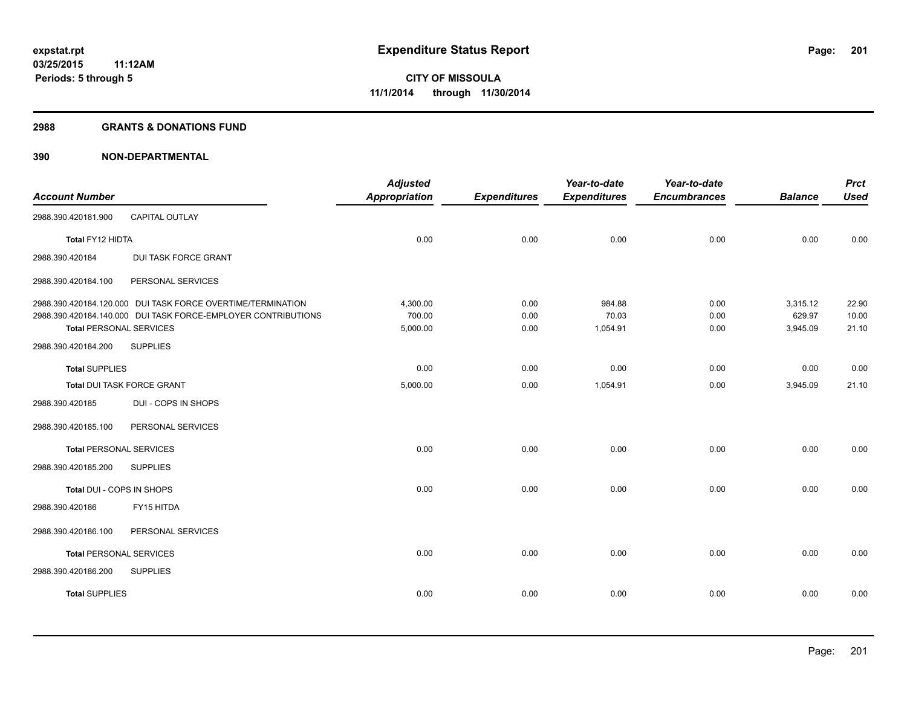**expstat.rpt**
**03/25/2015 11:12AM**
**Periods: 5 through 5**

# Expenditure Status Report

**CITY OF MISSOULA**
**11/1/2014 through 11/30/2014**

## 2988 GRANTS & DONATIONS FUND

## 390 NON-DEPARTMENTAL

| Account Number | | Adjusted Appropriation | Expenditures | Year-to-date Expenditures | Year-to-date Encumbrances | Balance | Prct Used |
|---|---|---|---|---|---|---|---|
| 2988.390.420181.900 | CAPITAL OUTLAY | | | | | | |
| Total FY12 HIDTA | | 0.00 | 0.00 | 0.00 | 0.00 | 0.00 | 0.00 |
| 2988.390.420184 | DUI TASK FORCE GRANT | | | | | | |
| 2988.390.420184.100 | PERSONAL SERVICES | | | | | | |
| 2988.390.420184.120.000 | DUI TASK FORCE OVERTIME/TERMINATION | 4,300.00 | 0.00 | 984.88 | 0.00 | 3,315.12 | 22.90 |
| 2988.390.420184.140.000 | DUI TASK FORCE-EMPLOYER CONTRIBUTIONS | 700.00 | 0.00 | 70.03 | 0.00 | 629.97 | 10.00 |
| Total PERSONAL SERVICES | | 5,000.00 | 0.00 | 1,054.91 | 0.00 | 3,945.09 | 21.10 |
| 2988.390.420184.200 | SUPPLIES | | | | | | |
| Total SUPPLIES | | 0.00 | 0.00 | 0.00 | 0.00 | 0.00 | 0.00 |
| Total DUI TASK FORCE GRANT | | 5,000.00 | 0.00 | 1,054.91 | 0.00 | 3,945.09 | 21.10 |
| 2988.390.420185 | DUI - COPS IN SHOPS | | | | | | |
| 2988.390.420185.100 | PERSONAL SERVICES | | | | | | |
| Total PERSONAL SERVICES | | 0.00 | 0.00 | 0.00 | 0.00 | 0.00 | 0.00 |
| 2988.390.420185.200 | SUPPLIES | | | | | | |
| Total DUI - COPS IN SHOPS | | 0.00 | 0.00 | 0.00 | 0.00 | 0.00 | 0.00 |
| 2988.390.420186 | FY15 HITDA | | | | | | |
| 2988.390.420186.100 | PERSONAL SERVICES | | | | | | |
| Total PERSONAL SERVICES | | 0.00 | 0.00 | 0.00 | 0.00 | 0.00 | 0.00 |
| 2988.390.420186.200 | SUPPLIES | | | | | | |
| Total SUPPLIES | | 0.00 | 0.00 | 0.00 | 0.00 | 0.00 | 0.00 |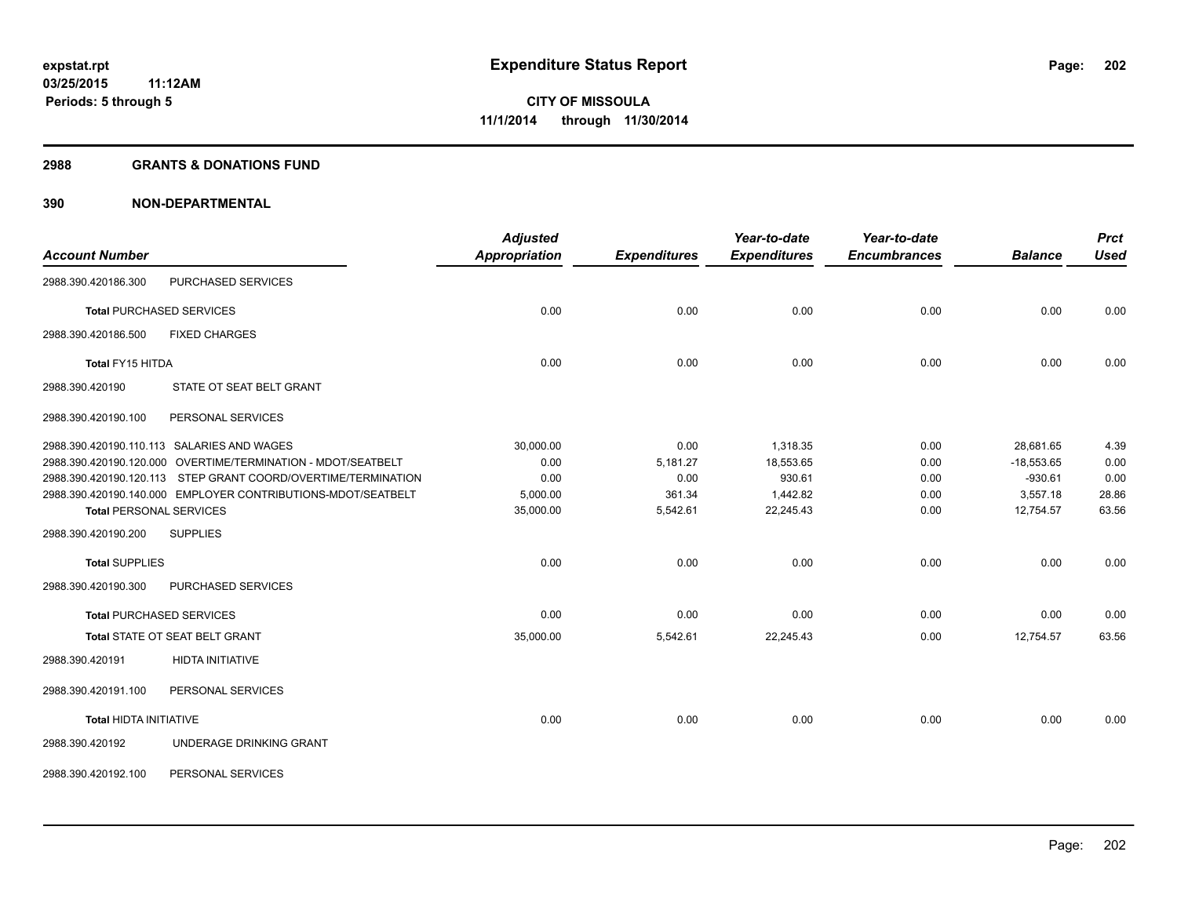**expstat.rpt**
**03/25/2015 11:12AM**
**Periods: 5 through 5**

# Expenditure Status Report

**CITY OF MISSOULA**
**11/1/2014 through 11/30/2014**

## 2988 GRANTS & DONATIONS FUND

## 390 NON-DEPARTMENTAL

| Account Number | | Adjusted Appropriation | Expenditures | Year-to-date Expenditures | Year-to-date Encumbrances | Balance | Prct Used |
|---|---|---|---|---|---|---|---|
| 2988.390.420186.300 | PURCHASED SERVICES | | | | | | |
| **Total** PURCHASED SERVICES | | 0.00 | 0.00 | 0.00 | 0.00 | 0.00 | 0.00 |
| 2988.390.420186.500 | FIXED CHARGES | | | | | | |
| **Total** FY15 HITDA | | 0.00 | 0.00 | 0.00 | 0.00 | 0.00 | 0.00 |
| 2988.390.420190 | STATE OT SEAT BELT GRANT | | | | | | |
| 2988.390.420190.100 | PERSONAL SERVICES | | | | | | |
| 2988.390.420190.110.113 | SALARIES AND WAGES | 30,000.00 | 0.00 | 1,318.35 | 0.00 | 28,681.65 | 4.39 |
| 2988.390.420190.120.000 | OVERTIME/TERMINATION - MDOT/SEATBELT | 0.00 | 5,181.27 | 18,553.65 | 0.00 | -18,553.65 | 0.00 |
| 2988.390.420190.120.113 | STEP GRANT COORD/OVERTIME/TERMINATION | 0.00 | 0.00 | 930.61 | 0.00 | -930.61 | 0.00 |
| 2988.390.420190.140.000 | EMPLOYER CONTRIBUTIONS-MDOT/SEATBELT | 5,000.00 | 361.34 | 1,442.82 | 0.00 | 3,557.18 | 28.86 |
| **Total** PERSONAL SERVICES | | 35,000.00 | 5,542.61 | 22,245.43 | 0.00 | 12,754.57 | 63.56 |
| 2988.390.420190.200 | SUPPLIES | | | | | | |
| **Total** SUPPLIES | | 0.00 | 0.00 | 0.00 | 0.00 | 0.00 | 0.00 |
| 2988.390.420190.300 | PURCHASED SERVICES | | | | | | |
| **Total** PURCHASED SERVICES | | 0.00 | 0.00 | 0.00 | 0.00 | 0.00 | 0.00 |
| **Total** STATE OT SEAT BELT GRANT | | 35,000.00 | 5,542.61 | 22,245.43 | 0.00 | 12,754.57 | 63.56 |
| 2988.390.420191 | HIDTA INITIATIVE | | | | | | |
| 2988.390.420191.100 | PERSONAL SERVICES | | | | | | |
| **Total** HIDTA INITIATIVE | | 0.00 | 0.00 | 0.00 | 0.00 | 0.00 | 0.00 |
| 2988.390.420192 | UNDERAGE DRINKING GRANT | | | | | | |
| 2988.390.420192.100 | PERSONAL SERVICES | | | | | | |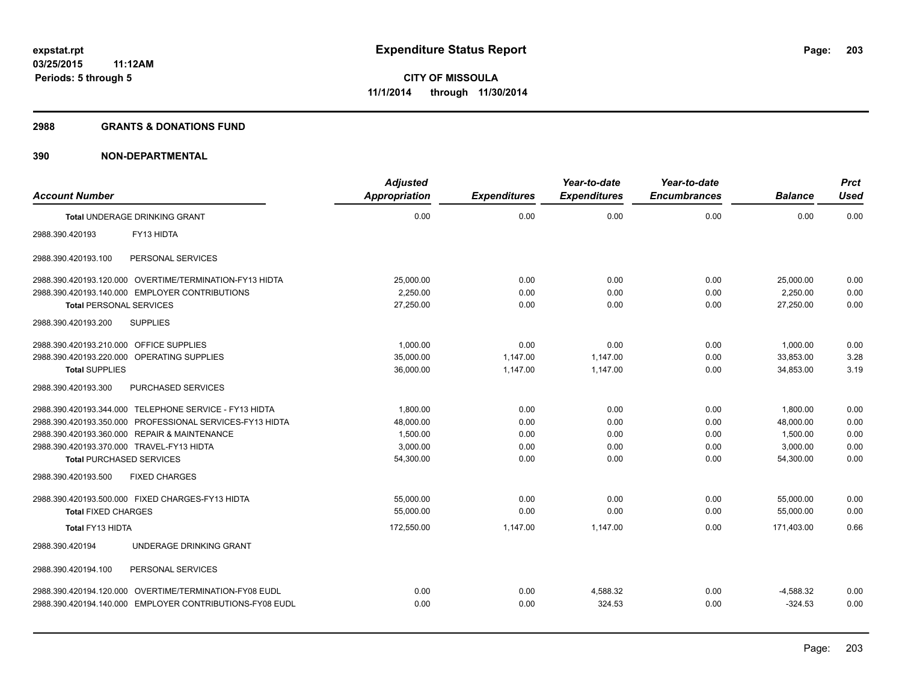expstat.rpt
03/25/2015 11:12AM
Periods: 5 through 5

# Expenditure Status Report

**CITY OF MISSOULA**
**11/1/2014 through 11/30/2014**

## 2988 GRANTS & DONATIONS FUND

## 390 NON-DEPARTMENTAL

| Account Number | | Adjusted Appropriation | Expenditures | Year-to-date Expenditures | Year-to-date Encumbrances | Balance | Prct Used |
|---|---|---|---|---|---|---|---|
| **Total** UNDERAGE DRINKING GRANT | | 0.00 | 0.00 | 0.00 | 0.00 | 0.00 | 0.00 |
| 2988.390.420193 | FY13 HIDTA | | | | | | |
| 2988.390.420193.100 | PERSONAL SERVICES | | | | | | |
| 2988.390.420193.120.000 | OVERTIME/TERMINATION-FY13 HIDTA | 25,000.00 | 0.00 | 0.00 | 0.00 | 25,000.00 | 0.00 |
| 2988.390.420193.140.000 | EMPLOYER CONTRIBUTIONS | 2,250.00 | 0.00 | 0.00 | 0.00 | 2,250.00 | 0.00 |
| **Total** PERSONAL SERVICES | | 27,250.00 | 0.00 | 0.00 | 0.00 | 27,250.00 | 0.00 |
| 2988.390.420193.200 | SUPPLIES | | | | | | |
| 2988.390.420193.210.000 | OFFICE SUPPLIES | 1,000.00 | 0.00 | 0.00 | 0.00 | 1,000.00 | 0.00 |
| 2988.390.420193.220.000 | OPERATING SUPPLIES | 35,000.00 | 1,147.00 | 1,147.00 | 0.00 | 33,853.00 | 3.28 |
| **Total** SUPPLIES | | 36,000.00 | 1,147.00 | 1,147.00 | 0.00 | 34,853.00 | 3.19 |
| 2988.390.420193.300 | PURCHASED SERVICES | | | | | | |
| 2988.390.420193.344.000 | TELEPHONE SERVICE - FY13 HIDTA | 1,800.00 | 0.00 | 0.00 | 0.00 | 1,800.00 | 0.00 |
| 2988.390.420193.350.000 | PROFESSIONAL SERVICES-FY13 HIDTA | 48,000.00 | 0.00 | 0.00 | 0.00 | 48,000.00 | 0.00 |
| 2988.390.420193.360.000 | REPAIR & MAINTENANCE | 1,500.00 | 0.00 | 0.00 | 0.00 | 1,500.00 | 0.00 |
| 2988.390.420193.370.000 | TRAVEL-FY13 HIDTA | 3,000.00 | 0.00 | 0.00 | 0.00 | 3,000.00 | 0.00 |
| **Total** PURCHASED SERVICES | | 54,300.00 | 0.00 | 0.00 | 0.00 | 54,300.00 | 0.00 |
| 2988.390.420193.500 | FIXED CHARGES | | | | | | |
| 2988.390.420193.500.000 | FIXED CHARGES-FY13 HIDTA | 55,000.00 | 0.00 | 0.00 | 0.00 | 55,000.00 | 0.00 |
| **Total** FIXED CHARGES | | 55,000.00 | 0.00 | 0.00 | 0.00 | 55,000.00 | 0.00 |
| **Total** FY13 HIDTA | | 172,550.00 | 1,147.00 | 1,147.00 | 0.00 | 171,403.00 | 0.66 |
| 2988.390.420194 | UNDERAGE DRINKING GRANT | | | | | | |
| 2988.390.420194.100 | PERSONAL SERVICES | | | | | | |
| 2988.390.420194.120.000 | OVERTIME/TERMINATION-FY08 EUDL | 0.00 | 0.00 | 4,588.32 | 0.00 | -4,588.32 | 0.00 |
| 2988.390.420194.140.000 | EMPLOYER CONTRIBUTIONS-FY08 EUDL | 0.00 | 0.00 | 324.53 | 0.00 | -324.53 | 0.00 |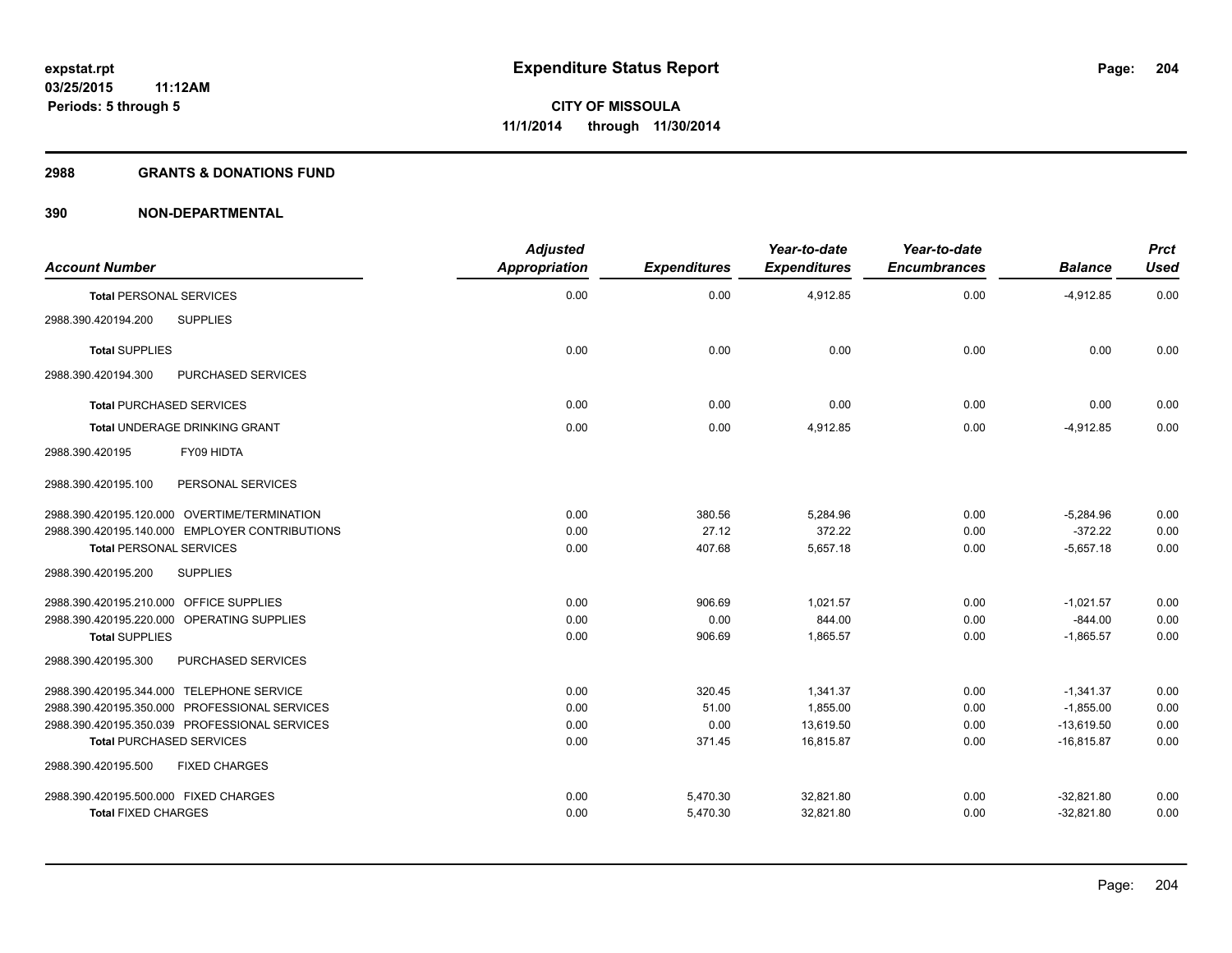expstat.rpt
03/25/2015 11:12AM
Periods: 5 through 5

# Expenditure Status Report

CITY OF MISSOULA
11/1/2014 through 11/30/2014

## 2988 GRANTS & DONATIONS FUND

## 390 NON-DEPARTMENTAL

| Account Number | Adjusted Appropriation | Expenditures | Year-to-date Expenditures | Year-to-date Encumbrances | Balance | Prct Used |
|---|---|---|---|---|---|---|
| **Total** PERSONAL SERVICES | 0.00 | 0.00 | 4,912.85 | 0.00 | -4,912.85 | 0.00 |
| 2988.390.420194.200 SUPPLIES | | | | | | |
| **Total** SUPPLIES | 0.00 | 0.00 | 0.00 | 0.00 | 0.00 | 0.00 |
| 2988.390.420194.300 PURCHASED SERVICES | | | | | | |
| **Total** PURCHASED SERVICES | 0.00 | 0.00 | 0.00 | 0.00 | 0.00 | 0.00 |
| **Total** UNDERAGE DRINKING GRANT | 0.00 | 0.00 | 4,912.85 | 0.00 | -4,912.85 | 0.00 |
| 2988.390.420195 FY09 HIDTA | | | | | | |
| 2988.390.420195.100 PERSONAL SERVICES | | | | | | |
| 2988.390.420195.120.000 OVERTIME/TERMINATION | 0.00 | 380.56 | 5,284.96 | 0.00 | -5,284.96 | 0.00 |
| 2988.390.420195.140.000 EMPLOYER CONTRIBUTIONS | 0.00 | 27.12 | 372.22 | 0.00 | -372.22 | 0.00 |
| **Total** PERSONAL SERVICES | 0.00 | 407.68 | 5,657.18 | 0.00 | -5,657.18 | 0.00 |
| 2988.390.420195.200 SUPPLIES | | | | | | |
| 2988.390.420195.210.000 OFFICE SUPPLIES | 0.00 | 906.69 | 1,021.57 | 0.00 | -1,021.57 | 0.00 |
| 2988.390.420195.220.000 OPERATING SUPPLIES | 0.00 | 0.00 | 844.00 | 0.00 | -844.00 | 0.00 |
| **Total** SUPPLIES | 0.00 | 906.69 | 1,865.57 | 0.00 | -1,865.57 | 0.00 |
| 2988.390.420195.300 PURCHASED SERVICES | | | | | | |
| 2988.390.420195.344.000 TELEPHONE SERVICE | 0.00 | 320.45 | 1,341.37 | 0.00 | -1,341.37 | 0.00 |
| 2988.390.420195.350.000 PROFESSIONAL SERVICES | 0.00 | 51.00 | 1,855.00 | 0.00 | -1,855.00 | 0.00 |
| 2988.390.420195.350.039 PROFESSIONAL SERVICES | 0.00 | 0.00 | 13,619.50 | 0.00 | -13,619.50 | 0.00 |
| **Total** PURCHASED SERVICES | 0.00 | 371.45 | 16,815.87 | 0.00 | -16,815.87 | 0.00 |
| 2988.390.420195.500 FIXED CHARGES | | | | | | |
| 2988.390.420195.500.000 FIXED CHARGES | 0.00 | 5,470.30 | 32,821.80 | 0.00 | -32,821.80 | 0.00 |
| **Total** FIXED CHARGES | 0.00 | 5,470.30 | 32,821.80 | 0.00 | -32,821.80 | 0.00 |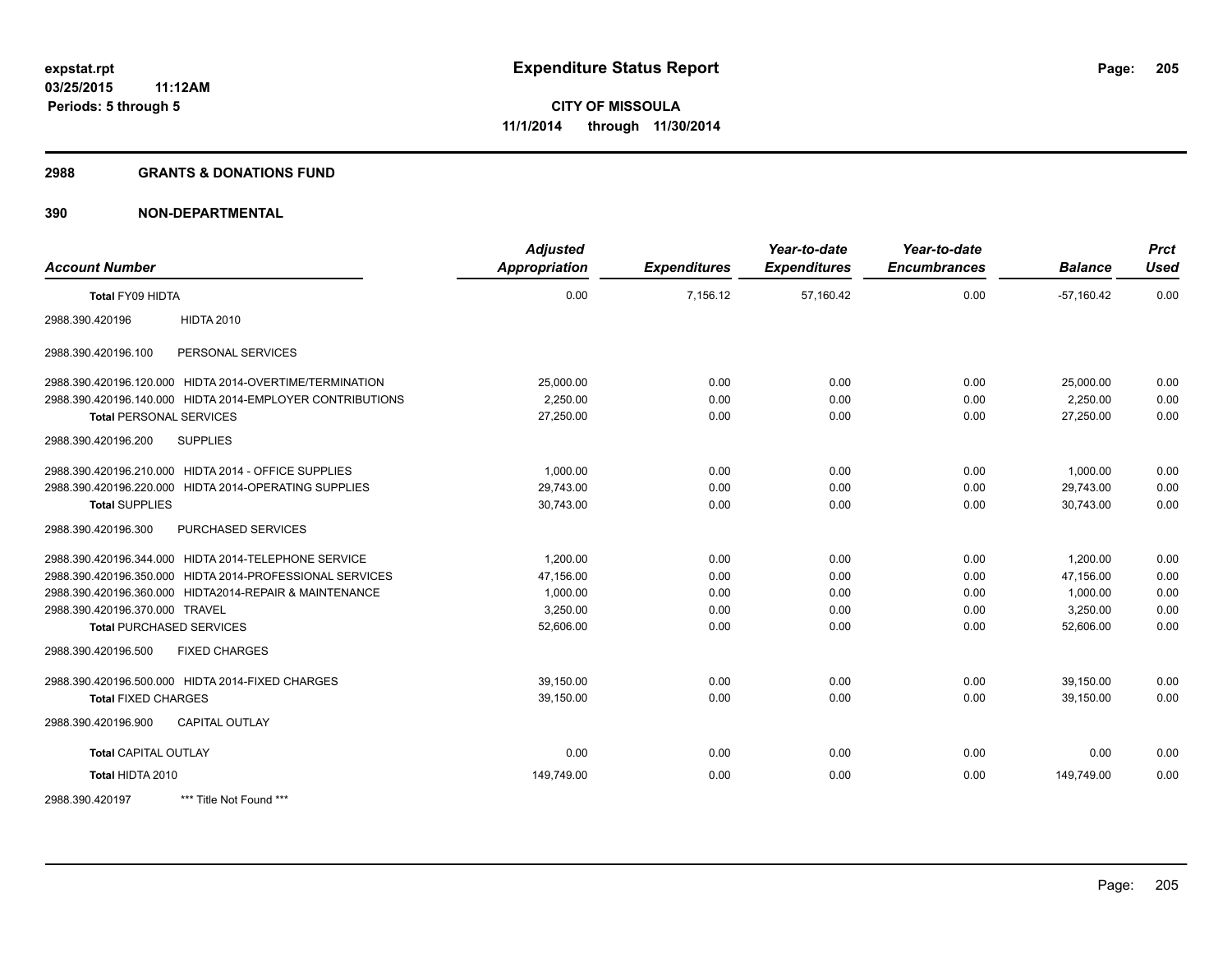**expstat.rpt**
**03/25/2015 11:12AM**
**Periods: 5 through 5**

# Expenditure Status Report

**CITY OF MISSOULA**
**11/1/2014 through 11/30/2014**

## 2988 GRANTS & DONATIONS FUND

## 390 NON-DEPARTMENTAL

| Account Number | | Adjusted Appropriation | Expenditures | Year-to-date Expenditures | Year-to-date Encumbrances | Balance | Prct Used |
|---|---|---|---|---|---|---|---|
| **Total FY09 HIDTA** | | 0.00 | 7,156.12 | 57,160.42 | 0.00 | -57,160.42 | 0.00 |
| 2988.390.420196 | HIDTA 2010 | | | | | | |
| 2988.390.420196.100 | PERSONAL SERVICES | | | | | | |
| 2988.390.420196.120.000 | HIDTA 2014-OVERTIME/TERMINATION | 25,000.00 | 0.00 | 0.00 | 0.00 | 25,000.00 | 0.00 |
| 2988.390.420196.140.000 | HIDTA 2014-EMPLOYER CONTRIBUTIONS | 2,250.00 | 0.00 | 0.00 | 0.00 | 2,250.00 | 0.00 |
| **Total PERSONAL SERVICES** | | 27,250.00 | 0.00 | 0.00 | 0.00 | 27,250.00 | 0.00 |
| 2988.390.420196.200 | SUPPLIES | | | | | | |
| 2988.390.420196.210.000 | HIDTA 2014 - OFFICE SUPPLIES | 1,000.00 | 0.00 | 0.00 | 0.00 | 1,000.00 | 0.00 |
| 2988.390.420196.220.000 | HIDTA 2014-OPERATING SUPPLIES | 29,743.00 | 0.00 | 0.00 | 0.00 | 29,743.00 | 0.00 |
| **Total SUPPLIES** | | 30,743.00 | 0.00 | 0.00 | 0.00 | 30,743.00 | 0.00 |
| 2988.390.420196.300 | PURCHASED SERVICES | | | | | | |
| 2988.390.420196.344.000 | HIDTA 2014-TELEPHONE SERVICE | 1,200.00 | 0.00 | 0.00 | 0.00 | 1,200.00 | 0.00 |
| 2988.390.420196.350.000 | HIDTA 2014-PROFESSIONAL SERVICES | 47,156.00 | 0.00 | 0.00 | 0.00 | 47,156.00 | 0.00 |
| 2988.390.420196.360.000 | HIDTA2014-REPAIR & MAINTENANCE | 1,000.00 | 0.00 | 0.00 | 0.00 | 1,000.00 | 0.00 |
| 2988.390.420196.370.000 | TRAVEL | 3,250.00 | 0.00 | 0.00 | 0.00 | 3,250.00 | 0.00 |
| **Total PURCHASED SERVICES** | | 52,606.00 | 0.00 | 0.00 | 0.00 | 52,606.00 | 0.00 |
| 2988.390.420196.500 | FIXED CHARGES | | | | | | |
| 2988.390.420196.500.000 | HIDTA 2014-FIXED CHARGES | 39,150.00 | 0.00 | 0.00 | 0.00 | 39,150.00 | 0.00 |
| **Total FIXED CHARGES** | | 39,150.00 | 0.00 | 0.00 | 0.00 | 39,150.00 | 0.00 |
| 2988.390.420196.900 | CAPITAL OUTLAY | | | | | | |
| **Total CAPITAL OUTLAY** | | 0.00 | 0.00 | 0.00 | 0.00 | 0.00 | 0.00 |
| **Total HIDTA 2010** | | 149,749.00 | 0.00 | 0.00 | 0.00 | 149,749.00 | 0.00 |
| 2988.390.420197 | *** Title Not Found *** | | | | | | |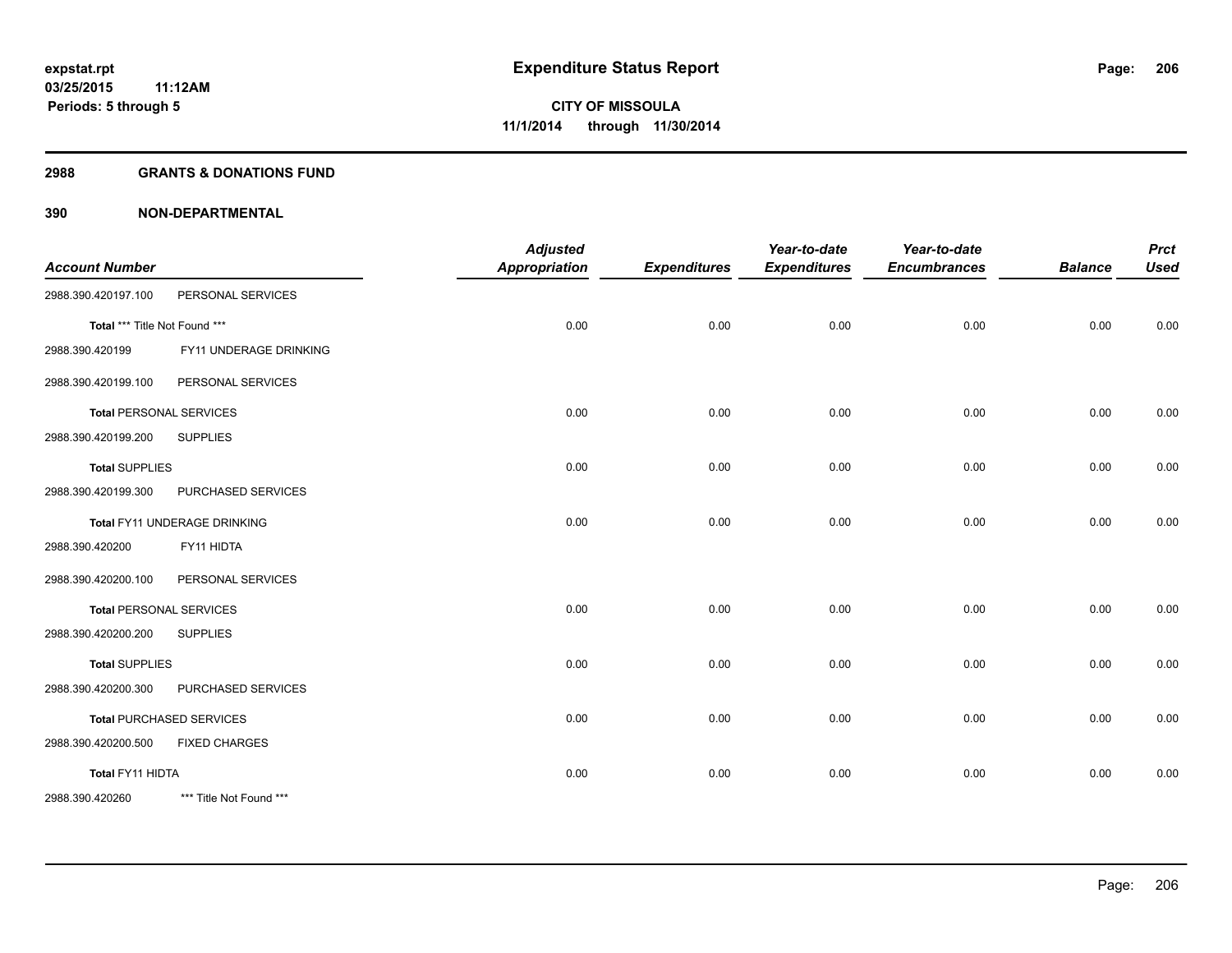**expstat.rpt**
**03/25/2015 11:12AM**
**Periods: 5 through 5**

# Expenditure Status Report

**CITY OF MISSOULA**
**11/1/2014 through 11/30/2014**

## 2988 GRANTS & DONATIONS FUND

## 390 NON-DEPARTMENTAL

| Account Number | | Adjusted Appropriation | Expenditures | Year-to-date Expenditures | Year-to-date Encumbrances | Balance | Prct Used |
|---|---|---|---|---|---|---|---|
| 2988.390.420197.100 | PERSONAL SERVICES | | | | | | |
| **Total** *** Title Not Found *** | | 0.00 | 0.00 | 0.00 | 0.00 | 0.00 | 0.00 |
| 2988.390.420199 | FY11 UNDERAGE DRINKING | | | | | | |
| 2988.390.420199.100 | PERSONAL SERVICES | | | | | | |
| **Total** PERSONAL SERVICES | | 0.00 | 0.00 | 0.00 | 0.00 | 0.00 | 0.00 |
| 2988.390.420199.200 | SUPPLIES | | | | | | |
| **Total** SUPPLIES | | 0.00 | 0.00 | 0.00 | 0.00 | 0.00 | 0.00 |
| 2988.390.420199.300 | PURCHASED SERVICES | | | | | | |
| **Total** FY11 UNDERAGE DRINKING | | 0.00 | 0.00 | 0.00 | 0.00 | 0.00 | 0.00 |
| 2988.390.420200 | FY11 HIDTA | | | | | | |
| 2988.390.420200.100 | PERSONAL SERVICES | | | | | | |
| **Total** PERSONAL SERVICES | | 0.00 | 0.00 | 0.00 | 0.00 | 0.00 | 0.00 |
| 2988.390.420200.200 | SUPPLIES | | | | | | |
| **Total** SUPPLIES | | 0.00 | 0.00 | 0.00 | 0.00 | 0.00 | 0.00 |
| 2988.390.420200.300 | PURCHASED SERVICES | | | | | | |
| **Total** PURCHASED SERVICES | | 0.00 | 0.00 | 0.00 | 0.00 | 0.00 | 0.00 |
| 2988.390.420200.500 | FIXED CHARGES | | | | | | |
| **Total** FY11 HIDTA | | 0.00 | 0.00 | 0.00 | 0.00 | 0.00 | 0.00 |
| 2988.390.420260 | *** Title Not Found *** | | | | | | |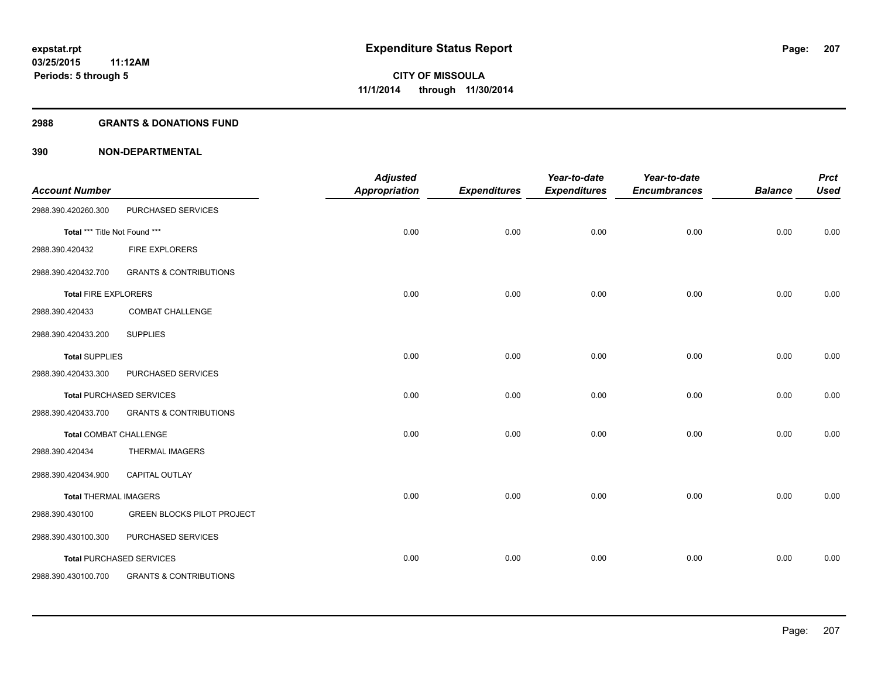**expstat.rpt**
**03/25/2015 11:12AM**
**Periods: 5 through 5**

# Expenditure Status Report

**CITY OF MISSOULA**
**11/1/2014 through 11/30/2014**

## 2988 GRANTS & DONATIONS FUND

## 390 NON-DEPARTMENTAL

| Account Number | | Adjusted Appropriation | Expenditures | Year-to-date Expenditures | Year-to-date Encumbrances | Balance | Prct Used |
|---|---|---|---|---|---|---|---|
| 2988.390.420260.300 | PURCHASED SERVICES | | | | | | |
| **Total** *** Title Not Found *** | | 0.00 | 0.00 | 0.00 | 0.00 | 0.00 | 0.00 |
| 2988.390.420432 | FIRE EXPLORERS | | | | | | |
| 2988.390.420432.700 | GRANTS & CONTRIBUTIONS | | | | | | |
| **Total** FIRE EXPLORERS | | 0.00 | 0.00 | 0.00 | 0.00 | 0.00 | 0.00 |
| 2988.390.420433 | COMBAT CHALLENGE | | | | | | |
| 2988.390.420433.200 | SUPPLIES | | | | | | |
| **Total** SUPPLIES | | 0.00 | 0.00 | 0.00 | 0.00 | 0.00 | 0.00 |
| 2988.390.420433.300 | PURCHASED SERVICES | | | | | | |
| **Total** PURCHASED SERVICES | | 0.00 | 0.00 | 0.00 | 0.00 | 0.00 | 0.00 |
| 2988.390.420433.700 | GRANTS & CONTRIBUTIONS | | | | | | |
| **Total** COMBAT CHALLENGE | | 0.00 | 0.00 | 0.00 | 0.00 | 0.00 | 0.00 |
| 2988.390.420434 | THERMAL IMAGERS | | | | | | |
| 2988.390.420434.900 | CAPITAL OUTLAY | | | | | | |
| **Total** THERMAL IMAGERS | | 0.00 | 0.00 | 0.00 | 0.00 | 0.00 | 0.00 |
| 2988.390.430100 | GREEN BLOCKS PILOT PROJECT | | | | | | |
| 2988.390.430100.300 | PURCHASED SERVICES | | | | | | |
| **Total** PURCHASED SERVICES | | 0.00 | 0.00 | 0.00 | 0.00 | 0.00 | 0.00 |
| 2988.390.430100.700 | GRANTS & CONTRIBUTIONS | | | | | | |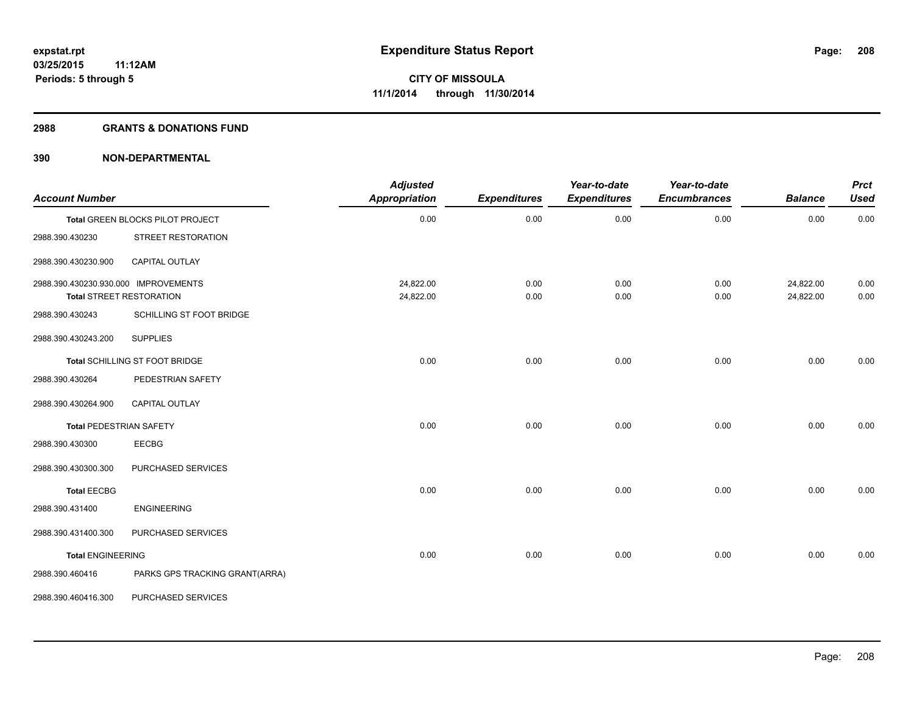**expstat.rpt**
**03/25/2015 11:12AM**
**Periods: 5 through 5**

# Expenditure Status Report

**CITY OF MISSOULA**
**11/1/2014 through 11/30/2014**

## 2988 GRANTS & DONATIONS FUND

### 390 NON-DEPARTMENTAL

| Account Number | | Adjusted Appropriation | Expenditures | Year-to-date Expenditures | Year-to-date Encumbrances | Balance | Prct Used |
|---|---|---|---|---|---|---|---|
| Total GREEN BLOCKS PILOT PROJECT | | 0.00 | 0.00 | 0.00 | 0.00 | 0.00 | 0.00 |
| 2988.390.430230 | STREET RESTORATION | | | | | | |
| 2988.390.430230.900 | CAPITAL OUTLAY | | | | | | |
| 2988.390.430230.930.000 | IMPROVEMENTS | 24,822.00 | 0.00 | 0.00 | 0.00 | 24,822.00 | 0.00 |
| Total STREET RESTORATION | | 24,822.00 | 0.00 | 0.00 | 0.00 | 24,822.00 | 0.00 |
| 2988.390.430243 | SCHILLING ST FOOT BRIDGE | | | | | | |
| 2988.390.430243.200 | SUPPLIES | | | | | | |
| Total SCHILLING ST FOOT BRIDGE | | 0.00 | 0.00 | 0.00 | 0.00 | 0.00 | 0.00 |
| 2988.390.430264 | PEDESTRIAN SAFETY | | | | | | |
| 2988.390.430264.900 | CAPITAL OUTLAY | | | | | | |
| Total PEDESTRIAN SAFETY | | 0.00 | 0.00 | 0.00 | 0.00 | 0.00 | 0.00 |
| 2988.390.430300 | EECBG | | | | | | |
| 2988.390.430300.300 | PURCHASED SERVICES | | | | | | |
| Total EECBG | | 0.00 | 0.00 | 0.00 | 0.00 | 0.00 | 0.00 |
| 2988.390.431400 | ENGINEERING | | | | | | |
| 2988.390.431400.300 | PURCHASED SERVICES | | | | | | |
| Total ENGINEERING | | 0.00 | 0.00 | 0.00 | 0.00 | 0.00 | 0.00 |
| 2988.390.460416 | PARKS GPS TRACKING GRANT(ARRA) | | | | | | |
| 2988.390.460416.300 | PURCHASED SERVICES | | | | | | |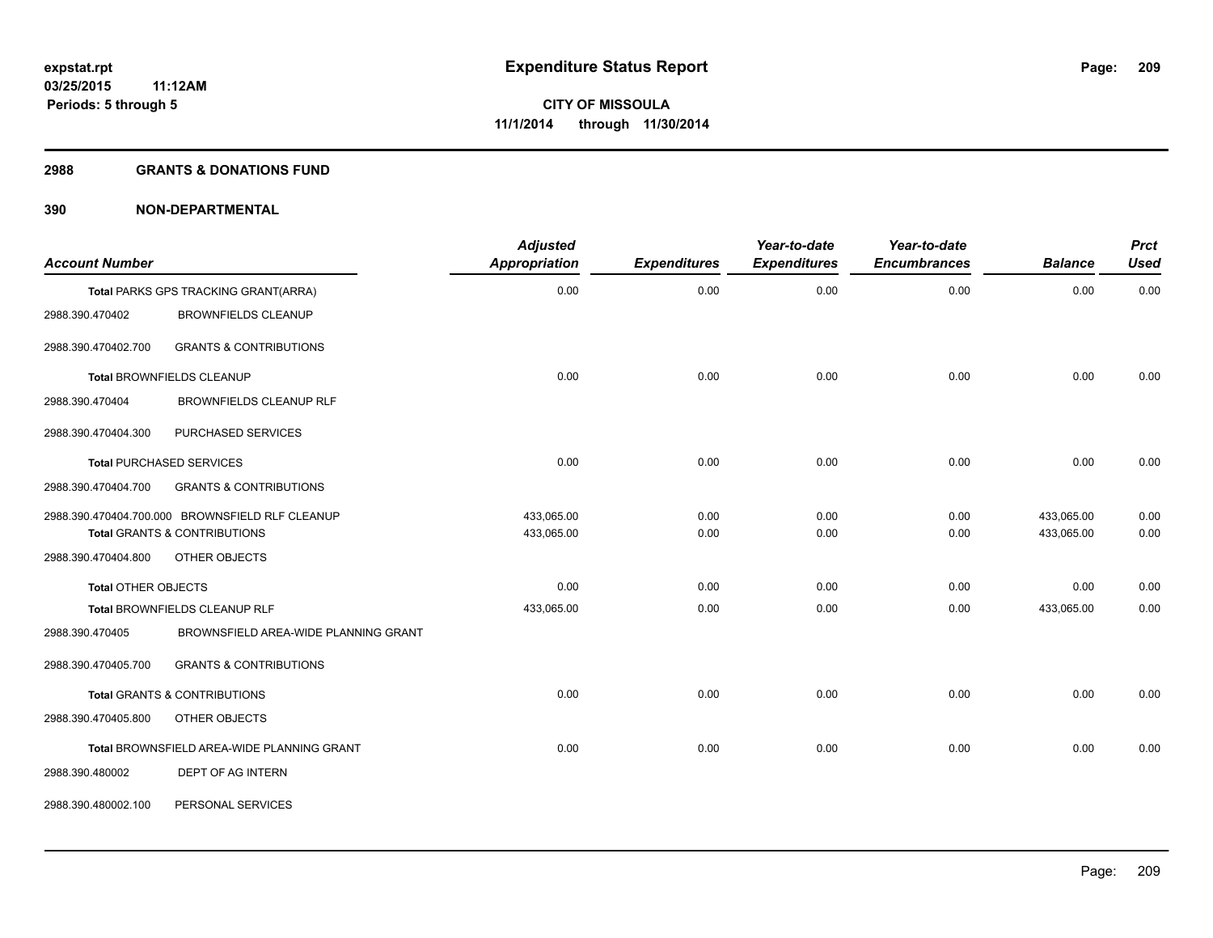**expstat.rpt**
**03/25/2015 11:12AM**
**Periods: 5 through 5**

# Expenditure Status Report

**CITY OF MISSOULA**
**11/1/2014 through 11/30/2014**

## 2988 GRANTS & DONATIONS FUND

## 390 NON-DEPARTMENTAL

| Account Number | | Adjusted Appropriation | Expenditures | Year-to-date Expenditures | Year-to-date Encumbrances | Balance | Prct Used |
|---|---|---|---|---|---|---|---|
| **Total** PARKS GPS TRACKING GRANT(ARRA) | | 0.00 | 0.00 | 0.00 | 0.00 | 0.00 | 0.00 |
| 2988.390.470402 | BROWNFIELDS CLEANUP | | | | | | |
| 2988.390.470402.700 | GRANTS & CONTRIBUTIONS | | | | | | |
| **Total** BROWNFIELDS CLEANUP | | 0.00 | 0.00 | 0.00 | 0.00 | 0.00 | 0.00 |
| 2988.390.470404 | BROWNFIELDS CLEANUP RLF | | | | | | |
| 2988.390.470404.300 | PURCHASED SERVICES | | | | | | |
| **Total** PURCHASED SERVICES | | 0.00 | 0.00 | 0.00 | 0.00 | 0.00 | 0.00 |
| 2988.390.470404.700 | GRANTS & CONTRIBUTIONS | | | | | | |
| 2988.390.470404.700.000 | BROWNSFIELD RLF CLEANUP | 433,065.00 | 0.00 | 0.00 | 0.00 | 433,065.00 | 0.00 |
| **Total** GRANTS & CONTRIBUTIONS | | 433,065.00 | 0.00 | 0.00 | 0.00 | 433,065.00 | 0.00 |
| 2988.390.470404.800 | OTHER OBJECTS | | | | | | |
| **Total** OTHER OBJECTS | | 0.00 | 0.00 | 0.00 | 0.00 | 0.00 | 0.00 |
| **Total** BROWNFIELDS CLEANUP RLF | | 433,065.00 | 0.00 | 0.00 | 0.00 | 433,065.00 | 0.00 |
| 2988.390.470405 | BROWNSFIELD AREA-WIDE PLANNING GRANT | | | | | | |
| 2988.390.470405.700 | GRANTS & CONTRIBUTIONS | | | | | | |
| **Total** GRANTS & CONTRIBUTIONS | | 0.00 | 0.00 | 0.00 | 0.00 | 0.00 | 0.00 |
| 2988.390.470405.800 | OTHER OBJECTS | | | | | | |
| **Total** BROWNSFIELD AREA-WIDE PLANNING GRANT | | 0.00 | 0.00 | 0.00 | 0.00 | 0.00 | 0.00 |
| 2988.390.480002 | DEPT OF AG INTERN | | | | | | |
| 2988.390.480002.100 | PERSONAL SERVICES | | | | | | |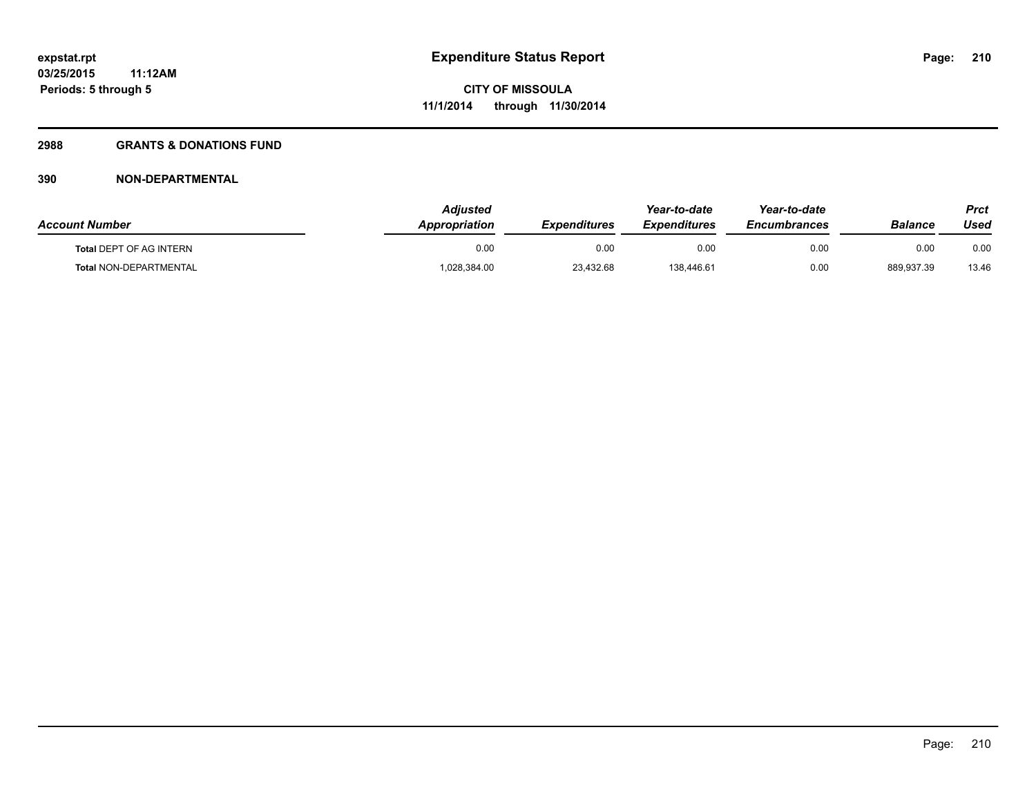# Expenditure Status Report

expstat.rpt
03/25/2015 11:12AM
Periods: 5 through 5

CITY OF MISSOULA
11/1/2014 through 11/30/2014

## 2988 GRANTS & DONATIONS FUND

### 390 NON-DEPARTMENTAL

| Account Number | Adjusted Appropriation | Expenditures | Year-to-date Expenditures | Year-to-date Encumbrances | Balance | Prct Used |
|---|---|---|---|---|---|---|
| Total DEPT OF AG INTERN | 0.00 | 0.00 | 0.00 | 0.00 | 0.00 | 0.00 |
| Total NON-DEPARTMENTAL | 1,028,384.00 | 23,432.68 | 138,446.61 | 0.00 | 889,937.39 | 13.46 |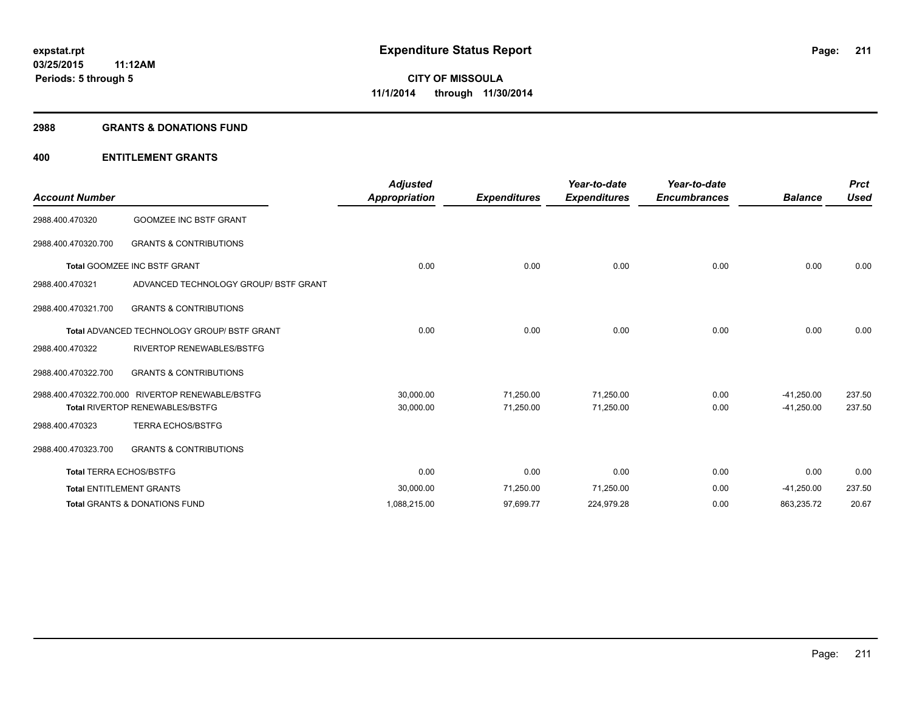**expstat.rpt**
**03/25/2015 11:12AM**
**Periods: 5 through 5**

# Expenditure Status Report

**CITY OF MISSOULA**
**11/1/2014 through 11/30/2014**

## 2988 GRANTS & DONATIONS FUND

## 400 ENTITLEMENT GRANTS

| Account Number | | Adjusted Appropriation | Expenditures | Year-to-date Expenditures | Year-to-date Encumbrances | Balance | Prct Used |
|---|---|---|---|---|---|---|---|
| 2988.400.470320 | GOOMZEE INC BSTF GRANT | | | | | | |
| 2988.400.470320.700 | GRANTS & CONTRIBUTIONS | | | | | | |
| **Total** GOOMZEE INC BSTF GRANT | | 0.00 | 0.00 | 0.00 | 0.00 | 0.00 | 0.00 |
| 2988.400.470321 | ADVANCED TECHNOLOGY GROUP/ BSTF GRANT | | | | | | |
| 2988.400.470321.700 | GRANTS & CONTRIBUTIONS | | | | | | |
| **Total** ADVANCED TECHNOLOGY GROUP/ BSTF GRANT | | 0.00 | 0.00 | 0.00 | 0.00 | 0.00 | 0.00 |
| 2988.400.470322 | RIVERTOP RENEWABLES/BSTFG | | | | | | |
| 2988.400.470322.700 | GRANTS & CONTRIBUTIONS | | | | | | |
| 2988.400.470322.700.000 | RIVERTOP RENEWABLE/BSTFG | 30,000.00 | 71,250.00 | 71,250.00 | 0.00 | -41,250.00 | 237.50 |
| **Total** RIVERTOP RENEWABLES/BSTFG | | 30,000.00 | 71,250.00 | 71,250.00 | 0.00 | -41,250.00 | 237.50 |
| 2988.400.470323 | TERRA ECHOS/BSTFG | | | | | | |
| 2988.400.470323.700 | GRANTS & CONTRIBUTIONS | | | | | | |
| **Total** TERRA ECHOS/BSTFG | | 0.00 | 0.00 | 0.00 | 0.00 | 0.00 | 0.00 |
| **Total** ENTITLEMENT GRANTS | | 30,000.00 | 71,250.00 | 71,250.00 | 0.00 | -41,250.00 | 237.50 |
| **Total** GRANTS & DONATIONS FUND | | 1,088,215.00 | 97,699.77 | 224,979.28 | 0.00 | 863,235.72 | 20.67 |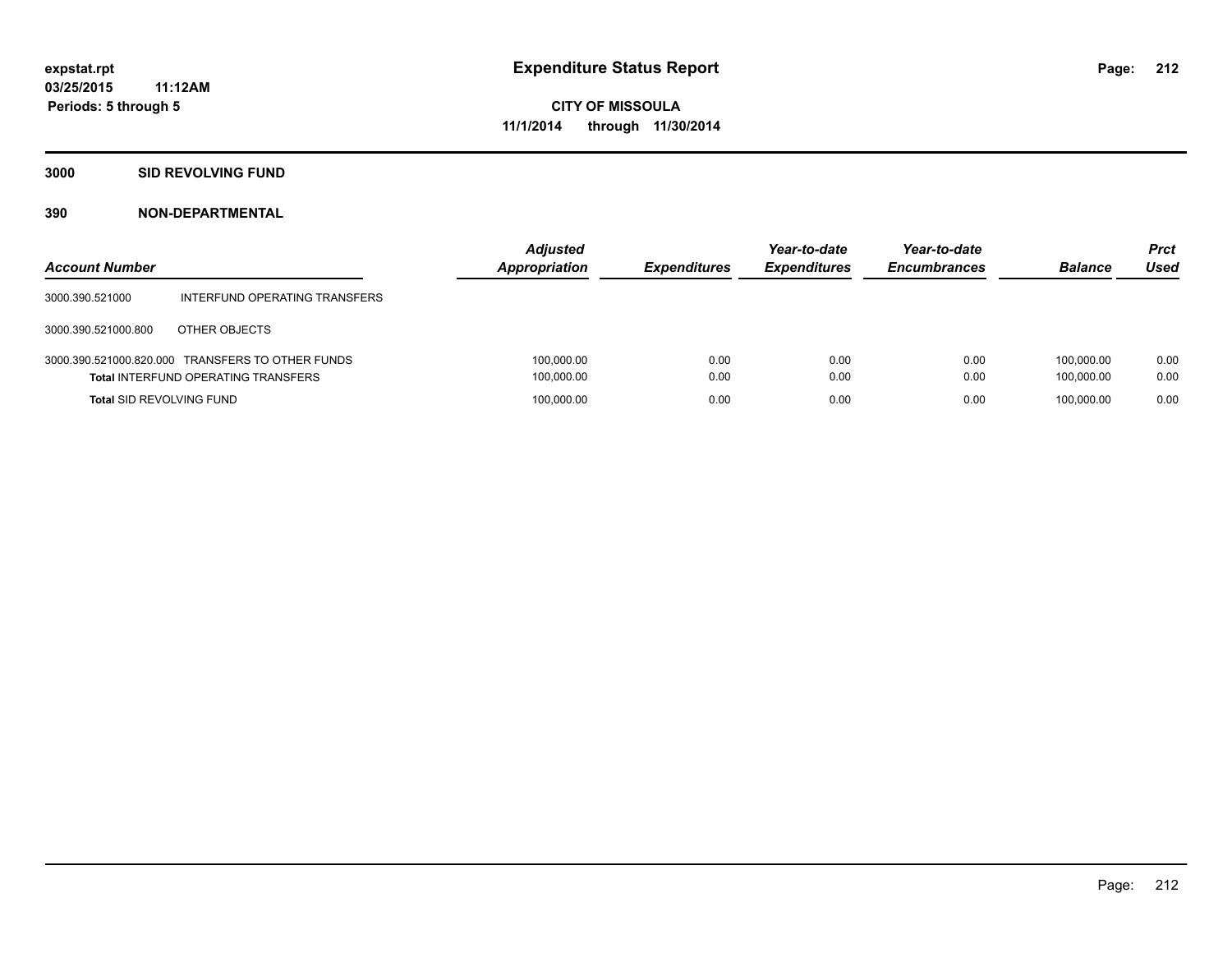**expstat.rpt**
**03/25/2015 11:12AM**
**Periods: 5 through 5**

# Expenditure Status Report

**CITY OF MISSOULA**
**11/1/2014 through 11/30/2014**

## 3000 SID REVOLVING FUND

### 390 NON-DEPARTMENTAL

| Account Number | | Adjusted Appropriation | Expenditures | Year-to-date Expenditures | Year-to-date Encumbrances | Balance | Prct Used |
|---|---|---|---|---|---|---|---|
| 3000.390.521000 | INTERFUND OPERATING TRANSFERS | | | | | | |
| 3000.390.521000.800 | OTHER OBJECTS | | | | | | |
| 3000.390.521000.820.000 | TRANSFERS TO OTHER FUNDS | 100,000.00 | 0.00 | 0.00 | 0.00 | 100,000.00 | 0.00 |
| **Total** INTERFUND OPERATING TRANSFERS | | 100,000.00 | 0.00 | 0.00 | 0.00 | 100,000.00 | 0.00 |
| **Total** SID REVOLVING FUND | | 100,000.00 | 0.00 | 0.00 | 0.00 | 100,000.00 | 0.00 |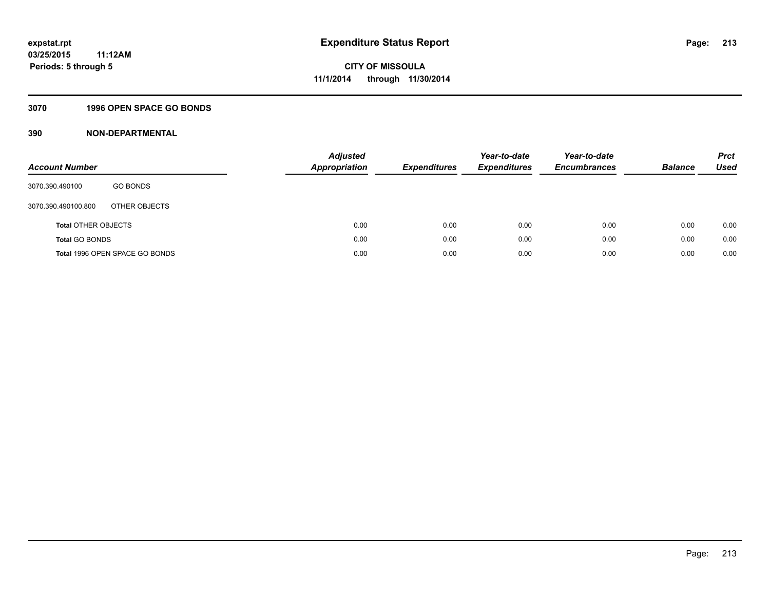**expstat.rpt**
**03/25/2015 11:12AM**
**Periods: 5 through 5**

# Expenditure Status Report

**CITY OF MISSOULA**
**11/1/2014 through 11/30/2014**

## 3070 1996 OPEN SPACE GO BONDS

## 390 NON-DEPARTMENTAL

| Account Number | | Adjusted Appropriation | Expenditures | Year-to-date Expenditures | Year-to-date Encumbrances | Balance | Prct Used |
|---|---|---|---|---|---|---|---|
| 3070.390.490100 | GO BONDS | | | | | | |
| 3070.390.490100.800 | OTHER OBJECTS | | | | | | |
| **Total** OTHER OBJECTS | | 0.00 | 0.00 | 0.00 | 0.00 | 0.00 | 0.00 |
| **Total** GO BONDS | | 0.00 | 0.00 | 0.00 | 0.00 | 0.00 | 0.00 |
| **Total** 1996 OPEN SPACE GO BONDS | | 0.00 | 0.00 | 0.00 | 0.00 | 0.00 | 0.00 |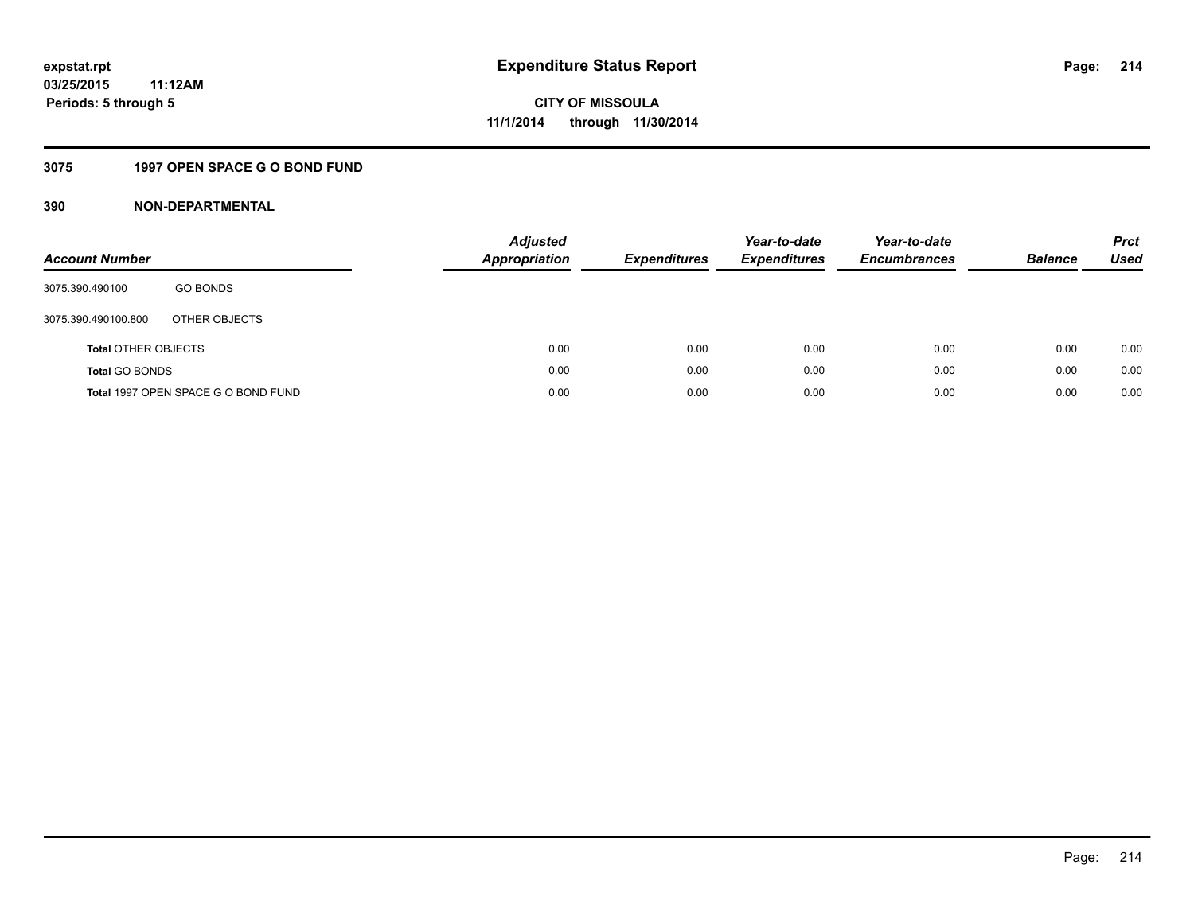# Expenditure Status Report

expstat.rpt
03/25/2015 11:12AM
Periods: 5 through 5

CITY OF MISSOULA
11/1/2014 through 11/30/2014

## 3075 1997 OPEN SPACE G O BOND FUND

## 390 NON-DEPARTMENTAL

| Account Number | | Adjusted Appropriation | Expenditures | Year-to-date Expenditures | Year-to-date Encumbrances | Balance | Prct Used |
|---|---|---|---|---|---|---|---|
| 3075.390.490100 | GO BONDS | | | | | | |
| 3075.390.490100.800 | OTHER OBJECTS | | | | | | |
| **Total** OTHER OBJECTS | | 0.00 | 0.00 | 0.00 | 0.00 | 0.00 | 0.00 |
| **Total** GO BONDS | | 0.00 | 0.00 | 0.00 | 0.00 | 0.00 | 0.00 |
| **Total** 1997 OPEN SPACE G O BOND FUND | | 0.00 | 0.00 | 0.00 | 0.00 | 0.00 | 0.00 |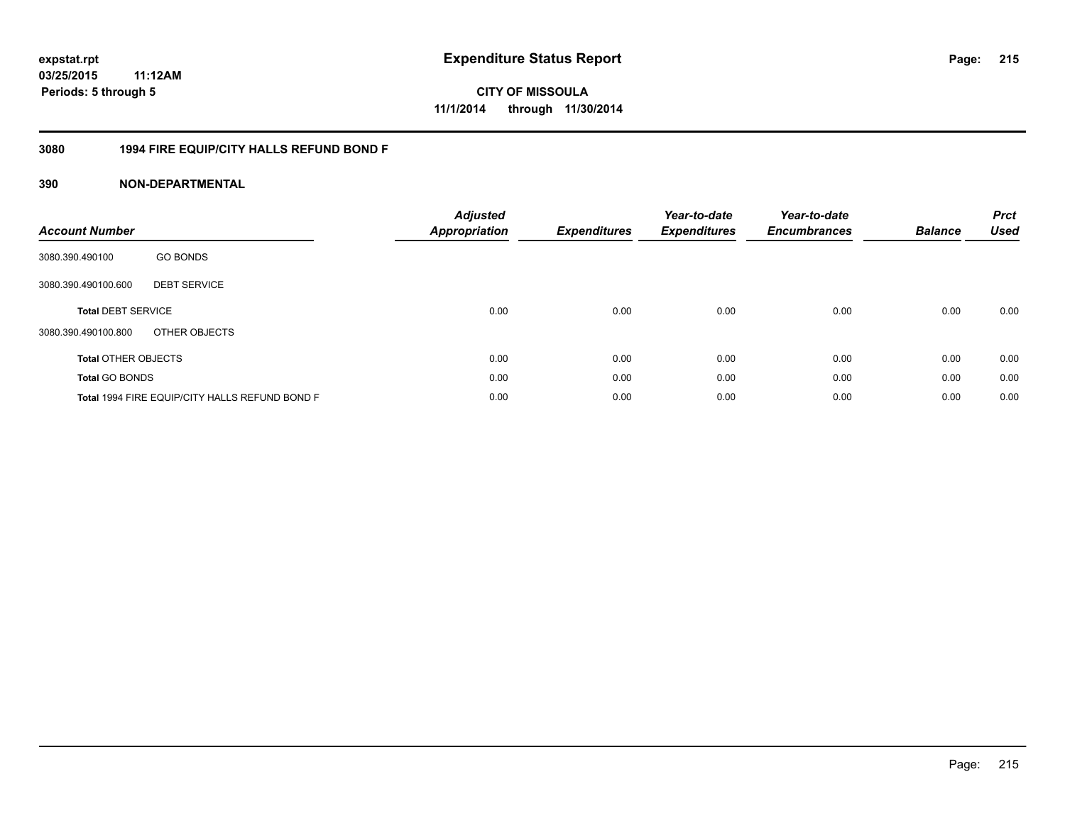expstat.rpt
03/25/2015 11:12AM
Periods: 5 through 5

# Expenditure Status Report

**CITY OF MISSOULA**
**11/1/2014 through 11/30/2014**

## 3080 1994 FIRE EQUIP/CITY HALLS REFUND BOND F

### 390 NON-DEPARTMENTAL

| Account Number | | Adjusted Appropriation | Expenditures | Year-to-date Expenditures | Year-to-date Encumbrances | Balance | Prct Used |
|---|---|---|---|---|---|---|---|
| 3080.390.490100 | GO BONDS | | | | | | |
| 3080.390.490100.600 | DEBT SERVICE | | | | | | |
| **Total** DEBT SERVICE | | 0.00 | 0.00 | 0.00 | 0.00 | 0.00 | 0.00 |
| 3080.390.490100.800 | OTHER OBJECTS | | | | | | |
| **Total** OTHER OBJECTS | | 0.00 | 0.00 | 0.00 | 0.00 | 0.00 | 0.00 |
| **Total** GO BONDS | | 0.00 | 0.00 | 0.00 | 0.00 | 0.00 | 0.00 |
| **Total** 1994 FIRE EQUIP/CITY HALLS REFUND BOND F | | 0.00 | 0.00 | 0.00 | 0.00 | 0.00 | 0.00 |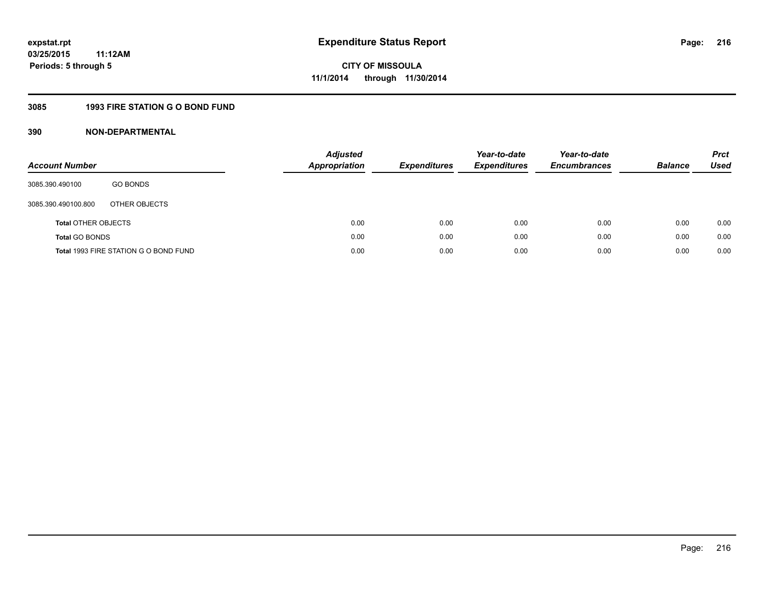# Expenditure Status Report

**expstat.rpt**
**03/25/2015 11:12AM**
**Periods: 5 through 5**

**CITY OF MISSOULA**
**11/1/2014 through 11/30/2014**

## 3085 1993 FIRE STATION G O BOND FUND

## 390 NON-DEPARTMENTAL

| Account Number | | Adjusted Appropriation | Expenditures | Year-to-date Expenditures | Year-to-date Encumbrances | Balance | Prct Used |
|---|---|---|---|---|---|---|---|
| 3085.390.490100 | GO BONDS | | | | | | |
| 3085.390.490100.800 | OTHER OBJECTS | | | | | | |
| **Total** OTHER OBJECTS | | 0.00 | 0.00 | 0.00 | 0.00 | 0.00 | 0.00 |
| **Total** GO BONDS | | 0.00 | 0.00 | 0.00 | 0.00 | 0.00 | 0.00 |
| **Total** 1993 FIRE STATION G O BOND FUND | | 0.00 | 0.00 | 0.00 | 0.00 | 0.00 | 0.00 |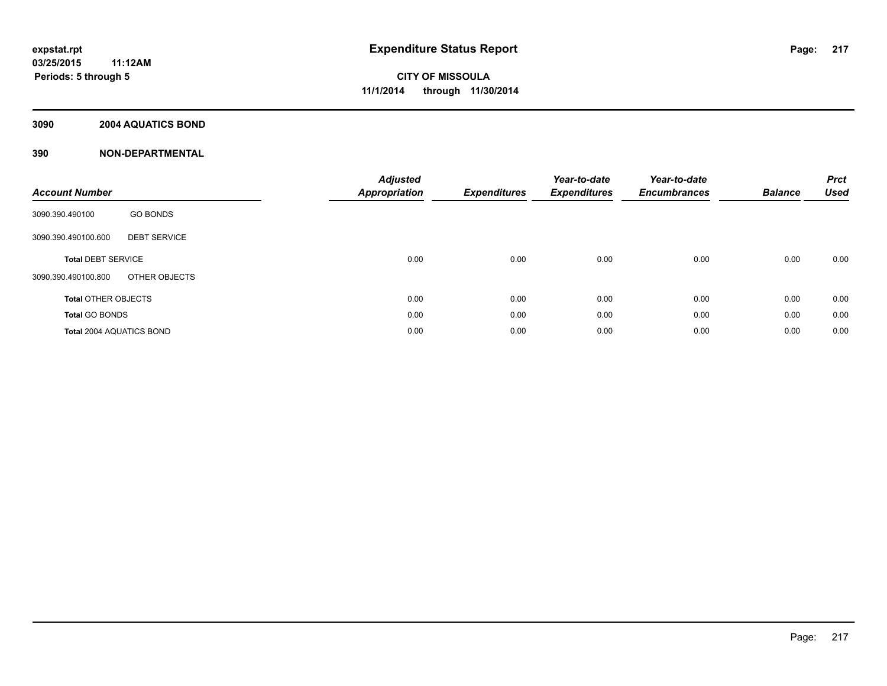expstat.rpt
03/25/2015 11:12AM
Periods: 5 through 5

# Expenditure Status Report

CITY OF MISSOULA
11/1/2014 through 11/30/2014

## 3090 2004 AQUATICS BOND

## 390 NON-DEPARTMENTAL

| Account Number | | Adjusted Appropriation | Expenditures | Year-to-date Expenditures | Year-to-date Encumbrances | Balance | Prct Used |
|---|---|---|---|---|---|---|---|
| 3090.390.490100 | GO BONDS | | | | | | |
| 3090.390.490100.600 | DEBT SERVICE | | | | | | |
| **Total** DEBT SERVICE | | 0.00 | 0.00 | 0.00 | 0.00 | 0.00 | 0.00 |
| 3090.390.490100.800 | OTHER OBJECTS | | | | | | |
| **Total** OTHER OBJECTS | | 0.00 | 0.00 | 0.00 | 0.00 | 0.00 | 0.00 |
| **Total** GO BONDS | | 0.00 | 0.00 | 0.00 | 0.00 | 0.00 | 0.00 |
| **Total** 2004 AQUATICS BOND | | 0.00 | 0.00 | 0.00 | 0.00 | 0.00 | 0.00 |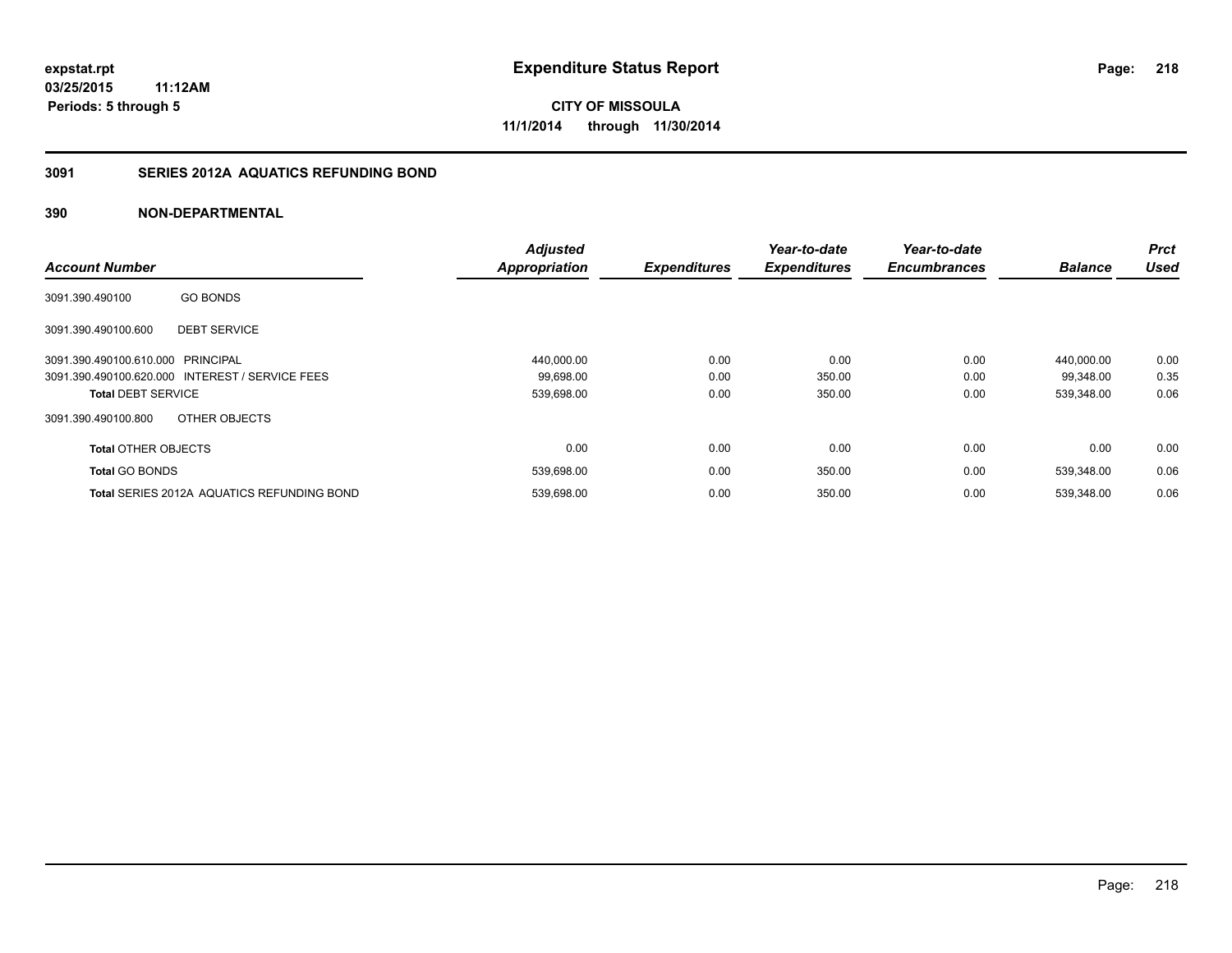# Expenditure Status Report

expstat.rpt
03/25/2015 11:12AM
Periods: 5 through 5

**CITY OF MISSOULA**
**11/1/2014 through 11/30/2014**

## 3091 SERIES 2012A AQUATICS REFUNDING BOND

### 390 NON-DEPARTMENTAL

| Account Number | | Adjusted Appropriation | Expenditures | Year-to-date Expenditures | Year-to-date Encumbrances | Balance | Prct Used |
|---|---|---|---|---|---|---|---|
| 3091.390.490100 | GO BONDS | | | | | | |
| 3091.390.490100.600 | DEBT SERVICE | | | | | | |
| 3091.390.490100.610.000 | PRINCIPAL | 440,000.00 | 0.00 | 0.00 | 0.00 | 440,000.00 | 0.00 |
| 3091.390.490100.620.000 | INTEREST / SERVICE FEES | 99,698.00 | 0.00 | 350.00 | 0.00 | 99,348.00 | 0.35 |
| **Total** DEBT SERVICE | | 539,698.00 | 0.00 | 350.00 | 0.00 | 539,348.00 | 0.06 |
| 3091.390.490100.800 | OTHER OBJECTS | | | | | | |
| **Total** OTHER OBJECTS | | 0.00 | 0.00 | 0.00 | 0.00 | 0.00 | 0.00 |
| **Total** GO BONDS | | 539,698.00 | 0.00 | 350.00 | 0.00 | 539,348.00 | 0.06 |
| **Total** SERIES 2012A AQUATICS REFUNDING BOND | | 539,698.00 | 0.00 | 350.00 | 0.00 | 539,348.00 | 0.06 |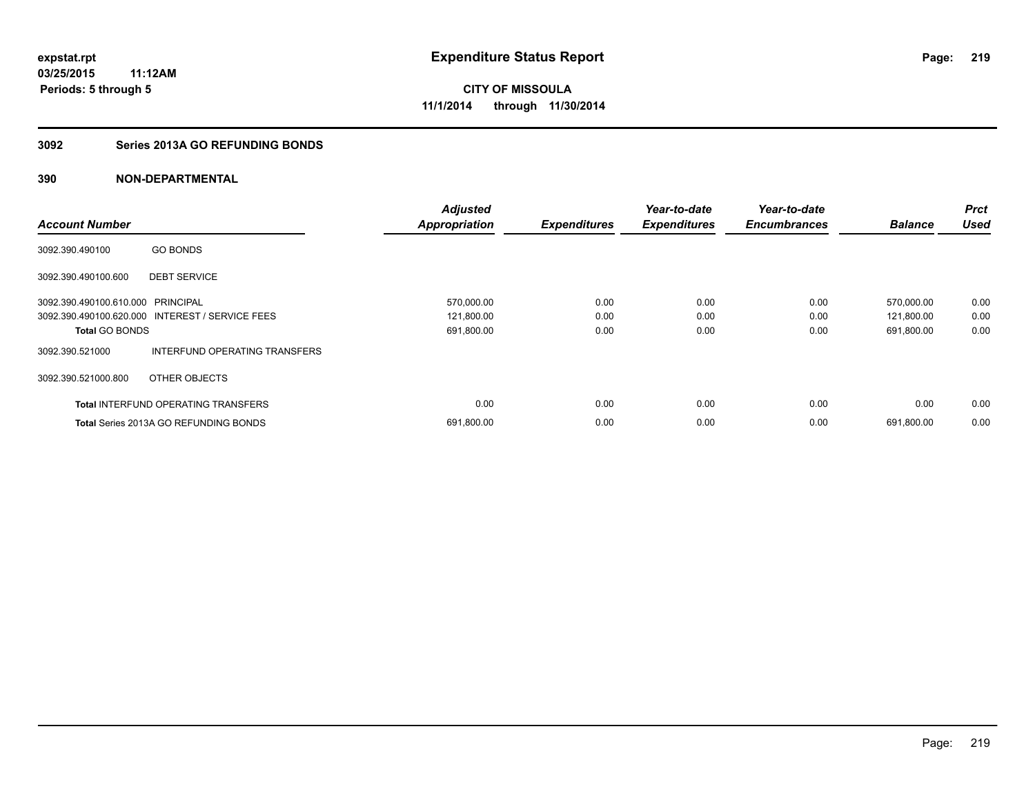**expstat.rpt**
**03/25/2015 11:12AM**
**Periods: 5 through 5**

# Expenditure Status Report

**CITY OF MISSOULA**
**11/1/2014 through 11/30/2014**

## 3092 Series 2013A GO REFUNDING BONDS

## 390 NON-DEPARTMENTAL

| Account Number | | Adjusted Appropriation | Expenditures | Year-to-date Expenditures | Year-to-date Encumbrances | Balance | Prct Used |
|---|---|---|---|---|---|---|---|
| 3092.390.490100 | GO BONDS | | | | | | |
| 3092.390.490100.600 | DEBT SERVICE | | | | | | |
| 3092.390.490100.610.000 | PRINCIPAL | 570,000.00 | 0.00 | 0.00 | 0.00 | 570,000.00 | 0.00 |
| 3092.390.490100.620.000 | INTEREST / SERVICE FEES | 121,800.00 | 0.00 | 0.00 | 0.00 | 121,800.00 | 0.00 |
| **Total** GO BONDS | | 691,800.00 | 0.00 | 0.00 | 0.00 | 691,800.00 | 0.00 |
| 3092.390.521000 | INTERFUND OPERATING TRANSFERS | | | | | | |
| 3092.390.521000.800 | OTHER OBJECTS | | | | | | |
| **Total** INTERFUND OPERATING TRANSFERS | | 0.00 | 0.00 | 0.00 | 0.00 | 0.00 | 0.00 |
| **Total** Series 2013A GO REFUNDING BONDS | | 691,800.00 | 0.00 | 0.00 | 0.00 | 691,800.00 | 0.00 |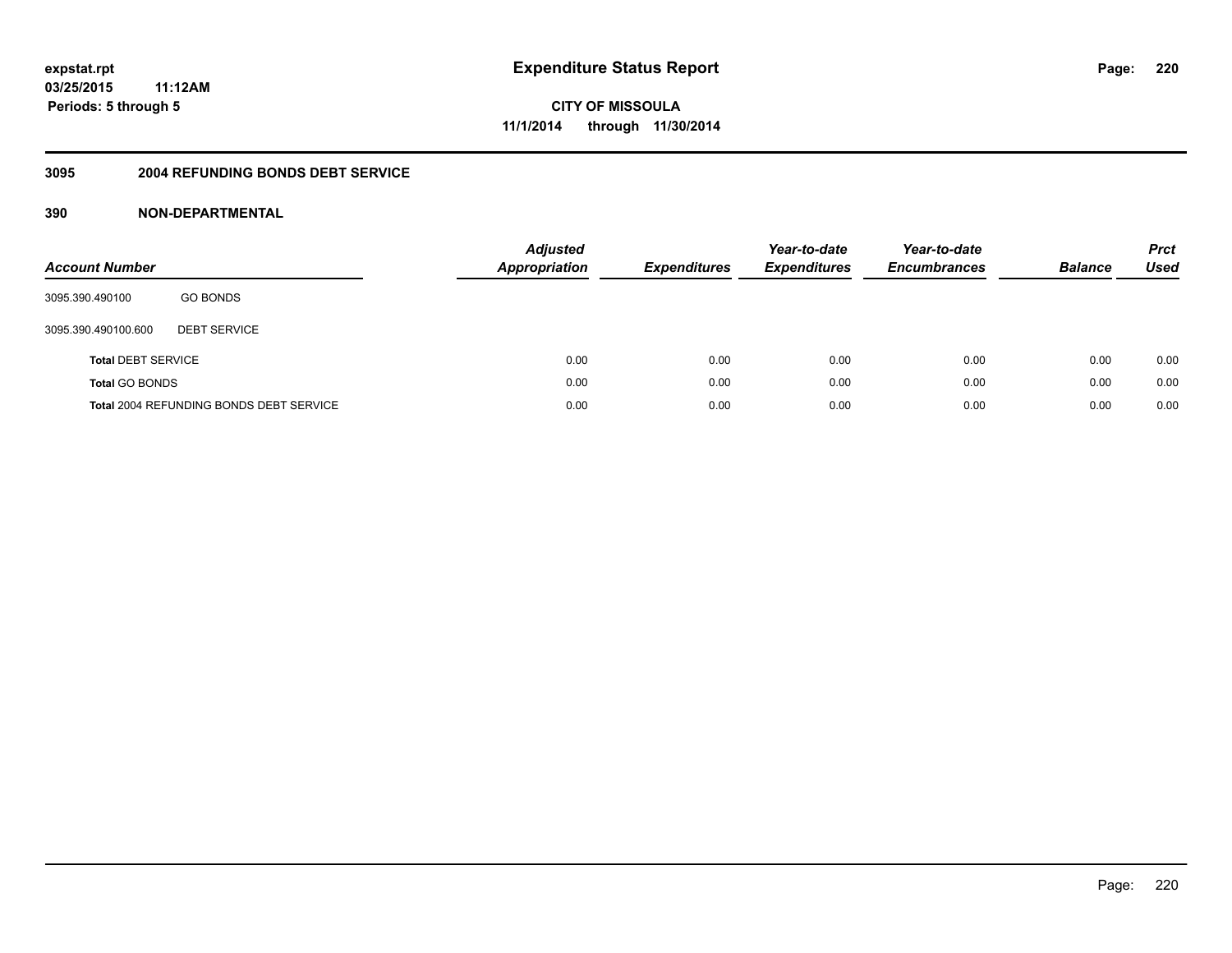**expstat.rpt**
**03/25/2015 11:12AM**
**Periods: 5 through 5**

# Expenditure Status Report

**CITY OF MISSOULA**
**11/1/2014 through 11/30/2014**

## 3095 2004 REFUNDING BONDS DEBT SERVICE

## 390 NON-DEPARTMENTAL

| Account Number | | Adjusted Appropriation | Expenditures | Year-to-date Expenditures | Year-to-date Encumbrances | Balance | Prct Used |
|---|---|---|---|---|---|---|---|
| 3095.390.490100 | GO BONDS | | | | | | |
| 3095.390.490100.600 | DEBT SERVICE | | | | | | |
| **Total** DEBT SERVICE | | 0.00 | 0.00 | 0.00 | 0.00 | 0.00 | 0.00 |
| **Total** GO BONDS | | 0.00 | 0.00 | 0.00 | 0.00 | 0.00 | 0.00 |
| **Total** 2004 REFUNDING BONDS DEBT SERVICE | | 0.00 | 0.00 | 0.00 | 0.00 | 0.00 | 0.00 |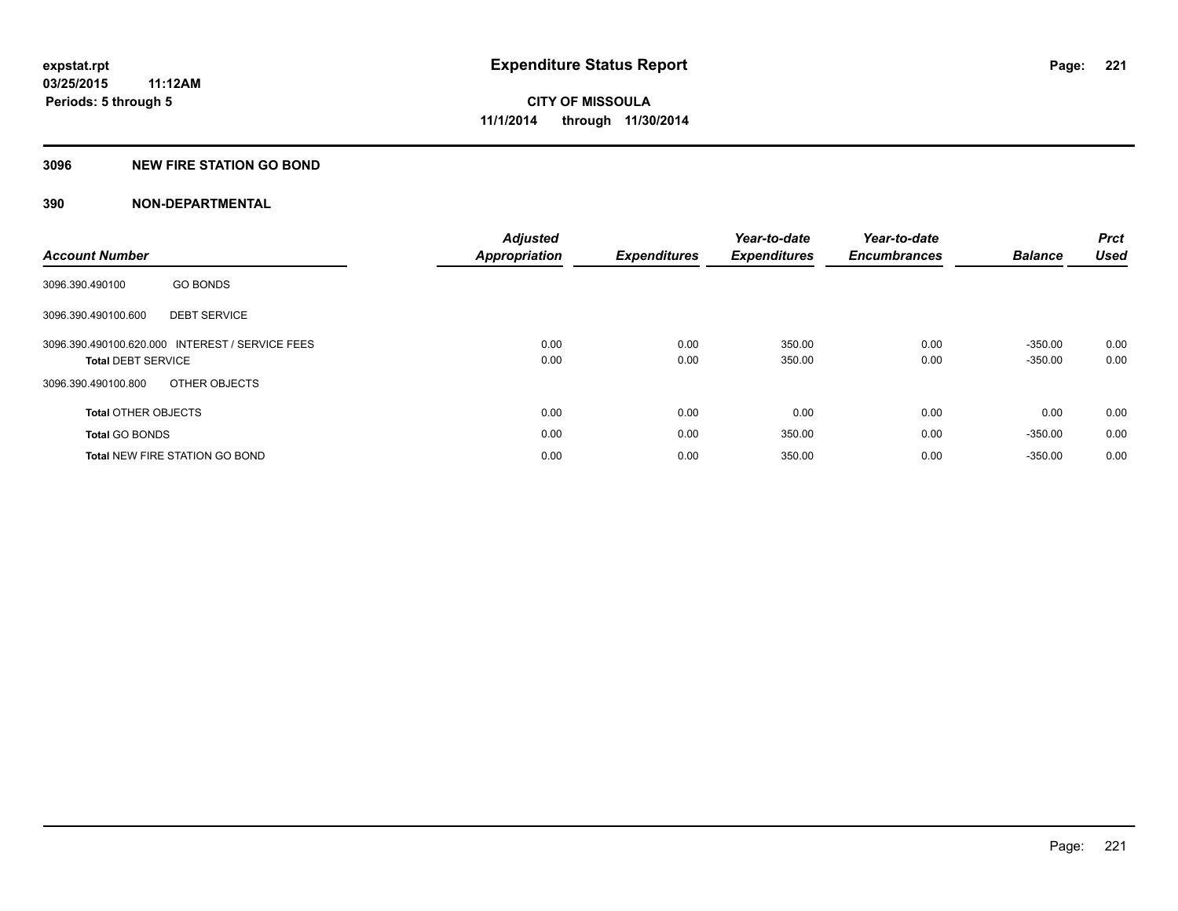**expstat.rpt**
**03/25/2015 11:12AM**
**Periods: 5 through 5**

# Expenditure Status Report

**CITY OF MISSOULA**
**11/1/2014 through 11/30/2014**

## 3096 NEW FIRE STATION GO BOND

## 390 NON-DEPARTMENTAL

| Account Number | | Adjusted Appropriation | Expenditures | Year-to-date Expenditures | Year-to-date Encumbrances | Balance | Prct Used |
|---|---|---|---|---|---|---|---|
| 3096.390.490100 | GO BONDS | | | | | | |
| 3096.390.490100.600 | DEBT SERVICE | | | | | | |
| 3096.390.490100.620.000 | INTEREST / SERVICE FEES | 0.00 | 0.00 | 350.00 | 0.00 | -350.00 | 0.00 |
| **Total** DEBT SERVICE | | 0.00 | 0.00 | 350.00 | 0.00 | -350.00 | 0.00 |
| 3096.390.490100.800 | OTHER OBJECTS | | | | | | |
| **Total** OTHER OBJECTS | | 0.00 | 0.00 | 0.00 | 0.00 | 0.00 | 0.00 |
| **Total** GO BONDS | | 0.00 | 0.00 | 350.00 | 0.00 | -350.00 | 0.00 |
| **Total** NEW FIRE STATION GO BOND | | 0.00 | 0.00 | 350.00 | 0.00 | -350.00 | 0.00 |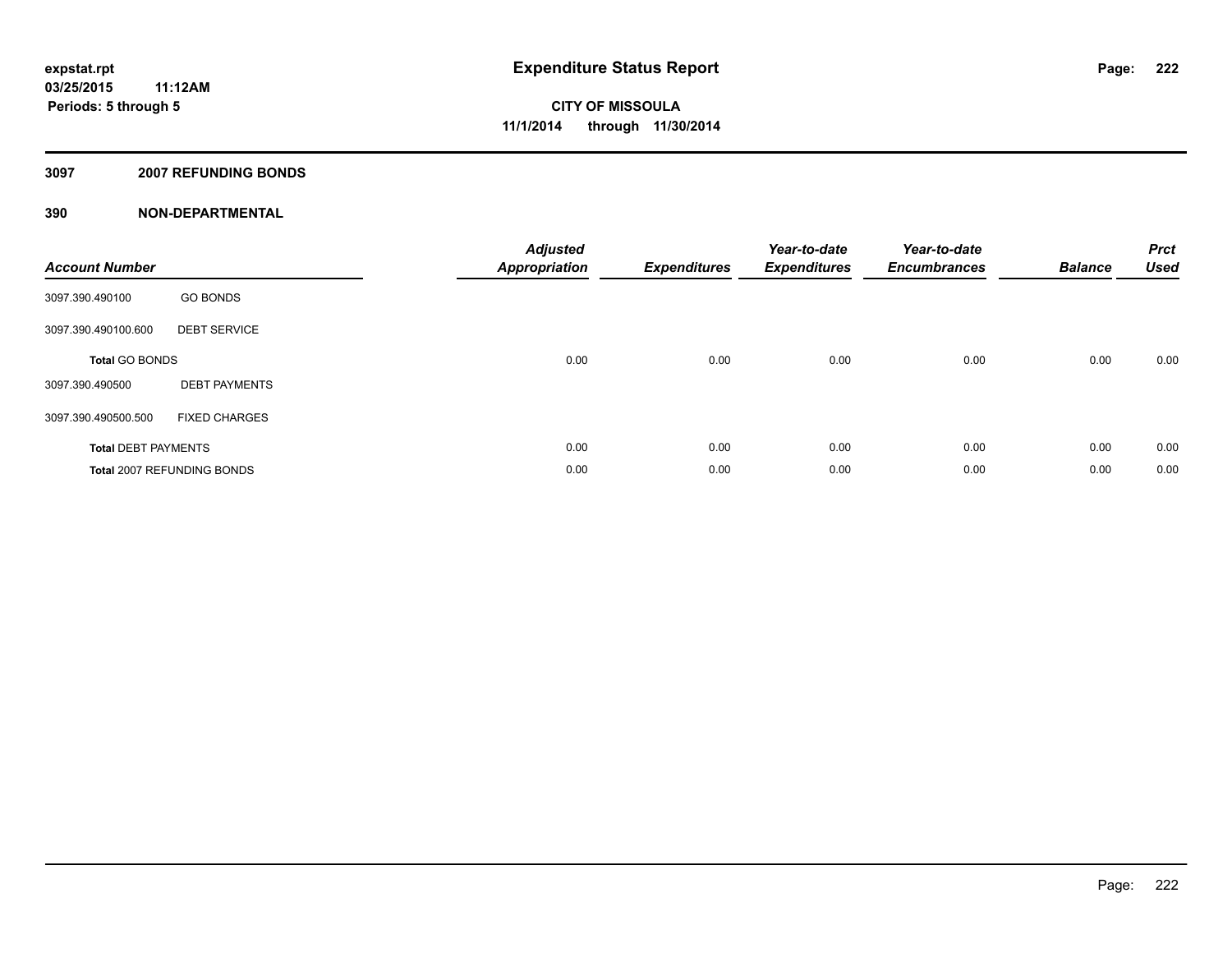expstat.rpt
03/25/2015 11:12AM
Periods: 5 through 5

# Expenditure Status Report

**CITY OF MISSOULA**
**11/1/2014 through 11/30/2014**

## 3097 2007 REFUNDING BONDS

### 390 NON-DEPARTMENTAL

| Account Number | | Adjusted Appropriation | Expenditures | Year-to-date Expenditures | Year-to-date Encumbrances | Balance | Prct Used |
|---|---|---|---|---|---|---|---|
| 3097.390.490100 | GO BONDS | | | | | | |
| 3097.390.490100.600 | DEBT SERVICE | | | | | | |
| **Total** GO BONDS | | 0.00 | 0.00 | 0.00 | 0.00 | 0.00 | 0.00 |
| 3097.390.490500 | DEBT PAYMENTS | | | | | | |
| 3097.390.490500.500 | FIXED CHARGES | | | | | | |
| **Total** DEBT PAYMENTS | | 0.00 | 0.00 | 0.00 | 0.00 | 0.00 | 0.00 |
| **Total** 2007 REFUNDING BONDS | | 0.00 | 0.00 | 0.00 | 0.00 | 0.00 | 0.00 |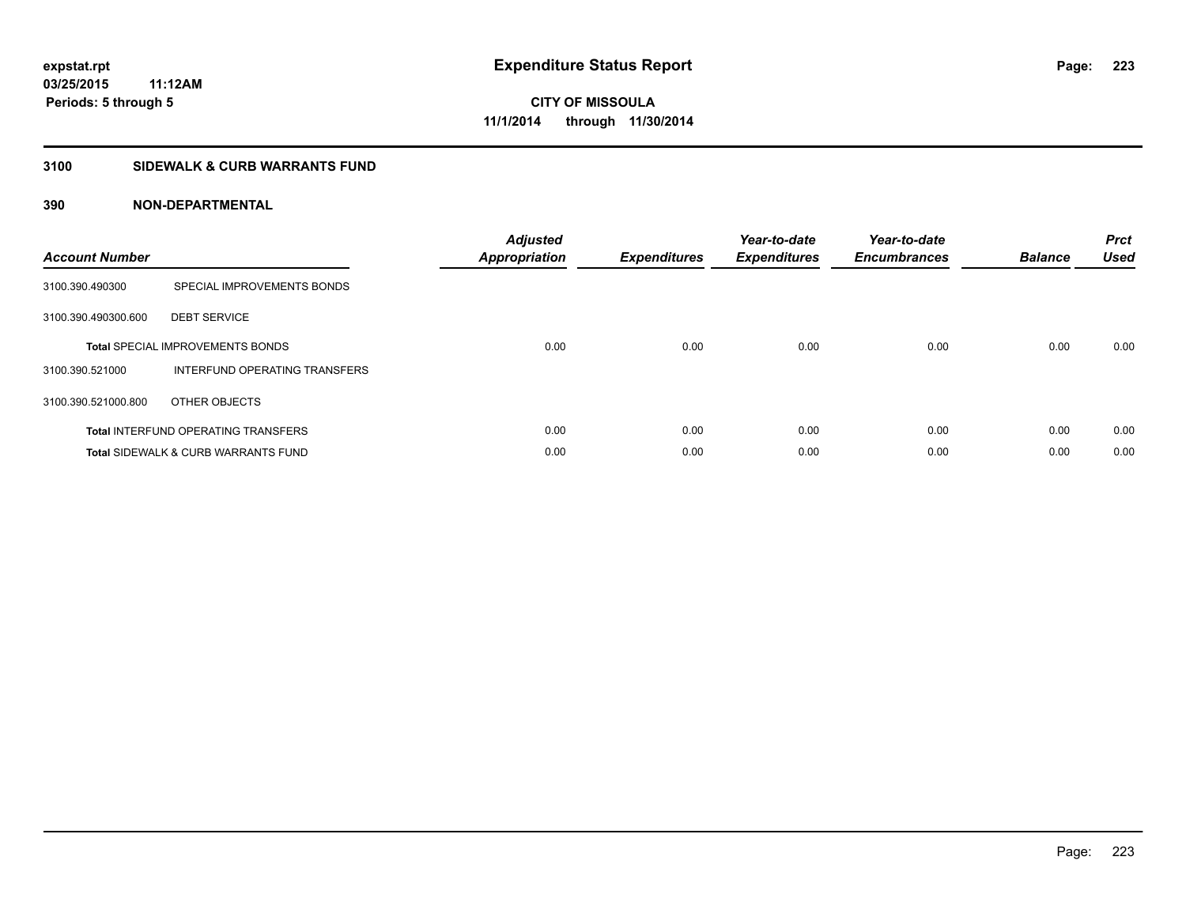expstat.rpt
03/25/2015 11:12AM
Periods: 5 through 5

# Expenditure Status Report

CITY OF MISSOULA
11/1/2014 through 11/30/2014

## 3100 SIDEWALK & CURB WARRANTS FUND

### 390 NON-DEPARTMENTAL

| Account Number | | Adjusted Appropriation | Expenditures | Year-to-date Expenditures | Year-to-date Encumbrances | Balance | Prct Used |
|---|---|---|---|---|---|---|---|
| 3100.390.490300 | SPECIAL IMPROVEMENTS BONDS | | | | | | |
| 3100.390.490300.600 | DEBT SERVICE | | | | | | |
| | **Total** SPECIAL IMPROVEMENTS BONDS | 0.00 | 0.00 | 0.00 | 0.00 | 0.00 | 0.00 |
| 3100.390.521000 | INTERFUND OPERATING TRANSFERS | | | | | | |
| 3100.390.521000.800 | OTHER OBJECTS | | | | | | |
| | **Total** INTERFUND OPERATING TRANSFERS | 0.00 | 0.00 | 0.00 | 0.00 | 0.00 | 0.00 |
| | **Total** SIDEWALK & CURB WARRANTS FUND | 0.00 | 0.00 | 0.00 | 0.00 | 0.00 | 0.00 |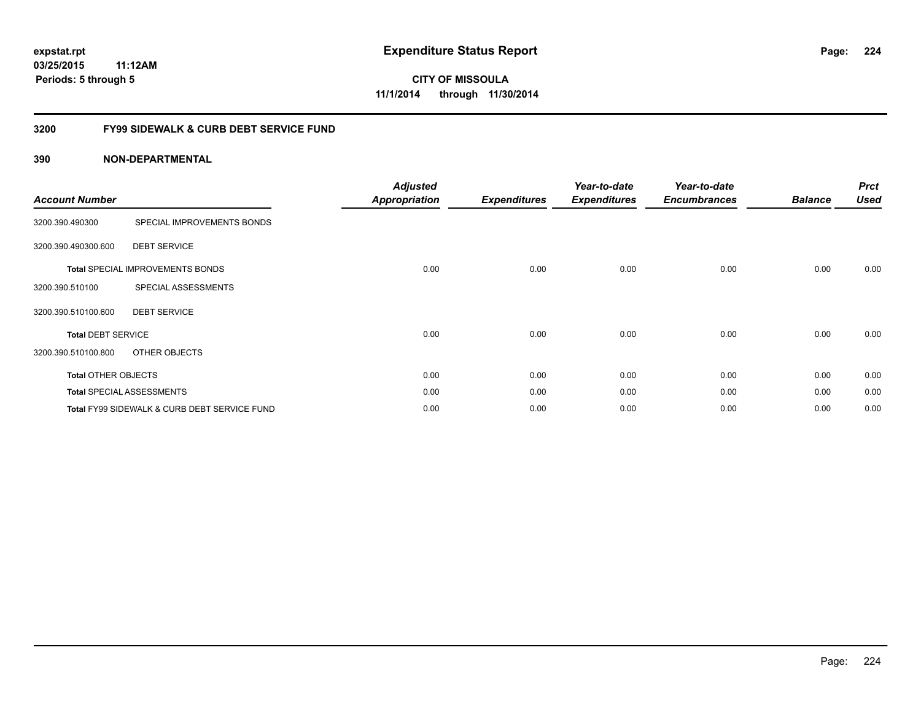# Expenditure Status Report

**expstat.rpt**
**03/25/2015 11:12AM**
**Periods: 5 through 5**

**CITY OF MISSOULA**
**11/1/2014 through 11/30/2014**

## 3200 FY99 SIDEWALK & CURB DEBT SERVICE FUND

### 390 NON-DEPARTMENTAL

| Account Number | | Adjusted Appropriation | Expenditures | Year-to-date Expenditures | Year-to-date Encumbrances | Balance | Prct Used |
|---|---|---|---|---|---|---|---|
| 3200.390.490300 | SPECIAL IMPROVEMENTS BONDS | | | | | | |
| 3200.390.490300.600 | DEBT SERVICE | | | | | | |
| **Total** SPECIAL IMPROVEMENTS BONDS | | 0.00 | 0.00 | 0.00 | 0.00 | 0.00 | 0.00 |
| 3200.390.510100 | SPECIAL ASSESSMENTS | | | | | | |
| 3200.390.510100.600 | DEBT SERVICE | | | | | | |
| **Total** DEBT SERVICE | | 0.00 | 0.00 | 0.00 | 0.00 | 0.00 | 0.00 |
| 3200.390.510100.800 | OTHER OBJECTS | | | | | | |
| **Total** OTHER OBJECTS | | 0.00 | 0.00 | 0.00 | 0.00 | 0.00 | 0.00 |
| **Total** SPECIAL ASSESSMENTS | | 0.00 | 0.00 | 0.00 | 0.00 | 0.00 | 0.00 |
| **Total** FY99 SIDEWALK & CURB DEBT SERVICE FUND | | 0.00 | 0.00 | 0.00 | 0.00 | 0.00 | 0.00 |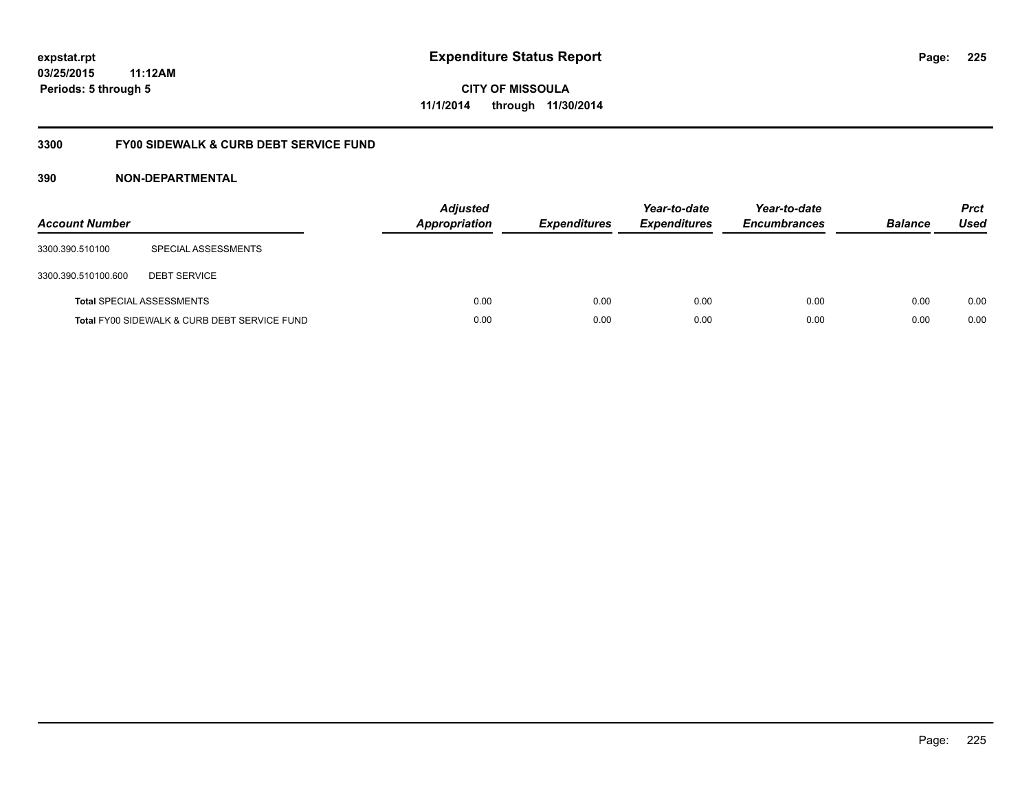# Expenditure Status Report

expstat.rpt
03/25/2015 11:12AM
Periods: 5 through 5

CITY OF MISSOULA
11/1/2014 through 11/30/2014

## 3300 FY00 SIDEWALK & CURB DEBT SERVICE FUND

### 390 NON-DEPARTMENTAL

| Account Number | | Adjusted Appropriation | Expenditures | Year-to-date Expenditures | Year-to-date Encumbrances | Balance | Prct Used |
|---|---|---|---|---|---|---|---|
| 3300.390.510100 | SPECIAL ASSESSMENTS | | | | | | |
| 3300.390.510100.600 | DEBT SERVICE | | | | | | |
| **Total** SPECIAL ASSESSMENTS | | 0.00 | 0.00 | 0.00 | 0.00 | 0.00 | 0.00 |
| **Total** FY00 SIDEWALK & CURB DEBT SERVICE FUND | | 0.00 | 0.00 | 0.00 | 0.00 | 0.00 | 0.00 |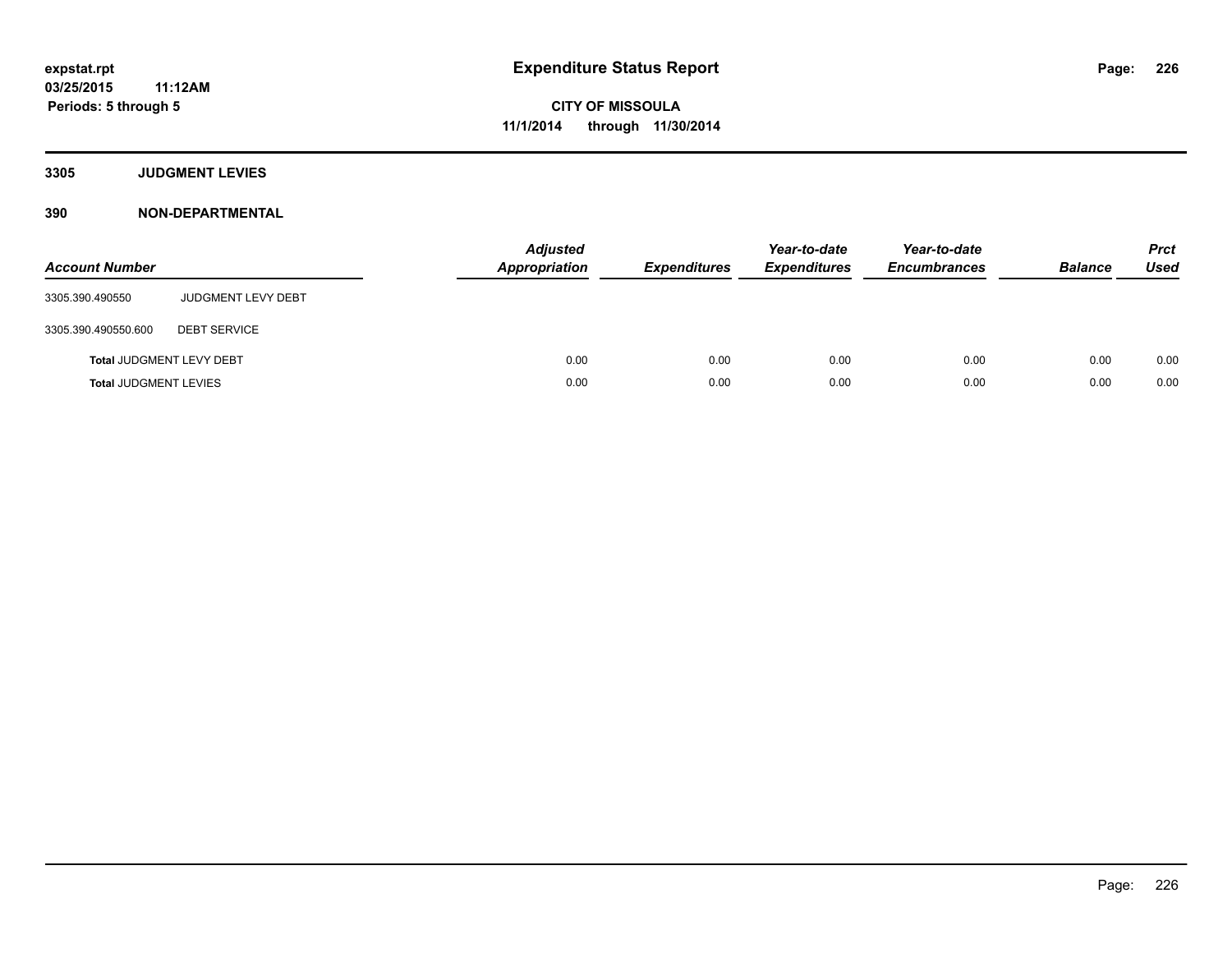# Expenditure Status Report

**expstat.rpt**
**03/25/2015 11:12AM**
**Periods: 5 through 5**

**CITY OF MISSOULA**
**11/1/2014 through 11/30/2014**

## 3305 JUDGMENT LEVIES

## 390 NON-DEPARTMENTAL

| Account Number | | Adjusted Appropriation | Expenditures | Year-to-date Expenditures | Year-to-date Encumbrances | Balance | Prct Used |
|---|---|---|---|---|---|---|---|
| 3305.390.490550 | JUDGMENT LEVY DEBT | | | | | | |
| 3305.390.490550.600 | DEBT SERVICE | | | | | | |
| **Total** JUDGMENT LEVY DEBT | | 0.00 | 0.00 | 0.00 | 0.00 | 0.00 | 0.00 |
| **Total** JUDGMENT LEVIES | | 0.00 | 0.00 | 0.00 | 0.00 | 0.00 | 0.00 |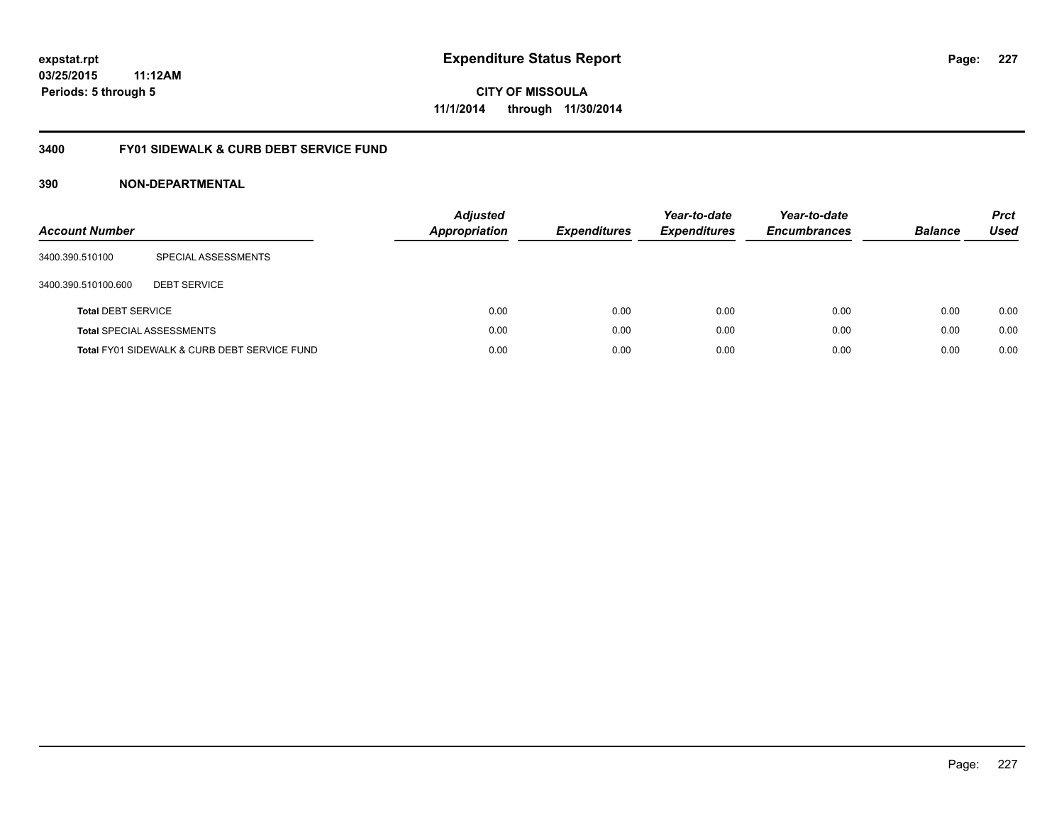expstat.rpt
03/25/2015 11:12AM
Periods: 5 through 5

# Expenditure Status Report

**CITY OF MISSOULA**
**11/1/2014 through 11/30/2014**

## 3400 FY01 SIDEWALK & CURB DEBT SERVICE FUND

### 390 NON-DEPARTMENTAL

| Account Number | | Adjusted Appropriation | Expenditures | Year-to-date Expenditures | Year-to-date Encumbrances | Balance | Prct Used |
|---|---|---|---|---|---|---|---|
| 3400.390.510100 | SPECIAL ASSESSMENTS | | | | | | |
| 3400.390.510100.600 | DEBT SERVICE | | | | | | |
| **Total** DEBT SERVICE | | 0.00 | 0.00 | 0.00 | 0.00 | 0.00 | 0.00 |
| **Total** SPECIAL ASSESSMENTS | | 0.00 | 0.00 | 0.00 | 0.00 | 0.00 | 0.00 |
| **Total** FY01 SIDEWALK & CURB DEBT SERVICE FUND | | 0.00 | 0.00 | 0.00 | 0.00 | 0.00 | 0.00 |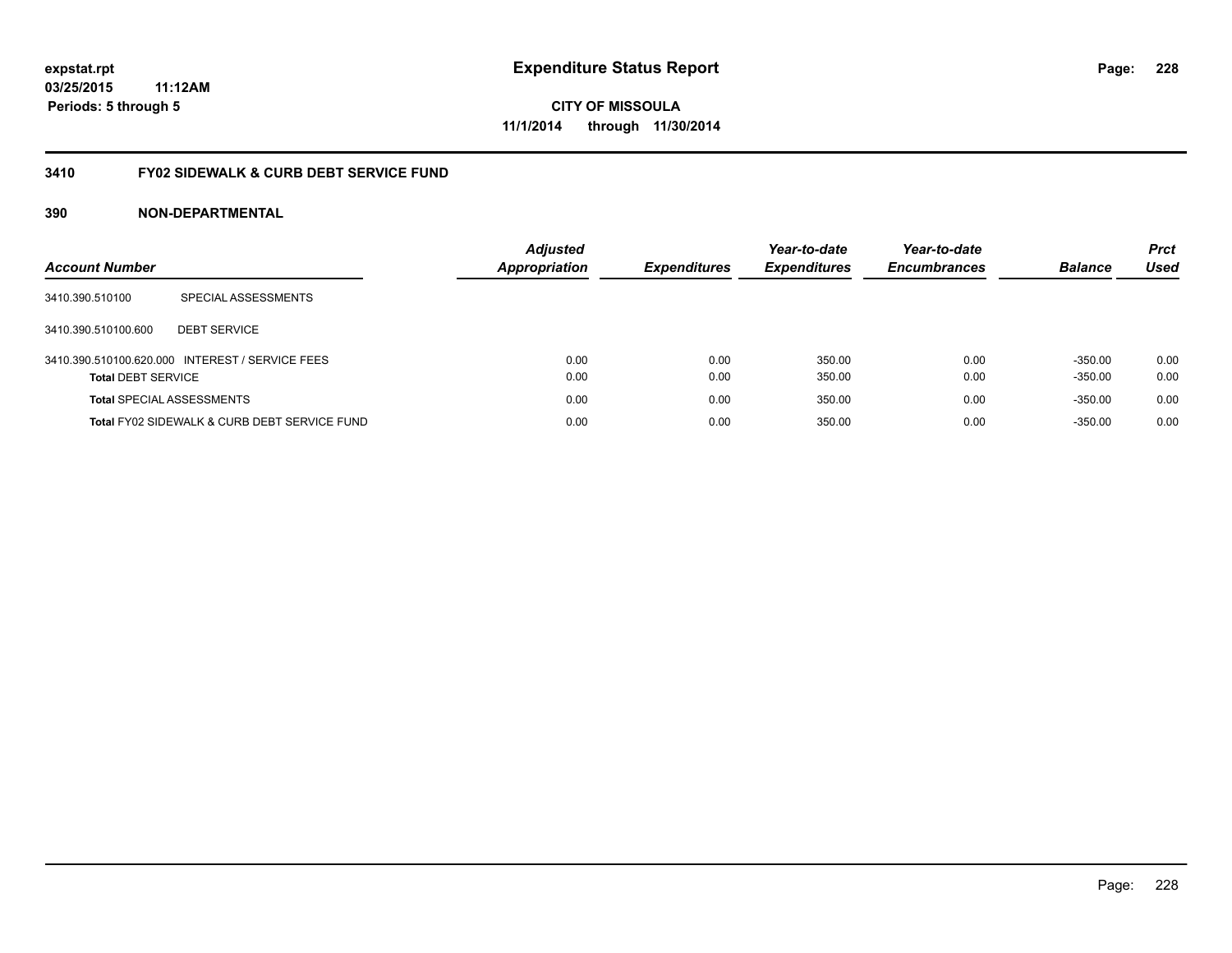# Expenditure Status Report

**expstat.rpt**
**03/25/2015 11:12AM**
**Periods: 5 through 5**

**CITY OF MISSOULA**
**11/1/2014 through 11/30/2014**

## 3410 FY02 SIDEWALK & CURB DEBT SERVICE FUND

### 390 NON-DEPARTMENTAL

| Account Number | | Adjusted Appropriation | Expenditures | Year-to-date Expenditures | Year-to-date Encumbrances | Balance | Prct Used |
|---|---|---|---|---|---|---|---|
| 3410.390.510100 | SPECIAL ASSESSMENTS | | | | | | |
| 3410.390.510100.600 | DEBT SERVICE | | | | | | |
| 3410.390.510100.620.000 | INTEREST / SERVICE FEES | 0.00 | 0.00 | 350.00 | 0.00 | -350.00 | 0.00 |
| **Total** DEBT SERVICE | | 0.00 | 0.00 | 350.00 | 0.00 | -350.00 | 0.00 |
| **Total** SPECIAL ASSESSMENTS | | 0.00 | 0.00 | 350.00 | 0.00 | -350.00 | 0.00 |
| **Total** FY02 SIDEWALK & CURB DEBT SERVICE FUND | | 0.00 | 0.00 | 350.00 | 0.00 | -350.00 | 0.00 |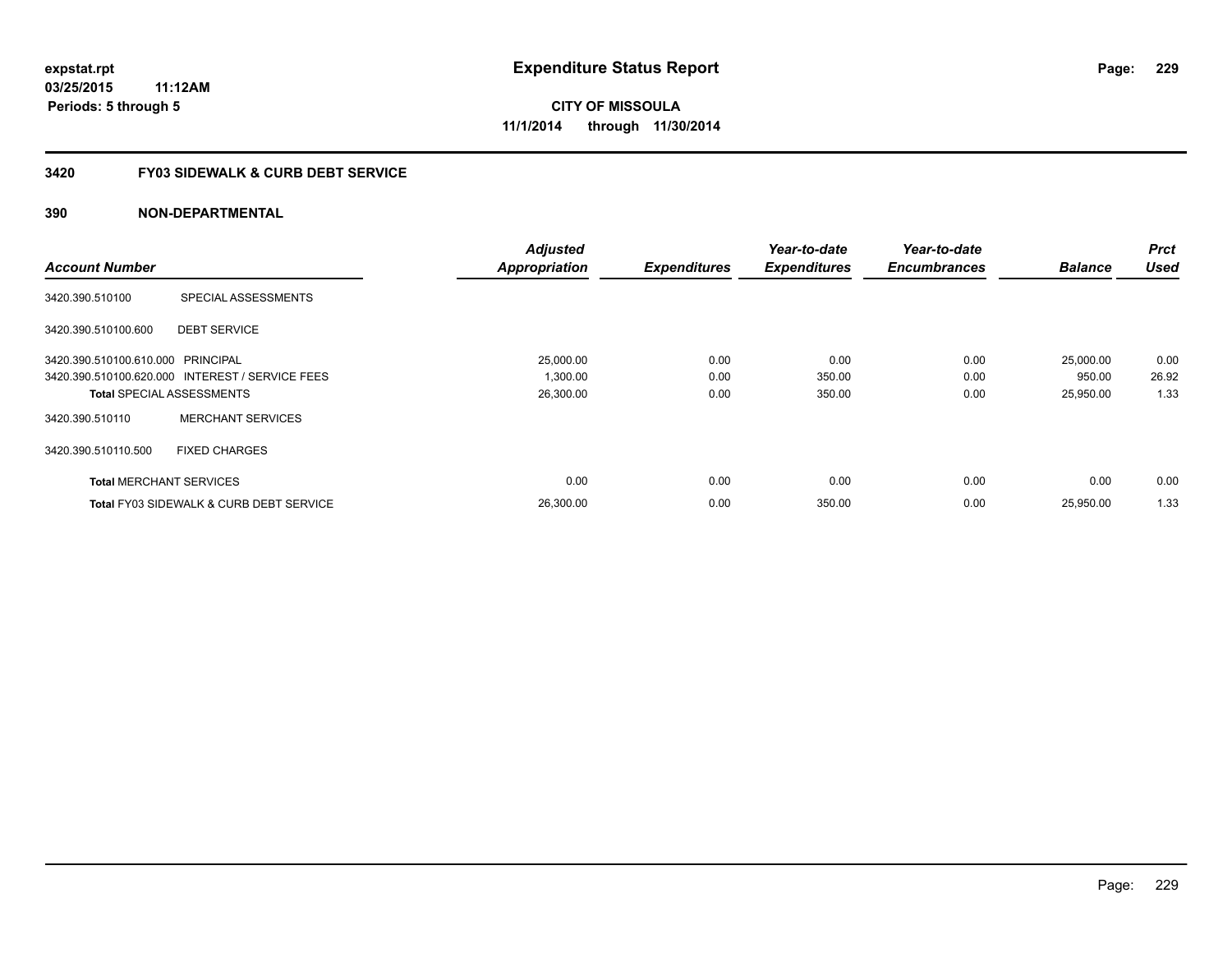**expstat.rpt**
**03/25/2015 11:12AM**
**Periods: 5 through 5**

# Expenditure Status Report

**CITY OF MISSOULA**
**11/1/2014 through 11/30/2014**

## 3420 FY03 SIDEWALK & CURB DEBT SERVICE

### 390 NON-DEPARTMENTAL

| Account Number | | Adjusted Appropriation | Expenditures | Year-to-date Expenditures | Year-to-date Encumbrances | Balance | Prct Used |
|---|---|---|---|---|---|---|---|
| 3420.390.510100 | SPECIAL ASSESSMENTS | | | | | | |
| 3420.390.510100.600 | DEBT SERVICE | | | | | | |
| 3420.390.510100.610.000 | PRINCIPAL | 25,000.00 | 0.00 | 0.00 | 0.00 | 25,000.00 | 0.00 |
| 3420.390.510100.620.000 | INTEREST / SERVICE FEES | 1,300.00 | 0.00 | 350.00 | 0.00 | 950.00 | 26.92 |
| **Total** SPECIAL ASSESSMENTS | | 26,300.00 | 0.00 | 350.00 | 0.00 | 25,950.00 | 1.33 |
| 3420.390.510110 | MERCHANT SERVICES | | | | | | |
| 3420.390.510110.500 | FIXED CHARGES | | | | | | |
| **Total** MERCHANT SERVICES | | 0.00 | 0.00 | 0.00 | 0.00 | 0.00 | 0.00 |
| **Total** FY03 SIDEWALK & CURB DEBT SERVICE | | 26,300.00 | 0.00 | 350.00 | 0.00 | 25,950.00 | 1.33 |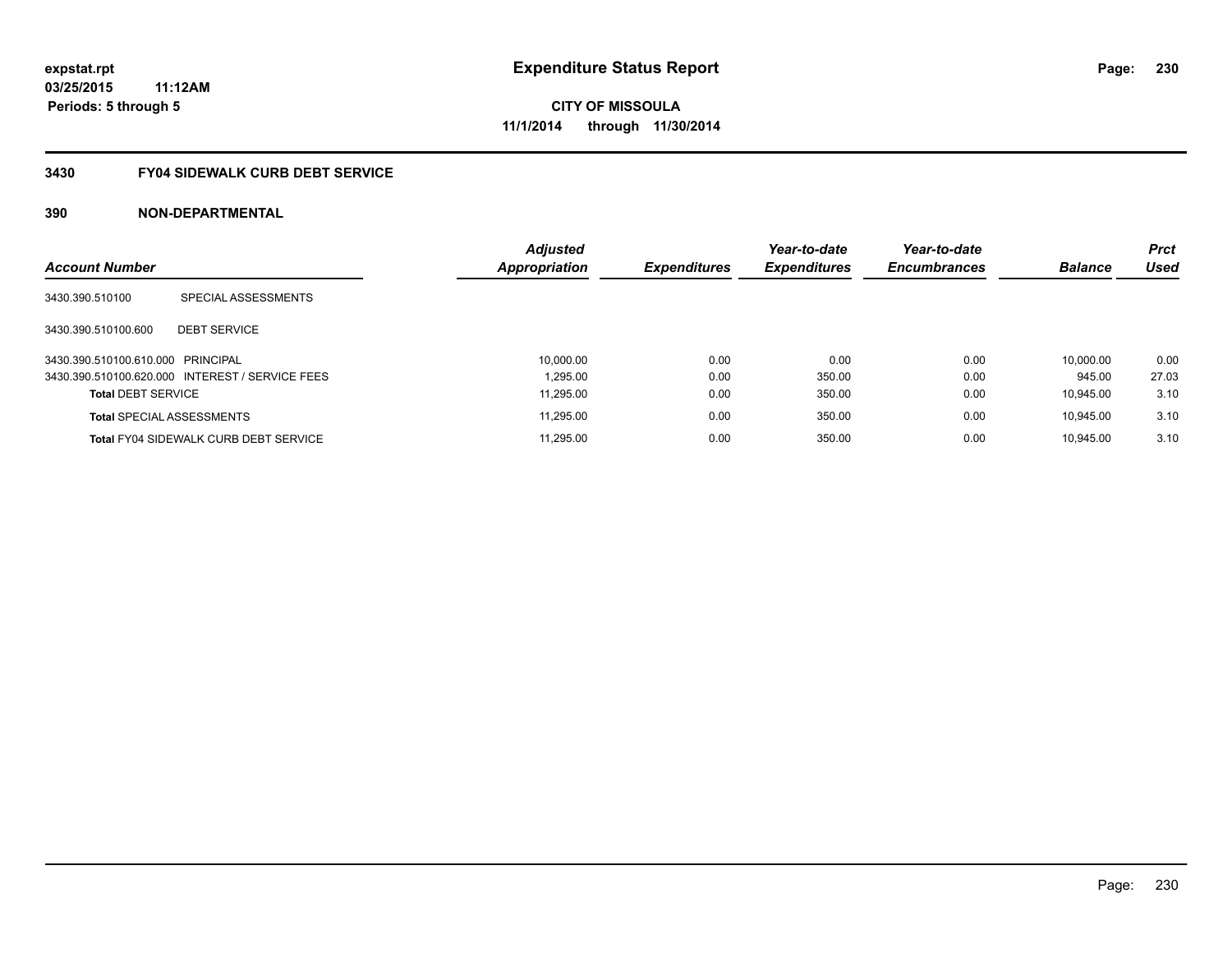# Expenditure Status Report

expstat.rpt
03/25/2015 11:12AM
Periods: 5 through 5

CITY OF MISSOULA
11/1/2014 through 11/30/2014

## 3430 FY04 SIDEWALK CURB DEBT SERVICE

### 390 NON-DEPARTMENTAL

| Account Number | | Adjusted Appropriation | Expenditures | Year-to-date Expenditures | Year-to-date Encumbrances | Balance | Prct Used |
|---|---|---|---|---|---|---|---|
| 3430.390.510100 | SPECIAL ASSESSMENTS | | | | | | |
| 3430.390.510100.600 | DEBT SERVICE | | | | | | |
| 3430.390.510100.610.000 | PRINCIPAL | 10,000.00 | 0.00 | 0.00 | 0.00 | 10,000.00 | 0.00 |
| 3430.390.510100.620.000 | INTEREST / SERVICE FEES | 1,295.00 | 0.00 | 350.00 | 0.00 | 945.00 | 27.03 |
| **Total** DEBT SERVICE | | 11,295.00 | 0.00 | 350.00 | 0.00 | 10,945.00 | 3.10 |
| **Total** SPECIAL ASSESSMENTS | | 11,295.00 | 0.00 | 350.00 | 0.00 | 10,945.00 | 3.10 |
| **Total** FY04 SIDEWALK CURB DEBT SERVICE | | 11,295.00 | 0.00 | 350.00 | 0.00 | 10,945.00 | 3.10 |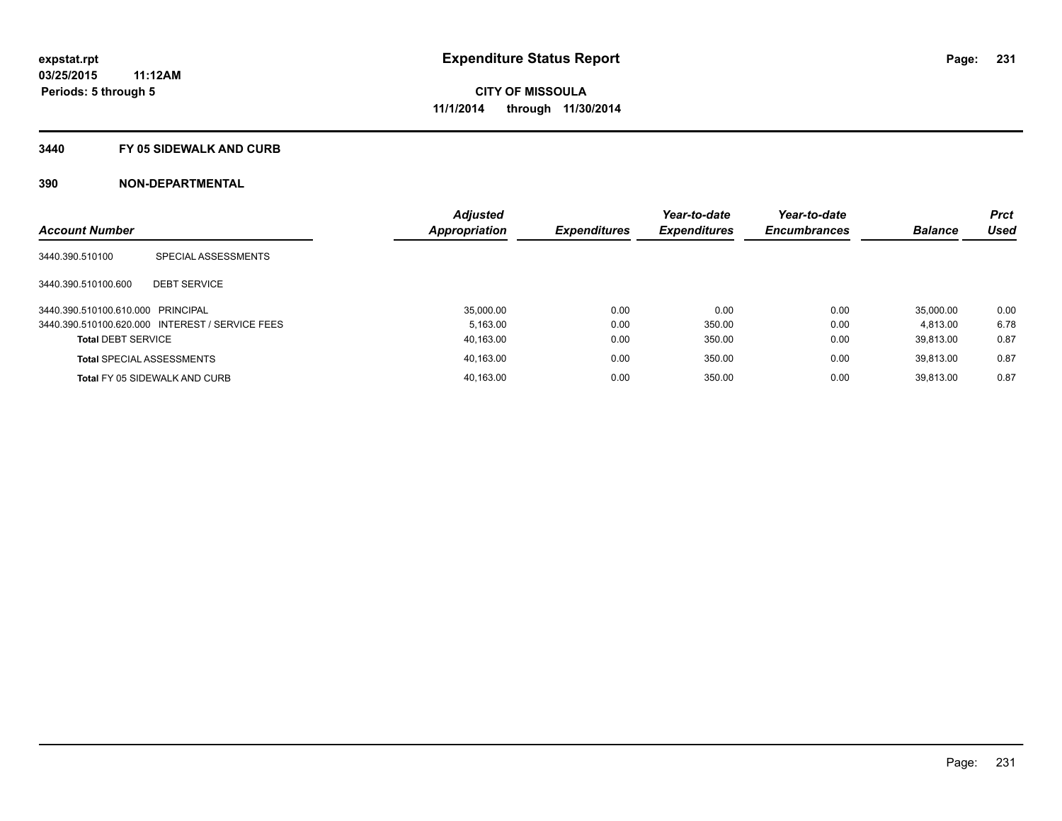**expstat.rpt**
**03/25/2015 11:12AM**
**Periods: 5 through 5**

# Expenditure Status Report

**CITY OF MISSOULA**
**11/1/2014 through 11/30/2014**

## 3440 FY 05 SIDEWALK AND CURB

## 390 NON-DEPARTMENTAL

| Account Number | | Adjusted Appropriation | Expenditures | Year-to-date Expenditures | Year-to-date Encumbrances | Balance | Prct Used |
|---|---|---|---|---|---|---|---|
| 3440.390.510100 | SPECIAL ASSESSMENTS | | | | | | |
| 3440.390.510100.600 | DEBT SERVICE | | | | | | |
| 3440.390.510100.610.000 | PRINCIPAL | 35,000.00 | 0.00 | 0.00 | 0.00 | 35,000.00 | 0.00 |
| 3440.390.510100.620.000 | INTEREST / SERVICE FEES | 5,163.00 | 0.00 | 350.00 | 0.00 | 4,813.00 | 6.78 |
| **Total** DEBT SERVICE | | 40,163.00 | 0.00 | 350.00 | 0.00 | 39,813.00 | 0.87 |
| **Total** SPECIAL ASSESSMENTS | | 40,163.00 | 0.00 | 350.00 | 0.00 | 39,813.00 | 0.87 |
| **Total** FY 05 SIDEWALK AND CURB | | 40,163.00 | 0.00 | 350.00 | 0.00 | 39,813.00 | 0.87 |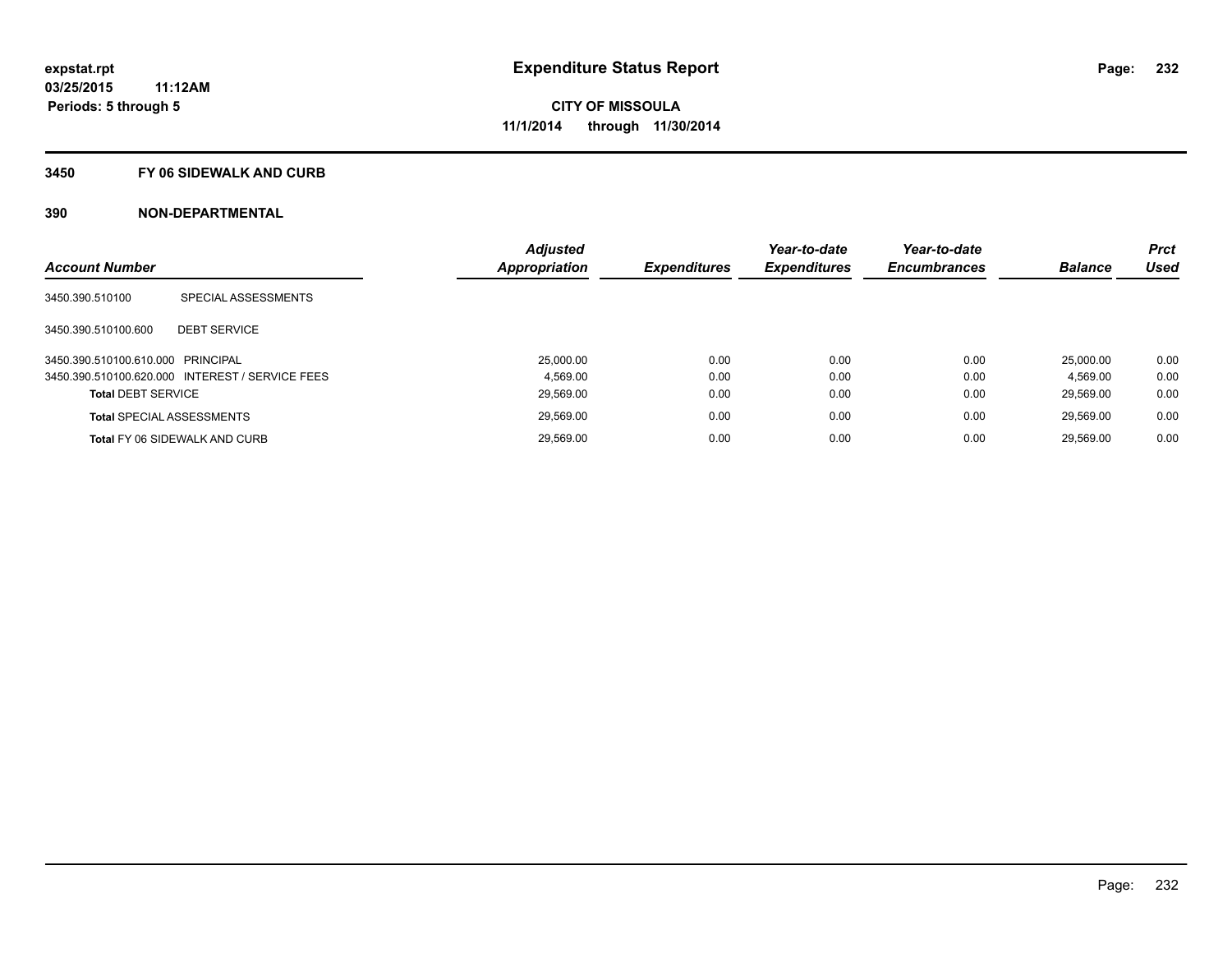# Expenditure Status Report

expstat.rpt
03/25/2015 11:12AM
Periods: 5 through 5

**CITY OF MISSOULA**
**11/1/2014 through 11/30/2014**

## 3450 FY 06 SIDEWALK AND CURB

## 390 NON-DEPARTMENTAL

| Account Number | | Adjusted Appropriation | Expenditures | Year-to-date Expenditures | Year-to-date Encumbrances | Balance | Prct Used |
|---|---|---|---|---|---|---|---|
| 3450.390.510100 | SPECIAL ASSESSMENTS | | | | | | |
| 3450.390.510100.600 | DEBT SERVICE | | | | | | |
| 3450.390.510100.610.000 | PRINCIPAL | 25,000.00 | 0.00 | 0.00 | 0.00 | 25,000.00 | 0.00 |
| 3450.390.510100.620.000 | INTEREST / SERVICE FEES | 4,569.00 | 0.00 | 0.00 | 0.00 | 4,569.00 | 0.00 |
| **Total** DEBT SERVICE | | 29,569.00 | 0.00 | 0.00 | 0.00 | 29,569.00 | 0.00 |
| **Total** SPECIAL ASSESSMENTS | | 29,569.00 | 0.00 | 0.00 | 0.00 | 29,569.00 | 0.00 |
| **Total** FY 06 SIDEWALK AND CURB | | 29,569.00 | 0.00 | 0.00 | 0.00 | 29,569.00 | 0.00 |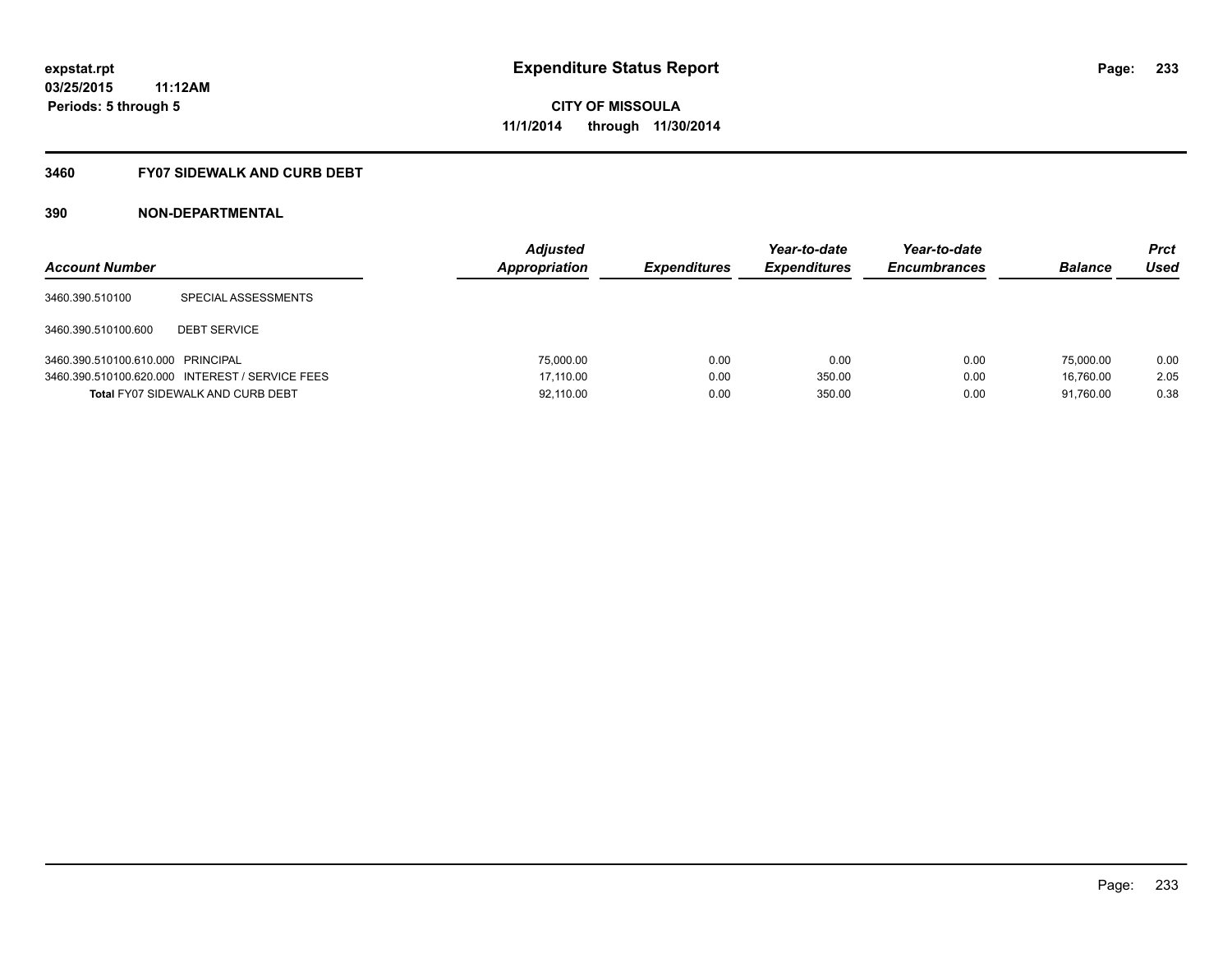**expstat.rpt**
**03/25/2015 11:12AM**
**Periods: 5 through 5**

# Expenditure Status Report

**CITY OF MISSOULA**
**11/1/2014 through 11/30/2014**

## 3460 FY07 SIDEWALK AND CURB DEBT

## 390 NON-DEPARTMENTAL

| Account Number | | Adjusted Appropriation | Expenditures | Year-to-date Expenditures | Year-to-date Encumbrances | Balance | Prct Used |
|---|---|---|---|---|---|---|---|
| 3460.390.510100 | SPECIAL ASSESSMENTS | | | | | | |
| 3460.390.510100.600 | DEBT SERVICE | | | | | | |
| 3460.390.510100.610.000 | PRINCIPAL | 75,000.00 | 0.00 | 0.00 | 0.00 | 75,000.00 | 0.00 |
| 3460.390.510100.620.000 | INTEREST / SERVICE FEES | 17,110.00 | 0.00 | 350.00 | 0.00 | 16,760.00 | 2.05 |
| **Total** FY07 SIDEWALK AND CURB DEBT | | 92,110.00 | 0.00 | 350.00 | 0.00 | 91,760.00 | 0.38 |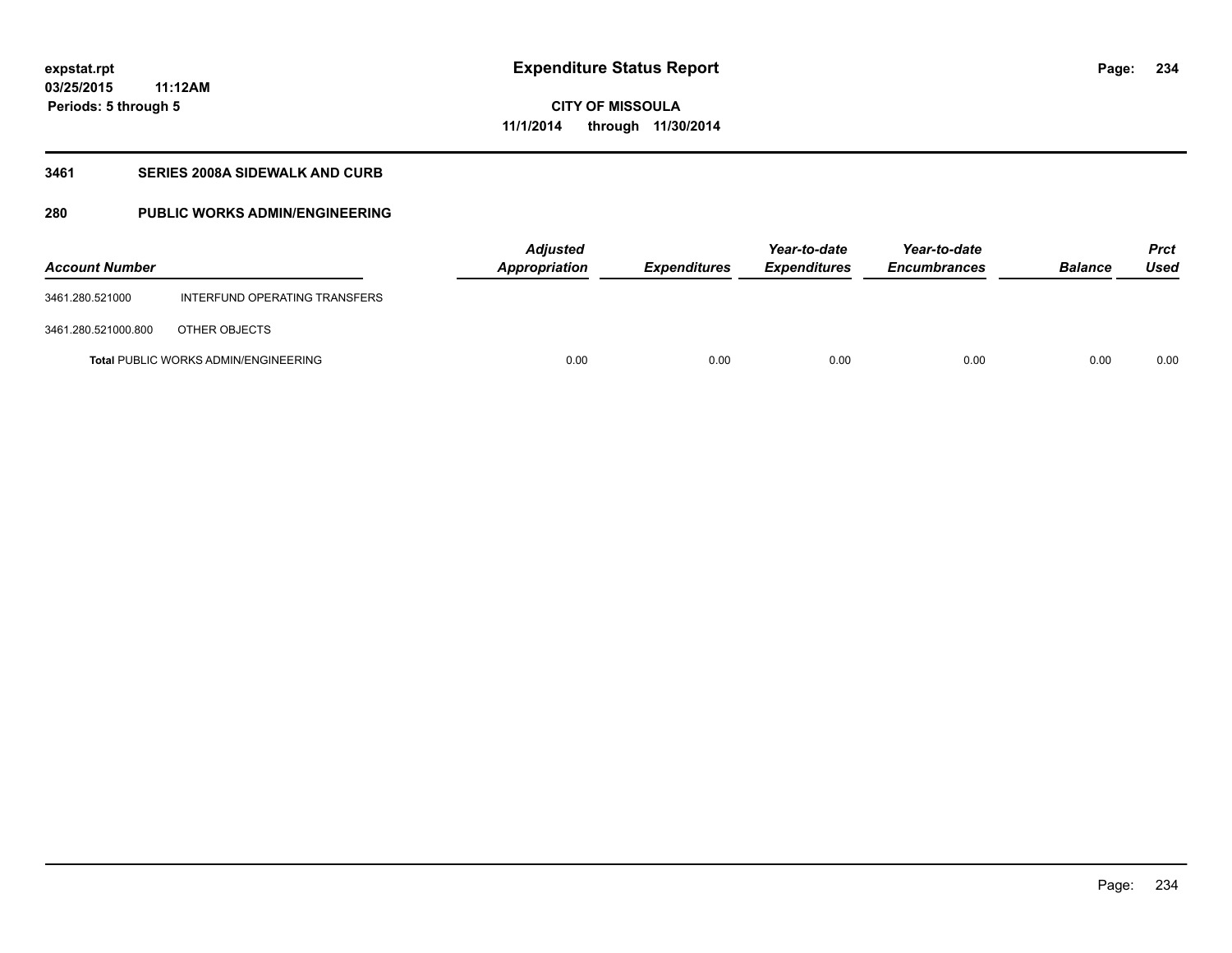expstat.rpt
03/25/2015 11:12AM
Periods: 5 through 5

# Expenditure Status Report

CITY OF MISSOULA
11/1/2014 through 11/30/2014

## 3461 SERIES 2008A SIDEWALK AND CURB

## 280 PUBLIC WORKS ADMIN/ENGINEERING

| Account Number | | Adjusted Appropriation | Expenditures | Year-to-date Expenditures | Year-to-date Encumbrances | Balance | Prct Used |
|---|---|---|---|---|---|---|---|
| 3461.280.521000 | INTERFUND OPERATING TRANSFERS | | | | | | |
| 3461.280.521000.800 | OTHER OBJECTS | | | | | | |
| **Total** PUBLIC WORKS ADMIN/ENGINEERING | | 0.00 | 0.00 | 0.00 | 0.00 | 0.00 | 0.00 |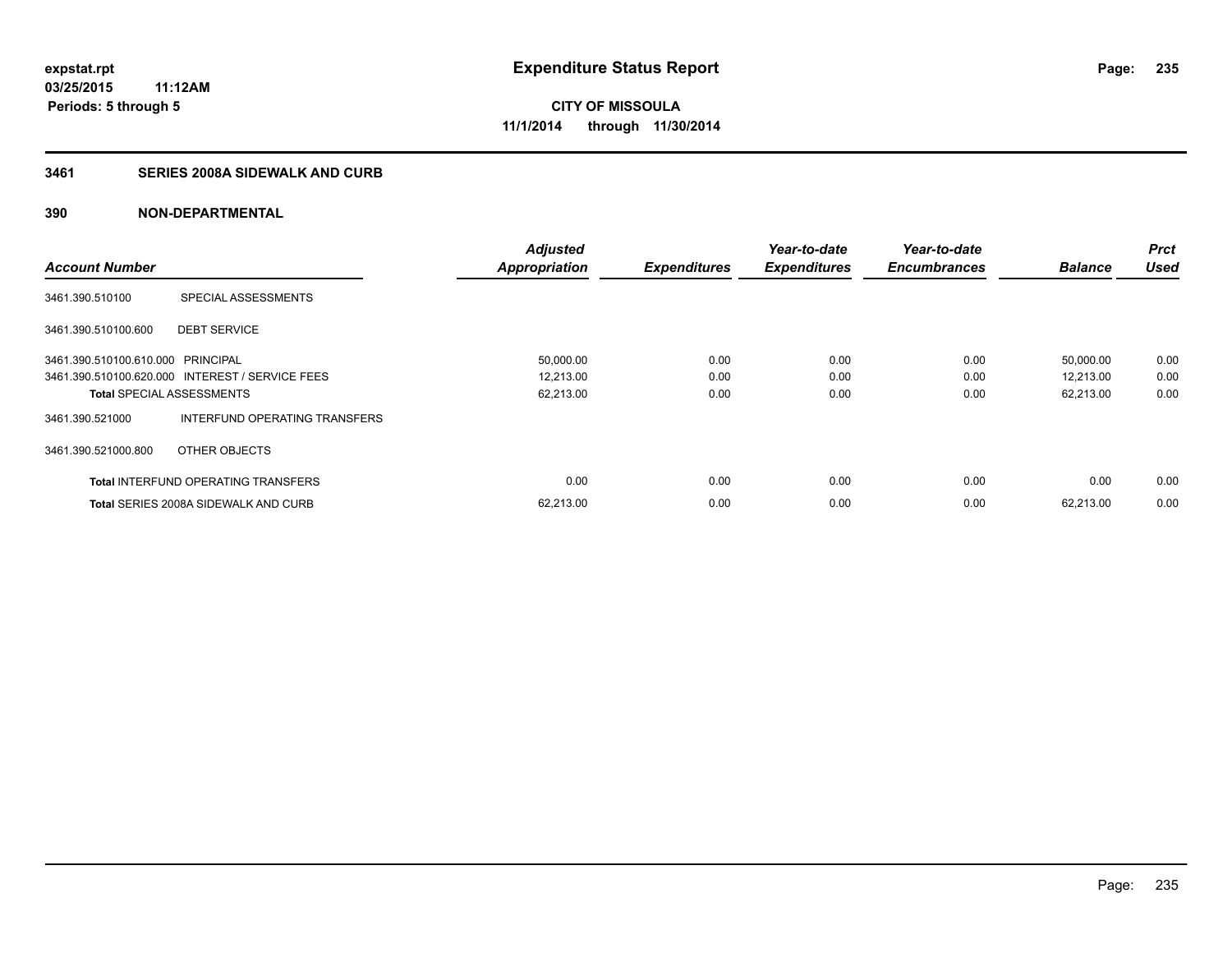# Expenditure Status Report

**expstat.rpt**
**03/25/2015 11:12AM**
**Periods: 5 through 5**

**CITY OF MISSOULA**
**11/1/2014 through 11/30/2014**

## 3461 SERIES 2008A SIDEWALK AND CURB

## 390 NON-DEPARTMENTAL

| Account Number | | Adjusted Appropriation | Expenditures | Year-to-date Expenditures | Year-to-date Encumbrances | Balance | Prct Used |
|---|---|---|---|---|---|---|---|
| 3461.390.510100 | SPECIAL ASSESSMENTS | | | | | | |
| 3461.390.510100.600 | DEBT SERVICE | | | | | | |
| 3461.390.510100.610.000 | PRINCIPAL | 50,000.00 | 0.00 | 0.00 | 0.00 | 50,000.00 | 0.00 |
| 3461.390.510100.620.000 | INTEREST / SERVICE FEES | 12,213.00 | 0.00 | 0.00 | 0.00 | 12,213.00 | 0.00 |
| **Total** SPECIAL ASSESSMENTS | | 62,213.00 | 0.00 | 0.00 | 0.00 | 62,213.00 | 0.00 |
| 3461.390.521000 | INTERFUND OPERATING TRANSFERS | | | | | | |
| 3461.390.521000.800 | OTHER OBJECTS | | | | | | |
| **Total** INTERFUND OPERATING TRANSFERS | | 0.00 | 0.00 | 0.00 | 0.00 | 0.00 | 0.00 |
| **Total** SERIES 2008A SIDEWALK AND CURB | | 62,213.00 | 0.00 | 0.00 | 0.00 | 62,213.00 | 0.00 |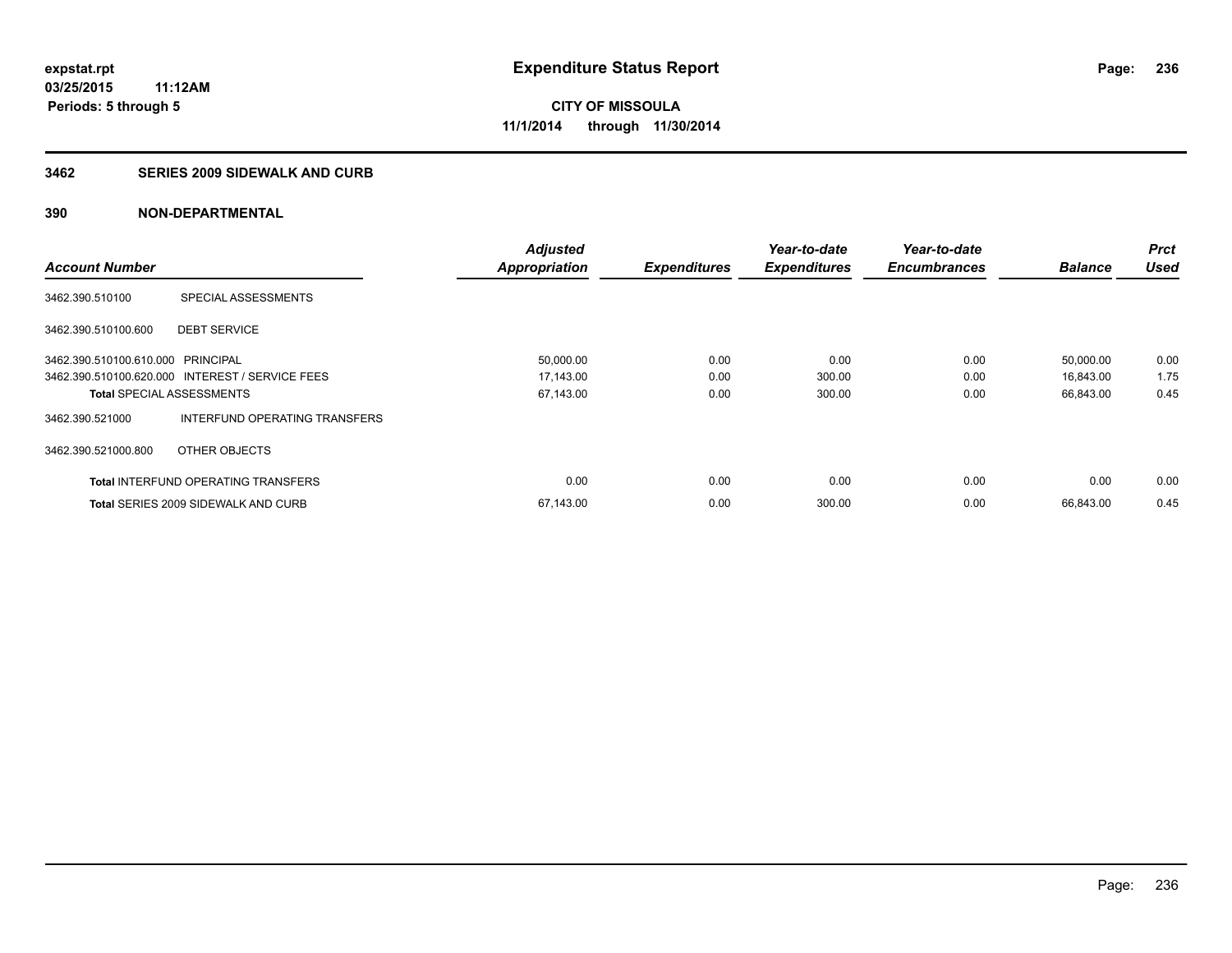# Expenditure Status Report

expstat.rpt
03/25/2015 11:12AM
Periods: 5 through 5

**CITY OF MISSOULA**
**11/1/2014 through 11/30/2014**

## 3462 SERIES 2009 SIDEWALK AND CURB

### 390 NON-DEPARTMENTAL

| Account Number | | Adjusted Appropriation | Expenditures | Year-to-date Expenditures | Year-to-date Encumbrances | Balance | Prct Used |
|---|---|---|---|---|---|---|---|
| 3462.390.510100 | SPECIAL ASSESSMENTS | | | | | | |
| 3462.390.510100.600 | DEBT SERVICE | | | | | | |
| 3462.390.510100.610.000 | PRINCIPAL | 50,000.00 | 0.00 | 0.00 | 0.00 | 50,000.00 | 0.00 |
| 3462.390.510100.620.000 | INTEREST / SERVICE FEES | 17,143.00 | 0.00 | 300.00 | 0.00 | 16,843.00 | 1.75 |
| **Total** SPECIAL ASSESSMENTS | | 67,143.00 | 0.00 | 300.00 | 0.00 | 66,843.00 | 0.45 |
| 3462.390.521000 | INTERFUND OPERATING TRANSFERS | | | | | | |
| 3462.390.521000.800 | OTHER OBJECTS | | | | | | |
| **Total** INTERFUND OPERATING TRANSFERS | | 0.00 | 0.00 | 0.00 | 0.00 | 0.00 | 0.00 |
| **Total** SERIES 2009 SIDEWALK AND CURB | | 67,143.00 | 0.00 | 300.00 | 0.00 | 66,843.00 | 0.45 |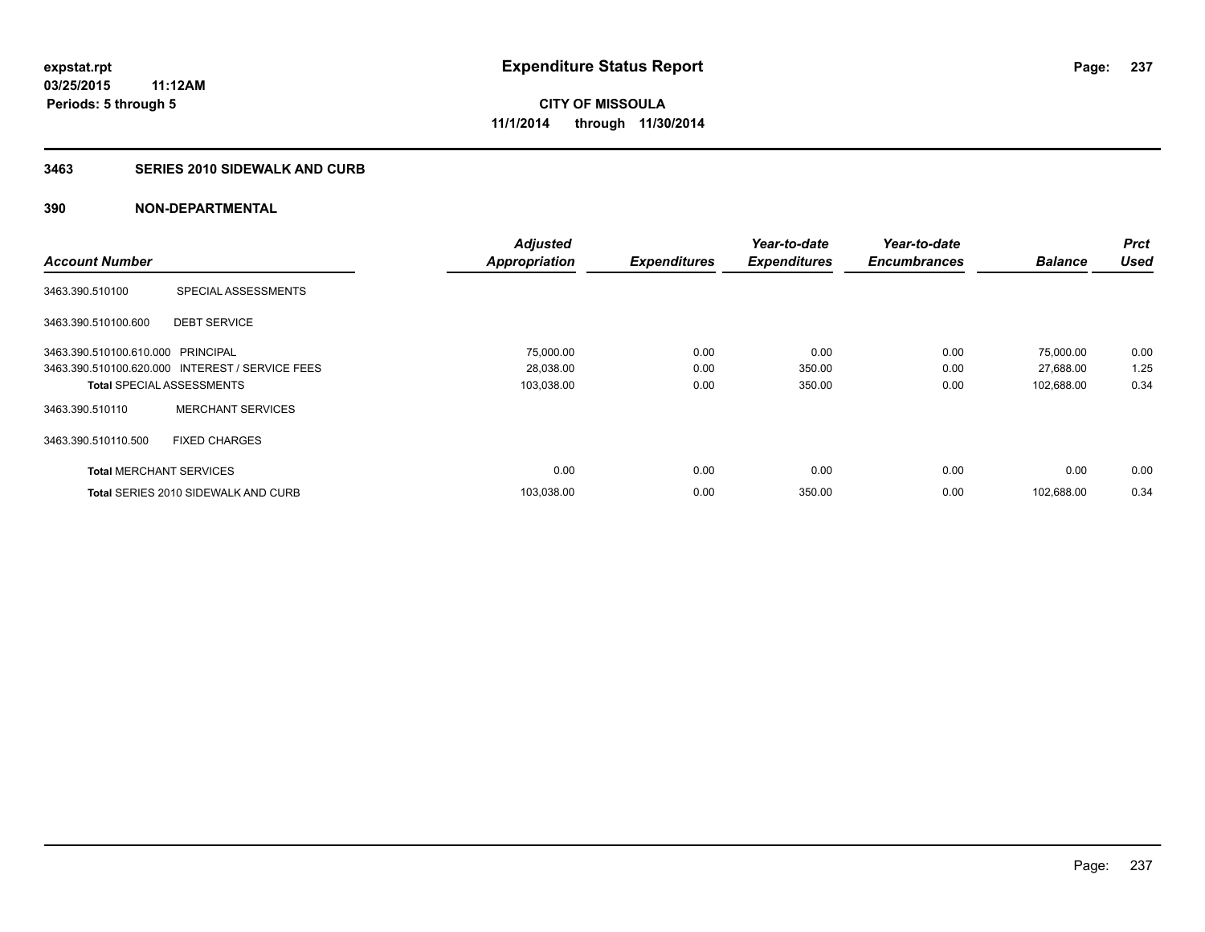expstat.rpt
03/25/2015 11:12AM
Periods: 5 through 5

# Expenditure Status Report

**CITY OF MISSOULA**
**11/1/2014 through 11/30/2014**

## 3463 SERIES 2010 SIDEWALK AND CURB

## 390 NON-DEPARTMENTAL

| Account Number | | Adjusted Appropriation | Expenditures | Year-to-date Expenditures | Year-to-date Encumbrances | Balance | Prct Used |
|---|---|---|---|---|---|---|---|
| 3463.390.510100 | SPECIAL ASSESSMENTS | | | | | | |
| 3463.390.510100.600 | DEBT SERVICE | | | | | | |
| 3463.390.510100.610.000 | PRINCIPAL | 75,000.00 | 0.00 | 0.00 | 0.00 | 75,000.00 | 0.00 |
| 3463.390.510100.620.000 | INTEREST / SERVICE FEES | 28,038.00 | 0.00 | 350.00 | 0.00 | 27,688.00 | 1.25 |
| **Total** SPECIAL ASSESSMENTS | | 103,038.00 | 0.00 | 350.00 | 0.00 | 102,688.00 | 0.34 |
| 3463.390.510110 | MERCHANT SERVICES | | | | | | |
| 3463.390.510110.500 | FIXED CHARGES | | | | | | |
| **Total** MERCHANT SERVICES | | 0.00 | 0.00 | 0.00 | 0.00 | 0.00 | 0.00 |
| **Total** SERIES 2010 SIDEWALK AND CURB | | 103,038.00 | 0.00 | 350.00 | 0.00 | 102,688.00 | 0.34 |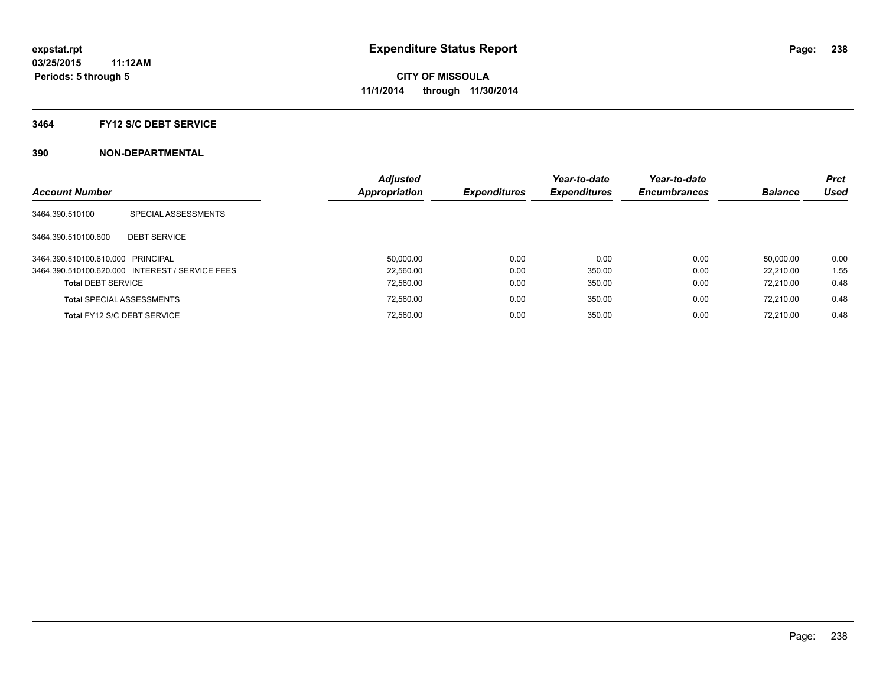**expstat.rpt**
**03/25/2015 11:12AM**
**Periods: 5 through 5**

# Expenditure Status Report

**CITY OF MISSOULA**
**11/1/2014 through 11/30/2014**

## 3464 FY12 S/C DEBT SERVICE

## 390 NON-DEPARTMENTAL

| Account Number | | Adjusted Appropriation | Expenditures | Year-to-date Expenditures | Year-to-date Encumbrances | Balance | Prct Used |
|---|---|---|---|---|---|---|---|
| 3464.390.510100 | SPECIAL ASSESSMENTS | | | | | | |
| 3464.390.510100.600 | DEBT SERVICE | | | | | | |
| 3464.390.510100.610.000 | PRINCIPAL | 50,000.00 | 0.00 | 0.00 | 0.00 | 50,000.00 | 0.00 |
| 3464.390.510100.620.000 | INTEREST / SERVICE FEES | 22,560.00 | 0.00 | 350.00 | 0.00 | 22,210.00 | 1.55 |
| **Total** DEBT SERVICE | | 72,560.00 | 0.00 | 350.00 | 0.00 | 72,210.00 | 0.48 |
| **Total** SPECIAL ASSESSMENTS | | 72,560.00 | 0.00 | 350.00 | 0.00 | 72,210.00 | 0.48 |
| **Total** FY12 S/C DEBT SERVICE | | 72,560.00 | 0.00 | 350.00 | 0.00 | 72,210.00 | 0.48 |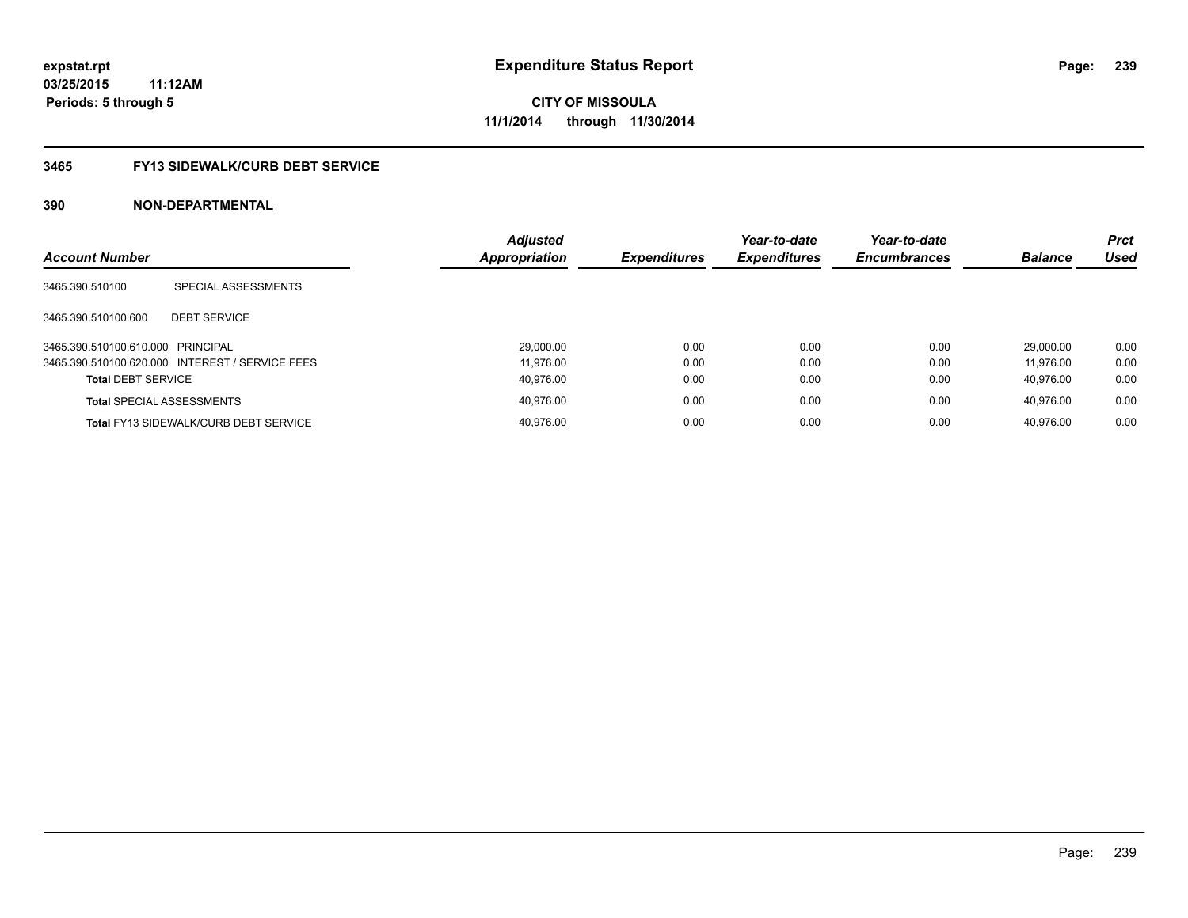**expstat.rpt**
**03/25/2015 11:12AM**
**Periods: 5 through 5**

# Expenditure Status Report

**CITY OF MISSOULA**
**11/1/2014 through 11/30/2014**

## 3465 FY13 SIDEWALK/CURB DEBT SERVICE

### 390 NON-DEPARTMENTAL

| Account Number | | Adjusted Appropriation | Expenditures | Year-to-date Expenditures | Year-to-date Encumbrances | Balance | Prct Used |
|---|---|---|---|---|---|---|---|
| 3465.390.510100 | SPECIAL ASSESSMENTS | | | | | | |
| 3465.390.510100.600 | DEBT SERVICE | | | | | | |
| 3465.390.510100.610.000 | PRINCIPAL | 29,000.00 | 0.00 | 0.00 | 0.00 | 29,000.00 | 0.00 |
| 3465.390.510100.620.000 | INTEREST / SERVICE FEES | 11,976.00 | 0.00 | 0.00 | 0.00 | 11,976.00 | 0.00 |
| **Total** DEBT SERVICE | | 40,976.00 | 0.00 | 0.00 | 0.00 | 40,976.00 | 0.00 |
| **Total** SPECIAL ASSESSMENTS | | 40,976.00 | 0.00 | 0.00 | 0.00 | 40,976.00 | 0.00 |
| **Total** FY13 SIDEWALK/CURB DEBT SERVICE | | 40,976.00 | 0.00 | 0.00 | 0.00 | 40,976.00 | 0.00 |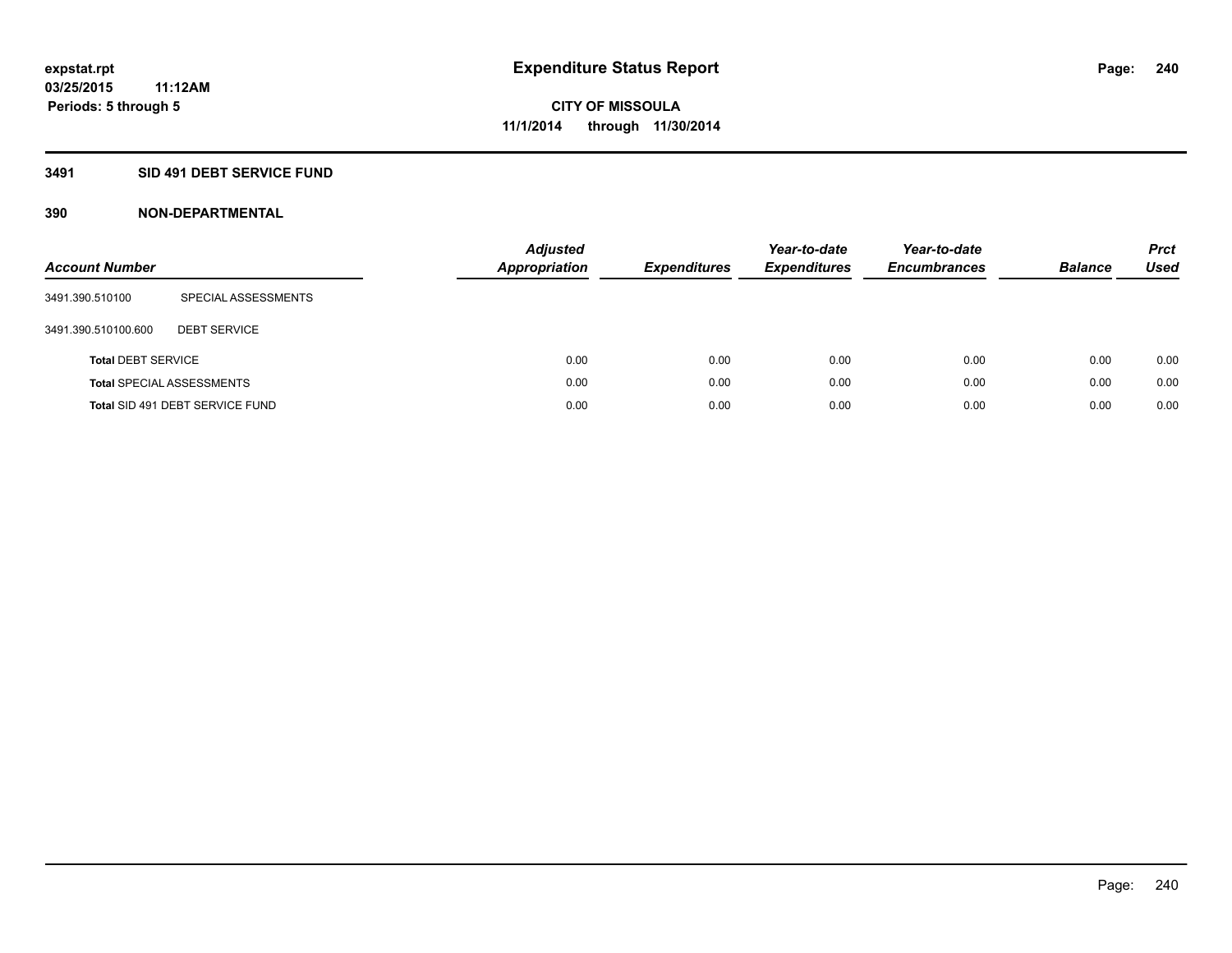# Expenditure Status Report

**expstat.rpt**
**03/25/2015 11:12AM**
**Periods: 5 through 5**

**CITY OF MISSOULA**
**11/1/2014 through 11/30/2014**

## 3491 SID 491 DEBT SERVICE FUND

## 390 NON-DEPARTMENTAL

| Account Number | | Adjusted Appropriation | Expenditures | Year-to-date Expenditures | Year-to-date Encumbrances | Balance | Prct Used |
|---|---|---|---|---|---|---|---|
| 3491.390.510100 | SPECIAL ASSESSMENTS | | | | | | |
| 3491.390.510100.600 | DEBT SERVICE | | | | | | |
| **Total** DEBT SERVICE | | 0.00 | 0.00 | 0.00 | 0.00 | 0.00 | 0.00 |
| **Total** SPECIAL ASSESSMENTS | | 0.00 | 0.00 | 0.00 | 0.00 | 0.00 | 0.00 |
| **Total** SID 491 DEBT SERVICE FUND | | 0.00 | 0.00 | 0.00 | 0.00 | 0.00 | 0.00 |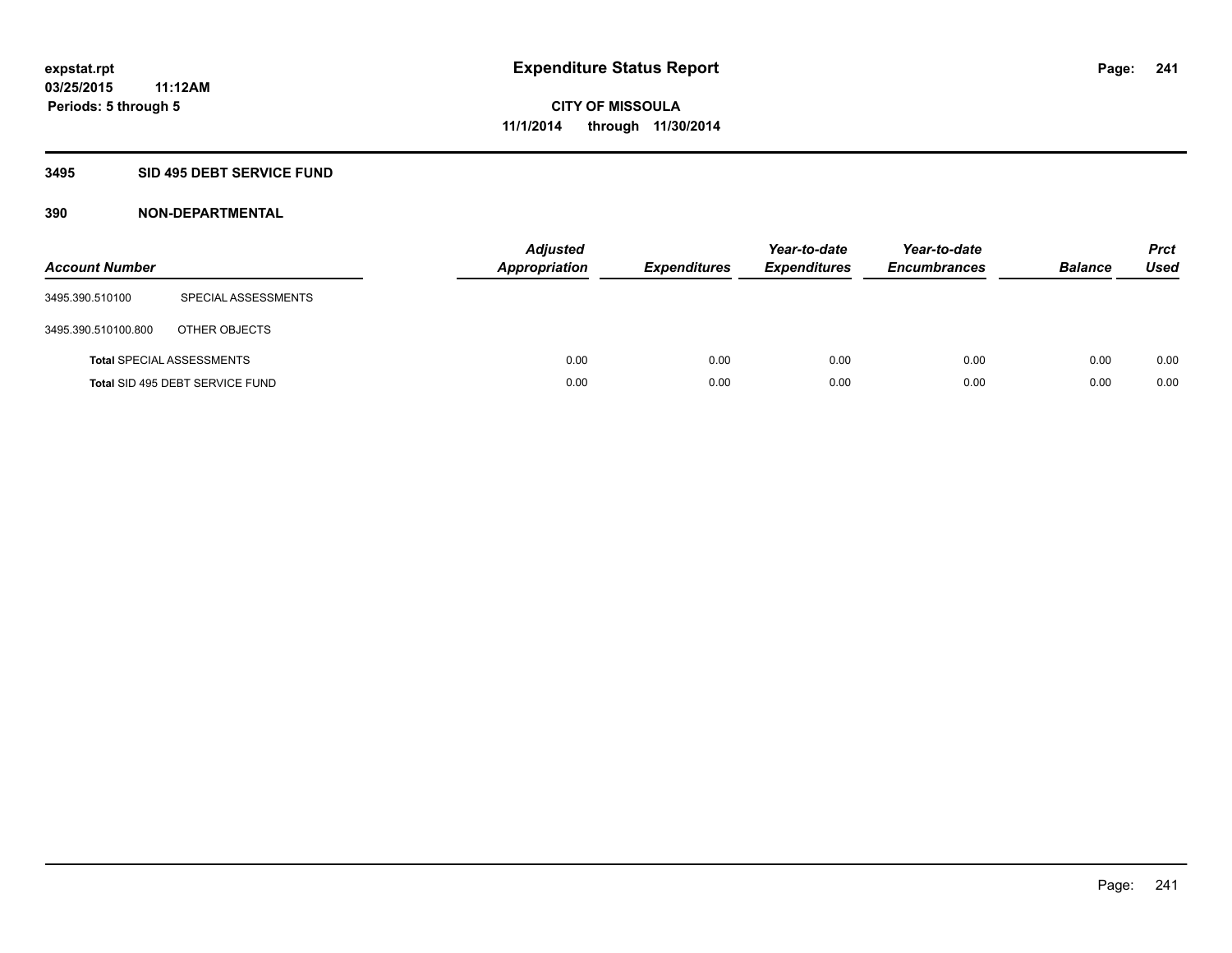# Expenditure Status Report

expstat.rpt
03/25/2015 11:12AM
Periods: 5 through 5

CITY OF MISSOULA
11/1/2014 through 11/30/2014

## 3495 SID 495 DEBT SERVICE FUND

### 390 NON-DEPARTMENTAL

| Account Number | | Adjusted Appropriation | Expenditures | Year-to-date Expenditures | Year-to-date Encumbrances | Balance | Prct Used |
|---|---|---|---|---|---|---|---|
| 3495.390.510100 | SPECIAL ASSESSMENTS | | | | | | |
| 3495.390.510100.800 | OTHER OBJECTS | | | | | | |
| **Total** SPECIAL ASSESSMENTS | | 0.00 | 0.00 | 0.00 | 0.00 | 0.00 | 0.00 |
| **Total** SID 495 DEBT SERVICE FUND | | 0.00 | 0.00 | 0.00 | 0.00 | 0.00 | 0.00 |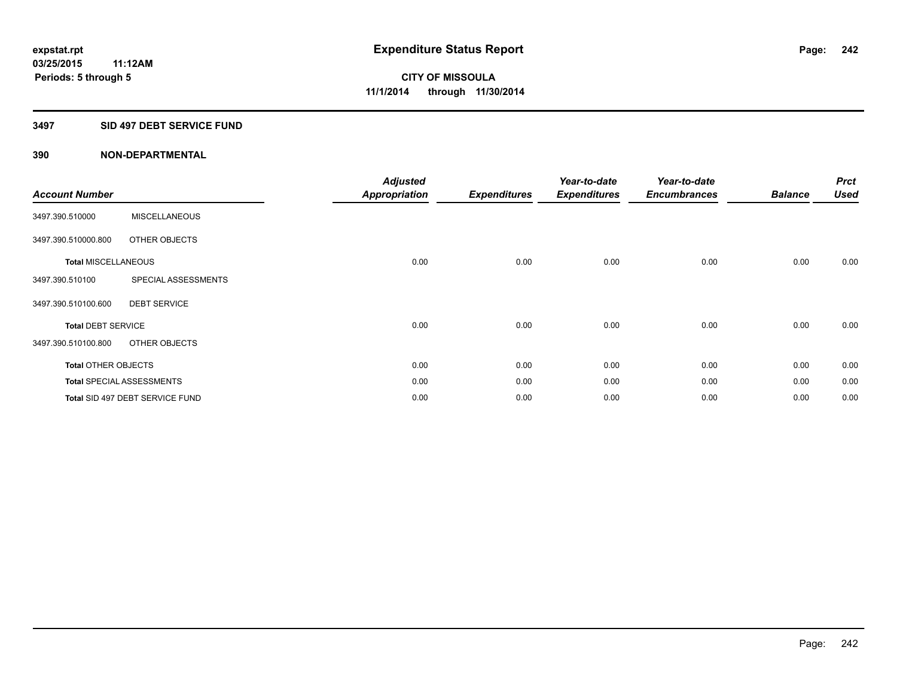# Expenditure Status Report

**expstat.rpt**
**03/25/2015 11:12AM**
**Periods: 5 through 5**

**CITY OF MISSOULA**
**11/1/2014 through 11/30/2014**

## 3497 SID 497 DEBT SERVICE FUND

### 390 NON-DEPARTMENTAL

| Account Number | | Adjusted Appropriation | Expenditures | Year-to-date Expenditures | Year-to-date Encumbrances | Balance | Prct Used |
|---|---|---|---|---|---|---|---|
| 3497.390.510000 | MISCELLANEOUS | | | | | | |
| 3497.390.510000.800 | OTHER OBJECTS | | | | | | |
| **Total** MISCELLANEOUS | | 0.00 | 0.00 | 0.00 | 0.00 | 0.00 | 0.00 |
| 3497.390.510100 | SPECIAL ASSESSMENTS | | | | | | |
| 3497.390.510100.600 | DEBT SERVICE | | | | | | |
| **Total** DEBT SERVICE | | 0.00 | 0.00 | 0.00 | 0.00 | 0.00 | 0.00 |
| 3497.390.510100.800 | OTHER OBJECTS | | | | | | |
| **Total** OTHER OBJECTS | | 0.00 | 0.00 | 0.00 | 0.00 | 0.00 | 0.00 |
| **Total** SPECIAL ASSESSMENTS | | 0.00 | 0.00 | 0.00 | 0.00 | 0.00 | 0.00 |
| **Total** SID 497 DEBT SERVICE FUND | | 0.00 | 0.00 | 0.00 | 0.00 | 0.00 | 0.00 |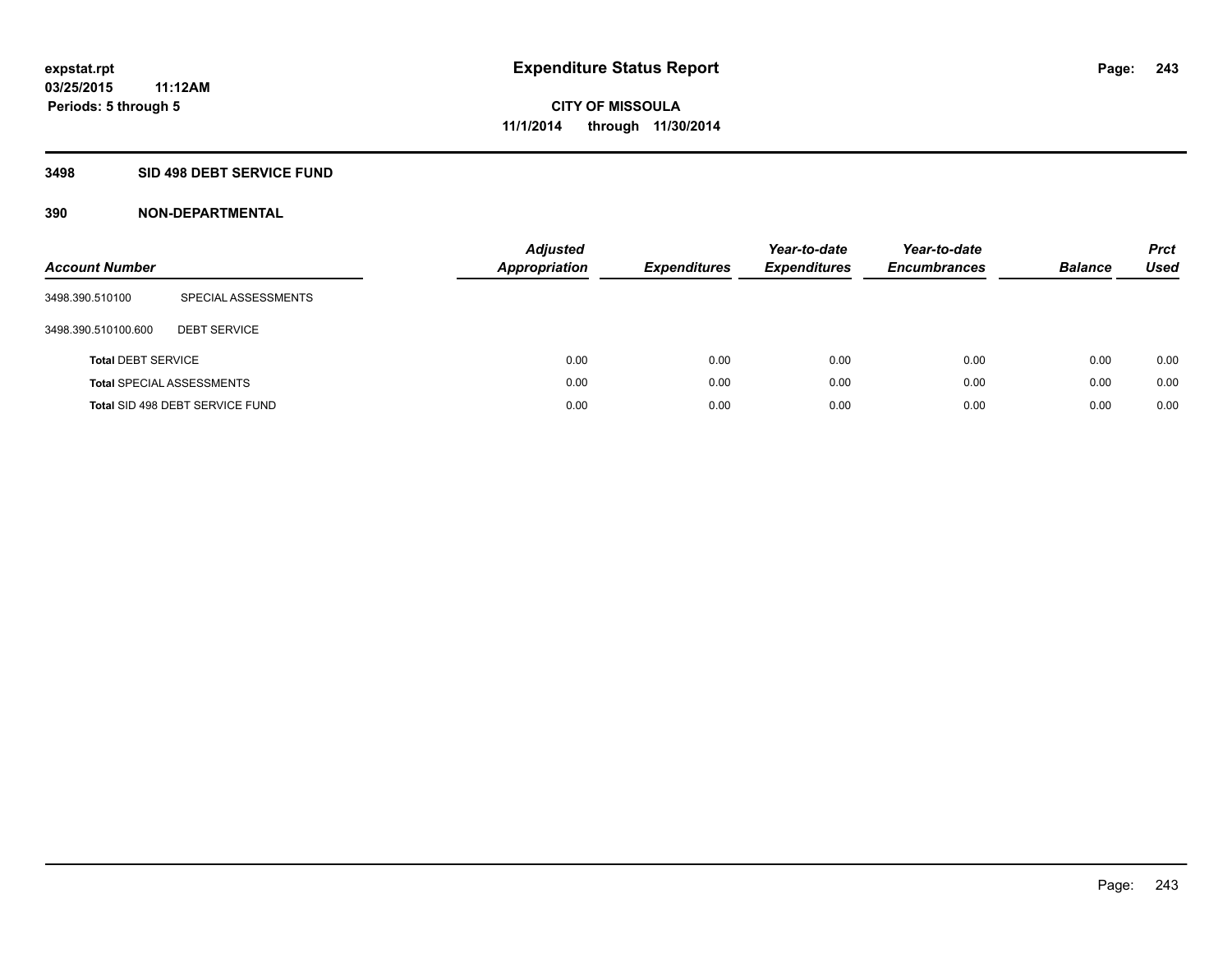# Expenditure Status Report

**CITY OF MISSOULA**
**11/1/2014 through 11/30/2014**

**expstat.rpt**
**03/25/2015 11:12AM**
**Periods: 5 through 5**

## 3498 SID 498 DEBT SERVICE FUND

### 390 NON-DEPARTMENTAL

| Account Number | | Adjusted Appropriation | Expenditures | Year-to-date Expenditures | Year-to-date Encumbrances | Balance | Prct Used |
|---|---|---|---|---|---|---|---|
| 3498.390.510100 | SPECIAL ASSESSMENTS | | | | | | |
| 3498.390.510100.600 | DEBT SERVICE | | | | | | |
| **Total** DEBT SERVICE | | 0.00 | 0.00 | 0.00 | 0.00 | 0.00 | 0.00 |
| **Total** SPECIAL ASSESSMENTS | | 0.00 | 0.00 | 0.00 | 0.00 | 0.00 | 0.00 |
| **Total** SID 498 DEBT SERVICE FUND | | 0.00 | 0.00 | 0.00 | 0.00 | 0.00 | 0.00 |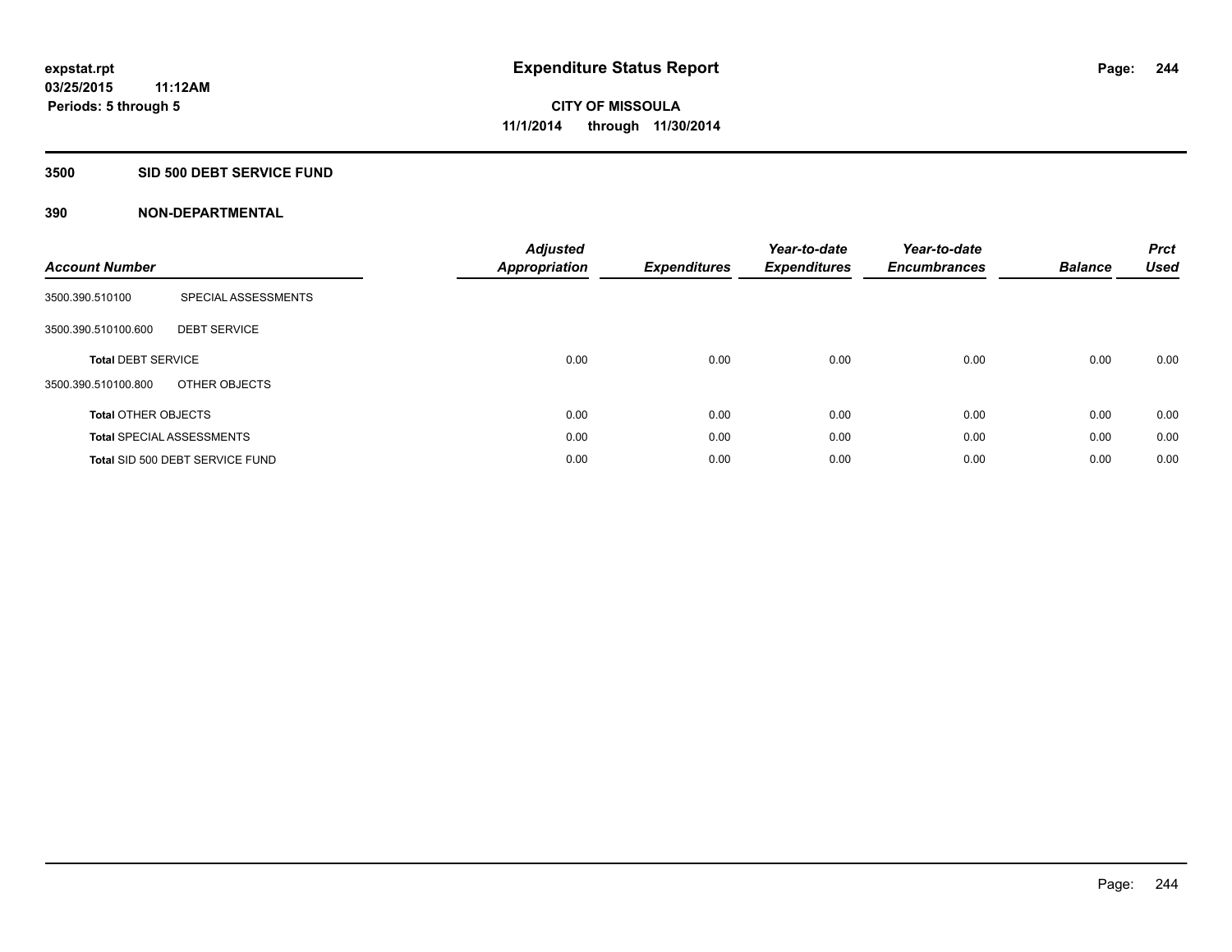**expstat.rpt**
**03/25/2015 11:12AM**
**Periods: 5 through 5**

# Expenditure Status Report

**CITY OF MISSOULA**
**11/1/2014 through 11/30/2014**

## 3500 SID 500 DEBT SERVICE FUND

## 390 NON-DEPARTMENTAL

| Account Number | | Adjusted Appropriation | Expenditures | Year-to-date Expenditures | Year-to-date Encumbrances | Balance | Prct Used |
|---|---|---|---|---|---|---|---|
| 3500.390.510100 | SPECIAL ASSESSMENTS | | | | | | |
| 3500.390.510100.600 | DEBT SERVICE | | | | | | |
| **Total** DEBT SERVICE | | 0.00 | 0.00 | 0.00 | 0.00 | 0.00 | 0.00 |
| 3500.390.510100.800 | OTHER OBJECTS | | | | | | |
| **Total** OTHER OBJECTS | | 0.00 | 0.00 | 0.00 | 0.00 | 0.00 | 0.00 |
| **Total** SPECIAL ASSESSMENTS | | 0.00 | 0.00 | 0.00 | 0.00 | 0.00 | 0.00 |
| **Total** SID 500 DEBT SERVICE FUND | | 0.00 | 0.00 | 0.00 | 0.00 | 0.00 | 0.00 |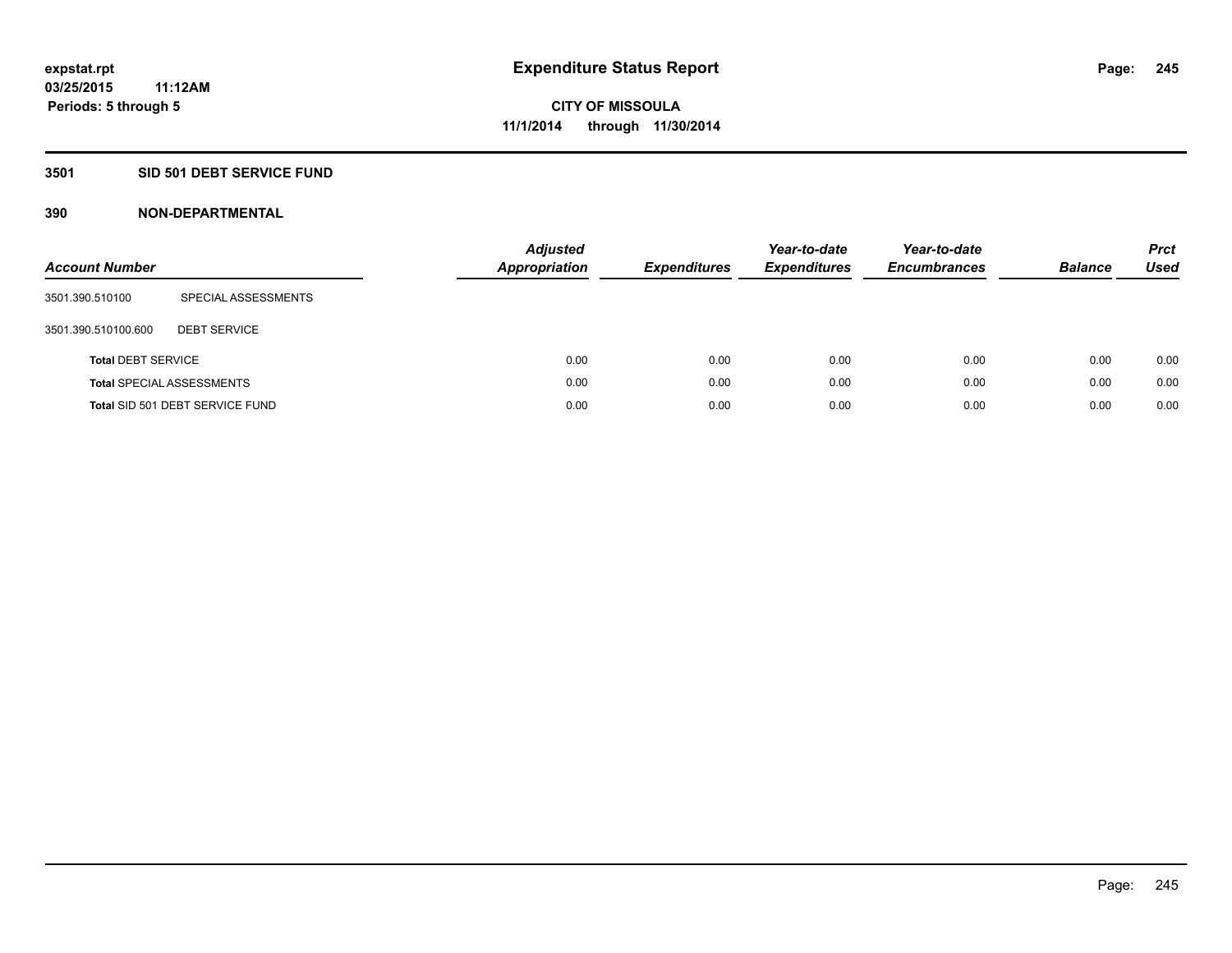expstat.rpt
03/25/2015 11:12AM
Periods: 5 through 5

# Expenditure Status Report

CITY OF MISSOULA
11/1/2014 through 11/30/2014

## 3501 SID 501 DEBT SERVICE FUND

### 390 NON-DEPARTMENTAL

| Account Number | | Adjusted Appropriation | Expenditures | Year-to-date Expenditures | Year-to-date Encumbrances | Balance | Prct Used |
|---|---|---|---|---|---|---|---|
| 3501.390.510100 | SPECIAL ASSESSMENTS | | | | | | |
| 3501.390.510100.600 | DEBT SERVICE | | | | | | |
| **Total** DEBT SERVICE | | 0.00 | 0.00 | 0.00 | 0.00 | 0.00 | 0.00 |
| **Total** SPECIAL ASSESSMENTS | | 0.00 | 0.00 | 0.00 | 0.00 | 0.00 | 0.00 |
| **Total** SID 501 DEBT SERVICE FUND | | 0.00 | 0.00 | 0.00 | 0.00 | 0.00 | 0.00 |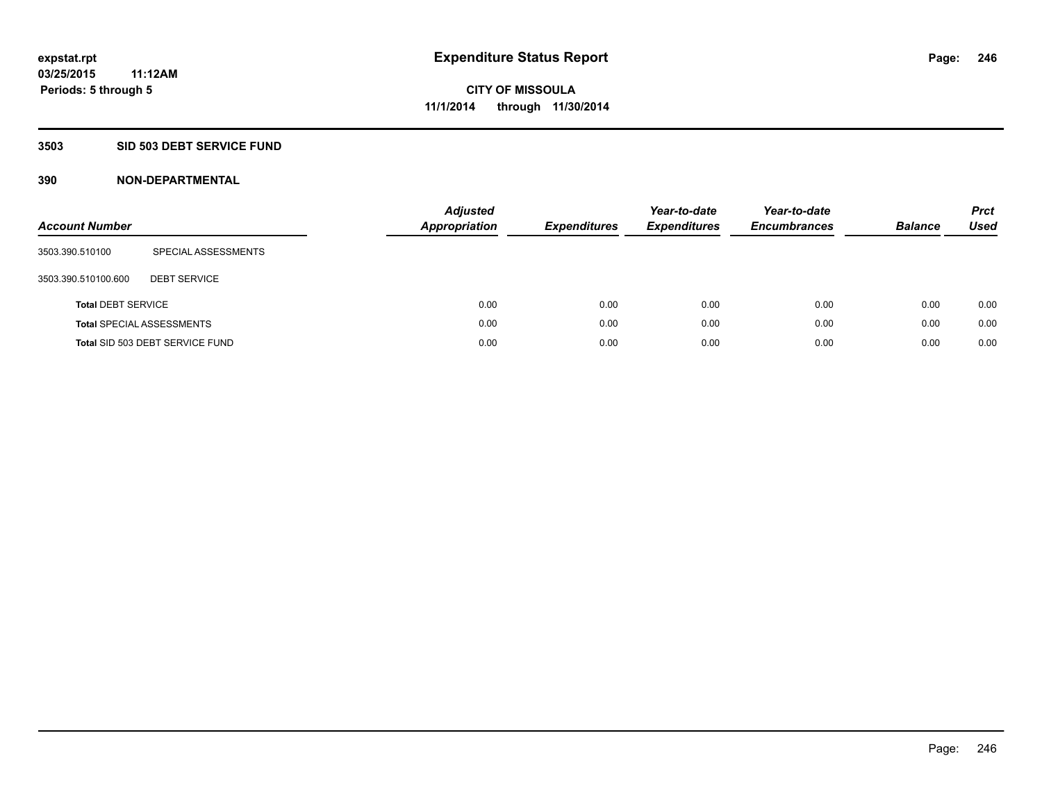# Expenditure Status Report

expstat.rpt
03/25/2015 11:12AM
Periods: 5 through 5

**CITY OF MISSOULA**
**11/1/2014 through 11/30/2014**

## 3503 SID 503 DEBT SERVICE FUND

### 390 NON-DEPARTMENTAL

| Account Number | | Adjusted Appropriation | Expenditures | Year-to-date Expenditures | Year-to-date Encumbrances | Balance | Prct Used |
|---|---|---|---|---|---|---|---|
| 3503.390.510100 | SPECIAL ASSESSMENTS | | | | | | |
| 3503.390.510100.600 | DEBT SERVICE | | | | | | |
| **Total** DEBT SERVICE | | 0.00 | 0.00 | 0.00 | 0.00 | 0.00 | 0.00 |
| **Total** SPECIAL ASSESSMENTS | | 0.00 | 0.00 | 0.00 | 0.00 | 0.00 | 0.00 |
| **Total** SID 503 DEBT SERVICE FUND | | 0.00 | 0.00 | 0.00 | 0.00 | 0.00 | 0.00 |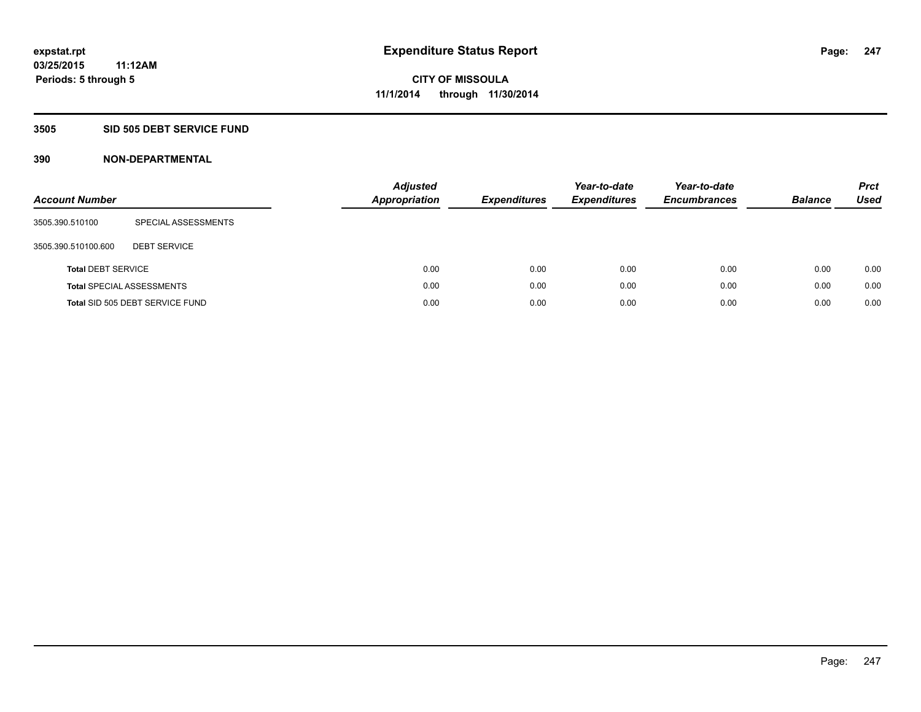# Expenditure Status Report

**CITY OF MISSOULA**
**11/1/2014 through 11/30/2014**

expstat.rpt
03/25/2015 11:12AM
Periods: 5 through 5

## 3505 SID 505 DEBT SERVICE FUND

## 390 NON-DEPARTMENTAL

| Account Number | | Adjusted Appropriation | Expenditures | Year-to-date Expenditures | Year-to-date Encumbrances | Balance | Prct Used |
|---|---|---|---|---|---|---|---|
| 3505.390.510100 | SPECIAL ASSESSMENTS | | | | | | |
| 3505.390.510100.600 | DEBT SERVICE | | | | | | |
| **Total** DEBT SERVICE | | 0.00 | 0.00 | 0.00 | 0.00 | 0.00 | 0.00 |
| **Total** SPECIAL ASSESSMENTS | | 0.00 | 0.00 | 0.00 | 0.00 | 0.00 | 0.00 |
| **Total** SID 505 DEBT SERVICE FUND | | 0.00 | 0.00 | 0.00 | 0.00 | 0.00 | 0.00 |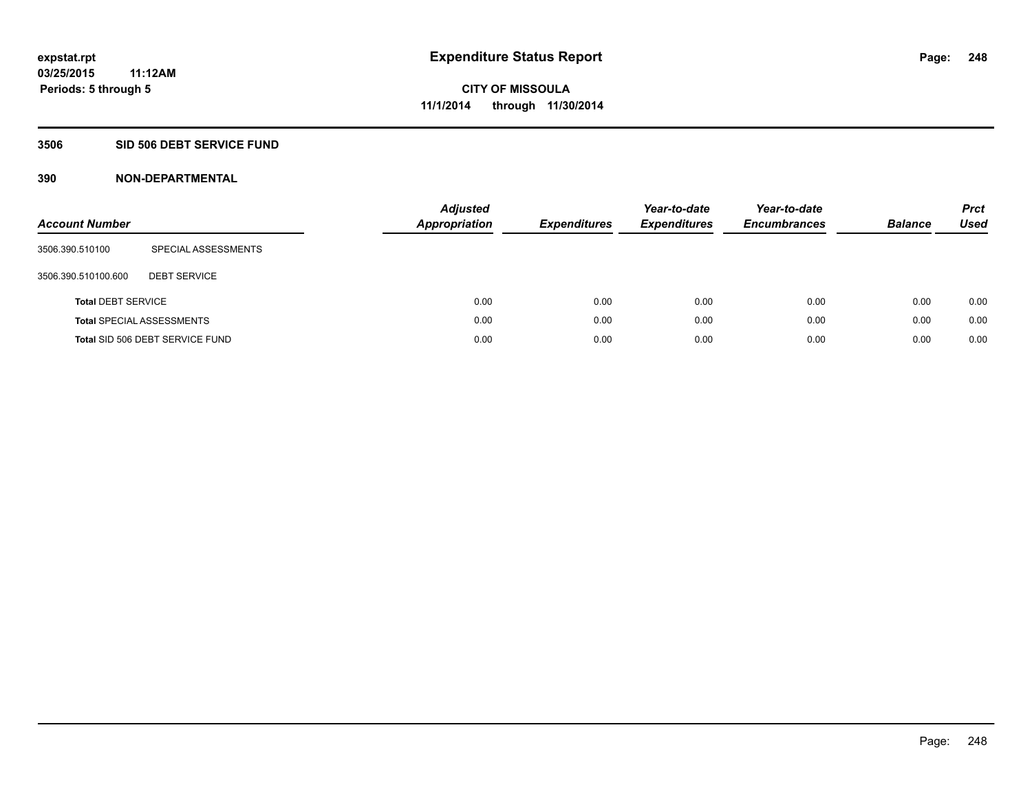**expstat.rpt**
**03/25/2015 11:12AM**
**Periods: 5 through 5**

# Expenditure Status Report

**CITY OF MISSOULA**
**11/1/2014 through 11/30/2014**

## 3506 SID 506 DEBT SERVICE FUND

### 390 NON-DEPARTMENTAL

| Account Number | | Adjusted Appropriation | Expenditures | Year-to-date Expenditures | Year-to-date Encumbrances | Balance | Prct Used |
|---|---|---|---|---|---|---|---|
| 3506.390.510100 | SPECIAL ASSESSMENTS | | | | | | |
| 3506.390.510100.600 | DEBT SERVICE | | | | | | |
| **Total** DEBT SERVICE | | 0.00 | 0.00 | 0.00 | 0.00 | 0.00 | 0.00 |
| **Total** SPECIAL ASSESSMENTS | | 0.00 | 0.00 | 0.00 | 0.00 | 0.00 | 0.00 |
| **Total** SID 506 DEBT SERVICE FUND | | 0.00 | 0.00 | 0.00 | 0.00 | 0.00 | 0.00 |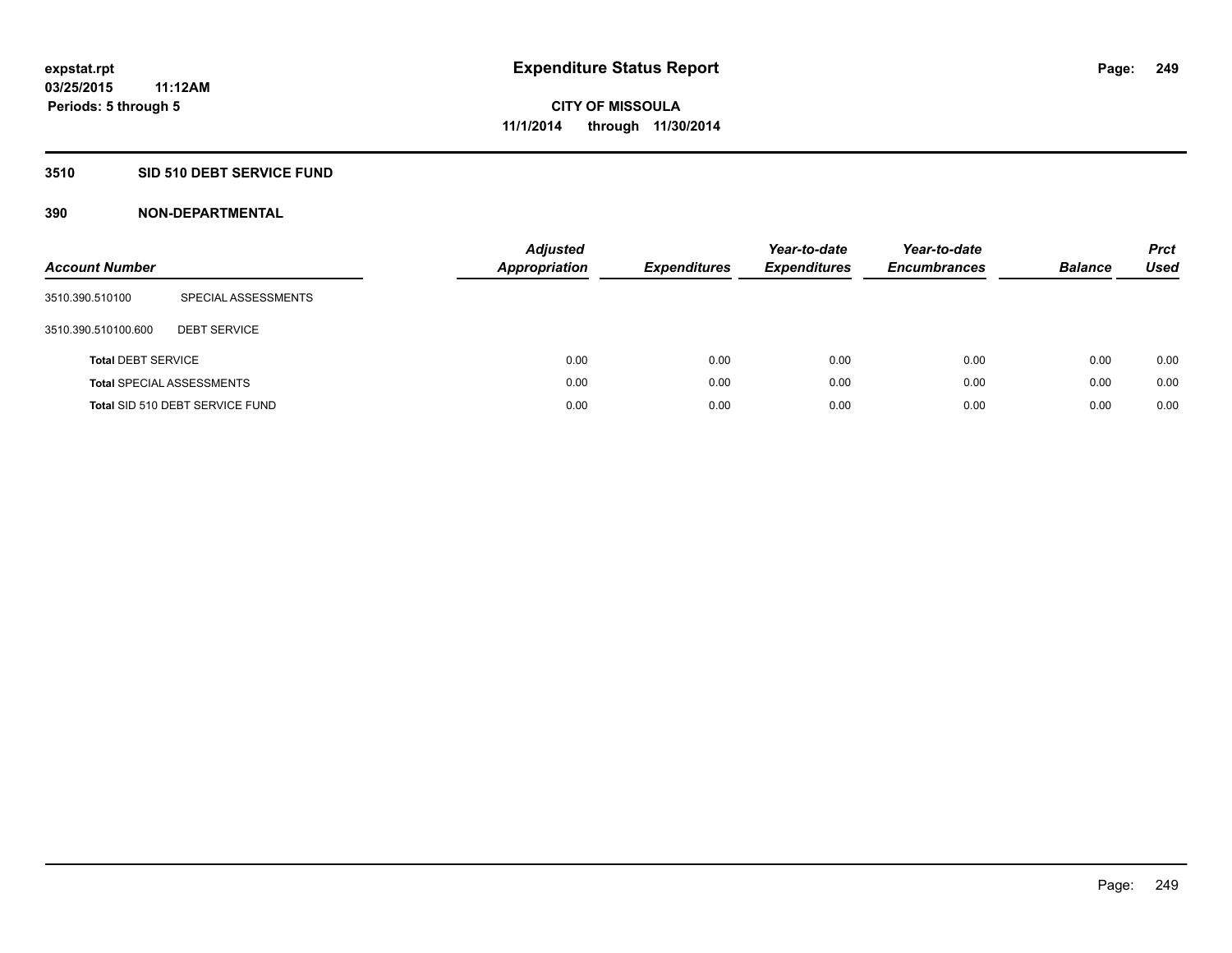**expstat.rpt**
**03/25/2015 11:12AM**
**Periods: 5 through 5**

# Expenditure Status Report

**CITY OF MISSOULA**
**11/1/2014 through 11/30/2014**

## 3510 SID 510 DEBT SERVICE FUND

## 390 NON-DEPARTMENTAL

| Account Number | | Adjusted Appropriation | Expenditures | Year-to-date Expenditures | Year-to-date Encumbrances | Balance | Prct Used |
|---|---|---|---|---|---|---|---|
| 3510.390.510100 | SPECIAL ASSESSMENTS | | | | | | |
| 3510.390.510100.600 | DEBT SERVICE | | | | | | |
| **Total** DEBT SERVICE | | 0.00 | 0.00 | 0.00 | 0.00 | 0.00 | 0.00 |
| **Total** SPECIAL ASSESSMENTS | | 0.00 | 0.00 | 0.00 | 0.00 | 0.00 | 0.00 |
| **Total** SID 510 DEBT SERVICE FUND | | 0.00 | 0.00 | 0.00 | 0.00 | 0.00 | 0.00 |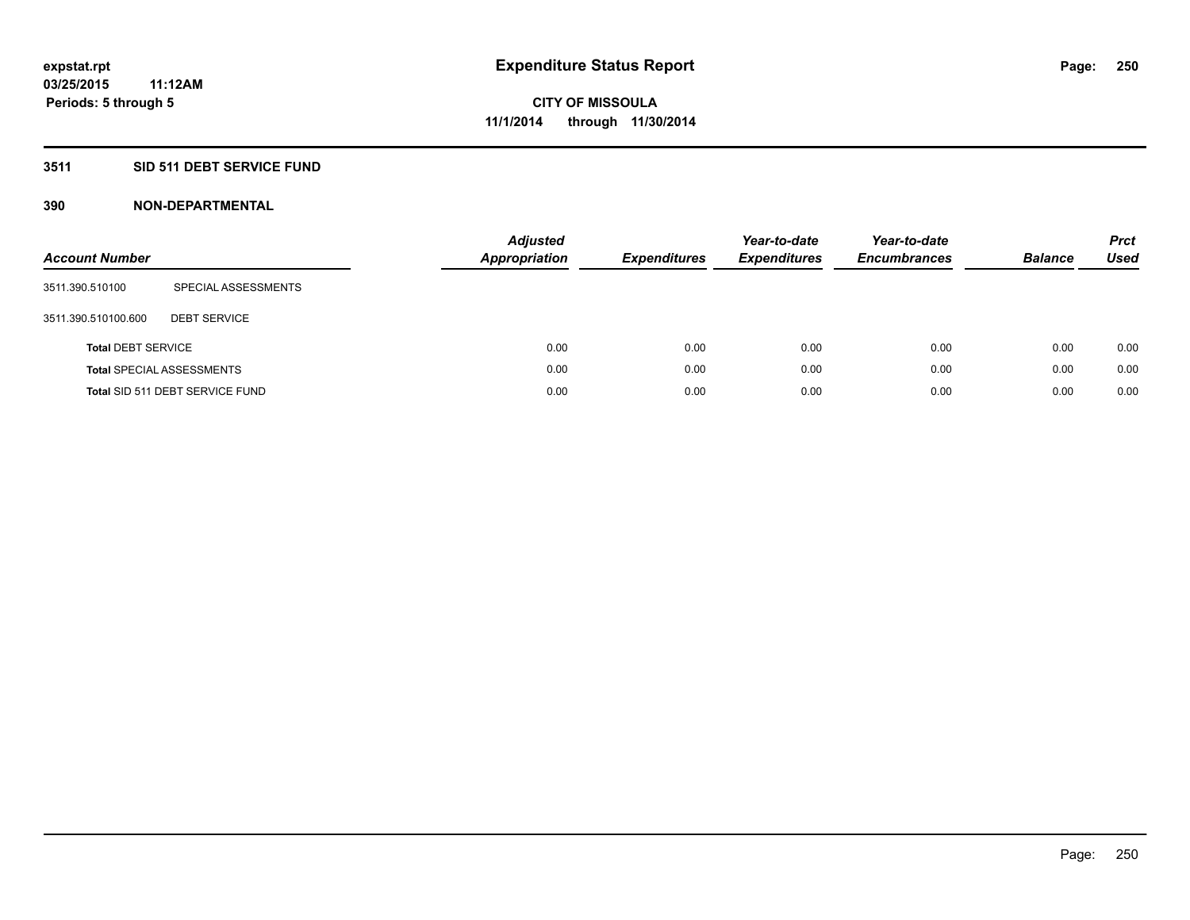# Expenditure Status Report

expstat.rpt
03/25/2015 11:12AM
Periods: 5 through 5

**CITY OF MISSOULA**
**11/1/2014 through 11/30/2014**

## 3511 SID 511 DEBT SERVICE FUND

## 390 NON-DEPARTMENTAL

| Account Number | | Adjusted Appropriation | Expenditures | Year-to-date Expenditures | Year-to-date Encumbrances | Balance | Prct Used |
|---|---|---|---|---|---|---|---|
| 3511.390.510100 | SPECIAL ASSESSMENTS | | | | | | |
| 3511.390.510100.600 | DEBT SERVICE | | | | | | |
| **Total** DEBT SERVICE | | 0.00 | 0.00 | 0.00 | 0.00 | 0.00 | 0.00 |
| **Total** SPECIAL ASSESSMENTS | | 0.00 | 0.00 | 0.00 | 0.00 | 0.00 | 0.00 |
| **Total** SID 511 DEBT SERVICE FUND | | 0.00 | 0.00 | 0.00 | 0.00 | 0.00 | 0.00 |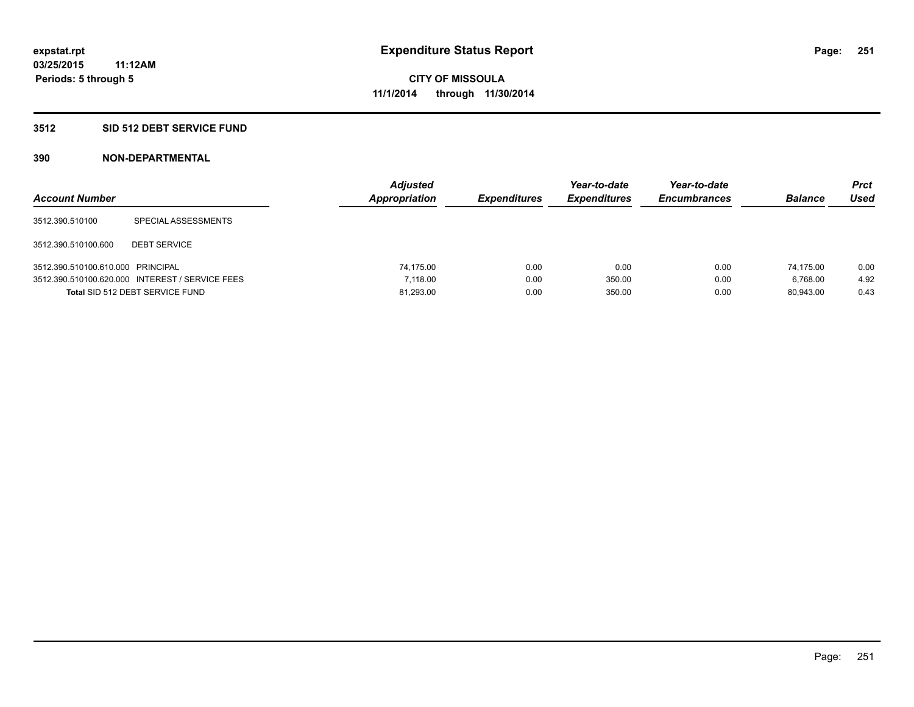expstat.rpt
03/25/2015 11:12AM
Periods: 5 through 5

# Expenditure Status Report

**CITY OF MISSOULA**
**11/1/2014 through 11/30/2014**

## 3512 SID 512 DEBT SERVICE FUND

## 390 NON-DEPARTMENTAL

| Account Number | | Adjusted Appropriation | Expenditures | Year-to-date Expenditures | Year-to-date Encumbrances | Balance | Prct Used |
|---|---|---|---|---|---|---|---|
| 3512.390.510100 | SPECIAL ASSESSMENTS | | | | | | |
| 3512.390.510100.600 | DEBT SERVICE | | | | | | |
| 3512.390.510100.610.000 | PRINCIPAL | 74,175.00 | 0.00 | 0.00 | 0.00 | 74,175.00 | 0.00 |
| 3512.390.510100.620.000 | INTEREST / SERVICE FEES | 7,118.00 | 0.00 | 350.00 | 0.00 | 6,768.00 | 4.92 |
| **Total** SID 512 DEBT SERVICE FUND | | 81,293.00 | 0.00 | 350.00 | 0.00 | 80,943.00 | 0.43 |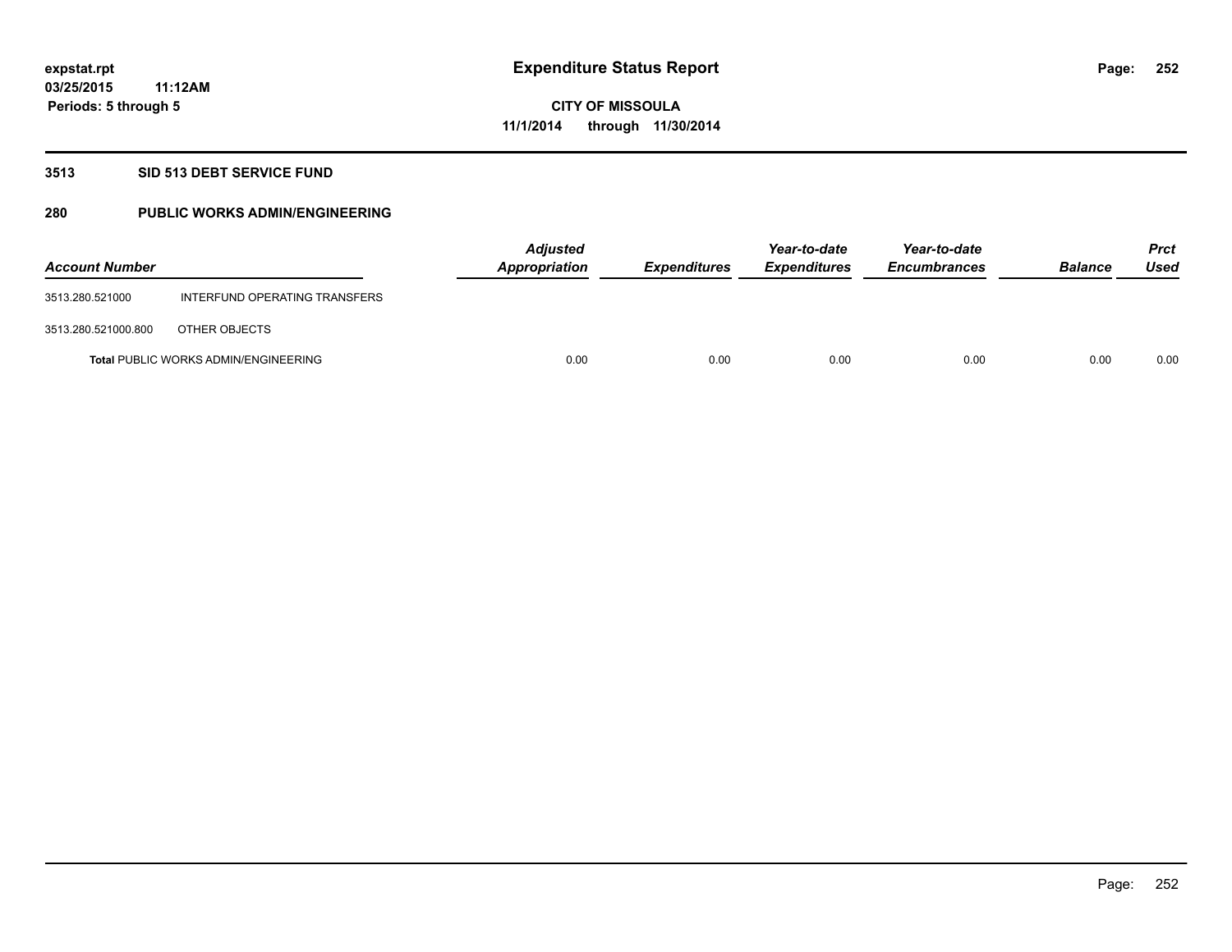**expstat.rpt**
**03/25/2015 11:12AM**
**Periods: 5 through 5**

# Expenditure Status Report

**CITY OF MISSOULA**
**11/1/2014 through 11/30/2014**

## 3513 SID 513 DEBT SERVICE FUND

## 280 PUBLIC WORKS ADMIN/ENGINEERING

| Account Number | | Adjusted Appropriation | Expenditures | Year-to-date Expenditures | Year-to-date Encumbrances | Balance | Prct Used |
|---|---|---|---|---|---|---|---|
| 3513.280.521000 | INTERFUND OPERATING TRANSFERS | | | | | | |
| 3513.280.521000.800 | OTHER OBJECTS | | | | | | |
| **Total** PUBLIC WORKS ADMIN/ENGINEERING | | 0.00 | 0.00 | 0.00 | 0.00 | 0.00 | 0.00 |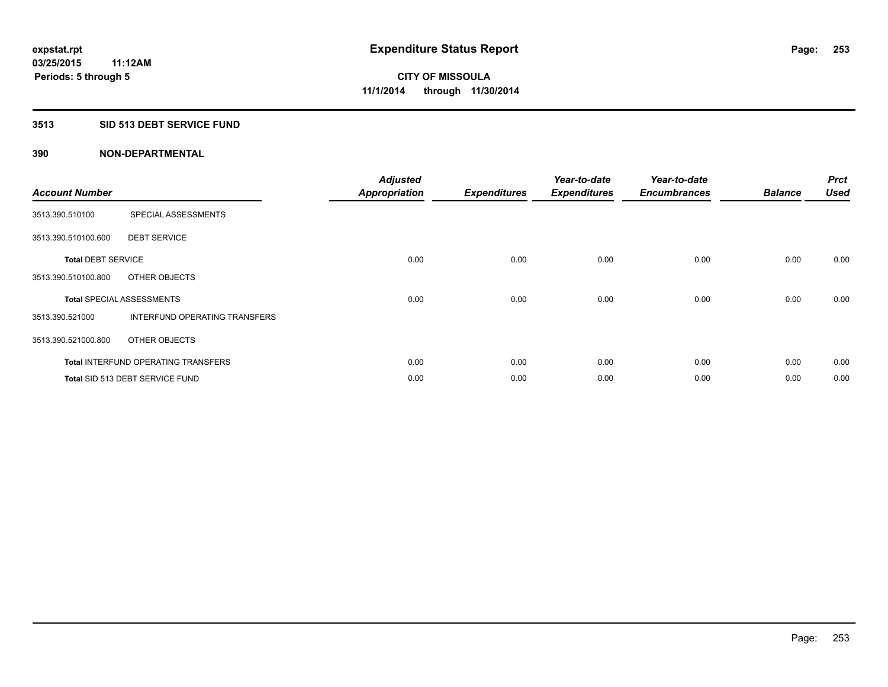expstat.rpt
03/25/2015 11:12AM
Periods: 5 through 5

# Expenditure Status Report

CITY OF MISSOULA
11/1/2014 through 11/30/2014

## 3513 SID 513 DEBT SERVICE FUND

## 390 NON-DEPARTMENTAL

| Account Number | | Adjusted Appropriation | Expenditures | Year-to-date Expenditures | Year-to-date Encumbrances | Balance | Prct Used |
|---|---|---|---|---|---|---|---|
| 3513.390.510100 | SPECIAL ASSESSMENTS | | | | | | |
| 3513.390.510100.600 | DEBT SERVICE | | | | | | |
| **Total** DEBT SERVICE | | 0.00 | 0.00 | 0.00 | 0.00 | 0.00 | 0.00 |
| 3513.390.510100.800 | OTHER OBJECTS | | | | | | |
| **Total** SPECIAL ASSESSMENTS | | 0.00 | 0.00 | 0.00 | 0.00 | 0.00 | 0.00 |
| 3513.390.521000 | INTERFUND OPERATING TRANSFERS | | | | | | |
| 3513.390.521000.800 | OTHER OBJECTS | | | | | | |
| **Total** INTERFUND OPERATING TRANSFERS | | 0.00 | 0.00 | 0.00 | 0.00 | 0.00 | 0.00 |
| **Total** SID 513 DEBT SERVICE FUND | | 0.00 | 0.00 | 0.00 | 0.00 | 0.00 | 0.00 |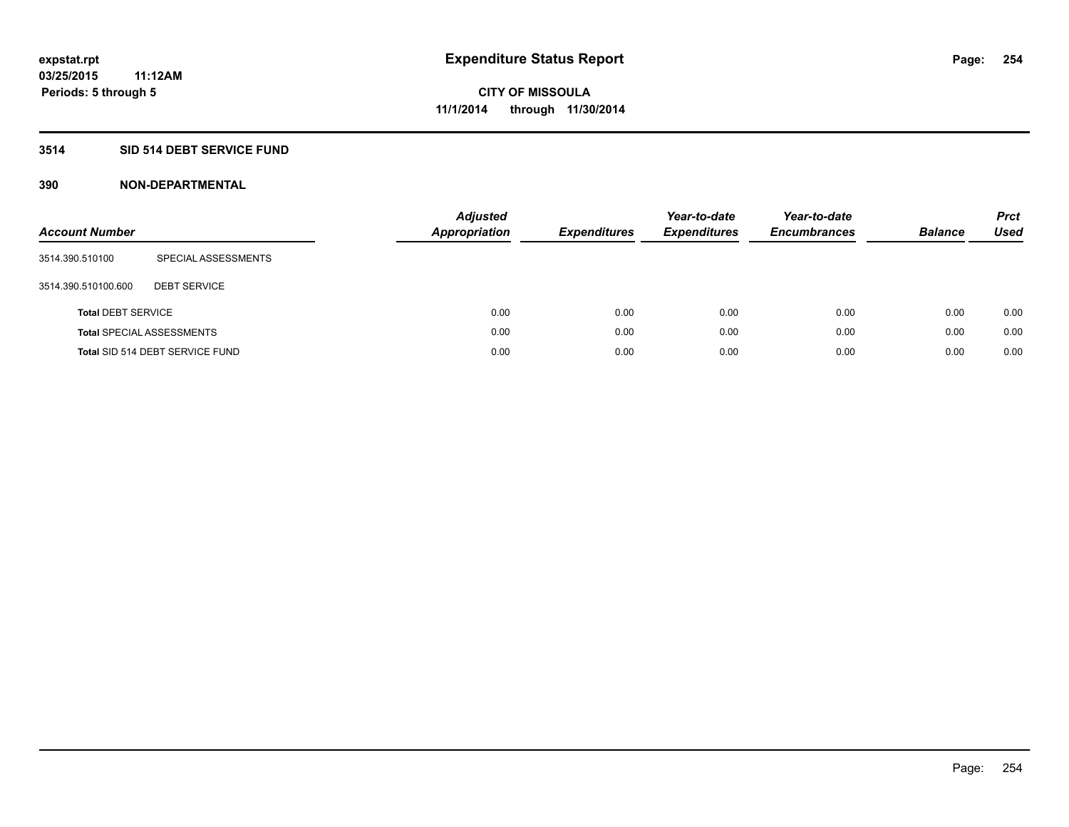expstat.rpt
03/25/2015 11:12AM
Periods: 5 through 5

# Expenditure Status Report

**CITY OF MISSOULA**
**11/1/2014 through 11/30/2014**

## 3514 SID 514 DEBT SERVICE FUND

### 390 NON-DEPARTMENTAL

| Account Number | | Adjusted Appropriation | Expenditures | Year-to-date Expenditures | Year-to-date Encumbrances | Balance | Prct Used |
|---|---|---|---|---|---|---|---|
| 3514.390.510100 | SPECIAL ASSESSMENTS | | | | | | |
| 3514.390.510100.600 | DEBT SERVICE | | | | | | |
| **Total** DEBT SERVICE | | 0.00 | 0.00 | 0.00 | 0.00 | 0.00 | 0.00 |
| **Total** SPECIAL ASSESSMENTS | | 0.00 | 0.00 | 0.00 | 0.00 | 0.00 | 0.00 |
| **Total** SID 514 DEBT SERVICE FUND | | 0.00 | 0.00 | 0.00 | 0.00 | 0.00 | 0.00 |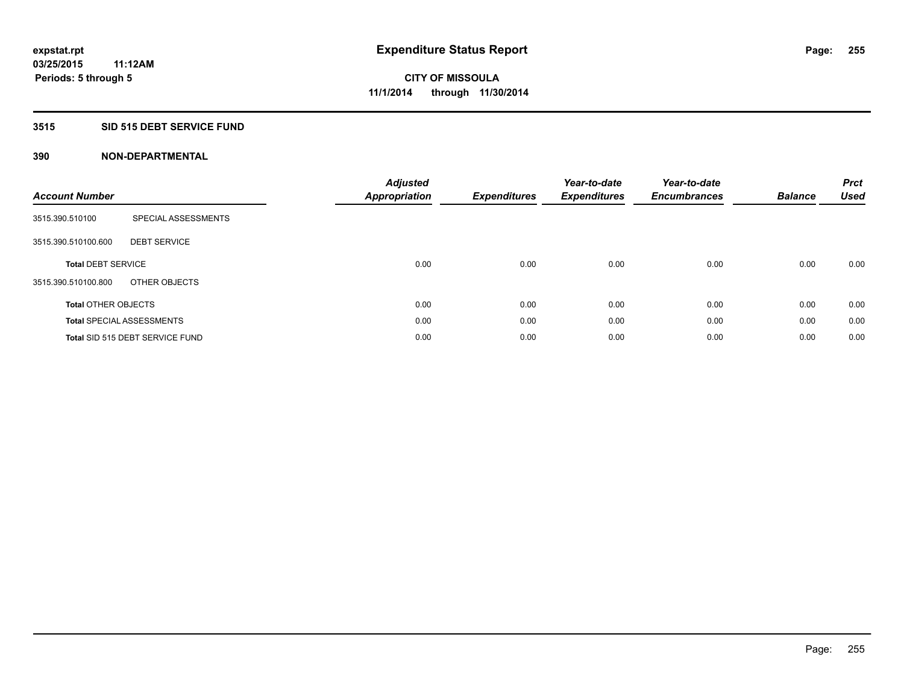expstat.rpt
03/25/2015 11:12AM
Periods: 5 through 5

# Expenditure Status Report

**CITY OF MISSOULA**
**11/1/2014 through 11/30/2014**

## 3515 SID 515 DEBT SERVICE FUND

## 390 NON-DEPARTMENTAL

| Account Number | | Adjusted Appropriation | Expenditures | Year-to-date Expenditures | Year-to-date Encumbrances | Balance | Prct Used |
|---|---|---|---|---|---|---|---|
| 3515.390.510100 | SPECIAL ASSESSMENTS | | | | | | |
| 3515.390.510100.600 | DEBT SERVICE | | | | | | |
| **Total** DEBT SERVICE | | 0.00 | 0.00 | 0.00 | 0.00 | 0.00 | 0.00 |
| 3515.390.510100.800 | OTHER OBJECTS | | | | | | |
| **Total** OTHER OBJECTS | | 0.00 | 0.00 | 0.00 | 0.00 | 0.00 | 0.00 |
| **Total** SPECIAL ASSESSMENTS | | 0.00 | 0.00 | 0.00 | 0.00 | 0.00 | 0.00 |
| **Total** SID 515 DEBT SERVICE FUND | | 0.00 | 0.00 | 0.00 | 0.00 | 0.00 | 0.00 |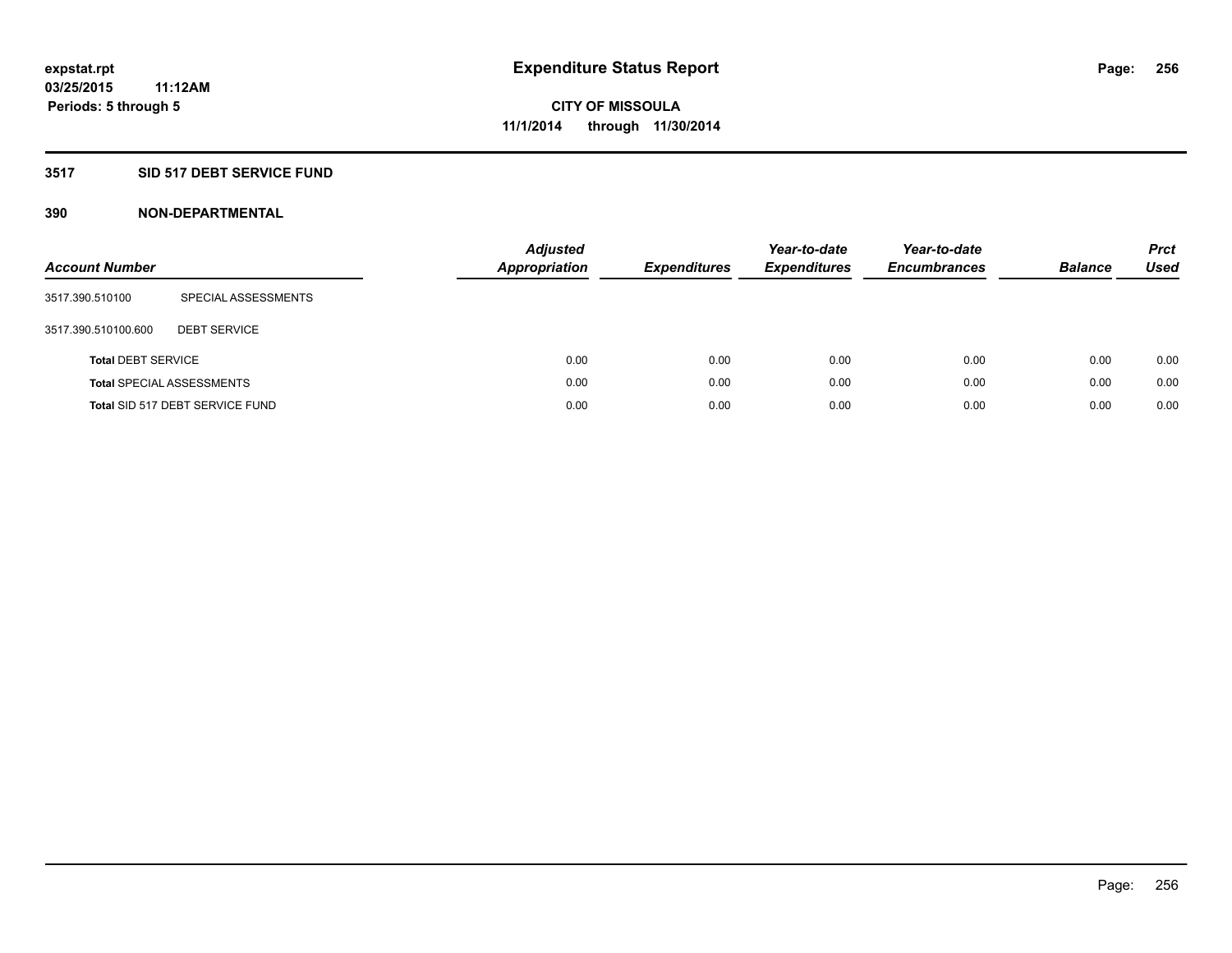# Expenditure Status Report

**CITY OF MISSOULA**
**11/1/2014 through 11/30/2014**

expstat.rpt
03/25/2015 11:12AM
Periods: 5 through 5

## 3517 SID 517 DEBT SERVICE FUND

### 390 NON-DEPARTMENTAL

| Account Number | | Adjusted Appropriation | Expenditures | Year-to-date Expenditures | Year-to-date Encumbrances | Balance | Prct Used |
|---|---|---|---|---|---|---|---|
| 3517.390.510100 | SPECIAL ASSESSMENTS | | | | | | |
| 3517.390.510100.600 | DEBT SERVICE | | | | | | |
| **Total** DEBT SERVICE | | 0.00 | 0.00 | 0.00 | 0.00 | 0.00 | 0.00 |
| **Total** SPECIAL ASSESSMENTS | | 0.00 | 0.00 | 0.00 | 0.00 | 0.00 | 0.00 |
| **Total** SID 517 DEBT SERVICE FUND | | 0.00 | 0.00 | 0.00 | 0.00 | 0.00 | 0.00 |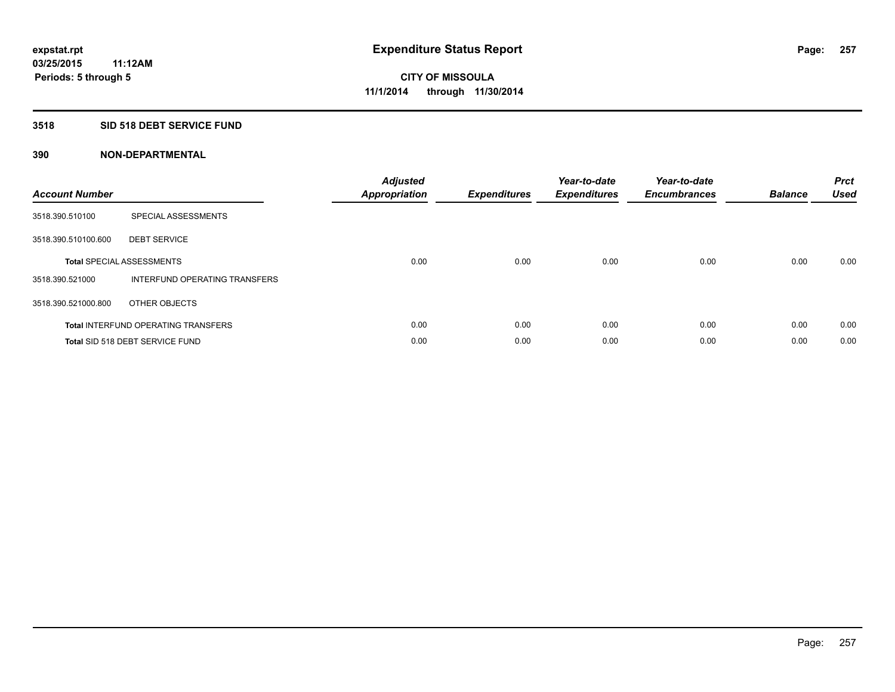**expstat.rpt**
**03/25/2015 11:12AM**
**Periods: 5 through 5**

# Expenditure Status Report

**CITY OF MISSOULA**
**11/1/2014 through 11/30/2014**

## 3518 SID 518 DEBT SERVICE FUND

## 390 NON-DEPARTMENTAL

| Account Number | | Adjusted Appropriation | Expenditures | Year-to-date Expenditures | Year-to-date Encumbrances | Balance | Prct Used |
|---|---|---|---|---|---|---|---|
| 3518.390.510100 | SPECIAL ASSESSMENTS | | | | | | |
| 3518.390.510100.600 | DEBT SERVICE | | | | | | |
| **Total** SPECIAL ASSESSMENTS | | 0.00 | 0.00 | 0.00 | 0.00 | 0.00 | 0.00 |
| 3518.390.521000 | INTERFUND OPERATING TRANSFERS | | | | | | |
| 3518.390.521000.800 | OTHER OBJECTS | | | | | | |
| **Total** INTERFUND OPERATING TRANSFERS | | 0.00 | 0.00 | 0.00 | 0.00 | 0.00 | 0.00 |
| **Total** SID 518 DEBT SERVICE FUND | | 0.00 | 0.00 | 0.00 | 0.00 | 0.00 | 0.00 |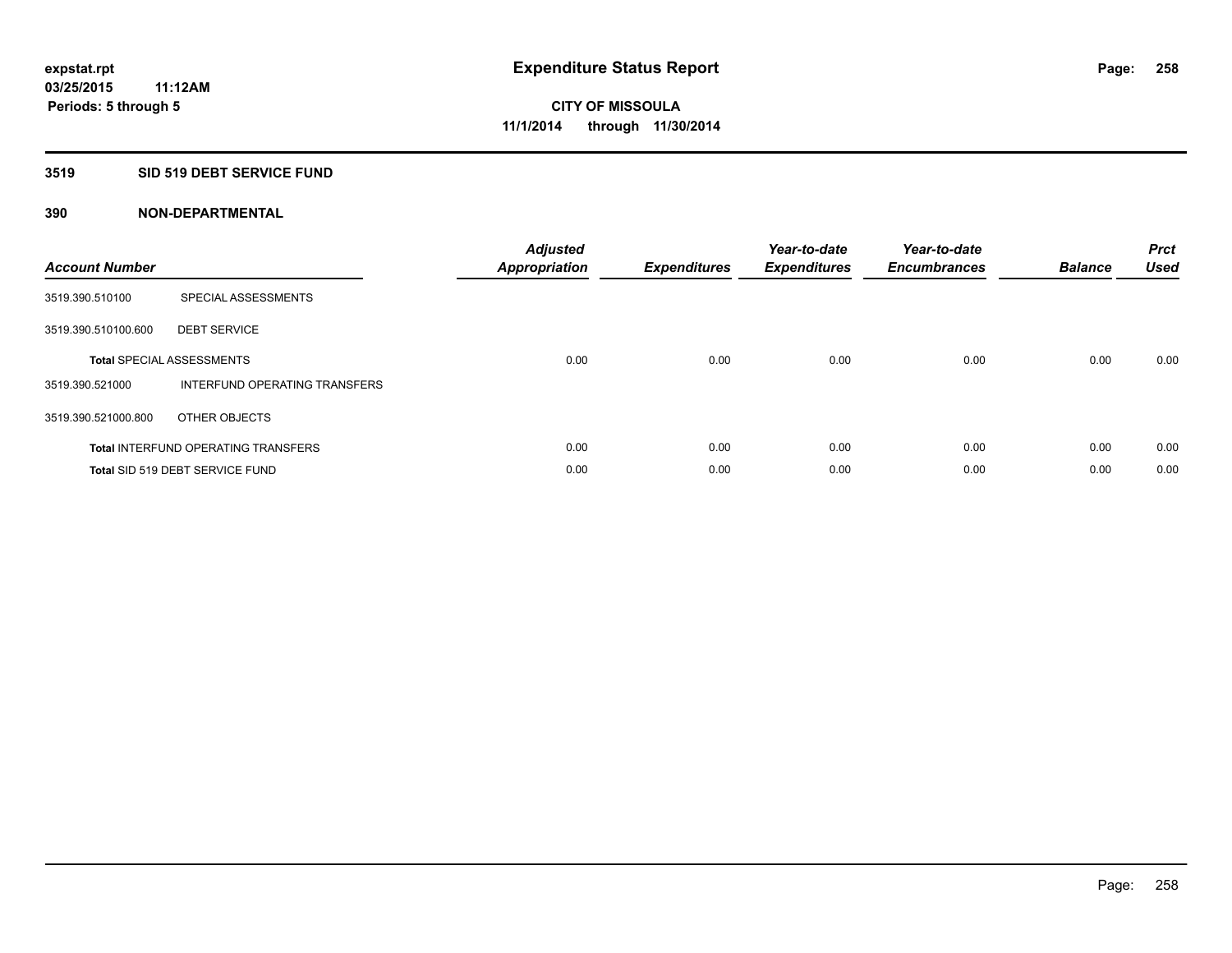expstat.rpt
03/25/2015 11:12AM
Periods: 5 through 5

# Expenditure Status Report

CITY OF MISSOULA
11/1/2014 through 11/30/2014

## 3519 SID 519 DEBT SERVICE FUND

### 390 NON-DEPARTMENTAL

| Account Number | | Adjusted Appropriation | Expenditures | Year-to-date Expenditures | Year-to-date Encumbrances | Balance | Prct Used |
|---|---|---|---|---|---|---|---|
| 3519.390.510100 | SPECIAL ASSESSMENTS | | | | | | |
| 3519.390.510100.600 | DEBT SERVICE | | | | | | |
| **Total** SPECIAL ASSESSMENTS | | 0.00 | 0.00 | 0.00 | 0.00 | 0.00 | 0.00 |
| 3519.390.521000 | INTERFUND OPERATING TRANSFERS | | | | | | |
| 3519.390.521000.800 | OTHER OBJECTS | | | | | | |
| **Total** INTERFUND OPERATING TRANSFERS | | 0.00 | 0.00 | 0.00 | 0.00 | 0.00 | 0.00 |
| **Total** SID 519 DEBT SERVICE FUND | | 0.00 | 0.00 | 0.00 | 0.00 | 0.00 | 0.00 |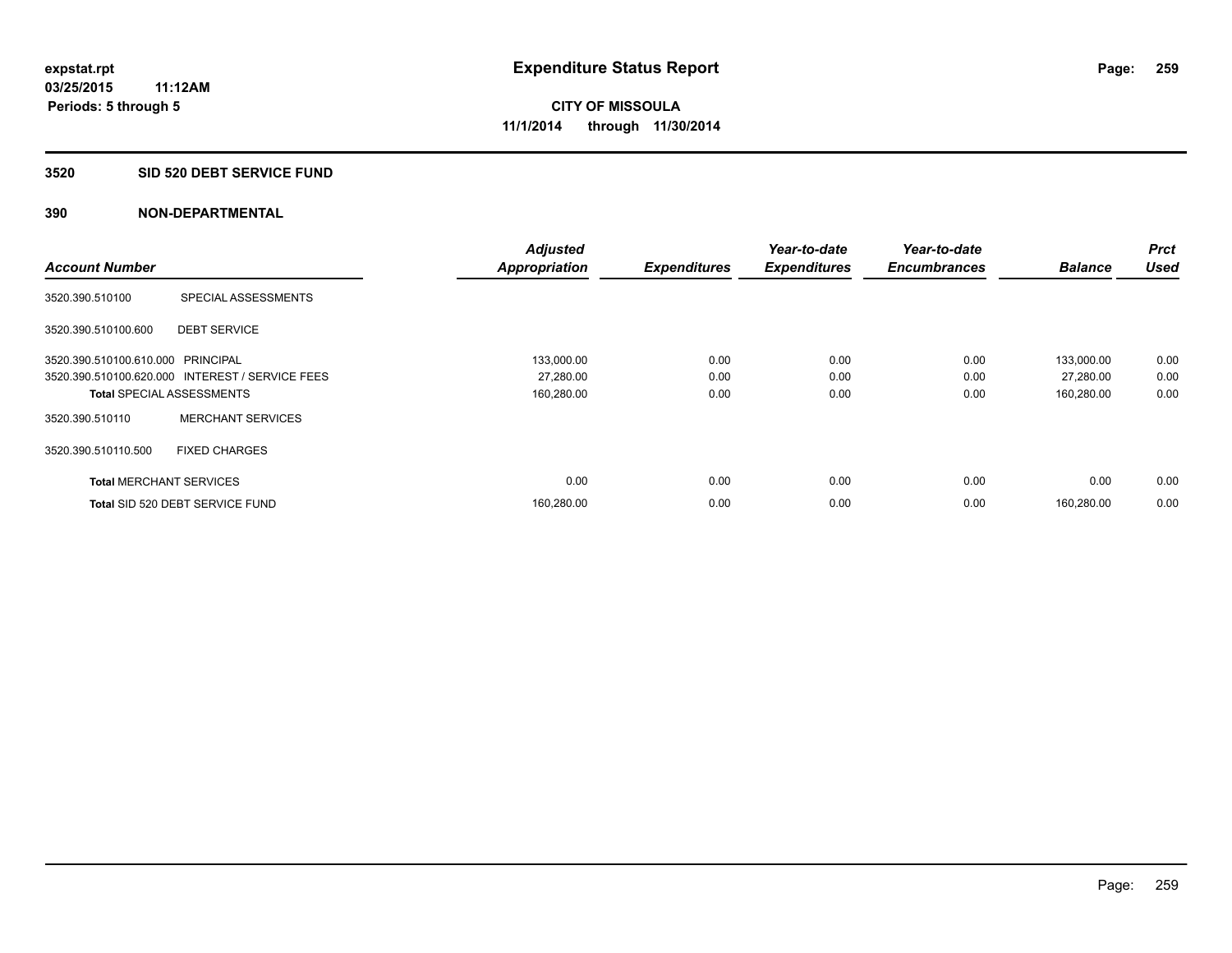expstat.rpt
03/25/2015 11:12AM
Periods: 5 through 5

# Expenditure Status Report

CITY OF MISSOULA
11/1/2014 through 11/30/2014

## 3520 SID 520 DEBT SERVICE FUND

### 390 NON-DEPARTMENTAL

| Account Number | | Adjusted Appropriation | Expenditures | Year-to-date Expenditures | Year-to-date Encumbrances | Balance | Prct Used |
|---|---|---|---|---|---|---|---|
| 3520.390.510100 | SPECIAL ASSESSMENTS | | | | | | |
| 3520.390.510100.600 | DEBT SERVICE | | | | | | |
| 3520.390.510100.610.000 | PRINCIPAL | 133,000.00 | 0.00 | 0.00 | 0.00 | 133,000.00 | 0.00 |
| 3520.390.510100.620.000 | INTEREST / SERVICE FEES | 27,280.00 | 0.00 | 0.00 | 0.00 | 27,280.00 | 0.00 |
| **Total** SPECIAL ASSESSMENTS | | 160,280.00 | 0.00 | 0.00 | 0.00 | 160,280.00 | 0.00 |
| 3520.390.510110 | MERCHANT SERVICES | | | | | | |
| 3520.390.510110.500 | FIXED CHARGES | | | | | | |
| **Total** MERCHANT SERVICES | | 0.00 | 0.00 | 0.00 | 0.00 | 0.00 | 0.00 |
| **Total** SID 520 DEBT SERVICE FUND | | 160,280.00 | 0.00 | 0.00 | 0.00 | 160,280.00 | 0.00 |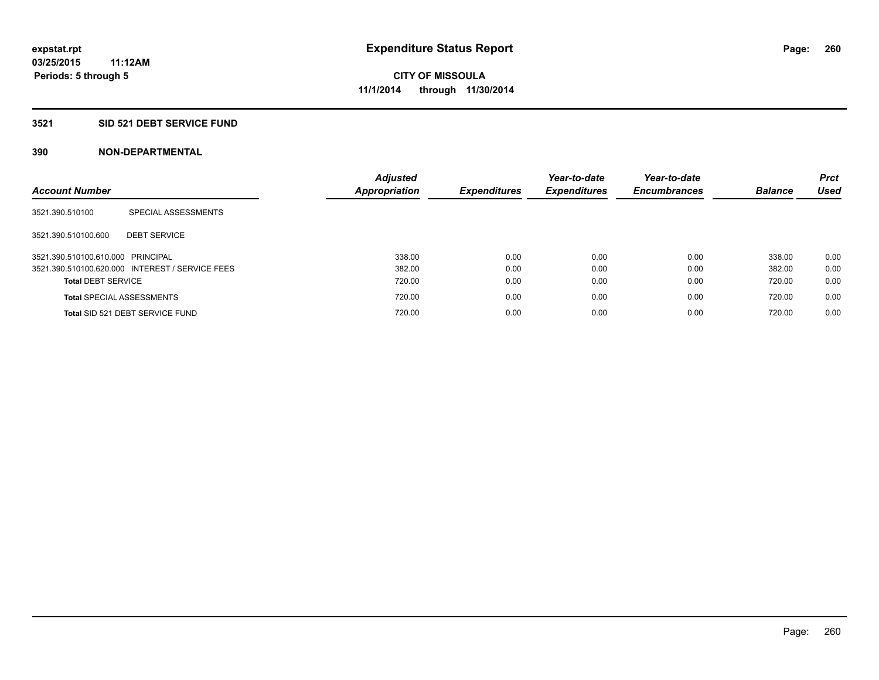# Expenditure Status Report

**expstat.rpt**
**03/25/2015 11:12AM**
**Periods: 5 through 5**

**CITY OF MISSOULA**
**11/1/2014 through 11/30/2014**

## 3521 SID 521 DEBT SERVICE FUND

### 390 NON-DEPARTMENTAL

| Account Number | | Adjusted Appropriation | Expenditures | Year-to-date Expenditures | Year-to-date Encumbrances | Balance | Prct Used |
|---|---|---|---|---|---|---|---|
| 3521.390.510100 | SPECIAL ASSESSMENTS | | | | | | |
| 3521.390.510100.600 | DEBT SERVICE | | | | | | |
| 3521.390.510100.610.000 | PRINCIPAL | 338.00 | 0.00 | 0.00 | 0.00 | 338.00 | 0.00 |
| 3521.390.510100.620.000 | INTEREST / SERVICE FEES | 382.00 | 0.00 | 0.00 | 0.00 | 382.00 | 0.00 |
| **Total** DEBT SERVICE | | 720.00 | 0.00 | 0.00 | 0.00 | 720.00 | 0.00 |
| **Total** SPECIAL ASSESSMENTS | | 720.00 | 0.00 | 0.00 | 0.00 | 720.00 | 0.00 |
| **Total** SID 521 DEBT SERVICE FUND | | 720.00 | 0.00 | 0.00 | 0.00 | 720.00 | 0.00 |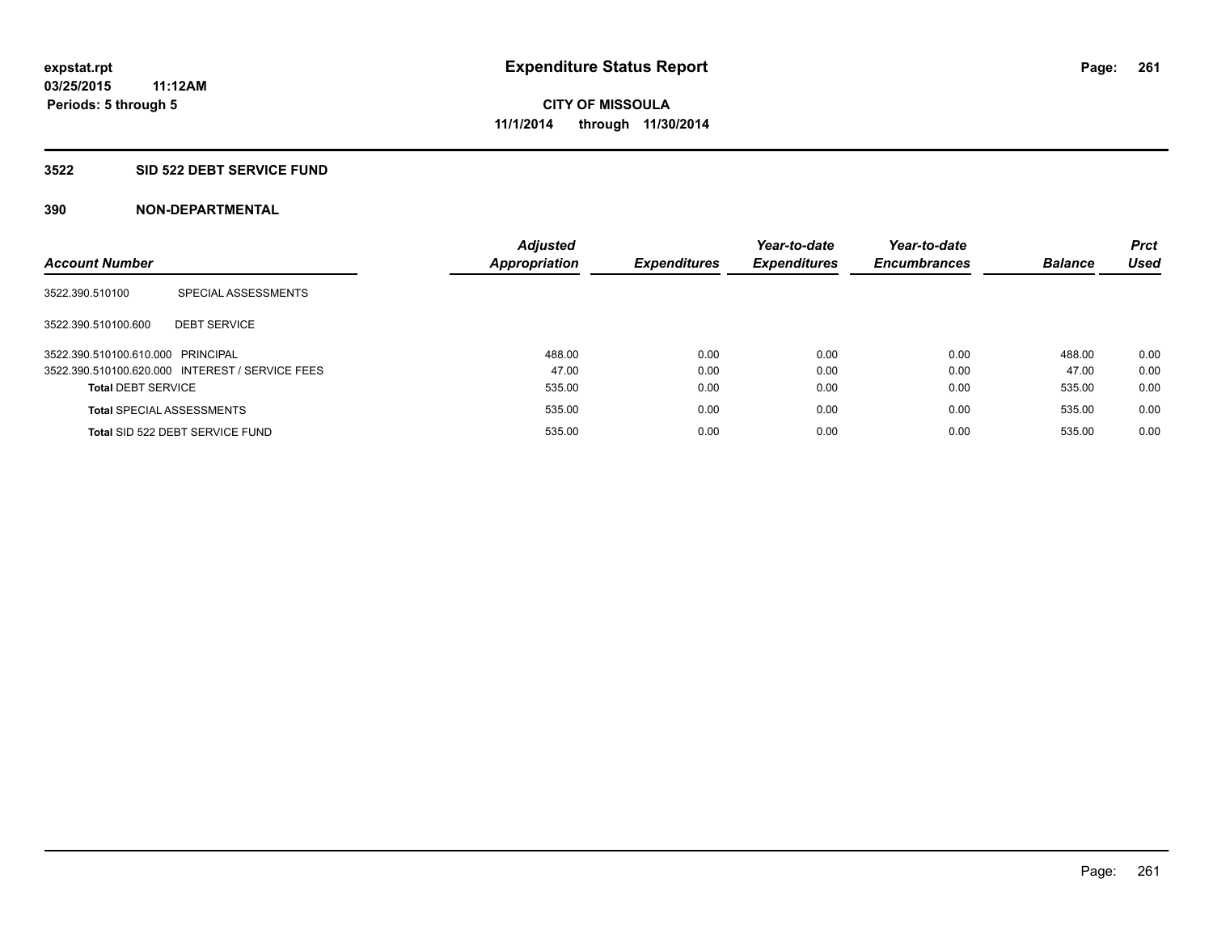**expstat.rpt**
**03/25/2015 11:12AM**
**Periods: 5 through 5**

# Expenditure Status Report

**CITY OF MISSOULA**
**11/1/2014 through 11/30/2014**

## 3522 SID 522 DEBT SERVICE FUND

### 390 NON-DEPARTMENTAL

| Account Number | | Adjusted Appropriation | Expenditures | Year-to-date Expenditures | Year-to-date Encumbrances | Balance | Prct Used |
|---|---|---|---|---|---|---|---|
| 3522.390.510100 | SPECIAL ASSESSMENTS | | | | | | |
| 3522.390.510100.600 | DEBT SERVICE | | | | | | |
| 3522.390.510100.610.000 | PRINCIPAL | 488.00 | 0.00 | 0.00 | 0.00 | 488.00 | 0.00 |
| 3522.390.510100.620.000 | INTEREST / SERVICE FEES | 47.00 | 0.00 | 0.00 | 0.00 | 47.00 | 0.00 |
| **Total** DEBT SERVICE | | 535.00 | 0.00 | 0.00 | 0.00 | 535.00 | 0.00 |
| **Total** SPECIAL ASSESSMENTS | | 535.00 | 0.00 | 0.00 | 0.00 | 535.00 | 0.00 |
| **Total** SID 522 DEBT SERVICE FUND | | 535.00 | 0.00 | 0.00 | 0.00 | 535.00 | 0.00 |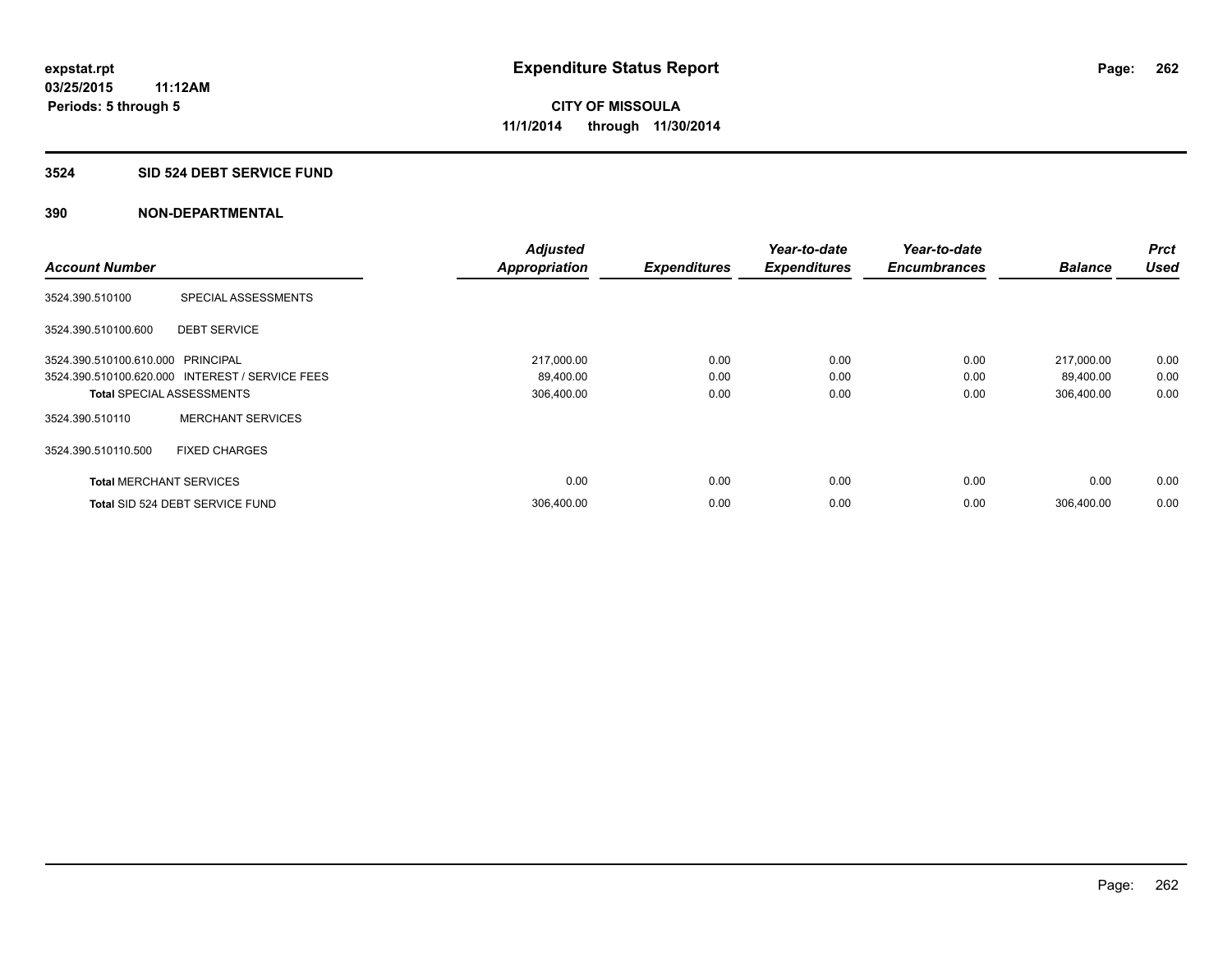**expstat.rpt**
**03/25/2015 11:12AM**
**Periods: 5 through 5**

# Expenditure Status Report

**CITY OF MISSOULA**
**11/1/2014 through 11/30/2014**

## 3524 SID 524 DEBT SERVICE FUND

## 390 NON-DEPARTMENTAL

| Account Number | | Adjusted Appropriation | Expenditures | Year-to-date Expenditures | Year-to-date Encumbrances | Balance | Prct Used |
|---|---|---|---|---|---|---|---|
| 3524.390.510100 | SPECIAL ASSESSMENTS | | | | | | |
| 3524.390.510100.600 | DEBT SERVICE | | | | | | |
| 3524.390.510100.610.000 | PRINCIPAL | 217,000.00 | 0.00 | 0.00 | 0.00 | 217,000.00 | 0.00 |
| 3524.390.510100.620.000 | INTEREST / SERVICE FEES | 89,400.00 | 0.00 | 0.00 | 0.00 | 89,400.00 | 0.00 |
| **Total** SPECIAL ASSESSMENTS | | 306,400.00 | 0.00 | 0.00 | 0.00 | 306,400.00 | 0.00 |
| 3524.390.510110 | MERCHANT SERVICES | | | | | | |
| 3524.390.510110.500 | FIXED CHARGES | | | | | | |
| **Total** MERCHANT SERVICES | | 0.00 | 0.00 | 0.00 | 0.00 | 0.00 | 0.00 |
| **Total** SID 524 DEBT SERVICE FUND | | 306,400.00 | 0.00 | 0.00 | 0.00 | 306,400.00 | 0.00 |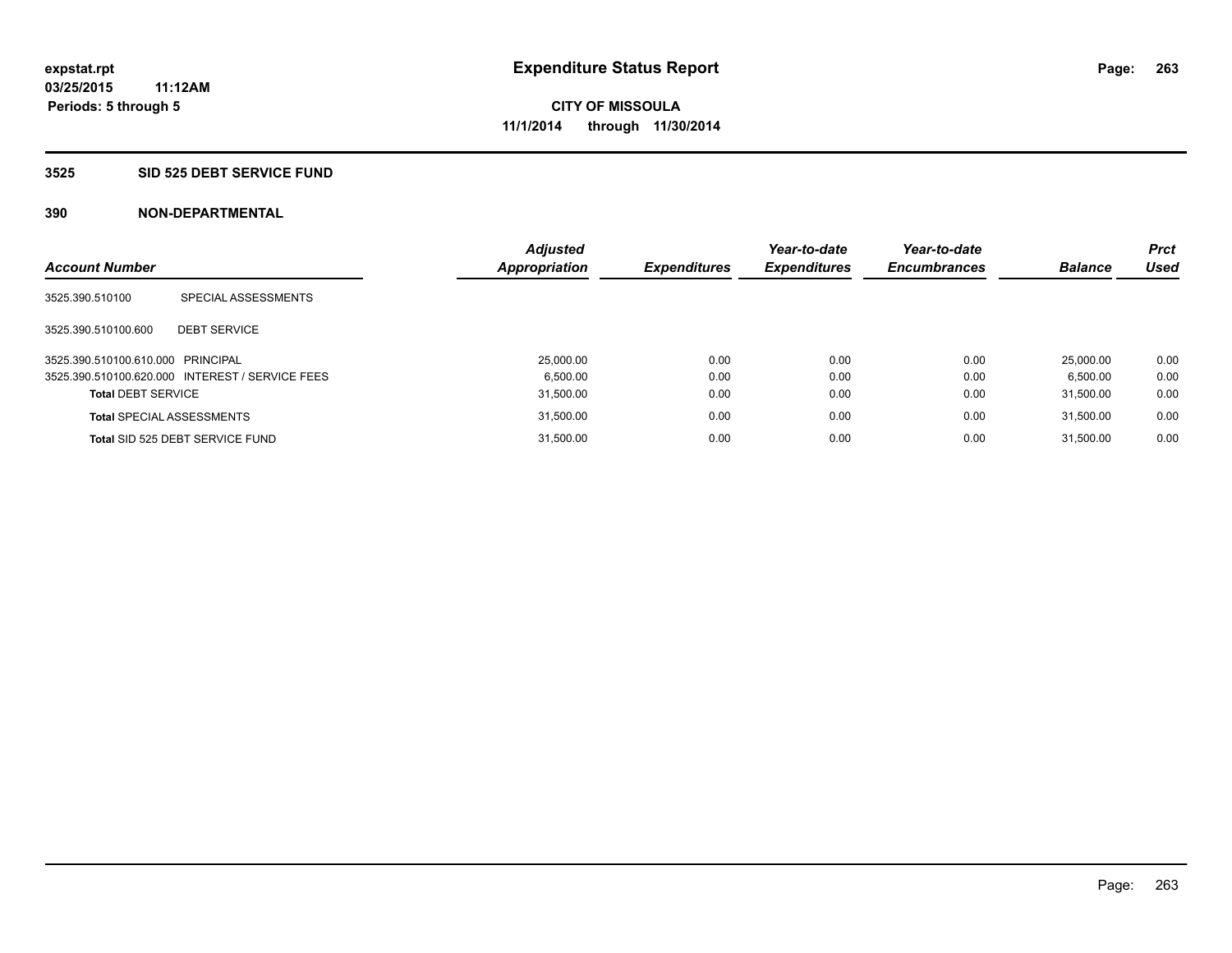**expstat.rpt**
**03/25/2015 11:12AM**
**Periods: 5 through 5**

# Expenditure Status Report

**CITY OF MISSOULA**
**11/1/2014 through 11/30/2014**

## 3525 SID 525 DEBT SERVICE FUND

## 390 NON-DEPARTMENTAL

| Account Number | | Adjusted Appropriation | Expenditures | Year-to-date Expenditures | Year-to-date Encumbrances | Balance | Prct Used |
|---|---|---|---|---|---|---|---|
| 3525.390.510100 | SPECIAL ASSESSMENTS | | | | | | |
| 3525.390.510100.600 | DEBT SERVICE | | | | | | |
| 3525.390.510100.610.000 | PRINCIPAL | 25,000.00 | 0.00 | 0.00 | 0.00 | 25,000.00 | 0.00 |
| 3525.390.510100.620.000 | INTEREST / SERVICE FEES | 6,500.00 | 0.00 | 0.00 | 0.00 | 6,500.00 | 0.00 |
| **Total** DEBT SERVICE | | 31,500.00 | 0.00 | 0.00 | 0.00 | 31,500.00 | 0.00 |
| **Total** SPECIAL ASSESSMENTS | | 31,500.00 | 0.00 | 0.00 | 0.00 | 31,500.00 | 0.00 |
| **Total** SID 525 DEBT SERVICE FUND | | 31,500.00 | 0.00 | 0.00 | 0.00 | 31,500.00 | 0.00 |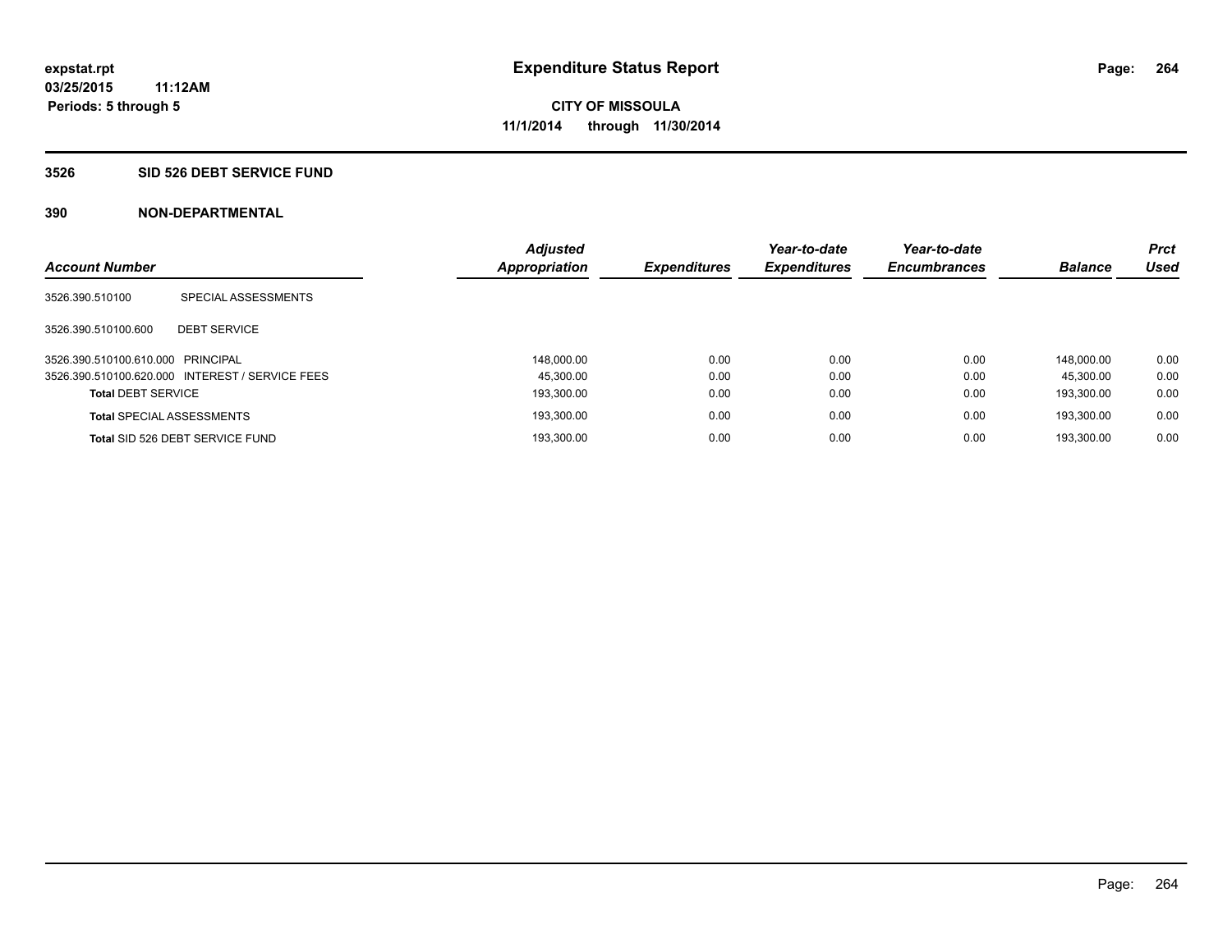**expstat.rpt**
**03/25/2015 11:12AM**
**Periods: 5 through 5**

# Expenditure Status Report

**CITY OF MISSOULA**
**11/1/2014 through 11/30/2014**

## 3526 SID 526 DEBT SERVICE FUND

### 390 NON-DEPARTMENTAL

| Account Number | | Adjusted Appropriation | Expenditures | Year-to-date Expenditures | Year-to-date Encumbrances | Balance | Prct Used |
|---|---|---|---|---|---|---|---|
| 3526.390.510100 | SPECIAL ASSESSMENTS | | | | | | |
| 3526.390.510100.600 | DEBT SERVICE | | | | | | |
| 3526.390.510100.610.000 | PRINCIPAL | 148,000.00 | 0.00 | 0.00 | 0.00 | 148,000.00 | 0.00 |
| 3526.390.510100.620.000 | INTEREST / SERVICE FEES | 45,300.00 | 0.00 | 0.00 | 0.00 | 45,300.00 | 0.00 |
| **Total** DEBT SERVICE | | 193,300.00 | 0.00 | 0.00 | 0.00 | 193,300.00 | 0.00 |
| **Total** SPECIAL ASSESSMENTS | | 193,300.00 | 0.00 | 0.00 | 0.00 | 193,300.00 | 0.00 |
| **Total** SID 526 DEBT SERVICE FUND | | 193,300.00 | 0.00 | 0.00 | 0.00 | 193,300.00 | 0.00 |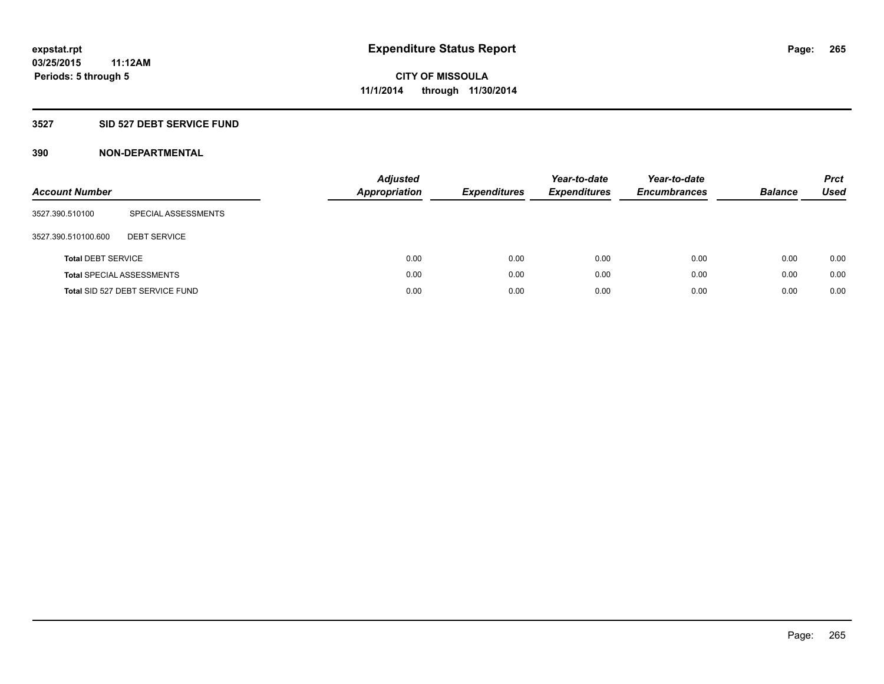**expstat.rpt**
**03/25/2015 11:12AM**
**Periods: 5 through 5**

# Expenditure Status Report

**CITY OF MISSOULA**
**11/1/2014 through 11/30/2014**

## 3527 SID 527 DEBT SERVICE FUND

## 390 NON-DEPARTMENTAL

| Account Number | | Adjusted Appropriation | Expenditures | Year-to-date Expenditures | Year-to-date Encumbrances | Balance | Prct Used |
|---|---|---|---|---|---|---|---|
| 3527.390.510100 | SPECIAL ASSESSMENTS | | | | | | |
| 3527.390.510100.600 | DEBT SERVICE | | | | | | |
| **Total** DEBT SERVICE | | 0.00 | 0.00 | 0.00 | 0.00 | 0.00 | 0.00 |
| **Total** SPECIAL ASSESSMENTS | | 0.00 | 0.00 | 0.00 | 0.00 | 0.00 | 0.00 |
| **Total** SID 527 DEBT SERVICE FUND | | 0.00 | 0.00 | 0.00 | 0.00 | 0.00 | 0.00 |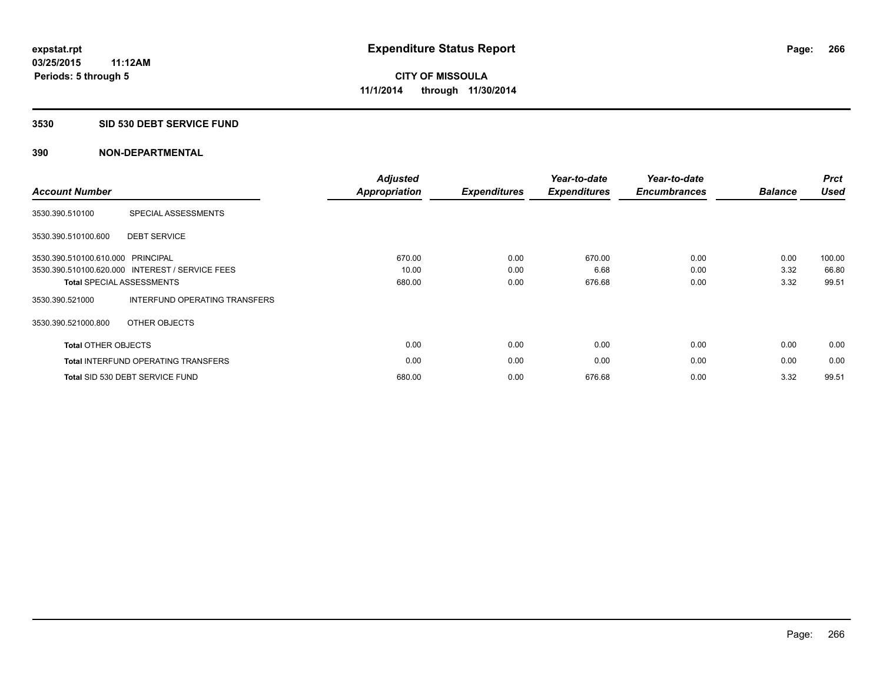# Expenditure Status Report

**expstat.rpt**
**03/25/2015 11:12AM**
**Periods: 5 through 5**

**CITY OF MISSOULA**
**11/1/2014 through 11/30/2014**

## 3530 SID 530 DEBT SERVICE FUND

## 390 NON-DEPARTMENTAL

| Account Number | | Adjusted Appropriation | Expenditures | Year-to-date Expenditures | Year-to-date Encumbrances | Balance | Prct Used |
|---|---|---|---|---|---|---|---|
| 3530.390.510100 | SPECIAL ASSESSMENTS | | | | | | |
| 3530.390.510100.600 | DEBT SERVICE | | | | | | |
| 3530.390.510100.610.000 | PRINCIPAL | 670.00 | 0.00 | 670.00 | 0.00 | 0.00 | 100.00 |
| 3530.390.510100.620.000 | INTEREST / SERVICE FEES | 10.00 | 0.00 | 6.68 | 0.00 | 3.32 | 66.80 |
| **Total** SPECIAL ASSESSMENTS | | 680.00 | 0.00 | 676.68 | 0.00 | 3.32 | 99.51 |
| 3530.390.521000 | INTERFUND OPERATING TRANSFERS | | | | | | |
| 3530.390.521000.800 | OTHER OBJECTS | | | | | | |
| **Total** OTHER OBJECTS | | 0.00 | 0.00 | 0.00 | 0.00 | 0.00 | 0.00 |
| **Total** INTERFUND OPERATING TRANSFERS | | 0.00 | 0.00 | 0.00 | 0.00 | 0.00 | 0.00 |
| **Total** SID 530 DEBT SERVICE FUND | | 680.00 | 0.00 | 676.68 | 0.00 | 3.32 | 99.51 |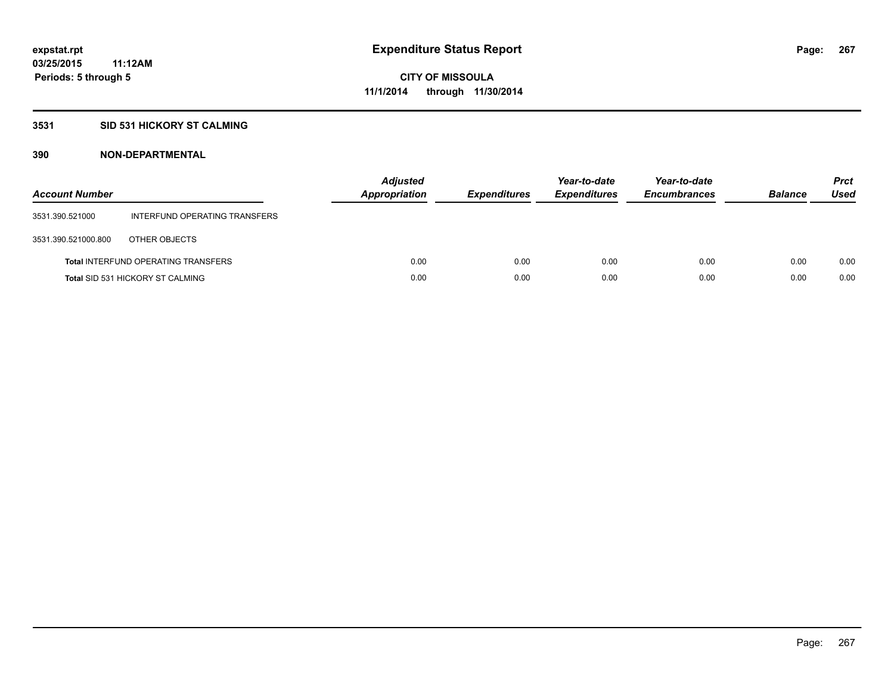**expstat.rpt**
**03/25/2015 11:12AM**
**Periods: 5 through 5**

# Expenditure Status Report

**CITY OF MISSOULA**
**11/1/2014 through 11/30/2014**

## 3531 SID 531 HICKORY ST CALMING

### 390 NON-DEPARTMENTAL

| Account Number | | *Adjusted Appropriation* | *Expenditures* | *Year-to-date Expenditures* | *Year-to-date Encumbrances* | *Balance* | *Prct Used* |
|---|---|---|---|---|---|---|---|
| 3531.390.521000 | INTERFUND OPERATING TRANSFERS | | | | | | |
| 3531.390.521000.800 | OTHER OBJECTS | | | | | | |
| **Total** INTERFUND OPERATING TRANSFERS | | 0.00 | 0.00 | 0.00 | 0.00 | 0.00 | 0.00 |
| **Total** SID 531 HICKORY ST CALMING | | 0.00 | 0.00 | 0.00 | 0.00 | 0.00 | 0.00 |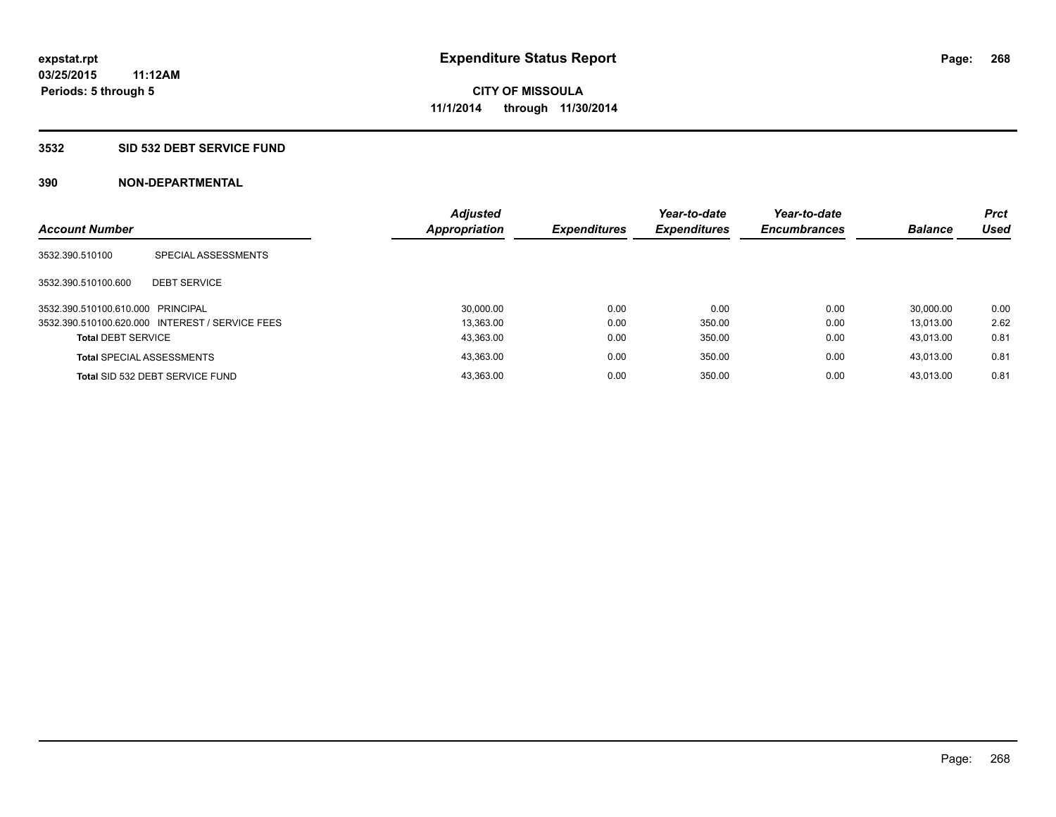expstat.rpt
03/25/2015 11:12AM
Periods: 5 through 5

# Expenditure Status Report

CITY OF MISSOULA
11/1/2014 through 11/30/2014

## 3532 SID 532 DEBT SERVICE FUND

## 390 NON-DEPARTMENTAL

| Account Number | | Adjusted Appropriation | Expenditures | Year-to-date Expenditures | Year-to-date Encumbrances | Balance | Prct Used |
|---|---|---|---|---|---|---|---|
| 3532.390.510100 | SPECIAL ASSESSMENTS | | | | | | |
| 3532.390.510100.600 | DEBT SERVICE | | | | | | |
| 3532.390.510100.610.000 | PRINCIPAL | 30,000.00 | 0.00 | 0.00 | 0.00 | 30,000.00 | 0.00 |
| 3532.390.510100.620.000 | INTEREST / SERVICE FEES | 13,363.00 | 0.00 | 350.00 | 0.00 | 13,013.00 | 2.62 |
| **Total** DEBT SERVICE | | 43,363.00 | 0.00 | 350.00 | 0.00 | 43,013.00 | 0.81 |
| **Total** SPECIAL ASSESSMENTS | | 43,363.00 | 0.00 | 350.00 | 0.00 | 43,013.00 | 0.81 |
| **Total** SID 532 DEBT SERVICE FUND | | 43,363.00 | 0.00 | 350.00 | 0.00 | 43,013.00 | 0.81 |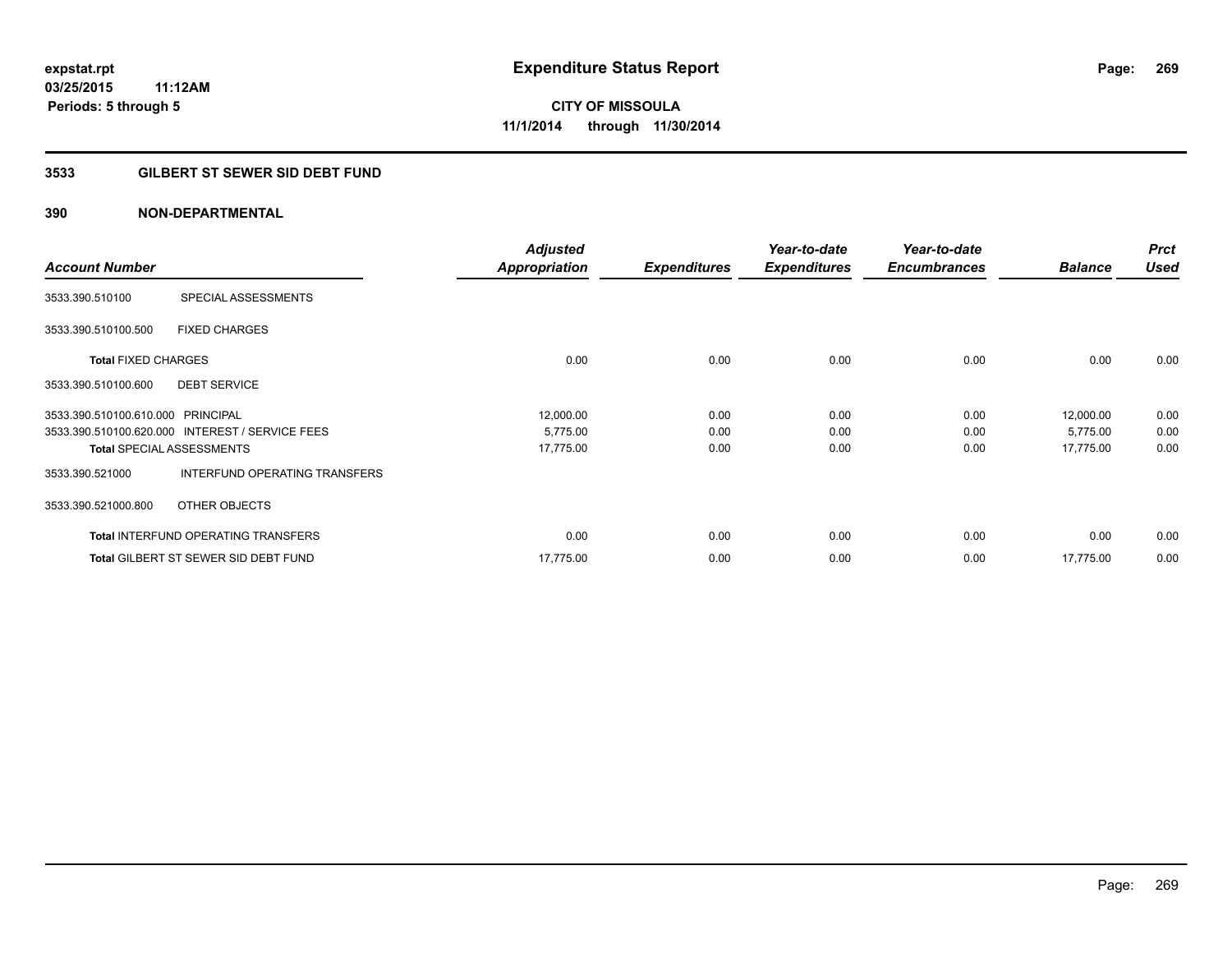# Expenditure Status Report

expstat.rpt
03/25/2015 11:12AM
Periods: 5 through 5

CITY OF MISSOULA
11/1/2014 through 11/30/2014

## 3533 GILBERT ST SEWER SID DEBT FUND

### 390 NON-DEPARTMENTAL

| Account Number | | Adjusted Appropriation | Expenditures | Year-to-date Expenditures | Year-to-date Encumbrances | Balance | Prct Used |
|---|---|---|---|---|---|---|---|
| 3533.390.510100 | SPECIAL ASSESSMENTS | | | | | | |
| 3533.390.510100.500 | FIXED CHARGES | | | | | | |
| **Total** FIXED CHARGES | | 0.00 | 0.00 | 0.00 | 0.00 | 0.00 | 0.00 |
| 3533.390.510100.600 | DEBT SERVICE | | | | | | |
| 3533.390.510100.610.000 | PRINCIPAL | 12,000.00 | 0.00 | 0.00 | 0.00 | 12,000.00 | 0.00 |
| 3533.390.510100.620.000 | INTEREST / SERVICE FEES | 5,775.00 | 0.00 | 0.00 | 0.00 | 5,775.00 | 0.00 |
| **Total** SPECIAL ASSESSMENTS | | 17,775.00 | 0.00 | 0.00 | 0.00 | 17,775.00 | 0.00 |
| 3533.390.521000 | INTERFUND OPERATING TRANSFERS | | | | | | |
| 3533.390.521000.800 | OTHER OBJECTS | | | | | | |
| **Total** INTERFUND OPERATING TRANSFERS | | 0.00 | 0.00 | 0.00 | 0.00 | 0.00 | 0.00 |
| **Total** GILBERT ST SEWER SID DEBT FUND | | 17,775.00 | 0.00 | 0.00 | 0.00 | 17,775.00 | 0.00 |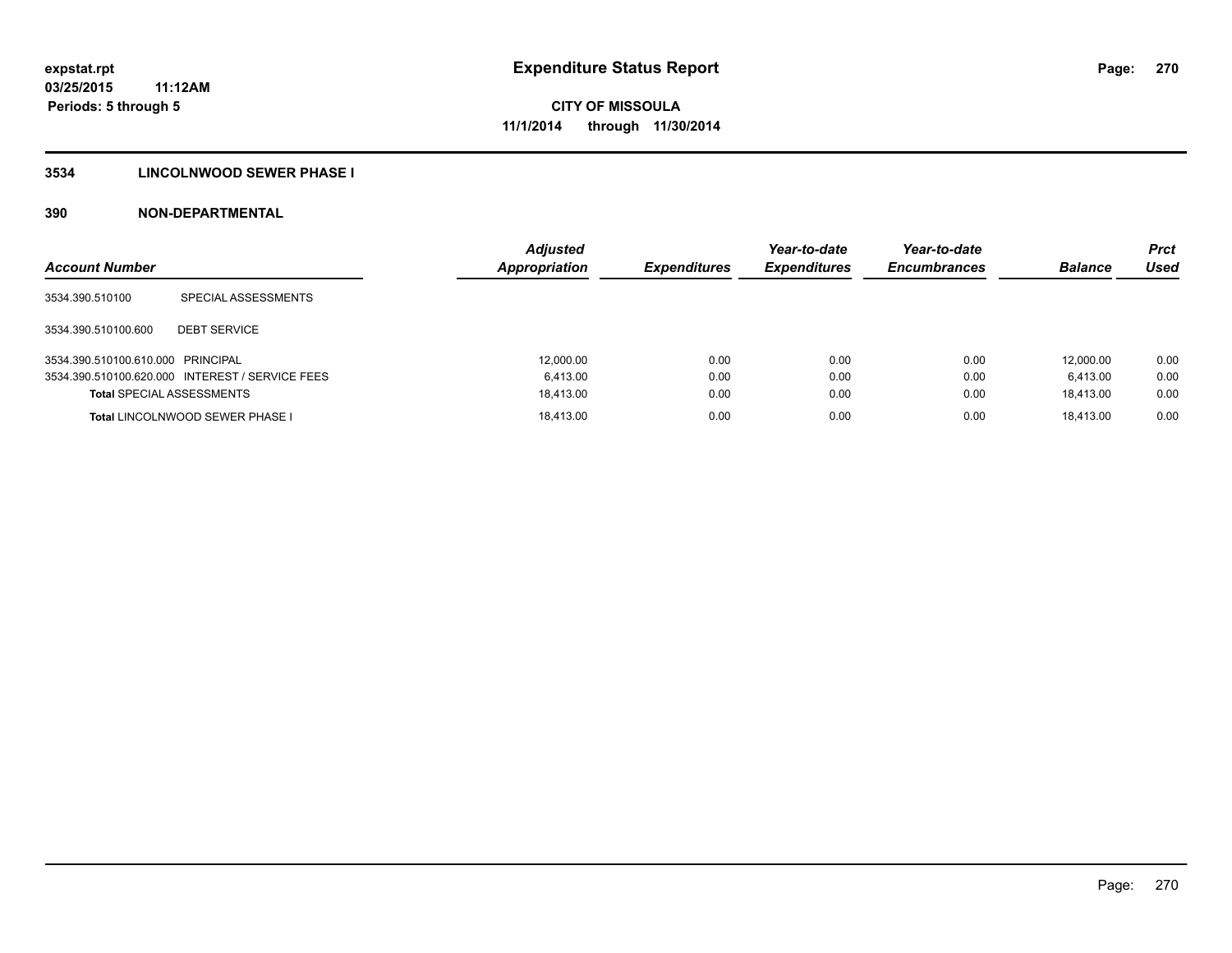**expstat.rpt**
**03/25/2015 11:12AM**
**Periods: 5 through 5**

# Expenditure Status Report

**CITY OF MISSOULA**
**11/1/2014 through 11/30/2014**

## 3534 LINCOLNWOOD SEWER PHASE I

## 390 NON-DEPARTMENTAL

| Account Number | | Adjusted Appropriation | Expenditures | Year-to-date Expenditures | Year-to-date Encumbrances | Balance | Prct Used |
|---|---|---|---|---|---|---|---|
| 3534.390.510100 | SPECIAL ASSESSMENTS | | | | | | |
| 3534.390.510100.600 | DEBT SERVICE | | | | | | |
| 3534.390.510100.610.000 | PRINCIPAL | 12,000.00 | 0.00 | 0.00 | 0.00 | 12,000.00 | 0.00 |
| 3534.390.510100.620.000 | INTEREST / SERVICE FEES | 6,413.00 | 0.00 | 0.00 | 0.00 | 6,413.00 | 0.00 |
| **Total** SPECIAL ASSESSMENTS | | 18,413.00 | 0.00 | 0.00 | 0.00 | 18,413.00 | 0.00 |
| **Total** LINCOLNWOOD SEWER PHASE I | | 18,413.00 | 0.00 | 0.00 | 0.00 | 18,413.00 | 0.00 |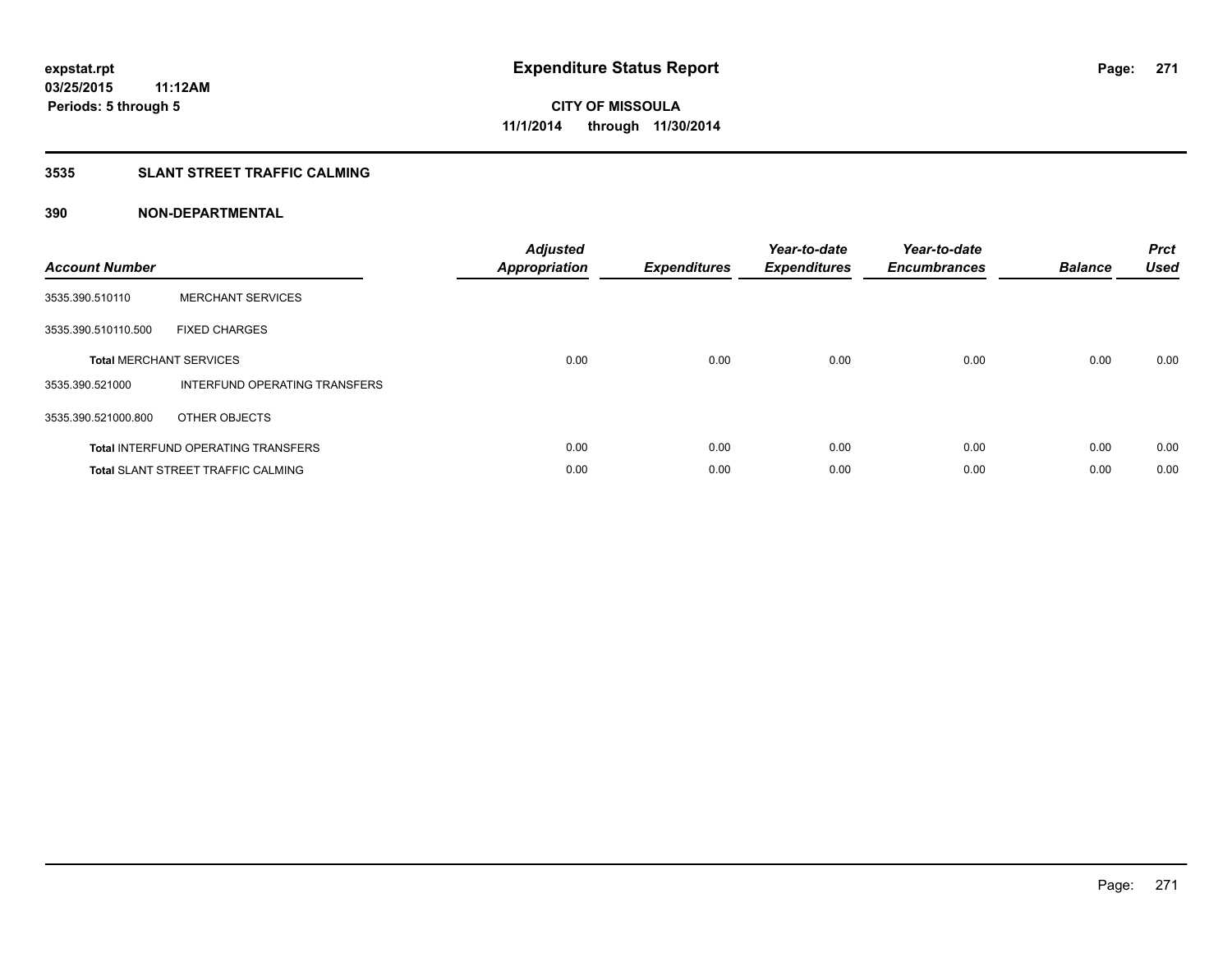# Expenditure Status Report

expstat.rpt
03/25/2015 11:12AM
Periods: 5 through 5

**CITY OF MISSOULA**
**11/1/2014 through 11/30/2014**

## 3535 SLANT STREET TRAFFIC CALMING

## 390 NON-DEPARTMENTAL

| Account Number | | Adjusted Appropriation | Expenditures | Year-to-date Expenditures | Year-to-date Encumbrances | Balance | Prct Used |
|---|---|---|---|---|---|---|---|
| 3535.390.510110 | MERCHANT SERVICES | | | | | | |
| 3535.390.510110.500 | FIXED CHARGES | | | | | | |
| **Total** MERCHANT SERVICES | | 0.00 | 0.00 | 0.00 | 0.00 | 0.00 | 0.00 |
| 3535.390.521000 | INTERFUND OPERATING TRANSFERS | | | | | | |
| 3535.390.521000.800 | OTHER OBJECTS | | | | | | |
| **Total** INTERFUND OPERATING TRANSFERS | | 0.00 | 0.00 | 0.00 | 0.00 | 0.00 | 0.00 |
| **Total** SLANT STREET TRAFFIC CALMING | | 0.00 | 0.00 | 0.00 | 0.00 | 0.00 | 0.00 |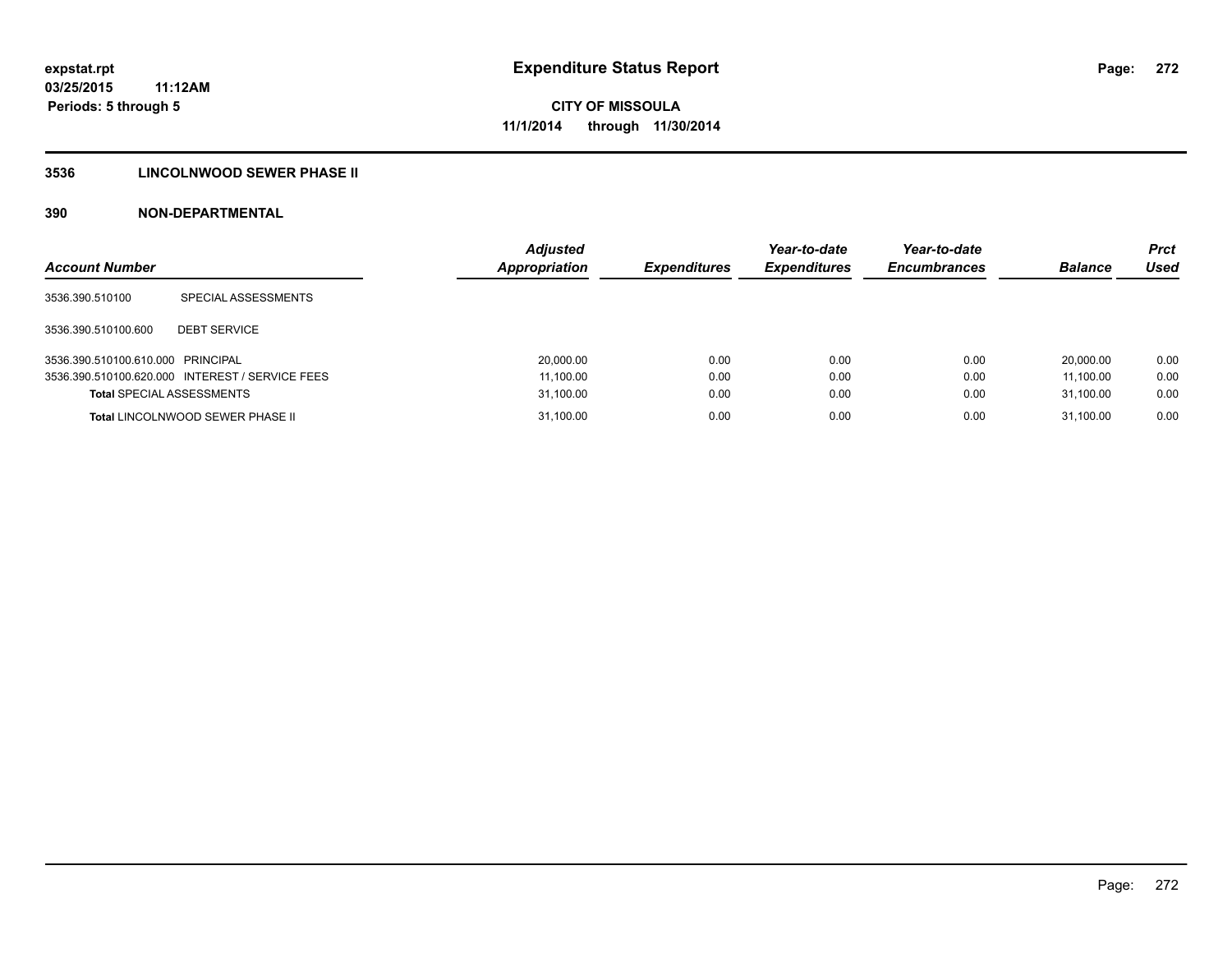# Expenditure Status Report

expstat.rpt
03/25/2015 11:12AM
Periods: 5 through 5

**CITY OF MISSOULA**
**11/1/2014 through 11/30/2014**

## 3536 LINCOLNWOOD SEWER PHASE II

### 390 NON-DEPARTMENTAL

| Account Number | | Adjusted Appropriation | Expenditures | Year-to-date Expenditures | Year-to-date Encumbrances | Balance | Prct Used |
|---|---|---|---|---|---|---|---|
| 3536.390.510100 | SPECIAL ASSESSMENTS | | | | | | |
| 3536.390.510100.600 | DEBT SERVICE | | | | | | |
| 3536.390.510100.610.000 | PRINCIPAL | 20,000.00 | 0.00 | 0.00 | 0.00 | 20,000.00 | 0.00 |
| 3536.390.510100.620.000 | INTEREST / SERVICE FEES | 11,100.00 | 0.00 | 0.00 | 0.00 | 11,100.00 | 0.00 |
| **Total** SPECIAL ASSESSMENTS | | 31,100.00 | 0.00 | 0.00 | 0.00 | 31,100.00 | 0.00 |
| **Total** LINCOLNWOOD SEWER PHASE II | | 31,100.00 | 0.00 | 0.00 | 0.00 | 31,100.00 | 0.00 |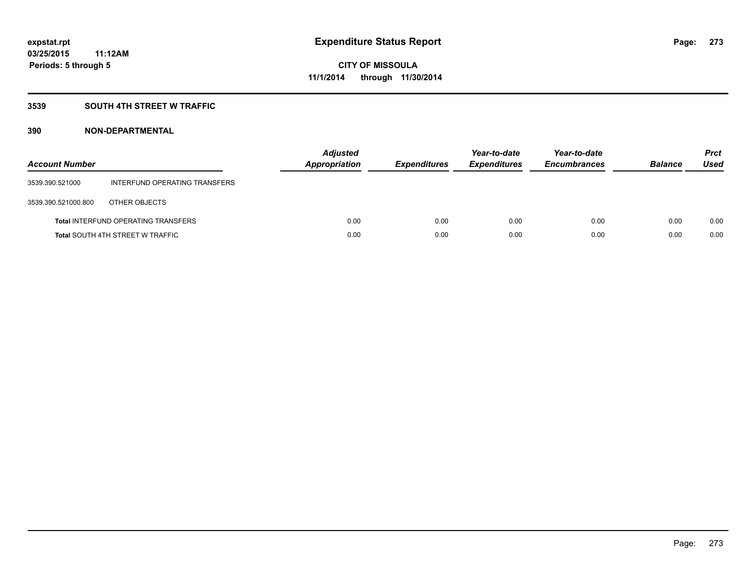# Expenditure Status Report

expstat.rpt
03/25/2015 11:12AM
Periods: 5 through 5

CITY OF MISSOULA
11/1/2014 through 11/30/2014

## 3539 SOUTH 4TH STREET W TRAFFIC

## 390 NON-DEPARTMENTAL

| Account Number | | *Adjusted Appropriation* | *Expenditures* | *Year-to-date Expenditures* | *Year-to-date Encumbrances* | *Balance* | *Prct Used* |
|---|---|---|---|---|---|---|---|
| 3539.390.521000 | INTERFUND OPERATING TRANSFERS | | | | | | |
| 3539.390.521000.800 | OTHER OBJECTS | | | | | | |
| **Total** INTERFUND OPERATING TRANSFERS | | 0.00 | 0.00 | 0.00 | 0.00 | 0.00 | 0.00 |
| **Total** SOUTH 4TH STREET W TRAFFIC | | 0.00 | 0.00 | 0.00 | 0.00 | 0.00 | 0.00 |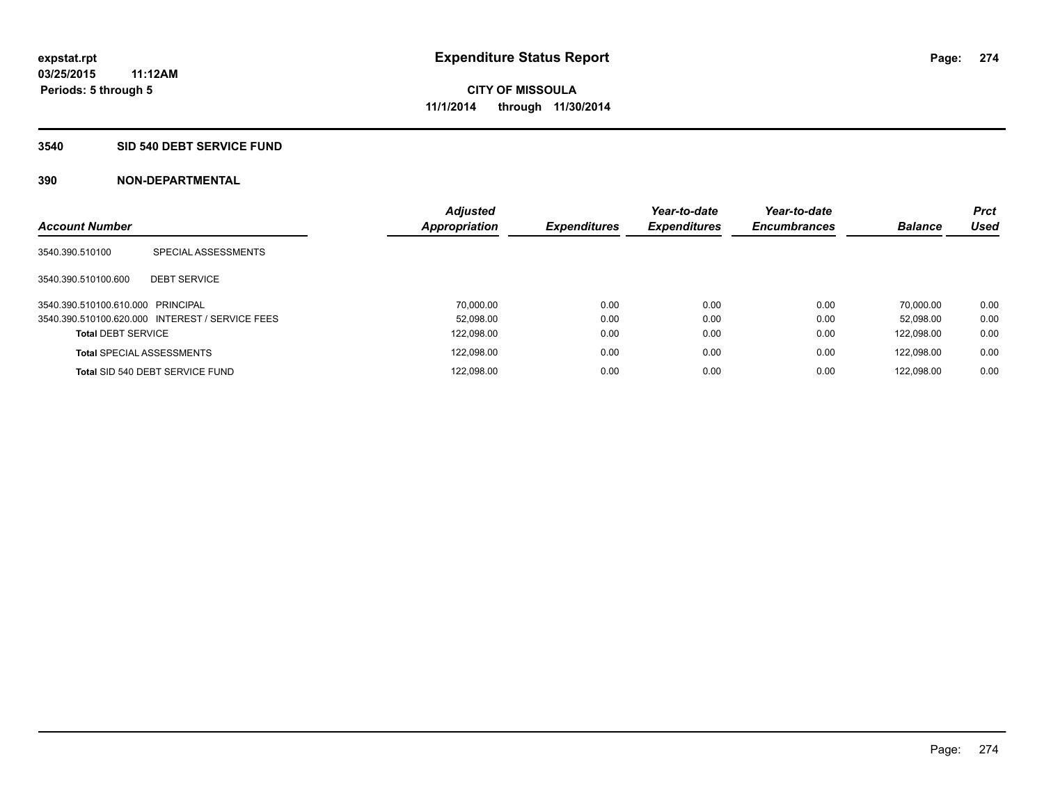# Expenditure Status Report

expstat.rpt
03/25/2015 11:12AM
Periods: 5 through 5

**CITY OF MISSOULA**
**11/1/2014 through 11/30/2014**

## 3540 SID 540 DEBT SERVICE FUND

## 390 NON-DEPARTMENTAL

| Account Number | | Adjusted Appropriation | Expenditures | Year-to-date Expenditures | Year-to-date Encumbrances | Balance | Prct Used |
|---|---|---|---|---|---|---|---|
| 3540.390.510100 | SPECIAL ASSESSMENTS | | | | | | |
| 3540.390.510100.600 | DEBT SERVICE | | | | | | |
| 3540.390.510100.610.000 | PRINCIPAL | 70,000.00 | 0.00 | 0.00 | 0.00 | 70,000.00 | 0.00 |
| 3540.390.510100.620.000 | INTEREST / SERVICE FEES | 52,098.00 | 0.00 | 0.00 | 0.00 | 52,098.00 | 0.00 |
| **Total** DEBT SERVICE | | 122,098.00 | 0.00 | 0.00 | 0.00 | 122,098.00 | 0.00 |
| **Total** SPECIAL ASSESSMENTS | | 122,098.00 | 0.00 | 0.00 | 0.00 | 122,098.00 | 0.00 |
| **Total** SID 540 DEBT SERVICE FUND | | 122,098.00 | 0.00 | 0.00 | 0.00 | 122,098.00 | 0.00 |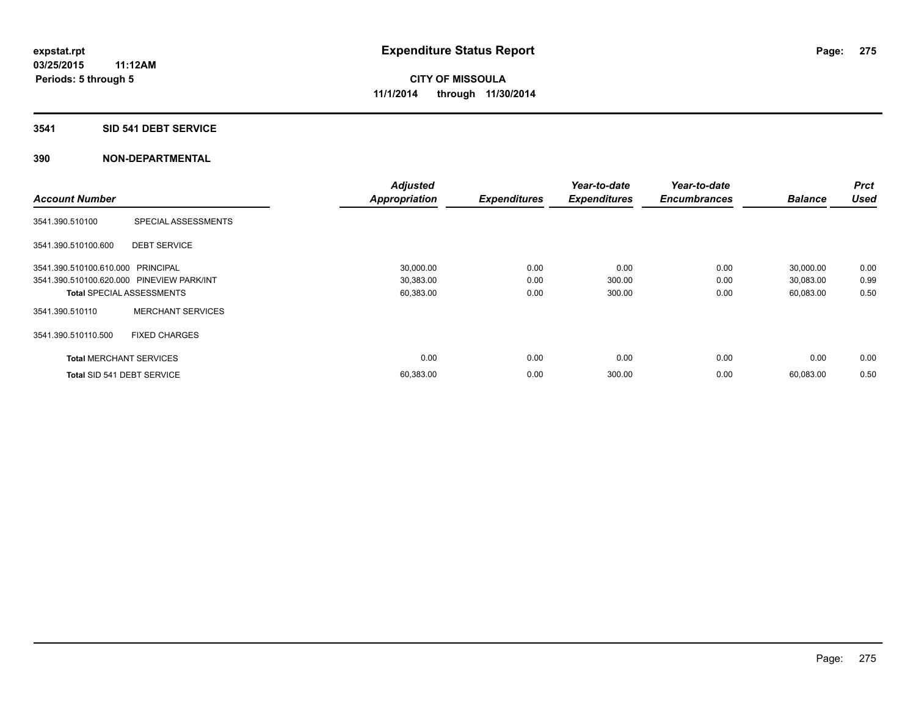**expstat.rpt**
**03/25/2015 11:12AM**
**Periods: 5 through 5**

# Expenditure Status Report

**CITY OF MISSOULA**
**11/1/2014 through 11/30/2014**

## 3541 SID 541 DEBT SERVICE

### 390 NON-DEPARTMENTAL

| Account Number | | Adjusted Appropriation | Expenditures | Year-to-date Expenditures | Year-to-date Encumbrances | Balance | Prct Used |
|---|---|---|---|---|---|---|---|
| 3541.390.510100 | SPECIAL ASSESSMENTS | | | | | | |
| 3541.390.510100.600 | DEBT SERVICE | | | | | | |
| 3541.390.510100.610.000 | PRINCIPAL | 30,000.00 | 0.00 | 0.00 | 0.00 | 30,000.00 | 0.00 |
| 3541.390.510100.620.000 | PINEVIEW PARK/INT | 30,383.00 | 0.00 | 300.00 | 0.00 | 30,083.00 | 0.99 |
| **Total** SPECIAL ASSESSMENTS | | 60,383.00 | 0.00 | 300.00 | 0.00 | 60,083.00 | 0.50 |
| 3541.390.510110 | MERCHANT SERVICES | | | | | | |
| 3541.390.510110.500 | FIXED CHARGES | | | | | | |
| **Total** MERCHANT SERVICES | | 0.00 | 0.00 | 0.00 | 0.00 | 0.00 | 0.00 |
| **Total** SID 541 DEBT SERVICE | | 60,383.00 | 0.00 | 300.00 | 0.00 | 60,083.00 | 0.50 |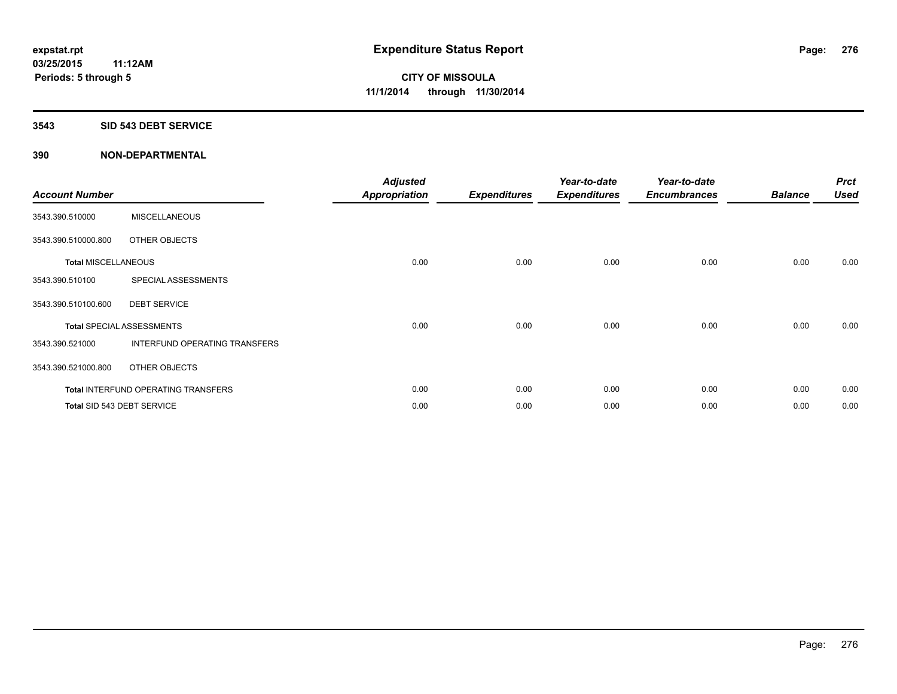# Expenditure Status Report

expstat.rpt
03/25/2015 11:12AM
Periods: 5 through 5

**CITY OF MISSOULA**
**11/1/2014 through 11/30/2014**

## 3543 SID 543 DEBT SERVICE

## 390 NON-DEPARTMENTAL

| Account Number | | Adjusted Appropriation | Expenditures | Year-to-date Expenditures | Year-to-date Encumbrances | Balance | Prct Used |
|---|---|---|---|---|---|---|---|
| 3543.390.510000 | MISCELLANEOUS | | | | | | |
| 3543.390.510000.800 | OTHER OBJECTS | | | | | | |
| **Total MISCELLANEOUS** | | 0.00 | 0.00 | 0.00 | 0.00 | 0.00 | 0.00 |
| 3543.390.510100 | SPECIAL ASSESSMENTS | | | | | | |
| 3543.390.510100.600 | DEBT SERVICE | | | | | | |
| **Total** SPECIAL ASSESSMENTS | | 0.00 | 0.00 | 0.00 | 0.00 | 0.00 | 0.00 |
| 3543.390.521000 | INTERFUND OPERATING TRANSFERS | | | | | | |
| 3543.390.521000.800 | OTHER OBJECTS | | | | | | |
| **Total** INTERFUND OPERATING TRANSFERS | | 0.00 | 0.00 | 0.00 | 0.00 | 0.00 | 0.00 |
| **Total** SID 543 DEBT SERVICE | | 0.00 | 0.00 | 0.00 | 0.00 | 0.00 | 0.00 |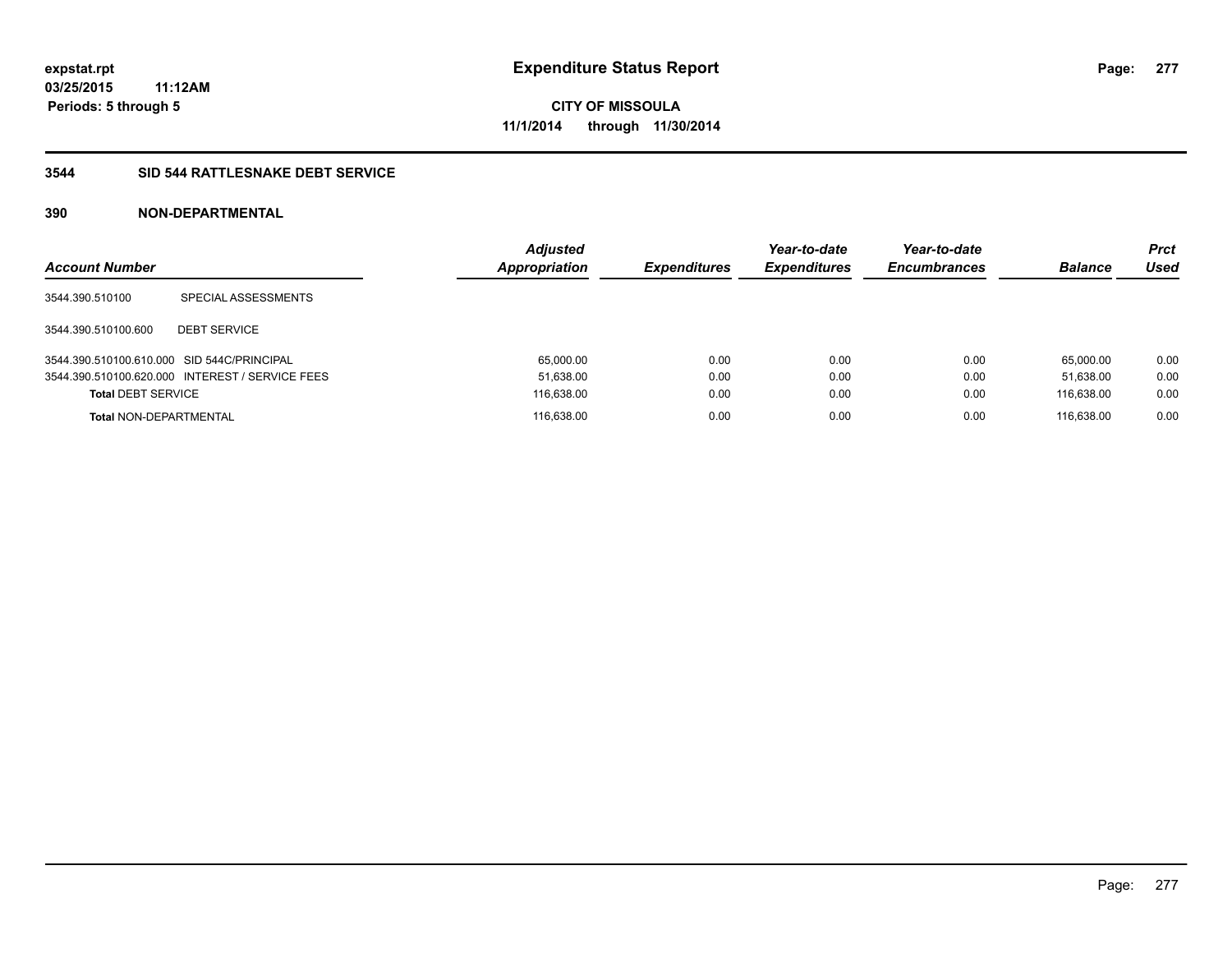**expstat.rpt**
**03/25/2015 11:12AM**
**Periods: 5 through 5**

# Expenditure Status Report

**CITY OF MISSOULA**
**11/1/2014 through 11/30/2014**

## 3544 SID 544 RATTLESNAKE DEBT SERVICE

### 390 NON-DEPARTMENTAL

| Account Number | | Adjusted Appropriation | Expenditures | Year-to-date Expenditures | Year-to-date Encumbrances | Balance | Prct Used |
|---|---|---|---|---|---|---|---|
| 3544.390.510100 | SPECIAL ASSESSMENTS | | | | | | |
| 3544.390.510100.600 | DEBT SERVICE | | | | | | |
| 3544.390.510100.610.000 | SID 544C/PRINCIPAL | 65,000.00 | 0.00 | 0.00 | 0.00 | 65,000.00 | 0.00 |
| 3544.390.510100.620.000 | INTEREST / SERVICE FEES | 51,638.00 | 0.00 | 0.00 | 0.00 | 51,638.00 | 0.00 |
| **Total** DEBT SERVICE | | 116,638.00 | 0.00 | 0.00 | 0.00 | 116,638.00 | 0.00 |
| **Total** NON-DEPARTMENTAL | | 116,638.00 | 0.00 | 0.00 | 0.00 | 116,638.00 | 0.00 |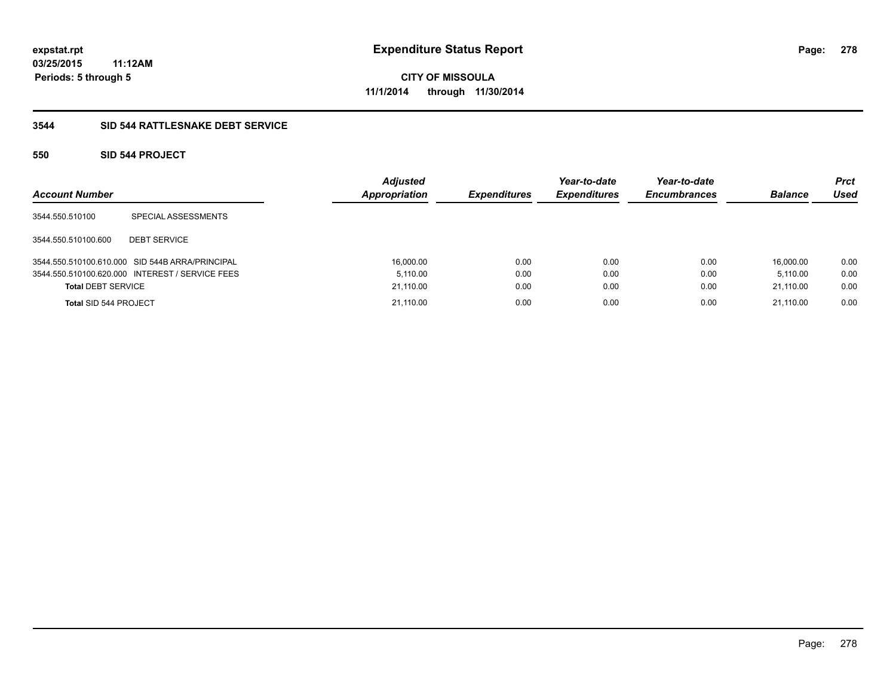**expstat.rpt**
**03/25/2015 11:12AM**
**Periods: 5 through 5**

# Expenditure Status Report

**CITY OF MISSOULA**
**11/1/2014 through 11/30/2014**

## 3544 SID 544 RATTLESNAKE DEBT SERVICE

### 550 SID 544 PROJECT

| Account Number | | Adjusted Appropriation | Expenditures | Year-to-date Expenditures | Year-to-date Encumbrances | Balance | Prct Used |
|---|---|---|---|---|---|---|---|
| 3544.550.510100 | SPECIAL ASSESSMENTS | | | | | | |
| 3544.550.510100.600 | DEBT SERVICE | | | | | | |
| 3544.550.510100.610.000 | SID 544B ARRA/PRINCIPAL | 16,000.00 | 0.00 | 0.00 | 0.00 | 16,000.00 | 0.00 |
| 3544.550.510100.620.000 | INTEREST / SERVICE FEES | 5,110.00 | 0.00 | 0.00 | 0.00 | 5,110.00 | 0.00 |
| **Total** DEBT SERVICE | | 21,110.00 | 0.00 | 0.00 | 0.00 | 21,110.00 | 0.00 |
| **Total** SID 544 PROJECT | | 21,110.00 | 0.00 | 0.00 | 0.00 | 21,110.00 | 0.00 |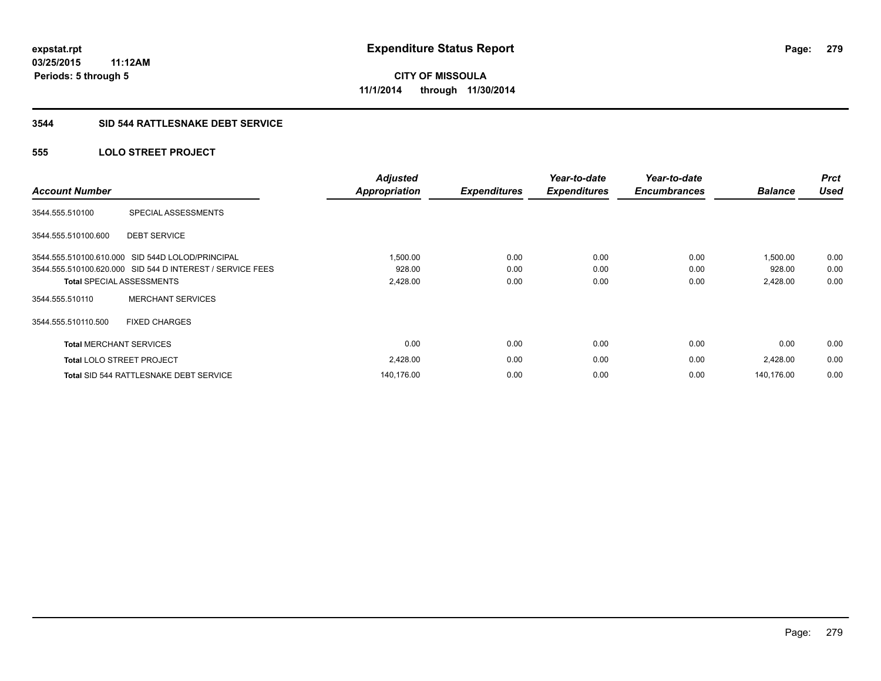expstat.rpt
03/25/2015 11:12AM
Periods: 5 through 5

# Expenditure Status Report

**CITY OF MISSOULA**
**11/1/2014 through 11/30/2014**

## 3544 SID 544 RATTLESNAKE DEBT SERVICE

### 555 LOLO STREET PROJECT

| Account Number | | Adjusted Appropriation | Expenditures | Year-to-date Expenditures | Year-to-date Encumbrances | Balance | Prct Used |
|---|---|---|---|---|---|---|---|
| 3544.555.510100 | SPECIAL ASSESSMENTS | | | | | | |
| 3544.555.510100.600 | DEBT SERVICE | | | | | | |
| 3544.555.510100.610.000 | SID 544D LOLOD/PRINCIPAL | 1,500.00 | 0.00 | 0.00 | 0.00 | 1,500.00 | 0.00 |
| 3544.555.510100.620.000 | SID 544 D INTEREST / SERVICE FEES | 928.00 | 0.00 | 0.00 | 0.00 | 928.00 | 0.00 |
| **Total** SPECIAL ASSESSMENTS | | 2,428.00 | 0.00 | 0.00 | 0.00 | 2,428.00 | 0.00 |
| 3544.555.510110 | MERCHANT SERVICES | | | | | | |
| 3544.555.510110.500 | FIXED CHARGES | | | | | | |
| **Total** MERCHANT SERVICES | | 0.00 | 0.00 | 0.00 | 0.00 | 0.00 | 0.00 |
| **Total** LOLO STREET PROJECT | | 2,428.00 | 0.00 | 0.00 | 0.00 | 2,428.00 | 0.00 |
| **Total** SID 544 RATTLESNAKE DEBT SERVICE | | 140,176.00 | 0.00 | 0.00 | 0.00 | 140,176.00 | 0.00 |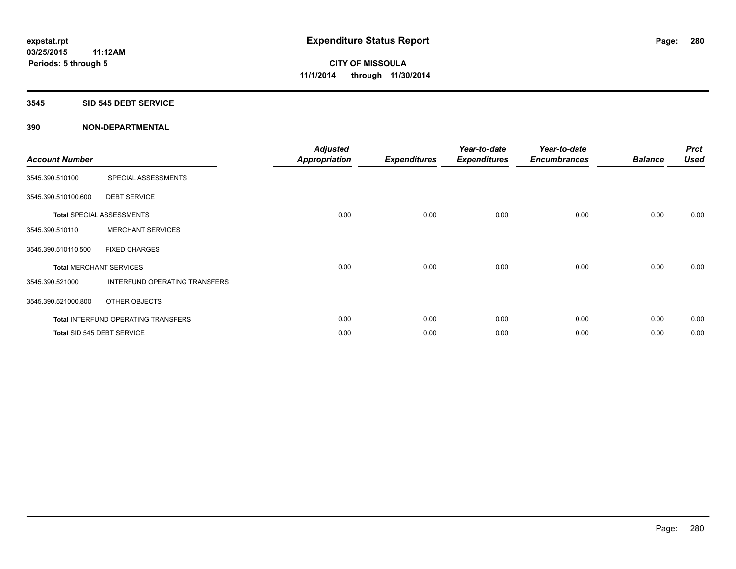**expstat.rpt**
**03/25/2015 11:12AM**
**Periods: 5 through 5**

# Expenditure Status Report

**CITY OF MISSOULA**
**11/1/2014 through 11/30/2014**

## 3545 SID 545 DEBT SERVICE

## 390 NON-DEPARTMENTAL

| Account Number | | Adjusted Appropriation | Expenditures | Year-to-date Expenditures | Year-to-date Encumbrances | Balance | Prct Used |
|---|---|---|---|---|---|---|---|
| 3545.390.510100 | SPECIAL ASSESSMENTS | | | | | | |
| 3545.390.510100.600 | DEBT SERVICE | | | | | | |
| **Total** SPECIAL ASSESSMENTS | | 0.00 | 0.00 | 0.00 | 0.00 | 0.00 | 0.00 |
| 3545.390.510110 | MERCHANT SERVICES | | | | | | |
| 3545.390.510110.500 | FIXED CHARGES | | | | | | |
| **Total** MERCHANT SERVICES | | 0.00 | 0.00 | 0.00 | 0.00 | 0.00 | 0.00 |
| 3545.390.521000 | INTERFUND OPERATING TRANSFERS | | | | | | |
| 3545.390.521000.800 | OTHER OBJECTS | | | | | | |
| **Total** INTERFUND OPERATING TRANSFERS | | 0.00 | 0.00 | 0.00 | 0.00 | 0.00 | 0.00 |
| **Total** SID 545 DEBT SERVICE | | 0.00 | 0.00 | 0.00 | 0.00 | 0.00 | 0.00 |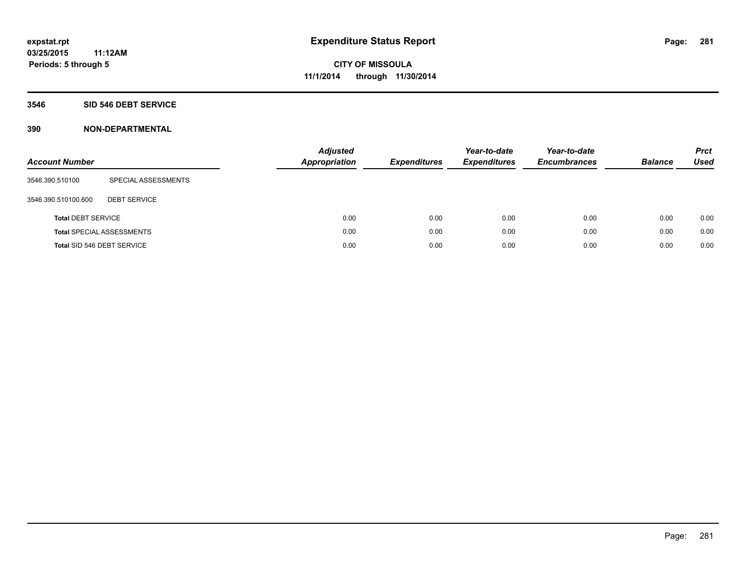**expstat.rpt**
**03/25/2015 11:12AM**
**Periods: 5 through 5**

# Expenditure Status Report

**CITY OF MISSOULA**
**11/1/2014 through 11/30/2014**

## 3546 SID 546 DEBT SERVICE

### 390 NON-DEPARTMENTAL

| Account Number | | Adjusted Appropriation | Expenditures | Year-to-date Expenditures | Year-to-date Encumbrances | Balance | Prct Used |
|---|---|---|---|---|---|---|---|
| 3546.390.510100 | SPECIAL ASSESSMENTS | | | | | | |
| 3546.390.510100.600 | DEBT SERVICE | | | | | | |
| **Total** DEBT SERVICE | | 0.00 | 0.00 | 0.00 | 0.00 | 0.00 | 0.00 |
| **Total** SPECIAL ASSESSMENTS | | 0.00 | 0.00 | 0.00 | 0.00 | 0.00 | 0.00 |
| **Total** SID 546 DEBT SERVICE | | 0.00 | 0.00 | 0.00 | 0.00 | 0.00 | 0.00 |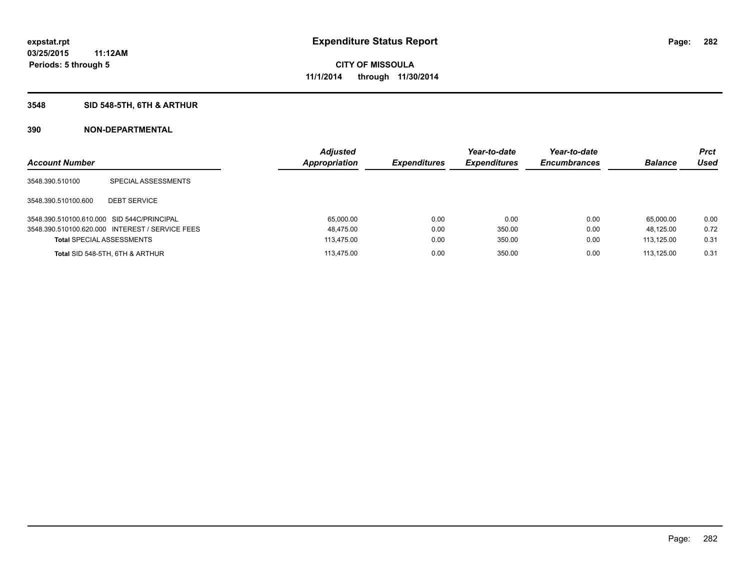# Expenditure Status Report

expstat.rpt
03/25/2015 11:12AM
Periods: 5 through 5

CITY OF MISSOULA
11/1/2014 through 11/30/2014

## 3548 SID 548-5TH, 6TH & ARTHUR

### 390 NON-DEPARTMENTAL

| Account Number | | Adjusted Appropriation | Expenditures | Year-to-date Expenditures | Year-to-date Encumbrances | Balance | Prct Used |
|---|---|---|---|---|---|---|---|
| 3548.390.510100 | SPECIAL ASSESSMENTS | | | | | | |
| 3548.390.510100.600 | DEBT SERVICE | | | | | | |
| 3548.390.510100.610.000 | SID 544C/PRINCIPAL | 65,000.00 | 0.00 | 0.00 | 0.00 | 65,000.00 | 0.00 |
| 3548.390.510100.620.000 | INTEREST / SERVICE FEES | 48,475.00 | 0.00 | 350.00 | 0.00 | 48,125.00 | 0.72 |
| **Total** SPECIAL ASSESSMENTS | | 113,475.00 | 0.00 | 350.00 | 0.00 | 113,125.00 | 0.31 |
| **Total** SID 548-5TH, 6TH & ARTHUR | | 113,475.00 | 0.00 | 350.00 | 0.00 | 113,125.00 | 0.31 |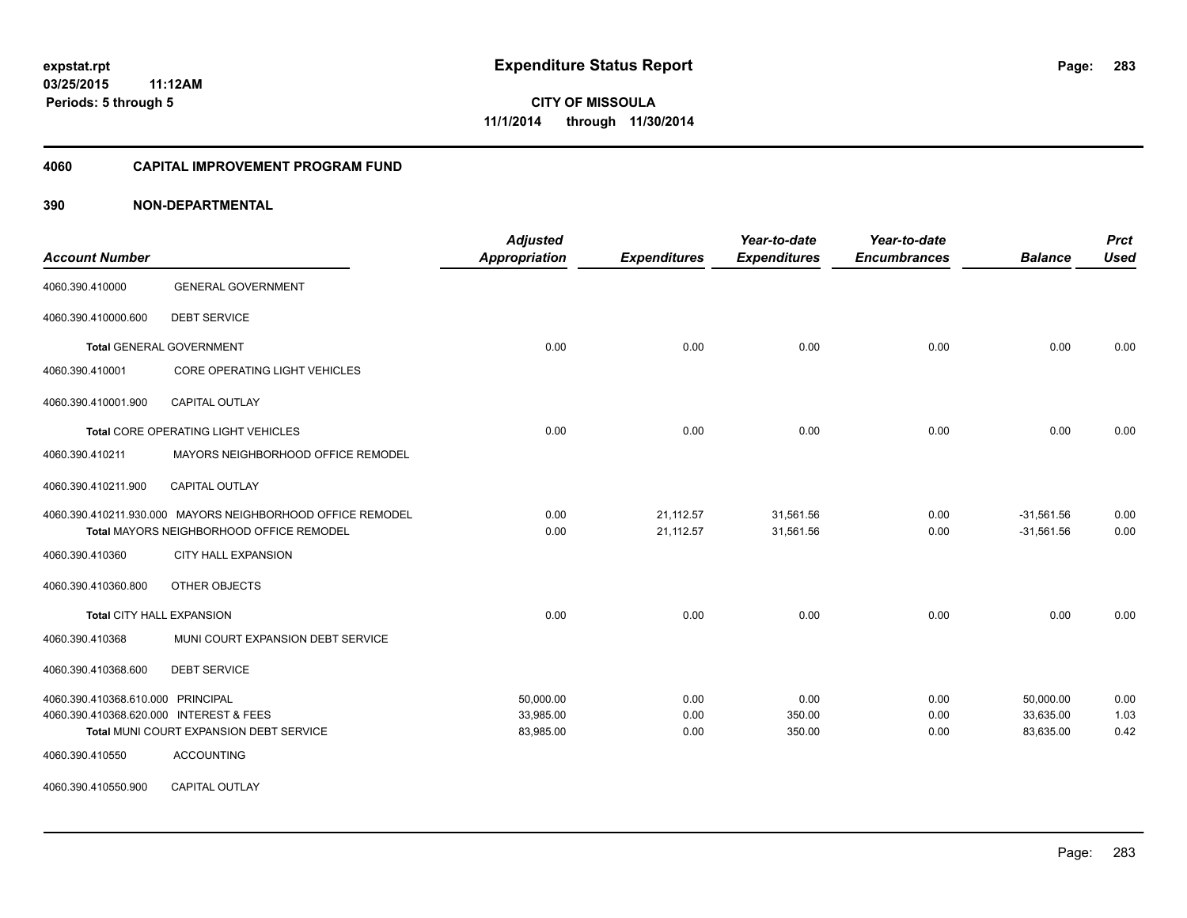**expstat.rpt**
**03/25/2015 11:12AM**
**Periods: 5 through 5**

# Expenditure Status Report

**CITY OF MISSOULA**
**11/1/2014 through 11/30/2014**

## 4060 CAPITAL IMPROVEMENT PROGRAM FUND

## 390 NON-DEPARTMENTAL

| Account Number | | Adjusted Appropriation | Expenditures | Year-to-date Expenditures | Year-to-date Encumbrances | Balance | Prct Used |
|---|---|---|---|---|---|---|---|
| 4060.390.410000 | GENERAL GOVERNMENT | | | | | | |
| 4060.390.410000.600 | DEBT SERVICE | | | | | | |
| **Total** GENERAL GOVERNMENT | | 0.00 | 0.00 | 0.00 | 0.00 | 0.00 | 0.00 |
| 4060.390.410001 | CORE OPERATING LIGHT VEHICLES | | | | | | |
| 4060.390.410001.900 | CAPITAL OUTLAY | | | | | | |
| **Total** CORE OPERATING LIGHT VEHICLES | | 0.00 | 0.00 | 0.00 | 0.00 | 0.00 | 0.00 |
| 4060.390.410211 | MAYORS NEIGHBORHOOD OFFICE REMODEL | | | | | | |
| 4060.390.410211.900 | CAPITAL OUTLAY | | | | | | |
| 4060.390.410211.930.000 | MAYORS NEIGHBORHOOD OFFICE REMODEL | 0.00 | 21,112.57 | 31,561.56 | 0.00 | -31,561.56 | 0.00 |
| **Total** MAYORS NEIGHBORHOOD OFFICE REMODEL | | 0.00 | 21,112.57 | 31,561.56 | 0.00 | -31,561.56 | 0.00 |
| 4060.390.410360 | CITY HALL EXPANSION | | | | | | |
| 4060.390.410360.800 | OTHER OBJECTS | | | | | | |
| **Total** CITY HALL EXPANSION | | 0.00 | 0.00 | 0.00 | 0.00 | 0.00 | 0.00 |
| 4060.390.410368 | MUNI COURT EXPANSION DEBT SERVICE | | | | | | |
| 4060.390.410368.600 | DEBT SERVICE | | | | | | |
| 4060.390.410368.610.000 | PRINCIPAL | 50,000.00 | 0.00 | 0.00 | 0.00 | 50,000.00 | 0.00 |
| 4060.390.410368.620.000 | INTEREST & FEES | 33,985.00 | 0.00 | 350.00 | 0.00 | 33,635.00 | 1.03 |
| **Total** MUNI COURT EXPANSION DEBT SERVICE | | 83,985.00 | 0.00 | 350.00 | 0.00 | 83,635.00 | 0.42 |
| 4060.390.410550 | ACCOUNTING | | | | | | |
| 4060.390.410550.900 | CAPITAL OUTLAY | | | | | | |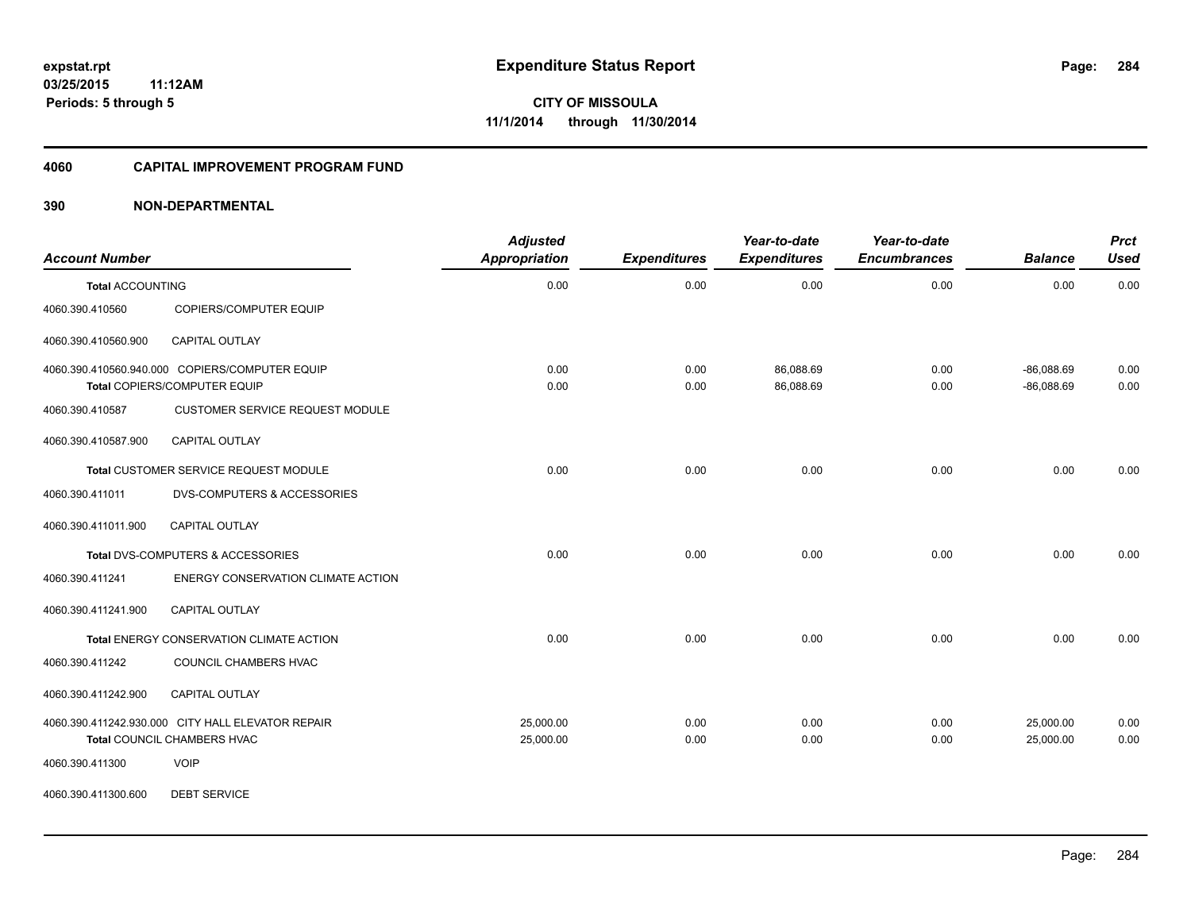**Expenditure Status Report**

**CITY OF MISSOULA**
**11/1/2014 through 11/30/2014**

expstat.rpt
03/25/2015 11:12AM
Periods: 5 through 5

## 4060 CAPITAL IMPROVEMENT PROGRAM FUND

## 390 NON-DEPARTMENTAL

| Account Number | | Adjusted Appropriation | Expenditures | Year-to-date Expenditures | Year-to-date Encumbrances | Balance | Prct Used |
|---|---|---|---|---|---|---|---|
| **Total** ACCOUNTING | | 0.00 | 0.00 | 0.00 | 0.00 | 0.00 | 0.00 |
| 4060.390.410560 | COPIERS/COMPUTER EQUIP | | | | | | |
| 4060.390.410560.900 | CAPITAL OUTLAY | | | | | | |
| 4060.390.410560.940.000 | COPIERS/COMPUTER EQUIP | 0.00 | 0.00 | 86,088.69 | 0.00 | -86,088.69 | 0.00 |
| **Total** COPIERS/COMPUTER EQUIP | | 0.00 | 0.00 | 86,088.69 | 0.00 | -86,088.69 | 0.00 |
| 4060.390.410587 | CUSTOMER SERVICE REQUEST MODULE | | | | | | |
| 4060.390.410587.900 | CAPITAL OUTLAY | | | | | | |
| **Total** CUSTOMER SERVICE REQUEST MODULE | | 0.00 | 0.00 | 0.00 | 0.00 | 0.00 | 0.00 |
| 4060.390.411011 | DVS-COMPUTERS & ACCESSORIES | | | | | | |
| 4060.390.411011.900 | CAPITAL OUTLAY | | | | | | |
| **Total** DVS-COMPUTERS & ACCESSORIES | | 0.00 | 0.00 | 0.00 | 0.00 | 0.00 | 0.00 |
| 4060.390.411241 | ENERGY CONSERVATION CLIMATE ACTION | | | | | | |
| 4060.390.411241.900 | CAPITAL OUTLAY | | | | | | |
| **Total** ENERGY CONSERVATION CLIMATE ACTION | | 0.00 | 0.00 | 0.00 | 0.00 | 0.00 | 0.00 |
| 4060.390.411242 | COUNCIL CHAMBERS HVAC | | | | | | |
| 4060.390.411242.900 | CAPITAL OUTLAY | | | | | | |
| 4060.390.411242.930.000 | CITY HALL ELEVATOR REPAIR | 25,000.00 | 0.00 | 0.00 | 0.00 | 25,000.00 | 0.00 |
| **Total** COUNCIL CHAMBERS HVAC | | 25,000.00 | 0.00 | 0.00 | 0.00 | 25,000.00 | 0.00 |
| 4060.390.411300 | VOIP | | | | | | |
| 4060.390.411300.600 | DEBT SERVICE | | | | | | |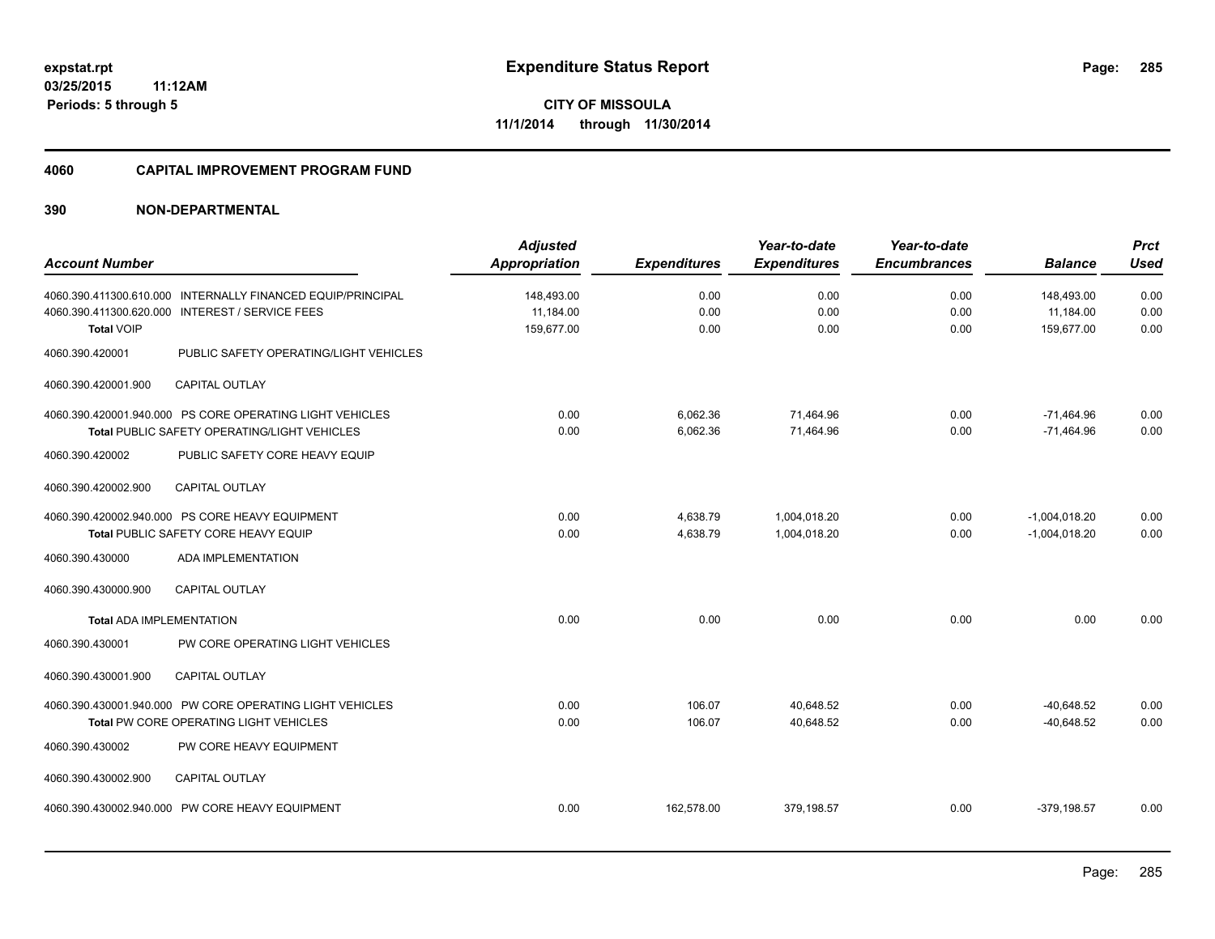# Expenditure Status Report

expstat.rpt
03/25/2015 11:12AM
Periods: 5 through 5

**CITY OF MISSOULA**
**11/1/2014 through 11/30/2014**

## 4060 CAPITAL IMPROVEMENT PROGRAM FUND

## 390 NON-DEPARTMENTAL

| Account Number | | Adjusted Appropriation | Expenditures | Year-to-date Expenditures | Year-to-date Encumbrances | Balance | Prct Used |
|---|---|---|---|---|---|---|---|
| 4060.390.411300.610.000 | INTERNALLY FINANCED EQUIP/PRINCIPAL | 148,493.00 | 0.00 | 0.00 | 0.00 | 148,493.00 | 0.00 |
| 4060.390.411300.620.000 | INTEREST / SERVICE FEES | 11,184.00 | 0.00 | 0.00 | 0.00 | 11,184.00 | 0.00 |
| **Total** VOIP | | 159,677.00 | 0.00 | 0.00 | 0.00 | 159,677.00 | 0.00 |
| 4060.390.420001 | PUBLIC SAFETY OPERATING/LIGHT VEHICLES | | | | | | |
| 4060.390.420001.900 | CAPITAL OUTLAY | | | | | | |
| 4060.390.420001.940.000 | PS CORE OPERATING LIGHT VEHICLES | 0.00 | 6,062.36 | 71,464.96 | 0.00 | -71,464.96 | 0.00 |
| **Total** PUBLIC SAFETY OPERATING/LIGHT VEHICLES | | 0.00 | 6,062.36 | 71,464.96 | 0.00 | -71,464.96 | 0.00 |
| 4060.390.420002 | PUBLIC SAFETY CORE HEAVY EQUIP | | | | | | |
| 4060.390.420002.900 | CAPITAL OUTLAY | | | | | | |
| 4060.390.420002.940.000 | PS CORE HEAVY EQUIPMENT | 0.00 | 4,638.79 | 1,004,018.20 | 0.00 | -1,004,018.20 | 0.00 |
| **Total** PUBLIC SAFETY CORE HEAVY EQUIP | | 0.00 | 4,638.79 | 1,004,018.20 | 0.00 | -1,004,018.20 | 0.00 |
| 4060.390.430000 | ADA IMPLEMENTATION | | | | | | |
| 4060.390.430000.900 | CAPITAL OUTLAY | | | | | | |
| **Total** ADA IMPLEMENTATION | | 0.00 | 0.00 | 0.00 | 0.00 | 0.00 | 0.00 |
| 4060.390.430001 | PW CORE OPERATING LIGHT VEHICLES | | | | | | |
| 4060.390.430001.900 | CAPITAL OUTLAY | | | | | | |
| 4060.390.430001.940.000 | PW CORE OPERATING LIGHT VEHICLES | 0.00 | 106.07 | 40,648.52 | 0.00 | -40,648.52 | 0.00 |
| **Total** PW CORE OPERATING LIGHT VEHICLES | | 0.00 | 106.07 | 40,648.52 | 0.00 | -40,648.52 | 0.00 |
| 4060.390.430002 | PW CORE HEAVY EQUIPMENT | | | | | | |
| 4060.390.430002.900 | CAPITAL OUTLAY | | | | | | |
| 4060.390.430002.940.000 | PW CORE HEAVY EQUIPMENT | 0.00 | 162,578.00 | 379,198.57 | 0.00 | -379,198.57 | 0.00 |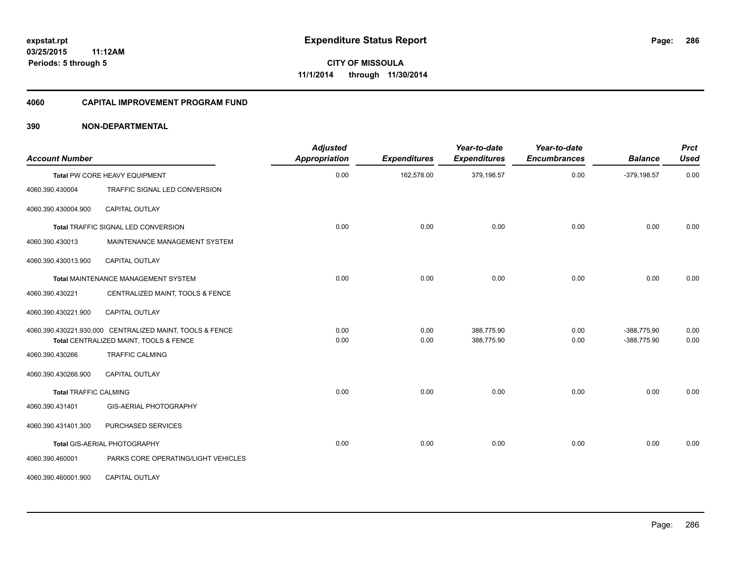# Expenditure Status Report

expstat.rpt
03/25/2015 11:12AM
Periods: 5 through 5

**CITY OF MISSOULA**
**11/1/2014 through 11/30/2014**

## 4060 CAPITAL IMPROVEMENT PROGRAM FUND

### 390 NON-DEPARTMENTAL

| Account Number | | Adjusted Appropriation | Expenditures | Year-to-date Expenditures | Year-to-date Encumbrances | Balance | Prct Used |
|---|---|---|---|---|---|---|---|
| **Total** PW CORE HEAVY EQUIPMENT | | 0.00 | 162,578.00 | 379,198.57 | 0.00 | -379,198.57 | 0.00 |
| 4060.390.430004 | TRAFFIC SIGNAL LED CONVERSION | | | | | | |
| 4060.390.430004.900 | CAPITAL OUTLAY | | | | | | |
| **Total** TRAFFIC SIGNAL LED CONVERSION | | 0.00 | 0.00 | 0.00 | 0.00 | 0.00 | 0.00 |
| 4060.390.430013 | MAINTENANCE MANAGEMENT SYSTEM | | | | | | |
| 4060.390.430013.900 | CAPITAL OUTLAY | | | | | | |
| **Total** MAINTENANCE MANAGEMENT SYSTEM | | 0.00 | 0.00 | 0.00 | 0.00 | 0.00 | 0.00 |
| 4060.390.430221 | CENTRALIZED MAINT, TOOLS & FENCE | | | | | | |
| 4060.390.430221.900 | CAPITAL OUTLAY | | | | | | |
| 4060.390.430221.930.000 | CENTRALIZED MAINT, TOOLS & FENCE | 0.00 | 0.00 | 388,775.90 | 0.00 | -388,775.90 | 0.00 |
| **Total** CENTRALIZED MAINT, TOOLS & FENCE | | 0.00 | 0.00 | 388,775.90 | 0.00 | -388,775.90 | 0.00 |
| 4060.390.430266 | TRAFFIC CALMING | | | | | | |
| 4060.390.430266.900 | CAPITAL OUTLAY | | | | | | |
| **Total** TRAFFIC CALMING | | 0.00 | 0.00 | 0.00 | 0.00 | 0.00 | 0.00 |
| 4060.390.431401 | GIS-AERIAL PHOTOGRAPHY | | | | | | |
| 4060.390.431401.300 | PURCHASED SERVICES | | | | | | |
| **Total** GIS-AERIAL PHOTOGRAPHY | | 0.00 | 0.00 | 0.00 | 0.00 | 0.00 | 0.00 |
| 4060.390.460001 | PARKS CORE OPERATING/LIGHT VEHICLES | | | | | | |
| 4060.390.460001.900 | CAPITAL OUTLAY | | | | | | |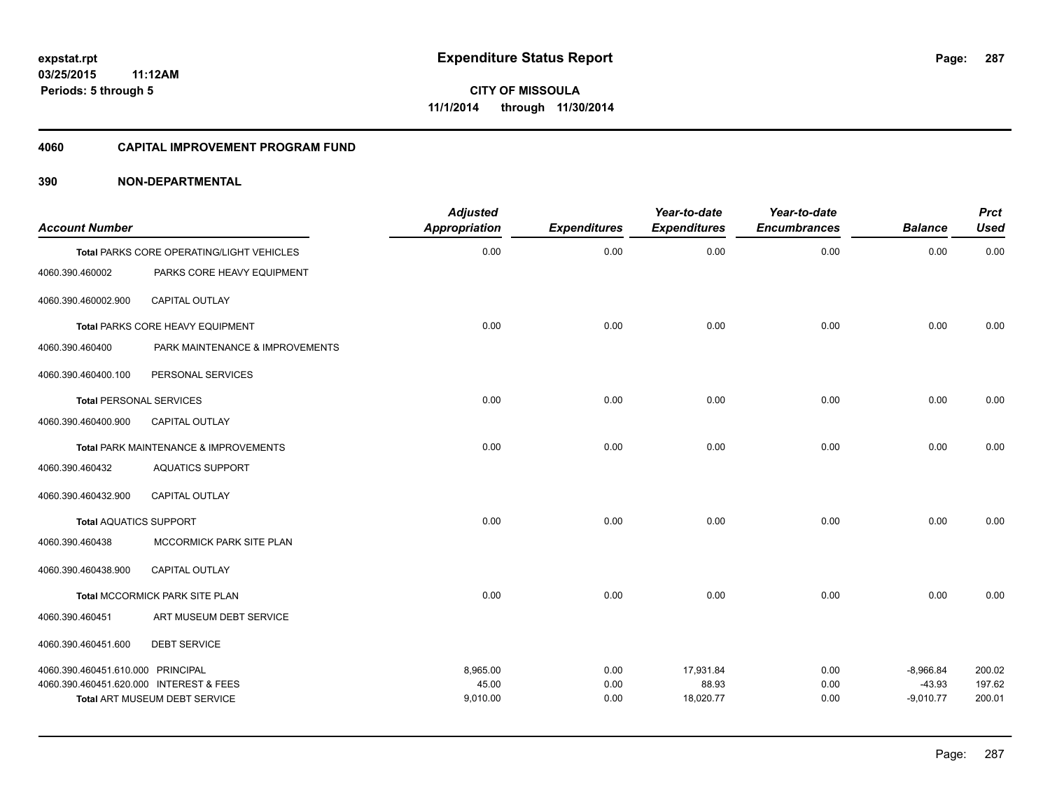expstat.rpt
03/25/2015 11:12AM
Periods: 5 through 5

# Expenditure Status Report

**CITY OF MISSOULA**
**11/1/2014 through 11/30/2014**

## 4060 CAPITAL IMPROVEMENT PROGRAM FUND

### 390 NON-DEPARTMENTAL

| Account Number | | Adjusted Appropriation | Expenditures | Year-to-date Expenditures | Year-to-date Encumbrances | Balance | Prct Used |
|---|---|---|---|---|---|---|---|
| Total PARKS CORE OPERATING/LIGHT VEHICLES | | 0.00 | 0.00 | 0.00 | 0.00 | 0.00 | 0.00 |
| 4060.390.460002 | PARKS CORE HEAVY EQUIPMENT | | | | | | |
| 4060.390.460002.900 | CAPITAL OUTLAY | | | | | | |
| Total PARKS CORE HEAVY EQUIPMENT | | 0.00 | 0.00 | 0.00 | 0.00 | 0.00 | 0.00 |
| 4060.390.460400 | PARK MAINTENANCE & IMPROVEMENTS | | | | | | |
| 4060.390.460400.100 | PERSONAL SERVICES | | | | | | |
| Total PERSONAL SERVICES | | 0.00 | 0.00 | 0.00 | 0.00 | 0.00 | 0.00 |
| 4060.390.460400.900 | CAPITAL OUTLAY | | | | | | |
| Total PARK MAINTENANCE & IMPROVEMENTS | | 0.00 | 0.00 | 0.00 | 0.00 | 0.00 | 0.00 |
| 4060.390.460432 | AQUATICS SUPPORT | | | | | | |
| 4060.390.460432.900 | CAPITAL OUTLAY | | | | | | |
| Total AQUATICS SUPPORT | | 0.00 | 0.00 | 0.00 | 0.00 | 0.00 | 0.00 |
| 4060.390.460438 | MCCORMICK PARK SITE PLAN | | | | | | |
| 4060.390.460438.900 | CAPITAL OUTLAY | | | | | | |
| Total MCCORMICK PARK SITE PLAN | | 0.00 | 0.00 | 0.00 | 0.00 | 0.00 | 0.00 |
| 4060.390.460451 | ART MUSEUM DEBT SERVICE | | | | | | |
| 4060.390.460451.600 | DEBT SERVICE | | | | | | |
| 4060.390.460451.610.000 | PRINCIPAL | 8,965.00 | 0.00 | 17,931.84 | 0.00 | -8,966.84 | 200.02 |
| 4060.390.460451.620.000 | INTEREST & FEES | 45.00 | 0.00 | 88.93 | 0.00 | -43.93 | 197.62 |
| Total ART MUSEUM DEBT SERVICE | | 9,010.00 | 0.00 | 18,020.77 | 0.00 | -9,010.77 | 200.01 |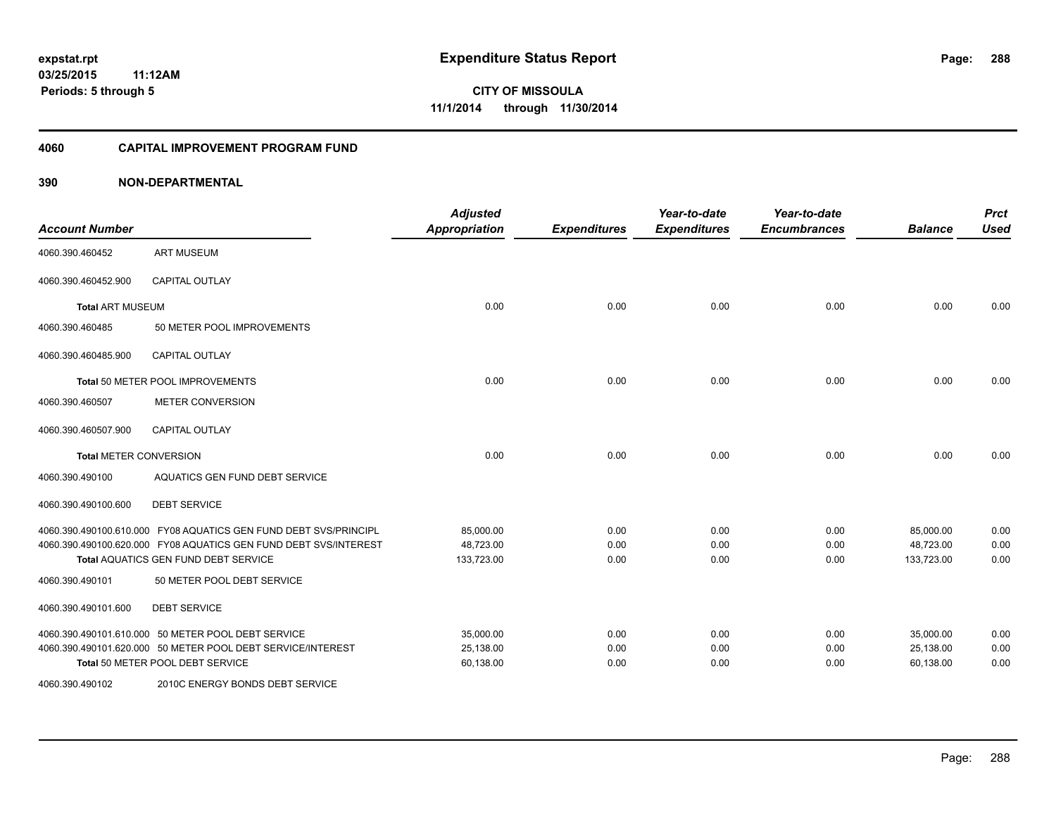expstat.rpt
03/25/2015 11:12AM
Periods: 5 through 5

# Expenditure Status Report

**CITY OF MISSOULA**
**11/1/2014 through 11/30/2014**

## 4060 CAPITAL IMPROVEMENT PROGRAM FUND

## 390 NON-DEPARTMENTAL

| Account Number | | Adjusted Appropriation | Expenditures | Year-to-date Expenditures | Year-to-date Encumbrances | Balance | Prct Used |
|---|---|---|---|---|---|---|---|
| 4060.390.460452 | ART MUSEUM | | | | | | |
| 4060.390.460452.900 | CAPITAL OUTLAY | | | | | | |
| **Total** ART MUSEUM | | 0.00 | 0.00 | 0.00 | 0.00 | 0.00 | 0.00 |
| 4060.390.460485 | 50 METER POOL IMPROVEMENTS | | | | | | |
| 4060.390.460485.900 | CAPITAL OUTLAY | | | | | | |
| **Total** 50 METER POOL IMPROVEMENTS | | 0.00 | 0.00 | 0.00 | 0.00 | 0.00 | 0.00 |
| 4060.390.460507 | METER CONVERSION | | | | | | |
| 4060.390.460507.900 | CAPITAL OUTLAY | | | | | | |
| **Total** METER CONVERSION | | 0.00 | 0.00 | 0.00 | 0.00 | 0.00 | 0.00 |
| 4060.390.490100 | AQUATICS GEN FUND DEBT SERVICE | | | | | | |
| 4060.390.490100.600 | DEBT SERVICE | | | | | | |
| 4060.390.490100.610.000 | FY08 AQUATICS GEN FUND DEBT SVS/PRINCIPL | 85,000.00 | 0.00 | 0.00 | 0.00 | 85,000.00 | 0.00 |
| 4060.390.490100.620.000 | FY08 AQUATICS GEN FUND DEBT SVS/INTEREST | 48,723.00 | 0.00 | 0.00 | 0.00 | 48,723.00 | 0.00 |
| **Total** AQUATICS GEN FUND DEBT SERVICE | | 133,723.00 | 0.00 | 0.00 | 0.00 | 133,723.00 | 0.00 |
| 4060.390.490101 | 50 METER POOL DEBT SERVICE | | | | | | |
| 4060.390.490101.600 | DEBT SERVICE | | | | | | |
| 4060.390.490101.610.000 | 50 METER POOL DEBT SERVICE | 35,000.00 | 0.00 | 0.00 | 0.00 | 35,000.00 | 0.00 |
| 4060.390.490101.620.000 | 50 METER POOL DEBT SERVICE/INTEREST | 25,138.00 | 0.00 | 0.00 | 0.00 | 25,138.00 | 0.00 |
| **Total** 50 METER POOL DEBT SERVICE | | 60,138.00 | 0.00 | 0.00 | 0.00 | 60,138.00 | 0.00 |
| 4060.390.490102 | 2010C ENERGY BONDS DEBT SERVICE | | | | | | |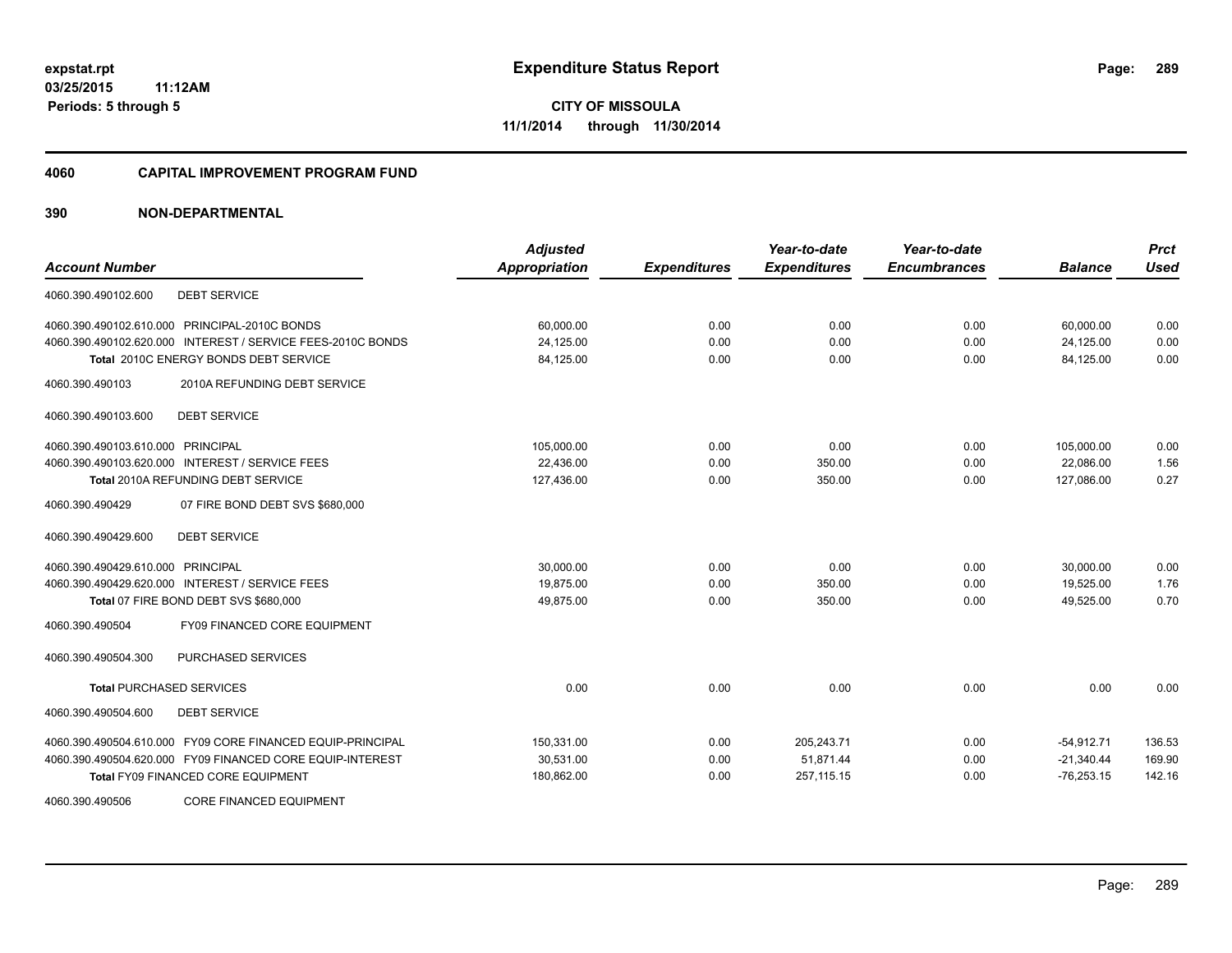# Expenditure Status Report

expstat.rpt
03/25/2015 11:12AM
Periods: 5 through 5

**CITY OF MISSOULA**
11/1/2014 through 11/30/2014

## 4060 CAPITAL IMPROVEMENT PROGRAM FUND

### 390 NON-DEPARTMENTAL

| Account Number | | Adjusted Appropriation | Expenditures | Year-to-date Expenditures | Year-to-date Encumbrances | Balance | Prct Used |
|---|---|---|---|---|---|---|---|
| 4060.390.490102.600 | DEBT SERVICE | | | | | | |
| 4060.390.490102.610.000 | PRINCIPAL-2010C BONDS | 60,000.00 | 0.00 | 0.00 | 0.00 | 60,000.00 | 0.00 |
| 4060.390.490102.620.000 | INTEREST / SERVICE FEES-2010C BONDS | 24,125.00 | 0.00 | 0.00 | 0.00 | 24,125.00 | 0.00 |
| Total 2010C ENERGY BONDS DEBT SERVICE | | 84,125.00 | 0.00 | 0.00 | 0.00 | 84,125.00 | 0.00 |
| 4060.390.490103 | 2010A REFUNDING DEBT SERVICE | | | | | | |
| 4060.390.490103.600 | DEBT SERVICE | | | | | | |
| 4060.390.490103.610.000 | PRINCIPAL | 105,000.00 | 0.00 | 0.00 | 0.00 | 105,000.00 | 0.00 |
| 4060.390.490103.620.000 | INTEREST / SERVICE FEES | 22,436.00 | 0.00 | 350.00 | 0.00 | 22,086.00 | 1.56 |
| Total 2010A REFUNDING DEBT SERVICE | | 127,436.00 | 0.00 | 350.00 | 0.00 | 127,086.00 | 0.27 |
| 4060.390.490429 | 07 FIRE BOND DEBT SVS $680,000 | | | | | | |
| 4060.390.490429.600 | DEBT SERVICE | | | | | | |
| 4060.390.490429.610.000 | PRINCIPAL | 30,000.00 | 0.00 | 0.00 | 0.00 | 30,000.00 | 0.00 |
| 4060.390.490429.620.000 | INTEREST / SERVICE FEES | 19,875.00 | 0.00 | 350.00 | 0.00 | 19,525.00 | 1.76 |
| Total 07 FIRE BOND DEBT SVS $680,000 | | 49,875.00 | 0.00 | 350.00 | 0.00 | 49,525.00 | 0.70 |
| 4060.390.490504 | FY09 FINANCED CORE EQUIPMENT | | | | | | |
| 4060.390.490504.300 | PURCHASED SERVICES | | | | | | |
| Total PURCHASED SERVICES | | 0.00 | 0.00 | 0.00 | 0.00 | 0.00 | 0.00 |
| 4060.390.490504.600 | DEBT SERVICE | | | | | | |
| 4060.390.490504.610.000 | FY09 CORE FINANCED EQUIP-PRINCIPAL | 150,331.00 | 0.00 | 205,243.71 | 0.00 | -54,912.71 | 136.53 |
| 4060.390.490504.620.000 | FY09 FINANCED CORE EQUIP-INTEREST | 30,531.00 | 0.00 | 51,871.44 | 0.00 | -21,340.44 | 169.90 |
| Total FY09 FINANCED CORE EQUIPMENT | | 180,862.00 | 0.00 | 257,115.15 | 0.00 | -76,253.15 | 142.16 |
| 4060.390.490506 | CORE FINANCED EQUIPMENT | | | | | | |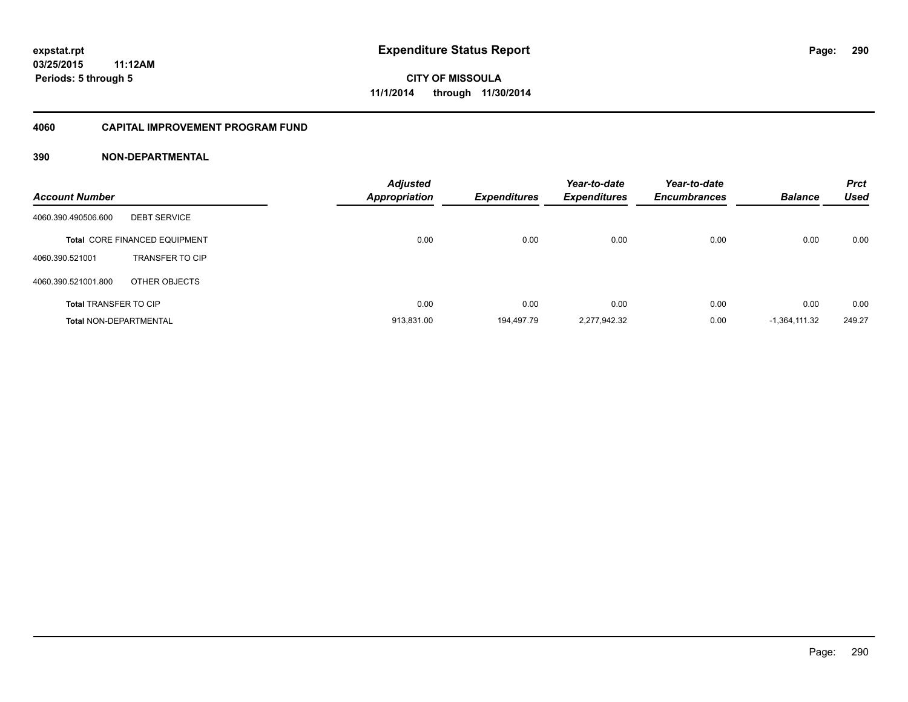# Expenditure Status Report

expstat.rpt
03/25/2015 11:12AM
Periods: 5 through 5

**CITY OF MISSOULA**
**11/1/2014 through 11/30/2014**

## 4060 CAPITAL IMPROVEMENT PROGRAM FUND

## 390 NON-DEPARTMENTAL

| Account Number | | Adjusted Appropriation | Expenditures | Year-to-date Expenditures | Year-to-date Encumbrances | Balance | Prct Used |
|---|---|---|---|---|---|---|---|
| 4060.390.490506.600 | DEBT SERVICE | | | | | | |
| **Total** CORE FINANCED EQUIPMENT | | 0.00 | 0.00 | 0.00 | 0.00 | 0.00 | 0.00 |
| 4060.390.521001 | TRANSFER TO CIP | | | | | | |
| 4060.390.521001.800 | OTHER OBJECTS | | | | | | |
| **Total** TRANSFER TO CIP | | 0.00 | 0.00 | 0.00 | 0.00 | 0.00 | 0.00 |
| **Total** NON-DEPARTMENTAL | | 913,831.00 | 194,497.79 | 2,277,942.32 | 0.00 | -1,364,111.32 | 249.27 |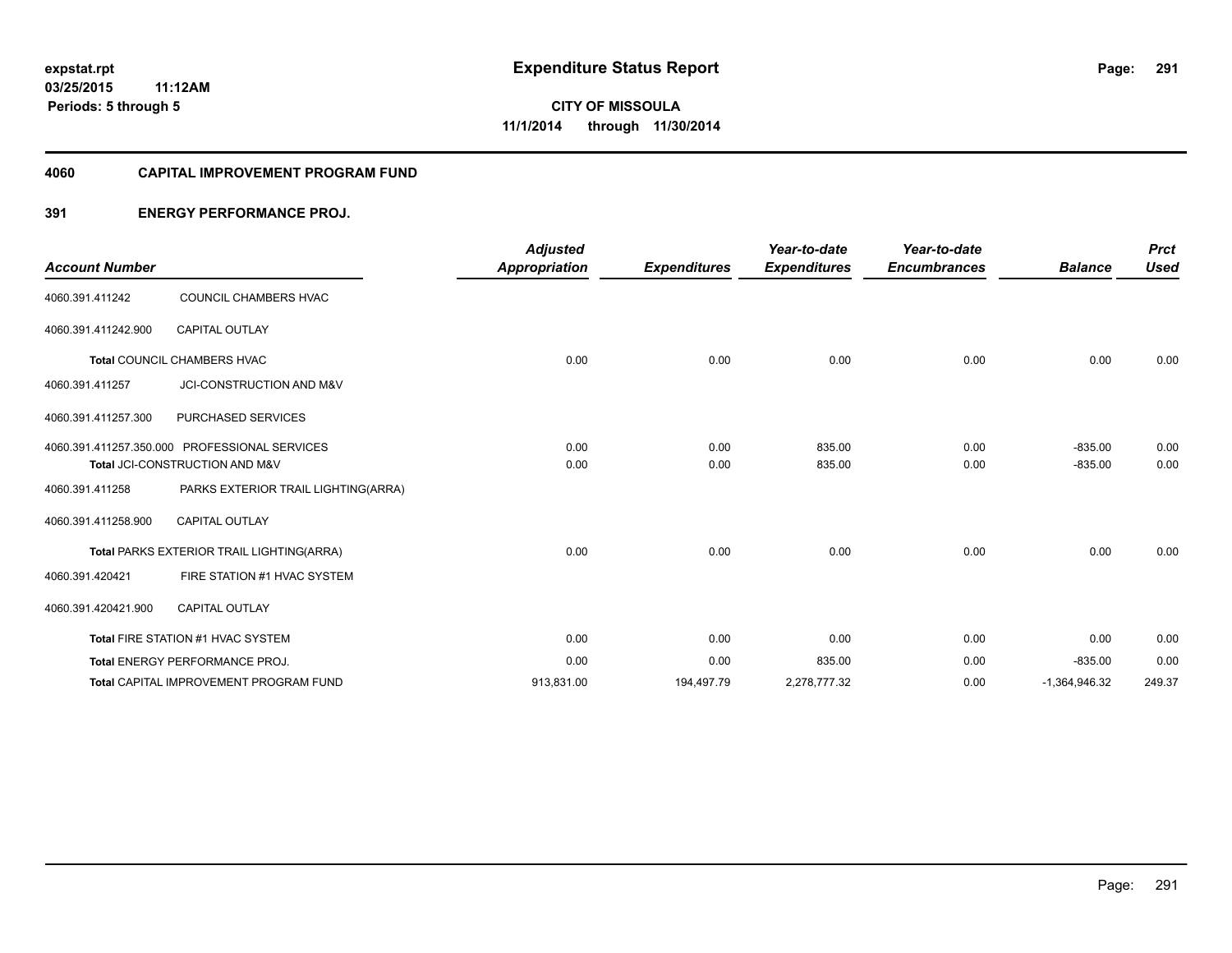# Expenditure Status Report

expstat.rpt
03/25/2015 11:12AM
Periods: 5 through 5

**CITY OF MISSOULA**
**11/1/2014 through 11/30/2014**

## 4060 CAPITAL IMPROVEMENT PROGRAM FUND

### 391 ENERGY PERFORMANCE PROJ.

| Account Number | | Adjusted Appropriation | Expenditures | Year-to-date Expenditures | Year-to-date Encumbrances | Balance | Prct Used |
|---|---|---|---|---|---|---|---|
| 4060.391.411242 | COUNCIL CHAMBERS HVAC | | | | | | |
| 4060.391.411242.900 | CAPITAL OUTLAY | | | | | | |
| **Total** COUNCIL CHAMBERS HVAC | | 0.00 | 0.00 | 0.00 | 0.00 | 0.00 | 0.00 |
| 4060.391.411257 | JCI-CONSTRUCTION AND M&V | | | | | | |
| 4060.391.411257.300 | PURCHASED SERVICES | | | | | | |
| 4060.391.411257.350.000 | PROFESSIONAL SERVICES | 0.00 | 0.00 | 835.00 | 0.00 | -835.00 | 0.00 |
| **Total** JCI-CONSTRUCTION AND M&V | | 0.00 | 0.00 | 835.00 | 0.00 | -835.00 | 0.00 |
| 4060.391.411258 | PARKS EXTERIOR TRAIL LIGHTING(ARRA) | | | | | | |
| 4060.391.411258.900 | CAPITAL OUTLAY | | | | | | |
| **Total** PARKS EXTERIOR TRAIL LIGHTING(ARRA) | | 0.00 | 0.00 | 0.00 | 0.00 | 0.00 | 0.00 |
| 4060.391.420421 | FIRE STATION #1 HVAC SYSTEM | | | | | | |
| 4060.391.420421.900 | CAPITAL OUTLAY | | | | | | |
| **Total** FIRE STATION #1 HVAC SYSTEM | | 0.00 | 0.00 | 0.00 | 0.00 | 0.00 | 0.00 |
| **Total** ENERGY PERFORMANCE PROJ. | | 0.00 | 0.00 | 835.00 | 0.00 | -835.00 | 0.00 |
| **Total** CAPITAL IMPROVEMENT PROGRAM FUND | | 913,831.00 | 194,497.79 | 2,278,777.32 | 0.00 | -1,364,946.32 | 249.37 |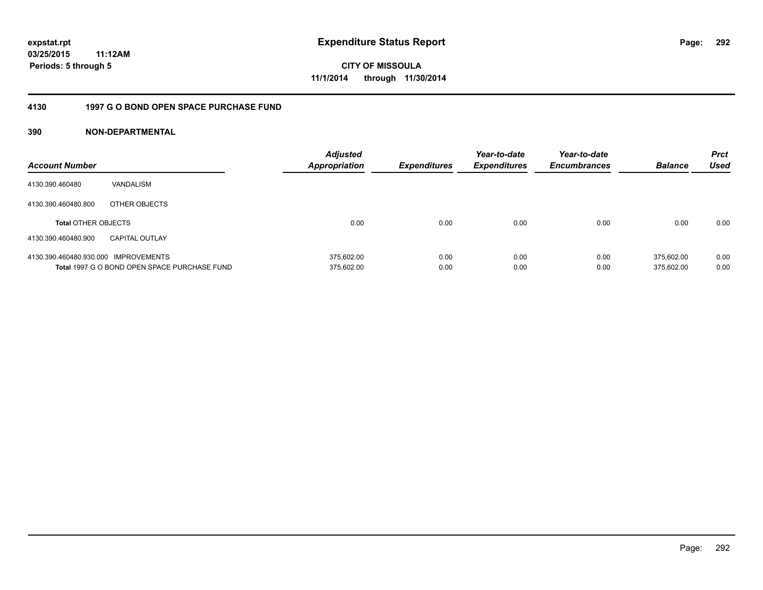**expstat.rpt**
**03/25/2015 11:12AM**
**Periods: 5 through 5**

# Expenditure Status Report

**CITY OF MISSOULA**
**11/1/2014 through 11/30/2014**

## 4130 1997 G O BOND OPEN SPACE PURCHASE FUND

### 390 NON-DEPARTMENTAL

| Account Number | | Adjusted Appropriation | Expenditures | Year-to-date Expenditures | Year-to-date Encumbrances | Balance | Prct Used |
|---|---|---|---|---|---|---|---|
| 4130.390.460480 | VANDALISM | | | | | | |
| 4130.390.460480.800 | OTHER OBJECTS | | | | | | |
| **Total** OTHER OBJECTS | | 0.00 | 0.00 | 0.00 | 0.00 | 0.00 | 0.00 |
| 4130.390.460480.900 | CAPITAL OUTLAY | | | | | | |
| 4130.390.460480.930.000 | IMPROVEMENTS | 375,602.00 | 0.00 | 0.00 | 0.00 | 375,602.00 | 0.00 |
| **Total** 1997 G O BOND OPEN SPACE PURCHASE FUND | | 375,602.00 | 0.00 | 0.00 | 0.00 | 375,602.00 | 0.00 |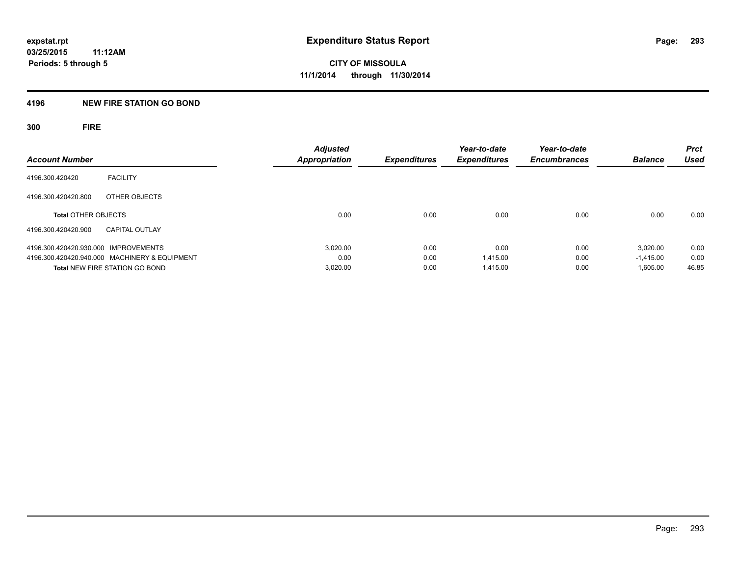**expstat.rpt**
**03/25/2015 11:12AM**
**Periods: 5 through 5**

# Expenditure Status Report

**CITY OF MISSOULA**
**11/1/2014 through 11/30/2014**

## 4196 NEW FIRE STATION GO BOND

### 300 FIRE

| Account Number | | Adjusted Appropriation | Expenditures | Year-to-date Expenditures | Year-to-date Encumbrances | Balance | Prct Used |
|---|---|---|---|---|---|---|---|
| 4196.300.420420 | FACILITY | | | | | | |
| 4196.300.420420.800 | OTHER OBJECTS | | | | | | |
| **Total** OTHER OBJECTS | | 0.00 | 0.00 | 0.00 | 0.00 | 0.00 | 0.00 |
| 4196.300.420420.900 | CAPITAL OUTLAY | | | | | | |
| 4196.300.420420.930.000 | IMPROVEMENTS | 3,020.00 | 0.00 | 0.00 | 0.00 | 3,020.00 | 0.00 |
| 4196.300.420420.940.000 | MACHINERY & EQUIPMENT | 0.00 | 0.00 | 1,415.00 | 0.00 | -1,415.00 | 0.00 |
| **Total** NEW FIRE STATION GO BOND | | 3,020.00 | 0.00 | 1,415.00 | 0.00 | 1,605.00 | 46.85 |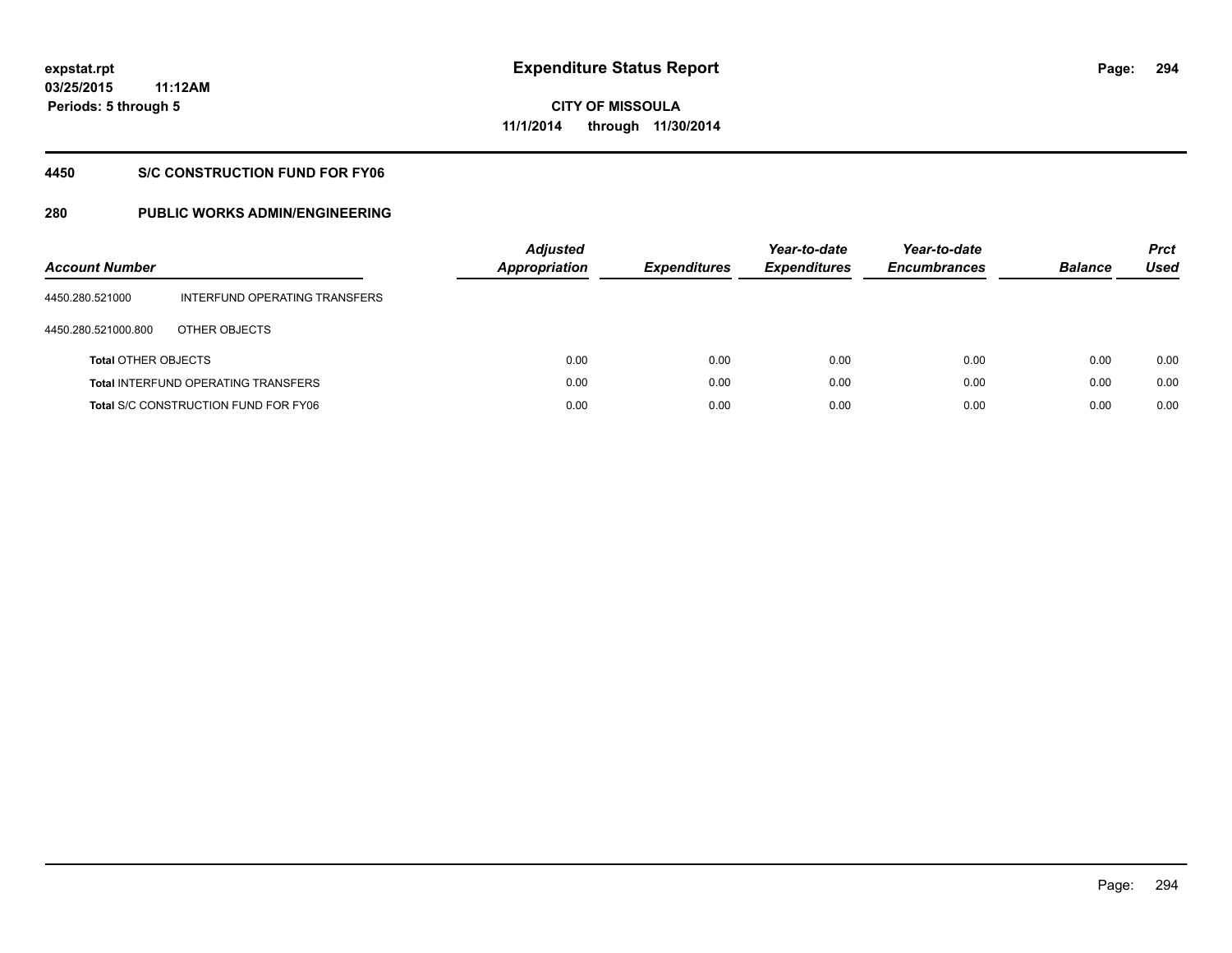expstat.rpt
03/25/2015 11:12AM
Periods: 5 through 5

# Expenditure Status Report

CITY OF MISSOULA
11/1/2014 through 11/30/2014

## 4450 S/C CONSTRUCTION FUND FOR FY06

## 280 PUBLIC WORKS ADMIN/ENGINEERING

| Account Number | | Adjusted Appropriation | Expenditures | Year-to-date Expenditures | Year-to-date Encumbrances | Balance | Prct Used |
|---|---|---|---|---|---|---|---|
| 4450.280.521000 | INTERFUND OPERATING TRANSFERS | | | | | | |
| 4450.280.521000.800 | OTHER OBJECTS | | | | | | |
| **Total** OTHER OBJECTS | | 0.00 | 0.00 | 0.00 | 0.00 | 0.00 | 0.00 |
| **Total** INTERFUND OPERATING TRANSFERS | | 0.00 | 0.00 | 0.00 | 0.00 | 0.00 | 0.00 |
| **Total** S/C CONSTRUCTION FUND FOR FY06 | | 0.00 | 0.00 | 0.00 | 0.00 | 0.00 | 0.00 |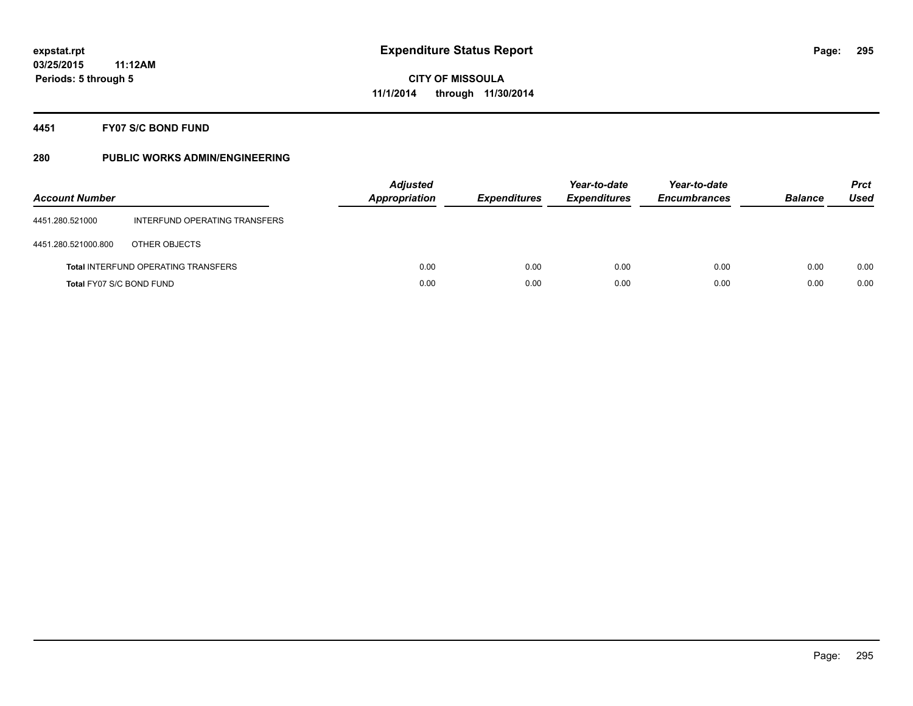expstat.rpt
03/25/2015 11:12AM
Periods: 5 through 5

# Expenditure Status Report

CITY OF MISSOULA
11/1/2014 through 11/30/2014

## 4451 FY07 S/C BOND FUND

## 280 PUBLIC WORKS ADMIN/ENGINEERING

| Account Number | | Adjusted Appropriation | Expenditures | Year-to-date Expenditures | Year-to-date Encumbrances | Balance | Prct Used |
|---|---|---|---|---|---|---|---|
| 4451.280.521000 | INTERFUND OPERATING TRANSFERS | | | | | | |
| 4451.280.521000.800 | OTHER OBJECTS | | | | | | |
| **Total** INTERFUND OPERATING TRANSFERS | | 0.00 | 0.00 | 0.00 | 0.00 | 0.00 | 0.00 |
| **Total** FY07 S/C BOND FUND | | 0.00 | 0.00 | 0.00 | 0.00 | 0.00 | 0.00 |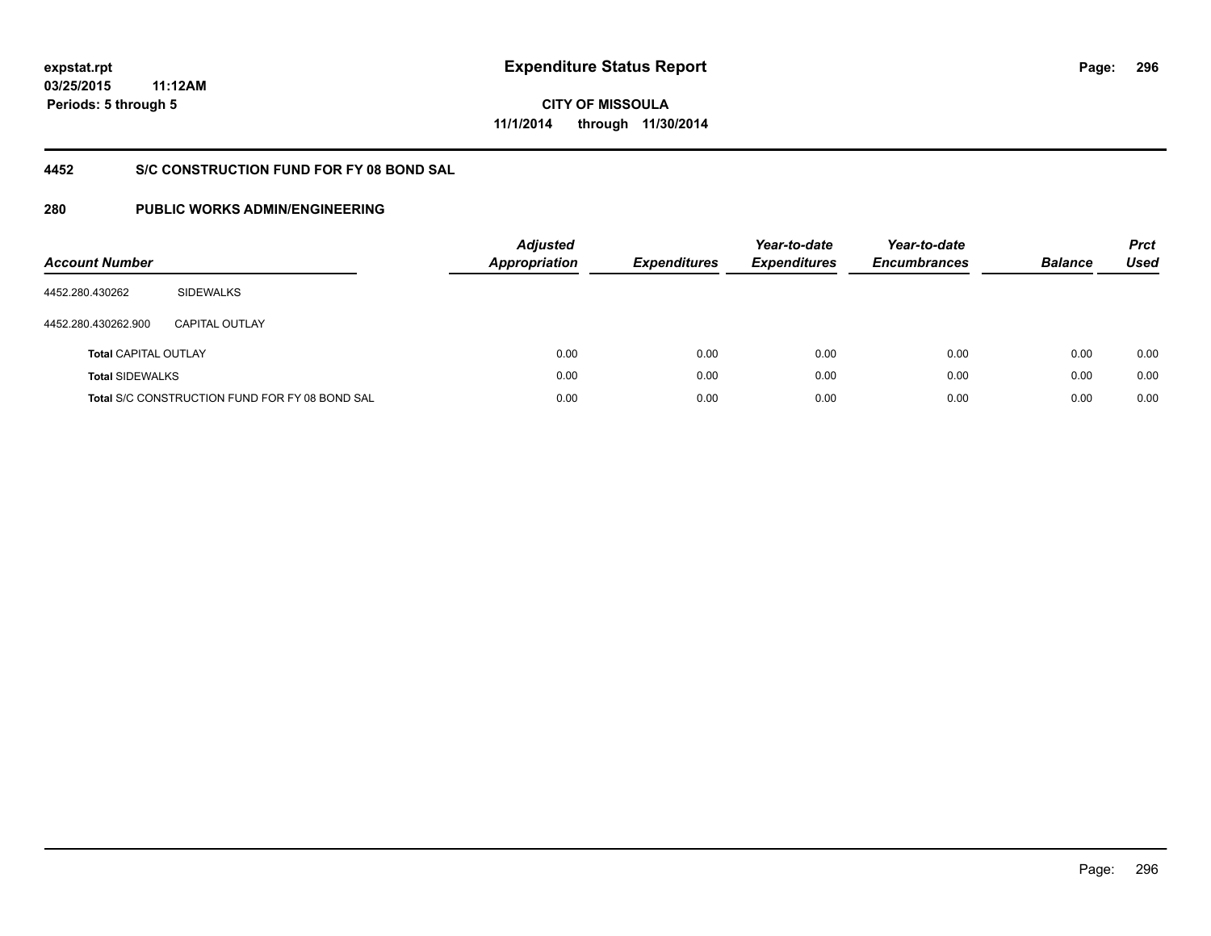# Expenditure Status Report

**CITY OF MISSOULA**
**11/1/2014 through 11/30/2014**

expstat.rpt
03/25/2015 11:12AM
Periods: 5 through 5

## 4452 S/C CONSTRUCTION FUND FOR FY 08 BOND SAL

## 280 PUBLIC WORKS ADMIN/ENGINEERING

| Account Number | | Adjusted Appropriation | Expenditures | Year-to-date Expenditures | Year-to-date Encumbrances | Balance | Prct Used |
|---|---|---|---|---|---|---|---|
| 4452.280.430262 | SIDEWALKS | | | | | | |
| 4452.280.430262.900 | CAPITAL OUTLAY | | | | | | |
| **Total** CAPITAL OUTLAY | | 0.00 | 0.00 | 0.00 | 0.00 | 0.00 | 0.00 |
| **Total** SIDEWALKS | | 0.00 | 0.00 | 0.00 | 0.00 | 0.00 | 0.00 |
| **Total** S/C CONSTRUCTION FUND FOR FY 08 BOND SAL | | 0.00 | 0.00 | 0.00 | 0.00 | 0.00 | 0.00 |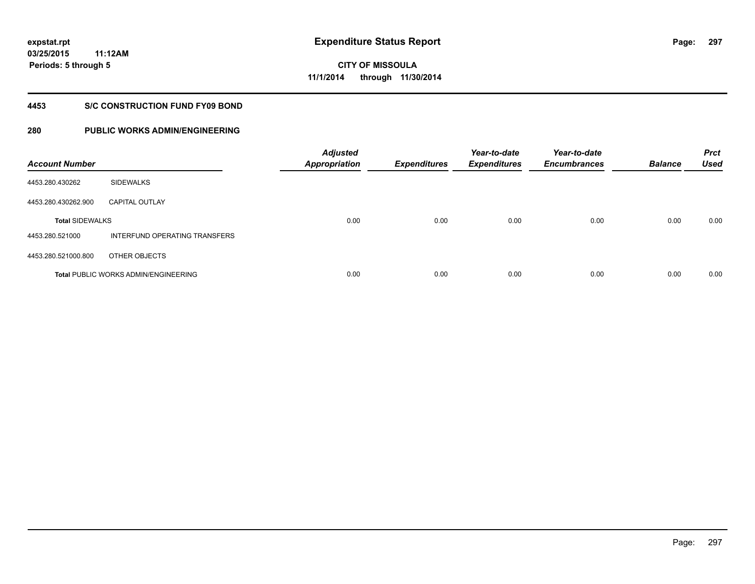# Expenditure Status Report

**CITY OF MISSOULA**
**11/1/2014 through 11/30/2014**

expstat.rpt
03/25/2015 11:12AM
Periods: 5 through 5

## 4453 S/C CONSTRUCTION FUND FY09 BOND

## 280 PUBLIC WORKS ADMIN/ENGINEERING

| Account Number | | Adjusted Appropriation | Expenditures | Year-to-date Expenditures | Year-to-date Encumbrances | Balance | Prct Used |
|---|---|---|---|---|---|---|---|
| 4453.280.430262 | SIDEWALKS | | | | | | |
| 4453.280.430262.900 | CAPITAL OUTLAY | | | | | | |
| **Total** SIDEWALKS | | 0.00 | 0.00 | 0.00 | 0.00 | 0.00 | 0.00 |
| 4453.280.521000 | INTERFUND OPERATING TRANSFERS | | | | | | |
| 4453.280.521000.800 | OTHER OBJECTS | | | | | | |
| **Total** PUBLIC WORKS ADMIN/ENGINEERING | | 0.00 | 0.00 | 0.00 | 0.00 | 0.00 | 0.00 |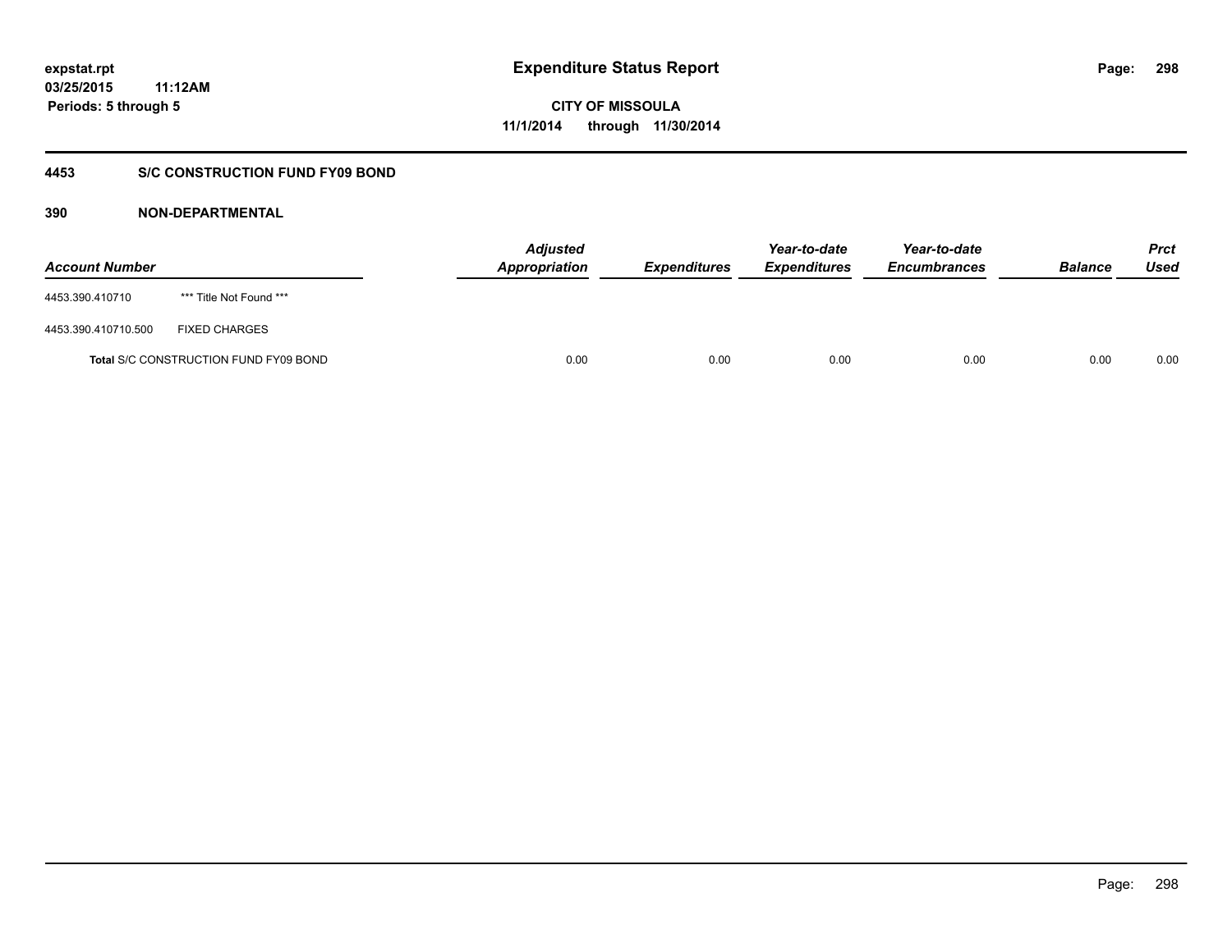expstat.rpt
03/25/2015 11:12AM
Periods: 5 through 5

# Expenditure Status Report

**CITY OF MISSOULA**
**11/1/2014 through 11/30/2014**

## 4453 S/C CONSTRUCTION FUND FY09 BOND

### 390 NON-DEPARTMENTAL

| Account Number | | Adjusted Appropriation | Expenditures | Year-to-date Expenditures | Year-to-date Encumbrances | Balance | Prct Used |
|---|---|---|---|---|---|---|---|
| 4453.390.410710 | *** Title Not Found *** | | | | | | |
| 4453.390.410710.500 | FIXED CHARGES | | | | | | |
| **Total** S/C CONSTRUCTION FUND FY09 BOND | | 0.00 | 0.00 | 0.00 | 0.00 | 0.00 | 0.00 |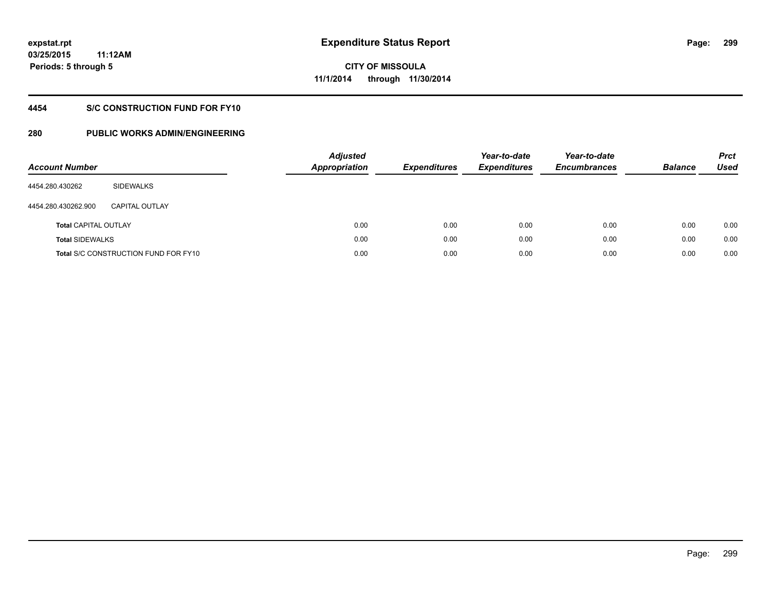# Expenditure Status Report

expstat.rpt
03/25/2015 11:12AM
Periods: 5 through 5

CITY OF MISSOULA
11/1/2014 through 11/30/2014

## 4454 S/C CONSTRUCTION FUND FOR FY10

## 280 PUBLIC WORKS ADMIN/ENGINEERING

| Account Number | | Adjusted Appropriation | Expenditures | Year-to-date Expenditures | Year-to-date Encumbrances | Balance | Prct Used |
|---|---|---|---|---|---|---|---|
| 4454.280.430262 | SIDEWALKS | | | | | | |
| 4454.280.430262.900 | CAPITAL OUTLAY | | | | | | |
| **Total** CAPITAL OUTLAY | | 0.00 | 0.00 | 0.00 | 0.00 | 0.00 | 0.00 |
| **Total** SIDEWALKS | | 0.00 | 0.00 | 0.00 | 0.00 | 0.00 | 0.00 |
| **Total** S/C CONSTRUCTION FUND FOR FY10 | | 0.00 | 0.00 | 0.00 | 0.00 | 0.00 | 0.00 |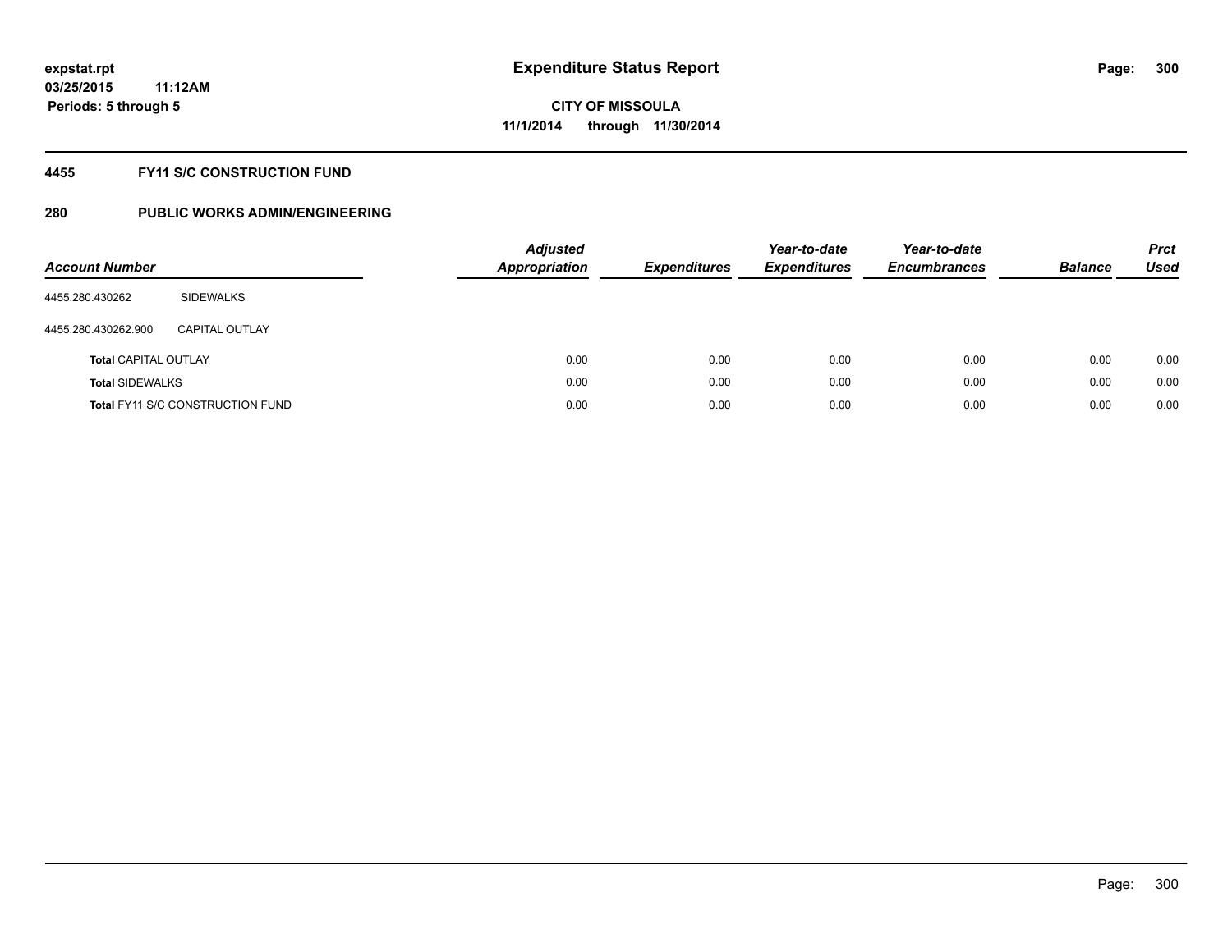**expstat.rpt**
**03/25/2015 11:12AM**
**Periods: 5 through 5**

# Expenditure Status Report

**CITY OF MISSOULA**
**11/1/2014 through 11/30/2014**

## 4455 FY11 S/C CONSTRUCTION FUND

## 280 PUBLIC WORKS ADMIN/ENGINEERING

| Account Number | | Adjusted Appropriation | Expenditures | Year-to-date Expenditures | Year-to-date Encumbrances | Balance | Prct Used |
|---|---|---|---|---|---|---|---|
| 4455.280.430262 | SIDEWALKS | | | | | | |
| 4455.280.430262.900 | CAPITAL OUTLAY | | | | | | |
| **Total** CAPITAL OUTLAY | | 0.00 | 0.00 | 0.00 | 0.00 | 0.00 | 0.00 |
| **Total** SIDEWALKS | | 0.00 | 0.00 | 0.00 | 0.00 | 0.00 | 0.00 |
| **Total** FY11 S/C CONSTRUCTION FUND | | 0.00 | 0.00 | 0.00 | 0.00 | 0.00 | 0.00 |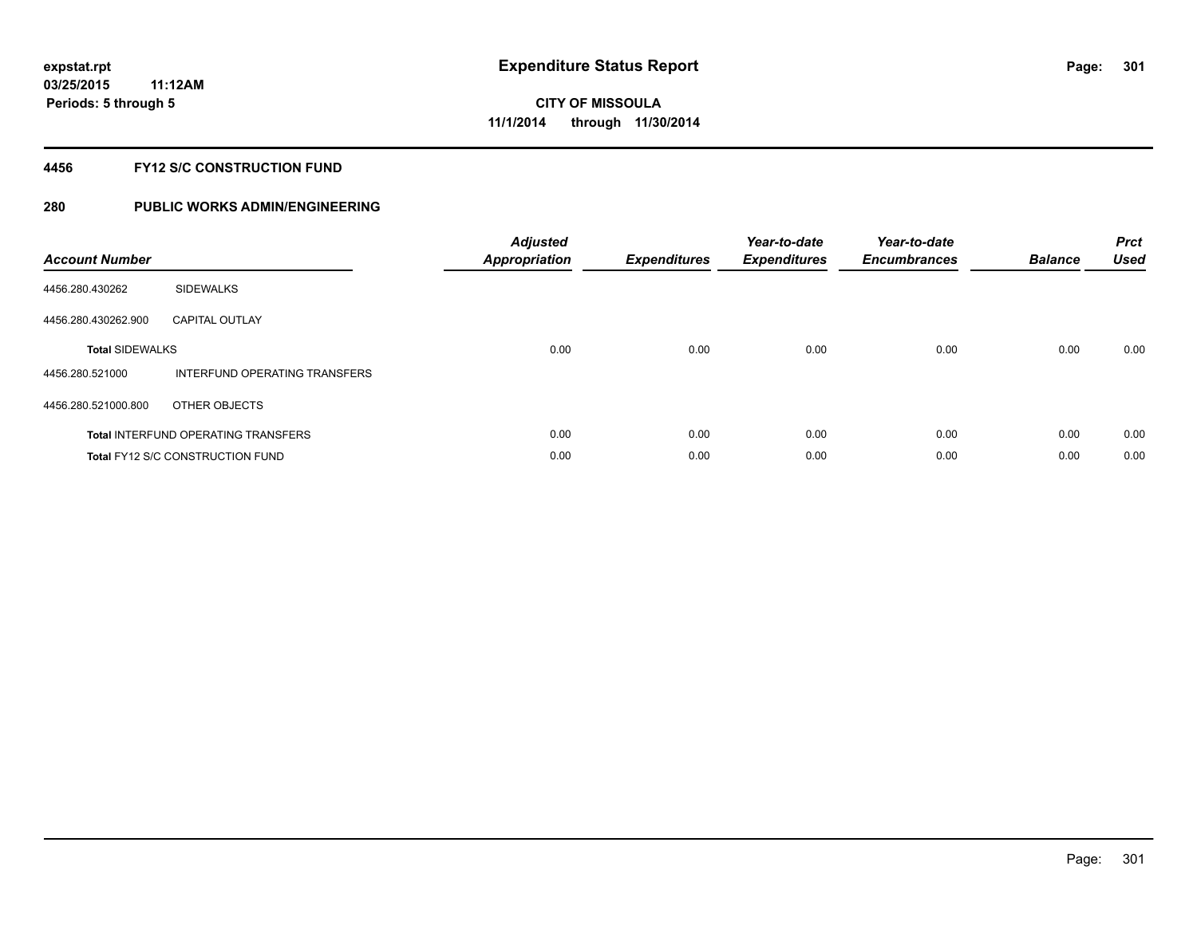**expstat.rpt**
**03/25/2015 11:12AM**
**Periods: 5 through 5**

# Expenditure Status Report

**CITY OF MISSOULA**
**11/1/2014 through 11/30/2014**

## 4456 FY12 S/C CONSTRUCTION FUND

## 280 PUBLIC WORKS ADMIN/ENGINEERING

| Account Number | | Adjusted Appropriation | Expenditures | Year-to-date Expenditures | Year-to-date Encumbrances | Balance | Prct Used |
|---|---|---|---|---|---|---|---|
| 4456.280.430262 | SIDEWALKS | | | | | | |
| 4456.280.430262.900 | CAPITAL OUTLAY | | | | | | |
| **Total** SIDEWALKS | | 0.00 | 0.00 | 0.00 | 0.00 | 0.00 | 0.00 |
| 4456.280.521000 | INTERFUND OPERATING TRANSFERS | | | | | | |
| 4456.280.521000.800 | OTHER OBJECTS | | | | | | |
| **Total** INTERFUND OPERATING TRANSFERS | | 0.00 | 0.00 | 0.00 | 0.00 | 0.00 | 0.00 |
| **Total** FY12 S/C CONSTRUCTION FUND | | 0.00 | 0.00 | 0.00 | 0.00 | 0.00 | 0.00 |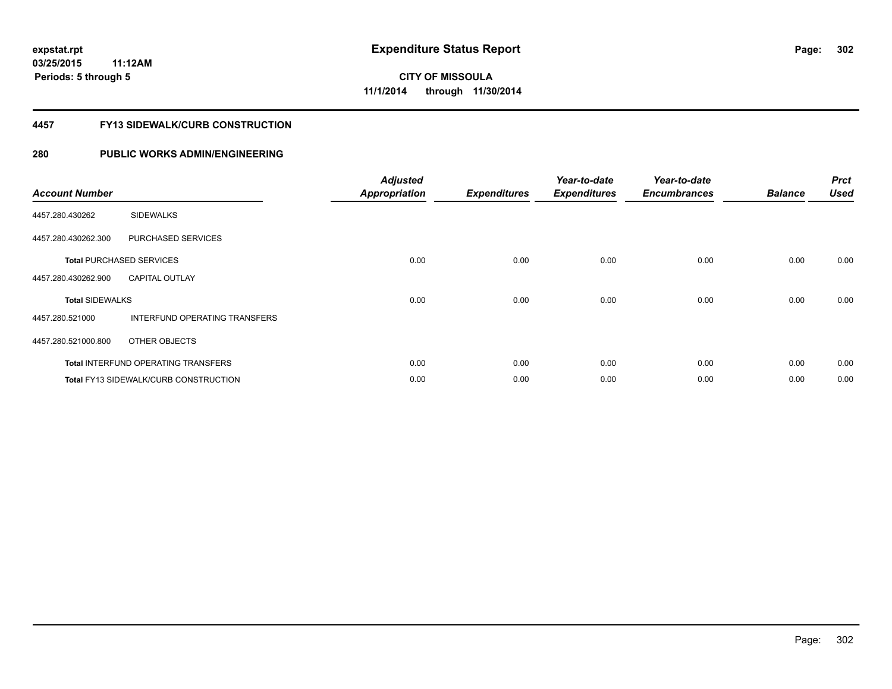# Expenditure Status Report

expstat.rpt
03/25/2015 11:12AM
Periods: 5 through 5

**CITY OF MISSOULA**
**11/1/2014 through 11/30/2014**

## 4457 FY13 SIDEWALK/CURB CONSTRUCTION

## 280 PUBLIC WORKS ADMIN/ENGINEERING

| Account Number | | Adjusted Appropriation | Expenditures | Year-to-date Expenditures | Year-to-date Encumbrances | Balance | Prct Used |
|---|---|---|---|---|---|---|---|
| 4457.280.430262 | SIDEWALKS | | | | | | |
| 4457.280.430262.300 | PURCHASED SERVICES | | | | | | |
| **Total** PURCHASED SERVICES | | 0.00 | 0.00 | 0.00 | 0.00 | 0.00 | 0.00 |
| 4457.280.430262.900 | CAPITAL OUTLAY | | | | | | |
| **Total** SIDEWALKS | | 0.00 | 0.00 | 0.00 | 0.00 | 0.00 | 0.00 |
| 4457.280.521000 | INTERFUND OPERATING TRANSFERS | | | | | | |
| 4457.280.521000.800 | OTHER OBJECTS | | | | | | |
| **Total** INTERFUND OPERATING TRANSFERS | | 0.00 | 0.00 | 0.00 | 0.00 | 0.00 | 0.00 |
| **Total** FY13 SIDEWALK/CURB CONSTRUCTION | | 0.00 | 0.00 | 0.00 | 0.00 | 0.00 | 0.00 |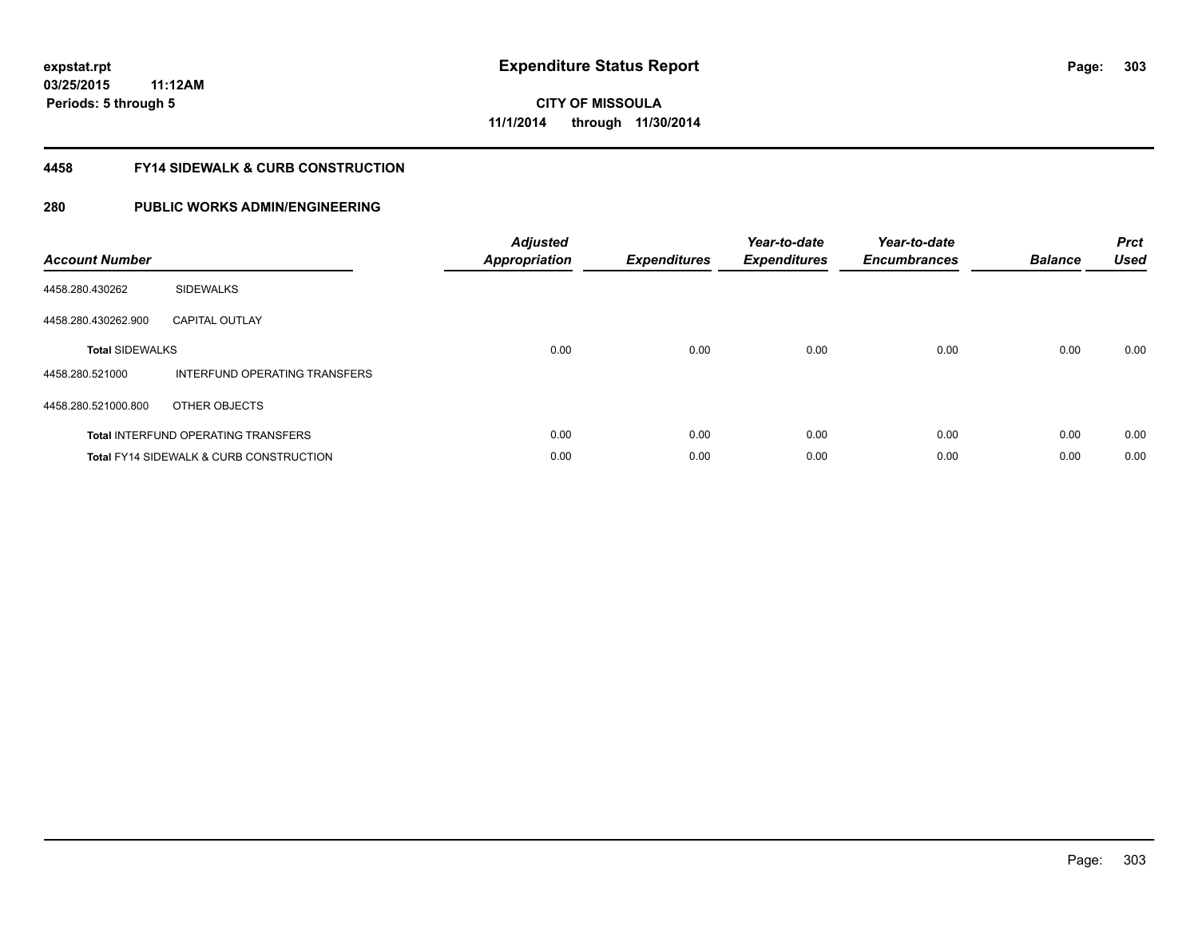# Expenditure Status Report

expstat.rpt
03/25/2015 11:12AM
Periods: 5 through 5

CITY OF MISSOULA
11/1/2014 through 11/30/2014

## 4458 FY14 SIDEWALK & CURB CONSTRUCTION

### 280 PUBLIC WORKS ADMIN/ENGINEERING

| Account Number | | *Adjusted Appropriation* | *Expenditures* | *Year-to-date Expenditures* | *Year-to-date Encumbrances* | *Balance* | *Prct Used* |
|---|---|---|---|---|---|---|---|
| 4458.280.430262 | SIDEWALKS | | | | | | |
| 4458.280.430262.900 | CAPITAL OUTLAY | | | | | | |
| **Total** SIDEWALKS | | 0.00 | 0.00 | 0.00 | 0.00 | 0.00 | 0.00 |
| 4458.280.521000 | INTERFUND OPERATING TRANSFERS | | | | | | |
| 4458.280.521000.800 | OTHER OBJECTS | | | | | | |
| **Total** INTERFUND OPERATING TRANSFERS | | 0.00 | 0.00 | 0.00 | 0.00 | 0.00 | 0.00 |
| **Total** FY14 SIDEWALK & CURB CONSTRUCTION | | 0.00 | 0.00 | 0.00 | 0.00 | 0.00 | 0.00 |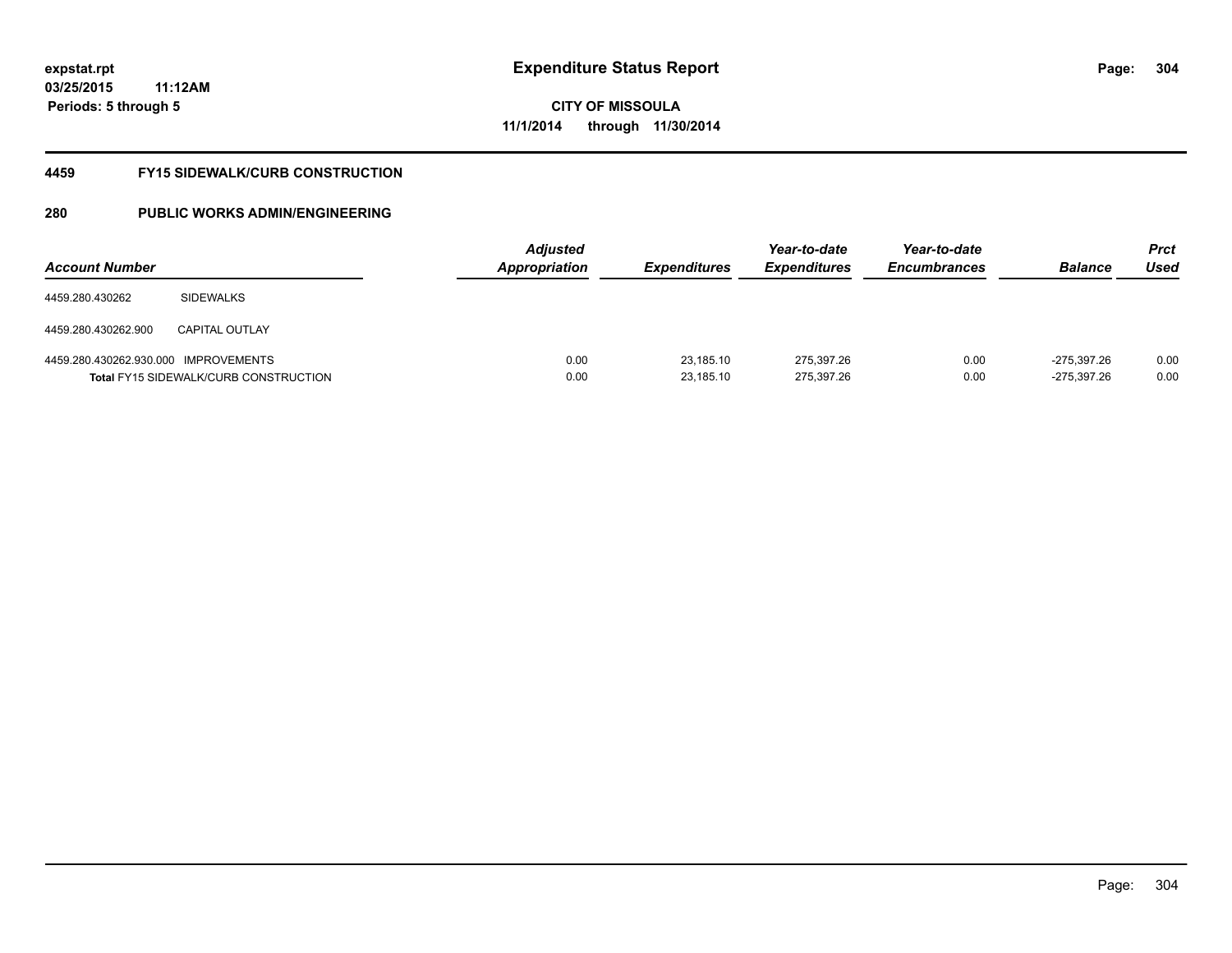**expstat.rpt**
**03/25/2015 11:12AM**
**Periods: 5 through 5**

# Expenditure Status Report

**CITY OF MISSOULA**
**11/1/2014 through 11/30/2014**

## 4459 FY15 SIDEWALK/CURB CONSTRUCTION

## 280 PUBLIC WORKS ADMIN/ENGINEERING

| Account Number | | Adjusted Appropriation | Expenditures | Year-to-date Expenditures | Year-to-date Encumbrances | Balance | Prct Used |
|---|---|---|---|---|---|---|---|
| 4459.280.430262 | SIDEWALKS | | | | | | |
| 4459.280.430262.900 | CAPITAL OUTLAY | | | | | | |
| 4459.280.430262.930.000 | IMPROVEMENTS | 0.00 | 23,185.10 | 275,397.26 | 0.00 | -275,397.26 | 0.00 |
| **Total** FY15 SIDEWALK/CURB CONSTRUCTION | | 0.00 | 23,185.10 | 275,397.26 | 0.00 | -275,397.26 | 0.00 |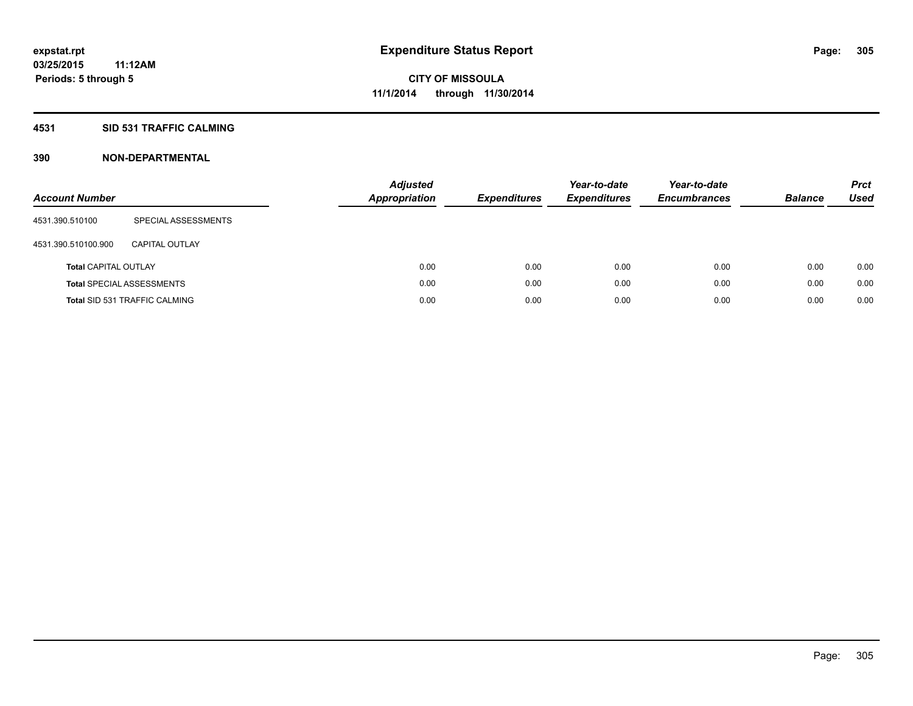# Expenditure Status Report

**CITY OF MISSOULA**

**11/1/2014 through 11/30/2014**

expstat.rpt
03/25/2015 11:12AM
Periods: 5 through 5

## 4531 SID 531 TRAFFIC CALMING

### 390 NON-DEPARTMENTAL

| Account Number | | Adjusted Appropriation | Expenditures | Year-to-date Expenditures | Year-to-date Encumbrances | Balance | Prct Used |
|---|---|---|---|---|---|---|---|
| 4531.390.510100 | SPECIAL ASSESSMENTS | | | | | | |
| 4531.390.510100.900 | CAPITAL OUTLAY | | | | | | |
| **Total** CAPITAL OUTLAY | | 0.00 | 0.00 | 0.00 | 0.00 | 0.00 | 0.00 |
| **Total** SPECIAL ASSESSMENTS | | 0.00 | 0.00 | 0.00 | 0.00 | 0.00 | 0.00 |
| **Total** SID 531 TRAFFIC CALMING | | 0.00 | 0.00 | 0.00 | 0.00 | 0.00 | 0.00 |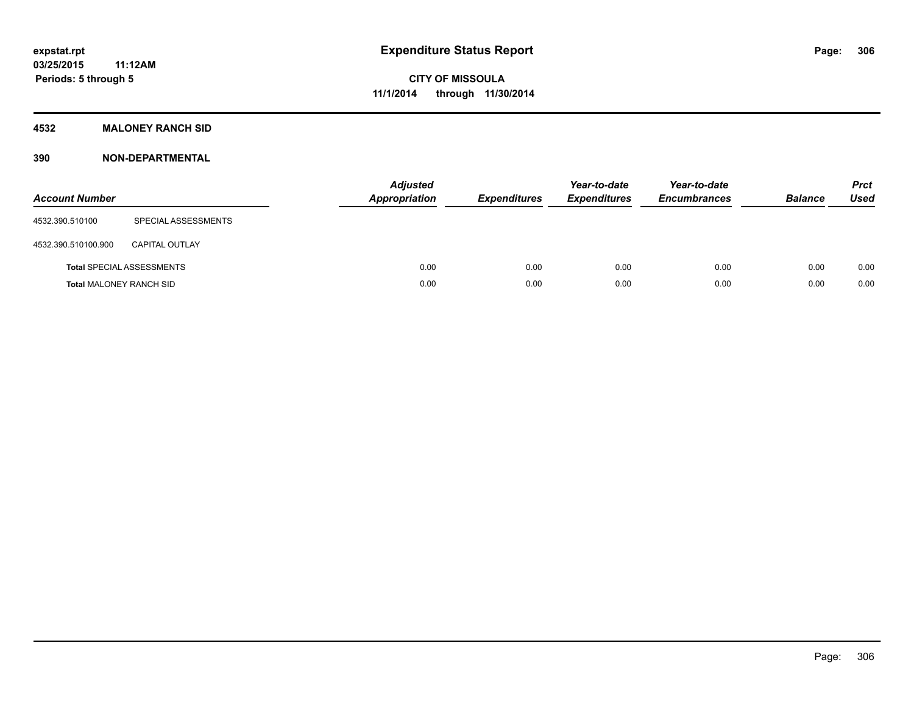expstat.rpt
03/25/2015 11:12AM
Periods: 5 through 5

# Expenditure Status Report

CITY OF MISSOULA
11/1/2014 through 11/30/2014

## 4532 MALONEY RANCH SID

## 390 NON-DEPARTMENTAL

| Account Number | | Adjusted Appropriation | Expenditures | Year-to-date Expenditures | Year-to-date Encumbrances | Balance | Prct Used |
|---|---|---|---|---|---|---|---|
| 4532.390.510100 | SPECIAL ASSESSMENTS | | | | | | |
| 4532.390.510100.900 | CAPITAL OUTLAY | | | | | | |
| **Total** SPECIAL ASSESSMENTS | | 0.00 | 0.00 | 0.00 | 0.00 | 0.00 | 0.00 |
| **Total** MALONEY RANCH SID | | 0.00 | 0.00 | 0.00 | 0.00 | 0.00 | 0.00 |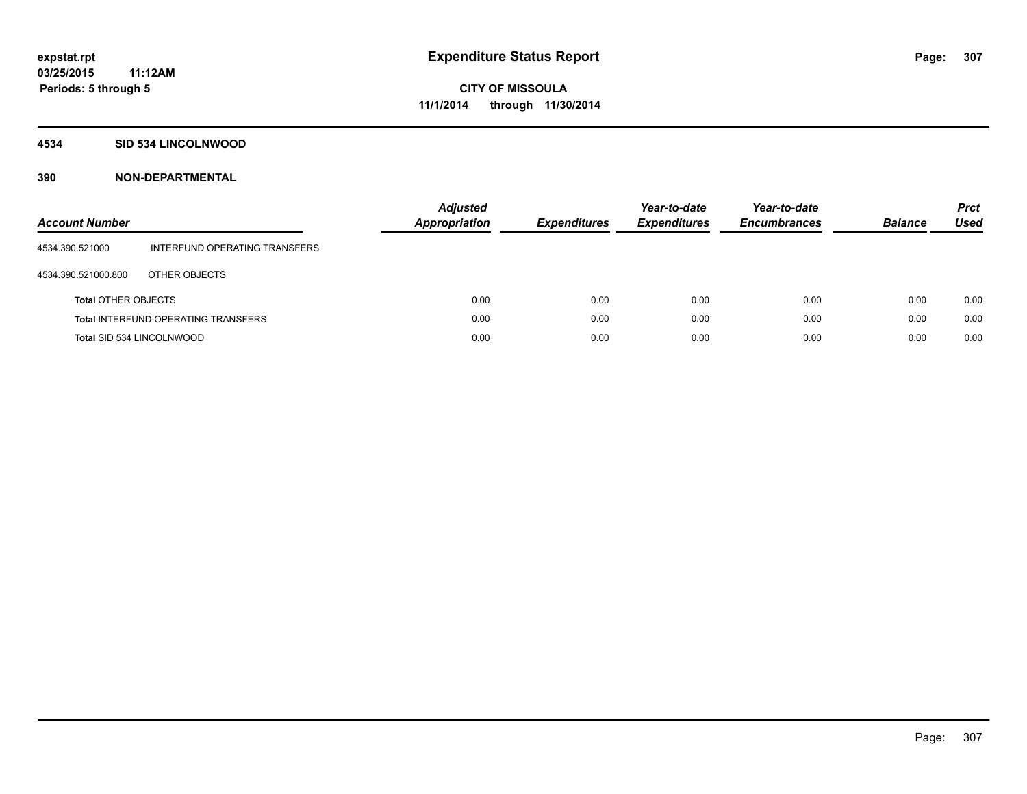# Expenditure Status Report

**CITY OF MISSOULA**
**11/1/2014 through 11/30/2014**

expstat.rpt
03/25/2015 11:12AM
Periods: 5 through 5

## 4534 SID 534 LINCOLNWOOD

### 390 NON-DEPARTMENTAL

| Account Number | | Adjusted Appropriation | Expenditures | Year-to-date Expenditures | Year-to-date Encumbrances | Balance | Prct Used |
|---|---|---|---|---|---|---|---|
| 4534.390.521000 | INTERFUND OPERATING TRANSFERS | | | | | | |
| 4534.390.521000.800 | OTHER OBJECTS | | | | | | |
| **Total** OTHER OBJECTS | | 0.00 | 0.00 | 0.00 | 0.00 | 0.00 | 0.00 |
| **Total** INTERFUND OPERATING TRANSFERS | | 0.00 | 0.00 | 0.00 | 0.00 | 0.00 | 0.00 |
| **Total** SID 534 LINCOLNWOOD | | 0.00 | 0.00 | 0.00 | 0.00 | 0.00 | 0.00 |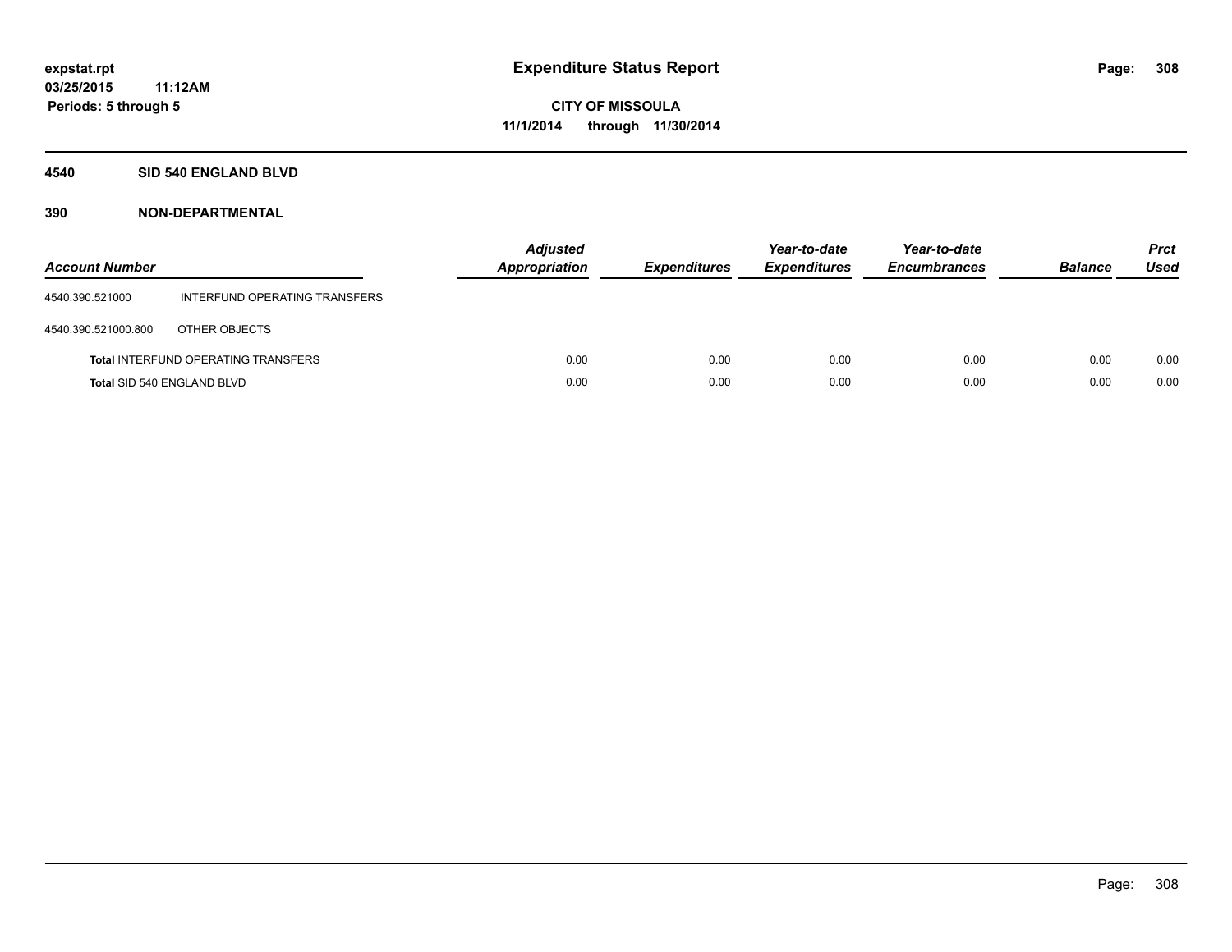**expstat.rpt**
**03/25/2015 11:12AM**
**Periods: 5 through 5**

# Expenditure Status Report

**CITY OF MISSOULA**
**11/1/2014 through 11/30/2014**

## 4540 SID 540 ENGLAND BLVD

## 390 NON-DEPARTMENTAL

| Account Number | | *Adjusted Appropriation* | *Expenditures* | *Year-to-date Expenditures* | *Year-to-date Encumbrances* | *Balance* | *Prct Used* |
|---|---|---|---|---|---|---|---|
| 4540.390.521000 | INTERFUND OPERATING TRANSFERS | | | | | | |
| 4540.390.521000.800 | OTHER OBJECTS | | | | | | |
| **Total** INTERFUND OPERATING TRANSFERS | | 0.00 | 0.00 | 0.00 | 0.00 | 0.00 | 0.00 |
| **Total** SID 540 ENGLAND BLVD | | 0.00 | 0.00 | 0.00 | 0.00 | 0.00 | 0.00 |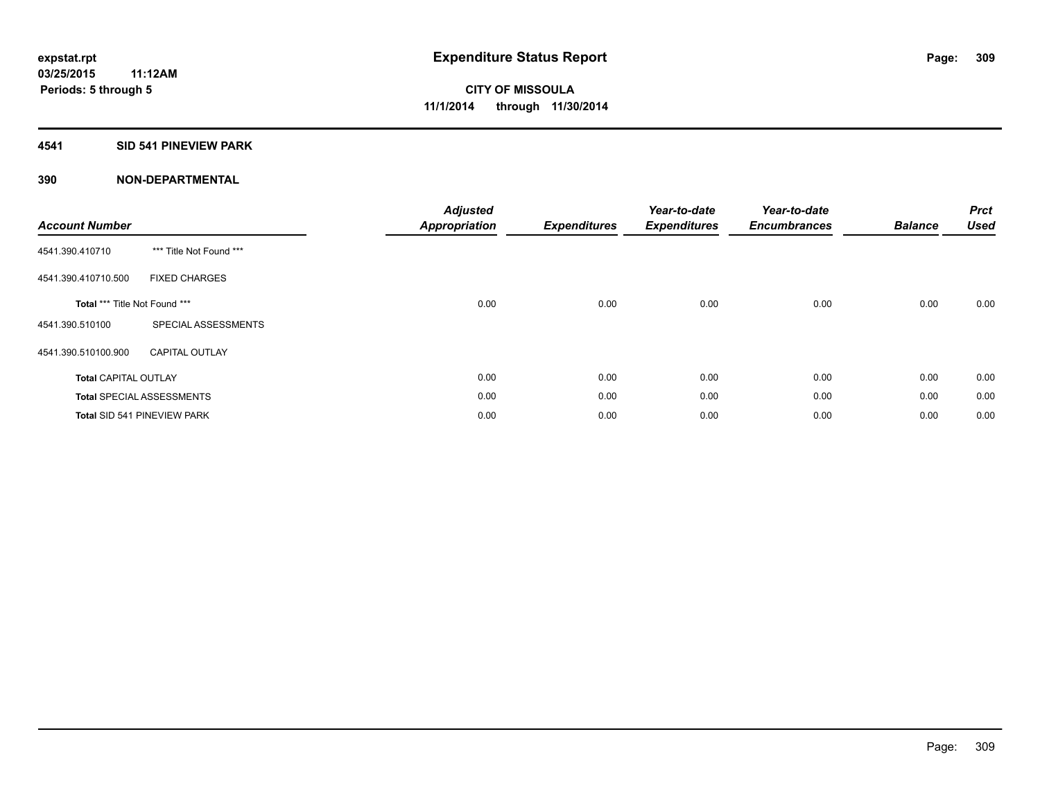# Expenditure Status Report

expstat.rpt
03/25/2015 11:12AM
Periods: 5 through 5

CITY OF MISSOULA
11/1/2014 through 11/30/2014

## 4541 SID 541 PINEVIEW PARK

## 390 NON-DEPARTMENTAL

| Account Number | | Adjusted Appropriation | Expenditures | Year-to-date Expenditures | Year-to-date Encumbrances | Balance | Prct Used |
|---|---|---|---|---|---|---|---|
| 4541.390.410710 | *** Title Not Found *** | | | | | | |
| 4541.390.410710.500 | FIXED CHARGES | | | | | | |
| **Total** *** Title Not Found *** | | 0.00 | 0.00 | 0.00 | 0.00 | 0.00 | 0.00 |
| 4541.390.510100 | SPECIAL ASSESSMENTS | | | | | | |
| 4541.390.510100.900 | CAPITAL OUTLAY | | | | | | |
| **Total** CAPITAL OUTLAY | | 0.00 | 0.00 | 0.00 | 0.00 | 0.00 | 0.00 |
| **Total** SPECIAL ASSESSMENTS | | 0.00 | 0.00 | 0.00 | 0.00 | 0.00 | 0.00 |
| **Total** SID 541 PINEVIEW PARK | | 0.00 | 0.00 | 0.00 | 0.00 | 0.00 | 0.00 |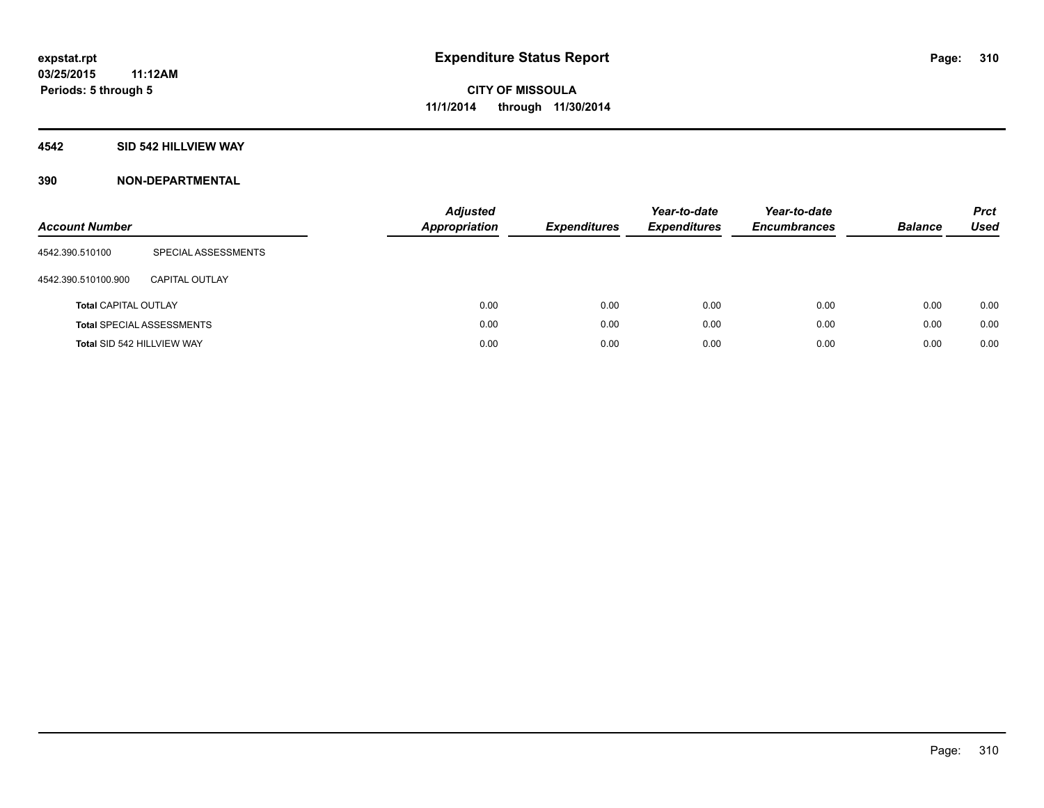expstat.rpt
03/25/2015 11:12AM
Periods: 5 through 5

# Expenditure Status Report

**CITY OF MISSOULA**
**11/1/2014 through 11/30/2014**

## 4542 SID 542 HILLVIEW WAY

## 390 NON-DEPARTMENTAL

| Account Number | | Adjusted Appropriation | Expenditures | Year-to-date Expenditures | Year-to-date Encumbrances | Balance | Prct Used |
|---|---|---|---|---|---|---|---|
| 4542.390.510100 | SPECIAL ASSESSMENTS | | | | | | |
| 4542.390.510100.900 | CAPITAL OUTLAY | | | | | | |
| Total CAPITAL OUTLAY | | 0.00 | 0.00 | 0.00 | 0.00 | 0.00 | 0.00 |
| Total SPECIAL ASSESSMENTS | | 0.00 | 0.00 | 0.00 | 0.00 | 0.00 | 0.00 |
| Total SID 542 HILLVIEW WAY | | 0.00 | 0.00 | 0.00 | 0.00 | 0.00 | 0.00 |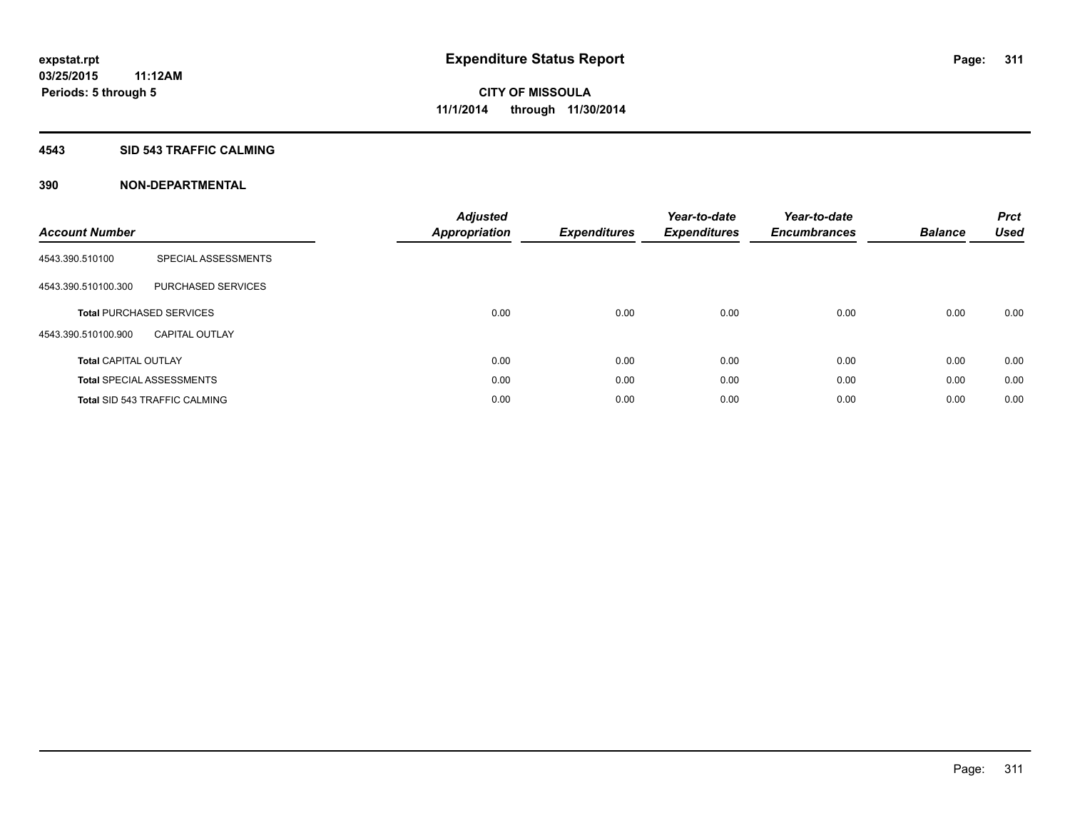**expstat.rpt**
**03/25/2015 11:12AM**
**Periods: 5 through 5**

# Expenditure Status Report

**CITY OF MISSOULA**
**11/1/2014 through 11/30/2014**

## 4543 SID 543 TRAFFIC CALMING

## 390 NON-DEPARTMENTAL

| Account Number | | Adjusted Appropriation | Expenditures | Year-to-date Expenditures | Year-to-date Encumbrances | Balance | Prct Used |
|---|---|---|---|---|---|---|---|
| 4543.390.510100 | SPECIAL ASSESSMENTS | | | | | | |
| 4543.390.510100.300 | PURCHASED SERVICES | | | | | | |
| **Total** PURCHASED SERVICES | | 0.00 | 0.00 | 0.00 | 0.00 | 0.00 | 0.00 |
| 4543.390.510100.900 | CAPITAL OUTLAY | | | | | | |
| **Total** CAPITAL OUTLAY | | 0.00 | 0.00 | 0.00 | 0.00 | 0.00 | 0.00 |
| **Total** SPECIAL ASSESSMENTS | | 0.00 | 0.00 | 0.00 | 0.00 | 0.00 | 0.00 |
| **Total** SID 543 TRAFFIC CALMING | | 0.00 | 0.00 | 0.00 | 0.00 | 0.00 | 0.00 |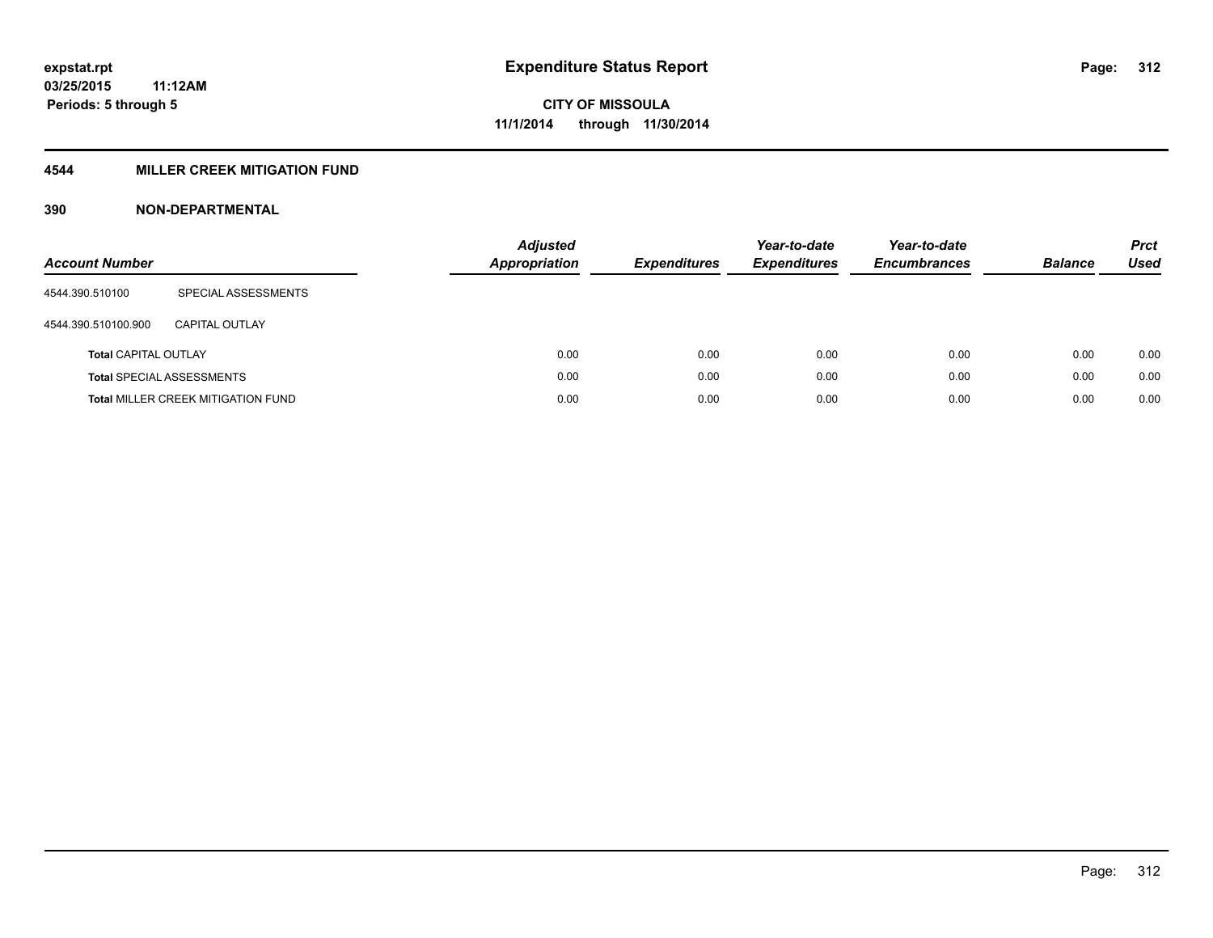**expstat.rpt**
**03/25/2015 11:12AM**
**Periods: 5 through 5**

# Expenditure Status Report

**CITY OF MISSOULA**
**11/1/2014 through 11/30/2014**

## 4544 MILLER CREEK MITIGATION FUND

### 390 NON-DEPARTMENTAL

| Account Number | | *Adjusted Appropriation* | *Expenditures* | *Year-to-date Expenditures* | *Year-to-date Encumbrances* | *Balance* | *Prct Used* |
|---|---|---|---|---|---|---|---|
| 4544.390.510100 | SPECIAL ASSESSMENTS | | | | | | |
| 4544.390.510100.900 | CAPITAL OUTLAY | | | | | | |
| **Total** CAPITAL OUTLAY | | 0.00 | 0.00 | 0.00 | 0.00 | 0.00 | 0.00 |
| **Total** SPECIAL ASSESSMENTS | | 0.00 | 0.00 | 0.00 | 0.00 | 0.00 | 0.00 |
| **Total** MILLER CREEK MITIGATION FUND | | 0.00 | 0.00 | 0.00 | 0.00 | 0.00 | 0.00 |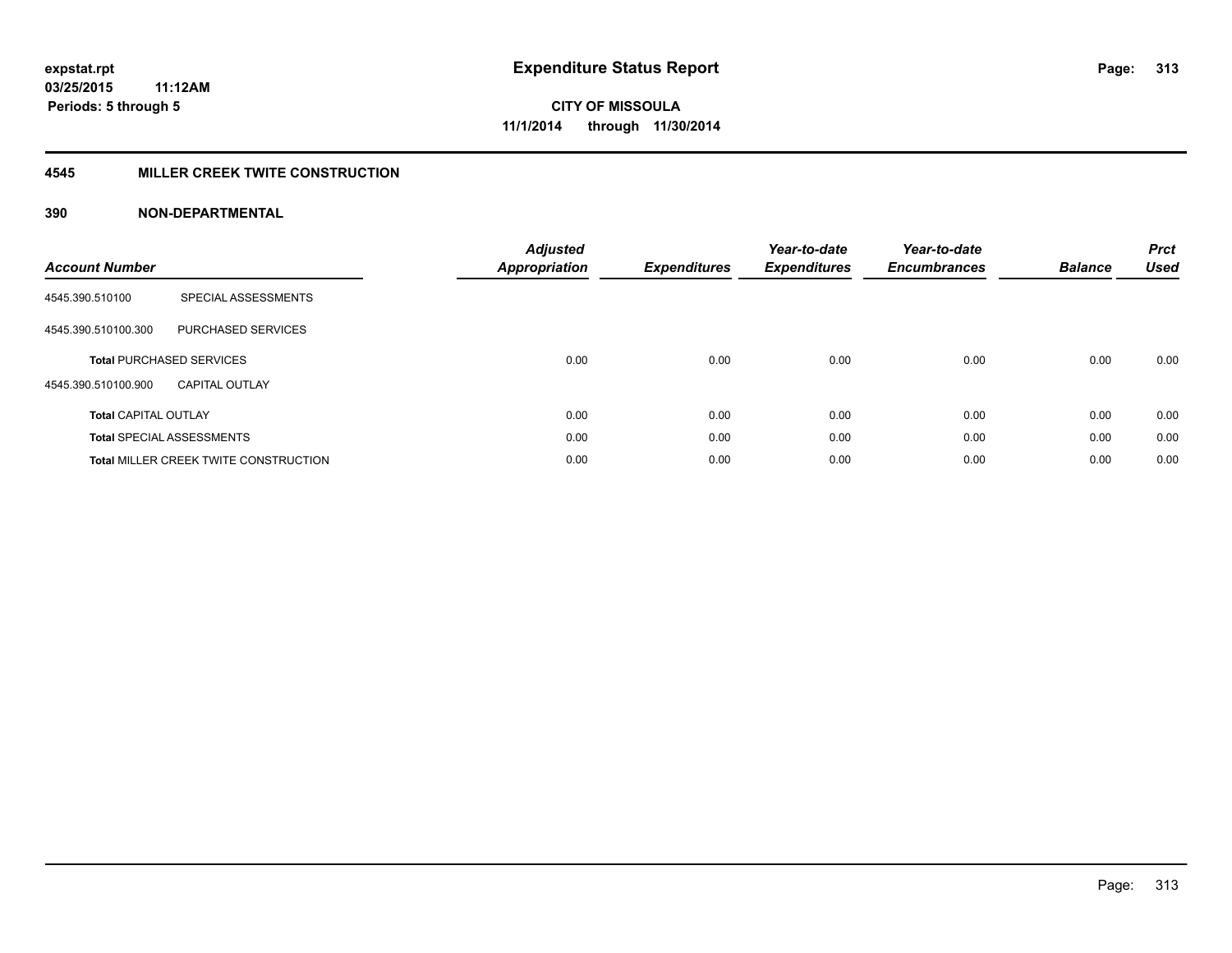expstat.rpt
03/25/2015 11:12AM
Periods: 5 through 5

# Expenditure Status Report

CITY OF MISSOULA
11/1/2014 through 11/30/2014

## 4545 MILLER CREEK TWITE CONSTRUCTION

## 390 NON-DEPARTMENTAL

| Account Number | | Adjusted Appropriation | Expenditures | Year-to-date Expenditures | Year-to-date Encumbrances | Balance | Prct Used |
|---|---|---|---|---|---|---|---|
| 4545.390.510100 | SPECIAL ASSESSMENTS | | | | | | |
| 4545.390.510100.300 | PURCHASED SERVICES | | | | | | |
| **Total** PURCHASED SERVICES | | 0.00 | 0.00 | 0.00 | 0.00 | 0.00 | 0.00 |
| 4545.390.510100.900 | CAPITAL OUTLAY | | | | | | |
| **Total** CAPITAL OUTLAY | | 0.00 | 0.00 | 0.00 | 0.00 | 0.00 | 0.00 |
| **Total** SPECIAL ASSESSMENTS | | 0.00 | 0.00 | 0.00 | 0.00 | 0.00 | 0.00 |
| **Total** MILLER CREEK TWITE CONSTRUCTION | | 0.00 | 0.00 | 0.00 | 0.00 | 0.00 | 0.00 |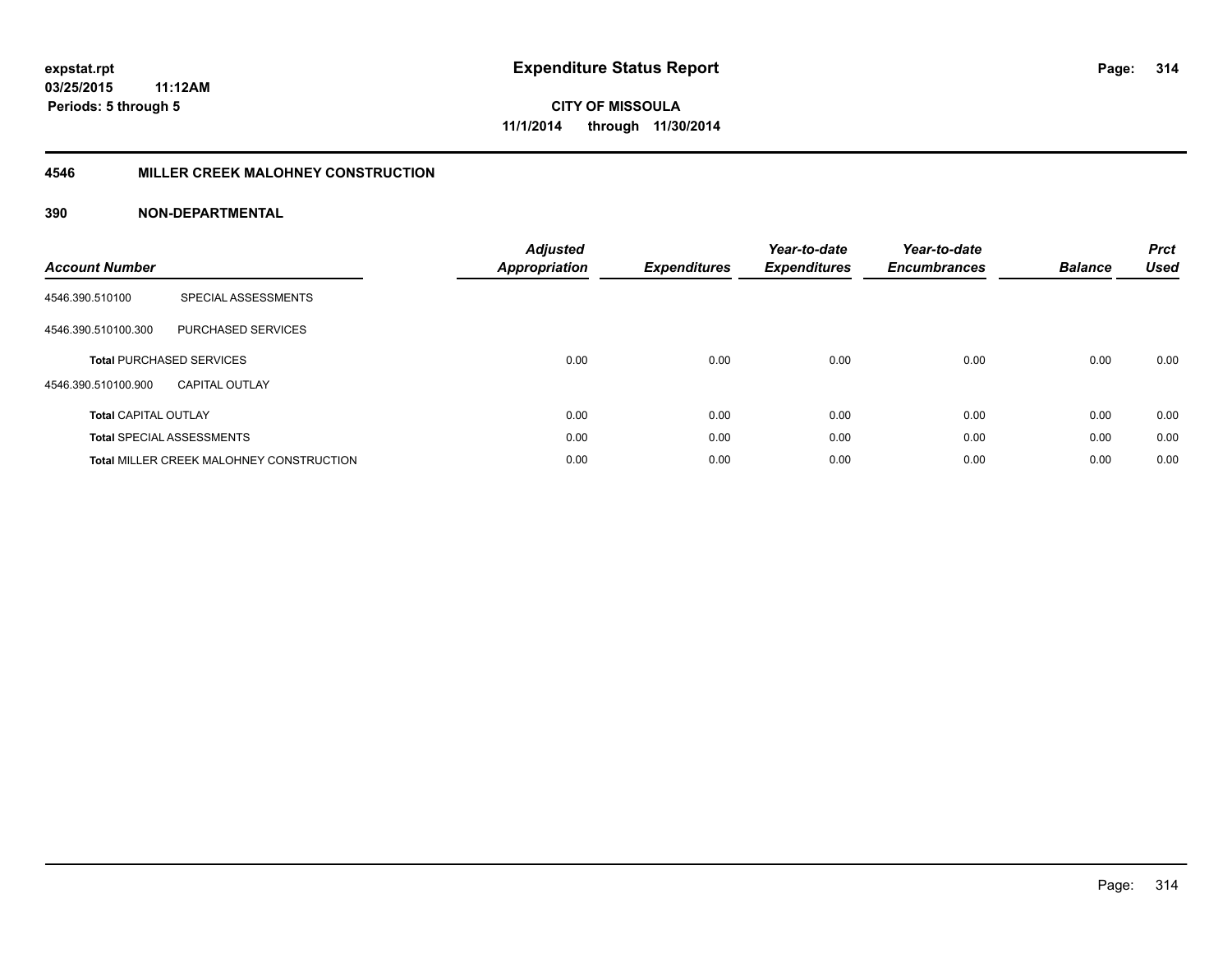# Expenditure Status Report

expstat.rpt
03/25/2015 11:12AM
Periods: 5 through 5

**CITY OF MISSOULA**
**11/1/2014 through 11/30/2014**

## 4546 MILLER CREEK MALOHNEY CONSTRUCTION

### 390 NON-DEPARTMENTAL

| Account Number | | Adjusted Appropriation | Expenditures | Year-to-date Expenditures | Year-to-date Encumbrances | Balance | Prct Used |
|---|---|---|---|---|---|---|---|
| 4546.390.510100 | SPECIAL ASSESSMENTS | | | | | | |
| 4546.390.510100.300 | PURCHASED SERVICES | | | | | | |
| **Total** PURCHASED SERVICES | | 0.00 | 0.00 | 0.00 | 0.00 | 0.00 | 0.00 |
| 4546.390.510100.900 | CAPITAL OUTLAY | | | | | | |
| **Total** CAPITAL OUTLAY | | 0.00 | 0.00 | 0.00 | 0.00 | 0.00 | 0.00 |
| **Total** SPECIAL ASSESSMENTS | | 0.00 | 0.00 | 0.00 | 0.00 | 0.00 | 0.00 |
| **Total** MILLER CREEK MALOHNEY CONSTRUCTION | | 0.00 | 0.00 | 0.00 | 0.00 | 0.00 | 0.00 |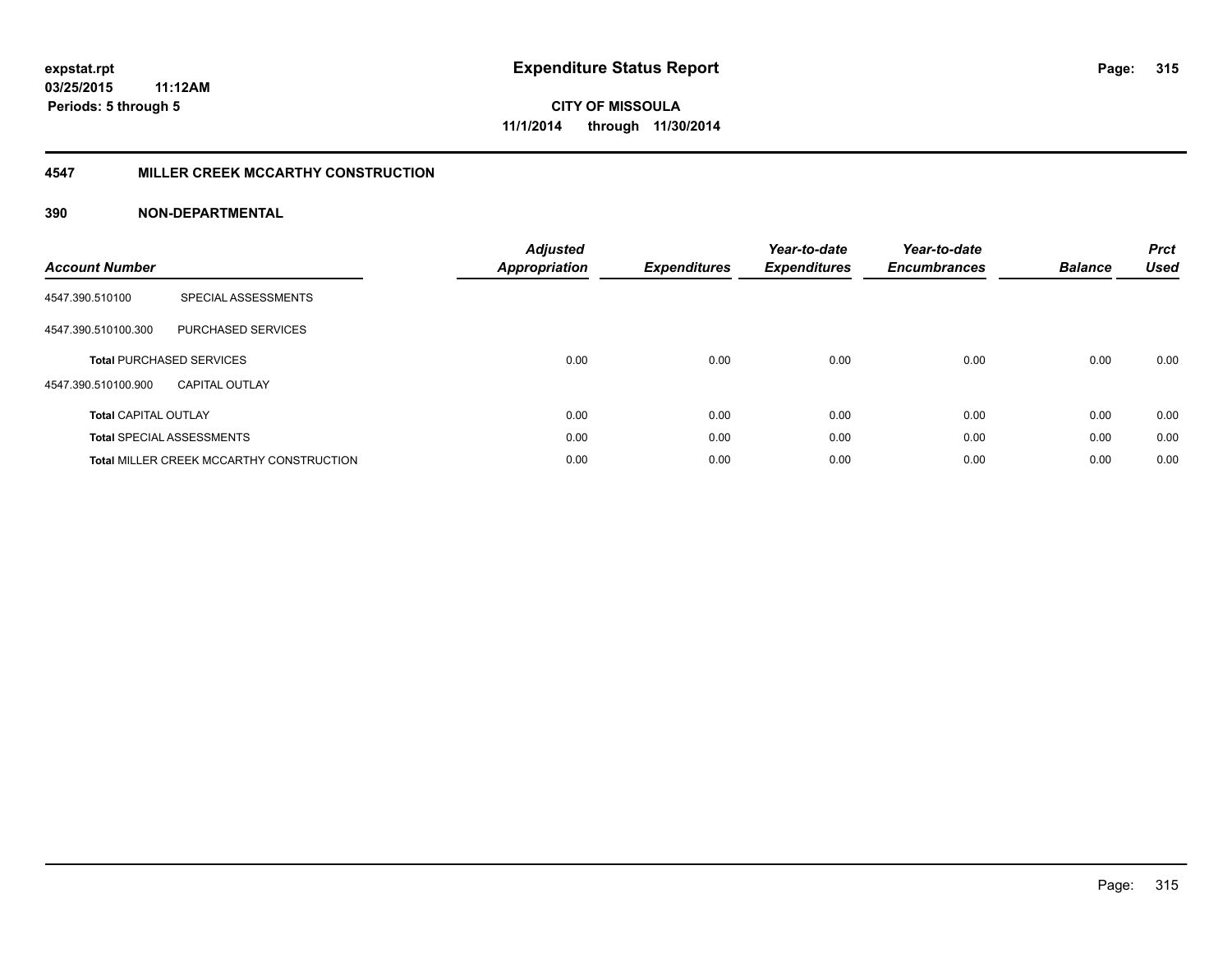# Expenditure Status Report

expstat.rpt
03/25/2015 11:12AM
Periods: 5 through 5

**CITY OF MISSOULA**
**11/1/2014 through 11/30/2014**

## 4547 MILLER CREEK MCCARTHY CONSTRUCTION

### 390 NON-DEPARTMENTAL

| Account Number | | Adjusted Appropriation | Expenditures | Year-to-date Expenditures | Year-to-date Encumbrances | Balance | Prct Used |
|---|---|---|---|---|---|---|---|
| 4547.390.510100 | SPECIAL ASSESSMENTS | | | | | | |
| 4547.390.510100.300 | PURCHASED SERVICES | | | | | | |
| **Total** PURCHASED SERVICES | | 0.00 | 0.00 | 0.00 | 0.00 | 0.00 | 0.00 |
| 4547.390.510100.900 | CAPITAL OUTLAY | | | | | | |
| **Total** CAPITAL OUTLAY | | 0.00 | 0.00 | 0.00 | 0.00 | 0.00 | 0.00 |
| **Total** SPECIAL ASSESSMENTS | | 0.00 | 0.00 | 0.00 | 0.00 | 0.00 | 0.00 |
| **Total** MILLER CREEK MCCARTHY CONSTRUCTION | | 0.00 | 0.00 | 0.00 | 0.00 | 0.00 | 0.00 |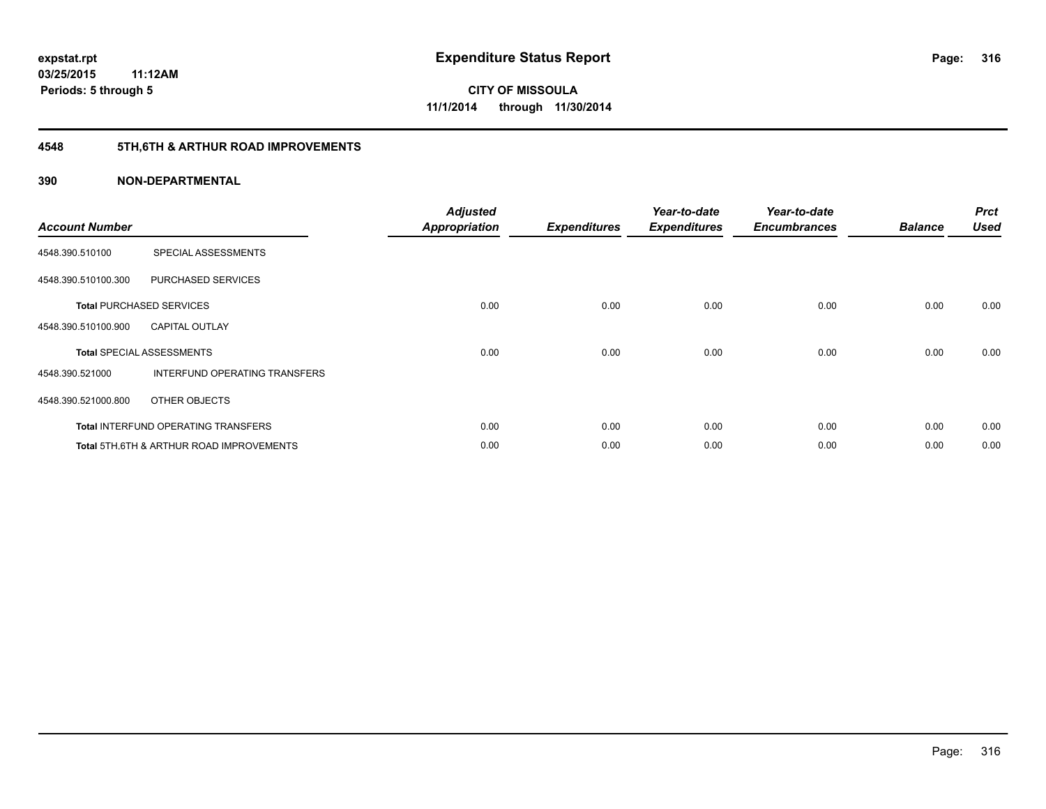# Expenditure Status Report

expstat.rpt
03/25/2015 11:12AM
Periods: 5 through 5

**CITY OF MISSOULA**
**11/1/2014 through 11/30/2014**

## 4548 5TH,6TH & ARTHUR ROAD IMPROVEMENTS

### 390 NON-DEPARTMENTAL

| Account Number | | Adjusted Appropriation | Expenditures | Year-to-date Expenditures | Year-to-date Encumbrances | Balance | Prct Used |
|---|---|---|---|---|---|---|---|
| 4548.390.510100 | SPECIAL ASSESSMENTS | | | | | | |
| 4548.390.510100.300 | PURCHASED SERVICES | | | | | | |
| **Total** PURCHASED SERVICES | | 0.00 | 0.00 | 0.00 | 0.00 | 0.00 | 0.00 |
| 4548.390.510100.900 | CAPITAL OUTLAY | | | | | | |
| **Total** SPECIAL ASSESSMENTS | | 0.00 | 0.00 | 0.00 | 0.00 | 0.00 | 0.00 |
| 4548.390.521000 | INTERFUND OPERATING TRANSFERS | | | | | | |
| 4548.390.521000.800 | OTHER OBJECTS | | | | | | |
| **Total** INTERFUND OPERATING TRANSFERS | | 0.00 | 0.00 | 0.00 | 0.00 | 0.00 | 0.00 |
| **Total** 5TH,6TH & ARTHUR ROAD IMPROVEMENTS | | 0.00 | 0.00 | 0.00 | 0.00 | 0.00 | 0.00 |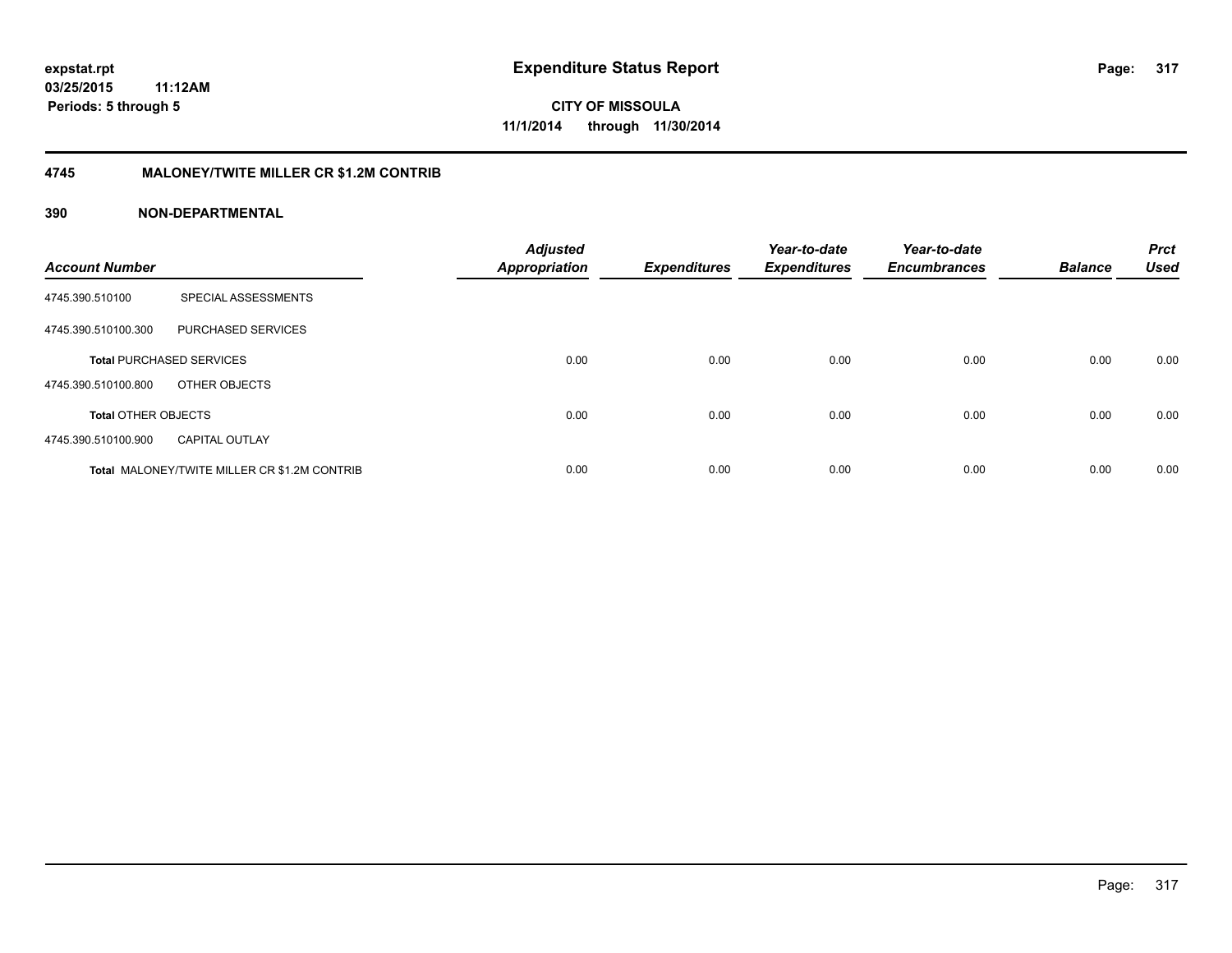expstat.rpt
03/25/2015 11:12AM
Periods: 5 through 5

# Expenditure Status Report

CITY OF MISSOULA
11/1/2014 through 11/30/2014

## 4745 MALONEY/TWITE MILLER CR $1.2M CONTRIB

### 390 NON-DEPARTMENTAL

| Account Number | | Adjusted Appropriation | Expenditures | Year-to-date Expenditures | Year-to-date Encumbrances | Balance | Prct Used |
|---|---|---|---|---|---|---|---|
| 4745.390.510100 | SPECIAL ASSESSMENTS | | | | | | |
| 4745.390.510100.300 | PURCHASED SERVICES | | | | | | |
| **Total** PURCHASED SERVICES | | 0.00 | 0.00 | 0.00 | 0.00 | 0.00 | 0.00 |
| 4745.390.510100.800 | OTHER OBJECTS | | | | | | |
| **Total** OTHER OBJECTS | | 0.00 | 0.00 | 0.00 | 0.00 | 0.00 | 0.00 |
| 4745.390.510100.900 | CAPITAL OUTLAY | | | | | | |
| **Total** MALONEY/TWITE MILLER CR $1.2M CONTRIB | | 0.00 | 0.00 | 0.00 | 0.00 | 0.00 | 0.00 |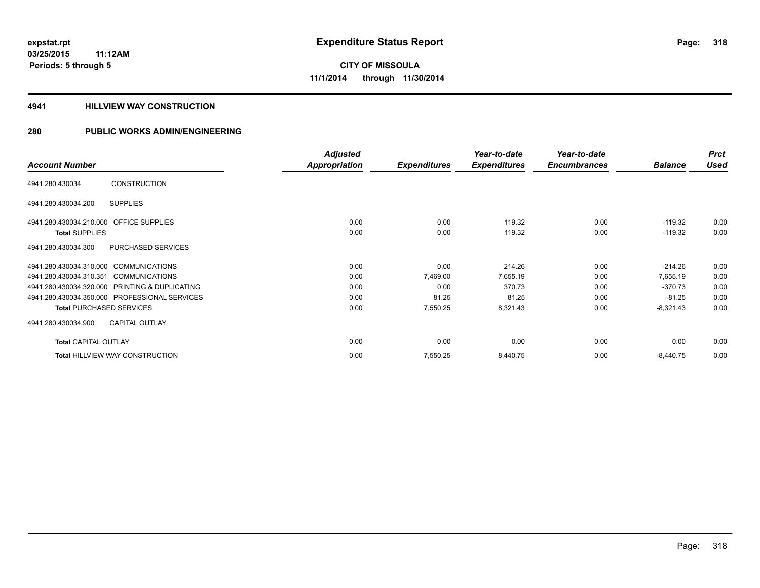# Expenditure Status Report

expstat.rpt
03/25/2015 11:12AM
Periods: 5 through 5

**CITY OF MISSOULA**
**11/1/2014 through 11/30/2014**

## 4941 HILLVIEW WAY CONSTRUCTION

## 280 PUBLIC WORKS ADMIN/ENGINEERING

| Account Number | | Adjusted Appropriation | Expenditures | Year-to-date Expenditures | Year-to-date Encumbrances | Balance | Prct Used |
|---|---|---|---|---|---|---|---|
| 4941.280.430034 | CONSTRUCTION | | | | | | |
| 4941.280.430034.200 | SUPPLIES | | | | | | |
| 4941.280.430034.210.000 | OFFICE SUPPLIES | 0.00 | 0.00 | 119.32 | 0.00 | -119.32 | 0.00 |
| **Total** SUPPLIES | | 0.00 | 0.00 | 119.32 | 0.00 | -119.32 | 0.00 |
| 4941.280.430034.300 | PURCHASED SERVICES | | | | | | |
| 4941.280.430034.310.000 | COMMUNICATIONS | 0.00 | 0.00 | 214.26 | 0.00 | -214.26 | 0.00 |
| 4941.280.430034.310.351 | COMMUNICATIONS | 0.00 | 7,469.00 | 7,655.19 | 0.00 | -7,655.19 | 0.00 |
| 4941.280.430034.320.000 | PRINTING & DUPLICATING | 0.00 | 0.00 | 370.73 | 0.00 | -370.73 | 0.00 |
| 4941.280.430034.350.000 | PROFESSIONAL SERVICES | 0.00 | 81.25 | 81.25 | 0.00 | -81.25 | 0.00 |
| **Total** PURCHASED SERVICES | | 0.00 | 7,550.25 | 8,321.43 | 0.00 | -8,321.43 | 0.00 |
| 4941.280.430034.900 | CAPITAL OUTLAY | | | | | | |
| **Total** CAPITAL OUTLAY | | 0.00 | 0.00 | 0.00 | 0.00 | 0.00 | 0.00 |
| **Total** HILLVIEW WAY CONSTRUCTION | | 0.00 | 7,550.25 | 8,440.75 | 0.00 | -8,440.75 | 0.00 |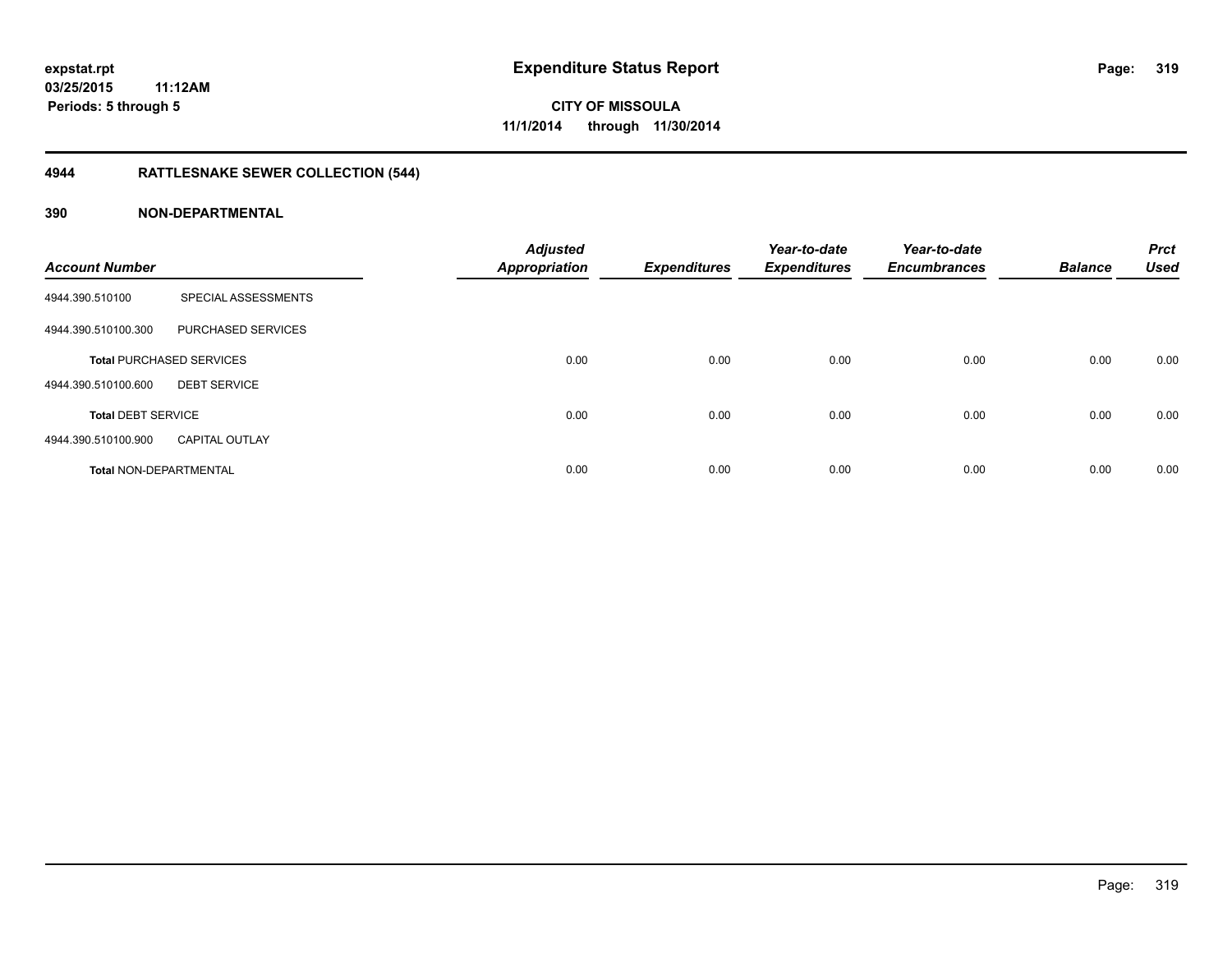**expstat.rpt**
**03/25/2015 11:12AM**
**Periods: 5 through 5**

# Expenditure Status Report

**CITY OF MISSOULA**
**11/1/2014 through 11/30/2014**

## 4944 RATTLESNAKE SEWER COLLECTION (544)

### 390 NON-DEPARTMENTAL

| Account Number | | Adjusted Appropriation | Expenditures | Year-to-date Expenditures | Year-to-date Encumbrances | Balance | Prct Used |
|---|---|---|---|---|---|---|---|
| 4944.390.510100 | SPECIAL ASSESSMENTS | | | | | | |
| 4944.390.510100.300 | PURCHASED SERVICES | | | | | | |
| **Total** PURCHASED SERVICES | | 0.00 | 0.00 | 0.00 | 0.00 | 0.00 | 0.00 |
| 4944.390.510100.600 | DEBT SERVICE | | | | | | |
| **Total** DEBT SERVICE | | 0.00 | 0.00 | 0.00 | 0.00 | 0.00 | 0.00 |
| 4944.390.510100.900 | CAPITAL OUTLAY | | | | | | |
| **Total** NON-DEPARTMENTAL | | 0.00 | 0.00 | 0.00 | 0.00 | 0.00 | 0.00 |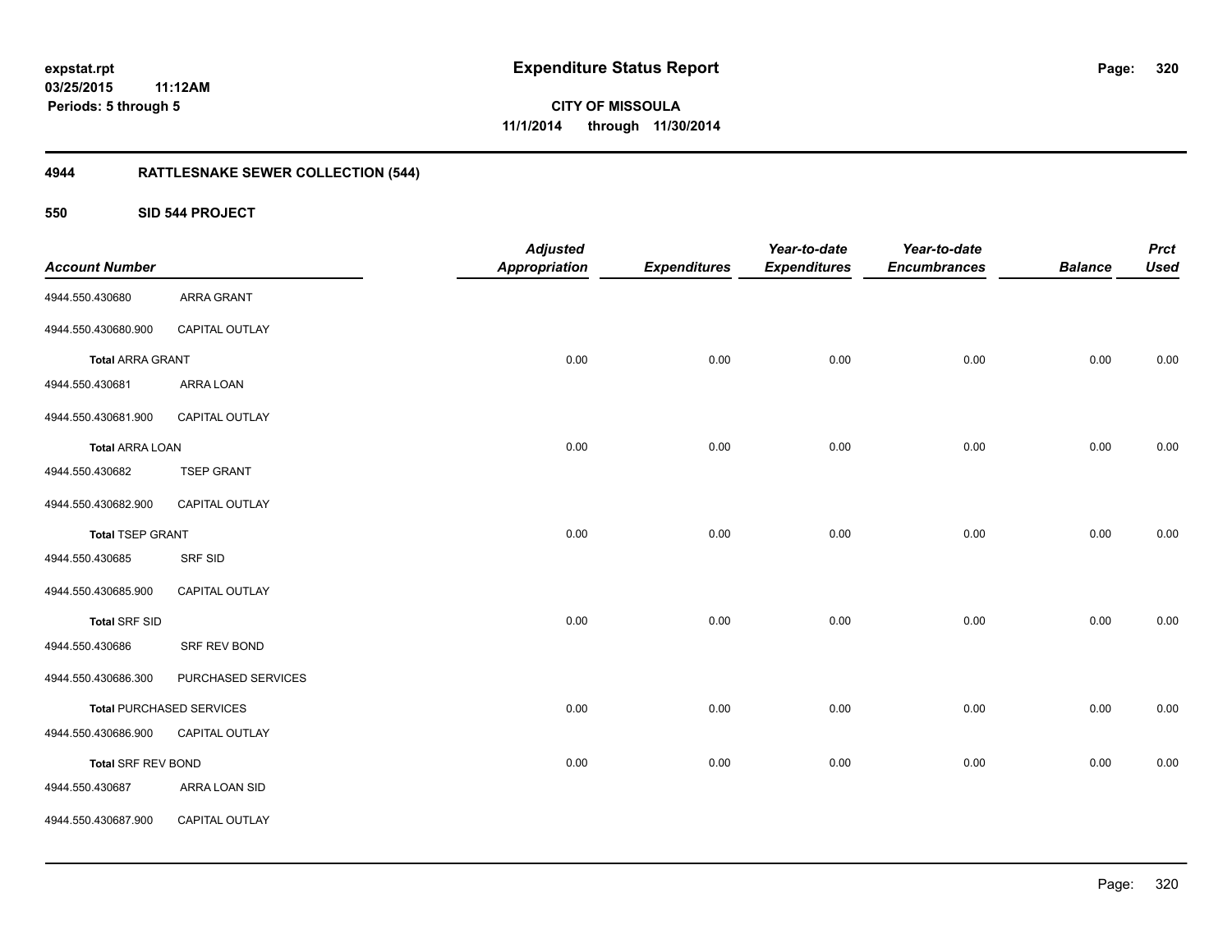# Expenditure Status Report

expstat.rpt
03/25/2015 11:12AM
Periods: 5 through 5

**CITY OF MISSOULA**
**11/1/2014 through 11/30/2014**

## 4944 RATTLESNAKE SEWER COLLECTION (544)

### 550 SID 544 PROJECT

| Account Number | | Adjusted Appropriation | Expenditures | Year-to-date Expenditures | Year-to-date Encumbrances | Balance | Prct Used |
|---|---|---|---|---|---|---|---|
| 4944.550.430680 | ARRA GRANT | | | | | | |
| 4944.550.430680.900 | CAPITAL OUTLAY | | | | | | |
| **Total** ARRA GRANT | | 0.00 | 0.00 | 0.00 | 0.00 | 0.00 | 0.00 |
| 4944.550.430681 | ARRA LOAN | | | | | | |
| 4944.550.430681.900 | CAPITAL OUTLAY | | | | | | |
| **Total** ARRA LOAN | | 0.00 | 0.00 | 0.00 | 0.00 | 0.00 | 0.00 |
| 4944.550.430682 | TSEP GRANT | | | | | | |
| 4944.550.430682.900 | CAPITAL OUTLAY | | | | | | |
| **Total** TSEP GRANT | | 0.00 | 0.00 | 0.00 | 0.00 | 0.00 | 0.00 |
| 4944.550.430685 | SRF SID | | | | | | |
| 4944.550.430685.900 | CAPITAL OUTLAY | | | | | | |
| **Total** SRF SID | | 0.00 | 0.00 | 0.00 | 0.00 | 0.00 | 0.00 |
| 4944.550.430686 | SRF REV BOND | | | | | | |
| 4944.550.430686.300 | PURCHASED SERVICES | | | | | | |
| **Total** PURCHASED SERVICES | | 0.00 | 0.00 | 0.00 | 0.00 | 0.00 | 0.00 |
| 4944.550.430686.900 | CAPITAL OUTLAY | | | | | | |
| **Total** SRF REV BOND | | 0.00 | 0.00 | 0.00 | 0.00 | 0.00 | 0.00 |
| 4944.550.430687 | ARRA LOAN SID | | | | | | |
| 4944.550.430687.900 | CAPITAL OUTLAY | | | | | | |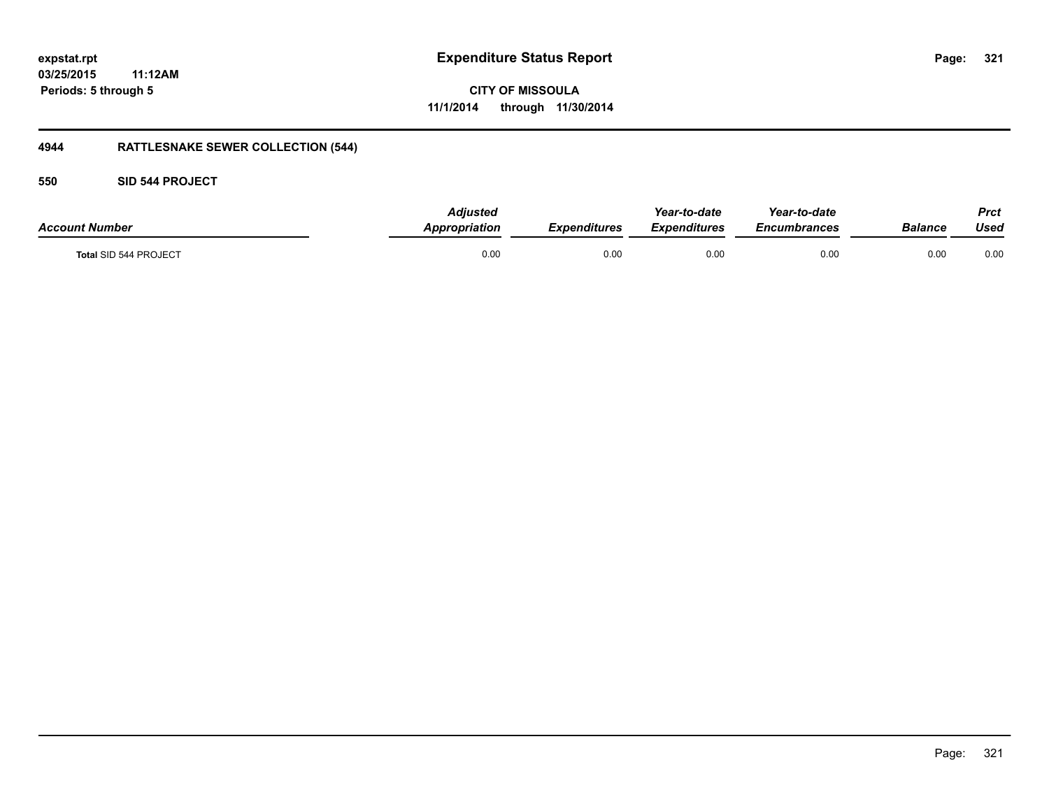# Expenditure Status Report

**CITY OF MISSOULA**

**11/1/2014 through 11/30/2014**

expstat.rpt
03/25/2015 11:12AM
Periods: 5 through 5

## 4944 RATTLESNAKE SEWER COLLECTION (544)

### 550 SID 544 PROJECT

| Account Number | Adjusted Appropriation | Expenditures | Year-to-date Expenditures | Year-to-date Encumbrances | Balance | Prct Used |
|---|---|---|---|---|---|---|
| Total SID 544 PROJECT | 0.00 | 0.00 | 0.00 | 0.00 | 0.00 | 0.00 |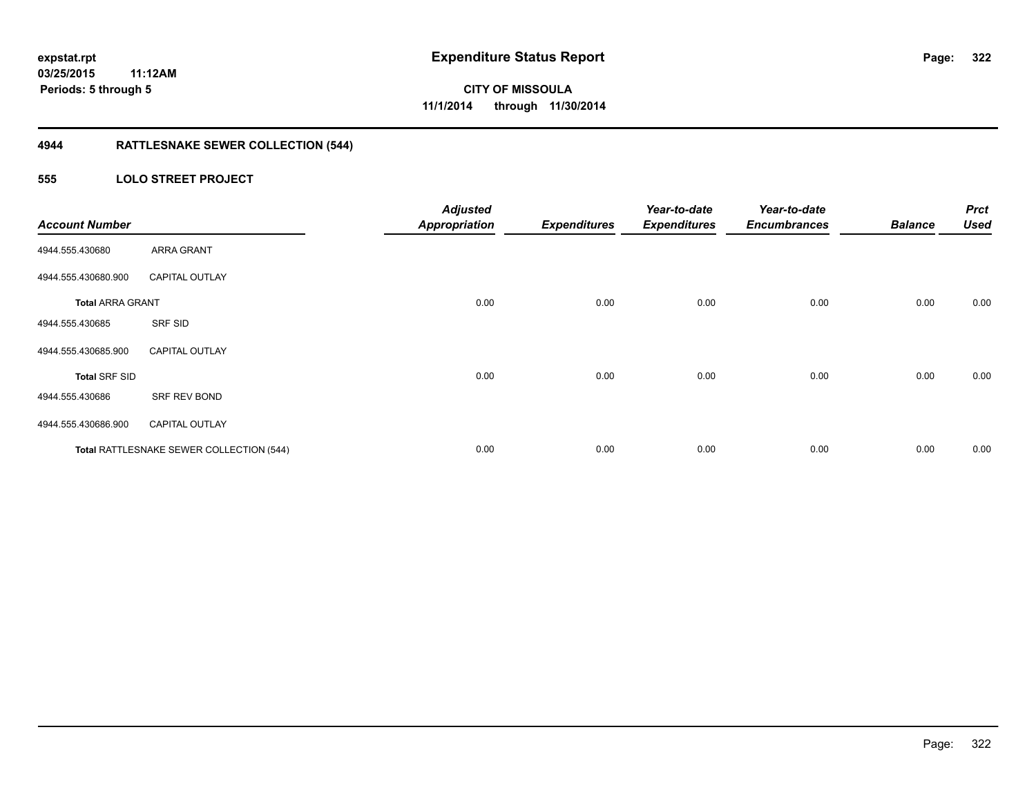# Expenditure Status Report

expstat.rpt
03/25/2015 11:12AM
Periods: 5 through 5

**CITY OF MISSOULA**
**11/1/2014 through 11/30/2014**

## 4944 RATTLESNAKE SEWER COLLECTION (544)

### 555 LOLO STREET PROJECT

| Account Number | | Adjusted Appropriation | Expenditures | Year-to-date Expenditures | Year-to-date Encumbrances | Balance | Prct Used |
|---|---|---|---|---|---|---|---|
| 4944.555.430680 | ARRA GRANT | | | | | | |
| 4944.555.430680.900 | CAPITAL OUTLAY | | | | | | |
| **Total** ARRA GRANT | | 0.00 | 0.00 | 0.00 | 0.00 | 0.00 | 0.00 |
| 4944.555.430685 | SRF SID | | | | | | |
| 4944.555.430685.900 | CAPITAL OUTLAY | | | | | | |
| **Total** SRF SID | | 0.00 | 0.00 | 0.00 | 0.00 | 0.00 | 0.00 |
| 4944.555.430686 | SRF REV BOND | | | | | | |
| 4944.555.430686.900 | CAPITAL OUTLAY | | | | | | |
| **Total** RATTLESNAKE SEWER COLLECTION (544) | | 0.00 | 0.00 | 0.00 | 0.00 | 0.00 | 0.00 |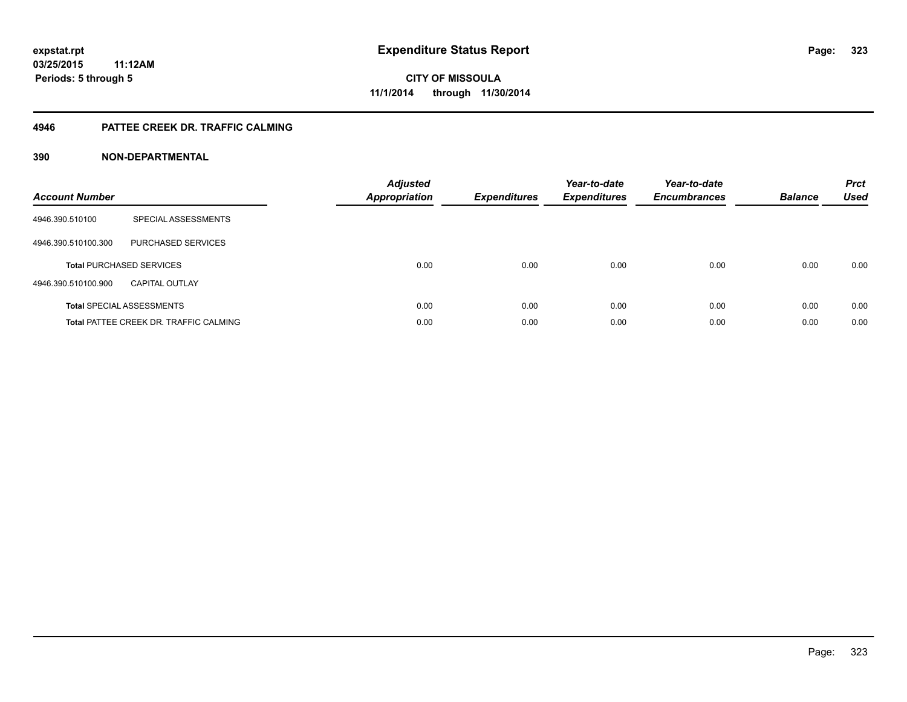expstat.rpt
03/25/2015 11:12AM
Periods: 5 through 5

# Expenditure Status Report

CITY OF MISSOULA
11/1/2014 through 11/30/2014

## 4946 PATTEE CREEK DR. TRAFFIC CALMING

## 390 NON-DEPARTMENTAL

| Account Number | | Adjusted Appropriation | Expenditures | Year-to-date Expenditures | Year-to-date Encumbrances | Balance | Prct Used |
|---|---|---|---|---|---|---|---|
| 4946.390.510100 | SPECIAL ASSESSMENTS | | | | | | |
| 4946.390.510100.300 | PURCHASED SERVICES | | | | | | |
| **Total** PURCHASED SERVICES | | 0.00 | 0.00 | 0.00 | 0.00 | 0.00 | 0.00 |
| 4946.390.510100.900 | CAPITAL OUTLAY | | | | | | |
| **Total** SPECIAL ASSESSMENTS | | 0.00 | 0.00 | 0.00 | 0.00 | 0.00 | 0.00 |
| **Total** PATTEE CREEK DR. TRAFFIC CALMING | | 0.00 | 0.00 | 0.00 | 0.00 | 0.00 | 0.00 |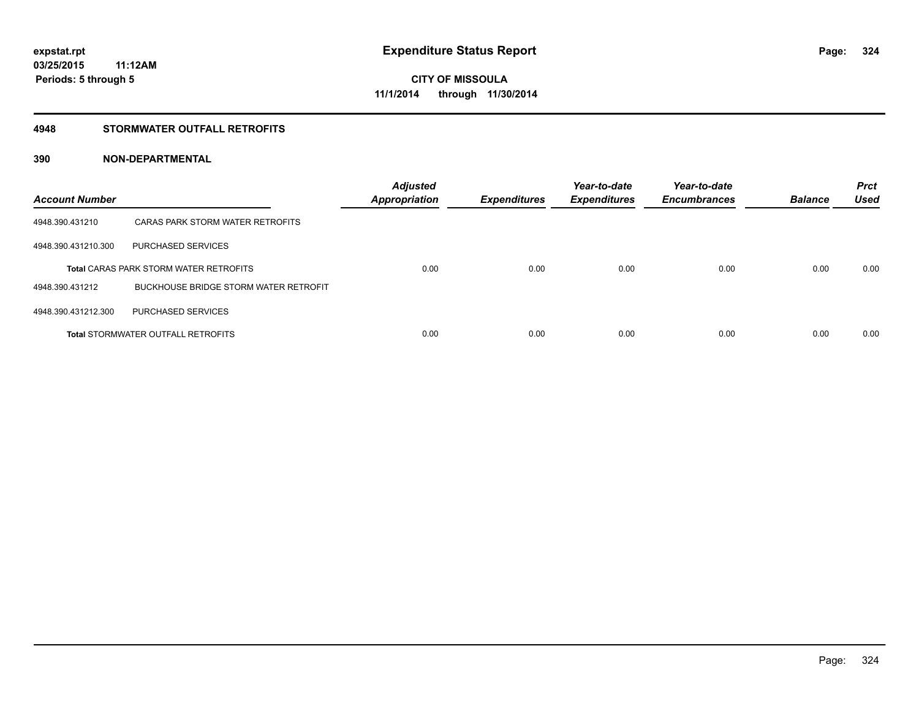# Expenditure Status Report

expstat.rpt
03/25/2015 11:12AM
Periods: 5 through 5

**CITY OF MISSOULA**
**11/1/2014 through 11/30/2014**

## 4948 STORMWATER OUTFALL RETROFITS

## 390 NON-DEPARTMENTAL

| Account Number | | Adjusted Appropriation | Expenditures | Year-to-date Expenditures | Year-to-date Encumbrances | Balance | Prct Used |
|---|---|---|---|---|---|---|---|
| 4948.390.431210 | CARAS PARK STORM WATER RETROFITS | | | | | | |
| 4948.390.431210.300 | PURCHASED SERVICES | | | | | | |
| | **Total** CARAS PARK STORM WATER RETROFITS | 0.00 | 0.00 | 0.00 | 0.00 | 0.00 | 0.00 |
| 4948.390.431212 | BUCKHOUSE BRIDGE STORM WATER RETROFIT | | | | | | |
| 4948.390.431212.300 | PURCHASED SERVICES | | | | | | |
| | **Total** STORMWATER OUTFALL RETROFITS | 0.00 | 0.00 | 0.00 | 0.00 | 0.00 | 0.00 |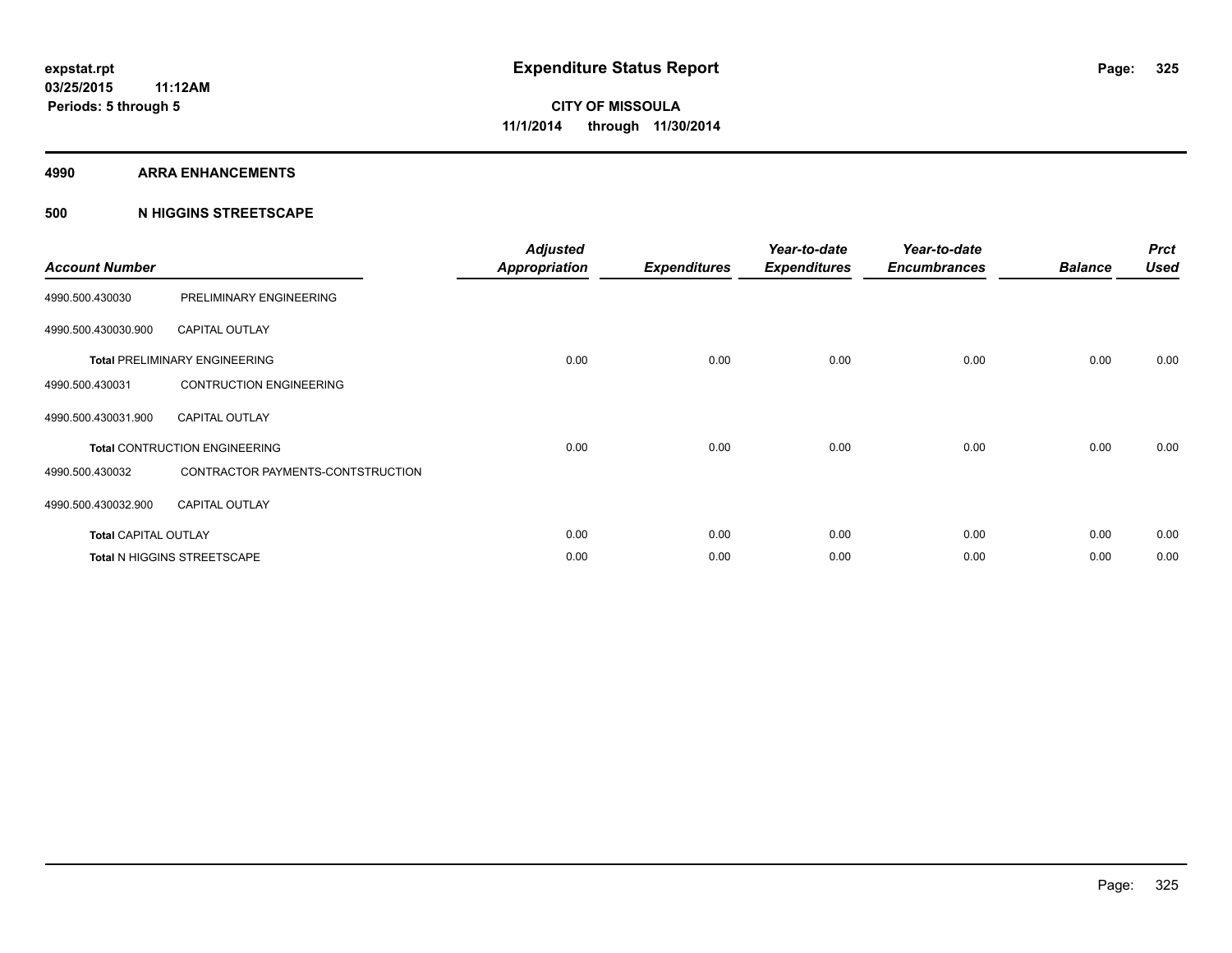expstat.rpt
03/25/2015 11:12AM
Periods: 5 through 5

# Expenditure Status Report

**CITY OF MISSOULA**
**11/1/2014 through 11/30/2014**

## 4990 ARRA ENHANCEMENTS

### 500 N HIGGINS STREETSCAPE

| Account Number | | Adjusted Appropriation | Expenditures | Year-to-date Expenditures | Year-to-date Encumbrances | Balance | Prct Used |
|---|---|---|---|---|---|---|---|
| 4990.500.430030 | PRELIMINARY ENGINEERING | | | | | | |
| 4990.500.430030.900 | CAPITAL OUTLAY | | | | | | |
| **Total** PRELIMINARY ENGINEERING | | 0.00 | 0.00 | 0.00 | 0.00 | 0.00 | 0.00 |
| 4990.500.430031 | CONTRUCTION ENGINEERING | | | | | | |
| 4990.500.430031.900 | CAPITAL OUTLAY | | | | | | |
| **Total** CONTRUCTION ENGINEERING | | 0.00 | 0.00 | 0.00 | 0.00 | 0.00 | 0.00 |
| 4990.500.430032 | CONTRACTOR PAYMENTS-CONTSTRUCTION | | | | | | |
| 4990.500.430032.900 | CAPITAL OUTLAY | | | | | | |
| **Total** CAPITAL OUTLAY | | 0.00 | 0.00 | 0.00 | 0.00 | 0.00 | 0.00 |
| **Total** N HIGGINS STREETSCAPE | | 0.00 | 0.00 | 0.00 | 0.00 | 0.00 | 0.00 |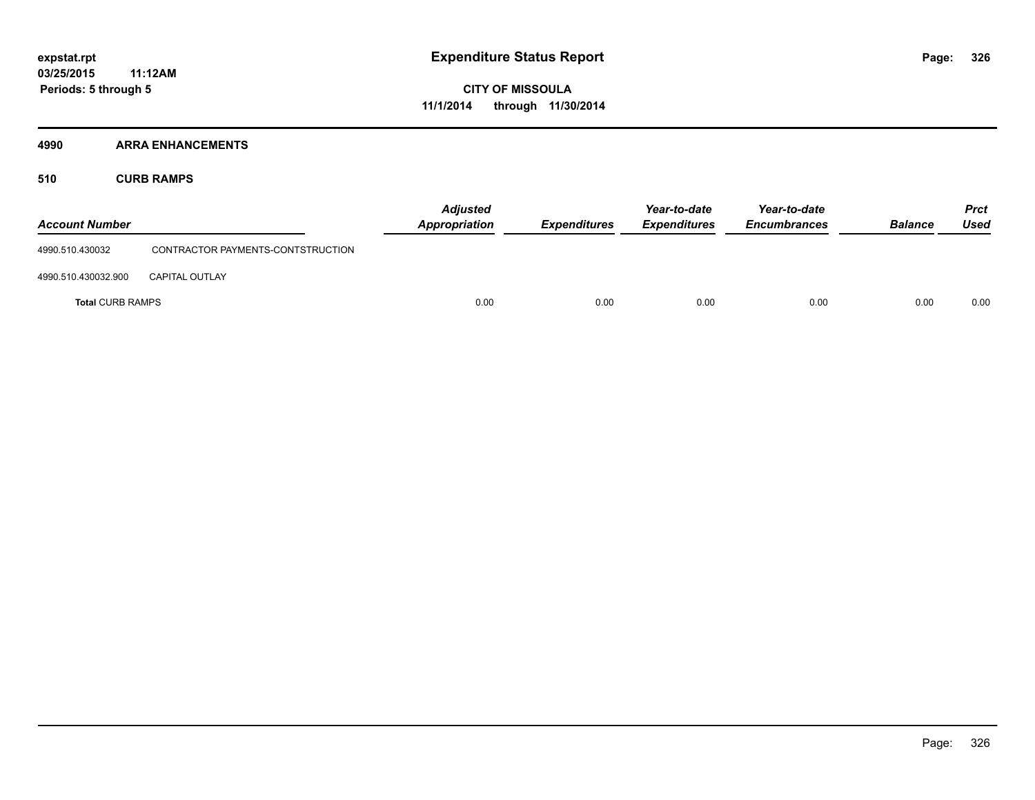expstat.rpt
03/25/2015 11:12AM
Periods: 5 through 5

# Expenditure Status Report

CITY OF MISSOULA
11/1/2014 through 11/30/2014

## 4990 ARRA ENHANCEMENTS

### 510 CURB RAMPS

| Account Number | | Adjusted Appropriation | Expenditures | Year-to-date Expenditures | Year-to-date Encumbrances | Balance | Prct Used |
|---|---|---|---|---|---|---|---|
| 4990.510.430032 | CONTRACTOR PAYMENTS-CONTSTRUCTION | | | | | | |
| 4990.510.430032.900 | CAPITAL OUTLAY | | | | | | |
| **Total** CURB RAMPS | | 0.00 | 0.00 | 0.00 | 0.00 | 0.00 | 0.00 |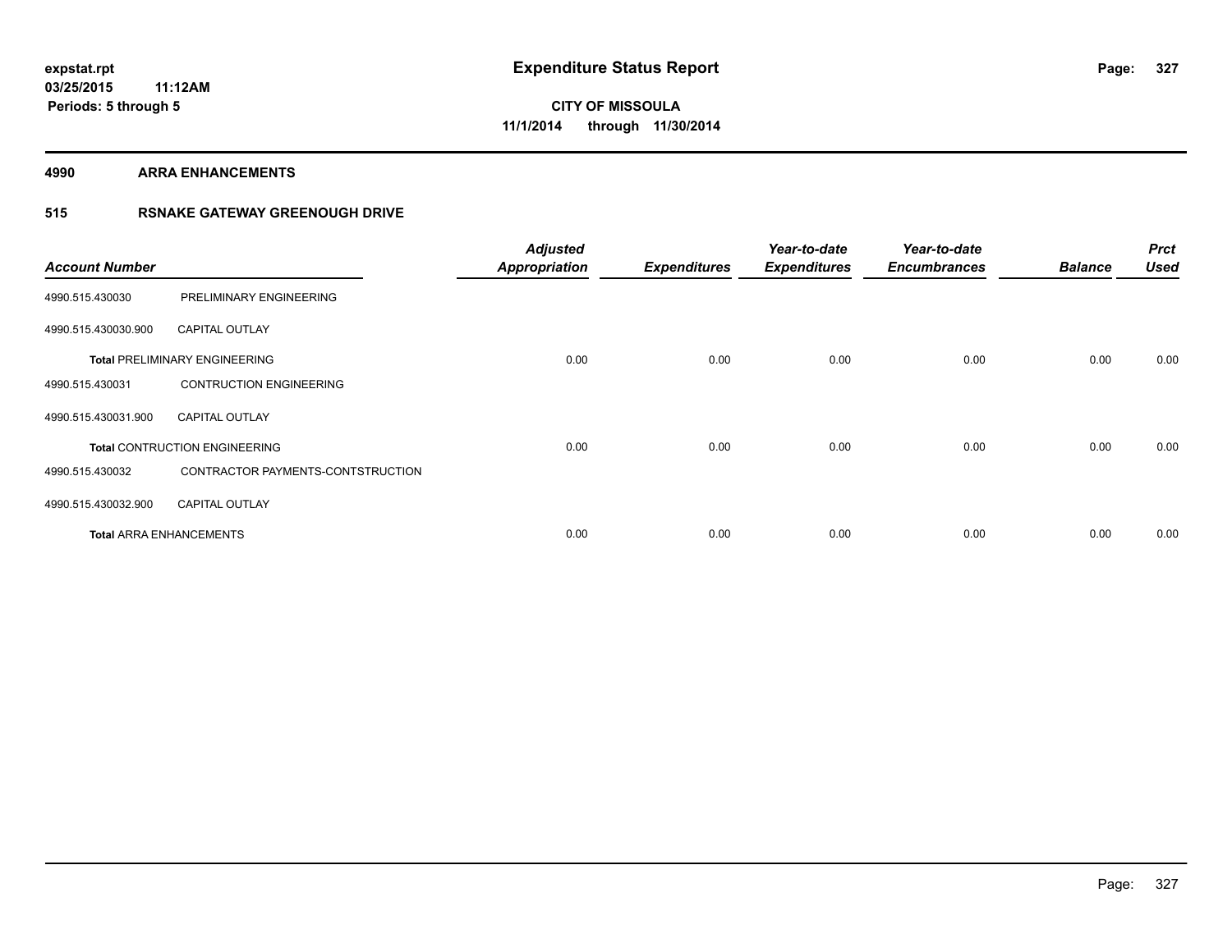# Expenditure Status Report

**CITY OF MISSOULA**

**11/1/2014 through 11/30/2014**

expstat.rpt
03/25/2015 11:12AM
Periods: 5 through 5

## 4990 ARRA ENHANCEMENTS

## 515 RSNAKE GATEWAY GREENOUGH DRIVE

| Account Number | | Adjusted Appropriation | Expenditures | Year-to-date Expenditures | Year-to-date Encumbrances | Balance | Prct Used |
|---|---|---|---|---|---|---|---|
| 4990.515.430030 | PRELIMINARY ENGINEERING | | | | | | |
| 4990.515.430030.900 | CAPITAL OUTLAY | | | | | | |
| **Total** PRELIMINARY ENGINEERING | | 0.00 | 0.00 | 0.00 | 0.00 | 0.00 | 0.00 |
| 4990.515.430031 | CONTRUCTION ENGINEERING | | | | | | |
| 4990.515.430031.900 | CAPITAL OUTLAY | | | | | | |
| **Total** CONTRUCTION ENGINEERING | | 0.00 | 0.00 | 0.00 | 0.00 | 0.00 | 0.00 |
| 4990.515.430032 | CONTRACTOR PAYMENTS-CONTSTRUCTION | | | | | | |
| 4990.515.430032.900 | CAPITAL OUTLAY | | | | | | |
| **Total** ARRA ENHANCEMENTS | | 0.00 | 0.00 | 0.00 | 0.00 | 0.00 | 0.00 |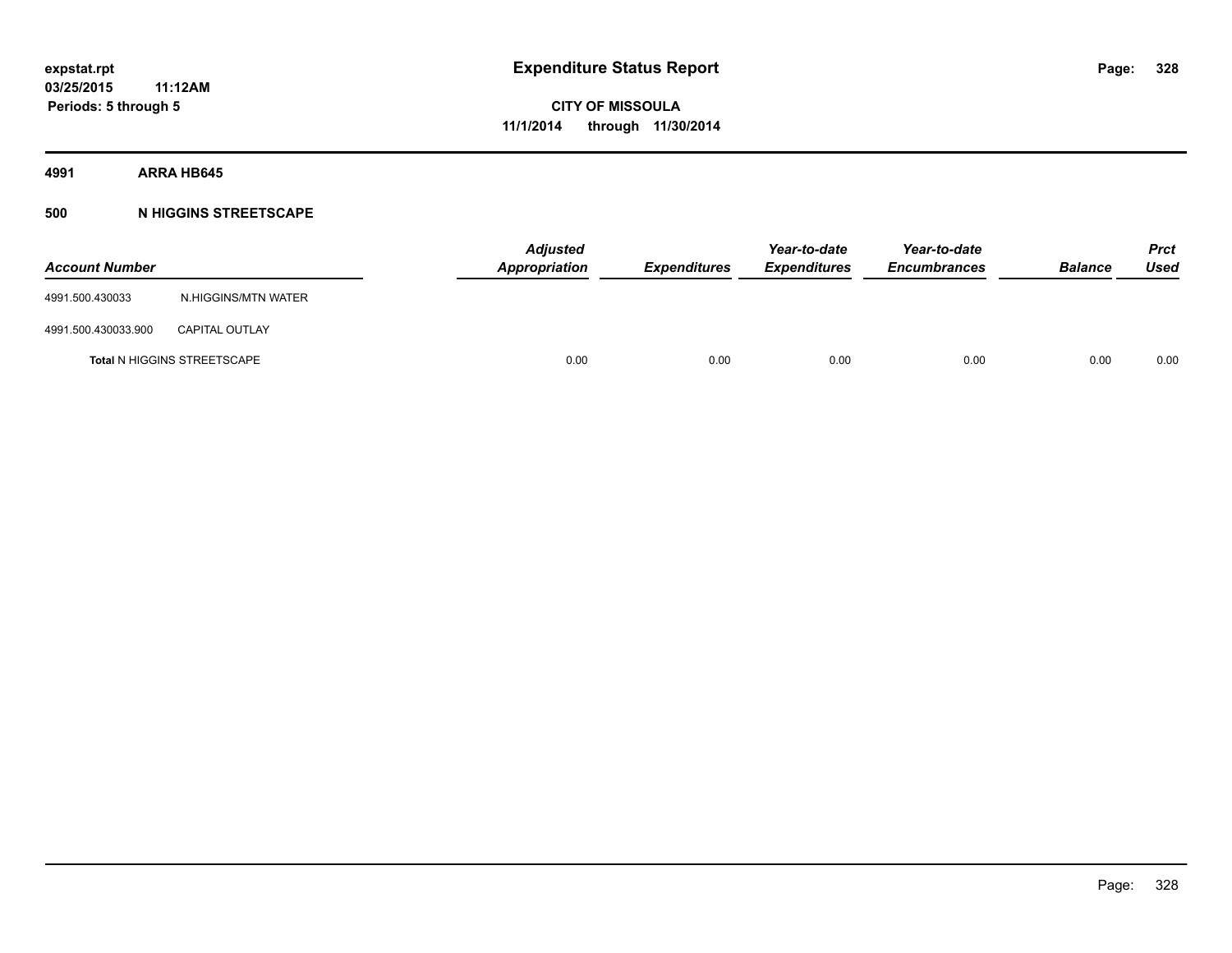**expstat.rpt**
**03/25/2015 11:12AM**
**Periods: 5 through 5**

# Expenditure Status Report

**CITY OF MISSOULA**
**11/1/2014 through 11/30/2014**

## 4991 ARRA HB645

### 500 N HIGGINS STREETSCAPE

| Account Number | | Adjusted Appropriation | Expenditures | Year-to-date Expenditures | Year-to-date Encumbrances | Balance | Prct Used |
|---|---|---|---|---|---|---|---|
| 4991.500.430033 | N.HIGGINS/MTN WATER | | | | | | |
| 4991.500.430033.900 | CAPITAL OUTLAY | | | | | | |
| **Total** N HIGGINS STREETSCAPE | | 0.00 | 0.00 | 0.00 | 0.00 | 0.00 | 0.00 |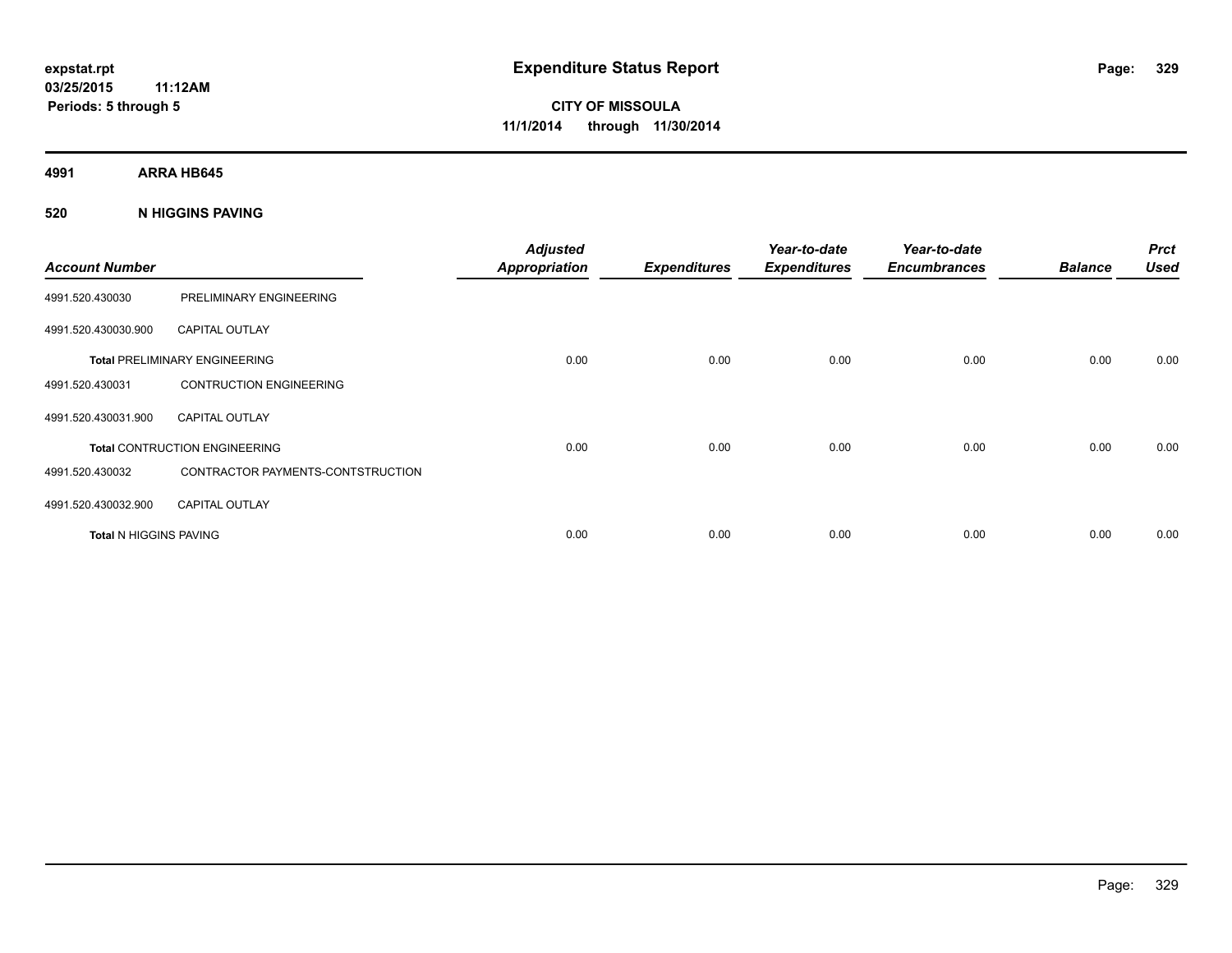**Expenditure Status Report**

expstat.rpt
03/25/2015 11:12AM
Periods: 5 through 5

**CITY OF MISSOULA**
**11/1/2014 through 11/30/2014**

## 4991 ARRA HB645

## 520 N HIGGINS PAVING

| Account Number | | Adjusted Appropriation | Expenditures | Year-to-date Expenditures | Year-to-date Encumbrances | Balance | Prct Used |
|---|---|---|---|---|---|---|---|
| 4991.520.430030 | PRELIMINARY ENGINEERING | | | | | | |
| 4991.520.430030.900 | CAPITAL OUTLAY | | | | | | |
| **Total** PRELIMINARY ENGINEERING | | 0.00 | 0.00 | 0.00 | 0.00 | 0.00 | 0.00 |
| 4991.520.430031 | CONTRUCTION ENGINEERING | | | | | | |
| 4991.520.430031.900 | CAPITAL OUTLAY | | | | | | |
| **Total** CONTRUCTION ENGINEERING | | 0.00 | 0.00 | 0.00 | 0.00 | 0.00 | 0.00 |
| 4991.520.430032 | CONTRACTOR PAYMENTS-CONTSTRUCTION | | | | | | |
| 4991.520.430032.900 | CAPITAL OUTLAY | | | | | | |
| **Total** N HIGGINS PAVING | | 0.00 | 0.00 | 0.00 | 0.00 | 0.00 | 0.00 |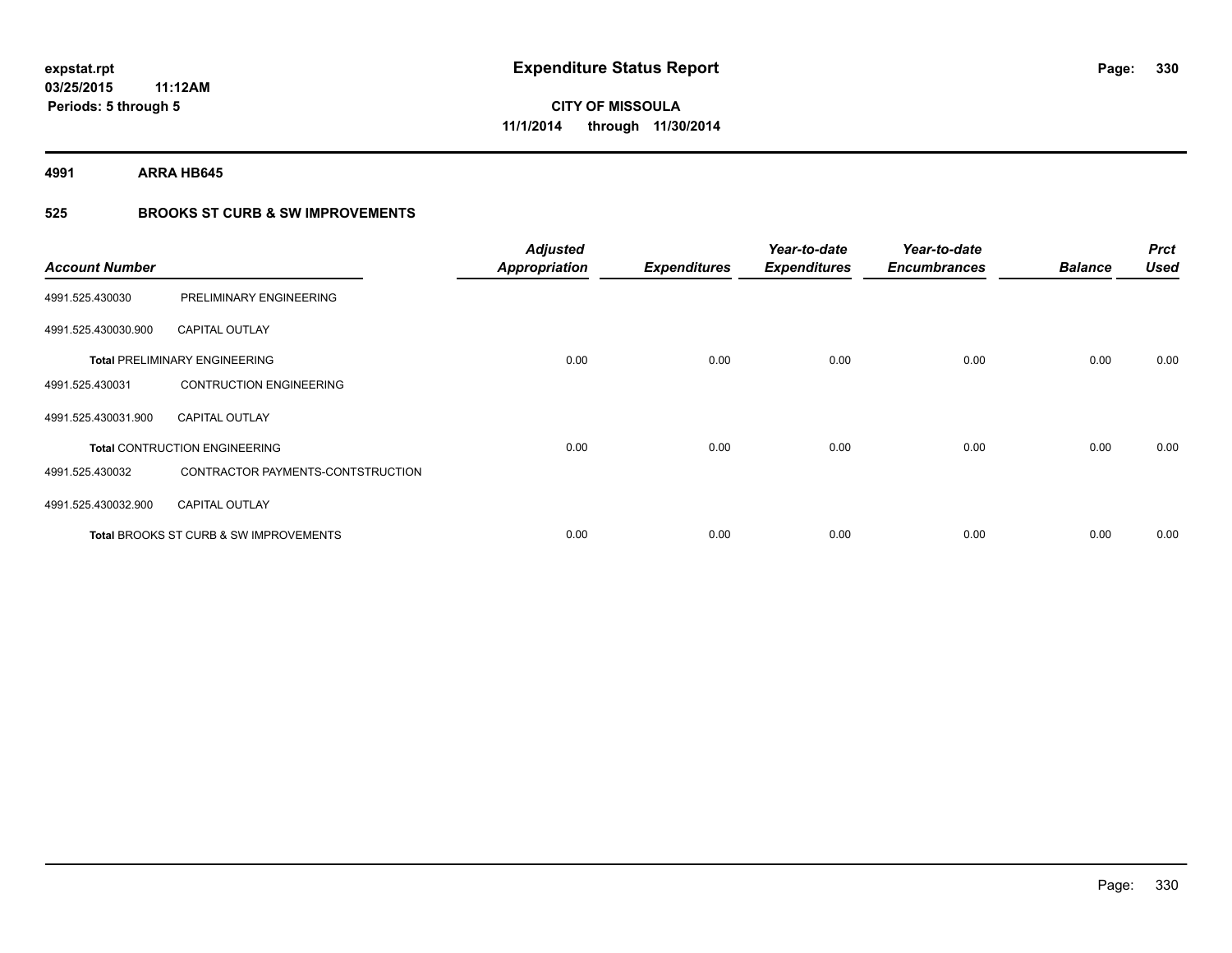**expstat.rpt**
**03/25/2015 11:12AM**
**Periods: 5 through 5**

# Expenditure Status Report

**CITY OF MISSOULA**
**11/1/2014 through 11/30/2014**

**4991 ARRA HB645**

## 525 BROOKS ST CURB & SW IMPROVEMENTS

| Account Number | | Adjusted Appropriation | Expenditures | Year-to-date Expenditures | Year-to-date Encumbrances | Balance | Prct Used |
|---|---|---|---|---|---|---|---|
| 4991.525.430030 | PRELIMINARY ENGINEERING | | | | | | |
| 4991.525.430030.900 | CAPITAL OUTLAY | | | | | | |
| **Total** PRELIMINARY ENGINEERING | | 0.00 | 0.00 | 0.00 | 0.00 | 0.00 | 0.00 |
| 4991.525.430031 | CONTRUCTION ENGINEERING | | | | | | |
| 4991.525.430031.900 | CAPITAL OUTLAY | | | | | | |
| **Total** CONTRUCTION ENGINEERING | | 0.00 | 0.00 | 0.00 | 0.00 | 0.00 | 0.00 |
| 4991.525.430032 | CONTRACTOR PAYMENTS-CONTSTRUCTION | | | | | | |
| 4991.525.430032.900 | CAPITAL OUTLAY | | | | | | |
| **Total** BROOKS ST CURB & SW IMPROVEMENTS | | 0.00 | 0.00 | 0.00 | 0.00 | 0.00 | 0.00 |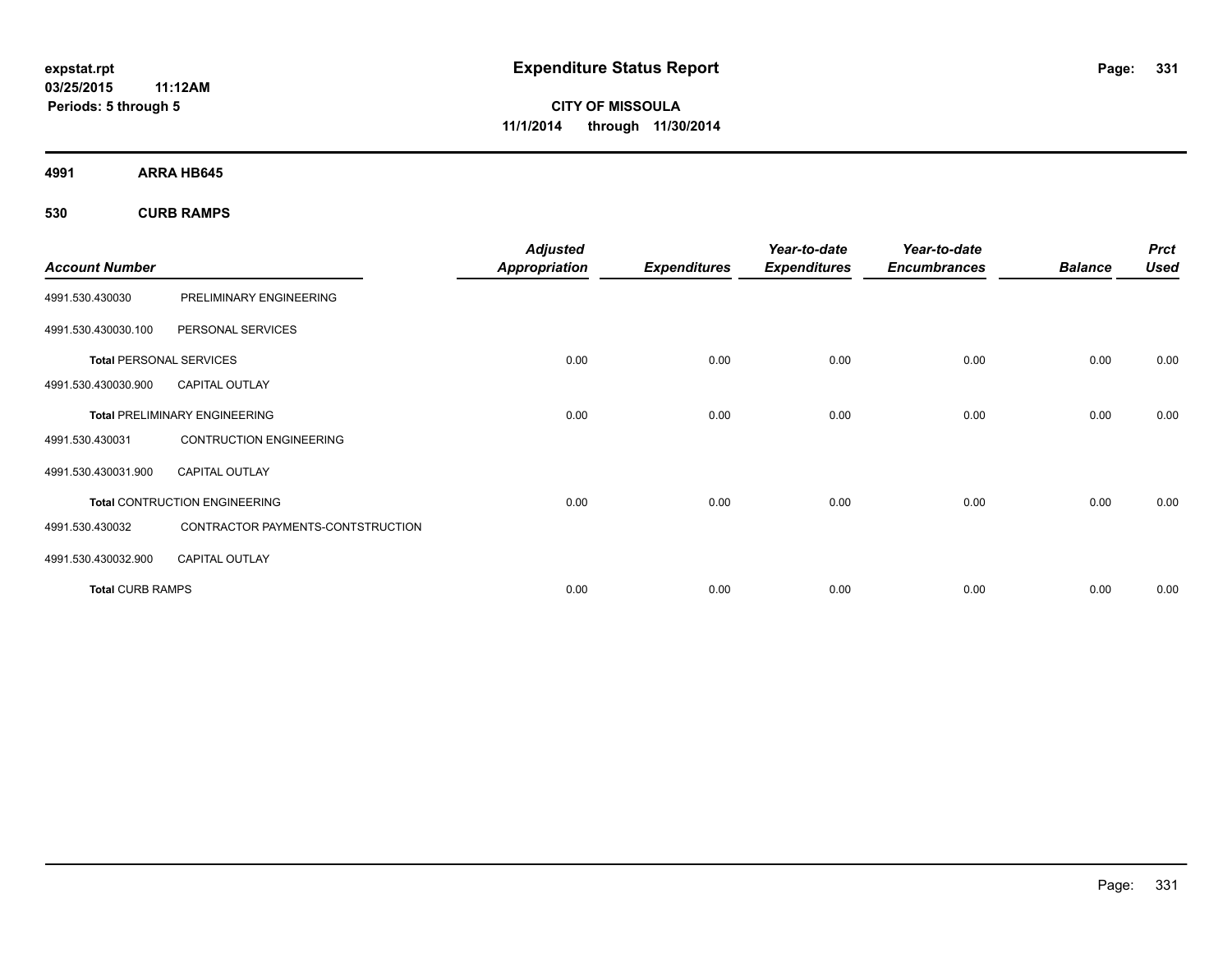expstat.rpt
03/25/2015 11:12AM
Periods: 5 through 5

# Expenditure Status Report

CITY OF MISSOULA
11/1/2014 through 11/30/2014

**4991 ARRA HB645**

**530 CURB RAMPS**

| Account Number | | Adjusted Appropriation | Expenditures | Year-to-date Expenditures | Year-to-date Encumbrances | Balance | Prct Used |
|---|---|---|---|---|---|---|---|
| 4991.530.430030 | PRELIMINARY ENGINEERING | | | | | | |
| 4991.530.430030.100 | PERSONAL SERVICES | | | | | | |
| **Total** PERSONAL SERVICES | | 0.00 | 0.00 | 0.00 | 0.00 | 0.00 | 0.00 |
| 4991.530.430030.900 | CAPITAL OUTLAY | | | | | | |
| **Total** PRELIMINARY ENGINEERING | | 0.00 | 0.00 | 0.00 | 0.00 | 0.00 | 0.00 |
| 4991.530.430031 | CONTRUCTION ENGINEERING | | | | | | |
| 4991.530.430031.900 | CAPITAL OUTLAY | | | | | | |
| **Total** CONTRUCTION ENGINEERING | | 0.00 | 0.00 | 0.00 | 0.00 | 0.00 | 0.00 |
| 4991.530.430032 | CONTRACTOR PAYMENTS-CONTSTRUCTION | | | | | | |
| 4991.530.430032.900 | CAPITAL OUTLAY | | | | | | |
| **Total** CURB RAMPS | | 0.00 | 0.00 | 0.00 | 0.00 | 0.00 | 0.00 |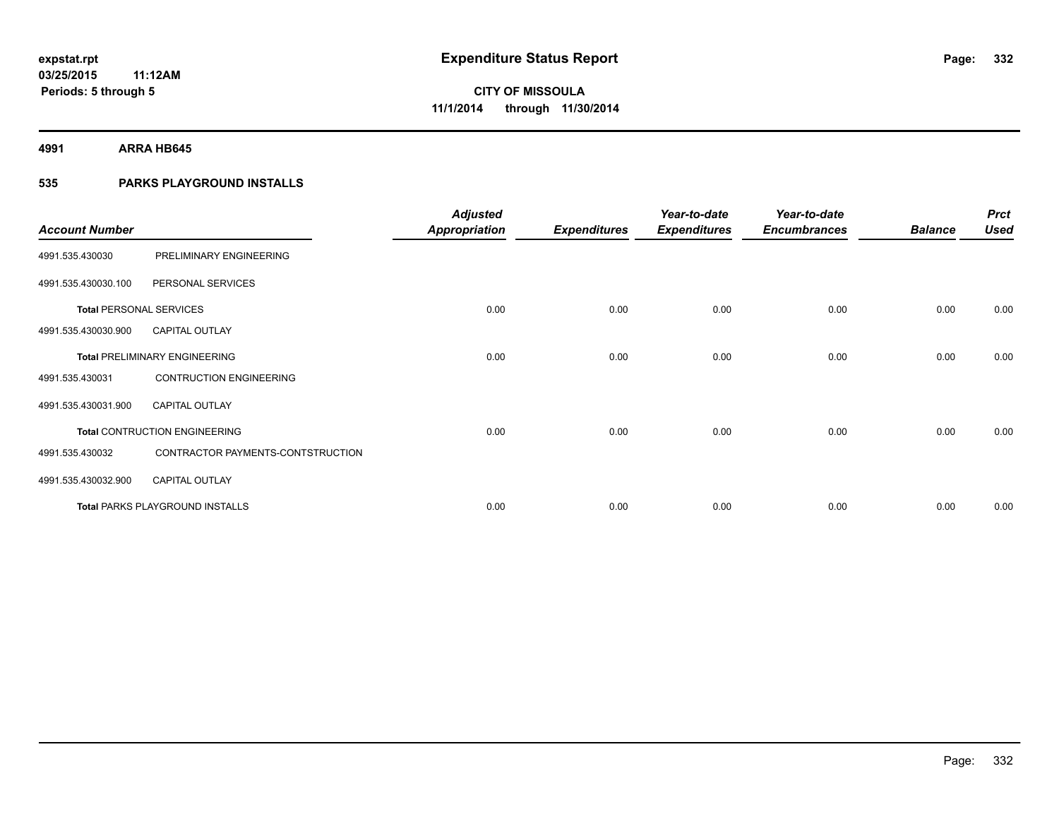**expstat.rpt**
**03/25/2015 11:12AM**
**Periods: 5 through 5**

# Expenditure Status Report

**CITY OF MISSOULA**
**11/1/2014 through 11/30/2014**

**4991 ARRA HB645**

**535 PARKS PLAYGROUND INSTALLS**

| Account Number | | Adjusted Appropriation | Expenditures | Year-to-date Expenditures | Year-to-date Encumbrances | Balance | Prct Used |
|---|---|---|---|---|---|---|---|
| 4991.535.430030 | PRELIMINARY ENGINEERING | | | | | | |
| 4991.535.430030.100 | PERSONAL SERVICES | | | | | | |
| **Total** PERSONAL SERVICES | | 0.00 | 0.00 | 0.00 | 0.00 | 0.00 | 0.00 |
| 4991.535.430030.900 | CAPITAL OUTLAY | | | | | | |
| **Total** PRELIMINARY ENGINEERING | | 0.00 | 0.00 | 0.00 | 0.00 | 0.00 | 0.00 |
| 4991.535.430031 | CONTRUCTION ENGINEERING | | | | | | |
| 4991.535.430031.900 | CAPITAL OUTLAY | | | | | | |
| **Total** CONTRUCTION ENGINEERING | | 0.00 | 0.00 | 0.00 | 0.00 | 0.00 | 0.00 |
| 4991.535.430032 | CONTRACTOR PAYMENTS-CONTSTRUCTION | | | | | | |
| 4991.535.430032.900 | CAPITAL OUTLAY | | | | | | |
| **Total** PARKS PLAYGROUND INSTALLS | | 0.00 | 0.00 | 0.00 | 0.00 | 0.00 | 0.00 |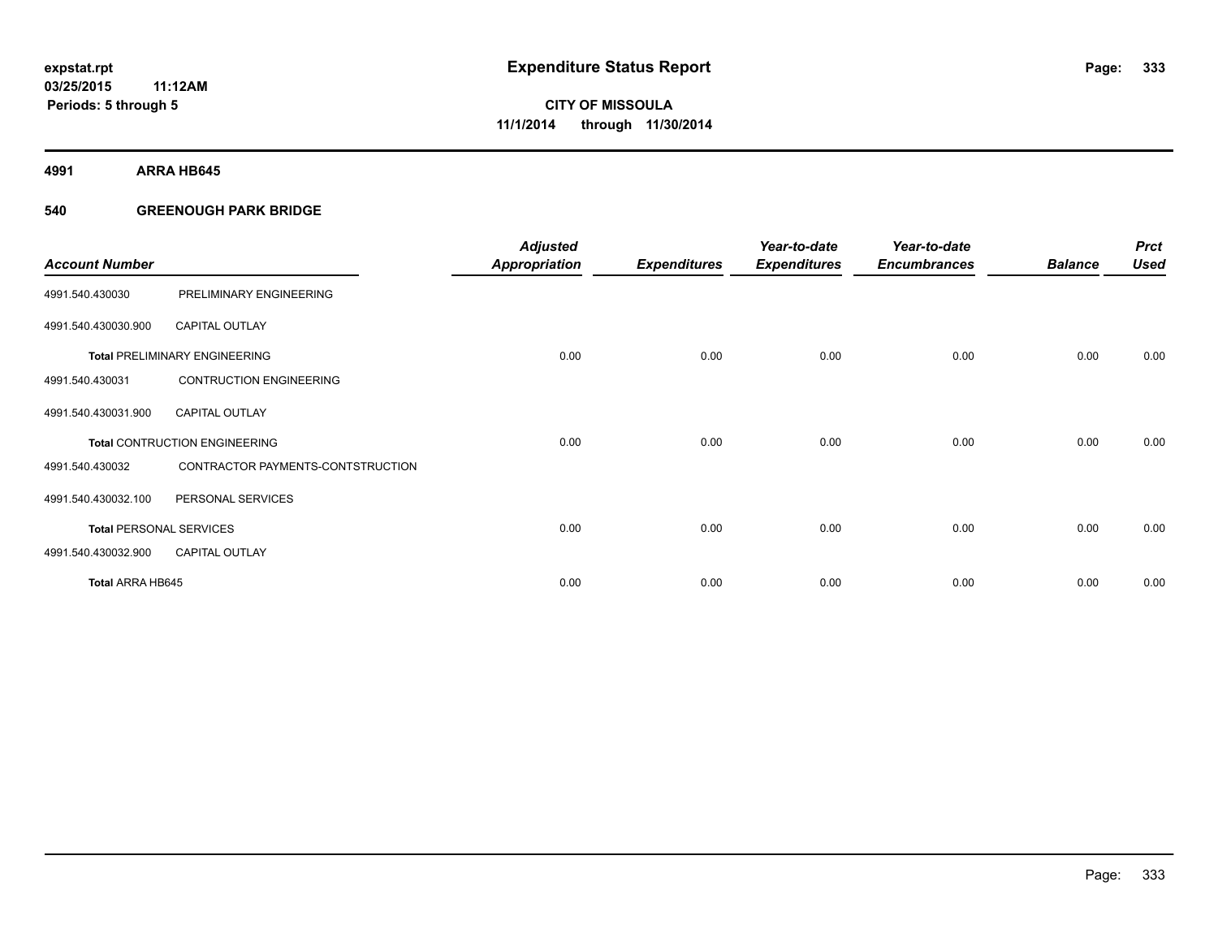**expstat.rpt**
**03/25/2015 11:12AM**
**Periods: 5 through 5**

# Expenditure Status Report

**CITY OF MISSOULA**
**11/1/2014 through 11/30/2014**

## 4991 ARRA HB645

### 540 GREENOUGH PARK BRIDGE

| Account Number | | Adjusted Appropriation | Expenditures | Year-to-date Expenditures | Year-to-date Encumbrances | Balance | Prct Used |
|---|---|---|---|---|---|---|---|
| 4991.540.430030 | PRELIMINARY ENGINEERING | | | | | | |
| 4991.540.430030.900 | CAPITAL OUTLAY | | | | | | |
| **Total** PRELIMINARY ENGINEERING | | 0.00 | 0.00 | 0.00 | 0.00 | 0.00 | 0.00 |
| 4991.540.430031 | CONTRUCTION ENGINEERING | | | | | | |
| 4991.540.430031.900 | CAPITAL OUTLAY | | | | | | |
| **Total** CONTRUCTION ENGINEERING | | 0.00 | 0.00 | 0.00 | 0.00 | 0.00 | 0.00 |
| 4991.540.430032 | CONTRACTOR PAYMENTS-CONTSTRUCTION | | | | | | |
| 4991.540.430032.100 | PERSONAL SERVICES | | | | | | |
| **Total** PERSONAL SERVICES | | 0.00 | 0.00 | 0.00 | 0.00 | 0.00 | 0.00 |
| 4991.540.430032.900 | CAPITAL OUTLAY | | | | | | |
| **Total** ARRA HB645 | | 0.00 | 0.00 | 0.00 | 0.00 | 0.00 | 0.00 |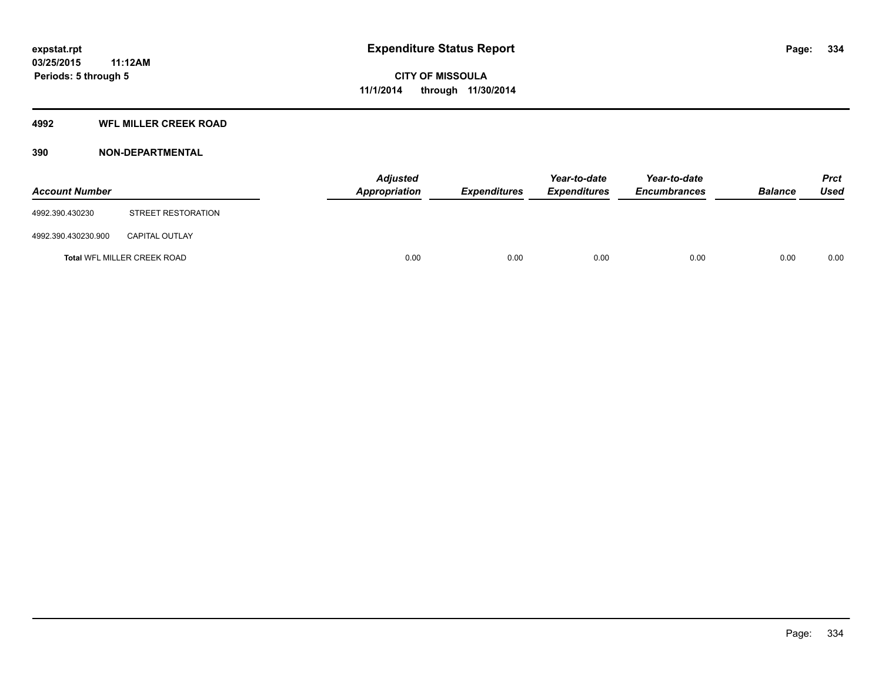# Expenditure Status Report

**CITY OF MISSOULA**
**11/1/2014 through 11/30/2014**

expstat.rpt
03/25/2015 11:12AM
Periods: 5 through 5

## 4992 WFL MILLER CREEK ROAD

### 390 NON-DEPARTMENTAL

| Account Number | | Adjusted Appropriation | Expenditures | Year-to-date Expenditures | Year-to-date Encumbrances | Balance | Prct Used |
|---|---|---|---|---|---|---|---|
| 4992.390.430230 | STREET RESTORATION | | | | | | |
| 4992.390.430230.900 | CAPITAL OUTLAY | | | | | | |
| **Total** WFL MILLER CREEK ROAD | | 0.00 | 0.00 | 0.00 | 0.00 | 0.00 | 0.00 |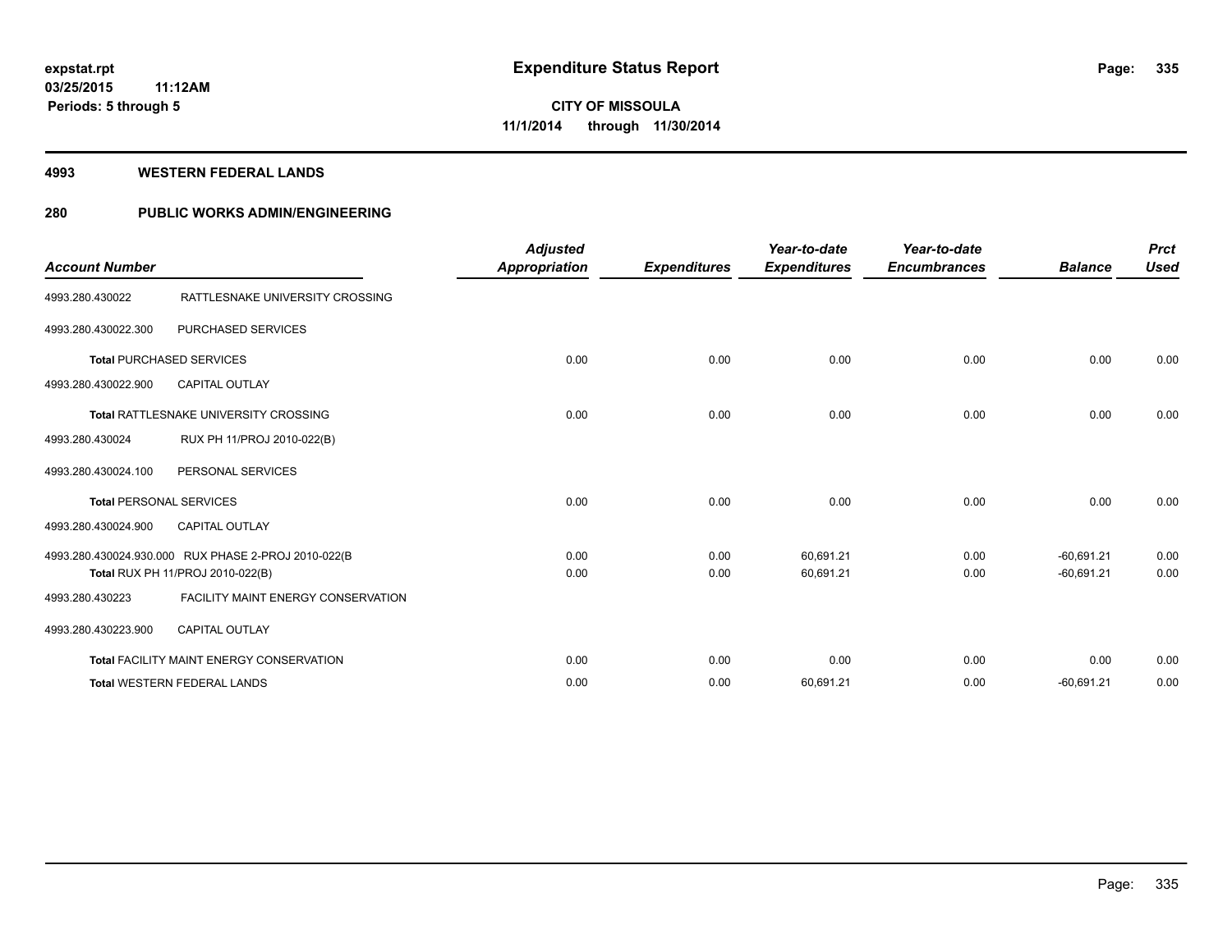expstat.rpt
03/25/2015 11:12AM
Periods: 5 through 5

# Expenditure Status Report

**CITY OF MISSOULA**
**11/1/2014 through 11/30/2014**

## 4993 WESTERN FEDERAL LANDS

## 280 PUBLIC WORKS ADMIN/ENGINEERING

| Account Number | | Adjusted Appropriation | Expenditures | Year-to-date Expenditures | Year-to-date Encumbrances | Balance | Prct Used |
|---|---|---|---|---|---|---|---|
| 4993.280.430022 | RATTLESNAKE UNIVERSITY CROSSING | | | | | | |
| 4993.280.430022.300 | PURCHASED SERVICES | | | | | | |
| **Total** PURCHASED SERVICES | | 0.00 | 0.00 | 0.00 | 0.00 | 0.00 | 0.00 |
| 4993.280.430022.900 | CAPITAL OUTLAY | | | | | | |
| **Total** RATTLESNAKE UNIVERSITY CROSSING | | 0.00 | 0.00 | 0.00 | 0.00 | 0.00 | 0.00 |
| 4993.280.430024 | RUX PH 11/PROJ 2010-022(B) | | | | | | |
| 4993.280.430024.100 | PERSONAL SERVICES | | | | | | |
| **Total** PERSONAL SERVICES | | 0.00 | 0.00 | 0.00 | 0.00 | 0.00 | 0.00 |
| 4993.280.430024.900 | CAPITAL OUTLAY | | | | | | |
| 4993.280.430024.930.000 | RUX PHASE 2-PROJ 2010-022(B | 0.00 | 0.00 | 60,691.21 | 0.00 | -60,691.21 | 0.00 |
| **Total** RUX PH 11/PROJ 2010-022(B) | | 0.00 | 0.00 | 60,691.21 | 0.00 | -60,691.21 | 0.00 |
| 4993.280.430223 | FACILITY MAINT ENERGY CONSERVATION | | | | | | |
| 4993.280.430223.900 | CAPITAL OUTLAY | | | | | | |
| **Total** FACILITY MAINT ENERGY CONSERVATION | | 0.00 | 0.00 | 0.00 | 0.00 | 0.00 | 0.00 |
| **Total** WESTERN FEDERAL LANDS | | 0.00 | 0.00 | 60,691.21 | 0.00 | -60,691.21 | 0.00 |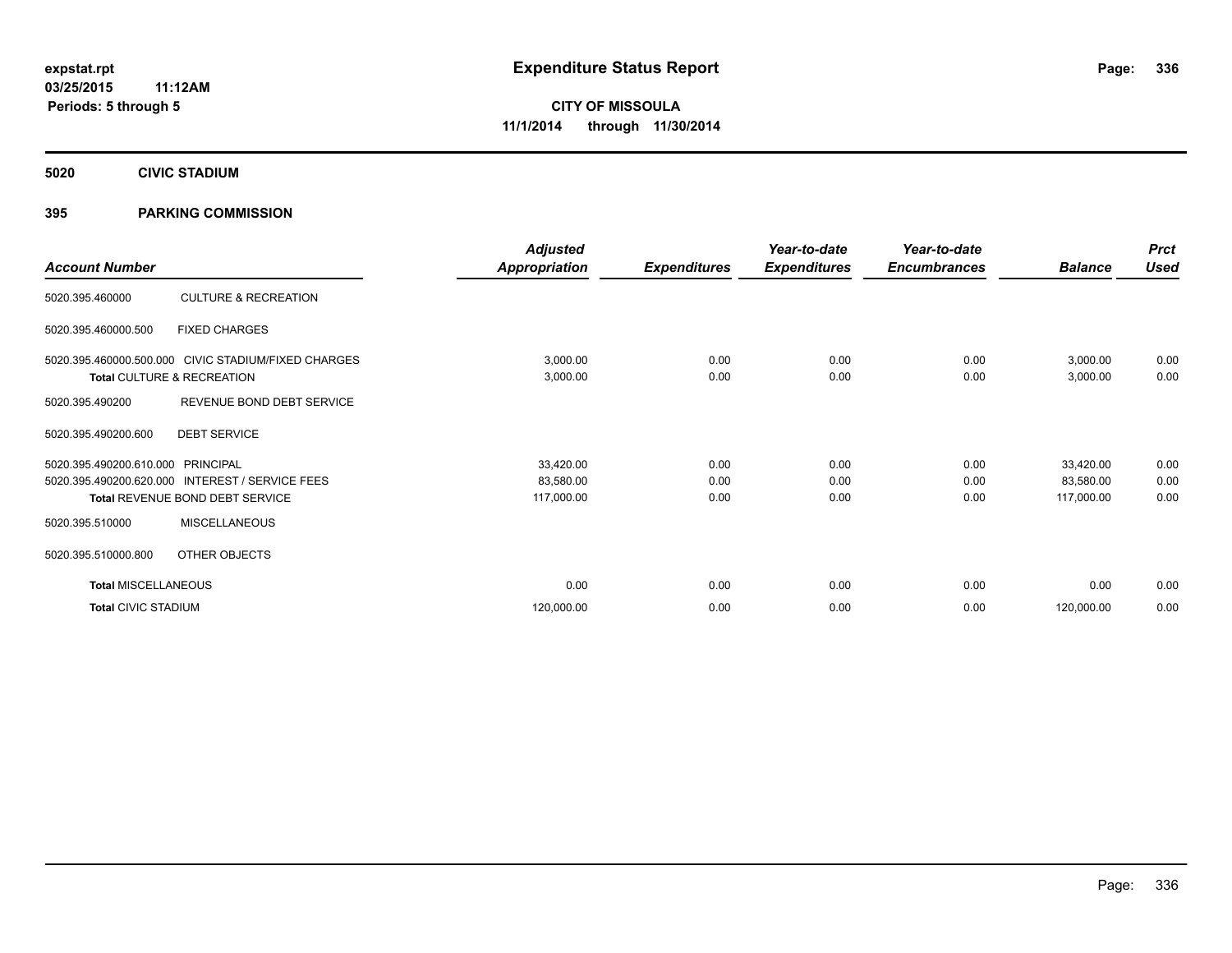# Expenditure Status Report

expstat.rpt
03/25/2015 11:12AM
Periods: 5 through 5

**CITY OF MISSOULA**
**11/1/2014 through 11/30/2014**

## 5020 CIVIC STADIUM

## 395 PARKING COMMISSION

| Account Number | | Adjusted Appropriation | Expenditures | Year-to-date Expenditures | Year-to-date Encumbrances | Balance | Prct Used |
|---|---|---|---|---|---|---|---|
| 5020.395.460000 | CULTURE & RECREATION | | | | | | |
| 5020.395.460000.500 | FIXED CHARGES | | | | | | |
| 5020.395.460000.500.000 | CIVIC STADIUM/FIXED CHARGES | 3,000.00 | 0.00 | 0.00 | 0.00 | 3,000.00 | 0.00 |
| **Total** CULTURE & RECREATION | | 3,000.00 | 0.00 | 0.00 | 0.00 | 3,000.00 | 0.00 |
| 5020.395.490200 | REVENUE BOND DEBT SERVICE | | | | | | |
| 5020.395.490200.600 | DEBT SERVICE | | | | | | |
| 5020.395.490200.610.000 | PRINCIPAL | 33,420.00 | 0.00 | 0.00 | 0.00 | 33,420.00 | 0.00 |
| 5020.395.490200.620.000 | INTEREST / SERVICE FEES | 83,580.00 | 0.00 | 0.00 | 0.00 | 83,580.00 | 0.00 |
| **Total** REVENUE BOND DEBT SERVICE | | 117,000.00 | 0.00 | 0.00 | 0.00 | 117,000.00 | 0.00 |
| 5020.395.510000 | MISCELLANEOUS | | | | | | |
| 5020.395.510000.800 | OTHER OBJECTS | | | | | | |
| **Total** MISCELLANEOUS | | 0.00 | 0.00 | 0.00 | 0.00 | 0.00 | 0.00 |
| **Total** CIVIC STADIUM | | 120,000.00 | 0.00 | 0.00 | 0.00 | 120,000.00 | 0.00 |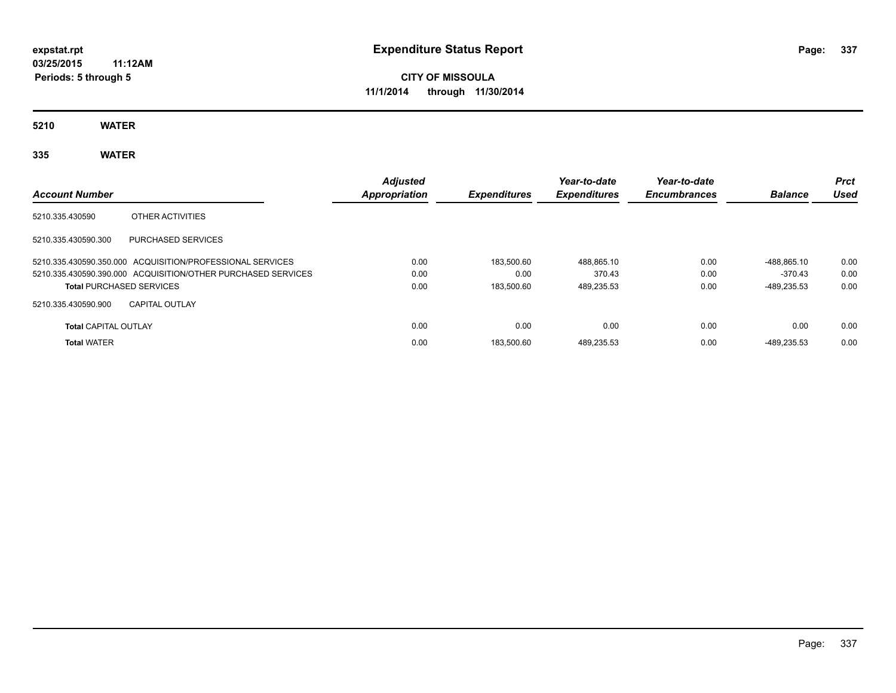# Expenditure Status Report

**expstat.rpt**
**03/25/2015 11:12AM**
**Periods: 5 through 5**

**CITY OF MISSOULA**
**11/1/2014 through 11/30/2014**

## 5210 WATER

## 335 WATER

| Account Number | | Adjusted Appropriation | Expenditures | Year-to-date Expenditures | Year-to-date Encumbrances | Balance | Prct Used |
|---|---|---|---|---|---|---|---|
| 5210.335.430590 | OTHER ACTIVITIES | | | | | | |
| 5210.335.430590.300 | PURCHASED SERVICES | | | | | | |
| 5210.335.430590.350.000 | ACQUISITION/PROFESSIONAL SERVICES | 0.00 | 183,500.60 | 488,865.10 | 0.00 | -488,865.10 | 0.00 |
| 5210.335.430590.390.000 | ACQUISITION/OTHER PURCHASED SERVICES | 0.00 | 0.00 | 370.43 | 0.00 | -370.43 | 0.00 |
| **Total** PURCHASED SERVICES | | 0.00 | 183,500.60 | 489,235.53 | 0.00 | -489,235.53 | 0.00 |
| 5210.335.430590.900 | CAPITAL OUTLAY | | | | | | |
| **Total** CAPITAL OUTLAY | | 0.00 | 0.00 | 0.00 | 0.00 | 0.00 | 0.00 |
| **Total** WATER | | 0.00 | 183,500.60 | 489,235.53 | 0.00 | -489,235.53 | 0.00 |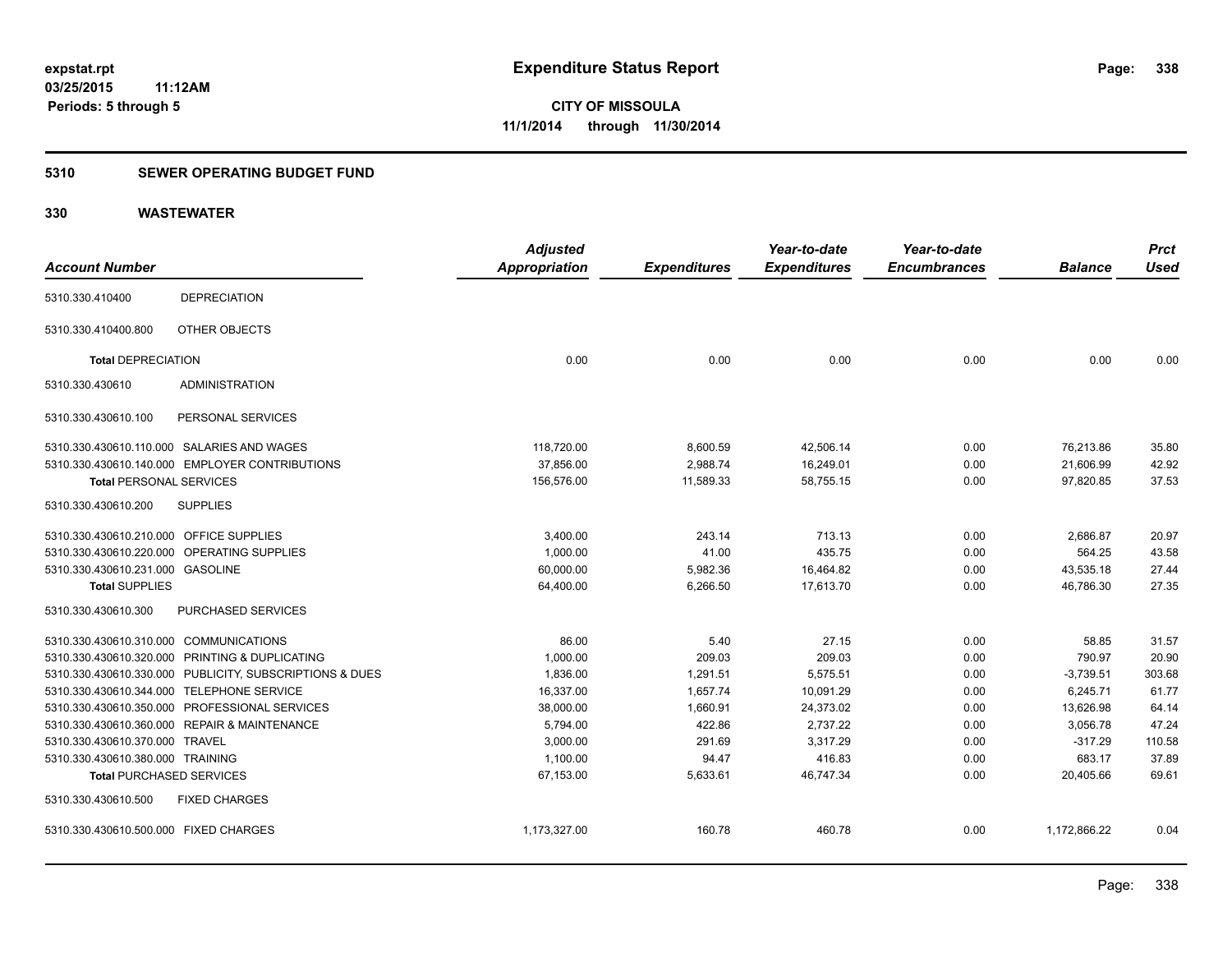expstat.rpt
03/25/2015 11:12AM
Periods: 5 through 5

# Expenditure Status Report

**CITY OF MISSOULA**
**11/1/2014 through 11/30/2014**

## 5310 SEWER OPERATING BUDGET FUND

## 330 WASTEWATER

| Account Number | | Adjusted Appropriation | Expenditures | Year-to-date Expenditures | Year-to-date Encumbrances | Balance | Prct Used |
|---|---|---|---|---|---|---|---|
| 5310.330.410400 | DEPRECIATION | | | | | | |
| 5310.330.410400.800 | OTHER OBJECTS | | | | | | |
| **Total** DEPRECIATION | | 0.00 | 0.00 | 0.00 | 0.00 | 0.00 | 0.00 |
| 5310.330.430610 | ADMINISTRATION | | | | | | |
| 5310.330.430610.100 | PERSONAL SERVICES | | | | | | |
| 5310.330.430610.110.000 | SALARIES AND WAGES | 118,720.00 | 8,600.59 | 42,506.14 | 0.00 | 76,213.86 | 35.80 |
| 5310.330.430610.140.000 | EMPLOYER CONTRIBUTIONS | 37,856.00 | 2,988.74 | 16,249.01 | 0.00 | 21,606.99 | 42.92 |
| **Total** PERSONAL SERVICES | | 156,576.00 | 11,589.33 | 58,755.15 | 0.00 | 97,820.85 | 37.53 |
| 5310.330.430610.200 | SUPPLIES | | | | | | |
| 5310.330.430610.210.000 | OFFICE SUPPLIES | 3,400.00 | 243.14 | 713.13 | 0.00 | 2,686.87 | 20.97 |
| 5310.330.430610.220.000 | OPERATING SUPPLIES | 1,000.00 | 41.00 | 435.75 | 0.00 | 564.25 | 43.58 |
| 5310.330.430610.231.000 | GASOLINE | 60,000.00 | 5,982.36 | 16,464.82 | 0.00 | 43,535.18 | 27.44 |
| **Total** SUPPLIES | | 64,400.00 | 6,266.50 | 17,613.70 | 0.00 | 46,786.30 | 27.35 |
| 5310.330.430610.300 | PURCHASED SERVICES | | | | | | |
| 5310.330.430610.310.000 | COMMUNICATIONS | 86.00 | 5.40 | 27.15 | 0.00 | 58.85 | 31.57 |
| 5310.330.430610.320.000 | PRINTING & DUPLICATING | 1,000.00 | 209.03 | 209.03 | 0.00 | 790.97 | 20.90 |
| 5310.330.430610.330.000 | PUBLICITY, SUBSCRIPTIONS & DUES | 1,836.00 | 1,291.51 | 5,575.51 | 0.00 | -3,739.51 | 303.68 |
| 5310.330.430610.344.000 | TELEPHONE SERVICE | 16,337.00 | 1,657.74 | 10,091.29 | 0.00 | 6,245.71 | 61.77 |
| 5310.330.430610.350.000 | PROFESSIONAL SERVICES | 38,000.00 | 1,660.91 | 24,373.02 | 0.00 | 13,626.98 | 64.14 |
| 5310.330.430610.360.000 | REPAIR & MAINTENANCE | 5,794.00 | 422.86 | 2,737.22 | 0.00 | 3,056.78 | 47.24 |
| 5310.330.430610.370.000 | TRAVEL | 3,000.00 | 291.69 | 3,317.29 | 0.00 | -317.29 | 110.58 |
| 5310.330.430610.380.000 | TRAINING | 1,100.00 | 94.47 | 416.83 | 0.00 | 683.17 | 37.89 |
| **Total** PURCHASED SERVICES | | 67,153.00 | 5,633.61 | 46,747.34 | 0.00 | 20,405.66 | 69.61 |
| 5310.330.430610.500 | FIXED CHARGES | | | | | | |
| 5310.330.430610.500.000 | FIXED CHARGES | 1,173,327.00 | 160.78 | 460.78 | 0.00 | 1,172,866.22 | 0.04 |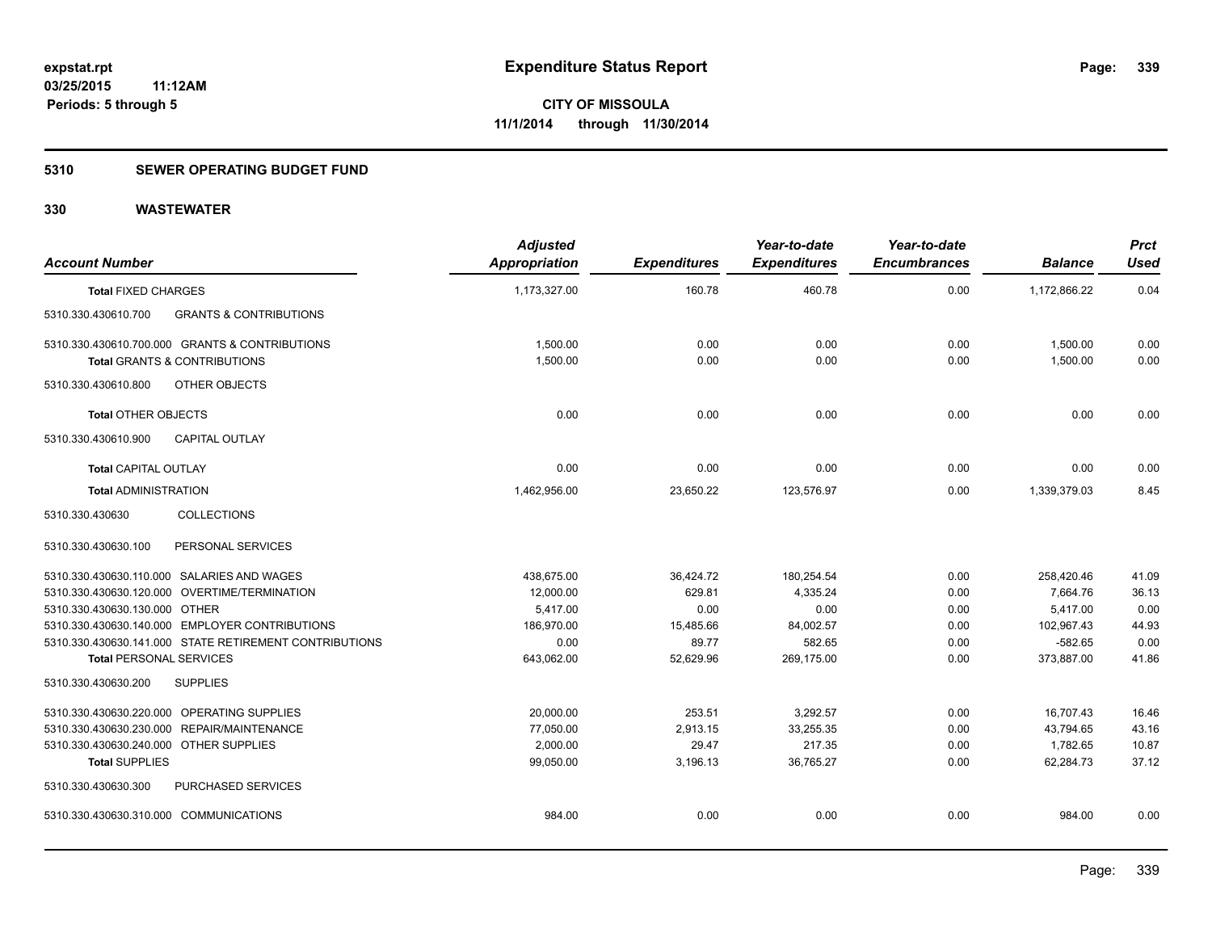# Expenditure Status Report

expstat.rpt
03/25/2015 11:12AM
Periods: 5 through 5

**CITY OF MISSOULA**
**11/1/2014 through 11/30/2014**

## 5310 SEWER OPERATING BUDGET FUND

## 330 WASTEWATER

| Account Number | Adjusted Appropriation | Expenditures | Year-to-date Expenditures | Year-to-date Encumbrances | Balance | Prct Used |
|---|---|---|---|---|---|---|
| **Total** FIXED CHARGES | 1,173,327.00 | 160.78 | 460.78 | 0.00 | 1,172,866.22 | 0.04 |
| 5310.330.430610.700 GRANTS & CONTRIBUTIONS | | | | | | |
| 5310.330.430610.700.000 GRANTS & CONTRIBUTIONS | 1,500.00 | 0.00 | 0.00 | 0.00 | 1,500.00 | 0.00 |
| **Total** GRANTS & CONTRIBUTIONS | 1,500.00 | 0.00 | 0.00 | 0.00 | 1,500.00 | 0.00 |
| 5310.330.430610.800 OTHER OBJECTS | | | | | | |
| **Total** OTHER OBJECTS | 0.00 | 0.00 | 0.00 | 0.00 | 0.00 | 0.00 |
| 5310.330.430610.900 CAPITAL OUTLAY | | | | | | |
| **Total** CAPITAL OUTLAY | 0.00 | 0.00 | 0.00 | 0.00 | 0.00 | 0.00 |
| **Total** ADMINISTRATION | 1,462,956.00 | 23,650.22 | 123,576.97 | 0.00 | 1,339,379.03 | 8.45 |
| 5310.330.430630 COLLECTIONS | | | | | | |
| 5310.330.430630.100 PERSONAL SERVICES | | | | | | |
| 5310.330.430630.110.000 SALARIES AND WAGES | 438,675.00 | 36,424.72 | 180,254.54 | 0.00 | 258,420.46 | 41.09 |
| 5310.330.430630.120.000 OVERTIME/TERMINATION | 12,000.00 | 629.81 | 4,335.24 | 0.00 | 7,664.76 | 36.13 |
| 5310.330.430630.130.000 OTHER | 5,417.00 | 0.00 | 0.00 | 0.00 | 5,417.00 | 0.00 |
| 5310.330.430630.140.000 EMPLOYER CONTRIBUTIONS | 186,970.00 | 15,485.66 | 84,002.57 | 0.00 | 102,967.43 | 44.93 |
| 5310.330.430630.141.000 STATE RETIREMENT CONTRIBUTIONS | 0.00 | 89.77 | 582.65 | 0.00 | -582.65 | 0.00 |
| **Total** PERSONAL SERVICES | 643,062.00 | 52,629.96 | 269,175.00 | 0.00 | 373,887.00 | 41.86 |
| 5310.330.430630.200 SUPPLIES | | | | | | |
| 5310.330.430630.220.000 OPERATING SUPPLIES | 20,000.00 | 253.51 | 3,292.57 | 0.00 | 16,707.43 | 16.46 |
| 5310.330.430630.230.000 REPAIR/MAINTENANCE | 77,050.00 | 2,913.15 | 33,255.35 | 0.00 | 43,794.65 | 43.16 |
| 5310.330.430630.240.000 OTHER SUPPLIES | 2,000.00 | 29.47 | 217.35 | 0.00 | 1,782.65 | 10.87 |
| **Total** SUPPLIES | 99,050.00 | 3,196.13 | 36,765.27 | 0.00 | 62,284.73 | 37.12 |
| 5310.330.430630.300 PURCHASED SERVICES | | | | | | |
| 5310.330.430630.310.000 COMMUNICATIONS | 984.00 | 0.00 | 0.00 | 0.00 | 984.00 | 0.00 |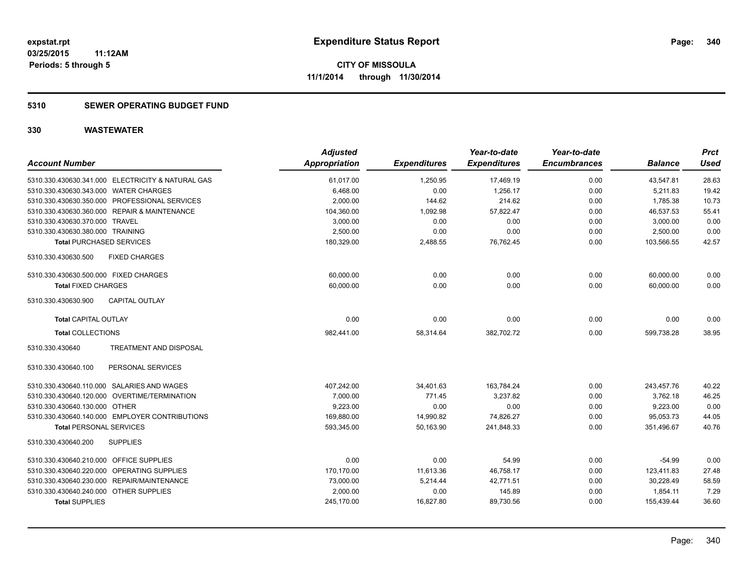expstat.rpt
03/25/2015 11:12AM
Periods: 5 through 5

# Expenditure Status Report

CITY OF MISSOULA
11/1/2014 through 11/30/2014

## 5310 SEWER OPERATING BUDGET FUND

## 330 WASTEWATER

| Account Number | Adjusted Appropriation | Expenditures | Year-to-date Expenditures | Year-to-date Encumbrances | Balance | Prct Used |
|---|---|---|---|---|---|---|
| 5310.330.430630.341.000 ELECTRICITY & NATURAL GAS | 61,017.00 | 1,250.95 | 17,469.19 | 0.00 | 43,547.81 | 28.63 |
| 5310.330.430630.343.000 WATER CHARGES | 6,468.00 | 0.00 | 1,256.17 | 0.00 | 5,211.83 | 19.42 |
| 5310.330.430630.350.000 PROFESSIONAL SERVICES | 2,000.00 | 144.62 | 214.62 | 0.00 | 1,785.38 | 10.73 |
| 5310.330.430630.360.000 REPAIR & MAINTENANCE | 104,360.00 | 1,092.98 | 57,822.47 | 0.00 | 46,537.53 | 55.41 |
| 5310.330.430630.370.000 TRAVEL | 3,000.00 | 0.00 | 0.00 | 0.00 | 3,000.00 | 0.00 |
| 5310.330.430630.380.000 TRAINING | 2,500.00 | 0.00 | 0.00 | 0.00 | 2,500.00 | 0.00 |
| **Total** PURCHASED SERVICES | 180,329.00 | 2,488.55 | 76,762.45 | 0.00 | 103,566.55 | 42.57 |
| 5310.330.430630.500 FIXED CHARGES | | | | | | |
| 5310.330.430630.500.000 FIXED CHARGES | 60,000.00 | 0.00 | 0.00 | 0.00 | 60,000.00 | 0.00 |
| **Total** FIXED CHARGES | 60,000.00 | 0.00 | 0.00 | 0.00 | 60,000.00 | 0.00 |
| 5310.330.430630.900 CAPITAL OUTLAY | | | | | | |
| **Total** CAPITAL OUTLAY | 0.00 | 0.00 | 0.00 | 0.00 | 0.00 | 0.00 |
| **Total** COLLECTIONS | 982,441.00 | 58,314.64 | 382,702.72 | 0.00 | 599,738.28 | 38.95 |
| 5310.330.430640 TREATMENT AND DISPOSAL | | | | | | |
| 5310.330.430640.100 PERSONAL SERVICES | | | | | | |
| 5310.330.430640.110.000 SALARIES AND WAGES | 407,242.00 | 34,401.63 | 163,784.24 | 0.00 | 243,457.76 | 40.22 |
| 5310.330.430640.120.000 OVERTIME/TERMINATION | 7,000.00 | 771.45 | 3,237.82 | 0.00 | 3,762.18 | 46.25 |
| 5310.330.430640.130.000 OTHER | 9,223.00 | 0.00 | 0.00 | 0.00 | 9,223.00 | 0.00 |
| 5310.330.430640.140.000 EMPLOYER CONTRIBUTIONS | 169,880.00 | 14,990.82 | 74,826.27 | 0.00 | 95,053.73 | 44.05 |
| **Total** PERSONAL SERVICES | 593,345.00 | 50,163.90 | 241,848.33 | 0.00 | 351,496.67 | 40.76 |
| 5310.330.430640.200 SUPPLIES | | | | | | |
| 5310.330.430640.210.000 OFFICE SUPPLIES | 0.00 | 0.00 | 54.99 | 0.00 | -54.99 | 0.00 |
| 5310.330.430640.220.000 OPERATING SUPPLIES | 170,170.00 | 11,613.36 | 46,758.17 | 0.00 | 123,411.83 | 27.48 |
| 5310.330.430640.230.000 REPAIR/MAINTENANCE | 73,000.00 | 5,214.44 | 42,771.51 | 0.00 | 30,228.49 | 58.59 |
| 5310.330.430640.240.000 OTHER SUPPLIES | 2,000.00 | 0.00 | 145.89 | 0.00 | 1,854.11 | 7.29 |
| **Total** SUPPLIES | 245,170.00 | 16,827.80 | 89,730.56 | 0.00 | 155,439.44 | 36.60 |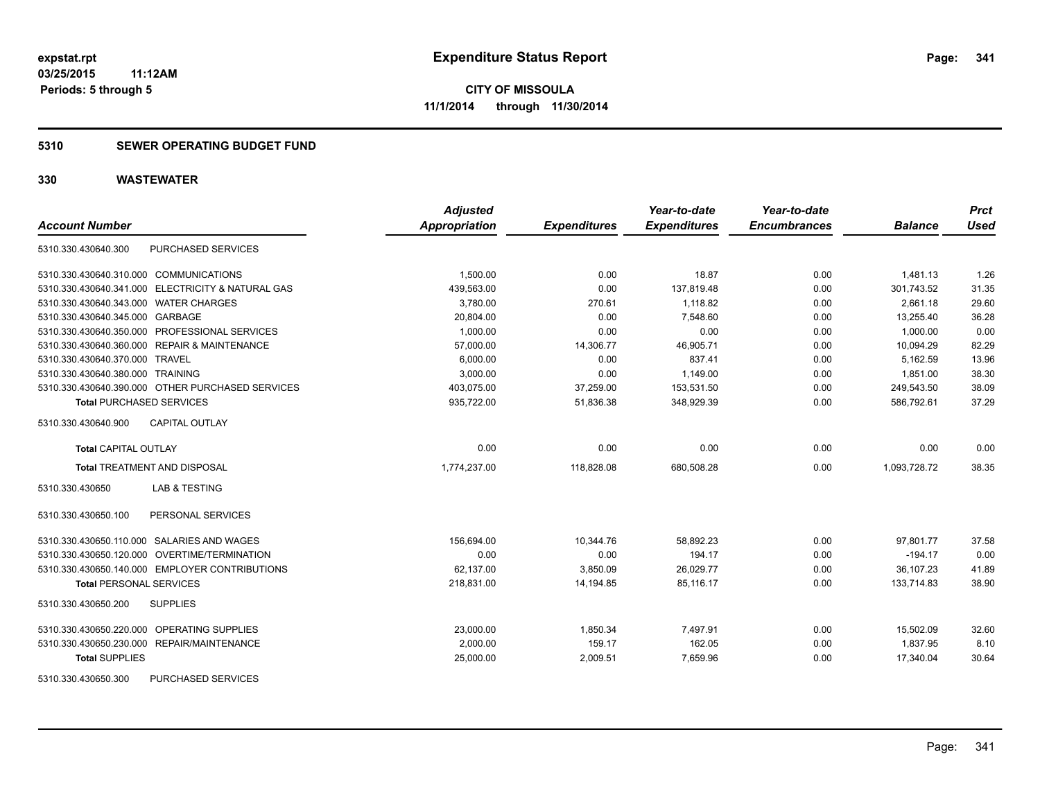**expstat.rpt**
**03/25/2015 11:12AM**
**Periods: 5 through 5**

# Expenditure Status Report

**CITY OF MISSOULA**
**11/1/2014 through 11/30/2014**

## 5310 SEWER OPERATING BUDGET FUND

## 330 WASTEWATER

| Account Number | | Adjusted Appropriation | Expenditures | Year-to-date Expenditures | Year-to-date Encumbrances | Balance | Prct Used |
|---|---|---|---|---|---|---|---|
| 5310.330.430640.300 | PURCHASED SERVICES | | | | | | |
| 5310.330.430640.310.000 | COMMUNICATIONS | 1,500.00 | 0.00 | 18.87 | 0.00 | 1,481.13 | 1.26 |
| 5310.330.430640.341.000 | ELECTRICITY & NATURAL GAS | 439,563.00 | 0.00 | 137,819.48 | 0.00 | 301,743.52 | 31.35 |
| 5310.330.430640.343.000 | WATER CHARGES | 3,780.00 | 270.61 | 1,118.82 | 0.00 | 2,661.18 | 29.60 |
| 5310.330.430640.345.000 | GARBAGE | 20,804.00 | 0.00 | 7,548.60 | 0.00 | 13,255.40 | 36.28 |
| 5310.330.430640.350.000 | PROFESSIONAL SERVICES | 1,000.00 | 0.00 | 0.00 | 0.00 | 1,000.00 | 0.00 |
| 5310.330.430640.360.000 | REPAIR & MAINTENANCE | 57,000.00 | 14,306.77 | 46,905.71 | 0.00 | 10,094.29 | 82.29 |
| 5310.330.430640.370.000 | TRAVEL | 6,000.00 | 0.00 | 837.41 | 0.00 | 5,162.59 | 13.96 |
| 5310.330.430640.380.000 | TRAINING | 3,000.00 | 0.00 | 1,149.00 | 0.00 | 1,851.00 | 38.30 |
| 5310.330.430640.390.000 | OTHER PURCHASED SERVICES | 403,075.00 | 37,259.00 | 153,531.50 | 0.00 | 249,543.50 | 38.09 |
| **Total** PURCHASED SERVICES | | 935,722.00 | 51,836.38 | 348,929.39 | 0.00 | 586,792.61 | 37.29 |
| 5310.330.430640.900 | CAPITAL OUTLAY | | | | | | |
| **Total** CAPITAL OUTLAY | | 0.00 | 0.00 | 0.00 | 0.00 | 0.00 | 0.00 |
| **Total** TREATMENT AND DISPOSAL | | 1,774,237.00 | 118,828.08 | 680,508.28 | 0.00 | 1,093,728.72 | 38.35 |
| 5310.330.430650 | LAB & TESTING | | | | | | |
| 5310.330.430650.100 | PERSONAL SERVICES | | | | | | |
| 5310.330.430650.110.000 | SALARIES AND WAGES | 156,694.00 | 10,344.76 | 58,892.23 | 0.00 | 97,801.77 | 37.58 |
| 5310.330.430650.120.000 | OVERTIME/TERMINATION | 0.00 | 0.00 | 194.17 | 0.00 | -194.17 | 0.00 |
| 5310.330.430650.140.000 | EMPLOYER CONTRIBUTIONS | 62,137.00 | 3,850.09 | 26,029.77 | 0.00 | 36,107.23 | 41.89 |
| **Total** PERSONAL SERVICES | | 218,831.00 | 14,194.85 | 85,116.17 | 0.00 | 133,714.83 | 38.90 |
| 5310.330.430650.200 | SUPPLIES | | | | | | |
| 5310.330.430650.220.000 | OPERATING SUPPLIES | 23,000.00 | 1,850.34 | 7,497.91 | 0.00 | 15,502.09 | 32.60 |
| 5310.330.430650.230.000 | REPAIR/MAINTENANCE | 2,000.00 | 159.17 | 162.05 | 0.00 | 1,837.95 | 8.10 |
| **Total** SUPPLIES | | 25,000.00 | 2,009.51 | 7,659.96 | 0.00 | 17,340.04 | 30.64 |
| 5310.330.430650.300 | PURCHASED SERVICES | | | | | | |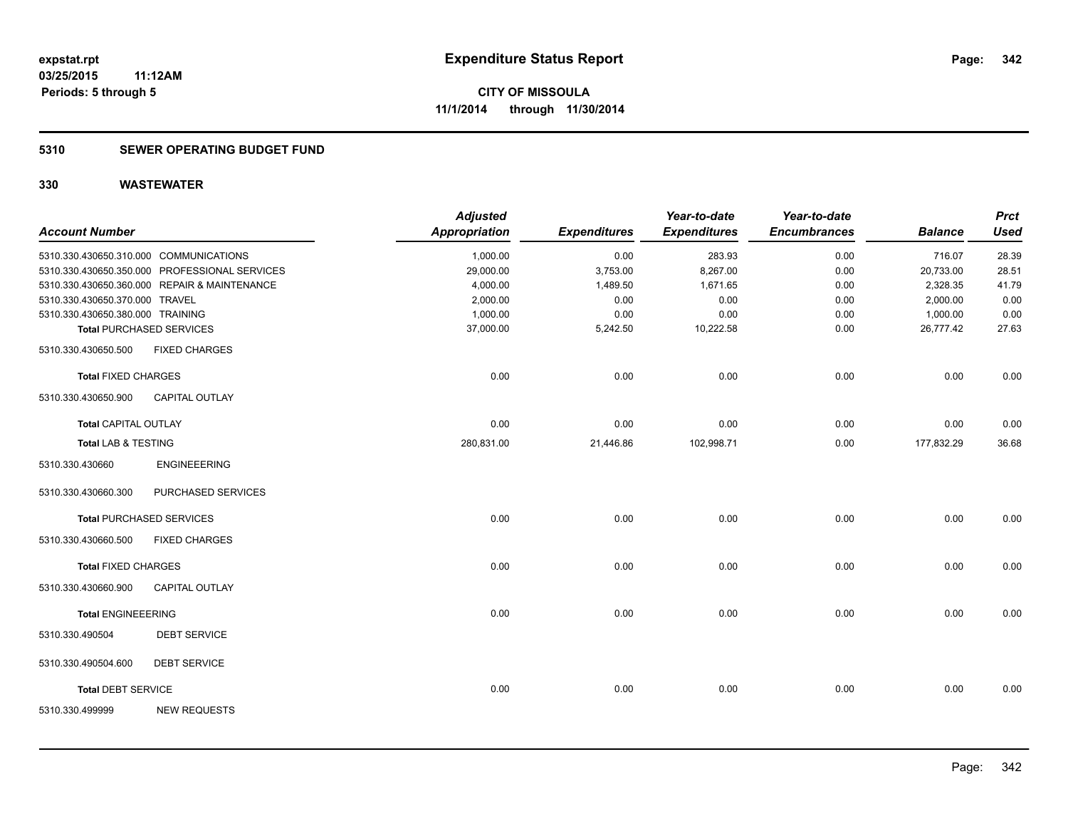# Expenditure Status Report

expstat.rpt
03/25/2015 11:12AM
Periods: 5 through 5

**CITY OF MISSOULA**
**11/1/2014 through 11/30/2014**

## 5310 SEWER OPERATING BUDGET FUND

### 330 WASTEWATER

| Account Number | | Adjusted Appropriation | Expenditures | Year-to-date Expenditures | Year-to-date Encumbrances | Balance | Prct Used |
|---|---|---|---|---|---|---|---|
| 5310.330.430650.310.000 | COMMUNICATIONS | 1,000.00 | 0.00 | 283.93 | 0.00 | 716.07 | 28.39 |
| 5310.330.430650.350.000 | PROFESSIONAL SERVICES | 29,000.00 | 3,753.00 | 8,267.00 | 0.00 | 20,733.00 | 28.51 |
| 5310.330.430650.360.000 | REPAIR & MAINTENANCE | 4,000.00 | 1,489.50 | 1,671.65 | 0.00 | 2,328.35 | 41.79 |
| 5310.330.430650.370.000 | TRAVEL | 2,000.00 | 0.00 | 0.00 | 0.00 | 2,000.00 | 0.00 |
| 5310.330.430650.380.000 | TRAINING | 1,000.00 | 0.00 | 0.00 | 0.00 | 1,000.00 | 0.00 |
| **Total** PURCHASED SERVICES | | 37,000.00 | 5,242.50 | 10,222.58 | 0.00 | 26,777.42 | 27.63 |
| 5310.330.430650.500 | FIXED CHARGES | | | | | | |
| **Total** FIXED CHARGES | | 0.00 | 0.00 | 0.00 | 0.00 | 0.00 | 0.00 |
| 5310.330.430650.900 | CAPITAL OUTLAY | | | | | | |
| **Total** CAPITAL OUTLAY | | 0.00 | 0.00 | 0.00 | 0.00 | 0.00 | 0.00 |
| **Total LAB & TESTING** | | 280,831.00 | 21,446.86 | 102,998.71 | 0.00 | 177,832.29 | 36.68 |
| 5310.330.430660 | ENGINEEERING | | | | | | |
| 5310.330.430660.300 | PURCHASED SERVICES | | | | | | |
| **Total** PURCHASED SERVICES | | 0.00 | 0.00 | 0.00 | 0.00 | 0.00 | 0.00 |
| 5310.330.430660.500 | FIXED CHARGES | | | | | | |
| **Total** FIXED CHARGES | | 0.00 | 0.00 | 0.00 | 0.00 | 0.00 | 0.00 |
| 5310.330.430660.900 | CAPITAL OUTLAY | | | | | | |
| **Total** ENGINEEERING | | 0.00 | 0.00 | 0.00 | 0.00 | 0.00 | 0.00 |
| 5310.330.490504 | DEBT SERVICE | | | | | | |
| 5310.330.490504.600 | DEBT SERVICE | | | | | | |
| **Total** DEBT SERVICE | | 0.00 | 0.00 | 0.00 | 0.00 | 0.00 | 0.00 |
| 5310.330.499999 | NEW REQUESTS | | | | | | |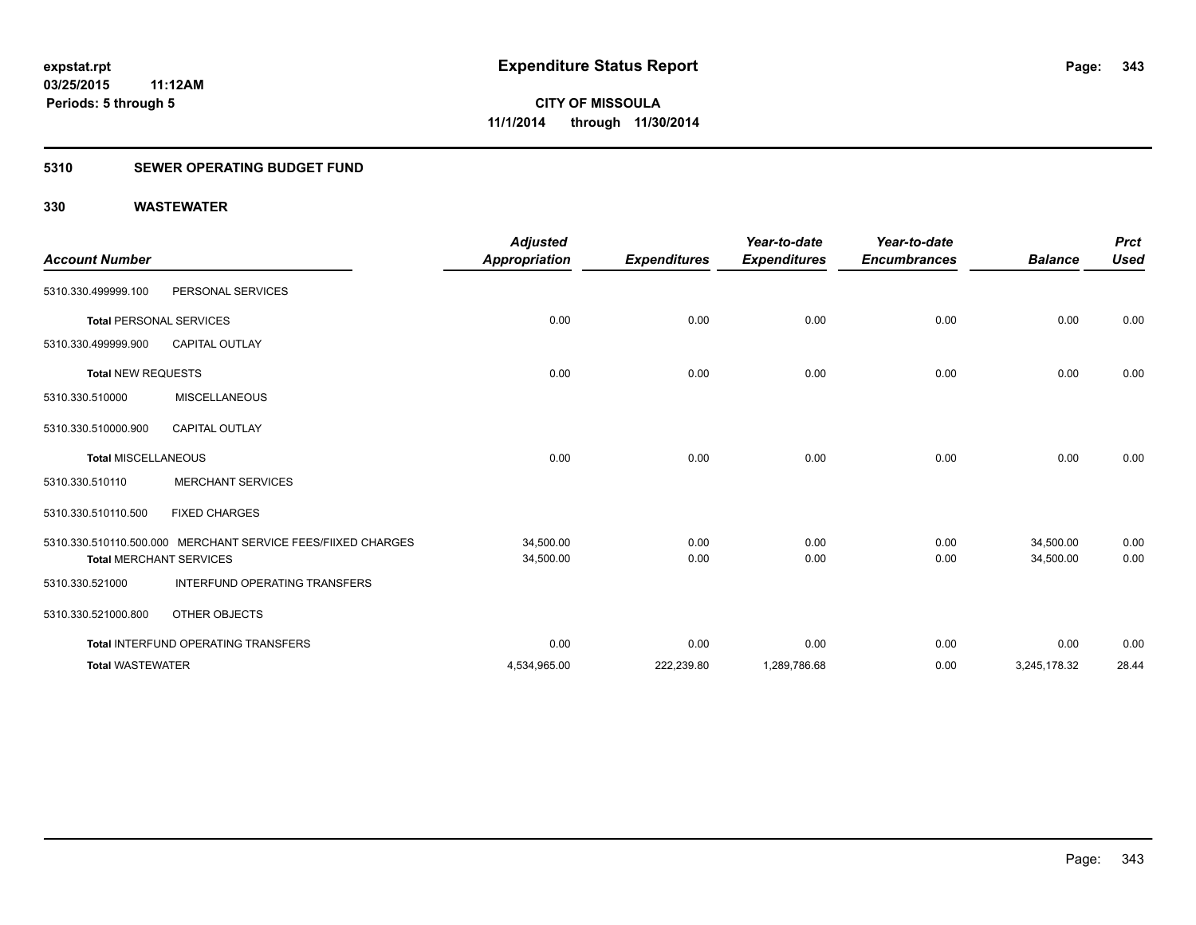expstat.rpt
03/25/2015 11:12AM
Periods: 5 through 5

# Expenditure Status Report

CITY OF MISSOULA
11/1/2014 through 11/30/2014

## 5310 SEWER OPERATING BUDGET FUND

## 330 WASTEWATER

| Account Number | | Adjusted Appropriation | Expenditures | Year-to-date Expenditures | Year-to-date Encumbrances | Balance | Prct Used |
|---|---|---|---|---|---|---|---|
| 5310.330.499999.100 | PERSONAL SERVICES | | | | | | |
| **Total** PERSONAL SERVICES | | 0.00 | 0.00 | 0.00 | 0.00 | 0.00 | 0.00 |
| 5310.330.499999.900 | CAPITAL OUTLAY | | | | | | |
| **Total** NEW REQUESTS | | 0.00 | 0.00 | 0.00 | 0.00 | 0.00 | 0.00 |
| 5310.330.510000 | MISCELLANEOUS | | | | | | |
| 5310.330.510000.900 | CAPITAL OUTLAY | | | | | | |
| **Total** MISCELLANEOUS | | 0.00 | 0.00 | 0.00 | 0.00 | 0.00 | 0.00 |
| 5310.330.510110 | MERCHANT SERVICES | | | | | | |
| 5310.330.510110.500 | FIXED CHARGES | | | | | | |
| 5310.330.510110.500.000 | MERCHANT SERVICE FEES/FIIXED CHARGES | 34,500.00 | 0.00 | 0.00 | 0.00 | 34,500.00 | 0.00 |
| **Total** MERCHANT SERVICES | | 34,500.00 | 0.00 | 0.00 | 0.00 | 34,500.00 | 0.00 |
| 5310.330.521000 | INTERFUND OPERATING TRANSFERS | | | | | | |
| 5310.330.521000.800 | OTHER OBJECTS | | | | | | |
| **Total** INTERFUND OPERATING TRANSFERS | | 0.00 | 0.00 | 0.00 | 0.00 | 0.00 | 0.00 |
| **Total** WASTEWATER | | 4,534,965.00 | 222,239.80 | 1,289,786.68 | 0.00 | 3,245,178.32 | 28.44 |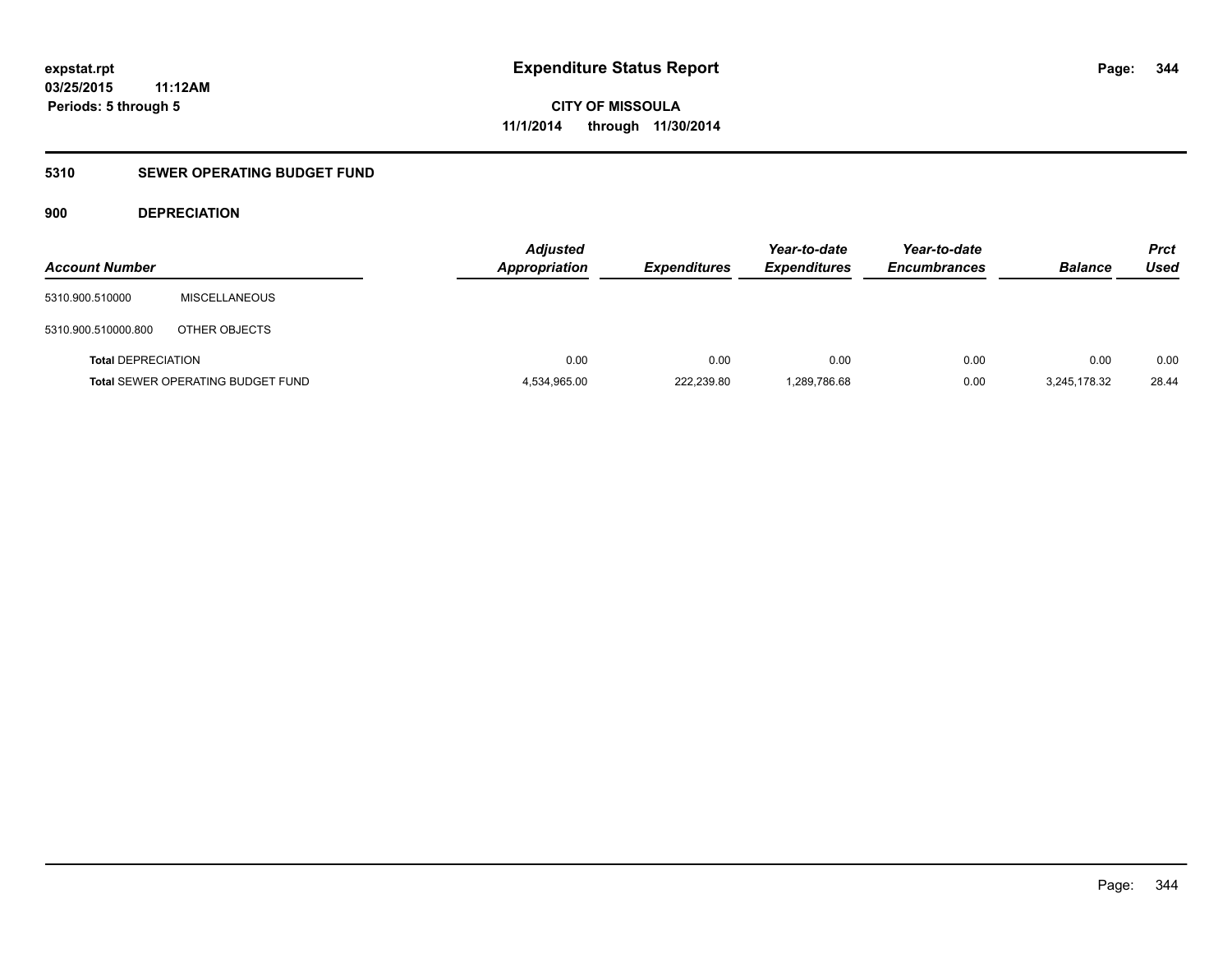# Expenditure Status Report

expstat.rpt
03/25/2015 11:12AM
Periods: 5 through 5

**CITY OF MISSOULA**
**11/1/2014 through 11/30/2014**

## 5310 SEWER OPERATING BUDGET FUND

### 900 DEPRECIATION

| Account Number | | Adjusted Appropriation | Expenditures | Year-to-date Expenditures | Year-to-date Encumbrances | Balance | Prct Used |
|---|---|---|---|---|---|---|---|
| 5310.900.510000 | MISCELLANEOUS | | | | | | |
| 5310.900.510000.800 | OTHER OBJECTS | | | | | | |
| **Total** DEPRECIATION | | 0.00 | 0.00 | 0.00 | 0.00 | 0.00 | 0.00 |
| **Total** SEWER OPERATING BUDGET FUND | | 4,534,965.00 | 222,239.80 | 1,289,786.68 | 0.00 | 3,245,178.32 | 28.44 |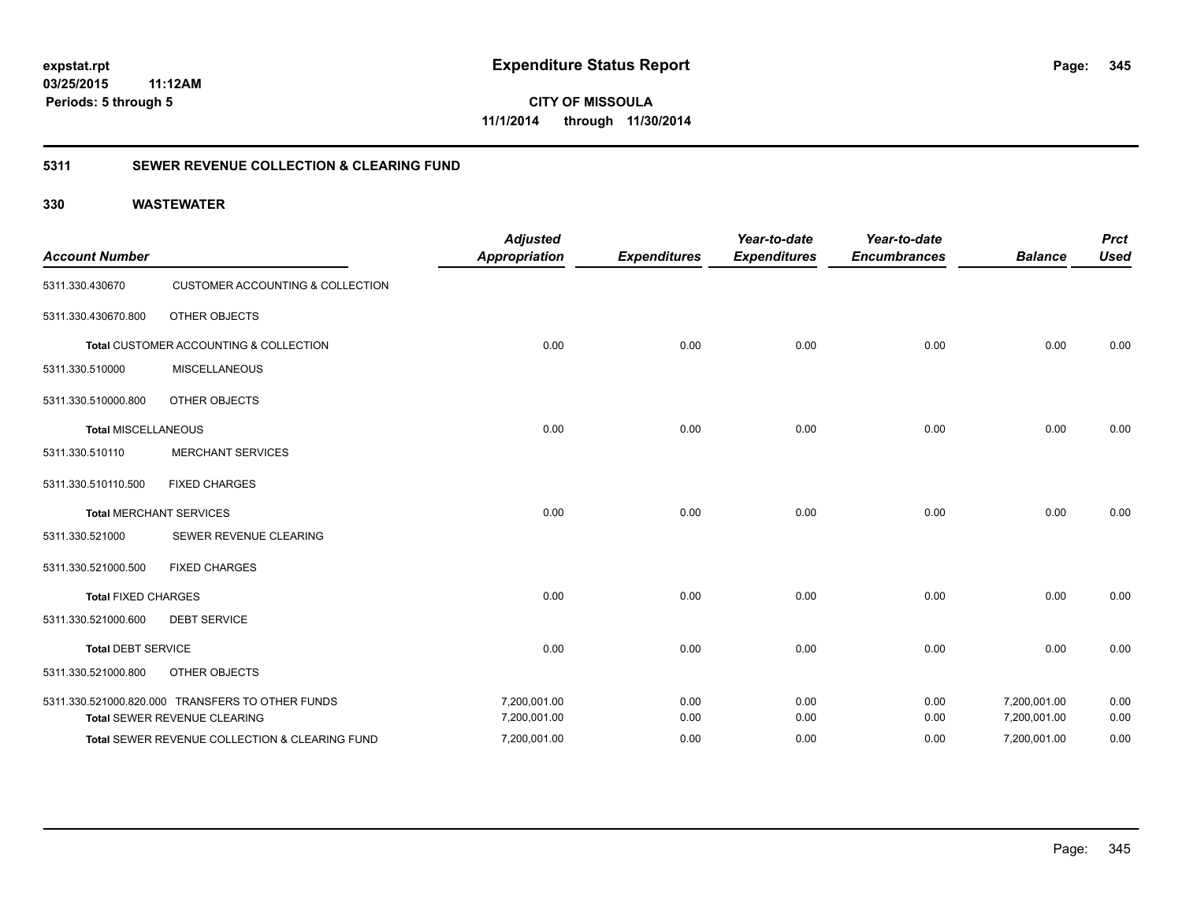expstat.rpt
03/25/2015 11:12AM
Periods: 5 through 5

# Expenditure Status Report

**CITY OF MISSOULA**
**11/1/2014 through 11/30/2014**

## 5311 SEWER REVENUE COLLECTION & CLEARING FUND

### 330 WASTEWATER

| Account Number | | Adjusted Appropriation | Expenditures | Year-to-date Expenditures | Year-to-date Encumbrances | Balance | Prct Used |
|---|---|---|---|---|---|---|---|
| 5311.330.430670 | CUSTOMER ACCOUNTING & COLLECTION | | | | | | |
| 5311.330.430670.800 | OTHER OBJECTS | | | | | | |
| Total CUSTOMER ACCOUNTING & COLLECTION | | 0.00 | 0.00 | 0.00 | 0.00 | 0.00 | 0.00 |
| 5311.330.510000 | MISCELLANEOUS | | | | | | |
| 5311.330.510000.800 | OTHER OBJECTS | | | | | | |
| Total MISCELLANEOUS | | 0.00 | 0.00 | 0.00 | 0.00 | 0.00 | 0.00 |
| 5311.330.510110 | MERCHANT SERVICES | | | | | | |
| 5311.330.510110.500 | FIXED CHARGES | | | | | | |
| Total MERCHANT SERVICES | | 0.00 | 0.00 | 0.00 | 0.00 | 0.00 | 0.00 |
| 5311.330.521000 | SEWER REVENUE CLEARING | | | | | | |
| 5311.330.521000.500 | FIXED CHARGES | | | | | | |
| Total FIXED CHARGES | | 0.00 | 0.00 | 0.00 | 0.00 | 0.00 | 0.00 |
| 5311.330.521000.600 | DEBT SERVICE | | | | | | |
| Total DEBT SERVICE | | 0.00 | 0.00 | 0.00 | 0.00 | 0.00 | 0.00 |
| 5311.330.521000.800 | OTHER OBJECTS | | | | | | |
| 5311.330.521000.820.000 | TRANSFERS TO OTHER FUNDS | 7,200,001.00 | 0.00 | 0.00 | 0.00 | 7,200,001.00 | 0.00 |
| Total SEWER REVENUE CLEARING | | 7,200,001.00 | 0.00 | 0.00 | 0.00 | 7,200,001.00 | 0.00 |
| Total SEWER REVENUE COLLECTION & CLEARING FUND | | 7,200,001.00 | 0.00 | 0.00 | 0.00 | 7,200,001.00 | 0.00 |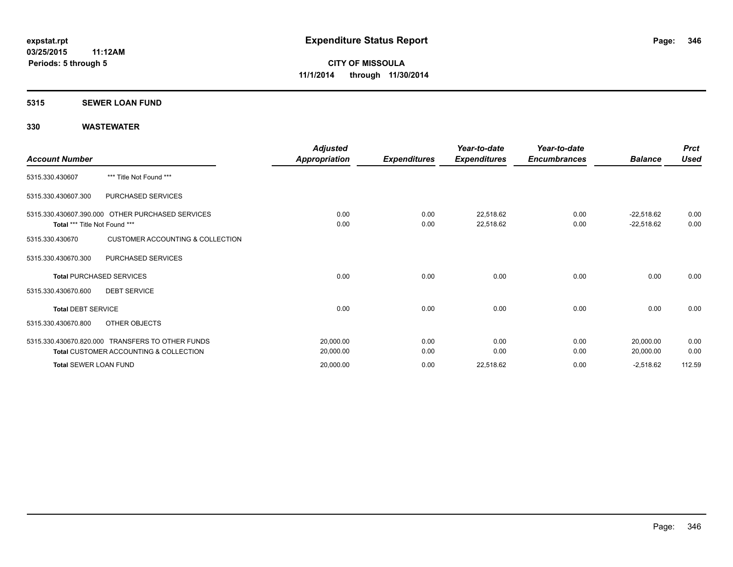expstat.rpt
03/25/2015 11:12AM
Periods: 5 through 5

# Expenditure Status Report

**CITY OF MISSOULA**
**11/1/2014 through 11/30/2014**

## 5315 SEWER LOAN FUND

## 330 WASTEWATER

| Account Number | | Adjusted Appropriation | Expenditures | Year-to-date Expenditures | Year-to-date Encumbrances | Balance | Prct Used |
|---|---|---|---|---|---|---|---|
| 5315.330.430607 | *** Title Not Found *** | | | | | | |
| 5315.330.430607.300 | PURCHASED SERVICES | | | | | | |
| 5315.330.430607.390.000 | OTHER PURCHASED SERVICES | 0.00 | 0.00 | 22,518.62 | 0.00 | -22,518.62 | 0.00 |
| **Total** *** Title Not Found *** | | 0.00 | 0.00 | 22,518.62 | 0.00 | -22,518.62 | 0.00 |
| 5315.330.430670 | CUSTOMER ACCOUNTING & COLLECTION | | | | | | |
| 5315.330.430670.300 | PURCHASED SERVICES | | | | | | |
| **Total** PURCHASED SERVICES | | 0.00 | 0.00 | 0.00 | 0.00 | 0.00 | 0.00 |
| 5315.330.430670.600 | DEBT SERVICE | | | | | | |
| **Total** DEBT SERVICE | | 0.00 | 0.00 | 0.00 | 0.00 | 0.00 | 0.00 |
| 5315.330.430670.800 | OTHER OBJECTS | | | | | | |
| 5315.330.430670.820.000 | TRANSFERS TO OTHER FUNDS | 20,000.00 | 0.00 | 0.00 | 0.00 | 20,000.00 | 0.00 |
| **Total** CUSTOMER ACCOUNTING & COLLECTION | | 20,000.00 | 0.00 | 0.00 | 0.00 | 20,000.00 | 0.00 |
| **Total** SEWER LOAN FUND | | 20,000.00 | 0.00 | 22,518.62 | 0.00 | -2,518.62 | 112.59 |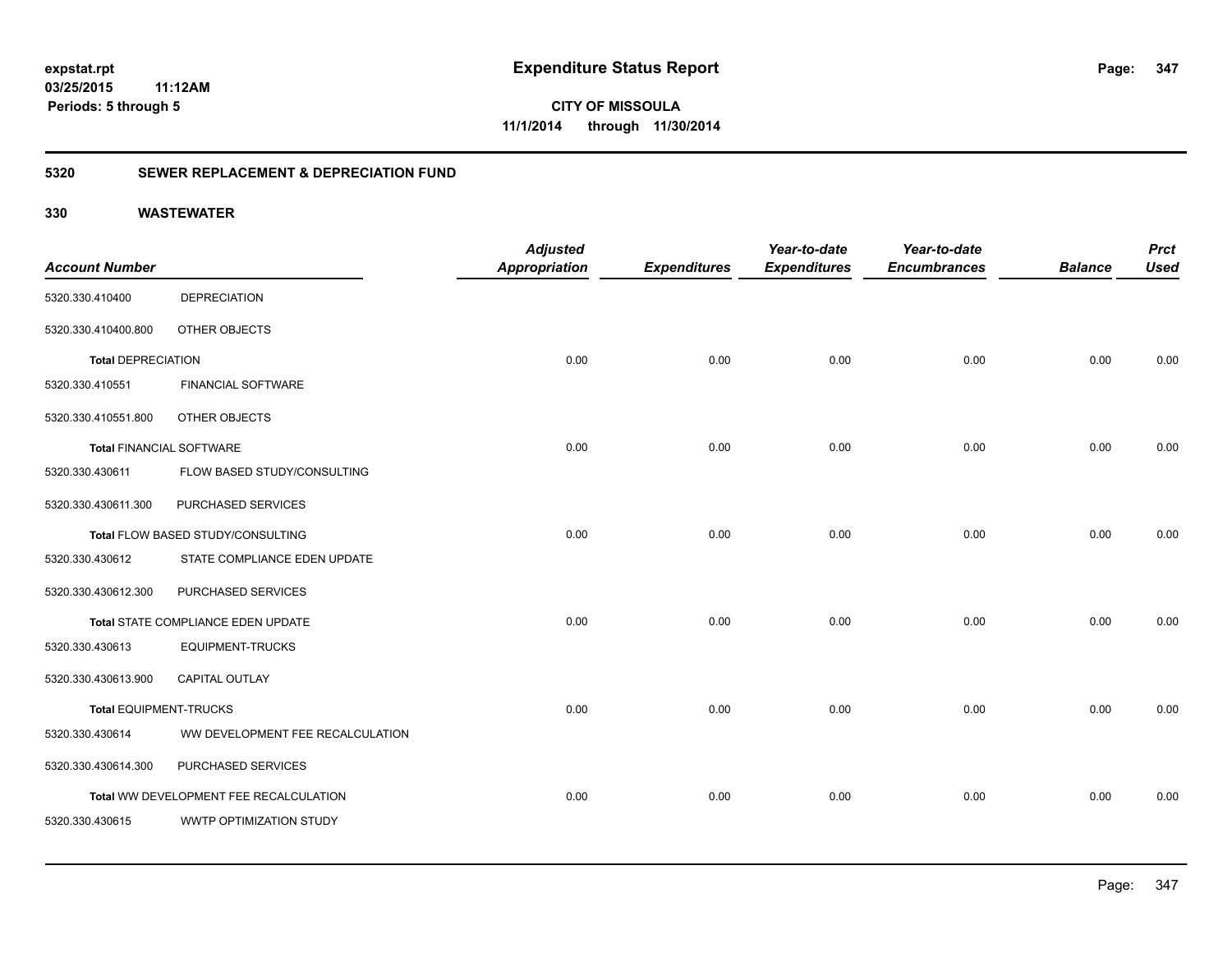**expstat.rpt**
**03/25/2015 11:12AM**
**Periods: 5 through 5**

# Expenditure Status Report

**CITY OF MISSOULA**
**11/1/2014 through 11/30/2014**

## 5320 SEWER REPLACEMENT & DEPRECIATION FUND

## 330 WASTEWATER

| Account Number | | Adjusted Appropriation | Expenditures | Year-to-date Expenditures | Year-to-date Encumbrances | Balance | Prct Used |
|---|---|---|---|---|---|---|---|
| 5320.330.410400 | DEPRECIATION | | | | | | |
| 5320.330.410400.800 | OTHER OBJECTS | | | | | | |
| **Total** DEPRECIATION | | 0.00 | 0.00 | 0.00 | 0.00 | 0.00 | 0.00 |
| 5320.330.410551 | FINANCIAL SOFTWARE | | | | | | |
| 5320.330.410551.800 | OTHER OBJECTS | | | | | | |
| **Total** FINANCIAL SOFTWARE | | 0.00 | 0.00 | 0.00 | 0.00 | 0.00 | 0.00 |
| 5320.330.430611 | FLOW BASED STUDY/CONSULTING | | | | | | |
| 5320.330.430611.300 | PURCHASED SERVICES | | | | | | |
| **Total** FLOW BASED STUDY/CONSULTING | | 0.00 | 0.00 | 0.00 | 0.00 | 0.00 | 0.00 |
| 5320.330.430612 | STATE COMPLIANCE EDEN UPDATE | | | | | | |
| 5320.330.430612.300 | PURCHASED SERVICES | | | | | | |
| **Total** STATE COMPLIANCE EDEN UPDATE | | 0.00 | 0.00 | 0.00 | 0.00 | 0.00 | 0.00 |
| 5320.330.430613 | EQUIPMENT-TRUCKS | | | | | | |
| 5320.330.430613.900 | CAPITAL OUTLAY | | | | | | |
| **Total** EQUIPMENT-TRUCKS | | 0.00 | 0.00 | 0.00 | 0.00 | 0.00 | 0.00 |
| 5320.330.430614 | WW DEVELOPMENT FEE RECALCULATION | | | | | | |
| 5320.330.430614.300 | PURCHASED SERVICES | | | | | | |
| **Total** WW DEVELOPMENT FEE RECALCULATION | | 0.00 | 0.00 | 0.00 | 0.00 | 0.00 | 0.00 |
| 5320.330.430615 | WWTP OPTIMIZATION STUDY | | | | | | |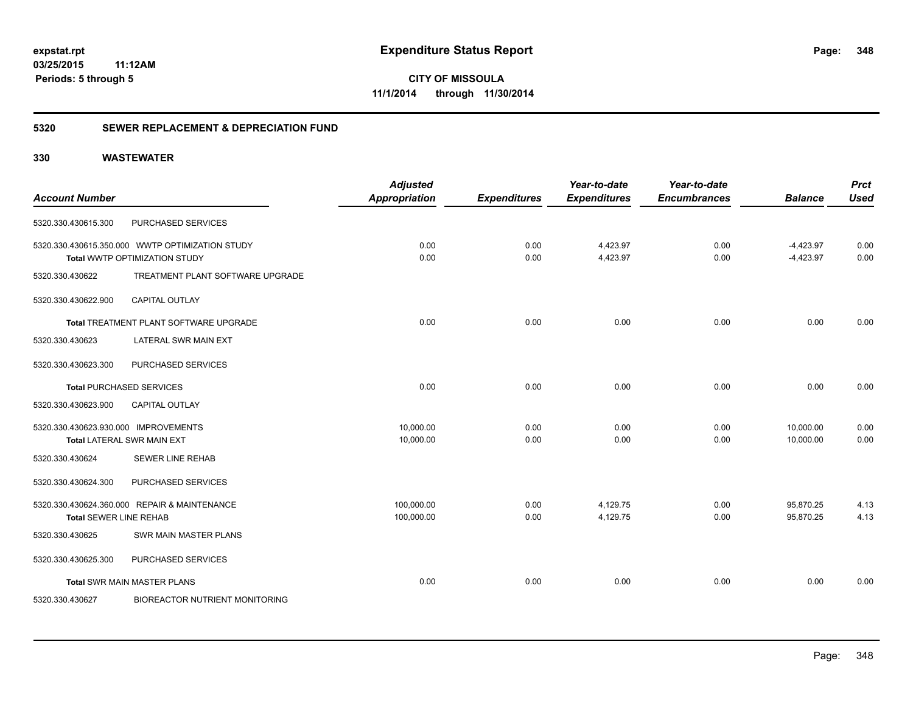# Expenditure Status Report

expstat.rpt
03/25/2015 11:12AM
Periods: 5 through 5

**CITY OF MISSOULA**
**11/1/2014 through 11/30/2014**

## 5320 SEWER REPLACEMENT & DEPRECIATION FUND

### 330 WASTEWATER

| Account Number | | Adjusted Appropriation | Expenditures | Year-to-date Expenditures | Year-to-date Encumbrances | Balance | Prct Used |
|---|---|---|---|---|---|---|---|
| 5320.330.430615.300 | PURCHASED SERVICES | | | | | | |
| 5320.330.430615.350.000 | WWTP OPTIMIZATION STUDY | 0.00 | 0.00 | 4,423.97 | 0.00 | -4,423.97 | 0.00 |
| Total WWTP OPTIMIZATION STUDY | | 0.00 | 0.00 | 4,423.97 | 0.00 | -4,423.97 | 0.00 |
| 5320.330.430622 | TREATMENT PLANT SOFTWARE UPGRADE | | | | | | |
| 5320.330.430622.900 | CAPITAL OUTLAY | | | | | | |
| Total TREATMENT PLANT SOFTWARE UPGRADE | | 0.00 | 0.00 | 0.00 | 0.00 | 0.00 | 0.00 |
| 5320.330.430623 | LATERAL SWR MAIN EXT | | | | | | |
| 5320.330.430623.300 | PURCHASED SERVICES | | | | | | |
| Total PURCHASED SERVICES | | 0.00 | 0.00 | 0.00 | 0.00 | 0.00 | 0.00 |
| 5320.330.430623.900 | CAPITAL OUTLAY | | | | | | |
| 5320.330.430623.930.000 | IMPROVEMENTS | 10,000.00 | 0.00 | 0.00 | 0.00 | 10,000.00 | 0.00 |
| Total LATERAL SWR MAIN EXT | | 10,000.00 | 0.00 | 0.00 | 0.00 | 10,000.00 | 0.00 |
| 5320.330.430624 | SEWER LINE REHAB | | | | | | |
| 5320.330.430624.300 | PURCHASED SERVICES | | | | | | |
| 5320.330.430624.360.000 | REPAIR & MAINTENANCE | 100,000.00 | 0.00 | 4,129.75 | 0.00 | 95,870.25 | 4.13 |
| Total SEWER LINE REHAB | | 100,000.00 | 0.00 | 4,129.75 | 0.00 | 95,870.25 | 4.13 |
| 5320.330.430625 | SWR MAIN MASTER PLANS | | | | | | |
| 5320.330.430625.300 | PURCHASED SERVICES | | | | | | |
| Total SWR MAIN MASTER PLANS | | 0.00 | 0.00 | 0.00 | 0.00 | 0.00 | 0.00 |
| 5320.330.430627 | BIOREACTOR NUTRIENT MONITORING | | | | | | |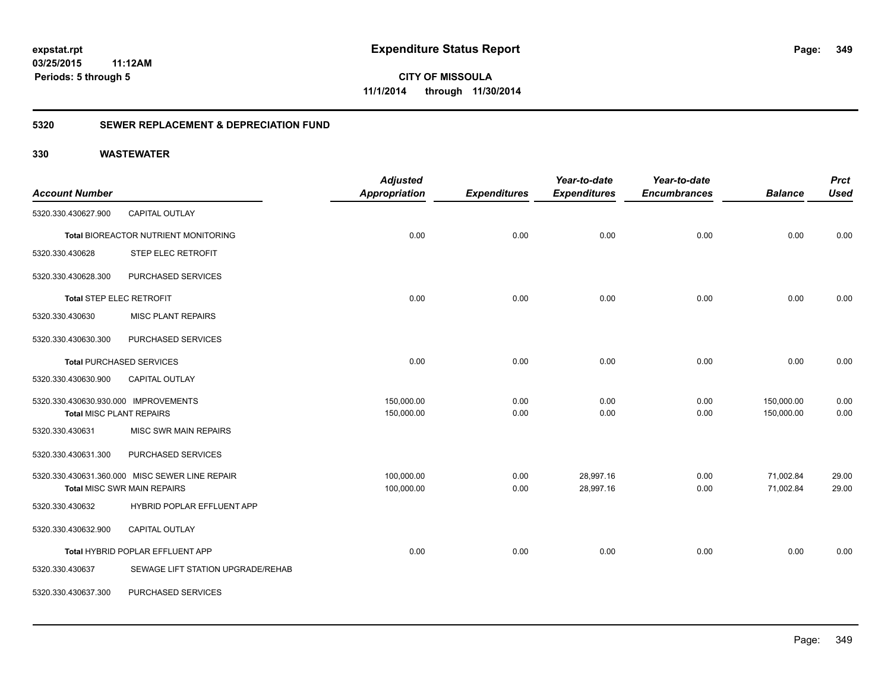**expstat.rpt**
**03/25/2015 11:12AM**
**Periods: 5 through 5**

# Expenditure Status Report

**CITY OF MISSOULA**
**11/1/2014 through 11/30/2014**

## 5320 SEWER REPLACEMENT & DEPRECIATION FUND

## 330 WASTEWATER

| Account Number | | Adjusted Appropriation | Expenditures | Year-to-date Expenditures | Year-to-date Encumbrances | Balance | Prct Used |
|---|---|---|---|---|---|---|---|
| 5320.330.430627.900 | CAPITAL OUTLAY | | | | | | |
| **Total** BIOREACTOR NUTRIENT MONITORING | | 0.00 | 0.00 | 0.00 | 0.00 | 0.00 | 0.00 |
| 5320.330.430628 | STEP ELEC RETROFIT | | | | | | |
| 5320.330.430628.300 | PURCHASED SERVICES | | | | | | |
| **Total** STEP ELEC RETROFIT | | 0.00 | 0.00 | 0.00 | 0.00 | 0.00 | 0.00 |
| 5320.330.430630 | MISC PLANT REPAIRS | | | | | | |
| 5320.330.430630.300 | PURCHASED SERVICES | | | | | | |
| **Total** PURCHASED SERVICES | | 0.00 | 0.00 | 0.00 | 0.00 | 0.00 | 0.00 |
| 5320.330.430630.900 | CAPITAL OUTLAY | | | | | | |
| 5320.330.430630.930.000 | IMPROVEMENTS | 150,000.00 | 0.00 | 0.00 | 0.00 | 150,000.00 | 0.00 |
| **Total** MISC PLANT REPAIRS | | 150,000.00 | 0.00 | 0.00 | 0.00 | 150,000.00 | 0.00 |
| 5320.330.430631 | MISC SWR MAIN REPAIRS | | | | | | |
| 5320.330.430631.300 | PURCHASED SERVICES | | | | | | |
| 5320.330.430631.360.000 | MISC SEWER LINE REPAIR | 100,000.00 | 0.00 | 28,997.16 | 0.00 | 71,002.84 | 29.00 |
| **Total** MISC SWR MAIN REPAIRS | | 100,000.00 | 0.00 | 28,997.16 | 0.00 | 71,002.84 | 29.00 |
| 5320.330.430632 | HYBRID POPLAR EFFLUENT APP | | | | | | |
| 5320.330.430632.900 | CAPITAL OUTLAY | | | | | | |
| **Total** HYBRID POPLAR EFFLUENT APP | | 0.00 | 0.00 | 0.00 | 0.00 | 0.00 | 0.00 |
| 5320.330.430637 | SEWAGE LIFT STATION UPGRADE/REHAB | | | | | | |
| 5320.330.430637.300 | PURCHASED SERVICES | | | | | | |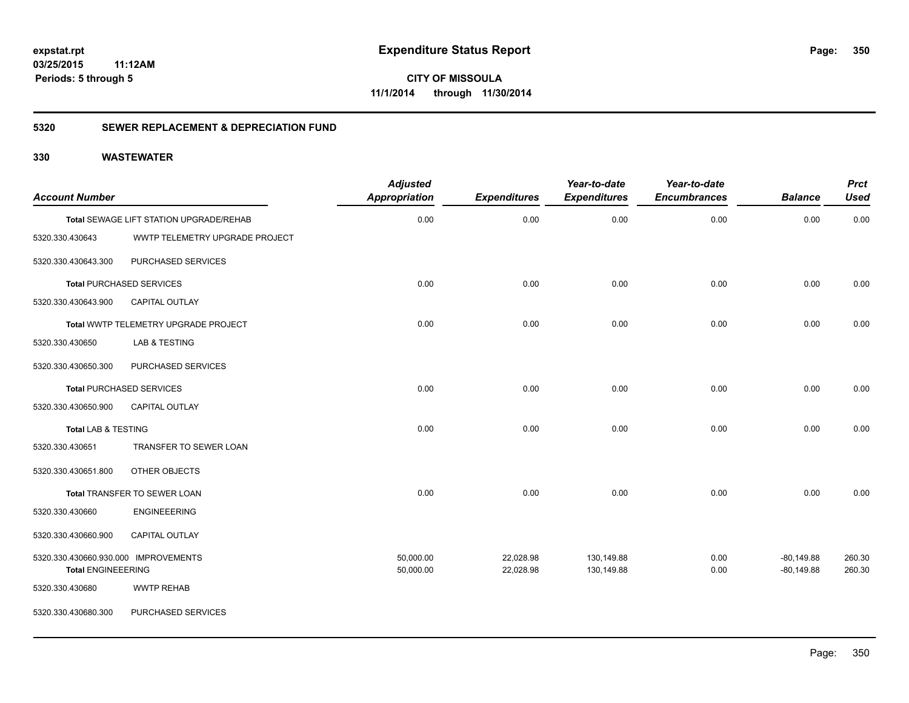**expstat.rpt**
**03/25/2015 11:12AM**
**Periods: 5 through 5**

# Expenditure Status Report

**CITY OF MISSOULA**
**11/1/2014 through 11/30/2014**

## 5320 SEWER REPLACEMENT & DEPRECIATION FUND

## 330 WASTEWATER

| Account Number | | Adjusted Appropriation | Expenditures | Year-to-date Expenditures | Year-to-date Encumbrances | Balance | Prct Used |
|---|---|---|---|---|---|---|---|
| **Total** SEWAGE LIFT STATION UPGRADE/REHAB | | 0.00 | 0.00 | 0.00 | 0.00 | 0.00 | 0.00 |
| 5320.330.430643 | WWTP TELEMETRY UPGRADE PROJECT | | | | | | |
| 5320.330.430643.300 | PURCHASED SERVICES | | | | | | |
| **Total** PURCHASED SERVICES | | 0.00 | 0.00 | 0.00 | 0.00 | 0.00 | 0.00 |
| 5320.330.430643.900 | CAPITAL OUTLAY | | | | | | |
| **Total** WWTP TELEMETRY UPGRADE PROJECT | | 0.00 | 0.00 | 0.00 | 0.00 | 0.00 | 0.00 |
| 5320.330.430650 | LAB & TESTING | | | | | | |
| 5320.330.430650.300 | PURCHASED SERVICES | | | | | | |
| **Total** PURCHASED SERVICES | | 0.00 | 0.00 | 0.00 | 0.00 | 0.00 | 0.00 |
| 5320.330.430650.900 | CAPITAL OUTLAY | | | | | | |
| **Total** LAB & TESTING | | 0.00 | 0.00 | 0.00 | 0.00 | 0.00 | 0.00 |
| 5320.330.430651 | TRANSFER TO SEWER LOAN | | | | | | |
| 5320.330.430651.800 | OTHER OBJECTS | | | | | | |
| **Total** TRANSFER TO SEWER LOAN | | 0.00 | 0.00 | 0.00 | 0.00 | 0.00 | 0.00 |
| 5320.330.430660 | ENGINEEERING | | | | | | |
| 5320.330.430660.900 | CAPITAL OUTLAY | | | | | | |
| 5320.330.430660.930.000 | IMPROVEMENTS | 50,000.00 | 22,028.98 | 130,149.88 | 0.00 | -80,149.88 | 260.30 |
| **Total** ENGINEEERING | | 50,000.00 | 22,028.98 | 130,149.88 | 0.00 | -80,149.88 | 260.30 |
| 5320.330.430680 | WWTP REHAB | | | | | | |
| 5320.330.430680.300 | PURCHASED SERVICES | | | | | | |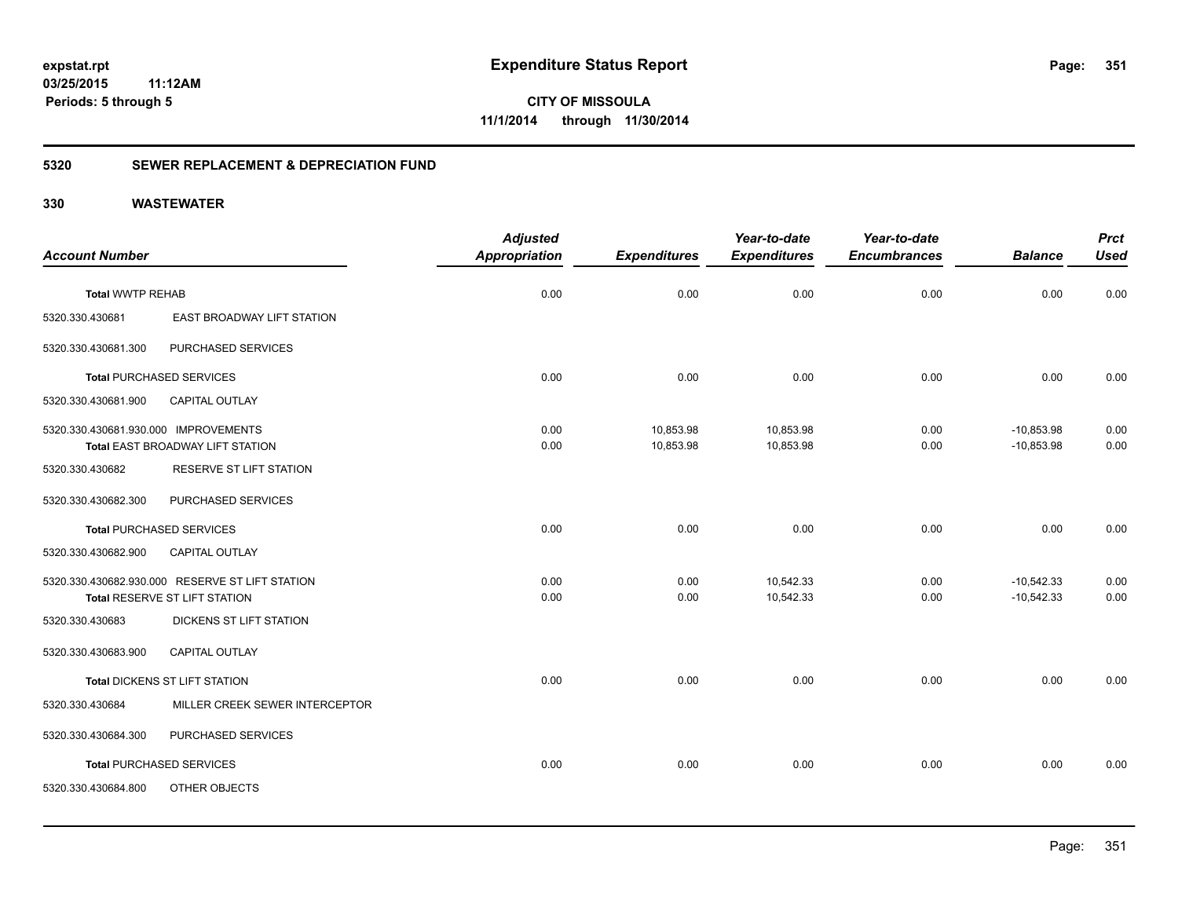**expstat.rpt**
**03/25/2015 11:12AM**
**Periods: 5 through 5**

# Expenditure Status Report

**CITY OF MISSOULA**
**11/1/2014 through 11/30/2014**

## 5320 SEWER REPLACEMENT & DEPRECIATION FUND

## 330 WASTEWATER

| Account Number | | Adjusted Appropriation | Expenditures | Year-to-date Expenditures | Year-to-date Encumbrances | Balance | Prct Used |
|---|---|---|---|---|---|---|---|
| **Total** WWTP REHAB | | 0.00 | 0.00 | 0.00 | 0.00 | 0.00 | 0.00 |
| 5320.330.430681 | EAST BROADWAY LIFT STATION | | | | | | |
| 5320.330.430681.300 | PURCHASED SERVICES | | | | | | |
| **Total** PURCHASED SERVICES | | 0.00 | 0.00 | 0.00 | 0.00 | 0.00 | 0.00 |
| 5320.330.430681.900 | CAPITAL OUTLAY | | | | | | |
| 5320.330.430681.930.000 | IMPROVEMENTS | 0.00 | 10,853.98 | 10,853.98 | 0.00 | -10,853.98 | 0.00 |
| **Total** EAST BROADWAY LIFT STATION | | 0.00 | 10,853.98 | 10,853.98 | 0.00 | -10,853.98 | 0.00 |
| 5320.330.430682 | RESERVE ST LIFT STATION | | | | | | |
| 5320.330.430682.300 | PURCHASED SERVICES | | | | | | |
| **Total** PURCHASED SERVICES | | 0.00 | 0.00 | 0.00 | 0.00 | 0.00 | 0.00 |
| 5320.330.430682.900 | CAPITAL OUTLAY | | | | | | |
| 5320.330.430682.930.000 | RESERVE ST LIFT STATION | 0.00 | 0.00 | 10,542.33 | 0.00 | -10,542.33 | 0.00 |
| **Total** RESERVE ST LIFT STATION | | 0.00 | 0.00 | 10,542.33 | 0.00 | -10,542.33 | 0.00 |
| 5320.330.430683 | DICKENS ST LIFT STATION | | | | | | |
| 5320.330.430683.900 | CAPITAL OUTLAY | | | | | | |
| **Total** DICKENS ST LIFT STATION | | 0.00 | 0.00 | 0.00 | 0.00 | 0.00 | 0.00 |
| 5320.330.430684 | MILLER CREEK SEWER INTERCEPTOR | | | | | | |
| 5320.330.430684.300 | PURCHASED SERVICES | | | | | | |
| **Total** PURCHASED SERVICES | | 0.00 | 0.00 | 0.00 | 0.00 | 0.00 | 0.00 |
| 5320.330.430684.800 | OTHER OBJECTS | | | | | | |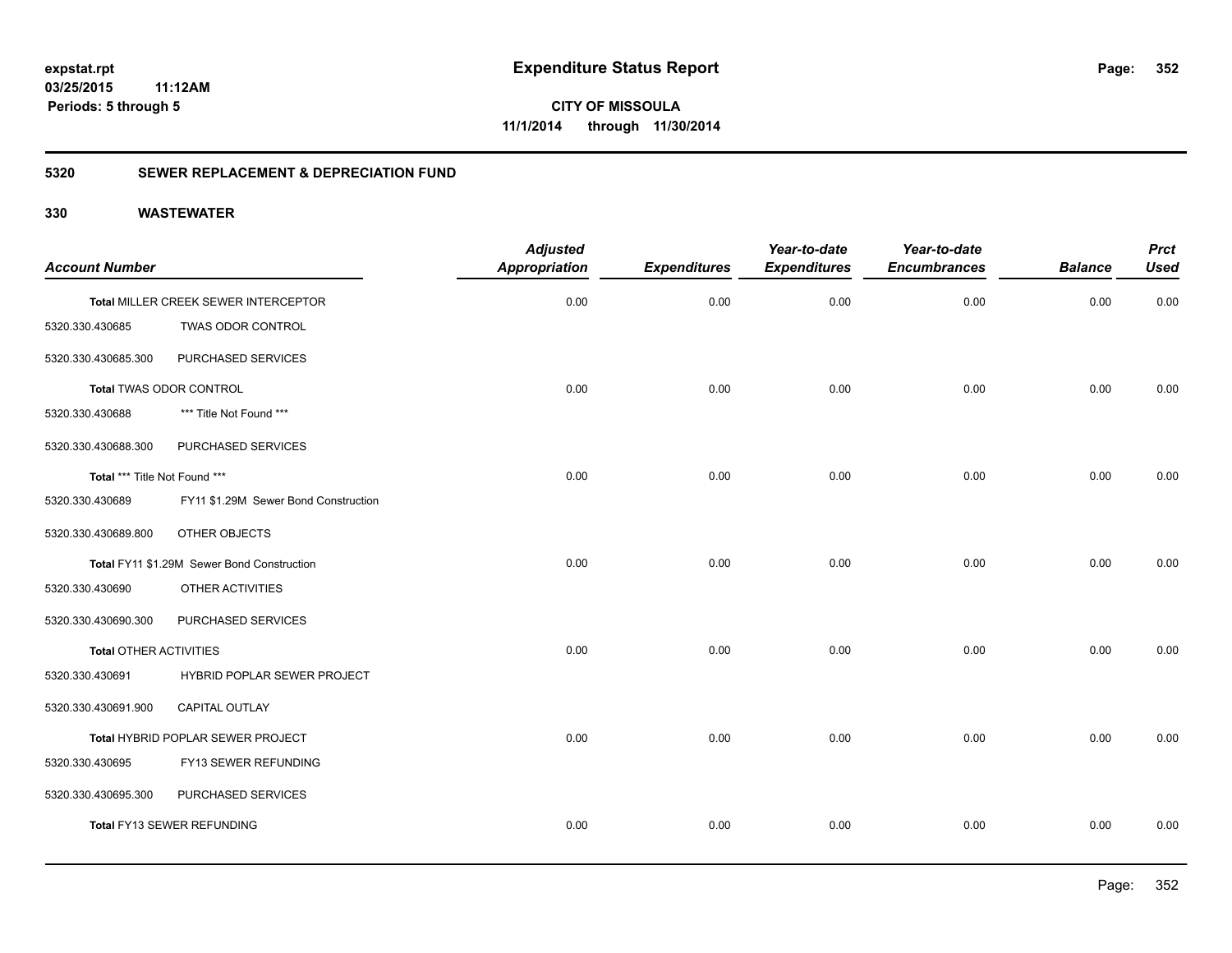**expstat.rpt**
**03/25/2015 11:12AM**
**Periods: 5 through 5**

# Expenditure Status Report

**CITY OF MISSOULA**
**11/1/2014 through 11/30/2014**

## 5320 SEWER REPLACEMENT & DEPRECIATION FUND

## 330 WASTEWATER

| Account Number | | Adjusted Appropriation | Expenditures | Year-to-date Expenditures | Year-to-date Encumbrances | Balance | Prct Used |
|---|---|---|---|---|---|---|---|
| **Total** MILLER CREEK SEWER INTERCEPTOR | | 0.00 | 0.00 | 0.00 | 0.00 | 0.00 | 0.00 |
| 5320.330.430685 | TWAS ODOR CONTROL | | | | | | |
| 5320.330.430685.300 | PURCHASED SERVICES | | | | | | |
| **Total** TWAS ODOR CONTROL | | 0.00 | 0.00 | 0.00 | 0.00 | 0.00 | 0.00 |
| 5320.330.430688 | *** Title Not Found *** | | | | | | |
| 5320.330.430688.300 | PURCHASED SERVICES | | | | | | |
| **Total** *** Title Not Found *** | | 0.00 | 0.00 | 0.00 | 0.00 | 0.00 | 0.00 |
| 5320.330.430689 | FY11 $1.29M Sewer Bond Construction | | | | | | |
| 5320.330.430689.800 | OTHER OBJECTS | | | | | | |
| **Total** FY11 $1.29M Sewer Bond Construction | | 0.00 | 0.00 | 0.00 | 0.00 | 0.00 | 0.00 |
| 5320.330.430690 | OTHER ACTIVITIES | | | | | | |
| 5320.330.430690.300 | PURCHASED SERVICES | | | | | | |
| **Total** OTHER ACTIVITIES | | 0.00 | 0.00 | 0.00 | 0.00 | 0.00 | 0.00 |
| 5320.330.430691 | HYBRID POPLAR SEWER PROJECT | | | | | | |
| 5320.330.430691.900 | CAPITAL OUTLAY | | | | | | |
| **Total** HYBRID POPLAR SEWER PROJECT | | 0.00 | 0.00 | 0.00 | 0.00 | 0.00 | 0.00 |
| 5320.330.430695 | FY13 SEWER REFUNDING | | | | | | |
| 5320.330.430695.300 | PURCHASED SERVICES | | | | | | |
| **Total** FY13 SEWER REFUNDING | | 0.00 | 0.00 | 0.00 | 0.00 | 0.00 | 0.00 |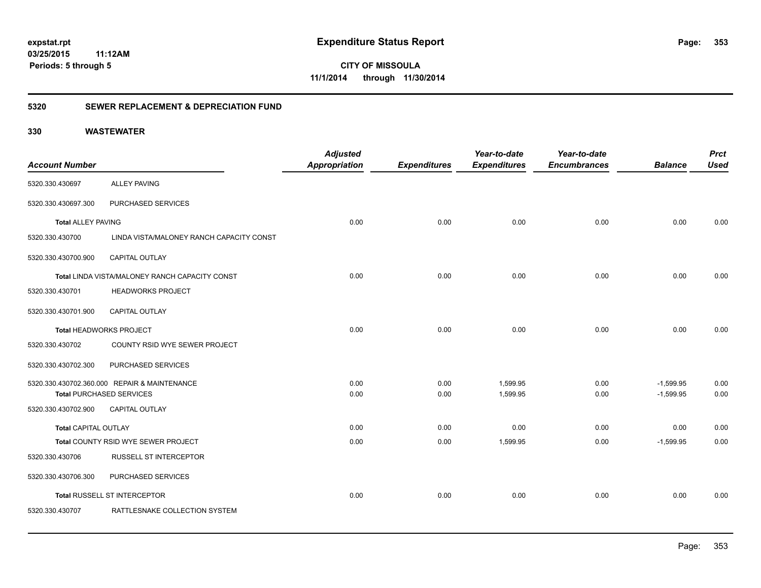# Expenditure Status Report

expstat.rpt
03/25/2015 11:12AM
Periods: 5 through 5

**CITY OF MISSOULA**
**11/1/2014 through 11/30/2014**

## 5320 SEWER REPLACEMENT & DEPRECIATION FUND

### 330 WASTEWATER

| Account Number | | Adjusted Appropriation | Expenditures | Year-to-date Expenditures | Year-to-date Encumbrances | Balance | Prct Used |
|---|---|---|---|---|---|---|---|
| 5320.330.430697 | ALLEY PAVING | | | | | | |
| 5320.330.430697.300 | PURCHASED SERVICES | | | | | | |
| **Total** ALLEY PAVING | | 0.00 | 0.00 | 0.00 | 0.00 | 0.00 | 0.00 |
| 5320.330.430700 | LINDA VISTA/MALONEY RANCH CAPACITY CONST | | | | | | |
| 5320.330.430700.900 | CAPITAL OUTLAY | | | | | | |
| **Total** LINDA VISTA/MALONEY RANCH CAPACITY CONST | | 0.00 | 0.00 | 0.00 | 0.00 | 0.00 | 0.00 |
| 5320.330.430701 | HEADWORKS PROJECT | | | | | | |
| 5320.330.430701.900 | CAPITAL OUTLAY | | | | | | |
| **Total** HEADWORKS PROJECT | | 0.00 | 0.00 | 0.00 | 0.00 | 0.00 | 0.00 |
| 5320.330.430702 | COUNTY RSID WYE SEWER PROJECT | | | | | | |
| 5320.330.430702.300 | PURCHASED SERVICES | | | | | | |
| 5320.330.430702.360.000 | REPAIR & MAINTENANCE | 0.00 | 0.00 | 1,599.95 | 0.00 | -1,599.95 | 0.00 |
| **Total** PURCHASED SERVICES | | 0.00 | 0.00 | 1,599.95 | 0.00 | -1,599.95 | 0.00 |
| 5320.330.430702.900 | CAPITAL OUTLAY | | | | | | |
| **Total** CAPITAL OUTLAY | | 0.00 | 0.00 | 0.00 | 0.00 | 0.00 | 0.00 |
| **Total** COUNTY RSID WYE SEWER PROJECT | | 0.00 | 0.00 | 1,599.95 | 0.00 | -1,599.95 | 0.00 |
| 5320.330.430706 | RUSSELL ST INTERCEPTOR | | | | | | |
| 5320.330.430706.300 | PURCHASED SERVICES | | | | | | |
| **Total** RUSSELL ST INTERCEPTOR | | 0.00 | 0.00 | 0.00 | 0.00 | 0.00 | 0.00 |
| 5320.330.430707 | RATTLESNAKE COLLECTION SYSTEM | | | | | | |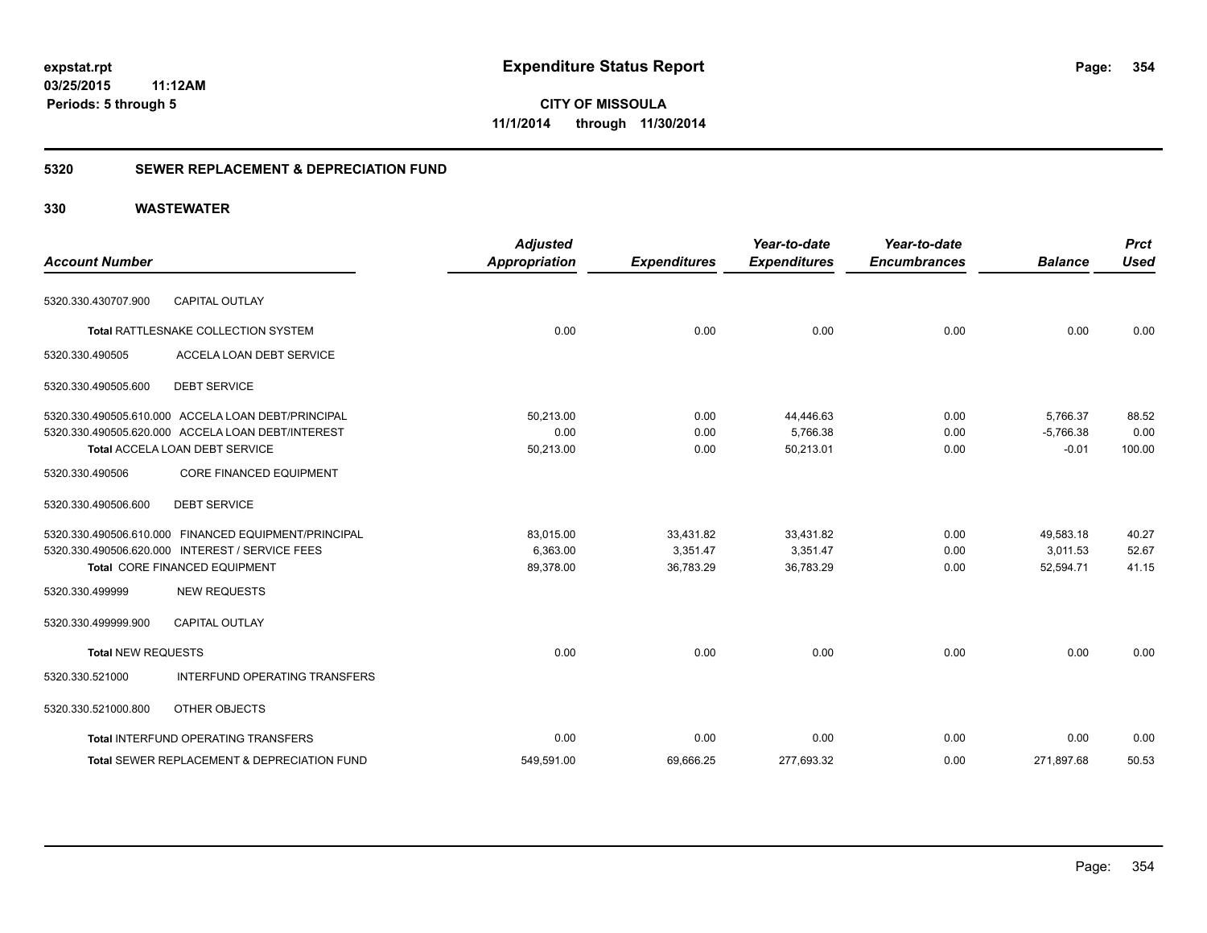# Expenditure Status Report

**CITY OF MISSOULA**
**11/1/2014 through 11/30/2014**

expstat.rpt
03/25/2015 11:12AM
Periods: 5 through 5

## 5320 SEWER REPLACEMENT & DEPRECIATION FUND

### 330 WASTEWATER

| Account Number | | Adjusted Appropriation | Expenditures | Year-to-date Expenditures | Year-to-date Encumbrances | Balance | Prct Used |
|---|---|---|---|---|---|---|---|
| 5320.330.430707.900 | CAPITAL OUTLAY | | | | | | |
| **Total** RATTLESNAKE COLLECTION SYSTEM | | 0.00 | 0.00 | 0.00 | 0.00 | 0.00 | 0.00 |
| 5320.330.490505 | ACCELA LOAN DEBT SERVICE | | | | | | |
| 5320.330.490505.600 | DEBT SERVICE | | | | | | |
| 5320.330.490505.610.000 | ACCELA LOAN DEBT/PRINCIPAL | 50,213.00 | 0.00 | 44,446.63 | 0.00 | 5,766.37 | 88.52 |
| 5320.330.490505.620.000 | ACCELA LOAN DEBT/INTEREST | 0.00 | 0.00 | 5,766.38 | 0.00 | -5,766.38 | 0.00 |
| **Total** ACCELA LOAN DEBT SERVICE | | 50,213.00 | 0.00 | 50,213.01 | 0.00 | -0.01 | 100.00 |
| 5320.330.490506 | CORE FINANCED EQUIPMENT | | | | | | |
| 5320.330.490506.600 | DEBT SERVICE | | | | | | |
| 5320.330.490506.610.000 | FINANCED EQUIPMENT/PRINCIPAL | 83,015.00 | 33,431.82 | 33,431.82 | 0.00 | 49,583.18 | 40.27 |
| 5320.330.490506.620.000 | INTEREST / SERVICE FEES | 6,363.00 | 3,351.47 | 3,351.47 | 0.00 | 3,011.53 | 52.67 |
| **Total** CORE FINANCED EQUIPMENT | | 89,378.00 | 36,783.29 | 36,783.29 | 0.00 | 52,594.71 | 41.15 |
| 5320.330.499999 | NEW REQUESTS | | | | | | |
| 5320.330.499999.900 | CAPITAL OUTLAY | | | | | | |
| **Total** NEW REQUESTS | | 0.00 | 0.00 | 0.00 | 0.00 | 0.00 | 0.00 |
| 5320.330.521000 | INTERFUND OPERATING TRANSFERS | | | | | | |
| 5320.330.521000.800 | OTHER OBJECTS | | | | | | |
| **Total** INTERFUND OPERATING TRANSFERS | | 0.00 | 0.00 | 0.00 | 0.00 | 0.00 | 0.00 |
| **Total** SEWER REPLACEMENT & DEPRECIATION FUND | | 549,591.00 | 69,666.25 | 277,693.32 | 0.00 | 271,897.68 | 50.53 |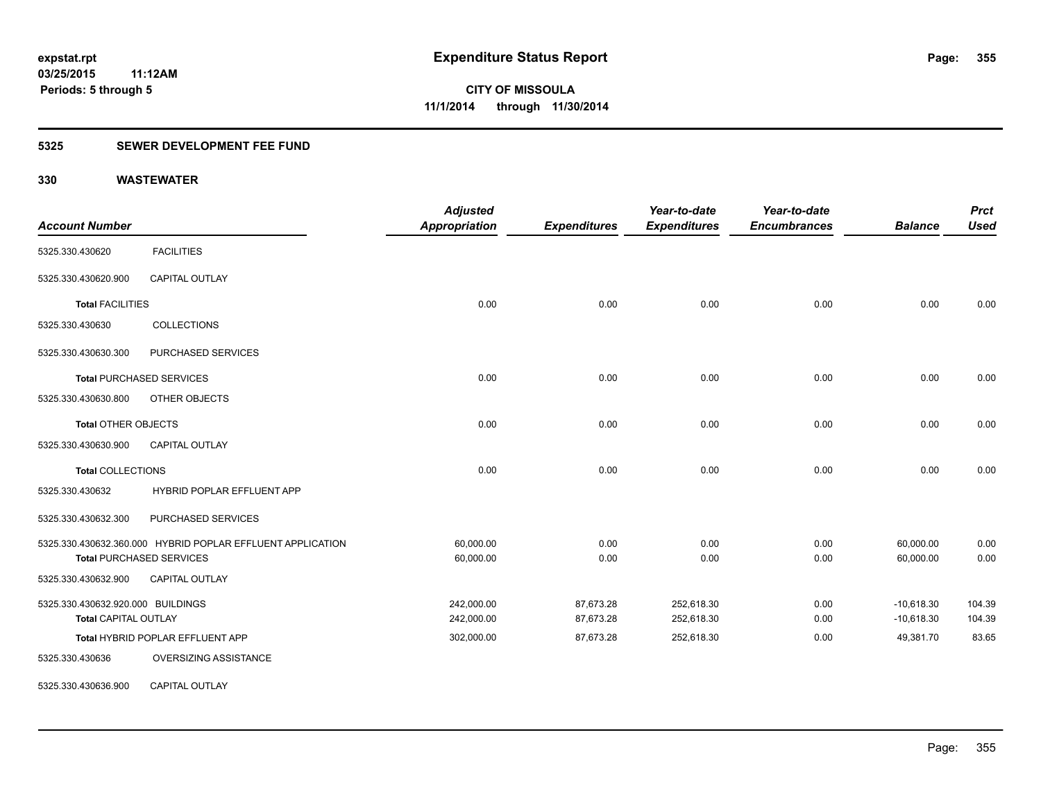**expstat.rpt**
**03/25/2015 11:12AM**
**Periods: 5 through 5**

# Expenditure Status Report

**CITY OF MISSOULA**
**11/1/2014 through 11/30/2014**

## 5325 SEWER DEVELOPMENT FEE FUND

## 330 WASTEWATER

| Account Number | | Adjusted Appropriation | Expenditures | Year-to-date Expenditures | Year-to-date Encumbrances | Balance | Prct Used |
|---|---|---|---|---|---|---|---|
| 5325.330.430620 | FACILITIES | | | | | | |
| 5325.330.430620.900 | CAPITAL OUTLAY | | | | | | |
| **Total** FACILITIES | | 0.00 | 0.00 | 0.00 | 0.00 | 0.00 | 0.00 |
| 5325.330.430630 | COLLECTIONS | | | | | | |
| 5325.330.430630.300 | PURCHASED SERVICES | | | | | | |
| **Total** PURCHASED SERVICES | | 0.00 | 0.00 | 0.00 | 0.00 | 0.00 | 0.00 |
| 5325.330.430630.800 | OTHER OBJECTS | | | | | | |
| **Total** OTHER OBJECTS | | 0.00 | 0.00 | 0.00 | 0.00 | 0.00 | 0.00 |
| 5325.330.430630.900 | CAPITAL OUTLAY | | | | | | |
| **Total** COLLECTIONS | | 0.00 | 0.00 | 0.00 | 0.00 | 0.00 | 0.00 |
| 5325.330.430632 | HYBRID POPLAR EFFLUENT APP | | | | | | |
| 5325.330.430632.300 | PURCHASED SERVICES | | | | | | |
| 5325.330.430632.360.000 | HYBRID POPLAR EFFLUENT APPLICATION | 60,000.00 | 0.00 | 0.00 | 0.00 | 60,000.00 | 0.00 |
| **Total** PURCHASED SERVICES | | 60,000.00 | 0.00 | 0.00 | 0.00 | 60,000.00 | 0.00 |
| 5325.330.430632.900 | CAPITAL OUTLAY | | | | | | |
| 5325.330.430632.920.000 | BUILDINGS | 242,000.00 | 87,673.28 | 252,618.30 | 0.00 | -10,618.30 | 104.39 |
| **Total** CAPITAL OUTLAY | | 242,000.00 | 87,673.28 | 252,618.30 | 0.00 | -10,618.30 | 104.39 |
| **Total** HYBRID POPLAR EFFLUENT APP | | 302,000.00 | 87,673.28 | 252,618.30 | 0.00 | 49,381.70 | 83.65 |
| 5325.330.430636 | OVERSIZING ASSISTANCE | | | | | | |
| 5325.330.430636.900 | CAPITAL OUTLAY | | | | | | |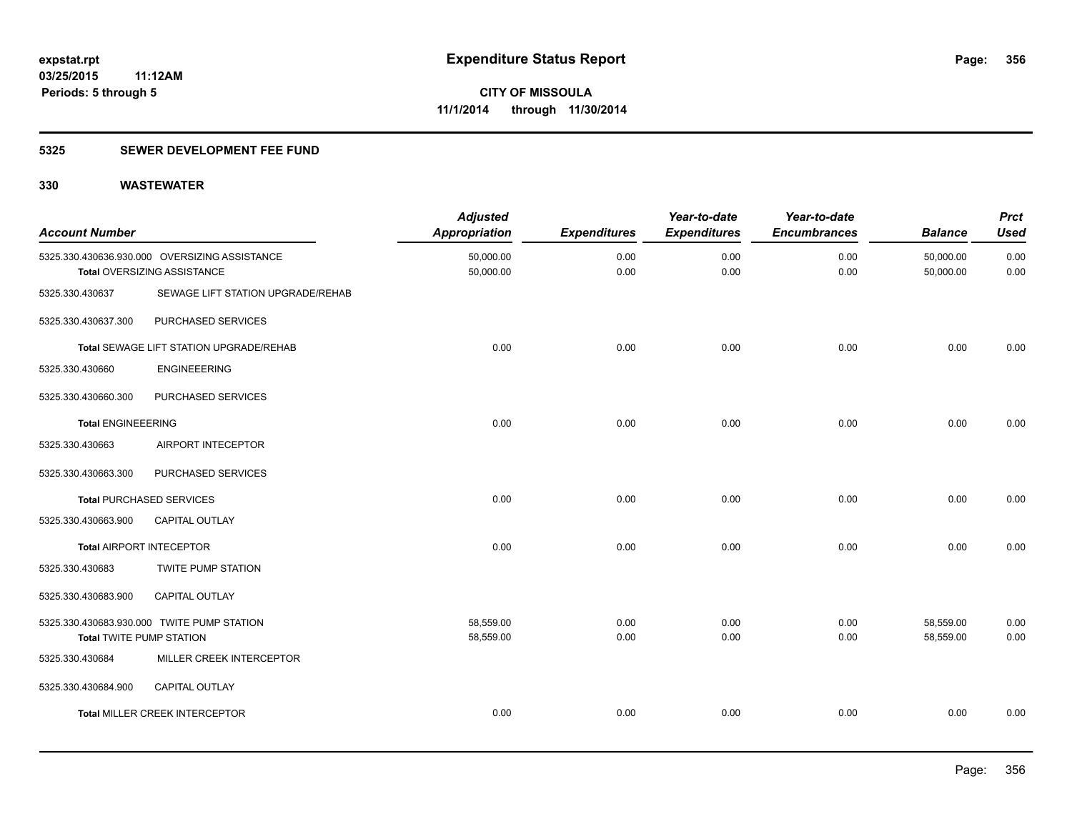**expstat.rpt**
**03/25/2015 11:12AM**
**Periods: 5 through 5**

# Expenditure Status Report

**CITY OF MISSOULA**
**11/1/2014 through 11/30/2014**

## 5325 SEWER DEVELOPMENT FEE FUND

## 330 WASTEWATER

| Account Number | | Adjusted Appropriation | Expenditures | Year-to-date Expenditures | Year-to-date Encumbrances | Balance | Prct Used |
|---|---|---|---|---|---|---|---|
| 5325.330.430636.930.000 | OVERSIZING ASSISTANCE | 50,000.00 | 0.00 | 0.00 | 0.00 | 50,000.00 | 0.00 |
| **Total** OVERSIZING ASSISTANCE | | 50,000.00 | 0.00 | 0.00 | 0.00 | 50,000.00 | 0.00 |
| 5325.330.430637 | SEWAGE LIFT STATION UPGRADE/REHAB | | | | | | |
| 5325.330.430637.300 | PURCHASED SERVICES | | | | | | |
| **Total** SEWAGE LIFT STATION UPGRADE/REHAB | | 0.00 | 0.00 | 0.00 | 0.00 | 0.00 | 0.00 |
| 5325.330.430660 | ENGINEEERING | | | | | | |
| 5325.330.430660.300 | PURCHASED SERVICES | | | | | | |
| **Total** ENGINEEERING | | 0.00 | 0.00 | 0.00 | 0.00 | 0.00 | 0.00 |
| 5325.330.430663 | AIRPORT INTECEPTOR | | | | | | |
| 5325.330.430663.300 | PURCHASED SERVICES | | | | | | |
| **Total** PURCHASED SERVICES | | 0.00 | 0.00 | 0.00 | 0.00 | 0.00 | 0.00 |
| 5325.330.430663.900 | CAPITAL OUTLAY | | | | | | |
| **Total** AIRPORT INTECEPTOR | | 0.00 | 0.00 | 0.00 | 0.00 | 0.00 | 0.00 |
| 5325.330.430683 | TWITE PUMP STATION | | | | | | |
| 5325.330.430683.900 | CAPITAL OUTLAY | | | | | | |
| 5325.330.430683.930.000 | TWITE PUMP STATION | 58,559.00 | 0.00 | 0.00 | 0.00 | 58,559.00 | 0.00 |
| **Total** TWITE PUMP STATION | | 58,559.00 | 0.00 | 0.00 | 0.00 | 58,559.00 | 0.00 |
| 5325.330.430684 | MILLER CREEK INTERCEPTOR | | | | | | |
| 5325.330.430684.900 | CAPITAL OUTLAY | | | | | | |
| **Total** MILLER CREEK INTERCEPTOR | | 0.00 | 0.00 | 0.00 | 0.00 | 0.00 | 0.00 |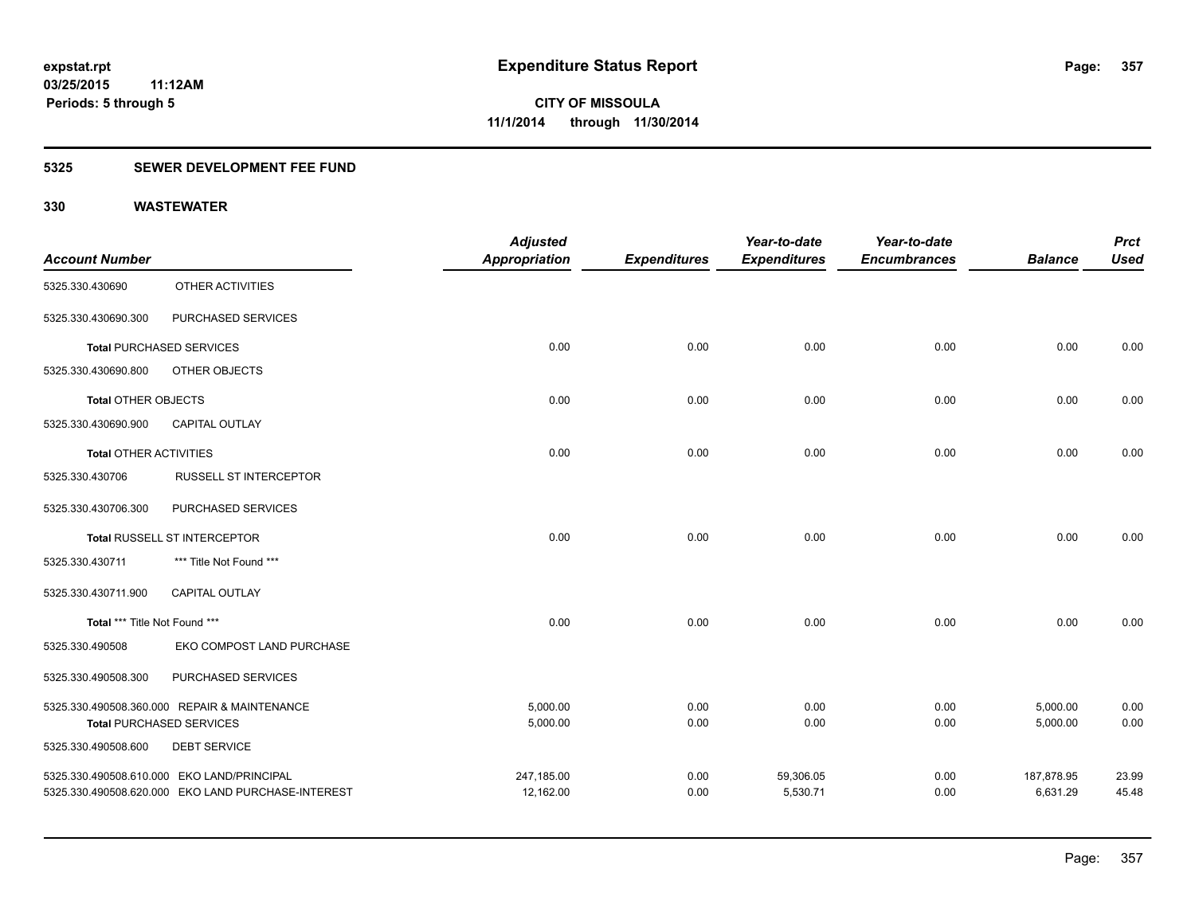# Expenditure Status Report

expstat.rpt
03/25/2015 11:12AM
Periods: 5 through 5

**CITY OF MISSOULA**
**11/1/2014 through 11/30/2014**

## 5325 SEWER DEVELOPMENT FEE FUND

## 330 WASTEWATER

| Account Number | | Adjusted Appropriation | Expenditures | Year-to-date Expenditures | Year-to-date Encumbrances | Balance | Prct Used |
|---|---|---|---|---|---|---|---|
| 5325.330.430690 | OTHER ACTIVITIES | | | | | | |
| 5325.330.430690.300 | PURCHASED SERVICES | | | | | | |
| **Total** PURCHASED SERVICES | | 0.00 | 0.00 | 0.00 | 0.00 | 0.00 | 0.00 |
| 5325.330.430690.800 | OTHER OBJECTS | | | | | | |
| **Total** OTHER OBJECTS | | 0.00 | 0.00 | 0.00 | 0.00 | 0.00 | 0.00 |
| 5325.330.430690.900 | CAPITAL OUTLAY | | | | | | |
| **Total** OTHER ACTIVITIES | | 0.00 | 0.00 | 0.00 | 0.00 | 0.00 | 0.00 |
| 5325.330.430706 | RUSSELL ST INTERCEPTOR | | | | | | |
| 5325.330.430706.300 | PURCHASED SERVICES | | | | | | |
| **Total** RUSSELL ST INTERCEPTOR | | 0.00 | 0.00 | 0.00 | 0.00 | 0.00 | 0.00 |
| 5325.330.430711 | *** Title Not Found *** | | | | | | |
| 5325.330.430711.900 | CAPITAL OUTLAY | | | | | | |
| **Total** *** Title Not Found *** | | 0.00 | 0.00 | 0.00 | 0.00 | 0.00 | 0.00 |
| 5325.330.490508 | EKO COMPOST LAND PURCHASE | | | | | | |
| 5325.330.490508.300 | PURCHASED SERVICES | | | | | | |
| 5325.330.490508.360.000 | REPAIR & MAINTENANCE | 5,000.00 | 0.00 | 0.00 | 0.00 | 5,000.00 | 0.00 |
| **Total** PURCHASED SERVICES | | 5,000.00 | 0.00 | 0.00 | 0.00 | 5,000.00 | 0.00 |
| 5325.330.490508.600 | DEBT SERVICE | | | | | | |
| 5325.330.490508.610.000 | EKO LAND/PRINCIPAL | 247,185.00 | 0.00 | 59,306.05 | 0.00 | 187,878.95 | 23.99 |
| 5325.330.490508.620.000 | EKO LAND PURCHASE-INTEREST | 12,162.00 | 0.00 | 5,530.71 | 0.00 | 6,631.29 | 45.48 |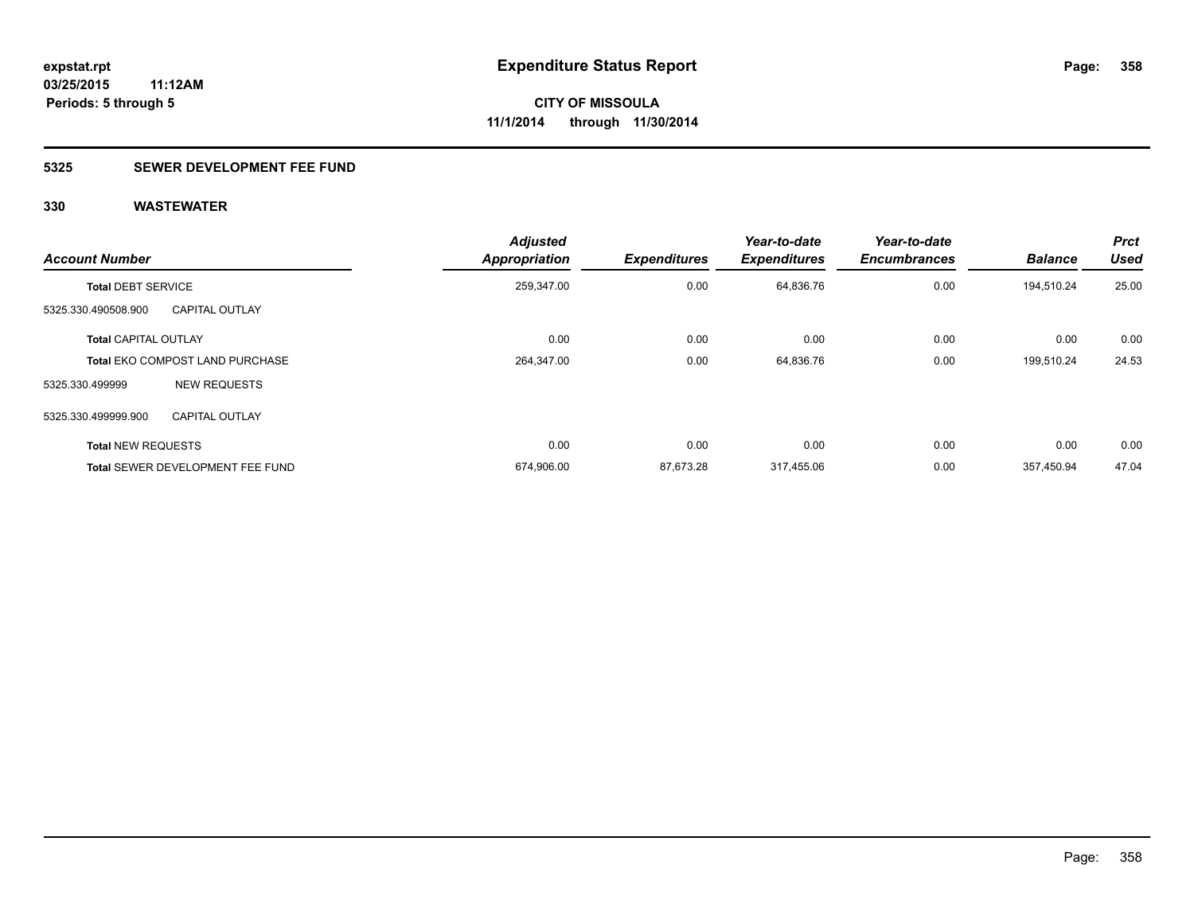# Expenditure Status Report

expstat.rpt
03/25/2015 11:12AM
Periods: 5 through 5

CITY OF MISSOULA
11/1/2014 through 11/30/2014

## 5325 SEWER DEVELOPMENT FEE FUND

### 330 WASTEWATER

| Account Number | | Adjusted Appropriation | Expenditures | Year-to-date Expenditures | Year-to-date Encumbrances | Balance | Prct Used |
|---|---|---|---|---|---|---|---|
| **Total** DEBT SERVICE | | 259,347.00 | 0.00 | 64,836.76 | 0.00 | 194,510.24 | 25.00 |
| 5325.330.490508.900 | CAPITAL OUTLAY | | | | | | |
| **Total** CAPITAL OUTLAY | | 0.00 | 0.00 | 0.00 | 0.00 | 0.00 | 0.00 |
| **Total** EKO COMPOST LAND PURCHASE | | 264,347.00 | 0.00 | 64,836.76 | 0.00 | 199,510.24 | 24.53 |
| 5325.330.499999 | NEW REQUESTS | | | | | | |
| 5325.330.499999.900 | CAPITAL OUTLAY | | | | | | |
| **Total** NEW REQUESTS | | 0.00 | 0.00 | 0.00 | 0.00 | 0.00 | 0.00 |
| **Total** SEWER DEVELOPMENT FEE FUND | | 674,906.00 | 87,673.28 | 317,455.06 | 0.00 | 357,450.94 | 47.04 |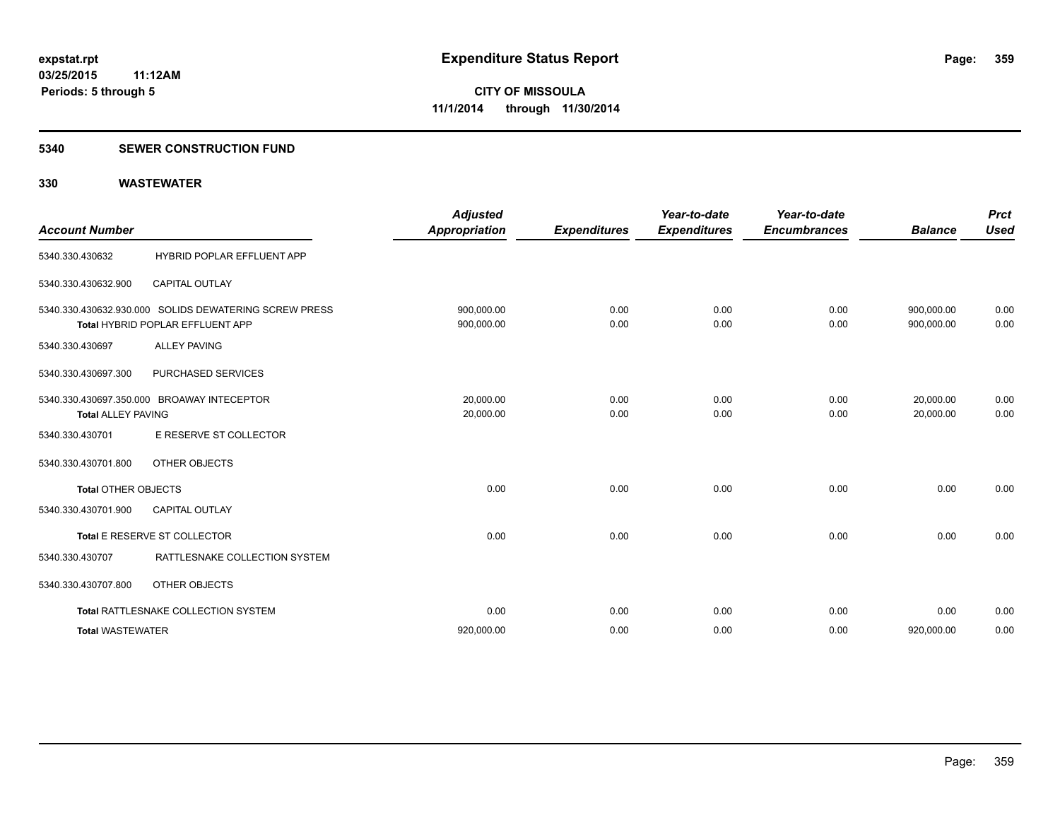**expstat.rpt**
**03/25/2015 11:12AM**
**Periods: 5 through 5**

# Expenditure Status Report

**CITY OF MISSOULA**
**11/1/2014 through 11/30/2014**

## 5340 SEWER CONSTRUCTION FUND

### 330 WASTEWATER

| Account Number | | Adjusted Appropriation | Expenditures | Year-to-date Expenditures | Year-to-date Encumbrances | Balance | Prct Used |
|---|---|---|---|---|---|---|---|
| 5340.330.430632 | HYBRID POPLAR EFFLUENT APP | | | | | | |
| 5340.330.430632.900 | CAPITAL OUTLAY | | | | | | |
| 5340.330.430632.930.000 | SOLIDS DEWATERING SCREW PRESS | 900,000.00 | 0.00 | 0.00 | 0.00 | 900,000.00 | 0.00 |
| Total HYBRID POPLAR EFFLUENT APP | | 900,000.00 | 0.00 | 0.00 | 0.00 | 900,000.00 | 0.00 |
| 5340.330.430697 | ALLEY PAVING | | | | | | |
| 5340.330.430697.300 | PURCHASED SERVICES | | | | | | |
| 5340.330.430697.350.000 | BROAWAY INTECEPTOR | 20,000.00 | 0.00 | 0.00 | 0.00 | 20,000.00 | 0.00 |
| Total ALLEY PAVING | | 20,000.00 | 0.00 | 0.00 | 0.00 | 20,000.00 | 0.00 |
| 5340.330.430701 | E RESERVE ST COLLECTOR | | | | | | |
| 5340.330.430701.800 | OTHER OBJECTS | | | | | | |
| Total OTHER OBJECTS | | 0.00 | 0.00 | 0.00 | 0.00 | 0.00 | 0.00 |
| 5340.330.430701.900 | CAPITAL OUTLAY | | | | | | |
| Total E RESERVE ST COLLECTOR | | 0.00 | 0.00 | 0.00 | 0.00 | 0.00 | 0.00 |
| 5340.330.430707 | RATTLESNAKE COLLECTION SYSTEM | | | | | | |
| 5340.330.430707.800 | OTHER OBJECTS | | | | | | |
| Total RATTLESNAKE COLLECTION SYSTEM | | 0.00 | 0.00 | 0.00 | 0.00 | 0.00 | 0.00 |
| Total WASTEWATER | | 920,000.00 | 0.00 | 0.00 | 0.00 | 920,000.00 | 0.00 |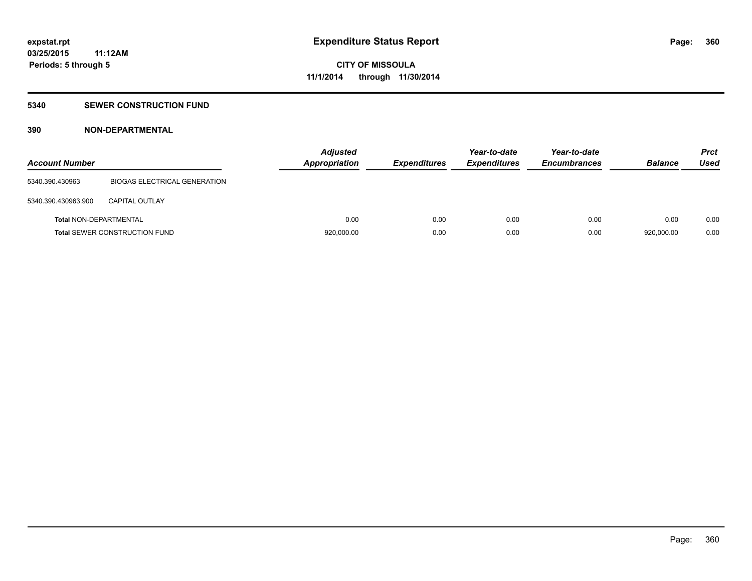# Expenditure Status Report

expstat.rpt
03/25/2015 11:12AM
Periods: 5 through 5

**CITY OF MISSOULA**
**11/1/2014 through 11/30/2014**

## 5340 SEWER CONSTRUCTION FUND

### 390 NON-DEPARTMENTAL

| Account Number | | Adjusted Appropriation | Expenditures | Year-to-date Expenditures | Year-to-date Encumbrances | Balance | Prct Used |
|---|---|---|---|---|---|---|---|
| 5340.390.430963 | BIOGAS ELECTRICAL GENERATION | | | | | | |
| 5340.390.430963.900 | CAPITAL OUTLAY | | | | | | |
| **Total** NON-DEPARTMENTAL | | 0.00 | 0.00 | 0.00 | 0.00 | 0.00 | 0.00 |
| **Total** SEWER CONSTRUCTION FUND | | 920,000.00 | 0.00 | 0.00 | 0.00 | 920,000.00 | 0.00 |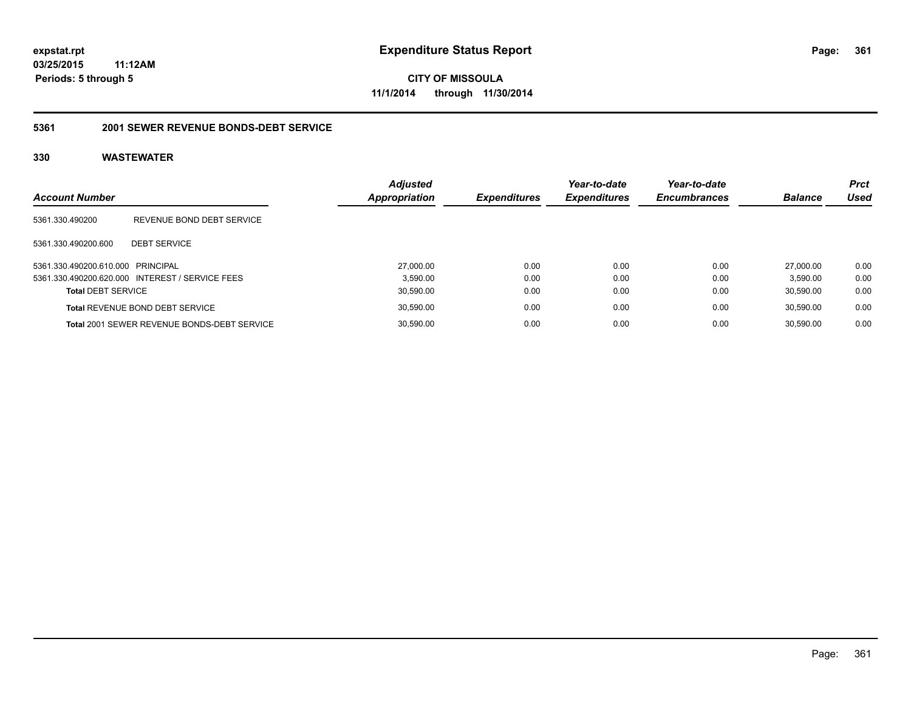**expstat.rpt**
**03/25/2015 11:12AM**
**Periods: 5 through 5**

# Expenditure Status Report

**CITY OF MISSOULA**
**11/1/2014 through 11/30/2014**

## 5361 2001 SEWER REVENUE BONDS-DEBT SERVICE

### 330 WASTEWATER

| Account Number | | Adjusted Appropriation | Expenditures | Year-to-date Expenditures | Year-to-date Encumbrances | Balance | Prct Used |
|---|---|---|---|---|---|---|---|
| 5361.330.490200 | REVENUE BOND DEBT SERVICE | | | | | | |
| 5361.330.490200.600 | DEBT SERVICE | | | | | | |
| 5361.330.490200.610.000 | PRINCIPAL | 27,000.00 | 0.00 | 0.00 | 0.00 | 27,000.00 | 0.00 |
| 5361.330.490200.620.000 | INTEREST / SERVICE FEES | 3,590.00 | 0.00 | 0.00 | 0.00 | 3,590.00 | 0.00 |
| **Total** DEBT SERVICE | | 30,590.00 | 0.00 | 0.00 | 0.00 | 30,590.00 | 0.00 |
| **Total** REVENUE BOND DEBT SERVICE | | 30,590.00 | 0.00 | 0.00 | 0.00 | 30,590.00 | 0.00 |
| **Total** 2001 SEWER REVENUE BONDS-DEBT SERVICE | | 30,590.00 | 0.00 | 0.00 | 0.00 | 30,590.00 | 0.00 |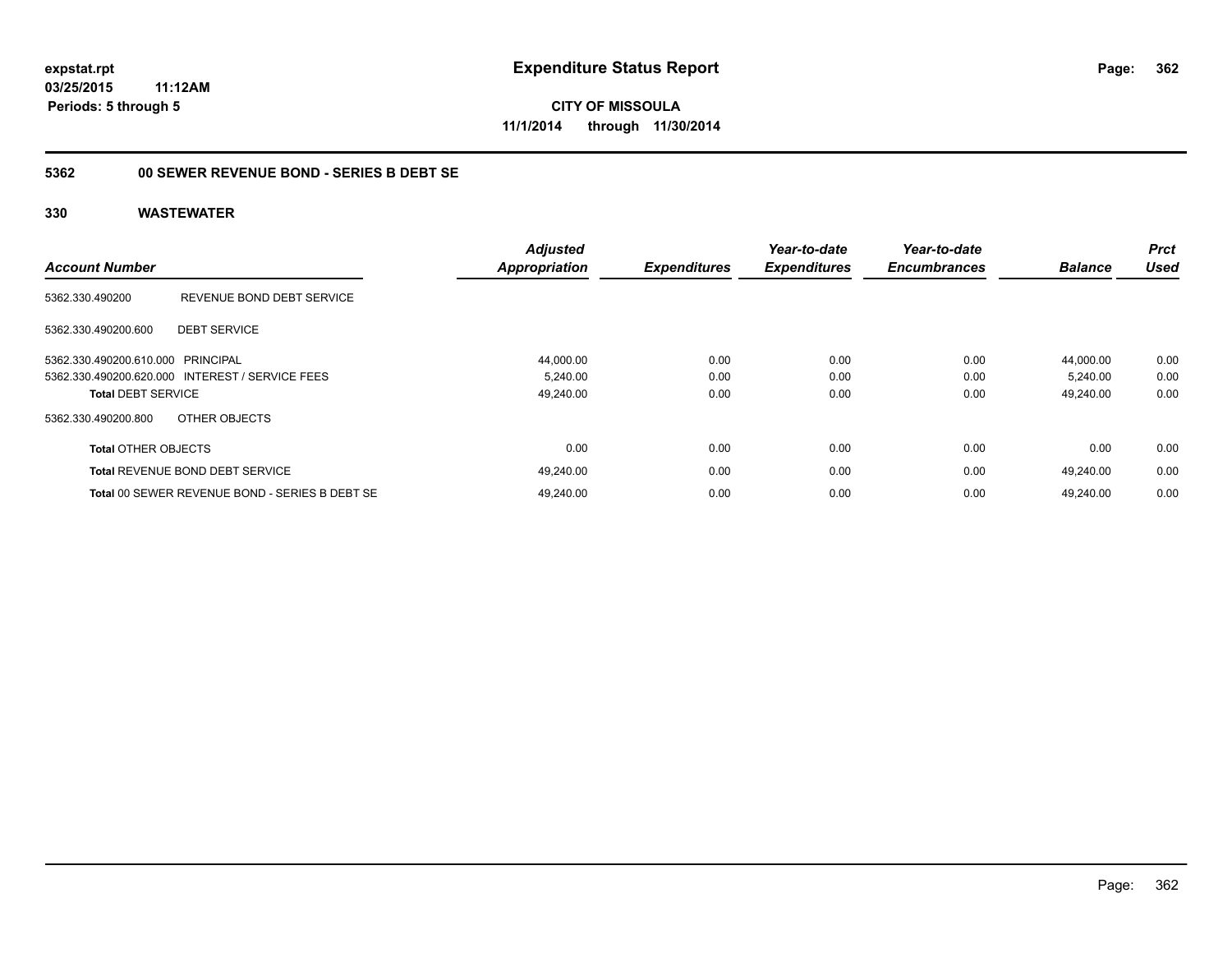**expstat.rpt**
**03/25/2015 11:12AM**
**Periods: 5 through 5**

# Expenditure Status Report

**CITY OF MISSOULA**
**11/1/2014 through 11/30/2014**

## 5362 00 SEWER REVENUE BOND - SERIES B DEBT SE

## 330 WASTEWATER

| Account Number | | *Adjusted Appropriation* | *Expenditures* | *Year-to-date Expenditures* | *Year-to-date Encumbrances* | *Balance* | *Prct Used* |
|---|---|---|---|---|---|---|---|
| 5362.330.490200 | REVENUE BOND DEBT SERVICE | | | | | | |
| 5362.330.490200.600 | DEBT SERVICE | | | | | | |
| 5362.330.490200.610.000 | PRINCIPAL | 44,000.00 | 0.00 | 0.00 | 0.00 | 44,000.00 | 0.00 |
| 5362.330.490200.620.000 | INTEREST / SERVICE FEES | 5,240.00 | 0.00 | 0.00 | 0.00 | 5,240.00 | 0.00 |
| **Total** DEBT SERVICE | | 49,240.00 | 0.00 | 0.00 | 0.00 | 49,240.00 | 0.00 |
| 5362.330.490200.800 | OTHER OBJECTS | | | | | | |
| **Total** OTHER OBJECTS | | 0.00 | 0.00 | 0.00 | 0.00 | 0.00 | 0.00 |
| **Total** REVENUE BOND DEBT SERVICE | | 49,240.00 | 0.00 | 0.00 | 0.00 | 49,240.00 | 0.00 |
| **Total** 00 SEWER REVENUE BOND - SERIES B DEBT SE | | 49,240.00 | 0.00 | 0.00 | 0.00 | 49,240.00 | 0.00 |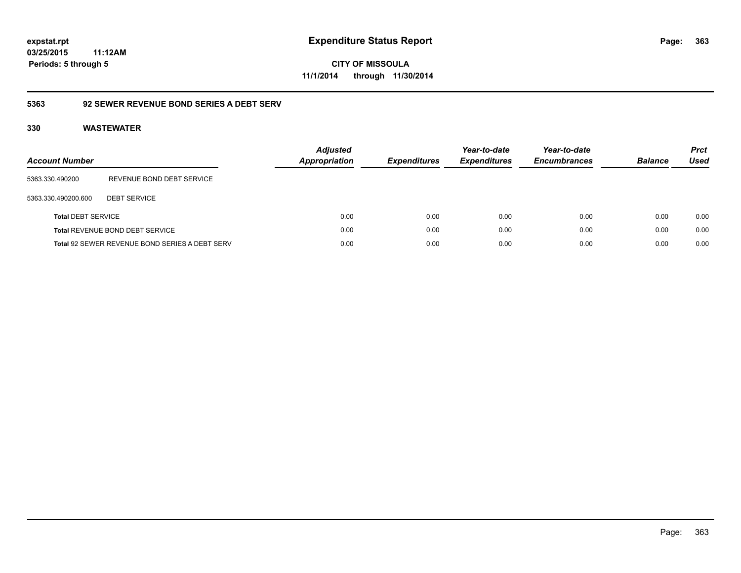**expstat.rpt**
**03/25/2015 11:12AM**
**Periods: 5 through 5**

# Expenditure Status Report

**CITY OF MISSOULA**
**11/1/2014 through 11/30/2014**

## 5363 92 SEWER REVENUE BOND SERIES A DEBT SERV

### 330 WASTEWATER

| Account Number | | Adjusted Appropriation | Expenditures | Year-to-date Expenditures | Year-to-date Encumbrances | Balance | Prct Used |
|---|---|---|---|---|---|---|---|
| 5363.330.490200 | REVENUE BOND DEBT SERVICE | | | | | | |
| 5363.330.490200.600 | DEBT SERVICE | | | | | | |
| **Total** DEBT SERVICE | | 0.00 | 0.00 | 0.00 | 0.00 | 0.00 | 0.00 |
| **Total** REVENUE BOND DEBT SERVICE | | 0.00 | 0.00 | 0.00 | 0.00 | 0.00 | 0.00 |
| **Total** 92 SEWER REVENUE BOND SERIES A DEBT SERV | | 0.00 | 0.00 | 0.00 | 0.00 | 0.00 | 0.00 |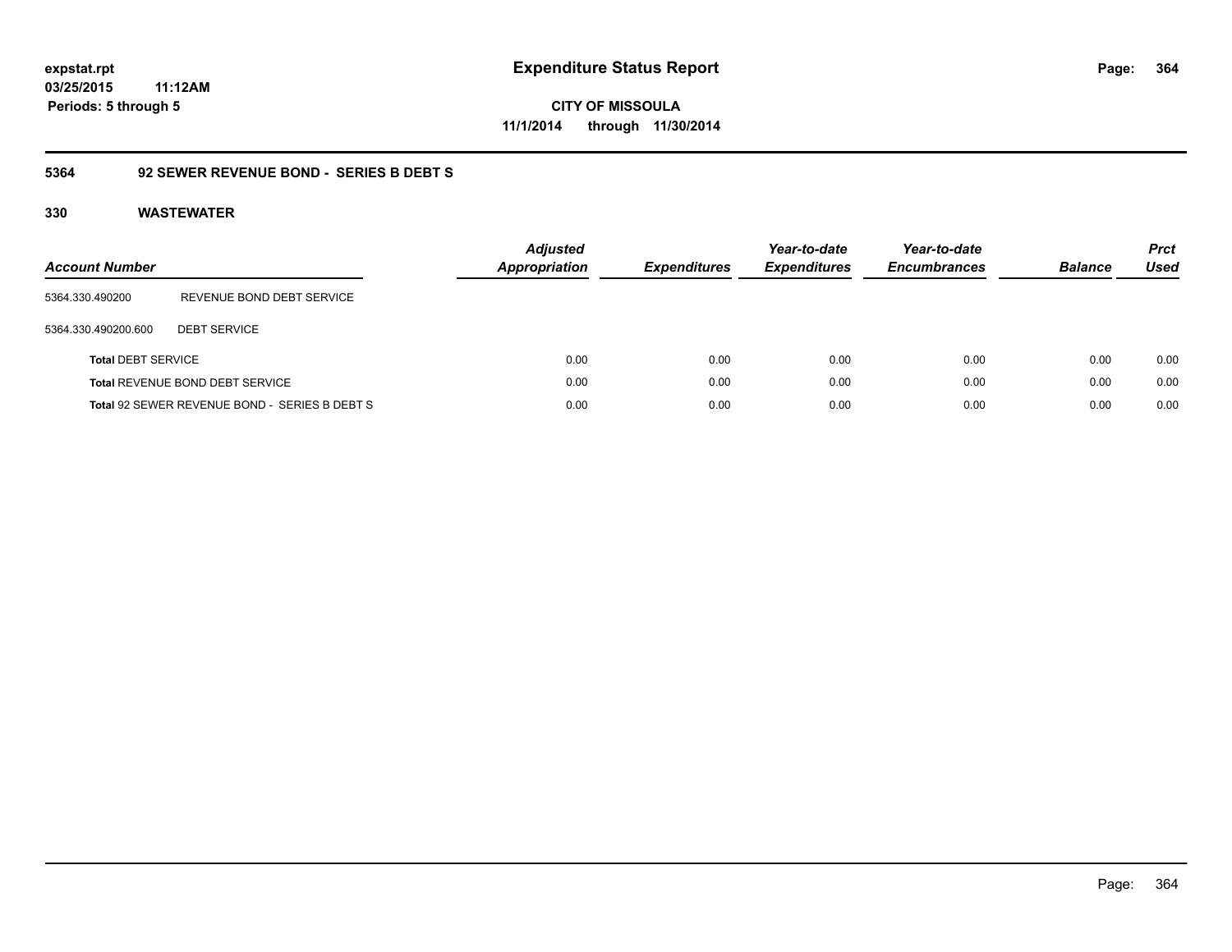**expstat.rpt**
**03/25/2015 11:12AM**
**Periods: 5 through 5**

# Expenditure Status Report

**CITY OF MISSOULA**
**11/1/2014 through 11/30/2014**

## 5364 92 SEWER REVENUE BOND - SERIES B DEBT S

### 330 WASTEWATER

| Account Number | | Adjusted Appropriation | Expenditures | Year-to-date Expenditures | Year-to-date Encumbrances | Balance | Prct Used |
|---|---|---|---|---|---|---|---|
| 5364.330.490200 | REVENUE BOND DEBT SERVICE | | | | | | |
| 5364.330.490200.600 | DEBT SERVICE | | | | | | |
| **Total** DEBT SERVICE | | 0.00 | 0.00 | 0.00 | 0.00 | 0.00 | 0.00 |
| **Total** REVENUE BOND DEBT SERVICE | | 0.00 | 0.00 | 0.00 | 0.00 | 0.00 | 0.00 |
| **Total** 92 SEWER REVENUE BOND - SERIES B DEBT S | | 0.00 | 0.00 | 0.00 | 0.00 | 0.00 | 0.00 |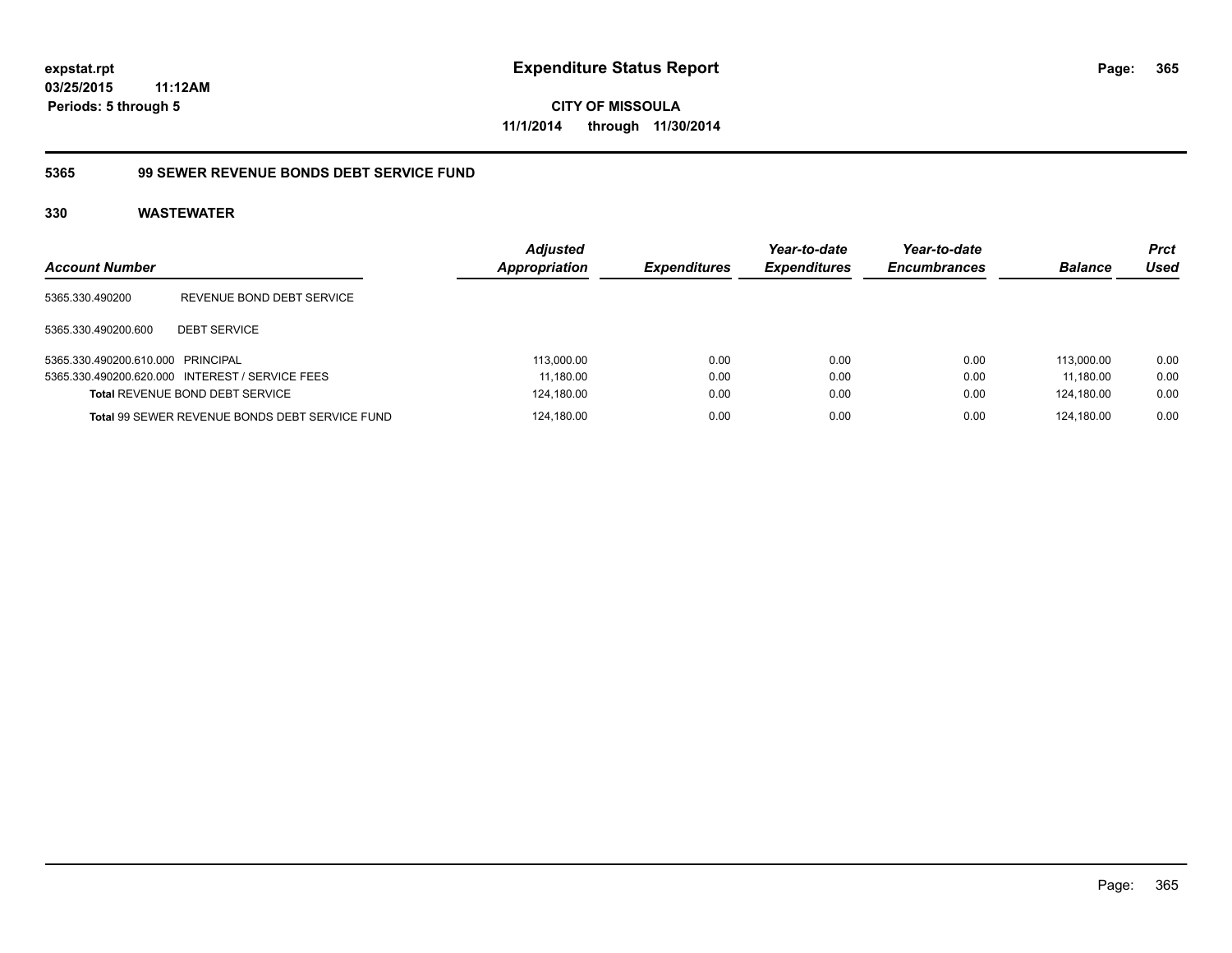**expstat.rpt**
**03/25/2015 11:12AM**
**Periods: 5 through 5**

# Expenditure Status Report

**CITY OF MISSOULA**
**11/1/2014 through 11/30/2014**

## 5365 99 SEWER REVENUE BONDS DEBT SERVICE FUND

### 330 WASTEWATER

| Account Number | | Adjusted Appropriation | Expenditures | Year-to-date Expenditures | Year-to-date Encumbrances | Balance | Prct Used |
|---|---|---|---|---|---|---|---|
| 5365.330.490200 | REVENUE BOND DEBT SERVICE | | | | | | |
| 5365.330.490200.600 | DEBT SERVICE | | | | | | |
| 5365.330.490200.610.000 | PRINCIPAL | 113,000.00 | 0.00 | 0.00 | 0.00 | 113,000.00 | 0.00 |
| 5365.330.490200.620.000 | INTEREST / SERVICE FEES | 11,180.00 | 0.00 | 0.00 | 0.00 | 11,180.00 | 0.00 |
| **Total** REVENUE BOND DEBT SERVICE | | 124,180.00 | 0.00 | 0.00 | 0.00 | 124,180.00 | 0.00 |
| **Total** 99 SEWER REVENUE BONDS DEBT SERVICE FUND | | 124,180.00 | 0.00 | 0.00 | 0.00 | 124,180.00 | 0.00 |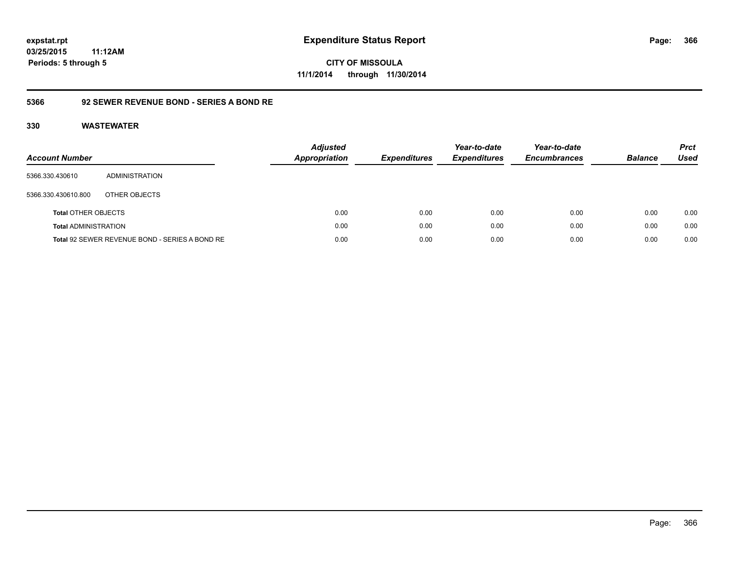expstat.rpt
03/25/2015 11:12AM
Periods: 5 through 5

# Expenditure Status Report

CITY OF MISSOULA
11/1/2014 through 11/30/2014

## 5366 92 SEWER REVENUE BOND - SERIES A BOND RE

## 330 WASTEWATER

| Account Number | | Adjusted Appropriation | Expenditures | Year-to-date Expenditures | Year-to-date Encumbrances | Balance | Prct Used |
|---|---|---|---|---|---|---|---|
| 5366.330.430610 | ADMINISTRATION | | | | | | |
| 5366.330.430610.800 | OTHER OBJECTS | | | | | | |
| **Total** OTHER OBJECTS | | 0.00 | 0.00 | 0.00 | 0.00 | 0.00 | 0.00 |
| **Total** ADMINISTRATION | | 0.00 | 0.00 | 0.00 | 0.00 | 0.00 | 0.00 |
| **Total** 92 SEWER REVENUE BOND - SERIES A BOND RE | | 0.00 | 0.00 | 0.00 | 0.00 | 0.00 | 0.00 |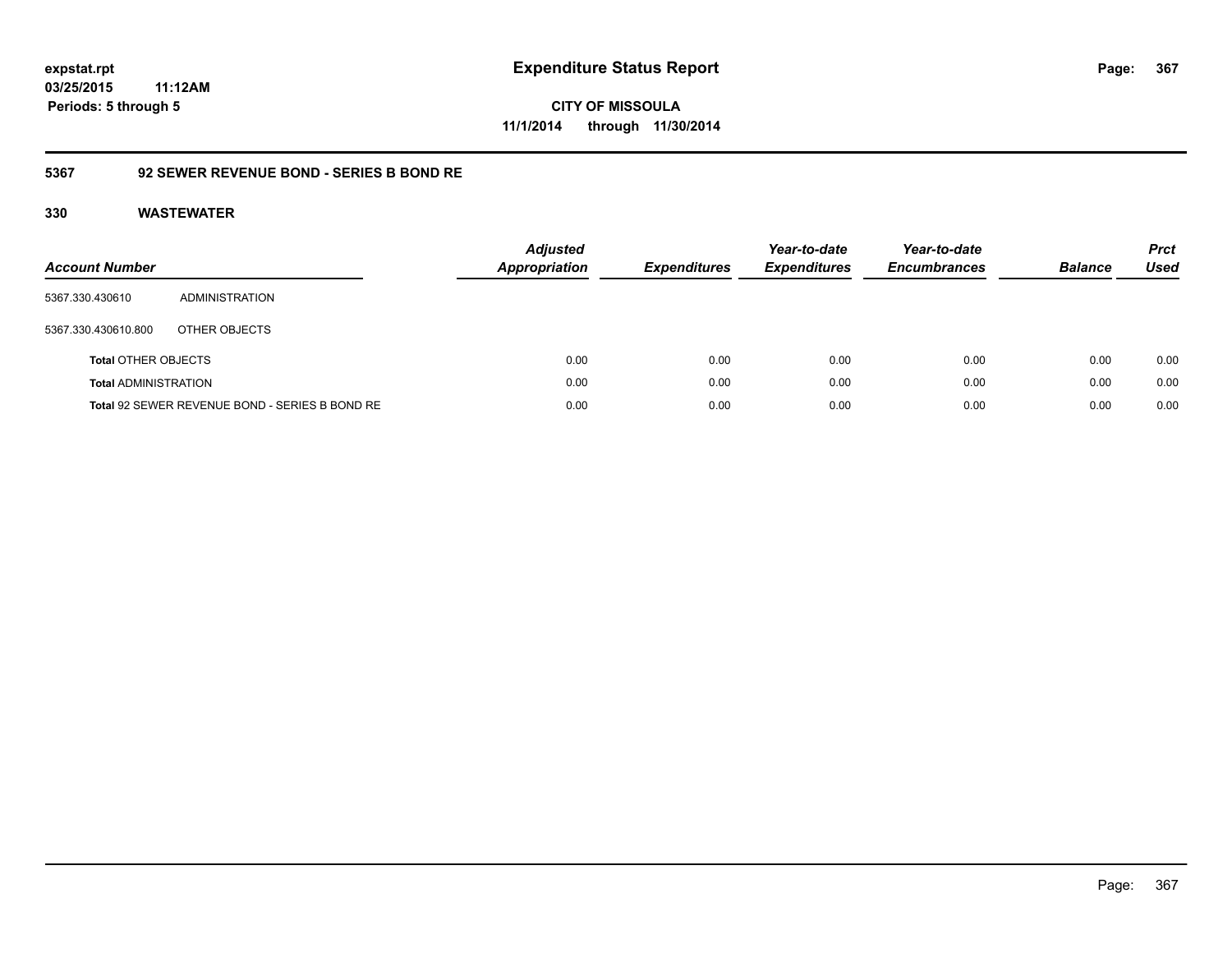expstat.rpt
03/25/2015 11:12AM
Periods: 5 through 5

# Expenditure Status Report

CITY OF MISSOULA
11/1/2014 through 11/30/2014

## 5367 92 SEWER REVENUE BOND - SERIES B BOND RE

### 330 WASTEWATER

| Account Number | | Adjusted Appropriation | Expenditures | Year-to-date Expenditures | Year-to-date Encumbrances | Balance | Prct Used |
|---|---|---|---|---|---|---|---|
| 5367.330.430610 | ADMINISTRATION | | | | | | |
| 5367.330.430610.800 | OTHER OBJECTS | | | | | | |
| **Total** OTHER OBJECTS | | 0.00 | 0.00 | 0.00 | 0.00 | 0.00 | 0.00 |
| **Total** ADMINISTRATION | | 0.00 | 0.00 | 0.00 | 0.00 | 0.00 | 0.00 |
| **Total** 92 SEWER REVENUE BOND - SERIES B BOND RE | | 0.00 | 0.00 | 0.00 | 0.00 | 0.00 | 0.00 |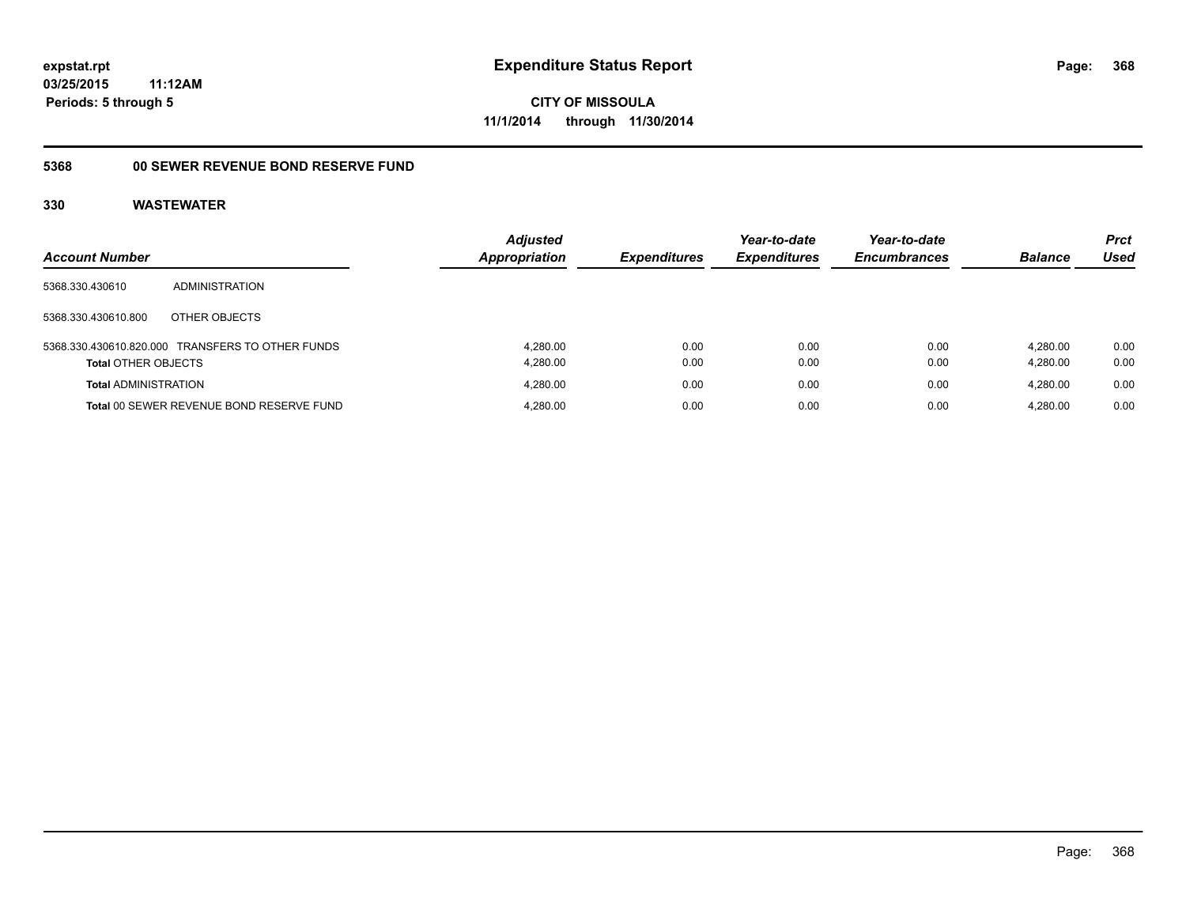expstat.rpt
03/25/2015 11:12AM
Periods: 5 through 5

# Expenditure Status Report

CITY OF MISSOULA
11/1/2014 through 11/30/2014

## 5368 00 SEWER REVENUE BOND RESERVE FUND

## 330 WASTEWATER

| Account Number | | Adjusted Appropriation | Expenditures | Year-to-date Expenditures | Year-to-date Encumbrances | Balance | Prct Used |
|---|---|---|---|---|---|---|---|
| 5368.330.430610 | ADMINISTRATION | | | | | | |
| 5368.330.430610.800 | OTHER OBJECTS | | | | | | |
| 5368.330.430610.820.000 | TRANSFERS TO OTHER FUNDS | 4,280.00 | 0.00 | 0.00 | 0.00 | 4,280.00 | 0.00 |
| **Total** OTHER OBJECTS | | 4,280.00 | 0.00 | 0.00 | 0.00 | 4,280.00 | 0.00 |
| **Total** ADMINISTRATION | | 4,280.00 | 0.00 | 0.00 | 0.00 | 4,280.00 | 0.00 |
| **Total** 00 SEWER REVENUE BOND RESERVE FUND | | 4,280.00 | 0.00 | 0.00 | 0.00 | 4,280.00 | 0.00 |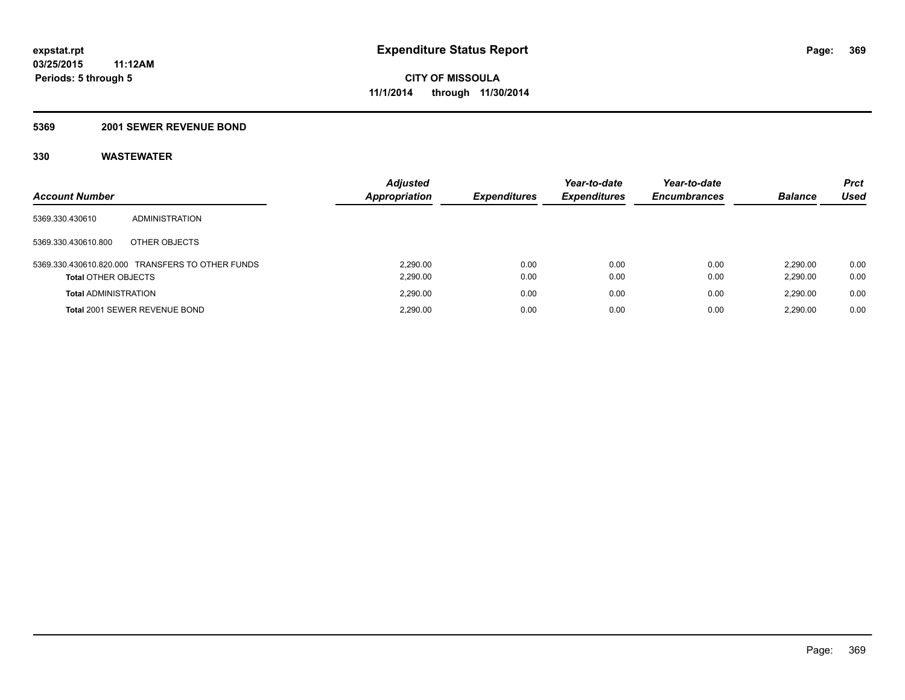**expstat.rpt**
**03/25/2015 11:12AM**
**Periods: 5 through 5**

# Expenditure Status Report

**CITY OF MISSOULA**
**11/1/2014 through 11/30/2014**

## 5369 2001 SEWER REVENUE BOND

## 330 WASTEWATER

| Account Number | | Adjusted Appropriation | Expenditures | Year-to-date Expenditures | Year-to-date Encumbrances | Balance | Prct Used |
|---|---|---|---|---|---|---|---|
| 5369.330.430610 | ADMINISTRATION | | | | | | |
| 5369.330.430610.800 | OTHER OBJECTS | | | | | | |
| 5369.330.430610.820.000 | TRANSFERS TO OTHER FUNDS | 2,290.00 | 0.00 | 0.00 | 0.00 | 2,290.00 | 0.00 |
| **Total** OTHER OBJECTS | | 2,290.00 | 0.00 | 0.00 | 0.00 | 2,290.00 | 0.00 |
| **Total** ADMINISTRATION | | 2,290.00 | 0.00 | 0.00 | 0.00 | 2,290.00 | 0.00 |
| **Total** 2001 SEWER REVENUE BOND | | 2,290.00 | 0.00 | 0.00 | 0.00 | 2,290.00 | 0.00 |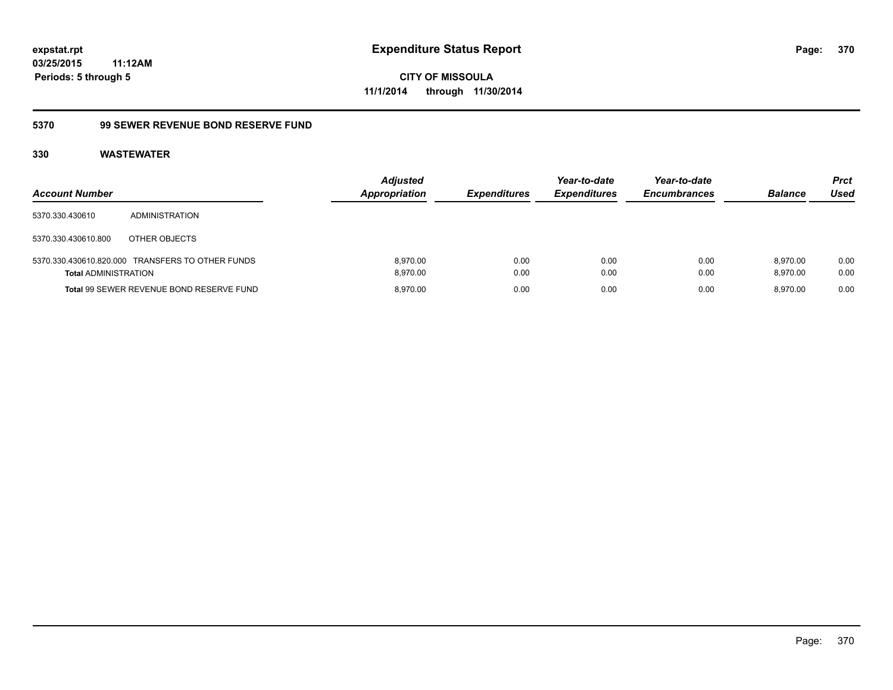expstat.rpt
03/25/2015 11:12AM
Periods: 5 through 5

# Expenditure Status Report

CITY OF MISSOULA
11/1/2014 through 11/30/2014

## 5370 99 SEWER REVENUE BOND RESERVE FUND

### 330 WASTEWATER

| Account Number | | Adjusted Appropriation | Expenditures | Year-to-date Expenditures | Year-to-date Encumbrances | Balance | Prct Used |
|---|---|---|---|---|---|---|---|
| 5370.330.430610 | ADMINISTRATION | | | | | | |
| 5370.330.430610.800 | OTHER OBJECTS | | | | | | |
| 5370.330.430610.820.000 | TRANSFERS TO OTHER FUNDS | 8,970.00 | 0.00 | 0.00 | 0.00 | 8,970.00 | 0.00 |
| **Total** ADMINISTRATION | | 8,970.00 | 0.00 | 0.00 | 0.00 | 8,970.00 | 0.00 |
| **Total** 99 SEWER REVENUE BOND RESERVE FUND | | 8,970.00 | 0.00 | 0.00 | 0.00 | 8,970.00 | 0.00 |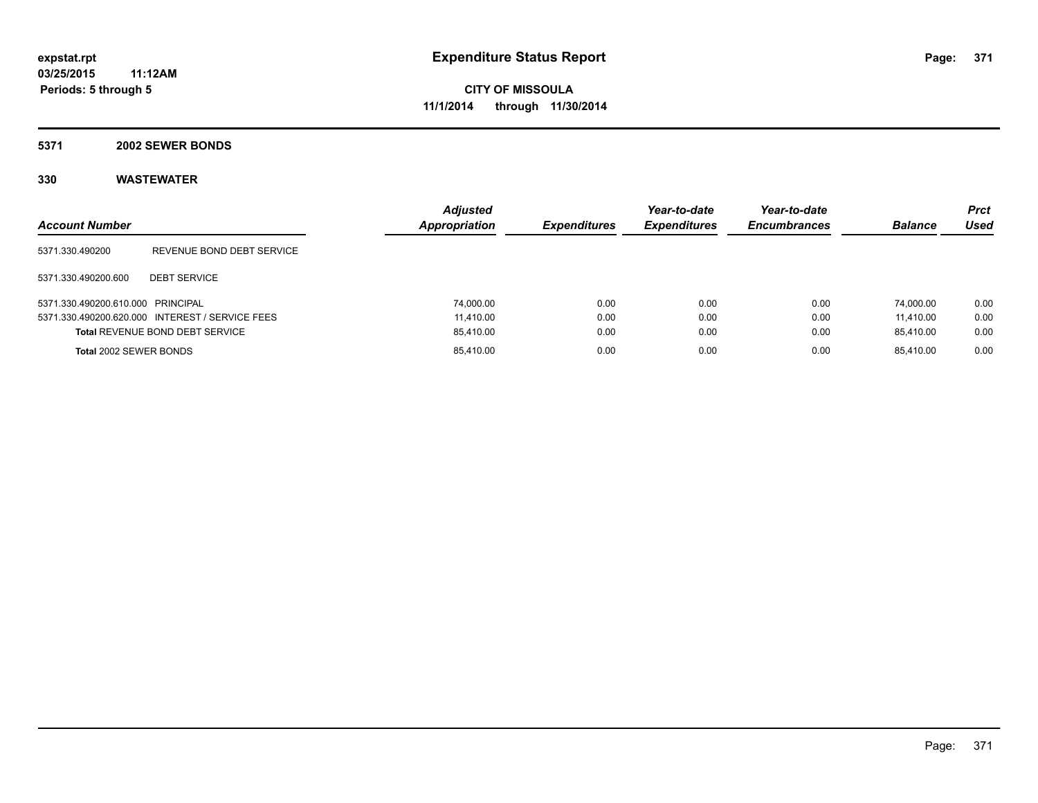**expstat.rpt**
**03/25/2015 11:12AM**
**Periods: 5 through 5**

# Expenditure Status Report

**CITY OF MISSOULA**
**11/1/2014 through 11/30/2014**

## 5371 2002 SEWER BONDS

## 330 WASTEWATER

| Account Number | | Adjusted Appropriation | Expenditures | Year-to-date Expenditures | Year-to-date Encumbrances | Balance | Prct Used |
|---|---|---|---|---|---|---|---|
| 5371.330.490200 | REVENUE BOND DEBT SERVICE | | | | | | |
| 5371.330.490200.600 | DEBT SERVICE | | | | | | |
| 5371.330.490200.610.000 | PRINCIPAL | 74,000.00 | 0.00 | 0.00 | 0.00 | 74,000.00 | 0.00 |
| 5371.330.490200.620.000 | INTEREST / SERVICE FEES | 11,410.00 | 0.00 | 0.00 | 0.00 | 11,410.00 | 0.00 |
| **Total** REVENUE BOND DEBT SERVICE | | 85,410.00 | 0.00 | 0.00 | 0.00 | 85,410.00 | 0.00 |
| **Total** 2002 SEWER BONDS | | 85,410.00 | 0.00 | 0.00 | 0.00 | 85,410.00 | 0.00 |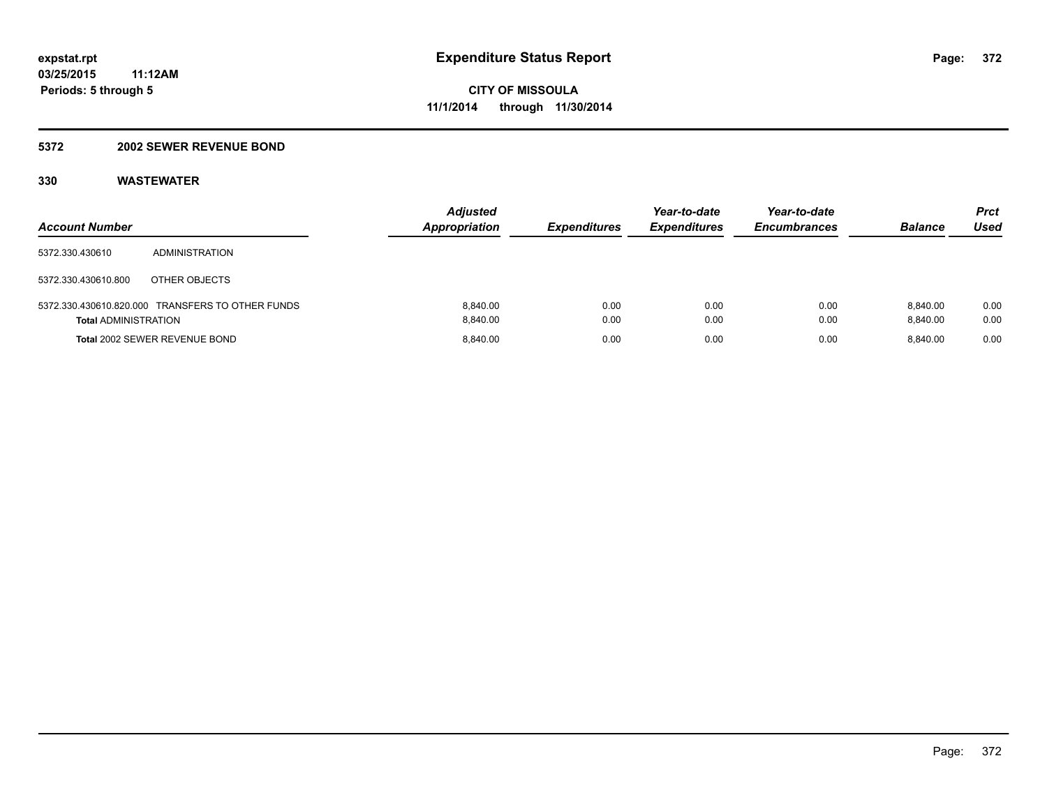**expstat.rpt**
**03/25/2015 11:12AM**
**Periods: 5 through 5**

# Expenditure Status Report

**CITY OF MISSOULA**
**11/1/2014 through 11/30/2014**

## 5372 2002 SEWER REVENUE BOND

## 330 WASTEWATER

| Account Number | | Adjusted Appropriation | Expenditures | Year-to-date Expenditures | Year-to-date Encumbrances | Balance | Prct Used |
|---|---|---|---|---|---|---|---|
| 5372.330.430610 | ADMINISTRATION | | | | | | |
| 5372.330.430610.800 | OTHER OBJECTS | | | | | | |
| 5372.330.430610.820.000 | TRANSFERS TO OTHER FUNDS | 8,840.00 | 0.00 | 0.00 | 0.00 | 8,840.00 | 0.00 |
| **Total** ADMINISTRATION | | 8,840.00 | 0.00 | 0.00 | 0.00 | 8,840.00 | 0.00 |
| **Total** 2002 SEWER REVENUE BOND | | 8,840.00 | 0.00 | 0.00 | 0.00 | 8,840.00 | 0.00 |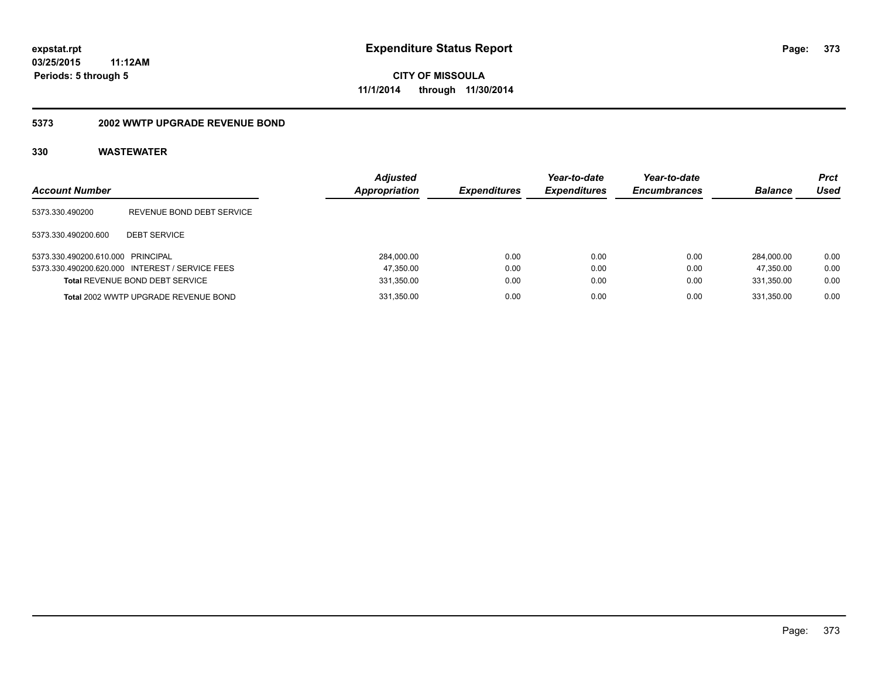# Expenditure Status Report

expstat.rpt
03/25/2015 11:12AM
Periods: 5 through 5

**CITY OF MISSOULA**
**11/1/2014 through 11/30/2014**

## 5373 2002 WWTP UPGRADE REVENUE BOND

### 330 WASTEWATER

| Account Number | | Adjusted Appropriation | Expenditures | Year-to-date Expenditures | Year-to-date Encumbrances | Balance | Prct Used |
|---|---|---|---|---|---|---|---|
| 5373.330.490200 | REVENUE BOND DEBT SERVICE | | | | | | |
| 5373.330.490200.600 | DEBT SERVICE | | | | | | |
| 5373.330.490200.610.000 | PRINCIPAL | 284,000.00 | 0.00 | 0.00 | 0.00 | 284,000.00 | 0.00 |
| 5373.330.490200.620.000 | INTEREST / SERVICE FEES | 47,350.00 | 0.00 | 0.00 | 0.00 | 47,350.00 | 0.00 |
| **Total** REVENUE BOND DEBT SERVICE | | 331,350.00 | 0.00 | 0.00 | 0.00 | 331,350.00 | 0.00 |
| **Total** 2002 WWTP UPGRADE REVENUE BOND | | 331,350.00 | 0.00 | 0.00 | 0.00 | 331,350.00 | 0.00 |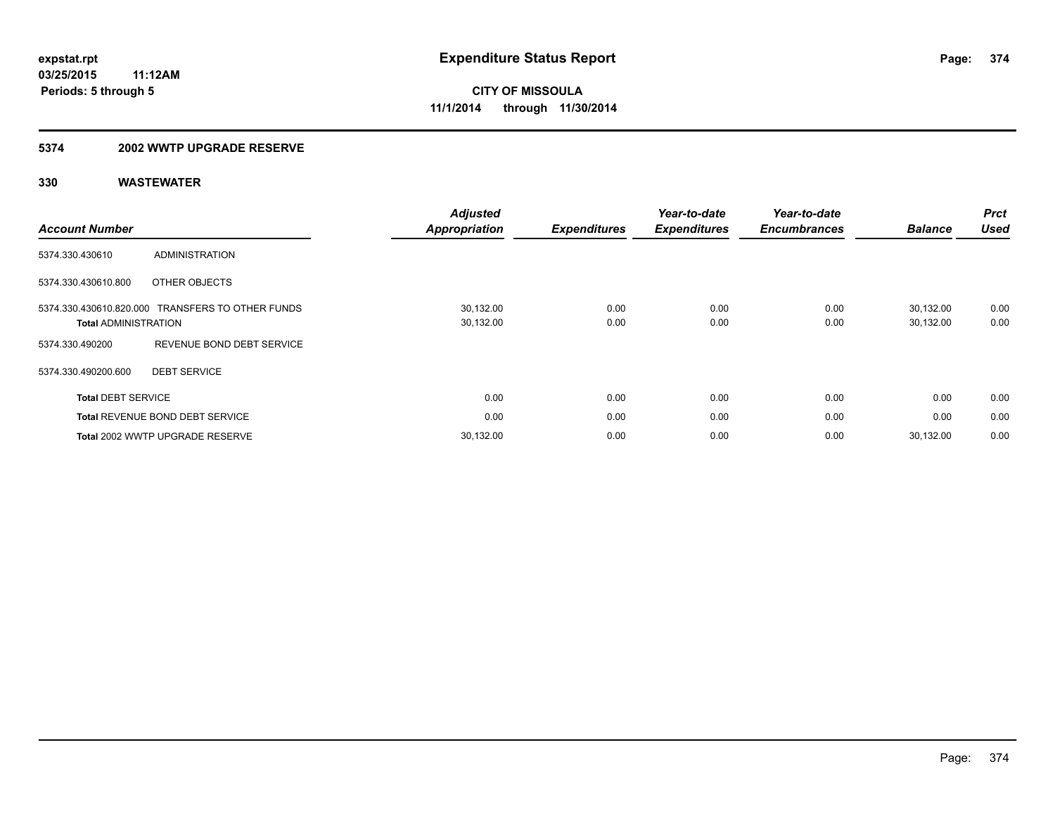expstat.rpt
03/25/2015 11:12AM
Periods: 5 through 5

# Expenditure Status Report

**CITY OF MISSOULA**
**11/1/2014 through 11/30/2014**

## 5374 2002 WWTP UPGRADE RESERVE

## 330 WASTEWATER

| Account Number | | Adjusted Appropriation | Expenditures | Year-to-date Expenditures | Year-to-date Encumbrances | Balance | Prct Used |
|---|---|---|---|---|---|---|---|
| 5374.330.430610 | ADMINISTRATION | | | | | | |
| 5374.330.430610.800 | OTHER OBJECTS | | | | | | |
| 5374.330.430610.820.000 | TRANSFERS TO OTHER FUNDS | 30,132.00 | 0.00 | 0.00 | 0.00 | 30,132.00 | 0.00 |
| **Total** ADMINISTRATION | | 30,132.00 | 0.00 | 0.00 | 0.00 | 30,132.00 | 0.00 |
| 5374.330.490200 | REVENUE BOND DEBT SERVICE | | | | | | |
| 5374.330.490200.600 | DEBT SERVICE | | | | | | |
| **Total** DEBT SERVICE | | 0.00 | 0.00 | 0.00 | 0.00 | 0.00 | 0.00 |
| **Total** REVENUE BOND DEBT SERVICE | | 0.00 | 0.00 | 0.00 | 0.00 | 0.00 | 0.00 |
| **Total** 2002 WWTP UPGRADE RESERVE | | 30,132.00 | 0.00 | 0.00 | 0.00 | 30,132.00 | 0.00 |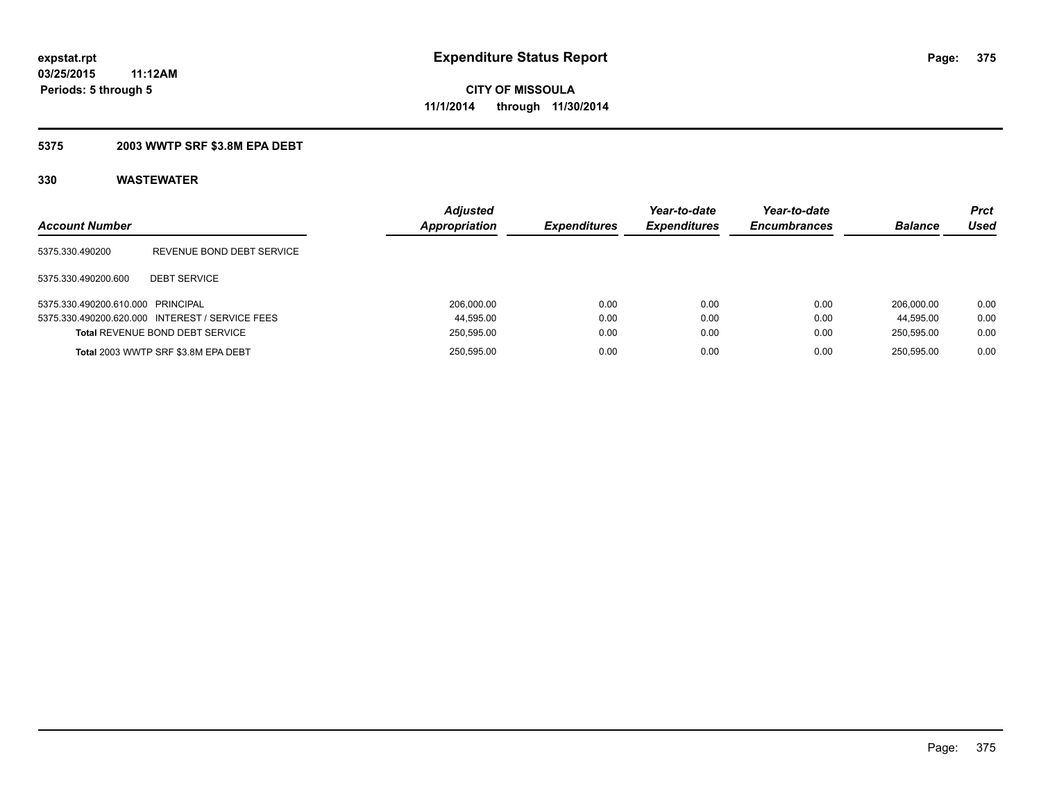**expstat.rpt**
**03/25/2015 11:12AM**
**Periods: 5 through 5**

# Expenditure Status Report

**CITY OF MISSOULA**
**11/1/2014 through 11/30/2014**

## 5375 2003 WWTP SRF $3.8M EPA DEBT

## 330 WASTEWATER

| Account Number | | Adjusted Appropriation | Expenditures | Year-to-date Expenditures | Year-to-date Encumbrances | Balance | Prct Used |
|---|---|---|---|---|---|---|---|
| 5375.330.490200 | REVENUE BOND DEBT SERVICE | | | | | | |
| 5375.330.490200.600 | DEBT SERVICE | | | | | | |
| 5375.330.490200.610.000 | PRINCIPAL | 206,000.00 | 0.00 | 0.00 | 0.00 | 206,000.00 | 0.00 |
| 5375.330.490200.620.000 | INTEREST / SERVICE FEES | 44,595.00 | 0.00 | 0.00 | 0.00 | 44,595.00 | 0.00 |
| **Total** REVENUE BOND DEBT SERVICE | | 250,595.00 | 0.00 | 0.00 | 0.00 | 250,595.00 | 0.00 |
| **Total** 2003 WWTP SRF $3.8M EPA DEBT | | 250,595.00 | 0.00 | 0.00 | 0.00 | 250,595.00 | 0.00 |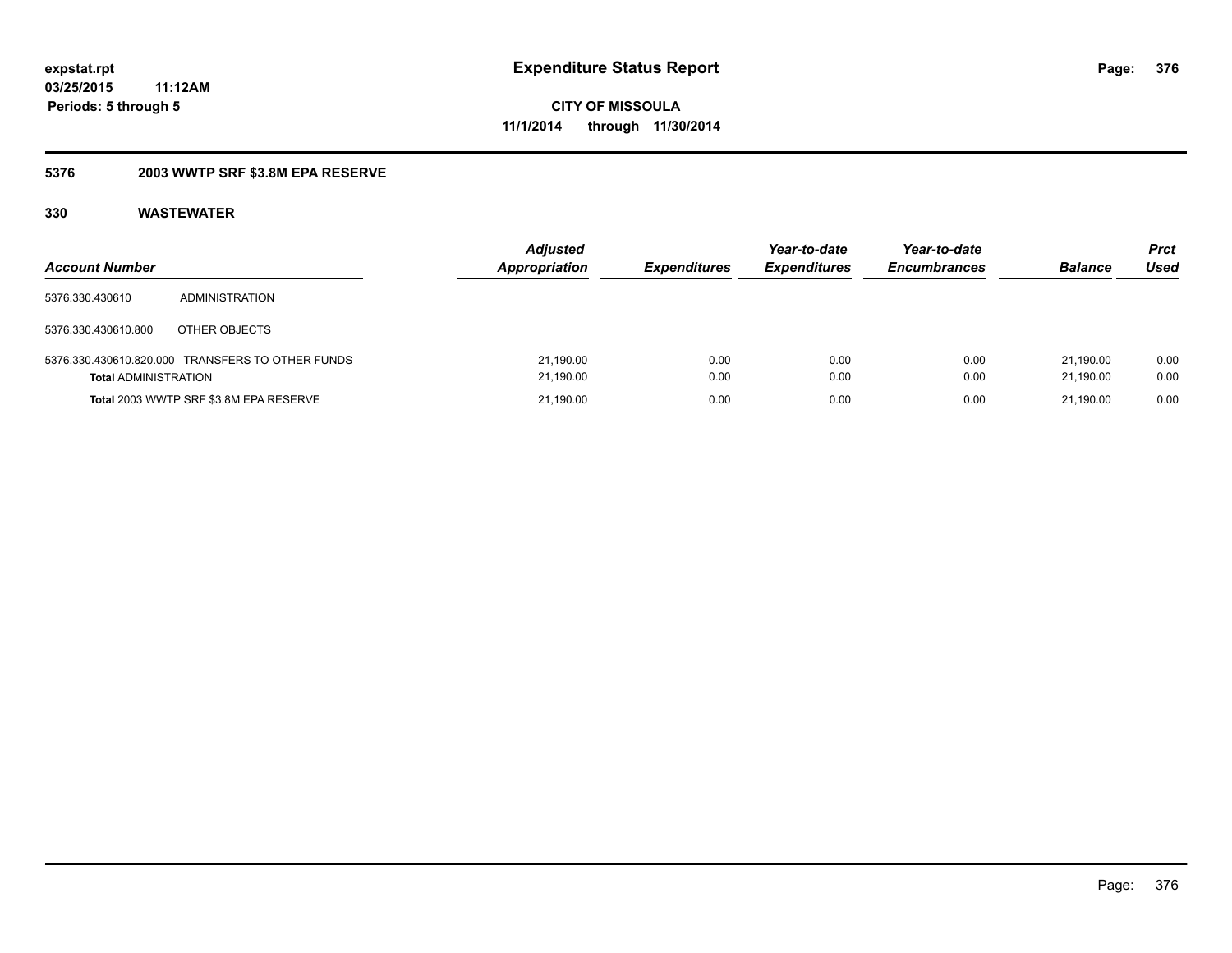**expstat.rpt**
**03/25/2015 11:12AM**
**Periods: 5 through 5**

# Expenditure Status Report

**CITY OF MISSOULA**
**11/1/2014 through 11/30/2014**

## 5376 2003 WWTP SRF $3.8M EPA RESERVE

### 330 WASTEWATER

| Account Number | | Adjusted Appropriation | Expenditures | Year-to-date Expenditures | Year-to-date Encumbrances | Balance | Prct Used |
|---|---|---|---|---|---|---|---|
| 5376.330.430610 | ADMINISTRATION | | | | | | |
| 5376.330.430610.800 | OTHER OBJECTS | | | | | | |
| 5376.330.430610.820.000 | TRANSFERS TO OTHER FUNDS | 21,190.00 | 0.00 | 0.00 | 0.00 | 21,190.00 | 0.00 |
| **Total** ADMINISTRATION | | 21,190.00 | 0.00 | 0.00 | 0.00 | 21,190.00 | 0.00 |
| **Total** 2003 WWTP SRF $3.8M EPA RESERVE | | 21,190.00 | 0.00 | 0.00 | 0.00 | 21,190.00 | 0.00 |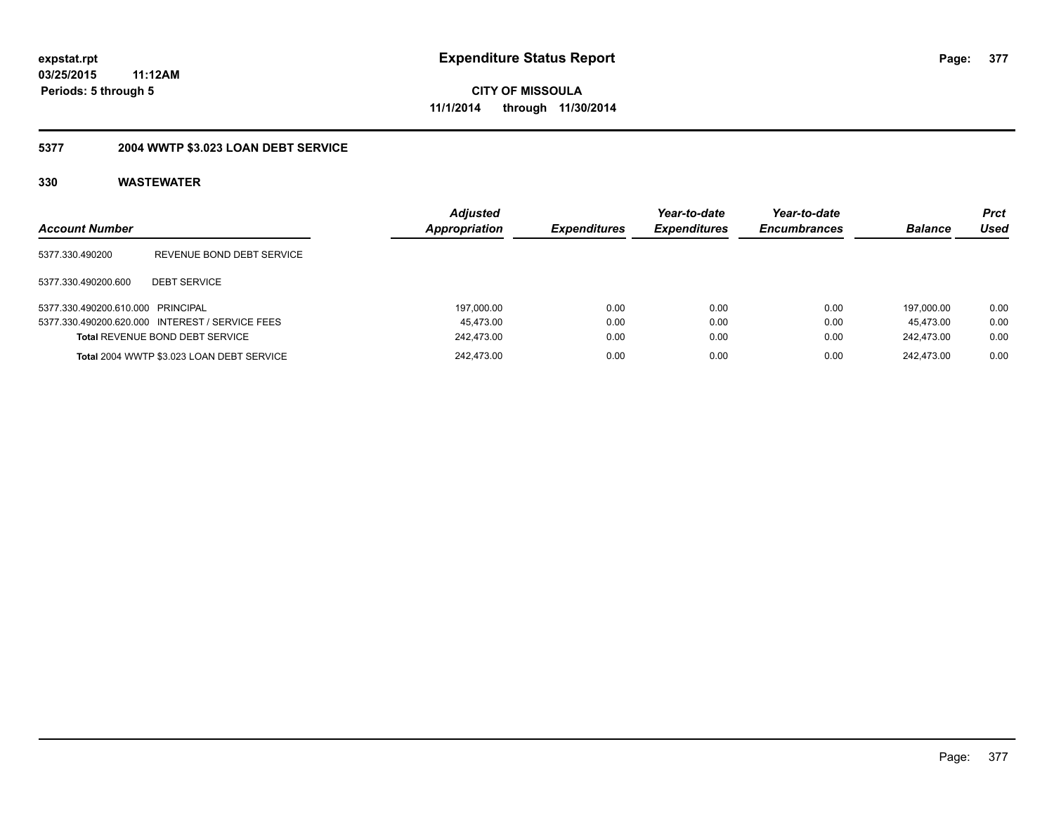**expstat.rpt**
**03/25/2015 11:12AM**
**Periods: 5 through 5**

# Expenditure Status Report

**CITY OF MISSOULA**
**11/1/2014 through 11/30/2014**

## 5377 2004 WWTP $3.023 LOAN DEBT SERVICE

### 330 WASTEWATER

| Account Number | | Adjusted Appropriation | Expenditures | Year-to-date Expenditures | Year-to-date Encumbrances | Balance | Prct Used |
|---|---|---|---|---|---|---|---|
| 5377.330.490200 | REVENUE BOND DEBT SERVICE | | | | | | |
| 5377.330.490200.600 | DEBT SERVICE | | | | | | |
| 5377.330.490200.610.000 | PRINCIPAL | 197,000.00 | 0.00 | 0.00 | 0.00 | 197,000.00 | 0.00 |
| 5377.330.490200.620.000 | INTEREST / SERVICE FEES | 45,473.00 | 0.00 | 0.00 | 0.00 | 45,473.00 | 0.00 |
| **Total** REVENUE BOND DEBT SERVICE | | 242,473.00 | 0.00 | 0.00 | 0.00 | 242,473.00 | 0.00 |
| **Total** 2004 WWTP $3.023 LOAN DEBT SERVICE | | 242,473.00 | 0.00 | 0.00 | 0.00 | 242,473.00 | 0.00 |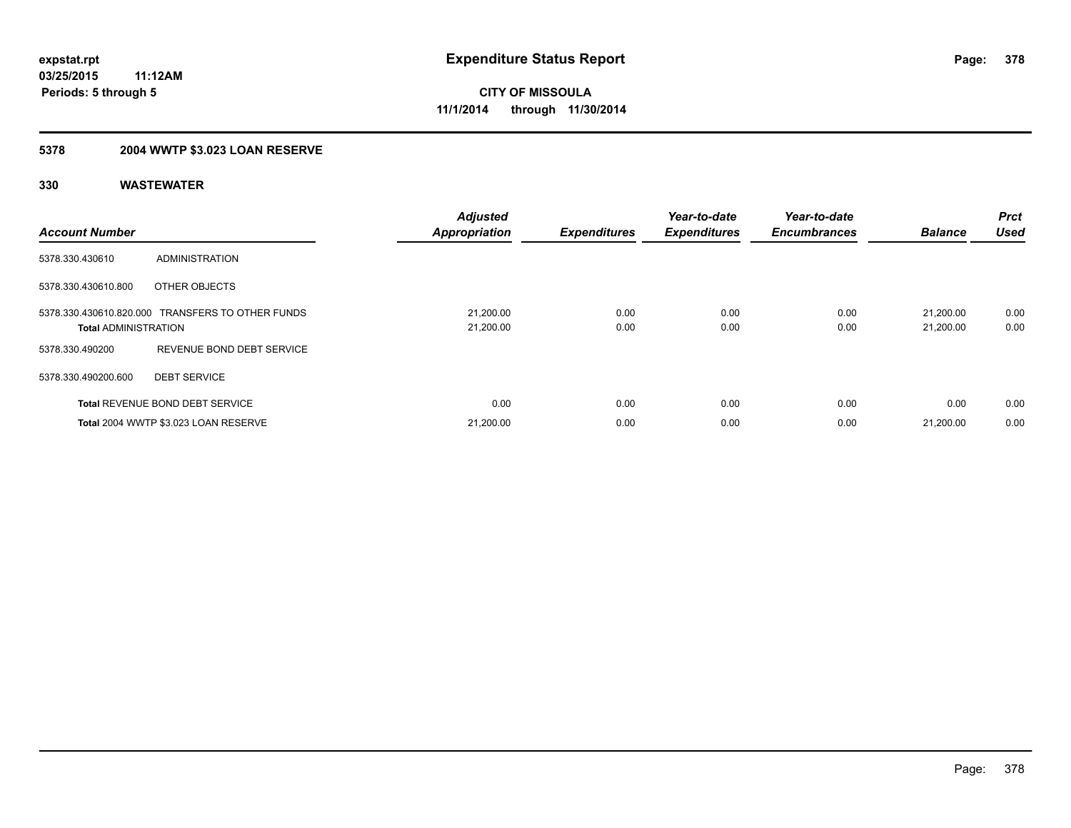# Expenditure Status Report

**CITY OF MISSOULA**

**11/1/2014 through 11/30/2014**

**expstat.rpt**
**03/25/2015 11:12AM**
**Periods: 5 through 5**

## 5378 2004 WWTP $3.023 LOAN RESERVE

## 330 WASTEWATER

| Account Number | | Adjusted Appropriation | Expenditures | Year-to-date Expenditures | Year-to-date Encumbrances | Balance | Prct Used |
|---|---|---|---|---|---|---|---|
| 5378.330.430610 | ADMINISTRATION | | | | | | |
| 5378.330.430610.800 | OTHER OBJECTS | | | | | | |
| 5378.330.430610.820.000 | TRANSFERS TO OTHER FUNDS | 21,200.00 | 0.00 | 0.00 | 0.00 | 21,200.00 | 0.00 |
| **Total** ADMINISTRATION | | 21,200.00 | 0.00 | 0.00 | 0.00 | 21,200.00 | 0.00 |
| 5378.330.490200 | REVENUE BOND DEBT SERVICE | | | | | | |
| 5378.330.490200.600 | DEBT SERVICE | | | | | | |
| **Total** REVENUE BOND DEBT SERVICE | | 0.00 | 0.00 | 0.00 | 0.00 | 0.00 | 0.00 |
| **Total** 2004 WWTP $3.023 LOAN RESERVE | | 21,200.00 | 0.00 | 0.00 | 0.00 | 21,200.00 | 0.00 |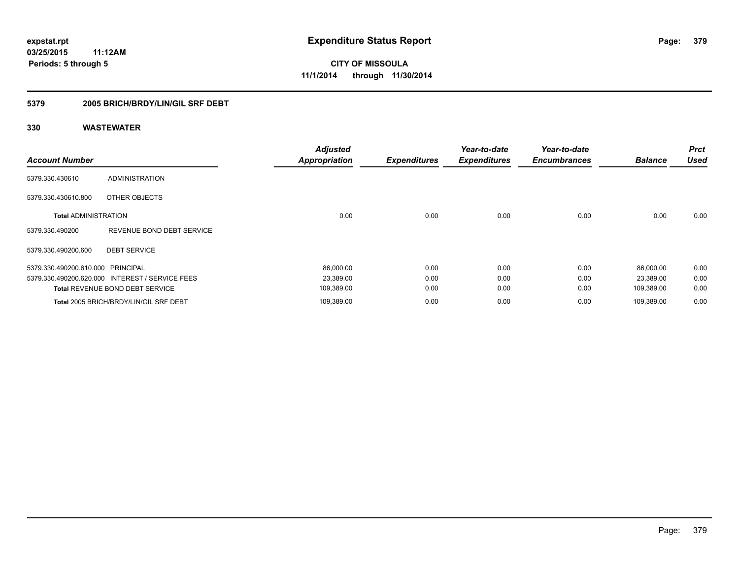expstat.rpt
03/25/2015 11:12AM
Periods: 5 through 5

# Expenditure Status Report

CITY OF MISSOULA
11/1/2014 through 11/30/2014

## 5379 2005 BRICH/BRDY/LIN/GIL SRF DEBT

## 330 WASTEWATER

| Account Number | | Adjusted Appropriation | Expenditures | Year-to-date Expenditures | Year-to-date Encumbrances | Balance | Prct Used |
|---|---|---|---|---|---|---|---|
| 5379.330.430610 | ADMINISTRATION | | | | | | |
| 5379.330.430610.800 | OTHER OBJECTS | | | | | | |
| **Total** ADMINISTRATION | | 0.00 | 0.00 | 0.00 | 0.00 | 0.00 | 0.00 |
| 5379.330.490200 | REVENUE BOND DEBT SERVICE | | | | | | |
| 5379.330.490200.600 | DEBT SERVICE | | | | | | |
| 5379.330.490200.610.000 | PRINCIPAL | 86,000.00 | 0.00 | 0.00 | 0.00 | 86,000.00 | 0.00 |
| 5379.330.490200.620.000 | INTEREST / SERVICE FEES | 23,389.00 | 0.00 | 0.00 | 0.00 | 23,389.00 | 0.00 |
| **Total** REVENUE BOND DEBT SERVICE | | 109,389.00 | 0.00 | 0.00 | 0.00 | 109,389.00 | 0.00 |
| **Total** 2005 BRICH/BRDY/LIN/GIL SRF DEBT | | 109,389.00 | 0.00 | 0.00 | 0.00 | 109,389.00 | 0.00 |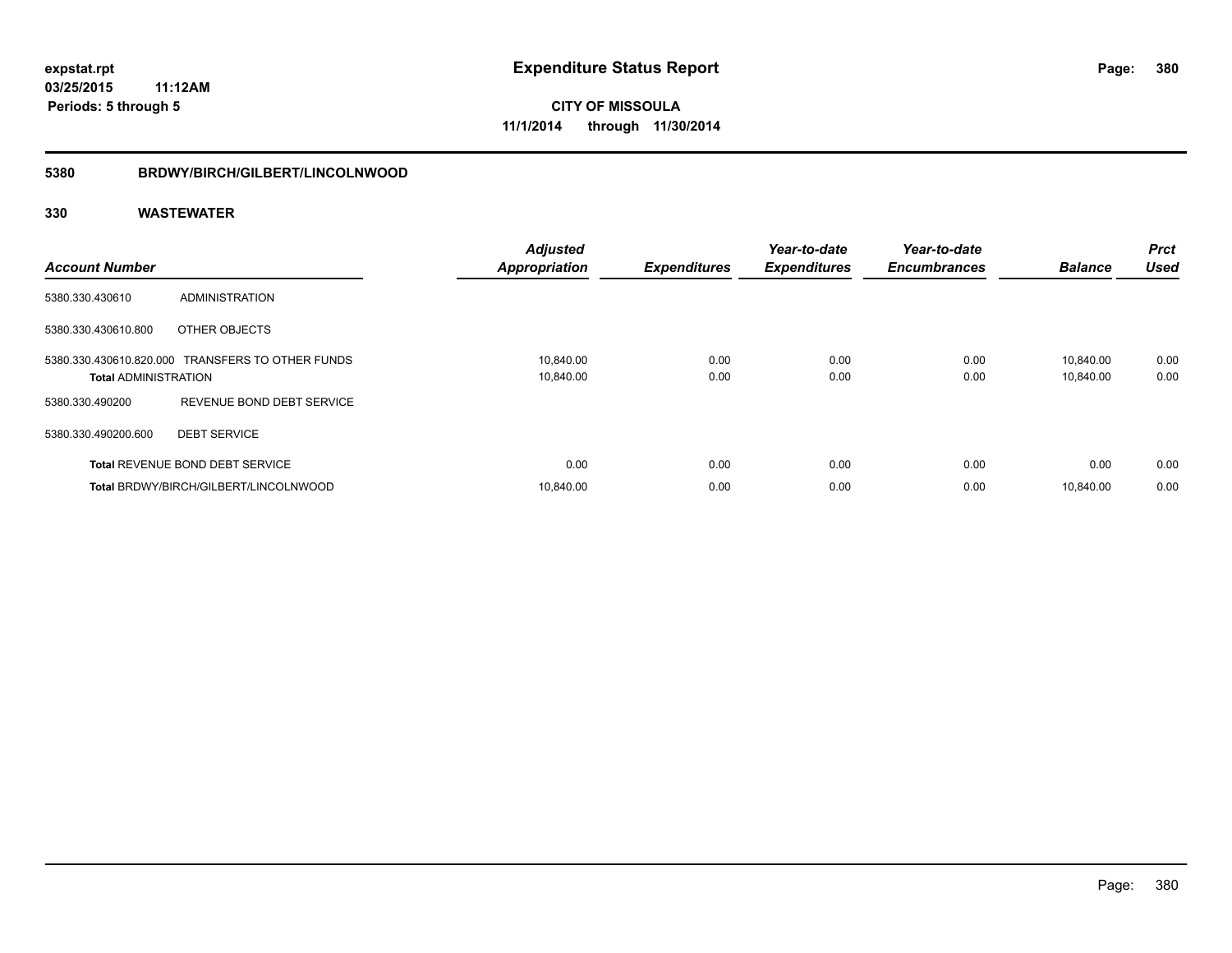**expstat.rpt**
**03/25/2015 11:12AM**
**Periods: 5 through 5**

# Expenditure Status Report

**CITY OF MISSOULA**
**11/1/2014 through 11/30/2014**

## 5380 BRDWY/BIRCH/GILBERT/LINCOLNWOOD

## 330 WASTEWATER

| Account Number | | Adjusted Appropriation | Expenditures | Year-to-date Expenditures | Year-to-date Encumbrances | Balance | Prct Used |
|---|---|---|---|---|---|---|---|
| 5380.330.430610 | ADMINISTRATION | | | | | | |
| 5380.330.430610.800 | OTHER OBJECTS | | | | | | |
| 5380.330.430610.820.000 | TRANSFERS TO OTHER FUNDS | 10,840.00 | 0.00 | 0.00 | 0.00 | 10,840.00 | 0.00 |
| **Total** ADMINISTRATION | | 10,840.00 | 0.00 | 0.00 | 0.00 | 10,840.00 | 0.00 |
| 5380.330.490200 | REVENUE BOND DEBT SERVICE | | | | | | |
| 5380.330.490200.600 | DEBT SERVICE | | | | | | |
| **Total** REVENUE BOND DEBT SERVICE | | 0.00 | 0.00 | 0.00 | 0.00 | 0.00 | 0.00 |
| **Total** BRDWY/BIRCH/GILBERT/LINCOLNWOOD | | 10,840.00 | 0.00 | 0.00 | 0.00 | 10,840.00 | 0.00 |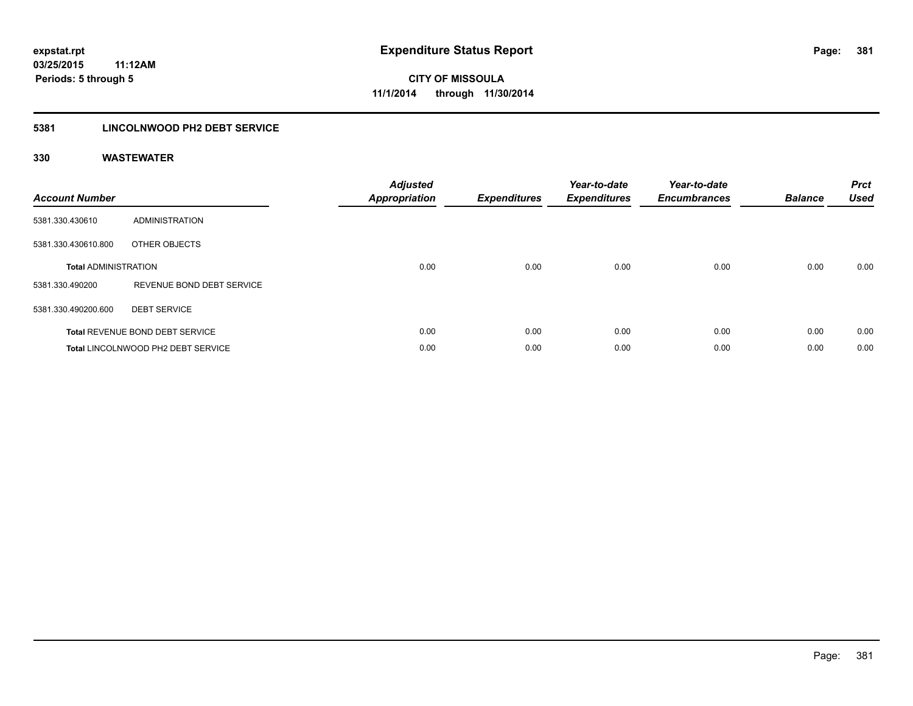# Expenditure Status Report

expstat.rpt
03/25/2015 11:12AM
Periods: 5 through 5

**CITY OF MISSOULA**
**11/1/2014 through 11/30/2014**

## 5381 LINCOLNWOOD PH2 DEBT SERVICE

## 330 WASTEWATER

| Account Number | | Adjusted Appropriation | Expenditures | Year-to-date Expenditures | Year-to-date Encumbrances | Balance | Prct Used |
|---|---|---|---|---|---|---|---|
| 5381.330.430610 | ADMINISTRATION | | | | | | |
| 5381.330.430610.800 | OTHER OBJECTS | | | | | | |
| **Total** ADMINISTRATION | | 0.00 | 0.00 | 0.00 | 0.00 | 0.00 | 0.00 |
| 5381.330.490200 | REVENUE BOND DEBT SERVICE | | | | | | |
| 5381.330.490200.600 | DEBT SERVICE | | | | | | |
| **Total** REVENUE BOND DEBT SERVICE | | 0.00 | 0.00 | 0.00 | 0.00 | 0.00 | 0.00 |
| **Total** LINCOLNWOOD PH2 DEBT SERVICE | | 0.00 | 0.00 | 0.00 | 0.00 | 0.00 | 0.00 |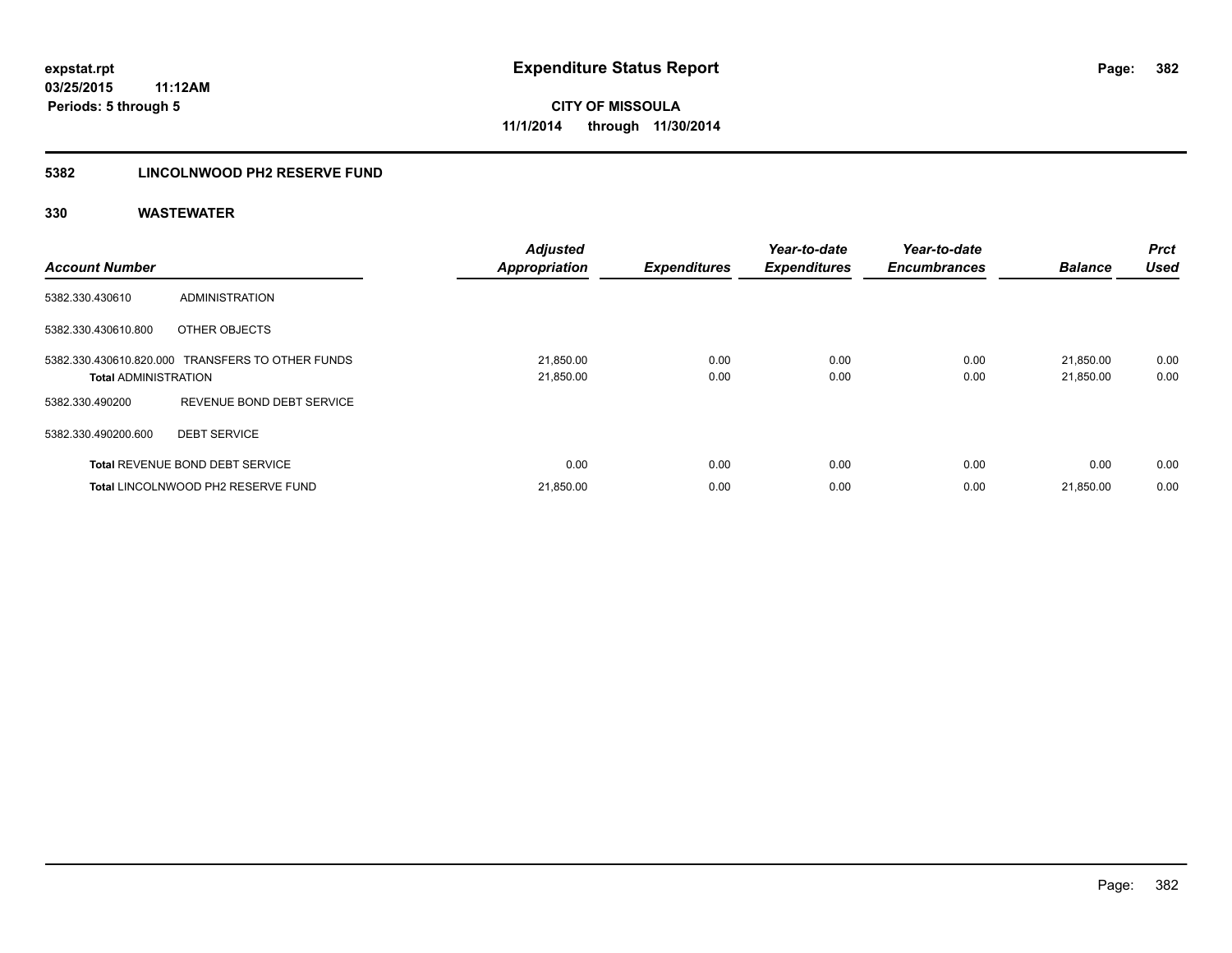**expstat.rpt**
**03/25/2015 11:12AM**
**Periods: 5 through 5**

# Expenditure Status Report

**CITY OF MISSOULA**
**11/1/2014 through 11/30/2014**

## 5382 LINCOLNWOOD PH2 RESERVE FUND

## 330 WASTEWATER

| Account Number | | Adjusted Appropriation | Expenditures | Year-to-date Expenditures | Year-to-date Encumbrances | Balance | Prct Used |
|---|---|---|---|---|---|---|---|
| 5382.330.430610 | ADMINISTRATION | | | | | | |
| 5382.330.430610.800 | OTHER OBJECTS | | | | | | |
| 5382.330.430610.820.000 | TRANSFERS TO OTHER FUNDS | 21,850.00 | 0.00 | 0.00 | 0.00 | 21,850.00 | 0.00 |
| **Total** ADMINISTRATION | | 21,850.00 | 0.00 | 0.00 | 0.00 | 21,850.00 | 0.00 |
| 5382.330.490200 | REVENUE BOND DEBT SERVICE | | | | | | |
| 5382.330.490200.600 | DEBT SERVICE | | | | | | |
| **Total** REVENUE BOND DEBT SERVICE | | 0.00 | 0.00 | 0.00 | 0.00 | 0.00 | 0.00 |
| **Total** LINCOLNWOOD PH2 RESERVE FUND | | 21,850.00 | 0.00 | 0.00 | 0.00 | 21,850.00 | 0.00 |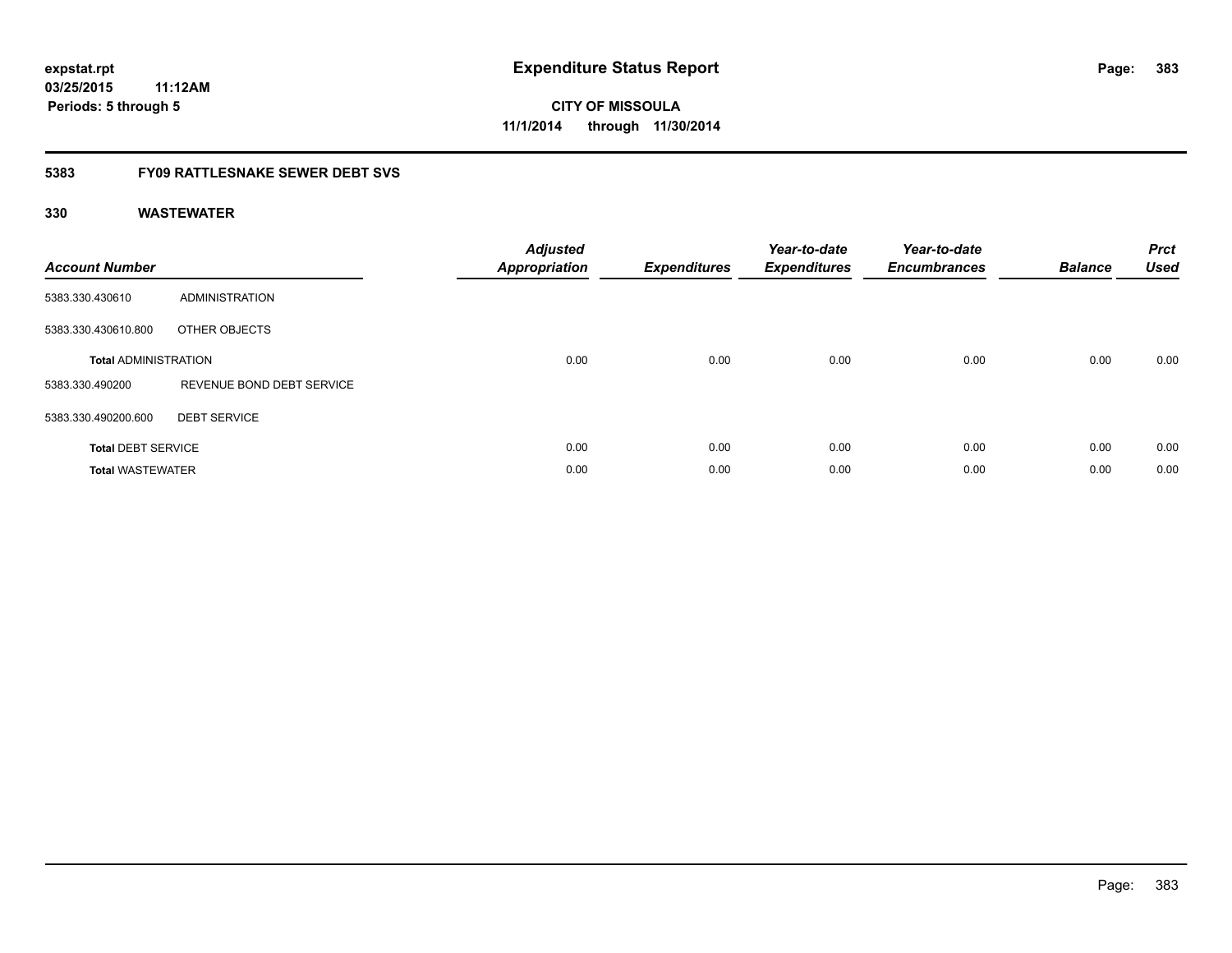# Expenditure Status Report

**expstat.rpt**
**03/25/2015 11:12AM**
**Periods: 5 through 5**

**CITY OF MISSOULA**
**11/1/2014 through 11/30/2014**

## 5383 FY09 RATTLESNAKE SEWER DEBT SVS

### 330 WASTEWATER

| Account Number | | Adjusted Appropriation | Expenditures | Year-to-date Expenditures | Year-to-date Encumbrances | Balance | Prct Used |
|---|---|---|---|---|---|---|---|
| 5383.330.430610 | ADMINISTRATION | | | | | | |
| 5383.330.430610.800 | OTHER OBJECTS | | | | | | |
| **Total** ADMINISTRATION | | 0.00 | 0.00 | 0.00 | 0.00 | 0.00 | 0.00 |
| 5383.330.490200 | REVENUE BOND DEBT SERVICE | | | | | | |
| 5383.330.490200.600 | DEBT SERVICE | | | | | | |
| **Total** DEBT SERVICE | | 0.00 | 0.00 | 0.00 | 0.00 | 0.00 | 0.00 |
| **Total** WASTEWATER | | 0.00 | 0.00 | 0.00 | 0.00 | 0.00 | 0.00 |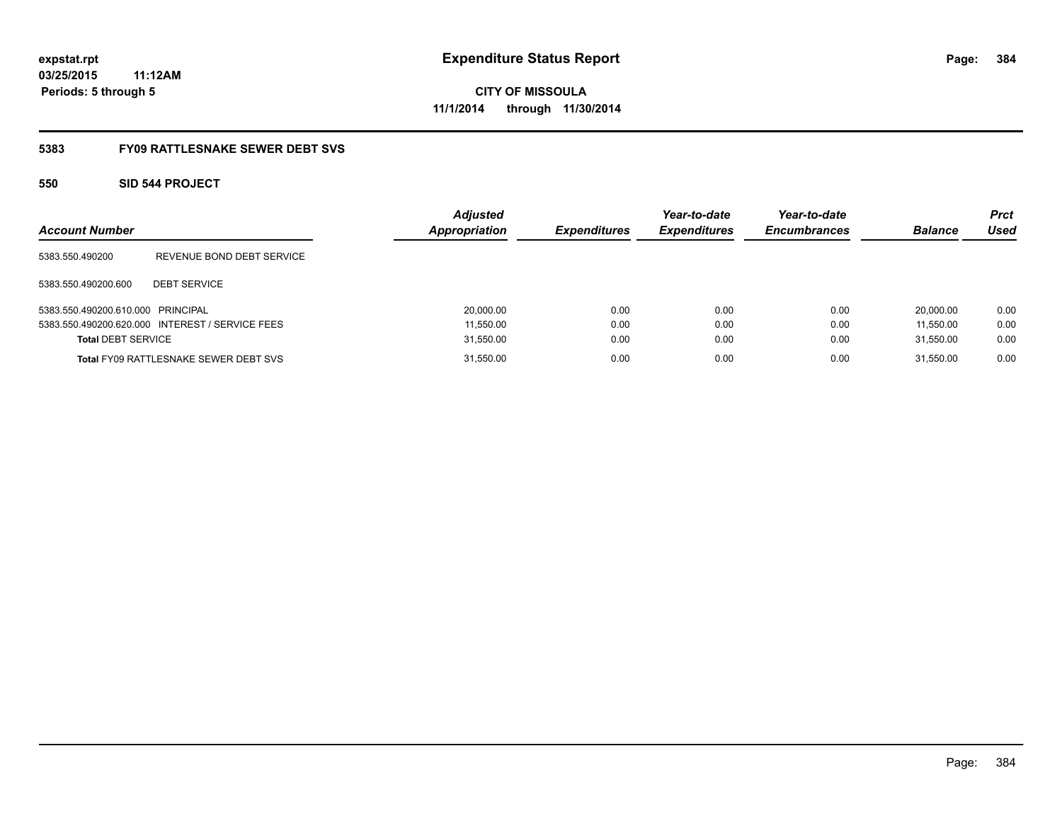expstat.rpt
03/25/2015 11:12AM
Periods: 5 through 5

# Expenditure Status Report

**CITY OF MISSOULA**
**11/1/2014 through 11/30/2014**

## 5383 FY09 RATTLESNAKE SEWER DEBT SVS

### 550 SID 544 PROJECT

| Account Number | | Adjusted Appropriation | Expenditures | Year-to-date Expenditures | Year-to-date Encumbrances | Balance | Prct Used |
|---|---|---|---|---|---|---|---|
| 5383.550.490200 | REVENUE BOND DEBT SERVICE | | | | | | |
| 5383.550.490200.600 | DEBT SERVICE | | | | | | |
| 5383.550.490200.610.000 | PRINCIPAL | 20,000.00 | 0.00 | 0.00 | 0.00 | 20,000.00 | 0.00 |
| 5383.550.490200.620.000 | INTEREST / SERVICE FEES | 11,550.00 | 0.00 | 0.00 | 0.00 | 11,550.00 | 0.00 |
| **Total** DEBT SERVICE | | 31,550.00 | 0.00 | 0.00 | 0.00 | 31,550.00 | 0.00 |
| **Total** FY09 RATTLESNAKE SEWER DEBT SVS | | 31,550.00 | 0.00 | 0.00 | 0.00 | 31,550.00 | 0.00 |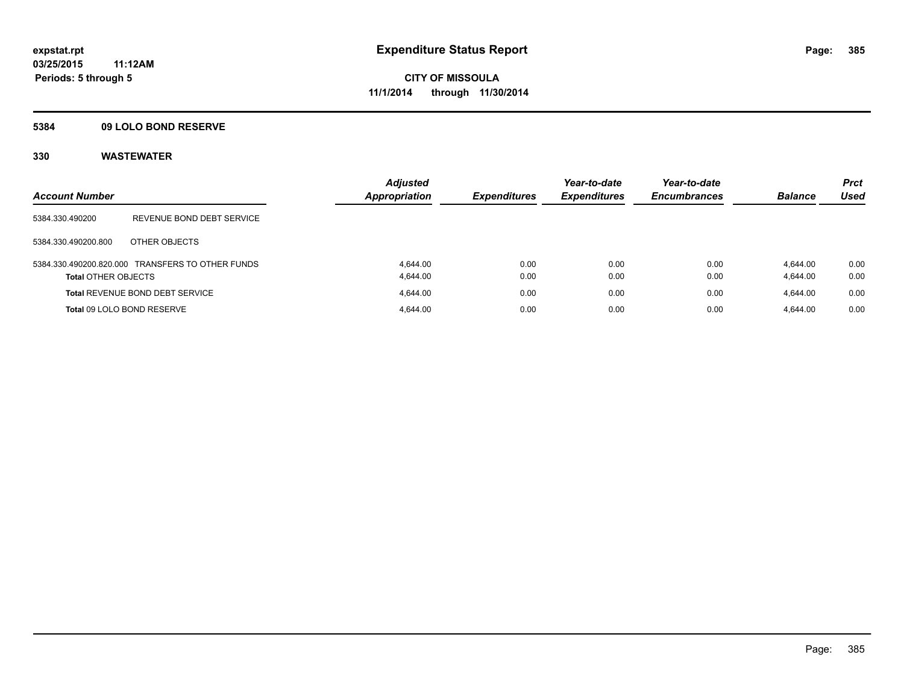# Expenditure Status Report

**expstat.rpt**
**03/25/2015 11:12AM**
**Periods: 5 through 5**

**CITY OF MISSOULA**
**11/1/2014 through 11/30/2014**

**5384 09 LOLO BOND RESERVE**

**330 WASTEWATER**

| Account Number | | Adjusted Appropriation | Expenditures | Year-to-date Expenditures | Year-to-date Encumbrances | Balance | Prct Used |
|---|---|---|---|---|---|---|---|
| 5384.330.490200 | REVENUE BOND DEBT SERVICE | | | | | | |
| 5384.330.490200.800 | OTHER OBJECTS | | | | | | |
| 5384.330.490200.820.000 | TRANSFERS TO OTHER FUNDS | 4,644.00 | 0.00 | 0.00 | 0.00 | 4,644.00 | 0.00 |
| **Total** OTHER OBJECTS | | 4,644.00 | 0.00 | 0.00 | 0.00 | 4,644.00 | 0.00 |
| **Total** REVENUE BOND DEBT SERVICE | | 4,644.00 | 0.00 | 0.00 | 0.00 | 4,644.00 | 0.00 |
| **Total** 09 LOLO BOND RESERVE | | 4,644.00 | 0.00 | 0.00 | 0.00 | 4,644.00 | 0.00 |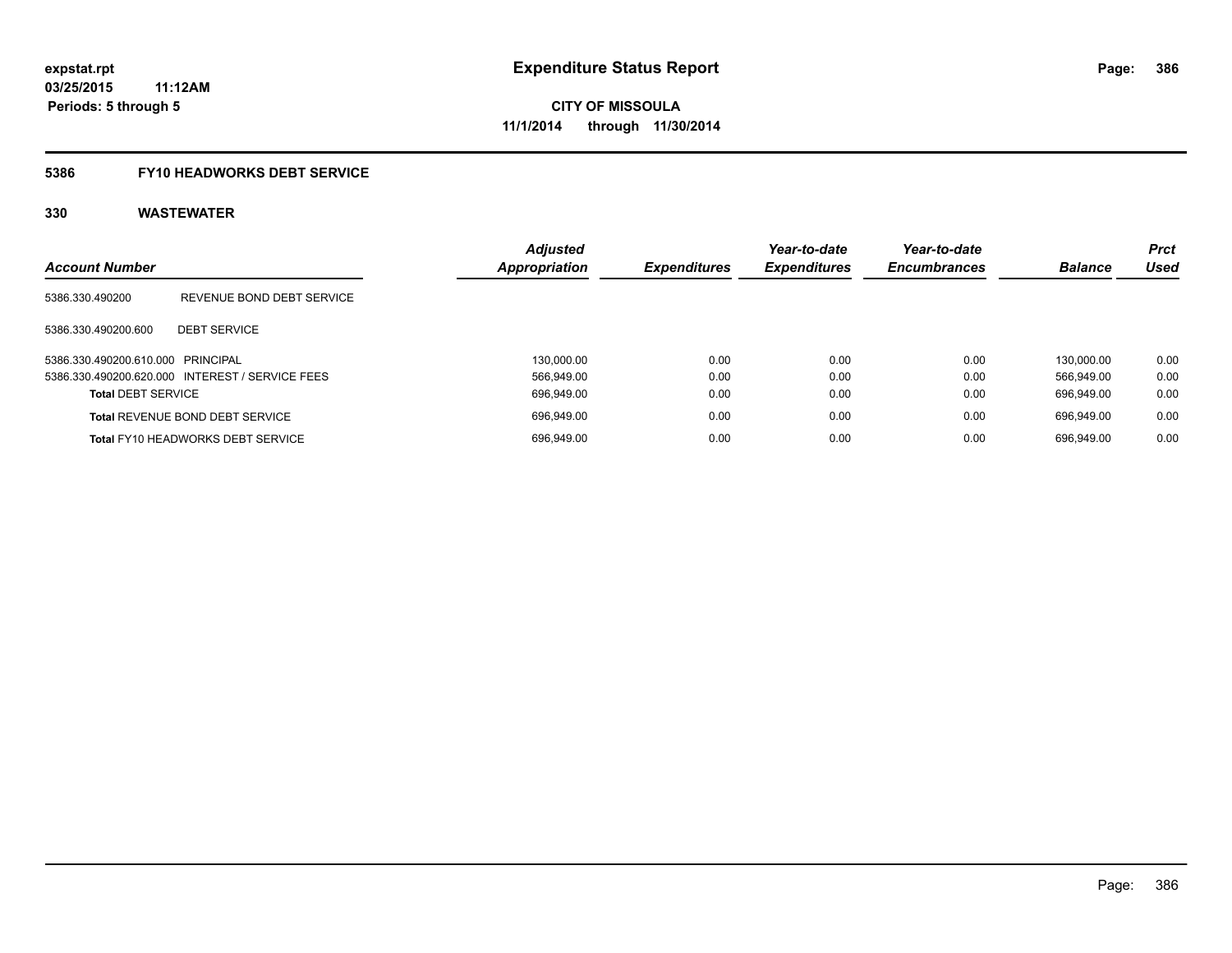# Expenditure Status Report

expstat.rpt
03/25/2015 11:12AM
Periods: 5 through 5

CITY OF MISSOULA
11/1/2014 through 11/30/2014

## 5386 FY10 HEADWORKS DEBT SERVICE

### 330 WASTEWATER

| Account Number | | *Adjusted Appropriation* | *Expenditures* | *Year-to-date Expenditures* | *Year-to-date Encumbrances* | *Balance* | *Prct Used* |
|---|---|---|---|---|---|---|---|
| 5386.330.490200 | REVENUE BOND DEBT SERVICE | | | | | | |
| 5386.330.490200.600 | DEBT SERVICE | | | | | | |
| 5386.330.490200.610.000 | PRINCIPAL | 130,000.00 | 0.00 | 0.00 | 0.00 | 130,000.00 | 0.00 |
| 5386.330.490200.620.000 | INTEREST / SERVICE FEES | 566,949.00 | 0.00 | 0.00 | 0.00 | 566,949.00 | 0.00 |
| **Total** DEBT SERVICE | | 696,949.00 | 0.00 | 0.00 | 0.00 | 696,949.00 | 0.00 |
| **Total** REVENUE BOND DEBT SERVICE | | 696,949.00 | 0.00 | 0.00 | 0.00 | 696,949.00 | 0.00 |
| **Total** FY10 HEADWORKS DEBT SERVICE | | 696,949.00 | 0.00 | 0.00 | 0.00 | 696,949.00 | 0.00 |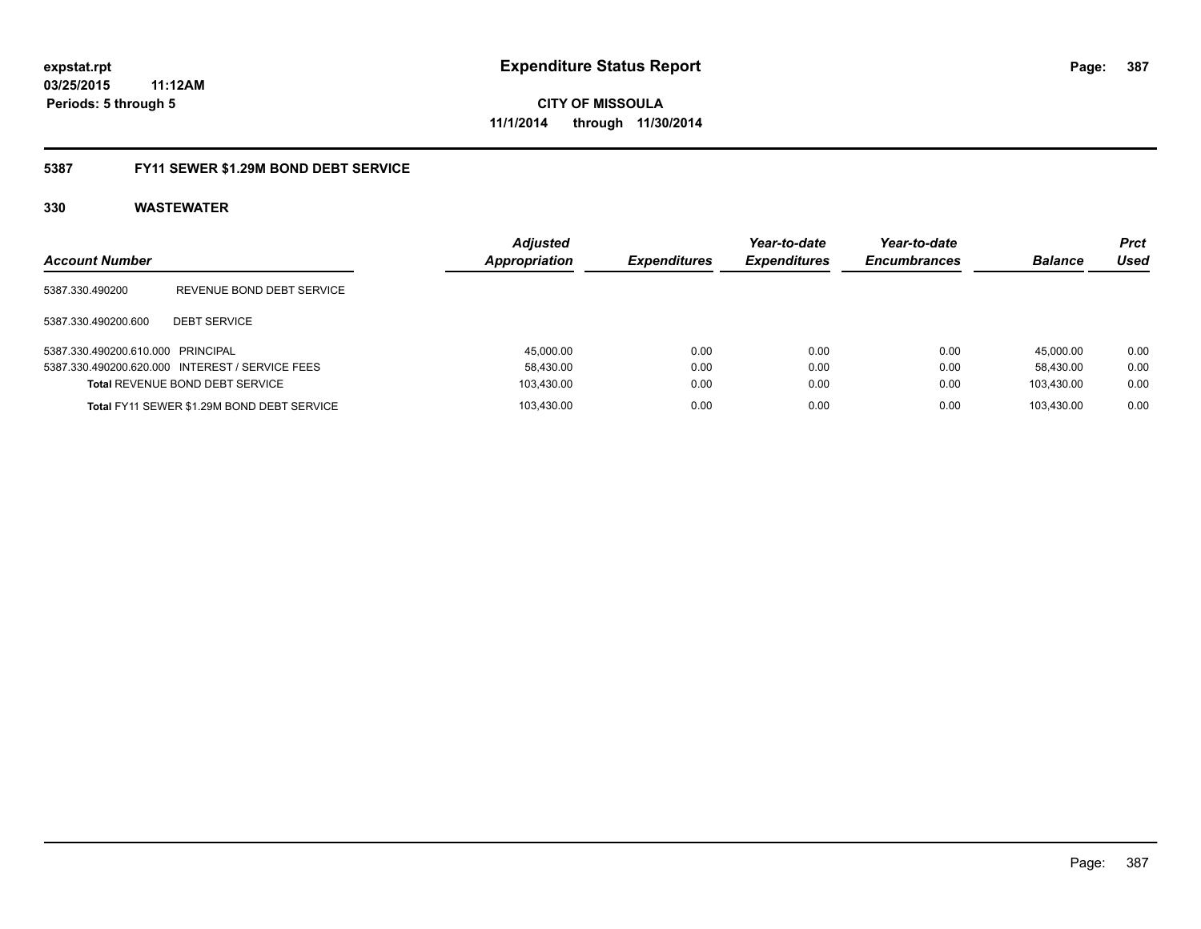**expstat.rpt**
**03/25/2015 11:12AM**
**Periods: 5 through 5**

# Expenditure Status Report

**CITY OF MISSOULA**
**11/1/2014 through 11/30/2014**

## 5387 FY11 SEWER $1.29M BOND DEBT SERVICE

### 330 WASTEWATER

| Account Number | | Adjusted Appropriation | Expenditures | Year-to-date Expenditures | Year-to-date Encumbrances | Balance | Prct Used |
|---|---|---|---|---|---|---|---|
| 5387.330.490200 | REVENUE BOND DEBT SERVICE | | | | | | |
| 5387.330.490200.600 | DEBT SERVICE | | | | | | |
| 5387.330.490200.610.000 | PRINCIPAL | 45,000.00 | 0.00 | 0.00 | 0.00 | 45,000.00 | 0.00 |
| 5387.330.490200.620.000 | INTEREST / SERVICE FEES | 58,430.00 | 0.00 | 0.00 | 0.00 | 58,430.00 | 0.00 |
| **Total** REVENUE BOND DEBT SERVICE | | 103,430.00 | 0.00 | 0.00 | 0.00 | 103,430.00 | 0.00 |
| **Total** FY11 SEWER $1.29M BOND DEBT SERVICE | | 103,430.00 | 0.00 | 0.00 | 0.00 | 103,430.00 | 0.00 |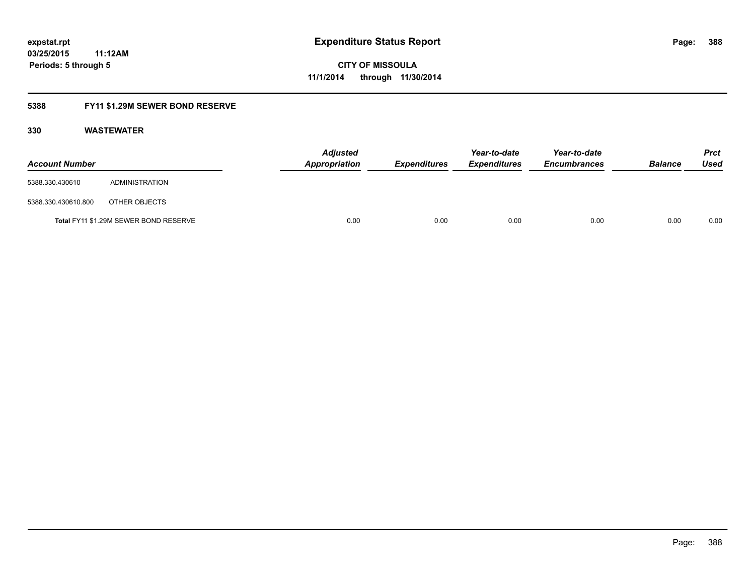# Expenditure Status Report

**expstat.rpt**
**03/25/2015 11:12AM**
**Periods: 5 through 5**

**CITY OF MISSOULA**
**11/1/2014 through 11/30/2014**

## 5388 FY11 $1.29M SEWER BOND RESERVE

### 330 WASTEWATER

| Account Number | | *Adjusted Appropriation* | *Expenditures* | *Year-to-date Expenditures* | *Year-to-date Encumbrances* | *Balance* | *Prct Used* |
|---|---|---|---|---|---|---|---|
| 5388.330.430610 | ADMINISTRATION | | | | | | |
| 5388.330.430610.800 | OTHER OBJECTS | | | | | | |
| **Total** FY11 $1.29M SEWER BOND RESERVE | | 0.00 | 0.00 | 0.00 | 0.00 | 0.00 | 0.00 |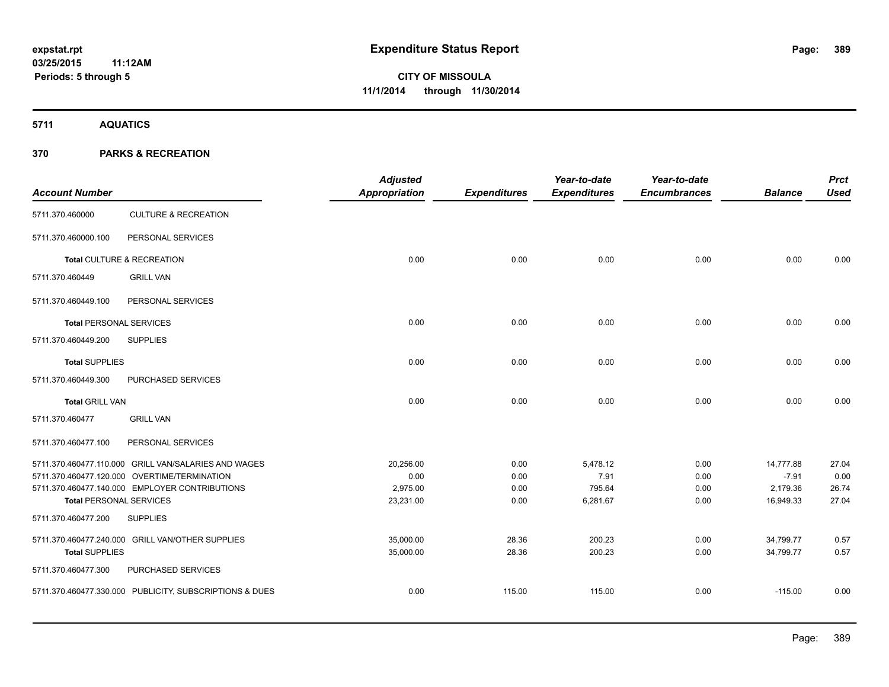# Expenditure Status Report

expstat.rpt
03/25/2015 11:12AM
Periods: 5 through 5

**CITY OF MISSOULA**
**11/1/2014 through 11/30/2014**

## 5711 AQUATICS

## 370 PARKS & RECREATION

| Account Number | | Adjusted Appropriation | Expenditures | Year-to-date Expenditures | Year-to-date Encumbrances | Balance | Prct Used |
|---|---|---|---|---|---|---|---|
| 5711.370.460000 | CULTURE & RECREATION | | | | | | |
| 5711.370.460000.100 | PERSONAL SERVICES | | | | | | |
| **Total** CULTURE & RECREATION | | 0.00 | 0.00 | 0.00 | 0.00 | 0.00 | 0.00 |
| 5711.370.460449 | GRILL VAN | | | | | | |
| 5711.370.460449.100 | PERSONAL SERVICES | | | | | | |
| **Total** PERSONAL SERVICES | | 0.00 | 0.00 | 0.00 | 0.00 | 0.00 | 0.00 |
| 5711.370.460449.200 | SUPPLIES | | | | | | |
| **Total** SUPPLIES | | 0.00 | 0.00 | 0.00 | 0.00 | 0.00 | 0.00 |
| 5711.370.460449.300 | PURCHASED SERVICES | | | | | | |
| **Total** GRILL VAN | | 0.00 | 0.00 | 0.00 | 0.00 | 0.00 | 0.00 |
| 5711.370.460477 | GRILL VAN | | | | | | |
| 5711.370.460477.100 | PERSONAL SERVICES | | | | | | |
| 5711.370.460477.110.000 | GRILL VAN/SALARIES AND WAGES | 20,256.00 | 0.00 | 5,478.12 | 0.00 | 14,777.88 | 27.04 |
| 5711.370.460477.120.000 | OVERTIME/TERMINATION | 0.00 | 0.00 | 7.91 | 0.00 | -7.91 | 0.00 |
| 5711.370.460477.140.000 | EMPLOYER CONTRIBUTIONS | 2,975.00 | 0.00 | 795.64 | 0.00 | 2,179.36 | 26.74 |
| **Total** PERSONAL SERVICES | | 23,231.00 | 0.00 | 6,281.67 | 0.00 | 16,949.33 | 27.04 |
| 5711.370.460477.200 | SUPPLIES | | | | | | |
| 5711.370.460477.240.000 | GRILL VAN/OTHER SUPPLIES | 35,000.00 | 28.36 | 200.23 | 0.00 | 34,799.77 | 0.57 |
| **Total** SUPPLIES | | 35,000.00 | 28.36 | 200.23 | 0.00 | 34,799.77 | 0.57 |
| 5711.370.460477.300 | PURCHASED SERVICES | | | | | | |
| 5711.370.460477.330.000 | PUBLICITY, SUBSCRIPTIONS & DUES | 0.00 | 115.00 | 115.00 | 0.00 | -115.00 | 0.00 |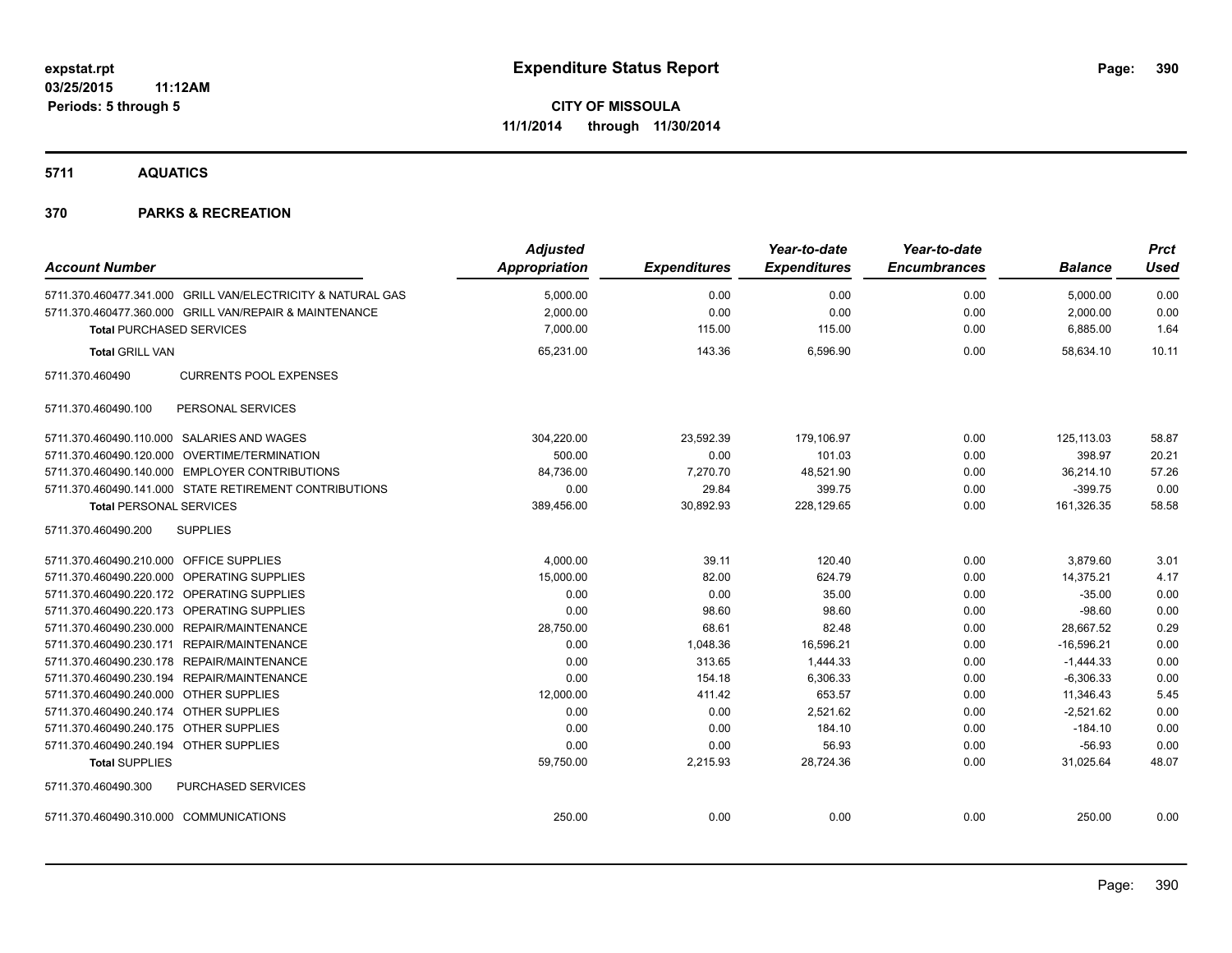expstat.rpt
03/25/2015 11:12AM
Periods: 5 through 5

# Expenditure Status Report

**CITY OF MISSOULA**
**11/1/2014 through 11/30/2014**

## 5711 AQUATICS

## 370 PARKS & RECREATION

| Account Number | Adjusted Appropriation | Expenditures | Year-to-date Expenditures | Year-to-date Encumbrances | Balance | Prct Used |
|---|---|---|---|---|---|---|
| 5711.370.460477.341.000 GRILL VAN/ELECTRICITY & NATURAL GAS | 5,000.00 | 0.00 | 0.00 | 0.00 | 5,000.00 | 0.00 |
| 5711.370.460477.360.000 GRILL VAN/REPAIR & MAINTENANCE | 2,000.00 | 0.00 | 0.00 | 0.00 | 2,000.00 | 0.00 |
| **Total** PURCHASED SERVICES | 7,000.00 | 115.00 | 115.00 | 0.00 | 6,885.00 | 1.64 |
| **Total** GRILL VAN | 65,231.00 | 143.36 | 6,596.90 | 0.00 | 58,634.10 | 10.11 |
| 5711.370.460490 CURRENTS POOL EXPENSES | | | | | | |
| 5711.370.460490.100 PERSONAL SERVICES | | | | | | |
| 5711.370.460490.110.000 SALARIES AND WAGES | 304,220.00 | 23,592.39 | 179,106.97 | 0.00 | 125,113.03 | 58.87 |
| 5711.370.460490.120.000 OVERTIME/TERMINATION | 500.00 | 0.00 | 101.03 | 0.00 | 398.97 | 20.21 |
| 5711.370.460490.140.000 EMPLOYER CONTRIBUTIONS | 84,736.00 | 7,270.70 | 48,521.90 | 0.00 | 36,214.10 | 57.26 |
| 5711.370.460490.141.000 STATE RETIREMENT CONTRIBUTIONS | 0.00 | 29.84 | 399.75 | 0.00 | -399.75 | 0.00 |
| **Total** PERSONAL SERVICES | 389,456.00 | 30,892.93 | 228,129.65 | 0.00 | 161,326.35 | 58.58 |
| 5711.370.460490.200 SUPPLIES | | | | | | |
| 5711.370.460490.210.000 OFFICE SUPPLIES | 4,000.00 | 39.11 | 120.40 | 0.00 | 3,879.60 | 3.01 |
| 5711.370.460490.220.000 OPERATING SUPPLIES | 15,000.00 | 82.00 | 624.79 | 0.00 | 14,375.21 | 4.17 |
| 5711.370.460490.220.172 OPERATING SUPPLIES | 0.00 | 0.00 | 35.00 | 0.00 | -35.00 | 0.00 |
| 5711.370.460490.220.173 OPERATING SUPPLIES | 0.00 | 98.60 | 98.60 | 0.00 | -98.60 | 0.00 |
| 5711.370.460490.230.000 REPAIR/MAINTENANCE | 28,750.00 | 68.61 | 82.48 | 0.00 | 28,667.52 | 0.29 |
| 5711.370.460490.230.171 REPAIR/MAINTENANCE | 0.00 | 1,048.36 | 16,596.21 | 0.00 | -16,596.21 | 0.00 |
| 5711.370.460490.230.178 REPAIR/MAINTENANCE | 0.00 | 313.65 | 1,444.33 | 0.00 | -1,444.33 | 0.00 |
| 5711.370.460490.230.194 REPAIR/MAINTENANCE | 0.00 | 154.18 | 6,306.33 | 0.00 | -6,306.33 | 0.00 |
| 5711.370.460490.240.000 OTHER SUPPLIES | 12,000.00 | 411.42 | 653.57 | 0.00 | 11,346.43 | 5.45 |
| 5711.370.460490.240.174 OTHER SUPPLIES | 0.00 | 0.00 | 2,521.62 | 0.00 | -2,521.62 | 0.00 |
| 5711.370.460490.240.175 OTHER SUPPLIES | 0.00 | 0.00 | 184.10 | 0.00 | -184.10 | 0.00 |
| 5711.370.460490.240.194 OTHER SUPPLIES | 0.00 | 0.00 | 56.93 | 0.00 | -56.93 | 0.00 |
| **Total** SUPPLIES | 59,750.00 | 2,215.93 | 28,724.36 | 0.00 | 31,025.64 | 48.07 |
| 5711.370.460490.300 PURCHASED SERVICES | | | | | | |
| 5711.370.460490.310.000 COMMUNICATIONS | 250.00 | 0.00 | 0.00 | 0.00 | 250.00 | 0.00 |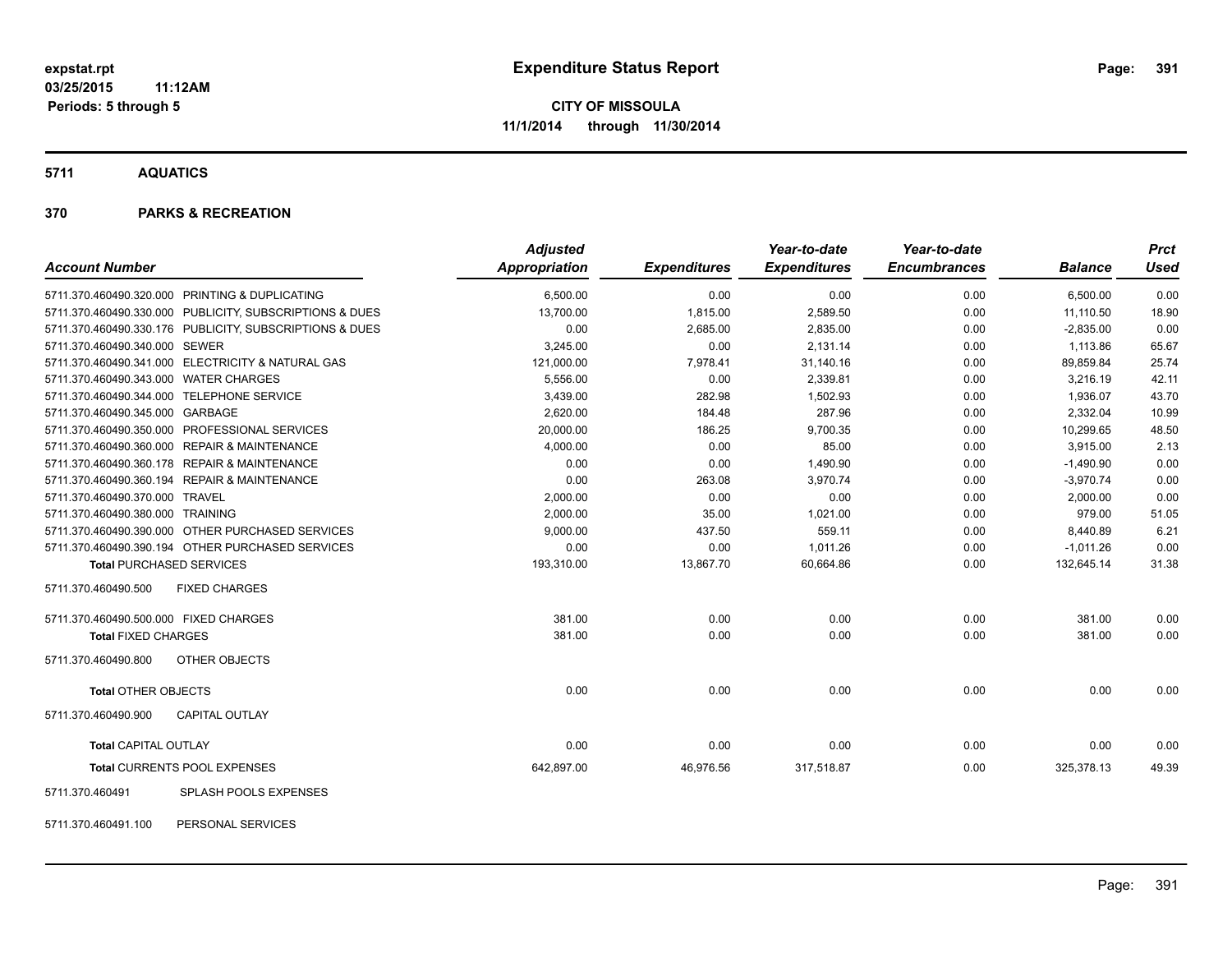**expstat.rpt**
**03/25/2015 11:12AM**
**Periods: 5 through 5**

# Expenditure Status Report

**CITY OF MISSOULA**
**11/1/2014 through 11/30/2014**

## 5711 AQUATICS

## 370 PARKS & RECREATION

| Account Number | | Adjusted Appropriation | Expenditures | Year-to-date Expenditures | Year-to-date Encumbrances | Balance | Prct Used |
|---|---|---|---|---|---|---|---|
| 5711.370.460490.320.000 | PRINTING & DUPLICATING | 6,500.00 | 0.00 | 0.00 | 0.00 | 6,500.00 | 0.00 |
| 5711.370.460490.330.000 | PUBLICITY, SUBSCRIPTIONS & DUES | 13,700.00 | 1,815.00 | 2,589.50 | 0.00 | 11,110.50 | 18.90 |
| 5711.370.460490.330.176 | PUBLICITY, SUBSCRIPTIONS & DUES | 0.00 | 2,685.00 | 2,835.00 | 0.00 | -2,835.00 | 0.00 |
| 5711.370.460490.340.000 | SEWER | 3,245.00 | 0.00 | 2,131.14 | 0.00 | 1,113.86 | 65.67 |
| 5711.370.460490.341.000 | ELECTRICITY & NATURAL GAS | 121,000.00 | 7,978.41 | 31,140.16 | 0.00 | 89,859.84 | 25.74 |
| 5711.370.460490.343.000 | WATER CHARGES | 5,556.00 | 0.00 | 2,339.81 | 0.00 | 3,216.19 | 42.11 |
| 5711.370.460490.344.000 | TELEPHONE SERVICE | 3,439.00 | 282.98 | 1,502.93 | 0.00 | 1,936.07 | 43.70 |
| 5711.370.460490.345.000 | GARBAGE | 2,620.00 | 184.48 | 287.96 | 0.00 | 2,332.04 | 10.99 |
| 5711.370.460490.350.000 | PROFESSIONAL SERVICES | 20,000.00 | 186.25 | 9,700.35 | 0.00 | 10,299.65 | 48.50 |
| 5711.370.460490.360.000 | REPAIR & MAINTENANCE | 4,000.00 | 0.00 | 85.00 | 0.00 | 3,915.00 | 2.13 |
| 5711.370.460490.360.178 | REPAIR & MAINTENANCE | 0.00 | 0.00 | 1,490.90 | 0.00 | -1,490.90 | 0.00 |
| 5711.370.460490.360.194 | REPAIR & MAINTENANCE | 0.00 | 263.08 | 3,970.74 | 0.00 | -3,970.74 | 0.00 |
| 5711.370.460490.370.000 | TRAVEL | 2,000.00 | 0.00 | 0.00 | 0.00 | 2,000.00 | 0.00 |
| 5711.370.460490.380.000 | TRAINING | 2,000.00 | 35.00 | 1,021.00 | 0.00 | 979.00 | 51.05 |
| 5711.370.460490.390.000 | OTHER PURCHASED SERVICES | 9,000.00 | 437.50 | 559.11 | 0.00 | 8,440.89 | 6.21 |
| 5711.370.460490.390.194 | OTHER PURCHASED SERVICES | 0.00 | 0.00 | 1,011.26 | 0.00 | -1,011.26 | 0.00 |
| **Total** PURCHASED SERVICES | | 193,310.00 | 13,867.70 | 60,664.86 | 0.00 | 132,645.14 | 31.38 |
| 5711.370.460490.500 | FIXED CHARGES | | | | | | |
| 5711.370.460490.500.000 | FIXED CHARGES | 381.00 | 0.00 | 0.00 | 0.00 | 381.00 | 0.00 |
| **Total** FIXED CHARGES | | 381.00 | 0.00 | 0.00 | 0.00 | 381.00 | 0.00 |
| 5711.370.460490.800 | OTHER OBJECTS | | | | | | |
| **Total** OTHER OBJECTS | | 0.00 | 0.00 | 0.00 | 0.00 | 0.00 | 0.00 |
| 5711.370.460490.900 | CAPITAL OUTLAY | | | | | | |
| **Total** CAPITAL OUTLAY | | 0.00 | 0.00 | 0.00 | 0.00 | 0.00 | 0.00 |
| **Total** CURRENTS POOL EXPENSES | | 642,897.00 | 46,976.56 | 317,518.87 | 0.00 | 325,378.13 | 49.39 |
| 5711.370.460491 | SPLASH POOLS EXPENSES | | | | | | |
| 5711.370.460491.100 | PERSONAL SERVICES | | | | | | |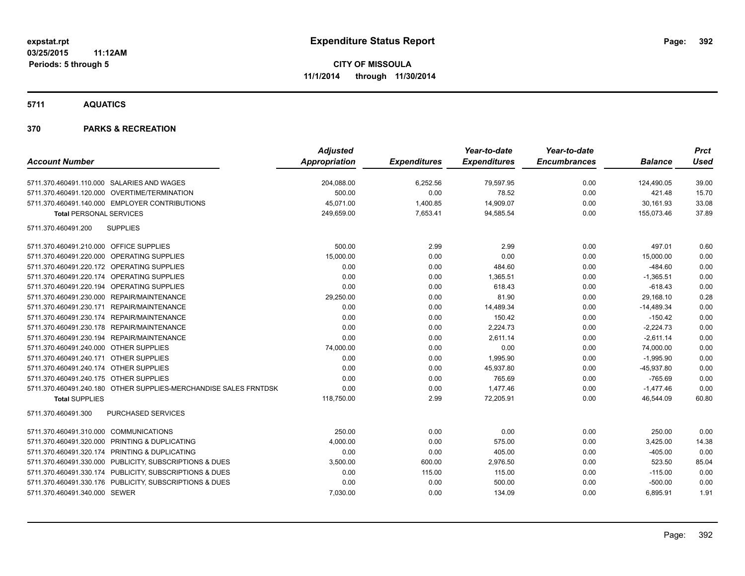**expstat.rpt**
**03/25/2015 11:12AM**
**Periods: 5 through 5**

# Expenditure Status Report

**CITY OF MISSOULA**
**11/1/2014 through 11/30/2014**

## 5711 AQUATICS

## 370 PARKS & RECREATION

| Account Number | | Adjusted Appropriation | Expenditures | Year-to-date Expenditures | Year-to-date Encumbrances | Balance | Prct Used |
|---|---|---|---|---|---|---|---|
| 5711.370.460491.110.000 | SALARIES AND WAGES | 204,088.00 | 6,252.56 | 79,597.95 | 0.00 | 124,490.05 | 39.00 |
| 5711.370.460491.120.000 | OVERTIME/TERMINATION | 500.00 | 0.00 | 78.52 | 0.00 | 421.48 | 15.70 |
| 5711.370.460491.140.000 | EMPLOYER CONTRIBUTIONS | 45,071.00 | 1,400.85 | 14,909.07 | 0.00 | 30,161.93 | 33.08 |
| **Total** PERSONAL SERVICES | | 249,659.00 | 7,653.41 | 94,585.54 | 0.00 | 155,073.46 | 37.89 |
| 5711.370.460491.200 | SUPPLIES | | | | | | |
| 5711.370.460491.210.000 | OFFICE SUPPLIES | 500.00 | 2.99 | 2.99 | 0.00 | 497.01 | 0.60 |
| 5711.370.460491.220.000 | OPERATING SUPPLIES | 15,000.00 | 0.00 | 0.00 | 0.00 | 15,000.00 | 0.00 |
| 5711.370.460491.220.172 | OPERATING SUPPLIES | 0.00 | 0.00 | 484.60 | 0.00 | -484.60 | 0.00 |
| 5711.370.460491.220.174 | OPERATING SUPPLIES | 0.00 | 0.00 | 1,365.51 | 0.00 | -1,365.51 | 0.00 |
| 5711.370.460491.220.194 | OPERATING SUPPLIES | 0.00 | 0.00 | 618.43 | 0.00 | -618.43 | 0.00 |
| 5711.370.460491.230.000 | REPAIR/MAINTENANCE | 29,250.00 | 0.00 | 81.90 | 0.00 | 29,168.10 | 0.28 |
| 5711.370.460491.230.171 | REPAIR/MAINTENANCE | 0.00 | 0.00 | 14,489.34 | 0.00 | -14,489.34 | 0.00 |
| 5711.370.460491.230.174 | REPAIR/MAINTENANCE | 0.00 | 0.00 | 150.42 | 0.00 | -150.42 | 0.00 |
| 5711.370.460491.230.178 | REPAIR/MAINTENANCE | 0.00 | 0.00 | 2,224.73 | 0.00 | -2,224.73 | 0.00 |
| 5711.370.460491.230.194 | REPAIR/MAINTENANCE | 0.00 | 0.00 | 2,611.14 | 0.00 | -2,611.14 | 0.00 |
| 5711.370.460491.240.000 | OTHER SUPPLIES | 74,000.00 | 0.00 | 0.00 | 0.00 | 74,000.00 | 0.00 |
| 5711.370.460491.240.171 | OTHER SUPPLIES | 0.00 | 0.00 | 1,995.90 | 0.00 | -1,995.90 | 0.00 |
| 5711.370.460491.240.174 | OTHER SUPPLIES | 0.00 | 0.00 | 45,937.80 | 0.00 | -45,937.80 | 0.00 |
| 5711.370.460491.240.175 | OTHER SUPPLIES | 0.00 | 0.00 | 765.69 | 0.00 | -765.69 | 0.00 |
| 5711.370.460491.240.180 | OTHER SUPPLIES-MERCHANDISE SALES FRNTDSK | 0.00 | 0.00 | 1,477.46 | 0.00 | -1,477.46 | 0.00 |
| **Total** SUPPLIES | | 118,750.00 | 2.99 | 72,205.91 | 0.00 | 46,544.09 | 60.80 |
| 5711.370.460491.300 | PURCHASED SERVICES | | | | | | |
| 5711.370.460491.310.000 | COMMUNICATIONS | 250.00 | 0.00 | 0.00 | 0.00 | 250.00 | 0.00 |
| 5711.370.460491.320.000 | PRINTING & DUPLICATING | 4,000.00 | 0.00 | 575.00 | 0.00 | 3,425.00 | 14.38 |
| 5711.370.460491.320.174 | PRINTING & DUPLICATING | 0.00 | 0.00 | 405.00 | 0.00 | -405.00 | 0.00 |
| 5711.370.460491.330.000 | PUBLICITY, SUBSCRIPTIONS & DUES | 3,500.00 | 600.00 | 2,976.50 | 0.00 | 523.50 | 85.04 |
| 5711.370.460491.330.174 | PUBLICITY, SUBSCRIPTIONS & DUES | 0.00 | 115.00 | 115.00 | 0.00 | -115.00 | 0.00 |
| 5711.370.460491.330.176 | PUBLICITY, SUBSCRIPTIONS & DUES | 0.00 | 0.00 | 500.00 | 0.00 | -500.00 | 0.00 |
| 5711.370.460491.340.000 | SEWER | 7,030.00 | 0.00 | 134.09 | 0.00 | 6,895.91 | 1.91 |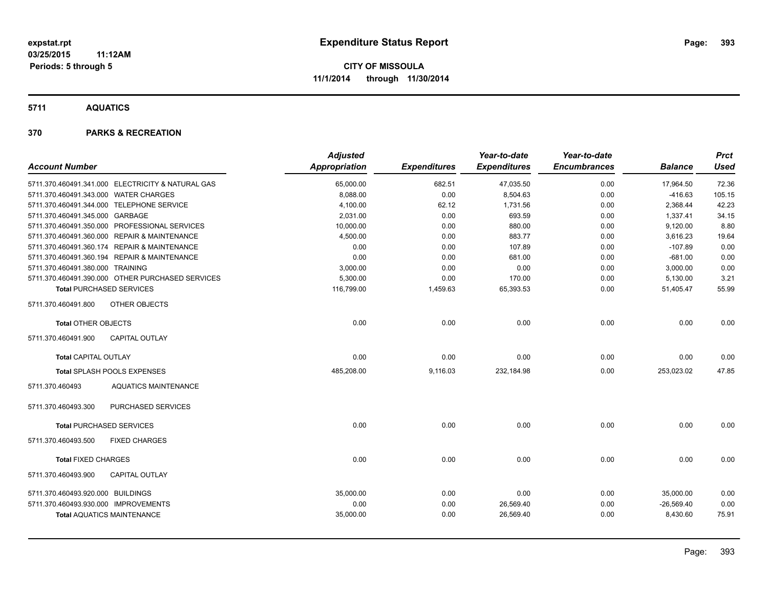# Expenditure Status Report

expstat.rpt
03/25/2015 11:12AM
Periods: 5 through 5

**CITY OF MISSOULA**
**11/1/2014 through 11/30/2014**

## 5711 AQUATICS

## 370 PARKS & RECREATION

| Account Number | Adjusted Appropriation | Expenditures | Year-to-date Expenditures | Year-to-date Encumbrances | Balance | Prct Used |
|---|---|---|---|---|---|---|
| 5711.370.460491.341.000 ELECTRICITY & NATURAL GAS | 65,000.00 | 682.51 | 47,035.50 | 0.00 | 17,964.50 | 72.36 |
| 5711.370.460491.343.000 WATER CHARGES | 8,088.00 | 0.00 | 8,504.63 | 0.00 | -416.63 | 105.15 |
| 5711.370.460491.344.000 TELEPHONE SERVICE | 4,100.00 | 62.12 | 1,731.56 | 0.00 | 2,368.44 | 42.23 |
| 5711.370.460491.345.000 GARBAGE | 2,031.00 | 0.00 | 693.59 | 0.00 | 1,337.41 | 34.15 |
| 5711.370.460491.350.000 PROFESSIONAL SERVICES | 10,000.00 | 0.00 | 880.00 | 0.00 | 9,120.00 | 8.80 |
| 5711.370.460491.360.000 REPAIR & MAINTENANCE | 4,500.00 | 0.00 | 883.77 | 0.00 | 3,616.23 | 19.64 |
| 5711.370.460491.360.174 REPAIR & MAINTENANCE | 0.00 | 0.00 | 107.89 | 0.00 | -107.89 | 0.00 |
| 5711.370.460491.360.194 REPAIR & MAINTENANCE | 0.00 | 0.00 | 681.00 | 0.00 | -681.00 | 0.00 |
| 5711.370.460491.380.000 TRAINING | 3,000.00 | 0.00 | 0.00 | 0.00 | 3,000.00 | 0.00 |
| 5711.370.460491.390.000 OTHER PURCHASED SERVICES | 5,300.00 | 0.00 | 170.00 | 0.00 | 5,130.00 | 3.21 |
| **Total** PURCHASED SERVICES | 116,799.00 | 1,459.63 | 65,393.53 | 0.00 | 51,405.47 | 55.99 |
| 5711.370.460491.800 OTHER OBJECTS | | | | | | |
| **Total** OTHER OBJECTS | 0.00 | 0.00 | 0.00 | 0.00 | 0.00 | 0.00 |
| 5711.370.460491.900 CAPITAL OUTLAY | | | | | | |
| **Total** CAPITAL OUTLAY | 0.00 | 0.00 | 0.00 | 0.00 | 0.00 | 0.00 |
| **Total** SPLASH POOLS EXPENSES | 485,208.00 | 9,116.03 | 232,184.98 | 0.00 | 253,023.02 | 47.85 |
| 5711.370.460493 AQUATICS MAINTENANCE | | | | | | |
| 5711.370.460493.300 PURCHASED SERVICES | | | | | | |
| **Total** PURCHASED SERVICES | 0.00 | 0.00 | 0.00 | 0.00 | 0.00 | 0.00 |
| 5711.370.460493.500 FIXED CHARGES | | | | | | |
| **Total** FIXED CHARGES | 0.00 | 0.00 | 0.00 | 0.00 | 0.00 | 0.00 |
| 5711.370.460493.900 CAPITAL OUTLAY | | | | | | |
| 5711.370.460493.920.000 BUILDINGS | 35,000.00 | 0.00 | 0.00 | 0.00 | 35,000.00 | 0.00 |
| 5711.370.460493.930.000 IMPROVEMENTS | 0.00 | 0.00 | 26,569.40 | 0.00 | -26,569.40 | 0.00 |
| **Total** AQUATICS MAINTENANCE | 35,000.00 | 0.00 | 26,569.40 | 0.00 | 8,430.60 | 75.91 |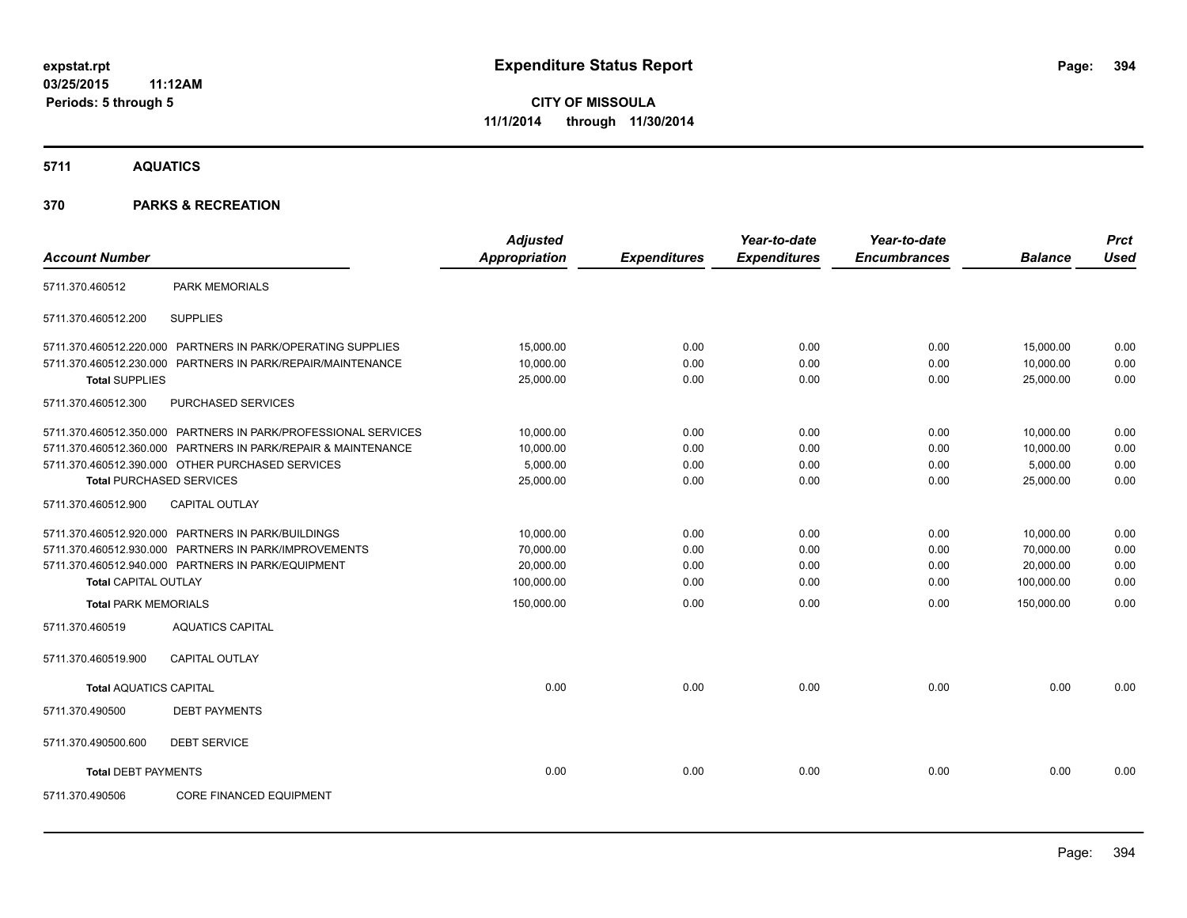**expstat.rpt**
**03/25/2015 11:12AM**
**Periods: 5 through 5**

# Expenditure Status Report

**CITY OF MISSOULA**
**11/1/2014 through 11/30/2014**

## 5711 AQUATICS

## 370 PARKS & RECREATION

| Account Number | | Adjusted Appropriation | Expenditures | Year-to-date Expenditures | Year-to-date Encumbrances | Balance | Prct Used |
|---|---|---|---|---|---|---|---|
| 5711.370.460512 | PARK MEMORIALS | | | | | | |
| 5711.370.460512.200 | SUPPLIES | | | | | | |
| 5711.370.460512.220.000 | PARTNERS IN PARK/OPERATING SUPPLIES | 15,000.00 | 0.00 | 0.00 | 0.00 | 15,000.00 | 0.00 |
| 5711.370.460512.230.000 | PARTNERS IN PARK/REPAIR/MAINTENANCE | 10,000.00 | 0.00 | 0.00 | 0.00 | 10,000.00 | 0.00 |
| **Total** SUPPLIES | | 25,000.00 | 0.00 | 0.00 | 0.00 | 25,000.00 | 0.00 |
| 5711.370.460512.300 | PURCHASED SERVICES | | | | | | |
| 5711.370.460512.350.000 | PARTNERS IN PARK/PROFESSIONAL SERVICES | 10,000.00 | 0.00 | 0.00 | 0.00 | 10,000.00 | 0.00 |
| 5711.370.460512.360.000 | PARTNERS IN PARK/REPAIR & MAINTENANCE | 10,000.00 | 0.00 | 0.00 | 0.00 | 10,000.00 | 0.00 |
| 5711.370.460512.390.000 | OTHER PURCHASED SERVICES | 5,000.00 | 0.00 | 0.00 | 0.00 | 5,000.00 | 0.00 |
| **Total** PURCHASED SERVICES | | 25,000.00 | 0.00 | 0.00 | 0.00 | 25,000.00 | 0.00 |
| 5711.370.460512.900 | CAPITAL OUTLAY | | | | | | |
| 5711.370.460512.920.000 | PARTNERS IN PARK/BUILDINGS | 10,000.00 | 0.00 | 0.00 | 0.00 | 10,000.00 | 0.00 |
| 5711.370.460512.930.000 | PARTNERS IN PARK/IMPROVEMENTS | 70,000.00 | 0.00 | 0.00 | 0.00 | 70,000.00 | 0.00 |
| 5711.370.460512.940.000 | PARTNERS IN PARK/EQUIPMENT | 20,000.00 | 0.00 | 0.00 | 0.00 | 20,000.00 | 0.00 |
| **Total** CAPITAL OUTLAY | | 100,000.00 | 0.00 | 0.00 | 0.00 | 100,000.00 | 0.00 |
| **Total** PARK MEMORIALS | | 150,000.00 | 0.00 | 0.00 | 0.00 | 150,000.00 | 0.00 |
| 5711.370.460519 | AQUATICS CAPITAL | | | | | | |
| 5711.370.460519.900 | CAPITAL OUTLAY | | | | | | |
| **Total** AQUATICS CAPITAL | | 0.00 | 0.00 | 0.00 | 0.00 | 0.00 | 0.00 |
| 5711.370.490500 | DEBT PAYMENTS | | | | | | |
| 5711.370.490500.600 | DEBT SERVICE | | | | | | |
| **Total** DEBT PAYMENTS | | 0.00 | 0.00 | 0.00 | 0.00 | 0.00 | 0.00 |
| 5711.370.490506 | CORE FINANCED EQUIPMENT | | | | | | |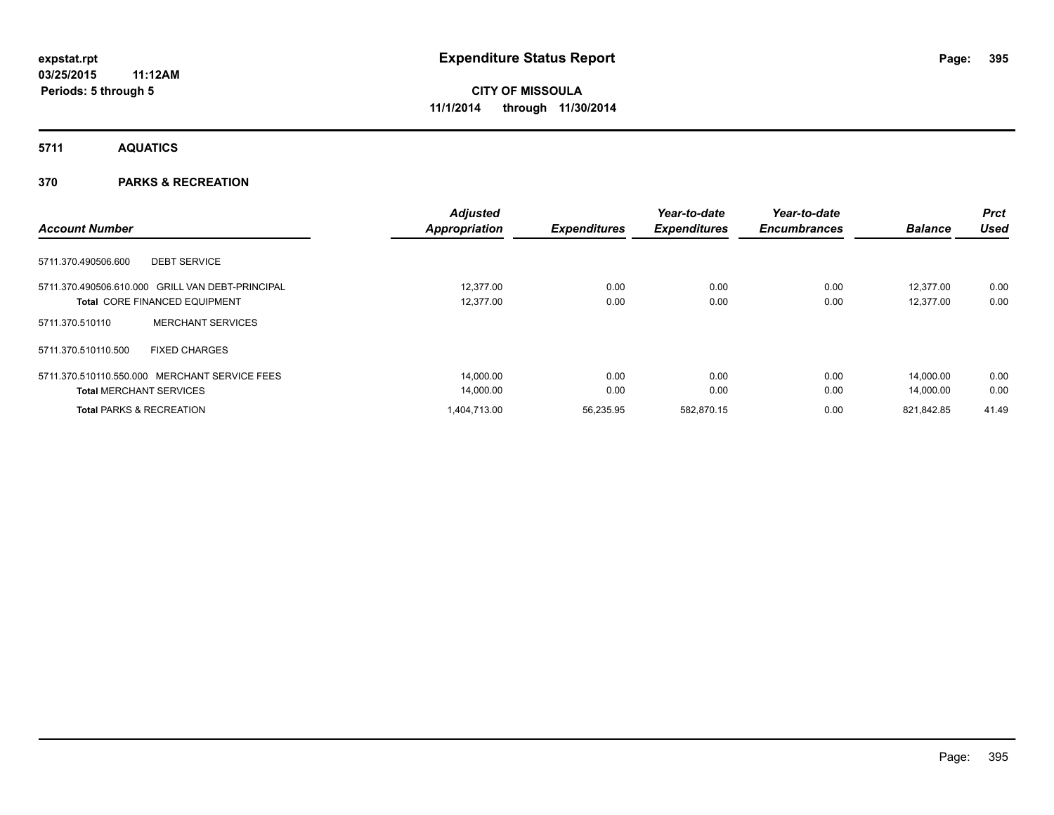**expstat.rpt**
**03/25/2015 11:12AM**
**Periods: 5 through 5**

# Expenditure Status Report

**CITY OF MISSOULA**
**11/1/2014 through 11/30/2014**

## 5711 AQUATICS

## 370 PARKS & RECREATION

| Account Number | Adjusted Appropriation | Expenditures | Year-to-date Expenditures | Year-to-date Encumbrances | Balance | Prct Used |
|---|---|---|---|---|---|---|
| 5711.370.490506.600 DEBT SERVICE | | | | | | |
| 5711.370.490506.610.000 GRILL VAN DEBT-PRINCIPAL | 12,377.00 | 0.00 | 0.00 | 0.00 | 12,377.00 | 0.00 |
| **Total** CORE FINANCED EQUIPMENT | 12,377.00 | 0.00 | 0.00 | 0.00 | 12,377.00 | 0.00 |
| 5711.370.510110 MERCHANT SERVICES | | | | | | |
| 5711.370.510110.500 FIXED CHARGES | | | | | | |
| 5711.370.510110.550.000 MERCHANT SERVICE FEES | 14,000.00 | 0.00 | 0.00 | 0.00 | 14,000.00 | 0.00 |
| **Total** MERCHANT SERVICES | 14,000.00 | 0.00 | 0.00 | 0.00 | 14,000.00 | 0.00 |
| **Total** PARKS & RECREATION | 1,404,713.00 | 56,235.95 | 582,870.15 | 0.00 | 821,842.85 | 41.49 |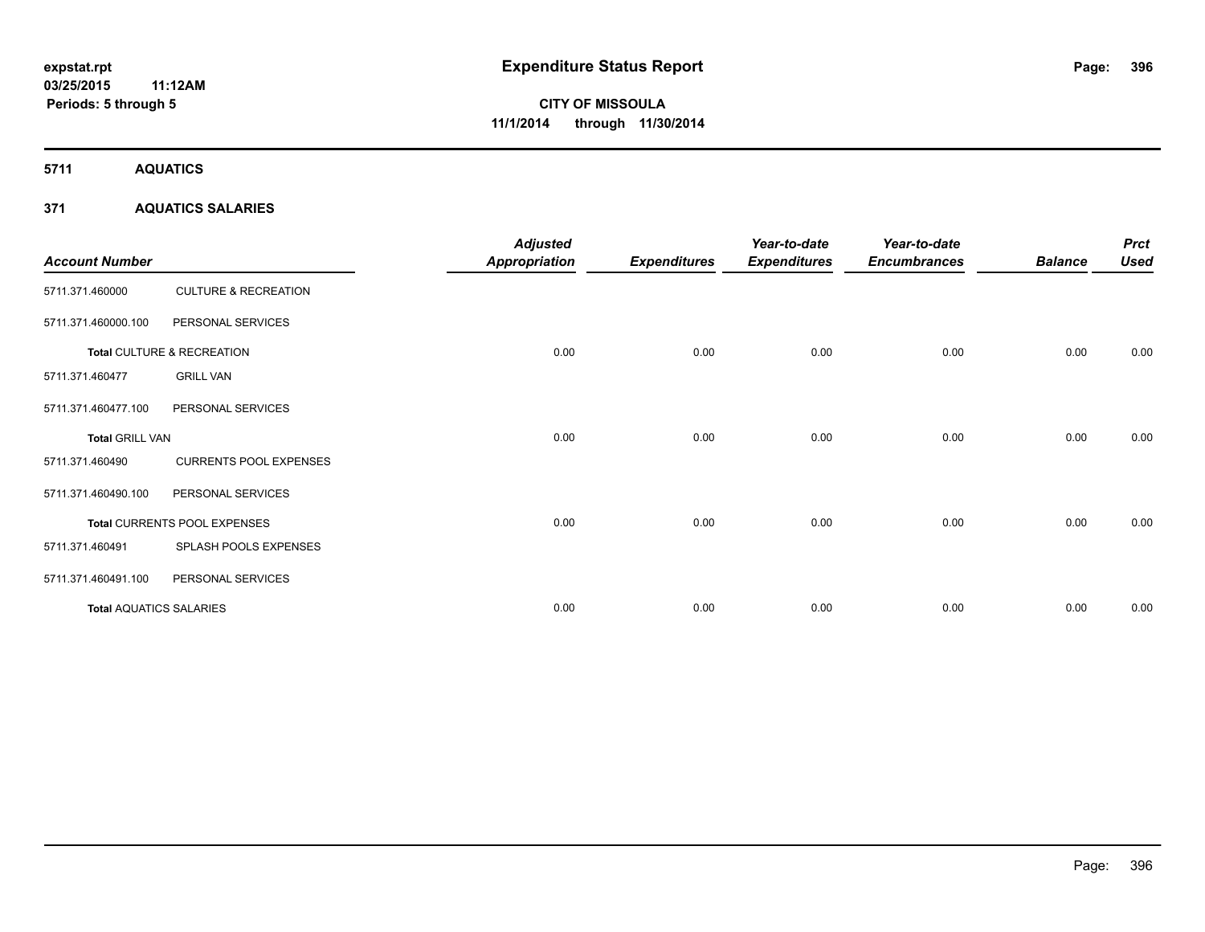# Expenditure Status Report

expstat.rpt
03/25/2015 11:12AM
Periods: 5 through 5

**CITY OF MISSOULA**
**11/1/2014 through 11/30/2014**

## 5711 AQUATICS

### 371 AQUATICS SALARIES

| Account Number | | Adjusted Appropriation | Expenditures | Year-to-date Expenditures | Year-to-date Encumbrances | Balance | Prct Used |
|---|---|---|---|---|---|---|---|
| 5711.371.460000 | CULTURE & RECREATION | | | | | | |
| 5711.371.460000.100 | PERSONAL SERVICES | | | | | | |
| **Total** CULTURE & RECREATION | | 0.00 | 0.00 | 0.00 | 0.00 | 0.00 | 0.00 |
| 5711.371.460477 | GRILL VAN | | | | | | |
| 5711.371.460477.100 | PERSONAL SERVICES | | | | | | |
| **Total** GRILL VAN | | 0.00 | 0.00 | 0.00 | 0.00 | 0.00 | 0.00 |
| 5711.371.460490 | CURRENTS POOL EXPENSES | | | | | | |
| 5711.371.460490.100 | PERSONAL SERVICES | | | | | | |
| **Total** CURRENTS POOL EXPENSES | | 0.00 | 0.00 | 0.00 | 0.00 | 0.00 | 0.00 |
| 5711.371.460491 | SPLASH POOLS EXPENSES | | | | | | |
| 5711.371.460491.100 | PERSONAL SERVICES | | | | | | |
| **Total** AQUATICS SALARIES | | 0.00 | 0.00 | 0.00 | 0.00 | 0.00 | 0.00 |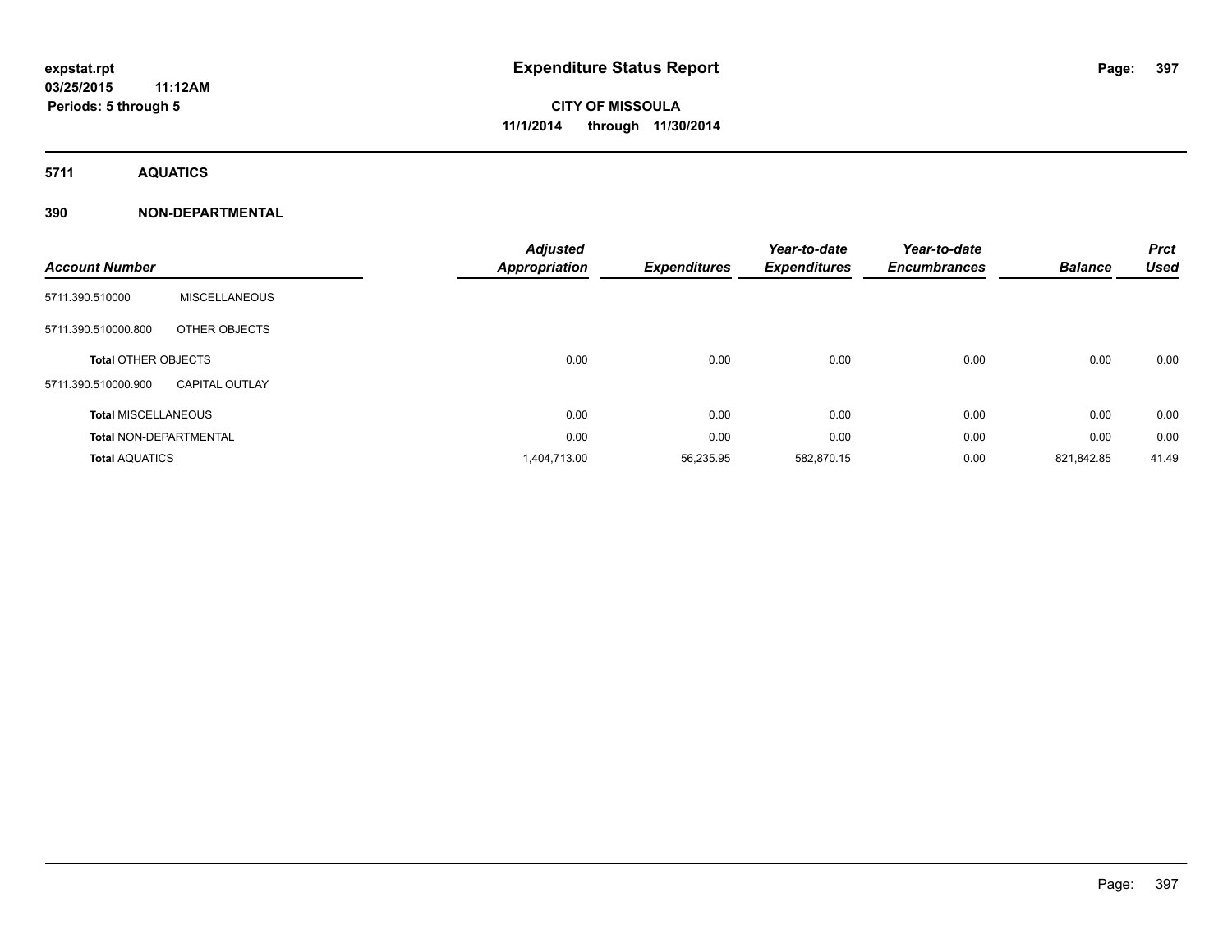**expstat.rpt**
**03/25/2015 11:12AM**
**Periods: 5 through 5**

# Expenditure Status Report

**CITY OF MISSOULA**
**11/1/2014 through 11/30/2014**

## 5711 AQUATICS

### 390 NON-DEPARTMENTAL

| Account Number | | *Adjusted Appropriation* | *Expenditures* | *Year-to-date Expenditures* | *Year-to-date Encumbrances* | *Balance* | *Prct Used* |
|---|---|---|---|---|---|---|---|
| 5711.390.510000 | MISCELLANEOUS | | | | | | |
| 5711.390.510000.800 | OTHER OBJECTS | | | | | | |
| **Total** OTHER OBJECTS | | 0.00 | 0.00 | 0.00 | 0.00 | 0.00 | 0.00 |
| 5711.390.510000.900 | CAPITAL OUTLAY | | | | | | |
| **Total** MISCELLANEOUS | | 0.00 | 0.00 | 0.00 | 0.00 | 0.00 | 0.00 |
| **Total** NON-DEPARTMENTAL | | 0.00 | 0.00 | 0.00 | 0.00 | 0.00 | 0.00 |
| **Total** AQUATICS | | 1,404,713.00 | 56,235.95 | 582,870.15 | 0.00 | 821,842.85 | 41.49 |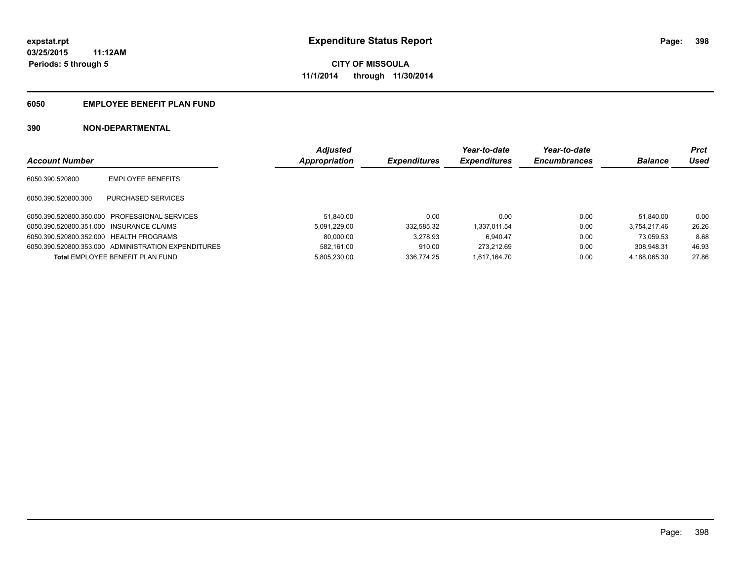**expstat.rpt**
**03/25/2015 11:12AM**
**Periods: 5 through 5**

# Expenditure Status Report

**CITY OF MISSOULA**
**11/1/2014 through 11/30/2014**

## 6050 EMPLOYEE BENEFIT PLAN FUND

## 390 NON-DEPARTMENTAL

| Account Number | | Adjusted Appropriation | Expenditures | Year-to-date Expenditures | Year-to-date Encumbrances | Balance | Prct Used |
|---|---|---|---|---|---|---|---|
| 6050.390.520800 | EMPLOYEE BENEFITS | | | | | | |
| 6050.390.520800.300 | PURCHASED SERVICES | | | | | | |
| 6050.390.520800.350.000 | PROFESSIONAL SERVICES | 51,840.00 | 0.00 | 0.00 | 0.00 | 51,840.00 | 0.00 |
| 6050.390.520800.351.000 | INSURANCE CLAIMS | 5,091,229.00 | 332,585.32 | 1,337,011.54 | 0.00 | 3,754,217.46 | 26.26 |
| 6050.390.520800.352.000 | HEALTH PROGRAMS | 80,000.00 | 3,278.93 | 6,940.47 | 0.00 | 73,059.53 | 8.68 |
| 6050.390.520800.353.000 | ADMINISTRATION EXPENDITURES | 582,161.00 | 910.00 | 273,212.69 | 0.00 | 308,948.31 | 46.93 |
| **Total** EMPLOYEE BENEFIT PLAN FUND | | 5,805,230.00 | 336,774.25 | 1,617,164.70 | 0.00 | 4,188,065.30 | 27.86 |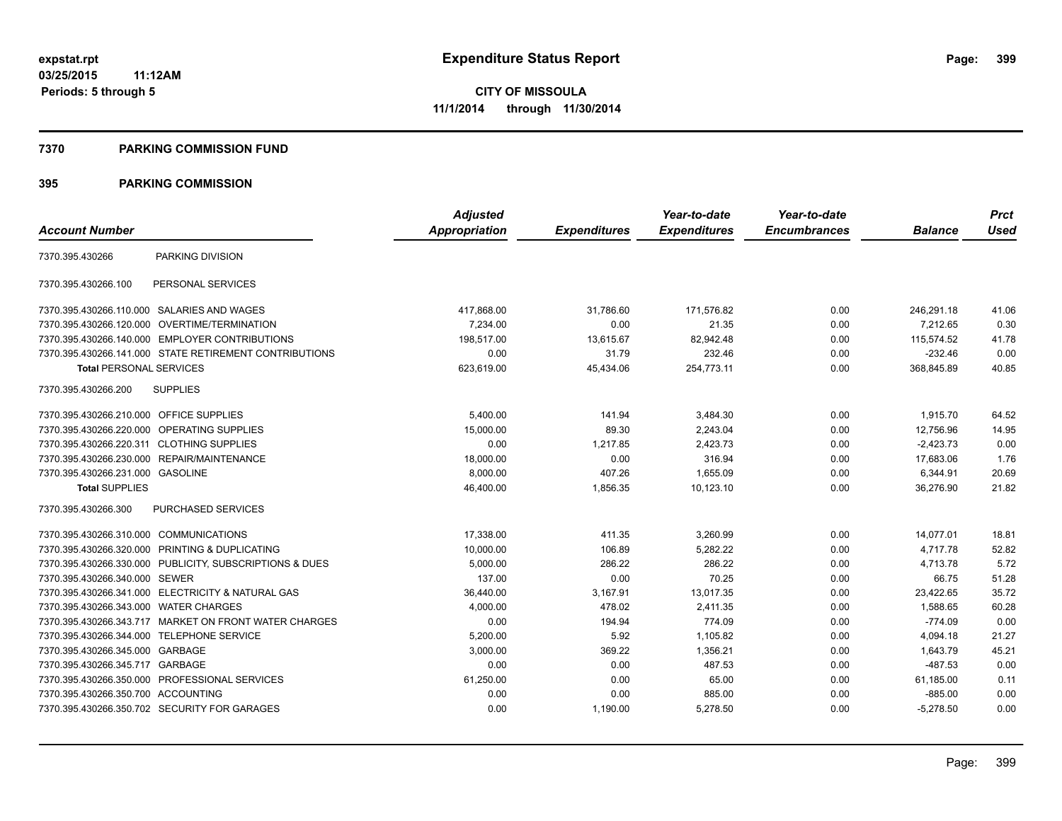expstat.rpt
03/25/2015 11:12AM
Periods: 5 through 5

# Expenditure Status Report

**CITY OF MISSOULA**
**11/1/2014 through 11/30/2014**

## 7370 PARKING COMMISSION FUND

## 395 PARKING COMMISSION

| Account Number | | Adjusted Appropriation | Expenditures | Year-to-date Expenditures | Year-to-date Encumbrances | Balance | Prct Used |
|---|---|---|---|---|---|---|---|
| 7370.395.430266 | PARKING DIVISION | | | | | | |
| 7370.395.430266.100 | PERSONAL SERVICES | | | | | | |
| 7370.395.430266.110.000 | SALARIES AND WAGES | 417,868.00 | 31,786.60 | 171,576.82 | 0.00 | 246,291.18 | 41.06 |
| 7370.395.430266.120.000 | OVERTIME/TERMINATION | 7,234.00 | 0.00 | 21.35 | 0.00 | 7,212.65 | 0.30 |
| 7370.395.430266.140.000 | EMPLOYER CONTRIBUTIONS | 198,517.00 | 13,615.67 | 82,942.48 | 0.00 | 115,574.52 | 41.78 |
| 7370.395.430266.141.000 | STATE RETIREMENT CONTRIBUTIONS | 0.00 | 31.79 | 232.46 | 0.00 | -232.46 | 0.00 |
| **Total** PERSONAL SERVICES | | 623,619.00 | 45,434.06 | 254,773.11 | 0.00 | 368,845.89 | 40.85 |
| 7370.395.430266.200 | SUPPLIES | | | | | | |
| 7370.395.430266.210.000 | OFFICE SUPPLIES | 5,400.00 | 141.94 | 3,484.30 | 0.00 | 1,915.70 | 64.52 |
| 7370.395.430266.220.000 | OPERATING SUPPLIES | 15,000.00 | 89.30 | 2,243.04 | 0.00 | 12,756.96 | 14.95 |
| 7370.395.430266.220.311 | CLOTHING SUPPLIES | 0.00 | 1,217.85 | 2,423.73 | 0.00 | -2,423.73 | 0.00 |
| 7370.395.430266.230.000 | REPAIR/MAINTENANCE | 18,000.00 | 0.00 | 316.94 | 0.00 | 17,683.06 | 1.76 |
| 7370.395.430266.231.000 | GASOLINE | 8,000.00 | 407.26 | 1,655.09 | 0.00 | 6,344.91 | 20.69 |
| **Total** SUPPLIES | | 46,400.00 | 1,856.35 | 10,123.10 | 0.00 | 36,276.90 | 21.82 |
| 7370.395.430266.300 | PURCHASED SERVICES | | | | | | |
| 7370.395.430266.310.000 | COMMUNICATIONS | 17,338.00 | 411.35 | 3,260.99 | 0.00 | 14,077.01 | 18.81 |
| 7370.395.430266.320.000 | PRINTING & DUPLICATING | 10,000.00 | 106.89 | 5,282.22 | 0.00 | 4,717.78 | 52.82 |
| 7370.395.430266.330.000 | PUBLICITY, SUBSCRIPTIONS & DUES | 5,000.00 | 286.22 | 286.22 | 0.00 | 4,713.78 | 5.72 |
| 7370.395.430266.340.000 | SEWER | 137.00 | 0.00 | 70.25 | 0.00 | 66.75 | 51.28 |
| 7370.395.430266.341.000 | ELECTRICITY & NATURAL GAS | 36,440.00 | 3,167.91 | 13,017.35 | 0.00 | 23,422.65 | 35.72 |
| 7370.395.430266.343.000 | WATER CHARGES | 4,000.00 | 478.02 | 2,411.35 | 0.00 | 1,588.65 | 60.28 |
| 7370.395.430266.343.717 | MARKET ON FRONT WATER CHARGES | 0.00 | 194.94 | 774.09 | 0.00 | -774.09 | 0.00 |
| 7370.395.430266.344.000 | TELEPHONE SERVICE | 5,200.00 | 5.92 | 1,105.82 | 0.00 | 4,094.18 | 21.27 |
| 7370.395.430266.345.000 | GARBAGE | 3,000.00 | 369.22 | 1,356.21 | 0.00 | 1,643.79 | 45.21 |
| 7370.395.430266.345.717 | GARBAGE | 0.00 | 0.00 | 487.53 | 0.00 | -487.53 | 0.00 |
| 7370.395.430266.350.000 | PROFESSIONAL SERVICES | 61,250.00 | 0.00 | 65.00 | 0.00 | 61,185.00 | 0.11 |
| 7370.395.430266.350.700 | ACCOUNTING | 0.00 | 0.00 | 885.00 | 0.00 | -885.00 | 0.00 |
| 7370.395.430266.350.702 | SECURITY FOR GARAGES | 0.00 | 1,190.00 | 5,278.50 | 0.00 | -5,278.50 | 0.00 |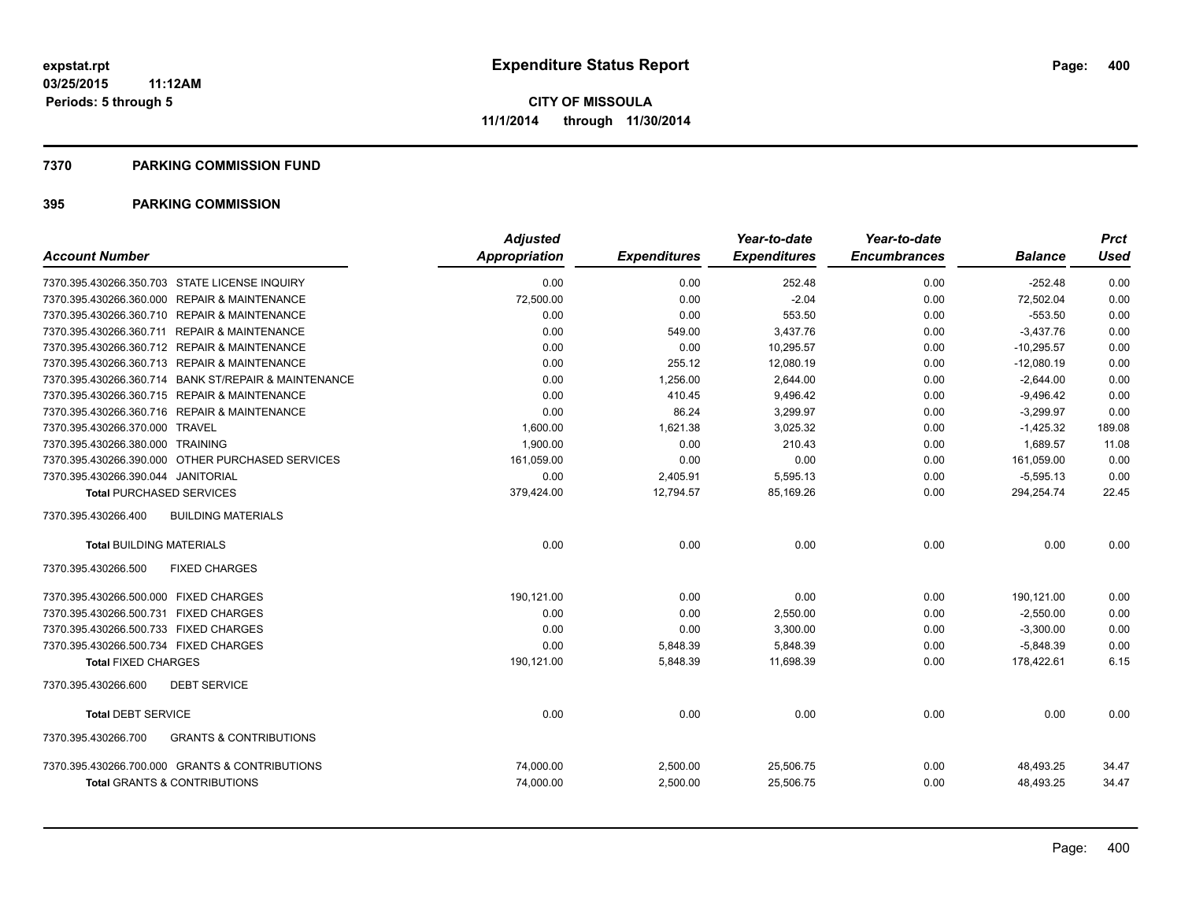expstat.rpt
03/25/2015 11:12AM
Periods: 5 through 5

# Expenditure Status Report

**CITY OF MISSOULA**
**11/1/2014 through 11/30/2014**

## 7370 PARKING COMMISSION FUND

## 395 PARKING COMMISSION

| Account Number | Adjusted Appropriation | Expenditures | Year-to-date Expenditures | Year-to-date Encumbrances | Balance | Prct Used |
|---|---|---|---|---|---|---|
| 7370.395.430266.350.703 STATE LICENSE INQUIRY | 0.00 | 0.00 | 252.48 | 0.00 | -252.48 | 0.00 |
| 7370.395.430266.360.000 REPAIR & MAINTENANCE | 72,500.00 | 0.00 | -2.04 | 0.00 | 72,502.04 | 0.00 |
| 7370.395.430266.360.710 REPAIR & MAINTENANCE | 0.00 | 0.00 | 553.50 | 0.00 | -553.50 | 0.00 |
| 7370.395.430266.360.711 REPAIR & MAINTENANCE | 0.00 | 549.00 | 3,437.76 | 0.00 | -3,437.76 | 0.00 |
| 7370.395.430266.360.712 REPAIR & MAINTENANCE | 0.00 | 0.00 | 10,295.57 | 0.00 | -10,295.57 | 0.00 |
| 7370.395.430266.360.713 REPAIR & MAINTENANCE | 0.00 | 255.12 | 12,080.19 | 0.00 | -12,080.19 | 0.00 |
| 7370.395.430266.360.714 BANK ST/REPAIR & MAINTENANCE | 0.00 | 1,256.00 | 2,644.00 | 0.00 | -2,644.00 | 0.00 |
| 7370.395.430266.360.715 REPAIR & MAINTENANCE | 0.00 | 410.45 | 9,496.42 | 0.00 | -9,496.42 | 0.00 |
| 7370.395.430266.360.716 REPAIR & MAINTENANCE | 0.00 | 86.24 | 3,299.97 | 0.00 | -3,299.97 | 0.00 |
| 7370.395.430266.370.000 TRAVEL | 1,600.00 | 1,621.38 | 3,025.32 | 0.00 | -1,425.32 | 189.08 |
| 7370.395.430266.380.000 TRAINING | 1,900.00 | 0.00 | 210.43 | 0.00 | 1,689.57 | 11.08 |
| 7370.395.430266.390.000 OTHER PURCHASED SERVICES | 161,059.00 | 0.00 | 0.00 | 0.00 | 161,059.00 | 0.00 |
| 7370.395.430266.390.044 JANITORIAL | 0.00 | 2,405.91 | 5,595.13 | 0.00 | -5,595.13 | 0.00 |
| **Total** PURCHASED SERVICES | 379,424.00 | 12,794.57 | 85,169.26 | 0.00 | 294,254.74 | 22.45 |
| 7370.395.430266.400 BUILDING MATERIALS | | | | | | |
| **Total** BUILDING MATERIALS | 0.00 | 0.00 | 0.00 | 0.00 | 0.00 | 0.00 |
| 7370.395.430266.500 FIXED CHARGES | | | | | | |
| 7370.395.430266.500.000 FIXED CHARGES | 190,121.00 | 0.00 | 0.00 | 0.00 | 190,121.00 | 0.00 |
| 7370.395.430266.500.731 FIXED CHARGES | 0.00 | 0.00 | 2,550.00 | 0.00 | -2,550.00 | 0.00 |
| 7370.395.430266.500.733 FIXED CHARGES | 0.00 | 0.00 | 3,300.00 | 0.00 | -3,300.00 | 0.00 |
| 7370.395.430266.500.734 FIXED CHARGES | 0.00 | 5,848.39 | 5,848.39 | 0.00 | -5,848.39 | 0.00 |
| **Total** FIXED CHARGES | 190,121.00 | 5,848.39 | 11,698.39 | 0.00 | 178,422.61 | 6.15 |
| 7370.395.430266.600 DEBT SERVICE | | | | | | |
| **Total** DEBT SERVICE | 0.00 | 0.00 | 0.00 | 0.00 | 0.00 | 0.00 |
| 7370.395.430266.700 GRANTS & CONTRIBUTIONS | | | | | | |
| 7370.395.430266.700.000 GRANTS & CONTRIBUTIONS | 74,000.00 | 2,500.00 | 25,506.75 | 0.00 | 48,493.25 | 34.47 |
| **Total** GRANTS & CONTRIBUTIONS | 74,000.00 | 2,500.00 | 25,506.75 | 0.00 | 48,493.25 | 34.47 |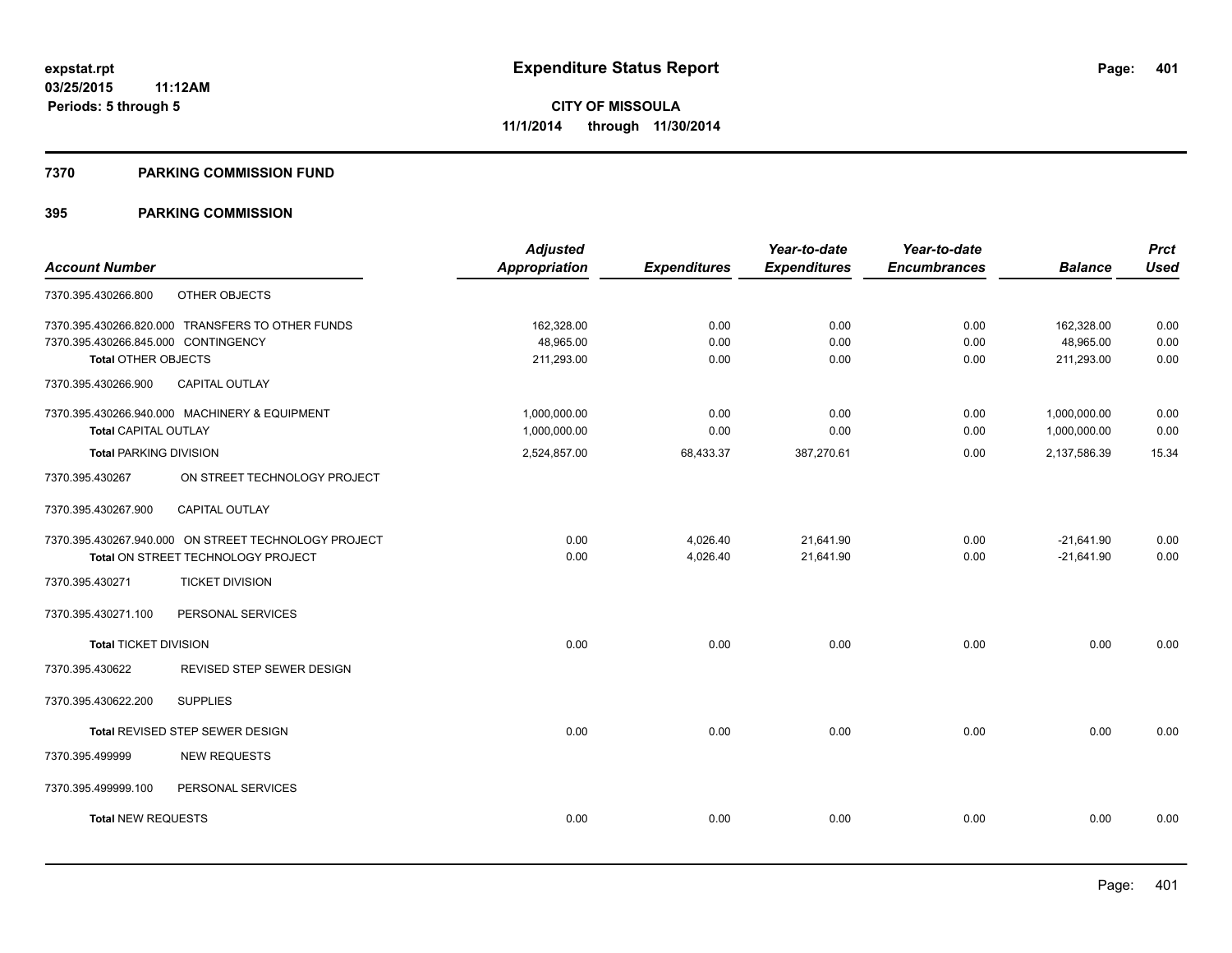# Expenditure Status Report

**CITY OF MISSOULA**
**11/1/2014 through 11/30/2014**

expstat.rpt
03/25/2015 11:12AM
Periods: 5 through 5

## 7370 PARKING COMMISSION FUND

## 395 PARKING COMMISSION

| Account Number | | Adjusted Appropriation | Expenditures | Year-to-date Expenditures | Year-to-date Encumbrances | Balance | Prct Used |
|---|---|---|---|---|---|---|---|
| 7370.395.430266.800 | OTHER OBJECTS | | | | | | |
| 7370.395.430266.820.000 | TRANSFERS TO OTHER FUNDS | 162,328.00 | 0.00 | 0.00 | 0.00 | 162,328.00 | 0.00 |
| 7370.395.430266.845.000 | CONTINGENCY | 48,965.00 | 0.00 | 0.00 | 0.00 | 48,965.00 | 0.00 |
| **Total** OTHER OBJECTS | | 211,293.00 | 0.00 | 0.00 | 0.00 | 211,293.00 | 0.00 |
| 7370.395.430266.900 | CAPITAL OUTLAY | | | | | | |
| 7370.395.430266.940.000 | MACHINERY & EQUIPMENT | 1,000,000.00 | 0.00 | 0.00 | 0.00 | 1,000,000.00 | 0.00 |
| **Total** CAPITAL OUTLAY | | 1,000,000.00 | 0.00 | 0.00 | 0.00 | 1,000,000.00 | 0.00 |
| **Total** PARKING DIVISION | | 2,524,857.00 | 68,433.37 | 387,270.61 | 0.00 | 2,137,586.39 | 15.34 |
| 7370.395.430267 | ON STREET TECHNOLOGY PROJECT | | | | | | |
| 7370.395.430267.900 | CAPITAL OUTLAY | | | | | | |
| 7370.395.430267.940.000 | ON STREET TECHNOLOGY PROJECT | 0.00 | 4,026.40 | 21,641.90 | 0.00 | -21,641.90 | 0.00 |
| **Total** ON STREET TECHNOLOGY PROJECT | | 0.00 | 4,026.40 | 21,641.90 | 0.00 | -21,641.90 | 0.00 |
| 7370.395.430271 | TICKET DIVISION | | | | | | |
| 7370.395.430271.100 | PERSONAL SERVICES | | | | | | |
| **Total** TICKET DIVISION | | 0.00 | 0.00 | 0.00 | 0.00 | 0.00 | 0.00 |
| 7370.395.430622 | REVISED STEP SEWER DESIGN | | | | | | |
| 7370.395.430622.200 | SUPPLIES | | | | | | |
| **Total** REVISED STEP SEWER DESIGN | | 0.00 | 0.00 | 0.00 | 0.00 | 0.00 | 0.00 |
| 7370.395.499999 | NEW REQUESTS | | | | | | |
| 7370.395.499999.100 | PERSONAL SERVICES | | | | | | |
| **Total** NEW REQUESTS | | 0.00 | 0.00 | 0.00 | 0.00 | 0.00 | 0.00 |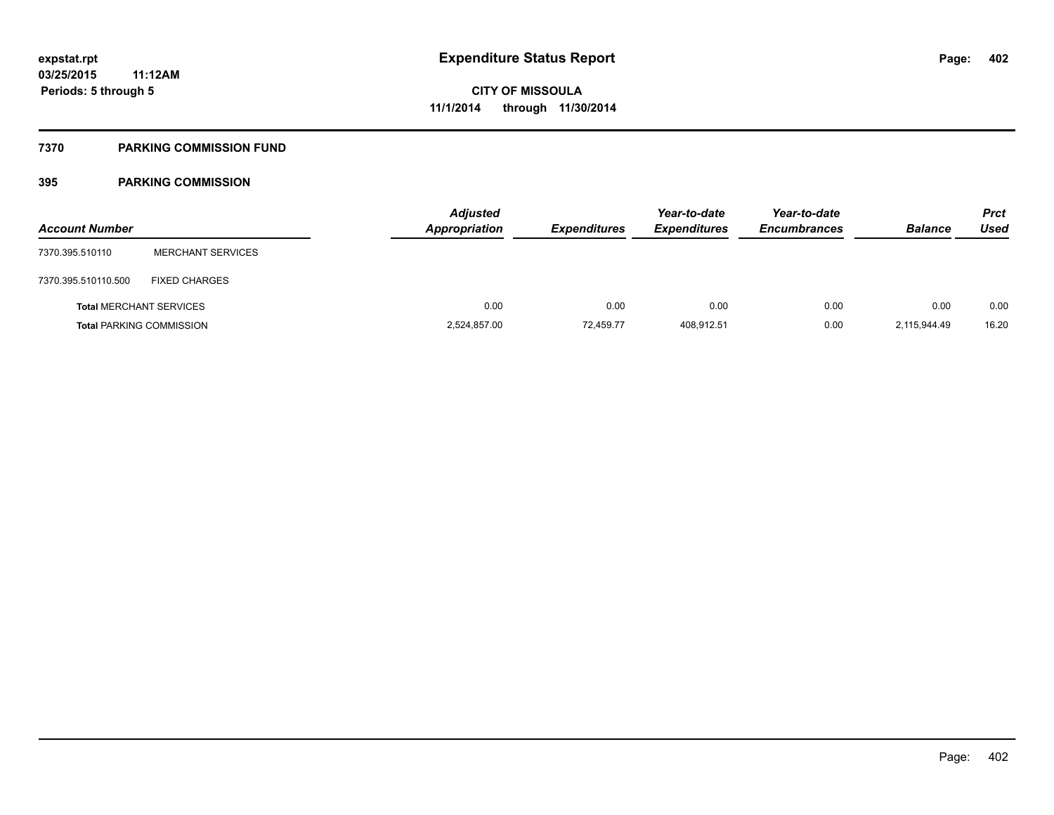expstat.rpt
03/25/2015 11:12AM
Periods: 5 through 5

# Expenditure Status Report

CITY OF MISSOULA
11/1/2014 through 11/30/2014

## 7370 PARKING COMMISSION FUND

### 395 PARKING COMMISSION

| Account Number | | Adjusted Appropriation | Expenditures | Year-to-date Expenditures | Year-to-date Encumbrances | Balance | Prct Used |
|---|---|---|---|---|---|---|---|
| 7370.395.510110 | MERCHANT SERVICES | | | | | | |
| 7370.395.510110.500 | FIXED CHARGES | | | | | | |
| **Total** MERCHANT SERVICES | | 0.00 | 0.00 | 0.00 | 0.00 | 0.00 | 0.00 |
| **Total** PARKING COMMISSION | | 2,524,857.00 | 72,459.77 | 408,912.51 | 0.00 | 2,115,944.49 | 16.20 |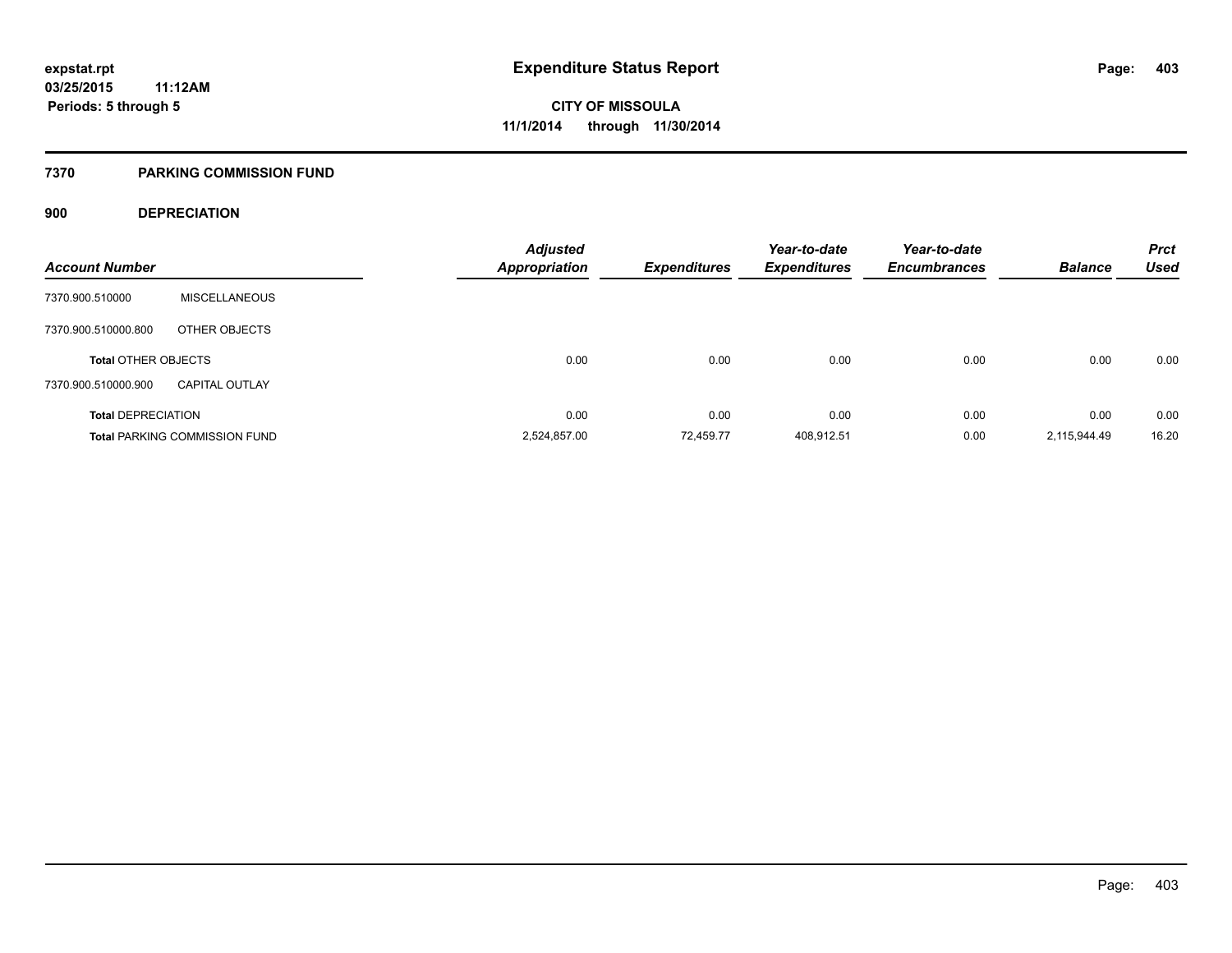# Expenditure Status Report

expstat.rpt
03/25/2015 11:12AM
Periods: 5 through 5

**CITY OF MISSOULA**
**11/1/2014 through 11/30/2014**

## 7370 PARKING COMMISSION FUND

### 900 DEPRECIATION

| Account Number | | Adjusted Appropriation | Expenditures | Year-to-date Expenditures | Year-to-date Encumbrances | Balance | Prct Used |
|---|---|---|---|---|---|---|---|
| 7370.900.510000 | MISCELLANEOUS | | | | | | |
| 7370.900.510000.800 | OTHER OBJECTS | | | | | | |
| **Total** OTHER OBJECTS | | 0.00 | 0.00 | 0.00 | 0.00 | 0.00 | 0.00 |
| 7370.900.510000.900 | CAPITAL OUTLAY | | | | | | |
| **Total** DEPRECIATION | | 0.00 | 0.00 | 0.00 | 0.00 | 0.00 | 0.00 |
| **Total** PARKING COMMISSION FUND | | 2,524,857.00 | 72,459.77 | 408,912.51 | 0.00 | 2,115,944.49 | 16.20 |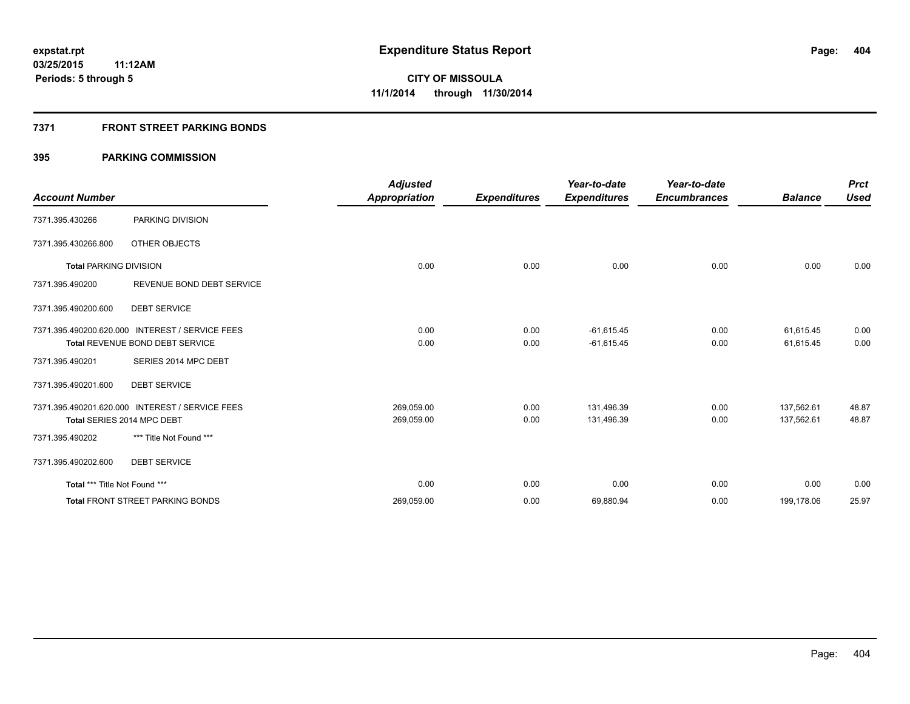# Expenditure Status Report

**CITY OF MISSOULA**
**11/1/2014 through 11/30/2014**

expstat.rpt
03/25/2015 11:12AM
Periods: 5 through 5

## 7371 FRONT STREET PARKING BONDS

## 395 PARKING COMMISSION

| Account Number | | Adjusted Appropriation | Expenditures | Year-to-date Expenditures | Year-to-date Encumbrances | Balance | Prct Used |
|---|---|---|---|---|---|---|---|
| 7371.395.430266 | PARKING DIVISION | | | | | | |
| 7371.395.430266.800 | OTHER OBJECTS | | | | | | |
| **Total** PARKING DIVISION | | 0.00 | 0.00 | 0.00 | 0.00 | 0.00 | 0.00 |
| 7371.395.490200 | REVENUE BOND DEBT SERVICE | | | | | | |
| 7371.395.490200.600 | DEBT SERVICE | | | | | | |
| 7371.395.490200.620.000 | INTEREST / SERVICE FEES | 0.00 | 0.00 | -61,615.45 | 0.00 | 61,615.45 | 0.00 |
| **Total** REVENUE BOND DEBT SERVICE | | 0.00 | 0.00 | -61,615.45 | 0.00 | 61,615.45 | 0.00 |
| 7371.395.490201 | SERIES 2014 MPC DEBT | | | | | | |
| 7371.395.490201.600 | DEBT SERVICE | | | | | | |
| 7371.395.490201.620.000 | INTEREST / SERVICE FEES | 269,059.00 | 0.00 | 131,496.39 | 0.00 | 137,562.61 | 48.87 |
| **Total** SERIES 2014 MPC DEBT | | 269,059.00 | 0.00 | 131,496.39 | 0.00 | 137,562.61 | 48.87 |
| 7371.395.490202 | *** Title Not Found *** | | | | | | |
| 7371.395.490202.600 | DEBT SERVICE | | | | | | |
| **Total** *** Title Not Found *** | | 0.00 | 0.00 | 0.00 | 0.00 | 0.00 | 0.00 |
| **Total** FRONT STREET PARKING BONDS | | 269,059.00 | 0.00 | 69,880.94 | 0.00 | 199,178.06 | 25.97 |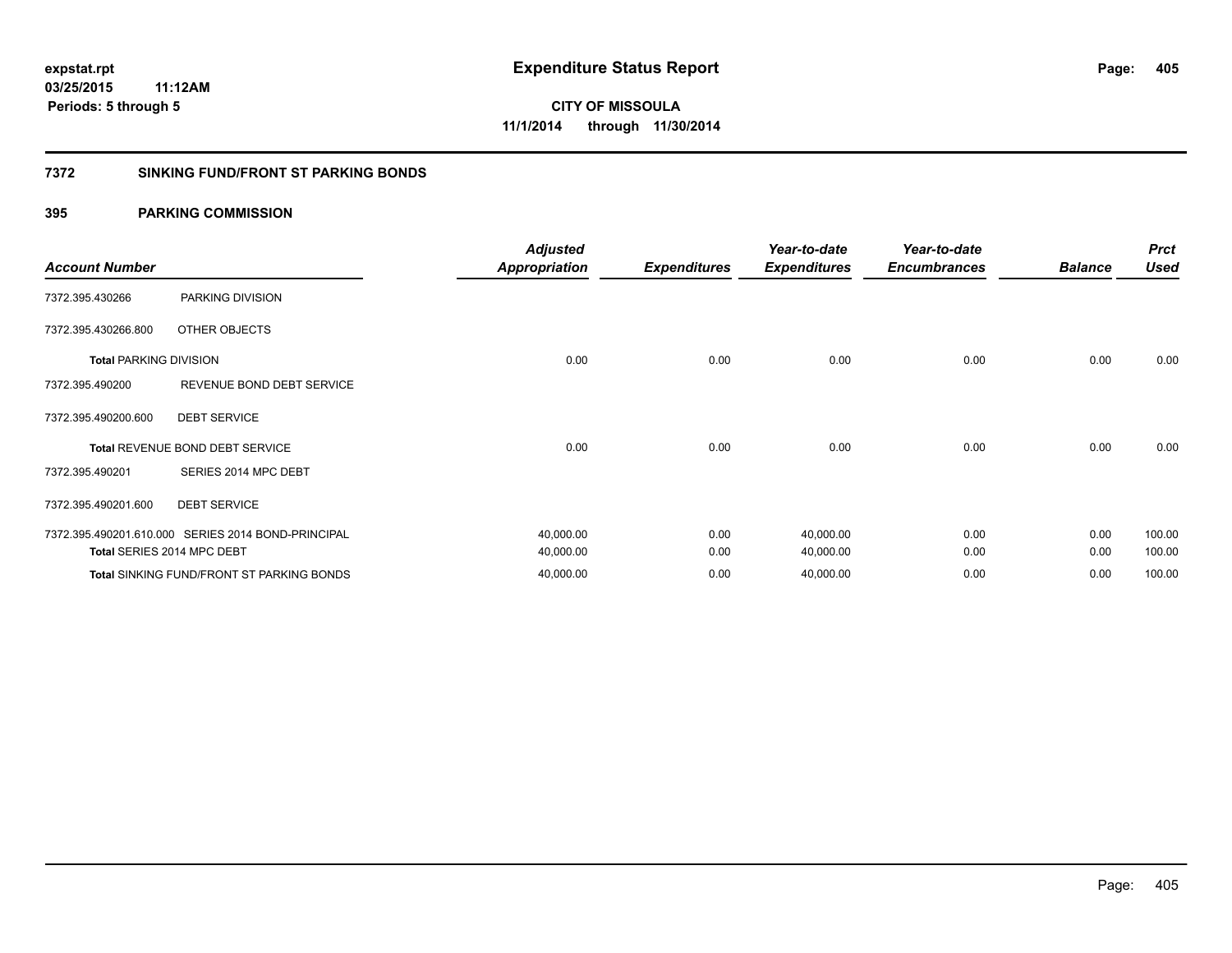# Expenditure Status Report

expstat.rpt
03/25/2015 11:12AM
Periods: 5 through 5

CITY OF MISSOULA
11/1/2014 through 11/30/2014

## 7372 SINKING FUND/FRONT ST PARKING BONDS

### 395 PARKING COMMISSION

| Account Number | | Adjusted Appropriation | Expenditures | Year-to-date Expenditures | Year-to-date Encumbrances | Balance | Prct Used |
|---|---|---|---|---|---|---|---|
| 7372.395.430266 | PARKING DIVISION | | | | | | |
| 7372.395.430266.800 | OTHER OBJECTS | | | | | | |
| **Total** PARKING DIVISION | | 0.00 | 0.00 | 0.00 | 0.00 | 0.00 | 0.00 |
| 7372.395.490200 | REVENUE BOND DEBT SERVICE | | | | | | |
| 7372.395.490200.600 | DEBT SERVICE | | | | | | |
| **Total** REVENUE BOND DEBT SERVICE | | 0.00 | 0.00 | 0.00 | 0.00 | 0.00 | 0.00 |
| 7372.395.490201 | SERIES 2014 MPC DEBT | | | | | | |
| 7372.395.490201.600 | DEBT SERVICE | | | | | | |
| 7372.395.490201.610.000 | SERIES 2014 BOND-PRINCIPAL | 40,000.00 | 0.00 | 40,000.00 | 0.00 | 0.00 | 100.00 |
| **Total** SERIES 2014 MPC DEBT | | 40,000.00 | 0.00 | 40,000.00 | 0.00 | 0.00 | 100.00 |
| **Total** SINKING FUND/FRONT ST PARKING BONDS | | 40,000.00 | 0.00 | 40,000.00 | 0.00 | 0.00 | 100.00 |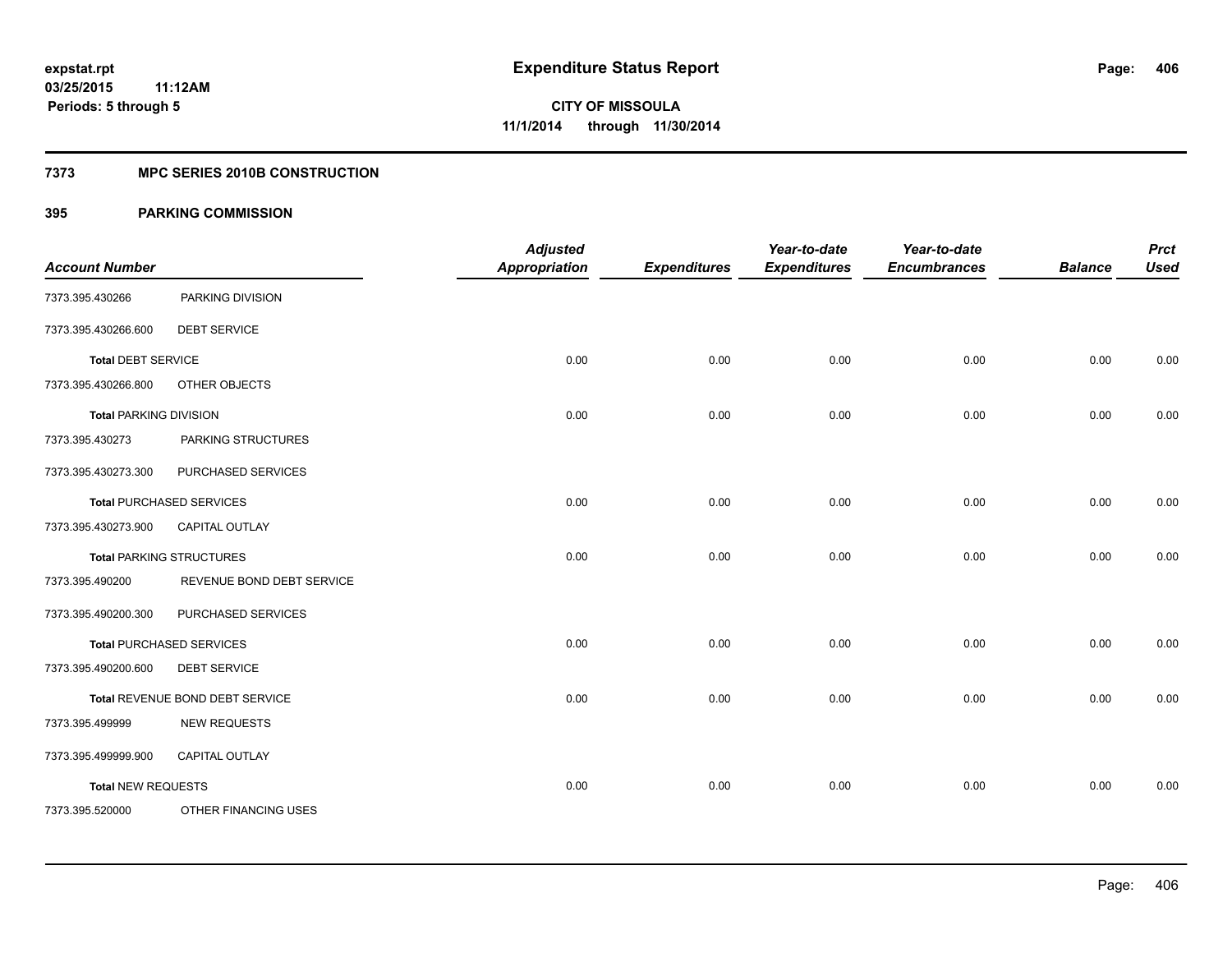# Expenditure Status Report

expstat.rpt
03/25/2015 11:12AM
Periods: 5 through 5

**CITY OF MISSOULA**
**11/1/2014 through 11/30/2014**

## 7373 MPC SERIES 2010B CONSTRUCTION

## 395 PARKING COMMISSION

| Account Number | | Adjusted Appropriation | Expenditures | Year-to-date Expenditures | Year-to-date Encumbrances | Balance | Prct Used |
|---|---|---|---|---|---|---|---|
| 7373.395.430266 | PARKING DIVISION | | | | | | |
| 7373.395.430266.600 | DEBT SERVICE | | | | | | |
| **Total** DEBT SERVICE | | 0.00 | 0.00 | 0.00 | 0.00 | 0.00 | 0.00 |
| 7373.395.430266.800 | OTHER OBJECTS | | | | | | |
| **Total** PARKING DIVISION | | 0.00 | 0.00 | 0.00 | 0.00 | 0.00 | 0.00 |
| 7373.395.430273 | PARKING STRUCTURES | | | | | | |
| 7373.395.430273.300 | PURCHASED SERVICES | | | | | | |
| **Total** PURCHASED SERVICES | | 0.00 | 0.00 | 0.00 | 0.00 | 0.00 | 0.00 |
| 7373.395.430273.900 | CAPITAL OUTLAY | | | | | | |
| **Total** PARKING STRUCTURES | | 0.00 | 0.00 | 0.00 | 0.00 | 0.00 | 0.00 |
| 7373.395.490200 | REVENUE BOND DEBT SERVICE | | | | | | |
| 7373.395.490200.300 | PURCHASED SERVICES | | | | | | |
| **Total** PURCHASED SERVICES | | 0.00 | 0.00 | 0.00 | 0.00 | 0.00 | 0.00 |
| 7373.395.490200.600 | DEBT SERVICE | | | | | | |
| **Total** REVENUE BOND DEBT SERVICE | | 0.00 | 0.00 | 0.00 | 0.00 | 0.00 | 0.00 |
| 7373.395.499999 | NEW REQUESTS | | | | | | |
| 7373.395.499999.900 | CAPITAL OUTLAY | | | | | | |
| **Total** NEW REQUESTS | | 0.00 | 0.00 | 0.00 | 0.00 | 0.00 | 0.00 |
| 7373.395.520000 | OTHER FINANCING USES | | | | | | |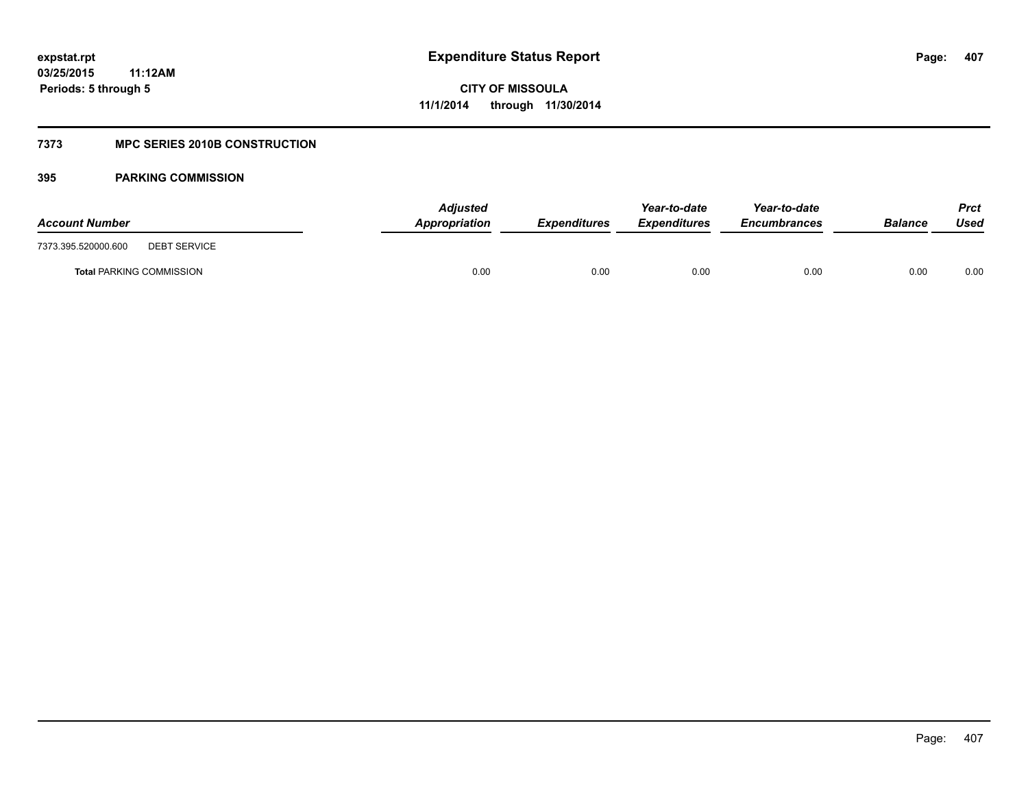# Expenditure Status Report

expstat.rpt
03/25/2015 11:12AM
Periods: 5 through 5

CITY OF MISSOULA
11/1/2014 through 11/30/2014

## 7373 MPC SERIES 2010B CONSTRUCTION

### 395 PARKING COMMISSION

| Account Number | | Adjusted Appropriation | Expenditures | Year-to-date Expenditures | Year-to-date Encumbrances | Balance | Prct Used |
|---|---|---|---|---|---|---|---|
| 7373.395.520000.600 | DEBT SERVICE | | | | | | |
| **Total** PARKING COMMISSION | | 0.00 | 0.00 | 0.00 | 0.00 | 0.00 | 0.00 |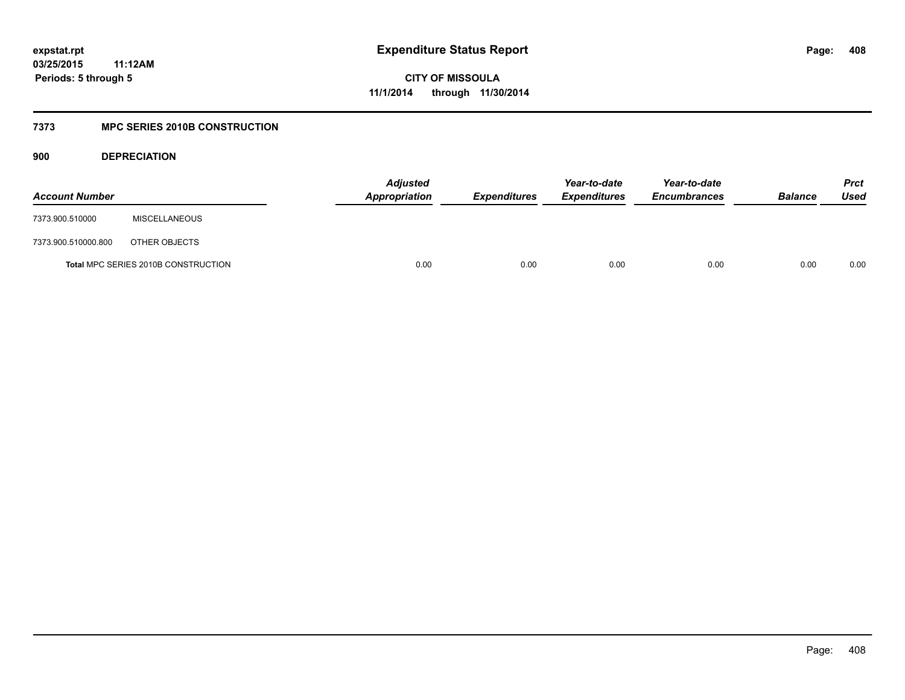# Expenditure Status Report

**CITY OF MISSOULA**

**11/1/2014 through 11/30/2014**

expstat.rpt
03/25/2015 11:12AM
Periods: 5 through 5

## 7373 MPC SERIES 2010B CONSTRUCTION

### 900 DEPRECIATION

| Account Number | | Adjusted Appropriation | Expenditures | Year-to-date Expenditures | Year-to-date Encumbrances | Balance | Prct Used |
|---|---|---|---|---|---|---|---|
| 7373.900.510000 | MISCELLANEOUS | | | | | | |
| 7373.900.510000.800 | OTHER OBJECTS | | | | | | |
| **Total** MPC SERIES 2010B CONSTRUCTION | | 0.00 | 0.00 | 0.00 | 0.00 | 0.00 | 0.00 |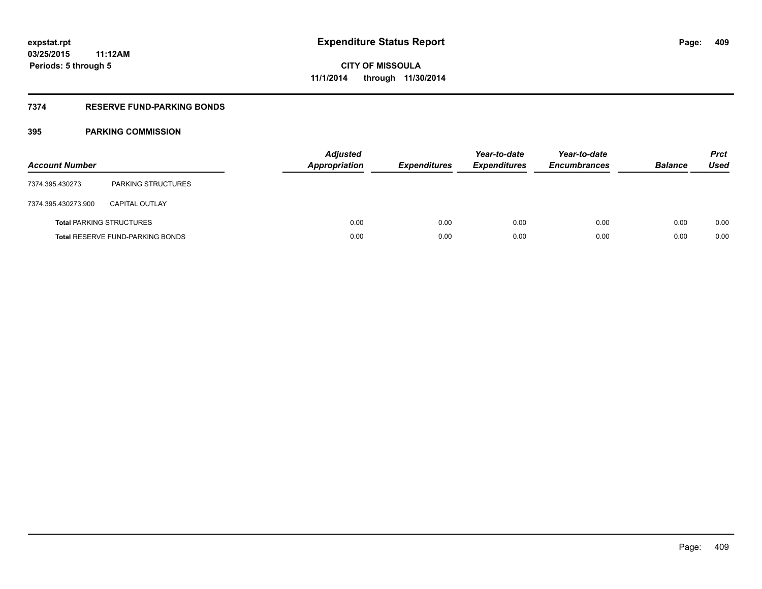# Expenditure Status Report

**CITY OF MISSOULA**
**11/1/2014 through 11/30/2014**

expstat.rpt
03/25/2015 11:12AM
Periods: 5 through 5

## 7374 RESERVE FUND-PARKING BONDS

### 395 PARKING COMMISSION

| Account Number | | Adjusted Appropriation | Expenditures | Year-to-date Expenditures | Year-to-date Encumbrances | Balance | Prct Used |
|---|---|---|---|---|---|---|---|
| 7374.395.430273 | PARKING STRUCTURES | | | | | | |
| 7374.395.430273.900 | CAPITAL OUTLAY | | | | | | |
| **Total** PARKING STRUCTURES | | 0.00 | 0.00 | 0.00 | 0.00 | 0.00 | 0.00 |
| **Total** RESERVE FUND-PARKING BONDS | | 0.00 | 0.00 | 0.00 | 0.00 | 0.00 | 0.00 |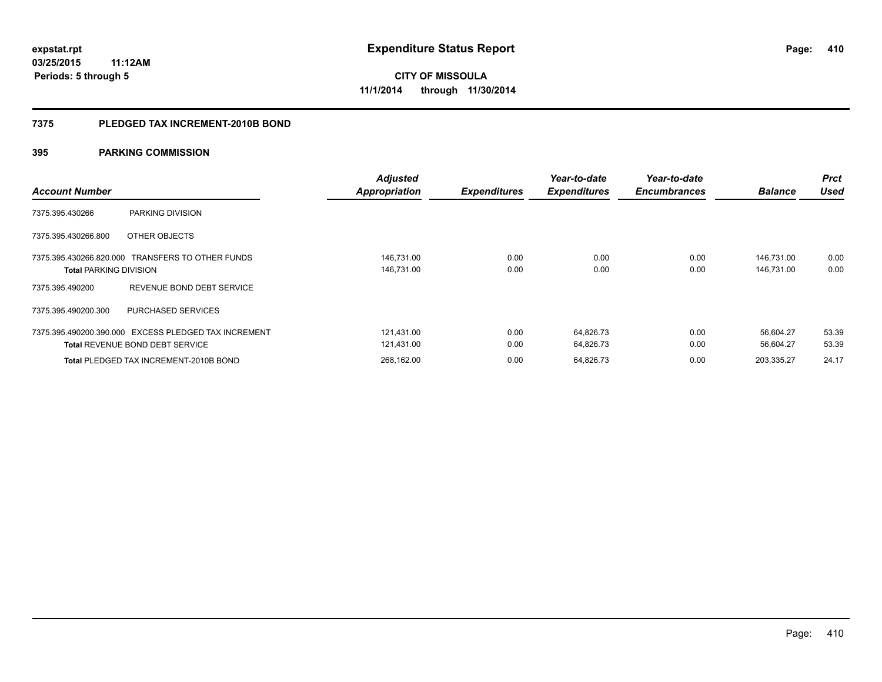**expstat.rpt**
**03/25/2015 11:12AM**
**Periods: 5 through 5**

# Expenditure Status Report

**CITY OF MISSOULA**
**11/1/2014 through 11/30/2014**

## 7375 PLEDGED TAX INCREMENT-2010B BOND

## 395 PARKING COMMISSION

| Account Number | | Adjusted Appropriation | Expenditures | Year-to-date Expenditures | Year-to-date Encumbrances | Balance | Prct Used |
|---|---|---|---|---|---|---|---|
| 7375.395.430266 | PARKING DIVISION | | | | | | |
| 7375.395.430266.800 | OTHER OBJECTS | | | | | | |
| 7375.395.430266.820.000 | TRANSFERS TO OTHER FUNDS | 146,731.00 | 0.00 | 0.00 | 0.00 | 146,731.00 | 0.00 |
| **Total** PARKING DIVISION | | 146,731.00 | 0.00 | 0.00 | 0.00 | 146,731.00 | 0.00 |
| 7375.395.490200 | REVENUE BOND DEBT SERVICE | | | | | | |
| 7375.395.490200.300 | PURCHASED SERVICES | | | | | | |
| 7375.395.490200.390.000 | EXCESS PLEDGED TAX INCREMENT | 121,431.00 | 0.00 | 64,826.73 | 0.00 | 56,604.27 | 53.39 |
| **Total** REVENUE BOND DEBT SERVICE | | 121,431.00 | 0.00 | 64,826.73 | 0.00 | 56,604.27 | 53.39 |
| **Total** PLEDGED TAX INCREMENT-2010B BOND | | 268,162.00 | 0.00 | 64,826.73 | 0.00 | 203,335.27 | 24.17 |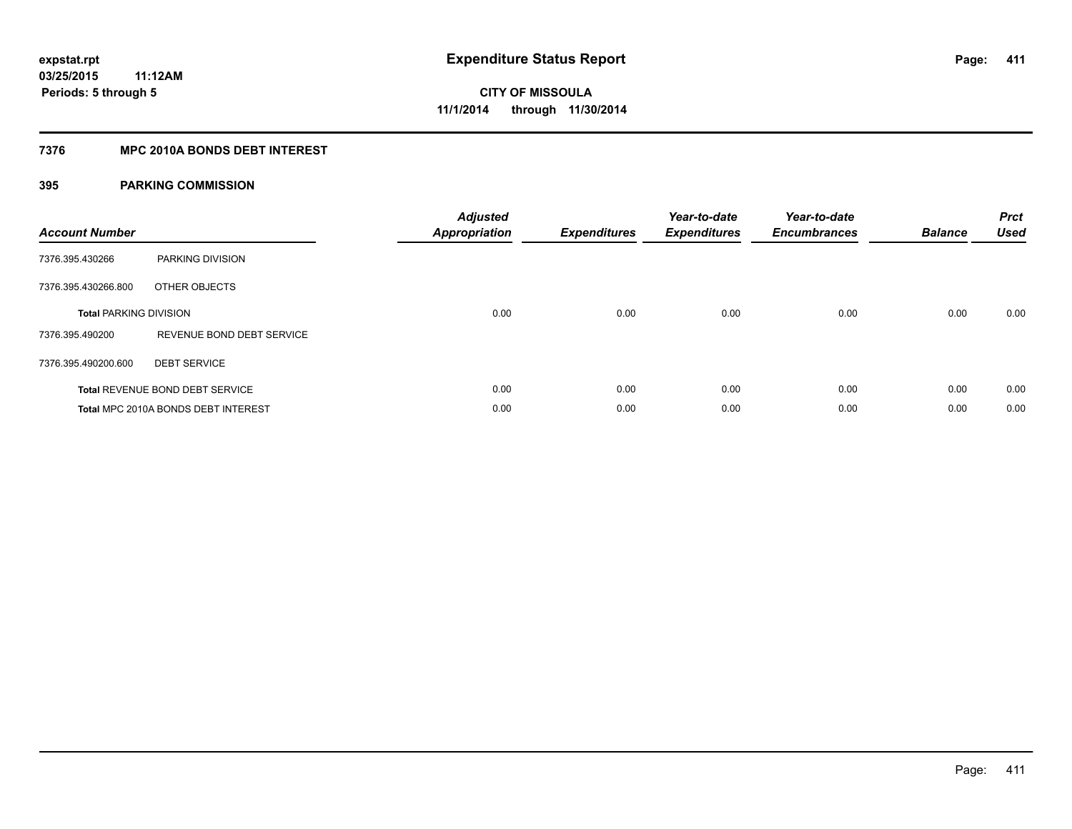**expstat.rpt**
**03/25/2015 11:12AM**
**Periods: 5 through 5**

# Expenditure Status Report

**CITY OF MISSOULA**
**11/1/2014 through 11/30/2014**

## 7376 MPC 2010A BONDS DEBT INTEREST

### 395 PARKING COMMISSION

| Account Number | | Adjusted Appropriation | Expenditures | Year-to-date Expenditures | Year-to-date Encumbrances | Balance | Prct Used |
|---|---|---|---|---|---|---|---|
| 7376.395.430266 | PARKING DIVISION | | | | | | |
| 7376.395.430266.800 | OTHER OBJECTS | | | | | | |
| **Total** PARKING DIVISION | | 0.00 | 0.00 | 0.00 | 0.00 | 0.00 | 0.00 |
| 7376.395.490200 | REVENUE BOND DEBT SERVICE | | | | | | |
| 7376.395.490200.600 | DEBT SERVICE | | | | | | |
| **Total** REVENUE BOND DEBT SERVICE | | 0.00 | 0.00 | 0.00 | 0.00 | 0.00 | 0.00 |
| **Total** MPC 2010A BONDS DEBT INTEREST | | 0.00 | 0.00 | 0.00 | 0.00 | 0.00 | 0.00 |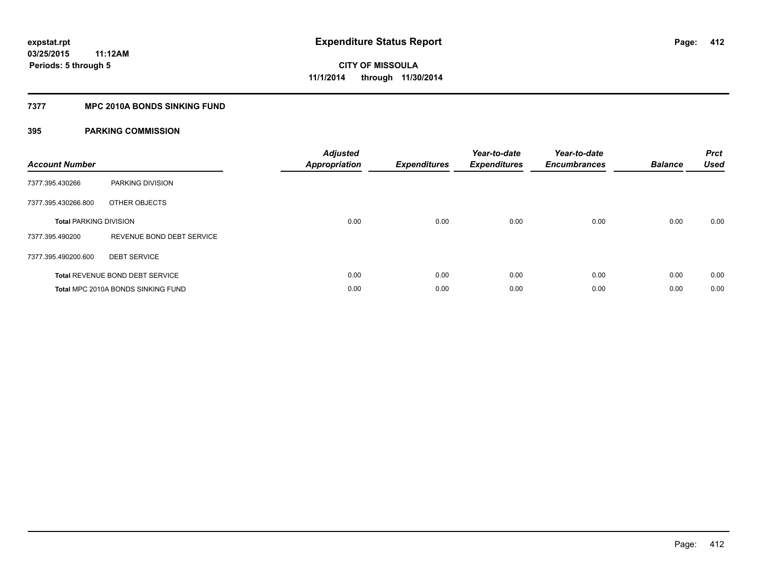**expstat.rpt**
**03/25/2015 11:12AM**
**Periods: 5 through 5**

# Expenditure Status Report

**CITY OF MISSOULA**
**11/1/2014 through 11/30/2014**

## 7377 MPC 2010A BONDS SINKING FUND

### 395 PARKING COMMISSION

| Account Number | | Adjusted Appropriation | Expenditures | Year-to-date Expenditures | Year-to-date Encumbrances | Balance | Prct Used |
|---|---|---|---|---|---|---|---|
| 7377.395.430266 | PARKING DIVISION | | | | | | |
| 7377.395.430266.800 | OTHER OBJECTS | | | | | | |
| **Total** PARKING DIVISION | | 0.00 | 0.00 | 0.00 | 0.00 | 0.00 | 0.00 |
| 7377.395.490200 | REVENUE BOND DEBT SERVICE | | | | | | |
| 7377.395.490200.600 | DEBT SERVICE | | | | | | |
| **Total** REVENUE BOND DEBT SERVICE | | 0.00 | 0.00 | 0.00 | 0.00 | 0.00 | 0.00 |
| **Total** MPC 2010A BONDS SINKING FUND | | 0.00 | 0.00 | 0.00 | 0.00 | 0.00 | 0.00 |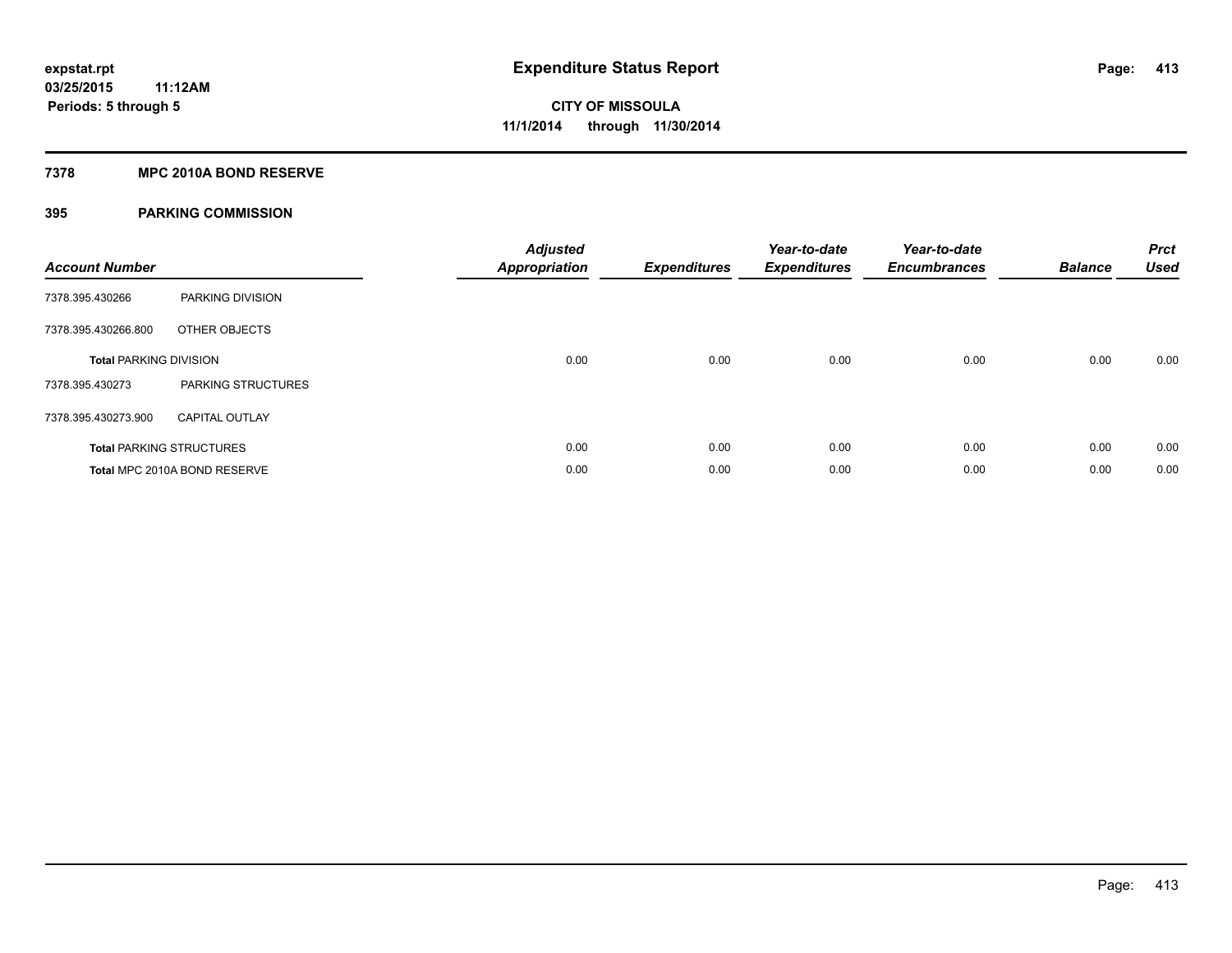expstat.rpt
03/25/2015 11:12AM
Periods: 5 through 5

# Expenditure Status Report

CITY OF MISSOULA
11/1/2014 through 11/30/2014

## 7378 MPC 2010A BOND RESERVE

## 395 PARKING COMMISSION

| Account Number | | Adjusted Appropriation | Expenditures | Year-to-date Expenditures | Year-to-date Encumbrances | Balance | Prct Used |
|---|---|---|---|---|---|---|---|
| 7378.395.430266 | PARKING DIVISION | | | | | | |
| 7378.395.430266.800 | OTHER OBJECTS | | | | | | |
| **Total** PARKING DIVISION | | 0.00 | 0.00 | 0.00 | 0.00 | 0.00 | 0.00 |
| 7378.395.430273 | PARKING STRUCTURES | | | | | | |
| 7378.395.430273.900 | CAPITAL OUTLAY | | | | | | |
| **Total** PARKING STRUCTURES | | 0.00 | 0.00 | 0.00 | 0.00 | 0.00 | 0.00 |
| **Total** MPC 2010A BOND RESERVE | | 0.00 | 0.00 | 0.00 | 0.00 | 0.00 | 0.00 |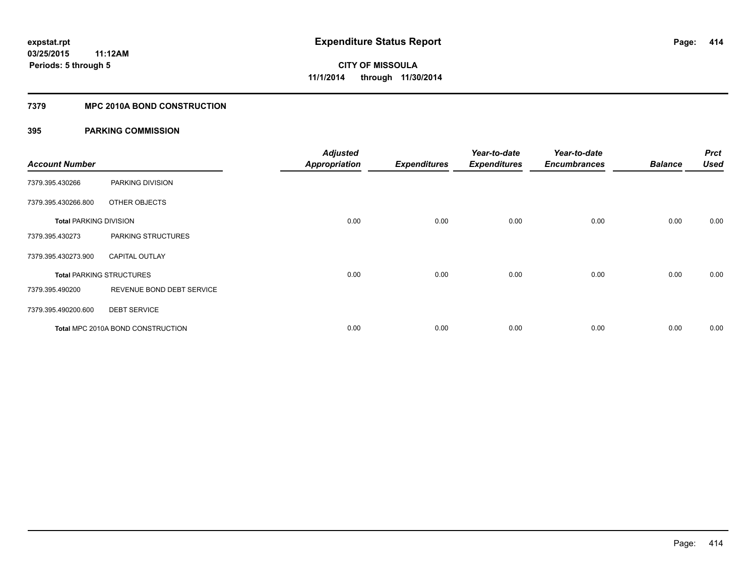**expstat.rpt**
**03/25/2015 11:12AM**
**Periods: 5 through 5**

# Expenditure Status Report

**CITY OF MISSOULA**
**11/1/2014 through 11/30/2014**

## 7379 MPC 2010A BOND CONSTRUCTION

### 395 PARKING COMMISSION

| Account Number | | Adjusted Appropriation | Expenditures | Year-to-date Expenditures | Year-to-date Encumbrances | Balance | Prct Used |
|---|---|---|---|---|---|---|---|
| 7379.395.430266 | PARKING DIVISION | | | | | | |
| 7379.395.430266.800 | OTHER OBJECTS | | | | | | |
| **Total** PARKING DIVISION | | 0.00 | 0.00 | 0.00 | 0.00 | 0.00 | 0.00 |
| 7379.395.430273 | PARKING STRUCTURES | | | | | | |
| 7379.395.430273.900 | CAPITAL OUTLAY | | | | | | |
| **Total** PARKING STRUCTURES | | 0.00 | 0.00 | 0.00 | 0.00 | 0.00 | 0.00 |
| 7379.395.490200 | REVENUE BOND DEBT SERVICE | | | | | | |
| 7379.395.490200.600 | DEBT SERVICE | | | | | | |
| **Total** MPC 2010A BOND CONSTRUCTION | | 0.00 | 0.00 | 0.00 | 0.00 | 0.00 | 0.00 |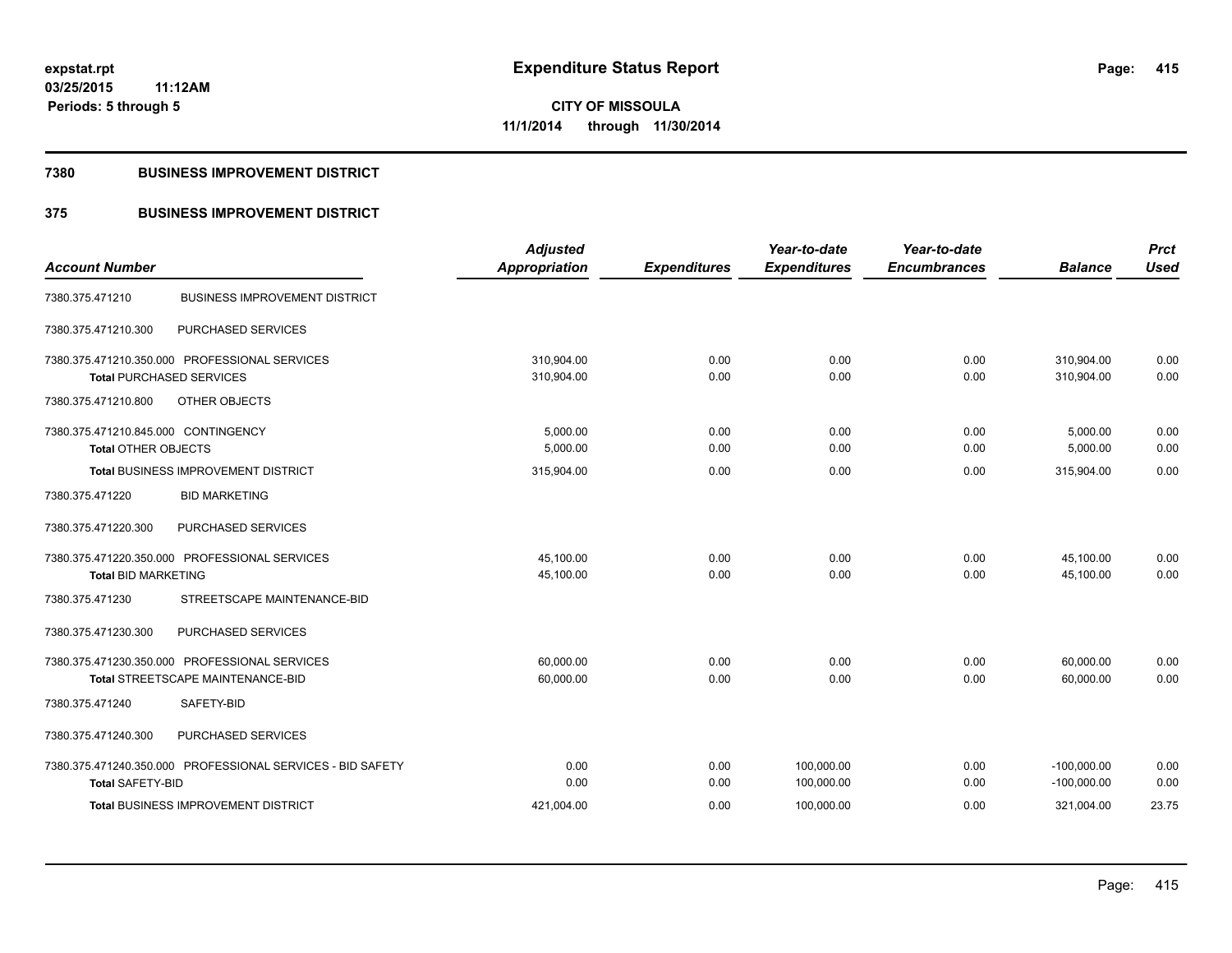expstat.rpt
03/25/2015 11:12AM
Periods: 5 through 5

# Expenditure Status Report

**CITY OF MISSOULA**
**11/1/2014 through 11/30/2014**

## 7380 BUSINESS IMPROVEMENT DISTRICT

## 375 BUSINESS IMPROVEMENT DISTRICT

| Account Number | | Adjusted Appropriation | Expenditures | Year-to-date Expenditures | Year-to-date Encumbrances | Balance | Prct Used |
|---|---|---|---|---|---|---|---|
| 7380.375.471210 | BUSINESS IMPROVEMENT DISTRICT | | | | | | |
| 7380.375.471210.300 | PURCHASED SERVICES | | | | | | |
| 7380.375.471210.350.000 | PROFESSIONAL SERVICES | 310,904.00 | 0.00 | 0.00 | 0.00 | 310,904.00 | 0.00 |
| Total PURCHASED SERVICES | | 310,904.00 | 0.00 | 0.00 | 0.00 | 310,904.00 | 0.00 |
| 7380.375.471210.800 | OTHER OBJECTS | | | | | | |
| 7380.375.471210.845.000 | CONTINGENCY | 5,000.00 | 0.00 | 0.00 | 0.00 | 5,000.00 | 0.00 |
| Total OTHER OBJECTS | | 5,000.00 | 0.00 | 0.00 | 0.00 | 5,000.00 | 0.00 |
| Total BUSINESS IMPROVEMENT DISTRICT | | 315,904.00 | 0.00 | 0.00 | 0.00 | 315,904.00 | 0.00 |
| 7380.375.471220 | BID MARKETING | | | | | | |
| 7380.375.471220.300 | PURCHASED SERVICES | | | | | | |
| 7380.375.471220.350.000 | PROFESSIONAL SERVICES | 45,100.00 | 0.00 | 0.00 | 0.00 | 45,100.00 | 0.00 |
| Total BID MARKETING | | 45,100.00 | 0.00 | 0.00 | 0.00 | 45,100.00 | 0.00 |
| 7380.375.471230 | STREETSCAPE MAINTENANCE-BID | | | | | | |
| 7380.375.471230.300 | PURCHASED SERVICES | | | | | | |
| 7380.375.471230.350.000 | PROFESSIONAL SERVICES | 60,000.00 | 0.00 | 0.00 | 0.00 | 60,000.00 | 0.00 |
| Total STREETSCAPE MAINTENANCE-BID | | 60,000.00 | 0.00 | 0.00 | 0.00 | 60,000.00 | 0.00 |
| 7380.375.471240 | SAFETY-BID | | | | | | |
| 7380.375.471240.300 | PURCHASED SERVICES | | | | | | |
| 7380.375.471240.350.000 | PROFESSIONAL SERVICES - BID SAFETY | 0.00 | 0.00 | 100,000.00 | 0.00 | -100,000.00 | 0.00 |
| Total SAFETY-BID | | 0.00 | 0.00 | 100,000.00 | 0.00 | -100,000.00 | 0.00 |
| Total BUSINESS IMPROVEMENT DISTRICT | | 421,004.00 | 0.00 | 100,000.00 | 0.00 | 321,004.00 | 23.75 |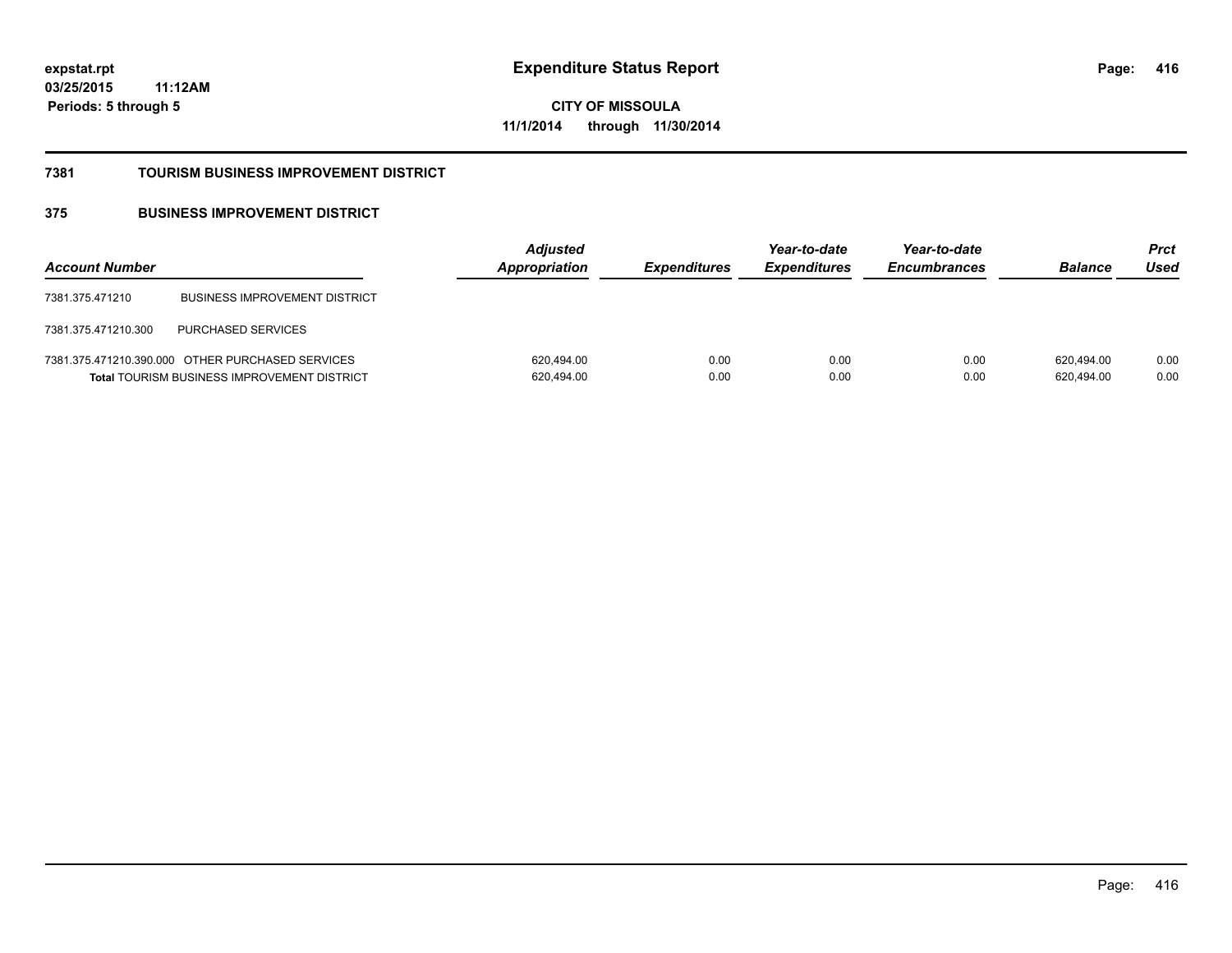# Expenditure Status Report

expstat.rpt
03/25/2015 11:12AM
Periods: 5 through 5

**CITY OF MISSOULA**
**11/1/2014 through 11/30/2014**

## 7381 TOURISM BUSINESS IMPROVEMENT DISTRICT

## 375 BUSINESS IMPROVEMENT DISTRICT

| Account Number | | Adjusted Appropriation | Expenditures | Year-to-date Expenditures | Year-to-date Encumbrances | Balance | Prct Used |
|---|---|---|---|---|---|---|---|
| 7381.375.471210 | BUSINESS IMPROVEMENT DISTRICT | | | | | | |
| 7381.375.471210.300 | PURCHASED SERVICES | | | | | | |
| 7381.375.471210.390.000 | OTHER PURCHASED SERVICES | 620,494.00 | 0.00 | 0.00 | 0.00 | 620,494.00 | 0.00 |
| **Total** TOURISM BUSINESS IMPROVEMENT DISTRICT | | 620,494.00 | 0.00 | 0.00 | 0.00 | 620,494.00 | 0.00 |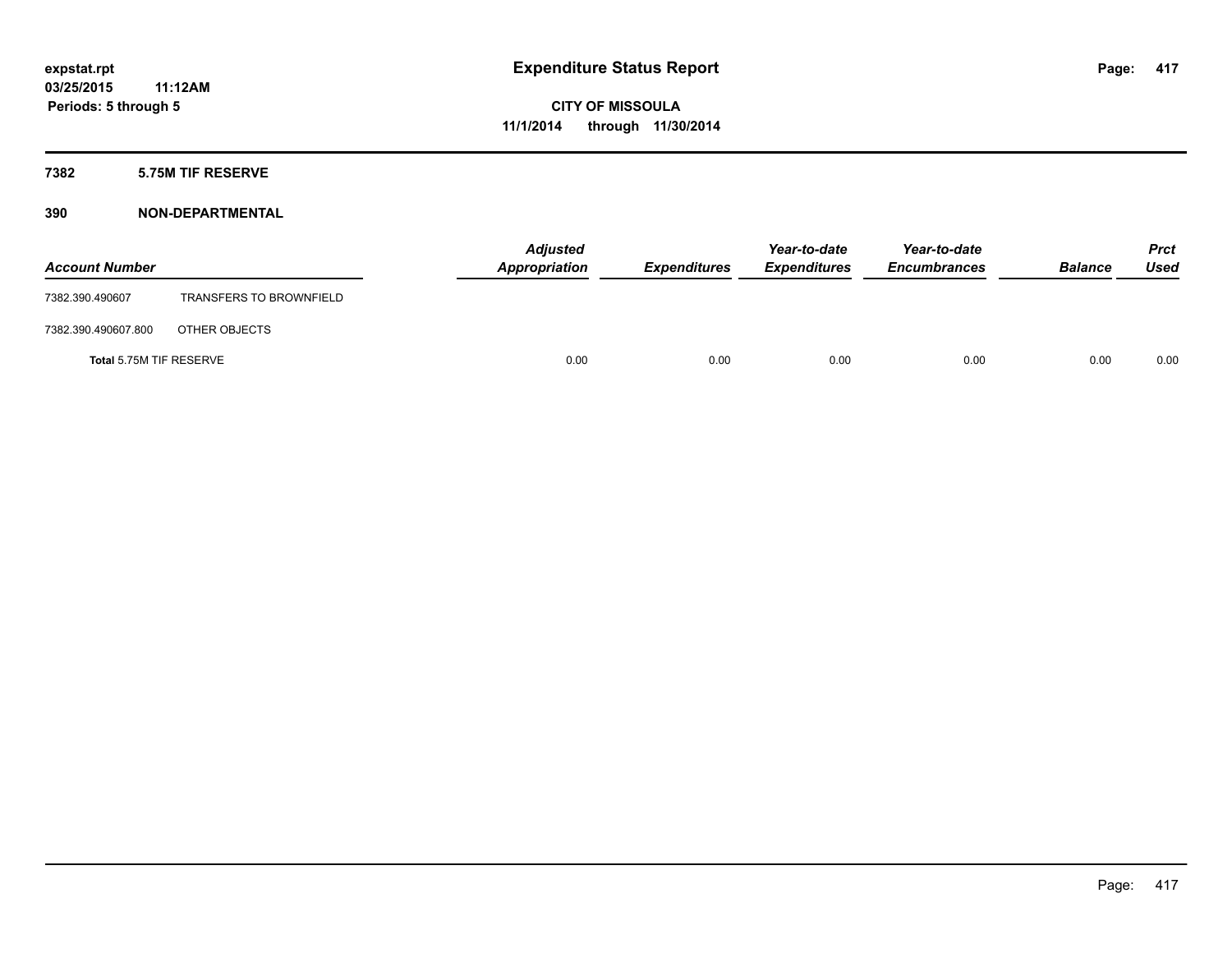**expstat.rpt**
**03/25/2015 11:12AM**
**Periods: 5 through 5**

# Expenditure Status Report

**CITY OF MISSOULA**
**11/1/2014 through 11/30/2014**

## 7382 5.75M TIF RESERVE

### 390 NON-DEPARTMENTAL

| Account Number | | Adjusted Appropriation | Expenditures | Year-to-date Expenditures | Year-to-date Encumbrances | Balance | Prct Used |
|---|---|---|---|---|---|---|---|
| 7382.390.490607 | TRANSFERS TO BROWNFIELD | | | | | | |
| 7382.390.490607.800 | OTHER OBJECTS | | | | | | |
| **Total** 5.75M TIF RESERVE | | 0.00 | 0.00 | 0.00 | 0.00 | 0.00 | 0.00 |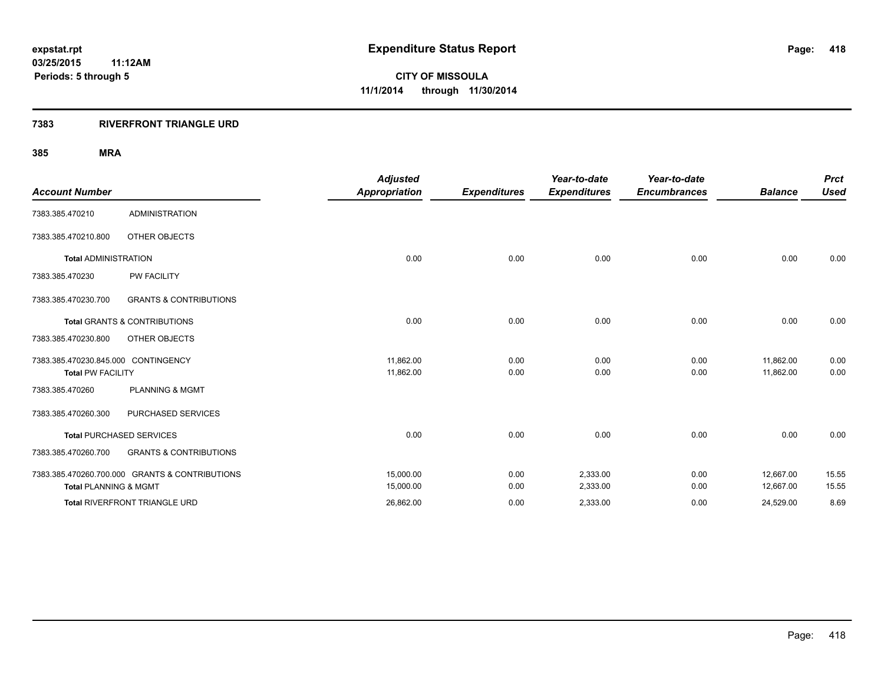# Expenditure Status Report

**expstat.rpt**
**03/25/2015 11:12AM**
**Periods: 5 through 5**

**CITY OF MISSOULA**
**11/1/2014 through 11/30/2014**

## 7383 RIVERFRONT TRIANGLE URD

### 385 MRA

| Account Number | | Adjusted Appropriation | Expenditures | Year-to-date Expenditures | Year-to-date Encumbrances | Balance | Prct Used |
|---|---|---|---|---|---|---|---|
| 7383.385.470210 | ADMINISTRATION | | | | | | |
| 7383.385.470210.800 | OTHER OBJECTS | | | | | | |
| **Total** ADMINISTRATION | | 0.00 | 0.00 | 0.00 | 0.00 | 0.00 | 0.00 |
| 7383.385.470230 | PW FACILITY | | | | | | |
| 7383.385.470230.700 | GRANTS & CONTRIBUTIONS | | | | | | |
| **Total** GRANTS & CONTRIBUTIONS | | 0.00 | 0.00 | 0.00 | 0.00 | 0.00 | 0.00 |
| 7383.385.470230.800 | OTHER OBJECTS | | | | | | |
| 7383.385.470230.845.000 | CONTINGENCY | 11,862.00 | 0.00 | 0.00 | 0.00 | 11,862.00 | 0.00 |
| **Total** PW FACILITY | | 11,862.00 | 0.00 | 0.00 | 0.00 | 11,862.00 | 0.00 |
| 7383.385.470260 | PLANNING & MGMT | | | | | | |
| 7383.385.470260.300 | PURCHASED SERVICES | | | | | | |
| **Total** PURCHASED SERVICES | | 0.00 | 0.00 | 0.00 | 0.00 | 0.00 | 0.00 |
| 7383.385.470260.700 | GRANTS & CONTRIBUTIONS | | | | | | |
| 7383.385.470260.700.000 | GRANTS & CONTRIBUTIONS | 15,000.00 | 0.00 | 2,333.00 | 0.00 | 12,667.00 | 15.55 |
| **Total** PLANNING & MGMT | | 15,000.00 | 0.00 | 2,333.00 | 0.00 | 12,667.00 | 15.55 |
| **Total** RIVERFRONT TRIANGLE URD | | 26,862.00 | 0.00 | 2,333.00 | 0.00 | 24,529.00 | 8.69 |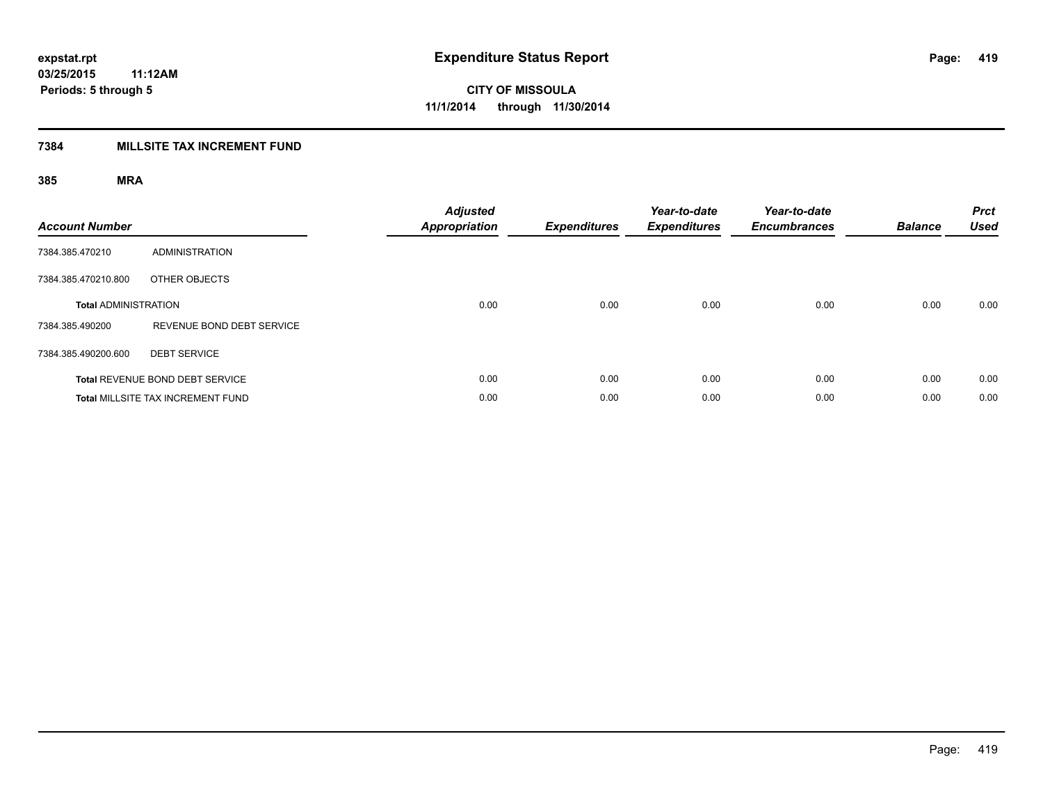**expstat.rpt**
**03/25/2015 11:12AM**
**Periods: 5 through 5**

# Expenditure Status Report

**CITY OF MISSOULA**
**11/1/2014 through 11/30/2014**

## 7384 MILLSITE TAX INCREMENT FUND

### 385 MRA

| Account Number | | Adjusted Appropriation | Expenditures | Year-to-date Expenditures | Year-to-date Encumbrances | Balance | Prct Used |
|---|---|---|---|---|---|---|---|
| 7384.385.470210 | ADMINISTRATION | | | | | | |
| 7384.385.470210.800 | OTHER OBJECTS | | | | | | |
| **Total** ADMINISTRATION | | 0.00 | 0.00 | 0.00 | 0.00 | 0.00 | 0.00 |
| 7384.385.490200 | REVENUE BOND DEBT SERVICE | | | | | | |
| 7384.385.490200.600 | DEBT SERVICE | | | | | | |
| **Total** REVENUE BOND DEBT SERVICE | | 0.00 | 0.00 | 0.00 | 0.00 | 0.00 | 0.00 |
| **Total** MILLSITE TAX INCREMENT FUND | | 0.00 | 0.00 | 0.00 | 0.00 | 0.00 | 0.00 |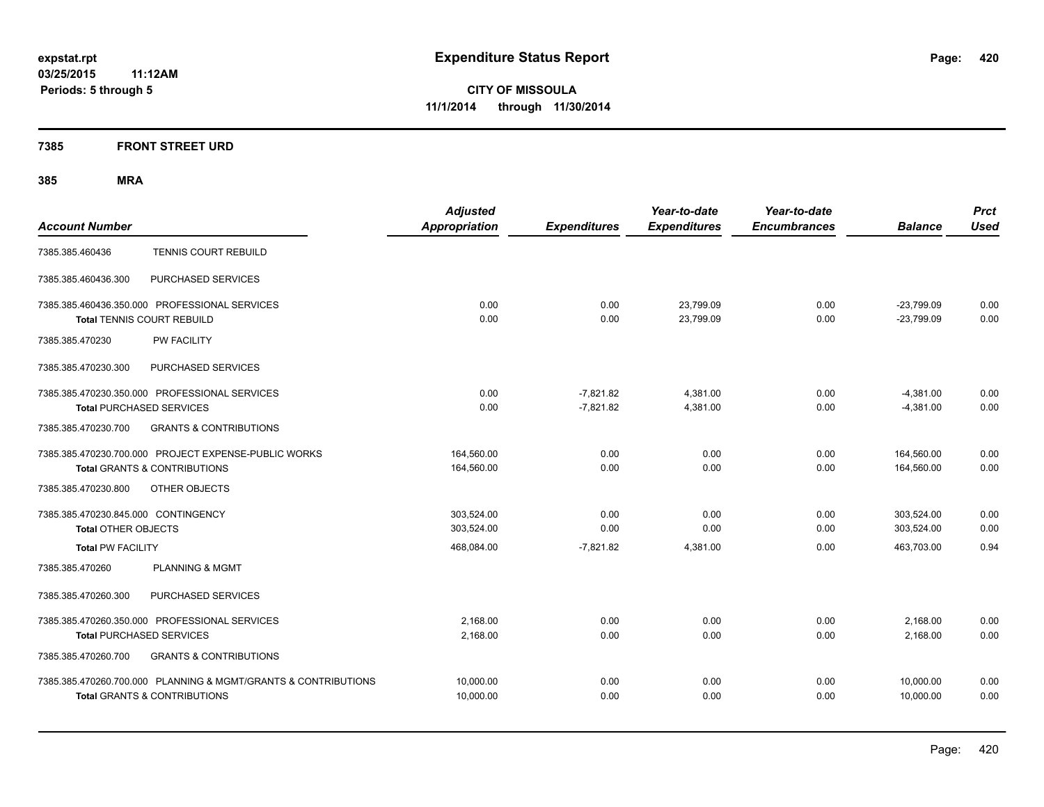expstat.rpt
03/25/2015 11:12AM
Periods: 5 through 5

# Expenditure Status Report

**CITY OF MISSOULA**
**11/1/2014 through 11/30/2014**

## 7385 FRONT STREET URD

### 385 MRA

| Account Number | | Adjusted Appropriation | Expenditures | Year-to-date Expenditures | Year-to-date Encumbrances | Balance | Prct Used |
|---|---|---|---|---|---|---|---|
| 7385.385.460436 | TENNIS COURT REBUILD | | | | | | |
| 7385.385.460436.300 | PURCHASED SERVICES | | | | | | |
| 7385.385.460436.350.000 | PROFESSIONAL SERVICES | 0.00 | 0.00 | 23,799.09 | 0.00 | -23,799.09 | 0.00 |
| **Total** TENNIS COURT REBUILD | | 0.00 | 0.00 | 23,799.09 | 0.00 | -23,799.09 | 0.00 |
| 7385.385.470230 | PW FACILITY | | | | | | |
| 7385.385.470230.300 | PURCHASED SERVICES | | | | | | |
| 7385.385.470230.350.000 | PROFESSIONAL SERVICES | 0.00 | -7,821.82 | 4,381.00 | 0.00 | -4,381.00 | 0.00 |
| **Total** PURCHASED SERVICES | | 0.00 | -7,821.82 | 4,381.00 | 0.00 | -4,381.00 | 0.00 |
| 7385.385.470230.700 | GRANTS & CONTRIBUTIONS | | | | | | |
| 7385.385.470230.700.000 | PROJECT EXPENSE-PUBLIC WORKS | 164,560.00 | 0.00 | 0.00 | 0.00 | 164,560.00 | 0.00 |
| **Total** GRANTS & CONTRIBUTIONS | | 164,560.00 | 0.00 | 0.00 | 0.00 | 164,560.00 | 0.00 |
| 7385.385.470230.800 | OTHER OBJECTS | | | | | | |
| 7385.385.470230.845.000 | CONTINGENCY | 303,524.00 | 0.00 | 0.00 | 0.00 | 303,524.00 | 0.00 |
| **Total** OTHER OBJECTS | | 303,524.00 | 0.00 | 0.00 | 0.00 | 303,524.00 | 0.00 |
| **Total** PW FACILITY | | 468,084.00 | -7,821.82 | 4,381.00 | 0.00 | 463,703.00 | 0.94 |
| 7385.385.470260 | PLANNING & MGMT | | | | | | |
| 7385.385.470260.300 | PURCHASED SERVICES | | | | | | |
| 7385.385.470260.350.000 | PROFESSIONAL SERVICES | 2,168.00 | 0.00 | 0.00 | 0.00 | 2,168.00 | 0.00 |
| **Total** PURCHASED SERVICES | | 2,168.00 | 0.00 | 0.00 | 0.00 | 2,168.00 | 0.00 |
| 7385.385.470260.700 | GRANTS & CONTRIBUTIONS | | | | | | |
| 7385.385.470260.700.000 | PLANNING & MGMT/GRANTS & CONTRIBUTIONS | 10,000.00 | 0.00 | 0.00 | 0.00 | 10,000.00 | 0.00 |
| **Total** GRANTS & CONTRIBUTIONS | | 10,000.00 | 0.00 | 0.00 | 0.00 | 10,000.00 | 0.00 |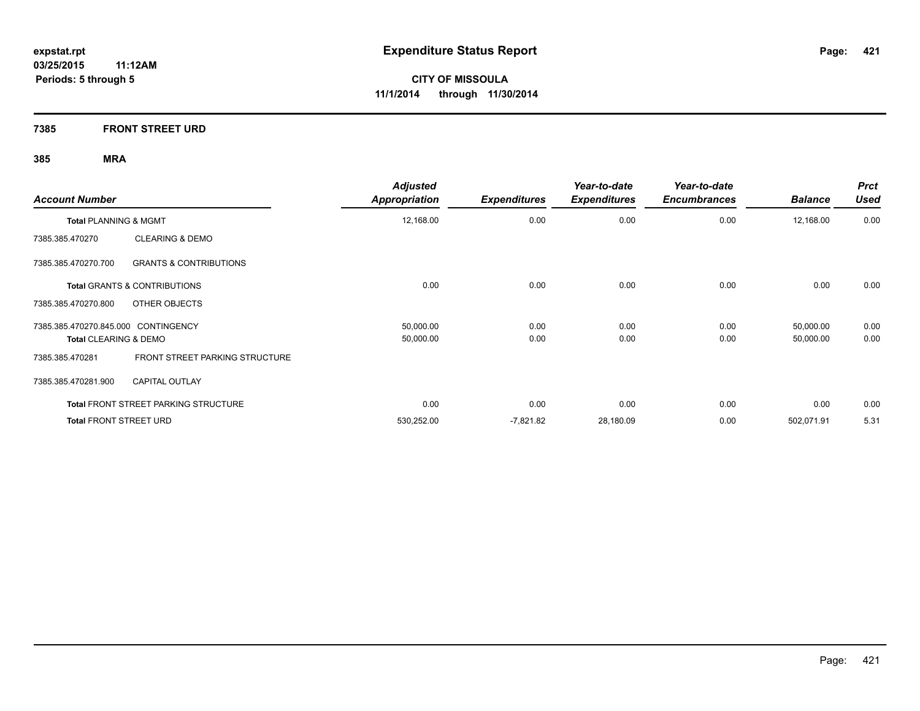# Expenditure Status Report

expstat.rpt
03/25/2015 11:12AM
Periods: 5 through 5

**CITY OF MISSOULA**
**11/1/2014 through 11/30/2014**

## 7385 FRONT STREET URD

### 385 MRA

| Account Number | | Adjusted Appropriation | Expenditures | Year-to-date Expenditures | Year-to-date Encumbrances | Balance | Prct Used |
|---|---|---|---|---|---|---|---|
| **Total** PLANNING & MGMT | | 12,168.00 | 0.00 | 0.00 | 0.00 | 12,168.00 | 0.00 |
| 7385.385.470270 | CLEARING & DEMO | | | | | | |
| 7385.385.470270.700 | GRANTS & CONTRIBUTIONS | | | | | | |
| **Total** GRANTS & CONTRIBUTIONS | | 0.00 | 0.00 | 0.00 | 0.00 | 0.00 | 0.00 |
| 7385.385.470270.800 | OTHER OBJECTS | | | | | | |
| 7385.385.470270.845.000 | CONTINGENCY | 50,000.00 | 0.00 | 0.00 | 0.00 | 50,000.00 | 0.00 |
| **Total** CLEARING & DEMO | | 50,000.00 | 0.00 | 0.00 | 0.00 | 50,000.00 | 0.00 |
| 7385.385.470281 | FRONT STREET PARKING STRUCTURE | | | | | | |
| 7385.385.470281.900 | CAPITAL OUTLAY | | | | | | |
| **Total** FRONT STREET PARKING STRUCTURE | | 0.00 | 0.00 | 0.00 | 0.00 | 0.00 | 0.00 |
| **Total** FRONT STREET URD | | 530,252.00 | -7,821.82 | 28,180.09 | 0.00 | 502,071.91 | 5.31 |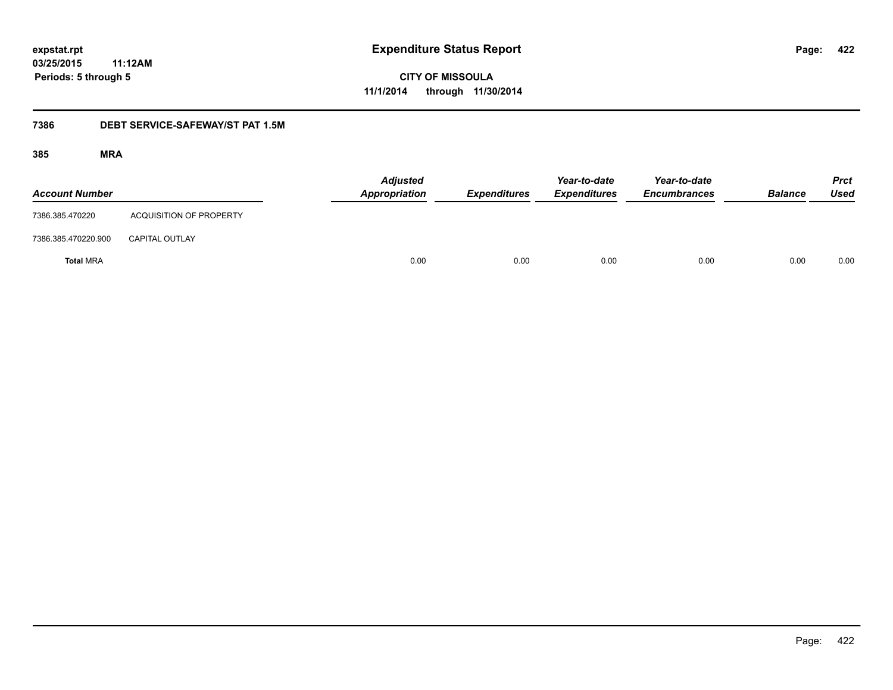# Expenditure Status Report

expstat.rpt
03/25/2015 11:12AM
Periods: 5 through 5

CITY OF MISSOULA
11/1/2014 through 11/30/2014

## 7386 DEBT SERVICE-SAFEWAY/ST PAT 1.5M

### 385 MRA

| Account Number | | Adjusted Appropriation | Expenditures | Year-to-date Expenditures | Year-to-date Encumbrances | Balance | Prct Used |
|---|---|---|---|---|---|---|---|
| 7386.385.470220 | ACQUISITION OF PROPERTY | | | | | | |
| 7386.385.470220.900 | CAPITAL OUTLAY | | | | | | |
| **Total** MRA | | 0.00 | 0.00 | 0.00 | 0.00 | 0.00 | 0.00 |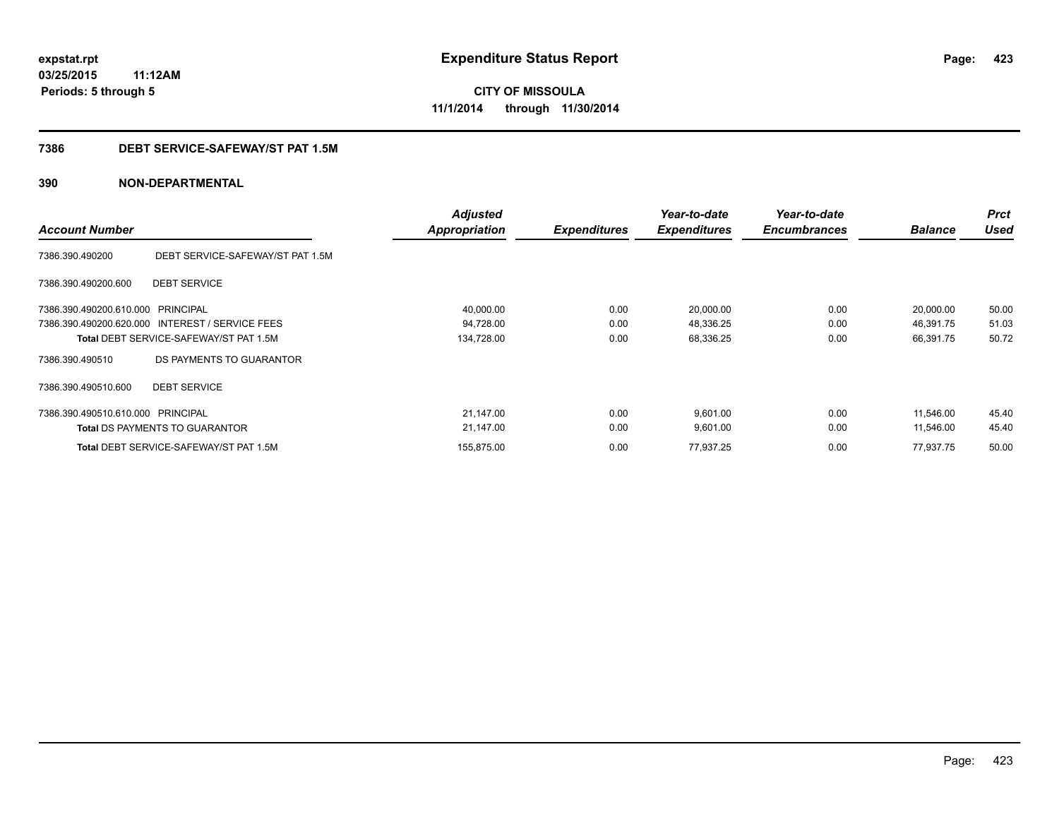# Expenditure Status Report

expstat.rpt
03/25/2015 11:12AM
Periods: 5 through 5

**CITY OF MISSOULA**
**11/1/2014 through 11/30/2014**

## 7386 DEBT SERVICE-SAFEWAY/ST PAT 1.5M

## 390 NON-DEPARTMENTAL

| Account Number | | Adjusted Appropriation | Expenditures | Year-to-date Expenditures | Year-to-date Encumbrances | Balance | Prct Used |
|---|---|---|---|---|---|---|---|
| 7386.390.490200 | DEBT SERVICE-SAFEWAY/ST PAT 1.5M | | | | | | |
| 7386.390.490200.600 | DEBT SERVICE | | | | | | |
| 7386.390.490200.610.000 | PRINCIPAL | 40,000.00 | 0.00 | 20,000.00 | 0.00 | 20,000.00 | 50.00 |
| 7386.390.490200.620.000 | INTEREST / SERVICE FEES | 94,728.00 | 0.00 | 48,336.25 | 0.00 | 46,391.75 | 51.03 |
| **Total** DEBT SERVICE-SAFEWAY/ST PAT 1.5M | | 134,728.00 | 0.00 | 68,336.25 | 0.00 | 66,391.75 | 50.72 |
| 7386.390.490510 | DS PAYMENTS TO GUARANTOR | | | | | | |
| 7386.390.490510.600 | DEBT SERVICE | | | | | | |
| 7386.390.490510.610.000 | PRINCIPAL | 21,147.00 | 0.00 | 9,601.00 | 0.00 | 11,546.00 | 45.40 |
| **Total** DS PAYMENTS TO GUARANTOR | | 21,147.00 | 0.00 | 9,601.00 | 0.00 | 11,546.00 | 45.40 |
| **Total** DEBT SERVICE-SAFEWAY/ST PAT 1.5M | | 155,875.00 | 0.00 | 77,937.25 | 0.00 | 77,937.75 | 50.00 |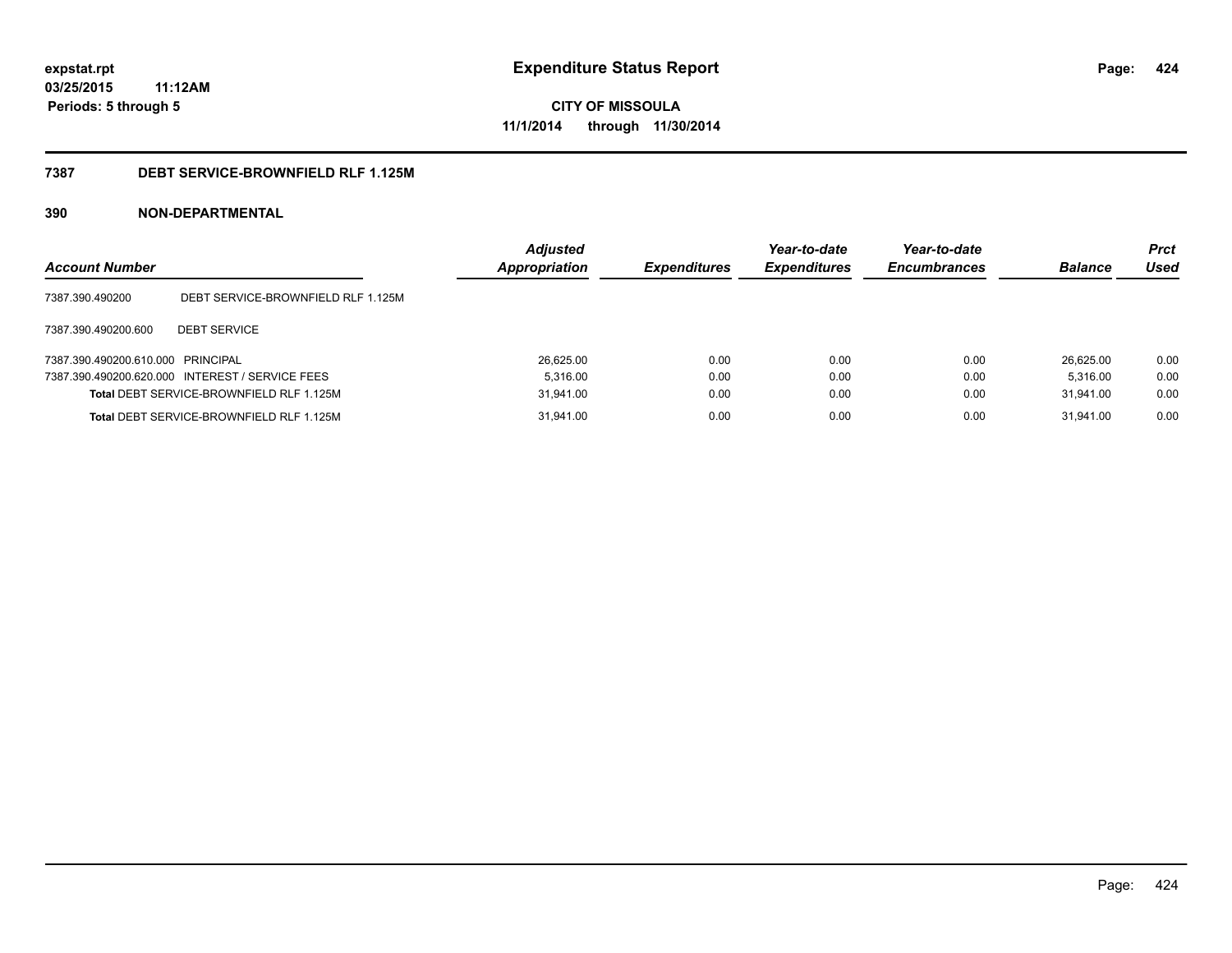# Expenditure Status Report

expstat.rpt
03/25/2015 11:12AM
Periods: 5 through 5

**CITY OF MISSOULA**
**11/1/2014 through 11/30/2014**

## 7387 DEBT SERVICE-BROWNFIELD RLF 1.125M

### 390 NON-DEPARTMENTAL

| Account Number | | Adjusted Appropriation | Expenditures | Year-to-date Expenditures | Year-to-date Encumbrances | Balance | Prct Used |
|---|---|---|---|---|---|---|---|
| 7387.390.490200 | DEBT SERVICE-BROWNFIELD RLF 1.125M | | | | | | |
| 7387.390.490200.600 | DEBT SERVICE | | | | | | |
| 7387.390.490200.610.000 | PRINCIPAL | 26,625.00 | 0.00 | 0.00 | 0.00 | 26,625.00 | 0.00 |
| 7387.390.490200.620.000 | INTEREST / SERVICE FEES | 5,316.00 | 0.00 | 0.00 | 0.00 | 5,316.00 | 0.00 |
| **Total** DEBT SERVICE-BROWNFIELD RLF 1.125M | | 31,941.00 | 0.00 | 0.00 | 0.00 | 31,941.00 | 0.00 |
| **Total** DEBT SERVICE-BROWNFIELD RLF 1.125M | | 31,941.00 | 0.00 | 0.00 | 0.00 | 31,941.00 | 0.00 |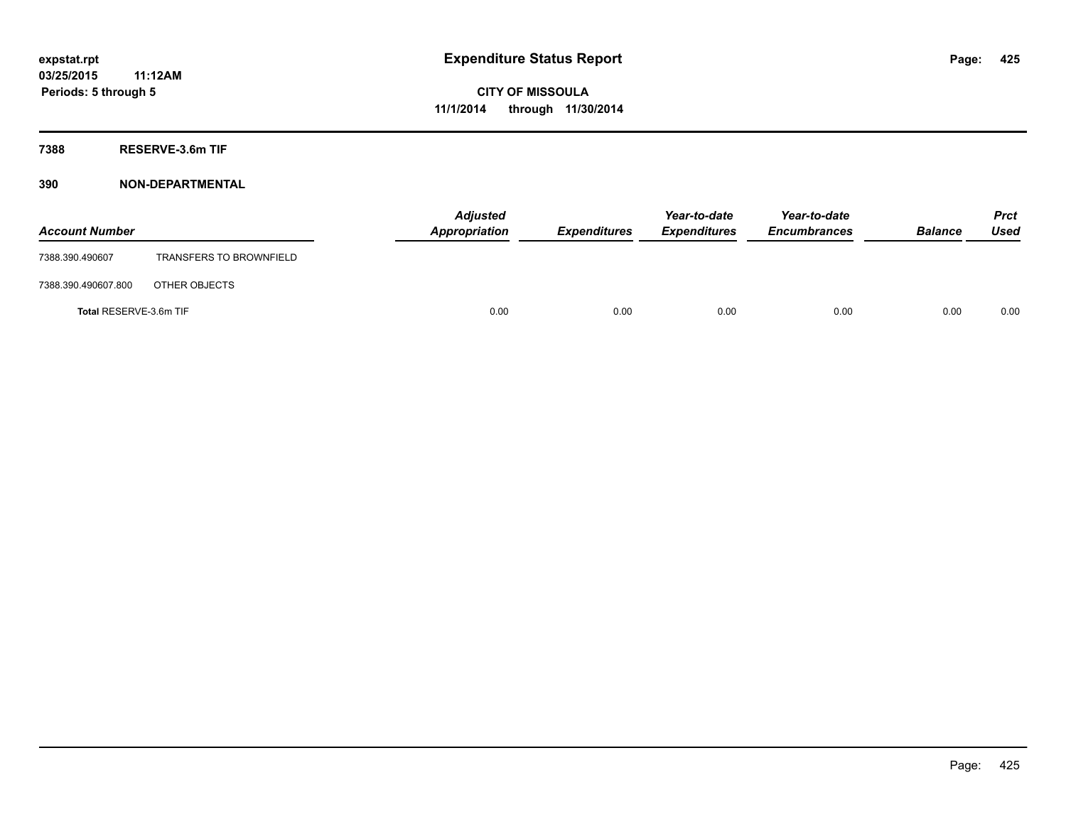# Expenditure Status Report

expstat.rpt
03/25/2015 11:12AM
Periods: 5 through 5

**CITY OF MISSOULA**
**11/1/2014 through 11/30/2014**

## 7388 RESERVE-3.6m TIF

### 390 NON-DEPARTMENTAL

| Account Number | | Adjusted Appropriation | Expenditures | Year-to-date Expenditures | Year-to-date Encumbrances | Balance | Prct Used |
|---|---|---|---|---|---|---|---|
| 7388.390.490607 | TRANSFERS TO BROWNFIELD | | | | | | |
| 7388.390.490607.800 | OTHER OBJECTS | | | | | | |
| **Total** RESERVE-3.6m TIF | | 0.00 | 0.00 | 0.00 | 0.00 | 0.00 | 0.00 |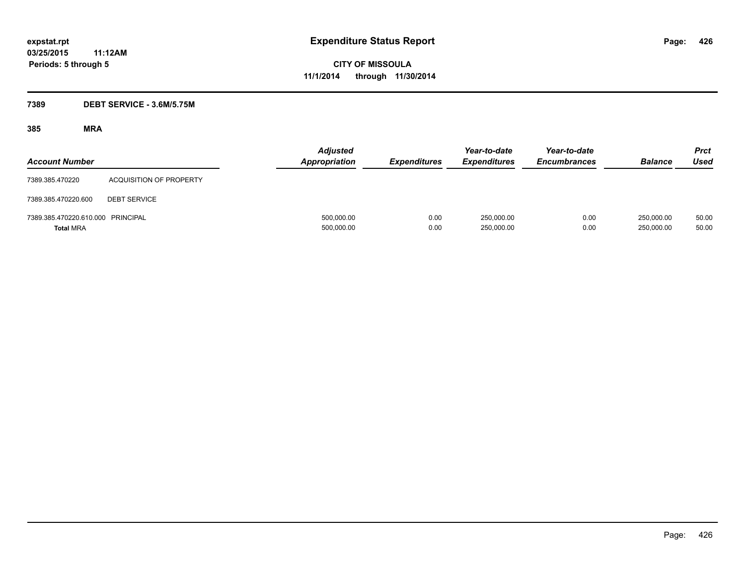**expstat.rpt**
**03/25/2015 11:12AM**
**Periods: 5 through 5**

# Expenditure Status Report

**CITY OF MISSOULA**
**11/1/2014 through 11/30/2014**

## 7389 DEBT SERVICE - 3.6M/5.75M

### 385 MRA

| Account Number | | Adjusted Appropriation | Expenditures | Year-to-date Expenditures | Year-to-date Encumbrances | Balance | Prct Used |
|---|---|---|---|---|---|---|---|
| 7389.385.470220 | ACQUISITION OF PROPERTY | | | | | | |
| 7389.385.470220.600 | DEBT SERVICE | | | | | | |
| 7389.385.470220.610.000 | PRINCIPAL | 500,000.00 | 0.00 | 250,000.00 | 0.00 | 250,000.00 | 50.00 |
| **Total** MRA | | 500,000.00 | 0.00 | 250,000.00 | 0.00 | 250,000.00 | 50.00 |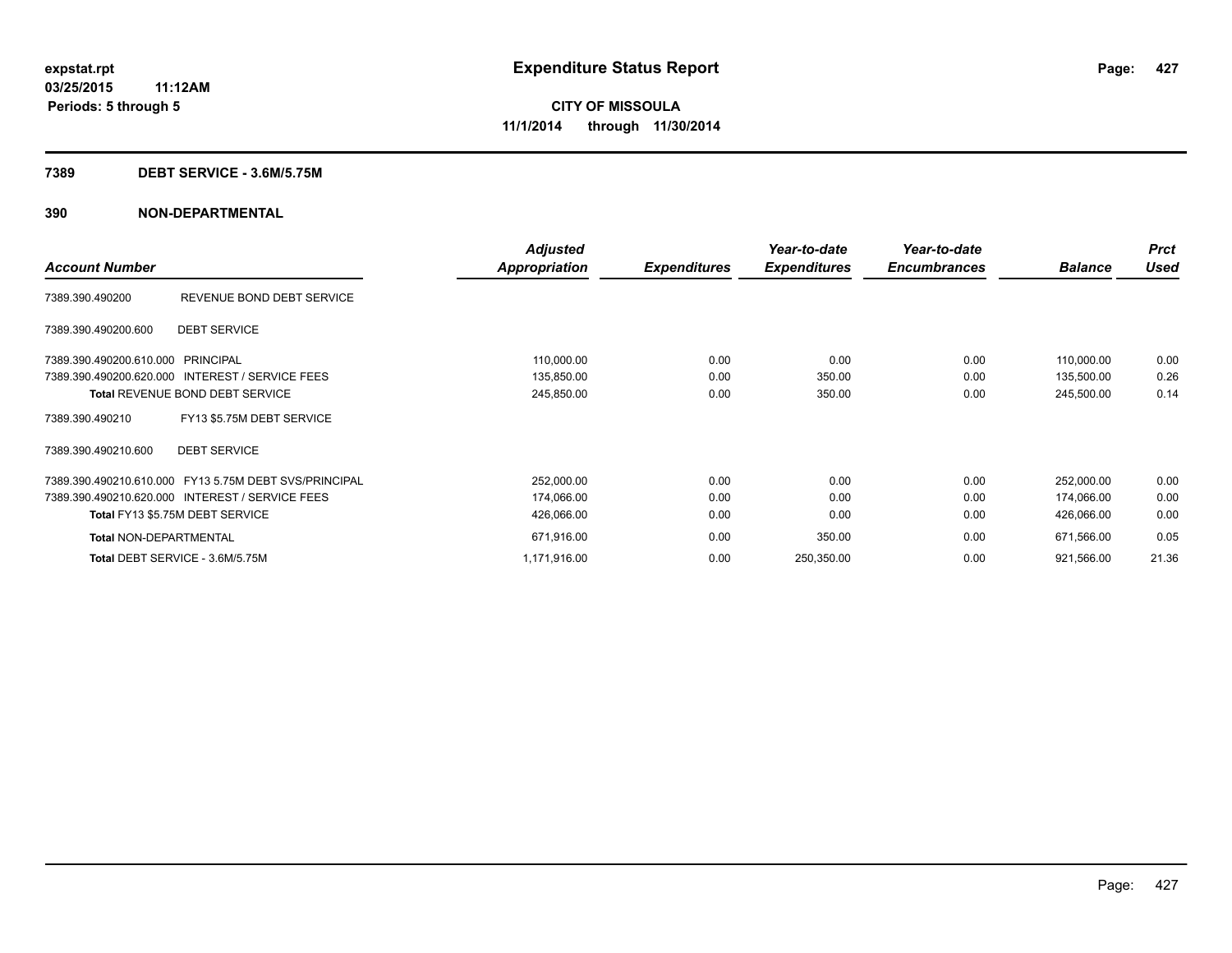# Expenditure Status Report

expstat.rpt
03/25/2015 11:12AM
Periods: 5 through 5

**CITY OF MISSOULA**
**11/1/2014 through 11/30/2014**

## 7389 DEBT SERVICE - 3.6M/5.75M

## 390 NON-DEPARTMENTAL

| Account Number | | Adjusted Appropriation | Expenditures | Year-to-date Expenditures | Year-to-date Encumbrances | Balance | Prct Used |
|---|---|---|---|---|---|---|---|
| 7389.390.490200 | REVENUE BOND DEBT SERVICE | | | | | | |
| 7389.390.490200.600 | DEBT SERVICE | | | | | | |
| 7389.390.490200.610.000 | PRINCIPAL | 110,000.00 | 0.00 | 0.00 | 0.00 | 110,000.00 | 0.00 |
| 7389.390.490200.620.000 | INTEREST / SERVICE FEES | 135,850.00 | 0.00 | 350.00 | 0.00 | 135,500.00 | 0.26 |
| **Total** REVENUE BOND DEBT SERVICE | | 245,850.00 | 0.00 | 350.00 | 0.00 | 245,500.00 | 0.14 |
| 7389.390.490210 | FY13 $5.75M DEBT SERVICE | | | | | | |
| 7389.390.490210.600 | DEBT SERVICE | | | | | | |
| 7389.390.490210.610.000 | FY13 5.75M DEBT SVS/PRINCIPAL | 252,000.00 | 0.00 | 0.00 | 0.00 | 252,000.00 | 0.00 |
| 7389.390.490210.620.000 | INTEREST / SERVICE FEES | 174,066.00 | 0.00 | 0.00 | 0.00 | 174,066.00 | 0.00 |
| **Total** FY13 $5.75M DEBT SERVICE | | 426,066.00 | 0.00 | 0.00 | 0.00 | 426,066.00 | 0.00 |
| **Total** NON-DEPARTMENTAL | | 671,916.00 | 0.00 | 350.00 | 0.00 | 671,566.00 | 0.05 |
| **Total** DEBT SERVICE - 3.6M/5.75M | | 1,171,916.00 | 0.00 | 250,350.00 | 0.00 | 921,566.00 | 21.36 |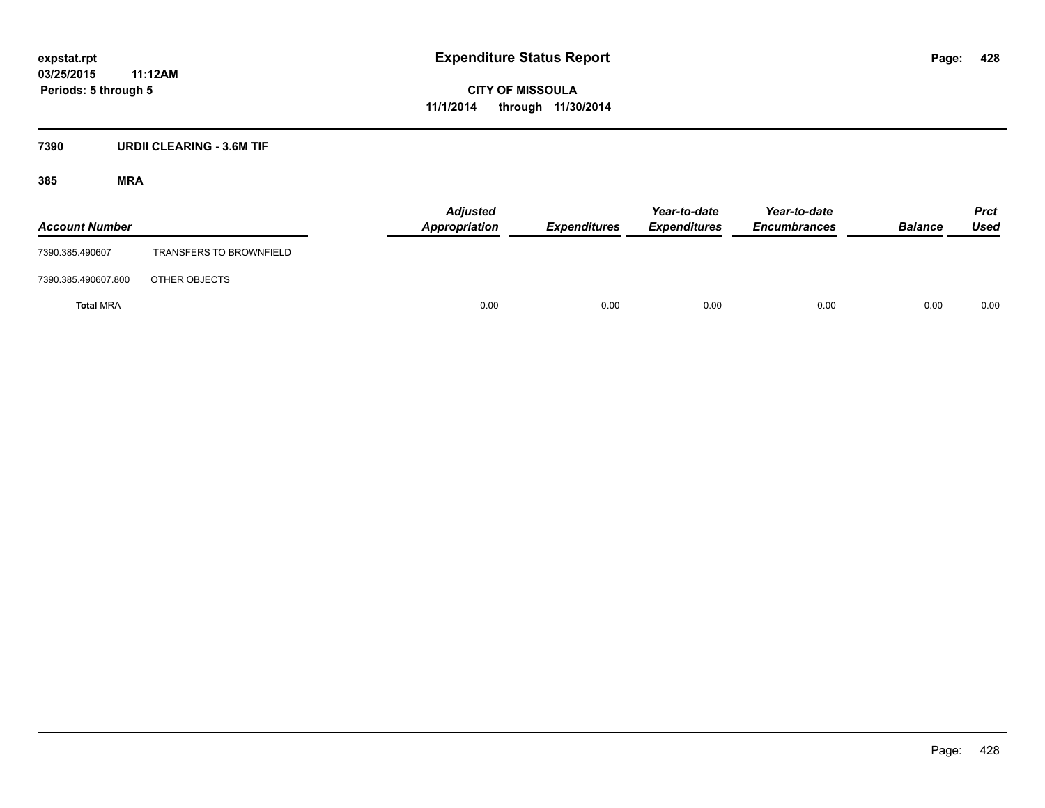# Expenditure Status Report

**expstat.rpt**
**03/25/2015 11:12AM**
**Periods: 5 through 5**

**CITY OF MISSOULA**
**11/1/2014 through 11/30/2014**

## 7390 URDII CLEARING - 3.6M TIF

### 385 MRA

| Account Number | | Adjusted Appropriation | Expenditures | Year-to-date Expenditures | Year-to-date Encumbrances | Balance | Prct Used |
|---|---|---|---|---|---|---|---|
| 7390.385.490607 | TRANSFERS TO BROWNFIELD | | | | | | |
| 7390.385.490607.800 | OTHER OBJECTS | | | | | | |
| **Total** MRA | | 0.00 | 0.00 | 0.00 | 0.00 | 0.00 | 0.00 |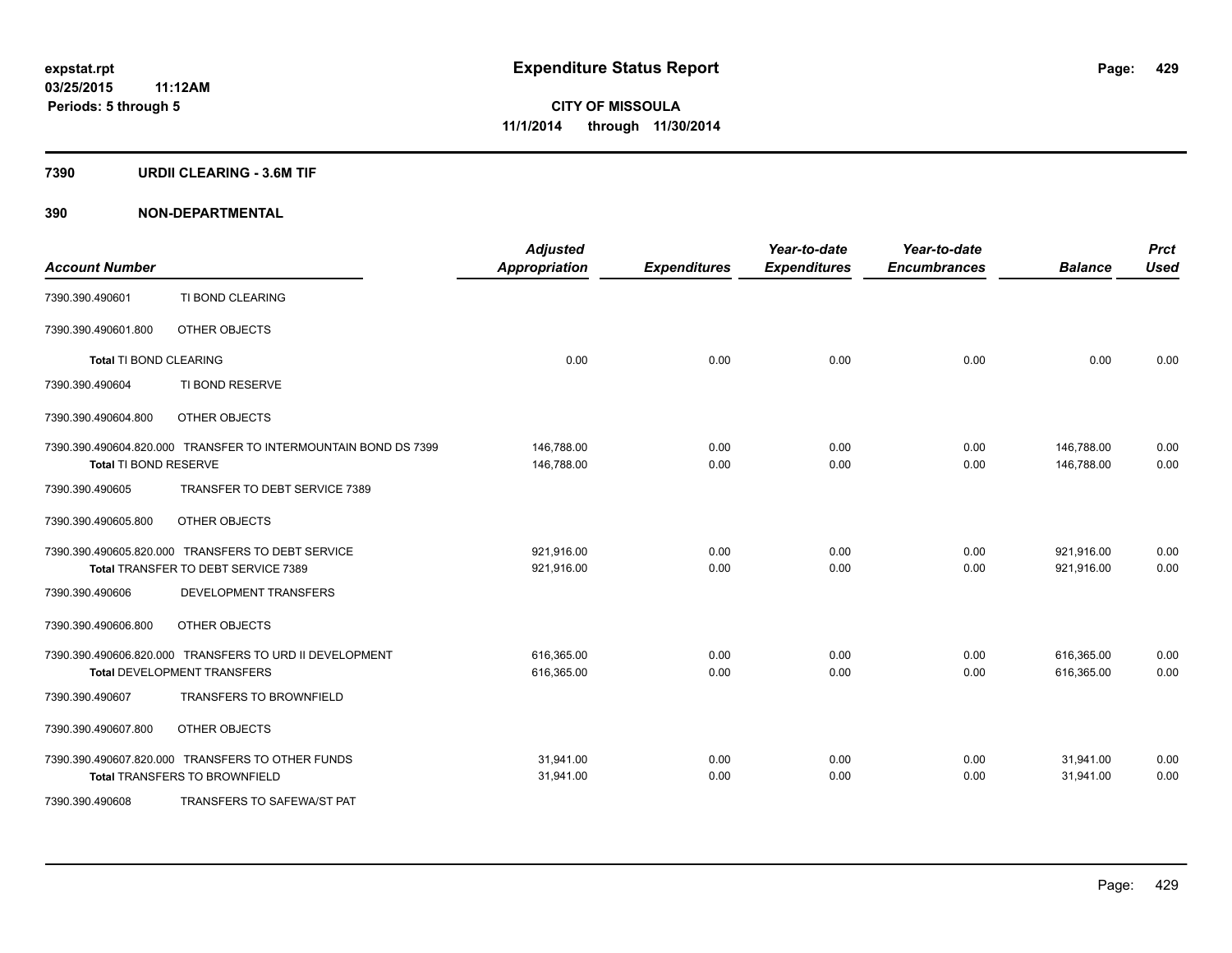# Expenditure Status Report

**expstat.rpt**
**03/25/2015 11:12AM**
**Periods: 5 through 5**

**CITY OF MISSOULA**
**11/1/2014 through 11/30/2014**

## 7390 URDII CLEARING - 3.6M TIF

## 390 NON-DEPARTMENTAL

| Account Number | | Adjusted Appropriation | Expenditures | Year-to-date Expenditures | Year-to-date Encumbrances | Balance | Prct Used |
|---|---|---|---|---|---|---|---|
| 7390.390.490601 | TI BOND CLEARING | | | | | | |
| 7390.390.490601.800 | OTHER OBJECTS | | | | | | |
| **Total** TI BOND CLEARING | | 0.00 | 0.00 | 0.00 | 0.00 | 0.00 | 0.00 |
| 7390.390.490604 | TI BOND RESERVE | | | | | | |
| 7390.390.490604.800 | OTHER OBJECTS | | | | | | |
| 7390.390.490604.820.000 | TRANSFER TO INTERMOUNTAIN BOND DS 7399 | 146,788.00 | 0.00 | 0.00 | 0.00 | 146,788.00 | 0.00 |
| **Total** TI BOND RESERVE | | 146,788.00 | 0.00 | 0.00 | 0.00 | 146,788.00 | 0.00 |
| 7390.390.490605 | TRANSFER TO DEBT SERVICE 7389 | | | | | | |
| 7390.390.490605.800 | OTHER OBJECTS | | | | | | |
| 7390.390.490605.820.000 | TRANSFERS TO DEBT SERVICE | 921,916.00 | 0.00 | 0.00 | 0.00 | 921,916.00 | 0.00 |
| **Total** TRANSFER TO DEBT SERVICE 7389 | | 921,916.00 | 0.00 | 0.00 | 0.00 | 921,916.00 | 0.00 |
| 7390.390.490606 | DEVELOPMENT TRANSFERS | | | | | | |
| 7390.390.490606.800 | OTHER OBJECTS | | | | | | |
| 7390.390.490606.820.000 | TRANSFERS TO URD II DEVELOPMENT | 616,365.00 | 0.00 | 0.00 | 0.00 | 616,365.00 | 0.00 |
| **Total** DEVELOPMENT TRANSFERS | | 616,365.00 | 0.00 | 0.00 | 0.00 | 616,365.00 | 0.00 |
| 7390.390.490607 | TRANSFERS TO BROWNFIELD | | | | | | |
| 7390.390.490607.800 | OTHER OBJECTS | | | | | | |
| 7390.390.490607.820.000 | TRANSFERS TO OTHER FUNDS | 31,941.00 | 0.00 | 0.00 | 0.00 | 31,941.00 | 0.00 |
| **Total** TRANSFERS TO BROWNFIELD | | 31,941.00 | 0.00 | 0.00 | 0.00 | 31,941.00 | 0.00 |
| 7390.390.490608 | TRANSFERS TO SAFEWA/ST PAT | | | | | | |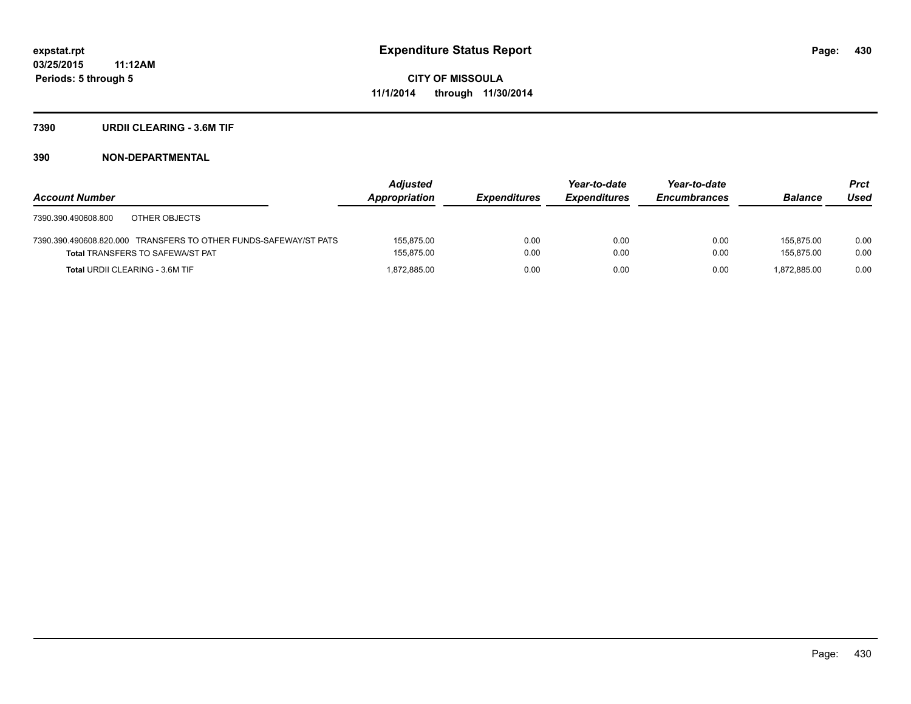expstat.rpt
03/25/2015 11:12AM
Periods: 5 through 5

# Expenditure Status Report

**CITY OF MISSOULA**
**11/1/2014 through 11/30/2014**

## 7390 URDII CLEARING - 3.6M TIF

## 390 NON-DEPARTMENTAL

| Account Number | Adjusted Appropriation | Expenditures | Year-to-date Expenditures | Year-to-date Encumbrances | Balance | Prct Used |
|---|---|---|---|---|---|---|
| 7390.390.490608.800 OTHER OBJECTS | | | | | | |
| 7390.390.490608.820.000 TRANSFERS TO OTHER FUNDS-SAFEWAY/ST PATS | 155,875.00 | 0.00 | 0.00 | 0.00 | 155,875.00 | 0.00 |
| **Total** TRANSFERS TO SAFEWA/ST PAT | 155,875.00 | 0.00 | 0.00 | 0.00 | 155,875.00 | 0.00 |
| **Total** URDII CLEARING - 3.6M TIF | 1,872,885.00 | 0.00 | 0.00 | 0.00 | 1,872,885.00 | 0.00 |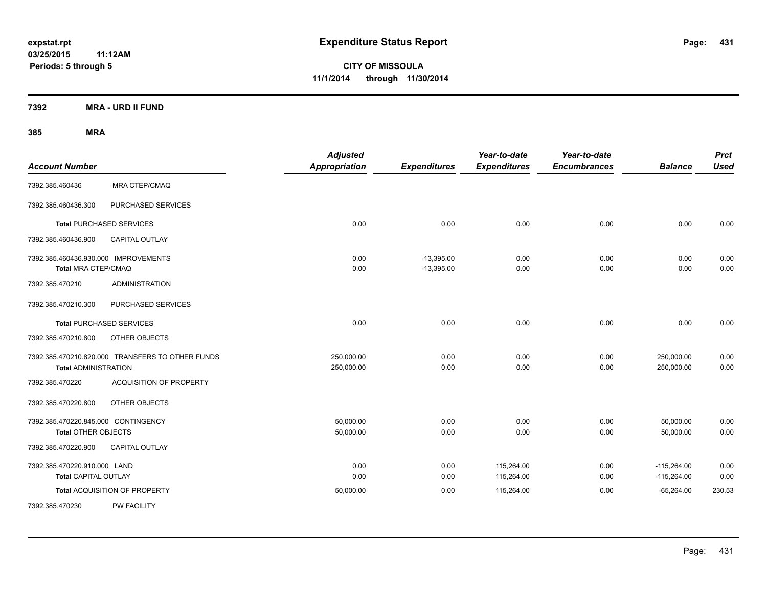# Expenditure Status Report

expstat.rpt
03/25/2015 11:12AM
Periods: 5 through 5

**CITY OF MISSOULA**
**11/1/2014 through 11/30/2014**

**7392 MRA - URD II FUND**

**385 MRA**

| Account Number | | Adjusted Appropriation | Expenditures | Year-to-date Expenditures | Year-to-date Encumbrances | Balance | Prct Used |
|---|---|---|---|---|---|---|---|
| 7392.385.460436 | MRA CTEP/CMAQ | | | | | | |
| 7392.385.460436.300 | PURCHASED SERVICES | | | | | | |
| **Total** PURCHASED SERVICES | | 0.00 | 0.00 | 0.00 | 0.00 | 0.00 | 0.00 |
| 7392.385.460436.900 | CAPITAL OUTLAY | | | | | | |
| 7392.385.460436.930.000 | IMPROVEMENTS | 0.00 | -13,395.00 | 0.00 | 0.00 | 0.00 | 0.00 |
| **Total** MRA CTEP/CMAQ | | 0.00 | -13,395.00 | 0.00 | 0.00 | 0.00 | 0.00 |
| 7392.385.470210 | ADMINISTRATION | | | | | | |
| 7392.385.470210.300 | PURCHASED SERVICES | | | | | | |
| **Total** PURCHASED SERVICES | | 0.00 | 0.00 | 0.00 | 0.00 | 0.00 | 0.00 |
| 7392.385.470210.800 | OTHER OBJECTS | | | | | | |
| 7392.385.470210.820.000 | TRANSFERS TO OTHER FUNDS | 250,000.00 | 0.00 | 0.00 | 0.00 | 250,000.00 | 0.00 |
| **Total** ADMINISTRATION | | 250,000.00 | 0.00 | 0.00 | 0.00 | 250,000.00 | 0.00 |
| 7392.385.470220 | ACQUISITION OF PROPERTY | | | | | | |
| 7392.385.470220.800 | OTHER OBJECTS | | | | | | |
| 7392.385.470220.845.000 | CONTINGENCY | 50,000.00 | 0.00 | 0.00 | 0.00 | 50,000.00 | 0.00 |
| **Total** OTHER OBJECTS | | 50,000.00 | 0.00 | 0.00 | 0.00 | 50,000.00 | 0.00 |
| 7392.385.470220.900 | CAPITAL OUTLAY | | | | | | |
| 7392.385.470220.910.000 | LAND | 0.00 | 0.00 | 115,264.00 | 0.00 | -115,264.00 | 0.00 |
| **Total** CAPITAL OUTLAY | | 0.00 | 0.00 | 115,264.00 | 0.00 | -115,264.00 | 0.00 |
| **Total** ACQUISITION OF PROPERTY | | 50,000.00 | 0.00 | 115,264.00 | 0.00 | -65,264.00 | 230.53 |
| 7392.385.470230 | PW FACILITY | | | | | | |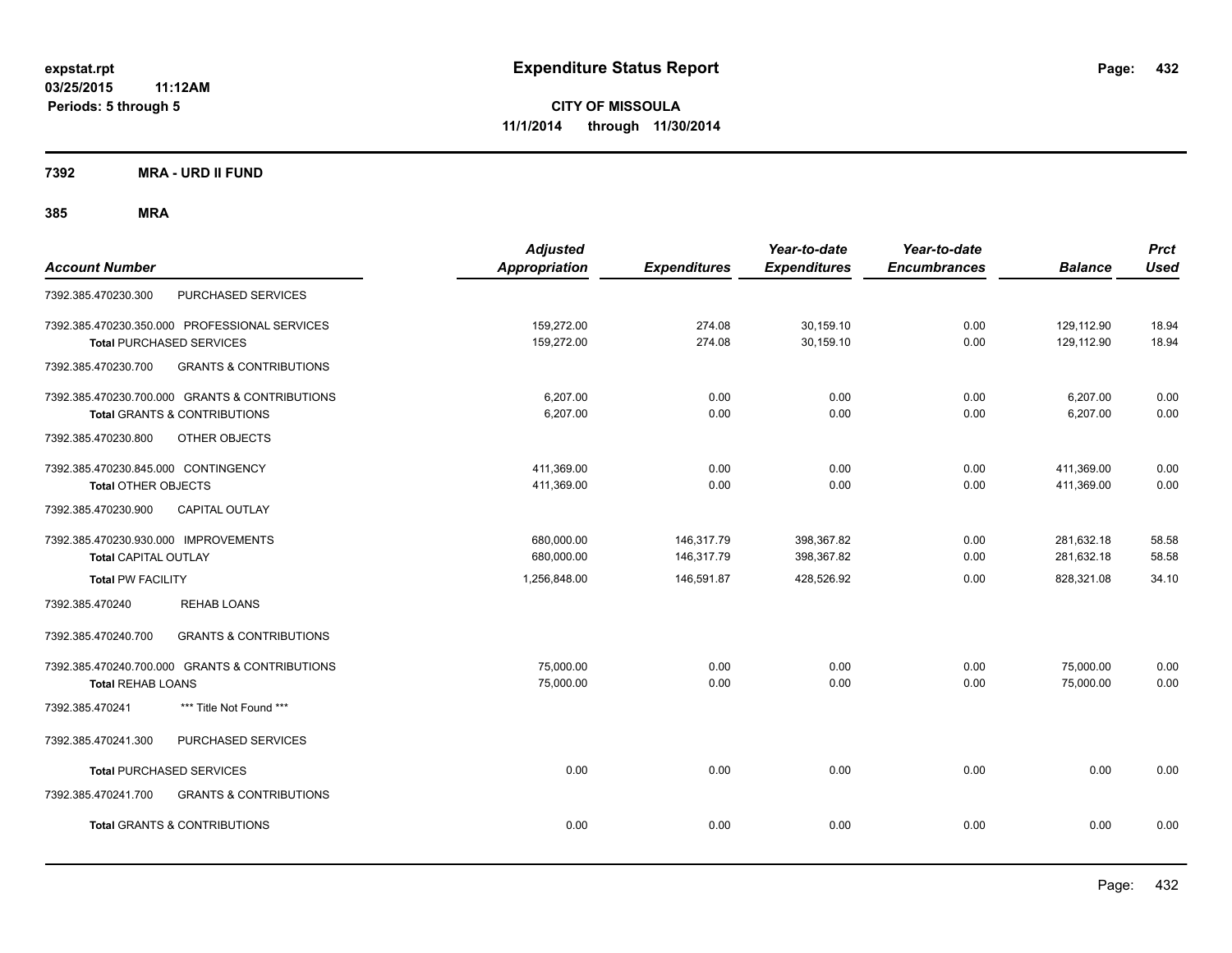**expstat.rpt**
**03/25/2015 11:12AM**
**Periods: 5 through 5**

# Expenditure Status Report

**CITY OF MISSOULA**
**11/1/2014 through 11/30/2014**

## 7392 MRA - URD II FUND

## 385 MRA

| Account Number | Adjusted Appropriation | Expenditures | Year-to-date Expenditures | Year-to-date Encumbrances | Balance | Prct Used |
|---|---|---|---|---|---|---|
| 7392.385.470230.300 PURCHASED SERVICES | | | | | | |
| 7392.385.470230.350.000 PROFESSIONAL SERVICES | 159,272.00 | 274.08 | 30,159.10 | 0.00 | 129,112.90 | 18.94 |
| **Total** PURCHASED SERVICES | 159,272.00 | 274.08 | 30,159.10 | 0.00 | 129,112.90 | 18.94 |
| 7392.385.470230.700 GRANTS & CONTRIBUTIONS | | | | | | |
| 7392.385.470230.700.000 GRANTS & CONTRIBUTIONS | 6,207.00 | 0.00 | 0.00 | 0.00 | 6,207.00 | 0.00 |
| **Total** GRANTS & CONTRIBUTIONS | 6,207.00 | 0.00 | 0.00 | 0.00 | 6,207.00 | 0.00 |
| 7392.385.470230.800 OTHER OBJECTS | | | | | | |
| 7392.385.470230.845.000 CONTINGENCY | 411,369.00 | 0.00 | 0.00 | 0.00 | 411,369.00 | 0.00 |
| **Total** OTHER OBJECTS | 411,369.00 | 0.00 | 0.00 | 0.00 | 411,369.00 | 0.00 |
| 7392.385.470230.900 CAPITAL OUTLAY | | | | | | |
| 7392.385.470230.930.000 IMPROVEMENTS | 680,000.00 | 146,317.79 | 398,367.82 | 0.00 | 281,632.18 | 58.58 |
| **Total** CAPITAL OUTLAY | 680,000.00 | 146,317.79 | 398,367.82 | 0.00 | 281,632.18 | 58.58 |
| **Total** PW FACILITY | 1,256,848.00 | 146,591.87 | 428,526.92 | 0.00 | 828,321.08 | 34.10 |
| 7392.385.470240 REHAB LOANS | | | | | | |
| 7392.385.470240.700 GRANTS & CONTRIBUTIONS | | | | | | |
| 7392.385.470240.700.000 GRANTS & CONTRIBUTIONS | 75,000.00 | 0.00 | 0.00 | 0.00 | 75,000.00 | 0.00 |
| **Total** REHAB LOANS | 75,000.00 | 0.00 | 0.00 | 0.00 | 75,000.00 | 0.00 |
| 7392.385.470241 *** Title Not Found *** | | | | | | |
| 7392.385.470241.300 PURCHASED SERVICES | | | | | | |
| **Total** PURCHASED SERVICES | 0.00 | 0.00 | 0.00 | 0.00 | 0.00 | 0.00 |
| 7392.385.470241.700 GRANTS & CONTRIBUTIONS | | | | | | |
| **Total** GRANTS & CONTRIBUTIONS | 0.00 | 0.00 | 0.00 | 0.00 | 0.00 | 0.00 |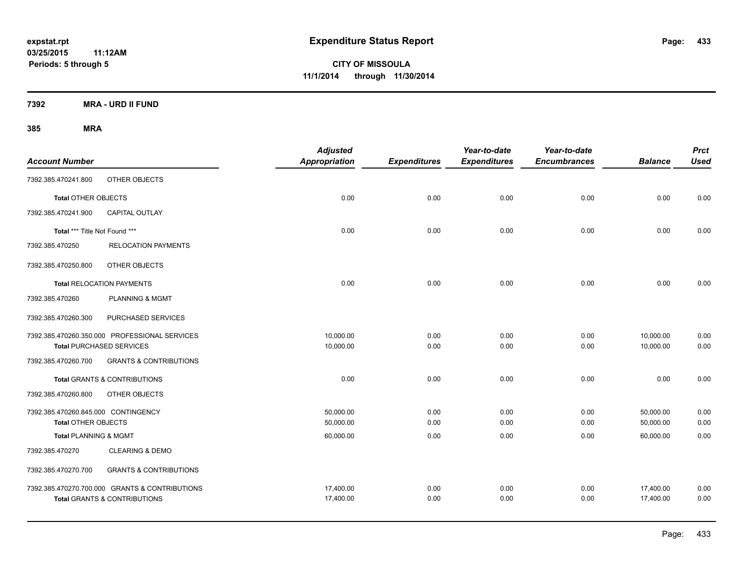**expstat.rpt**
**03/25/2015 11:12AM**
**Periods: 5 through 5**

# Expenditure Status Report

**CITY OF MISSOULA**
**11/1/2014 through 11/30/2014**

**7392 MRA - URD II FUND**

**385 MRA**

| Account Number | | Adjusted Appropriation | Expenditures | Year-to-date Expenditures | Year-to-date Encumbrances | Balance | Prct Used |
|---|---|---|---|---|---|---|---|
| 7392.385.470241.800 | OTHER OBJECTS | | | | | | |
| **Total** OTHER OBJECTS | | 0.00 | 0.00 | 0.00 | 0.00 | 0.00 | 0.00 |
| 7392.385.470241.900 | CAPITAL OUTLAY | | | | | | |
| **Total** *** Title Not Found *** | | 0.00 | 0.00 | 0.00 | 0.00 | 0.00 | 0.00 |
| 7392.385.470250 | RELOCATION PAYMENTS | | | | | | |
| 7392.385.470250.800 | OTHER OBJECTS | | | | | | |
| **Total** RELOCATION PAYMENTS | | 0.00 | 0.00 | 0.00 | 0.00 | 0.00 | 0.00 |
| 7392.385.470260 | PLANNING & MGMT | | | | | | |
| 7392.385.470260.300 | PURCHASED SERVICES | | | | | | |
| 7392.385.470260.350.000 | PROFESSIONAL SERVICES | 10,000.00 | 0.00 | 0.00 | 0.00 | 10,000.00 | 0.00 |
| **Total** PURCHASED SERVICES | | 10,000.00 | 0.00 | 0.00 | 0.00 | 10,000.00 | 0.00 |
| 7392.385.470260.700 | GRANTS & CONTRIBUTIONS | | | | | | |
| **Total** GRANTS & CONTRIBUTIONS | | 0.00 | 0.00 | 0.00 | 0.00 | 0.00 | 0.00 |
| 7392.385.470260.800 | OTHER OBJECTS | | | | | | |
| 7392.385.470260.845.000 | CONTINGENCY | 50,000.00 | 0.00 | 0.00 | 0.00 | 50,000.00 | 0.00 |
| **Total** OTHER OBJECTS | | 50,000.00 | 0.00 | 0.00 | 0.00 | 50,000.00 | 0.00 |
| **Total** PLANNING & MGMT | | 60,000.00 | 0.00 | 0.00 | 0.00 | 60,000.00 | 0.00 |
| 7392.385.470270 | CLEARING & DEMO | | | | | | |
| 7392.385.470270.700 | GRANTS & CONTRIBUTIONS | | | | | | |
| 7392.385.470270.700.000 | GRANTS & CONTRIBUTIONS | 17,400.00 | 0.00 | 0.00 | 0.00 | 17,400.00 | 0.00 |
| **Total** GRANTS & CONTRIBUTIONS | | 17,400.00 | 0.00 | 0.00 | 0.00 | 17,400.00 | 0.00 |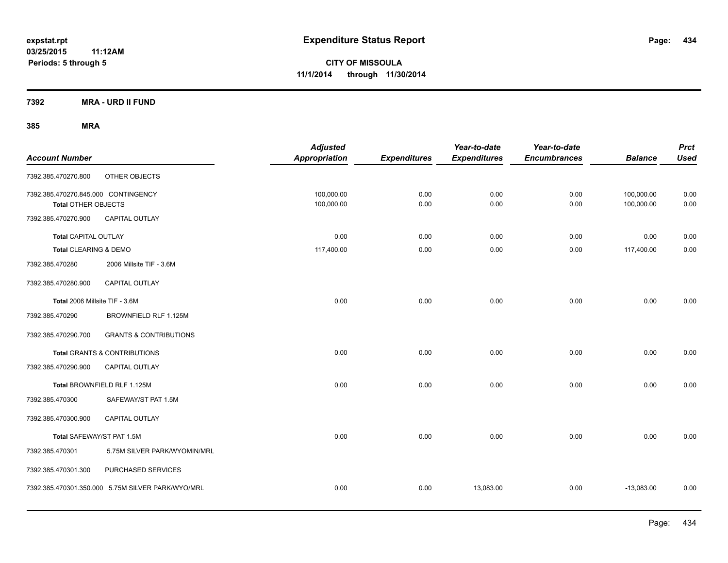**expstat.rpt**
**03/25/2015 11:12AM**
**Periods: 5 through 5**

# Expenditure Status Report

**CITY OF MISSOULA**
**11/1/2014 through 11/30/2014**

## 7392 MRA - URD II FUND

### 385 MRA

| Account Number | | Adjusted Appropriation | Expenditures | Year-to-date Expenditures | Year-to-date Encumbrances | Balance | Prct Used |
|---|---|---|---|---|---|---|---|
| 7392.385.470270.800 | OTHER OBJECTS | | | | | | |
| 7392.385.470270.845.000 CONTINGENCY | | 100,000.00 | 0.00 | 0.00 | 0.00 | 100,000.00 | 0.00 |
| **Total** OTHER OBJECTS | | 100,000.00 | 0.00 | 0.00 | 0.00 | 100,000.00 | 0.00 |
| 7392.385.470270.900 | CAPITAL OUTLAY | | | | | | |
| **Total** CAPITAL OUTLAY | | 0.00 | 0.00 | 0.00 | 0.00 | 0.00 | 0.00 |
| **Total** CLEARING & DEMO | | 117,400.00 | 0.00 | 0.00 | 0.00 | 117,400.00 | 0.00 |
| 7392.385.470280 | 2006 Millsite TIF - 3.6M | | | | | | |
| 7392.385.470280.900 | CAPITAL OUTLAY | | | | | | |
| **Total** 2006 Millsite TIF - 3.6M | | 0.00 | 0.00 | 0.00 | 0.00 | 0.00 | 0.00 |
| 7392.385.470290 | BROWNFIELD RLF 1.125M | | | | | | |
| 7392.385.470290.700 | GRANTS & CONTRIBUTIONS | | | | | | |
| **Total** GRANTS & CONTRIBUTIONS | | 0.00 | 0.00 | 0.00 | 0.00 | 0.00 | 0.00 |
| 7392.385.470290.900 | CAPITAL OUTLAY | | | | | | |
| **Total** BROWNFIELD RLF 1.125M | | 0.00 | 0.00 | 0.00 | 0.00 | 0.00 | 0.00 |
| 7392.385.470300 | SAFEWAY/ST PAT 1.5M | | | | | | |
| 7392.385.470300.900 | CAPITAL OUTLAY | | | | | | |
| **Total** SAFEWAY/ST PAT 1.5M | | 0.00 | 0.00 | 0.00 | 0.00 | 0.00 | 0.00 |
| 7392.385.470301 | 5.75M SILVER PARK/WYOMIN/MRL | | | | | | |
| 7392.385.470301.300 | PURCHASED SERVICES | | | | | | |
| 7392.385.470301.350.000 5.75M SILVER PARK/WYO/MRL | | 0.00 | 0.00 | 13,083.00 | 0.00 | -13,083.00 | 0.00 |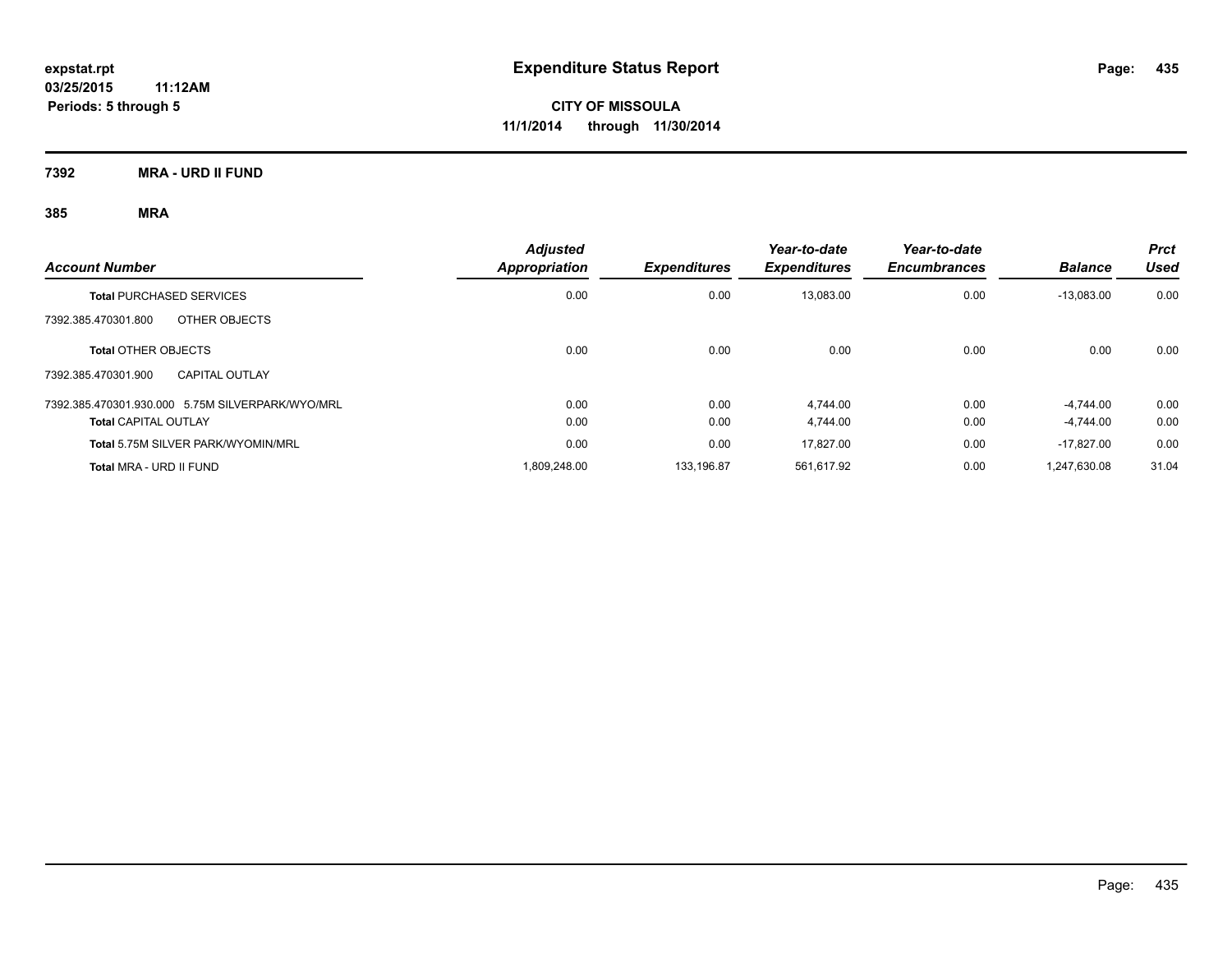**expstat.rpt**
**03/25/2015 11:12AM**
**Periods: 5 through 5**

# Expenditure Status Report

**CITY OF MISSOULA**
**11/1/2014 through 11/30/2014**

## 7392 MRA - URD II FUND

### 385 MRA

| Account Number | Adjusted Appropriation | Expenditures | Year-to-date Expenditures | Year-to-date Encumbrances | Balance | Prct Used |
|---|---|---|---|---|---|---|
| **Total** PURCHASED SERVICES | 0.00 | 0.00 | 13,083.00 | 0.00 | -13,083.00 | 0.00 |
| 7392.385.470301.800 OTHER OBJECTS | | | | | | |
| **Total** OTHER OBJECTS | 0.00 | 0.00 | 0.00 | 0.00 | 0.00 | 0.00 |
| 7392.385.470301.900 CAPITAL OUTLAY | | | | | | |
| 7392.385.470301.930.000 5.75M SILVERPARK/WYO/MRL | 0.00 | 0.00 | 4,744.00 | 0.00 | -4,744.00 | 0.00 |
| **Total** CAPITAL OUTLAY | 0.00 | 0.00 | 4,744.00 | 0.00 | -4,744.00 | 0.00 |
| **Total** 5.75M SILVER PARK/WYOMIN/MRL | 0.00 | 0.00 | 17,827.00 | 0.00 | -17,827.00 | 0.00 |
| **Total** MRA - URD II FUND | 1,809,248.00 | 133,196.87 | 561,617.92 | 0.00 | 1,247,630.08 | 31.04 |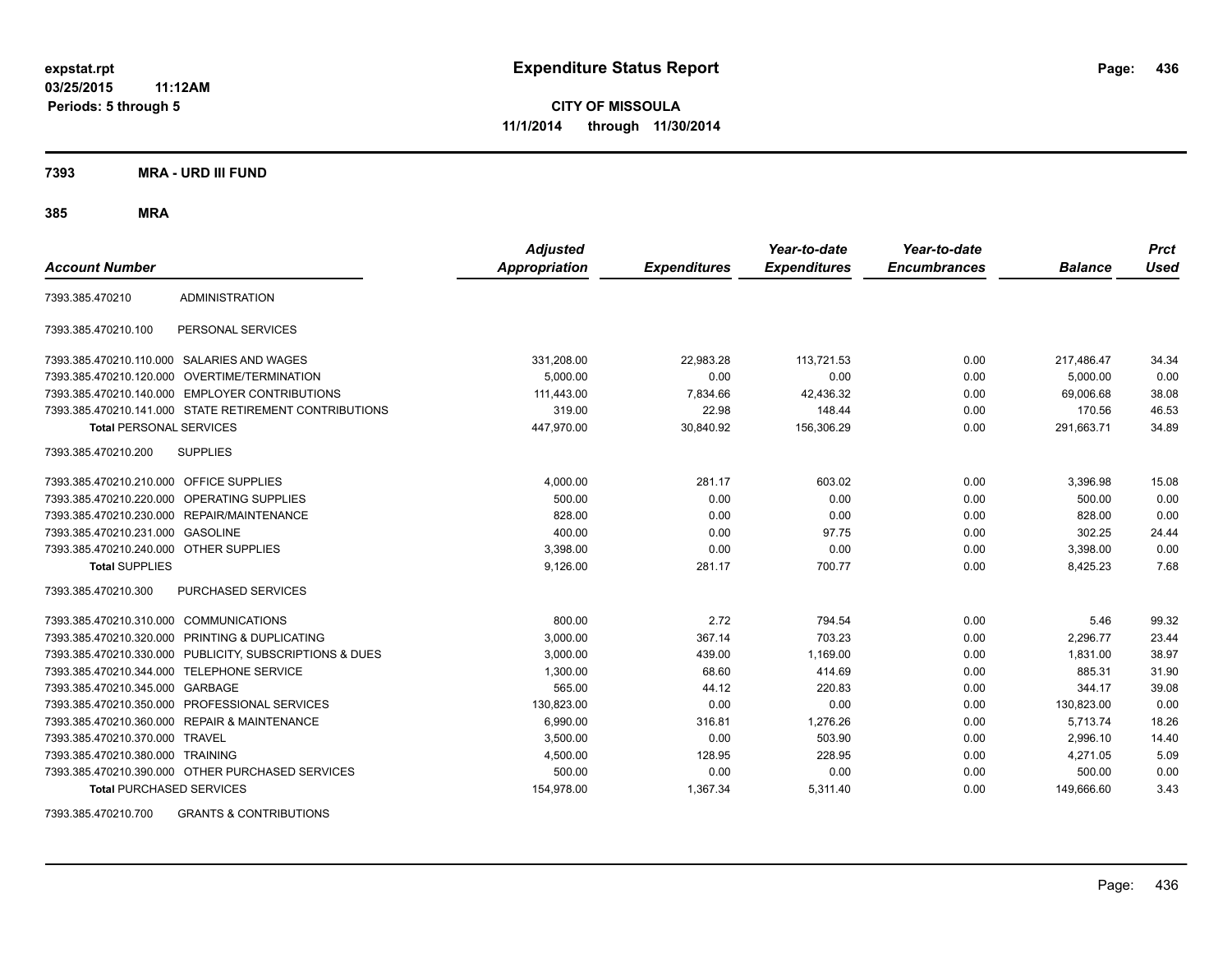**expstat.rpt**
**03/25/2015 11:12AM**
**Periods: 5 through 5**

# Expenditure Status Report

**CITY OF MISSOULA**
**11/1/2014 through 11/30/2014**

## 7393 MRA - URD III FUND

### 385 MRA

| Account Number | | Adjusted Appropriation | Expenditures | Year-to-date Expenditures | Year-to-date Encumbrances | Balance | Prct Used |
|---|---|---|---|---|---|---|---|
| 7393.385.470210 | ADMINISTRATION | | | | | | |
| 7393.385.470210.100 | PERSONAL SERVICES | | | | | | |
| 7393.385.470210.110.000 | SALARIES AND WAGES | 331,208.00 | 22,983.28 | 113,721.53 | 0.00 | 217,486.47 | 34.34 |
| 7393.385.470210.120.000 | OVERTIME/TERMINATION | 5,000.00 | 0.00 | 0.00 | 0.00 | 5,000.00 | 0.00 |
| 7393.385.470210.140.000 | EMPLOYER CONTRIBUTIONS | 111,443.00 | 7,834.66 | 42,436.32 | 0.00 | 69,006.68 | 38.08 |
| 7393.385.470210.141.000 | STATE RETIREMENT CONTRIBUTIONS | 319.00 | 22.98 | 148.44 | 0.00 | 170.56 | 46.53 |
| **Total** PERSONAL SERVICES | | 447,970.00 | 30,840.92 | 156,306.29 | 0.00 | 291,663.71 | 34.89 |
| 7393.385.470210.200 | SUPPLIES | | | | | | |
| 7393.385.470210.210.000 | OFFICE SUPPLIES | 4,000.00 | 281.17 | 603.02 | 0.00 | 3,396.98 | 15.08 |
| 7393.385.470210.220.000 | OPERATING SUPPLIES | 500.00 | 0.00 | 0.00 | 0.00 | 500.00 | 0.00 |
| 7393.385.470210.230.000 | REPAIR/MAINTENANCE | 828.00 | 0.00 | 0.00 | 0.00 | 828.00 | 0.00 |
| 7393.385.470210.231.000 | GASOLINE | 400.00 | 0.00 | 97.75 | 0.00 | 302.25 | 24.44 |
| 7393.385.470210.240.000 | OTHER SUPPLIES | 3,398.00 | 0.00 | 0.00 | 0.00 | 3,398.00 | 0.00 |
| **Total** SUPPLIES | | 9,126.00 | 281.17 | 700.77 | 0.00 | 8,425.23 | 7.68 |
| 7393.385.470210.300 | PURCHASED SERVICES | | | | | | |
| 7393.385.470210.310.000 | COMMUNICATIONS | 800.00 | 2.72 | 794.54 | 0.00 | 5.46 | 99.32 |
| 7393.385.470210.320.000 | PRINTING & DUPLICATING | 3,000.00 | 367.14 | 703.23 | 0.00 | 2,296.77 | 23.44 |
| 7393.385.470210.330.000 | PUBLICITY, SUBSCRIPTIONS & DUES | 3,000.00 | 439.00 | 1,169.00 | 0.00 | 1,831.00 | 38.97 |
| 7393.385.470210.344.000 | TELEPHONE SERVICE | 1,300.00 | 68.60 | 414.69 | 0.00 | 885.31 | 31.90 |
| 7393.385.470210.345.000 | GARBAGE | 565.00 | 44.12 | 220.83 | 0.00 | 344.17 | 39.08 |
| 7393.385.470210.350.000 | PROFESSIONAL SERVICES | 130,823.00 | 0.00 | 0.00 | 0.00 | 130,823.00 | 0.00 |
| 7393.385.470210.360.000 | REPAIR & MAINTENANCE | 6,990.00 | 316.81 | 1,276.26 | 0.00 | 5,713.74 | 18.26 |
| 7393.385.470210.370.000 | TRAVEL | 3,500.00 | 0.00 | 503.90 | 0.00 | 2,996.10 | 14.40 |
| 7393.385.470210.380.000 | TRAINING | 4,500.00 | 128.95 | 228.95 | 0.00 | 4,271.05 | 5.09 |
| 7393.385.470210.390.000 | OTHER PURCHASED SERVICES | 500.00 | 0.00 | 0.00 | 0.00 | 500.00 | 0.00 |
| **Total** PURCHASED SERVICES | | 154,978.00 | 1,367.34 | 5,311.40 | 0.00 | 149,666.60 | 3.43 |
| 7393.385.470210.700 | GRANTS & CONTRIBUTIONS | | | | | | |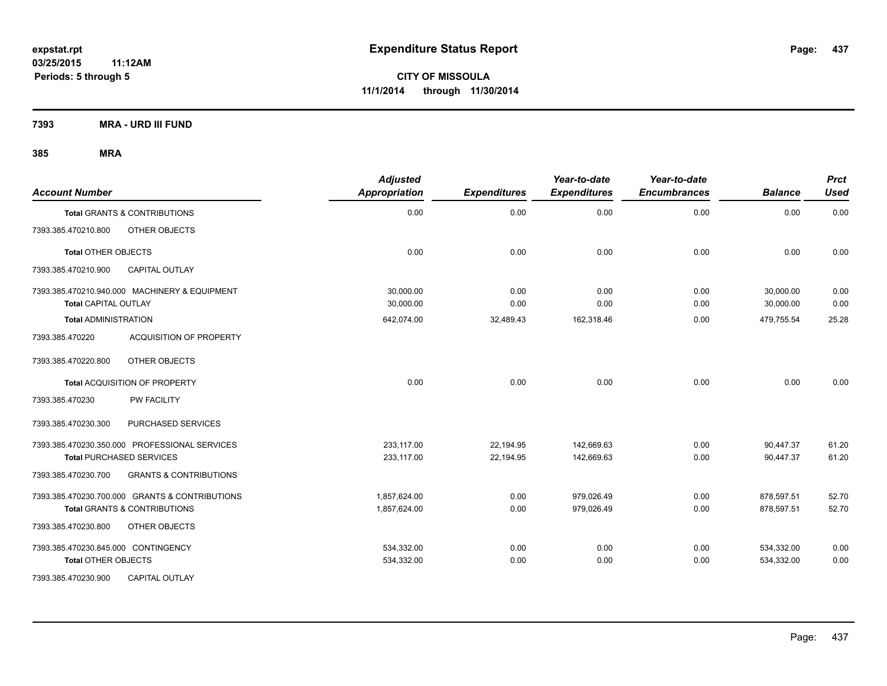**expstat.rpt**
**03/25/2015 11:12AM**
**Periods: 5 through 5**

# Expenditure Status Report

**CITY OF MISSOULA**
**11/1/2014 through 11/30/2014**

**7393 MRA - URD III FUND**

**385 MRA**

| Account Number | | Adjusted Appropriation | Expenditures | Year-to-date Expenditures | Year-to-date Encumbrances | Balance | Prct Used |
|---|---|---|---|---|---|---|---|
| **Total** GRANTS & CONTRIBUTIONS | | 0.00 | 0.00 | 0.00 | 0.00 | 0.00 | 0.00 |
| 7393.385.470210.800 | OTHER OBJECTS | | | | | | |
| **Total** OTHER OBJECTS | | 0.00 | 0.00 | 0.00 | 0.00 | 0.00 | 0.00 |
| 7393.385.470210.900 | CAPITAL OUTLAY | | | | | | |
| 7393.385.470210.940.000 | MACHINERY & EQUIPMENT | 30,000.00 | 0.00 | 0.00 | 0.00 | 30,000.00 | 0.00 |
| **Total** CAPITAL OUTLAY | | 30,000.00 | 0.00 | 0.00 | 0.00 | 30,000.00 | 0.00 |
| **Total** ADMINISTRATION | | 642,074.00 | 32,489.43 | 162,318.46 | 0.00 | 479,755.54 | 25.28 |
| 7393.385.470220 | ACQUISITION OF PROPERTY | | | | | | |
| 7393.385.470220.800 | OTHER OBJECTS | | | | | | |
| **Total** ACQUISITION OF PROPERTY | | 0.00 | 0.00 | 0.00 | 0.00 | 0.00 | 0.00 |
| 7393.385.470230 | PW FACILITY | | | | | | |
| 7393.385.470230.300 | PURCHASED SERVICES | | | | | | |
| 7393.385.470230.350.000 | PROFESSIONAL SERVICES | 233,117.00 | 22,194.95 | 142,669.63 | 0.00 | 90,447.37 | 61.20 |
| **Total** PURCHASED SERVICES | | 233,117.00 | 22,194.95 | 142,669.63 | 0.00 | 90,447.37 | 61.20 |
| 7393.385.470230.700 | GRANTS & CONTRIBUTIONS | | | | | | |
| 7393.385.470230.700.000 | GRANTS & CONTRIBUTIONS | 1,857,624.00 | 0.00 | 979,026.49 | 0.00 | 878,597.51 | 52.70 |
| **Total** GRANTS & CONTRIBUTIONS | | 1,857,624.00 | 0.00 | 979,026.49 | 0.00 | 878,597.51 | 52.70 |
| 7393.385.470230.800 | OTHER OBJECTS | | | | | | |
| 7393.385.470230.845.000 | CONTINGENCY | 534,332.00 | 0.00 | 0.00 | 0.00 | 534,332.00 | 0.00 |
| **Total** OTHER OBJECTS | | 534,332.00 | 0.00 | 0.00 | 0.00 | 534,332.00 | 0.00 |
| 7393.385.470230.900 | CAPITAL OUTLAY | | | | | | |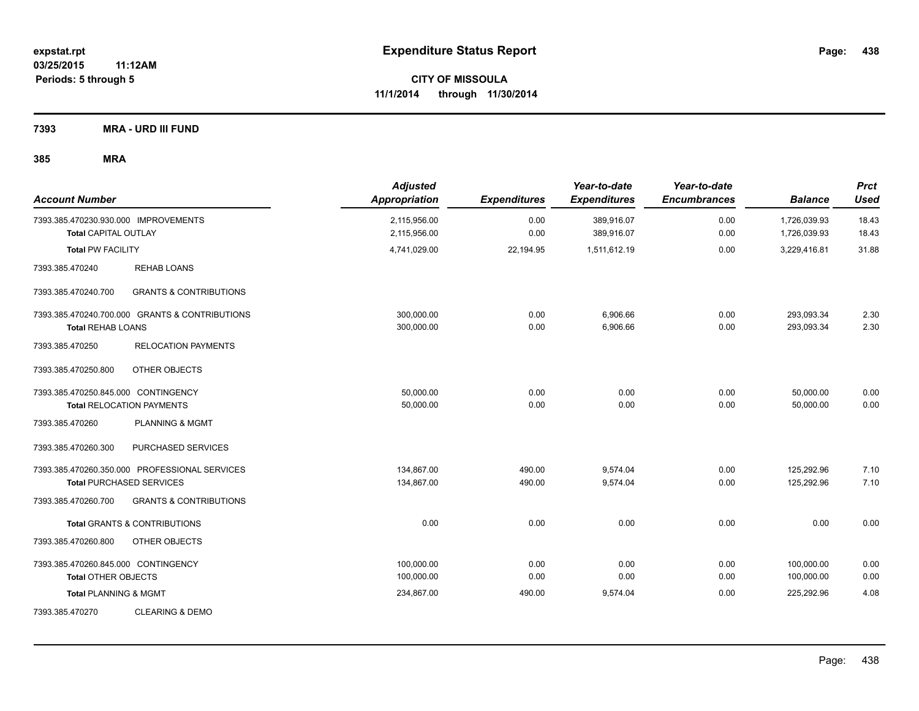**expstat.rpt**
**03/25/2015 11:12AM**
**Periods: 5 through 5**

# Expenditure Status Report

**CITY OF MISSOULA**
**11/1/2014 through 11/30/2014**

## 7393 MRA - URD III FUND

## 385 MRA

| Account Number | | Adjusted Appropriation | Expenditures | Year-to-date Expenditures | Year-to-date Encumbrances | Balance | Prct Used |
|---|---|---|---|---|---|---|---|
| 7393.385.470230.930.000 | IMPROVEMENTS | 2,115,956.00 | 0.00 | 389,916.07 | 0.00 | 1,726,039.93 | 18.43 |
| **Total** CAPITAL OUTLAY | | 2,115,956.00 | 0.00 | 389,916.07 | 0.00 | 1,726,039.93 | 18.43 |
| **Total** PW FACILITY | | 4,741,029.00 | 22,194.95 | 1,511,612.19 | 0.00 | 3,229,416.81 | 31.88 |
| 7393.385.470240 | REHAB LOANS | | | | | | |
| 7393.385.470240.700 | GRANTS & CONTRIBUTIONS | | | | | | |
| 7393.385.470240.700.000 | GRANTS & CONTRIBUTIONS | 300,000.00 | 0.00 | 6,906.66 | 0.00 | 293,093.34 | 2.30 |
| **Total** REHAB LOANS | | 300,000.00 | 0.00 | 6,906.66 | 0.00 | 293,093.34 | 2.30 |
| 7393.385.470250 | RELOCATION PAYMENTS | | | | | | |
| 7393.385.470250.800 | OTHER OBJECTS | | | | | | |
| 7393.385.470250.845.000 | CONTINGENCY | 50,000.00 | 0.00 | 0.00 | 0.00 | 50,000.00 | 0.00 |
| **Total** RELOCATION PAYMENTS | | 50,000.00 | 0.00 | 0.00 | 0.00 | 50,000.00 | 0.00 |
| 7393.385.470260 | PLANNING & MGMT | | | | | | |
| 7393.385.470260.300 | PURCHASED SERVICES | | | | | | |
| 7393.385.470260.350.000 | PROFESSIONAL SERVICES | 134,867.00 | 490.00 | 9,574.04 | 0.00 | 125,292.96 | 7.10 |
| **Total** PURCHASED SERVICES | | 134,867.00 | 490.00 | 9,574.04 | 0.00 | 125,292.96 | 7.10 |
| 7393.385.470260.700 | GRANTS & CONTRIBUTIONS | | | | | | |
| **Total** GRANTS & CONTRIBUTIONS | | 0.00 | 0.00 | 0.00 | 0.00 | 0.00 | 0.00 |
| 7393.385.470260.800 | OTHER OBJECTS | | | | | | |
| 7393.385.470260.845.000 | CONTINGENCY | 100,000.00 | 0.00 | 0.00 | 0.00 | 100,000.00 | 0.00 |
| **Total** OTHER OBJECTS | | 100,000.00 | 0.00 | 0.00 | 0.00 | 100,000.00 | 0.00 |
| **Total** PLANNING & MGMT | | 234,867.00 | 490.00 | 9,574.04 | 0.00 | 225,292.96 | 4.08 |
| 7393.385.470270 | CLEARING & DEMO | | | | | | |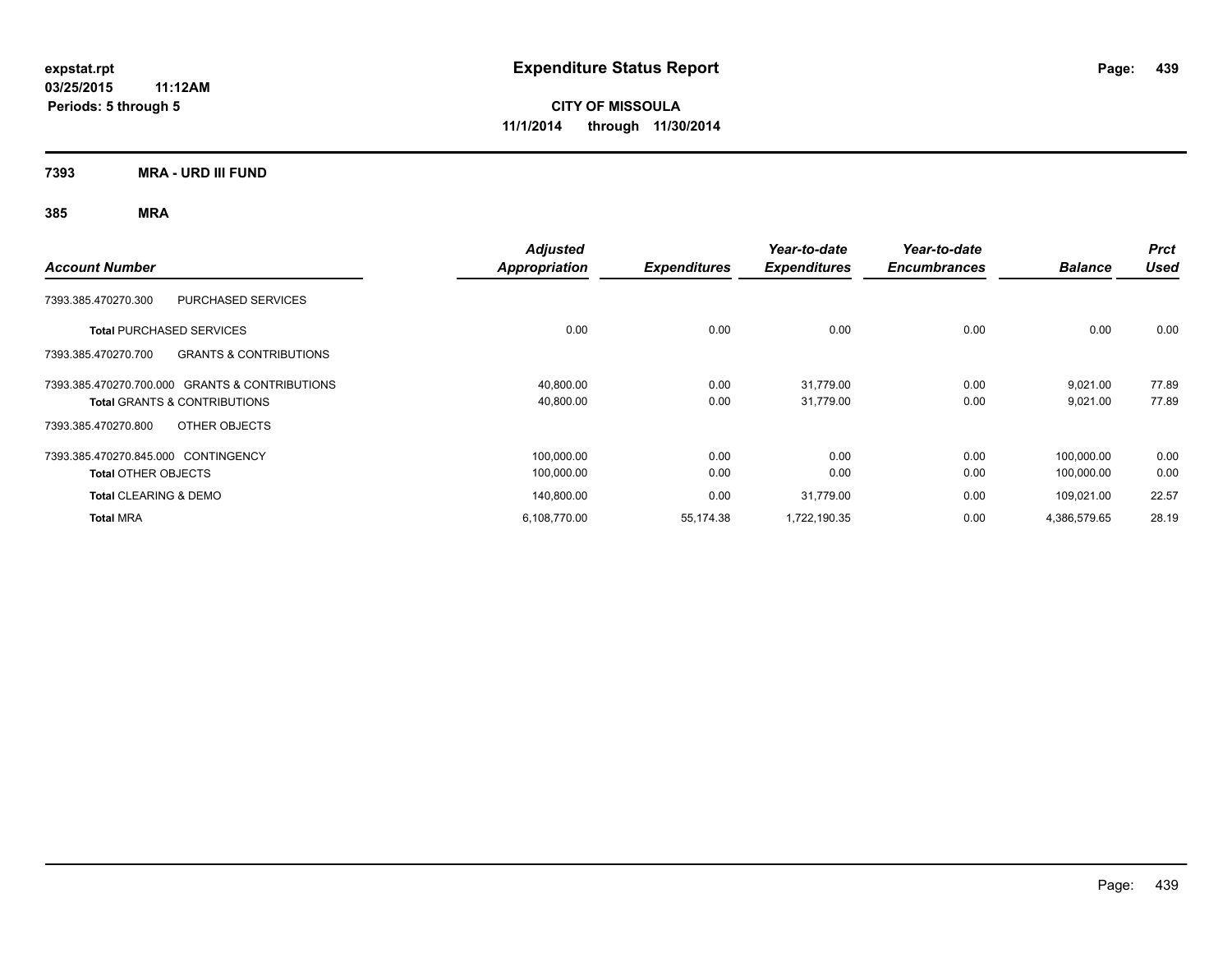**expstat.rpt**
**03/25/2015 11:12AM**
**Periods: 5 through 5**

# Expenditure Status Report

**CITY OF MISSOULA**
**11/1/2014 through 11/30/2014**

## 7393 MRA - URD III FUND

### 385 MRA

| Account Number | Adjusted Appropriation | Expenditures | Year-to-date Expenditures | Year-to-date Encumbrances | Balance | Prct Used |
|---|---|---|---|---|---|---|
| 7393.385.470270.300 PURCHASED SERVICES | | | | | | |
| **Total** PURCHASED SERVICES | 0.00 | 0.00 | 0.00 | 0.00 | 0.00 | 0.00 |
| 7393.385.470270.700 GRANTS & CONTRIBUTIONS | | | | | | |
| 7393.385.470270.700.000 GRANTS & CONTRIBUTIONS | 40,800.00 | 0.00 | 31,779.00 | 0.00 | 9,021.00 | 77.89 |
| **Total** GRANTS & CONTRIBUTIONS | 40,800.00 | 0.00 | 31,779.00 | 0.00 | 9,021.00 | 77.89 |
| 7393.385.470270.800 OTHER OBJECTS | | | | | | |
| 7393.385.470270.845.000 CONTINGENCY | 100,000.00 | 0.00 | 0.00 | 0.00 | 100,000.00 | 0.00 |
| **Total** OTHER OBJECTS | 100,000.00 | 0.00 | 0.00 | 0.00 | 100,000.00 | 0.00 |
| **Total** CLEARING & DEMO | 140,800.00 | 0.00 | 31,779.00 | 0.00 | 109,021.00 | 22.57 |
| **Total** MRA | 6,108,770.00 | 55,174.38 | 1,722,190.35 | 0.00 | 4,386,579.65 | 28.19 |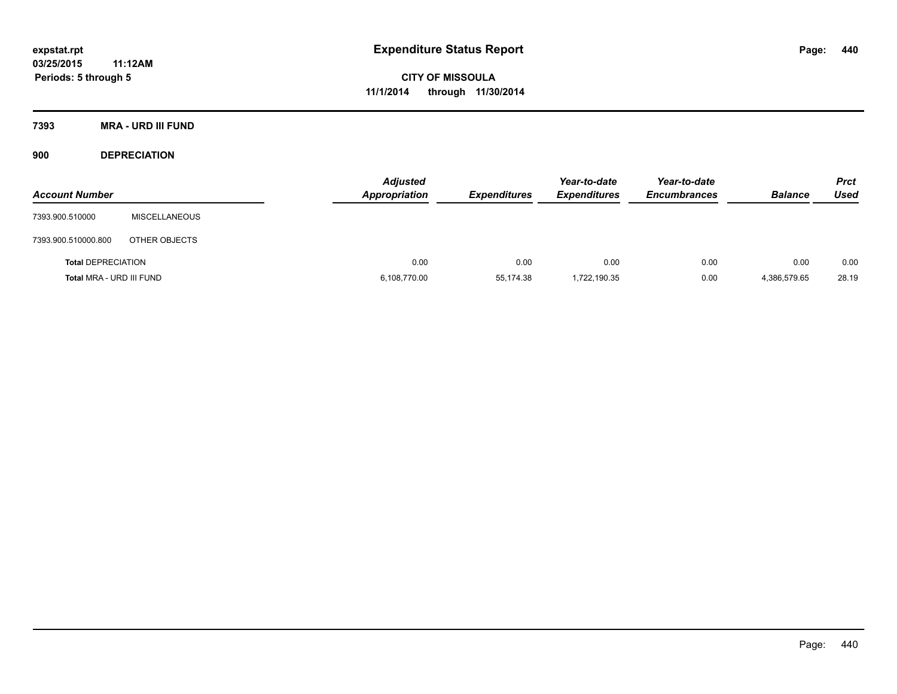# Expenditure Status Report

expstat.rpt
03/25/2015 11:12AM
Periods: 5 through 5

CITY OF MISSOULA
11/1/2014 through 11/30/2014

## 7393 MRA - URD III FUND

### 900 DEPRECIATION

| Account Number | | Adjusted Appropriation | Expenditures | Year-to-date Expenditures | Year-to-date Encumbrances | Balance | Prct Used |
|---|---|---|---|---|---|---|---|
| 7393.900.510000 | MISCELLANEOUS | | | | | | |
| 7393.900.510000.800 | OTHER OBJECTS | | | | | | |
| **Total** DEPRECIATION | | 0.00 | 0.00 | 0.00 | 0.00 | 0.00 | 0.00 |
| **Total** MRA - URD III FUND | | 6,108,770.00 | 55,174.38 | 1,722,190.35 | 0.00 | 4,386,579.65 | 28.19 |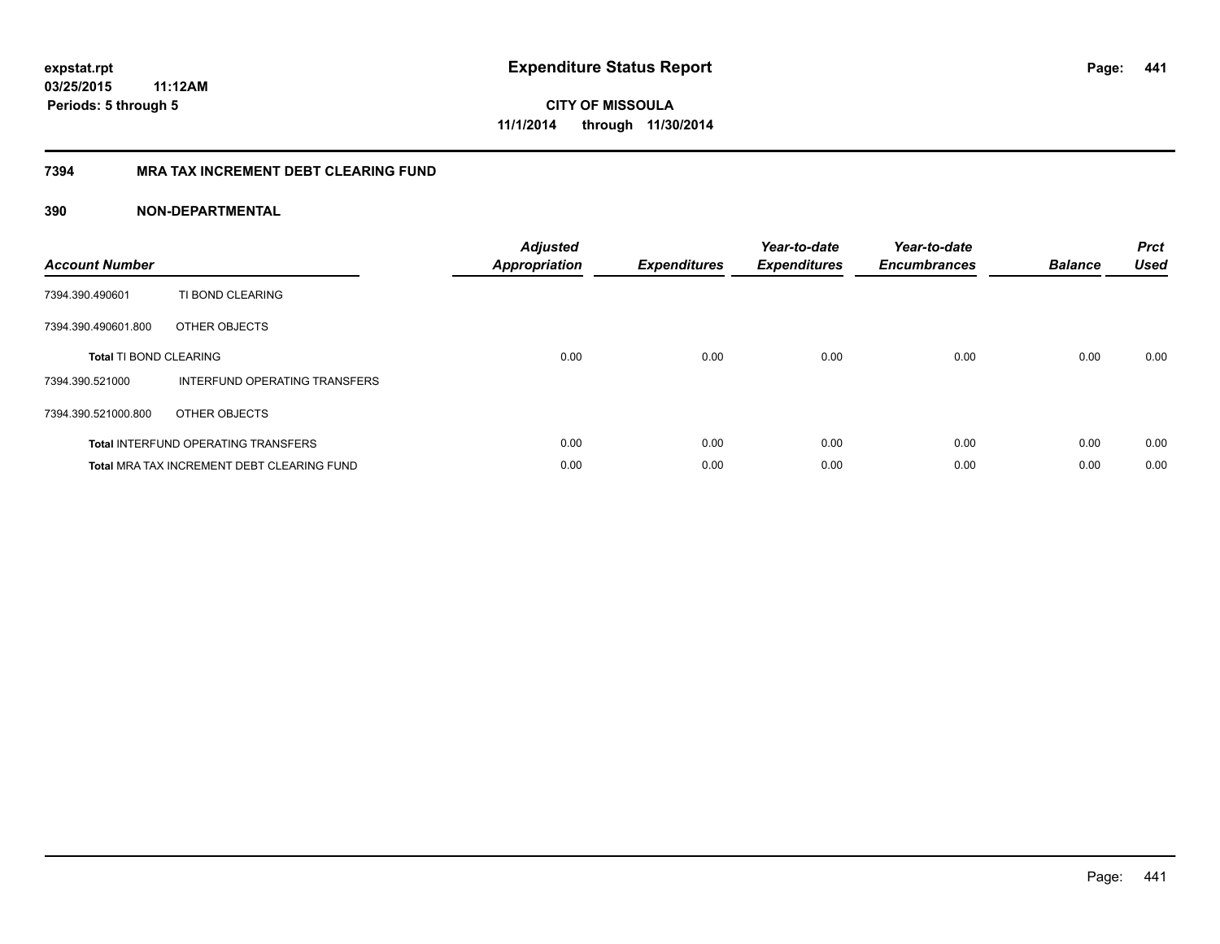# Expenditure Status Report

**expstat.rpt**
**03/25/2015 11:12AM**
**Periods: 5 through 5**

**CITY OF MISSOULA**
**11/1/2014 through 11/30/2014**

## 7394 MRA TAX INCREMENT DEBT CLEARING FUND

### 390 NON-DEPARTMENTAL

| Account Number | | Adjusted Appropriation | Expenditures | Year-to-date Expenditures | Year-to-date Encumbrances | Balance | Prct Used |
|---|---|---|---|---|---|---|---|
| 7394.390.490601 | TI BOND CLEARING | | | | | | |
| 7394.390.490601.800 | OTHER OBJECTS | | | | | | |
| **Total** TI BOND CLEARING | | 0.00 | 0.00 | 0.00 | 0.00 | 0.00 | 0.00 |
| 7394.390.521000 | INTERFUND OPERATING TRANSFERS | | | | | | |
| 7394.390.521000.800 | OTHER OBJECTS | | | | | | |
| **Total** INTERFUND OPERATING TRANSFERS | | 0.00 | 0.00 | 0.00 | 0.00 | 0.00 | 0.00 |
| **Total** MRA TAX INCREMENT DEBT CLEARING FUND | | 0.00 | 0.00 | 0.00 | 0.00 | 0.00 | 0.00 |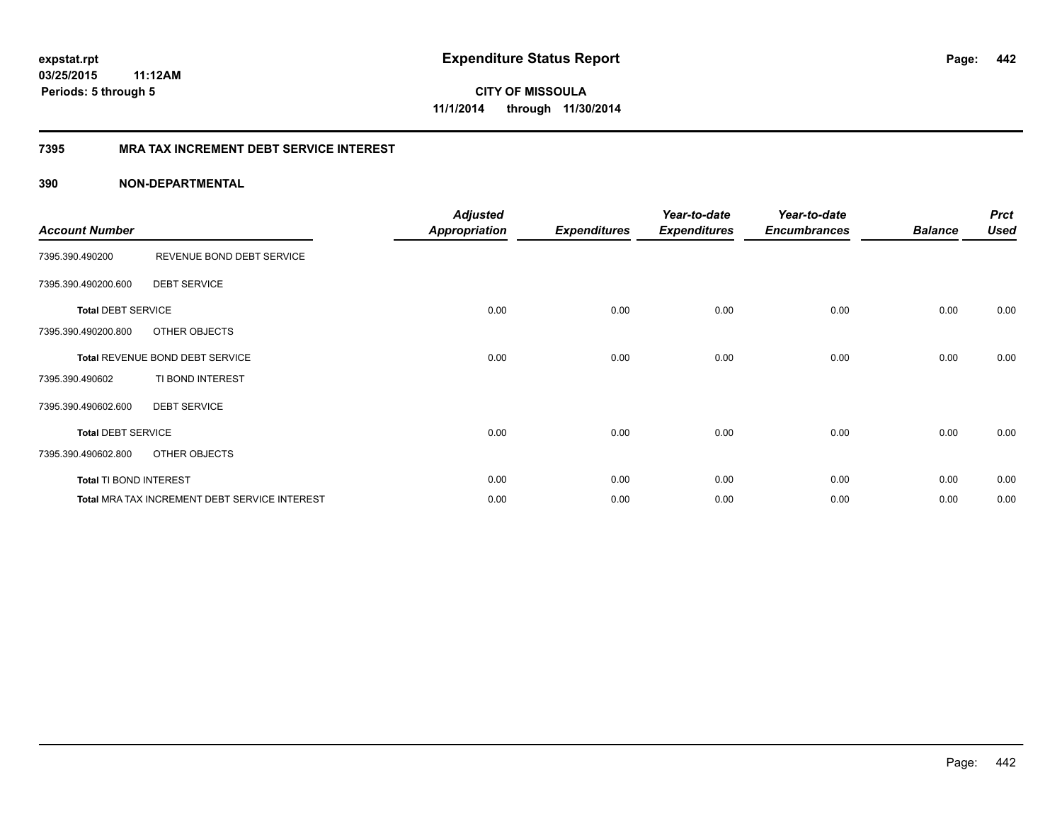**expstat.rpt**
**03/25/2015 11:12AM**
**Periods: 5 through 5**

# Expenditure Status Report

**CITY OF MISSOULA**
**11/1/2014 through 11/30/2014**

## 7395 MRA TAX INCREMENT DEBT SERVICE INTEREST

### 390 NON-DEPARTMENTAL

| Account Number | | Adjusted Appropriation | Expenditures | Year-to-date Expenditures | Year-to-date Encumbrances | Balance | Prct Used |
|---|---|---|---|---|---|---|---|
| 7395.390.490200 | REVENUE BOND DEBT SERVICE | | | | | | |
| 7395.390.490200.600 | DEBT SERVICE | | | | | | |
| **Total** DEBT SERVICE | | 0.00 | 0.00 | 0.00 | 0.00 | 0.00 | 0.00 |
| 7395.390.490200.800 | OTHER OBJECTS | | | | | | |
| **Total** REVENUE BOND DEBT SERVICE | | 0.00 | 0.00 | 0.00 | 0.00 | 0.00 | 0.00 |
| 7395.390.490602 | TI BOND INTEREST | | | | | | |
| 7395.390.490602.600 | DEBT SERVICE | | | | | | |
| **Total** DEBT SERVICE | | 0.00 | 0.00 | 0.00 | 0.00 | 0.00 | 0.00 |
| 7395.390.490602.800 | OTHER OBJECTS | | | | | | |
| **Total** TI BOND INTEREST | | 0.00 | 0.00 | 0.00 | 0.00 | 0.00 | 0.00 |
| **Total** MRA TAX INCREMENT DEBT SERVICE INTEREST | | 0.00 | 0.00 | 0.00 | 0.00 | 0.00 | 0.00 |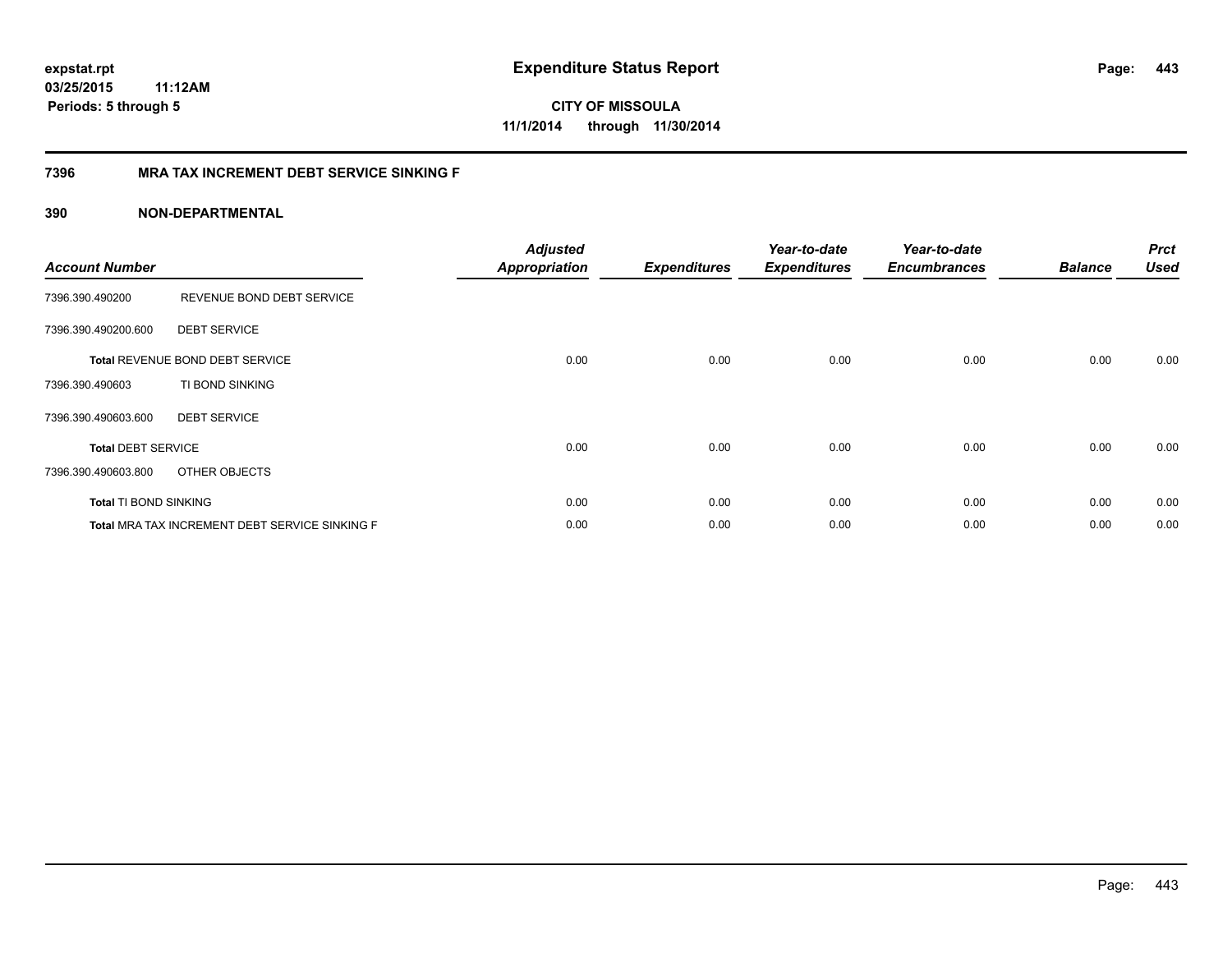**expstat.rpt**
**03/25/2015 11:12AM**
**Periods: 5 through 5**

# Expenditure Status Report

**CITY OF MISSOULA**
**11/1/2014 through 11/30/2014**

## 7396 MRA TAX INCREMENT DEBT SERVICE SINKING F

### 390 NON-DEPARTMENTAL

| Account Number | | Adjusted Appropriation | Expenditures | Year-to-date Expenditures | Year-to-date Encumbrances | Balance | Prct Used |
|---|---|---|---|---|---|---|---|
| 7396.390.490200 | REVENUE BOND DEBT SERVICE | | | | | | |
| 7396.390.490200.600 | DEBT SERVICE | | | | | | |
| **Total** REVENUE BOND DEBT SERVICE | | 0.00 | 0.00 | 0.00 | 0.00 | 0.00 | 0.00 |
| 7396.390.490603 | TI BOND SINKING | | | | | | |
| 7396.390.490603.600 | DEBT SERVICE | | | | | | |
| **Total** DEBT SERVICE | | 0.00 | 0.00 | 0.00 | 0.00 | 0.00 | 0.00 |
| 7396.390.490603.800 | OTHER OBJECTS | | | | | | |
| **Total** TI BOND SINKING | | 0.00 | 0.00 | 0.00 | 0.00 | 0.00 | 0.00 |
| **Total** MRA TAX INCREMENT DEBT SERVICE SINKING F | | 0.00 | 0.00 | 0.00 | 0.00 | 0.00 | 0.00 |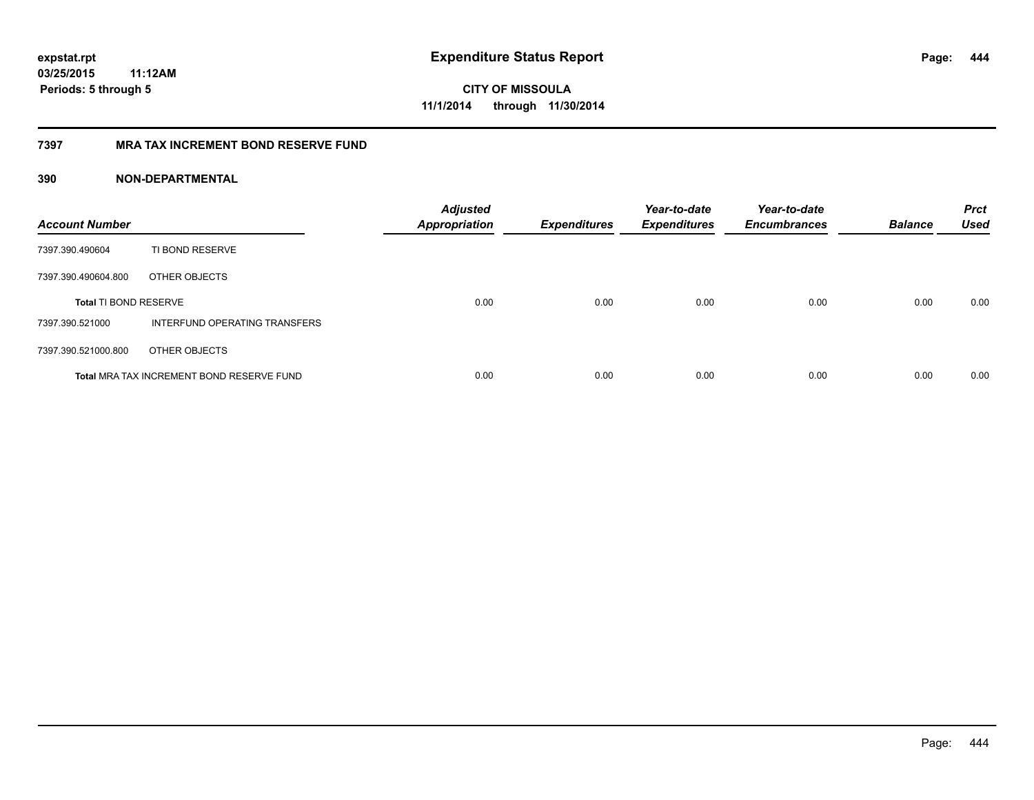expstat.rpt
03/25/2015 11:12AM
Periods: 5 through 5

# Expenditure Status Report

CITY OF MISSOULA
11/1/2014 through 11/30/2014

## 7397 MRA TAX INCREMENT BOND RESERVE FUND

### 390 NON-DEPARTMENTAL

| Account Number | | Adjusted Appropriation | Expenditures | Year-to-date Expenditures | Year-to-date Encumbrances | Balance | Prct Used |
|---|---|---|---|---|---|---|---|
| 7397.390.490604 | TI BOND RESERVE | | | | | | |
| 7397.390.490604.800 | OTHER OBJECTS | | | | | | |
| **Total** TI BOND RESERVE | | 0.00 | 0.00 | 0.00 | 0.00 | 0.00 | 0.00 |
| 7397.390.521000 | INTERFUND OPERATING TRANSFERS | | | | | | |
| 7397.390.521000.800 | OTHER OBJECTS | | | | | | |
| **Total** MRA TAX INCREMENT BOND RESERVE FUND | | 0.00 | 0.00 | 0.00 | 0.00 | 0.00 | 0.00 |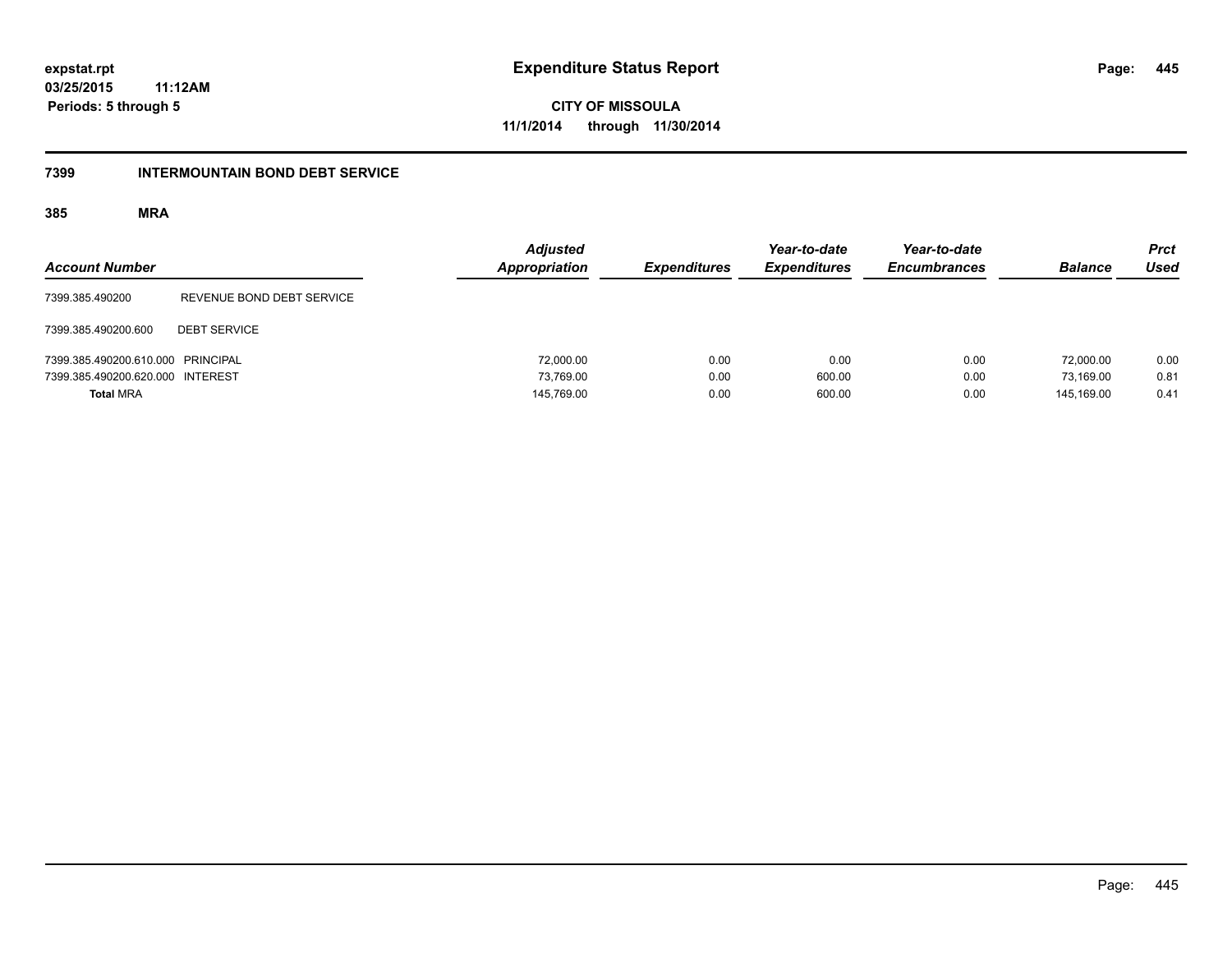# Expenditure Status Report

expstat.rpt
03/25/2015 11:12AM
Periods: 5 through 5

**CITY OF MISSOULA**
**11/1/2014 through 11/30/2014**

## 7399 INTERMOUNTAIN BOND DEBT SERVICE

### 385 MRA

| Account Number | | Adjusted Appropriation | Expenditures | Year-to-date Expenditures | Year-to-date Encumbrances | Balance | Prct Used |
|---|---|---|---|---|---|---|---|
| 7399.385.490200 | REVENUE BOND DEBT SERVICE | | | | | | |
| 7399.385.490200.600 | DEBT SERVICE | | | | | | |
| 7399.385.490200.610.000 | PRINCIPAL | 72,000.00 | 0.00 | 0.00 | 0.00 | 72,000.00 | 0.00 |
| 7399.385.490200.620.000 | INTEREST | 73,769.00 | 0.00 | 600.00 | 0.00 | 73,169.00 | 0.81 |
| **Total** MRA | | 145,769.00 | 0.00 | 600.00 | 0.00 | 145,169.00 | 0.41 |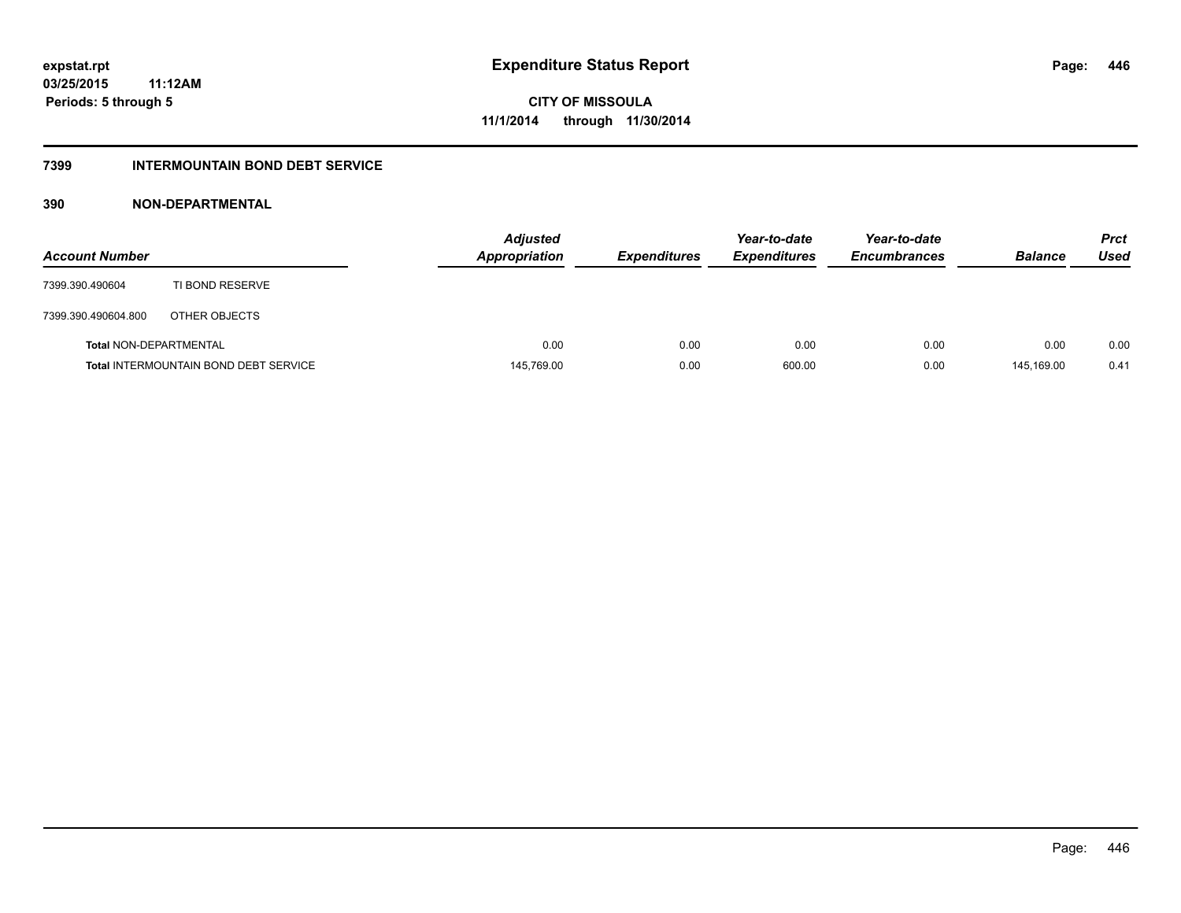# Expenditure Status Report

expstat.rpt
03/25/2015 11:12AM
Periods: 5 through 5

CITY OF MISSOULA
11/1/2014 through 11/30/2014

## 7399 INTERMOUNTAIN BOND DEBT SERVICE

### 390 NON-DEPARTMENTAL

| Account Number | | Adjusted Appropriation | Expenditures | Year-to-date Expenditures | Year-to-date Encumbrances | Balance | Prct Used |
|---|---|---|---|---|---|---|---|
| 7399.390.490604 | TI BOND RESERVE | | | | | | |
| 7399.390.490604.800 | OTHER OBJECTS | | | | | | |
| **Total** NON-DEPARTMENTAL | | 0.00 | 0.00 | 0.00 | 0.00 | 0.00 | 0.00 |
| **Total** INTERMOUNTAIN BOND DEBT SERVICE | | 145,769.00 | 0.00 | 600.00 | 0.00 | 145,169.00 | 0.41 |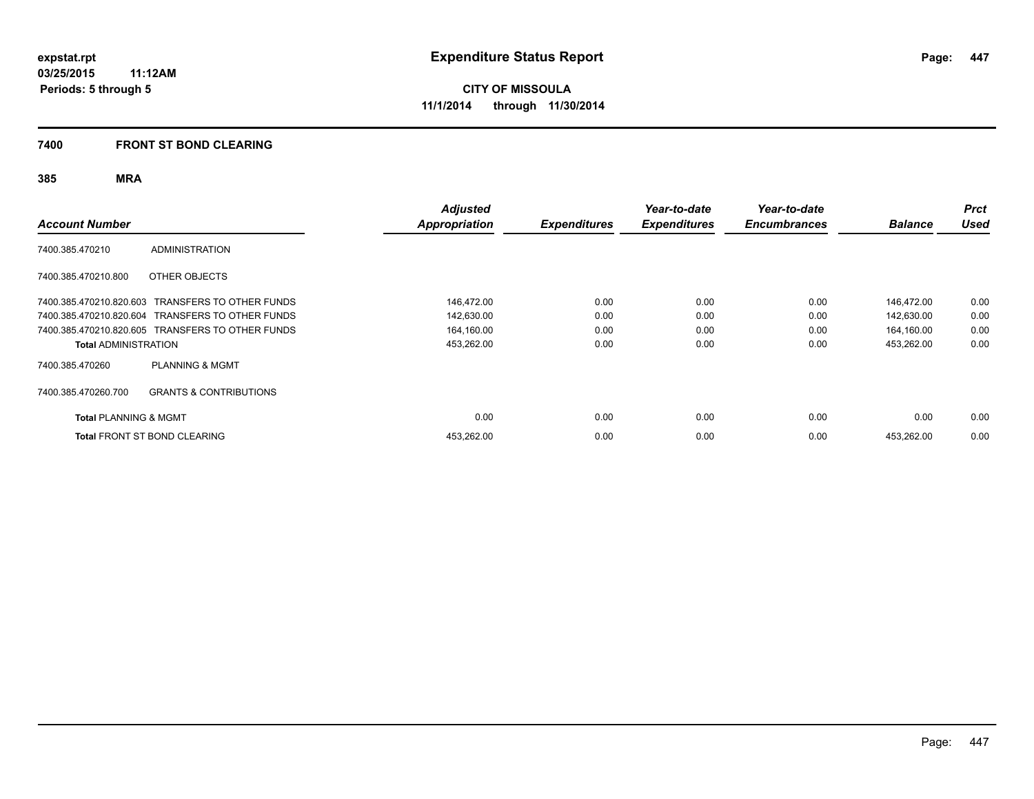**expstat.rpt**
**03/25/2015 11:12AM**
**Periods: 5 through 5**

# Expenditure Status Report

**CITY OF MISSOULA**
**11/1/2014 through 11/30/2014**

## 7400 FRONT ST BOND CLEARING

### 385 MRA

| Account Number | | Adjusted Appropriation | Expenditures | Year-to-date Expenditures | Year-to-date Encumbrances | Balance | Prct Used |
|---|---|---|---|---|---|---|---|
| 7400.385.470210 | ADMINISTRATION | | | | | | |
| 7400.385.470210.800 | OTHER OBJECTS | | | | | | |
| 7400.385.470210.820.603 | TRANSFERS TO OTHER FUNDS | 146,472.00 | 0.00 | 0.00 | 0.00 | 146,472.00 | 0.00 |
| 7400.385.470210.820.604 | TRANSFERS TO OTHER FUNDS | 142,630.00 | 0.00 | 0.00 | 0.00 | 142,630.00 | 0.00 |
| 7400.385.470210.820.605 | TRANSFERS TO OTHER FUNDS | 164,160.00 | 0.00 | 0.00 | 0.00 | 164,160.00 | 0.00 |
| **Total** ADMINISTRATION | | 453,262.00 | 0.00 | 0.00 | 0.00 | 453,262.00 | 0.00 |
| 7400.385.470260 | PLANNING & MGMT | | | | | | |
| 7400.385.470260.700 | GRANTS & CONTRIBUTIONS | | | | | | |
| **Total** PLANNING & MGMT | | 0.00 | 0.00 | 0.00 | 0.00 | 0.00 | 0.00 |
| **Total** FRONT ST BOND CLEARING | | 453,262.00 | 0.00 | 0.00 | 0.00 | 453,262.00 | 0.00 |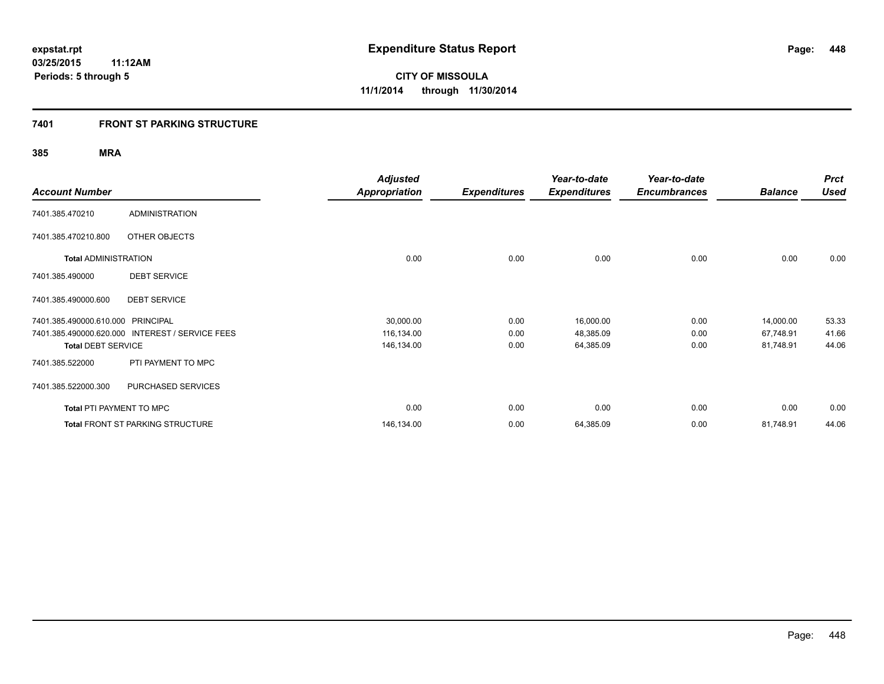# Expenditure Status Report

expstat.rpt
03/25/2015 11:12AM
Periods: 5 through 5

**CITY OF MISSOULA**
**11/1/2014 through 11/30/2014**

## 7401 FRONT ST PARKING STRUCTURE

### 385 MRA

| Account Number | | Adjusted Appropriation | Expenditures | Year-to-date Expenditures | Year-to-date Encumbrances | Balance | Prct Used |
|---|---|---|---|---|---|---|---|
| 7401.385.470210 | ADMINISTRATION | | | | | | |
| 7401.385.470210.800 | OTHER OBJECTS | | | | | | |
| **Total** ADMINISTRATION | | 0.00 | 0.00 | 0.00 | 0.00 | 0.00 | 0.00 |
| 7401.385.490000 | DEBT SERVICE | | | | | | |
| 7401.385.490000.600 | DEBT SERVICE | | | | | | |
| 7401.385.490000.610.000 | PRINCIPAL | 30,000.00 | 0.00 | 16,000.00 | 0.00 | 14,000.00 | 53.33 |
| 7401.385.490000.620.000 | INTEREST / SERVICE FEES | 116,134.00 | 0.00 | 48,385.09 | 0.00 | 67,748.91 | 41.66 |
| **Total** DEBT SERVICE | | 146,134.00 | 0.00 | 64,385.09 | 0.00 | 81,748.91 | 44.06 |
| 7401.385.522000 | PTI PAYMENT TO MPC | | | | | | |
| 7401.385.522000.300 | PURCHASED SERVICES | | | | | | |
| **Total** PTI PAYMENT TO MPC | | 0.00 | 0.00 | 0.00 | 0.00 | 0.00 | 0.00 |
| **Total** FRONT ST PARKING STRUCTURE | | 146,134.00 | 0.00 | 64,385.09 | 0.00 | 81,748.91 | 44.06 |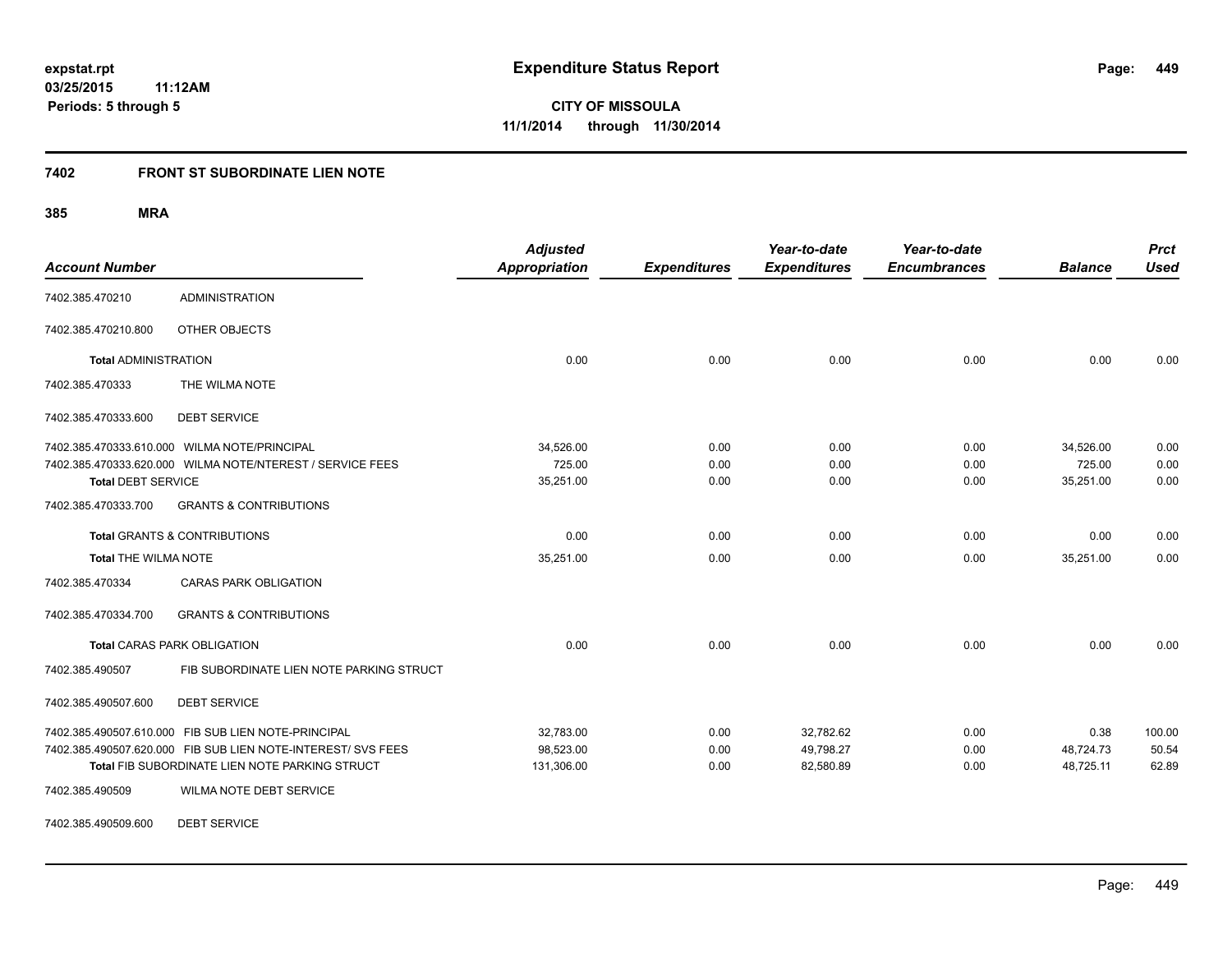expstat.rpt
03/25/2015 11:12AM
Periods: 5 through 5

# Expenditure Status Report

**CITY OF MISSOULA**
**11/1/2014 through 11/30/2014**

## 7402 FRONT ST SUBORDINATE LIEN NOTE

### 385 MRA

| Account Number | | Adjusted Appropriation | Expenditures | Year-to-date Expenditures | Year-to-date Encumbrances | Balance | Prct Used |
|---|---|---|---|---|---|---|---|
| 7402.385.470210 | ADMINISTRATION | | | | | | |
| 7402.385.470210.800 | OTHER OBJECTS | | | | | | |
| **Total** ADMINISTRATION | | 0.00 | 0.00 | 0.00 | 0.00 | 0.00 | 0.00 |
| 7402.385.470333 | THE WILMA NOTE | | | | | | |
| 7402.385.470333.600 | DEBT SERVICE | | | | | | |
| 7402.385.470333.610.000 | WILMA NOTE/PRINCIPAL | 34,526.00 | 0.00 | 0.00 | 0.00 | 34,526.00 | 0.00 |
| 7402.385.470333.620.000 | WILMA NOTE/NTEREST / SERVICE FEES | 725.00 | 0.00 | 0.00 | 0.00 | 725.00 | 0.00 |
| **Total** DEBT SERVICE | | 35,251.00 | 0.00 | 0.00 | 0.00 | 35,251.00 | 0.00 |
| 7402.385.470333.700 | GRANTS & CONTRIBUTIONS | | | | | | |
| **Total** GRANTS & CONTRIBUTIONS | | 0.00 | 0.00 | 0.00 | 0.00 | 0.00 | 0.00 |
| **Total** THE WILMA NOTE | | 35,251.00 | 0.00 | 0.00 | 0.00 | 35,251.00 | 0.00 |
| 7402.385.470334 | CARAS PARK OBLIGATION | | | | | | |
| 7402.385.470334.700 | GRANTS & CONTRIBUTIONS | | | | | | |
| **Total** CARAS PARK OBLIGATION | | 0.00 | 0.00 | 0.00 | 0.00 | 0.00 | 0.00 |
| 7402.385.490507 | FIB SUBORDINATE LIEN NOTE PARKING STRUCT | | | | | | |
| 7402.385.490507.600 | DEBT SERVICE | | | | | | |
| 7402.385.490507.610.000 | FIB SUB LIEN NOTE-PRINCIPAL | 32,783.00 | 0.00 | 32,782.62 | 0.00 | 0.38 | 100.00 |
| 7402.385.490507.620.000 | FIB SUB LIEN NOTE-INTEREST/ SVS FEES | 98,523.00 | 0.00 | 49,798.27 | 0.00 | 48,724.73 | 50.54 |
| **Total** FIB SUBORDINATE LIEN NOTE PARKING STRUCT | | 131,306.00 | 0.00 | 82,580.89 | 0.00 | 48,725.11 | 62.89 |
| 7402.385.490509 | WILMA NOTE DEBT SERVICE | | | | | | |
| 7402.385.490509.600 | DEBT SERVICE | | | | | | |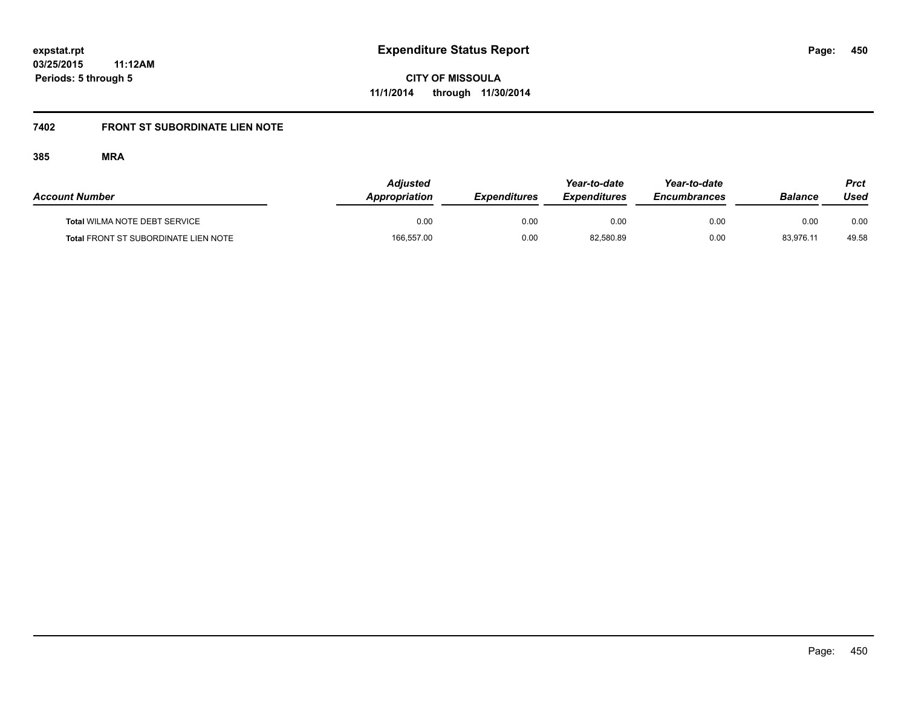# Expenditure Status Report

**expstat.rpt**
**03/25/2015 11:12AM**
**Periods: 5 through 5**

**CITY OF MISSOULA**
**11/1/2014 through 11/30/2014**

## 7402 FRONT ST SUBORDINATE LIEN NOTE

### 385 MRA

| Account Number | Adjusted Appropriation | Expenditures | Year-to-date Expenditures | Year-to-date Encumbrances | Balance | Prct Used |
|---|---|---|---|---|---|---|
| **Total** WILMA NOTE DEBT SERVICE | 0.00 | 0.00 | 0.00 | 0.00 | 0.00 | 0.00 |
| **Total** FRONT ST SUBORDINATE LIEN NOTE | 166,557.00 | 0.00 | 82,580.89 | 0.00 | 83,976.11 | 49.58 |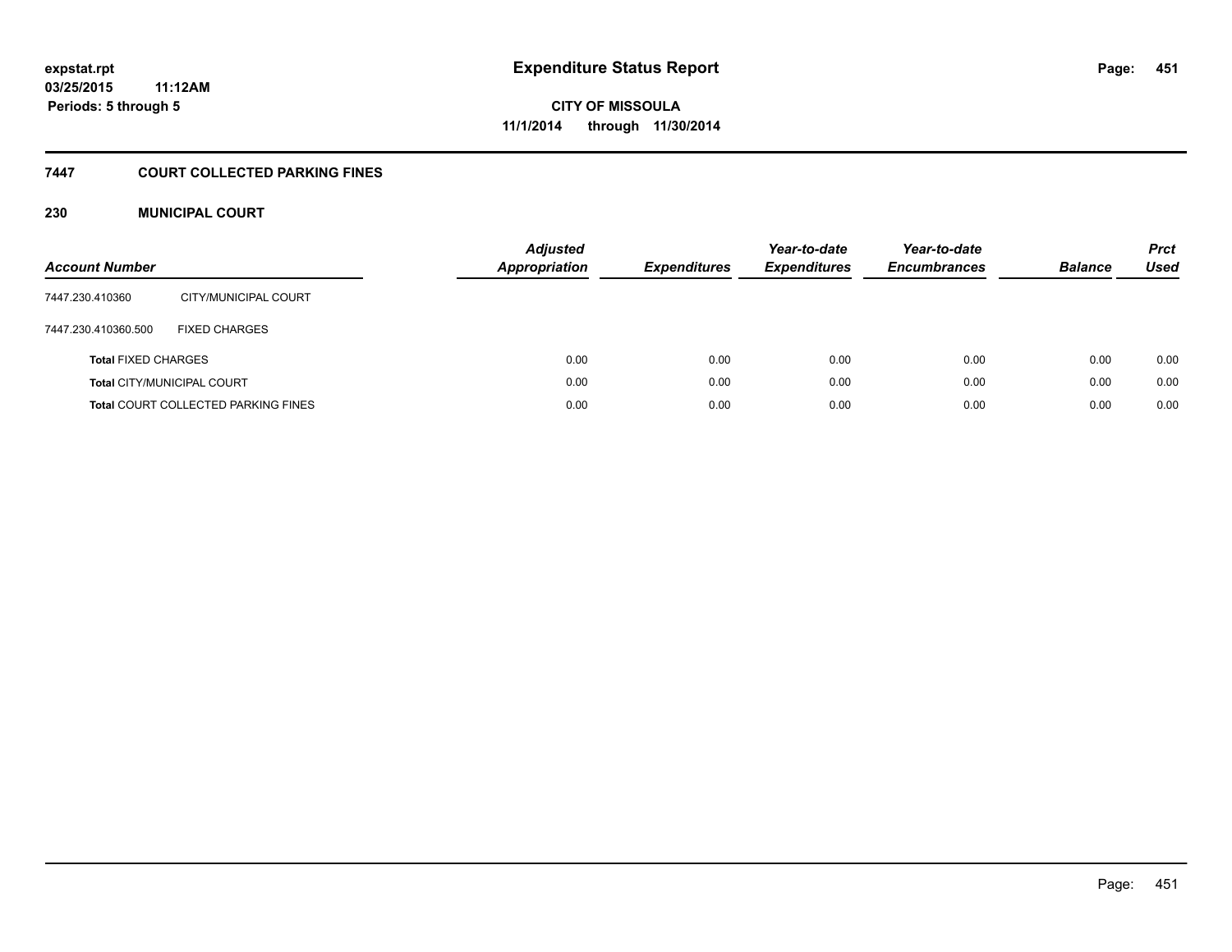**expstat.rpt**
**03/25/2015 11:12AM**
**Periods: 5 through 5**

# Expenditure Status Report

**CITY OF MISSOULA**
**11/1/2014 through 11/30/2014**

## 7447 COURT COLLECTED PARKING FINES

### 230 MUNICIPAL COURT

| Account Number | | Adjusted Appropriation | Expenditures | Year-to-date Expenditures | Year-to-date Encumbrances | Balance | Prct Used |
|---|---|---|---|---|---|---|---|
| 7447.230.410360 | CITY/MUNICIPAL COURT | | | | | | |
| 7447.230.410360.500 | FIXED CHARGES | | | | | | |
| **Total** FIXED CHARGES | | 0.00 | 0.00 | 0.00 | 0.00 | 0.00 | 0.00 |
| **Total** CITY/MUNICIPAL COURT | | 0.00 | 0.00 | 0.00 | 0.00 | 0.00 | 0.00 |
| **Total** COURT COLLECTED PARKING FINES | | 0.00 | 0.00 | 0.00 | 0.00 | 0.00 | 0.00 |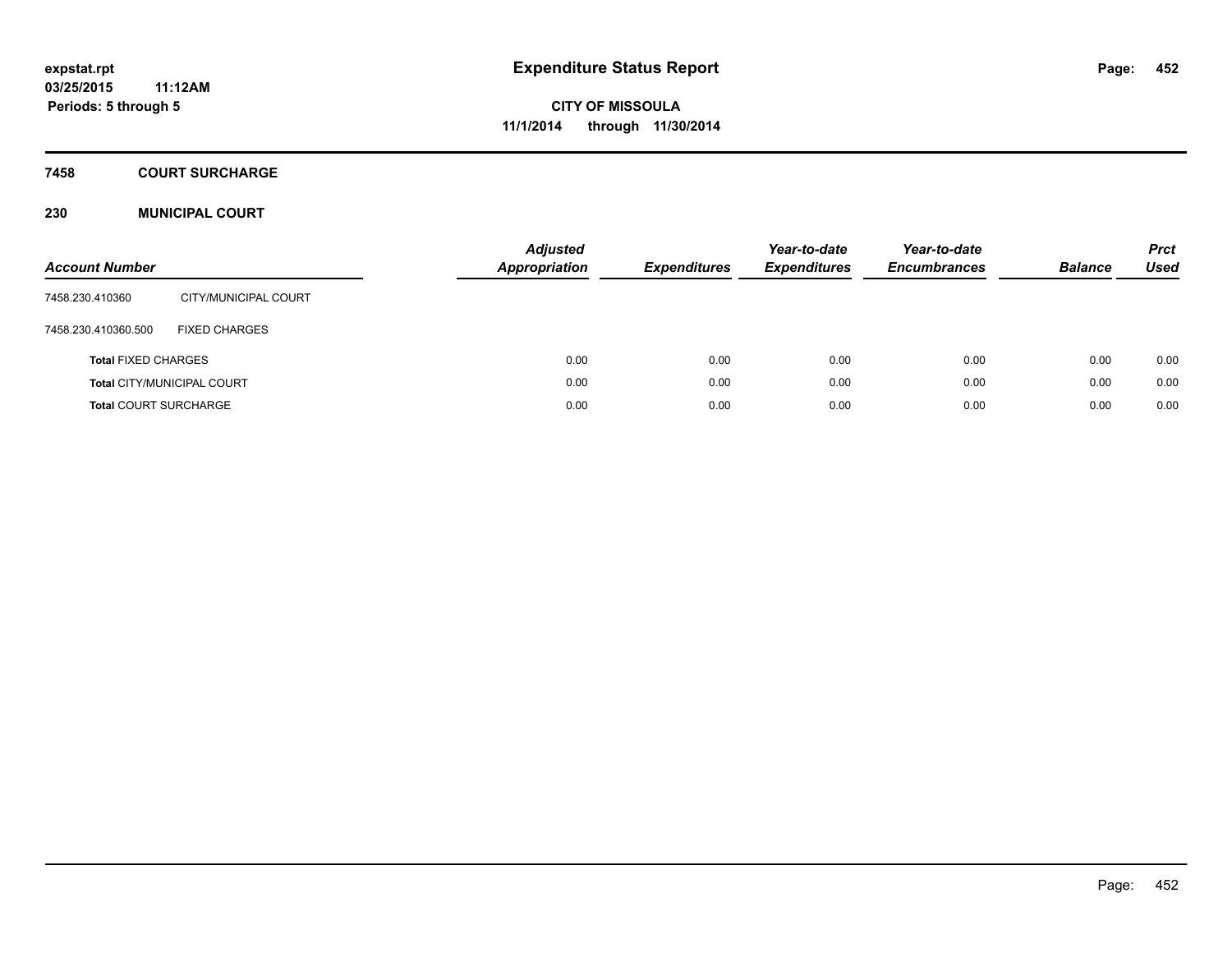**expstat.rpt**
**03/25/2015 11:12AM**
**Periods: 5 through 5**

# Expenditure Status Report

**CITY OF MISSOULA**
**11/1/2014 through 11/30/2014**

## 7458 COURT SURCHARGE

### 230 MUNICIPAL COURT

| Account Number | | Adjusted Appropriation | Expenditures | Year-to-date Expenditures | Year-to-date Encumbrances | Balance | Prct Used |
|---|---|---|---|---|---|---|---|
| 7458.230.410360 | CITY/MUNICIPAL COURT | | | | | | |
| 7458.230.410360.500 | FIXED CHARGES | | | | | | |
| **Total** FIXED CHARGES | | 0.00 | 0.00 | 0.00 | 0.00 | 0.00 | 0.00 |
| **Total** CITY/MUNICIPAL COURT | | 0.00 | 0.00 | 0.00 | 0.00 | 0.00 | 0.00 |
| **Total** COURT SURCHARGE | | 0.00 | 0.00 | 0.00 | 0.00 | 0.00 | 0.00 |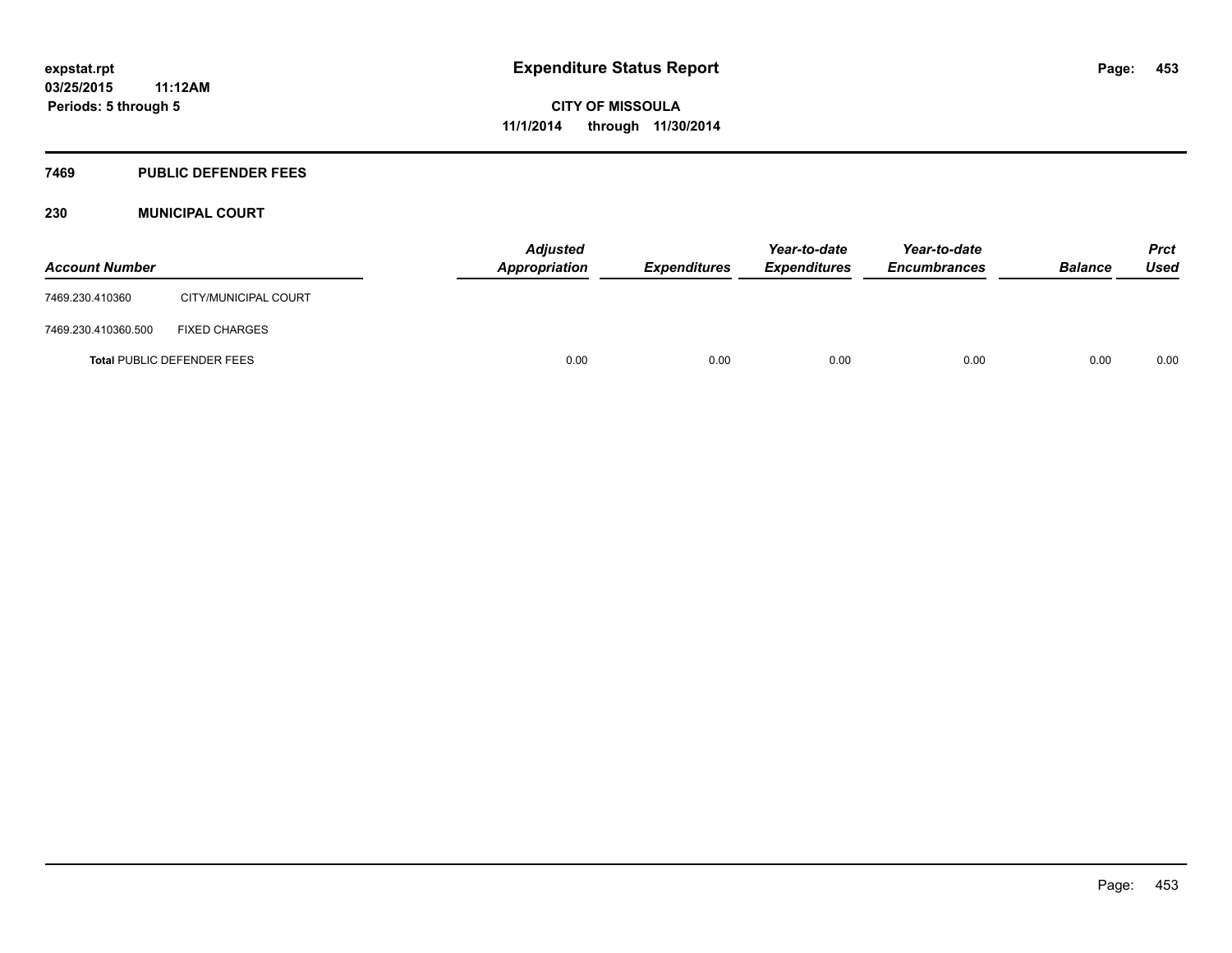expstat.rpt
03/25/2015 11:12AM
Periods: 5 through 5

# Expenditure Status Report

**CITY OF MISSOULA**
**11/1/2014 through 11/30/2014**

## 7469 PUBLIC DEFENDER FEES

### 230 MUNICIPAL COURT

| Account Number | | Adjusted Appropriation | Expenditures | Year-to-date Expenditures | Year-to-date Encumbrances | Balance | Prct Used |
|---|---|---|---|---|---|---|---|
| 7469.230.410360 | CITY/MUNICIPAL COURT | | | | | | |
| 7469.230.410360.500 | FIXED CHARGES | | | | | | |
| **Total** PUBLIC DEFENDER FEES | | 0.00 | 0.00 | 0.00 | 0.00 | 0.00 | 0.00 |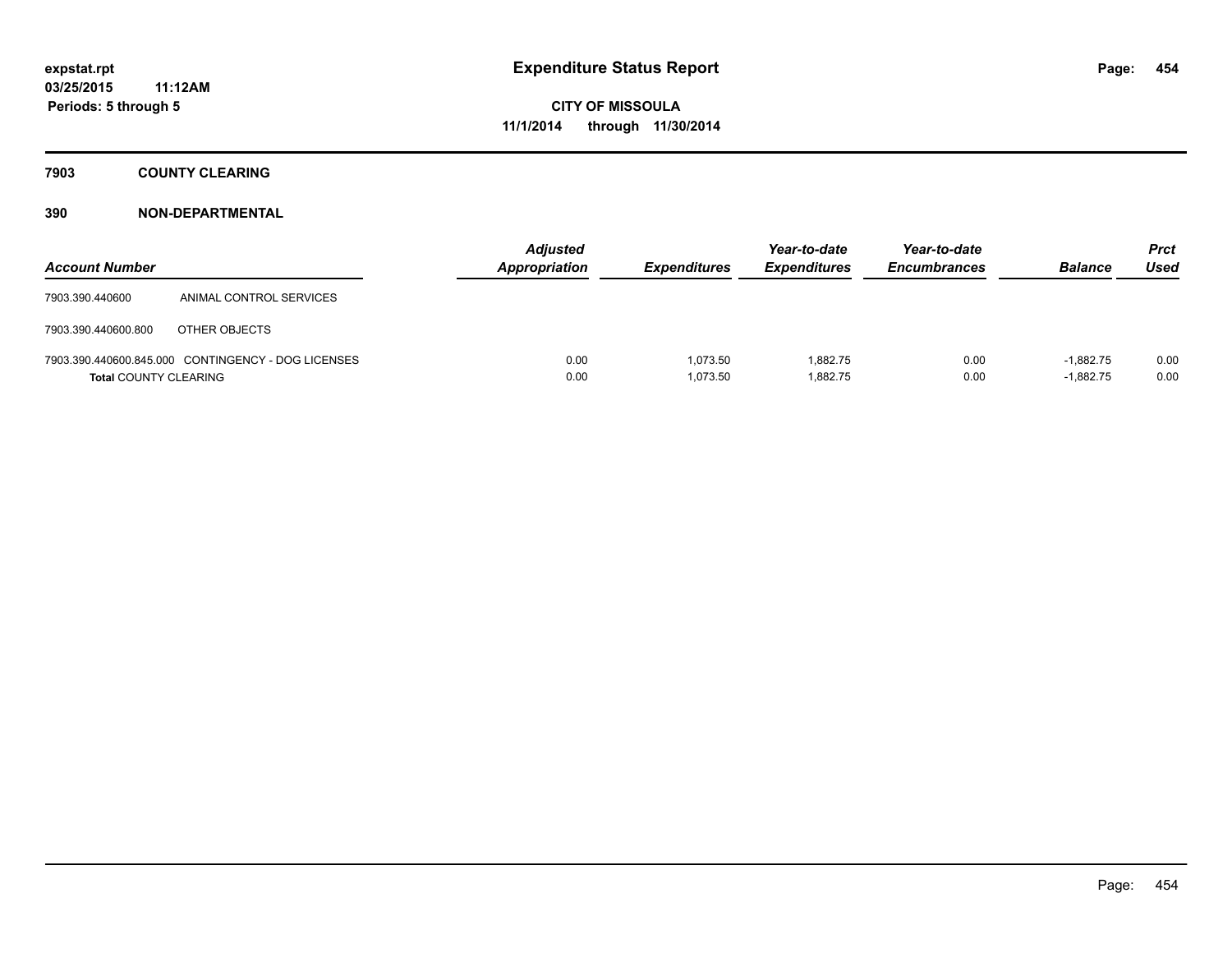expstat.rpt
03/25/2015 11:12AM
Periods: 5 through 5

# Expenditure Status Report

CITY OF MISSOULA
11/1/2014 through 11/30/2014

## 7903 COUNTY CLEARING

## 390 NON-DEPARTMENTAL

| Account Number | | Adjusted Appropriation | Expenditures | Year-to-date Expenditures | Year-to-date Encumbrances | Balance | Prct Used |
|---|---|---|---|---|---|---|---|
| 7903.390.440600 | ANIMAL CONTROL SERVICES | | | | | | |
| 7903.390.440600.800 | OTHER OBJECTS | | | | | | |
| 7903.390.440600.845.000 | CONTINGENCY - DOG LICENSES | 0.00 | 1,073.50 | 1,882.75 | 0.00 | -1,882.75 | 0.00 |
| **Total** COUNTY CLEARING | | 0.00 | 1,073.50 | 1,882.75 | 0.00 | -1,882.75 | 0.00 |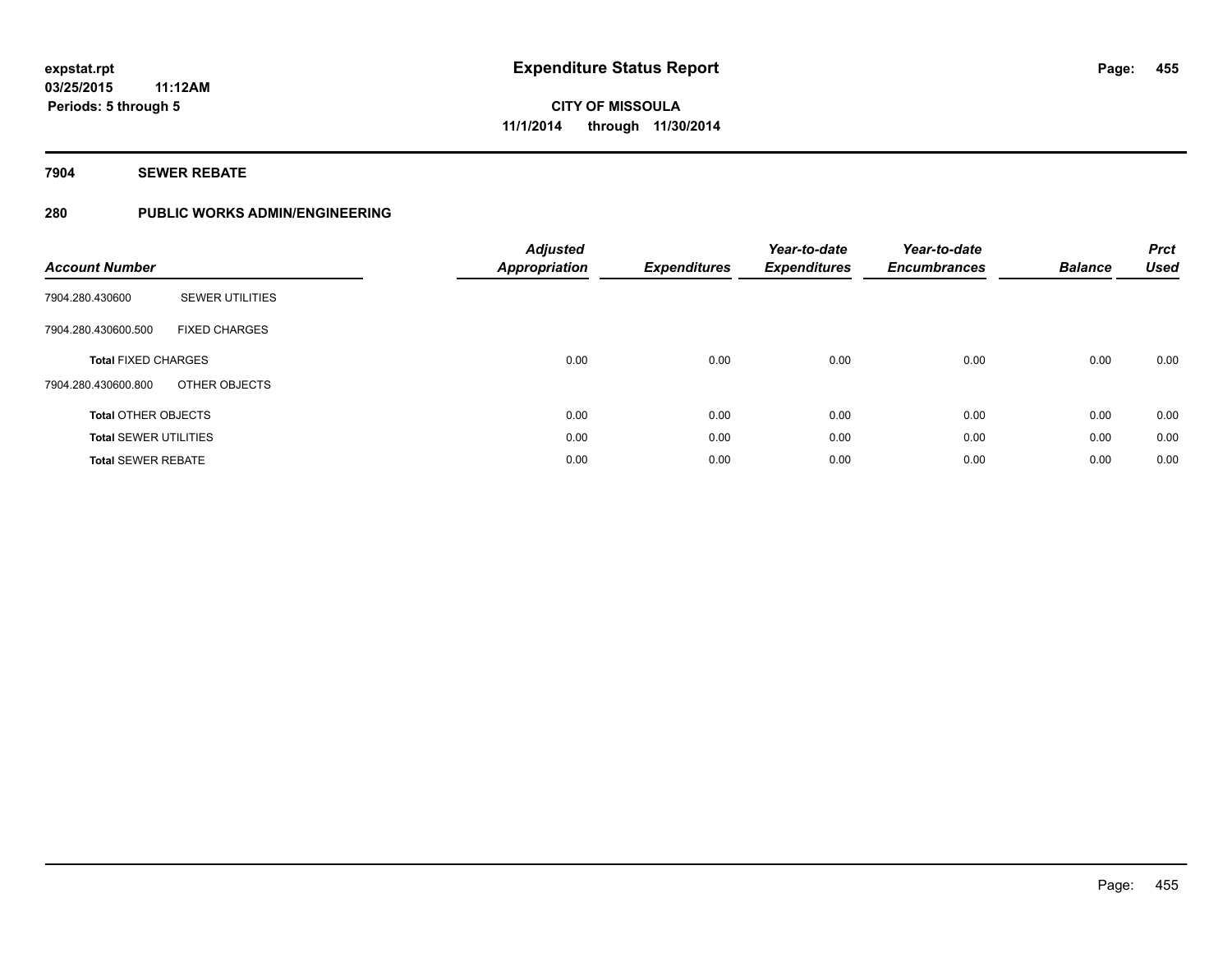# Expenditure Status Report

expstat.rpt
03/25/2015 11:12AM
Periods: 5 through 5

**CITY OF MISSOULA**
**11/1/2014 through 11/30/2014**

## 7904 SEWER REBATE

## 280 PUBLIC WORKS ADMIN/ENGINEERING

| Account Number | | Adjusted Appropriation | Expenditures | Year-to-date Expenditures | Year-to-date Encumbrances | Balance | Prct Used |
|---|---|---|---|---|---|---|---|
| 7904.280.430600 | SEWER UTILITIES | | | | | | |
| 7904.280.430600.500 | FIXED CHARGES | | | | | | |
| **Total** FIXED CHARGES | | 0.00 | 0.00 | 0.00 | 0.00 | 0.00 | 0.00 |
| 7904.280.430600.800 | OTHER OBJECTS | | | | | | |
| **Total** OTHER OBJECTS | | 0.00 | 0.00 | 0.00 | 0.00 | 0.00 | 0.00 |
| **Total** SEWER UTILITIES | | 0.00 | 0.00 | 0.00 | 0.00 | 0.00 | 0.00 |
| **Total** SEWER REBATE | | 0.00 | 0.00 | 0.00 | 0.00 | 0.00 | 0.00 |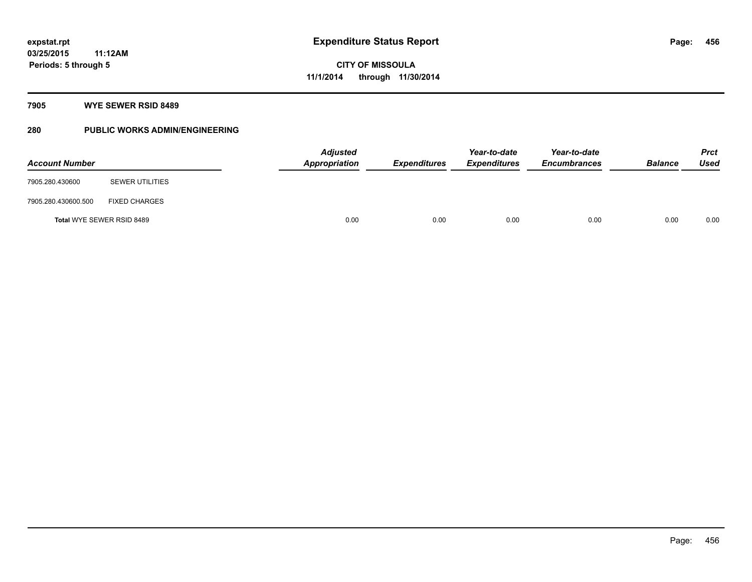# Expenditure Status Report

expstat.rpt
03/25/2015 11:12AM
Periods: 5 through 5

**CITY OF MISSOULA**
**11/1/2014 through 11/30/2014**

## 7905 WYE SEWER RSID 8489

## 280 PUBLIC WORKS ADMIN/ENGINEERING

| Account Number | | Adjusted Appropriation | Expenditures | Year-to-date Expenditures | Year-to-date Encumbrances | Balance | Prct Used |
|---|---|---|---|---|---|---|---|
| 7905.280.430600 | SEWER UTILITIES | | | | | | |
| 7905.280.430600.500 | FIXED CHARGES | | | | | | |
| **Total** WYE SEWER RSID 8489 | | 0.00 | 0.00 | 0.00 | 0.00 | 0.00 | 0.00 |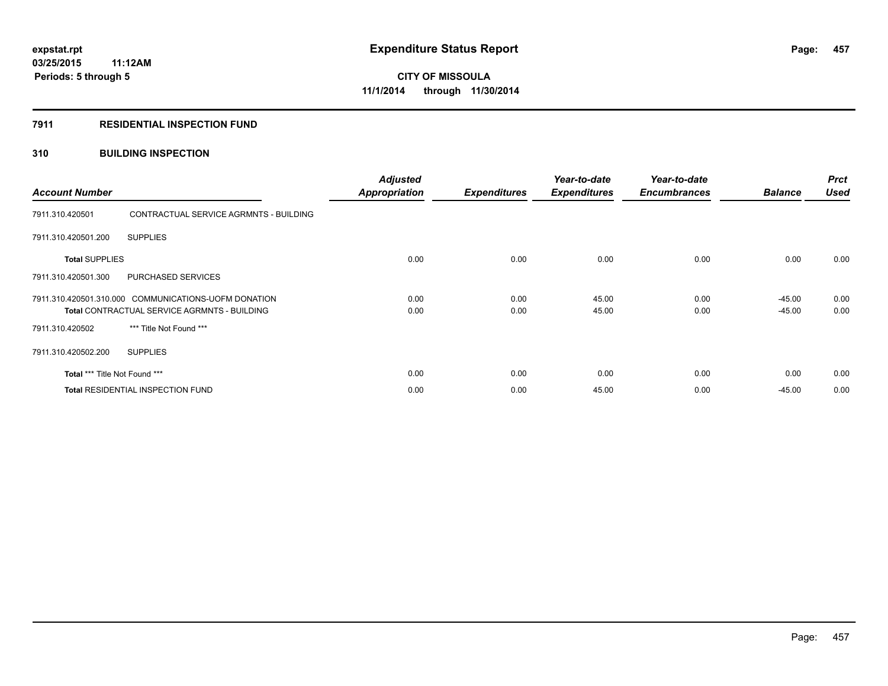**expstat.rpt**
**03/25/2015 11:12AM**
**Periods: 5 through 5**

# Expenditure Status Report

**CITY OF MISSOULA**
**11/1/2014 through 11/30/2014**

## 7911 RESIDENTIAL INSPECTION FUND

## 310 BUILDING INSPECTION

| Account Number | | Adjusted Appropriation | Expenditures | Year-to-date Expenditures | Year-to-date Encumbrances | Balance | Prct Used |
|---|---|---|---|---|---|---|---|
| 7911.310.420501 | CONTRACTUAL SERVICE AGRMNTS - BUILDING | | | | | | |
| 7911.310.420501.200 | SUPPLIES | | | | | | |
| **Total** SUPPLIES | | 0.00 | 0.00 | 0.00 | 0.00 | 0.00 | 0.00 |
| 7911.310.420501.300 | PURCHASED SERVICES | | | | | | |
| 7911.310.420501.310.000 | COMMUNICATIONS-UOFM DONATION | 0.00 | 0.00 | 45.00 | 0.00 | -45.00 | 0.00 |
| **Total** CONTRACTUAL SERVICE AGRMNTS - BUILDING | | 0.00 | 0.00 | 45.00 | 0.00 | -45.00 | 0.00 |
| 7911.310.420502 | *** Title Not Found *** | | | | | | |
| 7911.310.420502.200 | SUPPLIES | | | | | | |
| **Total** *** Title Not Found *** | | 0.00 | 0.00 | 0.00 | 0.00 | 0.00 | 0.00 |
| **Total** RESIDENTIAL INSPECTION FUND | | 0.00 | 0.00 | 45.00 | 0.00 | -45.00 | 0.00 |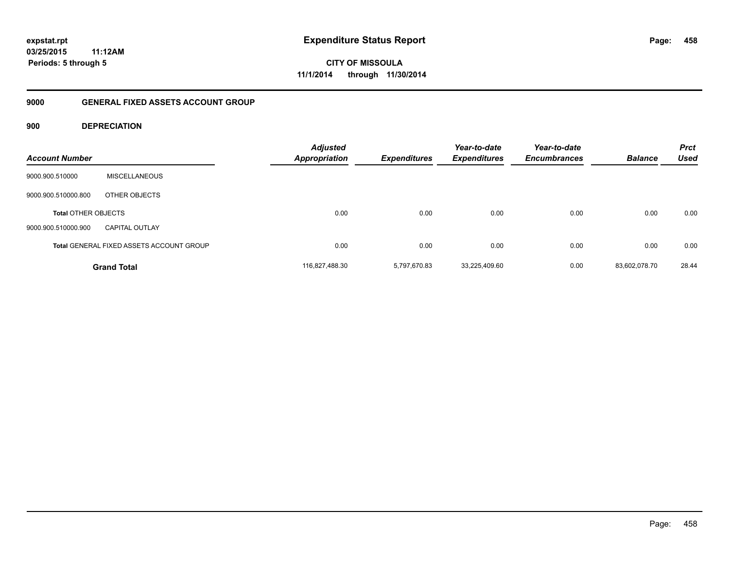expstat.rpt
03/25/2015 11:12AM
Periods: 5 through 5

# Expenditure Status Report

CITY OF MISSOULA
11/1/2014 through 11/30/2014

## 9000 GENERAL FIXED ASSETS ACCOUNT GROUP

### 900 DEPRECIATION

| Account Number | | Adjusted Appropriation | Expenditures | Year-to-date Expenditures | Year-to-date Encumbrances | Balance | Prct Used |
|---|---|---|---|---|---|---|---|
| 9000.900.510000 | MISCELLANEOUS | | | | | | |
| 9000.900.510000.800 | OTHER OBJECTS | | | | | | |
| **Total** OTHER OBJECTS | | 0.00 | 0.00 | 0.00 | 0.00 | 0.00 | 0.00 |
| 9000.900.510000.900 | CAPITAL OUTLAY | | | | | | |
| **Total** GENERAL FIXED ASSETS ACCOUNT GROUP | | 0.00 | 0.00 | 0.00 | 0.00 | 0.00 | 0.00 |
| **Grand Total** | | 116,827,488.30 | 5,797,670.83 | 33,225,409.60 | 0.00 | 83,602,078.70 | 28.44 |